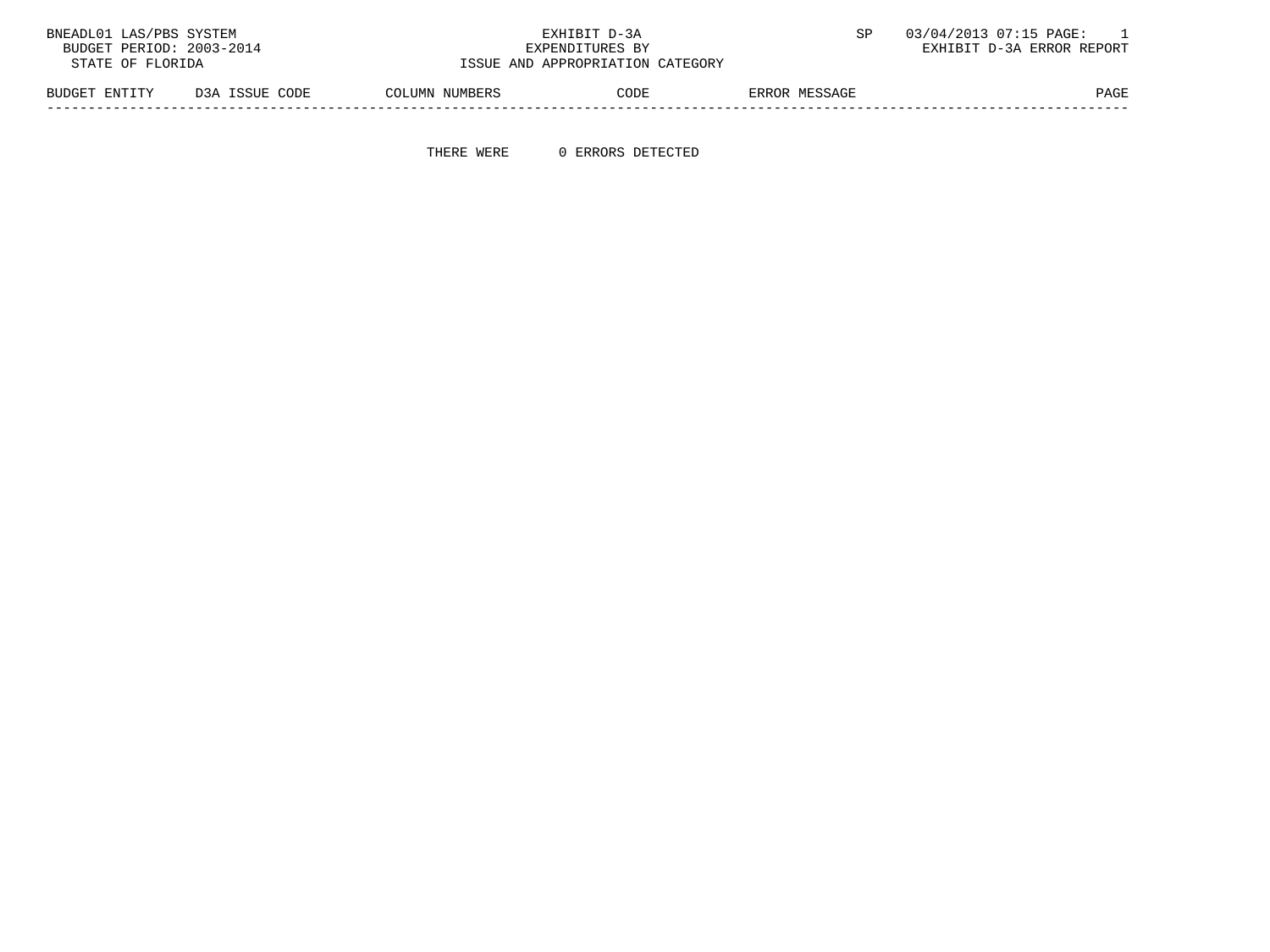BNEADL01 LAS/PBS SYSTEM
BUDGET PERIOD: 2003-2014
STATE OF FLORIDA

EXHIBIT D-3A
EXPENDITURES BY
ISSUE AND APPROPRIATION CATEGORY

SP 03/04/2013 07:15 PAGE: 1
EXHIBIT D-3A ERROR REPORT

| BUDGET ENTITY | D3A ISSUE CODE | COLUMN NUMBERS | CODE | ERROR MESSAGE | PAGE |
|---|---|---|---|---|---|

THERE WERE 0 ERRORS DETECTED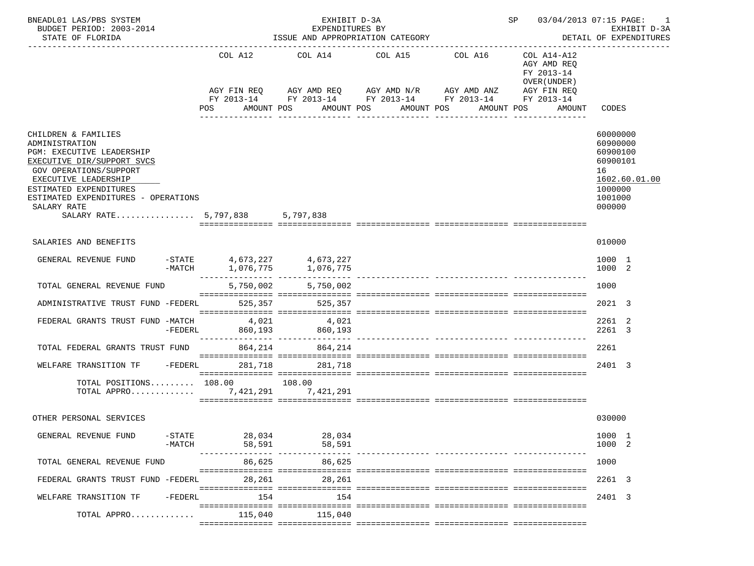BNEADL01 LAS/PBS SYSTEM — EXHIBIT D-3A — EXPENDITURES BY ISSUE AND APPROPRIATION CATEGORY — SP 03/04/2013 07:15

BUDGET PERIOD: 2003-2014 — STATE OF FLORIDA — EXHIBIT D-3A DETAIL OF EXPENDITURES

| | | COL A12 AGY FIN REQ FY 2013-14 POS AMOUNT | COL A14 AGY AMD REQ FY 2013-14 POS AMOUNT | COL A15 AGY AMD N/R FY 2013-14 POS AMOUNT | COL A16 AGY AMD ANZ FY 2013-14 POS AMOUNT | COL A14-A12 AGY AMD REQ FY 2013-14 OVER(UNDER) AGY FIN REQ FY 2013-14 POS AMOUNT | CODES |
|---|---|---|---|---|---|---|---|
| CHILDREN & FAMILIES | | | | | | | 60000000 |
| ADMINISTRATION | | | | | | | 60900000 |
| PGM: EXECUTIVE LEADERSHIP | | | | | | | 60900100 |
| EXECUTIVE DIR/SUPPORT SVCS | | | | | | | 60900101 |
| GOV OPERATIONS/SUPPORT | | | | | | | 16 |
| EXECUTIVE LEADERSHIP | | | | | | | 1602.60.01.00 |
| ESTIMATED EXPENDITURES | | | | | | | 1000000 |
| ESTIMATED EXPENDITURES - OPERATIONS | | | | | | | 1001000 |
| SALARY RATE | | | | | | | 000000 |
| SALARY RATE................ | | 5,797,838 | 5,797,838 | | | | |
| SALARIES AND BENEFITS | | | | | | | 010000 |
| GENERAL REVENUE FUND | -STATE | 4,673,227 | 4,673,227 | | | | 1000 1 |
| | -MATCH | 1,076,775 | 1,076,775 | | | | 1000 2 |
| TOTAL GENERAL REVENUE FUND | | 5,750,002 | 5,750,002 | | | | 1000 |
| ADMINISTRATIVE TRUST FUND | -FEDERL | 525,357 | 525,357 | | | | 2021 3 |
| FEDERAL GRANTS TRUST FUND | -MATCH | 4,021 | 4,021 | | | | 2261 2 |
| | -FEDERL | 860,193 | 860,193 | | | | 2261 3 |
| TOTAL FEDERAL GRANTS TRUST FUND | | 864,214 | 864,214 | | | | 2261 |
| WELFARE TRANSITION TF | -FEDERL | 281,718 | 281,718 | | | | 2401 3 |
| TOTAL POSITIONS......... | | 108.00 | 108.00 | | | | |
| TOTAL APPRO............. | | 7,421,291 | 7,421,291 | | | | |
| OTHER PERSONAL SERVICES | | | | | | | 030000 |
| GENERAL REVENUE FUND | -STATE | 28,034 | 28,034 | | | | 1000 1 |
| | -MATCH | 58,591 | 58,591 | | | | 1000 2 |
| TOTAL GENERAL REVENUE FUND | | 86,625 | 86,625 | | | | 1000 |
| FEDERAL GRANTS TRUST FUND | -FEDERL | 28,261 | 28,261 | | | | 2261 3 |
| WELFARE TRANSITION TF | -FEDERL | 154 | 154 | | | | 2401 3 |
| TOTAL APPRO............. | | 115,040 | 115,040 | | | | |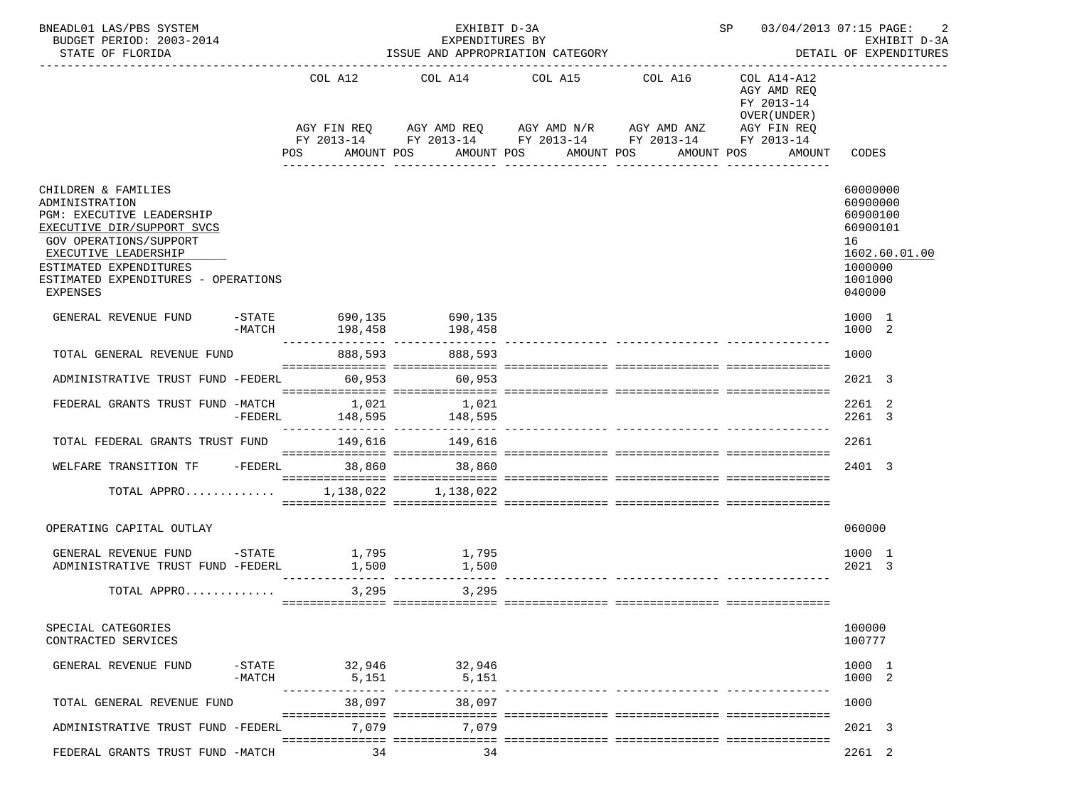BNEADL01 LAS/PBS SYSTEM — EXHIBIT D-3A — EXPENDITURES BY ISSUE AND APPROPRIATION CATEGORY — SP 03/04/2013 07:15

BUDGET PERIOD: 2003-2014

STATE OF FLORIDA

EXHIBIT D-3A — DETAIL OF EXPENDITURES

| | COL A12 AGY FIN REQ FY 2013-14 POS AMOUNT | COL A14 AGY AMD REQ FY 2013-14 POS AMOUNT | COL A15 AGY AMD N/R FY 2013-14 POS AMOUNT | COL A16 AGY AMD ANZ FY 2013-14 POS AMOUNT | COL A14-A12 AGY AMD REQ FY 2013-14 OVER(UNDER) AGY FIN REQ FY 2013-14 POS AMOUNT | CODES |
|---|---|---|---|---|---|---|
| CHILDREN & FAMILIES | | | | | | 60000000 |
| ADMINISTRATION | | | | | | 60900000 |
| PGM: EXECUTIVE LEADERSHIP | | | | | | 60900100 |
| EXECUTIVE DIR/SUPPORT SVCS | | | | | | 60900101 |
| GOV OPERATIONS/SUPPORT | | | | | | 16 |
| EXECUTIVE LEADERSHIP | | | | | | 1602.60.01.00 |
| ESTIMATED EXPENDITURES | | | | | | 1000000 |
| ESTIMATED EXPENDITURES - OPERATIONS | | | | | | 1001000 |
| EXPENSES | | | | | | 040000 |
| GENERAL REVENUE FUND -STATE | 690,135 | 690,135 | | | | 1000 1 |
| -MATCH | 198,458 | 198,458 | | | | 1000 2 |
| TOTAL GENERAL REVENUE FUND | 888,593 | 888,593 | | | | 1000 |
| ADMINISTRATIVE TRUST FUND -FEDERL | 60,953 | 60,953 | | | | 2021 3 |
| FEDERAL GRANTS TRUST FUND -MATCH | 1,021 | 1,021 | | | | 2261 2 |
| -FEDERL | 148,595 | 148,595 | | | | 2261 3 |
| TOTAL FEDERAL GRANTS TRUST FUND | 149,616 | 149,616 | | | | 2261 |
| WELFARE TRANSITION TF -FEDERL | 38,860 | 38,860 | | | | 2401 3 |
| TOTAL APPRO............ | 1,138,022 | 1,138,022 | | | | |
| OPERATING CAPITAL OUTLAY | | | | | | 060000 |
| GENERAL REVENUE FUND -STATE | 1,795 | 1,795 | | | | 1000 1 |
| ADMINISTRATIVE TRUST FUND -FEDERL | 1,500 | 1,500 | | | | 2021 3 |
| TOTAL APPRO............ | 3,295 | 3,295 | | | | |
| SPECIAL CATEGORIES | | | | | | 100000 |
| CONTRACTED SERVICES | | | | | | 100777 |
| GENERAL REVENUE FUND -STATE | 32,946 | 32,946 | | | | 1000 1 |
| -MATCH | 5,151 | 5,151 | | | | 1000 2 |
| TOTAL GENERAL REVENUE FUND | 38,097 | 38,097 | | | | 1000 |
| ADMINISTRATIVE TRUST FUND -FEDERL | 7,079 | 7,079 | | | | 2021 3 |
| FEDERAL GRANTS TRUST FUND -MATCH | 34 | 34 | | | | 2261 2 |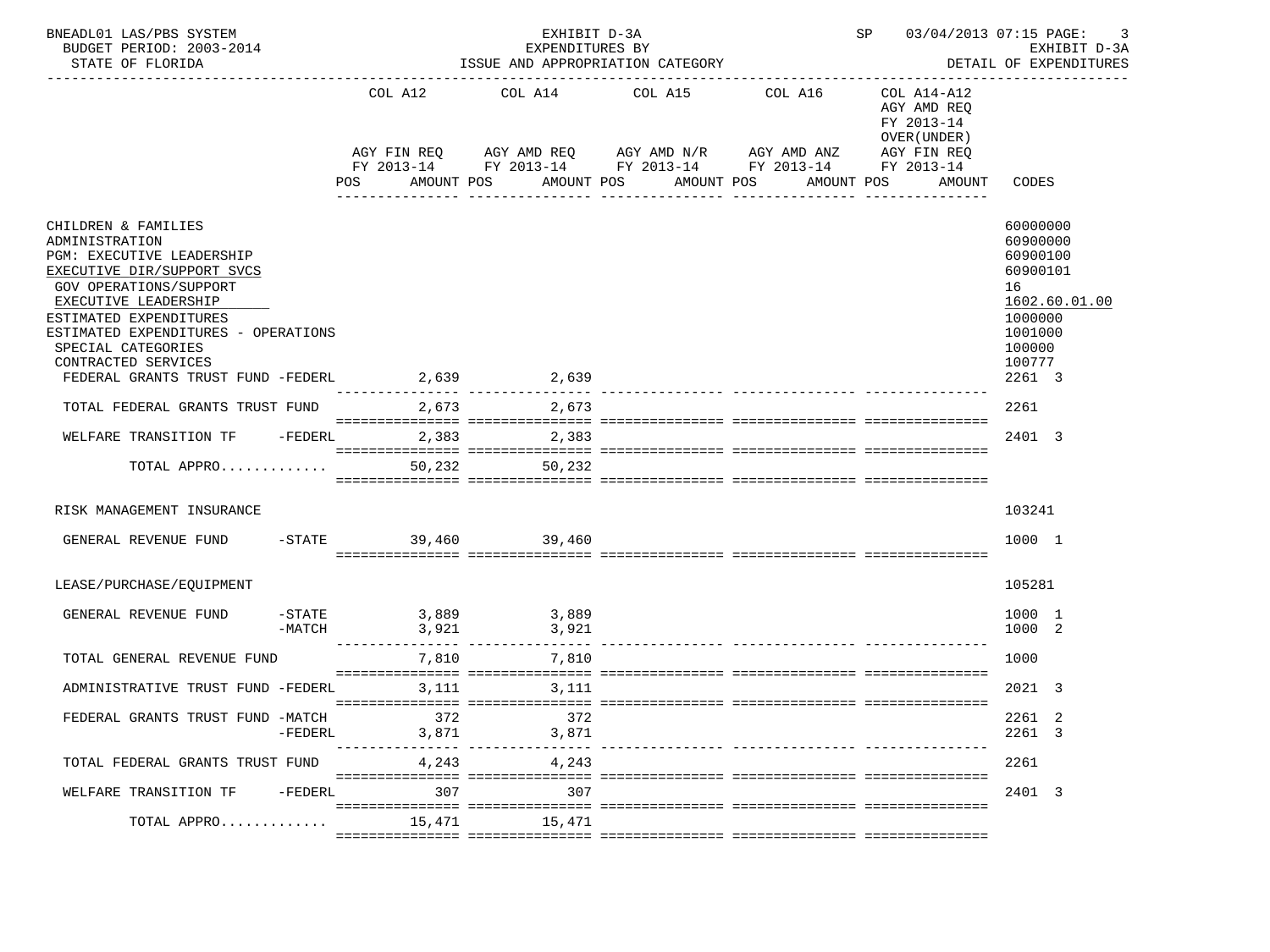BNEADL01 LAS/PBS SYSTEM | EXHIBIT D-3A | SP 03/04/2013 07:15 PAGE: 3
BUDGET PERIOD: 2003-2014 | EXPENDITURES BY | EXHIBIT D-3A
STATE OF FLORIDA | ISSUE AND APPROPRIATION CATEGORY | DETAIL OF EXPENDITURES

| | COL A12 AGY FIN REQ FY 2013-14 POS AMOUNT | COL A14 AGY AMD REQ FY 2013-14 POS AMOUNT | COL A15 AGY AMD N/R FY 2013-14 POS AMOUNT | COL A16 AGY AMD ANZ FY 2013-14 POS AMOUNT | COL A14-A12 AGY AMD REQ FY 2013-14 OVER(UNDER) AGY FIN REQ FY 2013-14 POS AMOUNT | CODES |
|---|---|---|---|---|---|---|
| CHILDREN & FAMILIES | | | | | | 60000000 |
| ADMINISTRATION | | | | | | 60900000 |
| PGM: EXECUTIVE LEADERSHIP | | | | | | 60900100 |
| EXECUTIVE DIR/SUPPORT SVCS | | | | | | 60900101 |
| GOV OPERATIONS/SUPPORT | | | | | | 16 |
| EXECUTIVE LEADERSHIP | | | | | | 1602.60.01.00 |
| ESTIMATED EXPENDITURES | | | | | | 1000000 |
| ESTIMATED EXPENDITURES - OPERATIONS | | | | | | 1001000 |
| SPECIAL CATEGORIES | | | | | | 100000 |
| CONTRACTED SERVICES | | | | | | 100777 |
| FEDERAL GRANTS TRUST FUND -FEDERL | 2,639 | 2,639 | | | | 2261 3 |
| TOTAL FEDERAL GRANTS TRUST FUND | 2,673 | 2,673 | | | | 2261 |
| WELFARE TRANSITION TF -FEDERL | 2,383 | 2,383 | | | | 2401 3 |
| TOTAL APPRO............. | 50,232 | 50,232 | | | | |
| RISK MANAGEMENT INSURANCE | | | | | | 103241 |
| GENERAL REVENUE FUND -STATE | 39,460 | 39,460 | | | | 1000 1 |
| LEASE/PURCHASE/EQUIPMENT | | | | | | 105281 |
| GENERAL REVENUE FUND -STATE | 3,889 | 3,889 | | | | 1000 1 |
| -MATCH | 3,921 | 3,921 | | | | 1000 2 |
| TOTAL GENERAL REVENUE FUND | 7,810 | 7,810 | | | | 1000 |
| ADMINISTRATIVE TRUST FUND -FEDERL | 3,111 | 3,111 | | | | 2021 3 |
| FEDERAL GRANTS TRUST FUND -MATCH | 372 | 372 | | | | 2261 2 |
| -FEDERL | 3,871 | 3,871 | | | | 2261 3 |
| TOTAL FEDERAL GRANTS TRUST FUND | 4,243 | 4,243 | | | | 2261 |
| WELFARE TRANSITION TF -FEDERL | 307 | 307 | | | | 2401 3 |
| TOTAL APPRO............. | 15,471 | 15,471 | | | | |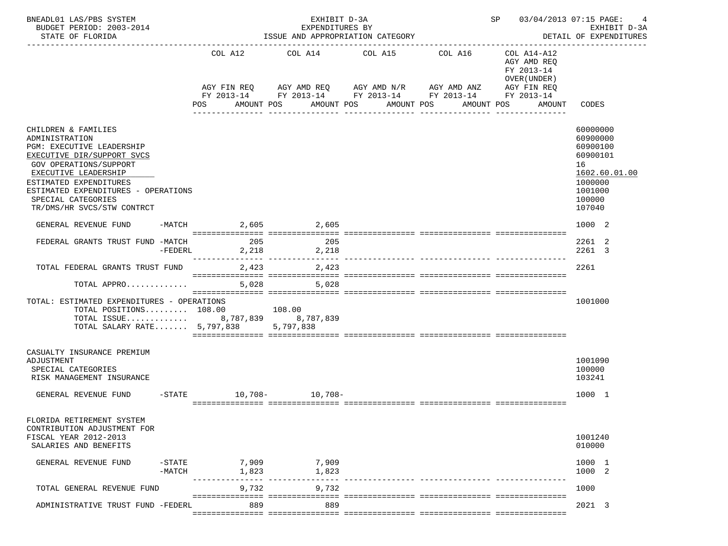BNEADL01 LAS/PBS SYSTEM — EXHIBIT D-3A — SP 03/04/2013 07:15 PAGE: 4
BUDGET PERIOD: 2003-2014 — EXPENDITURES BY — EXHIBIT D-3A
STATE OF FLORIDA — ISSUE AND APPROPRIATION CATEGORY — DETAIL OF EXPENDITURES

| | COL A12 AGY FIN REQ FY 2013-14 POS AMOUNT | COL A14 AGY AMD REQ FY 2013-14 POS AMOUNT | COL A15 AGY AMD N/R FY 2013-14 POS AMOUNT | COL A16 AGY AMD ANZ FY 2013-14 POS AMOUNT | COL A14-A12 AGY AMD REQ FY 2013-14 OVER(UNDER) AGY FIN REQ FY 2013-14 POS AMOUNT | CODES |
|---|---|---|---|---|---|---|
| CHILDREN & FAMILIES | | | | | | 60000000 |
| ADMINISTRATION | | | | | | 60900000 |
| PGM: EXECUTIVE LEADERSHIP | | | | | | 60900100 |
| EXECUTIVE DIR/SUPPORT SVCS | | | | | | 60900101 |
| GOV OPERATIONS/SUPPORT | | | | | | 16 |
| EXECUTIVE LEADERSHIP | | | | | | 1602.60.01.00 |
| ESTIMATED EXPENDITURES | | | | | | 1000000 |
| ESTIMATED EXPENDITURES - OPERATIONS | | | | | | 1001000 |
| SPECIAL CATEGORIES | | | | | | 100000 |
| TR/DMS/HR SVCS/STW CONTRCT | | | | | | 107040 |
| GENERAL REVENUE FUND -MATCH | 2,605 | 2,605 | | | | 1000 2 |
| FEDERAL GRANTS TRUST FUND -MATCH | 205 | 205 | | | | 2261 2 |
| -FEDERL | 2,218 | 2,218 | | | | 2261 3 |
| TOTAL FEDERAL GRANTS TRUST FUND | 2,423 | 2,423 | | | | 2261 |
| TOTAL APPRO............ | 5,028 | 5,028 | | | | |
| TOTAL: ESTIMATED EXPENDITURES - OPERATIONS | | | | | | 1001000 |
| TOTAL POSITIONS......... | 108.00 | 108.00 | | | | |
| TOTAL ISSUE............ | 8,787,839 | 8,787,839 | | | | |
| TOTAL SALARY RATE....... | 5,797,838 | 5,797,838 | | | | |
| CASUALTY INSURANCE PREMIUM ADJUSTMENT | | | | | | 1001090 |
| SPECIAL CATEGORIES | | | | | | 100000 |
| RISK MANAGEMENT INSURANCE | | | | | | 103241 |
| GENERAL REVENUE FUND -STATE | 10,708- | 10,708- | | | | 1000 1 |
| FLORIDA RETIREMENT SYSTEM CONTRIBUTION ADJUSTMENT FOR FISCAL YEAR 2012-2013 | | | | | | 1001240 |
| SALARIES AND BENEFITS | | | | | | 010000 |
| GENERAL REVENUE FUND -STATE | 7,909 | 7,909 | | | | 1000 1 |
| -MATCH | 1,823 | 1,823 | | | | 1000 2 |
| TOTAL GENERAL REVENUE FUND | 9,732 | 9,732 | | | | 1000 |
| ADMINISTRATIVE TRUST FUND -FEDERL | 889 | 889 | | | | 2021 3 |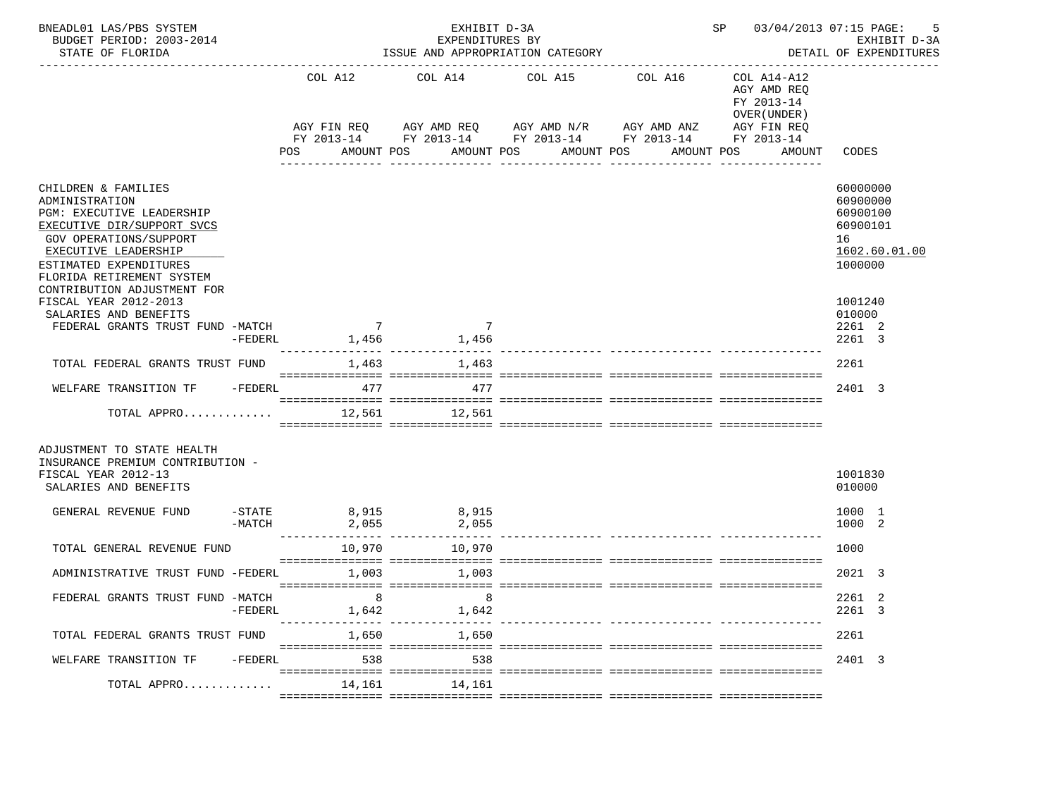| | COL A12 | COL A14 | COL A15 | COL A16 | COL A14-A12 AGY AMD REQ FY 2013-14 OVER(UNDER) | |
|---|---|---|---|---|---|---|
| | AGY FIN REQ FY 2013-14 | AGY AMD REQ FY 2013-14 | AGY AMD N/R FY 2013-14 | AGY AMD ANZ FY 2013-14 | AGY FIN REQ FY 2013-14 | |
| | POS AMOUNT | POS AMOUNT | POS AMOUNT | POS AMOUNT | POS AMOUNT | CODES |
| CHILDREN & FAMILIES | | | | | | 60000000 |
| ADMINISTRATION | | | | | | 60900000 |
| PGM: EXECUTIVE LEADERSHIP | | | | | | 60900100 |
| EXECUTIVE DIR/SUPPORT SVCS | | | | | | 60900101 |
| GOV OPERATIONS/SUPPORT | | | | | | 16 |
| EXECUTIVE LEADERSHIP | | | | | | 1602.60.01.00 |
| ESTIMATED EXPENDITURES | | | | | | 1000000 |
| FLORIDA RETIREMENT SYSTEM CONTRIBUTION ADJUSTMENT FOR FISCAL YEAR 2012-2013 | | | | | | 1001240 |
| SALARIES AND BENEFITS | | | | | | 010000 |
| FEDERAL GRANTS TRUST FUND -MATCH | 7 | 7 | | | | 2261 2 |
| -FEDERL | 1,456 | 1,456 | | | | 2261 3 |
| TOTAL FEDERAL GRANTS TRUST FUND | 1,463 | 1,463 | | | | 2261 |
| WELFARE TRANSITION TF -FEDERL | 477 | 477 | | | | 2401 3 |
| TOTAL APPRO............ | 12,561 | 12,561 | | | | |
| ADJUSTMENT TO STATE HEALTH INSURANCE PREMIUM CONTRIBUTION - FISCAL YEAR 2012-13 | | | | | | 1001830 |
| SALARIES AND BENEFITS | | | | | | 010000 |
| GENERAL REVENUE FUND -STATE | 8,915 | 8,915 | | | | 1000 1 |
| -MATCH | 2,055 | 2,055 | | | | 1000 2 |
| TOTAL GENERAL REVENUE FUND | 10,970 | 10,970 | | | | 1000 |
| ADMINISTRATIVE TRUST FUND -FEDERL | 1,003 | 1,003 | | | | 2021 3 |
| FEDERAL GRANTS TRUST FUND -MATCH | 8 | 8 | | | | 2261 2 |
| -FEDERL | 1,642 | 1,642 | | | | 2261 3 |
| TOTAL FEDERAL GRANTS TRUST FUND | 1,650 | 1,650 | | | | 2261 |
| WELFARE TRANSITION TF -FEDERL | 538 | 538 | | | | 2401 3 |
| TOTAL APPRO............ | 14,161 | 14,161 | | | | |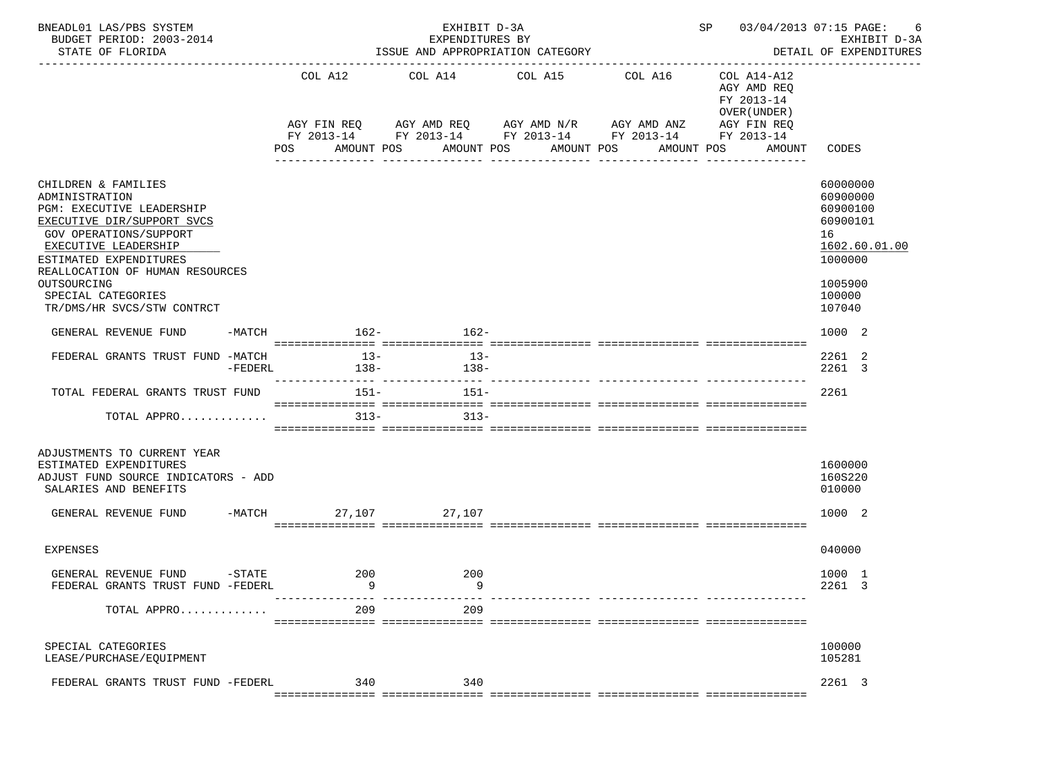BNEADL01 LAS/PBS SYSTEM — EXHIBIT D-3A — SP 03/04/2013 07:15 PAGE: 6
BUDGET PERIOD: 2003-2014 — EXPENDITURES BY — EXHIBIT D-3A
STATE OF FLORIDA — ISSUE AND APPROPRIATION CATEGORY — DETAIL OF EXPENDITURES

| | COL A12 AGY FIN REQ FY 2013-14 POS AMOUNT | COL A14 AGY AMD REQ FY 2013-14 POS AMOUNT | COL A15 AGY AMD N/R FY 2013-14 POS AMOUNT | COL A16 AGY AMD ANZ FY 2013-14 POS AMOUNT | COL A14-A12 AGY AMD REQ FY 2013-14 OVER(UNDER) AGY FIN REQ FY 2013-14 POS AMOUNT | CODES |
|---|---|---|---|---|---|---|
| CHILDREN & FAMILIES | | | | | | 60000000 |
| ADMINISTRATION | | | | | | 60900000 |
| PGM: EXECUTIVE LEADERSHIP | | | | | | 60900100 |
| EXECUTIVE DIR/SUPPORT SVCS | | | | | | 60900101 |
| GOV OPERATIONS/SUPPORT | | | | | | 16 |
| EXECUTIVE LEADERSHIP | | | | | | 1602.60.01.00 |
| ESTIMATED EXPENDITURES | | | | | | 1000000 |
| REALLOCATION OF HUMAN RESOURCES OUTSOURCING | | | | | | 1005900 |
| SPECIAL CATEGORIES | | | | | | 100000 |
| TR/DMS/HR SVCS/STW CONTRCT | | | | | | 107040 |
| GENERAL REVENUE FUND -MATCH | 162- | 162- | | | | 1000 2 |
| FEDERAL GRANTS TRUST FUND -MATCH | 13- | 13- | | | | 2261 2 |
| -FEDERL | 138- | 138- | | | | 2261 3 |
| TOTAL FEDERAL GRANTS TRUST FUND | 151- | 151- | | | | 2261 |
| TOTAL APPRO............ | 313- | 313- | | | | |
| ADJUSTMENTS TO CURRENT YEAR ESTIMATED EXPENDITURES | | | | | | 1600000 |
| ADJUST FUND SOURCE INDICATORS - ADD | | | | | | 160S220 |
| SALARIES AND BENEFITS | | | | | | 010000 |
| GENERAL REVENUE FUND -MATCH | 27,107 | 27,107 | | | | 1000 2 |
| EXPENSES | | | | | | 040000 |
| GENERAL REVENUE FUND -STATE | 200 | 200 | | | | 1000 1 |
| FEDERAL GRANTS TRUST FUND -FEDERL | 9 | 9 | | | | 2261 3 |
| TOTAL APPRO............ | 209 | 209 | | | | |
| SPECIAL CATEGORIES | | | | | | 100000 |
| LEASE/PURCHASE/EQUIPMENT | | | | | | 105281 |
| FEDERAL GRANTS TRUST FUND -FEDERL | 340 | 340 | | | | 2261 3 |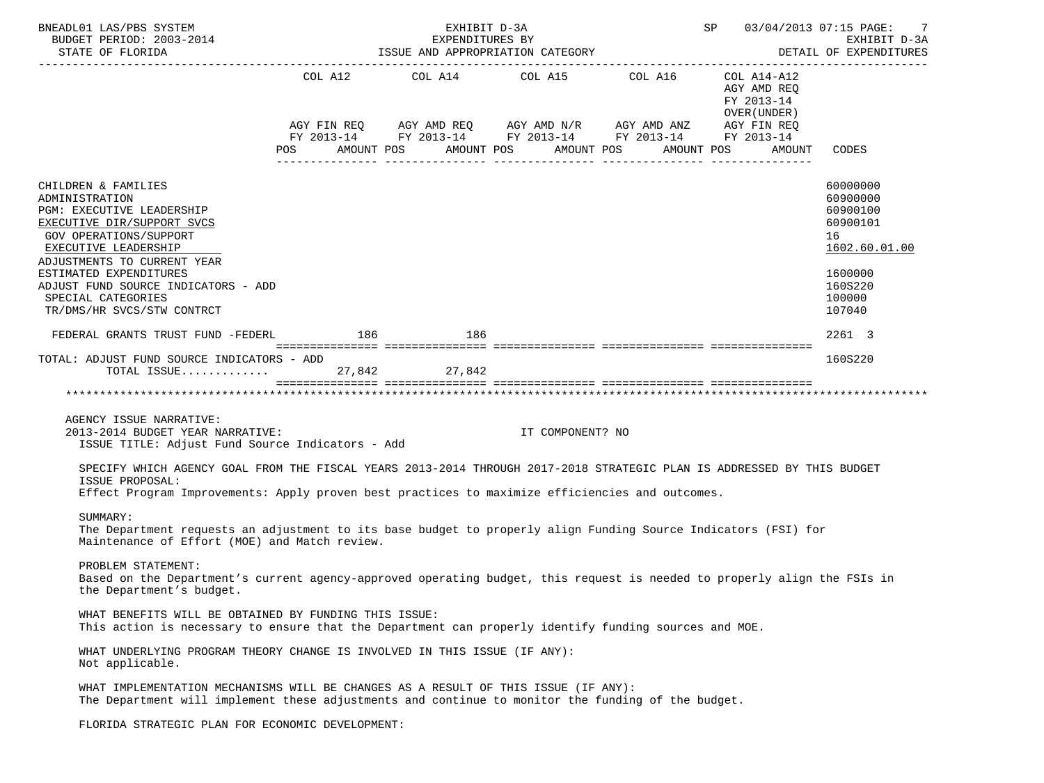| | COL A12 | | COL A14 | | COL A15 | | COL A16 | | COL A14-A12 AGY AMD REQ FY 2013-14 OVER(UNDER) AGY FIN REQ FY 2013-14 | | |
|---|---|---|---|---|---|---|---|---|---|---|---|
| | AGY FIN REQ FY 2013-14 | | AGY AMD REQ FY 2013-14 | | AGY AMD N/R FY 2013-14 | | AGY AMD ANZ FY 2013-14 | | | | |
| | POS | AMOUNT | POS | AMOUNT | POS | AMOUNT | POS | AMOUNT | POS | AMOUNT | CODES |
| CHILDREN & FAMILIES | | | | | | | | | | | 60000000 |
| ADMINISTRATION | | | | | | | | | | | 60900000 |
| PGM: EXECUTIVE LEADERSHIP | | | | | | | | | | | 60900100 |
| EXECUTIVE DIR/SUPPORT SVCS | | | | | | | | | | | 60900101 |
| GOV OPERATIONS/SUPPORT | | | | | | | | | | | 16 |
| EXECUTIVE LEADERSHIP | | | | | | | | | | | 1602.60.01.00 |
| ADJUSTMENTS TO CURRENT YEAR ESTIMATED EXPENDITURES | | | | | | | | | | | 1600000 |
| ADJUST FUND SOURCE INDICATORS - ADD | | | | | | | | | | | 160S220 |
| SPECIAL CATEGORIES | | | | | | | | | | | 100000 |
| TR/DMS/HR SVCS/STW CONTRCT | | | | | | | | | | | 107040 |
| FEDERAL GRANTS TRUST FUND -FEDERL | | 186 | | 186 | | | | | | | 2261 3 |
| TOTAL: ADJUST FUND SOURCE INDICATORS - ADD | | | | | | | | | | | 160S220 |
| TOTAL ISSUE............ | | 27,842 | | 27,842 | | | | | | | |

AGENCY ISSUE NARRATIVE:

2013-2014 BUDGET YEAR NARRATIVE: IT COMPONENT? NO

ISSUE TITLE: Adjust Fund Source Indicators - Add

SPECIFY WHICH AGENCY GOAL FROM THE FISCAL YEARS 2013-2014 THROUGH 2017-2018 STRATEGIC PLAN IS ADDRESSED BY THIS BUDGET ISSUE PROPOSAL:
Effect Program Improvements: Apply proven best practices to maximize efficiencies and outcomes.

SUMMARY:
The Department requests an adjustment to its base budget to properly align Funding Source Indicators (FSI) for Maintenance of Effort (MOE) and Match review.

PROBLEM STATEMENT:
Based on the Department's current agency-approved operating budget, this request is needed to properly align the FSIs in the Department's budget.

WHAT BENEFITS WILL BE OBTAINED BY FUNDING THIS ISSUE:
This action is necessary to ensure that the Department can properly identify funding sources and MOE.

WHAT UNDERLYING PROGRAM THEORY CHANGE IS INVOLVED IN THIS ISSUE (IF ANY):
Not applicable.

WHAT IMPLEMENTATION MECHANISMS WILL BE CHANGES AS A RESULT OF THIS ISSUE (IF ANY):
The Department will implement these adjustments and continue to monitor the funding of the budget.

FLORIDA STRATEGIC PLAN FOR ECONOMIC DEVELOPMENT: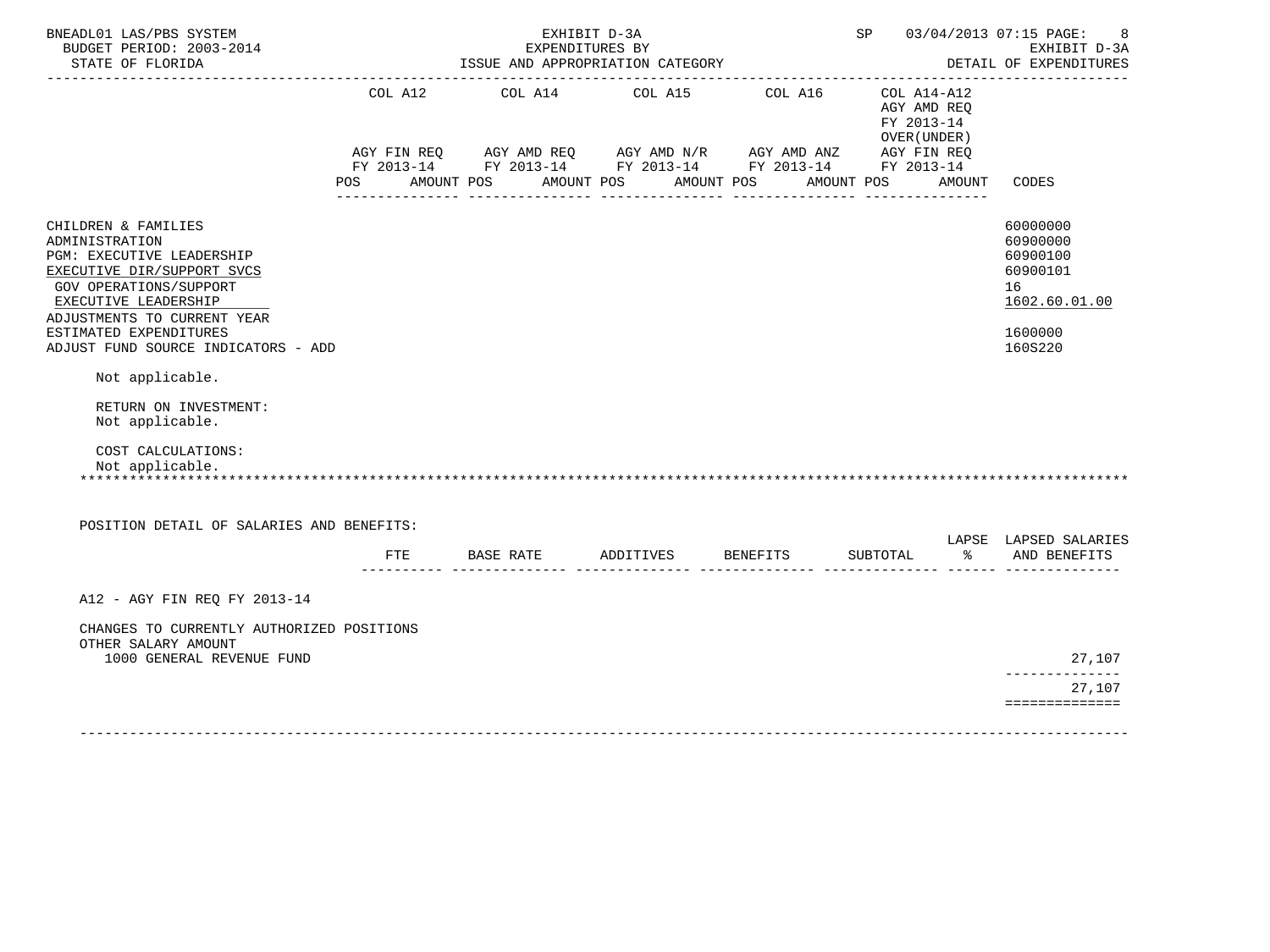BNEADL01 LAS/PBS SYSTEM
BUDGET PERIOD: 2003-2014
STATE OF FLORIDA

EXHIBIT D-3A
EXPENDITURES BY
ISSUE AND APPROPRIATION CATEGORY

SP 03/04/2013 07:15
EXHIBIT D-3A
DETAIL OF EXPENDITURES

| | COL A12 AGY FIN REQ FY 2013-14 | | COL A14 AGY AMD REQ FY 2013-14 | | COL A15 AGY AMD N/R FY 2013-14 | | COL A16 AGY AMD ANZ FY 2013-14 | | COL A14-A12 AGY AMD REQ FY 2013-14 OVER(UNDER) AGY FIN REQ FY 2013-14 | | |
|---|---|---|---|---|---|---|---|---|---|---|---|
| | POS | AMOUNT | POS | AMOUNT | POS | AMOUNT | POS | AMOUNT | POS | AMOUNT | CODES |
| CHILDREN & FAMILIES | | | | | | | | | | | 60000000 |
| ADMINISTRATION | | | | | | | | | | | 60900000 |
| PGM: EXECUTIVE LEADERSHIP | | | | | | | | | | | 60900100 |
| EXECUTIVE DIR/SUPPORT SVCS | | | | | | | | | | | 60900101 |
| GOV OPERATIONS/SUPPORT | | | | | | | | | | | 16 |
| EXECUTIVE LEADERSHIP | | | | | | | | | | | 1602.60.01.00 |
| ADJUSTMENTS TO CURRENT YEAR ESTIMATED EXPENDITURES | | | | | | | | | | | 1600000 |
| ADJUST FUND SOURCE INDICATORS - ADD | | | | | | | | | | | 160S220 |

Not applicable.

RETURN ON INVESTMENT:
Not applicable.

COST CALCULATIONS:
Not applicable.

*******************************************************************************************************************

POSITION DETAIL OF SALARIES AND BENEFITS:

| | FTE | BASE RATE | ADDITIVES | BENEFITS | SUBTOTAL | LAPSE % | LAPSED SALARIES AND BENEFITS |
|---|---|---|---|---|---|---|---|
| A12 - AGY FIN REQ FY 2013-14 | | | | | | | |
| CHANGES TO CURRENTLY AUTHORIZED POSITIONS | | | | | | | |
| OTHER SALARY AMOUNT | | | | | | | |
| 1000 GENERAL REVENUE FUND | | | | | | | 27,107 |
| | | | | | | | 27,107 |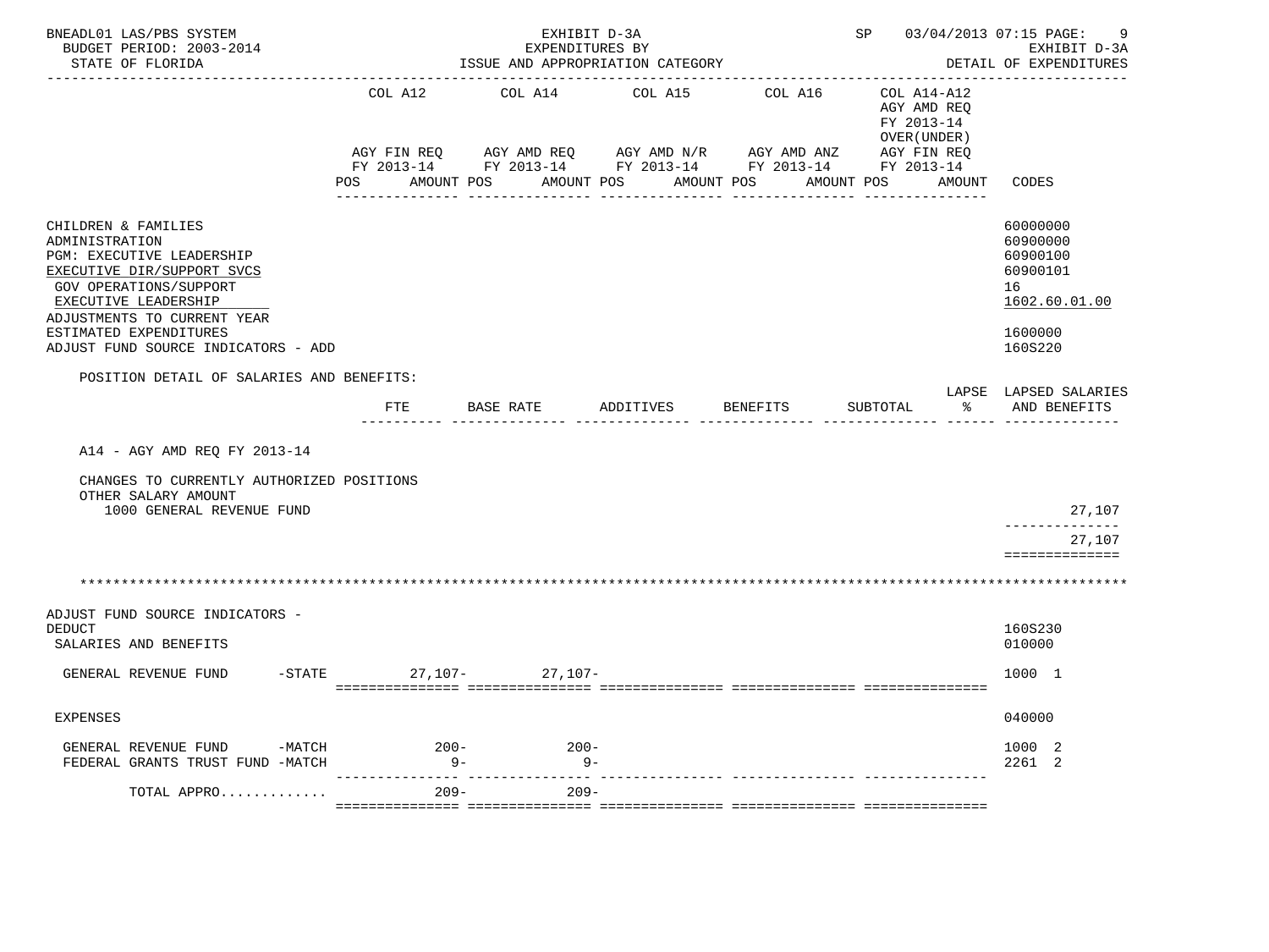| | COL A12 | COL A14 | COL A15 | COL A16 | COL A14-A12 | |
|---|---|---|---|---|---|---|
| | | | | | AGY AMD REQ FY 2013-14 OVER(UNDER) | |
| | AGY FIN REQ FY 2013-14 | AGY AMD REQ FY 2013-14 | AGY AMD N/R FY 2013-14 | AGY AMD ANZ FY 2013-14 | AGY FIN REQ FY 2013-14 | |
| | POS AMOUNT | POS AMOUNT | POS AMOUNT | POS AMOUNT | POS AMOUNT | CODES |

CHILDREN & FAMILIES — 60000000
ADMINISTRATION — 60900000
PGM: EXECUTIVE LEADERSHIP — 60900100
EXECUTIVE DIR/SUPPORT SVCS — 60900101
GOV OPERATIONS/SUPPORT — 16
EXECUTIVE LEADERSHIP — 1602.60.01.00
ADJUSTMENTS TO CURRENT YEAR
ESTIMATED EXPENDITURES — 1600000
ADJUST FUND SOURCE INDICATORS - ADD — 160S220

POSITION DETAIL OF SALARIES AND BENEFITS:

| | FTE | BASE RATE | ADDITIVES | BENEFITS | SUBTOTAL | LAPSE % | LAPSED SALARIES AND BENEFITS |
|---|---|---|---|---|---|---|---|
| A14 - AGY AMD REQ FY 2013-14 | | | | | | | |
| CHANGES TO CURRENTLY AUTHORIZED POSITIONS | | | | | | | |
| OTHER SALARY AMOUNT | | | | | | | |
| 1000 GENERAL REVENUE FUND | | | | | | | 27,107 |
| | | | | | | | 27,107 |

ADJUST FUND SOURCE INDICATORS - DEDUCT — 160S230

| | COL A12 | COL A14 | COL A15 | COL A16 | COL A14-A12 | CODES |
|---|---|---|---|---|---|---|
| SALARIES AND BENEFITS | | | | | | 010000 |
| GENERAL REVENUE FUND -STATE | 27,107- | 27,107- | | | | 1000 1 |
| EXPENSES | | | | | | 040000 |
| GENERAL REVENUE FUND -MATCH | 200- | 200- | | | | 1000 2 |
| FEDERAL GRANTS TRUST FUND -MATCH | 9- | 9- | | | | 2261 2 |
| TOTAL APPRO............ | 209- | 209- | | | | |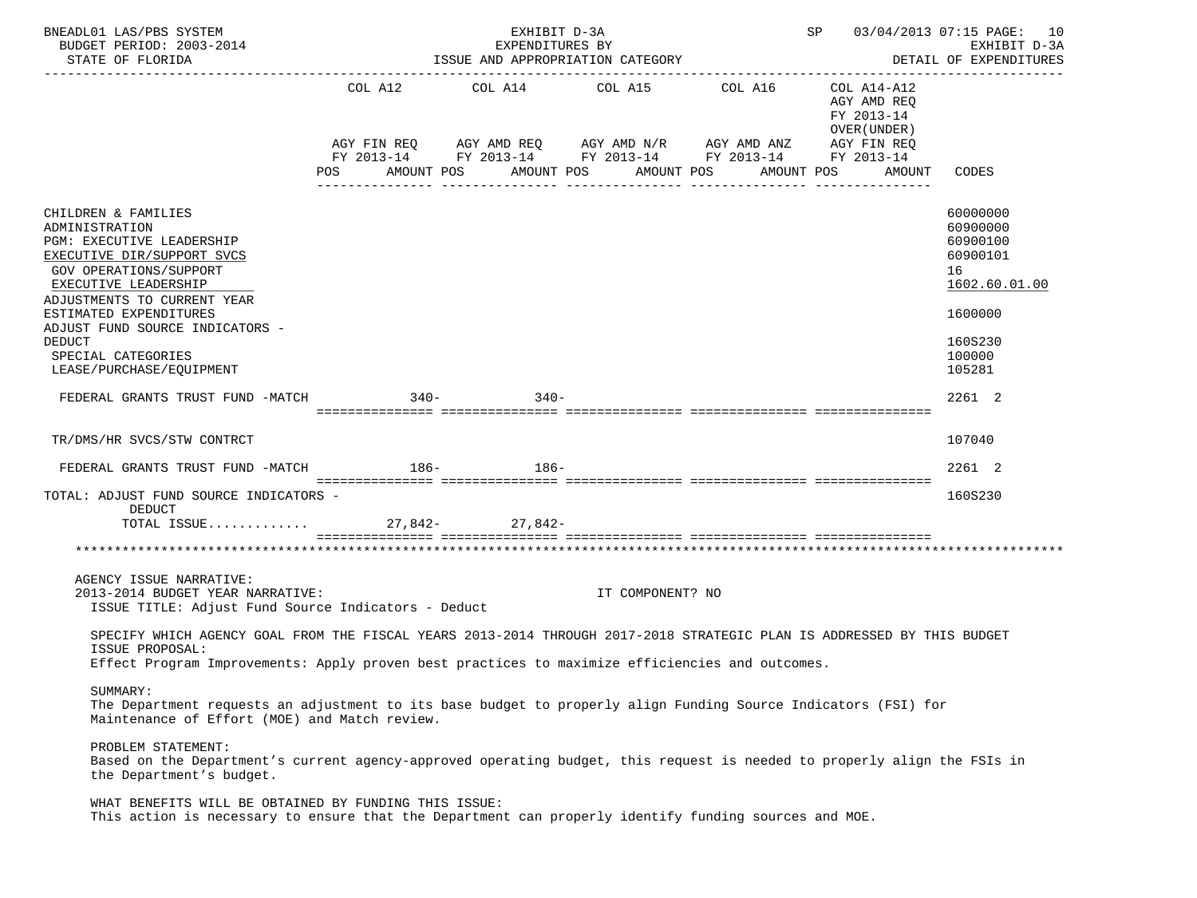BNEADL01 LAS/PBS SYSTEM | EXHIBIT D-3A | SP 03/04/2013 07:15

BUDGET PERIOD: 2003-2014 | EXPENDITURES BY | EXHIBIT D-3A

STATE OF FLORIDA | ISSUE AND APPROPRIATION CATEGORY | DETAIL OF EXPENDITURES

| | COL A12 AGY FIN REQ FY 2013-14 POS AMOUNT | COL A14 AGY AMD REQ FY 2013-14 POS AMOUNT | COL A15 AGY AMD N/R FY 2013-14 POS AMOUNT | COL A16 AGY AMD ANZ FY 2013-14 POS AMOUNT | COL A14-A12 AGY AMD REQ FY 2013-14 OVER(UNDER) AGY FIN REQ FY 2013-14 POS AMOUNT | CODES |
|---|---|---|---|---|---|---|
| CHILDREN & FAMILIES | | | | | | 60000000 |
| ADMINISTRATION | | | | | | 60900000 |
| PGM: EXECUTIVE LEADERSHIP | | | | | | 60900100 |
| EXECUTIVE DIR/SUPPORT SVCS | | | | | | 60900101 |
| GOV OPERATIONS/SUPPORT | | | | | | 16 |
| EXECUTIVE LEADERSHIP | | | | | | 1602.60.01.00 |
| ADJUSTMENTS TO CURRENT YEAR ESTIMATED EXPENDITURES | | | | | | 1600000 |
| ADJUST FUND SOURCE INDICATORS - DEDUCT | | | | | | 160S230 |
| SPECIAL CATEGORIES | | | | | | 100000 |
| LEASE/PURCHASE/EQUIPMENT | | | | | | 105281 |
| FEDERAL GRANTS TRUST FUND -MATCH | 340- | 340- | | | | 2261 2 |
| TR/DMS/HR SVCS/STW CONTRCT | | | | | | 107040 |
| FEDERAL GRANTS TRUST FUND -MATCH | 186- | 186- | | | | 2261 2 |
| TOTAL: ADJUST FUND SOURCE INDICATORS - DEDUCT | | | | | | 160S230 |
| TOTAL ISSUE............ | 27,842- | 27,842- | | | | |

AGENCY ISSUE NARRATIVE:

2013-2014 BUDGET YEAR NARRATIVE: IT COMPONENT? NO

ISSUE TITLE: Adjust Fund Source Indicators - Deduct

SPECIFY WHICH AGENCY GOAL FROM THE FISCAL YEARS 2013-2014 THROUGH 2017-2018 STRATEGIC PLAN IS ADDRESSED BY THIS BUDGET ISSUE PROPOSAL:

Effect Program Improvements: Apply proven best practices to maximize efficiencies and outcomes.

SUMMARY:

The Department requests an adjustment to its base budget to properly align Funding Source Indicators (FSI) for Maintenance of Effort (MOE) and Match review.

PROBLEM STATEMENT:

Based on the Department's current agency-approved operating budget, this request is needed to properly align the FSIs in the Department's budget.

WHAT BENEFITS WILL BE OBTAINED BY FUNDING THIS ISSUE:

This action is necessary to ensure that the Department can properly identify funding sources and MOE.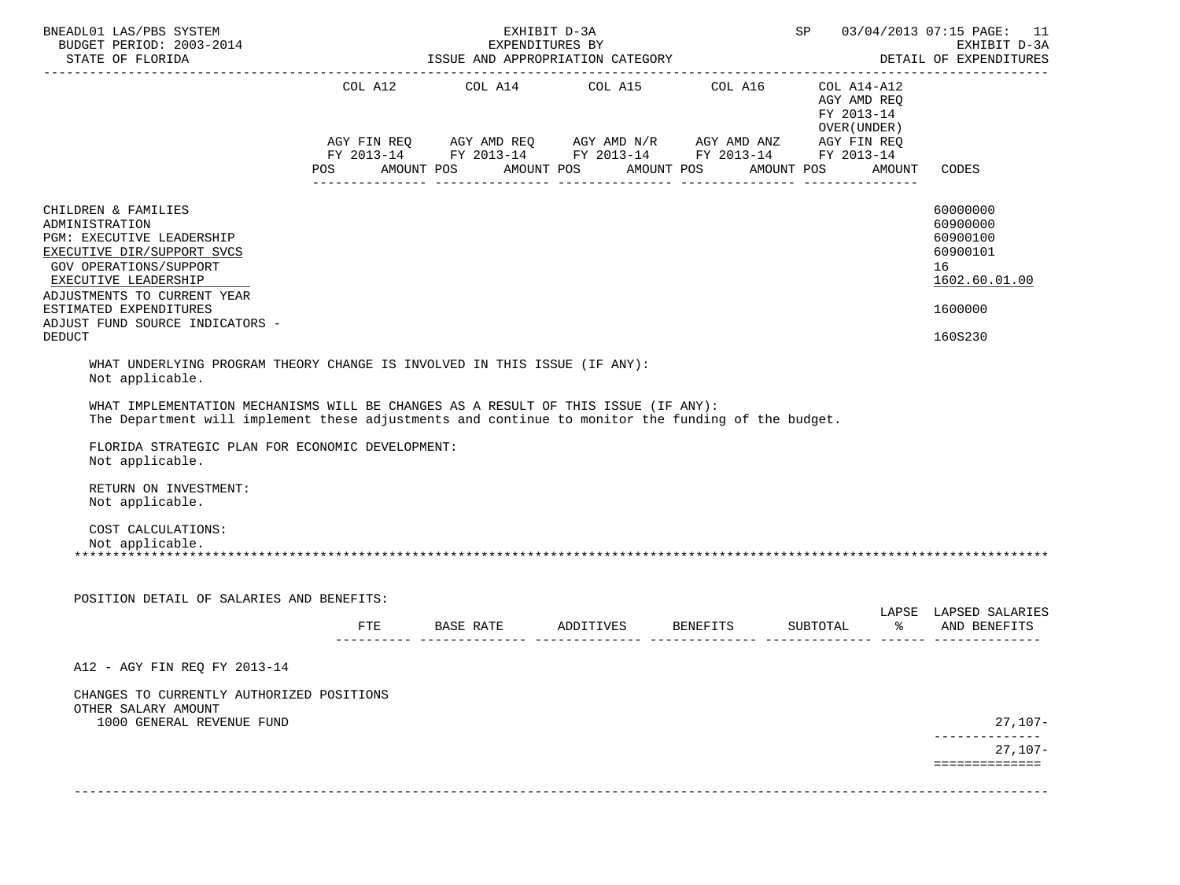BNEADL01 LAS/PBS SYSTEM — EXHIBIT D-3A — SP 03/04/2013 07:15 PAGE: 11
BUDGET PERIOD: 2003-2014 — EXPENDITURES BY — EXHIBIT D-3A
STATE OF FLORIDA — ISSUE AND APPROPRIATION CATEGORY — DETAIL OF EXPENDITURES

| | COL A12 AGY FIN REQ FY 2013-14 POS AMOUNT | COL A14 AGY AMD REQ FY 2013-14 POS AMOUNT | COL A15 AGY AMD N/R FY 2013-14 POS AMOUNT | COL A16 AGY AMD ANZ FY 2013-14 POS AMOUNT | COL A14-A12 AGY AMD REQ FY 2013-14 OVER(UNDER) AGY FIN REQ FY 2013-14 POS AMOUNT | CODES |
|---|---|---|---|---|---|---|
| CHILDREN & FAMILIES | | | | | | 60000000 |
| ADMINISTRATION | | | | | | 60900000 |
| PGM: EXECUTIVE LEADERSHIP | | | | | | 60900100 |
| EXECUTIVE DIR/SUPPORT SVCS | | | | | | 60900101 |
| GOV OPERATIONS/SUPPORT | | | | | | 16 |
| EXECUTIVE LEADERSHIP | | | | | | 1602.60.01.00 |
| ADJUSTMENTS TO CURRENT YEAR ESTIMATED EXPENDITURES | | | | | | 1600000 |
| ADJUST FUND SOURCE INDICATORS - DEDUCT | | | | | | 160S230 |

WHAT UNDERLYING PROGRAM THEORY CHANGE IS INVOLVED IN THIS ISSUE (IF ANY):
Not applicable.

WHAT IMPLEMENTATION MECHANISMS WILL BE CHANGES AS A RESULT OF THIS ISSUE (IF ANY):
The Department will implement these adjustments and continue to monitor the funding of the budget.

FLORIDA STRATEGIC PLAN FOR ECONOMIC DEVELOPMENT:
Not applicable.

RETURN ON INVESTMENT:
Not applicable.

COST CALCULATIONS:
Not applicable.

*******************************************************************************************************************

POSITION DETAIL OF SALARIES AND BENEFITS:

| | FTE | BASE RATE | ADDITIVES | BENEFITS | SUBTOTAL | LAPSE % | LAPSED SALARIES AND BENEFITS |
|---|---|---|---|---|---|---|---|
| A12 - AGY FIN REQ FY 2013-14 | | | | | | | |
| CHANGES TO CURRENTLY AUTHORIZED POSITIONS | | | | | | | |
| OTHER SALARY AMOUNT | | | | | | | |
| 1000 GENERAL REVENUE FUND | | | | | | | 27,107- |
| | | | | | | | 27,107- |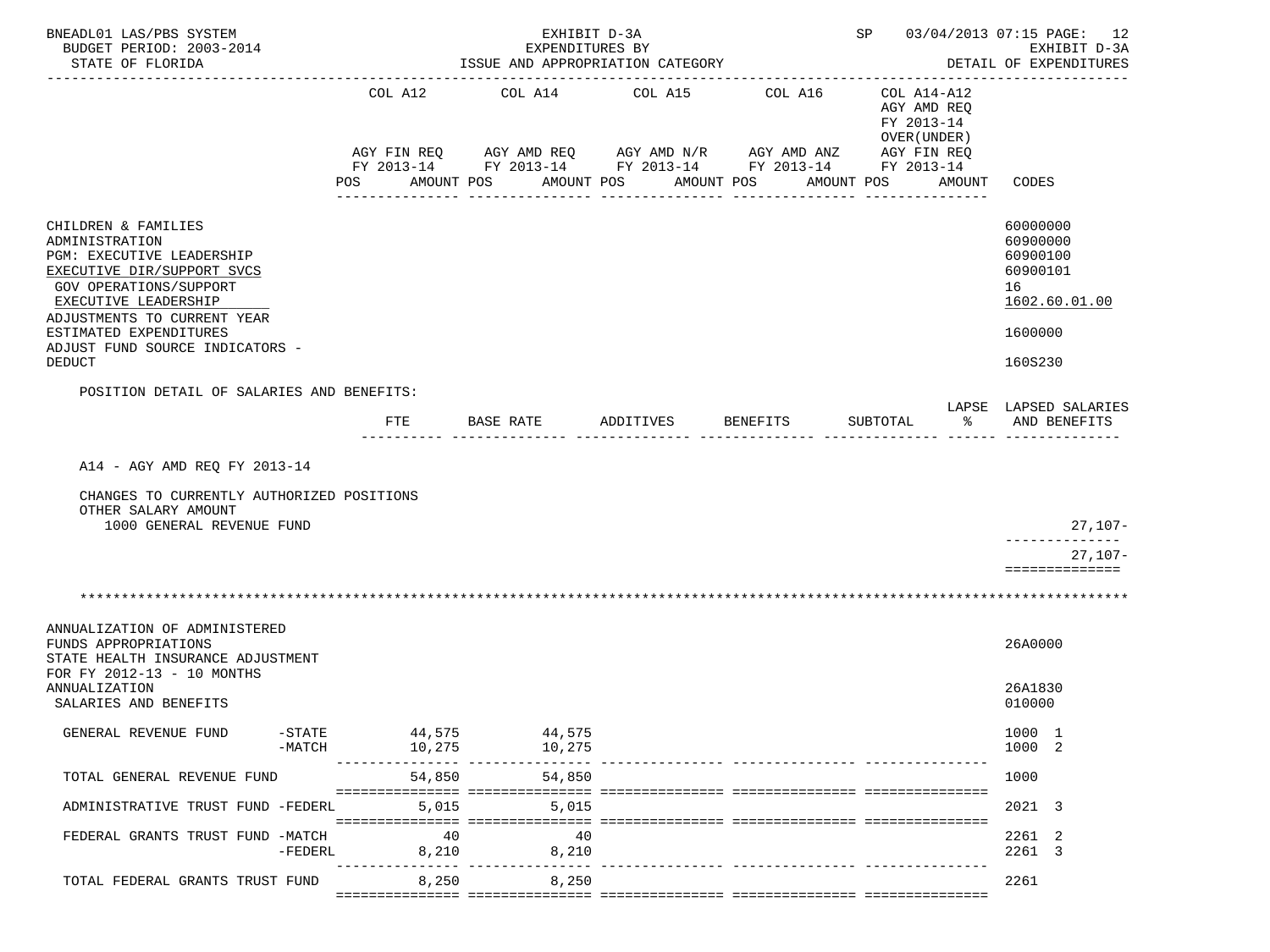BNEADL01 LAS/PBS SYSTEM — EXHIBIT D-3A — SP 03/04/2013 07:15 PAGE: 12
BUDGET PERIOD: 2003-2014 — EXPENDITURES BY — EXHIBIT D-3A
STATE OF FLORIDA — ISSUE AND APPROPRIATION CATEGORY — DETAIL OF EXPENDITURES

| | COL A12 AGY FIN REQ FY 2013-14 POS AMOUNT | COL A14 AGY AMD REQ FY 2013-14 POS AMOUNT | COL A15 AGY AMD N/R FY 2013-14 POS AMOUNT | COL A16 AGY AMD ANZ FY 2013-14 POS AMOUNT | COL A14-A12 AGY AMD REQ FY 2013-14 OVER(UNDER) AGY FIN REQ FY 2013-14 POS AMOUNT | CODES |
|---|---|---|---|---|---|---|
| CHILDREN & FAMILIES | | | | | | 60000000 |
| ADMINISTRATION | | | | | | 60900000 |
| PGM: EXECUTIVE LEADERSHIP | | | | | | 60900100 |
| EXECUTIVE DIR/SUPPORT SVCS | | | | | | 60900101 |
| GOV OPERATIONS/SUPPORT | | | | | | 16 |
| EXECUTIVE LEADERSHIP | | | | | | 1602.60.01.00 |
| ADJUSTMENTS TO CURRENT YEAR ESTIMATED EXPENDITURES | | | | | | 1600000 |
| ADJUST FUND SOURCE INDICATORS - DEDUCT | | | | | | 160S230 |

POSITION DETAIL OF SALARIES AND BENEFITS:

| | FTE | BASE RATE | ADDITIVES | BENEFITS | SUBTOTAL | LAPSE % | LAPSED SALARIES AND BENEFITS |
|---|---|---|---|---|---|---|---|
| A14 - AGY AMD REQ FY 2013-14 | | | | | | | |
| CHANGES TO CURRENTLY AUTHORIZED POSITIONS | | | | | | | |
| OTHER SALARY AMOUNT | | | | | | | |
| 1000 GENERAL REVENUE FUND | | | | | | | 27,107- |
| | | | | | | | 27,107- |

*******************************************************************************************************************

| | COL A12 | COL A14 | COL A15 | COL A16 | COL A14-A12 | CODES |
|---|---|---|---|---|---|---|
| ANNUALIZATION OF ADMINISTERED FUNDS APPROPRIATIONS | | | | | | 26A0000 |
| STATE HEALTH INSURANCE ADJUSTMENT FOR FY 2012-13 - 10 MONTHS ANNUALIZATION | | | | | | 26A1830 |
| SALARIES AND BENEFITS | | | | | | 010000 |
| GENERAL REVENUE FUND -STATE | 44,575 | 44,575 | | | | 1000 1 |
| -MATCH | 10,275 | 10,275 | | | | 1000 2 |
| TOTAL GENERAL REVENUE FUND | 54,850 | 54,850 | | | | 1000 |
| ADMINISTRATIVE TRUST FUND -FEDERL | 5,015 | 5,015 | | | | 2021 3 |
| FEDERAL GRANTS TRUST FUND -MATCH | 40 | 40 | | | | 2261 2 |
| -FEDERL | 8,210 | 8,210 | | | | 2261 3 |
| TOTAL FEDERAL GRANTS TRUST FUND | 8,250 | 8,250 | | | | 2261 |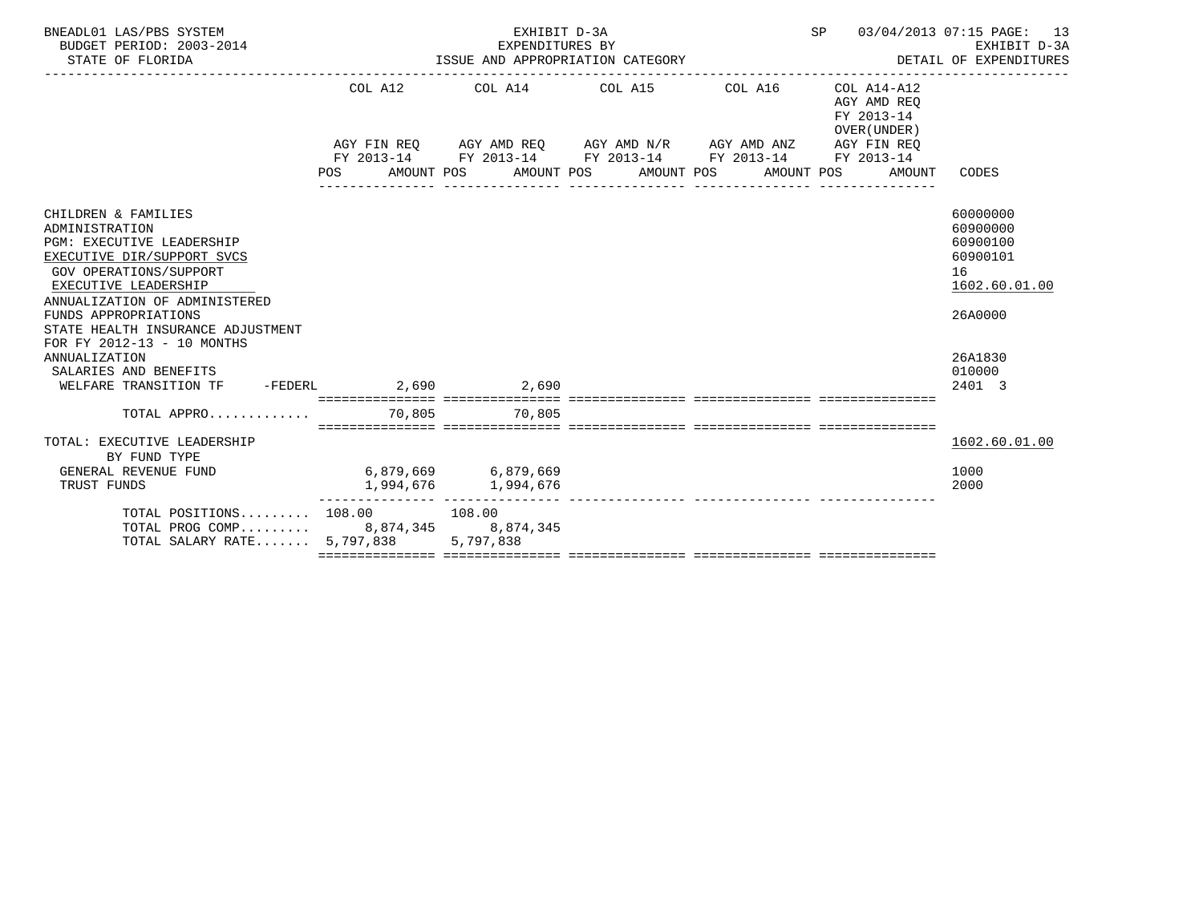BNEADL01 LAS/PBS SYSTEM — EXHIBIT D-3A — SP 03/04/2013 07:15 PAGE: 13
BUDGET PERIOD: 2003-2014 — EXPENDITURES BY — EXHIBIT D-3A
STATE OF FLORIDA — ISSUE AND APPROPRIATION CATEGORY — DETAIL OF EXPENDITURES

| | COL A12 AGY FIN REQ FY 2013-14 POS AMOUNT | COL A14 AGY AMD REQ FY 2013-14 POS AMOUNT | COL A15 AGY AMD N/R FY 2013-14 POS AMOUNT | COL A16 AGY AMD ANZ FY 2013-14 POS AMOUNT | COL A14-A12 AGY AMD REQ FY 2013-14 OVER(UNDER) AGY FIN REQ FY 2013-14 POS AMOUNT | CODES |
|---|---|---|---|---|---|---|
| CHILDREN & FAMILIES | | | | | | 60000000 |
| ADMINISTRATION | | | | | | 60900000 |
| PGM: EXECUTIVE LEADERSHIP | | | | | | 60900100 |
| EXECUTIVE DIR/SUPPORT SVCS | | | | | | 60900101 |
| GOV OPERATIONS/SUPPORT | | | | | | 16 |
| EXECUTIVE LEADERSHIP | | | | | | 1602.60.01.00 |
| ANNUALIZATION OF ADMINISTERED FUNDS APPROPRIATIONS | | | | | | 26A0000 |
| STATE HEALTH INSURANCE ADJUSTMENT FOR FY 2012-13 - 10 MONTHS ANNUALIZATION | | | | | | 26A1830 |
| SALARIES AND BENEFITS | | | | | | 010000 |
| WELFARE TRANSITION TF -FEDERL | 2,690 | 2,690 | | | | 2401 3 |
| TOTAL APPRO............ | 70,805 | 70,805 | | | | |
| TOTAL: EXECUTIVE LEADERSHIP | | | | | | 1602.60.01.00 |
| BY FUND TYPE | | | | | | |
| GENERAL REVENUE FUND | 6,879,669 | 6,879,669 | | | | 1000 |
| TRUST FUNDS | 1,994,676 | 1,994,676 | | | | 2000 |
| TOTAL POSITIONS......... | 108.00 | 108.00 | | | | |
| TOTAL PROG COMP......... | 8,874,345 | 8,874,345 | | | | |
| TOTAL SALARY RATE....... | 5,797,838 | 5,797,838 | | | | |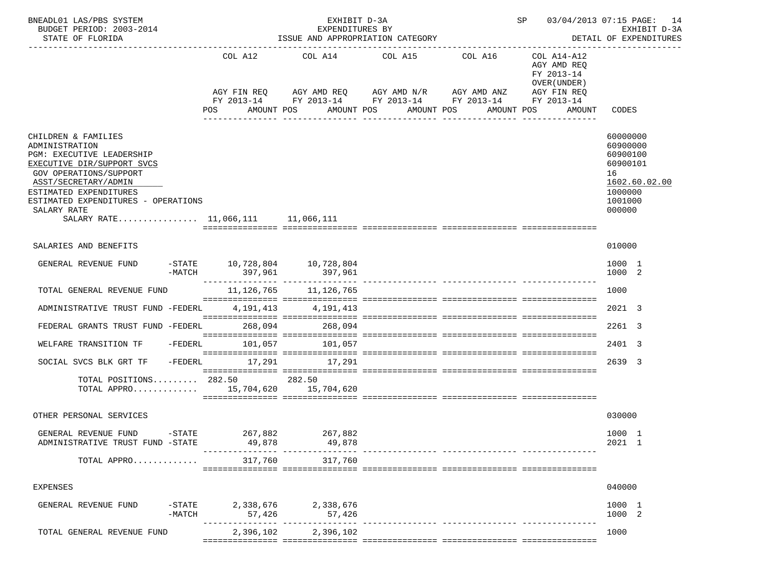BNEADL01 LAS/PBS SYSTEM — EXHIBIT D-3A — SP 03/04/2013 07:15 PAGE: 14
BUDGET PERIOD: 2003-2014 — EXPENDITURES BY — EXHIBIT D-3A
STATE OF FLORIDA — ISSUE AND APPROPRIATION CATEGORY — DETAIL OF EXPENDITURES

| | COL A12 AGY FIN REQ FY 2013-14 POS AMOUNT | COL A14 AGY AMD REQ FY 2013-14 POS AMOUNT | COL A15 AGY AMD N/R FY 2013-14 POS AMOUNT | COL A16 AGY AMD ANZ FY 2013-14 POS AMOUNT | COL A14-A12 AGY AMD REQ FY 2013-14 OVER(UNDER) AGY FIN REQ FY 2013-14 POS AMOUNT | CODES |
|---|---|---|---|---|---|---|
| CHILDREN & FAMILIES | | | | | | 60000000 |
| ADMINISTRATION | | | | | | 60900000 |
| PGM: EXECUTIVE LEADERSHIP | | | | | | 60900100 |
| EXECUTIVE DIR/SUPPORT SVCS | | | | | | 60900101 |
| GOV OPERATIONS/SUPPORT | | | | | | 16 |
| ASST/SECRETARY/ADMIN | | | | | | 1602.60.02.00 |
| ESTIMATED EXPENDITURES | | | | | | 1000000 |
| ESTIMATED EXPENDITURES - OPERATIONS | | | | | | 1001000 |
| SALARY RATE | | | | | | 000000 |
| SALARY RATE................ | 11,066,111 | 11,066,111 | | | | |
| SALARIES AND BENEFITS | | | | | | 010000 |
| GENERAL REVENUE FUND -STATE | 10,728,804 | 10,728,804 | | | | 1000 1 |
| -MATCH | 397,961 | 397,961 | | | | 1000 2 |
| TOTAL GENERAL REVENUE FUND | 11,126,765 | 11,126,765 | | | | 1000 |
| ADMINISTRATIVE TRUST FUND -FEDERL | 4,191,413 | 4,191,413 | | | | 2021 3 |
| FEDERAL GRANTS TRUST FUND -FEDERL | 268,094 | 268,094 | | | | 2261 3 |
| WELFARE TRANSITION TF -FEDERL | 101,057 | 101,057 | | | | 2401 3 |
| SOCIAL SVCS BLK GRT TF -FEDERL | 17,291 | 17,291 | | | | 2639 3 |
| TOTAL POSITIONS......... | 282.50 | 282.50 | | | | |
| TOTAL APPRO............. | 15,704,620 | 15,704,620 | | | | |
| OTHER PERSONAL SERVICES | | | | | | 030000 |
| GENERAL REVENUE FUND -STATE | 267,882 | 267,882 | | | | 1000 1 |
| ADMINISTRATIVE TRUST FUND -STATE | 49,878 | 49,878 | | | | 2021 1 |
| TOTAL APPRO............. | 317,760 | 317,760 | | | | |
| EXPENSES | | | | | | 040000 |
| GENERAL REVENUE FUND -STATE | 2,338,676 | 2,338,676 | | | | 1000 1 |
| -MATCH | 57,426 | 57,426 | | | | 1000 2 |
| TOTAL GENERAL REVENUE FUND | 2,396,102 | 2,396,102 | | | | 1000 |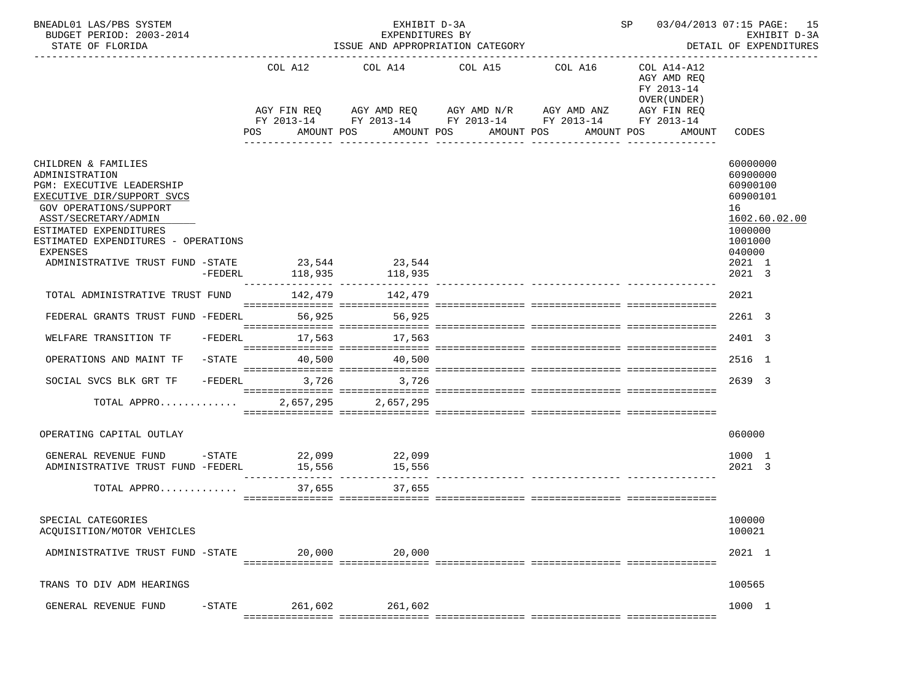BNEADL01 LAS/PBS SYSTEM — EXHIBIT D-3A — EXPENDITURES BY ISSUE AND APPROPRIATION CATEGORY — SP 03/04/2013 07:15 PAGE: 15
BUDGET PERIOD: 2003-2014 — EXHIBIT D-3A
STATE OF FLORIDA — DETAIL OF EXPENDITURES

| | COL A12 AGY FIN REQ FY 2013-14 POS AMOUNT | COL A14 AGY AMD REQ FY 2013-14 POS AMOUNT | COL A15 AGY AMD N/R FY 2013-14 POS AMOUNT | COL A16 AGY AMD ANZ FY 2013-14 POS AMOUNT | COL A14-A12 AGY AMD REQ FY 2013-14 OVER(UNDER) AGY FIN REQ FY 2013-14 POS AMOUNT | CODES |
|---|---|---|---|---|---|---|
| CHILDREN & FAMILIES | | | | | | 60000000 |
| ADMINISTRATION | | | | | | 60900000 |
| PGM: EXECUTIVE LEADERSHIP | | | | | | 60900100 |
| EXECUTIVE DIR/SUPPORT SVCS | | | | | | 60900101 |
| GOV OPERATIONS/SUPPORT | | | | | | 16 |
| ASST/SECRETARY/ADMIN | | | | | | 1602.60.02.00 |
| ESTIMATED EXPENDITURES | | | | | | 1000000 |
| ESTIMATED EXPENDITURES - OPERATIONS | | | | | | 1001000 |
| EXPENSES | | | | | | 040000 |
| ADMINISTRATIVE TRUST FUND -STATE | 23,544 | 23,544 | | | | 2021 1 |
| -FEDERL | 118,935 | 118,935 | | | | 2021 3 |
| TOTAL ADMINISTRATIVE TRUST FUND | 142,479 | 142,479 | | | | 2021 |
| FEDERAL GRANTS TRUST FUND -FEDERL | 56,925 | 56,925 | | | | 2261 3 |
| WELFARE TRANSITION TF -FEDERL | 17,563 | 17,563 | | | | 2401 3 |
| OPERATIONS AND MAINT TF -STATE | 40,500 | 40,500 | | | | 2516 1 |
| SOCIAL SVCS BLK GRT TF -FEDERL | 3,726 | 3,726 | | | | 2639 3 |
| TOTAL APPRO............ | 2,657,295 | 2,657,295 | | | | |
| OPERATING CAPITAL OUTLAY | | | | | | 060000 |
| GENERAL REVENUE FUND -STATE | 22,099 | 22,099 | | | | 1000 1 |
| ADMINISTRATIVE TRUST FUND -FEDERL | 15,556 | 15,556 | | | | 2021 3 |
| TOTAL APPRO............ | 37,655 | 37,655 | | | | |
| SPECIAL CATEGORIES | | | | | | 100000 |
| ACQUISITION/MOTOR VEHICLES | | | | | | 100021 |
| ADMINISTRATIVE TRUST FUND -STATE | 20,000 | 20,000 | | | | 2021 1 |
| TRANS TO DIV ADM HEARINGS | | | | | | 100565 |
| GENERAL REVENUE FUND -STATE | 261,602 | 261,602 | | | | 1000 1 |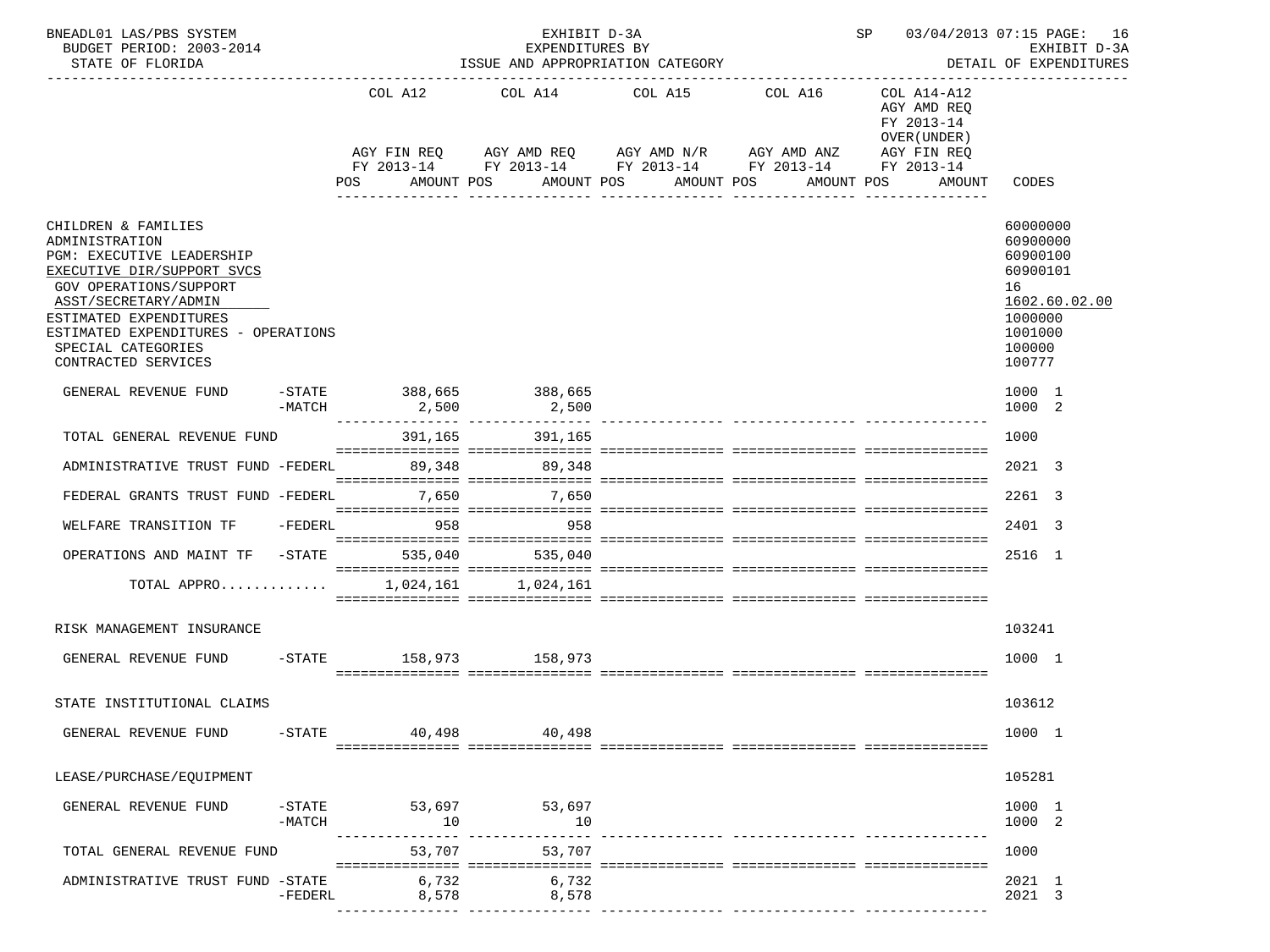BNEADL01 LAS/PBS SYSTEM — EXHIBIT D-3A — SP 03/04/2013 07:15 PAGE: 16
BUDGET PERIOD: 2003-2014 — EXPENDITURES BY — EXHIBIT D-3A
STATE OF FLORIDA — ISSUE AND APPROPRIATION CATEGORY — DETAIL OF EXPENDITURES

| | COL A12 AGY FIN REQ FY 2013-14 POS AMOUNT | COL A14 AGY AMD REQ FY 2013-14 POS AMOUNT | COL A15 AGY AMD N/R FY 2013-14 POS AMOUNT | COL A16 AGY AMD ANZ FY 2013-14 POS AMOUNT | COL A14-A12 AGY AMD REQ FY 2013-14 OVER(UNDER) AGY FIN REQ FY 2013-14 POS AMOUNT | CODES |
|---|---|---|---|---|---|---|
| CHILDREN & FAMILIES | | | | | | 60000000 |
| ADMINISTRATION | | | | | | 60900000 |
| PGM: EXECUTIVE LEADERSHIP | | | | | | 60900100 |
| EXECUTIVE DIR/SUPPORT SVCS | | | | | | 60900101 |
| GOV OPERATIONS/SUPPORT | | | | | | 16 |
| ASST/SECRETARY/ADMIN | | | | | | 1602.60.02.00 |
| ESTIMATED EXPENDITURES | | | | | | 1000000 |
| ESTIMATED EXPENDITURES - OPERATIONS | | | | | | 1001000 |
| SPECIAL CATEGORIES | | | | | | 100000 |
| CONTRACTED SERVICES | | | | | | 100777 |
| GENERAL REVENUE FUND -STATE | 388,665 | 388,665 | | | | 1000 1 |
| GENERAL REVENUE FUND -MATCH | 2,500 | 2,500 | | | | 1000 2 |
| TOTAL GENERAL REVENUE FUND | 391,165 | 391,165 | | | | 1000 |
| ADMINISTRATIVE TRUST FUND -FEDERL | 89,348 | 89,348 | | | | 2021 3 |
| FEDERAL GRANTS TRUST FUND -FEDERL | 7,650 | 7,650 | | | | 2261 3 |
| WELFARE TRANSITION TF -FEDERL | 958 | 958 | | | | 2401 3 |
| OPERATIONS AND MAINT TF -STATE | 535,040 | 535,040 | | | | 2516 1 |
| TOTAL APPRO............ | 1,024,161 | 1,024,161 | | | | |
| RISK MANAGEMENT INSURANCE | | | | | | 103241 |
| GENERAL REVENUE FUND -STATE | 158,973 | 158,973 | | | | 1000 1 |
| STATE INSTITUTIONAL CLAIMS | | | | | | 103612 |
| GENERAL REVENUE FUND -STATE | 40,498 | 40,498 | | | | 1000 1 |
| LEASE/PURCHASE/EQUIPMENT | | | | | | 105281 |
| GENERAL REVENUE FUND -STATE | 53,697 | 53,697 | | | | 1000 1 |
| GENERAL REVENUE FUND -MATCH | 10 | 10 | | | | 1000 2 |
| TOTAL GENERAL REVENUE FUND | 53,707 | 53,707 | | | | 1000 |
| ADMINISTRATIVE TRUST FUND -STATE | 6,732 | 6,732 | | | | 2021 1 |
| ADMINISTRATIVE TRUST FUND -FEDERL | 8,578 | 8,578 | | | | 2021 3 |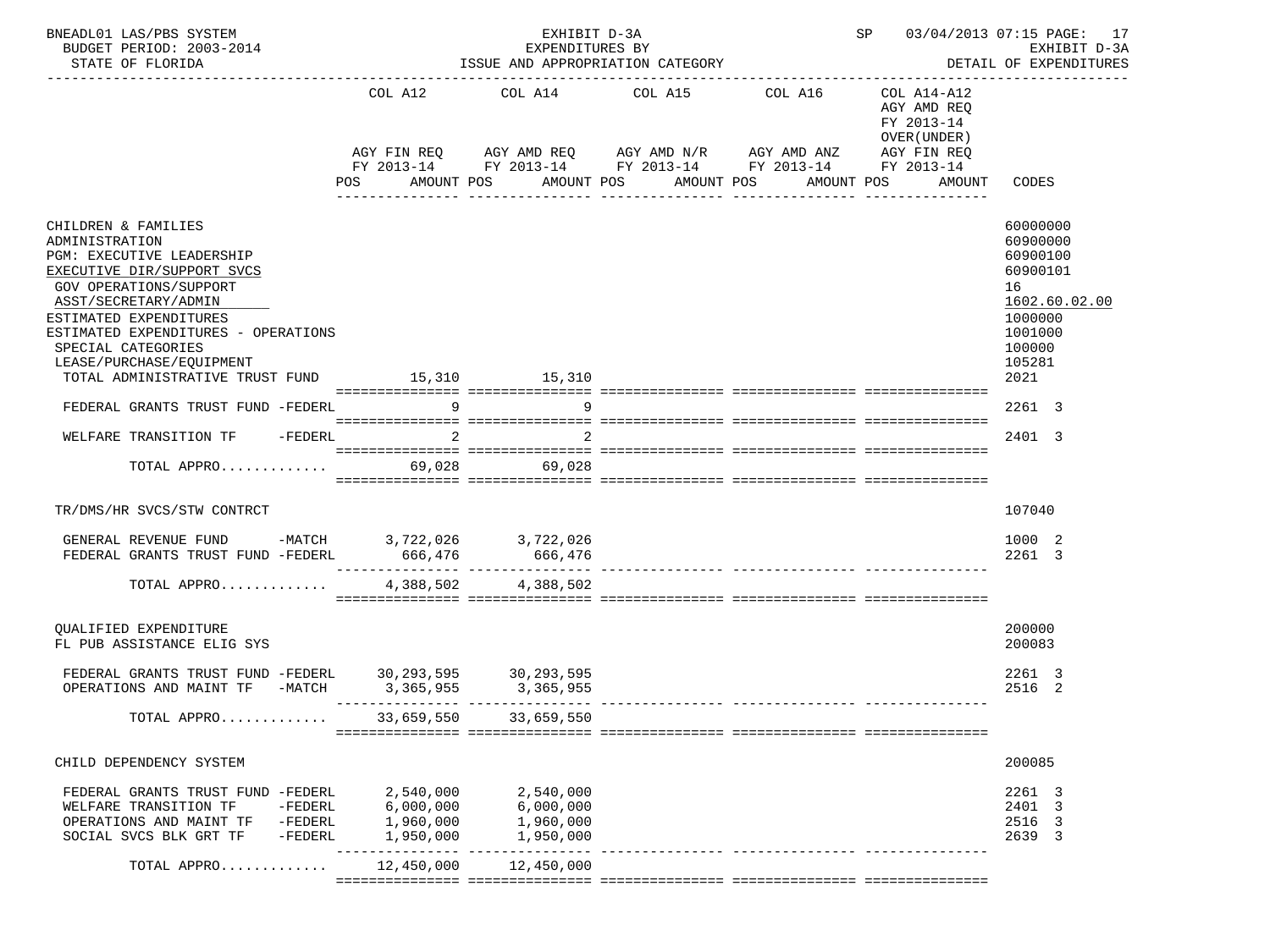BNEADL01 LAS/PBS SYSTEM — EXHIBIT D-3A — SP 03/04/2013 07:15 PAGE: 17
BUDGET PERIOD: 2003-2014 — EXPENDITURES BY — EXHIBIT D-3A
STATE OF FLORIDA — ISSUE AND APPROPRIATION CATEGORY — DETAIL OF EXPENDITURES

| | COL A12 AGY FIN REQ FY 2013-14 POS AMOUNT | COL A14 AGY AMD REQ FY 2013-14 POS AMOUNT | COL A15 AGY AMD N/R FY 2013-14 POS AMOUNT | COL A16 AGY AMD ANZ FY 2013-14 POS AMOUNT | COL A14-A12 AGY AMD REQ FY 2013-14 OVER(UNDER) AGY FIN REQ FY 2013-14 POS AMOUNT | CODES |
|---|---|---|---|---|---|---|
| CHILDREN & FAMILIES | | | | | | 60000000 |
| ADMINISTRATION | | | | | | 60900000 |
| PGM: EXECUTIVE LEADERSHIP | | | | | | 60900100 |
| EXECUTIVE DIR/SUPPORT SVCS | | | | | | 60900101 |
| GOV OPERATIONS/SUPPORT | | | | | | 16 |
| ASST/SECRETARY/ADMIN | | | | | | 1602.60.02.00 |
| ESTIMATED EXPENDITURES | | | | | | 1000000 |
| ESTIMATED EXPENDITURES - OPERATIONS | | | | | | 1001000 |
| SPECIAL CATEGORIES | | | | | | 100000 |
| LEASE/PURCHASE/EQUIPMENT | | | | | | 105281 |
| TOTAL ADMINISTRATIVE TRUST FUND | 15,310 | 15,310 | | | | 2021 |
| FEDERAL GRANTS TRUST FUND -FEDERL | 9 | 9 | | | | 2261 3 |
| WELFARE TRANSITION TF -FEDERL | 2 | 2 | | | | 2401 3 |
| TOTAL APPRO............ | 69,028 | 69,028 | | | | |
| TR/DMS/HR SVCS/STW CONTRCT | | | | | | 107040 |
| GENERAL REVENUE FUND -MATCH | 3,722,026 | 3,722,026 | | | | 1000 2 |
| FEDERAL GRANTS TRUST FUND -FEDERL | 666,476 | 666,476 | | | | 2261 3 |
| TOTAL APPRO............ | 4,388,502 | 4,388,502 | | | | |
| QUALIFIED EXPENDITURE | | | | | | 200000 |
| FL PUB ASSISTANCE ELIG SYS | | | | | | 200083 |
| FEDERAL GRANTS TRUST FUND -FEDERL | 30,293,595 | 30,293,595 | | | | 2261 3 |
| OPERATIONS AND MAINT TF -MATCH | 3,365,955 | 3,365,955 | | | | 2516 2 |
| TOTAL APPRO............ | 33,659,550 | 33,659,550 | | | | |
| CHILD DEPENDENCY SYSTEM | | | | | | 200085 |
| FEDERAL GRANTS TRUST FUND -FEDERL | 2,540,000 | 2,540,000 | | | | 2261 3 |
| WELFARE TRANSITION TF -FEDERL | 6,000,000 | 6,000,000 | | | | 2401 3 |
| OPERATIONS AND MAINT TF -FEDERL | 1,960,000 | 1,960,000 | | | | 2516 3 |
| SOCIAL SVCS BLK GRT TF -FEDERL | 1,950,000 | 1,950,000 | | | | 2639 3 |
| TOTAL APPRO............ | 12,450,000 | 12,450,000 | | | | |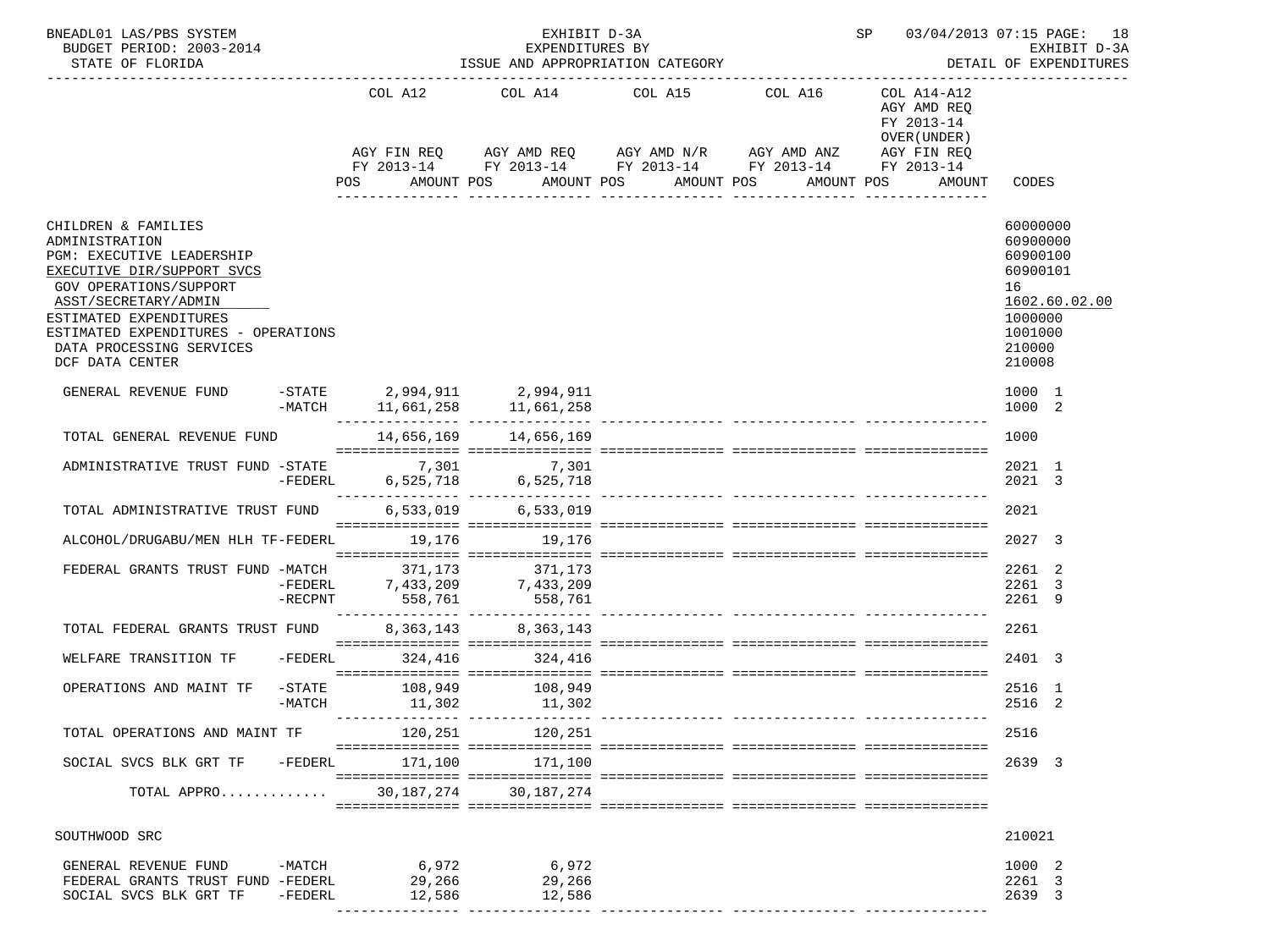BNEADL01 LAS/PBS SYSTEM — EXHIBIT D-3A — EXPENDITURES BY ISSUE AND APPROPRIATION CATEGORY — SP 03/04/2013 07:15 PAGE: 18
BUDGET PERIOD: 2003-2014 — EXHIBIT D-3A
STATE OF FLORIDA — DETAIL OF EXPENDITURES

| | COL A12 AGY FIN REQ FY 2013-14 POS AMOUNT | COL A14 AGY AMD REQ FY 2013-14 POS AMOUNT | COL A15 AGY AMD N/R FY 2013-14 POS AMOUNT | COL A16 AGY AMD ANZ FY 2013-14 POS AMOUNT | COL A14-A12 AGY AMD REQ FY 2013-14 OVER(UNDER) AGY FIN REQ FY 2013-14 POS AMOUNT | CODES |
|---|---|---|---|---|---|---|
| CHILDREN & FAMILIES | | | | | | 60000000 |
| ADMINISTRATION | | | | | | 60900000 |
| PGM: EXECUTIVE LEADERSHIP | | | | | | 60900100 |
| EXECUTIVE DIR/SUPPORT SVCS | | | | | | 60900101 |
| GOV OPERATIONS/SUPPORT | | | | | | 16 |
| ASST/SECRETARY/ADMIN | | | | | | 1602.60.02.00 |
| ESTIMATED EXPENDITURES | | | | | | 1000000 |
| ESTIMATED EXPENDITURES - OPERATIONS | | | | | | 1001000 |
| DATA PROCESSING SERVICES | | | | | | 210000 |
| DCF DATA CENTER | | | | | | 210008 |
| GENERAL REVENUE FUND -STATE | 2,994,911 | 2,994,911 | | | | 1000 1 |
| GENERAL REVENUE FUND -MATCH | 11,661,258 | 11,661,258 | | | | 1000 2 |
| TOTAL GENERAL REVENUE FUND | 14,656,169 | 14,656,169 | | | | 1000 |
| ADMINISTRATIVE TRUST FUND -STATE | 7,301 | 7,301 | | | | 2021 1 |
| ADMINISTRATIVE TRUST FUND -FEDERL | 6,525,718 | 6,525,718 | | | | 2021 3 |
| TOTAL ADMINISTRATIVE TRUST FUND | 6,533,019 | 6,533,019 | | | | 2021 |
| ALCOHOL/DRUGABU/MEN HLH TF-FEDERL | 19,176 | 19,176 | | | | 2027 3 |
| FEDERAL GRANTS TRUST FUND -MATCH | 371,173 | 371,173 | | | | 2261 2 |
| FEDERAL GRANTS TRUST FUND -FEDERL | 7,433,209 | 7,433,209 | | | | 2261 3 |
| FEDERAL GRANTS TRUST FUND -RECPNT | 558,761 | 558,761 | | | | 2261 9 |
| TOTAL FEDERAL GRANTS TRUST FUND | 8,363,143 | 8,363,143 | | | | 2261 |
| WELFARE TRANSITION TF -FEDERL | 324,416 | 324,416 | | | | 2401 3 |
| OPERATIONS AND MAINT TF -STATE | 108,949 | 108,949 | | | | 2516 1 |
| OPERATIONS AND MAINT TF -MATCH | 11,302 | 11,302 | | | | 2516 2 |
| TOTAL OPERATIONS AND MAINT TF | 120,251 | 120,251 | | | | 2516 |
| SOCIAL SVCS BLK GRT TF -FEDERL | 171,100 | 171,100 | | | | 2639 3 |
| TOTAL APPRO............ | 30,187,274 | 30,187,274 | | | | |
| SOUTHWOOD SRC | | | | | | 210021 |
| GENERAL REVENUE FUND -MATCH | 6,972 | 6,972 | | | | 1000 2 |
| FEDERAL GRANTS TRUST FUND -FEDERL | 29,266 | 29,266 | | | | 2261 3 |
| SOCIAL SVCS BLK GRT TF -FEDERL | 12,586 | 12,586 | | | | 2639 3 |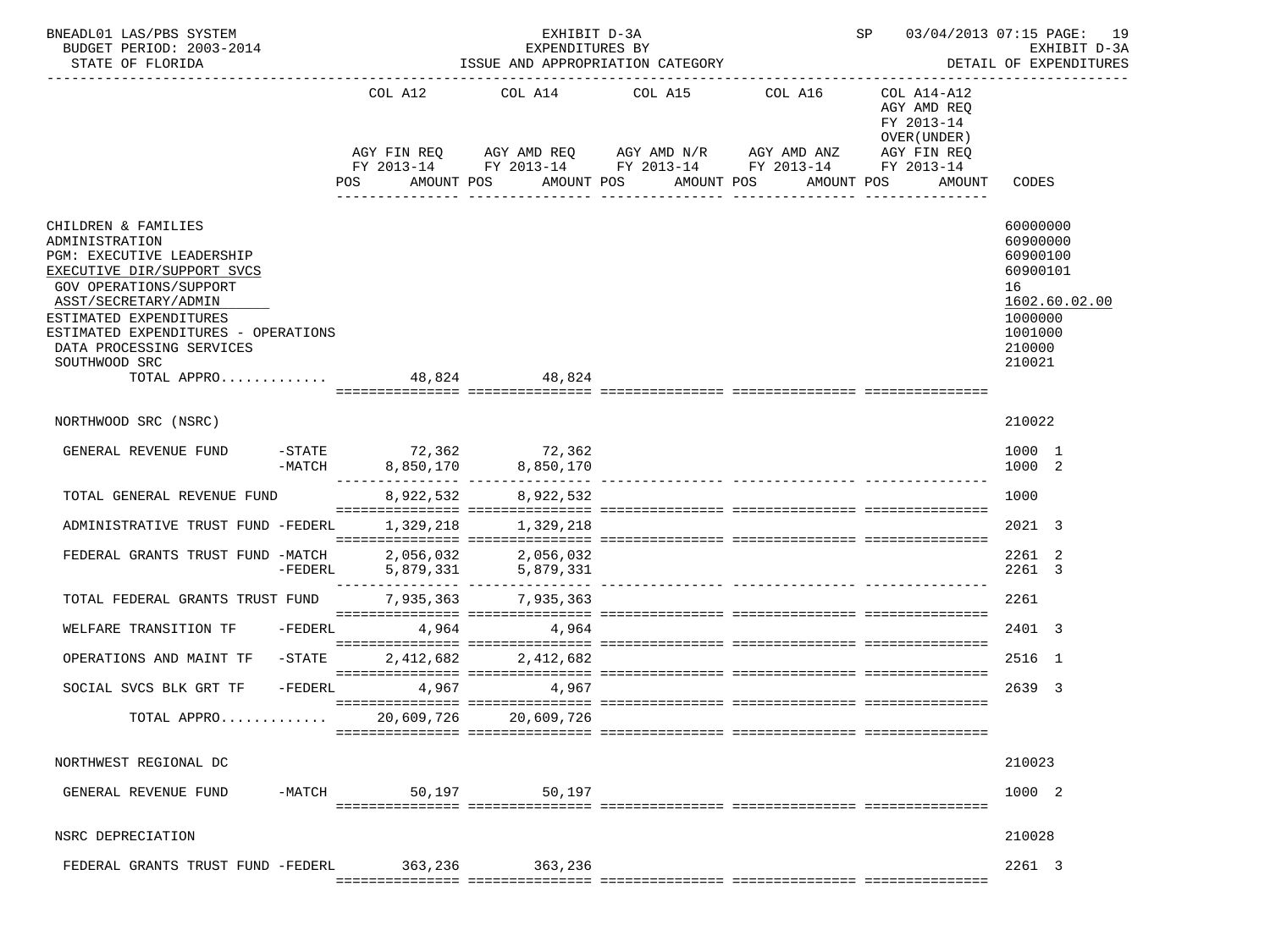BNEADL01 LAS/PBS SYSTEM — EXHIBIT D-3A — SP 03/04/2013 07:15

BUDGET PERIOD: 2003-2014 — EXPENDITURES BY — EXHIBIT D-3A

STATE OF FLORIDA — ISSUE AND APPROPRIATION CATEGORY — DETAIL OF EXPENDITURES

| | COL A12 AGY FIN REQ FY 2013-14 POS AMOUNT | COL A14 AGY AMD REQ FY 2013-14 POS AMOUNT | COL A15 AGY AMD N/R FY 2013-14 POS AMOUNT | COL A16 AGY AMD ANZ FY 2013-14 POS AMOUNT | COL A14-A12 AGY AMD REQ FY 2013-14 OVER(UNDER) AGY FIN REQ FY 2013-14 POS AMOUNT | CODES |
|---|---|---|---|---|---|---|
| CHILDREN & FAMILIES | | | | | | 60000000 |
| ADMINISTRATION | | | | | | 60900000 |
| PGM: EXECUTIVE LEADERSHIP | | | | | | 60900100 |
| EXECUTIVE DIR/SUPPORT SVCS | | | | | | 60900101 |
| GOV OPERATIONS/SUPPORT | | | | | | 16 |
| ASST/SECRETARY/ADMIN | | | | | | 1602.60.02.00 |
| ESTIMATED EXPENDITURES | | | | | | 1000000 |
| ESTIMATED EXPENDITURES - OPERATIONS | | | | | | 1001000 |
| DATA PROCESSING SERVICES | | | | | | 210000 |
| SOUTHWOOD SRC | | | | | | 210021 |
| TOTAL APPRO............ | 48,824 | 48,824 | | | | |
| NORTHWOOD SRC (NSRC) | | | | | | 210022 |
| GENERAL REVENUE FUND -STATE | 72,362 | 72,362 | | | | 1000 1 |
| -MATCH | 8,850,170 | 8,850,170 | | | | 1000 2 |
| TOTAL GENERAL REVENUE FUND | 8,922,532 | 8,922,532 | | | | 1000 |
| ADMINISTRATIVE TRUST FUND -FEDERL | 1,329,218 | 1,329,218 | | | | 2021 3 |
| FEDERAL GRANTS TRUST FUND -MATCH | 2,056,032 | 2,056,032 | | | | 2261 2 |
| -FEDERL | 5,879,331 | 5,879,331 | | | | 2261 3 |
| TOTAL FEDERAL GRANTS TRUST FUND | 7,935,363 | 7,935,363 | | | | 2261 |
| WELFARE TRANSITION TF -FEDERL | 4,964 | 4,964 | | | | 2401 3 |
| OPERATIONS AND MAINT TF -STATE | 2,412,682 | 2,412,682 | | | | 2516 1 |
| SOCIAL SVCS BLK GRT TF -FEDERL | 4,967 | 4,967 | | | | 2639 3 |
| TOTAL APPRO............ | 20,609,726 | 20,609,726 | | | | |
| NORTHWEST REGIONAL DC | | | | | | 210023 |
| GENERAL REVENUE FUND -MATCH | 50,197 | 50,197 | | | | 1000 2 |
| NSRC DEPRECIATION | | | | | | 210028 |
| FEDERAL GRANTS TRUST FUND -FEDERL | 363,236 | 363,236 | | | | 2261 3 |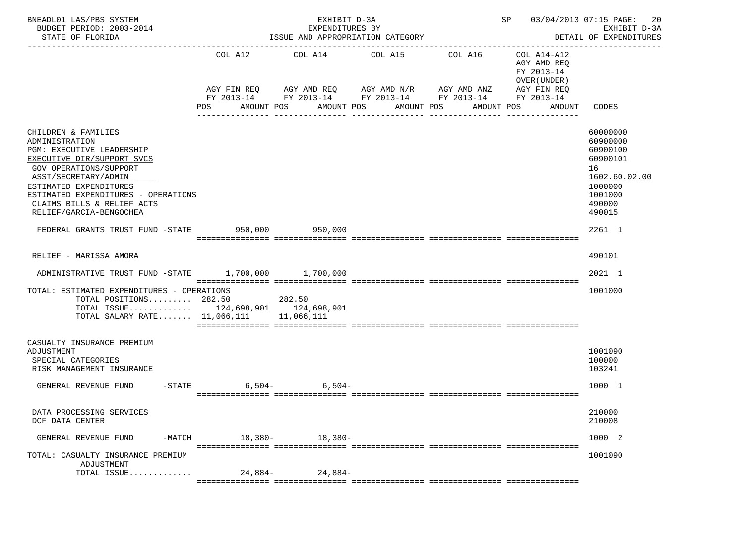BNEADL01 LAS/PBS SYSTEM — EXHIBIT D-3A — EXPENDITURES BY ISSUE AND APPROPRIATION CATEGORY — SP 03/04/2013 07:15

BUDGET PERIOD: 2003-2014 — STATE OF FLORIDA — EXHIBIT D-3A DETAIL OF EXPENDITURES

| | COL A12 AGY FIN REQ FY 2013-14 POS AMOUNT | COL A14 AGY AMD REQ FY 2013-14 POS AMOUNT | COL A15 AGY AMD N/R FY 2013-14 POS AMOUNT | COL A16 AGY AMD ANZ FY 2013-14 POS AMOUNT | COL A14-A12 AGY AMD REQ FY 2013-14 OVER(UNDER) AGY FIN REQ FY 2013-14 POS AMOUNT | CODES |
|---|---|---|---|---|---|---|
| CHILDREN & FAMILIES | | | | | | 60000000 |
| ADMINISTRATION | | | | | | 60900000 |
| PGM: EXECUTIVE LEADERSHIP | | | | | | 60900100 |
| EXECUTIVE DIR/SUPPORT SVCS | | | | | | 60900101 |
| GOV OPERATIONS/SUPPORT | | | | | | 16 |
| ASST/SECRETARY/ADMIN | | | | | | 1602.60.02.00 |
| ESTIMATED EXPENDITURES | | | | | | 1000000 |
| ESTIMATED EXPENDITURES - OPERATIONS | | | | | | 1001000 |
| CLAIMS BILLS & RELIEF ACTS | | | | | | 490000 |
| RELIEF/GARCIA-BENGOCHEA | | | | | | 490015 |
| FEDERAL GRANTS TRUST FUND -STATE | 950,000 | 950,000 | | | | 2261 1 |
| RELIEF - MARISSA AMORA | | | | | | 490101 |
| ADMINISTRATIVE TRUST FUND -STATE | 1,700,000 | 1,700,000 | | | | 2021 1 |
| TOTAL: ESTIMATED EXPENDITURES - OPERATIONS | | | | | | 1001000 |
| TOTAL POSITIONS......... | 282.50 | 282.50 | | | | |
| TOTAL ISSUE............. | 124,698,901 | 124,698,901 | | | | |
| TOTAL SALARY RATE....... | 11,066,111 | 11,066,111 | | | | |
| CASUALTY INSURANCE PREMIUM ADJUSTMENT | | | | | | 1001090 |
| SPECIAL CATEGORIES | | | | | | 100000 |
| RISK MANAGEMENT INSURANCE | | | | | | 103241 |
| GENERAL REVENUE FUND -STATE | 6,504- | 6,504- | | | | 1000 1 |
| DATA PROCESSING SERVICES | | | | | | 210000 |
| DCF DATA CENTER | | | | | | 210008 |
| GENERAL REVENUE FUND -MATCH | 18,380- | 18,380- | | | | 1000 2 |
| TOTAL: CASUALTY INSURANCE PREMIUM ADJUSTMENT | | | | | | 1001090 |
| TOTAL ISSUE............. | 24,884- | 24,884- | | | | |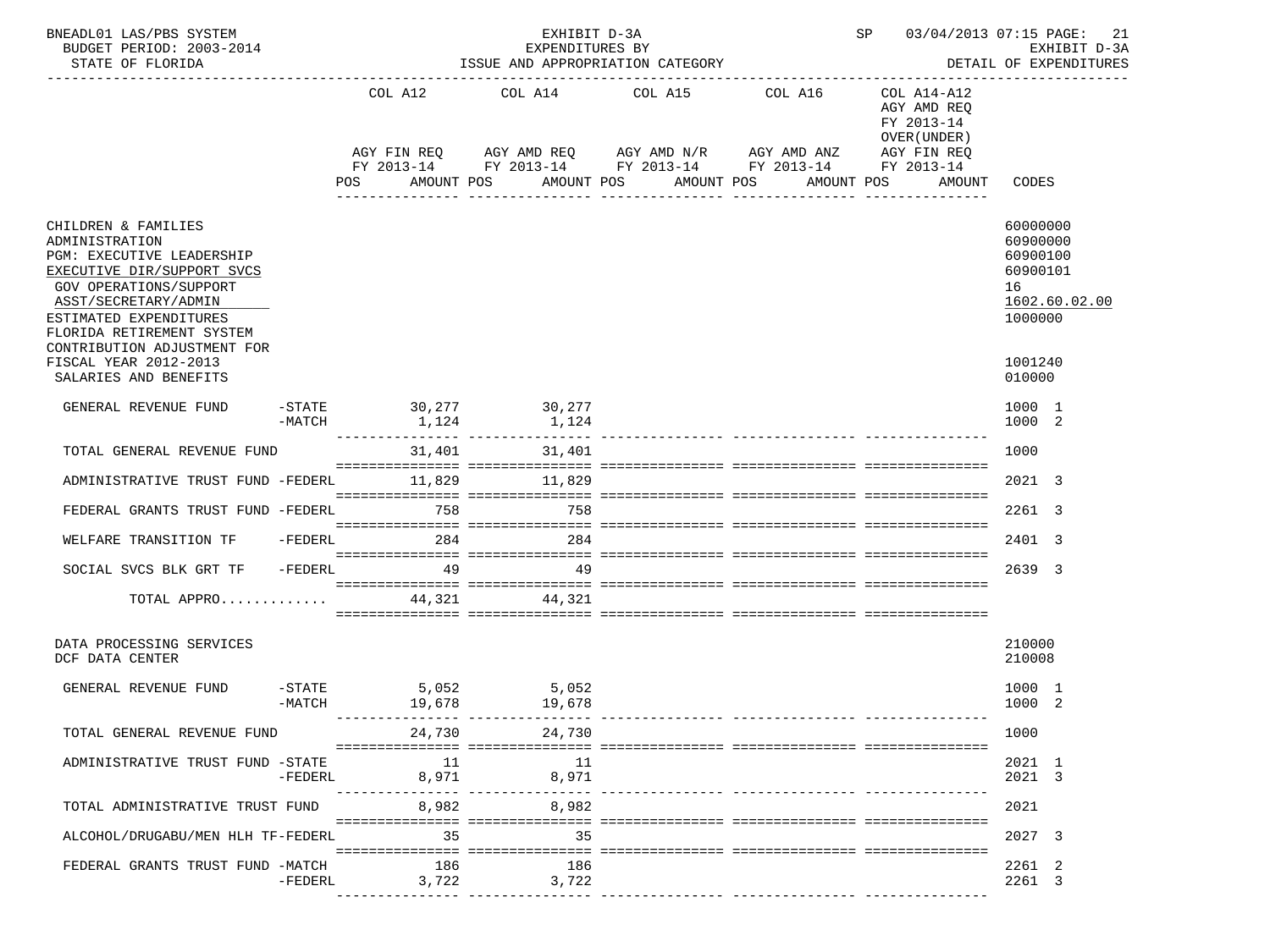BNEADL01 LAS/PBS SYSTEM — EXHIBIT D-3A — SP 03/04/2013 07:15 PAGE: 21
BUDGET PERIOD: 2003-2014 — EXPENDITURES BY — EXHIBIT D-3A
STATE OF FLORIDA — ISSUE AND APPROPRIATION CATEGORY — DETAIL OF EXPENDITURES

| | | COL A12 AGY FIN REQ FY 2013-14 POS AMOUNT | COL A14 AGY AMD REQ FY 2013-14 POS AMOUNT | COL A15 AGY AMD N/R FY 2013-14 POS AMOUNT | COL A16 AGY AMD ANZ FY 2013-14 POS AMOUNT | COL A14-A12 AGY AMD REQ FY 2013-14 OVER(UNDER) AGY FIN REQ FY 2013-14 POS AMOUNT | CODES |
|---|---|---|---|---|---|---|---|
| CHILDREN & FAMILIES | | | | | | | 60000000 |
| ADMINISTRATION | | | | | | | 60900000 |
| PGM: EXECUTIVE LEADERSHIP | | | | | | | 60900100 |
| EXECUTIVE DIR/SUPPORT SVCS | | | | | | | 60900101 |
| GOV OPERATIONS/SUPPORT | | | | | | | 16 |
| ASST/SECRETARY/ADMIN | | | | | | | 1602.60.02.00 |
| ESTIMATED EXPENDITURES | | | | | | | 1000000 |
| FLORIDA RETIREMENT SYSTEM CONTRIBUTION ADJUSTMENT FOR FISCAL YEAR 2012-2013 | | | | | | | 1001240 |
| SALARIES AND BENEFITS | | | | | | | 010000 |
| GENERAL REVENUE FUND | -STATE | 30,277 | 30,277 | | | | 1000 1 |
| | -MATCH | 1,124 | 1,124 | | | | 1000 2 |
| TOTAL GENERAL REVENUE FUND | | 31,401 | 31,401 | | | | 1000 |
| ADMINISTRATIVE TRUST FUND | -FEDERL | 11,829 | 11,829 | | | | 2021 3 |
| FEDERAL GRANTS TRUST FUND | -FEDERL | 758 | 758 | | | | 2261 3 |
| WELFARE TRANSITION TF | -FEDERL | 284 | 284 | | | | 2401 3 |
| SOCIAL SVCS BLK GRT TF | -FEDERL | 49 | 49 | | | | 2639 3 |
| TOTAL APPRO............. | | 44,321 | 44,321 | | | | |
| DATA PROCESSING SERVICES | | | | | | | 210000 |
| DCF DATA CENTER | | | | | | | 210008 |
| GENERAL REVENUE FUND | -STATE | 5,052 | 5,052 | | | | 1000 1 |
| | -MATCH | 19,678 | 19,678 | | | | 1000 2 |
| TOTAL GENERAL REVENUE FUND | | 24,730 | 24,730 | | | | 1000 |
| ADMINISTRATIVE TRUST FUND | -STATE | 11 | 11 | | | | 2021 1 |
| | -FEDERL | 8,971 | 8,971 | | | | 2021 3 |
| TOTAL ADMINISTRATIVE TRUST FUND | | 8,982 | 8,982 | | | | 2021 |
| ALCOHOL/DRUGABU/MEN HLH TF | -FEDERL | 35 | 35 | | | | 2027 3 |
| FEDERAL GRANTS TRUST FUND | -MATCH | 186 | 186 | | | | 2261 2 |
| | -FEDERL | 3,722 | 3,722 | | | | 2261 3 |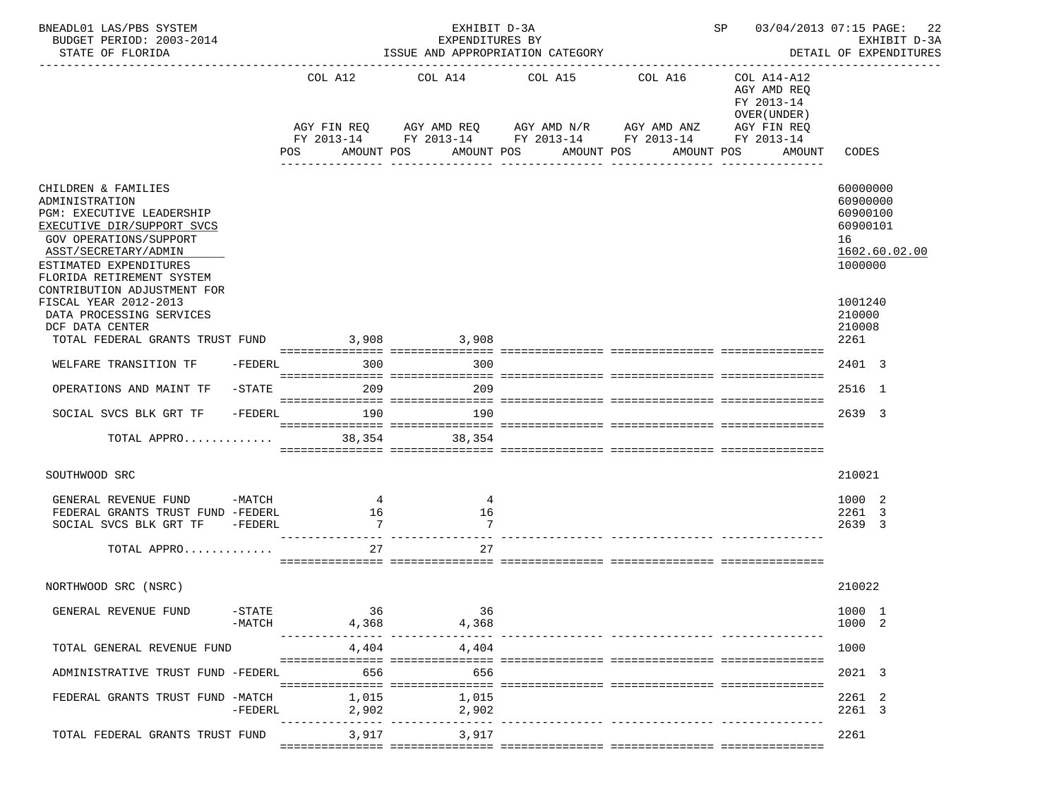BNEADL01 LAS/PBS SYSTEM — EXHIBIT D-3A — SP 03/04/2013 07:15

BUDGET PERIOD: 2003-2014 — EXPENDITURES BY — EXHIBIT D-3A

STATE OF FLORIDA — ISSUE AND APPROPRIATION CATEGORY — DETAIL OF EXPENDITURES

| | COL A12 AGY FIN REQ FY 2013-14 POS AMOUNT | COL A14 AGY AMD REQ FY 2013-14 POS AMOUNT | COL A15 AGY AMD N/R FY 2013-14 POS AMOUNT | COL A16 AGY AMD ANZ FY 2013-14 POS AMOUNT | COL A14-A12 AGY AMD REQ FY 2013-14 OVER(UNDER) AGY FIN REQ FY 2013-14 POS AMOUNT | CODES |
|---|---|---|---|---|---|---|
| CHILDREN & FAMILIES | | | | | | 60000000 |
| ADMINISTRATION | | | | | | 60900000 |
| PGM: EXECUTIVE LEADERSHIP | | | | | | 60900100 |
| EXECUTIVE DIR/SUPPORT SVCS | | | | | | 60900101 |
| GOV OPERATIONS/SUPPORT | | | | | | 16 |
| ASST/SECRETARY/ADMIN | | | | | | 1602.60.02.00 |
| ESTIMATED EXPENDITURES | | | | | | 1000000 |
| FLORIDA RETIREMENT SYSTEM CONTRIBUTION ADJUSTMENT FOR FISCAL YEAR 2012-2013 | | | | | | 1001240 |
| DATA PROCESSING SERVICES | | | | | | 210000 |
| DCF DATA CENTER | | | | | | 210008 |
| TOTAL FEDERAL GRANTS TRUST FUND | 3,908 | 3,908 | | | | 2261 |
| WELFARE TRANSITION TF -FEDERL | 300 | 300 | | | | 2401 3 |
| OPERATIONS AND MAINT TF -STATE | 209 | 209 | | | | 2516 1 |
| SOCIAL SVCS BLK GRT TF -FEDERL | 190 | 190 | | | | 2639 3 |
| TOTAL APPRO............. | 38,354 | 38,354 | | | | |
| SOUTHWOOD SRC | | | | | | 210021 |
| GENERAL REVENUE FUND -MATCH | 4 | 4 | | | | 1000 2 |
| FEDERAL GRANTS TRUST FUND -FEDERL | 16 | 16 | | | | 2261 3 |
| SOCIAL SVCS BLK GRT TF -FEDERL | 7 | 7 | | | | 2639 3 |
| TOTAL APPRO............. | 27 | 27 | | | | |
| NORTHWOOD SRC (NSRC) | | | | | | 210022 |
| GENERAL REVENUE FUND -STATE | 36 | 36 | | | | 1000 1 |
| -MATCH | 4,368 | 4,368 | | | | 1000 2 |
| TOTAL GENERAL REVENUE FUND | 4,404 | 4,404 | | | | 1000 |
| ADMINISTRATIVE TRUST FUND -FEDERL | 656 | 656 | | | | 2021 3 |
| FEDERAL GRANTS TRUST FUND -MATCH | 1,015 | 1,015 | | | | 2261 2 |
| -FEDERL | 2,902 | 2,902 | | | | 2261 3 |
| TOTAL FEDERAL GRANTS TRUST FUND | 3,917 | 3,917 | | | | 2261 |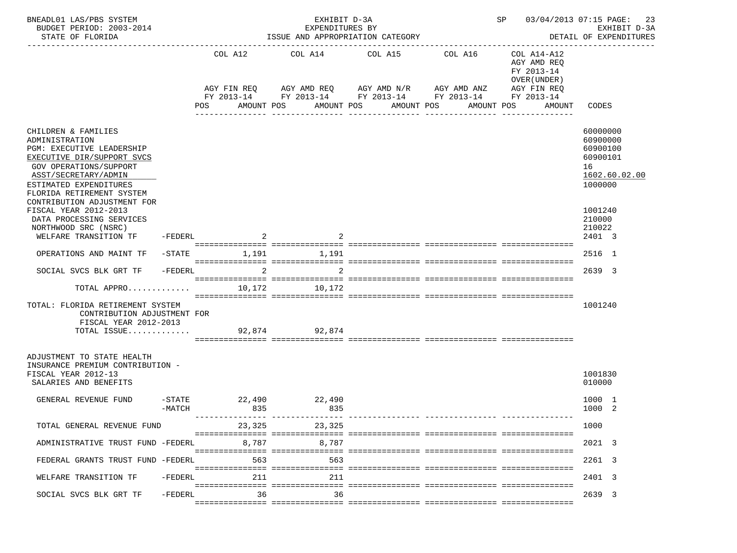| | COL A12 | COL A14 | COL A15 | COL A16 | COL A14-A12 AGY AMD REQ FY 2013-14 OVER(UNDER) | |
|---|---|---|---|---|---|---|
| | AGY FIN REQ FY 2013-14 | AGY AMD REQ FY 2013-14 | AGY AMD N/R FY 2013-14 | AGY AMD ANZ FY 2013-14 | AGY FIN REQ FY 2013-14 | |
| | POS AMOUNT | POS AMOUNT | POS AMOUNT | POS AMOUNT | POS AMOUNT | CODES |
| CHILDREN & FAMILIES | | | | | | 60000000 |
| ADMINISTRATION | | | | | | 60900000 |
| PGM: EXECUTIVE LEADERSHIP | | | | | | 60900100 |
| EXECUTIVE DIR/SUPPORT SVCS | | | | | | 60900101 |
| GOV OPERATIONS/SUPPORT | | | | | | 16 |
| ASST/SECRETARY/ADMIN | | | | | | 1602.60.02.00 |
| ESTIMATED EXPENDITURES | | | | | | 1000000 |
| FLORIDA RETIREMENT SYSTEM CONTRIBUTION ADJUSTMENT FOR FISCAL YEAR 2012-2013 | | | | | | 1001240 |
| DATA PROCESSING SERVICES | | | | | | 210000 |
| NORTHWOOD SRC (NSRC) | | | | | | 210022 |
| WELFARE TRANSITION TF -FEDERL | 2 | 2 | | | | 2401 3 |
| OPERATIONS AND MAINT TF -STATE | 1,191 | 1,191 | | | | 2516 1 |
| SOCIAL SVCS BLK GRT TF -FEDERL | 2 | 2 | | | | 2639 3 |
| TOTAL APPRO............ | 10,172 | 10,172 | | | | |
| TOTAL: FLORIDA RETIREMENT SYSTEM CONTRIBUTION ADJUSTMENT FOR FISCAL YEAR 2012-2013 | | | | | | 1001240 |
| TOTAL ISSUE............ | 92,874 | 92,874 | | | | |
| ADJUSTMENT TO STATE HEALTH INSURANCE PREMIUM CONTRIBUTION - FISCAL YEAR 2012-13 | | | | | | 1001830 |
| SALARIES AND BENEFITS | | | | | | 010000 |
| GENERAL REVENUE FUND -STATE | 22,490 | 22,490 | | | | 1000 1 |
| -MATCH | 835 | 835 | | | | 1000 2 |
| TOTAL GENERAL REVENUE FUND | 23,325 | 23,325 | | | | 1000 |
| ADMINISTRATIVE TRUST FUND -FEDERL | 8,787 | 8,787 | | | | 2021 3 |
| FEDERAL GRANTS TRUST FUND -FEDERL | 563 | 563 | | | | 2261 3 |
| WELFARE TRANSITION TF -FEDERL | 211 | 211 | | | | 2401 3 |
| SOCIAL SVCS BLK GRT TF -FEDERL | 36 | 36 | | | | 2639 3 |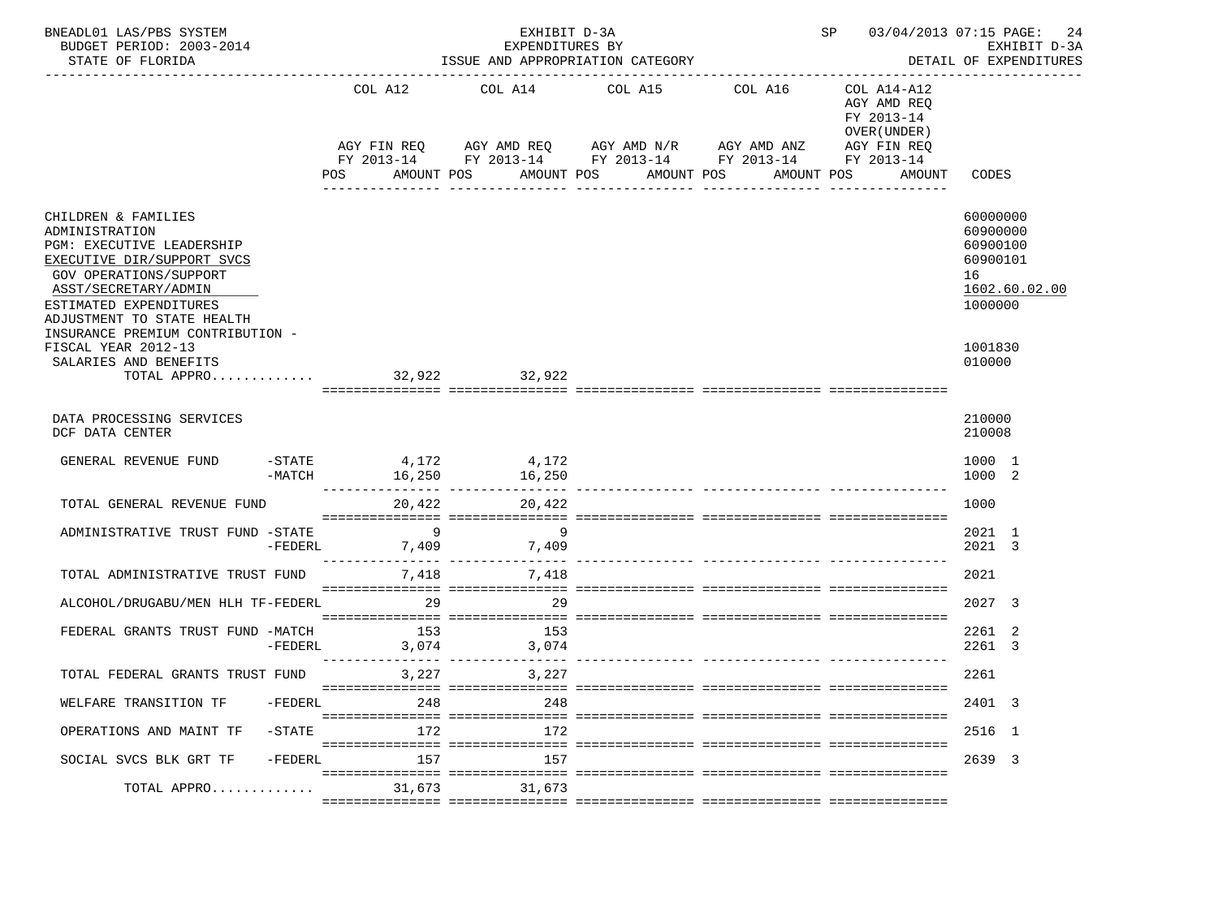BNEADL01 LAS/PBS SYSTEM — EXHIBIT D-3A — EXPENDITURES BY ISSUE AND APPROPRIATION CATEGORY — SP 03/04/2013 07:15 — BUDGET PERIOD: 2003-2014 — STATE OF FLORIDA — EXHIBIT D-3A DETAIL OF EXPENDITURES

| | COL A12 AGY FIN REQ FY 2013-14 POS AMOUNT | COL A14 AGY AMD REQ FY 2013-14 POS AMOUNT | COL A15 AGY AMD N/R FY 2013-14 POS AMOUNT | COL A16 AGY AMD ANZ FY 2013-14 POS AMOUNT | COL A14-A12 AGY AMD REQ FY 2013-14 OVER(UNDER) AGY FIN REQ FY 2013-14 POS AMOUNT | CODES |
|---|---|---|---|---|---|---|
| CHILDREN & FAMILIES | | | | | | 60000000 |
| ADMINISTRATION | | | | | | 60900000 |
| PGM: EXECUTIVE LEADERSHIP | | | | | | 60900100 |
| EXECUTIVE DIR/SUPPORT SVCS | | | | | | 60900101 |
| GOV OPERATIONS/SUPPORT | | | | | | 16 |
| ASST/SECRETARY/ADMIN | | | | | | 1602.60.02.00 |
| ESTIMATED EXPENDITURES | | | | | | 1000000 |
| ADJUSTMENT TO STATE HEALTH INSURANCE PREMIUM CONTRIBUTION - FISCAL YEAR 2012-13 | | | | | | 1001830 |
| SALARIES AND BENEFITS | | | | | | 010000 |
| TOTAL APPRO............ | 32,922 | 32,922 | | | | |
| DATA PROCESSING SERVICES | | | | | | 210000 |
| DCF DATA CENTER | | | | | | 210008 |
| GENERAL REVENUE FUND -STATE | 4,172 | 4,172 | | | | 1000 1 |
| -MATCH | 16,250 | 16,250 | | | | 1000 2 |
| TOTAL GENERAL REVENUE FUND | 20,422 | 20,422 | | | | 1000 |
| ADMINISTRATIVE TRUST FUND -STATE | 9 | 9 | | | | 2021 1 |
| -FEDERL | 7,409 | 7,409 | | | | 2021 3 |
| TOTAL ADMINISTRATIVE TRUST FUND | 7,418 | 7,418 | | | | 2021 |
| ALCOHOL/DRUGABU/MEN HLH TF-FEDERL | 29 | 29 | | | | 2027 3 |
| FEDERAL GRANTS TRUST FUND -MATCH | 153 | 153 | | | | 2261 2 |
| -FEDERL | 3,074 | 3,074 | | | | 2261 3 |
| TOTAL FEDERAL GRANTS TRUST FUND | 3,227 | 3,227 | | | | 2261 |
| WELFARE TRANSITION TF -FEDERL | 248 | 248 | | | | 2401 3 |
| OPERATIONS AND MAINT TF -STATE | 172 | 172 | | | | 2516 1 |
| SOCIAL SVCS BLK GRT TF -FEDERL | 157 | 157 | | | | 2639 3 |
| TOTAL APPRO............ | 31,673 | 31,673 | | | | |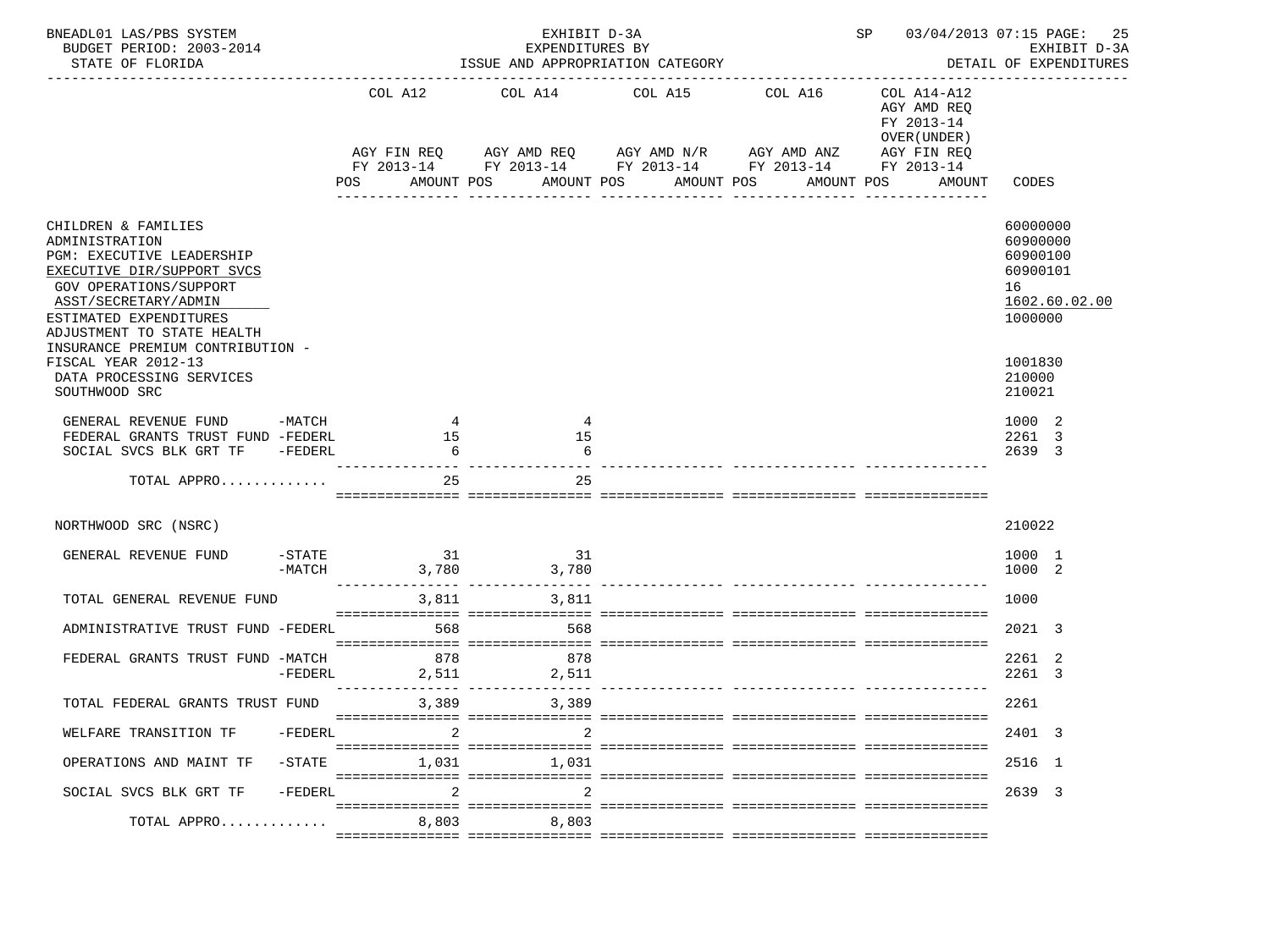BNEADL01 LAS/PBS SYSTEM — EXHIBIT D-3A — EXPENDITURES BY ISSUE AND APPROPRIATION CATEGORY — BUDGET PERIOD: 2003-2014 — STATE OF FLORIDA — SP 03/04/2013 07:15 — EXHIBIT D-3A DETAIL OF EXPENDITURES

| | COL A12 AGY FIN REQ FY 2013-14 POS AMOUNT | COL A14 AGY AMD REQ FY 2013-14 POS AMOUNT | COL A15 AGY AMD N/R FY 2013-14 POS AMOUNT | COL A16 AGY AMD ANZ FY 2013-14 POS AMOUNT | COL A14-A12 AGY AMD REQ FY 2013-14 OVER(UNDER) AGY FIN REQ FY 2013-14 POS AMOUNT | CODES |
|---|---|---|---|---|---|---|
| CHILDREN & FAMILIES | | | | | | 60000000 |
| ADMINISTRATION | | | | | | 60900000 |
| PGM: EXECUTIVE LEADERSHIP | | | | | | 60900100 |
| EXECUTIVE DIR/SUPPORT SVCS | | | | | | 60900101 |
| GOV OPERATIONS/SUPPORT | | | | | | 16 |
| ASST/SECRETARY/ADMIN | | | | | | 1602.60.02.00 |
| ESTIMATED EXPENDITURES | | | | | | 1000000 |
| ADJUSTMENT TO STATE HEALTH INSURANCE PREMIUM CONTRIBUTION - FISCAL YEAR 2012-13 | | | | | | 1001830 |
| DATA PROCESSING SERVICES | | | | | | 210000 |
| SOUTHWOOD SRC | | | | | | 210021 |
| GENERAL REVENUE FUND -MATCH | 4 | 4 | | | | 1000 2 |
| FEDERAL GRANTS TRUST FUND -FEDERL | 15 | 15 | | | | 2261 3 |
| SOCIAL SVCS BLK GRT TF -FEDERL | 6 | 6 | | | | 2639 3 |
| TOTAL APPRO............. | 25 | 25 | | | | |
| NORTHWOOD SRC (NSRC) | | | | | | 210022 |
| GENERAL REVENUE FUND -STATE | 31 | 31 | | | | 1000 1 |
| -MATCH | 3,780 | 3,780 | | | | 1000 2 |
| TOTAL GENERAL REVENUE FUND | 3,811 | 3,811 | | | | 1000 |
| ADMINISTRATIVE TRUST FUND -FEDERL | 568 | 568 | | | | 2021 3 |
| FEDERAL GRANTS TRUST FUND -MATCH | 878 | 878 | | | | 2261 2 |
| -FEDERL | 2,511 | 2,511 | | | | 2261 3 |
| TOTAL FEDERAL GRANTS TRUST FUND | 3,389 | 3,389 | | | | 2261 |
| WELFARE TRANSITION TF -FEDERL | 2 | 2 | | | | 2401 3 |
| OPERATIONS AND MAINT TF -STATE | 1,031 | 1,031 | | | | 2516 1 |
| SOCIAL SVCS BLK GRT TF -FEDERL | 2 | 2 | | | | 2639 3 |
| TOTAL APPRO............. | 8,803 | 8,803 | | | | |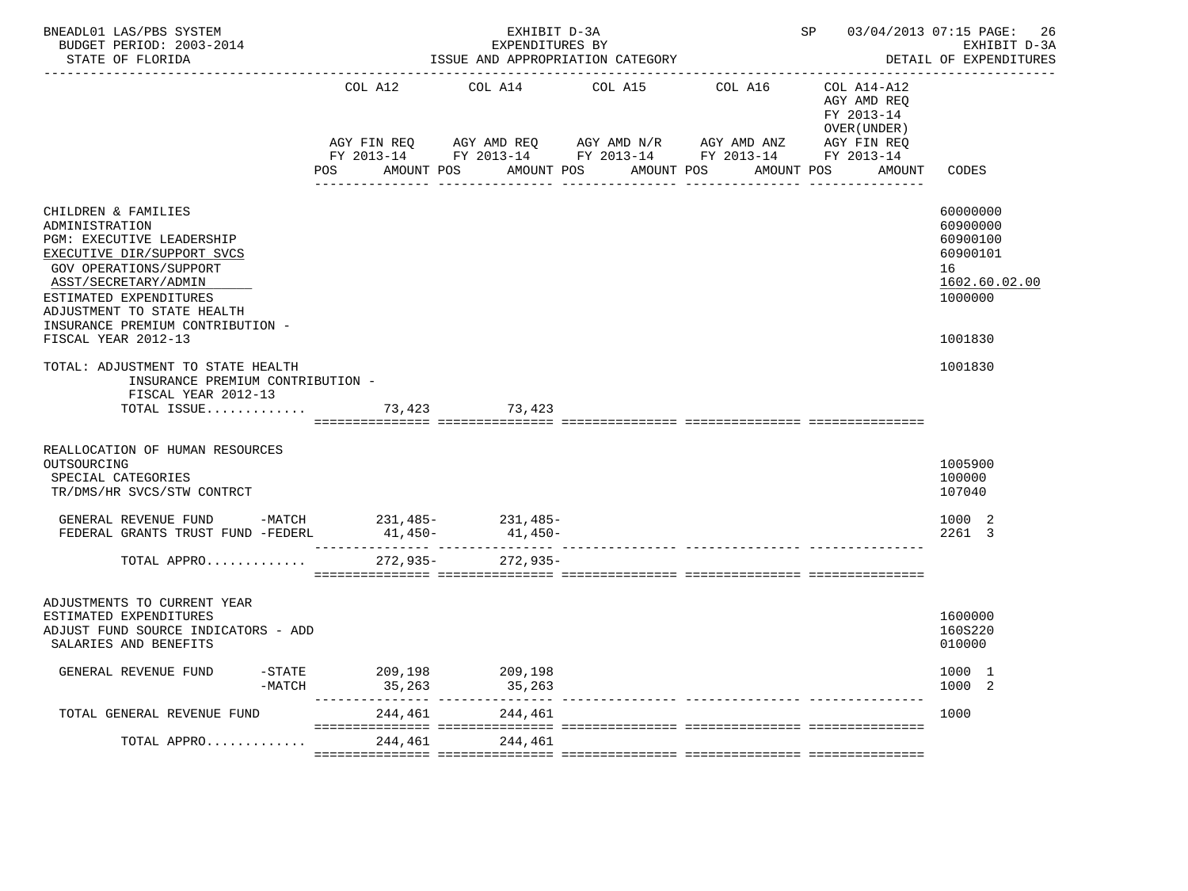BNEADL01 LAS/PBS SYSTEM — EXHIBIT D-3A — SP 03/04/2013 07:15 PAGE: 26
BUDGET PERIOD: 2003-2014 — EXPENDITURES BY — EXHIBIT D-3A
STATE OF FLORIDA — ISSUE AND APPROPRIATION CATEGORY — DETAIL OF EXPENDITURES

| | COL A12 AGY FIN REQ FY 2013-14 POS AMOUNT | COL A14 AGY AMD REQ FY 2013-14 POS AMOUNT | COL A15 AGY AMD N/R FY 2013-14 POS AMOUNT | COL A16 AGY AMD ANZ FY 2013-14 POS AMOUNT | COL A14-A12 AGY AMD REQ FY 2013-14 OVER(UNDER) AGY FIN REQ FY 2013-14 POS AMOUNT | CODES |
|---|---|---|---|---|---|---|
| CHILDREN & FAMILIES | | | | | | 60000000 |
| ADMINISTRATION | | | | | | 60900000 |
| PGM: EXECUTIVE LEADERSHIP | | | | | | 60900100 |
| EXECUTIVE DIR/SUPPORT SVCS | | | | | | 60900101 |
| GOV OPERATIONS/SUPPORT | | | | | | 16 |
| ASST/SECRETARY/ADMIN | | | | | | 1602.60.02.00 |
| ESTIMATED EXPENDITURES | | | | | | 1000000 |
| ADJUSTMENT TO STATE HEALTH INSURANCE PREMIUM CONTRIBUTION - FISCAL YEAR 2012-13 | | | | | | 1001830 |
| TOTAL: ADJUSTMENT TO STATE HEALTH INSURANCE PREMIUM CONTRIBUTION - FISCAL YEAR 2012-13 | | | | | | 1001830 |
| TOTAL ISSUE............. | 73,423 | 73,423 | | | | |
| REALLOCATION OF HUMAN RESOURCES OUTSOURCING | | | | | | 1005900 |
| SPECIAL CATEGORIES | | | | | | 100000 |
| TR/DMS/HR SVCS/STW CONTRCT | | | | | | 107040 |
| GENERAL REVENUE FUND -MATCH | 231,485- | 231,485- | | | | 1000 2 |
| FEDERAL GRANTS TRUST FUND -FEDERL | 41,450- | 41,450- | | | | 2261 3 |
| TOTAL APPRO............. | 272,935- | 272,935- | | | | |
| ADJUSTMENTS TO CURRENT YEAR ESTIMATED EXPENDITURES | | | | | | 1600000 |
| ADJUST FUND SOURCE INDICATORS - ADD | | | | | | 160S220 |
| SALARIES AND BENEFITS | | | | | | 010000 |
| GENERAL REVENUE FUND -STATE | 209,198 | 209,198 | | | | 1000 1 |
| -MATCH | 35,263 | 35,263 | | | | 1000 2 |
| TOTAL GENERAL REVENUE FUND | 244,461 | 244,461 | | | | 1000 |
| TOTAL APPRO............. | 244,461 | 244,461 | | | | |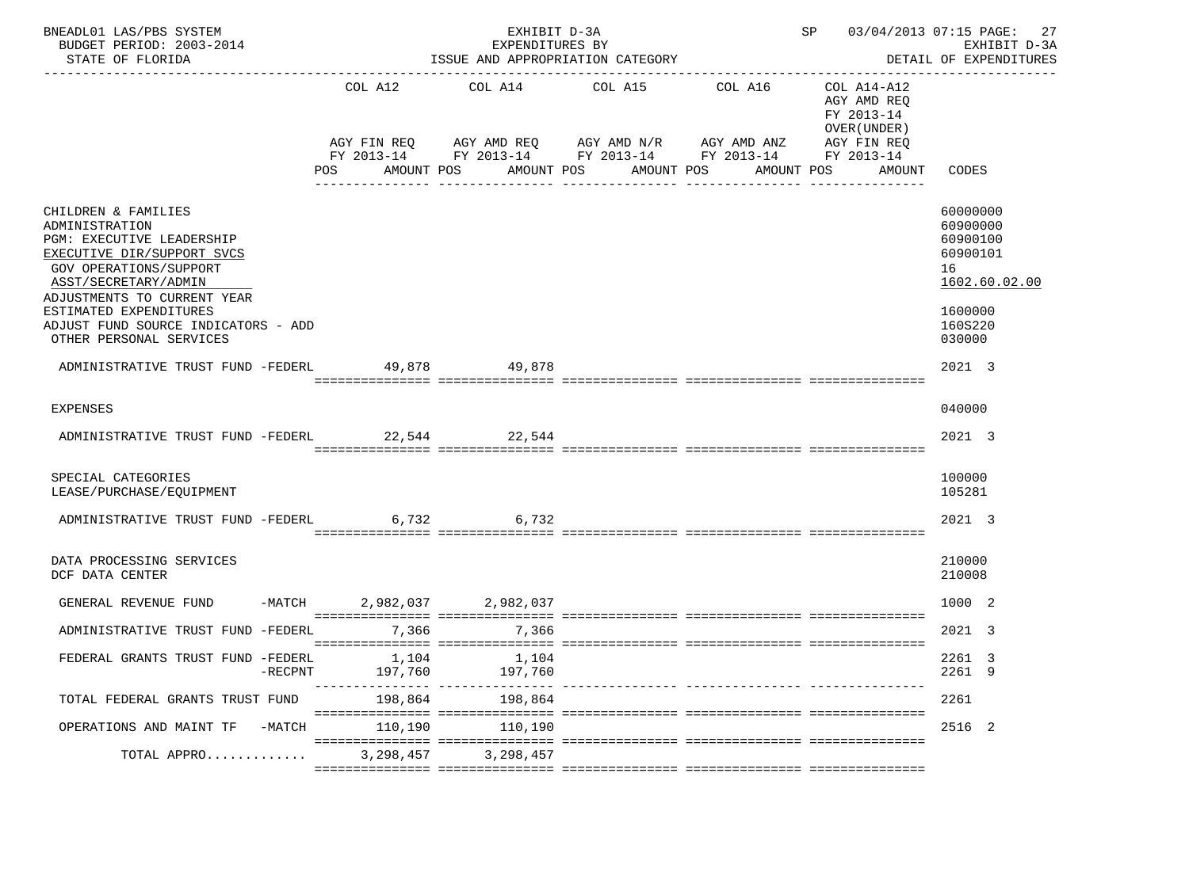BNEADL01 LAS/PBS SYSTEM — EXHIBIT D-3A — SP 03/04/2013 07:15
BUDGET PERIOD: 2003-2014 — EXPENDITURES BY — EXHIBIT D-3A
STATE OF FLORIDA — ISSUE AND APPROPRIATION CATEGORY — DETAIL OF EXPENDITURES

| | COL A12 AGY FIN REQ FY 2013-14 POS AMOUNT | COL A14 AGY AMD REQ FY 2013-14 POS AMOUNT | COL A15 AGY AMD N/R FY 2013-14 POS AMOUNT | COL A16 AGY AMD ANZ FY 2013-14 POS AMOUNT | COL A14-A12 AGY AMD REQ FY 2013-14 OVER(UNDER) AGY FIN REQ FY 2013-14 POS AMOUNT | CODES |
|---|---|---|---|---|---|---|
| CHILDREN & FAMILIES | | | | | | 60000000 |
| ADMINISTRATION | | | | | | 60900000 |
| PGM: EXECUTIVE LEADERSHIP | | | | | | 60900100 |
| EXECUTIVE DIR/SUPPORT SVCS | | | | | | 60900101 |
| GOV OPERATIONS/SUPPORT | | | | | | 16 |
| ASST/SECRETARY/ADMIN | | | | | | 1602.60.02.00 |
| ADJUSTMENTS TO CURRENT YEAR ESTIMATED EXPENDITURES | | | | | | 1600000 |
| ADJUST FUND SOURCE INDICATORS - ADD | | | | | | 160S220 |
| OTHER PERSONAL SERVICES | | | | | | 030000 |
| ADMINISTRATIVE TRUST FUND -FEDERL | 49,878 | 49,878 | | | | 2021 3 |
| EXPENSES | | | | | | 040000 |
| ADMINISTRATIVE TRUST FUND -FEDERL | 22,544 | 22,544 | | | | 2021 3 |
| SPECIAL CATEGORIES | | | | | | 100000 |
| LEASE/PURCHASE/EQUIPMENT | | | | | | 105281 |
| ADMINISTRATIVE TRUST FUND -FEDERL | 6,732 | 6,732 | | | | 2021 3 |
| DATA PROCESSING SERVICES | | | | | | 210000 |
| DCF DATA CENTER | | | | | | 210008 |
| GENERAL REVENUE FUND -MATCH | 2,982,037 | 2,982,037 | | | | 1000 2 |
| ADMINISTRATIVE TRUST FUND -FEDERL | 7,366 | 7,366 | | | | 2021 3 |
| FEDERAL GRANTS TRUST FUND -FEDERL | 1,104 | 1,104 | | | | 2261 3 |
| -RECPNT | 197,760 | 197,760 | | | | 2261 9 |
| TOTAL FEDERAL GRANTS TRUST FUND | 198,864 | 198,864 | | | | 2261 |
| OPERATIONS AND MAINT TF -MATCH | 110,190 | 110,190 | | | | 2516 2 |
| TOTAL APPRO............ | 3,298,457 | 3,298,457 | | | | |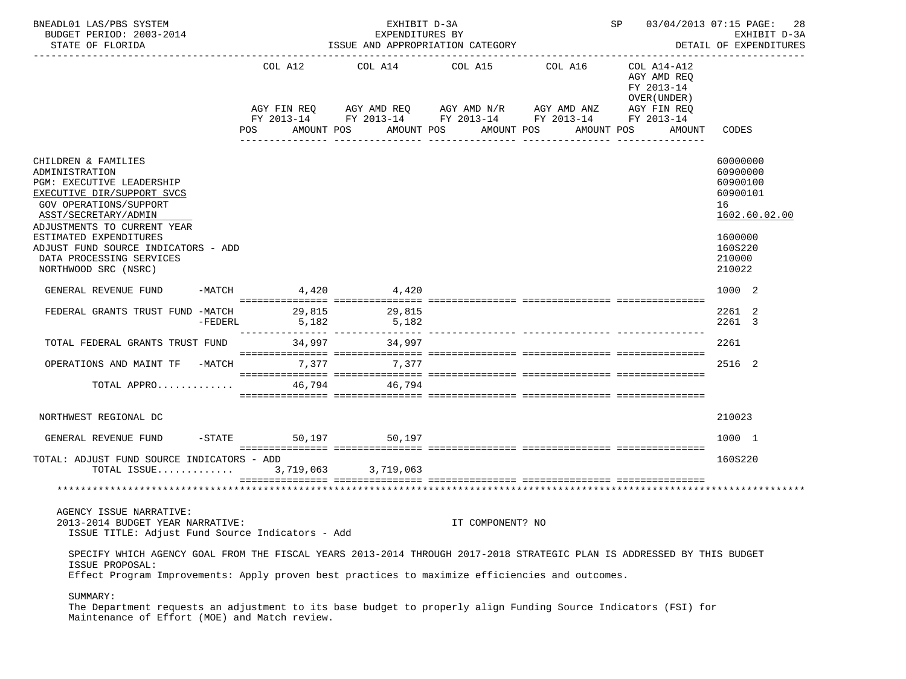BNEADL01 LAS/PBS SYSTEM — EXHIBIT D-3A — EXPENDITURES BY ISSUE AND APPROPRIATION CATEGORY — SP 03/04/2013 07:15
BUDGET PERIOD: 2003-2014 — STATE OF FLORIDA — EXHIBIT D-3A DETAIL OF EXPENDITURES

| | COL A12 AGY FIN REQ FY 2013-14 POS AMOUNT | COL A14 AGY AMD REQ FY 2013-14 POS AMOUNT | COL A15 AGY AMD N/R FY 2013-14 POS AMOUNT | COL A16 AGY AMD ANZ FY 2013-14 POS AMOUNT | COL A14-A12 AGY AMD REQ FY 2013-14 OVER(UNDER) AGY FIN REQ FY 2013-14 POS AMOUNT | CODES |
|---|---|---|---|---|---|---|
| CHILDREN & FAMILIES | | | | | | 60000000 |
| ADMINISTRATION | | | | | | 60900000 |
| PGM: EXECUTIVE LEADERSHIP | | | | | | 60900100 |
| EXECUTIVE DIR/SUPPORT SVCS | | | | | | 60900101 |
| GOV OPERATIONS/SUPPORT | | | | | | 16 |
| ASST/SECRETARY/ADMIN | | | | | | 1602.60.02.00 |
| ADJUSTMENTS TO CURRENT YEAR ESTIMATED EXPENDITURES | | | | | | 1600000 |
| ADJUST FUND SOURCE INDICATORS - ADD | | | | | | 160S220 |
| DATA PROCESSING SERVICES | | | | | | 210000 |
| NORTHWOOD SRC (NSRC) | | | | | | 210022 |
| GENERAL REVENUE FUND -MATCH | 4,420 | 4,420 | | | | 1000 2 |
| FEDERAL GRANTS TRUST FUND -MATCH | 29,815 | 29,815 | | | | 2261 2 |
| -FEDERL | 5,182 | 5,182 | | | | 2261 3 |
| TOTAL FEDERAL GRANTS TRUST FUND | 34,997 | 34,997 | | | | 2261 |
| OPERATIONS AND MAINT TF -MATCH | 7,377 | 7,377 | | | | 2516 2 |
| TOTAL APPRO............. | 46,794 | 46,794 | | | | |
| NORTHWEST REGIONAL DC | | | | | | 210023 |
| GENERAL REVENUE FUND -STATE | 50,197 | 50,197 | | | | 1000 1 |
| TOTAL: ADJUST FUND SOURCE INDICATORS - ADD | | | | | | 160S220 |
| TOTAL ISSUE............. | 3,719,063 | 3,719,063 | | | | |

AGENCY ISSUE NARRATIVE:
2013-2014 BUDGET YEAR NARRATIVE: IT COMPONENT? NO
ISSUE TITLE: Adjust Fund Source Indicators - Add

SPECIFY WHICH AGENCY GOAL FROM THE FISCAL YEARS 2013-2014 THROUGH 2017-2018 STRATEGIC PLAN IS ADDRESSED BY THIS BUDGET ISSUE PROPOSAL:
Effect Program Improvements: Apply proven best practices to maximize efficiencies and outcomes.

SUMMARY:
The Department requests an adjustment to its base budget to properly align Funding Source Indicators (FSI) for Maintenance of Effort (MOE) and Match review.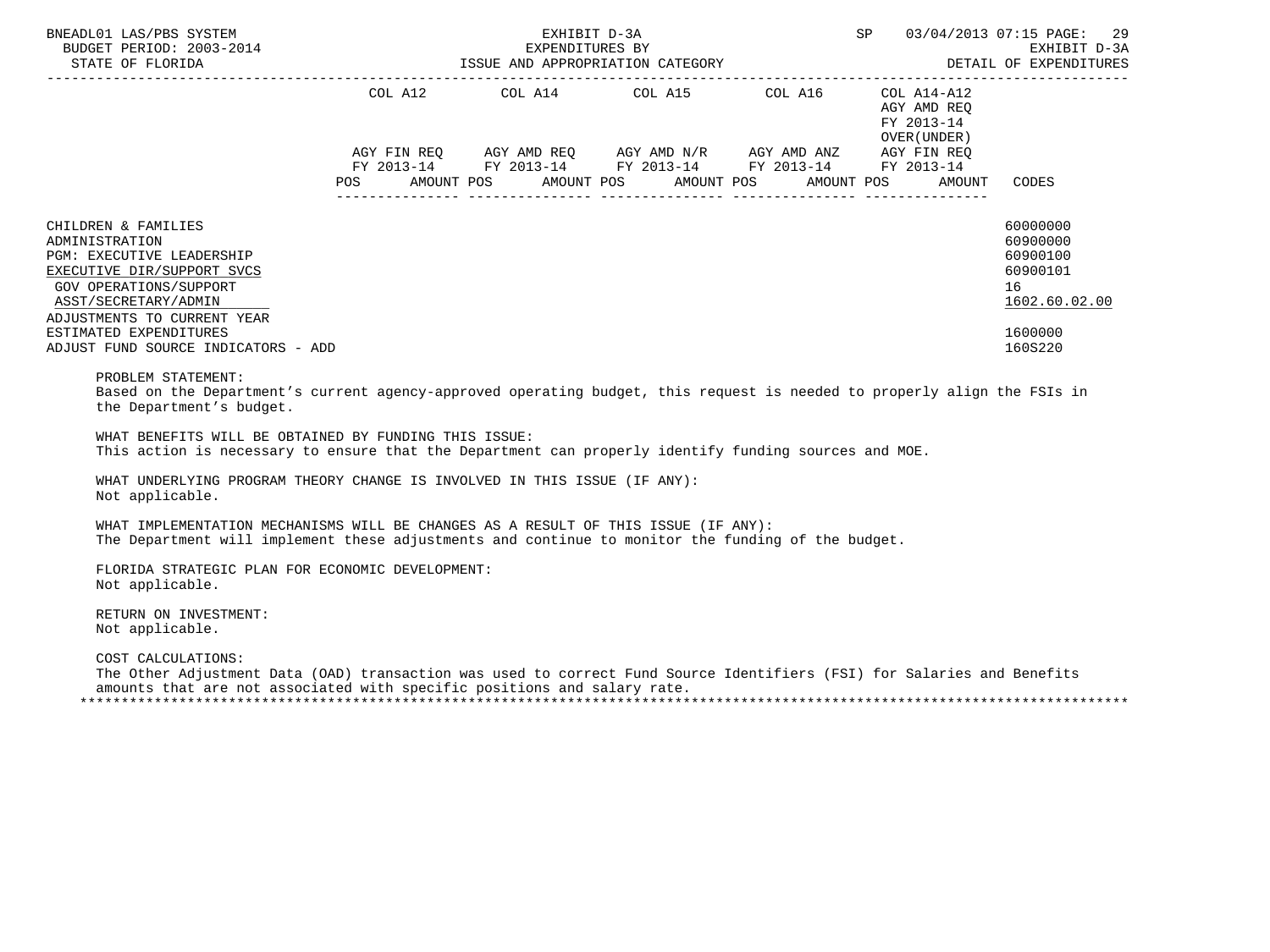| | COL A12 | COL A14 | COL A15 | COL A16 | COL A14-A12 AGY AMD REQ FY 2013-14 OVER(UNDER) | |
|---|---|---|---|---|---|---|
| | AGY FIN REQ FY 2013-14 | AGY AMD REQ FY 2013-14 | AGY AMD N/R FY 2013-14 | AGY AMD ANZ FY 2013-14 | AGY FIN REQ FY 2013-14 | |
| | POS AMOUNT | POS AMOUNT | POS AMOUNT | POS AMOUNT | POS AMOUNT | CODES |
| CHILDREN & FAMILIES | | | | | | 60000000 |
| ADMINISTRATION | | | | | | 60900000 |
| PGM: EXECUTIVE LEADERSHIP | | | | | | 60900100 |
| EXECUTIVE DIR/SUPPORT SVCS | | | | | | 60900101 |
| GOV OPERATIONS/SUPPORT | | | | | | 16 |
| ASST/SECRETARY/ADMIN | | | | | | 1602.60.02.00 |
| ADJUSTMENTS TO CURRENT YEAR ESTIMATED EXPENDITURES | | | | | | 1600000 |
| ADJUST FUND SOURCE INDICATORS - ADD | | | | | | 160S220 |

PROBLEM STATEMENT:
Based on the Department's current agency-approved operating budget, this request is needed to properly align the FSIs in the Department's budget.

WHAT BENEFITS WILL BE OBTAINED BY FUNDING THIS ISSUE:
This action is necessary to ensure that the Department can properly identify funding sources and MOE.

WHAT UNDERLYING PROGRAM THEORY CHANGE IS INVOLVED IN THIS ISSUE (IF ANY):
Not applicable.

WHAT IMPLEMENTATION MECHANISMS WILL BE CHANGES AS A RESULT OF THIS ISSUE (IF ANY):
The Department will implement these adjustments and continue to monitor the funding of the budget.

FLORIDA STRATEGIC PLAN FOR ECONOMIC DEVELOPMENT:
Not applicable.

RETURN ON INVESTMENT:
Not applicable.

COST CALCULATIONS:
The Other Adjustment Data (OAD) transaction was used to correct Fund Source Identifiers (FSI) for Salaries and Benefits amounts that are not associated with specific positions and salary rate.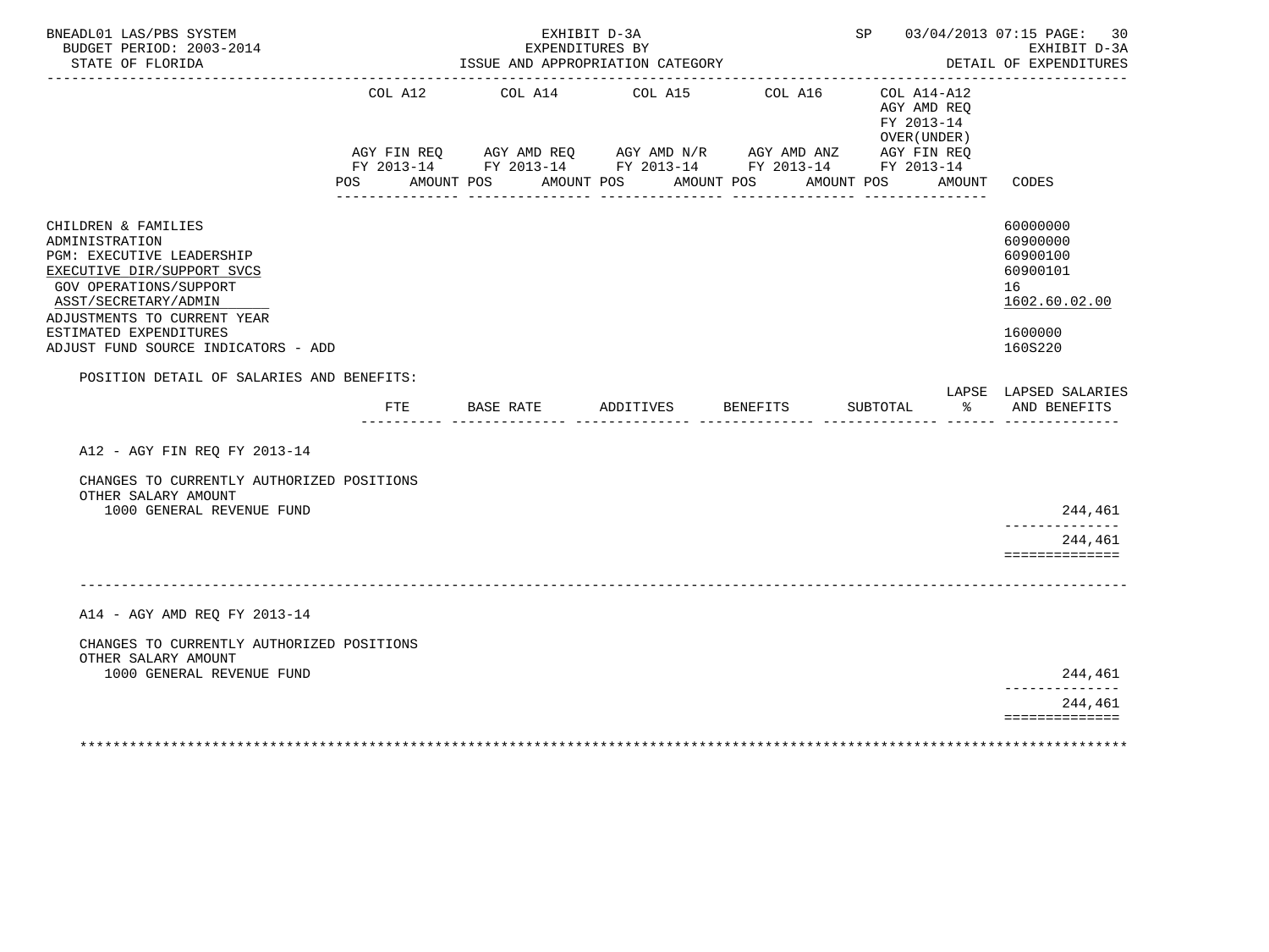BNEADL01 LAS/PBS SYSTEM | EXHIBIT D-3A | SP 03/04/2013 07:15

BUDGET PERIOD: 2003-2014 | EXPENDITURES BY | EXHIBIT D-3A

STATE OF FLORIDA | ISSUE AND APPROPRIATION CATEGORY | DETAIL OF EXPENDITURES

| | COL A12 AGY FIN REQ FY 2013-14 POS AMOUNT | COL A14 AGY AMD REQ FY 2013-14 POS AMOUNT | COL A15 AGY AMD N/R FY 2013-14 POS AMOUNT | COL A16 AGY AMD ANZ FY 2013-14 POS AMOUNT | COL A14-A12 AGY AMD REQ FY 2013-14 OVER(UNDER) AGY FIN REQ FY 2013-14 POS AMOUNT | CODES |
|---|---|---|---|---|---|---|
| CHILDREN & FAMILIES | | | | | | 60000000 |
| ADMINISTRATION | | | | | | 60900000 |
| PGM: EXECUTIVE LEADERSHIP | | | | | | 60900100 |
| EXECUTIVE DIR/SUPPORT SVCS | | | | | | 60900101 |
| GOV OPERATIONS/SUPPORT | | | | | | 16 |
| ASST/SECRETARY/ADMIN | | | | | | 1602.60.02.00 |
| ADJUSTMENTS TO CURRENT YEAR ESTIMATED EXPENDITURES | | | | | | 1600000 |
| ADJUST FUND SOURCE INDICATORS - ADD | | | | | | 160S220 |

POSITION DETAIL OF SALARIES AND BENEFITS:

| | FTE | BASE RATE | ADDITIVES | BENEFITS | SUBTOTAL | LAPSE % | LAPSED SALARIES AND BENEFITS |
|---|---|---|---|---|---|---|---|
| **A12 - AGY FIN REQ FY 2013-14** | | | | | | | |
| CHANGES TO CURRENTLY AUTHORIZED POSITIONS | | | | | | | |
| OTHER SALARY AMOUNT | | | | | | | |
| 1000 GENERAL REVENUE FUND | | | | | | | 244,461 |
| | | | | | | | 244,461 |
| **A14 - AGY AMD REQ FY 2013-14** | | | | | | | |
| CHANGES TO CURRENTLY AUTHORIZED POSITIONS | | | | | | | |
| OTHER SALARY AMOUNT | | | | | | | |
| 1000 GENERAL REVENUE FUND | | | | | | | 244,461 |
| | | | | | | | 244,461 |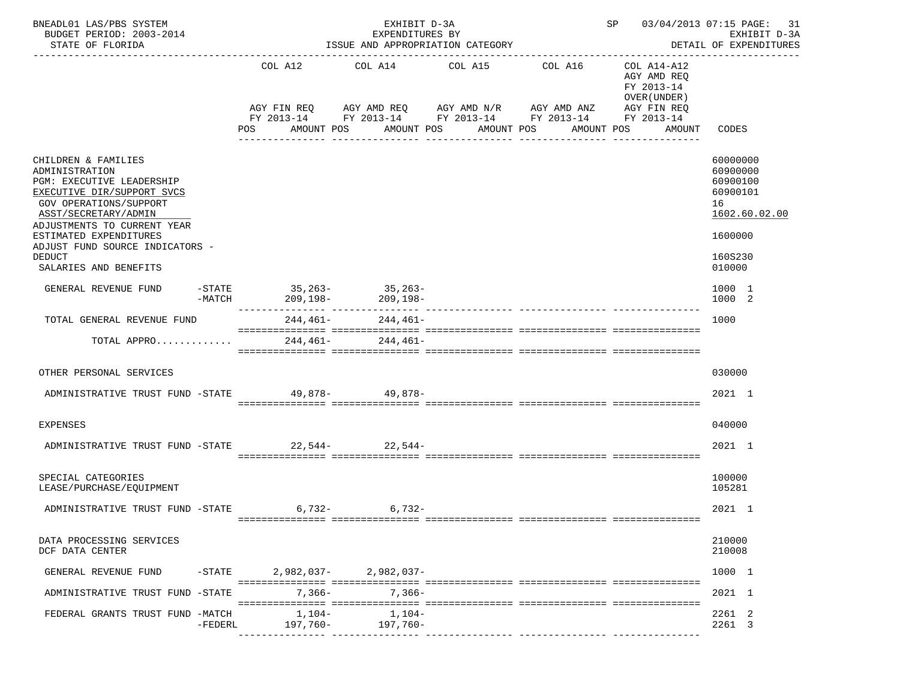BNEADL01 LAS/PBS SYSTEM — EXHIBIT D-3A — SP 03/04/2013 07:15 PAGE: 31
BUDGET PERIOD: 2003-2014 — EXPENDITURES BY — EXHIBIT D-3A
STATE OF FLORIDA — ISSUE AND APPROPRIATION CATEGORY — DETAIL OF EXPENDITURES

| | COL A12 AGY FIN REQ FY 2013-14 POS AMOUNT | COL A14 AGY AMD REQ FY 2013-14 POS AMOUNT | COL A15 AGY AMD N/R FY 2013-14 POS AMOUNT | COL A16 AGY AMD ANZ FY 2013-14 POS AMOUNT | COL A14-A12 AGY AMD REQ FY 2013-14 OVER(UNDER) AGY FIN REQ FY 2013-14 POS AMOUNT | CODES |
|---|---|---|---|---|---|---|
| CHILDREN & FAMILIES | | | | | | 60000000 |
| ADMINISTRATION | | | | | | 60900000 |
| PGM: EXECUTIVE LEADERSHIP | | | | | | 60900100 |
| EXECUTIVE DIR/SUPPORT SVCS | | | | | | 60900101 |
| GOV OPERATIONS/SUPPORT | | | | | | 16 |
| ASST/SECRETARY/ADMIN | | | | | | 1602.60.02.00 |
| ADJUSTMENTS TO CURRENT YEAR ESTIMATED EXPENDITURES | | | | | | 1600000 |
| ADJUST FUND SOURCE INDICATORS - DEDUCT | | | | | | 160S230 |
| SALARIES AND BENEFITS | | | | | | 010000 |
| GENERAL REVENUE FUND -STATE | 35,263- | 35,263- | | | | 1000 1 |
| -MATCH | 209,198- | 209,198- | | | | 1000 2 |
| TOTAL GENERAL REVENUE FUND | 244,461- | 244,461- | | | | 1000 |
| TOTAL APPRO............ | 244,461- | 244,461- | | | | |
| OTHER PERSONAL SERVICES | | | | | | 030000 |
| ADMINISTRATIVE TRUST FUND -STATE | 49,878- | 49,878- | | | | 2021 1 |
| EXPENSES | | | | | | 040000 |
| ADMINISTRATIVE TRUST FUND -STATE | 22,544- | 22,544- | | | | 2021 1 |
| SPECIAL CATEGORIES | | | | | | 100000 |
| LEASE/PURCHASE/EQUIPMENT | | | | | | 105281 |
| ADMINISTRATIVE TRUST FUND -STATE | 6,732- | 6,732- | | | | 2021 1 |
| DATA PROCESSING SERVICES | | | | | | 210000 |
| DCF DATA CENTER | | | | | | 210008 |
| GENERAL REVENUE FUND -STATE | 2,982,037- | 2,982,037- | | | | 1000 1 |
| ADMINISTRATIVE TRUST FUND -STATE | 7,366- | 7,366- | | | | 2021 1 |
| FEDERAL GRANTS TRUST FUND -MATCH | 1,104- | 1,104- | | | | 2261 2 |
| -FEDERL | 197,760- | 197,760- | | | | 2261 3 |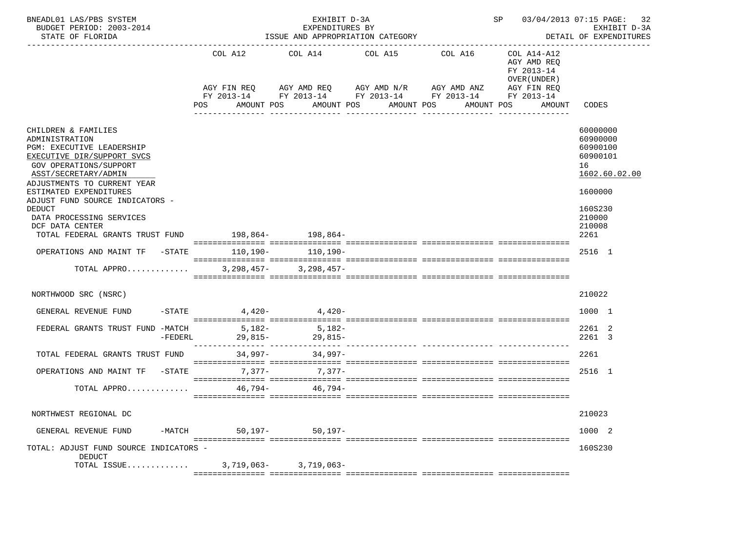BNEADL01 LAS/PBS SYSTEM — EXHIBIT D-3A — SP 03/04/2013 07:15

BUDGET PERIOD: 2003-2014 — EXPENDITURES BY — EXHIBIT D-3A

STATE OF FLORIDA — ISSUE AND APPROPRIATION CATEGORY — DETAIL OF EXPENDITURES

| | COL A12 AGY FIN REQ FY 2013-14 POS AMOUNT | COL A14 AGY AMD REQ FY 2013-14 POS AMOUNT | COL A15 AGY AMD N/R FY 2013-14 POS AMOUNT | COL A16 AGY AMD ANZ FY 2013-14 POS AMOUNT | COL A14-A12 AGY AMD REQ FY 2013-14 OVER(UNDER) AGY FIN REQ FY 2013-14 POS AMOUNT | CODES |
|---|---|---|---|---|---|---|
| CHILDREN & FAMILIES | | | | | | 60000000 |
| ADMINISTRATION | | | | | | 60900000 |
| PGM: EXECUTIVE LEADERSHIP | | | | | | 60900100 |
| EXECUTIVE DIR/SUPPORT SVCS | | | | | | 60900101 |
| GOV OPERATIONS/SUPPORT | | | | | | 16 |
| ASST/SECRETARY/ADMIN | | | | | | 1602.60.02.00 |
| ADJUSTMENTS TO CURRENT YEAR ESTIMATED EXPENDITURES | | | | | | 1600000 |
| ADJUST FUND SOURCE INDICATORS - DEDUCT | | | | | | 160S230 |
| DATA PROCESSING SERVICES | | | | | | 210000 |
| DCF DATA CENTER | | | | | | 210008 |
| TOTAL FEDERAL GRANTS TRUST FUND | 198,864- | 198,864- | | | | 2261 |
| OPERATIONS AND MAINT TF -STATE | 110,190- | 110,190- | | | | 2516 1 |
| TOTAL APPRO............ | 3,298,457- | 3,298,457- | | | | |
| NORTHWOOD SRC (NSRC) | | | | | | 210022 |
| GENERAL REVENUE FUND -STATE | 4,420- | 4,420- | | | | 1000 1 |
| FEDERAL GRANTS TRUST FUND -MATCH | 5,182- | 5,182- | | | | 2261 2 |
| -FEDERL | 29,815- | 29,815- | | | | 2261 3 |
| TOTAL FEDERAL GRANTS TRUST FUND | 34,997- | 34,997- | | | | 2261 |
| OPERATIONS AND MAINT TF -STATE | 7,377- | 7,377- | | | | 2516 1 |
| TOTAL APPRO............ | 46,794- | 46,794- | | | | |
| NORTHWEST REGIONAL DC | | | | | | 210023 |
| GENERAL REVENUE FUND -MATCH | 50,197- | 50,197- | | | | 1000 2 |
| TOTAL: ADJUST FUND SOURCE INDICATORS - DEDUCT | | | | | | 160S230 |
| TOTAL ISSUE............ | 3,719,063- | 3,719,063- | | | | |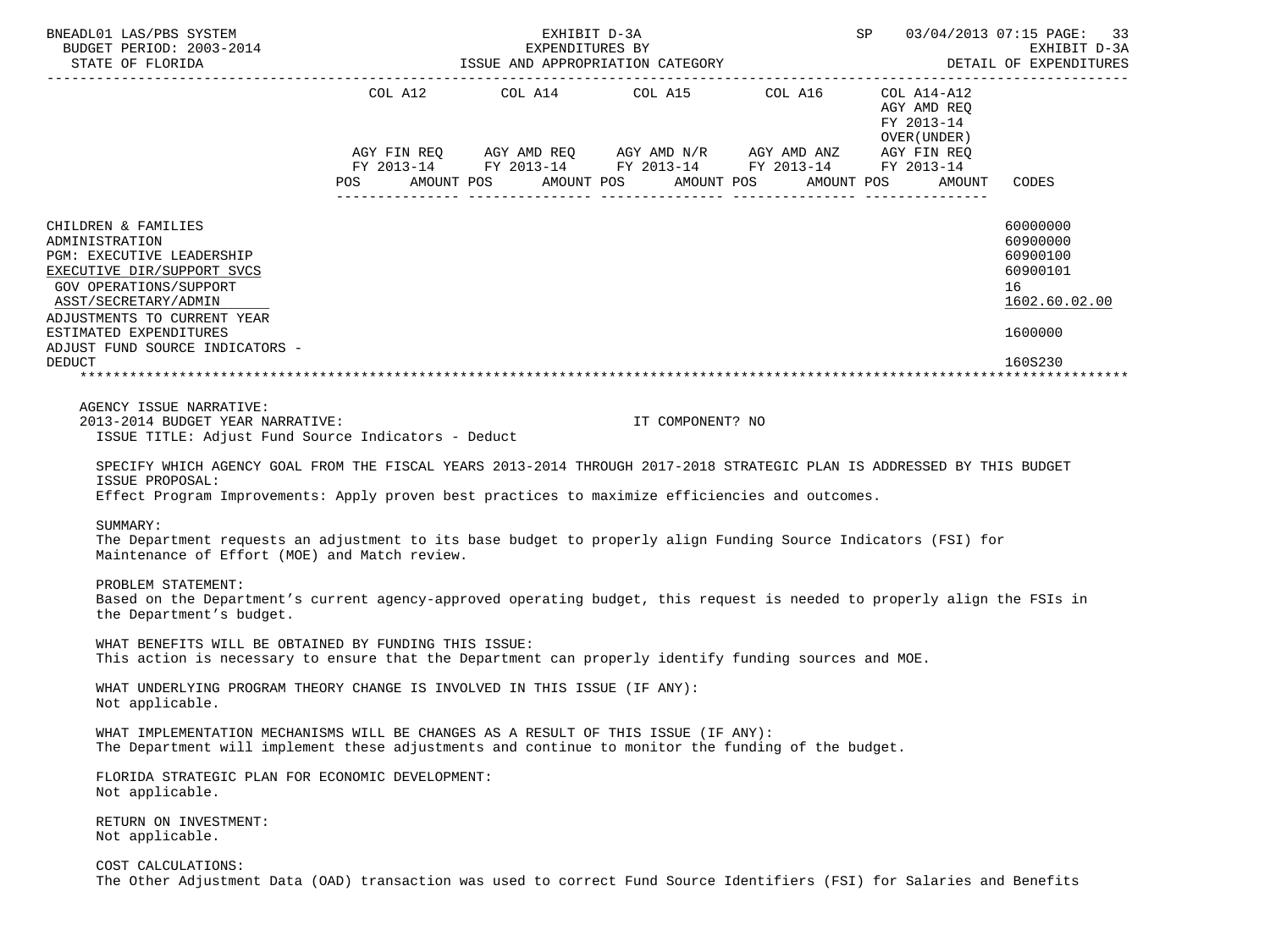BNEADL01 LAS/PBS SYSTEM | EXHIBIT D-3A | SP 03/04/2013 07:15
BUDGET PERIOD: 2003-2014 | EXPENDITURES BY | EXHIBIT D-3A
STATE OF FLORIDA | ISSUE AND APPROPRIATION CATEGORY | DETAIL OF EXPENDITURES

| | COL A12 AGY FIN REQ FY 2013-14 POS AMOUNT | COL A14 AGY AMD REQ FY 2013-14 POS AMOUNT | COL A15 AGY AMD N/R FY 2013-14 POS AMOUNT | COL A16 AGY AMD ANZ FY 2013-14 POS AMOUNT | COL A14-A12 AGY AMD REQ FY 2013-14 OVER(UNDER) AGY FIN REQ FY 2013-14 POS AMOUNT | CODES |
|---|---|---|---|---|---|---|
| CHILDREN & FAMILIES | | | | | | 60000000 |
| ADMINISTRATION | | | | | | 60900000 |
| PGM: EXECUTIVE LEADERSHIP | | | | | | 60900100 |
| EXECUTIVE DIR/SUPPORT SVCS | | | | | | 60900101 |
| GOV OPERATIONS/SUPPORT | | | | | | 16 |
| ASST/SECRETARY/ADMIN | | | | | | 1602.60.02.00 |
| ADJUSTMENTS TO CURRENT YEAR ESTIMATED EXPENDITURES | | | | | | 1600000 |
| ADJUST FUND SOURCE INDICATORS - DEDUCT | | | | | | 160S230 |

AGENCY ISSUE NARRATIVE:
2013-2014 BUDGET YEAR NARRATIVE: IT COMPONENT? NO
ISSUE TITLE: Adjust Fund Source Indicators - Deduct

SPECIFY WHICH AGENCY GOAL FROM THE FISCAL YEARS 2013-2014 THROUGH 2017-2018 STRATEGIC PLAN IS ADDRESSED BY THIS BUDGET ISSUE PROPOSAL:
Effect Program Improvements: Apply proven best practices to maximize efficiencies and outcomes.

SUMMARY:
The Department requests an adjustment to its base budget to properly align Funding Source Indicators (FSI) for Maintenance of Effort (MOE) and Match review.

PROBLEM STATEMENT:
Based on the Department's current agency-approved operating budget, this request is needed to properly align the FSIs in the Department's budget.

WHAT BENEFITS WILL BE OBTAINED BY FUNDING THIS ISSUE:
This action is necessary to ensure that the Department can properly identify funding sources and MOE.

WHAT UNDERLYING PROGRAM THEORY CHANGE IS INVOLVED IN THIS ISSUE (IF ANY):
Not applicable.

WHAT IMPLEMENTATION MECHANISMS WILL BE CHANGES AS A RESULT OF THIS ISSUE (IF ANY):
The Department will implement these adjustments and continue to monitor the funding of the budget.

FLORIDA STRATEGIC PLAN FOR ECONOMIC DEVELOPMENT:
Not applicable.

RETURN ON INVESTMENT:
Not applicable.

COST CALCULATIONS:
The Other Adjustment Data (OAD) transaction was used to correct Fund Source Identifiers (FSI) for Salaries and Benefits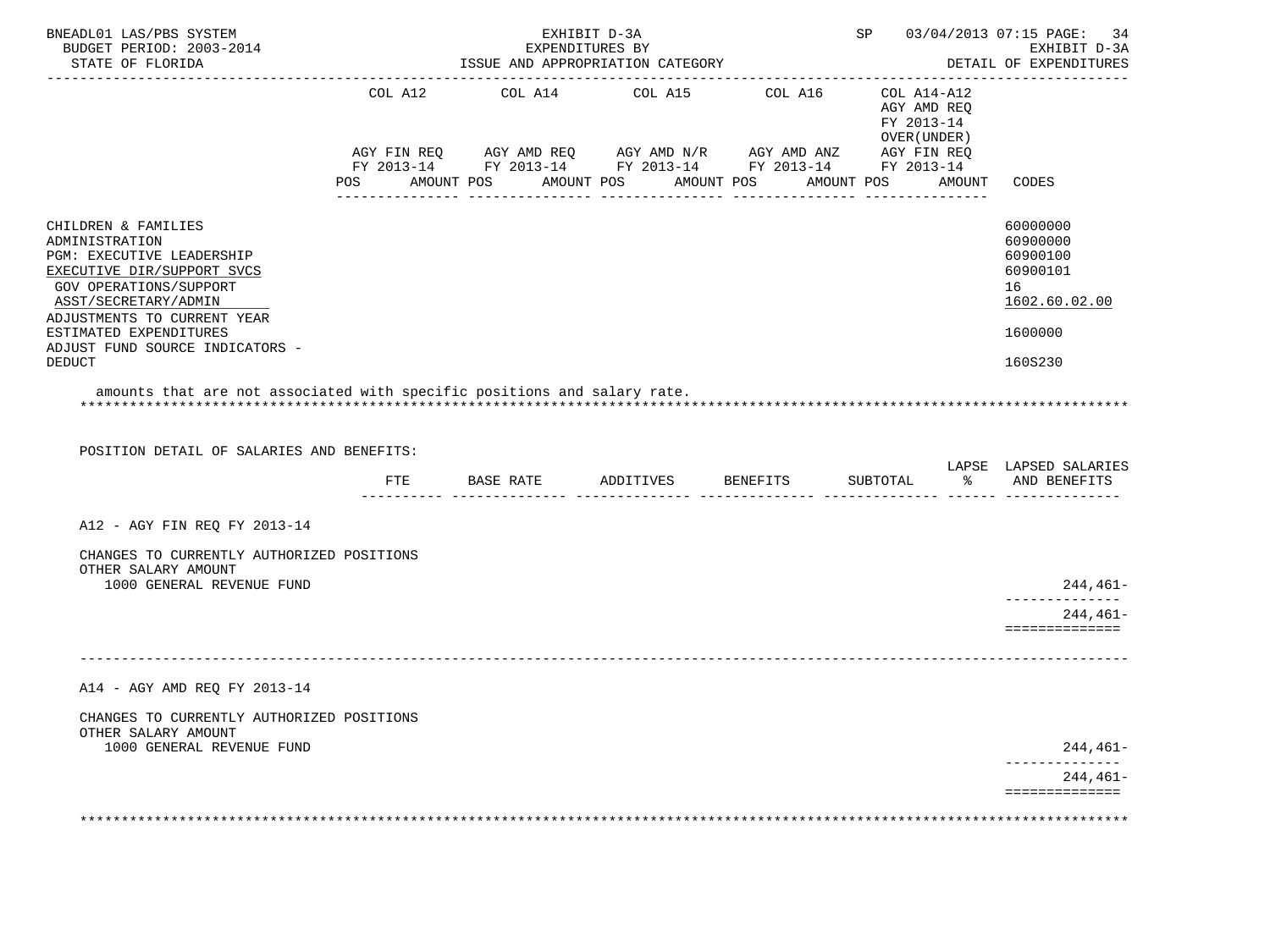BNEADL01 LAS/PBS SYSTEM
BUDGET PERIOD: 2003-2014
STATE OF FLORIDA

EXHIBIT D-3A
EXPENDITURES BY
ISSUE AND APPROPRIATION CATEGORY

SP 03/04/2013 07:15 PAGE: 34
EXHIBIT D-3A
DETAIL OF EXPENDITURES

| | COL A12 AGY FIN REQ FY 2013-14 POS AMOUNT | COL A14 AGY AMD REQ FY 2013-14 POS AMOUNT | COL A15 AGY AMD N/R FY 2013-14 POS AMOUNT | COL A16 AGY AMD ANZ FY 2013-14 POS AMOUNT | COL A14-A12 AGY AMD REQ FY 2013-14 OVER(UNDER) AGY FIN REQ FY 2013-14 POS AMOUNT | CODES |
|---|---|---|---|---|---|---|
| CHILDREN & FAMILIES | | | | | | 60000000 |
| ADMINISTRATION | | | | | | 60900000 |
| PGM: EXECUTIVE LEADERSHIP | | | | | | 60900100 |
| EXECUTIVE DIR/SUPPORT SVCS | | | | | | 60900101 |
| GOV OPERATIONS/SUPPORT | | | | | | 16 |
| ASST/SECRETARY/ADMIN | | | | | | 1602.60.02.00 |
| ADJUSTMENTS TO CURRENT YEAR ESTIMATED EXPENDITURES | | | | | | 1600000 |
| ADJUST FUND SOURCE INDICATORS - DEDUCT | | | | | | 160S230 |

amounts that are not associated with specific positions and salary rate.

POSITION DETAIL OF SALARIES AND BENEFITS:

| | FTE | BASE RATE | ADDITIVES | BENEFITS | SUBTOTAL | LAPSE % | LAPSED SALARIES AND BENEFITS |
|---|---|---|---|---|---|---|---|
| A12 - AGY FIN REQ FY 2013-14 | | | | | | | |
| CHANGES TO CURRENTLY AUTHORIZED POSITIONS | | | | | | | |
| OTHER SALARY AMOUNT | | | | | | | |
| 1000 GENERAL REVENUE FUND | | | | | | | 244,461- |
| | | | | | | | 244,461- |
| A14 - AGY AMD REQ FY 2013-14 | | | | | | | |
| CHANGES TO CURRENTLY AUTHORIZED POSITIONS | | | | | | | |
| OTHER SALARY AMOUNT | | | | | | | |
| 1000 GENERAL REVENUE FUND | | | | | | | 244,461- |
| | | | | | | | 244,461- |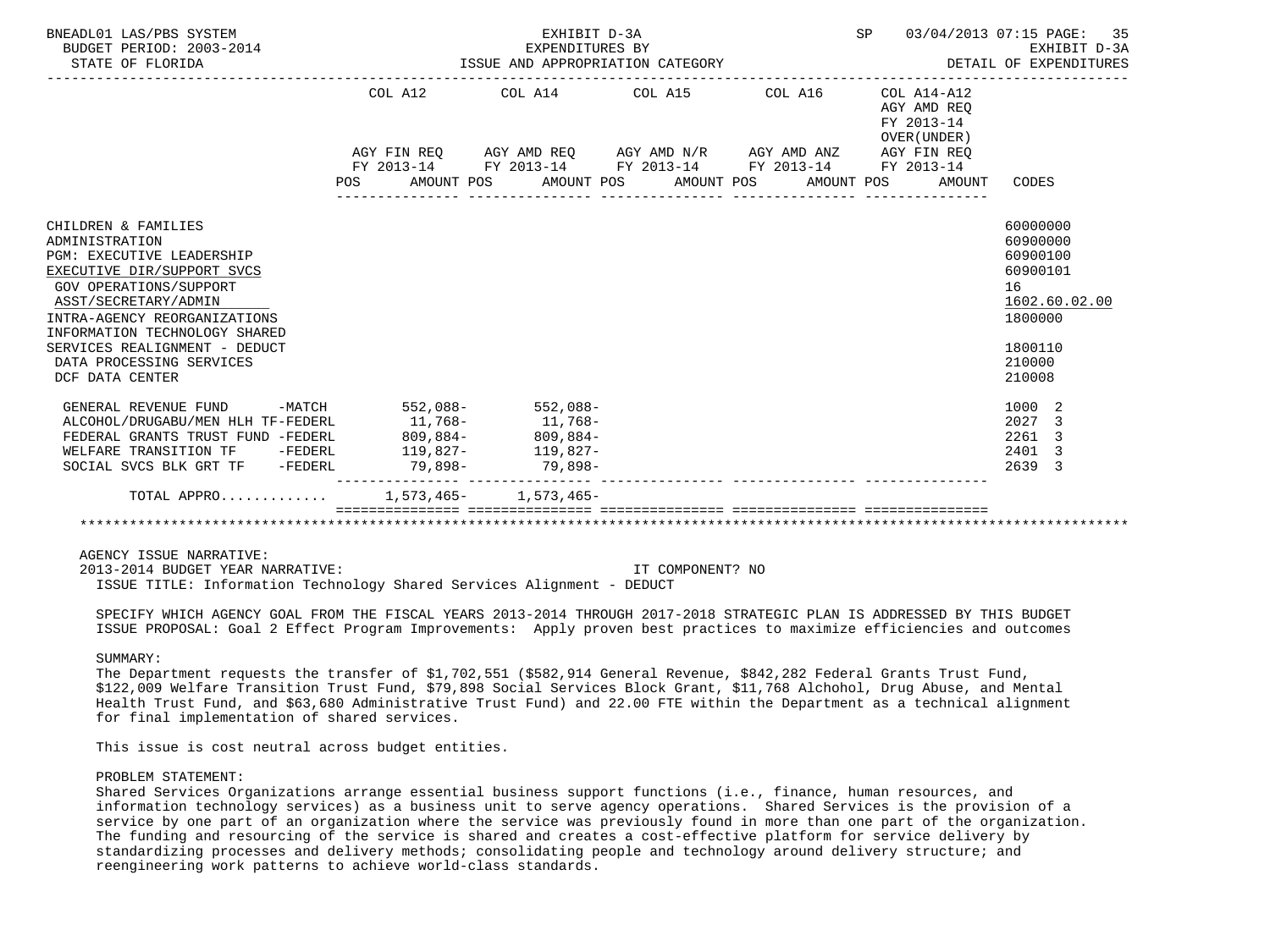BNEADL01 LAS/PBS SYSTEM — EXHIBIT D-3A — EXPENDITURES BY ISSUE AND APPROPRIATION CATEGORY
BUDGET PERIOD: 2003-2014 — STATE OF FLORIDA — SP 03/04/2013 07:15 — EXHIBIT D-3A DETAIL OF EXPENDITURES

| | COL A12 AGY FIN REQ FY 2013-14 POS | AMOUNT | COL A14 AGY AMD REQ FY 2013-14 POS | AMOUNT | COL A15 AGY AMD N/R FY 2013-14 POS | AMOUNT | COL A16 AGY AMD ANZ FY 2013-14 POS | AMOUNT | COL A14-A12 AGY AMD REQ FY 2013-14 OVER(UNDER) AGY FIN REQ FY 2013-14 POS | AMOUNT | CODES |
|---|---|---|---|---|---|---|---|---|---|---|---|
| CHILDREN & FAMILIES | | | | | | | | | | | 60000000 |
| ADMINISTRATION | | | | | | | | | | | 60900000 |
| PGM: EXECUTIVE LEADERSHIP | | | | | | | | | | | 60900100 |
| EXECUTIVE DIR/SUPPORT SVCS | | | | | | | | | | | 60900101 |
| GOV OPERATIONS/SUPPORT | | | | | | | | | | | 16 |
| ASST/SECRETARY/ADMIN | | | | | | | | | | | 1602.60.02.00 |
| INTRA-AGENCY REORGANIZATIONS | | | | | | | | | | | 1800000 |
| INFORMATION TECHNOLOGY SHARED SERVICES REALIGNMENT - DEDUCT | | | | | | | | | | | 1800110 |
| DATA PROCESSING SERVICES | | | | | | | | | | | 210000 |
| DCF DATA CENTER | | | | | | | | | | | 210008 |
| GENERAL REVENUE FUND -MATCH | | 552,088- | | 552,088- | | | | | | | 1000 2 |
| ALCOHOL/DRUGABU/MEN HLH TF-FEDERL | | 11,768- | | 11,768- | | | | | | | 2027 3 |
| FEDERAL GRANTS TRUST FUND -FEDERL | | 809,884- | | 809,884- | | | | | | | 2261 3 |
| WELFARE TRANSITION TF -FEDERL | | 119,827- | | 119,827- | | | | | | | 2401 3 |
| SOCIAL SVCS BLK GRT TF -FEDERL | | 79,898- | | 79,898- | | | | | | | 2639 3 |
| TOTAL APPRO............ | | 1,573,465- | | 1,573,465- | | | | | | | |

AGENCY ISSUE NARRATIVE:
2013-2014 BUDGET YEAR NARRATIVE: IT COMPONENT? NO
ISSUE TITLE: Information Technology Shared Services Alignment - DEDUCT

SPECIFY WHICH AGENCY GOAL FROM THE FISCAL YEARS 2013-2014 THROUGH 2017-2018 STRATEGIC PLAN IS ADDRESSED BY THIS BUDGET ISSUE PROPOSAL: Goal 2 Effect Program Improvements: Apply proven best practices to maximize efficiencies and outcomes

SUMMARY:
The Department requests the transfer of $1,702,551 ($582,914 General Revenue, $842,282 Federal Grants Trust Fund, $122,009 Welfare Transition Trust Fund, $79,898 Social Services Block Grant, $11,768 Alchohol, Drug Abuse, and Mental Health Trust Fund, and $63,680 Administrative Trust Fund) and 22.00 FTE within the Department as a technical alignment for final implementation of shared services.

This issue is cost neutral across budget entities.

PROBLEM STATEMENT:
Shared Services Organizations arrange essential business support functions (i.e., finance, human resources, and information technology services) as a business unit to serve agency operations. Shared Services is the provision of a service by one part of an organization where the service was previously found in more than one part of the organization. The funding and resourcing of the service is shared and creates a cost-effective platform for service delivery by standardizing processes and delivery methods; consolidating people and technology around delivery structure; and reengineering work patterns to achieve world-class standards.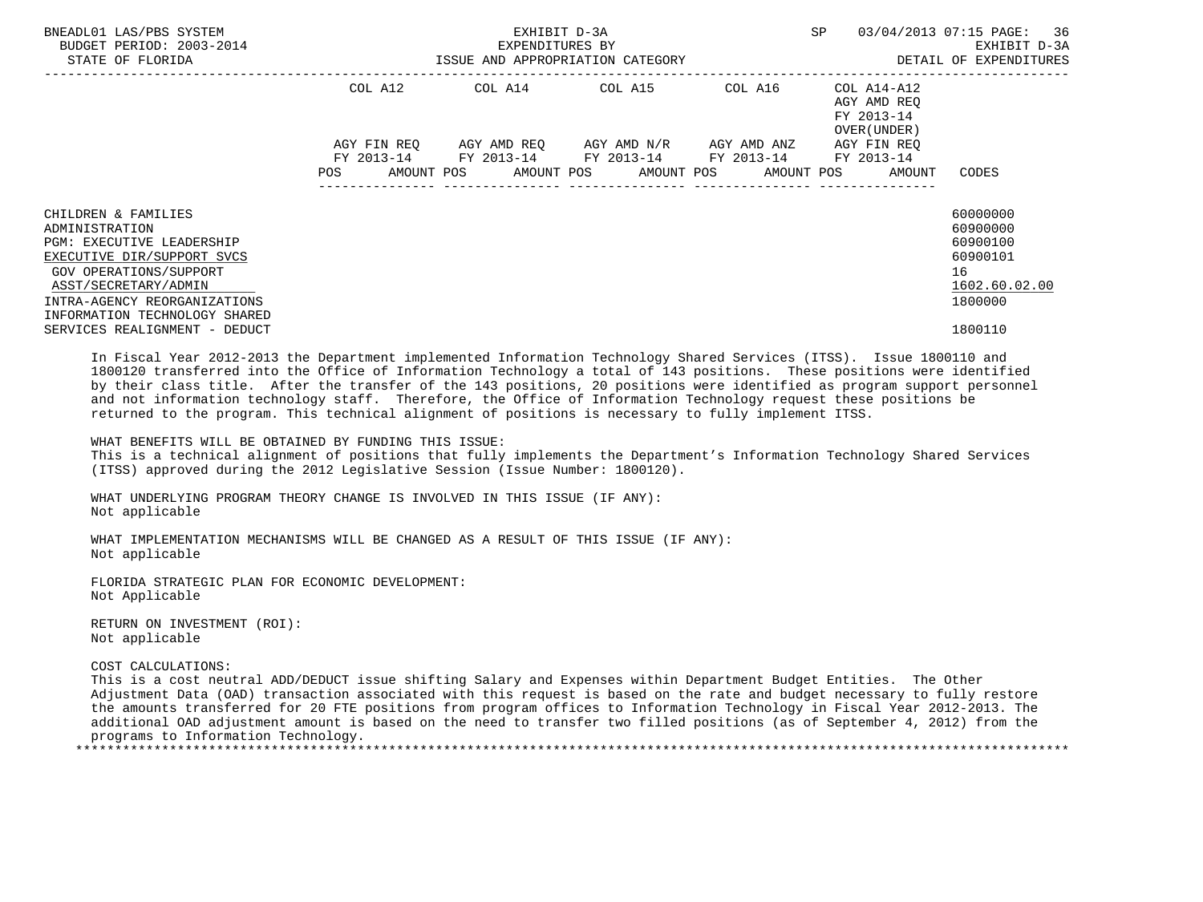| | COL A12 | COL A14 | COL A15 | COL A16 | COL A14-A12 AGY AMD REQ FY 2013-14 OVER(UNDER) | |
|---|---|---|---|---|---|---|
| | AGY FIN REQ FY 2013-14 | AGY AMD REQ FY 2013-14 | AGY AMD N/R FY 2013-14 | AGY AMD ANZ FY 2013-14 | AGY FIN REQ FY 2013-14 | |
| | POS AMOUNT | POS AMOUNT | POS AMOUNT | POS AMOUNT | POS AMOUNT | CODES |
| CHILDREN & FAMILIES | | | | | | 60000000 |
| ADMINISTRATION | | | | | | 60900000 |
| PGM: EXECUTIVE LEADERSHIP | | | | | | 60900100 |
| EXECUTIVE DIR/SUPPORT SVCS | | | | | | 60900101 |
| GOV OPERATIONS/SUPPORT | | | | | | 16 |
| ASST/SECRETARY/ADMIN | | | | | | 1602.60.02.00 |
| INTRA-AGENCY REORGANIZATIONS | | | | | | 1800000 |
| INFORMATION TECHNOLOGY SHARED SERVICES REALIGNMENT - DEDUCT | | | | | | 1800110 |

In Fiscal Year 2012-2013 the Department implemented Information Technology Shared Services (ITSS). Issue 1800110 and 1800120 transferred into the Office of Information Technology a total of 143 positions. These positions were identified by their class title. After the transfer of the 143 positions, 20 positions were identified as program support personnel and not information technology staff. Therefore, the Office of Information Technology request these positions be returned to the program. This technical alignment of positions is necessary to fully implement ITSS.

WHAT BENEFITS WILL BE OBTAINED BY FUNDING THIS ISSUE:
This is a technical alignment of positions that fully implements the Department's Information Technology Shared Services (ITSS) approved during the 2012 Legislative Session (Issue Number: 1800120).

WHAT UNDERLYING PROGRAM THEORY CHANGE IS INVOLVED IN THIS ISSUE (IF ANY):
Not applicable

WHAT IMPLEMENTATION MECHANISMS WILL BE CHANGED AS A RESULT OF THIS ISSUE (IF ANY):
Not applicable

FLORIDA STRATEGIC PLAN FOR ECONOMIC DEVELOPMENT:
Not Applicable

RETURN ON INVESTMENT (ROI):
Not applicable

COST CALCULATIONS:
This is a cost neutral ADD/DEDUCT issue shifting Salary and Expenses within Department Budget Entities. The Other Adjustment Data (OAD) transaction associated with this request is based on the rate and budget necessary to fully restore the amounts transferred for 20 FTE positions from program offices to Information Technology in Fiscal Year 2012-2013. The additional OAD adjustment amount is based on the need to transfer two filled positions (as of September 4, 2012) from the programs to Information Technology.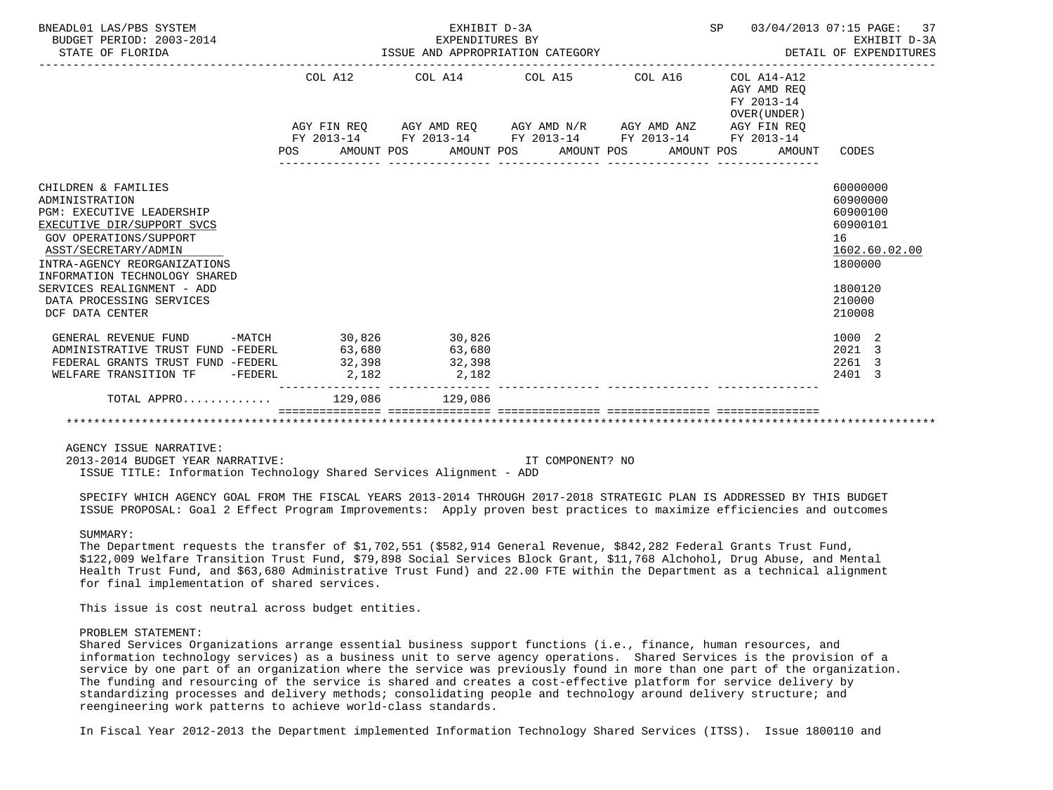| | COL A12 AGY FIN REQ FY 2013-14 POS AMOUNT | COL A14 AGY AMD REQ FY 2013-14 POS AMOUNT | COL A15 AGY AMD N/R FY 2013-14 POS AMOUNT | COL A16 AGY AMD ANZ FY 2013-14 POS AMOUNT | COL A14-A12 AGY AMD REQ FY 2013-14 OVER(UNDER) AGY FIN REQ FY 2013-14 POS AMOUNT | CODES |
|---|---|---|---|---|---|---|
| CHILDREN & FAMILIES | | | | | | 60000000 |
| ADMINISTRATION | | | | | | 60900000 |
| PGM: EXECUTIVE LEADERSHIP | | | | | | 60900100 |
| EXECUTIVE DIR/SUPPORT SVCS | | | | | | 60900101 |
| GOV OPERATIONS/SUPPORT | | | | | | 16 |
| ASST/SECRETARY/ADMIN | | | | | | 1602.60.02.00 |
| INTRA-AGENCY REORGANIZATIONS | | | | | | 1800000 |
| INFORMATION TECHNOLOGY SHARED SERVICES REALIGNMENT - ADD | | | | | | 1800120 |
| DATA PROCESSING SERVICES | | | | | | 210000 |
| DCF DATA CENTER | | | | | | 210008 |
| GENERAL REVENUE FUND -MATCH | 30,826 | 30,826 | | | | 1000 2 |
| ADMINISTRATIVE TRUST FUND -FEDERL | 63,680 | 63,680 | | | | 2021 3 |
| FEDERAL GRANTS TRUST FUND -FEDERL | 32,398 | 32,398 | | | | 2261 3 |
| WELFARE TRANSITION TF -FEDERL | 2,182 | 2,182 | | | | 2401 3 |
| TOTAL APPRO............ | 129,086 | 129,086 | | | | |

AGENCY ISSUE NARRATIVE:
2013-2014 BUDGET YEAR NARRATIVE: IT COMPONENT? NO
ISSUE TITLE: Information Technology Shared Services Alignment - ADD

SPECIFY WHICH AGENCY GOAL FROM THE FISCAL YEARS 2013-2014 THROUGH 2017-2018 STRATEGIC PLAN IS ADDRESSED BY THIS BUDGET ISSUE PROPOSAL: Goal 2 Effect Program Improvements: Apply proven best practices to maximize efficiencies and outcomes

SUMMARY:
The Department requests the transfer of $1,702,551 ($582,914 General Revenue, $842,282 Federal Grants Trust Fund, $122,009 Welfare Transition Trust Fund, $79,898 Social Services Block Grant, $11,768 Alchohol, Drug Abuse, and Mental Health Trust Fund, and $63,680 Administrative Trust Fund) and 22.00 FTE within the Department as a technical alignment for final implementation of shared services.

This issue is cost neutral across budget entities.

PROBLEM STATEMENT:
Shared Services Organizations arrange essential business support functions (i.e., finance, human resources, and information technology services) as a business unit to serve agency operations. Shared Services is the provision of a service by one part of an organization where the service was previously found in more than one part of the organization. The funding and resourcing of the service is shared and creates a cost-effective platform for service delivery by standardizing processes and delivery methods; consolidating people and technology around delivery structure; and reengineering work patterns to achieve world-class standards.

In Fiscal Year 2012-2013 the Department implemented Information Technology Shared Services (ITSS). Issue 1800110 and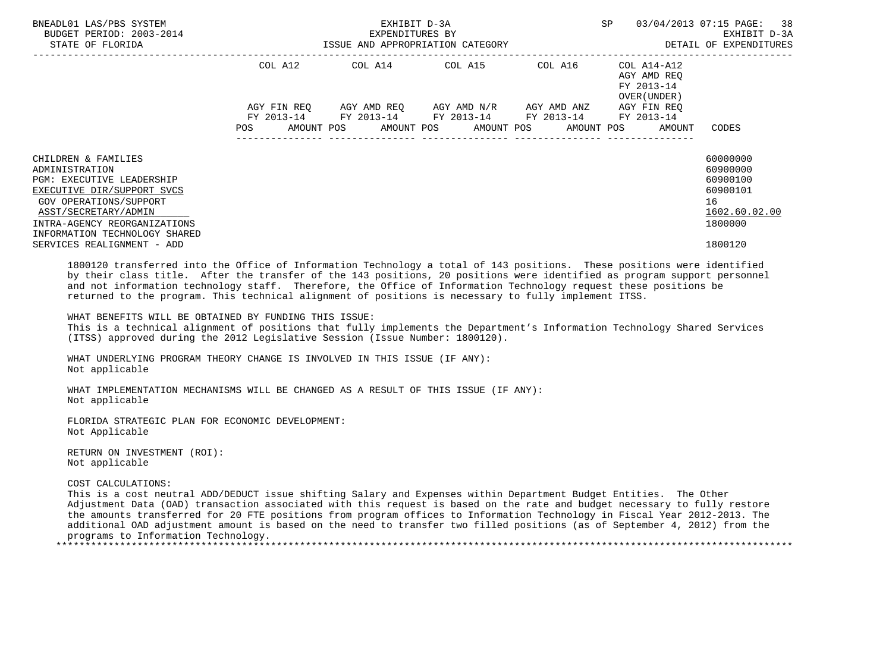| | COL A12 | COL A14 | COL A15 | COL A16 | COL A14-A12 AGY AMD REQ FY 2013-14 OVER(UNDER) | |
|---|---|---|---|---|---|---|
| | AGY FIN REQ FY 2013-14 | AGY AMD REQ FY 2013-14 | AGY AMD N/R FY 2013-14 | AGY AMD ANZ FY 2013-14 | AGY FIN REQ FY 2013-14 | |
| | POS AMOUNT | POS AMOUNT | POS AMOUNT | POS AMOUNT | POS AMOUNT | CODES |
| CHILDREN & FAMILIES | | | | | | 60000000 |
| ADMINISTRATION | | | | | | 60900000 |
| PGM: EXECUTIVE LEADERSHIP | | | | | | 60900100 |
| EXECUTIVE DIR/SUPPORT SVCS | | | | | | 60900101 |
| GOV OPERATIONS/SUPPORT | | | | | | 16 |
| ASST/SECRETARY/ADMIN | | | | | | 1602.60.02.00 |
| INTRA-AGENCY REORGANIZATIONS | | | | | | 1800000 |
| INFORMATION TECHNOLOGY SHARED SERVICES REALIGNMENT - ADD | | | | | | 1800120 |

1800120 transferred into the Office of Information Technology a total of 143 positions. These positions were identified by their class title. After the transfer of the 143 positions, 20 positions were identified as program support personnel and not information technology staff. Therefore, the Office of Information Technology request these positions be returned to the program. This technical alignment of positions is necessary to fully implement ITSS.

WHAT BENEFITS WILL BE OBTAINED BY FUNDING THIS ISSUE:
This is a technical alignment of positions that fully implements the Department's Information Technology Shared Services (ITSS) approved during the 2012 Legislative Session (Issue Number: 1800120).

WHAT UNDERLYING PROGRAM THEORY CHANGE IS INVOLVED IN THIS ISSUE (IF ANY):
Not applicable

WHAT IMPLEMENTATION MECHANISMS WILL BE CHANGED AS A RESULT OF THIS ISSUE (IF ANY):
Not applicable

FLORIDA STRATEGIC PLAN FOR ECONOMIC DEVELOPMENT:
Not Applicable

RETURN ON INVESTMENT (ROI):
Not applicable

COST CALCULATIONS:
This is a cost neutral ADD/DEDUCT issue shifting Salary and Expenses within Department Budget Entities. The Other Adjustment Data (OAD) transaction associated with this request is based on the rate and budget necessary to fully restore the amounts transferred for 20 FTE positions from program offices to Information Technology in Fiscal Year 2012-2013. The additional OAD adjustment amount is based on the need to transfer two filled positions (as of September 4, 2012) from the programs to Information Technology.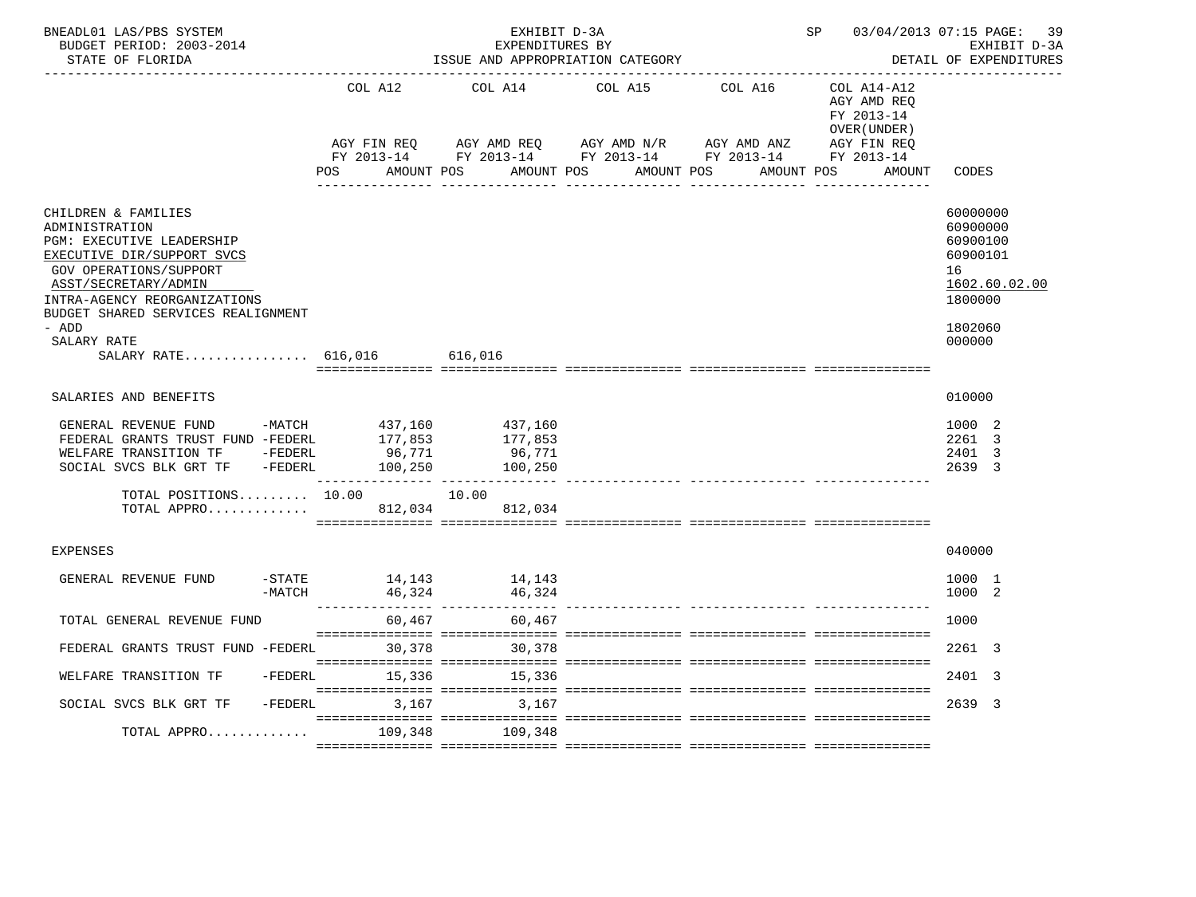BNEADL01 LAS/PBS SYSTEM — EXHIBIT D-3A — SP 03/04/2013 07:15

BUDGET PERIOD: 2003-2014 — EXPENDITURES BY — EXHIBIT D-3A

STATE OF FLORIDA — ISSUE AND APPROPRIATION CATEGORY — DETAIL OF EXPENDITURES

| | COL A12 AGY FIN REQ FY 2013-14 POS AMOUNT | COL A14 AGY AMD REQ FY 2013-14 POS AMOUNT | COL A15 AGY AMD N/R FY 2013-14 POS AMOUNT | COL A16 AGY AMD ANZ FY 2013-14 POS AMOUNT | COL A14-A12 AGY AMD REQ FY 2013-14 OVER(UNDER) AGY FIN REQ FY 2013-14 POS AMOUNT | CODES |
|---|---|---|---|---|---|---|
| CHILDREN & FAMILIES | | | | | | 60000000 |
| ADMINISTRATION | | | | | | 60900000 |
| PGM: EXECUTIVE LEADERSHIP | | | | | | 60900100 |
| EXECUTIVE DIR/SUPPORT SVCS | | | | | | 60900101 |
| GOV OPERATIONS/SUPPORT | | | | | | 16 |
| ASST/SECRETARY/ADMIN | | | | | | 1602.60.02.00 |
| INTRA-AGENCY REORGANIZATIONS | | | | | | 1800000 |
| BUDGET SHARED SERVICES REALIGNMENT - ADD | | | | | | 1802060 |
| SALARY RATE | | | | | | 000000 |
| SALARY RATE................ | 616,016 | 616,016 | | | | |
| SALARIES AND BENEFITS | | | | | | 010000 |
| GENERAL REVENUE FUND -MATCH | 437,160 | 437,160 | | | | 1000 2 |
| FEDERAL GRANTS TRUST FUND -FEDERL | 177,853 | 177,853 | | | | 2261 3 |
| WELFARE TRANSITION TF -FEDERL | 96,771 | 96,771 | | | | 2401 3 |
| SOCIAL SVCS BLK GRT TF -FEDERL | 100,250 | 100,250 | | | | 2639 3 |
| TOTAL POSITIONS......... | 10.00 | 10.00 | | | | |
| TOTAL APPRO............. | 812,034 | 812,034 | | | | |
| EXPENSES | | | | | | 040000 |
| GENERAL REVENUE FUND -STATE | 14,143 | 14,143 | | | | 1000 1 |
| GENERAL REVENUE FUND -MATCH | 46,324 | 46,324 | | | | 1000 2 |
| TOTAL GENERAL REVENUE FUND | 60,467 | 60,467 | | | | 1000 |
| FEDERAL GRANTS TRUST FUND -FEDERL | 30,378 | 30,378 | | | | 2261 3 |
| WELFARE TRANSITION TF -FEDERL | 15,336 | 15,336 | | | | 2401 3 |
| SOCIAL SVCS BLK GRT TF -FEDERL | 3,167 | 3,167 | | | | 2639 3 |
| TOTAL APPRO............. | 109,348 | 109,348 | | | | |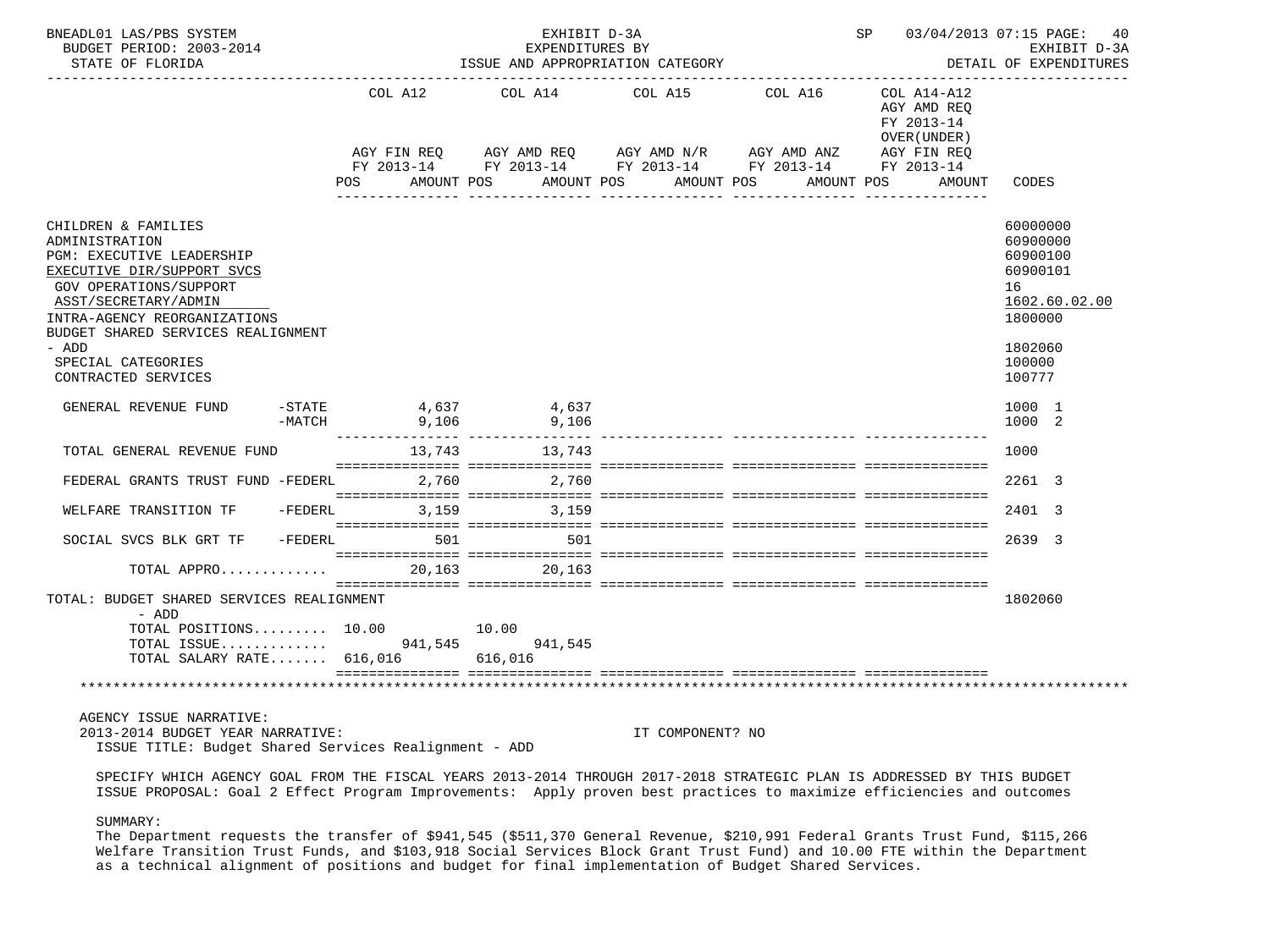BNEADL01 LAS/PBS SYSTEM — EXHIBIT D-3A — EXPENDITURES BY ISSUE AND APPROPRIATION CATEGORY — SP 03/04/2013 07:15 — EXHIBIT D-3A DETAIL OF EXPENDITURES

BUDGET PERIOD: 2003-2014

STATE OF FLORIDA

| | COL A12 AGY FIN REQ FY 2013-14 POS AMOUNT | COL A14 AGY AMD REQ FY 2013-14 POS AMOUNT | COL A15 AGY AMD N/R FY 2013-14 POS AMOUNT | COL A16 AGY AMD ANZ FY 2013-14 POS AMOUNT | COL A14-A12 AGY AMD REQ FY 2013-14 OVER(UNDER) AGY FIN REQ FY 2013-14 POS AMOUNT | CODES |
|---|---|---|---|---|---|---|
| CHILDREN & FAMILIES | | | | | | 60000000 |
| ADMINISTRATION | | | | | | 60900000 |
| PGM: EXECUTIVE LEADERSHIP | | | | | | 60900100 |
| EXECUTIVE DIR/SUPPORT SVCS | | | | | | 60900101 |
| GOV OPERATIONS/SUPPORT | | | | | | 16 |
| ASST/SECRETARY/ADMIN | | | | | | 1602.60.02.00 |
| INTRA-AGENCY REORGANIZATIONS | | | | | | 1800000 |
| BUDGET SHARED SERVICES REALIGNMENT - ADD | | | | | | 1802060 |
| SPECIAL CATEGORIES | | | | | | 100000 |
| CONTRACTED SERVICES | | | | | | 100777 |
| GENERAL REVENUE FUND -STATE | 4,637 | 4,637 | | | | 1000 1 |
| GENERAL REVENUE FUND -MATCH | 9,106 | 9,106 | | | | 1000 2 |
| TOTAL GENERAL REVENUE FUND | 13,743 | 13,743 | | | | 1000 |
| FEDERAL GRANTS TRUST FUND -FEDERL | 2,760 | 2,760 | | | | 2261 3 |
| WELFARE TRANSITION TF -FEDERL | 3,159 | 3,159 | | | | 2401 3 |
| SOCIAL SVCS BLK GRT TF -FEDERL | 501 | 501 | | | | 2639 3 |
| TOTAL APPRO............ | 20,163 | 20,163 | | | | |
| TOTAL: BUDGET SHARED SERVICES REALIGNMENT - ADD | | | | | | 1802060 |
| TOTAL POSITIONS......... | 10.00 | 10.00 | | | | |
| TOTAL ISSUE............ | 941,545 | 941,545 | | | | |
| TOTAL SALARY RATE....... | 616,016 | 616,016 | | | | |

AGENCY ISSUE NARRATIVE:

2013-2014 BUDGET YEAR NARRATIVE: IT COMPONENT? NO

ISSUE TITLE: Budget Shared Services Realignment - ADD

SPECIFY WHICH AGENCY GOAL FROM THE FISCAL YEARS 2013-2014 THROUGH 2017-2018 STRATEGIC PLAN IS ADDRESSED BY THIS BUDGET ISSUE PROPOSAL: Goal 2 Effect Program Improvements: Apply proven best practices to maximize efficiencies and outcomes

SUMMARY:

The Department requests the transfer of $941,545 ($511,370 General Revenue, $210,991 Federal Grants Trust Fund, $115,266 Welfare Transition Trust Funds, and $103,918 Social Services Block Grant Trust Fund) and 10.00 FTE within the Department as a technical alignment of positions and budget for final implementation of Budget Shared Services.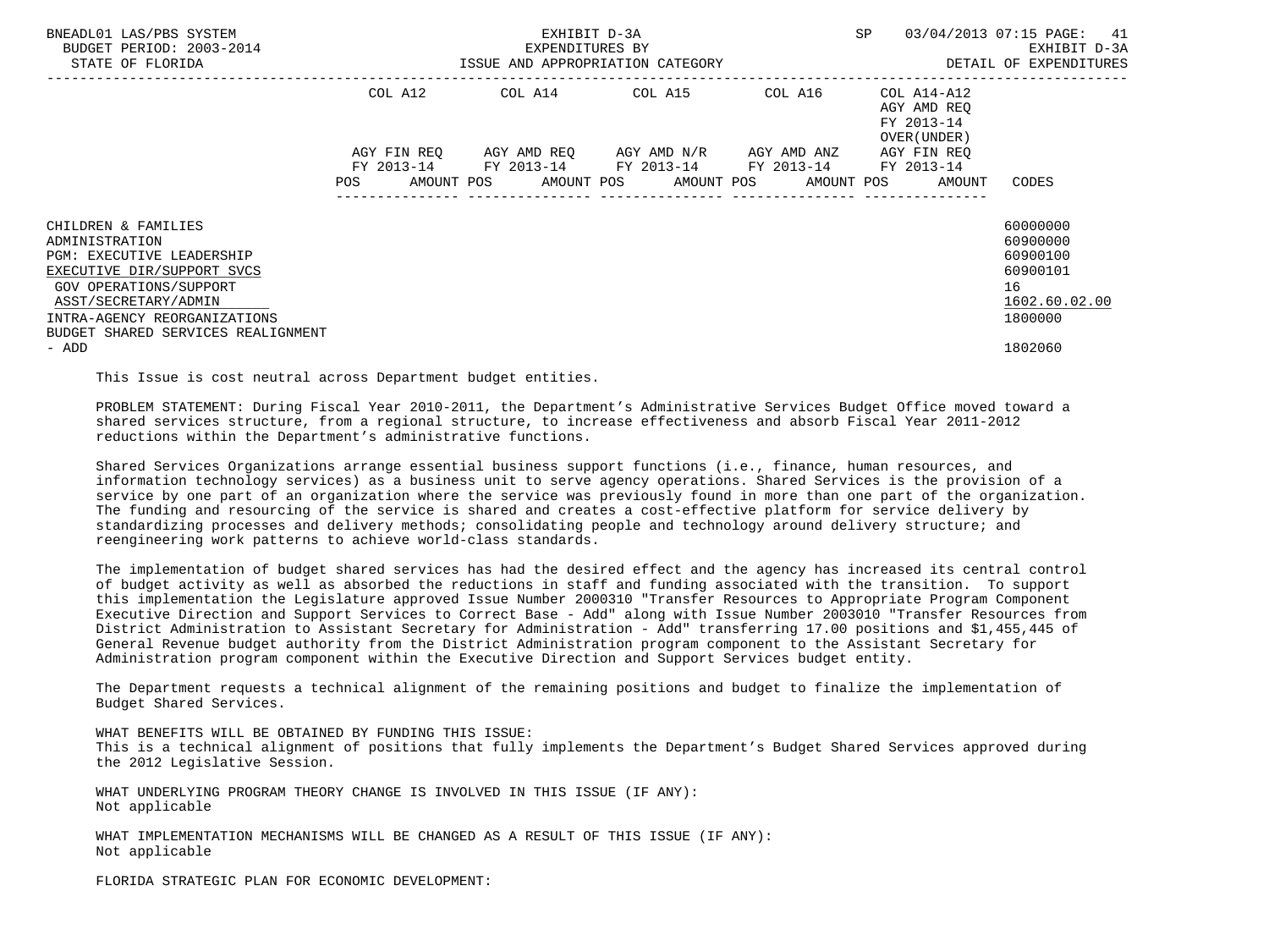| | COL A12 | | COL A14 | | COL A15 | | COL A16 | | COL A14-A12 AGY AMD REQ FY 2013-14 OVER(UNDER) | |
|---|---|---|---|---|---|---|---|---|---|---|
| | AGY FIN REQ FY 2013-14 | | AGY AMD REQ FY 2013-14 | | AGY AMD N/R FY 2013-14 | | AGY AMD ANZ FY 2013-14 | | AGY FIN REQ FY 2013-14 | |
| | POS | AMOUNT | POS | AMOUNT | POS | AMOUNT | POS | AMOUNT | POS | AMOUNT | CODES |
| CHILDREN & FAMILIES | | | | | | | | | | | 60000000 |
| ADMINISTRATION | | | | | | | | | | | 60900000 |
| PGM: EXECUTIVE LEADERSHIP | | | | | | | | | | | 60900100 |
| EXECUTIVE DIR/SUPPORT SVCS | | | | | | | | | | | 60900101 |
| GOV OPERATIONS/SUPPORT | | | | | | | | | | | 16 |
| ASST/SECRETARY/ADMIN | | | | | | | | | | | 1602.60.02.00 |
| INTRA-AGENCY REORGANIZATIONS | | | | | | | | | | | 1800000 |
| BUDGET SHARED SERVICES REALIGNMENT - ADD | | | | | | | | | | | 1802060 |

This Issue is cost neutral across Department budget entities.

PROBLEM STATEMENT: During Fiscal Year 2010-2011, the Department's Administrative Services Budget Office moved toward a shared services structure, from a regional structure, to increase effectiveness and absorb Fiscal Year 2011-2012 reductions within the Department's administrative functions.

Shared Services Organizations arrange essential business support functions (i.e., finance, human resources, and information technology services) as a business unit to serve agency operations. Shared Services is the provision of a service by one part of an organization where the service was previously found in more than one part of the organization. The funding and resourcing of the service is shared and creates a cost-effective platform for service delivery by standardizing processes and delivery methods; consolidating people and technology around delivery structure; and reengineering work patterns to achieve world-class standards.

The implementation of budget shared services has had the desired effect and the agency has increased its central control of budget activity as well as absorbed the reductions in staff and funding associated with the transition. To support this implementation the Legislature approved Issue Number 2000310 "Transfer Resources to Appropriate Program Component Executive Direction and Support Services to Correct Base - Add" along with Issue Number 2003010 "Transfer Resources from District Administration to Assistant Secretary for Administration - Add" transferring 17.00 positions and $1,455,445 of General Revenue budget authority from the District Administration program component to the Assistant Secretary for Administration program component within the Executive Direction and Support Services budget entity.

The Department requests a technical alignment of the remaining positions and budget to finalize the implementation of Budget Shared Services.

WHAT BENEFITS WILL BE OBTAINED BY FUNDING THIS ISSUE:
This is a technical alignment of positions that fully implements the Department's Budget Shared Services approved during the 2012 Legislative Session.

WHAT UNDERLYING PROGRAM THEORY CHANGE IS INVOLVED IN THIS ISSUE (IF ANY):
Not applicable

WHAT IMPLEMENTATION MECHANISMS WILL BE CHANGED AS A RESULT OF THIS ISSUE (IF ANY):
Not applicable

FLORIDA STRATEGIC PLAN FOR ECONOMIC DEVELOPMENT: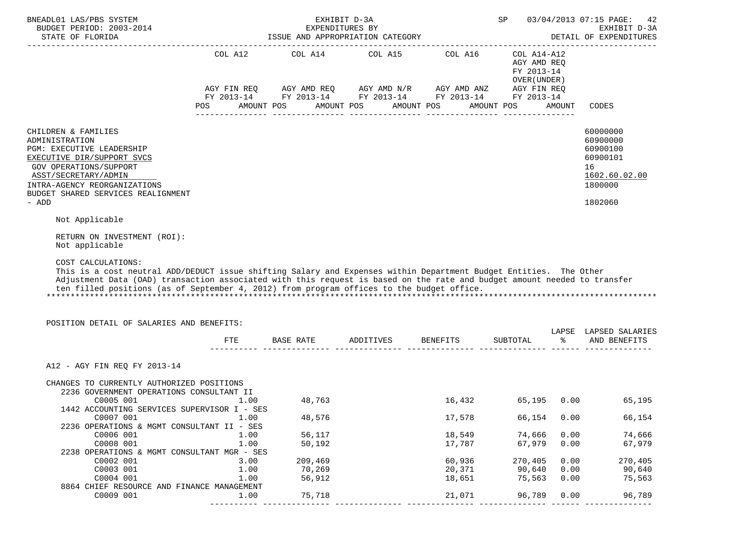EXHIBIT D-3A
EXPENDITURES BY
ISSUE AND APPROPRIATION CATEGORY

| | COL A12 AGY FIN REQ FY 2013-14 POS AMOUNT | COL A14 AGY AMD REQ FY 2013-14 POS AMOUNT | COL A15 AGY AMD N/R FY 2013-14 POS AMOUNT | COL A16 AGY AMD ANZ FY 2013-14 POS AMOUNT | COL A14-A12 AGY AMD REQ FY 2013-14 OVER(UNDER) AGY FIN REQ FY 2013-14 POS AMOUNT | CODES |
|---|---|---|---|---|---|---|
| CHILDREN & FAMILIES | | | | | | 60000000 |
| ADMINISTRATION | | | | | | 60900000 |
| PGM: EXECUTIVE LEADERSHIP | | | | | | 60900100 |
| EXECUTIVE DIR/SUPPORT SVCS | | | | | | 60900101 |
| GOV OPERATIONS/SUPPORT | | | | | | 16 |
| ASST/SECRETARY/ADMIN | | | | | | 1602.60.02.00 |
| INTRA-AGENCY REORGANIZATIONS | | | | | | 1800000 |
| BUDGET SHARED SERVICES REALIGNMENT - ADD | | | | | | 1802060 |

Not Applicable

RETURN ON INVESTMENT (ROI):
Not applicable

COST CALCULATIONS:
This is a cost neutral ADD/DEDUCT issue shifting Salary and Expenses within Department Budget Entities. The Other Adjustment Data (OAD) transaction associated with this request is based on the rate and budget amount needed to transfer ten filled positions (as of September 4, 2012) from program offices to the budget office.
*******************************************************************************************************************

POSITION DETAIL OF SALARIES AND BENEFITS:

| | FTE | BASE RATE | ADDITIVES | BENEFITS | SUBTOTAL | LAPSE % | LAPSED SALARIES AND BENEFITS |
|---|---|---|---|---|---|---|---|
| A12 - AGY FIN REQ FY 2013-14 | | | | | | | |
| CHANGES TO CURRENTLY AUTHORIZED POSITIONS | | | | | | | |
| 2236 GOVERNMENT OPERATIONS CONSULTANT II | | | | | | | |
| C0005 001 | 1.00 | 48,763 | | 16,432 | 65,195 | 0.00 | 65,195 |
| 1442 ACCOUNTING SERVICES SUPERVISOR I - SES | | | | | | | |
| C0007 001 | 1.00 | 48,576 | | 17,578 | 66,154 | 0.00 | 66,154 |
| 2236 OPERATIONS & MGMT CONSULTANT II - SES | | | | | | | |
| C0006 001 | 1.00 | 56,117 | | 18,549 | 74,666 | 0.00 | 74,666 |
| C0008 001 | 1.00 | 50,192 | | 17,787 | 67,979 | 0.00 | 67,979 |
| 2238 OPERATIONS & MGMT CONSULTANT MGR - SES | | | | | | | |
| C0002 001 | 3.00 | 209,469 | | 60,936 | 270,405 | 0.00 | 270,405 |
| C0003 001 | 1.00 | 70,269 | | 20,371 | 90,640 | 0.00 | 90,640 |
| C0004 001 | 1.00 | 56,912 | | 18,651 | 75,563 | 0.00 | 75,563 |
| 8864 CHIEF RESOURCE AND FINANCE MANAGEMENT | | | | | | | |
| C0009 001 | 1.00 | 75,718 | | 21,071 | 96,789 | 0.00 | 96,789 |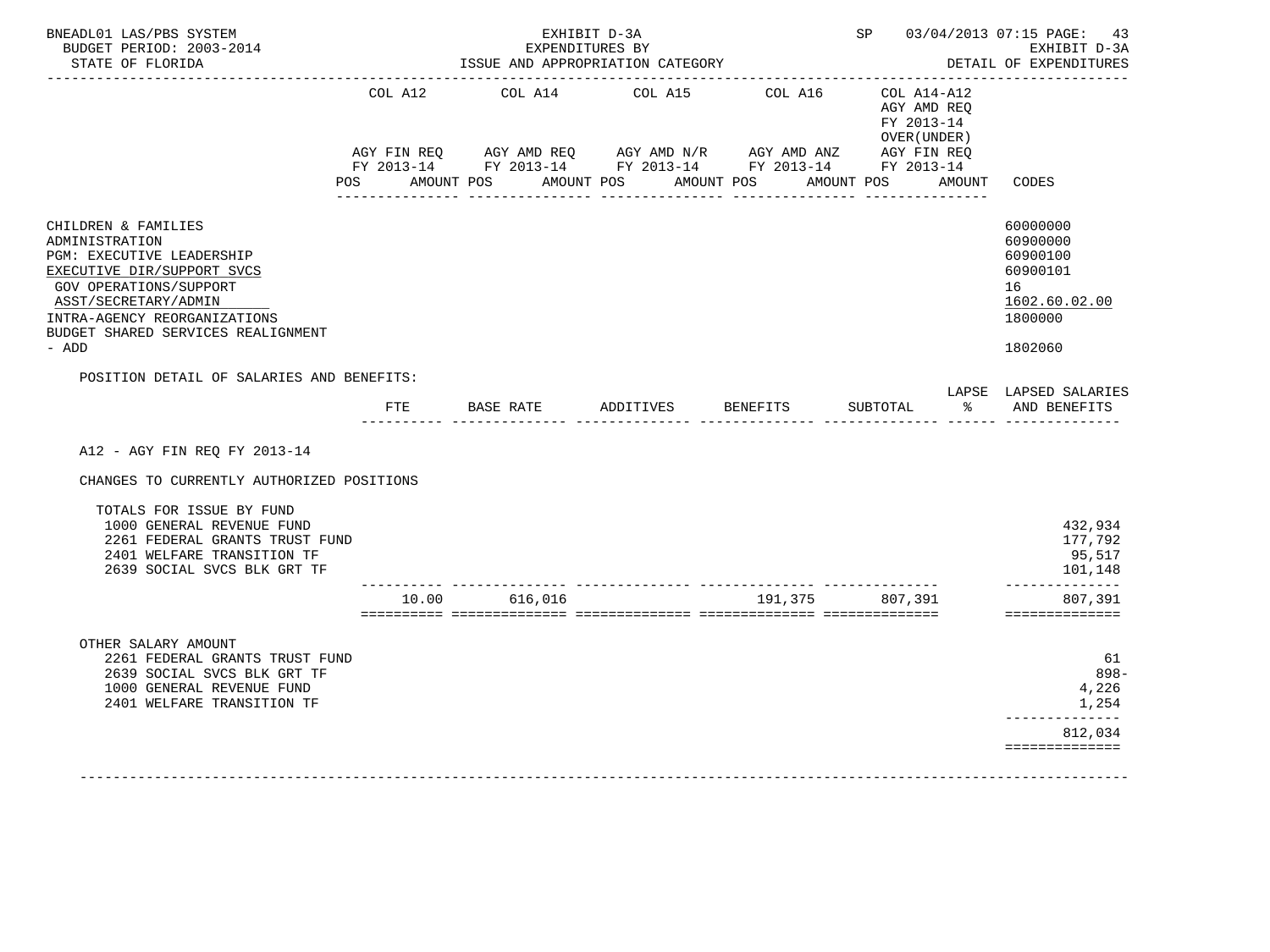BNEADL01 LAS/PBS SYSTEM — EXHIBIT D-3A — SP 03/04/2013 07:15 PAGE: 43
BUDGET PERIOD: 2003-2014 — EXPENDITURES BY — EXHIBIT D-3A
STATE OF FLORIDA — ISSUE AND APPROPRIATION CATEGORY — DETAIL OF EXPENDITURES

| | COL A12 AGY FIN REQ FY 2013-14 POS AMOUNT | COL A14 AGY AMD REQ FY 2013-14 POS AMOUNT | COL A15 AGY AMD N/R FY 2013-14 POS AMOUNT | COL A16 AGY AMD ANZ FY 2013-14 POS AMOUNT | COL A14-A12 AGY AMD REQ FY 2013-14 OVER(UNDER) AGY FIN REQ FY 2013-14 POS AMOUNT | CODES |
|---|---|---|---|---|---|---|
| CHILDREN & FAMILIES | | | | | | 60000000 |
| ADMINISTRATION | | | | | | 60900000 |
| PGM: EXECUTIVE LEADERSHIP | | | | | | 60900100 |
| EXECUTIVE DIR/SUPPORT SVCS | | | | | | 60900101 |
| GOV OPERATIONS/SUPPORT | | | | | | 16 |
| ASST/SECRETARY/ADMIN | | | | | | 1602.60.02.00 |
| INTRA-AGENCY REORGANIZATIONS | | | | | | 1800000 |
| BUDGET SHARED SERVICES REALIGNMENT - ADD | | | | | | 1802060 |

POSITION DETAIL OF SALARIES AND BENEFITS:

| | FTE | BASE RATE | ADDITIVES | BENEFITS | SUBTOTAL | LAPSE % | LAPSED SALARIES AND BENEFITS |
|---|---|---|---|---|---|---|---|
| A12 - AGY FIN REQ FY 2013-14 | | | | | | | |
| CHANGES TO CURRENTLY AUTHORIZED POSITIONS | | | | | | | |
| TOTALS FOR ISSUE BY FUND | | | | | | | |
| 1000 GENERAL REVENUE FUND | | | | | | | 432,934 |
| 2261 FEDERAL GRANTS TRUST FUND | | | | | | | 177,792 |
| 2401 WELFARE TRANSITION TF | | | | | | | 95,517 |
| 2639 SOCIAL SVCS BLK GRT TF | | | | | | | 101,148 |
| | 10.00 | 616,016 | | 191,375 | 807,391 | | 807,391 |
| OTHER SALARY AMOUNT | | | | | | | |
| 2261 FEDERAL GRANTS TRUST FUND | | | | | | | 61 |
| 2639 SOCIAL SVCS BLK GRT TF | | | | | | | 898- |
| 1000 GENERAL REVENUE FUND | | | | | | | 4,226 |
| 2401 WELFARE TRANSITION TF | | | | | | | 1,254 |
| | | | | | | | 812,034 |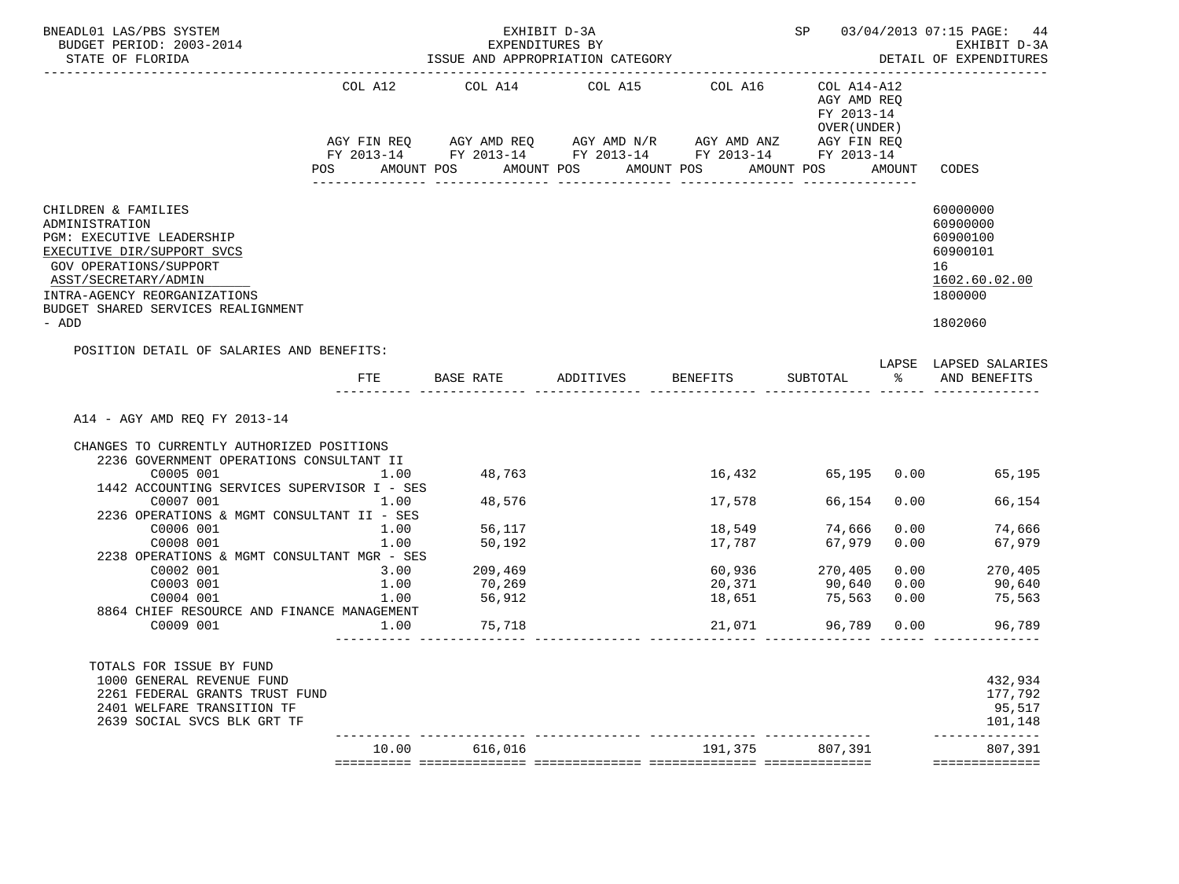BNEADL01 LAS/PBS SYSTEM — EXHIBIT D-3A — SP 03/04/2013 07:15

BUDGET PERIOD: 2003-2014 — EXPENDITURES BY — EXHIBIT D-3A

STATE OF FLORIDA — ISSUE AND APPROPRIATION CATEGORY — DETAIL OF EXPENDITURES

| | COL A12 AGY FIN REQ FY 2013-14 POS AMOUNT | COL A14 AGY AMD REQ FY 2013-14 POS AMOUNT | COL A15 AGY AMD N/R FY 2013-14 POS AMOUNT | COL A16 AGY AMD ANZ FY 2013-14 POS AMOUNT | COL A14-A12 AGY AMD REQ FY 2013-14 OVER(UNDER) AGY FIN REQ FY 2013-14 POS AMOUNT | CODES |
|---|---|---|---|---|---|---|

CHILDREN & FAMILIES — 60000000
ADMINISTRATION — 60900000
PGM: EXECUTIVE LEADERSHIP — 60900100
EXECUTIVE DIR/SUPPORT SVCS — 60900101
GOV OPERATIONS/SUPPORT — 16
ASST/SECRETARY/ADMIN — 1602.60.02.00
INTRA-AGENCY REORGANIZATIONS — 1800000
BUDGET SHARED SERVICES REALIGNMENT - ADD — 1802060

POSITION DETAIL OF SALARIES AND BENEFITS:

| | FTE | BASE RATE | ADDITIVES | BENEFITS | SUBTOTAL | LAPSE % | LAPSED SALARIES AND BENEFITS |
|---|---|---|---|---|---|---|---|
| A14 - AGY AMD REQ FY 2013-14 | | | | | | | |
| CHANGES TO CURRENTLY AUTHORIZED POSITIONS | | | | | | | |
| 2236 GOVERNMENT OPERATIONS CONSULTANT II | | | | | | | |
| C0005 001 | 1.00 | 48,763 | | 16,432 | 65,195 | 0.00 | 65,195 |
| 1442 ACCOUNTING SERVICES SUPERVISOR I - SES | | | | | | | |
| C0007 001 | 1.00 | 48,576 | | 17,578 | 66,154 | 0.00 | 66,154 |
| 2236 OPERATIONS & MGMT CONSULTANT II - SES | | | | | | | |
| C0006 001 | 1.00 | 56,117 | | 18,549 | 74,666 | 0.00 | 74,666 |
| C0008 001 | 1.00 | 50,192 | | 17,787 | 67,979 | 0.00 | 67,979 |
| 2238 OPERATIONS & MGMT CONSULTANT MGR - SES | | | | | | | |
| C0002 001 | 3.00 | 209,469 | | 60,936 | 270,405 | 0.00 | 270,405 |
| C0003 001 | 1.00 | 70,269 | | 20,371 | 90,640 | 0.00 | 90,640 |
| C0004 001 | 1.00 | 56,912 | | 18,651 | 75,563 | 0.00 | 75,563 |
| 8864 CHIEF RESOURCE AND FINANCE MANAGEMENT | | | | | | | |
| C0009 001 | 1.00 | 75,718 | | 21,071 | 96,789 | 0.00 | 96,789 |
| TOTALS FOR ISSUE BY FUND | | | | | | | |
| 1000 GENERAL REVENUE FUND | | | | | | | 432,934 |
| 2261 FEDERAL GRANTS TRUST FUND | | | | | | | 177,792 |
| 2401 WELFARE TRANSITION TF | | | | | | | 95,517 |
| 2639 SOCIAL SVCS BLK GRT TF | | | | | | | 101,148 |
| | 10.00 | 616,016 | | 191,375 | 807,391 | | 807,391 |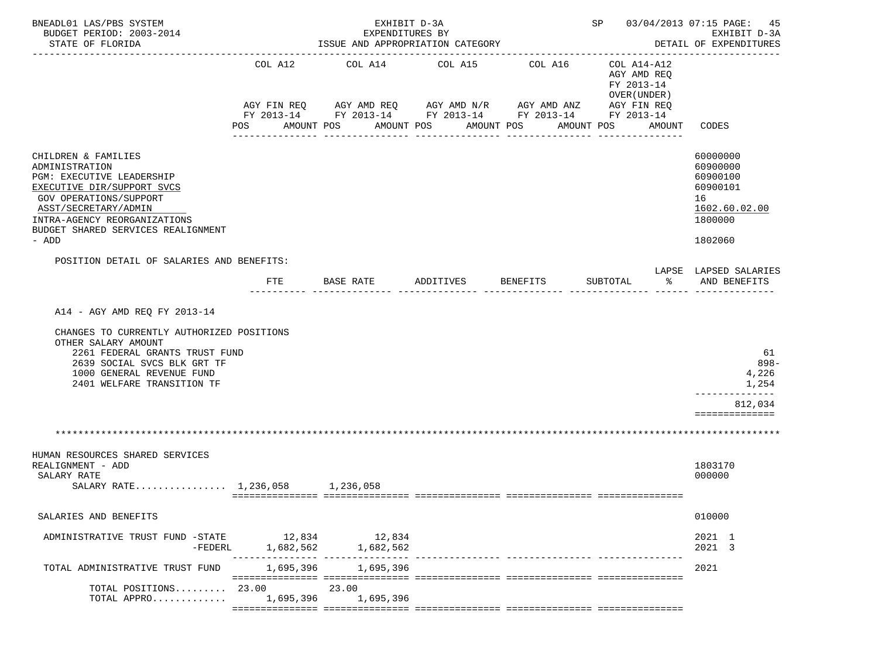BNEADL01 LAS/PBS SYSTEM EXHIBIT D-3A SP 03/04/2013 07:15 PAGE: 45
BUDGET PERIOD: 2003-2014 EXPENDITURES BY EXHIBIT D-3A
STATE OF FLORIDA ISSUE AND APPROPRIATION CATEGORY DETAIL OF EXPENDITURES

| | COL A12 AGY FIN REQ FY 2013-14 POS AMOUNT | COL A14 AGY AMD REQ FY 2013-14 POS AMOUNT | COL A15 AGY AMD N/R FY 2013-14 POS AMOUNT | COL A16 AGY AMD ANZ FY 2013-14 POS AMOUNT | COL A14-A12 AGY AMD REQ FY 2013-14 OVER(UNDER) AGY FIN REQ FY 2013-14 POS AMOUNT | CODES |
|---|---|---|---|---|---|---|
| CHILDREN & FAMILIES | | | | | | 60000000 |
| ADMINISTRATION | | | | | | 60900000 |
| PGM: EXECUTIVE LEADERSHIP | | | | | | 60900100 |
| EXECUTIVE DIR/SUPPORT SVCS | | | | | | 60900101 |
| GOV OPERATIONS/SUPPORT | | | | | | 16 |
| ASST/SECRETARY/ADMIN | | | | | | 1602.60.02.00 |
| INTRA-AGENCY REORGANIZATIONS | | | | | | 1800000 |
| BUDGET SHARED SERVICES REALIGNMENT - ADD | | | | | | 1802060 |

POSITION DETAIL OF SALARIES AND BENEFITS:

| | FTE | BASE RATE | ADDITIVES | BENEFITS | SUBTOTAL | LAPSE % | LAPSED SALARIES AND BENEFITS |
|---|---|---|---|---|---|---|---|
| A14 - AGY AMD REQ FY 2013-14 | | | | | | | |
| CHANGES TO CURRENTLY AUTHORIZED POSITIONS | | | | | | | |
| OTHER SALARY AMOUNT | | | | | | | |
| 2261 FEDERAL GRANTS TRUST FUND | | | | | | | 61 |
| 2639 SOCIAL SVCS BLK GRT TF | | | | | | | 898- |
| 1000 GENERAL REVENUE FUND | | | | | | | 4,226 |
| 2401 WELFARE TRANSITION TF | | | | | | | 1,254 |
| | | | | | | | 812,034 |

******************************************************************************************************

| | COL A12 | COL A14 | COL A15 | COL A16 | COL A14-A12 | CODES |
|---|---|---|---|---|---|---|
| HUMAN RESOURCES SHARED SERVICES REALIGNMENT - ADD | | | | | | 1803170 |
| SALARY RATE | | | | | | 000000 |
| SALARY RATE................ | 1,236,058 | 1,236,058 | | | | |
| SALARIES AND BENEFITS | | | | | | 010000 |
| ADMINISTRATIVE TRUST FUND -STATE | 12,834 | 12,834 | | | | 2021 1 |
| -FEDERL | 1,682,562 | 1,682,562 | | | | 2021 3 |
| TOTAL ADMINISTRATIVE TRUST FUND | 1,695,396 | 1,695,396 | | | | 2021 |
| TOTAL POSITIONS......... | 23.00 | 23.00 | | | | |
| TOTAL APPRO............ | 1,695,396 | 1,695,396 | | | | |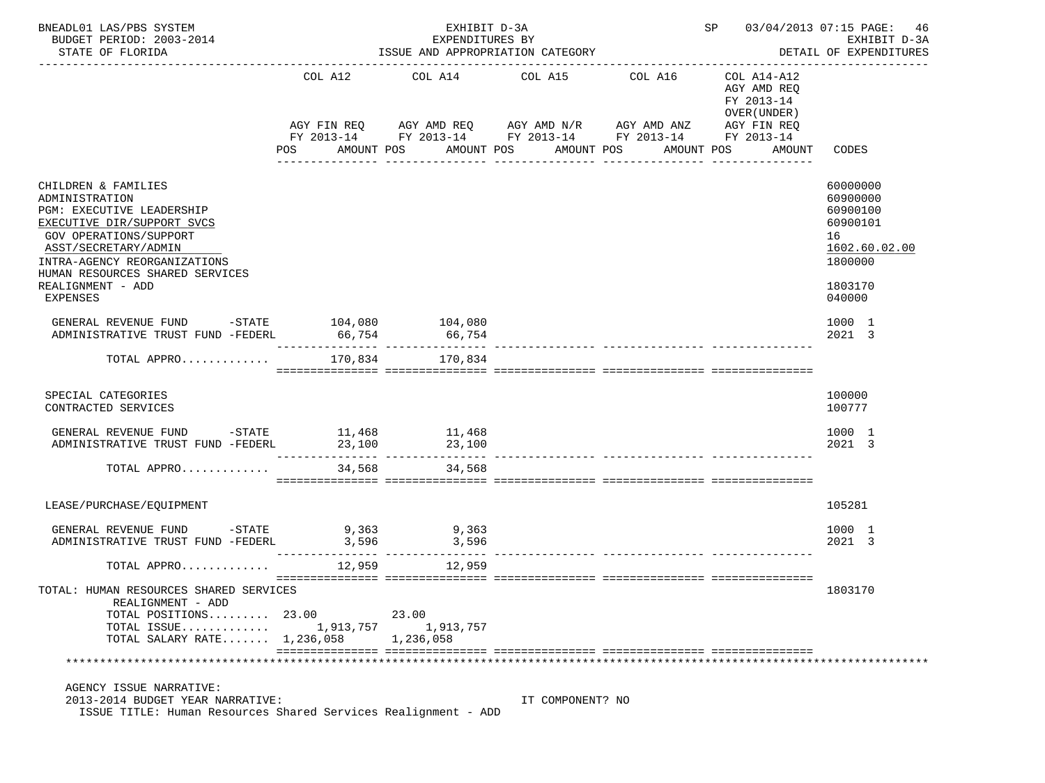BNEADL01 LAS/PBS SYSTEM EXHIBIT D-3A SP 03/04/2013 07:15 PAGE: 46
BUDGET PERIOD: 2003-2014 EXPENDITURES BY EXHIBIT D-3A
STATE OF FLORIDA ISSUE AND APPROPRIATION CATEGORY DETAIL OF EXPENDITURES

| | COL A12 AGY FIN REQ FY 2013-14 POS AMOUNT | COL A14 AGY AMD REQ FY 2013-14 POS AMOUNT | COL A15 AGY AMD N/R FY 2013-14 POS AMOUNT | COL A16 AGY AMD ANZ FY 2013-14 POS AMOUNT | COL A14-A12 AGY AMD REQ FY 2013-14 OVER(UNDER) AGY FIN REQ FY 2013-14 POS AMOUNT | CODES |
|---|---|---|---|---|---|---|
| CHILDREN & FAMILIES | | | | | | 60000000 |
| ADMINISTRATION | | | | | | 60900000 |
| PGM: EXECUTIVE LEADERSHIP | | | | | | 60900100 |
| EXECUTIVE DIR/SUPPORT SVCS | | | | | | 60900101 |
| GOV OPERATIONS/SUPPORT | | | | | | 16 |
| ASST/SECRETARY/ADMIN | | | | | | 1602.60.02.00 |
| INTRA-AGENCY REORGANIZATIONS | | | | | | 1800000 |
| HUMAN RESOURCES SHARED SERVICES REALIGNMENT - ADD | | | | | | 1803170 |
| EXPENSES | | | | | | 040000 |
| GENERAL REVENUE FUND -STATE | 104,080 | 104,080 | | | | 1000 1 |
| ADMINISTRATIVE TRUST FUND -FEDERL | 66,754 | 66,754 | | | | 2021 3 |
| TOTAL APPRO............ | 170,834 | 170,834 | | | | |
| SPECIAL CATEGORIES | | | | | | 100000 |
| CONTRACTED SERVICES | | | | | | 100777 |
| GENERAL REVENUE FUND -STATE | 11,468 | 11,468 | | | | 1000 1 |
| ADMINISTRATIVE TRUST FUND -FEDERL | 23,100 | 23,100 | | | | 2021 3 |
| TOTAL APPRO............ | 34,568 | 34,568 | | | | |
| LEASE/PURCHASE/EQUIPMENT | | | | | | 105281 |
| GENERAL REVENUE FUND -STATE | 9,363 | 9,363 | | | | 1000 1 |
| ADMINISTRATIVE TRUST FUND -FEDERL | 3,596 | 3,596 | | | | 2021 3 |
| TOTAL APPRO............ | 12,959 | 12,959 | | | | |
| TOTAL: HUMAN RESOURCES SHARED SERVICES REALIGNMENT - ADD | | | | | | 1803170 |
| TOTAL POSITIONS......... | 23.00 | 23.00 | | | | |
| TOTAL ISSUE............ | 1,913,757 | 1,913,757 | | | | |
| TOTAL SALARY RATE....... | 1,236,058 | 1,236,058 | | | | |

AGENCY ISSUE NARRATIVE:
2013-2014 BUDGET YEAR NARRATIVE: IT COMPONENT? NO
ISSUE TITLE: Human Resources Shared Services Realignment - ADD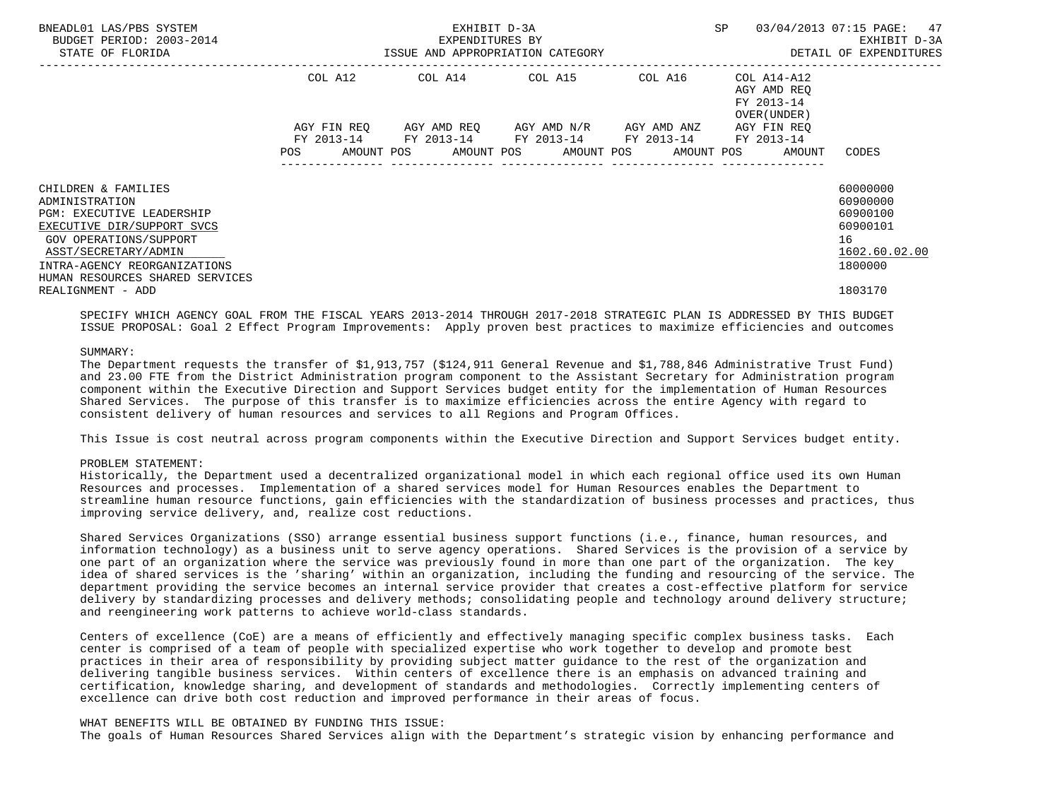| | COL A12 | | COL A14 | | COL A15 | | COL A16 | | COL A14-A12 AGY AMD REQ FY 2013-14 OVER(UNDER) | | |
|---|---|---|---|---|---|---|---|---|---|---|---|
| | AGY FIN REQ FY 2013-14 | | AGY AMD REQ FY 2013-14 | | AGY AMD N/R FY 2013-14 | | AGY AMD ANZ FY 2013-14 | | AGY FIN REQ FY 2013-14 | | |
| | POS | AMOUNT | POS | AMOUNT | POS | AMOUNT | POS | AMOUNT | POS | AMOUNT | CODES |
| CHILDREN & FAMILIES | | | | | | | | | | | 60000000 |
| ADMINISTRATION | | | | | | | | | | | 60900000 |
| PGM: EXECUTIVE LEADERSHIP | | | | | | | | | | | 60900100 |
| EXECUTIVE DIR/SUPPORT SVCS | | | | | | | | | | | 60900101 |
| GOV OPERATIONS/SUPPORT | | | | | | | | | | | 16 |
| ASST/SECRETARY/ADMIN | | | | | | | | | | | 1602.60.02.00 |
| INTRA-AGENCY REORGANIZATIONS | | | | | | | | | | | 1800000 |
| HUMAN RESOURCES SHARED SERVICES REALIGNMENT - ADD | | | | | | | | | | | 1803170 |

SPECIFY WHICH AGENCY GOAL FROM THE FISCAL YEARS 2013-2014 THROUGH 2017-2018 STRATEGIC PLAN IS ADDRESSED BY THIS BUDGET ISSUE PROPOSAL: Goal 2 Effect Program Improvements: Apply proven best practices to maximize efficiencies and outcomes

SUMMARY:
The Department requests the transfer of $1,913,757 ($124,911 General Revenue and $1,788,846 Administrative Trust Fund) and 23.00 FTE from the District Administration program component to the Assistant Secretary for Administration program component within the Executive Direction and Support Services budget entity for the implementation of Human Resources Shared Services. The purpose of this transfer is to maximize efficiencies across the entire Agency with regard to consistent delivery of human resources and services to all Regions and Program Offices.

This Issue is cost neutral across program components within the Executive Direction and Support Services budget entity.

PROBLEM STATEMENT:
Historically, the Department used a decentralized organizational model in which each regional office used its own Human Resources and processes. Implementation of a shared services model for Human Resources enables the Department to streamline human resource functions, gain efficiencies with the standardization of business processes and practices, thus improving service delivery, and, realize cost reductions.

Shared Services Organizations (SSO) arrange essential business support functions (i.e., finance, human resources, and information technology) as a business unit to serve agency operations. Shared Services is the provision of a service by one part of an organization where the service was previously found in more than one part of the organization. The key idea of shared services is the 'sharing' within an organization, including the funding and resourcing of the service. The department providing the service becomes an internal service provider that creates a cost-effective platform for service delivery by standardizing processes and delivery methods; consolidating people and technology around delivery structure; and reengineering work patterns to achieve world-class standards.

Centers of excellence (CoE) are a means of efficiently and effectively managing specific complex business tasks. Each center is comprised of a team of people with specialized expertise who work together to develop and promote best practices in their area of responsibility by providing subject matter guidance to the rest of the organization and delivering tangible business services. Within centers of excellence there is an emphasis on advanced training and certification, knowledge sharing, and development of standards and methodologies. Correctly implementing centers of excellence can drive both cost reduction and improved performance in their areas of focus.

WHAT BENEFITS WILL BE OBTAINED BY FUNDING THIS ISSUE:
The goals of Human Resources Shared Services align with the Department's strategic vision by enhancing performance and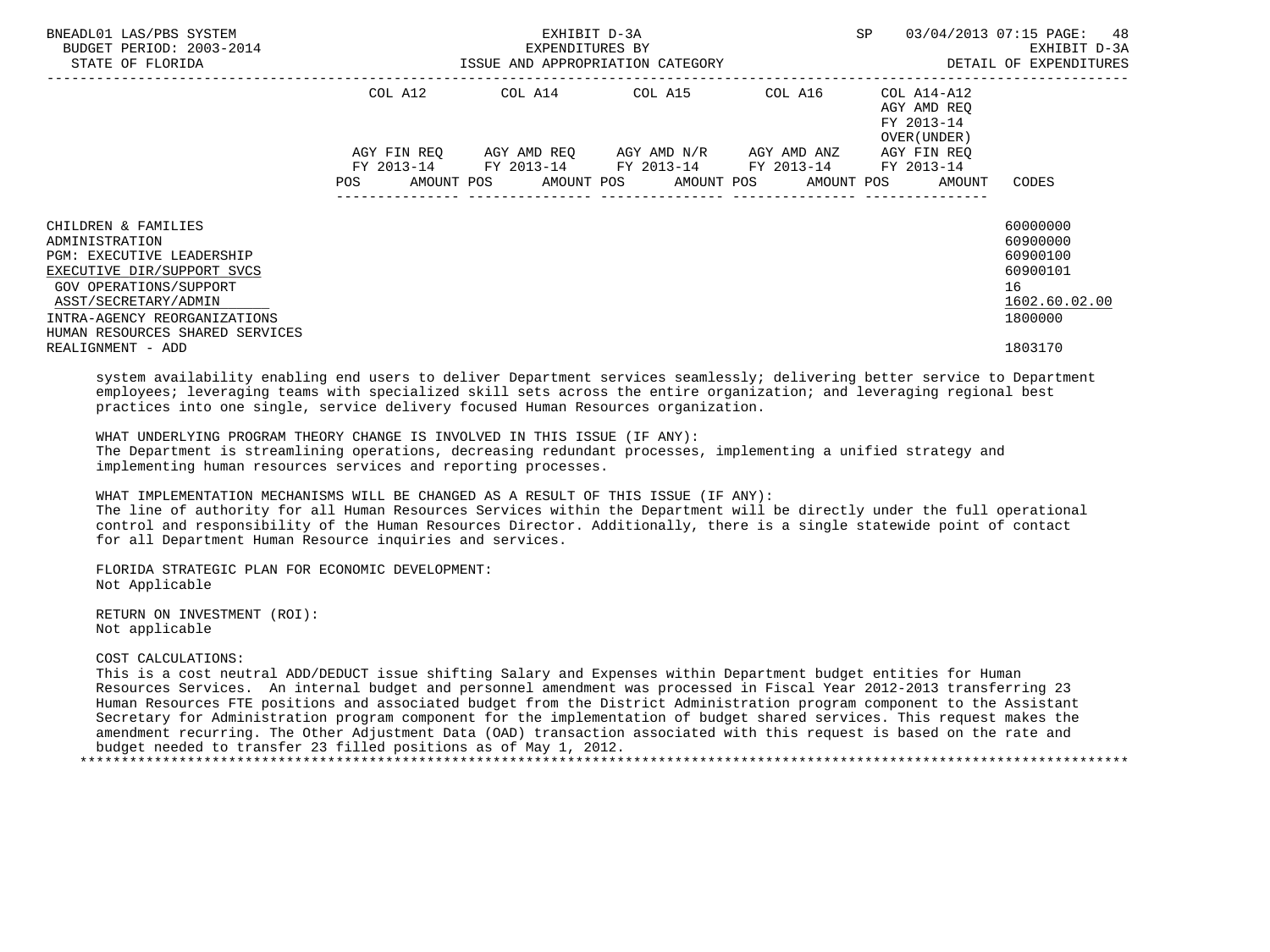| | COL A12 | COL A14 | COL A15 | COL A16 | COL A14-A12 AGY AMD REQ FY 2013-14 OVER(UNDER) | |
|---|---|---|---|---|---|---|
| | AGY FIN REQ FY 2013-14 | AGY AMD REQ FY 2013-14 | AGY AMD N/R FY 2013-14 | AGY AMD ANZ FY 2013-14 | AGY FIN REQ FY 2013-14 | |
| | POS AMOUNT | POS AMOUNT | POS AMOUNT | POS AMOUNT | POS AMOUNT | CODES |
| CHILDREN & FAMILIES | | | | | | 60000000 |
| ADMINISTRATION | | | | | | 60900000 |
| PGM: EXECUTIVE LEADERSHIP | | | | | | 60900100 |
| EXECUTIVE DIR/SUPPORT SVCS | | | | | | 60900101 |
| GOV OPERATIONS/SUPPORT | | | | | | 16 |
| ASST/SECRETARY/ADMIN | | | | | | 1602.60.02.00 |
| INTRA-AGENCY REORGANIZATIONS | | | | | | 1800000 |
| HUMAN RESOURCES SHARED SERVICES REALIGNMENT - ADD | | | | | | 1803170 |

system availability enabling end users to deliver Department services seamlessly; delivering better service to Department employees; leveraging teams with specialized skill sets across the entire organization; and leveraging regional best practices into one single, service delivery focused Human Resources organization.

WHAT UNDERLYING PROGRAM THEORY CHANGE IS INVOLVED IN THIS ISSUE (IF ANY):
The Department is streamlining operations, decreasing redundant processes, implementing a unified strategy and implementing human resources services and reporting processes.

WHAT IMPLEMENTATION MECHANISMS WILL BE CHANGED AS A RESULT OF THIS ISSUE (IF ANY):
The line of authority for all Human Resources Services within the Department will be directly under the full operational control and responsibility of the Human Resources Director. Additionally, there is a single statewide point of contact for all Department Human Resource inquiries and services.

FLORIDA STRATEGIC PLAN FOR ECONOMIC DEVELOPMENT:
Not Applicable

RETURN ON INVESTMENT (ROI):
Not applicable

COST CALCULATIONS:
This is a cost neutral ADD/DEDUCT issue shifting Salary and Expenses within Department budget entities for Human Resources Services. An internal budget and personnel amendment was processed in Fiscal Year 2012-2013 transferring 23 Human Resources FTE positions and associated budget from the District Administration program component to the Assistant Secretary for Administration program component for the implementation of budget shared services. This request makes the amendment recurring. The Other Adjustment Data (OAD) transaction associated with this request is based on the rate and budget needed to transfer 23 filled positions as of May 1, 2012.

*******************************************************************************************************************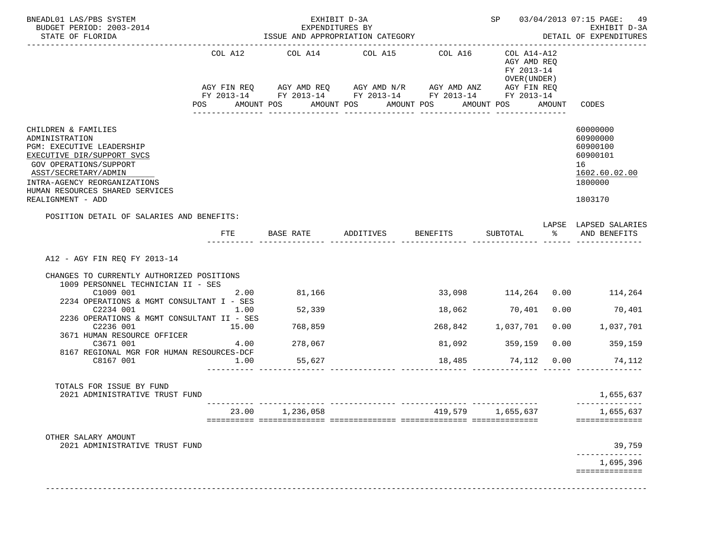BNEADL01 LAS/PBS SYSTEM — EXHIBIT D-3A — SP 03/04/2013 07:15 PAGE: 49
BUDGET PERIOD: 2003-2014 — EXPENDITURES BY — EXHIBIT D-3A
STATE OF FLORIDA — ISSUE AND APPROPRIATION CATEGORY — DETAIL OF EXPENDITURES

| | COL A12 AGY FIN REQ FY 2013-14 POS AMOUNT | COL A14 AGY AMD REQ FY 2013-14 POS AMOUNT | COL A15 AGY AMD N/R FY 2013-14 POS AMOUNT | COL A16 AGY AMD ANZ FY 2013-14 POS AMOUNT | COL A14-A12 AGY AMD REQ FY 2013-14 OVER(UNDER) AGY FIN REQ FY 2013-14 POS AMOUNT | CODES |
|---|---|---|---|---|---|---|
| CHILDREN & FAMILIES | | | | | | 60000000 |
| ADMINISTRATION | | | | | | 60900000 |
| PGM: EXECUTIVE LEADERSHIP | | | | | | 60900100 |
| EXECUTIVE DIR/SUPPORT SVCS | | | | | | 60900101 |
| GOV OPERATIONS/SUPPORT | | | | | | 16 |
| ASST/SECRETARY/ADMIN | | | | | | 1602.60.02.00 |
| INTRA-AGENCY REORGANIZATIONS | | | | | | 1800000 |
| HUMAN RESOURCES SHARED SERVICES REALIGNMENT - ADD | | | | | | 1803170 |

POSITION DETAIL OF SALARIES AND BENEFITS:

| | FTE | BASE RATE | ADDITIVES | BENEFITS | SUBTOTAL | LAPSE % | LAPSED SALARIES AND BENEFITS |
|---|---|---|---|---|---|---|---|
| A12 - AGY FIN REQ FY 2013-14 | | | | | | | |
| CHANGES TO CURRENTLY AUTHORIZED POSITIONS | | | | | | | |
| 1009 PERSONNEL TECHNICIAN II - SES | | | | | | | |
| C1009 001 | 2.00 | 81,166 | | 33,098 | 114,264 | 0.00 | 114,264 |
| 2234 OPERATIONS & MGMT CONSULTANT I - SES | | | | | | | |
| C2234 001 | 1.00 | 52,339 | | 18,062 | 70,401 | 0.00 | 70,401 |
| 2236 OPERATIONS & MGMT CONSULTANT II - SES | | | | | | | |
| C2236 001 | 15.00 | 768,859 | | 268,842 | 1,037,701 | 0.00 | 1,037,701 |
| 3671 HUMAN RESOURCE OFFICER | | | | | | | |
| C3671 001 | 4.00 | 278,067 | | 81,092 | 359,159 | 0.00 | 359,159 |
| 8167 REGIONAL MGR FOR HUMAN RESOURCES-DCF | | | | | | | |
| C8167 001 | 1.00 | 55,627 | | 18,485 | 74,112 | 0.00 | 74,112 |
| TOTALS FOR ISSUE BY FUND | | | | | | | |
| 2021 ADMINISTRATIVE TRUST FUND | | | | | | | 1,655,637 |
| | 23.00 | 1,236,058 | | 419,579 | 1,655,637 | | 1,655,637 |
| OTHER SALARY AMOUNT | | | | | | | |
| 2021 ADMINISTRATIVE TRUST FUND | | | | | | | 39,759 |
| | | | | | | | 1,695,396 |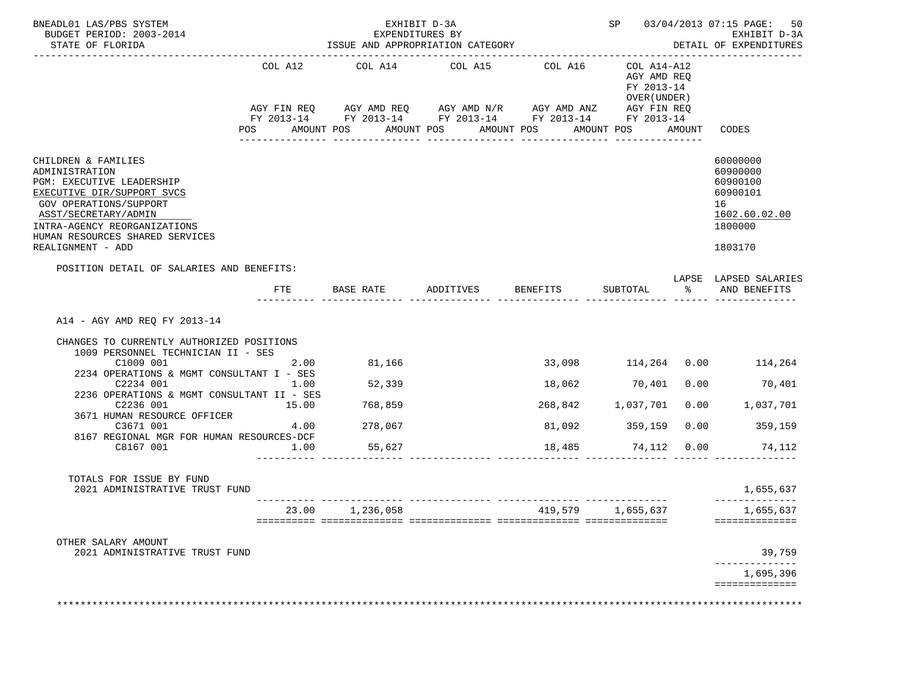BNEADL01 LAS/PBS SYSTEM | EXHIBIT D-3A | SP 03/04/2013 07:15 PAGE: 50
BUDGET PERIOD: 2003-2014 | EXPENDITURES BY | EXHIBIT D-3A
STATE OF FLORIDA | ISSUE AND APPROPRIATION CATEGORY | DETAIL OF EXPENDITURES

| | COL A12 AGY FIN REQ FY 2013-14 POS AMOUNT | COL A14 AGY AMD REQ FY 2013-14 POS AMOUNT | COL A15 AGY AMD N/R FY 2013-14 POS AMOUNT | COL A16 AGY AMD ANZ FY 2013-14 POS AMOUNT | COL A14-A12 AGY AMD REQ FY 2013-14 OVER(UNDER) AGY FIN REQ FY 2013-14 POS AMOUNT | CODES |
|---|---|---|---|---|---|---|

CHILDREN & FAMILIES — 60000000
ADMINISTRATION — 60900000
PGM: EXECUTIVE LEADERSHIP — 60900100
EXECUTIVE DIR/SUPPORT SVCS — 60900101
GOV OPERATIONS/SUPPORT — 16
ASST/SECRETARY/ADMIN — 1602.60.02.00
INTRA-AGENCY REORGANIZATIONS — 1800000
HUMAN RESOURCES SHARED SERVICES
REALIGNMENT - ADD — 1803170

POSITION DETAIL OF SALARIES AND BENEFITS:

| | FTE | BASE RATE | ADDITIVES | BENEFITS | SUBTOTAL | LAPSE % | LAPSED SALARIES AND BENEFITS |
|---|---|---|---|---|---|---|---|
| A14 - AGY AMD REQ FY 2013-14 | | | | | | | |
| CHANGES TO CURRENTLY AUTHORIZED POSITIONS | | | | | | | |
| 1009 PERSONNEL TECHNICIAN II - SES | | | | | | | |
| C1009 001 | 2.00 | 81,166 | | 33,098 | 114,264 | 0.00 | 114,264 |
| 2234 OPERATIONS & MGMT CONSULTANT I - SES | | | | | | | |
| C2234 001 | 1.00 | 52,339 | | 18,062 | 70,401 | 0.00 | 70,401 |
| 2236 OPERATIONS & MGMT CONSULTANT II - SES | | | | | | | |
| C2236 001 | 15.00 | 768,859 | | 268,842 | 1,037,701 | 0.00 | 1,037,701 |
| 3671 HUMAN RESOURCE OFFICER | | | | | | | |
| C3671 001 | 4.00 | 278,067 | | 81,092 | 359,159 | 0.00 | 359,159 |
| 8167 REGIONAL MGR FOR HUMAN RESOURCES-DCF | | | | | | | |
| C8167 001 | 1.00 | 55,627 | | 18,485 | 74,112 | 0.00 | 74,112 |
| TOTALS FOR ISSUE BY FUND | | | | | | | |
| 2021 ADMINISTRATIVE TRUST FUND | | | | | | | 1,655,637 |
| | 23.00 | 1,236,058 | | 419,579 | 1,655,637 | | 1,655,637 |
| OTHER SALARY AMOUNT | | | | | | | |
| 2021 ADMINISTRATIVE TRUST FUND | | | | | | | 39,759 |
| | | | | | | | 1,695,396 |

********************************************************************************************************************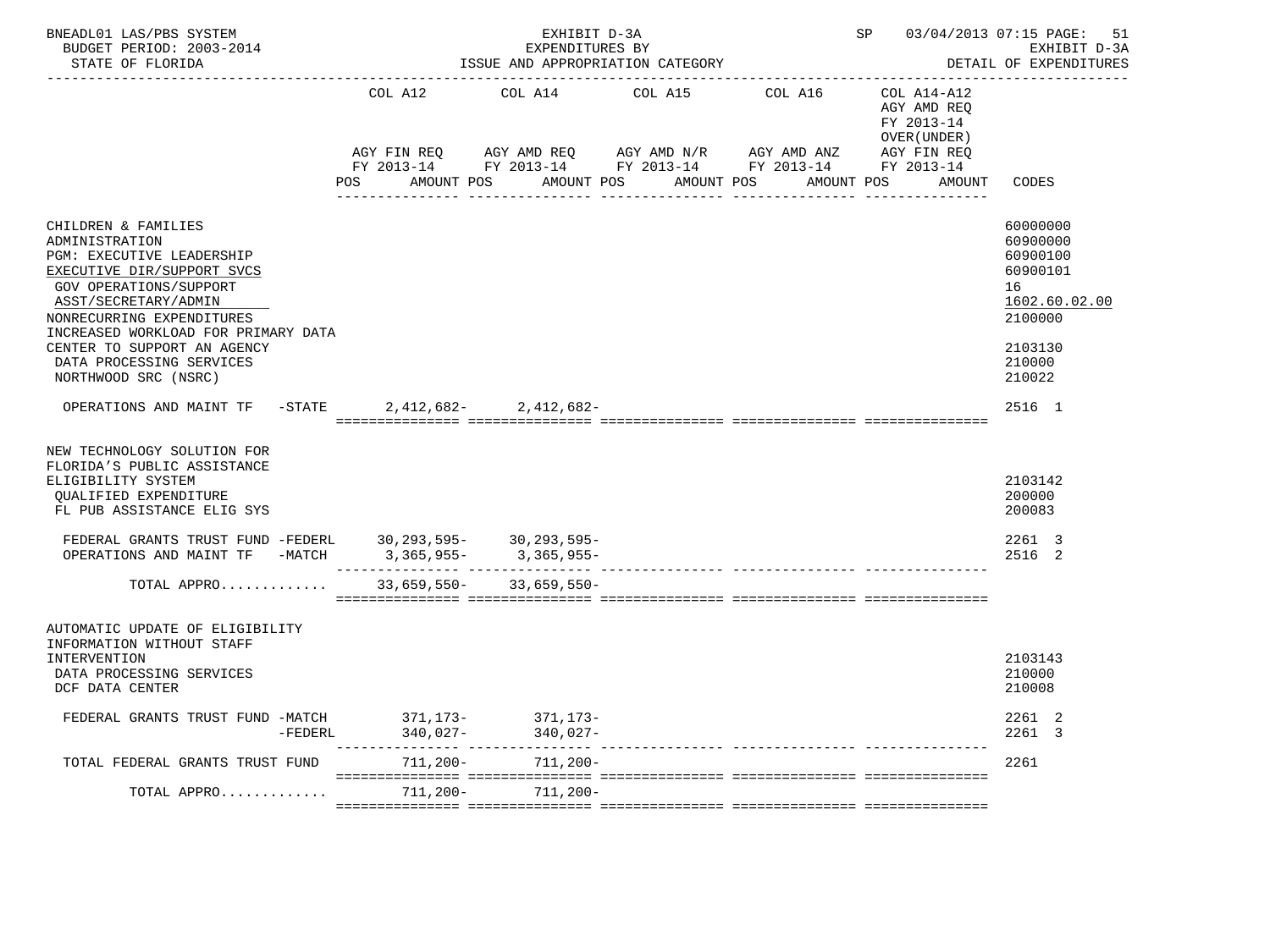BNEADL01 LAS/PBS SYSTEM | EXHIBIT D-3A | SP 03/04/2013 07:15

BUDGET PERIOD: 2003-2014 | EXPENDITURES BY | EXHIBIT D-3A

STATE OF FLORIDA | ISSUE AND APPROPRIATION CATEGORY | DETAIL OF EXPENDITURES

| | COL A12 AGY FIN REQ FY 2013-14 POS AMOUNT | COL A14 AGY AMD REQ FY 2013-14 POS AMOUNT | COL A15 AGY AMD N/R FY 2013-14 POS AMOUNT | COL A16 AGY AMD ANZ FY 2013-14 POS AMOUNT | COL A14-A12 AGY AMD REQ FY 2013-14 OVER(UNDER) AGY FIN REQ FY 2013-14 POS AMOUNT | CODES |
|---|---|---|---|---|---|---|
| CHILDREN & FAMILIES | | | | | | 60000000 |
| ADMINISTRATION | | | | | | 60900000 |
| PGM: EXECUTIVE LEADERSHIP | | | | | | 60900100 |
| EXECUTIVE DIR/SUPPORT SVCS | | | | | | 60900101 |
| GOV OPERATIONS/SUPPORT | | | | | | 16 |
| ASST/SECRETARY/ADMIN | | | | | | 1602.60.02.00 |
| NONRECURRING EXPENDITURES | | | | | | 2100000 |
| INCREASED WORKLOAD FOR PRIMARY DATA CENTER TO SUPPORT AN AGENCY | | | | | | 2103130 |
| DATA PROCESSING SERVICES | | | | | | 210000 |
| NORTHWOOD SRC (NSRC) | | | | | | 210022 |
| OPERATIONS AND MAINT TF -STATE | 2,412,682- | 2,412,682- | | | | 2516 1 |
| NEW TECHNOLOGY SOLUTION FOR FLORIDA'S PUBLIC ASSISTANCE ELIGIBILITY SYSTEM | | | | | | 2103142 |
| QUALIFIED EXPENDITURE | | | | | | 200000 |
| FL PUB ASSISTANCE ELIG SYS | | | | | | 200083 |
| FEDERAL GRANTS TRUST FUND -FEDERL | 30,293,595- | 30,293,595- | | | | 2261 3 |
| OPERATIONS AND MAINT TF -MATCH | 3,365,955- | 3,365,955- | | | | 2516 2 |
| TOTAL APPRO............ | 33,659,550- | 33,659,550- | | | | |
| AUTOMATIC UPDATE OF ELIGIBILITY INFORMATION WITHOUT STAFF INTERVENTION | | | | | | 2103143 |
| DATA PROCESSING SERVICES | | | | | | 210000 |
| DCF DATA CENTER | | | | | | 210008 |
| FEDERAL GRANTS TRUST FUND -MATCH | 371,173- | 371,173- | | | | 2261 2 |
| -FEDERL | 340,027- | 340,027- | | | | 2261 3 |
| TOTAL FEDERAL GRANTS TRUST FUND | 711,200- | 711,200- | | | | 2261 |
| TOTAL APPRO............ | 711,200- | 711,200- | | | | |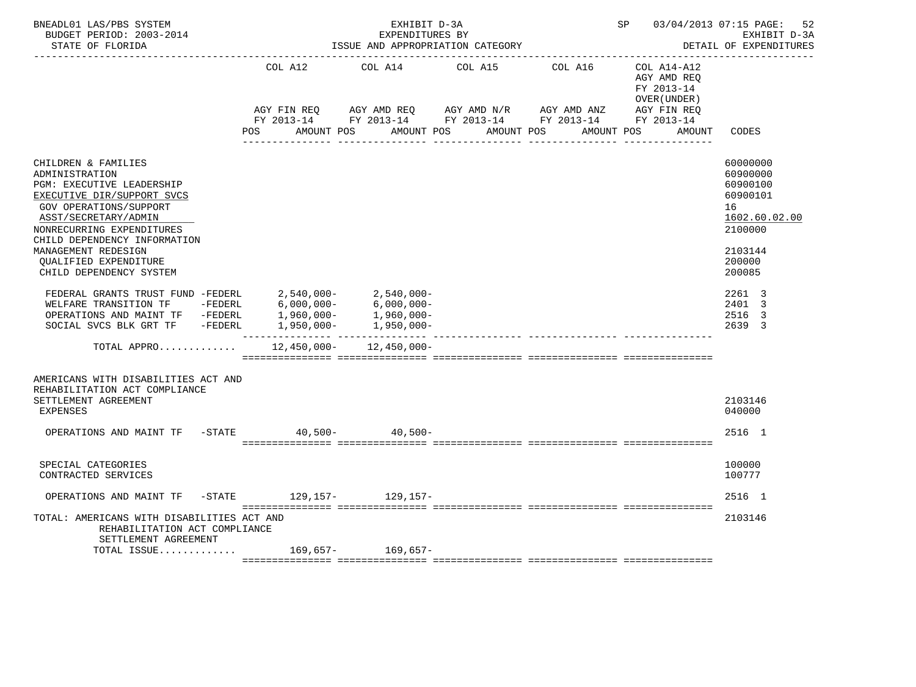BNEADL01 LAS/PBS SYSTEM — EXHIBIT D-3A — EXPENDITURES BY ISSUE AND APPROPRIATION CATEGORY — SP 03/04/2013 07:15 PAGE: 52
BUDGET PERIOD: 2003-2014 — EXHIBIT D-3A
STATE OF FLORIDA — DETAIL OF EXPENDITURES

| | COL A12 AGY FIN REQ FY 2013-14 POS AMOUNT | COL A14 AGY AMD REQ FY 2013-14 POS AMOUNT | COL A15 AGY AMD N/R FY 2013-14 POS AMOUNT | COL A16 AGY AMD ANZ FY 2013-14 POS AMOUNT | COL A14-A12 AGY AMD REQ FY 2013-14 OVER(UNDER) AGY FIN REQ FY 2013-14 POS AMOUNT | CODES |
|---|---|---|---|---|---|---|
| CHILDREN & FAMILIES | | | | | | 60000000 |
| ADMINISTRATION | | | | | | 60900000 |
| PGM: EXECUTIVE LEADERSHIP | | | | | | 60900100 |
| EXECUTIVE DIR/SUPPORT SVCS | | | | | | 60900101 |
| GOV OPERATIONS/SUPPORT | | | | | | 16 |
| ASST/SECRETARY/ADMIN | | | | | | 1602.60.02.00 |
| NONRECURRING EXPENDITURES | | | | | | 2100000 |
| CHILD DEPENDENCY INFORMATION MANAGEMENT REDESIGN | | | | | | 2103144 |
| QUALIFIED EXPENDITURE | | | | | | 200000 |
| CHILD DEPENDENCY SYSTEM | | | | | | 200085 |
| FEDERAL GRANTS TRUST FUND -FEDERL | 2,540,000- | 2,540,000- | | | | 2261 3 |
| WELFARE TRANSITION TF -FEDERL | 6,000,000- | 6,000,000- | | | | 2401 3 |
| OPERATIONS AND MAINT TF -FEDERL | 1,960,000- | 1,960,000- | | | | 2516 3 |
| SOCIAL SVCS BLK GRT TF -FEDERL | 1,950,000- | 1,950,000- | | | | 2639 3 |
| TOTAL APPRO............ | 12,450,000- | 12,450,000- | | | | |
| AMERICANS WITH DISABILITIES ACT AND REHABILITATION ACT COMPLIANCE SETTLEMENT AGREEMENT | | | | | | 2103146 |
| EXPENSES | | | | | | 040000 |
| OPERATIONS AND MAINT TF -STATE | 40,500- | 40,500- | | | | 2516 1 |
| SPECIAL CATEGORIES | | | | | | 100000 |
| CONTRACTED SERVICES | | | | | | 100777 |
| OPERATIONS AND MAINT TF -STATE | 129,157- | 129,157- | | | | 2516 1 |
| TOTAL: AMERICANS WITH DISABILITIES ACT AND REHABILITATION ACT COMPLIANCE SETTLEMENT AGREEMENT | | | | | | 2103146 |
| TOTAL ISSUE............ | 169,657- | 169,657- | | | | |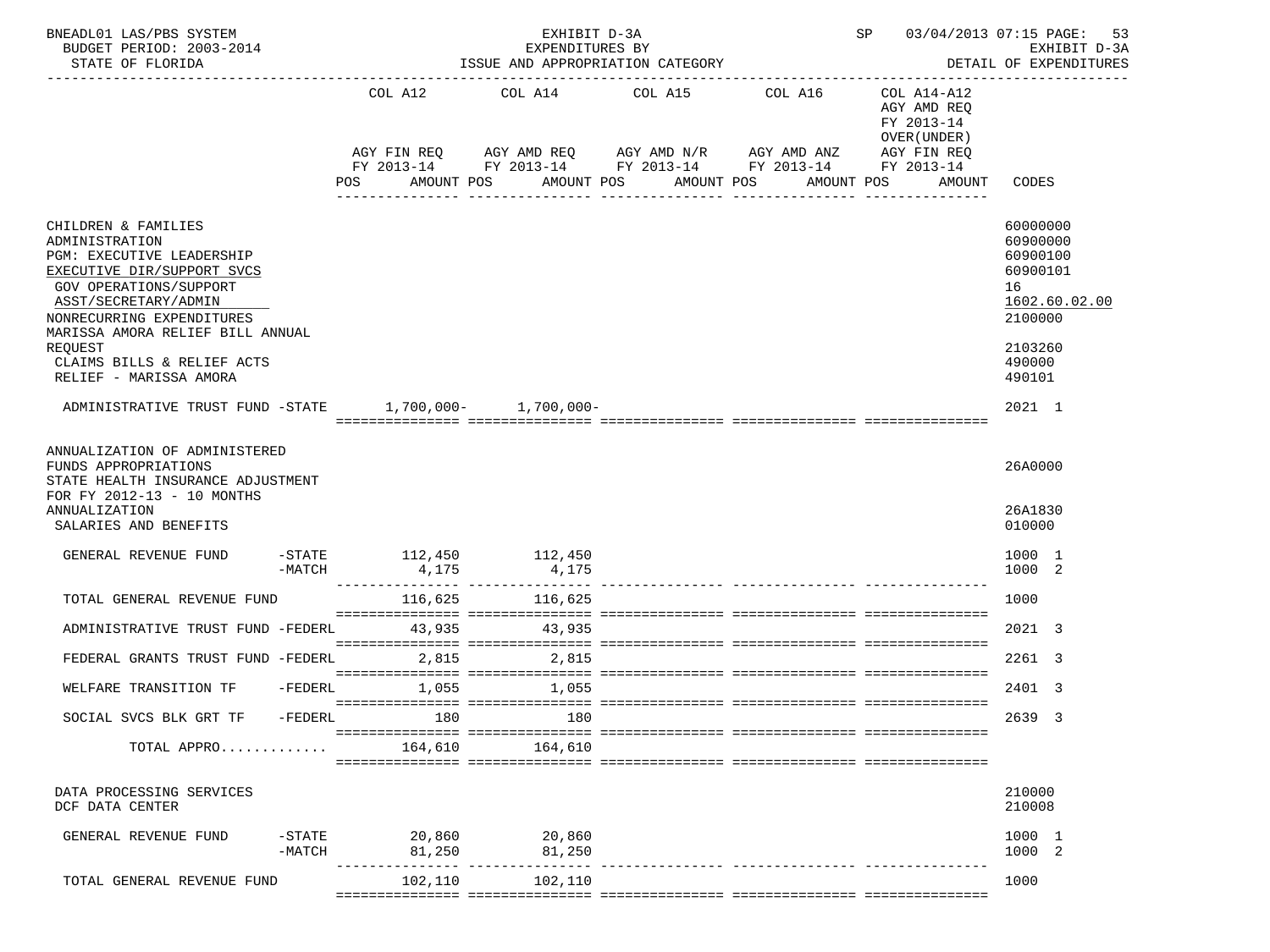BNEADL01 LAS/PBS SYSTEM — EXHIBIT D-3A — EXPENDITURES BY ISSUE AND APPROPRIATION CATEGORY — SP 03/04/2013 07:15 PAGE: 53
BUDGET PERIOD: 2003-2014 — EXHIBIT D-3A
STATE OF FLORIDA — DETAIL OF EXPENDITURES

| | COL A12 AGY FIN REQ FY 2013-14 POS AMOUNT | COL A14 AGY AMD REQ FY 2013-14 POS AMOUNT | COL A15 AGY AMD N/R FY 2013-14 POS AMOUNT | COL A16 AGY AMD ANZ FY 2013-14 POS AMOUNT | COL A14-A12 AGY AMD REQ FY 2013-14 OVER(UNDER) AGY FIN REQ FY 2013-14 POS AMOUNT | CODES |
|---|---|---|---|---|---|---|
| CHILDREN & FAMILIES | | | | | | 60000000 |
| ADMINISTRATION | | | | | | 60900000 |
| PGM: EXECUTIVE LEADERSHIP | | | | | | 60900100 |
| EXECUTIVE DIR/SUPPORT SVCS | | | | | | 60900101 |
| GOV OPERATIONS/SUPPORT | | | | | | 16 |
| ASST/SECRETARY/ADMIN | | | | | | 1602.60.02.00 |
| NONRECURRING EXPENDITURES | | | | | | 2100000 |
| MARISSA AMORA RELIEF BILL ANNUAL REQUEST | | | | | | 2103260 |
| CLAIMS BILLS & RELIEF ACTS | | | | | | 490000 |
| RELIEF - MARISSA AMORA | | | | | | 490101 |
| ADMINISTRATIVE TRUST FUND -STATE | 1,700,000- | 1,700,000- | | | | 2021 1 |
| ANNUALIZATION OF ADMINISTERED FUNDS APPROPRIATIONS | | | | | | 26A0000 |
| STATE HEALTH INSURANCE ADJUSTMENT FOR FY 2012-13 - 10 MONTHS ANNUALIZATION | | | | | | 26A1830 |
| SALARIES AND BENEFITS | | | | | | 010000 |
| GENERAL REVENUE FUND -STATE | 112,450 | 112,450 | | | | 1000 1 |
| GENERAL REVENUE FUND -MATCH | 4,175 | 4,175 | | | | 1000 2 |
| TOTAL GENERAL REVENUE FUND | 116,625 | 116,625 | | | | 1000 |
| ADMINISTRATIVE TRUST FUND -FEDERL | 43,935 | 43,935 | | | | 2021 3 |
| FEDERAL GRANTS TRUST FUND -FEDERL | 2,815 | 2,815 | | | | 2261 3 |
| WELFARE TRANSITION TF -FEDERL | 1,055 | 1,055 | | | | 2401 3 |
| SOCIAL SVCS BLK GRT TF -FEDERL | 180 | 180 | | | | 2639 3 |
| TOTAL APPRO............ | 164,610 | 164,610 | | | | |
| DATA PROCESSING SERVICES | | | | | | 210000 |
| DCF DATA CENTER | | | | | | 210008 |
| GENERAL REVENUE FUND -STATE | 20,860 | 20,860 | | | | 1000 1 |
| GENERAL REVENUE FUND -MATCH | 81,250 | 81,250 | | | | 1000 2 |
| TOTAL GENERAL REVENUE FUND | 102,110 | 102,110 | | | | 1000 |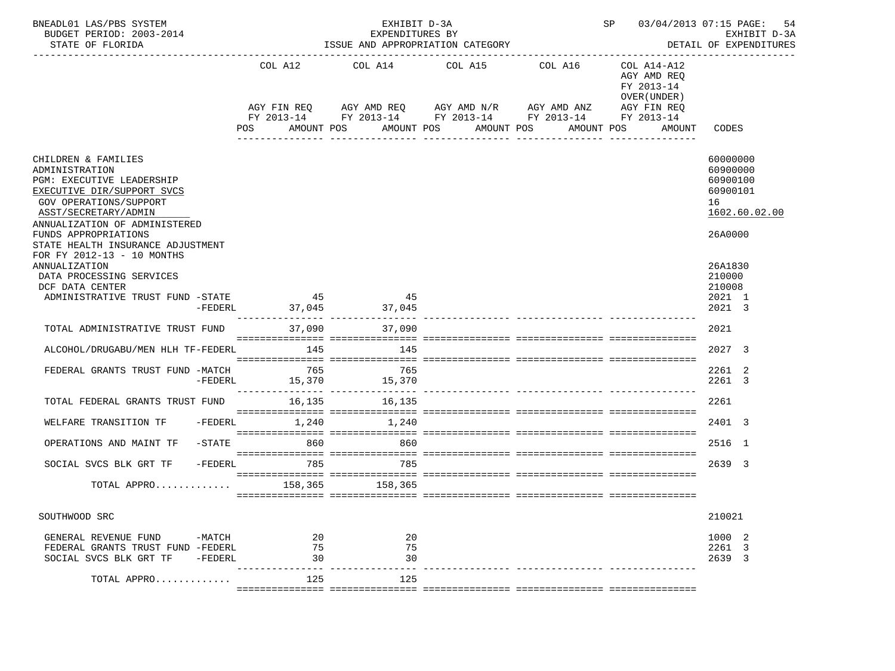BNEADL01 LAS/PBS SYSTEM — EXHIBIT D-3A — SP 03/04/2013 07:15

BUDGET PERIOD: 2003-2014 — EXPENDITURES BY — EXHIBIT D-3A

STATE OF FLORIDA — ISSUE AND APPROPRIATION CATEGORY — DETAIL OF EXPENDITURES

| | COL A12 AGY FIN REQ FY 2013-14 POS AMOUNT | COL A14 AGY AMD REQ FY 2013-14 POS AMOUNT | COL A15 AGY AMD N/R FY 2013-14 POS AMOUNT | COL A16 AGY AMD ANZ FY 2013-14 POS AMOUNT | COL A14-A12 AGY AMD REQ FY 2013-14 OVER(UNDER) AGY FIN REQ FY 2013-14 POS AMOUNT | CODES |
|---|---|---|---|---|---|---|
| CHILDREN & FAMILIES | | | | | | 60000000 |
| ADMINISTRATION | | | | | | 60900000 |
| PGM: EXECUTIVE LEADERSHIP | | | | | | 60900100 |
| EXECUTIVE DIR/SUPPORT SVCS | | | | | | 60900101 |
| GOV OPERATIONS/SUPPORT | | | | | | 16 |
| ASST/SECRETARY/ADMIN | | | | | | 1602.60.02.00 |
| ANNUALIZATION OF ADMINISTERED FUNDS APPROPRIATIONS | | | | | | 26A0000 |
| STATE HEALTH INSURANCE ADJUSTMENT FOR FY 2012-13 - 10 MONTHS ANNUALIZATION | | | | | | 26A1830 |
| DATA PROCESSING SERVICES | | | | | | 210000 |
| DCF DATA CENTER | | | | | | 210008 |
| ADMINISTRATIVE TRUST FUND -STATE | 45 | 45 | | | | 2021 1 |
| -FEDERL | 37,045 | 37,045 | | | | 2021 3 |
| TOTAL ADMINISTRATIVE TRUST FUND | 37,090 | 37,090 | | | | 2021 |
| ALCOHOL/DRUGABU/MEN HLH TF-FEDERL | 145 | 145 | | | | 2027 3 |
| FEDERAL GRANTS TRUST FUND -MATCH | 765 | 765 | | | | 2261 2 |
| -FEDERL | 15,370 | 15,370 | | | | 2261 3 |
| TOTAL FEDERAL GRANTS TRUST FUND | 16,135 | 16,135 | | | | 2261 |
| WELFARE TRANSITION TF -FEDERL | 1,240 | 1,240 | | | | 2401 3 |
| OPERATIONS AND MAINT TF -STATE | 860 | 860 | | | | 2516 1 |
| SOCIAL SVCS BLK GRT TF -FEDERL | 785 | 785 | | | | 2639 3 |
| TOTAL APPRO............ | 158,365 | 158,365 | | | | |
| SOUTHWOOD SRC | | | | | | 210021 |
| GENERAL REVENUE FUND -MATCH | 20 | 20 | | | | 1000 2 |
| FEDERAL GRANTS TRUST FUND -FEDERL | 75 | 75 | | | | 2261 3 |
| SOCIAL SVCS BLK GRT TF -FEDERL | 30 | 30 | | | | 2639 3 |
| TOTAL APPRO............ | 125 | 125 | | | | |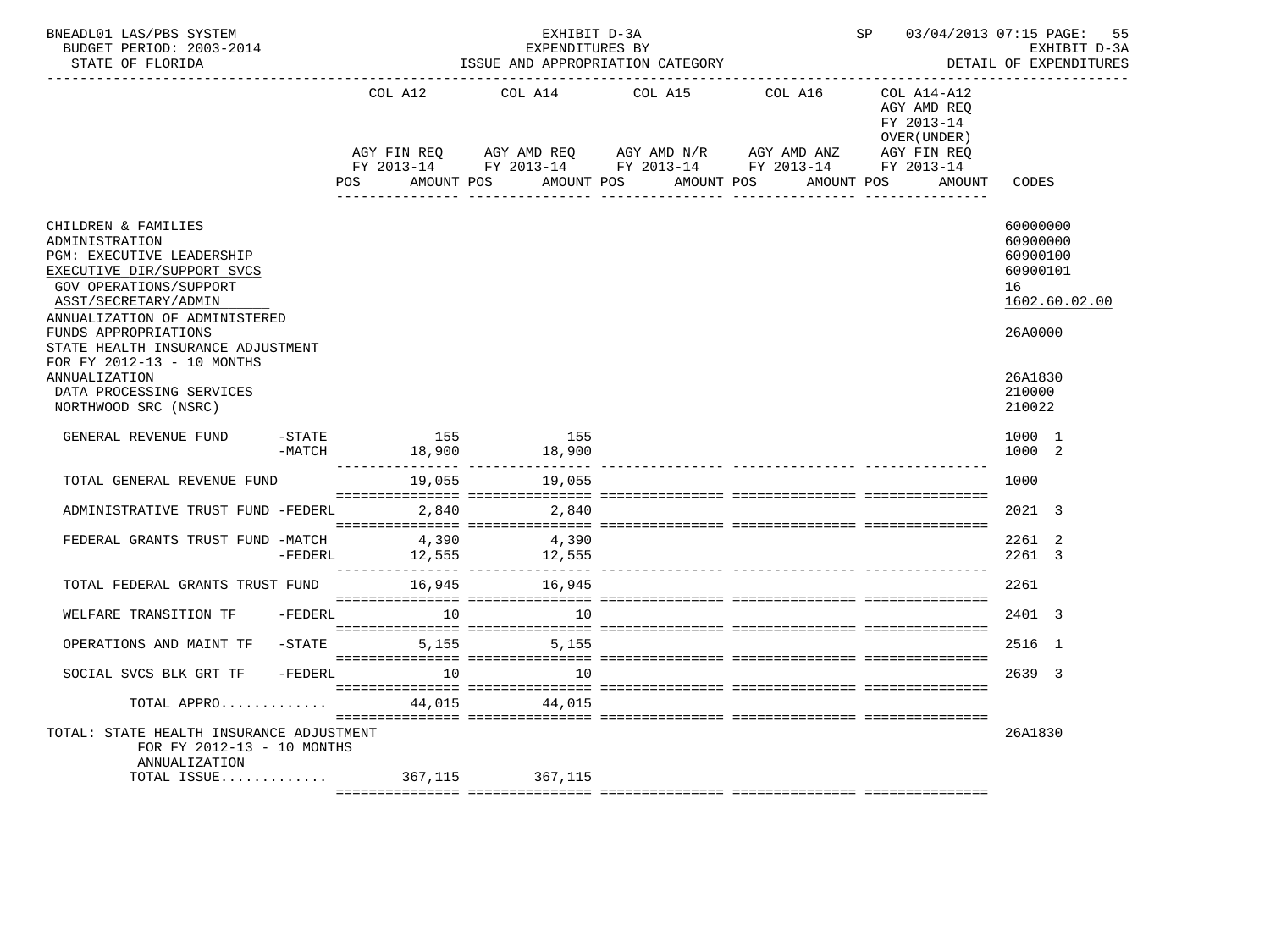BNEADL01 LAS/PBS SYSTEM — EXHIBIT D-3A — EXPENDITURES BY ISSUE AND APPROPRIATION CATEGORY — SP 03/04/2013 07:15
BUDGET PERIOD: 2003-2014 — STATE OF FLORIDA — EXHIBIT D-3A DETAIL OF EXPENDITURES

| | COL A12 AGY FIN REQ FY 2013-14 POS AMOUNT | COL A14 AGY AMD REQ FY 2013-14 POS AMOUNT | COL A15 AGY AMD N/R FY 2013-14 POS AMOUNT | COL A16 AGY AMD ANZ FY 2013-14 POS AMOUNT | COL A14-A12 AGY AMD REQ FY 2013-14 OVER(UNDER) AGY FIN REQ FY 2013-14 POS AMOUNT | CODES |
|---|---|---|---|---|---|---|
| CHILDREN & FAMILIES | | | | | | 60000000 |
| ADMINISTRATION | | | | | | 60900000 |
| PGM: EXECUTIVE LEADERSHIP | | | | | | 60900100 |
| EXECUTIVE DIR/SUPPORT SVCS | | | | | | 60900101 |
| GOV OPERATIONS/SUPPORT | | | | | | 16 |
| ASST/SECRETARY/ADMIN | | | | | | 1602.60.02.00 |
| ANNUALIZATION OF ADMINISTERED FUNDS APPROPRIATIONS | | | | | | 26A0000 |
| STATE HEALTH INSURANCE ADJUSTMENT FOR FY 2012-13 - 10 MONTHS ANNUALIZATION | | | | | | 26A1830 |
| DATA PROCESSING SERVICES | | | | | | 210000 |
| NORTHWOOD SRC (NSRC) | | | | | | 210022 |
| GENERAL REVENUE FUND -STATE | 155 | 155 | | | | 1000 1 |
| -MATCH | 18,900 | 18,900 | | | | 1000 2 |
| TOTAL GENERAL REVENUE FUND | 19,055 | 19,055 | | | | 1000 |
| ADMINISTRATIVE TRUST FUND -FEDERL | 2,840 | 2,840 | | | | 2021 3 |
| FEDERAL GRANTS TRUST FUND -MATCH | 4,390 | 4,390 | | | | 2261 2 |
| -FEDERL | 12,555 | 12,555 | | | | 2261 3 |
| TOTAL FEDERAL GRANTS TRUST FUND | 16,945 | 16,945 | | | | 2261 |
| WELFARE TRANSITION TF -FEDERL | 10 | 10 | | | | 2401 3 |
| OPERATIONS AND MAINT TF -STATE | 5,155 | 5,155 | | | | 2516 1 |
| SOCIAL SVCS BLK GRT TF -FEDERL | 10 | 10 | | | | 2639 3 |
| TOTAL APPRO............. | 44,015 | 44,015 | | | | |
| TOTAL: STATE HEALTH INSURANCE ADJUSTMENT FOR FY 2012-13 - 10 MONTHS ANNUALIZATION | | | | | | 26A1830 |
| TOTAL ISSUE............. | 367,115 | 367,115 | | | | |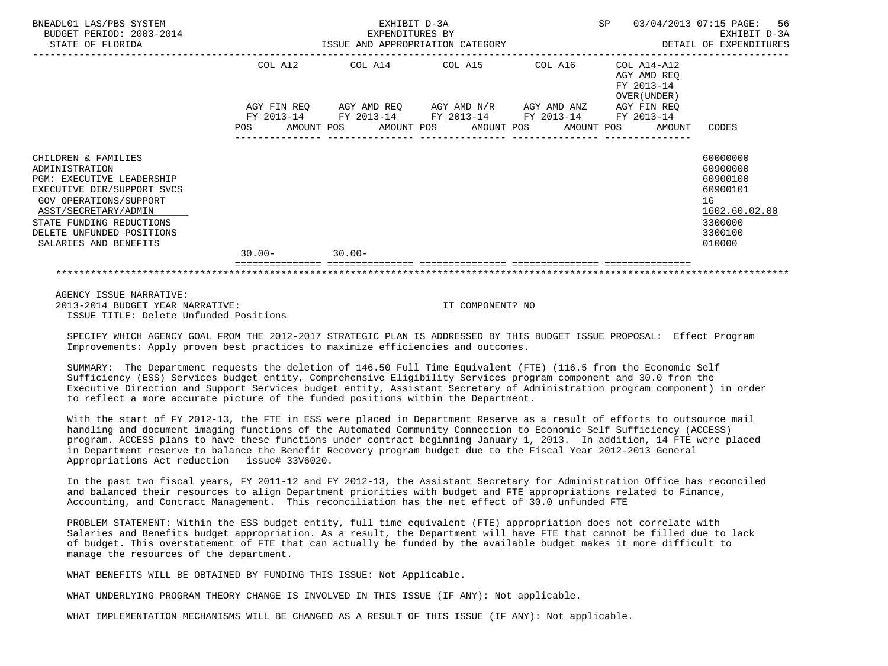EXHIBIT D-3A
EXPENDITURES BY
ISSUE AND APPROPRIATION CATEGORY

BNEADL01 LAS/PBS SYSTEM — BUDGET PERIOD: 2003-2014 — STATE OF FLORIDA — SP 03/04/2013 07:15 — EXHIBIT D-3A DETAIL OF EXPENDITURES

| | COL A12 AGY FIN REQ FY 2013-14 POS | AMOUNT | COL A14 AGY AMD REQ FY 2013-14 POS | AMOUNT | COL A15 AGY AMD N/R FY 2013-14 POS | AMOUNT | COL A16 AGY AMD ANZ FY 2013-14 POS | AMOUNT | COL A14-A12 AGY AMD REQ FY 2013-14 OVER(UNDER) AGY FIN REQ FY 2013-14 POS | AMOUNT | CODES |
|---|---|---|---|---|---|---|---|---|---|---|---|
| CHILDREN & FAMILIES | | | | | | | | | | | 60000000 |
| ADMINISTRATION | | | | | | | | | | | 60900000 |
| PGM: EXECUTIVE LEADERSHIP | | | | | | | | | | | 60900100 |
| EXECUTIVE DIR/SUPPORT SVCS | | | | | | | | | | | 60900101 |
| GOV OPERATIONS/SUPPORT | | | | | | | | | | | 16 |
| ASST/SECRETARY/ADMIN | | | | | | | | | | | 1602.60.02.00 |
| STATE FUNDING REDUCTIONS | | | | | | | | | | | 3300000 |
| DELETE UNFUNDED POSITIONS | | | | | | | | | | | 3300100 |
| SALARIES AND BENEFITS | | | | | | | | | | | 010000 |
| | 30.00- | | 30.00- | | | | | | | | |

AGENCY ISSUE NARRATIVE:
2013-2014 BUDGET YEAR NARRATIVE: IT COMPONENT? NO
ISSUE TITLE: Delete Unfunded Positions

SPECIFY WHICH AGENCY GOAL FROM THE 2012-2017 STRATEGIC PLAN IS ADDRESSED BY THIS BUDGET ISSUE PROPOSAL: Effect Program Improvements: Apply proven best practices to maximize efficiencies and outcomes.

SUMMARY: The Department requests the deletion of 146.50 Full Time Equivalent (FTE) (116.5 from the Economic Self Sufficiency (ESS) Services budget entity, Comprehensive Eligibility Services program component and 30.0 from the Executive Direction and Support Services budget entity, Assistant Secretary of Administration program component) in order to reflect a more accurate picture of the funded positions within the Department.

With the start of FY 2012-13, the FTE in ESS were placed in Department Reserve as a result of efforts to outsource mail handling and document imaging functions of the Automated Community Connection to Economic Self Sufficiency (ACCESS) program. ACCESS plans to have these functions under contract beginning January 1, 2013. In addition, 14 FTE were placed in Department reserve to balance the Benefit Recovery program budget due to the Fiscal Year 2012-2013 General Appropriations Act reduction issue# 33V6020.

In the past two fiscal years, FY 2011-12 and FY 2012-13, the Assistant Secretary for Administration Office has reconciled and balanced their resources to align Department priorities with budget and FTE appropriations related to Finance, Accounting, and Contract Management. This reconciliation has the net effect of 30.0 unfunded FTE

PROBLEM STATEMENT: Within the ESS budget entity, full time equivalent (FTE) appropriation does not correlate with Salaries and Benefits budget appropriation. As a result, the Department will have FTE that cannot be filled due to lack of budget. This overstatement of FTE that can actually be funded by the available budget makes it more difficult to manage the resources of the department.

WHAT BENEFITS WILL BE OBTAINED BY FUNDING THIS ISSUE: Not Applicable.

WHAT UNDERLYING PROGRAM THEORY CHANGE IS INVOLVED IN THIS ISSUE (IF ANY): Not applicable.

WHAT IMPLEMENTATION MECHANISMS WILL BE CHANGED AS A RESULT OF THIS ISSUE (IF ANY): Not applicable.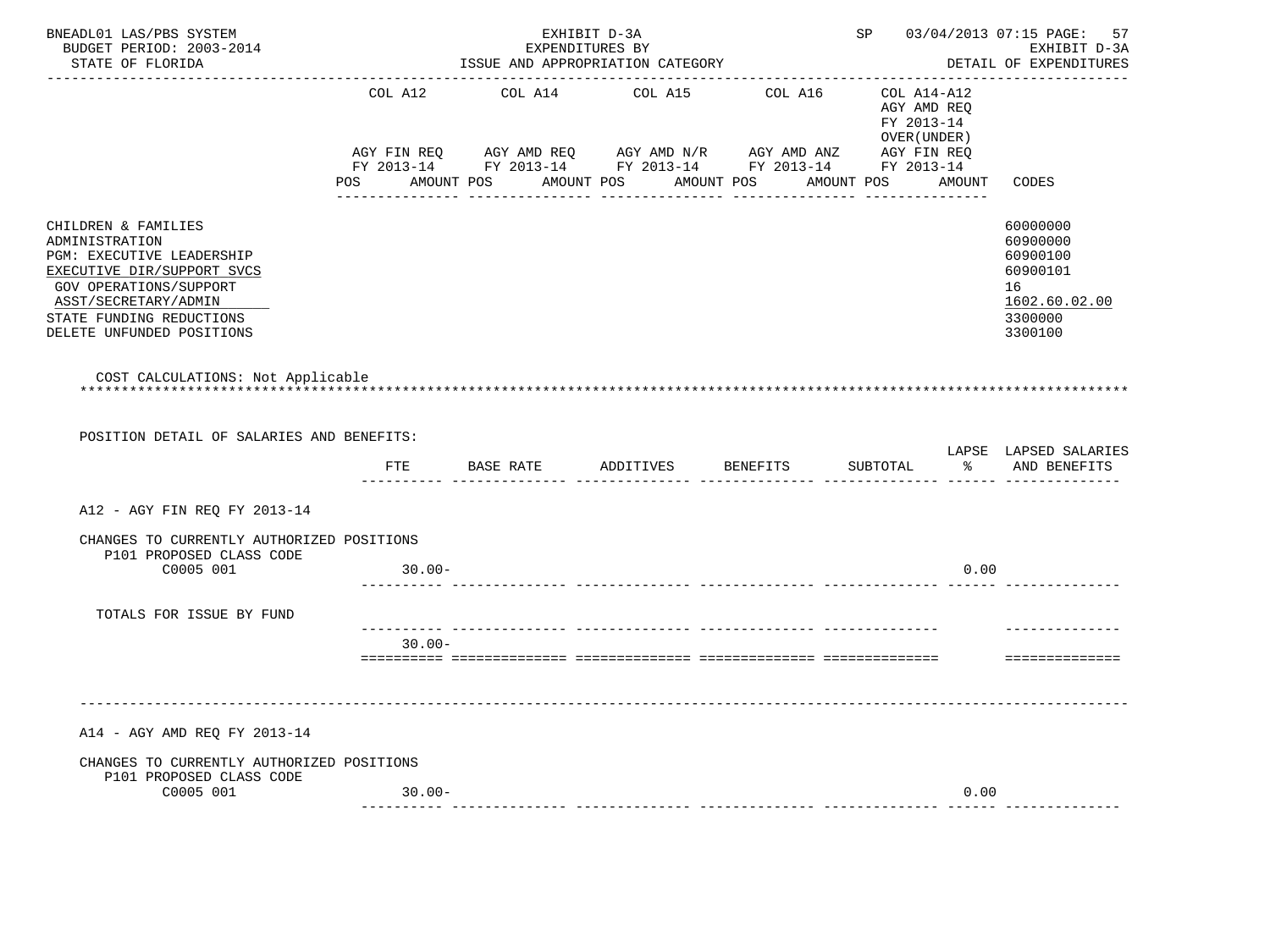BNEADL01 LAS/PBS SYSTEM — EXHIBIT D-3A — SP 03/04/2013 07:15 PAGE: 57
BUDGET PERIOD: 2003-2014 — EXPENDITURES BY — EXHIBIT D-3A
STATE OF FLORIDA — ISSUE AND APPROPRIATION CATEGORY — DETAIL OF EXPENDITURES

| | COL A12 AGY FIN REQ FY 2013-14 POS AMOUNT | COL A14 AGY AMD REQ FY 2013-14 POS AMOUNT | COL A15 AGY AMD N/R FY 2013-14 POS AMOUNT | COL A16 AGY AMD ANZ FY 2013-14 POS AMOUNT | COL A14-A12 AGY AMD REQ FY 2013-14 OVER(UNDER) AGY FIN REQ FY 2013-14 POS AMOUNT | CODES |
|---|---|---|---|---|---|---|
| CHILDREN & FAMILIES | | | | | | 60000000 |
| ADMINISTRATION | | | | | | 60900000 |
| PGM: EXECUTIVE LEADERSHIP | | | | | | 60900100 |
| EXECUTIVE DIR/SUPPORT SVCS | | | | | | 60900101 |
| GOV OPERATIONS/SUPPORT | | | | | | 16 |
| ASST/SECRETARY/ADMIN | | | | | | 1602.60.02.00 |
| STATE FUNDING REDUCTIONS | | | | | | 3300000 |
| DELETE UNFUNDED POSITIONS | | | | | | 3300100 |

COST CALCULATIONS: Not Applicable

POSITION DETAIL OF SALARIES AND BENEFITS:

| | FTE | BASE RATE | ADDITIVES | BENEFITS | SUBTOTAL | LAPSE % | LAPSED SALARIES AND BENEFITS |
|---|---|---|---|---|---|---|---|
| **A12 - AGY FIN REQ FY 2013-14** | | | | | | | |
| CHANGES TO CURRENTLY AUTHORIZED POSITIONS | | | | | | | |
| P101 PROPOSED CLASS CODE | | | | | | | |
| C0005 001 | 30.00- | | | | | 0.00 | |
| TOTALS FOR ISSUE BY FUND | 30.00- | | | | | | |
| **A14 - AGY AMD REQ FY 2013-14** | | | | | | | |
| CHANGES TO CURRENTLY AUTHORIZED POSITIONS | | | | | | | |
| P101 PROPOSED CLASS CODE | | | | | | | |
| C0005 001 | 30.00- | | | | | 0.00 | |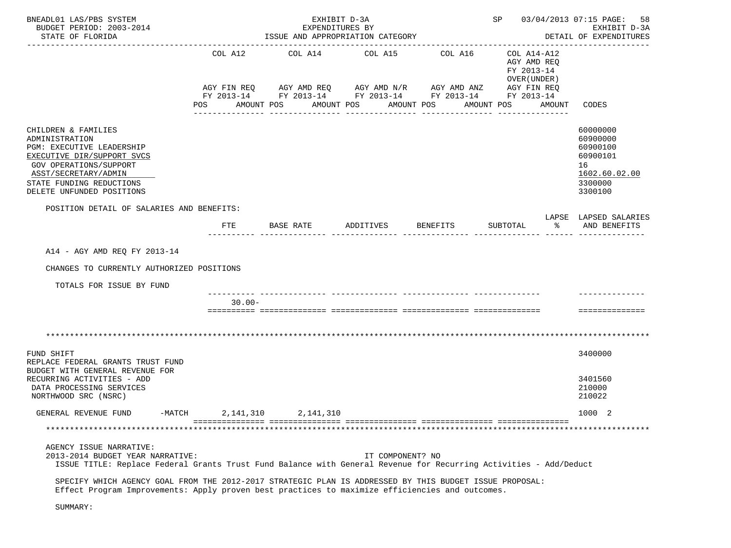| | COL A12 | COL A14 | COL A15 | COL A16 | COL A14-A12 AGY AMD REQ FY 2013-14 OVER(UNDER) | |
|---|---|---|---|---|---|---|
| | AGY FIN REQ FY 2013-14 | AGY AMD REQ FY 2013-14 | AGY AMD N/R FY 2013-14 | AGY AMD ANZ FY 2013-14 | AGY FIN REQ FY 2013-14 | |
| | POS AMOUNT | POS AMOUNT | POS AMOUNT | POS AMOUNT | POS AMOUNT | CODES |

CHILDREN & FAMILIES — 60000000
ADMINISTRATION — 60900000
PGM: EXECUTIVE LEADERSHIP — 60900100
EXECUTIVE DIR/SUPPORT SVCS — 60900101
GOV OPERATIONS/SUPPORT — 16
ASST/SECRETARY/ADMIN — 1602.60.02.00
STATE FUNDING REDUCTIONS — 3300000
DELETE UNFUNDED POSITIONS — 3300100

POSITION DETAIL OF SALARIES AND BENEFITS:

| | FTE | BASE RATE | ADDITIVES | BENEFITS | SUBTOTAL | LAPSE % | LAPSED SALARIES AND BENEFITS |
|---|---|---|---|---|---|---|---|
| A14 - AGY AMD REQ FY 2013-14 | | | | | | | |
| CHANGES TO CURRENTLY AUTHORIZED POSITIONS | | | | | | | |
| TOTALS FOR ISSUE BY FUND | | | | | | | |
| | 30.00- | | | | | | |

FUND SHIFT — 3400000
REPLACE FEDERAL GRANTS TRUST FUND BUDGET WITH GENERAL REVENUE FOR RECURRING ACTIVITIES - ADD — 3401560
DATA PROCESSING SERVICES — 210000
NORTHWOOD SRC (NSRC) — 210022

| | COL A12 | COL A14 | COL A15 | COL A16 | COL A14-A12 | CODES |
|---|---|---|---|---|---|---|
| GENERAL REVENUE FUND -MATCH | 2,141,310 | 2,141,310 | | | | 1000 2 |

AGENCY ISSUE NARRATIVE:
2013-2014 BUDGET YEAR NARRATIVE: IT COMPONENT? NO
ISSUE TITLE: Replace Federal Grants Trust Fund Balance with General Revenue for Recurring Activities - Add/Deduct

SPECIFY WHICH AGENCY GOAL FROM THE 2012-2017 STRATEGIC PLAN IS ADDRESSED BY THIS BUDGET ISSUE PROPOSAL:
Effect Program Improvements: Apply proven best practices to maximize efficiencies and outcomes.

SUMMARY: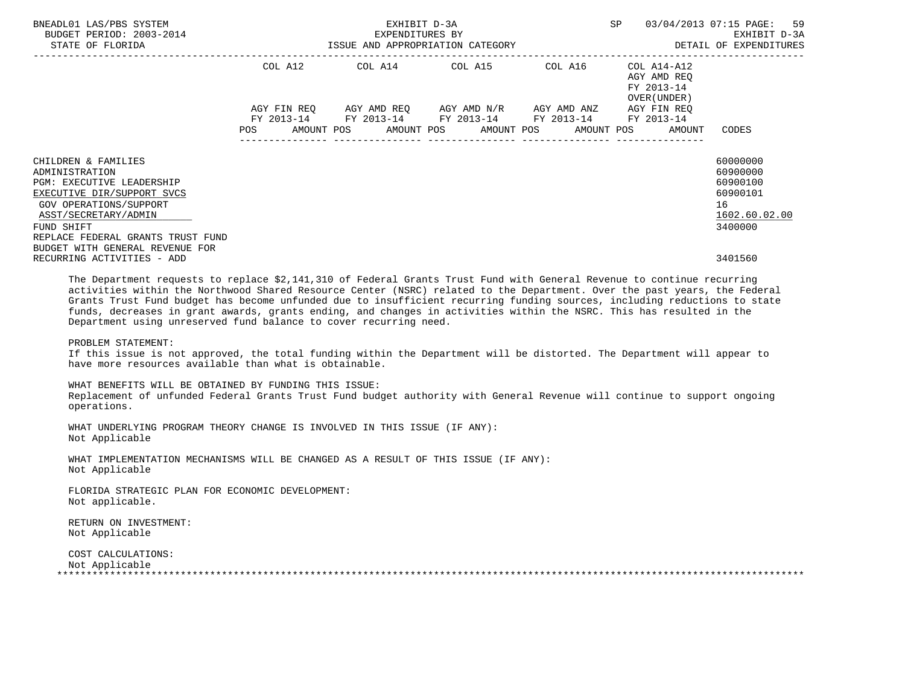| | COL A12 | COL A14 | COL A15 | COL A16 | COL A14-A12 | |
|---|---|---|---|---|---|---|
| | AGY FIN REQ FY 2013-14 | AGY AMD REQ FY 2013-14 | AGY AMD N/R FY 2013-14 | AGY AMD ANZ FY 2013-14 | AGY AMD REQ FY 2013-14 OVER(UNDER) AGY FIN REQ FY 2013-14 | |
| | POS AMOUNT | POS AMOUNT | POS AMOUNT | POS AMOUNT | POS AMOUNT | CODES |
| CHILDREN & FAMILIES | | | | | | 60000000 |
| ADMINISTRATION | | | | | | 60900000 |
| PGM: EXECUTIVE LEADERSHIP | | | | | | 60900100 |
| EXECUTIVE DIR/SUPPORT SVCS | | | | | | 60900101 |
| GOV OPERATIONS/SUPPORT | | | | | | 16 |
| ASST/SECRETARY/ADMIN | | | | | | 1602.60.02.00 |
| FUND SHIFT | | | | | | 3400000 |
| REPLACE FEDERAL GRANTS TRUST FUND BUDGET WITH GENERAL REVENUE FOR RECURRING ACTIVITIES - ADD | | | | | | 3401560 |

The Department requests to replace $2,141,310 of Federal Grants Trust Fund with General Revenue to continue recurring activities within the Northwood Shared Resource Center (NSRC) related to the Department. Over the past years, the Federal Grants Trust Fund budget has become unfunded due to insufficient recurring funding sources, including reductions to state funds, decreases in grant awards, grants ending, and changes in activities within the NSRC. This has resulted in the Department using unreserved fund balance to cover recurring need.

PROBLEM STATEMENT:
If this issue is not approved, the total funding within the Department will be distorted. The Department will appear to have more resources available than what is obtainable.

WHAT BENEFITS WILL BE OBTAINED BY FUNDING THIS ISSUE:
Replacement of unfunded Federal Grants Trust Fund budget authority with General Revenue will continue to support ongoing operations.

WHAT UNDERLYING PROGRAM THEORY CHANGE IS INVOLVED IN THIS ISSUE (IF ANY):
Not Applicable

WHAT IMPLEMENTATION MECHANISMS WILL BE CHANGED AS A RESULT OF THIS ISSUE (IF ANY):
Not Applicable

FLORIDA STRATEGIC PLAN FOR ECONOMIC DEVELOPMENT:
Not applicable.

RETURN ON INVESTMENT:
Not Applicable

COST CALCULATIONS:
Not Applicable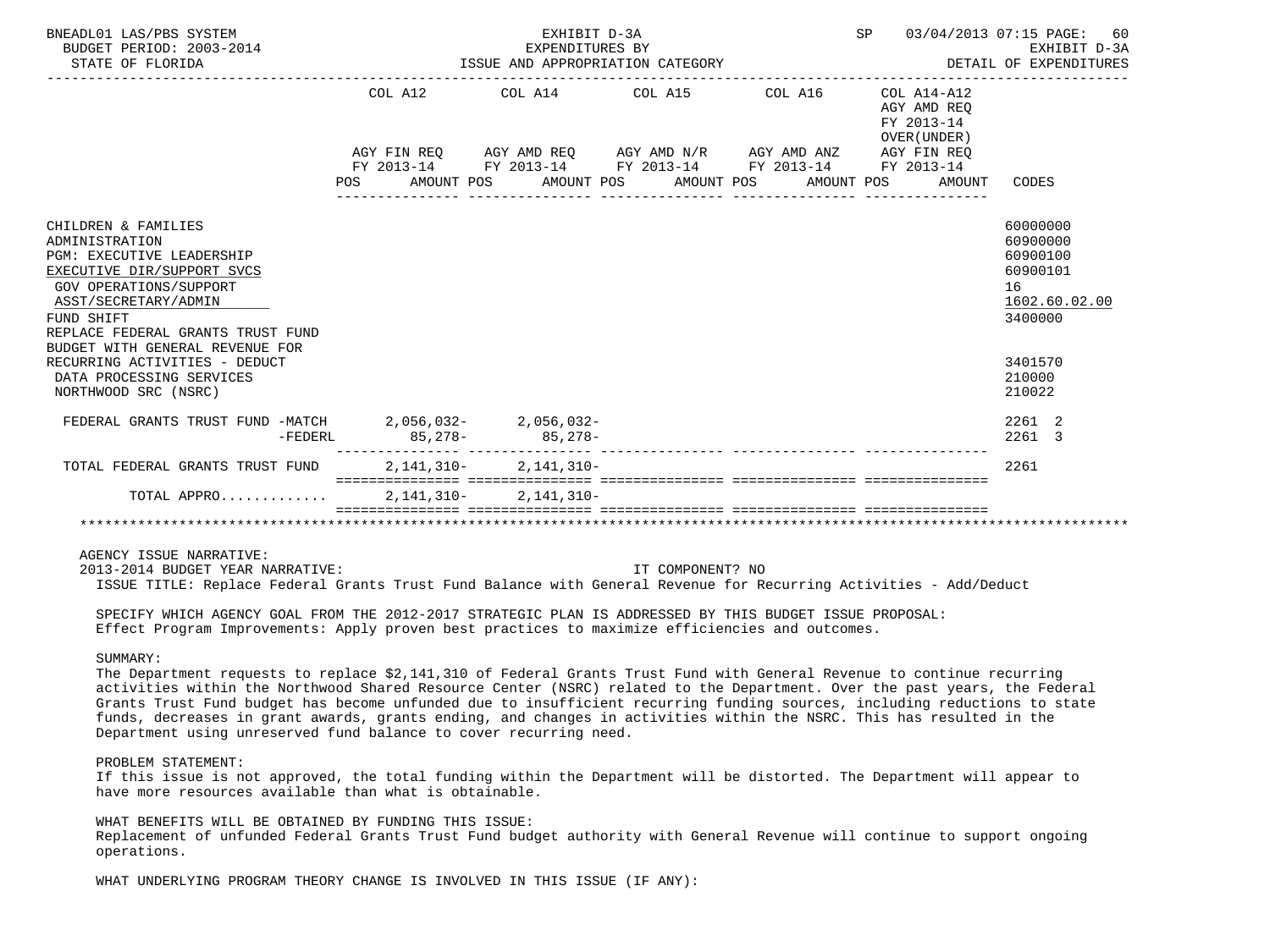BNEADL01 LAS/PBS SYSTEM — EXHIBIT D-3A — SP 03/04/2013 07:15
BUDGET PERIOD: 2003-2014 — EXPENDITURES BY — EXHIBIT D-3A
STATE OF FLORIDA — ISSUE AND APPROPRIATION CATEGORY — DETAIL OF EXPENDITURES

| | COL A12 AGY FIN REQ FY 2013-14 POS AMOUNT | COL A14 AGY AMD REQ FY 2013-14 POS AMOUNT | COL A15 AGY AMD N/R FY 2013-14 POS AMOUNT | COL A16 AGY AMD ANZ FY 2013-14 POS AMOUNT | COL A14-A12 AGY AMD REQ FY 2013-14 OVER(UNDER) AGY FIN REQ FY 2013-14 POS AMOUNT | CODES |
|---|---|---|---|---|---|---|
| CHILDREN & FAMILIES | | | | | | 60000000 |
| ADMINISTRATION | | | | | | 60900000 |
| PGM: EXECUTIVE LEADERSHIP | | | | | | 60900100 |
| EXECUTIVE DIR/SUPPORT SVCS | | | | | | 60900101 |
| GOV OPERATIONS/SUPPORT | | | | | | 16 |
| ASST/SECRETARY/ADMIN | | | | | | 1602.60.02.00 |
| FUND SHIFT | | | | | | 3400000 |
| REPLACE FEDERAL GRANTS TRUST FUND BUDGET WITH GENERAL REVENUE FOR RECURRING ACTIVITIES - DEDUCT | | | | | | 3401570 |
| DATA PROCESSING SERVICES | | | | | | 210000 |
| NORTHWOOD SRC (NSRC) | | | | | | 210022 |
| FEDERAL GRANTS TRUST FUND -MATCH | 2,056,032- | 2,056,032- | | | | 2261 2 |
| -FEDERL | 85,278- | 85,278- | | | | 2261 3 |
| TOTAL FEDERAL GRANTS TRUST FUND | 2,141,310- | 2,141,310- | | | | 2261 |
| TOTAL APPRO............ | 2,141,310- | 2,141,310- | | | | |

AGENCY ISSUE NARRATIVE:
2013-2014 BUDGET YEAR NARRATIVE: IT COMPONENT? NO
ISSUE TITLE: Replace Federal Grants Trust Fund Balance with General Revenue for Recurring Activities - Add/Deduct

SPECIFY WHICH AGENCY GOAL FROM THE 2012-2017 STRATEGIC PLAN IS ADDRESSED BY THIS BUDGET ISSUE PROPOSAL:
Effect Program Improvements: Apply proven best practices to maximize efficiencies and outcomes.

SUMMARY:
The Department requests to replace $2,141,310 of Federal Grants Trust Fund with General Revenue to continue recurring activities within the Northwood Shared Resource Center (NSRC) related to the Department. Over the past years, the Federal Grants Trust Fund budget has become unfunded due to insufficient recurring funding sources, including reductions to state funds, decreases in grant awards, grants ending, and changes in activities within the NSRC. This has resulted in the Department using unreserved fund balance to cover recurring need.

PROBLEM STATEMENT:
If this issue is not approved, the total funding within the Department will be distorted. The Department will appear to have more resources available than what is obtainable.

WHAT BENEFITS WILL BE OBTAINED BY FUNDING THIS ISSUE:
Replacement of unfunded Federal Grants Trust Fund budget authority with General Revenue will continue to support ongoing operations.

WHAT UNDERLYING PROGRAM THEORY CHANGE IS INVOLVED IN THIS ISSUE (IF ANY):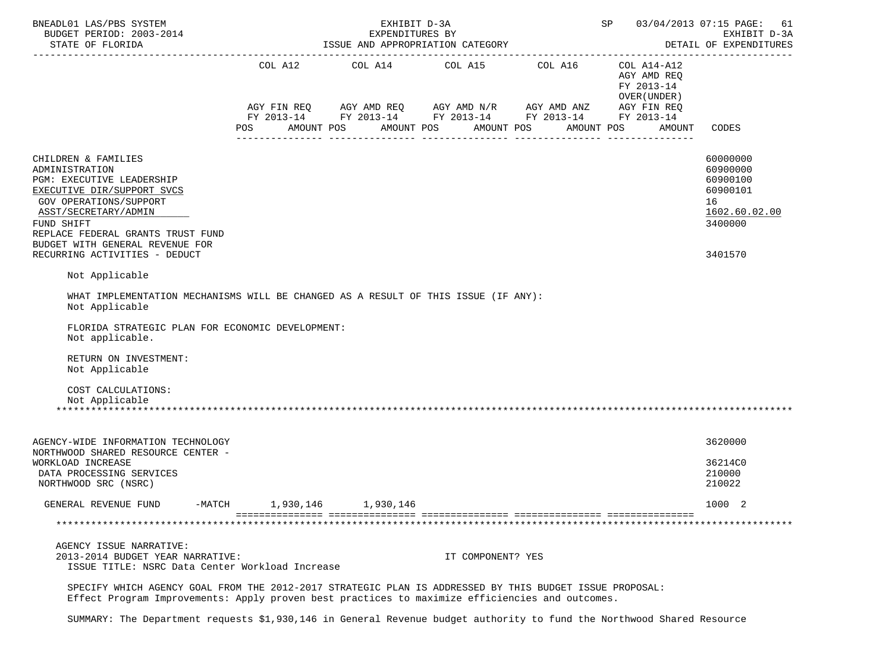| | COL A12 AGY FIN REQ FY 2013-14 POS AMOUNT | COL A14 AGY AMD REQ FY 2013-14 POS AMOUNT | COL A15 AGY AMD N/R FY 2013-14 POS AMOUNT | COL A16 AGY AMD ANZ FY 2013-14 POS AMOUNT | COL A14-A12 AGY AMD REQ FY 2013-14 OVER(UNDER) AGY FIN REQ FY 2013-14 POS AMOUNT | CODES |
|---|---|---|---|---|---|---|
| CHILDREN & FAMILIES | | | | | | 60000000 |
| ADMINISTRATION | | | | | | 60900000 |
| PGM: EXECUTIVE LEADERSHIP | | | | | | 60900100 |
| EXECUTIVE DIR/SUPPORT SVCS | | | | | | 60900101 |
| GOV OPERATIONS/SUPPORT | | | | | | 16 |
| ASST/SECRETARY/ADMIN | | | | | | 1602.60.02.00 |
| FUND SHIFT | | | | | | 3400000 |
| REPLACE FEDERAL GRANTS TRUST FUND BUDGET WITH GENERAL REVENUE FOR RECURRING ACTIVITIES - DEDUCT | | | | | | 3401570 |

Not Applicable

WHAT IMPLEMENTATION MECHANISMS WILL BE CHANGED AS A RESULT OF THIS ISSUE (IF ANY):
Not Applicable

FLORIDA STRATEGIC PLAN FOR ECONOMIC DEVELOPMENT:
Not applicable.

RETURN ON INVESTMENT:
Not Applicable

COST CALCULATIONS:
Not Applicable

*****************************************************************************************************************

| | COL A12 | COL A14 | COL A15 | COL A16 | COL A14-A12 | CODES |
|---|---|---|---|---|---|---|
| AGENCY-WIDE INFORMATION TECHNOLOGY | | | | | | 3620000 |
| NORTHWOOD SHARED RESOURCE CENTER - WORKLOAD INCREASE | | | | | | 36214C0 |
| DATA PROCESSING SERVICES | | | | | | 210000 |
| NORTHWOOD SRC (NSRC) | | | | | | 210022 |
| GENERAL REVENUE FUND -MATCH | 1,930,146 | 1,930,146 | | | | 1000 2 |

*****************************************************************************************************************

AGENCY ISSUE NARRATIVE:
2013-2014 BUDGET YEAR NARRATIVE: IT COMPONENT? YES
ISSUE TITLE: NSRC Data Center Workload Increase

SPECIFY WHICH AGENCY GOAL FROM THE 2012-2017 STRATEGIC PLAN IS ADDRESSED BY THIS BUDGET ISSUE PROPOSAL:
Effect Program Improvements: Apply proven best practices to maximize efficiencies and outcomes.

SUMMARY: The Department requests $1,930,146 in General Revenue budget authority to fund the Northwood Shared Resource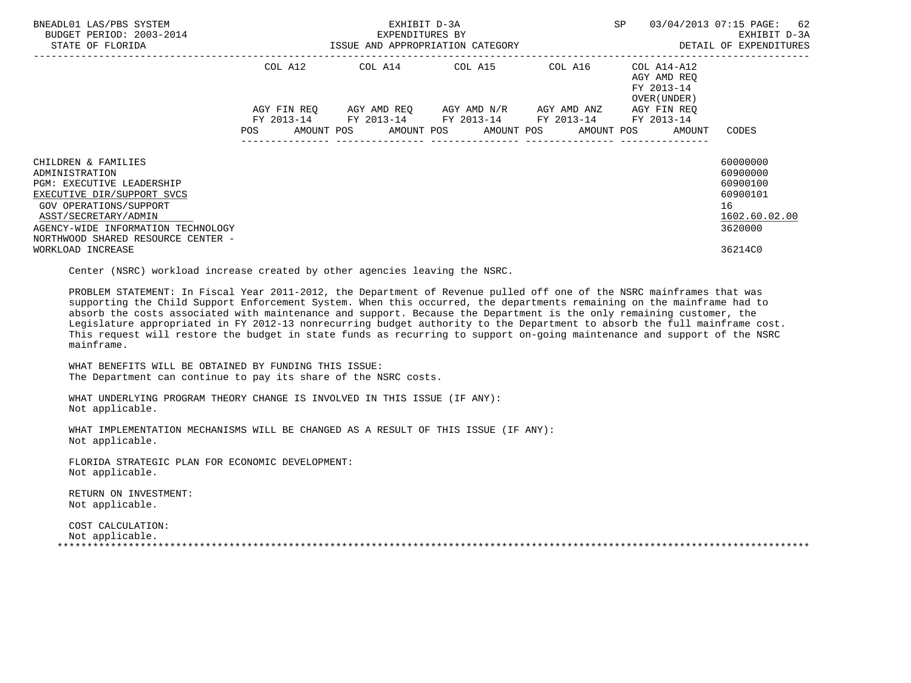BNEADL01 LAS/PBS SYSTEM — EXHIBIT D-3A — EXPENDITURES BY ISSUE AND APPROPRIATION CATEGORY — SP 03/04/2013 07:15
BUDGET PERIOD: 2003-2014 — EXHIBIT D-3A
STATE OF FLORIDA — DETAIL OF EXPENDITURES

| | COL A12 AGY FIN REQ FY 2013-14 POS AMOUNT | COL A14 AGY AMD REQ FY 2013-14 POS AMOUNT | COL A15 AGY AMD N/R FY 2013-14 POS AMOUNT | COL A16 AGY AMD ANZ FY 2013-14 POS AMOUNT | COL A14-A12 AGY AMD REQ FY 2013-14 OVER(UNDER) AGY FIN REQ FY 2013-14 POS AMOUNT | CODES |
|---|---|---|---|---|---|---|
| CHILDREN & FAMILIES | | | | | | 60000000 |
| ADMINISTRATION | | | | | | 60900000 |
| PGM: EXECUTIVE LEADERSHIP | | | | | | 60900100 |
| EXECUTIVE DIR/SUPPORT SVCS | | | | | | 60900101 |
| GOV OPERATIONS/SUPPORT | | | | | | 16 |
| ASST/SECRETARY/ADMIN | | | | | | 1602.60.02.00 |
| AGENCY-WIDE INFORMATION TECHNOLOGY | | | | | | 3620000 |
| NORTHWOOD SHARED RESOURCE CENTER - WORKLOAD INCREASE | | | | | | 36214C0 |

Center (NSRC) workload increase created by other agencies leaving the NSRC.

PROBLEM STATEMENT: In Fiscal Year 2011-2012, the Department of Revenue pulled off one of the NSRC mainframes that was supporting the Child Support Enforcement System. When this occurred, the departments remaining on the mainframe had to absorb the costs associated with maintenance and support. Because the Department is the only remaining customer, the Legislature appropriated in FY 2012-13 nonrecurring budget authority to the Department to absorb the full mainframe cost. This request will restore the budget in state funds as recurring to support on-going maintenance and support of the NSRC mainframe.

WHAT BENEFITS WILL BE OBTAINED BY FUNDING THIS ISSUE:
The Department can continue to pay its share of the NSRC costs.

WHAT UNDERLYING PROGRAM THEORY CHANGE IS INVOLVED IN THIS ISSUE (IF ANY):
Not applicable.

WHAT IMPLEMENTATION MECHANISMS WILL BE CHANGED AS A RESULT OF THIS ISSUE (IF ANY):
Not applicable.

FLORIDA STRATEGIC PLAN FOR ECONOMIC DEVELOPMENT:
Not applicable.

RETURN ON INVESTMENT:
Not applicable.

COST CALCULATION:
Not applicable.

*******************************************************************************************************************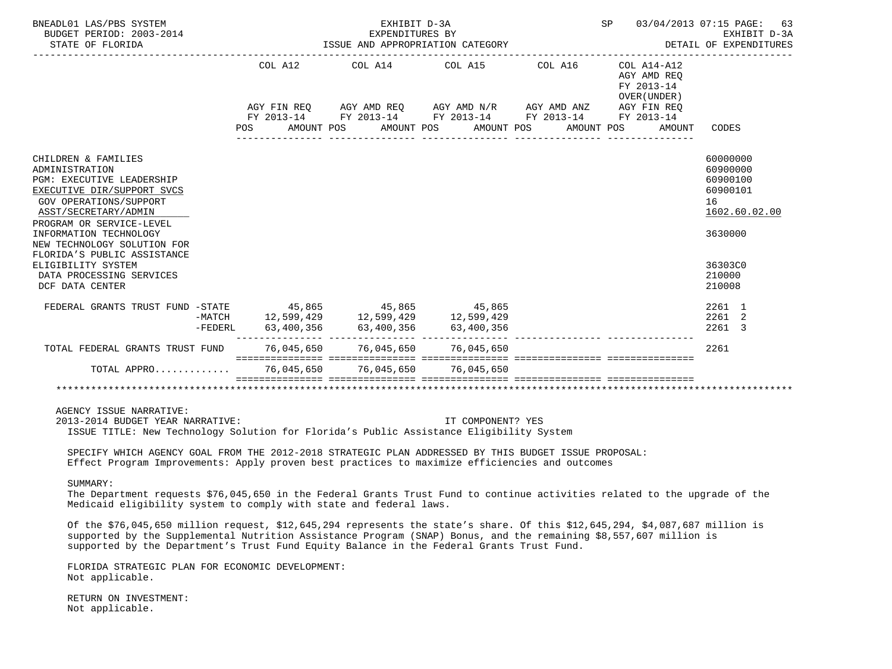BNEADL01 LAS/PBS SYSTEM — EXHIBIT D-3A — EXPENDITURES BY ISSUE AND APPROPRIATION CATEGORY — SP 03/04/2013 07:15

BUDGET PERIOD: 2003-2014 — EXHIBIT D-3A

STATE OF FLORIDA — DETAIL OF EXPENDITURES

| | COL A12 AGY FIN REQ FY 2013-14 POS AMOUNT | COL A14 AGY AMD REQ FY 2013-14 POS AMOUNT | COL A15 AGY AMD N/R FY 2013-14 POS AMOUNT | COL A16 AGY AMD ANZ FY 2013-14 POS AMOUNT | COL A14-A12 AGY AMD REQ FY 2013-14 OVER(UNDER) AGY FIN REQ FY 2013-14 POS AMOUNT | CODES |
|---|---|---|---|---|---|---|
| CHILDREN & FAMILIES | | | | | | 60000000 |
| ADMINISTRATION | | | | | | 60900000 |
| PGM: EXECUTIVE LEADERSHIP | | | | | | 60900100 |
| EXECUTIVE DIR/SUPPORT SVCS | | | | | | 60900101 |
| GOV OPERATIONS/SUPPORT | | | | | | 16 |
| ASST/SECRETARY/ADMIN | | | | | | 1602.60.02.00 |
| PROGRAM OR SERVICE-LEVEL INFORMATION TECHNOLOGY | | | | | | 3630000 |
| NEW TECHNOLOGY SOLUTION FOR FLORIDA'S PUBLIC ASSISTANCE ELIGIBILITY SYSTEM | | | | | | 36303C0 |
| DATA PROCESSING SERVICES | | | | | | 210000 |
| DCF DATA CENTER | | | | | | 210008 |
| FEDERAL GRANTS TRUST FUND -STATE | 45,865 | 45,865 | 45,865 | | | 2261 1 |
| -MATCH | 12,599,429 | 12,599,429 | 12,599,429 | | | 2261 2 |
| -FEDERL | 63,400,356 | 63,400,356 | 63,400,356 | | | 2261 3 |
| TOTAL FEDERAL GRANTS TRUST FUND | 76,045,650 | 76,045,650 | 76,045,650 | | | 2261 |
| TOTAL APPRO............. | 76,045,650 | 76,045,650 | 76,045,650 | | | |

AGENCY ISSUE NARRATIVE:
2013-2014 BUDGET YEAR NARRATIVE: IT COMPONENT? YES
ISSUE TITLE: New Technology Solution for Florida's Public Assistance Eligibility System

SPECIFY WHICH AGENCY GOAL FROM THE 2012-2018 STRATEGIC PLAN ADDRESSED BY THIS BUDGET ISSUE PROPOSAL:
Effect Program Improvements: Apply proven best practices to maximize efficiencies and outcomes

SUMMARY:
The Department requests $76,045,650 in the Federal Grants Trust Fund to continue activities related to the upgrade of the Medicaid eligibility system to comply with state and federal laws.

Of the $76,045,650 million request, $12,645,294 represents the state's share. Of this $12,645,294, $4,087,687 million is supported by the Supplemental Nutrition Assistance Program (SNAP) Bonus, and the remaining $8,557,607 million is supported by the Department's Trust Fund Equity Balance in the Federal Grants Trust Fund.

FLORIDA STRATEGIC PLAN FOR ECONOMIC DEVELOPMENT:
Not applicable.

RETURN ON INVESTMENT:
Not applicable.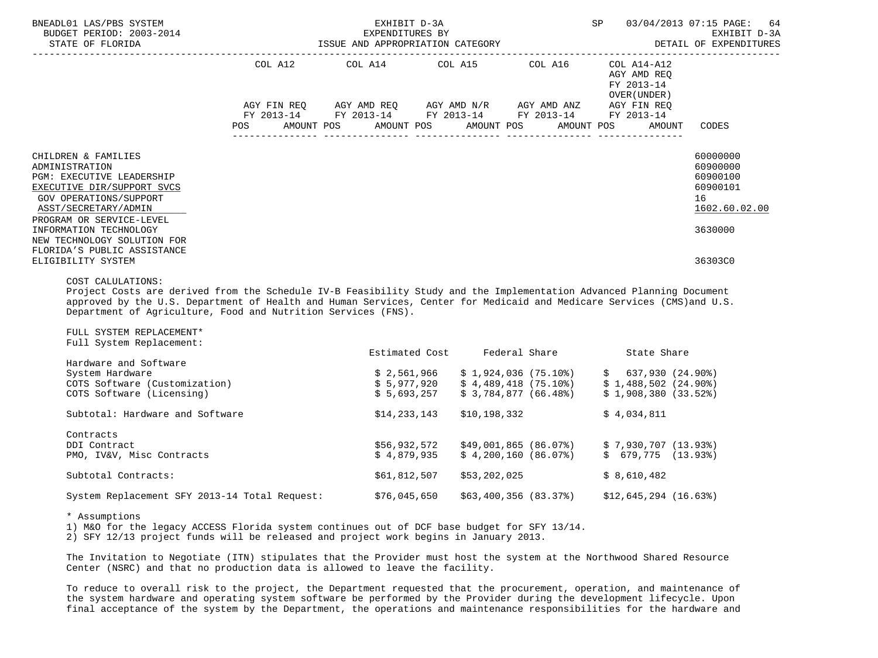| | COL A12 | COL A14 | COL A15 | COL A16 | COL A14-A12 AGY AMD REQ FY 2013-14 OVER(UNDER) | |
|---|---|---|---|---|---|---|
| | AGY FIN REQ FY 2013-14 | AGY AMD REQ FY 2013-14 | AGY AMD N/R FY 2013-14 | AGY AMD ANZ FY 2013-14 | AGY FIN REQ FY 2013-14 | |
| | POS AMOUNT | POS AMOUNT | POS AMOUNT | POS AMOUNT | POS AMOUNT | CODES |

CHILDREN & FAMILIES — 60000000
ADMINISTRATION — 60900000
PGM: EXECUTIVE LEADERSHIP — 60900100
EXECUTIVE DIR/SUPPORT SVCS — 60900101
GOV OPERATIONS/SUPPORT — 16
ASST/SECRETARY/ADMIN — 1602.60.02.00
PROGRAM OR SERVICE-LEVEL
INFORMATION TECHNOLOGY — 3630000
NEW TECHNOLOGY SOLUTION FOR FLORIDA'S PUBLIC ASSISTANCE ELIGIBILITY SYSTEM — 36303C0

COST CALULATIONS:
Project Costs are derived from the Schedule IV-B Feasibility Study and the Implementation Advanced Planning Document approved by the U.S. Department of Health and Human Services, Center for Medicaid and Medicare Services (CMS)and U.S. Department of Agriculture, Food and Nutrition Services (FNS).

FULL SYSTEM REPLACEMENT*
Full System Replacement:

| | Estimated Cost | Federal Share | State Share |
|---|---|---|---|
| Hardware and Software | | | |
| System Hardware | $ 2,561,966 | $ 1,924,036 (75.10%) | $ 637,930 (24.90%) |
| COTS Software (Customization) | $ 5,977,920 | $ 4,489,418 (75.10%) | $ 1,488,502 (24.90%) |
| COTS Software (Licensing) | $ 5,693,257 | $ 3,784,877 (66.48%) | $ 1,908,380 (33.52%) |
| Subtotal: Hardware and Software | $14,233,143 | $10,198,332 | $ 4,034,811 |
| Contracts | | | |
| DDI Contract | $56,932,572 | $49,001,865 (86.07%) | $ 7,930,707 (13.93%) |
| PMO, IV&V, Misc Contracts | $ 4,879,935 | $ 4,200,160 (86.07%) | $ 679,775 (13.93%) |
| Subtotal Contracts: | $61,812,507 | $53,202,025 | $ 8,610,482 |
| System Replacement SFY 2013-14 Total Request: | $76,045,650 | $63,400,356 (83.37%) | $12,645,294 (16.63%) |

* Assumptions
1) M&O for the legacy ACCESS Florida system continues out of DCF base budget for SFY 13/14.
2) SFY 12/13 project funds will be released and project work begins in January 2013.

The Invitation to Negotiate (ITN) stipulates that the Provider must host the system at the Northwood Shared Resource Center (NSRC) and that no production data is allowed to leave the facility.

To reduce to overall risk to the project, the Department requested that the procurement, operation, and maintenance of the system hardware and operating system software be performed by the Provider during the development lifecycle. Upon final acceptance of the system by the Department, the operations and maintenance responsibilities for the hardware and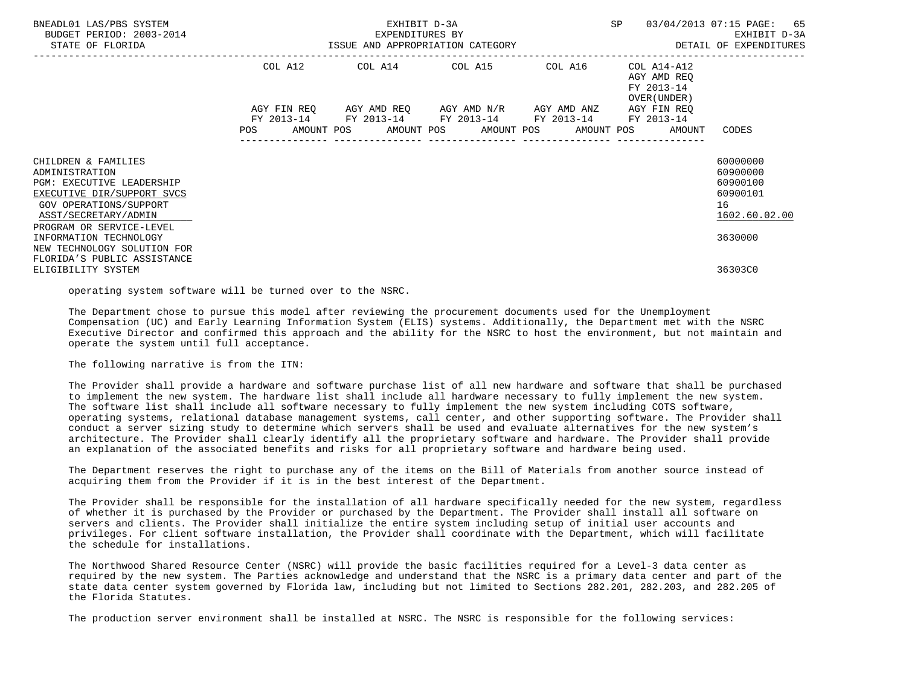| | COL A12 | COL A14 | COL A15 | COL A16 | COL A14-A12 AGY AMD REQ FY 2013-14 OVER(UNDER) | |
|---|---|---|---|---|---|---|
| | AGY FIN REQ FY 2013-14 | AGY AMD REQ FY 2013-14 | AGY AMD N/R FY 2013-14 | AGY AMD ANZ FY 2013-14 | AGY FIN REQ FY 2013-14 | |
| | POS AMOUNT | POS AMOUNT | POS AMOUNT | POS AMOUNT | POS AMOUNT | CODES |
| CHILDREN & FAMILIES | | | | | | 60000000 |
| ADMINISTRATION | | | | | | 60900000 |
| PGM: EXECUTIVE LEADERSHIP | | | | | | 60900100 |
| EXECUTIVE DIR/SUPPORT SVCS | | | | | | 60900101 |
| GOV OPERATIONS/SUPPORT | | | | | | 16 |
| ASST/SECRETARY/ADMIN | | | | | | 1602.60.02.00 |
| PROGRAM OR SERVICE-LEVEL | | | | | | |
| INFORMATION TECHNOLOGY | | | | | | 3630000 |
| NEW TECHNOLOGY SOLUTION FOR FLORIDA'S PUBLIC ASSISTANCE ELIGIBILITY SYSTEM | | | | | | 36303C0 |

operating system software will be turned over to the NSRC.

The Department chose to pursue this model after reviewing the procurement documents used for the Unemployment Compensation (UC) and Early Learning Information System (ELIS) systems. Additionally, the Department met with the NSRC Executive Director and confirmed this approach and the ability for the NSRC to host the environment, but not maintain and operate the system until full acceptance.

The following narrative is from the ITN:

The Provider shall provide a hardware and software purchase list of all new hardware and software that shall be purchased to implement the new system. The hardware list shall include all hardware necessary to fully implement the new system. The software list shall include all software necessary to fully implement the new system including COTS software, operating systems, relational database management systems, call center, and other supporting software. The Provider shall conduct a server sizing study to determine which servers shall be used and evaluate alternatives for the new system's architecture. The Provider shall clearly identify all the proprietary software and hardware. The Provider shall provide an explanation of the associated benefits and risks for all proprietary software and hardware being used.

The Department reserves the right to purchase any of the items on the Bill of Materials from another source instead of acquiring them from the Provider if it is in the best interest of the Department.

The Provider shall be responsible for the installation of all hardware specifically needed for the new system, regardless of whether it is purchased by the Provider or purchased by the Department. The Provider shall install all software on servers and clients. The Provider shall initialize the entire system including setup of initial user accounts and privileges. For client software installation, the Provider shall coordinate with the Department, which will facilitate the schedule for installations.

The Northwood Shared Resource Center (NSRC) will provide the basic facilities required for a Level-3 data center as required by the new system. The Parties acknowledge and understand that the NSRC is a primary data center and part of the state data center system governed by Florida law, including but not limited to Sections 282.201, 282.203, and 282.205 of the Florida Statutes.

The production server environment shall be installed at NSRC. The NSRC is responsible for the following services: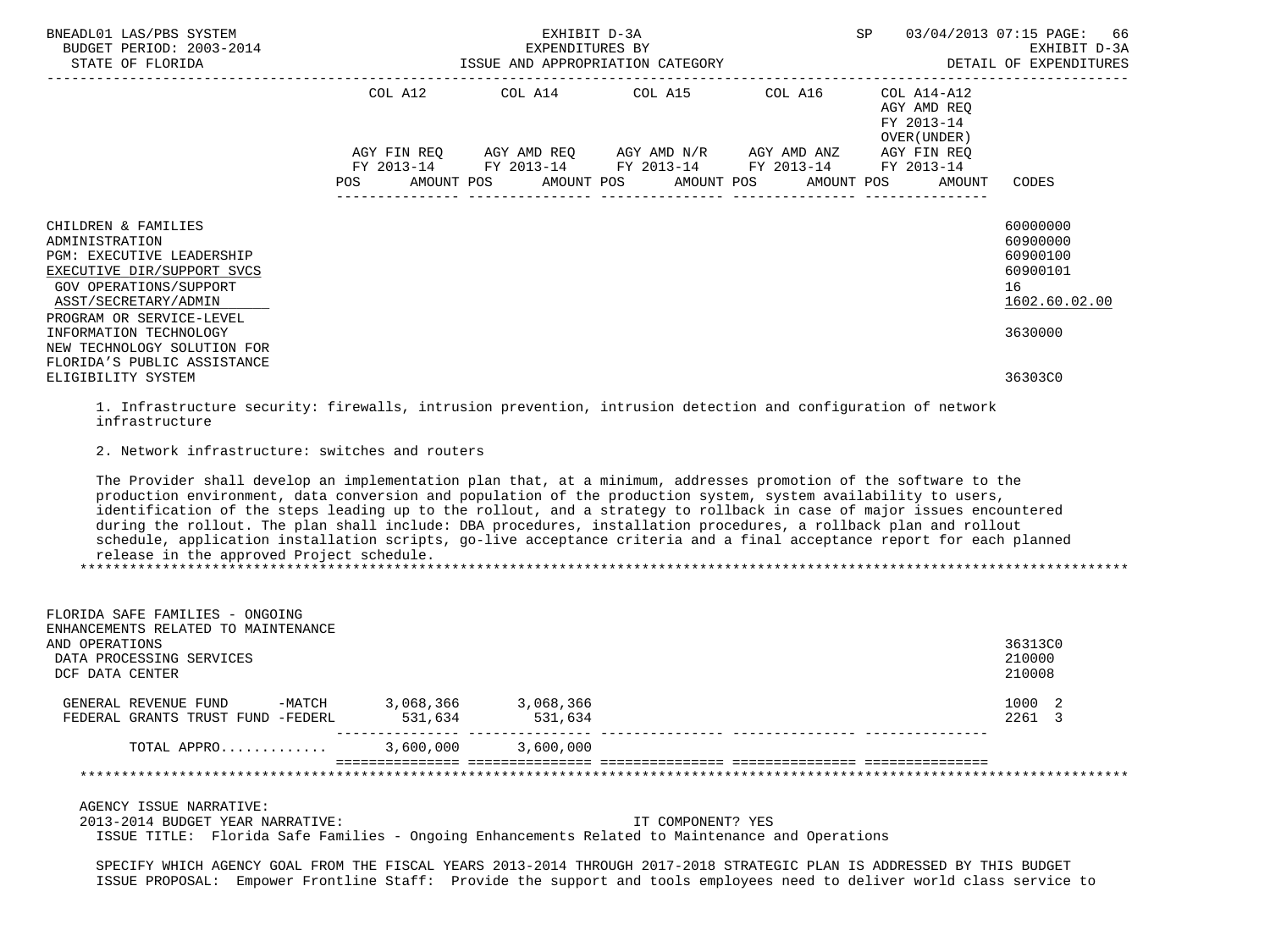| | COL A12 | COL A14 | COL A15 | COL A16 | COL A14-A12 AGY AMD REQ FY 2013-14 OVER(UNDER) | |
|---|---|---|---|---|---|---|
| | AGY FIN REQ FY 2013-14 | AGY AMD REQ FY 2013-14 | AGY AMD N/R FY 2013-14 | AGY AMD ANZ FY 2013-14 | AGY FIN REQ FY 2013-14 | |
| | POS AMOUNT | POS AMOUNT | POS AMOUNT | POS AMOUNT | POS AMOUNT | CODES |
| CHILDREN & FAMILIES | | | | | | 60000000 |
| ADMINISTRATION | | | | | | 60900000 |
| PGM: EXECUTIVE LEADERSHIP | | | | | | 60900100 |
| EXECUTIVE DIR/SUPPORT SVCS | | | | | | 60900101 |
| GOV OPERATIONS/SUPPORT | | | | | | 16 |
| ASST/SECRETARY/ADMIN | | | | | | 1602.60.02.00 |
| PROGRAM OR SERVICE-LEVEL | | | | | | |
| INFORMATION TECHNOLOGY | | | | | | 3630000 |
| NEW TECHNOLOGY SOLUTION FOR FLORIDA'S PUBLIC ASSISTANCE ELIGIBILITY SYSTEM | | | | | | 36303C0 |

1. Infrastructure security: firewalls, intrusion prevention, intrusion detection and configuration of network infrastructure

2. Network infrastructure: switches and routers

The Provider shall develop an implementation plan that, at a minimum, addresses promotion of the software to the production environment, data conversion and population of the production system, system availability to users, identification of the steps leading up to the rollout, and a strategy to rollback in case of major issues encountered during the rollout. The plan shall include: DBA procedures, installation procedures, a rollback plan and rollout schedule, application installation scripts, go-live acceptance criteria and a final acceptance report for each planned release in the approved Project schedule.

*******************************************************************************************************************

| | COL A12 | COL A14 | COL A15 | COL A16 | COL A14-A12 | CODES |
|---|---|---|---|---|---|---|
| FLORIDA SAFE FAMILIES - ONGOING ENHANCEMENTS RELATED TO MAINTENANCE AND OPERATIONS | | | | | | 36313C0 |
| DATA PROCESSING SERVICES | | | | | | 210000 |
| DCF DATA CENTER | | | | | | 210008 |
| GENERAL REVENUE FUND -MATCH | 3,068,366 | 3,068,366 | | | | 1000 2 |
| FEDERAL GRANTS TRUST FUND -FEDERL | 531,634 | 531,634 | | | | 2261 3 |
| TOTAL APPRO............ | 3,600,000 | 3,600,000 | | | | |

*******************************************************************************************************************

AGENCY ISSUE NARRATIVE:
2013-2014 BUDGET YEAR NARRATIVE: IT COMPONENT? YES
ISSUE TITLE: Florida Safe Families - Ongoing Enhancements Related to Maintenance and Operations

SPECIFY WHICH AGENCY GOAL FROM THE FISCAL YEARS 2013-2014 THROUGH 2017-2018 STRATEGIC PLAN IS ADDRESSED BY THIS BUDGET ISSUE PROPOSAL: Empower Frontline Staff: Provide the support and tools employees need to deliver world class service to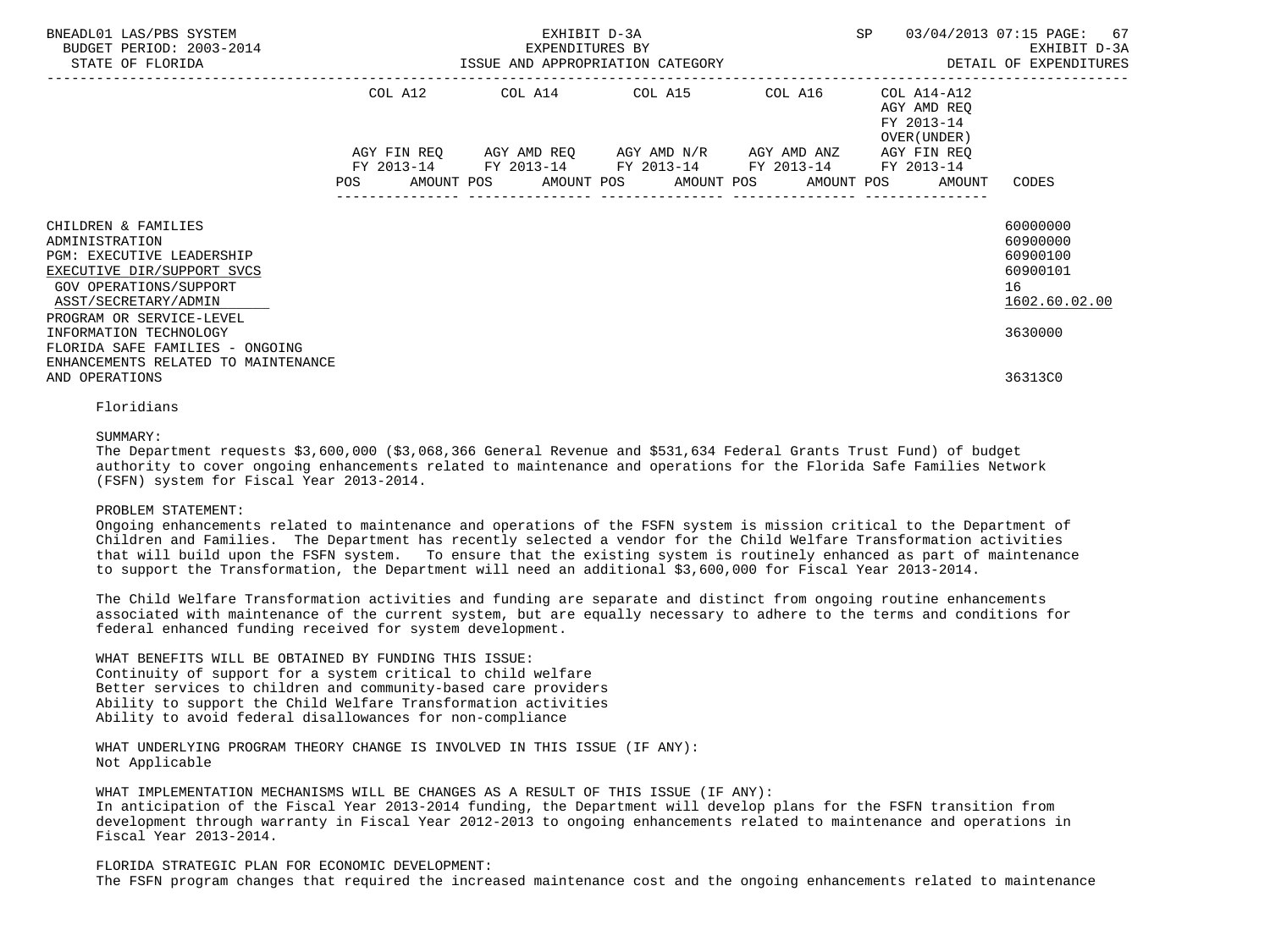| | COL A12 | | COL A14 | | COL A15 | | COL A16 | | COL A14-A12 AGY AMD REQ FY 2013-14 OVER(UNDER) | | |
|---|---|---|---|---|---|---|---|---|---|---|---|
| | AGY FIN REQ FY 2013-14 | | AGY AMD REQ FY 2013-14 | | AGY AMD N/R FY 2013-14 | | AGY AMD ANZ FY 2013-14 | | AGY FIN REQ FY 2013-14 | | |
| | POS | AMOUNT | POS | AMOUNT | POS | AMOUNT | POS | AMOUNT | POS | AMOUNT | CODES |
| CHILDREN & FAMILIES | | | | | | | | | | | 60000000 |
| ADMINISTRATION | | | | | | | | | | | 60900000 |
| PGM: EXECUTIVE LEADERSHIP | | | | | | | | | | | 60900100 |
| EXECUTIVE DIR/SUPPORT SVCS | | | | | | | | | | | 60900101 |
| GOV OPERATIONS/SUPPORT | | | | | | | | | | | 16 |
| ASST/SECRETARY/ADMIN | | | | | | | | | | | 1602.60.02.00 |
| PROGRAM OR SERVICE-LEVEL | | | | | | | | | | | |
| INFORMATION TECHNOLOGY | | | | | | | | | | | 3630000 |
| FLORIDA SAFE FAMILIES - ONGOING ENHANCEMENTS RELATED TO MAINTENANCE AND OPERATIONS | | | | | | | | | | | 36313C0 |

Floridians

SUMMARY:
The Department requests $3,600,000 ($3,068,366 General Revenue and $531,634 Federal Grants Trust Fund) of budget authority to cover ongoing enhancements related to maintenance and operations for the Florida Safe Families Network (FSFN) system for Fiscal Year 2013-2014.

PROBLEM STATEMENT:
Ongoing enhancements related to maintenance and operations of the FSFN system is mission critical to the Department of Children and Families. The Department has recently selected a vendor for the Child Welfare Transformation activities that will build upon the FSFN system. To ensure that the existing system is routinely enhanced as part of maintenance to support the Transformation, the Department will need an additional $3,600,000 for Fiscal Year 2013-2014.

The Child Welfare Transformation activities and funding are separate and distinct from ongoing routine enhancements associated with maintenance of the current system, but are equally necessary to adhere to the terms and conditions for federal enhanced funding received for system development.

WHAT BENEFITS WILL BE OBTAINED BY FUNDING THIS ISSUE:
Continuity of support for a system critical to child welfare
Better services to children and community-based care providers
Ability to support the Child Welfare Transformation activities
Ability to avoid federal disallowances for non-compliance

WHAT UNDERLYING PROGRAM THEORY CHANGE IS INVOLVED IN THIS ISSUE (IF ANY):
Not Applicable

WHAT IMPLEMENTATION MECHANISMS WILL BE CHANGES AS A RESULT OF THIS ISSUE (IF ANY):
In anticipation of the Fiscal Year 2013-2014 funding, the Department will develop plans for the FSFN transition from development through warranty in Fiscal Year 2012-2013 to ongoing enhancements related to maintenance and operations in Fiscal Year 2013-2014.

FLORIDA STRATEGIC PLAN FOR ECONOMIC DEVELOPMENT:
The FSFN program changes that required the increased maintenance cost and the ongoing enhancements related to maintenance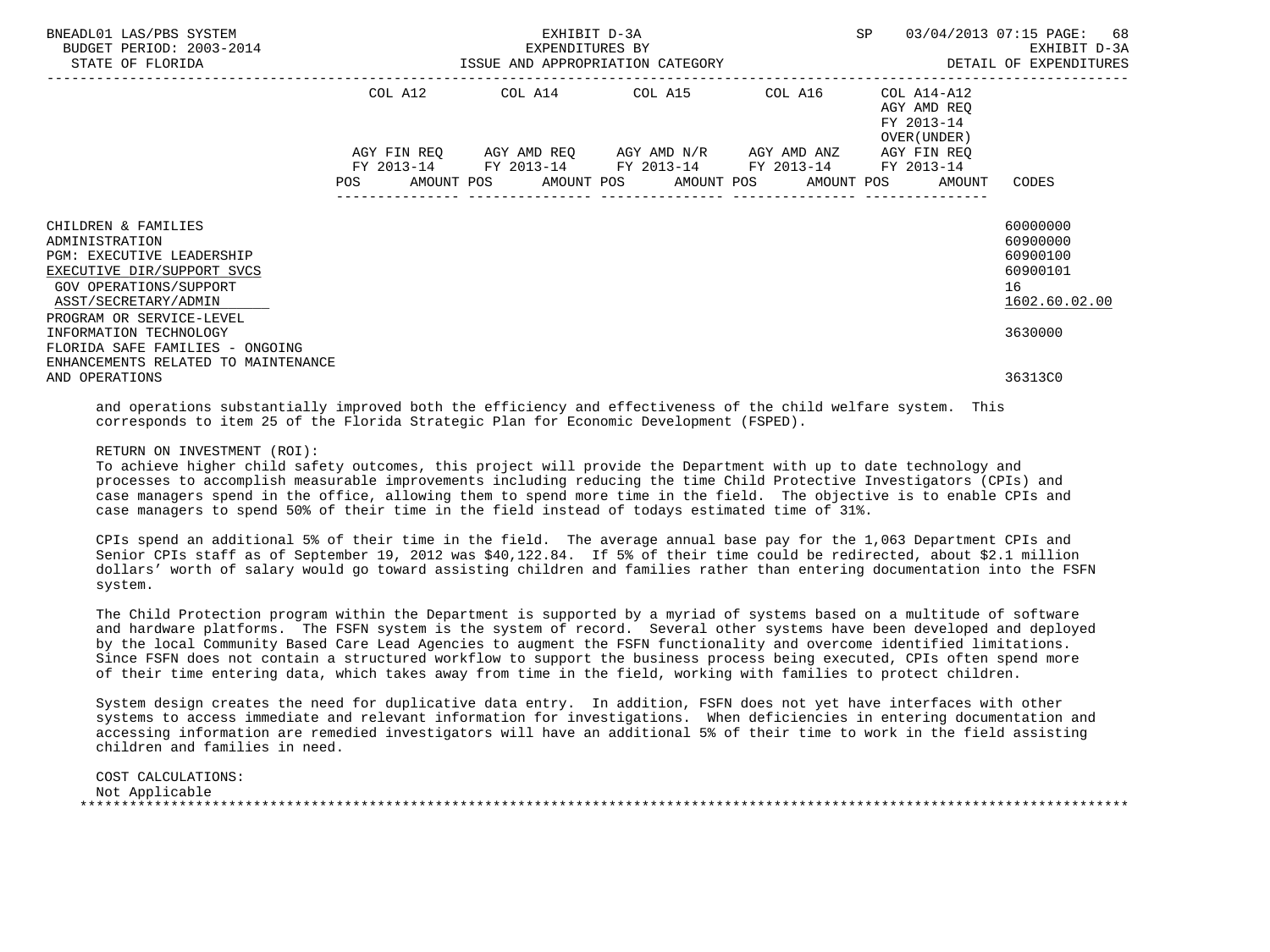| | COL A12 | COL A14 | COL A15 | COL A16 | COL A14-A12 AGY AMD REQ FY 2013-14 OVER(UNDER) | |
|---|---|---|---|---|---|---|
| | AGY FIN REQ FY 2013-14 | AGY AMD REQ FY 2013-14 | AGY AMD N/R FY 2013-14 | AGY AMD ANZ FY 2013-14 | AGY FIN REQ FY 2013-14 | |
| | POS AMOUNT | POS AMOUNT | POS AMOUNT | POS AMOUNT | POS AMOUNT | CODES |
| CHILDREN & FAMILIES | | | | | | 60000000 |
| ADMINISTRATION | | | | | | 60900000 |
| PGM: EXECUTIVE LEADERSHIP | | | | | | 60900100 |
| EXECUTIVE DIR/SUPPORT SVCS | | | | | | 60900101 |
| GOV OPERATIONS/SUPPORT | | | | | | 16 |
| ASST/SECRETARY/ADMIN | | | | | | 1602.60.02.00 |
| PROGRAM OR SERVICE-LEVEL | | | | | | |
| INFORMATION TECHNOLOGY | | | | | | 3630000 |
| FLORIDA SAFE FAMILIES - ONGOING ENHANCEMENTS RELATED TO MAINTENANCE AND OPERATIONS | | | | | | 36313C0 |

and operations substantially improved both the efficiency and effectiveness of the child welfare system. This corresponds to item 25 of the Florida Strategic Plan for Economic Development (FSPED).

RETURN ON INVESTMENT (ROI):
To achieve higher child safety outcomes, this project will provide the Department with up to date technology and processes to accomplish measurable improvements including reducing the time Child Protective Investigators (CPIs) and case managers spend in the office, allowing them to spend more time in the field. The objective is to enable CPIs and case managers to spend 50% of their time in the field instead of todays estimated time of 31%.

CPIs spend an additional 5% of their time in the field. The average annual base pay for the 1,063 Department CPIs and Senior CPIs staff as of September 19, 2012 was $40,122.84. If 5% of their time could be redirected, about $2.1 million dollars' worth of salary would go toward assisting children and families rather than entering documentation into the FSFN system.

The Child Protection program within the Department is supported by a myriad of systems based on a multitude of software and hardware platforms. The FSFN system is the system of record. Several other systems have been developed and deployed by the local Community Based Care Lead Agencies to augment the FSFN functionality and overcome identified limitations. Since FSFN does not contain a structured workflow to support the business process being executed, CPIs often spend more of their time entering data, which takes away from time in the field, working with families to protect children.

System design creates the need for duplicative data entry. In addition, FSFN does not yet have interfaces with other systems to access immediate and relevant information for investigations. When deficiencies in entering documentation and accessing information are remedied investigators will have an additional 5% of their time to work in the field assisting children and families in need.

COST CALCULATIONS:
Not Applicable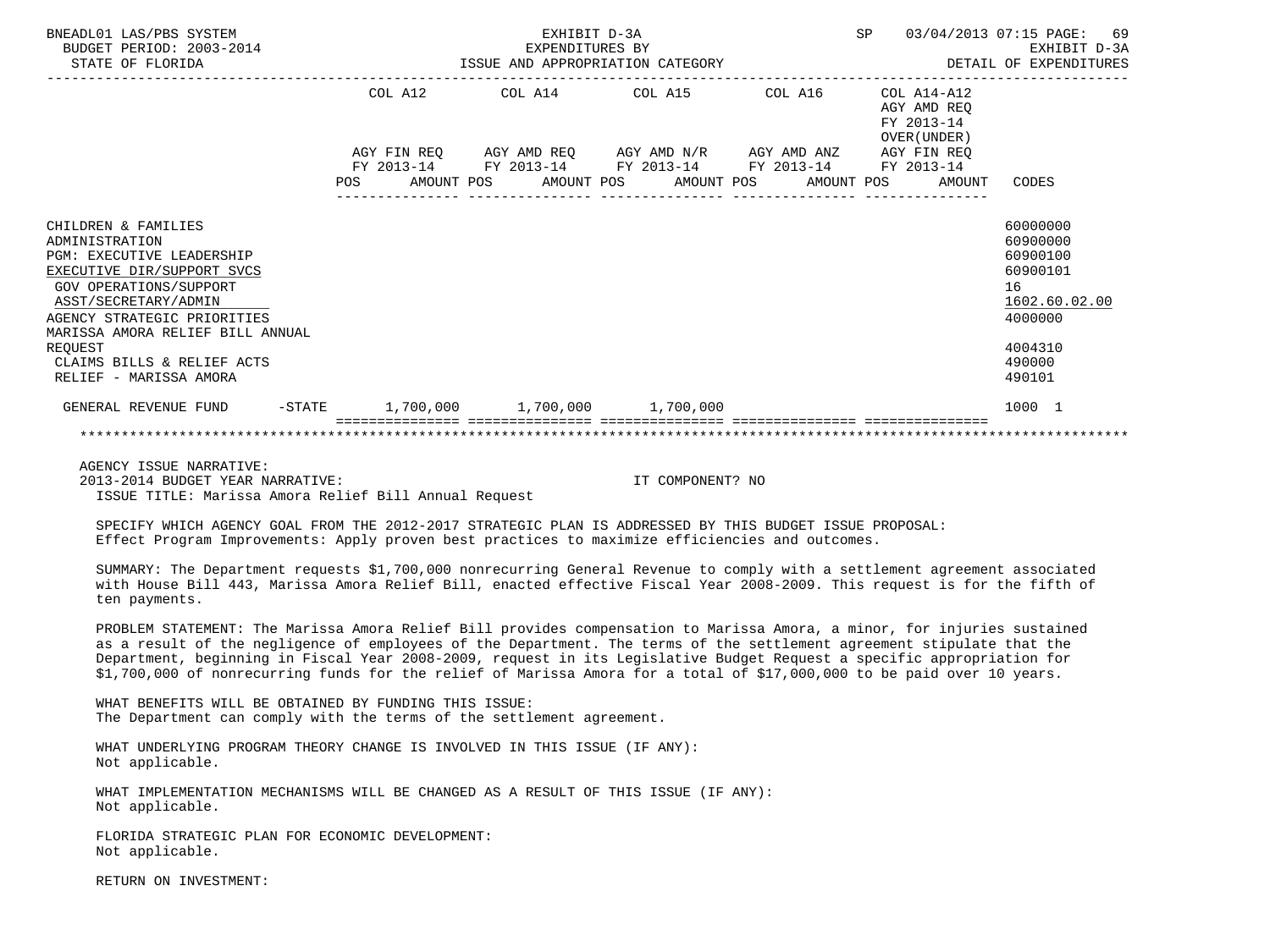BNEADL01 LAS/PBS SYSTEM | EXHIBIT D-3A | SP 03/04/2013 07:15
BUDGET PERIOD: 2003-2014 | EXPENDITURES BY | EXHIBIT D-3A
STATE OF FLORIDA | ISSUE AND APPROPRIATION CATEGORY | DETAIL OF EXPENDITURES

| | COL A12 AGY FIN REQ FY 2013-14 POS AMOUNT | COL A14 AGY AMD REQ FY 2013-14 POS AMOUNT | COL A15 AGY AMD N/R FY 2013-14 POS AMOUNT | COL A16 AGY AMD ANZ FY 2013-14 POS AMOUNT | COL A14-A12 AGY AMD REQ FY 2013-14 OVER(UNDER) AGY FIN REQ FY 2013-14 POS AMOUNT | CODES |
|---|---|---|---|---|---|---|
| CHILDREN & FAMILIES | | | | | | 60000000 |
| ADMINISTRATION | | | | | | 60900000 |
| PGM: EXECUTIVE LEADERSHIP | | | | | | 60900100 |
| EXECUTIVE DIR/SUPPORT SVCS | | | | | | 60900101 |
| GOV OPERATIONS/SUPPORT | | | | | | 16 |
| ASST/SECRETARY/ADMIN | | | | | | 1602.60.02.00 |
| AGENCY STRATEGIC PRIORITIES | | | | | | 4000000 |
| MARISSA AMORA RELIEF BILL ANNUAL REQUEST | | | | | | 4004310 |
| CLAIMS BILLS & RELIEF ACTS | | | | | | 490000 |
| RELIEF - MARISSA AMORA | | | | | | 490101 |
| GENERAL REVENUE FUND -STATE | 1,700,000 | 1,700,000 | 1,700,000 | | | 1000 1 |

AGENCY ISSUE NARRATIVE:
2013-2014 BUDGET YEAR NARRATIVE: IT COMPONENT? NO
ISSUE TITLE: Marissa Amora Relief Bill Annual Request

SPECIFY WHICH AGENCY GOAL FROM THE 2012-2017 STRATEGIC PLAN IS ADDRESSED BY THIS BUDGET ISSUE PROPOSAL:
Effect Program Improvements: Apply proven best practices to maximize efficiencies and outcomes.

SUMMARY: The Department requests $1,700,000 nonrecurring General Revenue to comply with a settlement agreement associated with House Bill 443, Marissa Amora Relief Bill, enacted effective Fiscal Year 2008-2009. This request is for the fifth of ten payments.

PROBLEM STATEMENT: The Marissa Amora Relief Bill provides compensation to Marissa Amora, a minor, for injuries sustained as a result of the negligence of employees of the Department. The terms of the settlement agreement stipulate that the Department, beginning in Fiscal Year 2008-2009, request in its Legislative Budget Request a specific appropriation for $1,700,000 of nonrecurring funds for the relief of Marissa Amora for a total of $17,000,000 to be paid over 10 years.

WHAT BENEFITS WILL BE OBTAINED BY FUNDING THIS ISSUE:
The Department can comply with the terms of the settlement agreement.

WHAT UNDERLYING PROGRAM THEORY CHANGE IS INVOLVED IN THIS ISSUE (IF ANY):
Not applicable.

WHAT IMPLEMENTATION MECHANISMS WILL BE CHANGED AS A RESULT OF THIS ISSUE (IF ANY):
Not applicable.

FLORIDA STRATEGIC PLAN FOR ECONOMIC DEVELOPMENT:
Not applicable.

RETURN ON INVESTMENT: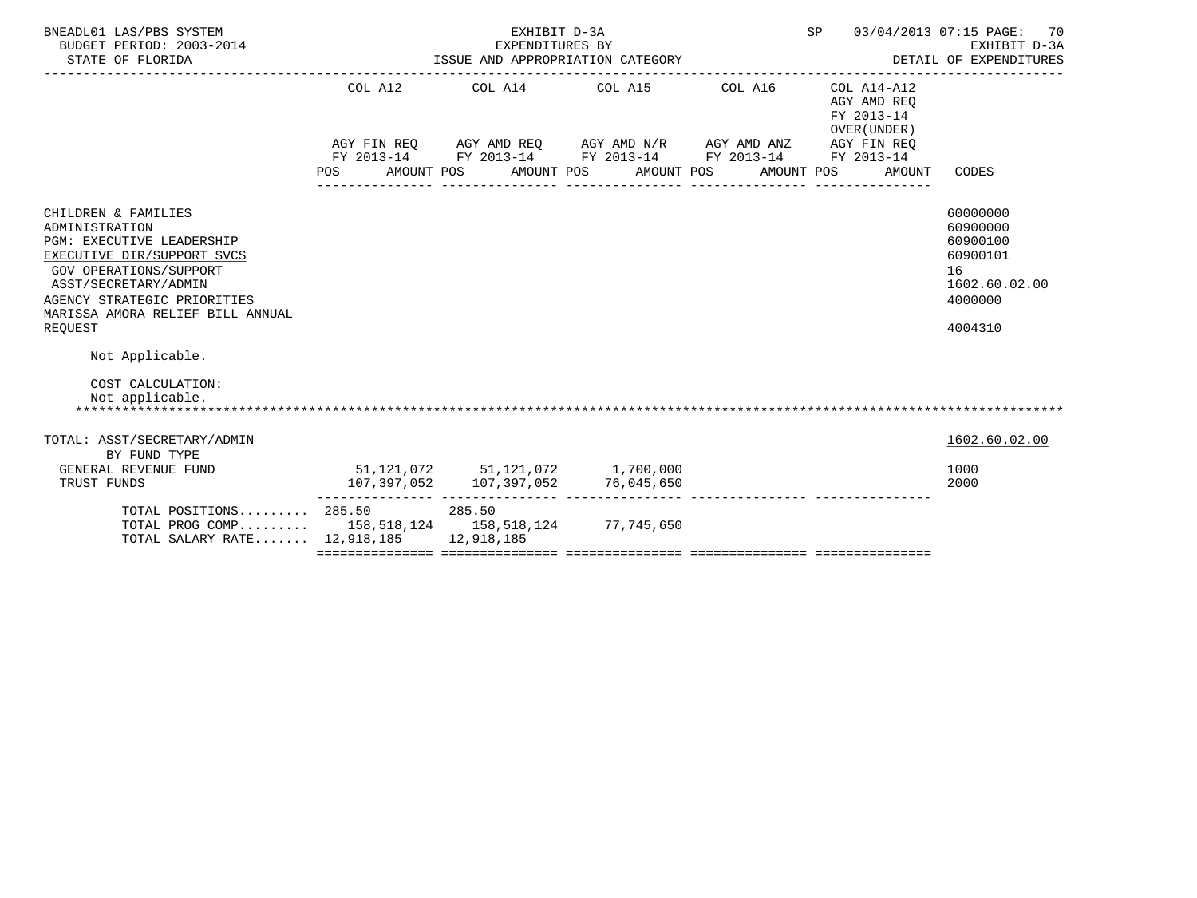BNEADL01 LAS/PBS SYSTEM | BUDGET PERIOD: 2003-2014 | STATE OF FLORIDA

EXHIBIT D-3A
EXPENDITURES BY
ISSUE AND APPROPRIATION CATEGORY

SP 03/04/2013 07:15 | EXHIBIT D-3A | DETAIL OF EXPENDITURES

| | COL A12 AGY FIN REQ FY 2013-14 POS AMOUNT | COL A14 AGY AMD REQ FY 2013-14 POS AMOUNT | COL A15 AGY AMD N/R FY 2013-14 POS AMOUNT | COL A16 AGY AMD ANZ FY 2013-14 POS AMOUNT | COL A14-A12 AGY AMD REQ FY 2013-14 OVER(UNDER) AGY FIN REQ FY 2013-14 POS AMOUNT | CODES |
|---|---|---|---|---|---|---|
| CHILDREN & FAMILIES | | | | | | 60000000 |
| ADMINISTRATION | | | | | | 60900000 |
| PGM: EXECUTIVE LEADERSHIP | | | | | | 60900100 |
| EXECUTIVE DIR/SUPPORT SVCS | | | | | | 60900101 |
| GOV OPERATIONS/SUPPORT | | | | | | 16 |
| ASST/SECRETARY/ADMIN | | | | | | 1602.60.02.00 |
| AGENCY STRATEGIC PRIORITIES | | | | | | 4000000 |
| MARISSA AMORA RELIEF BILL ANNUAL REQUEST | | | | | | 4004310 |

Not Applicable.

COST CALCULATION:
Not applicable.

*******************************************************************************************************************

| | COL A12 | COL A14 | COL A15 | COL A16 | COL A14-A12 | CODES |
|---|---|---|---|---|---|---|
| TOTAL: ASST/SECRETARY/ADMIN | | | | | | 1602.60.02.00 |
| BY FUND TYPE | | | | | | |
| GENERAL REVENUE FUND | 51,121,072 | 51,121,072 | 1,700,000 | | | 1000 |
| TRUST FUNDS | 107,397,052 | 107,397,052 | 76,045,650 | | | 2000 |
| TOTAL POSITIONS......... | 285.50 | 285.50 | | | | |
| TOTAL PROG COMP......... | 158,518,124 | 158,518,124 | 77,745,650 | | | |
| TOTAL SALARY RATE....... | 12,918,185 | 12,918,185 | | | | |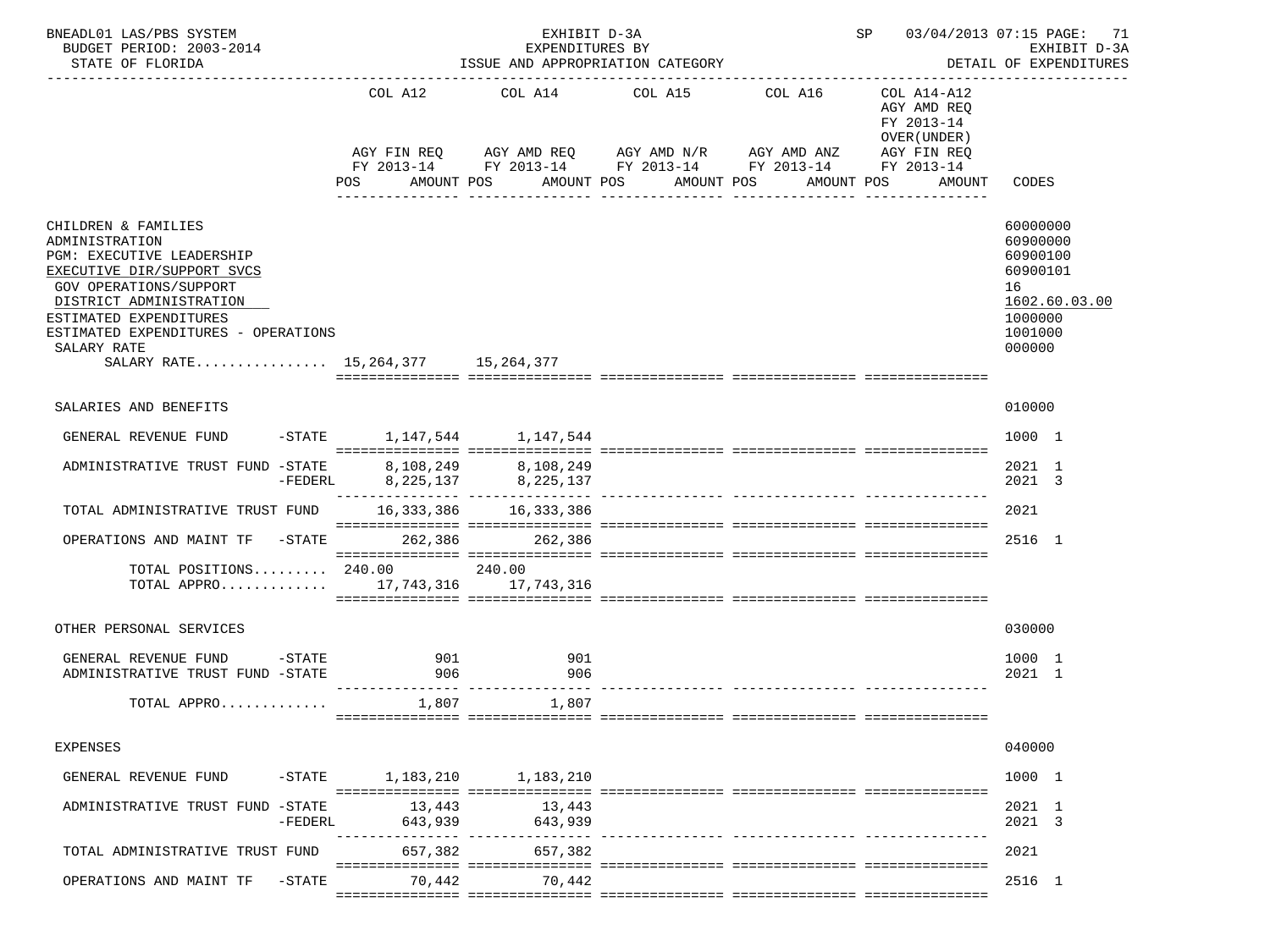BNEADL01 LAS/PBS SYSTEM | EXHIBIT D-3A | EXPENDITURES BY ISSUE AND APPROPRIATION CATEGORY | SP 03/04/2013 07:15

BUDGET PERIOD: 2003-2014 | EXHIBIT D-3A

STATE OF FLORIDA | DETAIL OF EXPENDITURES

| | COL A12 AGY FIN REQ FY 2013-14 POS AMOUNT | COL A14 AGY AMD REQ FY 2013-14 POS AMOUNT | COL A15 AGY AMD N/R FY 2013-14 POS AMOUNT | COL A16 AGY AMD ANZ FY 2013-14 POS AMOUNT | COL A14-A12 AGY AMD REQ FY 2013-14 OVER(UNDER) AGY FIN REQ FY 2013-14 POS AMOUNT | CODES |
|---|---|---|---|---|---|---|
| CHILDREN & FAMILIES | | | | | | 60000000 |
| ADMINISTRATION | | | | | | 60900000 |
| PGM: EXECUTIVE LEADERSHIP | | | | | | 60900100 |
| EXECUTIVE DIR/SUPPORT SVCS | | | | | | 60900101 |
| GOV OPERATIONS/SUPPORT | | | | | | 16 |
| DISTRICT ADMINISTRATION | | | | | | 1602.60.03.00 |
| ESTIMATED EXPENDITURES | | | | | | 1000000 |
| ESTIMATED EXPENDITURES - OPERATIONS | | | | | | 1001000 |
| SALARY RATE | | | | | | 000000 |
| SALARY RATE................ | 15,264,377 | 15,264,377 | | | | |
| SALARIES AND BENEFITS | | | | | | 010000 |
| GENERAL REVENUE FUND -STATE | 1,147,544 | 1,147,544 | | | | 1000 1 |
| ADMINISTRATIVE TRUST FUND -STATE | 8,108,249 | 8,108,249 | | | | 2021 1 |
| -FEDERL | 8,225,137 | 8,225,137 | | | | 2021 3 |
| TOTAL ADMINISTRATIVE TRUST FUND | 16,333,386 | 16,333,386 | | | | 2021 |
| OPERATIONS AND MAINT TF -STATE | 262,386 | 262,386 | | | | 2516 1 |
| TOTAL POSITIONS......... | 240.00 | 240.00 | | | | |
| TOTAL APPRO............. | 17,743,316 | 17,743,316 | | | | |
| OTHER PERSONAL SERVICES | | | | | | 030000 |
| GENERAL REVENUE FUND -STATE | 901 | 901 | | | | 1000 1 |
| ADMINISTRATIVE TRUST FUND -STATE | 906 | 906 | | | | 2021 1 |
| TOTAL APPRO............. | 1,807 | 1,807 | | | | |
| EXPENSES | | | | | | 040000 |
| GENERAL REVENUE FUND -STATE | 1,183,210 | 1,183,210 | | | | 1000 1 |
| ADMINISTRATIVE TRUST FUND -STATE | 13,443 | 13,443 | | | | 2021 1 |
| -FEDERL | 643,939 | 643,939 | | | | 2021 3 |
| TOTAL ADMINISTRATIVE TRUST FUND | 657,382 | 657,382 | | | | 2021 |
| OPERATIONS AND MAINT TF -STATE | 70,442 | 70,442 | | | | 2516 1 |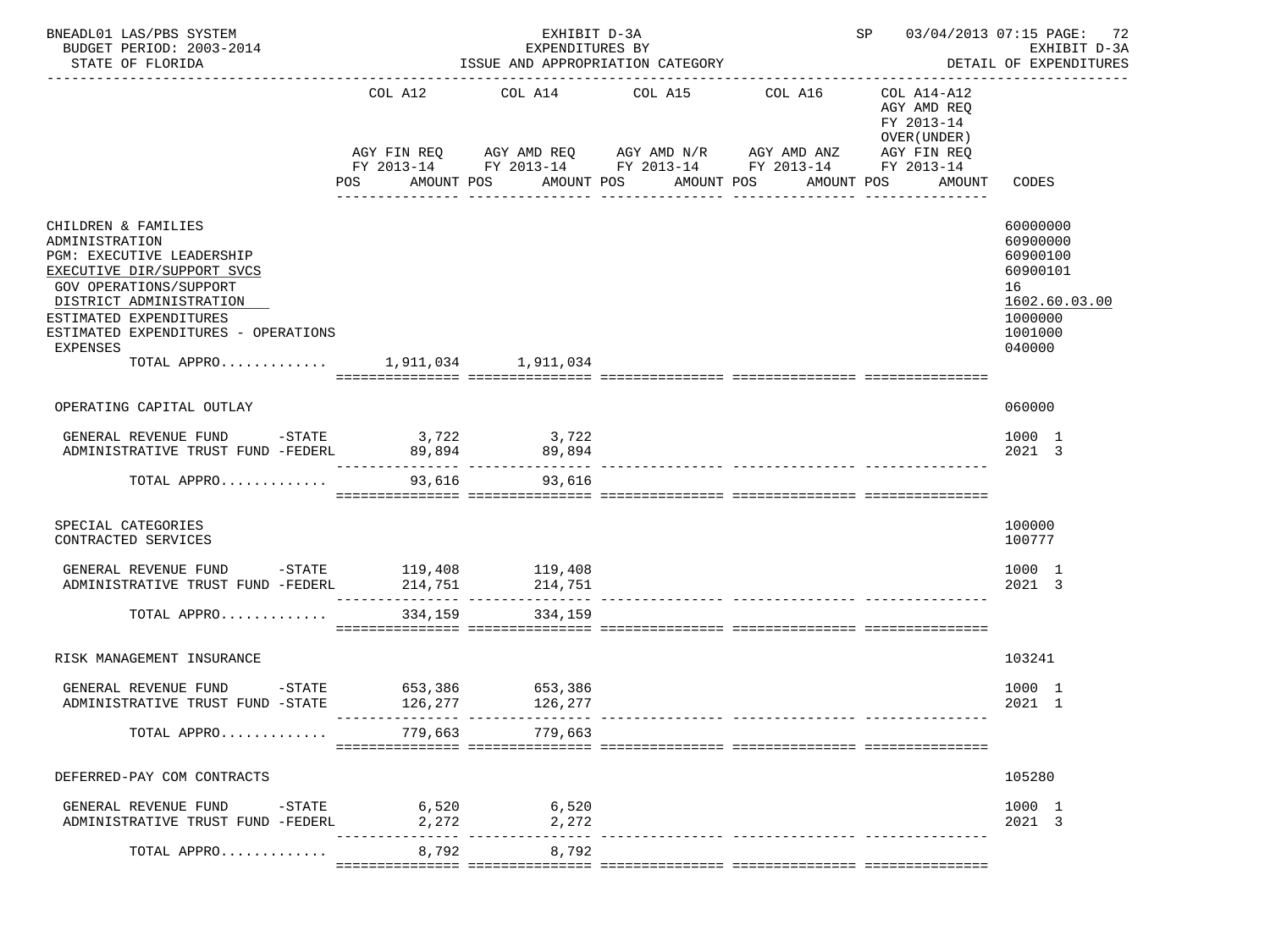BNEADL01 LAS/PBS SYSTEM | EXHIBIT D-3A | SP 03/04/2013 07:15
BUDGET PERIOD: 2003-2014 | EXPENDITURES BY | EXHIBIT D-3A
STATE OF FLORIDA | ISSUE AND APPROPRIATION CATEGORY | DETAIL OF EXPENDITURES

| | COL A12 AGY FIN REQ FY 2013-14 POS AMOUNT | COL A14 AGY AMD REQ FY 2013-14 POS AMOUNT | COL A15 AGY AMD N/R FY 2013-14 POS AMOUNT | COL A16 AGY AMD ANZ FY 2013-14 POS AMOUNT | COL A14-A12 AGY AMD REQ FY 2013-14 OVER(UNDER) AGY FIN REQ FY 2013-14 POS AMOUNT | CODES |
|---|---|---|---|---|---|---|
| CHILDREN & FAMILIES | | | | | | 60000000 |
| ADMINISTRATION | | | | | | 60900000 |
| PGM: EXECUTIVE LEADERSHIP | | | | | | 60900100 |
| EXECUTIVE DIR/SUPPORT SVCS | | | | | | 60900101 |
| GOV OPERATIONS/SUPPORT | | | | | | 16 |
| DISTRICT ADMINISTRATION | | | | | | 1602.60.03.00 |
| ESTIMATED EXPENDITURES | | | | | | 1000000 |
| ESTIMATED EXPENDITURES - OPERATIONS | | | | | | 1001000 |
| EXPENSES | | | | | | 040000 |
| TOTAL APPRO............ | 1,911,034 | 1,911,034 | | | | |
| OPERATING CAPITAL OUTLAY | | | | | | 060000 |
| GENERAL REVENUE FUND -STATE | 3,722 | 3,722 | | | | 1000 1 |
| ADMINISTRATIVE TRUST FUND -FEDERL | 89,894 | 89,894 | | | | 2021 3 |
| TOTAL APPRO............ | 93,616 | 93,616 | | | | |
| SPECIAL CATEGORIES | | | | | | 100000 |
| CONTRACTED SERVICES | | | | | | 100777 |
| GENERAL REVENUE FUND -STATE | 119,408 | 119,408 | | | | 1000 1 |
| ADMINISTRATIVE TRUST FUND -FEDERL | 214,751 | 214,751 | | | | 2021 3 |
| TOTAL APPRO............ | 334,159 | 334,159 | | | | |
| RISK MANAGEMENT INSURANCE | | | | | | 103241 |
| GENERAL REVENUE FUND -STATE | 653,386 | 653,386 | | | | 1000 1 |
| ADMINISTRATIVE TRUST FUND -STATE | 126,277 | 126,277 | | | | 2021 1 |
| TOTAL APPRO............ | 779,663 | 779,663 | | | | |
| DEFERRED-PAY COM CONTRACTS | | | | | | 105280 |
| GENERAL REVENUE FUND -STATE | 6,520 | 6,520 | | | | 1000 1 |
| ADMINISTRATIVE TRUST FUND -FEDERL | 2,272 | 2,272 | | | | 2021 3 |
| TOTAL APPRO............ | 8,792 | 8,792 | | | | |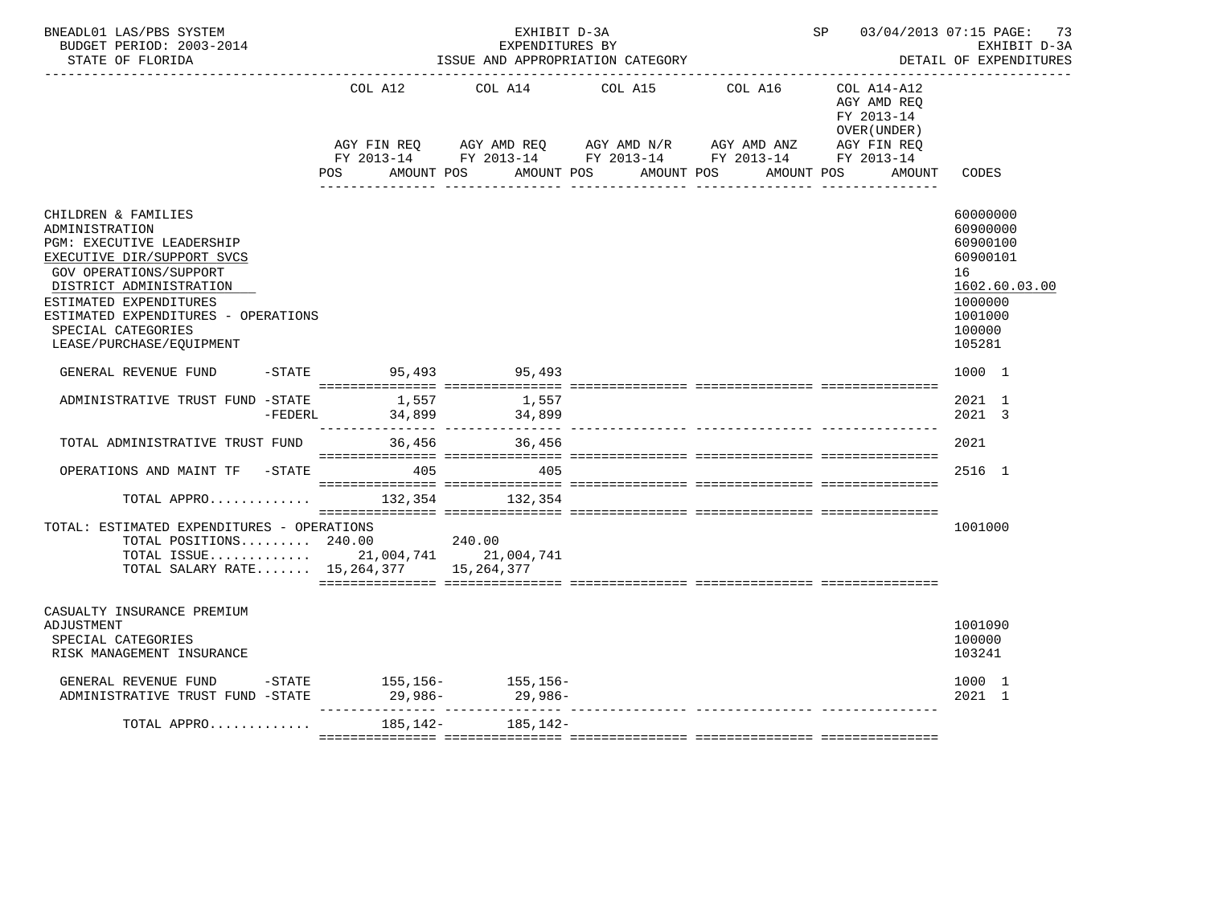BNEADL01 LAS/PBS SYSTEM — EXHIBIT D-3A — EXPENDITURES BY ISSUE AND APPROPRIATION CATEGORY — SP 03/04/2013 07:15 PAGE: 73
BUDGET PERIOD: 2003-2014 — EXHIBIT D-3A
STATE OF FLORIDA — DETAIL OF EXPENDITURES

| | COL A12 AGY FIN REQ FY 2013-14 POS AMOUNT | COL A14 AGY AMD REQ FY 2013-14 POS AMOUNT | COL A15 AGY AMD N/R FY 2013-14 POS AMOUNT | COL A16 AGY AMD ANZ FY 2013-14 POS AMOUNT | COL A14-A12 AGY AMD REQ FY 2013-14 OVER(UNDER) AGY FIN REQ FY 2013-14 POS AMOUNT | CODES |
|---|---|---|---|---|---|---|
| CHILDREN & FAMILIES | | | | | | 60000000 |
| ADMINISTRATION | | | | | | 60900000 |
| PGM: EXECUTIVE LEADERSHIP | | | | | | 60900100 |
| EXECUTIVE DIR/SUPPORT SVCS | | | | | | 60900101 |
| GOV OPERATIONS/SUPPORT | | | | | | 16 |
| DISTRICT ADMINISTRATION | | | | | | 1602.60.03.00 |
| ESTIMATED EXPENDITURES | | | | | | 1000000 |
| ESTIMATED EXPENDITURES - OPERATIONS | | | | | | 1001000 |
| SPECIAL CATEGORIES | | | | | | 100000 |
| LEASE/PURCHASE/EQUIPMENT | | | | | | 105281 |
| GENERAL REVENUE FUND -STATE | 95,493 | 95,493 | | | | 1000 1 |
| ADMINISTRATIVE TRUST FUND -STATE | 1,557 | 1,557 | | | | 2021 1 |
| -FEDERL | 34,899 | 34,899 | | | | 2021 3 |
| TOTAL ADMINISTRATIVE TRUST FUND | 36,456 | 36,456 | | | | 2021 |
| OPERATIONS AND MAINT TF -STATE | 405 | 405 | | | | 2516 1 |
| TOTAL APPRO............ | 132,354 | 132,354 | | | | |
| TOTAL: ESTIMATED EXPENDITURES - OPERATIONS | | | | | | 1001000 |
| TOTAL POSITIONS......... | 240.00 | 240.00 | | | | |
| TOTAL ISSUE............ | 21,004,741 | 21,004,741 | | | | |
| TOTAL SALARY RATE....... | 15,264,377 | 15,264,377 | | | | |
| CASUALTY INSURANCE PREMIUM ADJUSTMENT | | | | | | 1001090 |
| SPECIAL CATEGORIES | | | | | | 100000 |
| RISK MANAGEMENT INSURANCE | | | | | | 103241 |
| GENERAL REVENUE FUND -STATE | 155,156- | 155,156- | | | | 1000 1 |
| ADMINISTRATIVE TRUST FUND -STATE | 29,986- | 29,986- | | | | 2021 1 |
| TOTAL APPRO............ | 185,142- | 185,142- | | | | |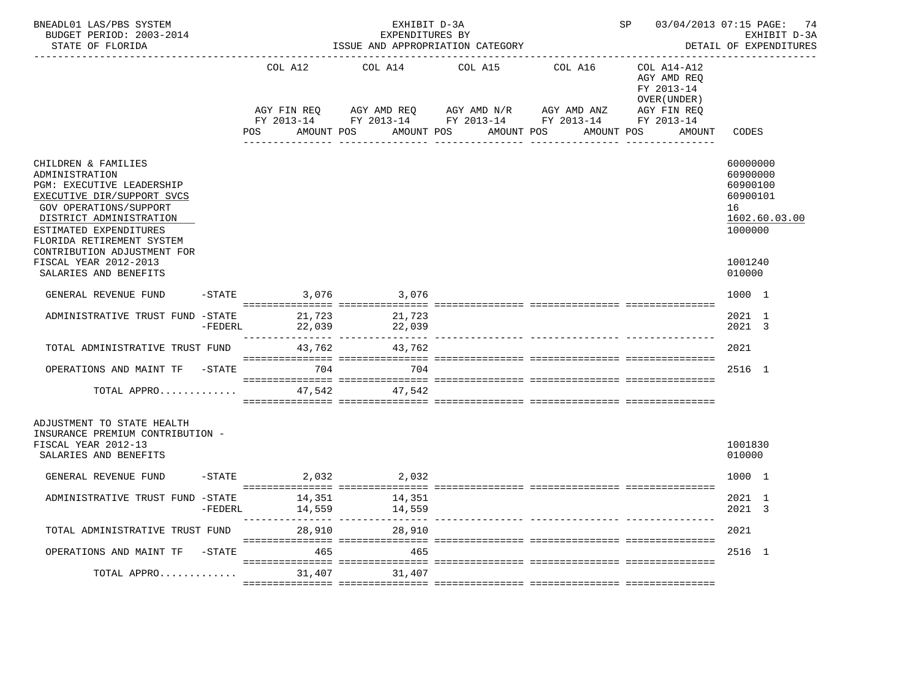BNEADL01 LAS/PBS SYSTEM — EXHIBIT D-3A — EXPENDITURES BY ISSUE AND APPROPRIATION CATEGORY
BUDGET PERIOD: 2003-2014 — STATE OF FLORIDA — SP 03/04/2013 07:15 — EXHIBIT D-3A DETAIL OF EXPENDITURES

| | COL A12 AGY FIN REQ FY 2013-14 POS AMOUNT | COL A14 AGY AMD REQ FY 2013-14 POS AMOUNT | COL A15 AGY AMD N/R FY 2013-14 POS AMOUNT | COL A16 AGY AMD ANZ FY 2013-14 POS AMOUNT | COL A14-A12 AGY AMD REQ FY 2013-14 OVER(UNDER) AGY FIN REQ FY 2013-14 POS AMOUNT | CODES |
|---|---|---|---|---|---|---|
| CHILDREN & FAMILIES | | | | | | 60000000 |
| ADMINISTRATION | | | | | | 60900000 |
| PGM: EXECUTIVE LEADERSHIP | | | | | | 60900100 |
| EXECUTIVE DIR/SUPPORT SVCS | | | | | | 60900101 |
| GOV OPERATIONS/SUPPORT | | | | | | 16 |
| DISTRICT ADMINISTRATION | | | | | | 1602.60.03.00 |
| ESTIMATED EXPENDITURES | | | | | | 1000000 |
| FLORIDA RETIREMENT SYSTEM CONTRIBUTION ADJUSTMENT FOR FISCAL YEAR 2012-2013 | | | | | | 1001240 |
| SALARIES AND BENEFITS | | | | | | 010000 |
| GENERAL REVENUE FUND -STATE | 3,076 | 3,076 | | | | 1000 1 |
| ADMINISTRATIVE TRUST FUND -STATE | 21,723 | 21,723 | | | | 2021 1 |
| -FEDERL | 22,039 | 22,039 | | | | 2021 3 |
| TOTAL ADMINISTRATIVE TRUST FUND | 43,762 | 43,762 | | | | 2021 |
| OPERATIONS AND MAINT TF -STATE | 704 | 704 | | | | 2516 1 |
| TOTAL APPRO............ | 47,542 | 47,542 | | | | |
| ADJUSTMENT TO STATE HEALTH INSURANCE PREMIUM CONTRIBUTION - FISCAL YEAR 2012-13 | | | | | | 1001830 |
| SALARIES AND BENEFITS | | | | | | 010000 |
| GENERAL REVENUE FUND -STATE | 2,032 | 2,032 | | | | 1000 1 |
| ADMINISTRATIVE TRUST FUND -STATE | 14,351 | 14,351 | | | | 2021 1 |
| -FEDERL | 14,559 | 14,559 | | | | 2021 3 |
| TOTAL ADMINISTRATIVE TRUST FUND | 28,910 | 28,910 | | | | 2021 |
| OPERATIONS AND MAINT TF -STATE | 465 | 465 | | | | 2516 1 |
| TOTAL APPRO............ | 31,407 | 31,407 | | | | |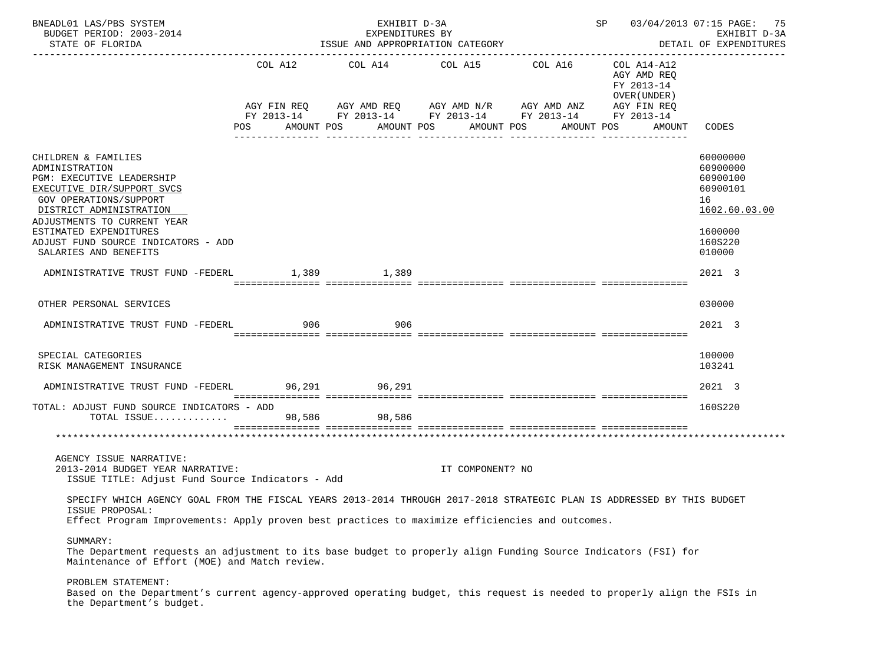BNEADL01 LAS/PBS SYSTEM | EXHIBIT D-3A | SP 03/04/2013 07:15 | EXHIBIT D-3A
BUDGET PERIOD: 2003-2014 | EXPENDITURES BY
STATE OF FLORIDA | ISSUE AND APPROPRIATION CATEGORY | DETAIL OF EXPENDITURES

| | COL A12 AGY FIN REQ FY 2013-14 POS AMOUNT | COL A14 AGY AMD REQ FY 2013-14 POS AMOUNT | COL A15 AGY AMD N/R FY 2013-14 POS AMOUNT | COL A16 AGY AMD ANZ FY 2013-14 POS AMOUNT | COL A14-A12 AGY AMD REQ FY 2013-14 OVER(UNDER) AGY FIN REQ FY 2013-14 POS AMOUNT | CODES |
|---|---|---|---|---|---|---|
| CHILDREN & FAMILIES | | | | | | 60000000 |
| ADMINISTRATION | | | | | | 60900000 |
| PGM: EXECUTIVE LEADERSHIP | | | | | | 60900100 |
| EXECUTIVE DIR/SUPPORT SVCS | | | | | | 60900101 |
| GOV OPERATIONS/SUPPORT | | | | | | 16 |
| DISTRICT ADMINISTRATION | | | | | | 1602.60.03.00 |
| ADJUSTMENTS TO CURRENT YEAR ESTIMATED EXPENDITURES | | | | | | 1600000 |
| ADJUST FUND SOURCE INDICATORS - ADD | | | | | | 160S220 |
| SALARIES AND BENEFITS | | | | | | 010000 |
| ADMINISTRATIVE TRUST FUND -FEDERL | 1,389 | 1,389 | | | | 2021 3 |
| OTHER PERSONAL SERVICES | | | | | | 030000 |
| ADMINISTRATIVE TRUST FUND -FEDERL | 906 | 906 | | | | 2021 3 |
| SPECIAL CATEGORIES | | | | | | 100000 |
| RISK MANAGEMENT INSURANCE | | | | | | 103241 |
| ADMINISTRATIVE TRUST FUND -FEDERL | 96,291 | 96,291 | | | | 2021 3 |
| TOTAL: ADJUST FUND SOURCE INDICATORS - ADD | | | | | | 160S220 |
| TOTAL ISSUE............ | 98,586 | 98,586 | | | | |

AGENCY ISSUE NARRATIVE:
2013-2014 BUDGET YEAR NARRATIVE: IT COMPONENT? NO
ISSUE TITLE: Adjust Fund Source Indicators - Add

SPECIFY WHICH AGENCY GOAL FROM THE FISCAL YEARS 2013-2014 THROUGH 2017-2018 STRATEGIC PLAN IS ADDRESSED BY THIS BUDGET ISSUE PROPOSAL:
Effect Program Improvements: Apply proven best practices to maximize efficiencies and outcomes.

SUMMARY:
The Department requests an adjustment to its base budget to properly align Funding Source Indicators (FSI) for Maintenance of Effort (MOE) and Match review.

PROBLEM STATEMENT:
Based on the Department's current agency-approved operating budget, this request is needed to properly align the FSIs in the Department's budget.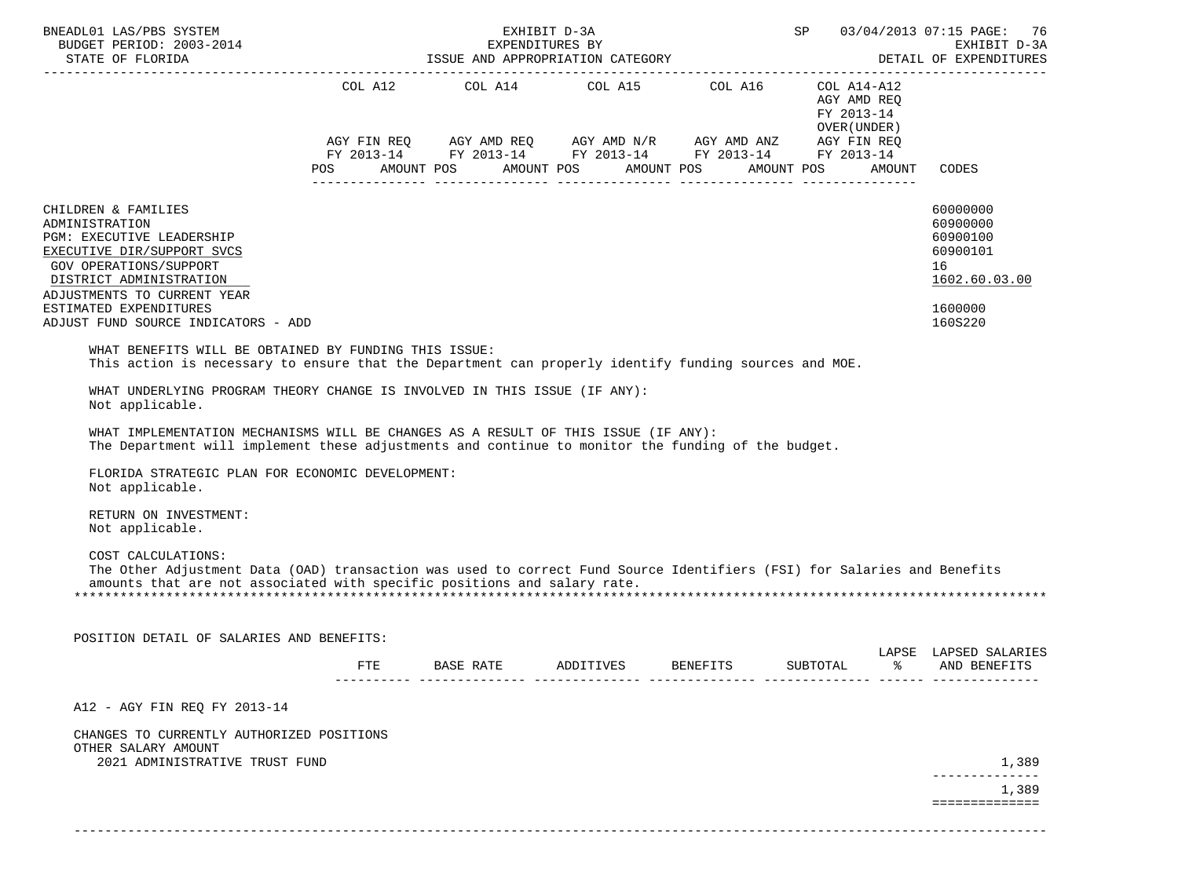| | COL A12 | COL A14 | COL A15 | COL A16 | COL A14-A12 AGY AMD REQ FY 2013-14 OVER(UNDER) | |
|---|---|---|---|---|---|---|
| | AGY FIN REQ FY 2013-14 | AGY AMD REQ FY 2013-14 | AGY AMD N/R FY 2013-14 | AGY AMD ANZ FY 2013-14 | AGY FIN REQ FY 2013-14 | |
| | POS AMOUNT | POS AMOUNT | POS AMOUNT | POS AMOUNT | POS AMOUNT | CODES |

CHILDREN & FAMILIES — 60000000
ADMINISTRATION — 60900000
PGM: EXECUTIVE LEADERSHIP — 60900100
EXECUTIVE DIR/SUPPORT SVCS — 60900101
GOV OPERATIONS/SUPPORT — 16
DISTRICT ADMINISTRATION — 1602.60.03.00
ADJUSTMENTS TO CURRENT YEAR
ESTIMATED EXPENDITURES — 1600000
ADJUST FUND SOURCE INDICATORS - ADD — 160S220

WHAT BENEFITS WILL BE OBTAINED BY FUNDING THIS ISSUE:
This action is necessary to ensure that the Department can properly identify funding sources and MOE.

WHAT UNDERLYING PROGRAM THEORY CHANGE IS INVOLVED IN THIS ISSUE (IF ANY):
Not applicable.

WHAT IMPLEMENTATION MECHANISMS WILL BE CHANGES AS A RESULT OF THIS ISSUE (IF ANY):
The Department will implement these adjustments and continue to monitor the funding of the budget.

FLORIDA STRATEGIC PLAN FOR ECONOMIC DEVELOPMENT:
Not applicable.

RETURN ON INVESTMENT:
Not applicable.

COST CALCULATIONS:
The Other Adjustment Data (OAD) transaction was used to correct Fund Source Identifiers (FSI) for Salaries and Benefits amounts that are not associated with specific positions and salary rate.

POSITION DETAIL OF SALARIES AND BENEFITS:

| | FTE | BASE RATE | ADDITIVES | BENEFITS | SUBTOTAL | LAPSE % | LAPSED SALARIES AND BENEFITS |
|---|---|---|---|---|---|---|---|
| A12 - AGY FIN REQ FY 2013-14 | | | | | | | |
| CHANGES TO CURRENTLY AUTHORIZED POSITIONS | | | | | | | |
| OTHER SALARY AMOUNT | | | | | | | |
| 2021 ADMINISTRATIVE TRUST FUND | | | | | | | 1,389 |
| | | | | | | | 1,389 |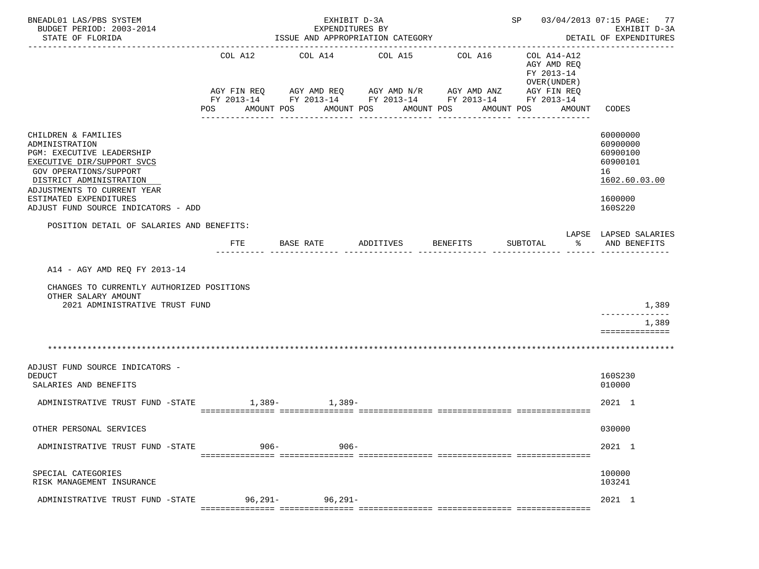BNEADL01 LAS/PBS SYSTEM
BUDGET PERIOD: 2003-2014
STATE OF FLORIDA

EXHIBIT D-3A
EXPENDITURES BY
ISSUE AND APPROPRIATION CATEGORY

SP 03/04/2013 07:15
EXHIBIT D-3A
DETAIL OF EXPENDITURES

| | COL A12 AGY FIN REQ FY 2013-14 POS AMOUNT | COL A14 AGY AMD REQ FY 2013-14 POS AMOUNT | COL A15 AGY AMD N/R FY 2013-14 POS AMOUNT | COL A16 AGY AMD ANZ FY 2013-14 POS AMOUNT | COL A14-A12 AGY AMD REQ FY 2013-14 OVER(UNDER) AGY FIN REQ FY 2013-14 POS AMOUNT | CODES |
|---|---|---|---|---|---|---|
| CHILDREN & FAMILIES | | | | | | 60000000 |
| ADMINISTRATION | | | | | | 60900000 |
| PGM: EXECUTIVE LEADERSHIP | | | | | | 60900100 |
| EXECUTIVE DIR/SUPPORT SVCS | | | | | | 60900101 |
| GOV OPERATIONS/SUPPORT | | | | | | 16 |
| DISTRICT ADMINISTRATION | | | | | | 1602.60.03.00 |
| ADJUSTMENTS TO CURRENT YEAR ESTIMATED EXPENDITURES | | | | | | 1600000 |
| ADJUST FUND SOURCE INDICATORS - ADD | | | | | | 160S220 |

POSITION DETAIL OF SALARIES AND BENEFITS:

| | FTE | BASE RATE | ADDITIVES | BENEFITS | SUBTOTAL | LAPSE % | LAPSED SALARIES AND BENEFITS |
|---|---|---|---|---|---|---|---|
| A14 - AGY AMD REQ FY 2013-14 | | | | | | | |
| CHANGES TO CURRENTLY AUTHORIZED POSITIONS | | | | | | | |
| OTHER SALARY AMOUNT | | | | | | | |
| 2021 ADMINISTRATIVE TRUST FUND | | | | | | | 1,389 |
| | | | | | | | 1,389 |

| | COL A12 | COL A14 | COL A15 | COL A16 | COL A14-A12 | CODES |
|---|---|---|---|---|---|---|
| ADJUST FUND SOURCE INDICATORS - DEDUCT | | | | | | 160S230 |
| SALARIES AND BENEFITS | | | | | | 010000 |
| ADMINISTRATIVE TRUST FUND -STATE | 1,389- | 1,389- | | | | 2021 1 |
| OTHER PERSONAL SERVICES | | | | | | 030000 |
| ADMINISTRATIVE TRUST FUND -STATE | 906- | 906- | | | | 2021 1 |
| SPECIAL CATEGORIES | | | | | | 100000 |
| RISK MANAGEMENT INSURANCE | | | | | | 103241 |
| ADMINISTRATIVE TRUST FUND -STATE | 96,291- | 96,291- | | | | 2021 1 |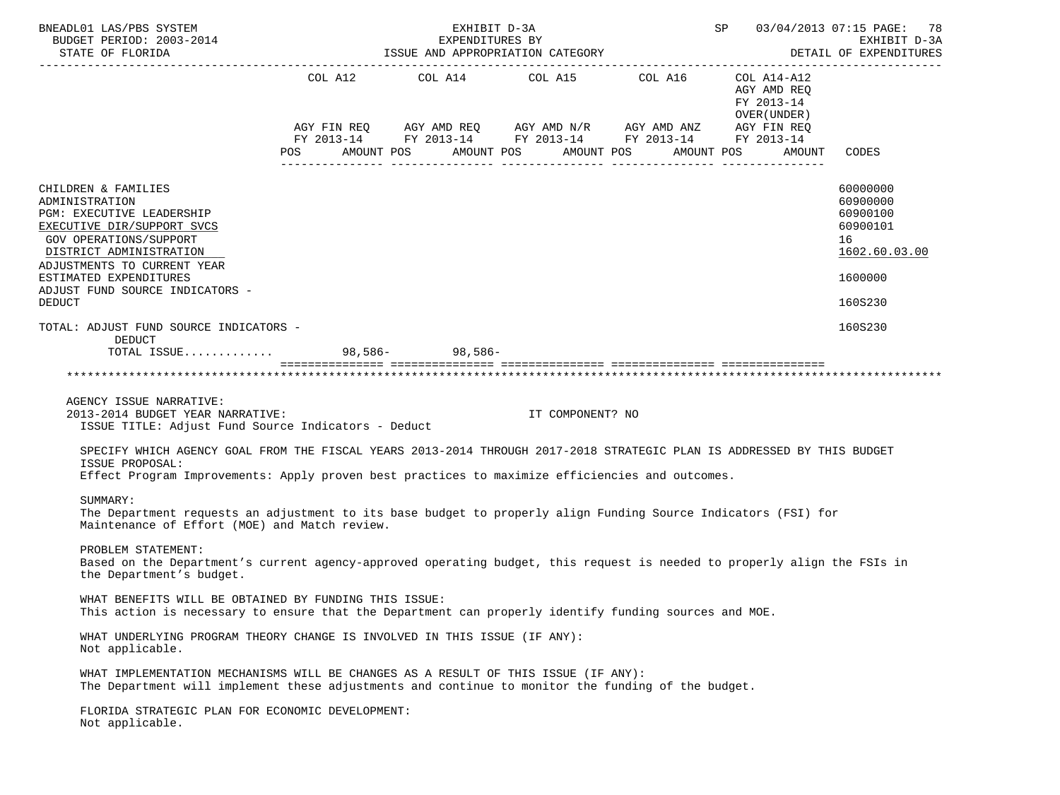BNEADL01 LAS/PBS SYSTEM — EXHIBIT D-3A — EXPENDITURES BY ISSUE AND APPROPRIATION CATEGORY — BUDGET PERIOD: 2003-2014 — STATE OF FLORIDA — SP 03/04/2013 07:15 — EXHIBIT D-3A DETAIL OF EXPENDITURES

| | COL A12 AGY FIN REQ FY 2013-14 POS AMOUNT | COL A14 AGY AMD REQ FY 2013-14 POS AMOUNT | COL A15 AGY AMD N/R FY 2013-14 POS AMOUNT | COL A16 AGY AMD ANZ FY 2013-14 POS AMOUNT | COL A14-A12 AGY AMD REQ FY 2013-14 OVER(UNDER) AGY FIN REQ FY 2013-14 POS AMOUNT | CODES |
|---|---|---|---|---|---|---|
| CHILDREN & FAMILIES | | | | | | 60000000 |
| ADMINISTRATION | | | | | | 60900000 |
| PGM: EXECUTIVE LEADERSHIP | | | | | | 60900100 |
| EXECUTIVE DIR/SUPPORT SVCS | | | | | | 60900101 |
| GOV OPERATIONS/SUPPORT | | | | | | 16 |
| DISTRICT ADMINISTRATION | | | | | | 1602.60.03.00 |
| ADJUSTMENTS TO CURRENT YEAR ESTIMATED EXPENDITURES | | | | | | 1600000 |
| ADJUST FUND SOURCE INDICATORS - DEDUCT | | | | | | 160S230 |
| TOTAL: ADJUST FUND SOURCE INDICATORS - DEDUCT | | | | | | 160S230 |
| TOTAL ISSUE............ | 98,586- | 98,586- | | | | |

AGENCY ISSUE NARRATIVE:

2013-2014 BUDGET YEAR NARRATIVE: IT COMPONENT? NO

ISSUE TITLE: Adjust Fund Source Indicators - Deduct

SPECIFY WHICH AGENCY GOAL FROM THE FISCAL YEARS 2013-2014 THROUGH 2017-2018 STRATEGIC PLAN IS ADDRESSED BY THIS BUDGET ISSUE PROPOSAL:
Effect Program Improvements: Apply proven best practices to maximize efficiencies and outcomes.

SUMMARY:
The Department requests an adjustment to its base budget to properly align Funding Source Indicators (FSI) for Maintenance of Effort (MOE) and Match review.

PROBLEM STATEMENT:
Based on the Department's current agency-approved operating budget, this request is needed to properly align the FSIs in the Department's budget.

WHAT BENEFITS WILL BE OBTAINED BY FUNDING THIS ISSUE:
This action is necessary to ensure that the Department can properly identify funding sources and MOE.

WHAT UNDERLYING PROGRAM THEORY CHANGE IS INVOLVED IN THIS ISSUE (IF ANY):
Not applicable.

WHAT IMPLEMENTATION MECHANISMS WILL BE CHANGES AS A RESULT OF THIS ISSUE (IF ANY):
The Department will implement these adjustments and continue to monitor the funding of the budget.

FLORIDA STRATEGIC PLAN FOR ECONOMIC DEVELOPMENT:
Not applicable.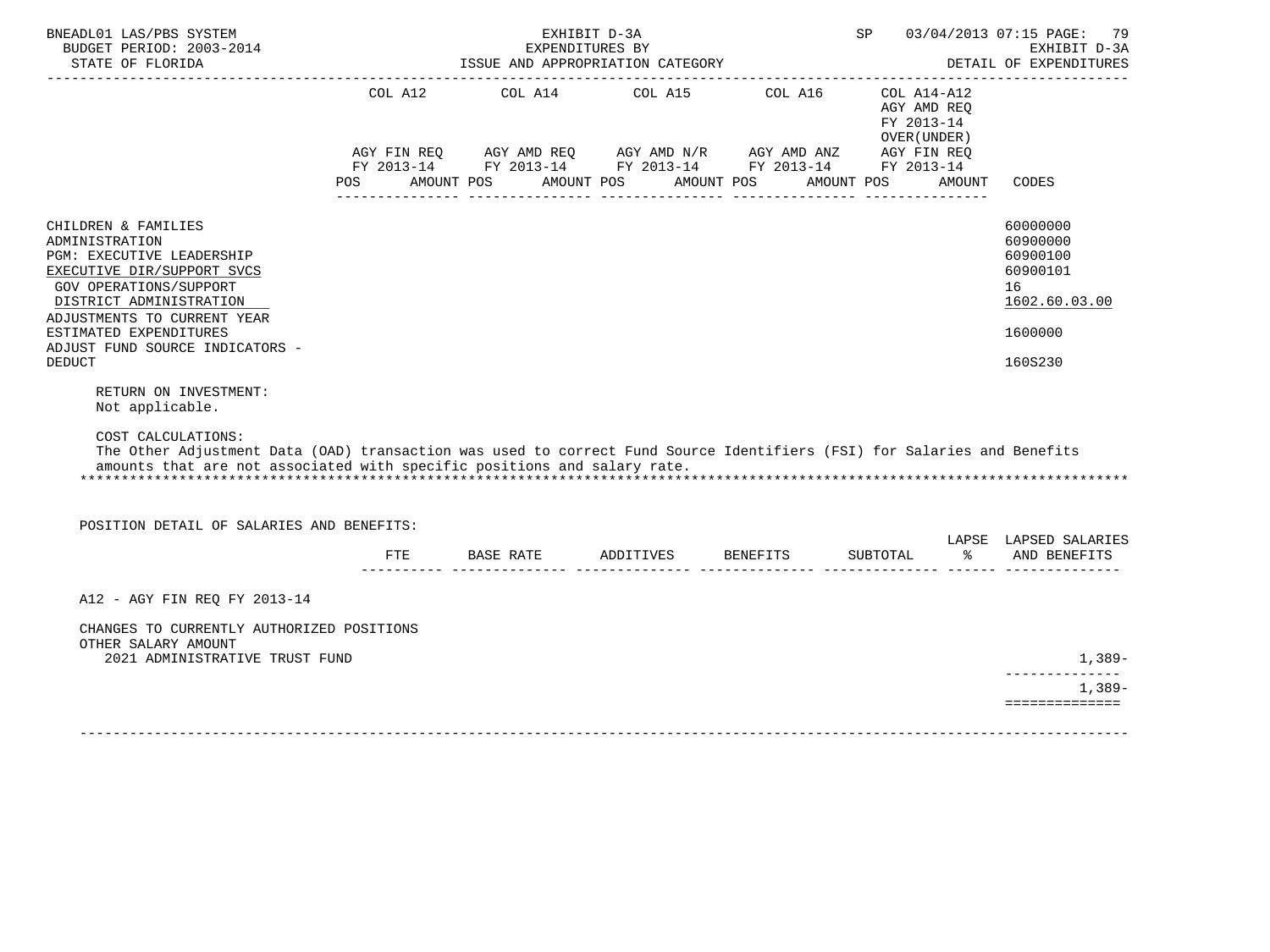| | COL A12 | | COL A14 | | COL A15 | | COL A16 | | COL A14-A12 AGY AMD REQ FY 2013-14 OVER(UNDER) | | |
|---|---|---|---|---|---|---|---|---|---|---|---|
| | AGY FIN REQ FY 2013-14 | | AGY AMD REQ FY 2013-14 | | AGY AMD N/R FY 2013-14 | | AGY AMD ANZ FY 2013-14 | | AGY FIN REQ FY 2013-14 | | |
| | POS | AMOUNT | POS | AMOUNT | POS | AMOUNT | POS | AMOUNT | POS | AMOUNT | CODES |
| CHILDREN & FAMILIES | | | | | | | | | | | 60000000 |
| ADMINISTRATION | | | | | | | | | | | 60900000 |
| PGM: EXECUTIVE LEADERSHIP | | | | | | | | | | | 60900100 |
| EXECUTIVE DIR/SUPPORT SVCS | | | | | | | | | | | 60900101 |
| GOV OPERATIONS/SUPPORT | | | | | | | | | | | 16 |
| DISTRICT ADMINISTRATION | | | | | | | | | | | 1602.60.03.00 |
| ADJUSTMENTS TO CURRENT YEAR ESTIMATED EXPENDITURES | | | | | | | | | | | 1600000 |
| ADJUST FUND SOURCE INDICATORS - DEDUCT | | | | | | | | | | | 160S230 |

RETURN ON INVESTMENT:
Not applicable.

COST CALCULATIONS:
The Other Adjustment Data (OAD) transaction was used to correct Fund Source Identifiers (FSI) for Salaries and Benefits amounts that are not associated with specific positions and salary rate.

*******************************************************************************************************************

POSITION DETAIL OF SALARIES AND BENEFITS:

| | FTE | BASE RATE | ADDITIVES | BENEFITS | SUBTOTAL | LAPSE % | LAPSED SALARIES AND BENEFITS |
|---|---|---|---|---|---|---|---|
| A12 - AGY FIN REQ FY 2013-14 | | | | | | | |
| CHANGES TO CURRENTLY AUTHORIZED POSITIONS | | | | | | | |
| OTHER SALARY AMOUNT | | | | | | | |
| 2021 ADMINISTRATIVE TRUST FUND | | | | | | | 1,389- |
| | | | | | | | 1,389- |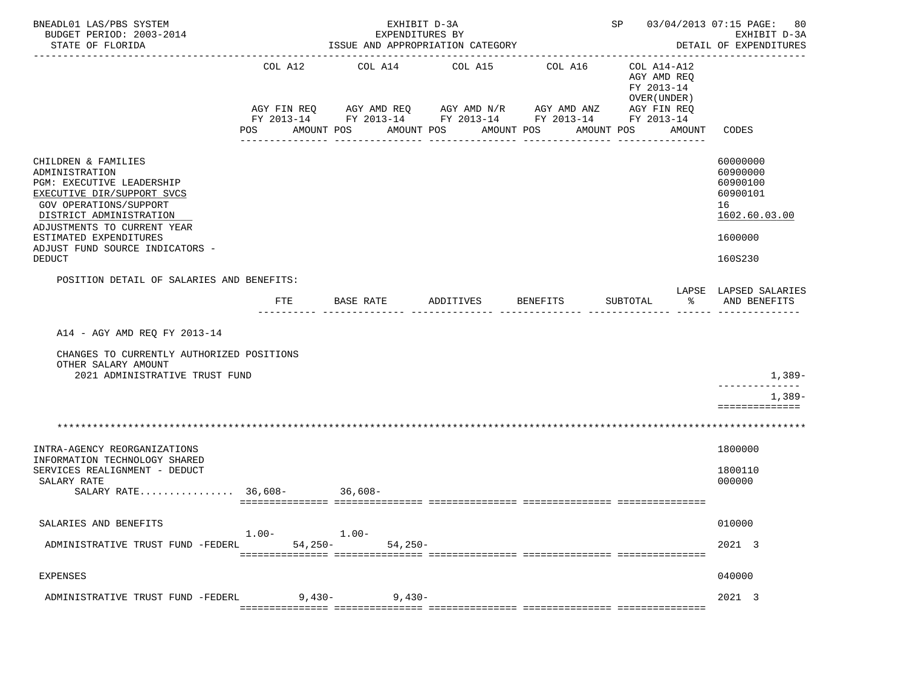BNEADL01 LAS/PBS SYSTEM — EXHIBIT D-3A — EXPENDITURES BY ISSUE AND APPROPRIATION CATEGORY — SP 03/04/2013 07:15

BUDGET PERIOD: 2003-2014 — STATE OF FLORIDA — EXHIBIT D-3A DETAIL OF EXPENDITURES

| | COL A12 AGY FIN REQ FY 2013-14 POS AMOUNT | COL A14 AGY AMD REQ FY 2013-14 POS AMOUNT | COL A15 AGY AMD N/R FY 2013-14 POS AMOUNT | COL A16 AGY AMD ANZ FY 2013-14 POS AMOUNT | COL A14-A12 AGY AMD REQ FY 2013-14 OVER(UNDER) AGY FIN REQ FY 2013-14 POS AMOUNT | CODES |
|---|---|---|---|---|---|---|
| CHILDREN & FAMILIES | | | | | | 60000000 |
| ADMINISTRATION | | | | | | 60900000 |
| PGM: EXECUTIVE LEADERSHIP | | | | | | 60900100 |
| EXECUTIVE DIR/SUPPORT SVCS | | | | | | 60900101 |
| GOV OPERATIONS/SUPPORT | | | | | | 16 |
| DISTRICT ADMINISTRATION | | | | | | 1602.60.03.00 |
| ADJUSTMENTS TO CURRENT YEAR ESTIMATED EXPENDITURES | | | | | | 1600000 |
| ADJUST FUND SOURCE INDICATORS - DEDUCT | | | | | | 160S230 |

POSITION DETAIL OF SALARIES AND BENEFITS:

| | FTE | BASE RATE | ADDITIVES | BENEFITS | SUBTOTAL | LAPSE % | LAPSED SALARIES AND BENEFITS |
|---|---|---|---|---|---|---|---|
| A14 - AGY AMD REQ FY 2013-14 | | | | | | | |
| CHANGES TO CURRENTLY AUTHORIZED POSITIONS | | | | | | | |
| OTHER SALARY AMOUNT | | | | | | | |
| 2021 ADMINISTRATIVE TRUST FUND | | | | | | | 1,389- |
| | | | | | | | 1,389- |

*******************************************************************************************************

| | COL A12 POS | COL A12 AMOUNT | COL A14 POS | COL A14 AMOUNT | COL A15 | COL A16 | COL A14-A12 | CODES |
|---|---|---|---|---|---|---|---|---|
| INTRA-AGENCY REORGANIZATIONS | | | | | | | | 1800000 |
| INFORMATION TECHNOLOGY SHARED SERVICES REALIGNMENT - DEDUCT | | | | | | | | 1800110 |
| SALARY RATE | | | | | | | | 000000 |
| SALARY RATE................ | | 36,608- | | 36,608- | | | | |
| SALARIES AND BENEFITS | | | | | | | | 010000 |
| ADMINISTRATIVE TRUST FUND -FEDERL | 1.00- | 54,250- | 1.00- | 54,250- | | | | 2021 3 |
| EXPENSES | | | | | | | | 040000 |
| ADMINISTRATIVE TRUST FUND -FEDERL | | 9,430- | | 9,430- | | | | 2021 3 |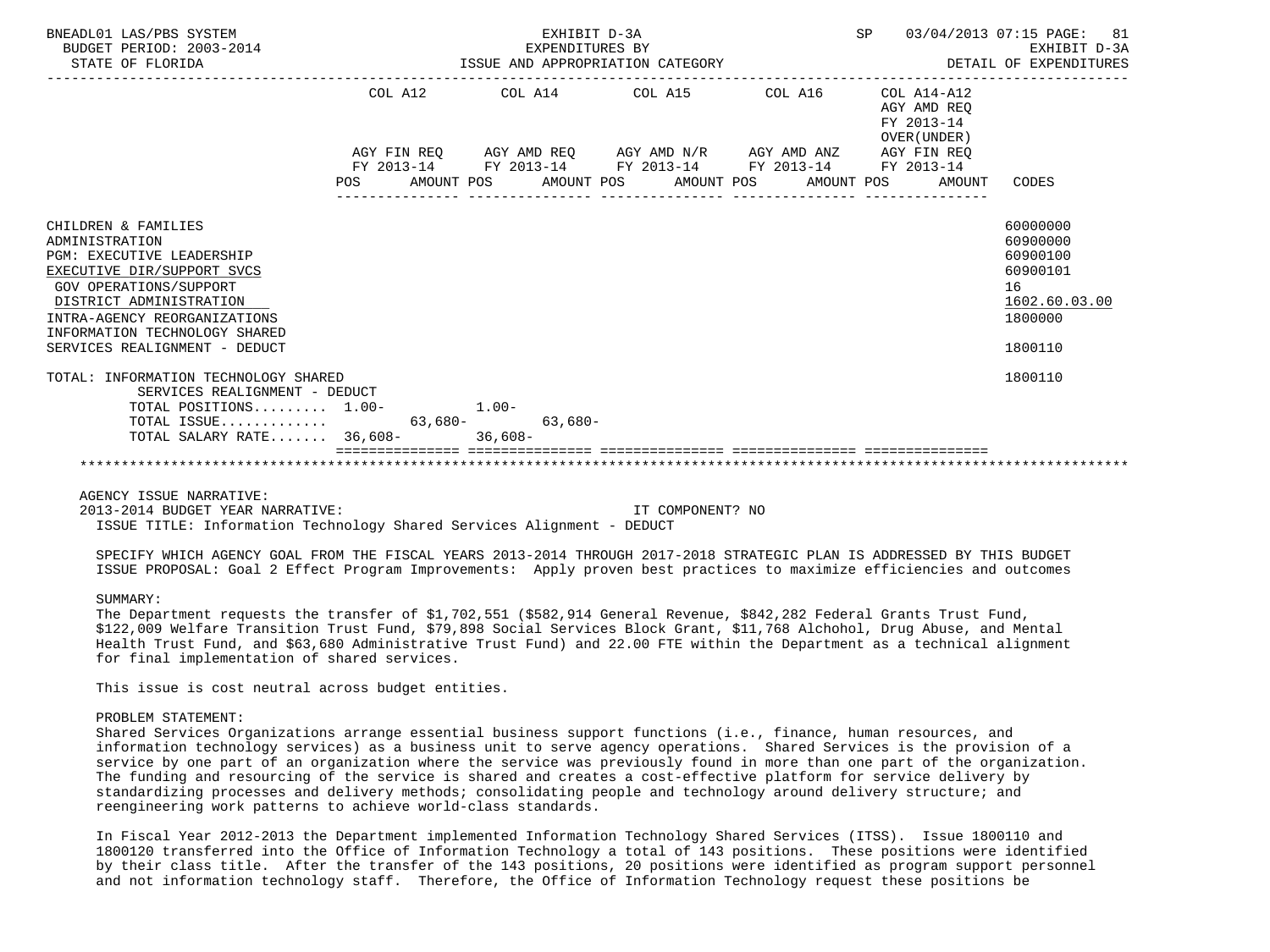BNEADL01 LAS/PBS SYSTEM — EXHIBIT D-3A — EXPENDITURES BY ISSUE AND APPROPRIATION CATEGORY — BUDGET PERIOD: 2003-2014 — STATE OF FLORIDA — SP 03/04/2013 07:15 — EXHIBIT D-3A DETAIL OF EXPENDITURES

| | COL A12 AGY FIN REQ FY 2013-14 POS | AMOUNT | COL A14 AGY AMD REQ FY 2013-14 POS | AMOUNT | COL A15 AGY AMD N/R FY 2013-14 POS | AMOUNT | COL A16 AGY AMD ANZ FY 2013-14 POS | AMOUNT | COL A14-A12 AGY AMD REQ FY 2013-14 OVER(UNDER) AGY FIN REQ FY 2013-14 POS | AMOUNT | CODES |
|---|---|---|---|---|---|---|---|---|---|---|---|
| CHILDREN & FAMILIES | | | | | | | | | | | 60000000 |
| ADMINISTRATION | | | | | | | | | | | 60900000 |
| PGM: EXECUTIVE LEADERSHIP | | | | | | | | | | | 60900100 |
| EXECUTIVE DIR/SUPPORT SVCS | | | | | | | | | | | 60900101 |
| GOV OPERATIONS/SUPPORT | | | | | | | | | | | 16 |
| DISTRICT ADMINISTRATION | | | | | | | | | | | 1602.60.03.00 |
| INTRA-AGENCY REORGANIZATIONS | | | | | | | | | | | 1800000 |
| INFORMATION TECHNOLOGY SHARED SERVICES REALIGNMENT - DEDUCT | | | | | | | | | | | 1800110 |
| TOTAL: INFORMATION TECHNOLOGY SHARED SERVICES REALIGNMENT - DEDUCT | | | | | | | | | | | 1800110 |
| TOTAL POSITIONS......... | 1.00- | | 1.00- | | | | | | | | |
| TOTAL ISSUE............ | | 63,680- | | 63,680- | | | | | | | |
| TOTAL SALARY RATE....... | 36,608- | | 36,608- | | | | | | | | |

AGENCY ISSUE NARRATIVE:

2013-2014 BUDGET YEAR NARRATIVE: IT COMPONENT? NO

ISSUE TITLE: Information Technology Shared Services Alignment - DEDUCT

SPECIFY WHICH AGENCY GOAL FROM THE FISCAL YEARS 2013-2014 THROUGH 2017-2018 STRATEGIC PLAN IS ADDRESSED BY THIS BUDGET ISSUE PROPOSAL: Goal 2 Effect Program Improvements: Apply proven best practices to maximize efficiencies and outcomes

SUMMARY:

The Department requests the transfer of $1,702,551 ($582,914 General Revenue, $842,282 Federal Grants Trust Fund, $122,009 Welfare Transition Trust Fund, $79,898 Social Services Block Grant, $11,768 Alchohol, Drug Abuse, and Mental Health Trust Fund, and $63,680 Administrative Trust Fund) and 22.00 FTE within the Department as a technical alignment for final implementation of shared services.

This issue is cost neutral across budget entities.

PROBLEM STATEMENT:

Shared Services Organizations arrange essential business support functions (i.e., finance, human resources, and information technology services) as a business unit to serve agency operations. Shared Services is the provision of a service by one part of an organization where the service was previously found in more than one part of the organization. The funding and resourcing of the service is shared and creates a cost-effective platform for service delivery by standardizing processes and delivery methods; consolidating people and technology around delivery structure; and reengineering work patterns to achieve world-class standards.

In Fiscal Year 2012-2013 the Department implemented Information Technology Shared Services (ITSS). Issue 1800110 and 1800120 transferred into the Office of Information Technology a total of 143 positions. These positions were identified by their class title. After the transfer of the 143 positions, 20 positions were identified as program support personnel and not information technology staff. Therefore, the Office of Information Technology request these positions be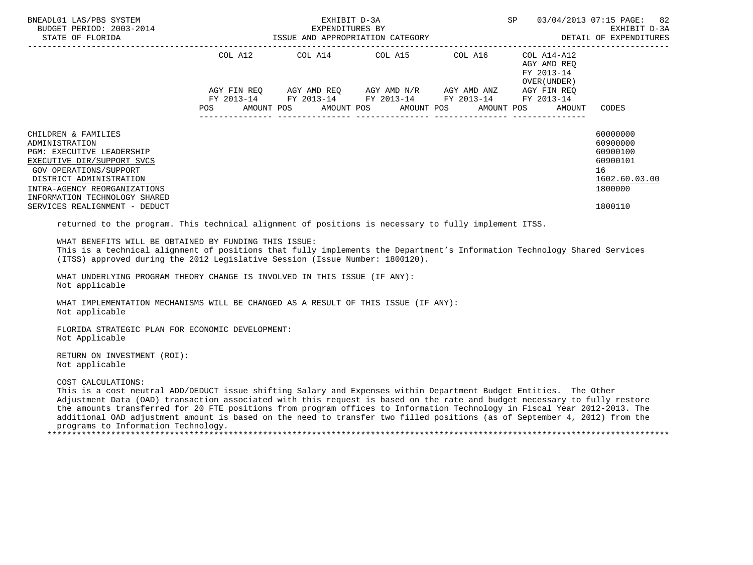| | COL A12 | | COL A14 | | COL A15 | | COL A16 | | COL A14-A12 AGY AMD REQ FY 2013-14 OVER(UNDER) | | |
|---|---|---|---|---|---|---|---|---|---|---|---|
| | AGY FIN REQ FY 2013-14 | | AGY AMD REQ FY 2013-14 | | AGY AMD N/R FY 2013-14 | | AGY AMD ANZ FY 2013-14 | | AGY FIN REQ FY 2013-14 | | |
| | POS | AMOUNT | POS | AMOUNT | POS | AMOUNT | POS | AMOUNT | POS | AMOUNT | CODES |
| CHILDREN & FAMILIES | | | | | | | | | | | 60000000 |
| ADMINISTRATION | | | | | | | | | | | 60900000 |
| PGM: EXECUTIVE LEADERSHIP | | | | | | | | | | | 60900100 |
| EXECUTIVE DIR/SUPPORT SVCS | | | | | | | | | | | 60900101 |
| GOV OPERATIONS/SUPPORT | | | | | | | | | | | 16 |
| DISTRICT ADMINISTRATION | | | | | | | | | | | 1602.60.03.00 |
| INTRA-AGENCY REORGANIZATIONS | | | | | | | | | | | 1800000 |
| INFORMATION TECHNOLOGY SHARED SERVICES REALIGNMENT - DEDUCT | | | | | | | | | | | 1800110 |

returned to the program. This technical alignment of positions is necessary to fully implement ITSS.

WHAT BENEFITS WILL BE OBTAINED BY FUNDING THIS ISSUE:
This is a technical alignment of positions that fully implements the Department's Information Technology Shared Services (ITSS) approved during the 2012 Legislative Session (Issue Number: 1800120).

WHAT UNDERLYING PROGRAM THEORY CHANGE IS INVOLVED IN THIS ISSUE (IF ANY):
Not applicable

WHAT IMPLEMENTATION MECHANISMS WILL BE CHANGED AS A RESULT OF THIS ISSUE (IF ANY):
Not applicable

FLORIDA STRATEGIC PLAN FOR ECONOMIC DEVELOPMENT:
Not Applicable

RETURN ON INVESTMENT (ROI):
Not applicable

COST CALCULATIONS:
This is a cost neutral ADD/DEDUCT issue shifting Salary and Expenses within Department Budget Entities. The Other Adjustment Data (OAD) transaction associated with this request is based on the rate and budget necessary to fully restore the amounts transferred for 20 FTE positions from program offices to Information Technology in Fiscal Year 2012-2013. The additional OAD adjustment amount is based on the need to transfer two filled positions (as of September 4, 2012) from the programs to Information Technology.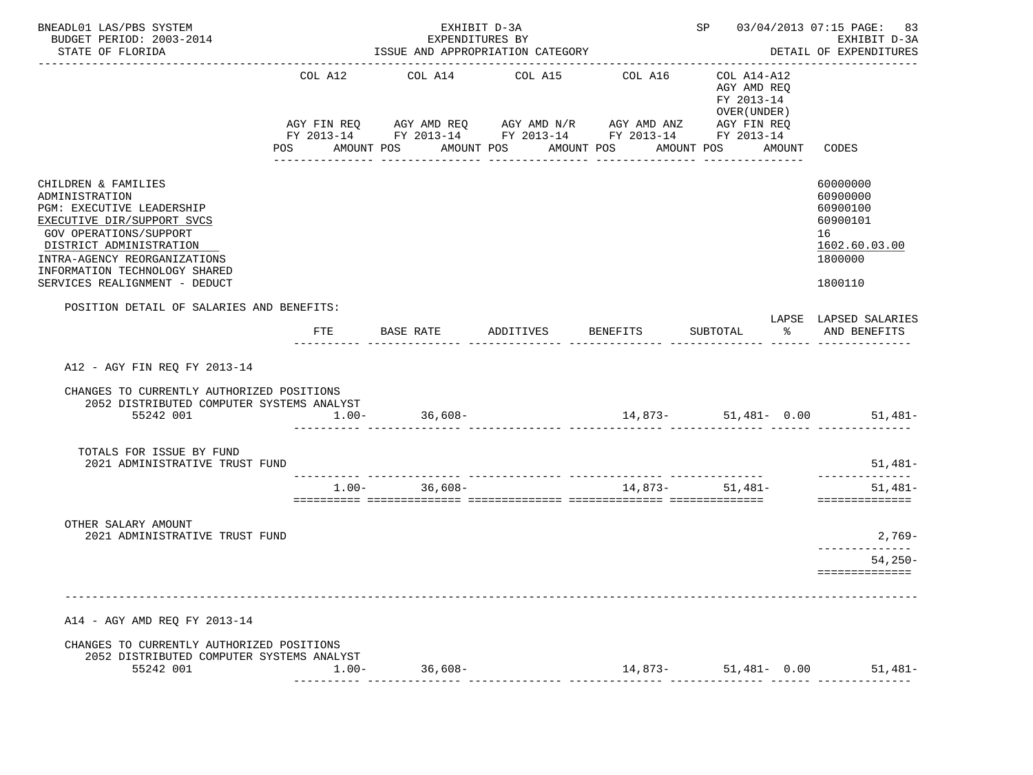BNEADL01 LAS/PBS SYSTEM
BUDGET PERIOD: 2003-2014
STATE OF FLORIDA

EXHIBIT D-3A
EXPENDITURES BY
ISSUE AND APPROPRIATION CATEGORY

SP 03/04/2013 07:15 PAGE: 83
EXHIBIT D-3A
DETAIL OF EXPENDITURES

| | COL A12 AGY FIN REQ FY 2013-14 POS AMOUNT | COL A14 AGY AMD REQ FY 2013-14 POS AMOUNT | COL A15 AGY AMD N/R FY 2013-14 POS AMOUNT | COL A16 AGY AMD ANZ FY 2013-14 POS AMOUNT | COL A14-A12 AGY AMD REQ FY 2013-14 OVER(UNDER) AGY FIN REQ FY 2013-14 POS AMOUNT | CODES |
|---|---|---|---|---|---|---|

| | CODES |
|---|---|
| CHILDREN & FAMILIES | 60000000 |
| ADMINISTRATION | 60900000 |
| PGM: EXECUTIVE LEADERSHIP | 60900100 |
| EXECUTIVE DIR/SUPPORT SVCS | 60900101 |
| GOV OPERATIONS/SUPPORT | 16 |
| DISTRICT ADMINISTRATION | 1602.60.03.00 |
| INTRA-AGENCY REORGANIZATIONS | 1800000 |
| INFORMATION TECHNOLOGY SHARED SERVICES REALIGNMENT - DEDUCT | 1800110 |

POSITION DETAIL OF SALARIES AND BENEFITS:

| | FTE | BASE RATE | ADDITIVES | BENEFITS | SUBTOTAL | LAPSE % | LAPSED SALARIES AND BENEFITS |
|---|---|---|---|---|---|---|---|
| **A12 - AGY FIN REQ FY 2013-14** | | | | | | | |
| CHANGES TO CURRENTLY AUTHORIZED POSITIONS | | | | | | | |
| 2052 DISTRIBUTED COMPUTER SYSTEMS ANALYST | | | | | | | |
| 55242 001 | 1.00- | 36,608- | | 14,873- | 51,481- | 0.00 | 51,481- |
| TOTALS FOR ISSUE BY FUND | | | | | | | |
| 2021 ADMINISTRATIVE TRUST FUND | | | | | | | 51,481- |
| | 1.00- | 36,608- | | 14,873- | 51,481- | | 51,481- |
| OTHER SALARY AMOUNT | | | | | | | |
| 2021 ADMINISTRATIVE TRUST FUND | | | | | | | 2,769- |
| | | | | | | | 54,250- |
| **A14 - AGY AMD REQ FY 2013-14** | | | | | | | |
| CHANGES TO CURRENTLY AUTHORIZED POSITIONS | | | | | | | |
| 2052 DISTRIBUTED COMPUTER SYSTEMS ANALYST | | | | | | | |
| 55242 001 | 1.00- | 36,608- | | 14,873- | 51,481- | 0.00 | 51,481- |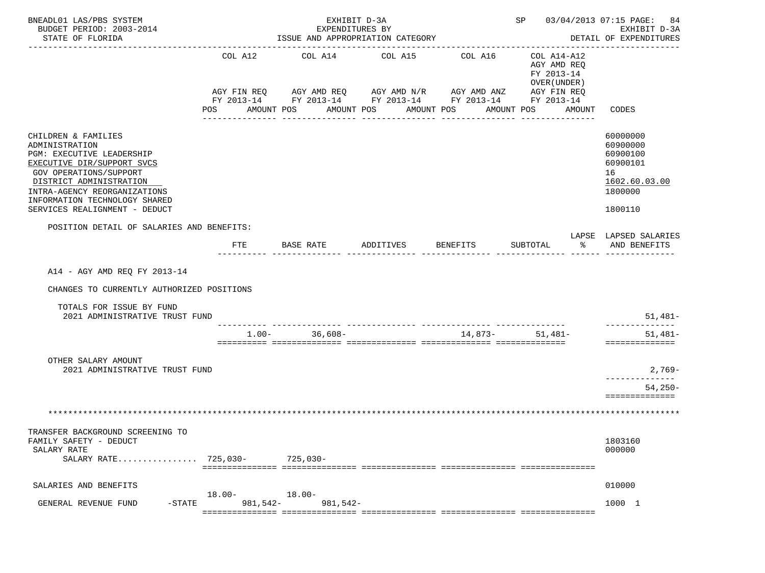BNEADL01 LAS/PBS SYSTEM — EXHIBIT D-3A — SP 03/04/2013 07:15 PAGE: 84
BUDGET PERIOD: 2003-2014 — EXPENDITURES BY — EXHIBIT D-3A
STATE OF FLORIDA — ISSUE AND APPROPRIATION CATEGORY — DETAIL OF EXPENDITURES

| | COL A12 AGY FIN REQ FY 2013-14 POS AMOUNT | COL A14 AGY AMD REQ FY 2013-14 POS AMOUNT | COL A15 AGY AMD N/R FY 2013-14 POS AMOUNT | COL A16 AGY AMD ANZ FY 2013-14 POS AMOUNT | COL A14-A12 AGY AMD REQ FY 2013-14 OVER(UNDER) AGY FIN REQ FY 2013-14 POS AMOUNT | CODES |
|---|---|---|---|---|---|---|
| CHILDREN & FAMILIES | | | | | | 60000000 |
| ADMINISTRATION | | | | | | 60900000 |
| PGM: EXECUTIVE LEADERSHIP | | | | | | 60900100 |
| EXECUTIVE DIR/SUPPORT SVCS | | | | | | 60900101 |
| GOV OPERATIONS/SUPPORT | | | | | | 16 |
| DISTRICT ADMINISTRATION | | | | | | 1602.60.03.00 |
| INTRA-AGENCY REORGANIZATIONS | | | | | | 1800000 |
| INFORMATION TECHNOLOGY SHARED SERVICES REALIGNMENT - DEDUCT | | | | | | 1800110 |

POSITION DETAIL OF SALARIES AND BENEFITS:

| | FTE | BASE RATE | ADDITIVES | BENEFITS | SUBTOTAL | LAPSE % | LAPSED SALARIES AND BENEFITS |
|---|---|---|---|---|---|---|---|
| A14 - AGY AMD REQ FY 2013-14 | | | | | | | |
| CHANGES TO CURRENTLY AUTHORIZED POSITIONS | | | | | | | |
| TOTALS FOR ISSUE BY FUND | | | | | | | |
| 2021 ADMINISTRATIVE TRUST FUND | | | | | | | 51,481- |
| | 1.00- | 36,608- | | 14,873- | 51,481- | | 51,481- |
| OTHER SALARY AMOUNT | | | | | | | |
| 2021 ADMINISTRATIVE TRUST FUND | | | | | | | 2,769- |
| | | | | | | | 54,250- |

\*\*\*\*\*\*\*\*\*\*\*\*\*\*\*\*\*\*\*\*\*\*\*\*\*\*\*\*\*\*\*\*\*\*\*\*\*\*\*\*\*\*\*\*\*\*\*\*\*\*\*\*\*\*\*\*\*\*\*\*\*\*\*\*\*\*\*\*\*\*\*\*\*\*\*\*\*\*\*\*\*\*

| | COL A12 POS AMOUNT | COL A14 POS AMOUNT | COL A15 | COL A16 | COL A14-A12 | CODES |
|---|---|---|---|---|---|---|
| TRANSFER BACKGROUND SCREENING TO FAMILY SAFETY - DEDUCT | | | | | | 1803160 |
| SALARY RATE | | | | | | 000000 |
| SALARY RATE................ | 725,030- | 725,030- | | | | |
| SALARIES AND BENEFITS | | | | | | 010000 |
| GENERAL REVENUE FUND -STATE | 18.00- 981,542- | 18.00- 981,542- | | | | 1000 1 |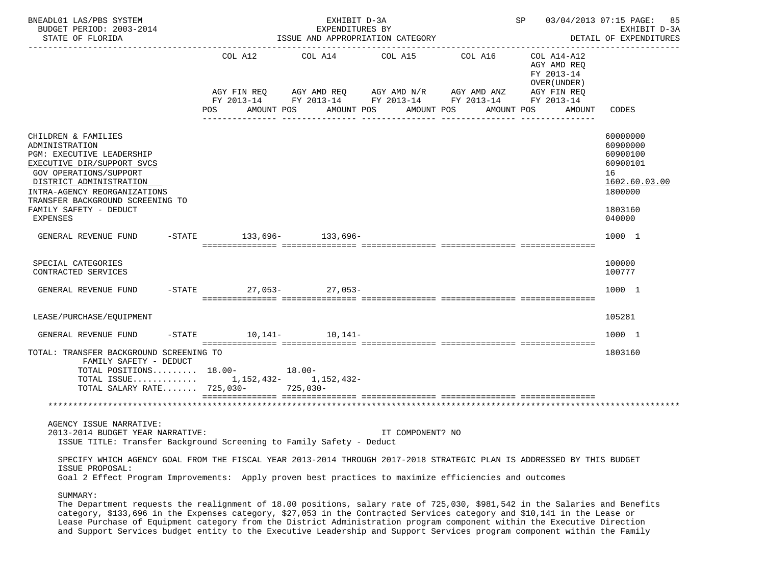BNEADL01 LAS/PBS SYSTEM — EXHIBIT D-3A — SP 03/04/2013 07:15 PAGE: 85
BUDGET PERIOD: 2003-2014 — EXPENDITURES BY — EXHIBIT D-3A
STATE OF FLORIDA — ISSUE AND APPROPRIATION CATEGORY — DETAIL OF EXPENDITURES

| | COL A12 AGY FIN REQ FY 2013-14 POS AMOUNT | COL A14 AGY AMD REQ FY 2013-14 POS AMOUNT | COL A15 AGY AMD N/R FY 2013-14 POS AMOUNT | COL A16 AGY AMD ANZ FY 2013-14 POS AMOUNT | COL A14-A12 AGY AMD REQ FY 2013-14 OVER(UNDER) AGY FIN REQ FY 2013-14 POS AMOUNT | CODES |
|---|---|---|---|---|---|---|
| CHILDREN & FAMILIES | | | | | | 60000000 |
| ADMINISTRATION | | | | | | 60900000 |
| PGM: EXECUTIVE LEADERSHIP | | | | | | 60900100 |
| EXECUTIVE DIR/SUPPORT SVCS | | | | | | 60900101 |
| GOV OPERATIONS/SUPPORT | | | | | | 16 |
| DISTRICT ADMINISTRATION | | | | | | 1602.60.03.00 |
| INTRA-AGENCY REORGANIZATIONS | | | | | | 1800000 |
| TRANSFER BACKGROUND SCREENING TO FAMILY SAFETY - DEDUCT | | | | | | 1803160 |
| EXPENSES | | | | | | 040000 |
| GENERAL REVENUE FUND -STATE | 133,696- | 133,696- | | | | 1000 1 |
| SPECIAL CATEGORIES | | | | | | 100000 |
| CONTRACTED SERVICES | | | | | | 100777 |
| GENERAL REVENUE FUND -STATE | 27,053- | 27,053- | | | | 1000 1 |
| LEASE/PURCHASE/EQUIPMENT | | | | | | 105281 |
| GENERAL REVENUE FUND -STATE | 10,141- | 10,141- | | | | 1000 1 |
| TOTAL: TRANSFER BACKGROUND SCREENING TO FAMILY SAFETY - DEDUCT | | | | | | 1803160 |
| TOTAL POSITIONS......... | 18.00- | 18.00- | | | | |
| TOTAL ISSUE............ | 1,152,432- | 1,152,432- | | | | |
| TOTAL SALARY RATE....... | 725,030- | 725,030- | | | | |

AGENCY ISSUE NARRATIVE:
2013-2014 BUDGET YEAR NARRATIVE: IT COMPONENT? NO
ISSUE TITLE: Transfer Background Screening to Family Safety - Deduct

SPECIFY WHICH AGENCY GOAL FROM THE FISCAL YEAR 2013-2014 THROUGH 2017-2018 STRATEGIC PLAN IS ADDRESSED BY THIS BUDGET ISSUE PROPOSAL:
Goal 2 Effect Program Improvements: Apply proven best practices to maximize efficiencies and outcomes

SUMMARY:
The Department requests the realignment of 18.00 positions, salary rate of 725,030, $981,542 in the Salaries and Benefits category, $133,696 in the Expenses category, $27,053 in the Contracted Services category and $10,141 in the Lease or Lease Purchase of Equipment category from the District Administration program component within the Executive Direction and Support Services budget entity to the Executive Leadership and Support Services program component within the Family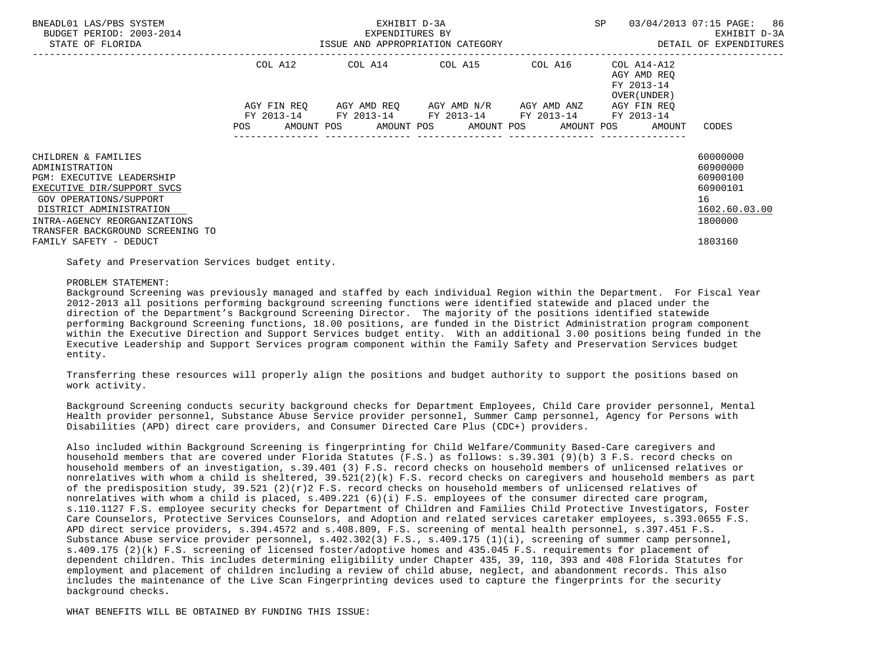| | COL A12 | COL A14 | COL A15 | COL A16 | COL A14-A12 AGY AMD REQ FY 2013-14 OVER(UNDER) | |
|---|---|---|---|---|---|---|
| | AGY FIN REQ FY 2013-14 | AGY AMD REQ FY 2013-14 | AGY AMD N/R FY 2013-14 | AGY AMD ANZ FY 2013-14 | AGY FIN REQ FY 2013-14 | |
| | POS AMOUNT | POS AMOUNT | POS AMOUNT | POS AMOUNT | POS AMOUNT | CODES |
| CHILDREN & FAMILIES | | | | | | 60000000 |
| ADMINISTRATION | | | | | | 60900000 |
| PGM: EXECUTIVE LEADERSHIP | | | | | | 60900100 |
| EXECUTIVE DIR/SUPPORT SVCS | | | | | | 60900101 |
| GOV OPERATIONS/SUPPORT | | | | | | 16 |
| DISTRICT ADMINISTRATION | | | | | | 1602.60.03.00 |
| INTRA-AGENCY REORGANIZATIONS | | | | | | 1800000 |
| TRANSFER BACKGROUND SCREENING TO FAMILY SAFETY - DEDUCT | | | | | | 1803160 |

Safety and Preservation Services budget entity.

PROBLEM STATEMENT:
Background Screening was previously managed and staffed by each individual Region within the Department. For Fiscal Year 2012-2013 all positions performing background screening functions were identified statewide and placed under the direction of the Department's Background Screening Director. The majority of the positions identified statewide performing Background Screening functions, 18.00 positions, are funded in the District Administration program component within the Executive Direction and Support Services budget entity. With an additional 3.00 positions being funded in the Executive Leadership and Support Services program component within the Family Safety and Preservation Services budget entity.

Transferring these resources will properly align the positions and budget authority to support the positions based on work activity.

Background Screening conducts security background checks for Department Employees, Child Care provider personnel, Mental Health provider personnel, Substance Abuse Service provider personnel, Summer Camp personnel, Agency for Persons with Disabilities (APD) direct care providers, and Consumer Directed Care Plus (CDC+) providers.

Also included within Background Screening is fingerprinting for Child Welfare/Community Based-Care caregivers and household members that are covered under Florida Statutes (F.S.) as follows: s.39.301 (9)(b) 3 F.S. record checks on household members of an investigation, s.39.401 (3) F.S. record checks on household members of unlicensed relatives or nonrelatives with whom a child is sheltered, 39.521(2)(k) F.S. record checks on caregivers and household members as part of the predisposition study, 39.521 (2)(r)2 F.S. record checks on household members of unlicensed relatives of nonrelatives with whom a child is placed, s.409.221 (6)(i) F.S. employees of the consumer directed care program, s.110.1127 F.S. employee security checks for Department of Children and Families Child Protective Investigators, Foster Care Counselors, Protective Services Counselors, and Adoption and related services caretaker employees, s.393.0655 F.S. APD direct service providers, s.394.4572 and s.408.809, F.S. screening of mental health personnel, s.397.451 F.S. Substance Abuse service provider personnel, s.402.302(3) F.S., s.409.175 (1)(i), screening of summer camp personnel, s.409.175 (2)(k) F.S. screening of licensed foster/adoptive homes and 435.045 F.S. requirements for placement of dependent children. This includes determining eligibility under Chapter 435, 39, 110, 393 and 408 Florida Statutes for employment and placement of children including a review of child abuse, neglect, and abandonment records. This also includes the maintenance of the Live Scan Fingerprinting devices used to capture the fingerprints for the security background checks.

WHAT BENEFITS WILL BE OBTAINED BY FUNDING THIS ISSUE: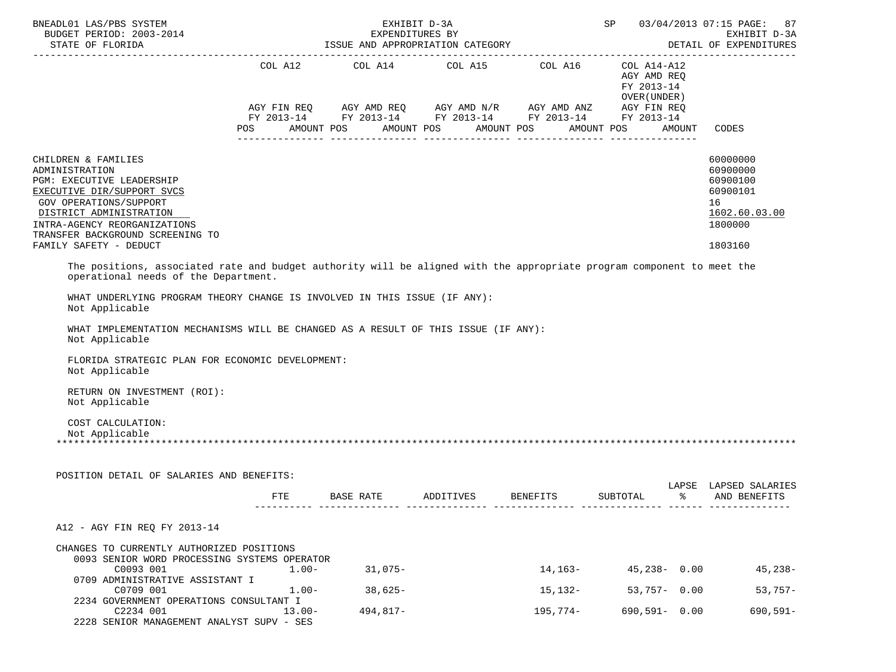CHILDREN & FAMILIES 60000000
ADMINISTRATION 60900000
PGM: EXECUTIVE LEADERSHIP 60900100
EXECUTIVE DIR/SUPPORT SVCS 60900101
GOV OPERATIONS/SUPPORT 16
DISTRICT ADMINISTRATION 1602.60.03.00
INTRA-AGENCY REORGANIZATIONS 1800000
TRANSFER BACKGROUND SCREENING TO FAMILY SAFETY - DEDUCT 1803160

The positions, associated rate and budget authority will be aligned with the appropriate program component to meet the operational needs of the Department.

WHAT UNDERLYING PROGRAM THEORY CHANGE IS INVOLVED IN THIS ISSUE (IF ANY):
Not Applicable

WHAT IMPLEMENTATION MECHANISMS WILL BE CHANGED AS A RESULT OF THIS ISSUE (IF ANY):
Not Applicable

FLORIDA STRATEGIC PLAN FOR ECONOMIC DEVELOPMENT:
Not Applicable

RETURN ON INVESTMENT (ROI):
Not Applicable

COST CALCULATION:
Not Applicable

POSITION DETAIL OF SALARIES AND BENEFITS:

| | FTE | BASE RATE | ADDITIVES | BENEFITS | SUBTOTAL | LAPSE % | LAPSED SALARIES AND BENEFITS |
|---|---|---|---|---|---|---|---|
| A12 - AGY FIN REQ FY 2013-14 | | | | | | | |
| CHANGES TO CURRENTLY AUTHORIZED POSITIONS | | | | | | | |
| 0093 SENIOR WORD PROCESSING SYSTEMS OPERATOR | | | | | | | |
| C0093 001 | 1.00- | 31,075- | | 14,163- | 45,238- | 0.00 | 45,238- |
| 0709 ADMINISTRATIVE ASSISTANT I | | | | | | | |
| C0709 001 | 1.00- | 38,625- | | 15,132- | 53,757- | 0.00 | 53,757- |
| 2234 GOVERNMENT OPERATIONS CONSULTANT I | | | | | | | |
| C2234 001 | 13.00- | 494,817- | | 195,774- | 690,591- | 0.00 | 690,591- |
| 2228 SENIOR MANAGEMENT ANALYST SUPV - SES | | | | | | | |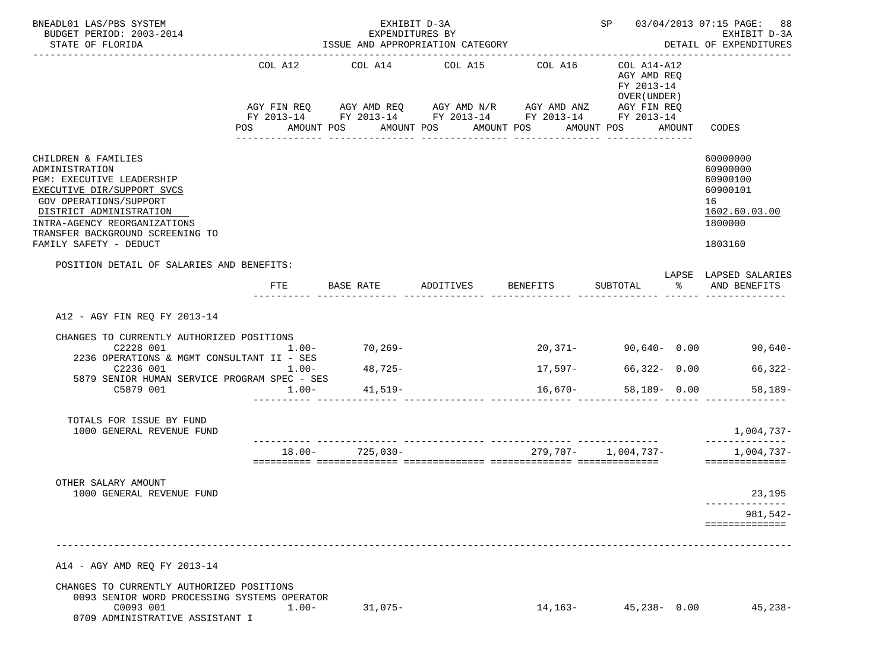BNEADL01 LAS/PBS SYSTEM — EXHIBIT D-3A — EXPENDITURES BY ISSUE AND APPROPRIATION CATEGORY — SP 03/04/2013 07:15 PAGE: 88
BUDGET PERIOD: 2003-2014 — EXHIBIT D-3A
STATE OF FLORIDA — DETAIL OF EXPENDITURES

| | COL A12 AGY FIN REQ FY 2013-14 POS AMOUNT | COL A14 AGY AMD REQ FY 2013-14 POS AMOUNT | COL A15 AGY AMD N/R FY 2013-14 POS AMOUNT | COL A16 AGY AMD ANZ FY 2013-14 POS AMOUNT | COL A14-A12 AGY AMD REQ FY 2013-14 OVER(UNDER) AGY FIN REQ FY 2013-14 POS AMOUNT | CODES |
|---|---|---|---|---|---|---|
| CHILDREN & FAMILIES | | | | | | 60000000 |
| ADMINISTRATION | | | | | | 60900000 |
| PGM: EXECUTIVE LEADERSHIP | | | | | | 60900100 |
| EXECUTIVE DIR/SUPPORT SVCS | | | | | | 60900101 |
| GOV OPERATIONS/SUPPORT | | | | | | 16 |
| DISTRICT ADMINISTRATION | | | | | | 1602.60.03.00 |
| INTRA-AGENCY REORGANIZATIONS | | | | | | 1800000 |
| TRANSFER BACKGROUND SCREENING TO FAMILY SAFETY - DEDUCT | | | | | | 1803160 |

POSITION DETAIL OF SALARIES AND BENEFITS:

| | FTE | BASE RATE | ADDITIVES | BENEFITS | SUBTOTAL | LAPSE % | LAPSED SALARIES AND BENEFITS |
|---|---|---|---|---|---|---|---|
| **A12 - AGY FIN REQ FY 2013-14** | | | | | | | |
| CHANGES TO CURRENTLY AUTHORIZED POSITIONS | | | | | | | |
| C2228 001 | 1.00- | 70,269- | | 20,371- | 90,640- | 0.00 | 90,640- |
| 2236 OPERATIONS & MGMT CONSULTANT II - SES | | | | | | | |
| C2236 001 | 1.00- | 48,725- | | 17,597- | 66,322- | 0.00 | 66,322- |
| 5879 SENIOR HUMAN SERVICE PROGRAM SPEC - SES | | | | | | | |
| C5879 001 | 1.00- | 41,519- | | 16,670- | 58,189- | 0.00 | 58,189- |
| TOTALS FOR ISSUE BY FUND | | | | | | | |
| 1000 GENERAL REVENUE FUND | | | | | | | 1,004,737- |
| | 18.00- | 725,030- | | 279,707- | 1,004,737- | | 1,004,737- |
| OTHER SALARY AMOUNT | | | | | | | |
| 1000 GENERAL REVENUE FUND | | | | | | | 23,195 |
| | | | | | | | 981,542- |
| **A14 - AGY AMD REQ FY 2013-14** | | | | | | | |
| CHANGES TO CURRENTLY AUTHORIZED POSITIONS | | | | | | | |
| 0093 SENIOR WORD PROCESSING SYSTEMS OPERATOR | | | | | | | |
| C0093 001 | 1.00- | 31,075- | | 14,163- | 45,238- | 0.00 | 45,238- |
| 0709 ADMINISTRATIVE ASSISTANT I | | | | | | | |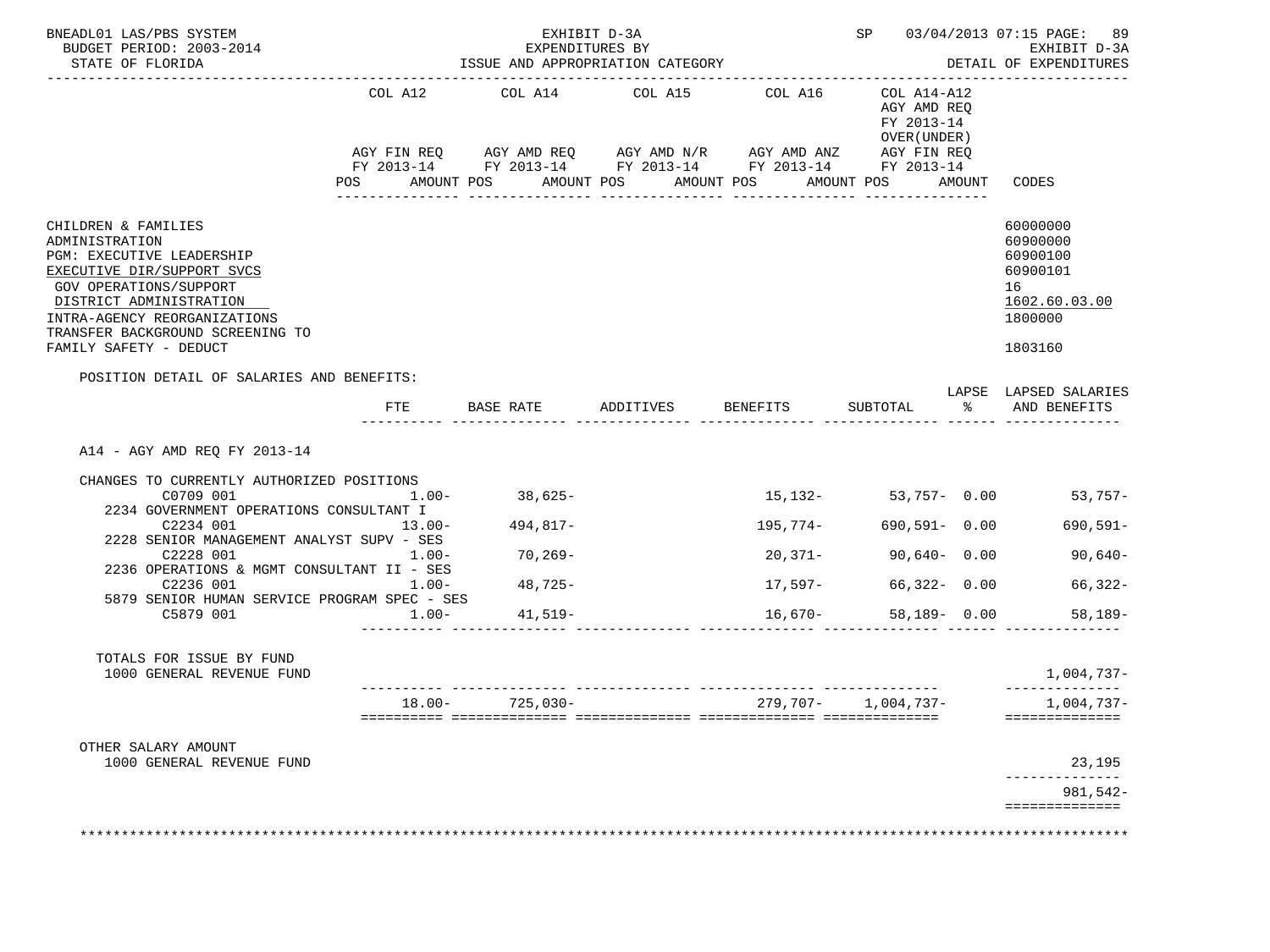BNEADL01 LAS/PBS SYSTEM — EXHIBIT D-3A — EXPENDITURES BY ISSUE AND APPROPRIATION CATEGORY — SP 03/04/2013 07:15 PAGE: 89
BUDGET PERIOD: 2003-2014 — EXHIBIT D-3A
STATE OF FLORIDA — DETAIL OF EXPENDITURES

| | COL A12 AGY FIN REQ FY 2013-14 POS AMOUNT | COL A14 AGY AMD REQ FY 2013-14 POS AMOUNT | COL A15 AGY AMD N/R FY 2013-14 POS AMOUNT | COL A16 AGY AMD ANZ FY 2013-14 POS AMOUNT | COL A14-A12 AGY AMD REQ FY 2013-14 OVER(UNDER) AGY FIN REQ FY 2013-14 POS AMOUNT | CODES |
|---|---|---|---|---|---|---|

CHILDREN & FAMILIES — 60000000
ADMINISTRATION — 60900000
PGM: EXECUTIVE LEADERSHIP — 60900100
EXECUTIVE DIR/SUPPORT SVCS — 60900101
GOV OPERATIONS/SUPPORT — 16
DISTRICT ADMINISTRATION — 1602.60.03.00
INTRA-AGENCY REORGANIZATIONS — 1800000
TRANSFER BACKGROUND SCREENING TO FAMILY SAFETY - DEDUCT — 1803160

POSITION DETAIL OF SALARIES AND BENEFITS:

| | FTE | BASE RATE | ADDITIVES | BENEFITS | SUBTOTAL | LAPSE % | LAPSED SALARIES AND BENEFITS |
|---|---|---|---|---|---|---|---|
| A14 - AGY AMD REQ FY 2013-14 | | | | | | | |
| CHANGES TO CURRENTLY AUTHORIZED POSITIONS | | | | | | | |
| C0709 001 | 1.00- | 38,625- | | 15,132- | 53,757- | 0.00 | 53,757- |
| 2234 GOVERNMENT OPERATIONS CONSULTANT I C2234 001 | 13.00- | 494,817- | | 195,774- | 690,591- | 0.00 | 690,591- |
| 2228 SENIOR MANAGEMENT ANALYST SUPV - SES C2228 001 | 1.00- | 70,269- | | 20,371- | 90,640- | 0.00 | 90,640- |
| 2236 OPERATIONS & MGMT CONSULTANT II - SES C2236 001 | 1.00- | 48,725- | | 17,597- | 66,322- | 0.00 | 66,322- |
| 5879 SENIOR HUMAN SERVICE PROGRAM SPEC - SES C5879 001 | 1.00- | 41,519- | | 16,670- | 58,189- | 0.00 | 58,189- |
| TOTALS FOR ISSUE BY FUND | | | | | | | |
| 1000 GENERAL REVENUE FUND | | | | | | | 1,004,737- |
| | 18.00- | 725,030- | | 279,707- | 1,004,737- | | 1,004,737- |
| OTHER SALARY AMOUNT | | | | | | | |
| 1000 GENERAL REVENUE FUND | | | | | | | 23,195 |
| | | | | | | | 981,542- |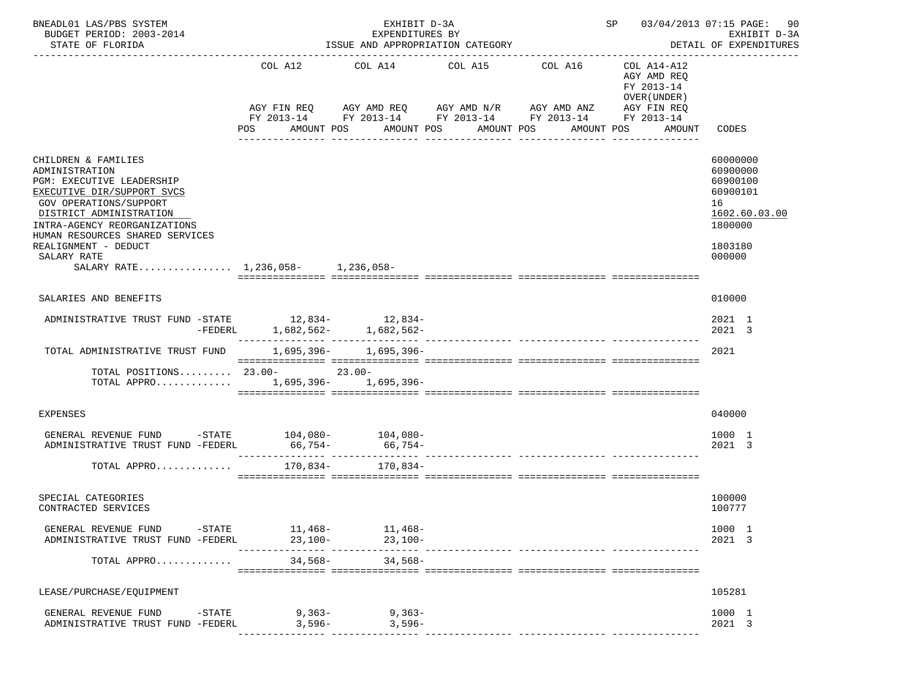BNEADL01 LAS/PBS SYSTEM EXHIBIT D-3A SP 03/04/2013 07:15 PAGE: 90
BUDGET PERIOD: 2003-2014 EXPENDITURES BY EXHIBIT D-3A
STATE OF FLORIDA ISSUE AND APPROPRIATION CATEGORY DETAIL OF EXPENDITURES

| | COL A12 AGY FIN REQ FY 2013-14 POS AMOUNT | COL A14 AGY AMD REQ FY 2013-14 POS AMOUNT | COL A15 AGY AMD N/R FY 2013-14 POS AMOUNT | COL A16 AGY AMD ANZ FY 2013-14 POS AMOUNT | COL A14-A12 AGY AMD REQ FY 2013-14 OVER(UNDER) AGY FIN REQ FY 2013-14 POS AMOUNT | CODES |
|---|---|---|---|---|---|---|
| CHILDREN & FAMILIES | | | | | | 60000000 |
| ADMINISTRATION | | | | | | 60900000 |
| PGM: EXECUTIVE LEADERSHIP | | | | | | 60900100 |
| EXECUTIVE DIR/SUPPORT SVCS | | | | | | 60900101 |
| GOV OPERATIONS/SUPPORT | | | | | | 16 |
| DISTRICT ADMINISTRATION | | | | | | 1602.60.03.00 |
| INTRA-AGENCY REORGANIZATIONS | | | | | | 1800000 |
| HUMAN RESOURCES SHARED SERVICES REALIGNMENT - DEDUCT | | | | | | 1803180 |
| SALARY RATE | | | | | | 000000 |
| SALARY RATE................ | 1,236,058- | 1,236,058- | | | | |
| SALARIES AND BENEFITS | | | | | | 010000 |
| ADMINISTRATIVE TRUST FUND -STATE | 12,834- | 12,834- | | | | 2021 1 |
| -FEDERL | 1,682,562- | 1,682,562- | | | | 2021 3 |
| TOTAL ADMINISTRATIVE TRUST FUND | 1,695,396- | 1,695,396- | | | | 2021 |
| TOTAL POSITIONS......... | 23.00- | 23.00- | | | | |
| TOTAL APPRO............. | 1,695,396- | 1,695,396- | | | | |
| EXPENSES | | | | | | 040000 |
| GENERAL REVENUE FUND -STATE | 104,080- | 104,080- | | | | 1000 1 |
| ADMINISTRATIVE TRUST FUND -FEDERL | 66,754- | 66,754- | | | | 2021 3 |
| TOTAL APPRO............. | 170,834- | 170,834- | | | | |
| SPECIAL CATEGORIES | | | | | | 100000 |
| CONTRACTED SERVICES | | | | | | 100777 |
| GENERAL REVENUE FUND -STATE | 11,468- | 11,468- | | | | 1000 1 |
| ADMINISTRATIVE TRUST FUND -FEDERL | 23,100- | 23,100- | | | | 2021 3 |
| TOTAL APPRO............. | 34,568- | 34,568- | | | | |
| LEASE/PURCHASE/EQUIPMENT | | | | | | 105281 |
| GENERAL REVENUE FUND -STATE | 9,363- | 9,363- | | | | 1000 1 |
| ADMINISTRATIVE TRUST FUND -FEDERL | 3,596- | 3,596- | | | | 2021 3 |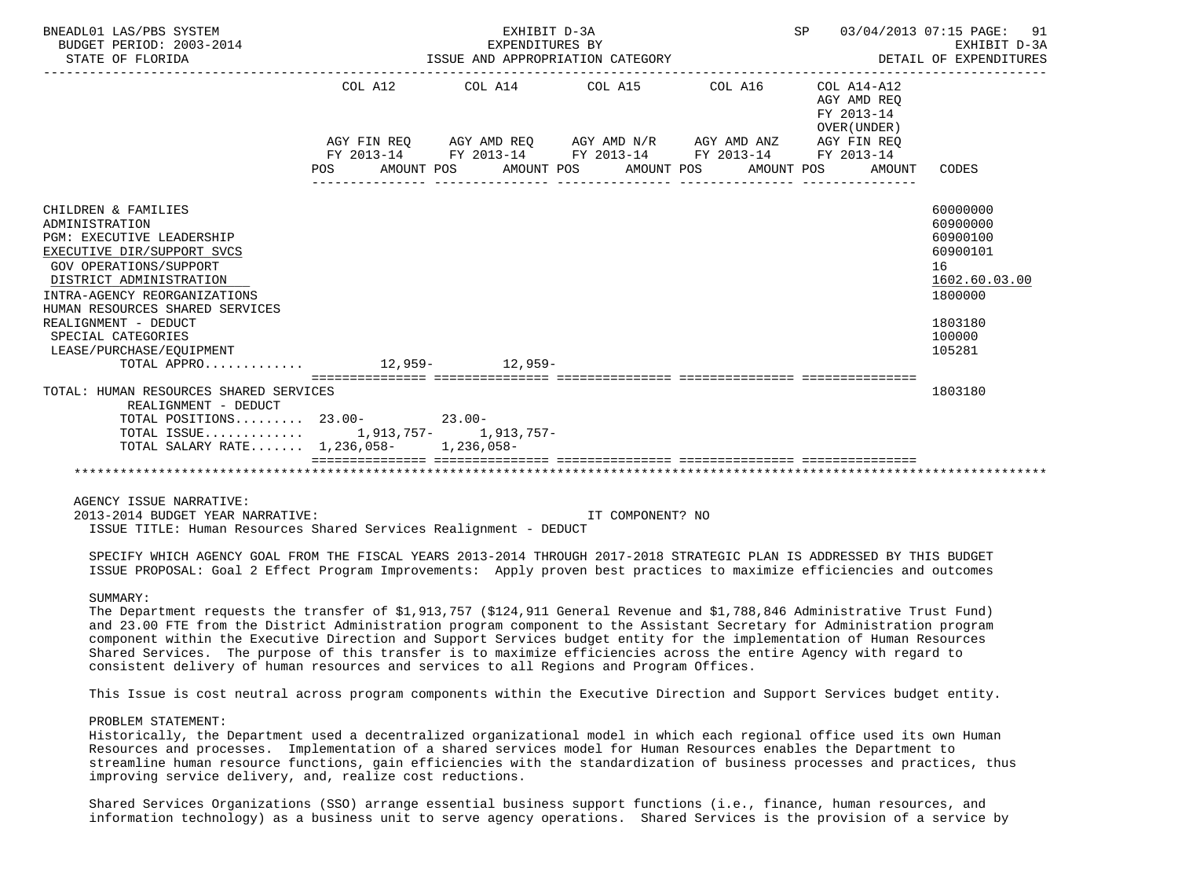BNEADL01 LAS/PBS SYSTEM | EXHIBIT D-3A | SP 03/04/2013 07:15 PAGE: 91
BUDGET PERIOD: 2003-2014 | EXPENDITURES BY | EXHIBIT D-3A
STATE OF FLORIDA | ISSUE AND APPROPRIATION CATEGORY | DETAIL OF EXPENDITURES

| | COL A12 AGY FIN REQ FY 2013-14 POS AMOUNT | COL A14 AGY AMD REQ FY 2013-14 POS AMOUNT | COL A15 AGY AMD N/R FY 2013-14 POS AMOUNT | COL A16 AGY AMD ANZ FY 2013-14 POS AMOUNT | COL A14-A12 AGY AMD REQ FY 2013-14 OVER(UNDER) AGY FIN REQ FY 2013-14 POS AMOUNT | CODES |
|---|---|---|---|---|---|---|
| CHILDREN & FAMILIES | | | | | | 60000000 |
| ADMINISTRATION | | | | | | 60900000 |
| PGM: EXECUTIVE LEADERSHIP | | | | | | 60900100 |
| EXECUTIVE DIR/SUPPORT SVCS | | | | | | 60900101 |
| GOV OPERATIONS/SUPPORT | | | | | | 16 |
| DISTRICT ADMINISTRATION | | | | | | 1602.60.03.00 |
| INTRA-AGENCY REORGANIZATIONS | | | | | | 1800000 |
| HUMAN RESOURCES SHARED SERVICES REALIGNMENT - DEDUCT | | | | | | 1803180 |
| SPECIAL CATEGORIES | | | | | | 100000 |
| LEASE/PURCHASE/EQUIPMENT | | | | | | 105281 |
| TOTAL APPRO............ | 12,959- | 12,959- | | | | |
| TOTAL: HUMAN RESOURCES SHARED SERVICES REALIGNMENT - DEDUCT | | | | | | 1803180 |
| TOTAL POSITIONS......... | 23.00- | 23.00- | | | | |
| TOTAL ISSUE............ | 1,913,757- | 1,913,757- | | | | |
| TOTAL SALARY RATE....... | 1,236,058- | 1,236,058- | | | | |

AGENCY ISSUE NARRATIVE:
2013-2014 BUDGET YEAR NARRATIVE: IT COMPONENT? NO
ISSUE TITLE: Human Resources Shared Services Realignment - DEDUCT

SPECIFY WHICH AGENCY GOAL FROM THE FISCAL YEARS 2013-2014 THROUGH 2017-2018 STRATEGIC PLAN IS ADDRESSED BY THIS BUDGET ISSUE PROPOSAL: Goal 2 Effect Program Improvements: Apply proven best practices to maximize efficiencies and outcomes

SUMMARY:
The Department requests the transfer of $1,913,757 ($124,911 General Revenue and $1,788,846 Administrative Trust Fund) and 23.00 FTE from the District Administration program component to the Assistant Secretary for Administration program component within the Executive Direction and Support Services budget entity for the implementation of Human Resources Shared Services. The purpose of this transfer is to maximize efficiencies across the entire Agency with regard to consistent delivery of human resources and services to all Regions and Program Offices.

This Issue is cost neutral across program components within the Executive Direction and Support Services budget entity.

PROBLEM STATEMENT:
Historically, the Department used a decentralized organizational model in which each regional office used its own Human Resources and processes. Implementation of a shared services model for Human Resources enables the Department to streamline human resource functions, gain efficiencies with the standardization of business processes and practices, thus improving service delivery, and, realize cost reductions.

Shared Services Organizations (SSO) arrange essential business support functions (i.e., finance, human resources, and information technology) as a business unit to serve agency operations. Shared Services is the provision of a service by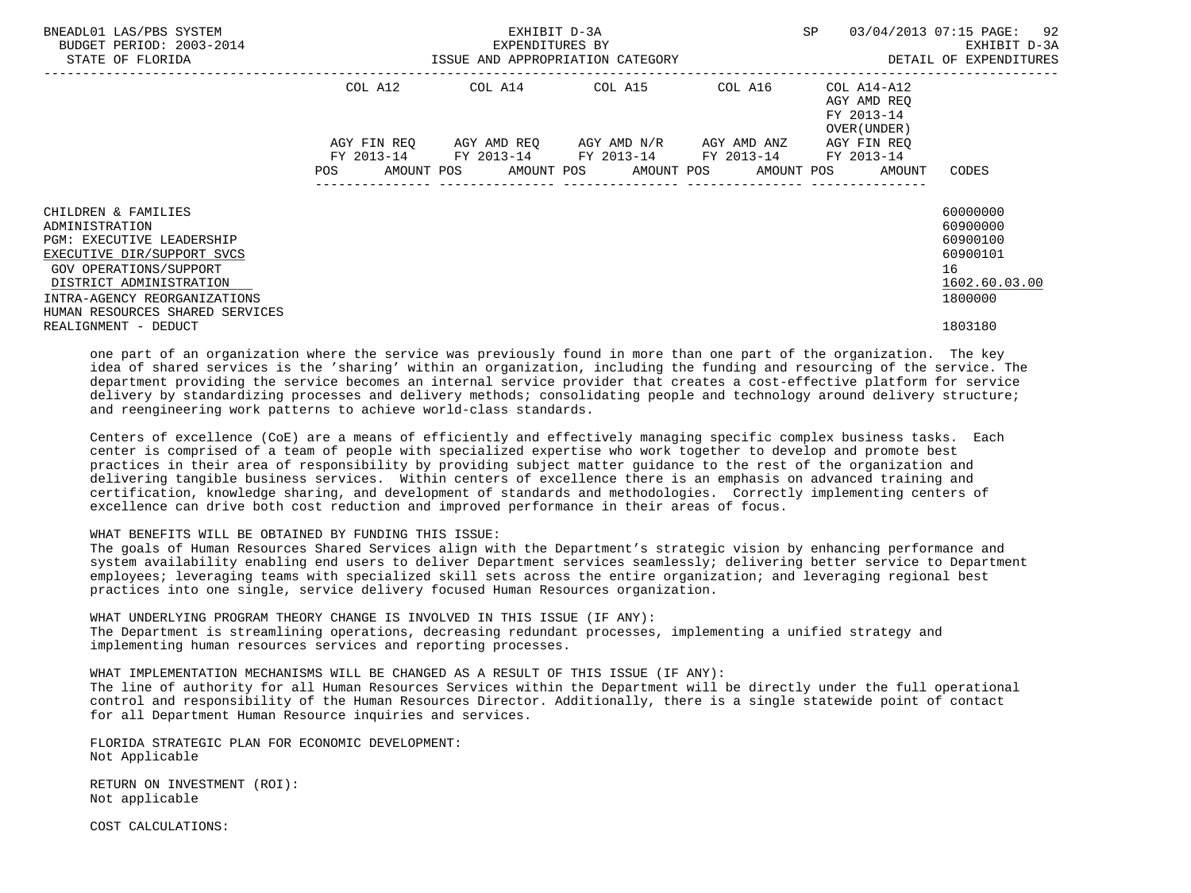| | COL A12 | COL A14 | COL A15 | COL A16 | COL A14-A12 AGY AMD REQ FY 2013-14 OVER(UNDER) | |
|---|---|---|---|---|---|---|
| | AGY FIN REQ FY 2013-14 | AGY AMD REQ FY 2013-14 | AGY AMD N/R FY 2013-14 | AGY AMD ANZ FY 2013-14 | AGY FIN REQ FY 2013-14 | |
| | POS AMOUNT | POS AMOUNT | POS AMOUNT | POS AMOUNT | POS AMOUNT | CODES |
| CHILDREN & FAMILIES | | | | | | 60000000 |
| ADMINISTRATION | | | | | | 60900000 |
| PGM: EXECUTIVE LEADERSHIP | | | | | | 60900100 |
| EXECUTIVE DIR/SUPPORT SVCS | | | | | | 60900101 |
| GOV OPERATIONS/SUPPORT | | | | | | 16 |
| DISTRICT ADMINISTRATION | | | | | | 1602.60.03.00 |
| INTRA-AGENCY REORGANIZATIONS | | | | | | 1800000 |
| HUMAN RESOURCES SHARED SERVICES REALIGNMENT - DEDUCT | | | | | | 1803180 |

one part of an organization where the service was previously found in more than one part of the organization. The key idea of shared services is the 'sharing' within an organization, including the funding and resourcing of the service. The department providing the service becomes an internal service provider that creates a cost-effective platform for service delivery by standardizing processes and delivery methods; consolidating people and technology around delivery structure; and reengineering work patterns to achieve world-class standards.

Centers of excellence (CoE) are a means of efficiently and effectively managing specific complex business tasks. Each center is comprised of a team of people with specialized expertise who work together to develop and promote best practices in their area of responsibility by providing subject matter guidance to the rest of the organization and delivering tangible business services. Within centers of excellence there is an emphasis on advanced training and certification, knowledge sharing, and development of standards and methodologies. Correctly implementing centers of excellence can drive both cost reduction and improved performance in their areas of focus.

WHAT BENEFITS WILL BE OBTAINED BY FUNDING THIS ISSUE:
The goals of Human Resources Shared Services align with the Department's strategic vision by enhancing performance and system availability enabling end users to deliver Department services seamlessly; delivering better service to Department employees; leveraging teams with specialized skill sets across the entire organization; and leveraging regional best practices into one single, service delivery focused Human Resources organization.

WHAT UNDERLYING PROGRAM THEORY CHANGE IS INVOLVED IN THIS ISSUE (IF ANY):
The Department is streamlining operations, decreasing redundant processes, implementing a unified strategy and implementing human resources services and reporting processes.

WHAT IMPLEMENTATION MECHANISMS WILL BE CHANGED AS A RESULT OF THIS ISSUE (IF ANY):
The line of authority for all Human Resources Services within the Department will be directly under the full operational control and responsibility of the Human Resources Director. Additionally, there is a single statewide point of contact for all Department Human Resource inquiries and services.

FLORIDA STRATEGIC PLAN FOR ECONOMIC DEVELOPMENT:
Not Applicable

RETURN ON INVESTMENT (ROI):
Not applicable

COST CALCULATIONS: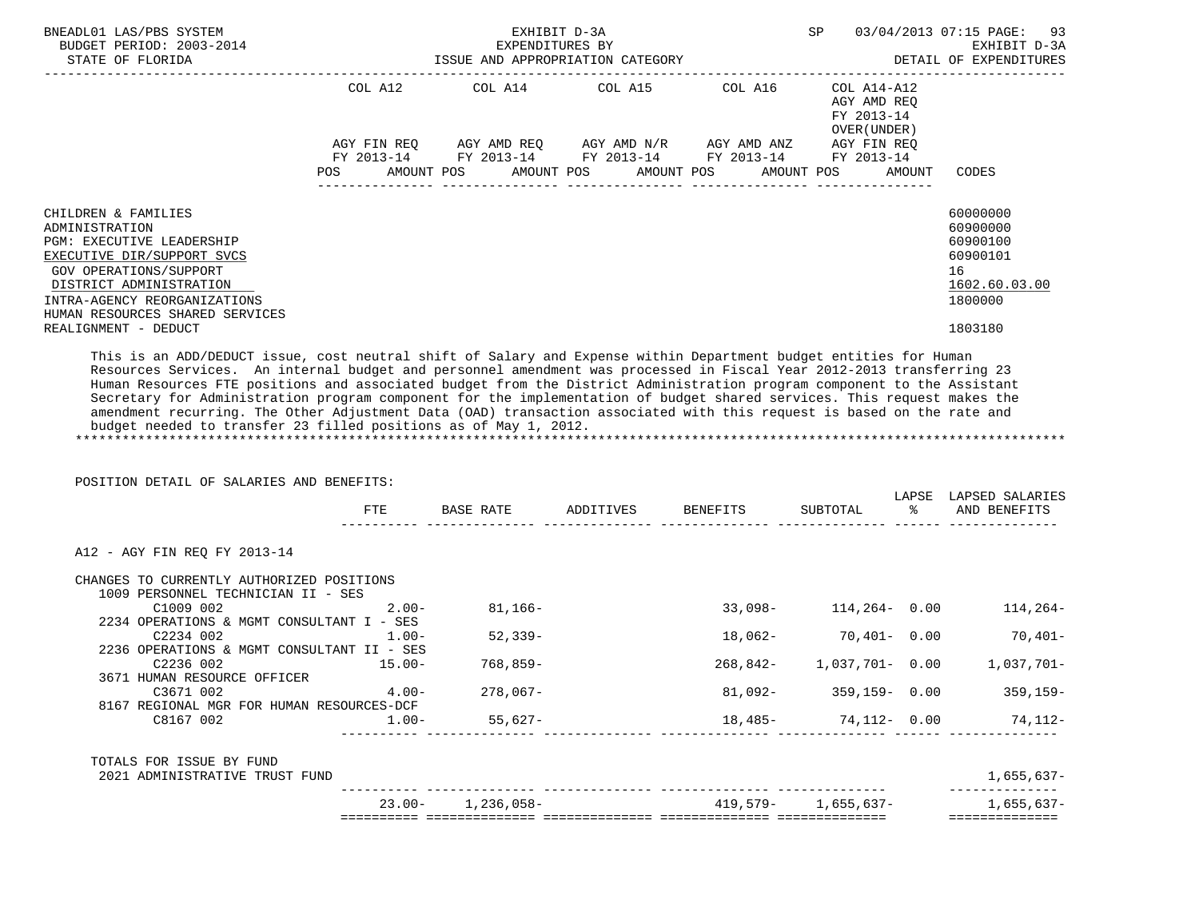BNEADL01 LAS/PBS SYSTEM — EXHIBIT D-3A — EXPENDITURES BY ISSUE AND APPROPRIATION CATEGORY
BUDGET PERIOD: 2003-2014
STATE OF FLORIDA
SP 03/04/2013 07:15
EXHIBIT D-3A — DETAIL OF EXPENDITURES

| | COL A12 AGY FIN REQ FY 2013-14 POS AMOUNT | COL A14 AGY AMD REQ FY 2013-14 POS AMOUNT | COL A15 AGY AMD N/R FY 2013-14 POS AMOUNT | COL A16 AGY AMD ANZ FY 2013-14 POS AMOUNT | COL A14-A12 AGY AMD REQ FY 2013-14 OVER(UNDER) AGY FIN REQ FY 2013-14 POS AMOUNT | CODES |
|---|---|---|---|---|---|---|
| CHILDREN & FAMILIES | | | | | | 60000000 |
| ADMINISTRATION | | | | | | 60900000 |
| PGM: EXECUTIVE LEADERSHIP | | | | | | 60900100 |
| EXECUTIVE DIR/SUPPORT SVCS | | | | | | 60900101 |
| GOV OPERATIONS/SUPPORT | | | | | | 16 |
| DISTRICT ADMINISTRATION | | | | | | 1602.60.03.00 |
| INTRA-AGENCY REORGANIZATIONS | | | | | | 1800000 |
| HUMAN RESOURCES SHARED SERVICES REALIGNMENT - DEDUCT | | | | | | 1803180 |

This is an ADD/DEDUCT issue, cost neutral shift of Salary and Expense within Department budget entities for Human Resources Services. An internal budget and personnel amendment was processed in Fiscal Year 2012-2013 transferring 23 Human Resources FTE positions and associated budget from the District Administration program component to the Assistant Secretary for Administration program component for the implementation of budget shared services. This request makes the amendment recurring. The Other Adjustment Data (OAD) transaction associated with this request is based on the rate and budget needed to transfer 23 filled positions as of May 1, 2012.

POSITION DETAIL OF SALARIES AND BENEFITS:

| | FTE | BASE RATE | ADDITIVES | BENEFITS | SUBTOTAL | LAPSE % | LAPSED SALARIES AND BENEFITS |
|---|---|---|---|---|---|---|---|
| A12 - AGY FIN REQ FY 2013-14 | | | | | | | |
| CHANGES TO CURRENTLY AUTHORIZED POSITIONS | | | | | | | |
| 1009 PERSONNEL TECHNICIAN II - SES | | | | | | | |
| C1009 002 | 2.00- | 81,166- | | 33,098- | 114,264- | 0.00 | 114,264- |
| 2234 OPERATIONS & MGMT CONSULTANT I - SES | | | | | | | |
| C2234 002 | 1.00- | 52,339- | | 18,062- | 70,401- | 0.00 | 70,401- |
| 2236 OPERATIONS & MGMT CONSULTANT II - SES | | | | | | | |
| C2236 002 | 15.00- | 768,859- | | 268,842- | 1,037,701- | 0.00 | 1,037,701- |
| 3671 HUMAN RESOURCE OFFICER | | | | | | | |
| C3671 002 | 4.00- | 278,067- | | 81,092- | 359,159- | 0.00 | 359,159- |
| 8167 REGIONAL MGR FOR HUMAN RESOURCES-DCF | | | | | | | |
| C8167 002 | 1.00- | 55,627- | | 18,485- | 74,112- | 0.00 | 74,112- |
| TOTALS FOR ISSUE BY FUND | | | | | | | |
| 2021 ADMINISTRATIVE TRUST FUND | | | | | | | 1,655,637- |
| | 23.00- | 1,236,058- | | 419,579- | 1,655,637- | | 1,655,637- |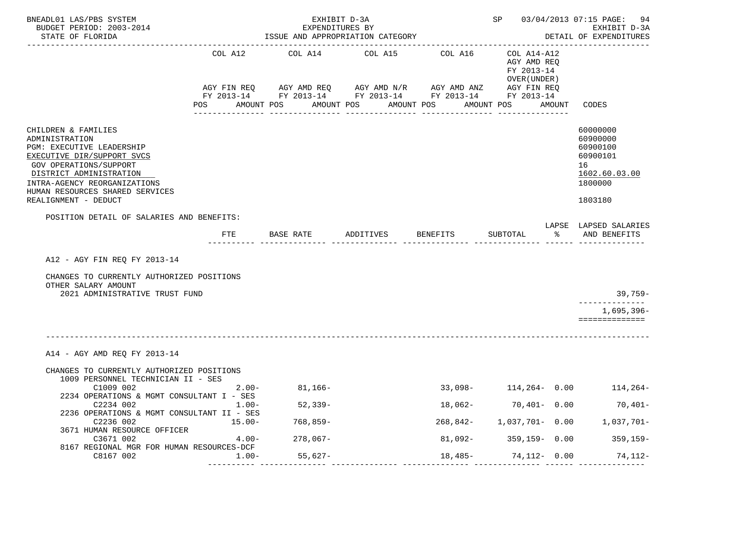BNEADL01 LAS/PBS SYSTEM — EXHIBIT D-3A — EXPENDITURES BY ISSUE AND APPROPRIATION CATEGORY — SP 03/04/2013 07:15
BUDGET PERIOD: 2003-2014 — EXHIBIT D-3A
STATE OF FLORIDA — DETAIL OF EXPENDITURES

| | COL A12 AGY FIN REQ FY 2013-14 POS AMOUNT | COL A14 AGY AMD REQ FY 2013-14 POS AMOUNT | COL A15 AGY AMD N/R FY 2013-14 POS AMOUNT | COL A16 AGY AMD ANZ FY 2013-14 POS AMOUNT | COL A14-A12 AGY AMD REQ FY 2013-14 OVER(UNDER) AGY FIN REQ FY 2013-14 POS AMOUNT | CODES |
|---|---|---|---|---|---|---|

| | CODES |
|---|---|
| CHILDREN & FAMILIES | 60000000 |
| ADMINISTRATION | 60900000 |
| PGM: EXECUTIVE LEADERSHIP | 60900100 |
| EXECUTIVE DIR/SUPPORT SVCS | 60900101 |
| GOV OPERATIONS/SUPPORT | 16 |
| DISTRICT ADMINISTRATION | 1602.60.03.00 |
| INTRA-AGENCY REORGANIZATIONS | 1800000 |
| HUMAN RESOURCES SHARED SERVICES REALIGNMENT - DEDUCT | 1803180 |

POSITION DETAIL OF SALARIES AND BENEFITS:

| | FTE | BASE RATE | ADDITIVES | BENEFITS | SUBTOTAL | LAPSE % | LAPSED SALARIES AND BENEFITS |
|---|---|---|---|---|---|---|---|
| **A12 - AGY FIN REQ FY 2013-14** | | | | | | | |
| CHANGES TO CURRENTLY AUTHORIZED POSITIONS | | | | | | | |
| OTHER SALARY AMOUNT | | | | | | | |
| 2021 ADMINISTRATIVE TRUST FUND | | | | | | | 39,759- |
| | | | | | | | 1,695,396- |
| **A14 - AGY AMD REQ FY 2013-14** | | | | | | | |
| CHANGES TO CURRENTLY AUTHORIZED POSITIONS | | | | | | | |
| 1009 PERSONNEL TECHNICIAN II - SES | | | | | | | |
| C1009 002 | 2.00- | 81,166- | | 33,098- | 114,264- | 0.00 | 114,264- |
| 2234 OPERATIONS & MGMT CONSULTANT I - SES | | | | | | | |
| C2234 002 | 1.00- | 52,339- | | 18,062- | 70,401- | 0.00 | 70,401- |
| 2236 OPERATIONS & MGMT CONSULTANT II - SES | | | | | | | |
| C2236 002 | 15.00- | 768,859- | | 268,842- | 1,037,701- | 0.00 | 1,037,701- |
| 3671 HUMAN RESOURCE OFFICER | | | | | | | |
| C3671 002 | 4.00- | 278,067- | | 81,092- | 359,159- | 0.00 | 359,159- |
| 8167 REGIONAL MGR FOR HUMAN RESOURCES-DCF | | | | | | | |
| C8167 002 | 1.00- | 55,627- | | 18,485- | 74,112- | 0.00 | 74,112- |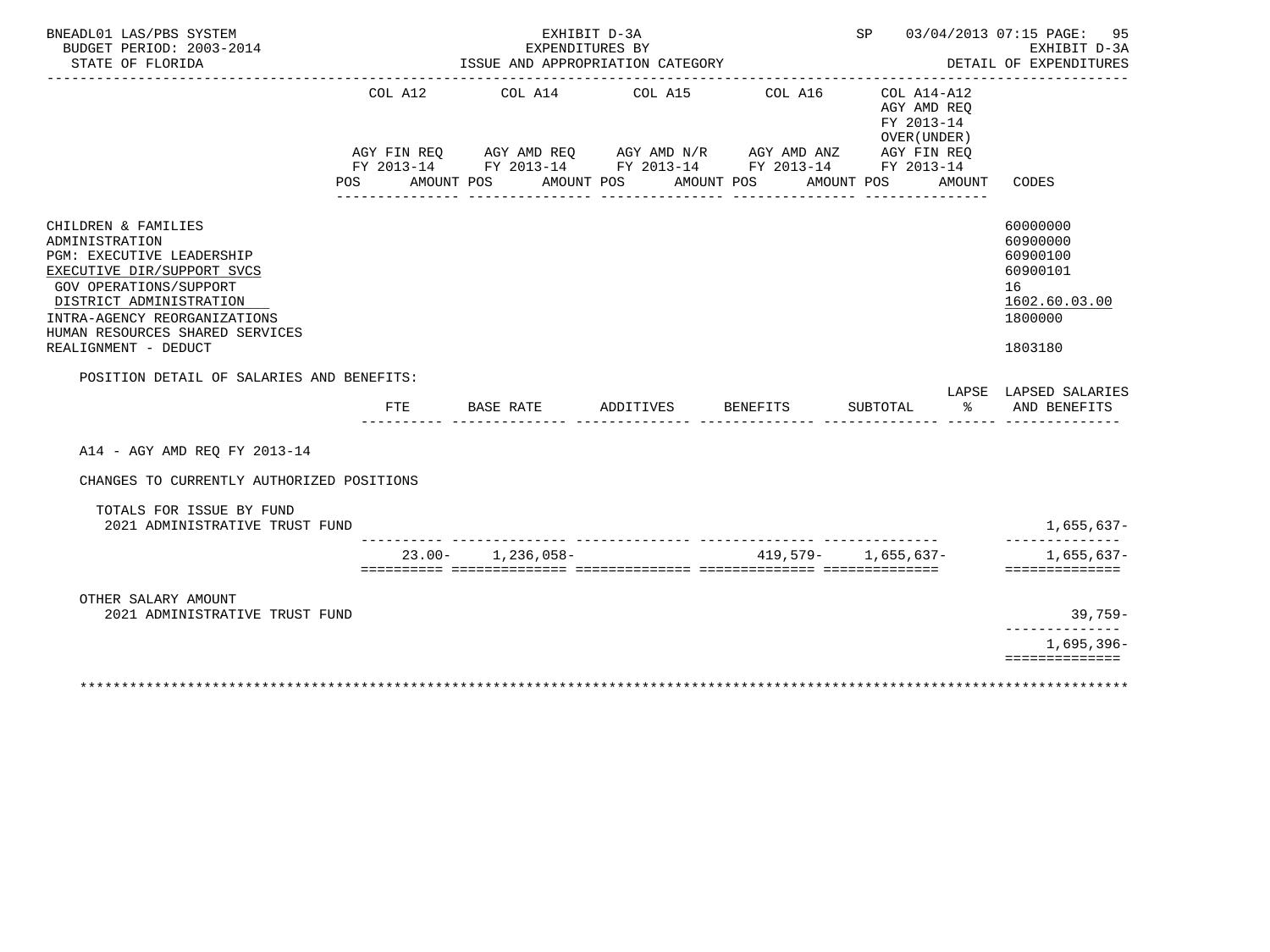BNEADL01 LAS/PBS SYSTEM — EXHIBIT D-3A — SP 03/04/2013 07:15 PAGE: 95
BUDGET PERIOD: 2003-2014 — EXPENDITURES BY — EXHIBIT D-3A
STATE OF FLORIDA — ISSUE AND APPROPRIATION CATEGORY — DETAIL OF EXPENDITURES

| | COL A12 AGY FIN REQ FY 2013-14 POS AMOUNT | COL A14 AGY AMD REQ FY 2013-14 POS AMOUNT | COL A15 AGY AMD N/R FY 2013-14 POS AMOUNT | COL A16 AGY AMD ANZ FY 2013-14 POS AMOUNT | COL A14-A12 AGY AMD REQ FY 2013-14 OVER(UNDER) AGY FIN REQ FY 2013-14 POS AMOUNT | CODES |
|---|---|---|---|---|---|---|
| CHILDREN & FAMILIES | | | | | | 60000000 |
| ADMINISTRATION | | | | | | 60900000 |
| PGM: EXECUTIVE LEADERSHIP | | | | | | 60900100 |
| EXECUTIVE DIR/SUPPORT SVCS | | | | | | 60900101 |
| GOV OPERATIONS/SUPPORT | | | | | | 16 |
| DISTRICT ADMINISTRATION | | | | | | 1602.60.03.00 |
| INTRA-AGENCY REORGANIZATIONS | | | | | | 1800000 |
| HUMAN RESOURCES SHARED SERVICES REALIGNMENT - DEDUCT | | | | | | 1803180 |

POSITION DETAIL OF SALARIES AND BENEFITS:

| | FTE | BASE RATE | ADDITIVES | BENEFITS | SUBTOTAL | LAPSE % | LAPSED SALARIES AND BENEFITS |
|---|---|---|---|---|---|---|---|
| A14 - AGY AMD REQ FY 2013-14 | | | | | | | |
| CHANGES TO CURRENTLY AUTHORIZED POSITIONS | | | | | | | |
| TOTALS FOR ISSUE BY FUND | | | | | | | |
| 2021 ADMINISTRATIVE TRUST FUND | | | | | | | 1,655,637- |
| | 23.00- | 1,236,058- | | 419,579- | 1,655,637- | | 1,655,637- |
| OTHER SALARY AMOUNT | | | | | | | |
| 2021 ADMINISTRATIVE TRUST FUND | | | | | | | 39,759- |
| | | | | | | | 1,695,396- |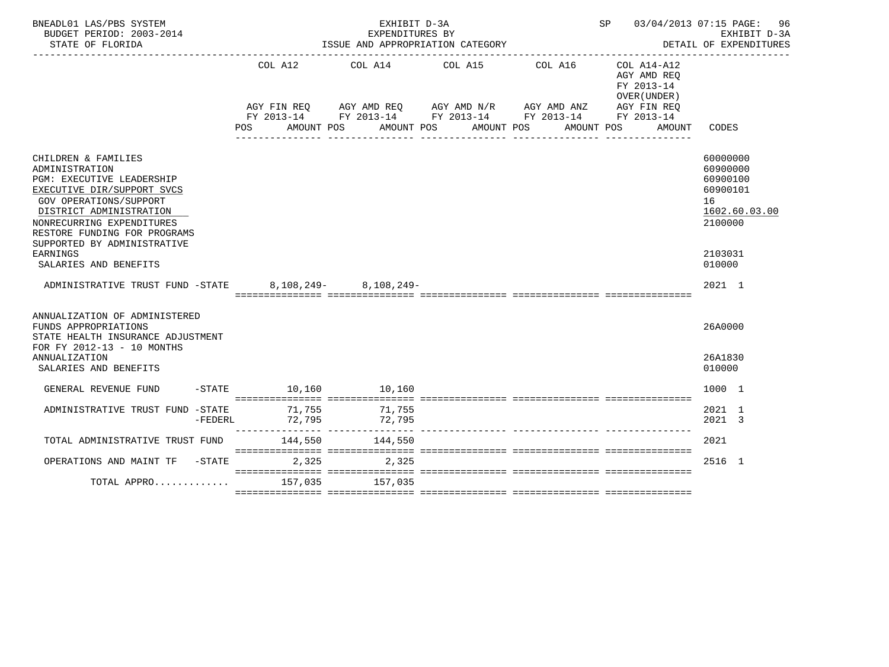BNEADL01 LAS/PBS SYSTEM | EXHIBIT D-3A | SP 03/04/2013 07:15 PAGE: 96
BUDGET PERIOD: 2003-2014 | EXPENDITURES BY | EXHIBIT D-3A
STATE OF FLORIDA | ISSUE AND APPROPRIATION CATEGORY | DETAIL OF EXPENDITURES

| | COL A12 AGY FIN REQ FY 2013-14 POS AMOUNT | COL A14 AGY AMD REQ FY 2013-14 POS AMOUNT | COL A15 AGY AMD N/R FY 2013-14 POS AMOUNT | COL A16 AGY AMD ANZ FY 2013-14 POS AMOUNT | COL A14-A12 AGY AMD REQ FY 2013-14 OVER(UNDER) AGY FIN REQ FY 2013-14 POS AMOUNT | CODES |
|---|---|---|---|---|---|---|
| CHILDREN & FAMILIES | | | | | | 60000000 |
| ADMINISTRATION | | | | | | 60900000 |
| PGM: EXECUTIVE LEADERSHIP | | | | | | 60900100 |
| EXECUTIVE DIR/SUPPORT SVCS | | | | | | 60900101 |
| GOV OPERATIONS/SUPPORT | | | | | | 16 |
| DISTRICT ADMINISTRATION | | | | | | 1602.60.03.00 |
| NONRECURRING EXPENDITURES | | | | | | 2100000 |
| RESTORE FUNDING FOR PROGRAMS SUPPORTED BY ADMINISTRATIVE EARNINGS | | | | | | 2103031 |
| SALARIES AND BENEFITS | | | | | | 010000 |
| ADMINISTRATIVE TRUST FUND -STATE | 8,108,249- | 8,108,249- | | | | 2021 1 |
| ANNUALIZATION OF ADMINISTERED FUNDS APPROPRIATIONS | | | | | | 26A0000 |
| STATE HEALTH INSURANCE ADJUSTMENT FOR FY 2012-13 - 10 MONTHS ANNUALIZATION | | | | | | 26A1830 |
| SALARIES AND BENEFITS | | | | | | 010000 |
| GENERAL REVENUE FUND -STATE | 10,160 | 10,160 | | | | 1000 1 |
| ADMINISTRATIVE TRUST FUND -STATE | 71,755 | 71,755 | | | | 2021 1 |
| -FEDERL | 72,795 | 72,795 | | | | 2021 3 |
| TOTAL ADMINISTRATIVE TRUST FUND | 144,550 | 144,550 | | | | 2021 |
| OPERATIONS AND MAINT TF -STATE | 2,325 | 2,325 | | | | 2516 1 |
| TOTAL APPRO............ | 157,035 | 157,035 | | | | |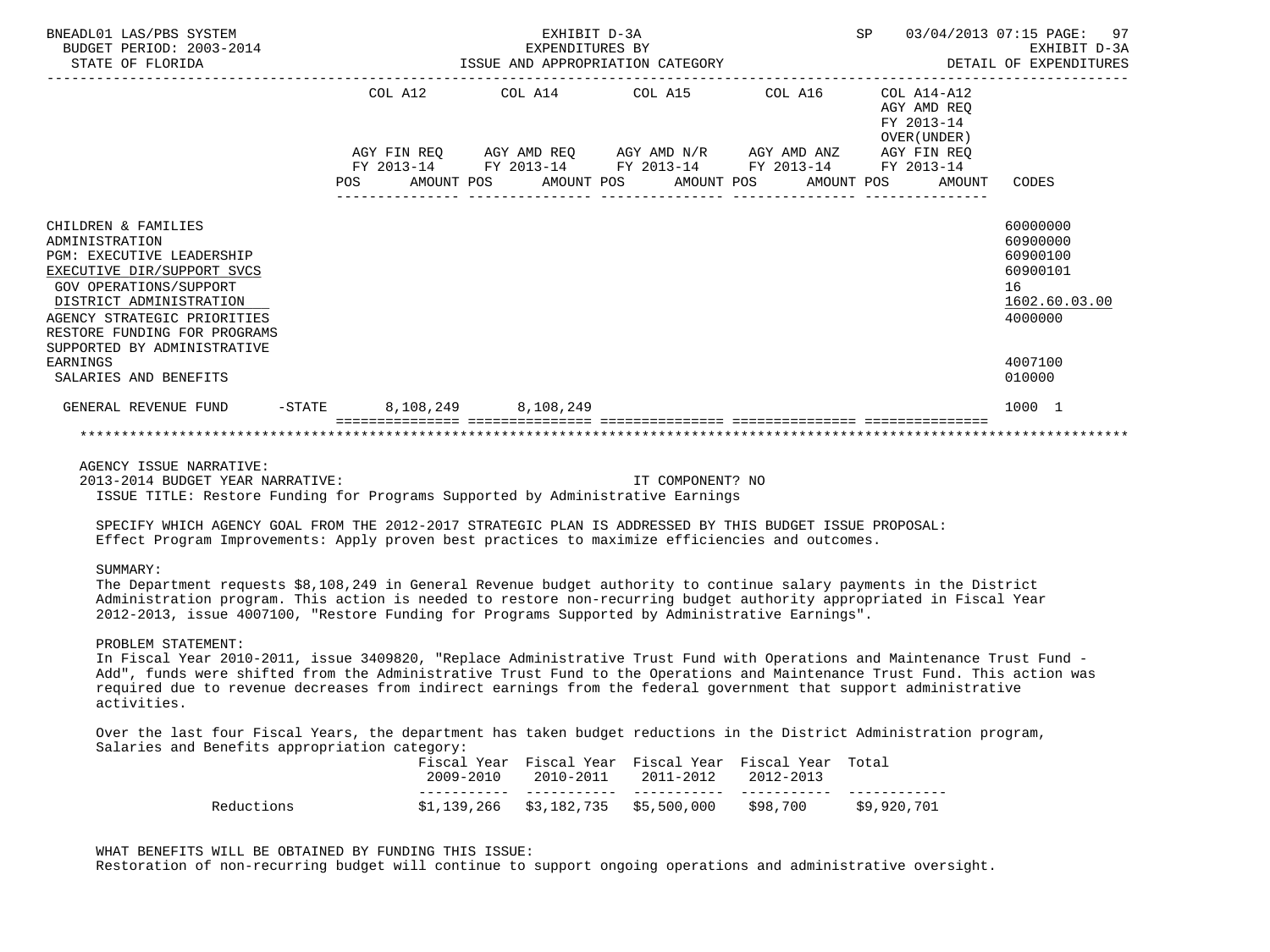BNEADL01 LAS/PBS SYSTEM — EXHIBIT D-3A — EXPENDITURES BY ISSUE AND APPROPRIATION CATEGORY — SP 03/04/2013 07:15

BUDGET PERIOD: 2003-2014 — EXHIBIT D-3A

STATE OF FLORIDA — DETAIL OF EXPENDITURES

| | COL A12 AGY FIN REQ FY 2013-14 POS AMOUNT | COL A14 AGY AMD REQ FY 2013-14 POS AMOUNT | COL A15 AGY AMD N/R FY 2013-14 POS AMOUNT | COL A16 AGY AMD ANZ FY 2013-14 POS AMOUNT | COL A14-A12 AGY AMD REQ FY 2013-14 OVER(UNDER) AGY FIN REQ FY 2013-14 POS AMOUNT | CODES |
|---|---|---|---|---|---|---|
| CHILDREN & FAMILIES | | | | | | 60000000 |
| ADMINISTRATION | | | | | | 60900000 |
| PGM: EXECUTIVE LEADERSHIP | | | | | | 60900100 |
| EXECUTIVE DIR/SUPPORT SVCS | | | | | | 60900101 |
| GOV OPERATIONS/SUPPORT | | | | | | 16 |
| DISTRICT ADMINISTRATION | | | | | | 1602.60.03.00 |
| AGENCY STRATEGIC PRIORITIES | | | | | | 4000000 |
| RESTORE FUNDING FOR PROGRAMS SUPPORTED BY ADMINISTRATIVE EARNINGS | | | | | | 4007100 |
| SALARIES AND BENEFITS | | | | | | 010000 |
| GENERAL REVENUE FUND -STATE | 8,108,249 | 8,108,249 | | | | 1000 1 |

AGENCY ISSUE NARRATIVE:

2013-2014 BUDGET YEAR NARRATIVE: IT COMPONENT? NO

ISSUE TITLE: Restore Funding for Programs Supported by Administrative Earnings

SPECIFY WHICH AGENCY GOAL FROM THE 2012-2017 STRATEGIC PLAN IS ADDRESSED BY THIS BUDGET ISSUE PROPOSAL:
Effect Program Improvements: Apply proven best practices to maximize efficiencies and outcomes.

SUMMARY:
The Department requests $8,108,249 in General Revenue budget authority to continue salary payments in the District Administration program. This action is needed to restore non-recurring budget authority appropriated in Fiscal Year 2012-2013, issue 4007100, "Restore Funding for Programs Supported by Administrative Earnings".

PROBLEM STATEMENT:
In Fiscal Year 2010-2011, issue 3409820, "Replace Administrative Trust Fund with Operations and Maintenance Trust Fund - Add", funds were shifted from the Administrative Trust Fund to the Operations and Maintenance Trust Fund. This action was required due to revenue decreases from indirect earnings from the federal government that support administrative activities.

Over the last four Fiscal Years, the department has taken budget reductions in the District Administration program, Salaries and Benefits appropriation category:

| | Fiscal Year 2009-2010 | Fiscal Year 2010-2011 | Fiscal Year 2011-2012 | Fiscal Year 2012-2013 | Total |
|---|---|---|---|---|---|
| Reductions | $1,139,266 | $3,182,735 | $5,500,000 | $98,700 | $9,920,701 |

WHAT BENEFITS WILL BE OBTAINED BY FUNDING THIS ISSUE:
Restoration of non-recurring budget will continue to support ongoing operations and administrative oversight.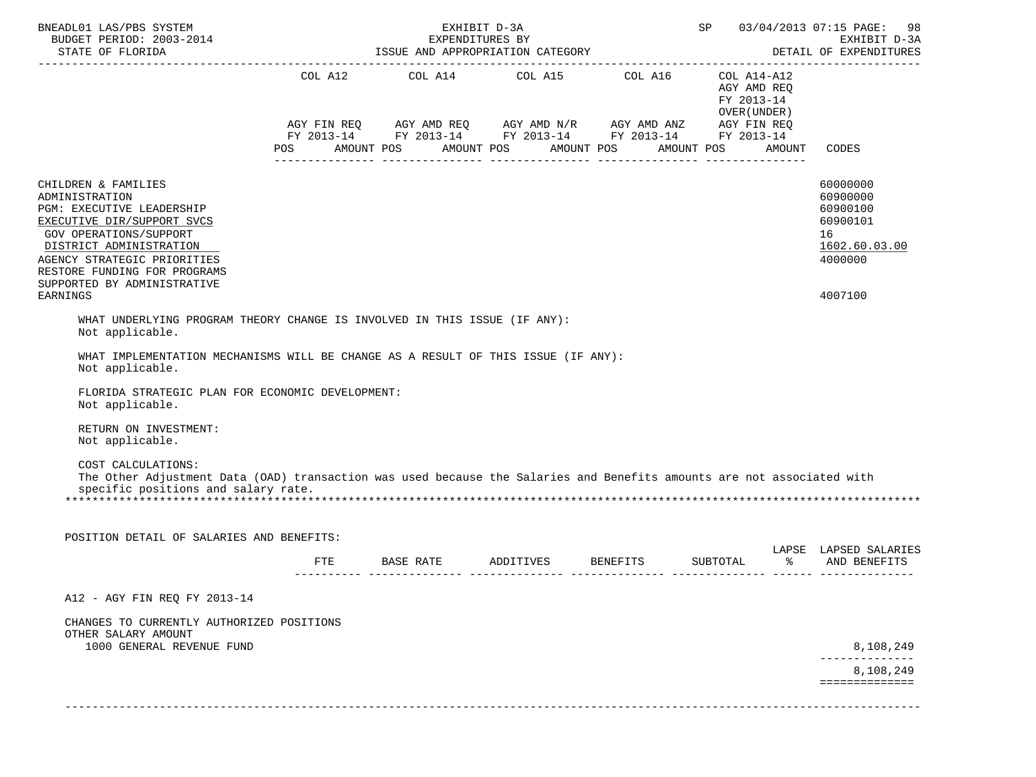EXHIBIT D-3A
EXPENDITURES BY
ISSUE AND APPROPRIATION CATEGORY

DETAIL OF EXPENDITURES

| | COL A12 AGY FIN REQ FY 2013-14 POS AMOUNT | COL A14 AGY AMD REQ FY 2013-14 POS AMOUNT | COL A15 AGY AMD N/R FY 2013-14 POS AMOUNT | COL A16 AGY AMD ANZ FY 2013-14 POS AMOUNT | COL A14-A12 AGY AMD REQ FY 2013-14 OVER(UNDER) AGY FIN REQ FY 2013-14 POS AMOUNT | CODES |
|---|---|---|---|---|---|---|
| CHILDREN & FAMILIES | | | | | | 60000000 |
| ADMINISTRATION | | | | | | 60900000 |
| PGM: EXECUTIVE LEADERSHIP | | | | | | 60900100 |
| EXECUTIVE DIR/SUPPORT SVCS | | | | | | 60900101 |
| GOV OPERATIONS/SUPPORT | | | | | | 16 |
| DISTRICT ADMINISTRATION | | | | | | 1602.60.03.00 |
| AGENCY STRATEGIC PRIORITIES | | | | | | 4000000 |
| RESTORE FUNDING FOR PROGRAMS SUPPORTED BY ADMINISTRATIVE EARNINGS | | | | | | 4007100 |

WHAT UNDERLYING PROGRAM THEORY CHANGE IS INVOLVED IN THIS ISSUE (IF ANY):
Not applicable.

WHAT IMPLEMENTATION MECHANISMS WILL BE CHANGE AS A RESULT OF THIS ISSUE (IF ANY):
Not applicable.

FLORIDA STRATEGIC PLAN FOR ECONOMIC DEVELOPMENT:
Not applicable.

RETURN ON INVESTMENT:
Not applicable.

COST CALCULATIONS:
The Other Adjustment Data (OAD) transaction was used because the Salaries and Benefits amounts are not associated with specific positions and salary rate.

*******************************************************************************************************************

POSITION DETAIL OF SALARIES AND BENEFITS:

| | FTE | BASE RATE | ADDITIVES | BENEFITS | SUBTOTAL | LAPSE % | LAPSED SALARIES AND BENEFITS |
|---|---|---|---|---|---|---|---|
| A12 - AGY FIN REQ FY 2013-14 | | | | | | | |
| CHANGES TO CURRENTLY AUTHORIZED POSITIONS | | | | | | | |
| OTHER SALARY AMOUNT | | | | | | | |
| 1000 GENERAL REVENUE FUND | | | | | | | 8,108,249 |
| | | | | | | | 8,108,249 |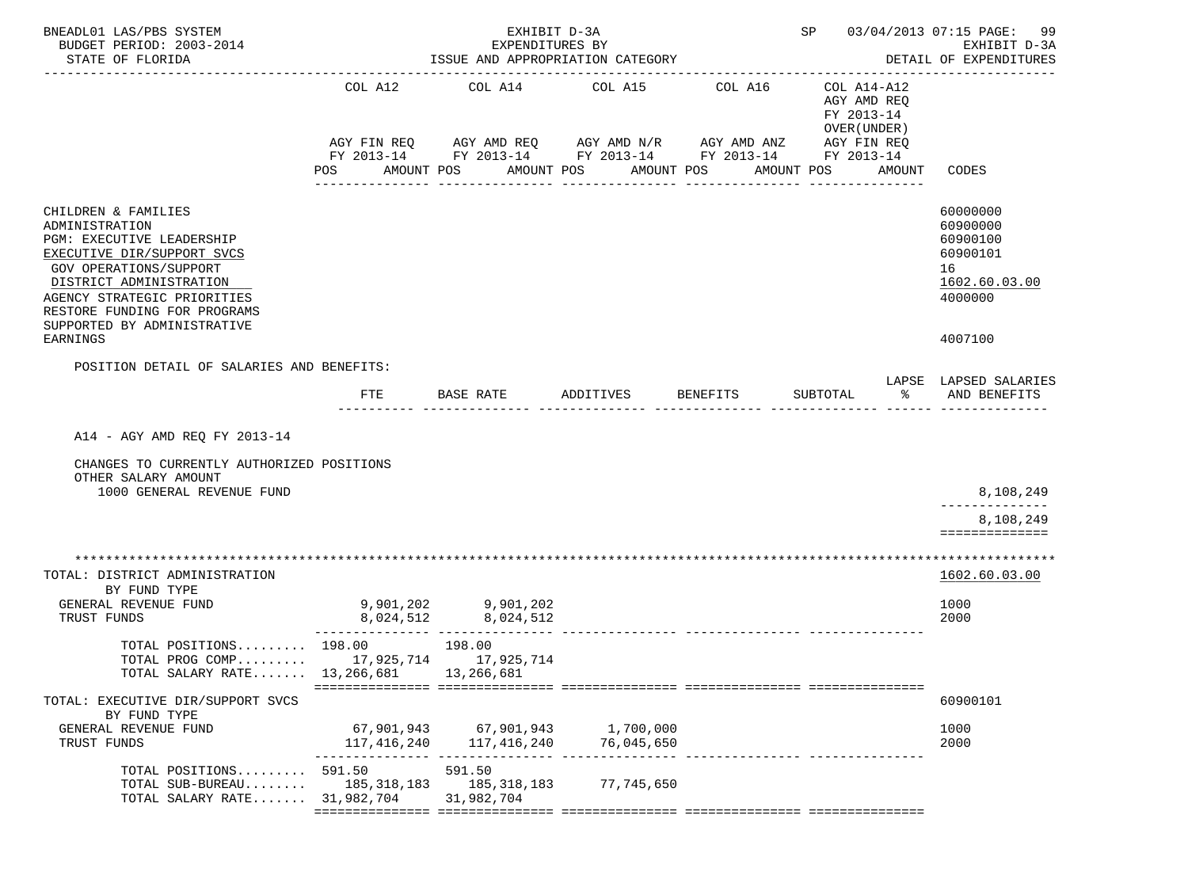BNEADL01 LAS/PBS SYSTEM — EXHIBIT D-3A — EXPENDITURES BY ISSUE AND APPROPRIATION CATEGORY — SP 03/04/2013 07:15 PAGE: 99

BUDGET PERIOD: 2003-2014 — STATE OF FLORIDA — EXHIBIT D-3A — DETAIL OF EXPENDITURES

| | COL A12 AGY FIN REQ FY 2013-14 POS AMOUNT | COL A14 AGY AMD REQ FY 2013-14 POS AMOUNT | COL A15 AGY AMD N/R FY 2013-14 POS AMOUNT | COL A16 AGY AMD ANZ FY 2013-14 POS AMOUNT | COL A14-A12 AGY AMD REQ FY 2013-14 OVER(UNDER) AGY FIN REQ FY 2013-14 POS AMOUNT | CODES |
|---|---|---|---|---|---|---|
| CHILDREN & FAMILIES | | | | | | 60000000 |
| ADMINISTRATION | | | | | | 60900000 |
| PGM: EXECUTIVE LEADERSHIP | | | | | | 60900100 |
| EXECUTIVE DIR/SUPPORT SVCS | | | | | | 60900101 |
| GOV OPERATIONS/SUPPORT | | | | | | 16 |
| DISTRICT ADMINISTRATION | | | | | | 1602.60.03.00 |
| AGENCY STRATEGIC PRIORITIES | | | | | | 4000000 |
| RESTORE FUNDING FOR PROGRAMS SUPPORTED BY ADMINISTRATIVE EARNINGS | | | | | | 4007100 |

POSITION DETAIL OF SALARIES AND BENEFITS:

| | FTE | BASE RATE | ADDITIVES | BENEFITS | SUBTOTAL | LAPSE % | LAPSED SALARIES AND BENEFITS |
|---|---|---|---|---|---|---|---|
| A14 - AGY AMD REQ FY 2013-14 | | | | | | | |
| CHANGES TO CURRENTLY AUTHORIZED POSITIONS | | | | | | | |
| OTHER SALARY AMOUNT | | | | | | | |
| 1000 GENERAL REVENUE FUND | | | | | | | 8,108,249 |
| | | | | | | | 8,108,249 |

| | COL A12 | COL A14 | COL A15 | COL A16 | COL A14-A12 | CODES |
|---|---|---|---|---|---|---|
| TOTAL: DISTRICT ADMINISTRATION | | | | | | 1602.60.03.00 |
| BY FUND TYPE | | | | | | |
| GENERAL REVENUE FUND | 9,901,202 | 9,901,202 | | | | 1000 |
| TRUST FUNDS | 8,024,512 | 8,024,512 | | | | 2000 |
| TOTAL POSITIONS......... | 198.00 | 198.00 | | | | |
| TOTAL PROG COMP......... | 17,925,714 | 17,925,714 | | | | |
| TOTAL SALARY RATE....... | 13,266,681 | 13,266,681 | | | | |
| TOTAL: EXECUTIVE DIR/SUPPORT SVCS | | | | | | 60900101 |
| BY FUND TYPE | | | | | | |
| GENERAL REVENUE FUND | 67,901,943 | 67,901,943 | 1,700,000 | | | 1000 |
| TRUST FUNDS | 117,416,240 | 117,416,240 | 76,045,650 | | | 2000 |
| TOTAL POSITIONS......... | 591.50 | 591.50 | | | | |
| TOTAL SUB-BUREAU........ | 185,318,183 | 185,318,183 | 77,745,650 | | | |
| TOTAL SALARY RATE....... | 31,982,704 | 31,982,704 | | | | |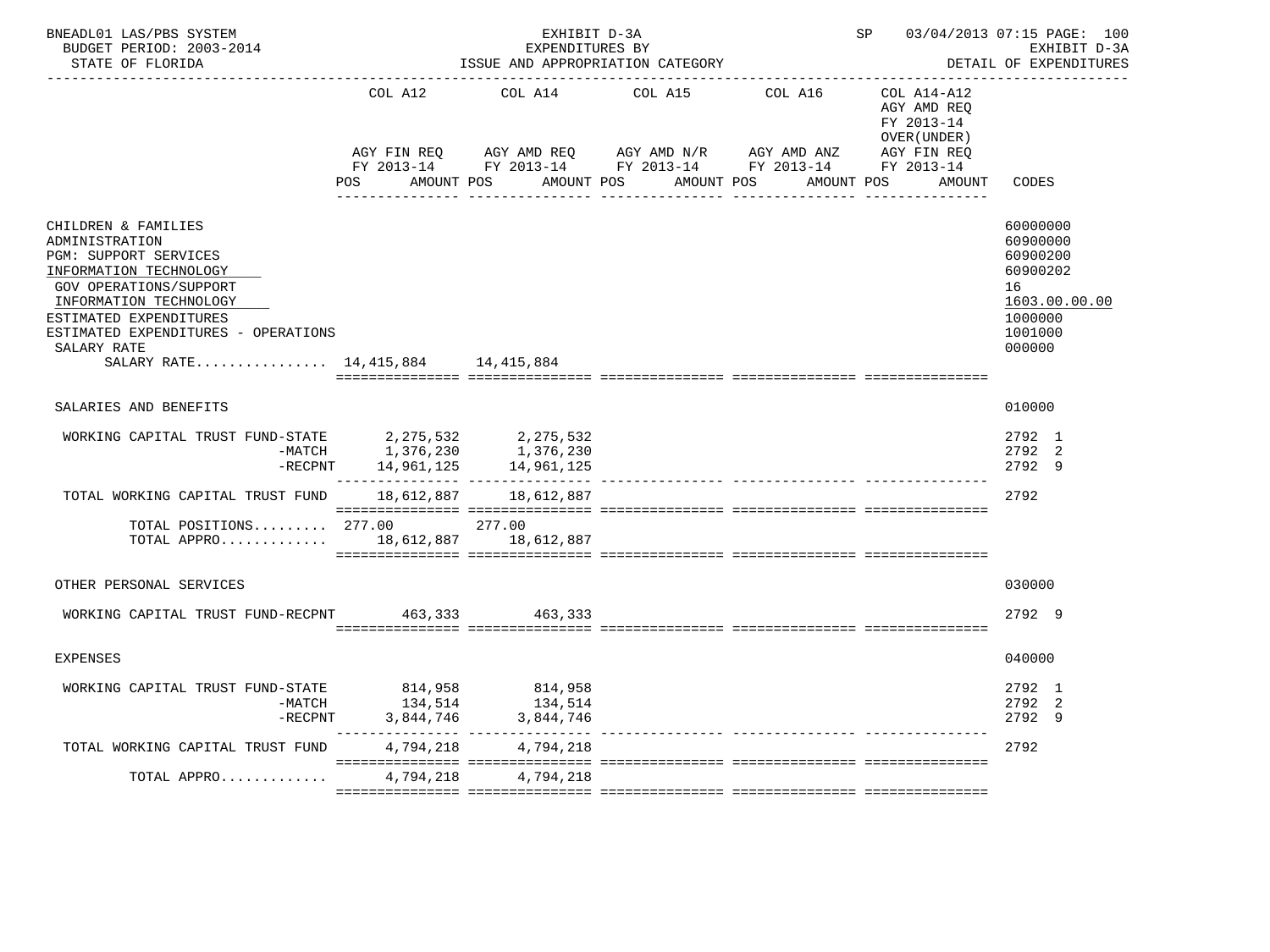BNEADL01 LAS/PBS SYSTEM | EXHIBIT D-3A | SP 03/04/2013 07:15 PAGE: 100
BUDGET PERIOD: 2003-2014 | EXPENDITURES BY | EXHIBIT D-3A
STATE OF FLORIDA | ISSUE AND APPROPRIATION CATEGORY | DETAIL OF EXPENDITURES

| | COL A12 AGY FIN REQ FY 2013-14 POS AMOUNT | COL A14 AGY AMD REQ FY 2013-14 POS AMOUNT | COL A15 AGY AMD N/R FY 2013-14 POS AMOUNT | COL A16 AGY AMD ANZ FY 2013-14 POS AMOUNT | COL A14-A12 AGY AMD REQ FY 2013-14 OVER(UNDER) AGY FIN REQ FY 2013-14 POS AMOUNT | CODES |
|---|---|---|---|---|---|---|
| CHILDREN & FAMILIES | | | | | | 60000000 |
| ADMINISTRATION | | | | | | 60900000 |
| PGM: SUPPORT SERVICES | | | | | | 60900200 |
| INFORMATION TECHNOLOGY | | | | | | 60900202 |
| GOV OPERATIONS/SUPPORT | | | | | | 16 |
| INFORMATION TECHNOLOGY | | | | | | 1603.00.00.00 |
| ESTIMATED EXPENDITURES | | | | | | 1000000 |
| ESTIMATED EXPENDITURES - OPERATIONS | | | | | | 1001000 |
| SALARY RATE | | | | | | 000000 |
| SALARY RATE................ | 14,415,884 | 14,415,884 | | | | |
| SALARIES AND BENEFITS | | | | | | 010000 |
| WORKING CAPITAL TRUST FUND-STATE | 2,275,532 | 2,275,532 | | | | 2792 1 |
| -MATCH | 1,376,230 | 1,376,230 | | | | 2792 2 |
| -RECPNT | 14,961,125 | 14,961,125 | | | | 2792 9 |
| TOTAL WORKING CAPITAL TRUST FUND | 18,612,887 | 18,612,887 | | | | 2792 |
| TOTAL POSITIONS......... | 277.00 | 277.00 | | | | |
| TOTAL APPRO............. | 18,612,887 | 18,612,887 | | | | |
| OTHER PERSONAL SERVICES | | | | | | 030000 |
| WORKING CAPITAL TRUST FUND-RECPNT | 463,333 | 463,333 | | | | 2792 9 |
| EXPENSES | | | | | | 040000 |
| WORKING CAPITAL TRUST FUND-STATE | 814,958 | 814,958 | | | | 2792 1 |
| -MATCH | 134,514 | 134,514 | | | | 2792 2 |
| -RECPNT | 3,844,746 | 3,844,746 | | | | 2792 9 |
| TOTAL WORKING CAPITAL TRUST FUND | 4,794,218 | 4,794,218 | | | | 2792 |
| TOTAL APPRO............. | 4,794,218 | 4,794,218 | | | | |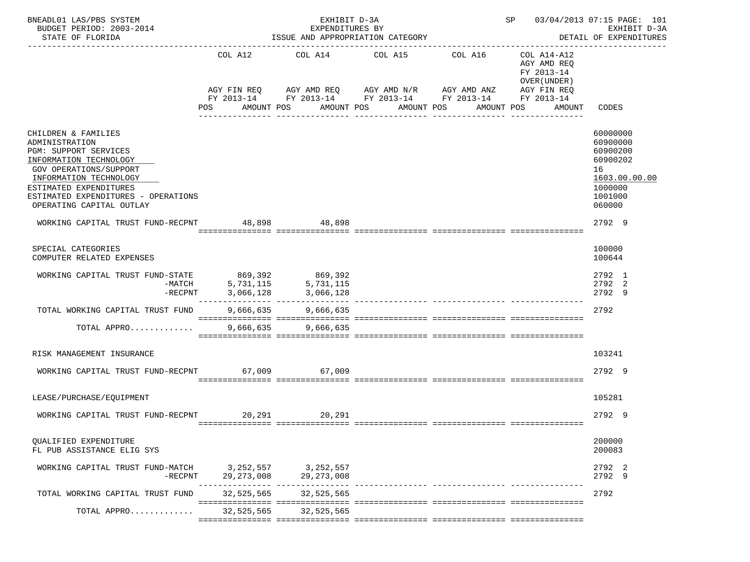BNEADL01 LAS/PBS SYSTEM | EXHIBIT D-3A | SP 03/04/2013 07:15 PAGE: 101
BUDGET PERIOD: 2003-2014 | EXPENDITURES BY | EXHIBIT D-3A
STATE OF FLORIDA | ISSUE AND APPROPRIATION CATEGORY | DETAIL OF EXPENDITURES

| | COL A12 AGY FIN REQ FY 2013-14 POS AMOUNT | COL A14 AGY AMD REQ FY 2013-14 POS AMOUNT | COL A15 AGY AMD N/R FY 2013-14 POS AMOUNT | COL A16 AGY AMD ANZ FY 2013-14 POS AMOUNT | COL A14-A12 AGY AMD REQ FY 2013-14 OVER(UNDER) AGY FIN REQ FY 2013-14 POS AMOUNT | CODES |
|---|---|---|---|---|---|---|
| CHILDREN & FAMILIES | | | | | | 60000000 |
| ADMINISTRATION | | | | | | 60900000 |
| PGM: SUPPORT SERVICES | | | | | | 60900200 |
| INFORMATION TECHNOLOGY | | | | | | 60900202 |
| GOV OPERATIONS/SUPPORT | | | | | | 16 |
| INFORMATION TECHNOLOGY | | | | | | 1603.00.00.00 |
| ESTIMATED EXPENDITURES | | | | | | 1000000 |
| ESTIMATED EXPENDITURES - OPERATIONS | | | | | | 1001000 |
| OPERATING CAPITAL OUTLAY | | | | | | 060000 |
| WORKING CAPITAL TRUST FUND-RECPNT | 48,898 | 48,898 | | | | 2792 9 |
| SPECIAL CATEGORIES | | | | | | 100000 |
| COMPUTER RELATED EXPENSES | | | | | | 100644 |
| WORKING CAPITAL TRUST FUND-STATE | 869,392 | 869,392 | | | | 2792 1 |
| -MATCH | 5,731,115 | 5,731,115 | | | | 2792 2 |
| -RECPNT | 3,066,128 | 3,066,128 | | | | 2792 9 |
| TOTAL WORKING CAPITAL TRUST FUND | 9,666,635 | 9,666,635 | | | | 2792 |
| TOTAL APPRO............ | 9,666,635 | 9,666,635 | | | | |
| RISK MANAGEMENT INSURANCE | | | | | | 103241 |
| WORKING CAPITAL TRUST FUND-RECPNT | 67,009 | 67,009 | | | | 2792 9 |
| LEASE/PURCHASE/EQUIPMENT | | | | | | 105281 |
| WORKING CAPITAL TRUST FUND-RECPNT | 20,291 | 20,291 | | | | 2792 9 |
| QUALIFIED EXPENDITURE | | | | | | 200000 |
| FL PUB ASSISTANCE ELIG SYS | | | | | | 200083 |
| WORKING CAPITAL TRUST FUND-MATCH | 3,252,557 | 3,252,557 | | | | 2792 2 |
| -RECPNT | 29,273,008 | 29,273,008 | | | | 2792 9 |
| TOTAL WORKING CAPITAL TRUST FUND | 32,525,565 | 32,525,565 | | | | 2792 |
| TOTAL APPRO............ | 32,525,565 | 32,525,565 | | | | |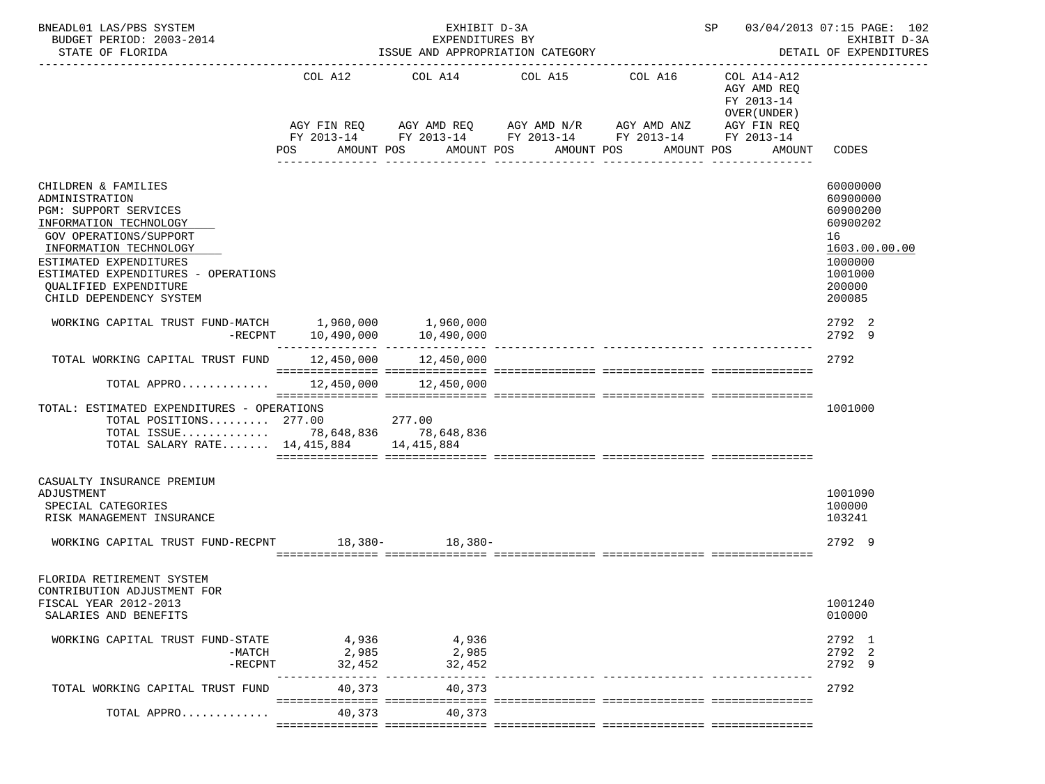BNEADL01 LAS/PBS SYSTEM | EXHIBIT D-3A | SP 03/04/2013 07:15 PAGE: 102
BUDGET PERIOD: 2003-2014 | EXPENDITURES BY | EXHIBIT D-3A
STATE OF FLORIDA | ISSUE AND APPROPRIATION CATEGORY | DETAIL OF EXPENDITURES

| | COL A12 AGY FIN REQ FY 2013-14 POS AMOUNT | COL A14 AGY AMD REQ FY 2013-14 POS AMOUNT | COL A15 AGY AMD N/R FY 2013-14 POS AMOUNT | COL A16 AGY AMD ANZ FY 2013-14 POS AMOUNT | COL A14-A12 AGY AMD REQ FY 2013-14 OVER(UNDER) AGY FIN REQ FY 2013-14 POS AMOUNT | CODES |
|---|---|---|---|---|---|---|
| CHILDREN & FAMILIES | | | | | | 60000000 |
| ADMINISTRATION | | | | | | 60900000 |
| PGM: SUPPORT SERVICES | | | | | | 60900200 |
| INFORMATION TECHNOLOGY | | | | | | 60900202 |
| GOV OPERATIONS/SUPPORT | | | | | | 16 |
| INFORMATION TECHNOLOGY | | | | | | 1603.00.00.00 |
| ESTIMATED EXPENDITURES | | | | | | 1000000 |
| ESTIMATED EXPENDITURES - OPERATIONS | | | | | | 1001000 |
| QUALIFIED EXPENDITURE | | | | | | 200000 |
| CHILD DEPENDENCY SYSTEM | | | | | | 200085 |
| WORKING CAPITAL TRUST FUND-MATCH | 1,960,000 | 1,960,000 | | | | 2792 2 |
| -RECPNT | 10,490,000 | 10,490,000 | | | | 2792 9 |
| TOTAL WORKING CAPITAL TRUST FUND | 12,450,000 | 12,450,000 | | | | 2792 |
| TOTAL APPRO............ | 12,450,000 | 12,450,000 | | | | |
| TOTAL: ESTIMATED EXPENDITURES - OPERATIONS | | | | | | 1001000 |
| TOTAL POSITIONS......... | 277.00 | 277.00 | | | | |
| TOTAL ISSUE............ | 78,648,836 | 78,648,836 | | | | |
| TOTAL SALARY RATE....... | 14,415,884 | 14,415,884 | | | | |
| CASUALTY INSURANCE PREMIUM ADJUSTMENT | | | | | | 1001090 |
| SPECIAL CATEGORIES | | | | | | 100000 |
| RISK MANAGEMENT INSURANCE | | | | | | 103241 |
| WORKING CAPITAL TRUST FUND-RECPNT | 18,380- | 18,380- | | | | 2792 9 |
| FLORIDA RETIREMENT SYSTEM CONTRIBUTION ADJUSTMENT FOR FISCAL YEAR 2012-2013 | | | | | | 1001240 |
| SALARIES AND BENEFITS | | | | | | 010000 |
| WORKING CAPITAL TRUST FUND-STATE | 4,936 | 4,936 | | | | 2792 1 |
| -MATCH | 2,985 | 2,985 | | | | 2792 2 |
| -RECPNT | 32,452 | 32,452 | | | | 2792 9 |
| TOTAL WORKING CAPITAL TRUST FUND | 40,373 | 40,373 | | | | 2792 |
| TOTAL APPRO............ | 40,373 | 40,373 | | | | |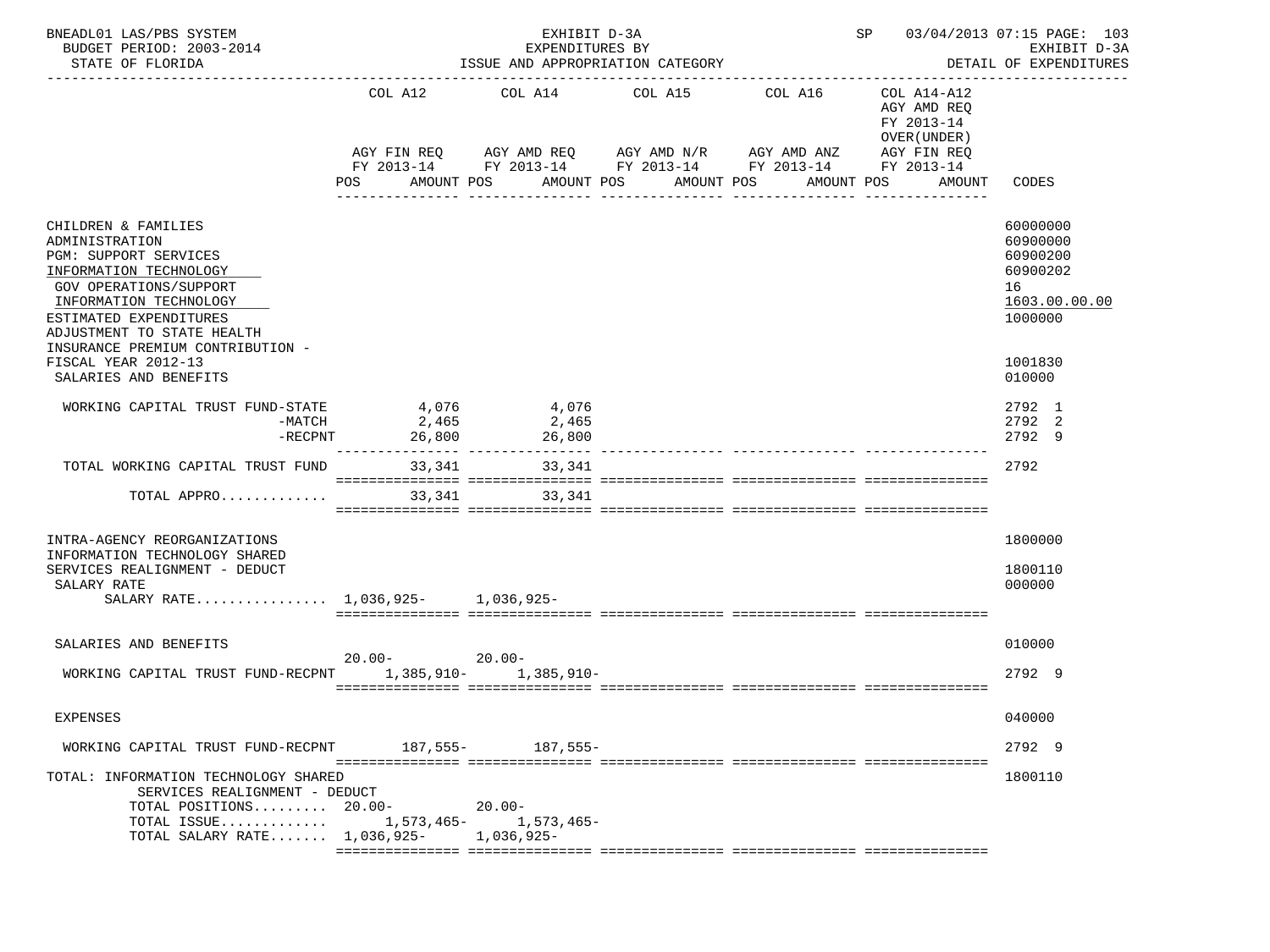BNEADL01 LAS/PBS SYSTEM | EXHIBIT D-3A | SP 03/04/2013 07:15 PAGE: 103
BUDGET PERIOD: 2003-2014 | EXPENDITURES BY | EXHIBIT D-3A
STATE OF FLORIDA | ISSUE AND APPROPRIATION CATEGORY | DETAIL OF EXPENDITURES

| | COL A12 AGY FIN REQ FY 2013-14 POS AMOUNT | COL A14 AGY AMD REQ FY 2013-14 POS AMOUNT | COL A15 AGY AMD N/R FY 2013-14 POS AMOUNT | COL A16 AGY AMD ANZ FY 2013-14 POS AMOUNT | COL A14-A12 AGY AMD REQ FY 2013-14 OVER(UNDER) AGY FIN REQ FY 2013-14 POS AMOUNT | CODES |
|---|---|---|---|---|---|---|
| CHILDREN & FAMILIES | | | | | | 60000000 |
| ADMINISTRATION | | | | | | 60900000 |
| PGM: SUPPORT SERVICES | | | | | | 60900200 |
| INFORMATION TECHNOLOGY | | | | | | 60900202 |
| GOV OPERATIONS/SUPPORT | | | | | | 16 |
| INFORMATION TECHNOLOGY | | | | | | 1603.00.00.00 |
| ESTIMATED EXPENDITURES | | | | | | 1000000 |
| ADJUSTMENT TO STATE HEALTH INSURANCE PREMIUM CONTRIBUTION - FISCAL YEAR 2012-13 | | | | | | 1001830 |
| SALARIES AND BENEFITS | | | | | | 010000 |
| WORKING CAPITAL TRUST FUND-STATE | 4,076 | 4,076 | | | | 2792 1 |
| -MATCH | 2,465 | 2,465 | | | | 2792 2 |
| -RECPNT | 26,800 | 26,800 | | | | 2792 9 |
| TOTAL WORKING CAPITAL TRUST FUND | 33,341 | 33,341 | | | | 2792 |
| TOTAL APPRO............ | 33,341 | 33,341 | | | | |
| INTRA-AGENCY REORGANIZATIONS | | | | | | 1800000 |
| INFORMATION TECHNOLOGY SHARED SERVICES REALIGNMENT - DEDUCT | | | | | | 1800110 |
| SALARY RATE | | | | | | 000000 |
| SALARY RATE................ | 1,036,925- | 1,036,925- | | | | |
| SALARIES AND BENEFITS | | | | | | 010000 |
| | 20.00- | 20.00- | | | | |
| WORKING CAPITAL TRUST FUND-RECPNT | 1,385,910- | 1,385,910- | | | | 2792 9 |
| EXPENSES | | | | | | 040000 |
| WORKING CAPITAL TRUST FUND-RECPNT | 187,555- | 187,555- | | | | 2792 9 |
| TOTAL: INFORMATION TECHNOLOGY SHARED SERVICES REALIGNMENT - DEDUCT | | | | | | 1800110 |
| TOTAL POSITIONS......... | 20.00- | 20.00- | | | | |
| TOTAL ISSUE............ | 1,573,465- | 1,573,465- | | | | |
| TOTAL SALARY RATE....... | 1,036,925- | 1,036,925- | | | | |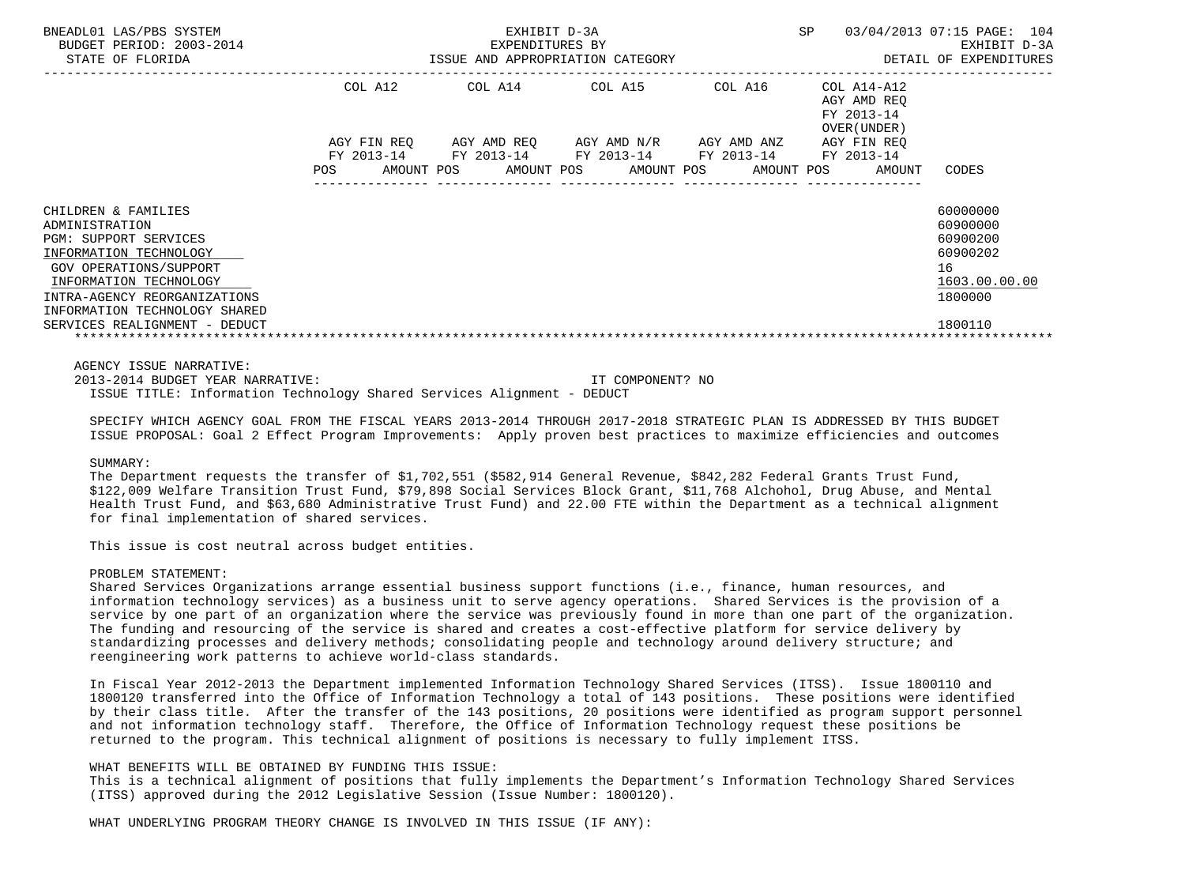| | COL A12 | COL A14 | COL A15 | COL A16 | COL A14-A12 AGY AMD REQ FY 2013-14 OVER(UNDER) | |
|---|---|---|---|---|---|---|
| | AGY FIN REQ FY 2013-14 | AGY AMD REQ FY 2013-14 | AGY AMD N/R FY 2013-14 | AGY AMD ANZ FY 2013-14 | AGY FIN REQ FY 2013-14 | |
| | POS AMOUNT | POS AMOUNT | POS AMOUNT | POS AMOUNT | POS AMOUNT | CODES |
| CHILDREN & FAMILIES | | | | | | 60000000 |
| ADMINISTRATION | | | | | | 60900000 |
| PGM: SUPPORT SERVICES | | | | | | 60900200 |
| INFORMATION TECHNOLOGY | | | | | | 60900202 |
| GOV OPERATIONS/SUPPORT | | | | | | 16 |
| INFORMATION TECHNOLOGY | | | | | | 1603.00.00.00 |
| INTRA-AGENCY REORGANIZATIONS | | | | | | 1800000 |
| INFORMATION TECHNOLOGY SHARED SERVICES REALIGNMENT - DEDUCT | | | | | | 1800110 |

AGENCY ISSUE NARRATIVE:

2013-2014 BUDGET YEAR NARRATIVE: IT COMPONENT? NO

ISSUE TITLE: Information Technology Shared Services Alignment - DEDUCT

SPECIFY WHICH AGENCY GOAL FROM THE FISCAL YEARS 2013-2014 THROUGH 2017-2018 STRATEGIC PLAN IS ADDRESSED BY THIS BUDGET ISSUE PROPOSAL: Goal 2 Effect Program Improvements: Apply proven best practices to maximize efficiencies and outcomes

SUMMARY:

The Department requests the transfer of $1,702,551 ($582,914 General Revenue, $842,282 Federal Grants Trust Fund, $122,009 Welfare Transition Trust Fund, $79,898 Social Services Block Grant, $11,768 Alchohol, Drug Abuse, and Mental Health Trust Fund, and $63,680 Administrative Trust Fund) and 22.00 FTE within the Department as a technical alignment for final implementation of shared services.

This issue is cost neutral across budget entities.

PROBLEM STATEMENT:

Shared Services Organizations arrange essential business support functions (i.e., finance, human resources, and information technology services) as a business unit to serve agency operations. Shared Services is the provision of a service by one part of an organization where the service was previously found in more than one part of the organization. The funding and resourcing of the service is shared and creates a cost-effective platform for service delivery by standardizing processes and delivery methods; consolidating people and technology around delivery structure; and reengineering work patterns to achieve world-class standards.

In Fiscal Year 2012-2013 the Department implemented Information Technology Shared Services (ITSS). Issue 1800110 and 1800120 transferred into the Office of Information Technology a total of 143 positions. These positions were identified by their class title. After the transfer of the 143 positions, 20 positions were identified as program support personnel and not information technology staff. Therefore, the Office of Information Technology request these positions be returned to the program. This technical alignment of positions is necessary to fully implement ITSS.

WHAT BENEFITS WILL BE OBTAINED BY FUNDING THIS ISSUE:

This is a technical alignment of positions that fully implements the Department's Information Technology Shared Services (ITSS) approved during the 2012 Legislative Session (Issue Number: 1800120).

WHAT UNDERLYING PROGRAM THEORY CHANGE IS INVOLVED IN THIS ISSUE (IF ANY):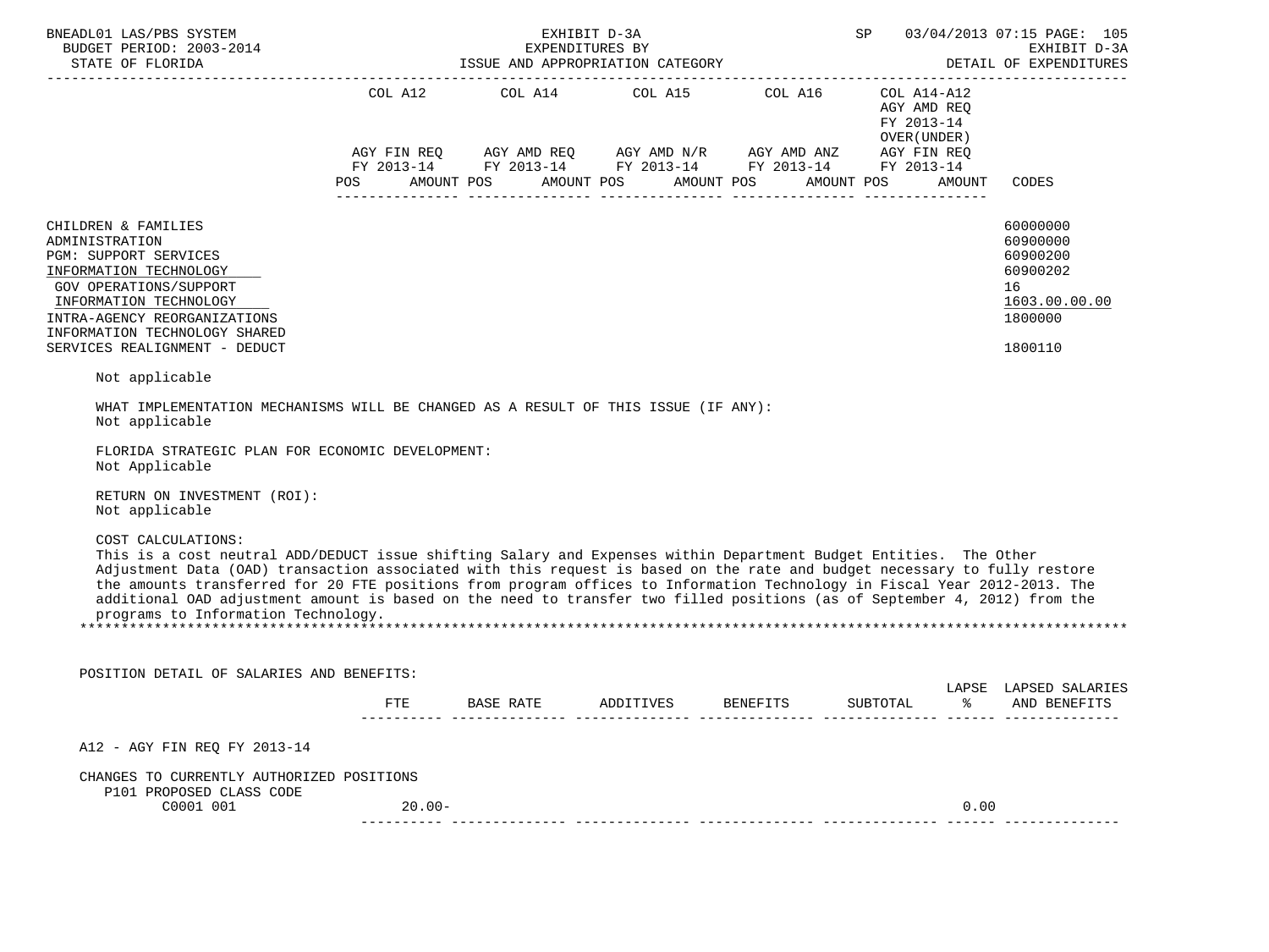BNEADL01 LAS/PBS SYSTEM — EXHIBIT D-3A — SP 03/04/2013 07:15 PAGE: 105
BUDGET PERIOD: 2003-2014 — EXPENDITURES BY — EXHIBIT D-3A
STATE OF FLORIDA — ISSUE AND APPROPRIATION CATEGORY — DETAIL OF EXPENDITURES

| | COL A12 AGY FIN REQ FY 2013-14 POS AMOUNT | COL A14 AGY AMD REQ FY 2013-14 POS AMOUNT | COL A15 AGY AMD N/R FY 2013-14 POS AMOUNT | COL A16 AGY AMD ANZ FY 2013-14 POS AMOUNT | COL A14-A12 AGY AMD REQ FY 2013-14 OVER(UNDER) AGY FIN REQ FY 2013-14 POS AMOUNT | CODES |
|---|---|---|---|---|---|---|
| CHILDREN & FAMILIES | | | | | | 60000000 |
| ADMINISTRATION | | | | | | 60900000 |
| PGM: SUPPORT SERVICES | | | | | | 60900200 |
| INFORMATION TECHNOLOGY | | | | | | 60900202 |
| GOV OPERATIONS/SUPPORT | | | | | | 16 |
| INFORMATION TECHNOLOGY | | | | | | 1603.00.00.00 |
| INTRA-AGENCY REORGANIZATIONS | | | | | | 1800000 |
| INFORMATION TECHNOLOGY SHARED SERVICES REALIGNMENT - DEDUCT | | | | | | 1800110 |

Not applicable

WHAT IMPLEMENTATION MECHANISMS WILL BE CHANGED AS A RESULT OF THIS ISSUE (IF ANY):
Not applicable

FLORIDA STRATEGIC PLAN FOR ECONOMIC DEVELOPMENT:
Not Applicable

RETURN ON INVESTMENT (ROI):
Not applicable

COST CALCULATIONS:
This is a cost neutral ADD/DEDUCT issue shifting Salary and Expenses within Department Budget Entities. The Other Adjustment Data (OAD) transaction associated with this request is based on the rate and budget necessary to fully restore the amounts transferred for 20 FTE positions from program offices to Information Technology in Fiscal Year 2012-2013. The additional OAD adjustment amount is based on the need to transfer two filled positions (as of September 4, 2012) from the programs to Information Technology.

POSITION DETAIL OF SALARIES AND BENEFITS:

| | FTE | BASE RATE | ADDITIVES | BENEFITS | SUBTOTAL | LAPSE % | LAPSED SALARIES AND BENEFITS |
|---|---|---|---|---|---|---|---|
| A12 - AGY FIN REQ FY 2013-14 | | | | | | | |
| CHANGES TO CURRENTLY AUTHORIZED POSITIONS | | | | | | | |
| P101 PROPOSED CLASS CODE | | | | | | | |
| C0001 001 | 20.00- | | | | | 0.00 | |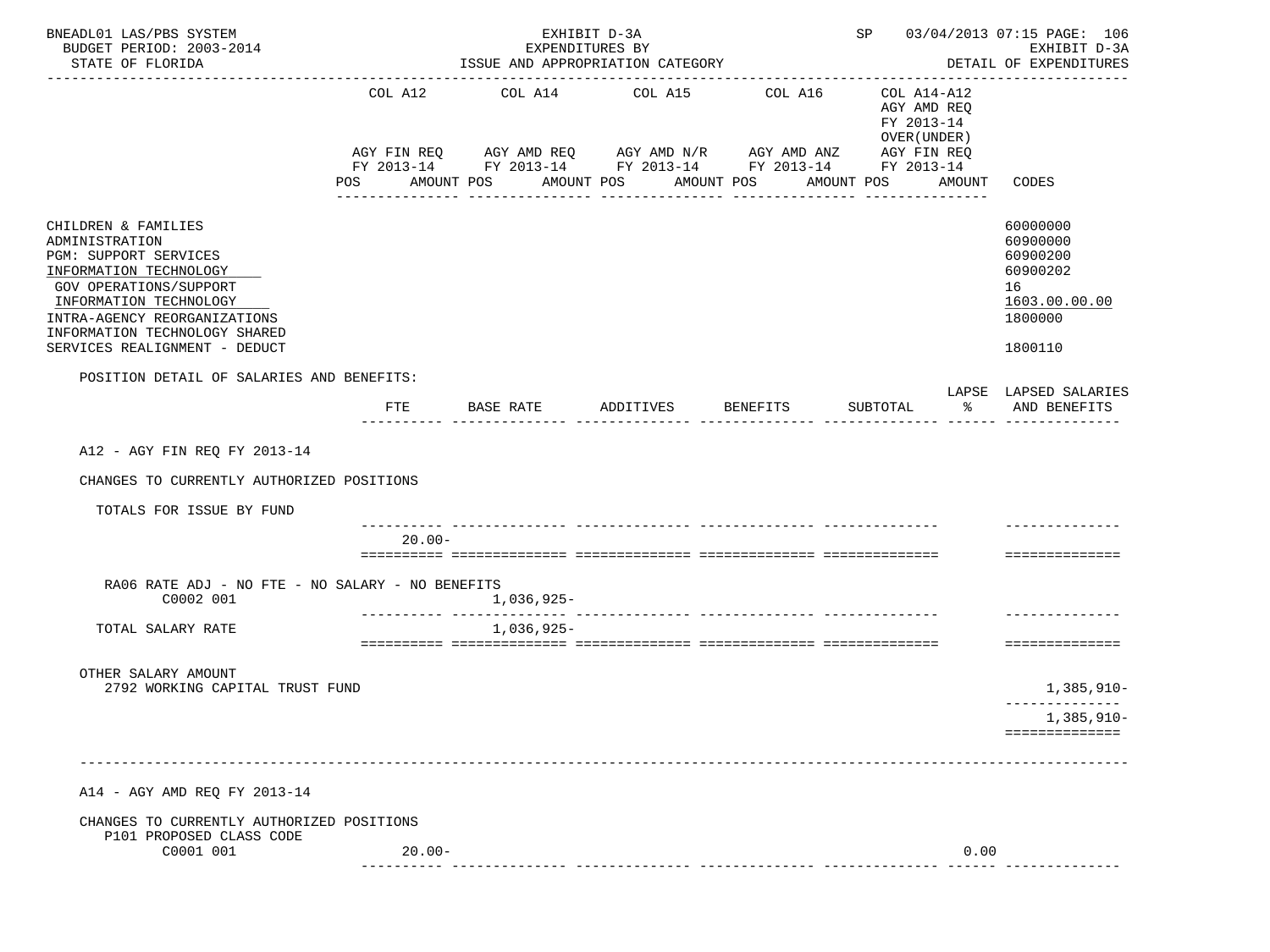BNEADL01 LAS/PBS SYSTEM — EXHIBIT D-3A — SP 03/04/2013 07:15 PAGE: 106
BUDGET PERIOD: 2003-2014 — EXPENDITURES BY — EXHIBIT D-3A
STATE OF FLORIDA — ISSUE AND APPROPRIATION CATEGORY — DETAIL OF EXPENDITURES

| | COL A12 AGY FIN REQ FY 2013-14 POS AMOUNT | COL A14 AGY AMD REQ FY 2013-14 POS AMOUNT | COL A15 AGY AMD N/R FY 2013-14 POS AMOUNT | COL A16 AGY AMD ANZ FY 2013-14 POS AMOUNT | COL A14-A12 AGY AMD REQ FY 2013-14 OVER(UNDER) AGY FIN REQ FY 2013-14 POS AMOUNT | CODES |
|---|---|---|---|---|---|---|
| CHILDREN & FAMILIES | | | | | | 60000000 |
| ADMINISTRATION | | | | | | 60900000 |
| PGM: SUPPORT SERVICES | | | | | | 60900200 |
| INFORMATION TECHNOLOGY | | | | | | 60900202 |
| GOV OPERATIONS/SUPPORT | | | | | | 16 |
| INFORMATION TECHNOLOGY | | | | | | 1603.00.00.00 |
| INTRA-AGENCY REORGANIZATIONS | | | | | | 1800000 |
| INFORMATION TECHNOLOGY SHARED SERVICES REALIGNMENT - DEDUCT | | | | | | 1800110 |

POSITION DETAIL OF SALARIES AND BENEFITS:

| | FTE | BASE RATE | ADDITIVES | BENEFITS | SUBTOTAL | LAPSE % | LAPSED SALARIES AND BENEFITS |
|---|---|---|---|---|---|---|---|
| **A12 - AGY FIN REQ FY 2013-14** | | | | | | | |
| CHANGES TO CURRENTLY AUTHORIZED POSITIONS | | | | | | | |
| TOTALS FOR ISSUE BY FUND | | | | | | | |
| | 20.00- | | | | | | |
| RA06 RATE ADJ - NO FTE - NO SALARY - NO BENEFITS | | | | | | | |
| C0002 001 | | 1,036,925- | | | | | |
| TOTAL SALARY RATE | | 1,036,925- | | | | | |
| OTHER SALARY AMOUNT | | | | | | | |
| 2792 WORKING CAPITAL TRUST FUND | | | | | | | 1,385,910- |
| | | | | | | | 1,385,910- |
| **A14 - AGY AMD REQ FY 2013-14** | | | | | | | |
| CHANGES TO CURRENTLY AUTHORIZED POSITIONS | | | | | | | |
| P101 PROPOSED CLASS CODE | | | | | | | |
| C0001 001 | 20.00- | | | | | 0.00 | |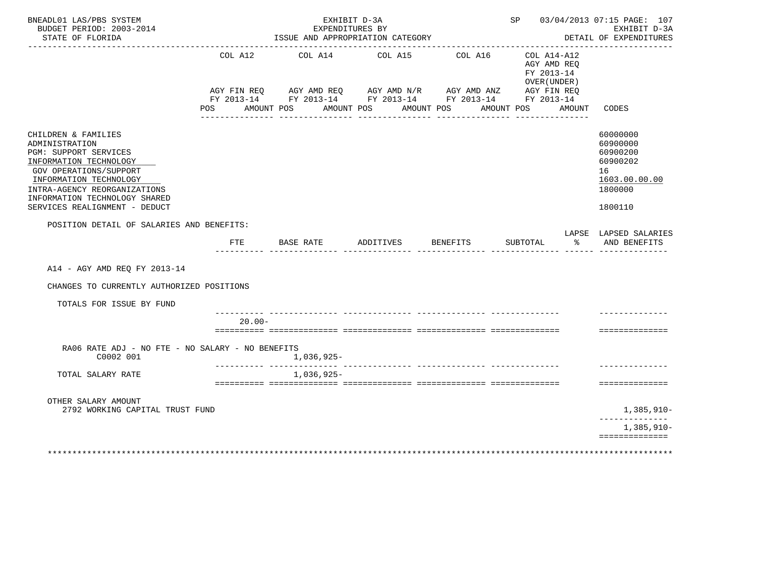BNEADL01 LAS/PBS SYSTEM — EXHIBIT D-3A — SP 03/04/2013 07:15 PAGE: 107
BUDGET PERIOD: 2003-2014 — EXPENDITURES BY — EXHIBIT D-3A
STATE OF FLORIDA — ISSUE AND APPROPRIATION CATEGORY — DETAIL OF EXPENDITURES

| | COL A12<br>AGY FIN REQ<br>FY 2013-14<br>POS AMOUNT | COL A14<br>AGY AMD REQ<br>FY 2013-14<br>POS AMOUNT | COL A15<br>AGY AMD N/R<br>FY 2013-14<br>POS AMOUNT | COL A16<br>AGY AMD ANZ<br>FY 2013-14<br>POS AMOUNT | COL A14-A12<br>AGY AMD REQ<br>FY 2013-14<br>OVER(UNDER)<br>AGY FIN REQ<br>FY 2013-14<br>POS AMOUNT | CODES |
|---|---|---|---|---|---|---|
| CHILDREN & FAMILIES | | | | | | 60000000 |
| ADMINISTRATION | | | | | | 60900000 |
| PGM: SUPPORT SERVICES | | | | | | 60900200 |
| INFORMATION TECHNOLOGY | | | | | | 60900202 |
| GOV OPERATIONS/SUPPORT | | | | | | 16 |
| INFORMATION TECHNOLOGY | | | | | | 1603.00.00.00 |
| INTRA-AGENCY REORGANIZATIONS | | | | | | 1800000 |
| INFORMATION TECHNOLOGY SHARED SERVICES REALIGNMENT - DEDUCT | | | | | | 1800110 |

POSITION DETAIL OF SALARIES AND BENEFITS:

| | FTE | BASE RATE | ADDITIVES | BENEFITS | SUBTOTAL | LAPSE % | LAPSED SALARIES AND BENEFITS |
|---|---|---|---|---|---|---|---|
| A14 - AGY AMD REQ FY 2013-14 | | | | | | | |
| CHANGES TO CURRENTLY AUTHORIZED POSITIONS | | | | | | | |
| TOTALS FOR ISSUE BY FUND | | | | | | | |
| | 20.00- | | | | | | |
| RA06 RATE ADJ - NO FTE - NO SALARY - NO BENEFITS | | | | | | | |
| C0002 001 | | 1,036,925- | | | | | |
| TOTAL SALARY RATE | | 1,036,925- | | | | | |
| OTHER SALARY AMOUNT | | | | | | | |
| 2792 WORKING CAPITAL TRUST FUND | | | | | | | 1,385,910- |
| | | | | | | | 1,385,910- |

********************************************************************************************************************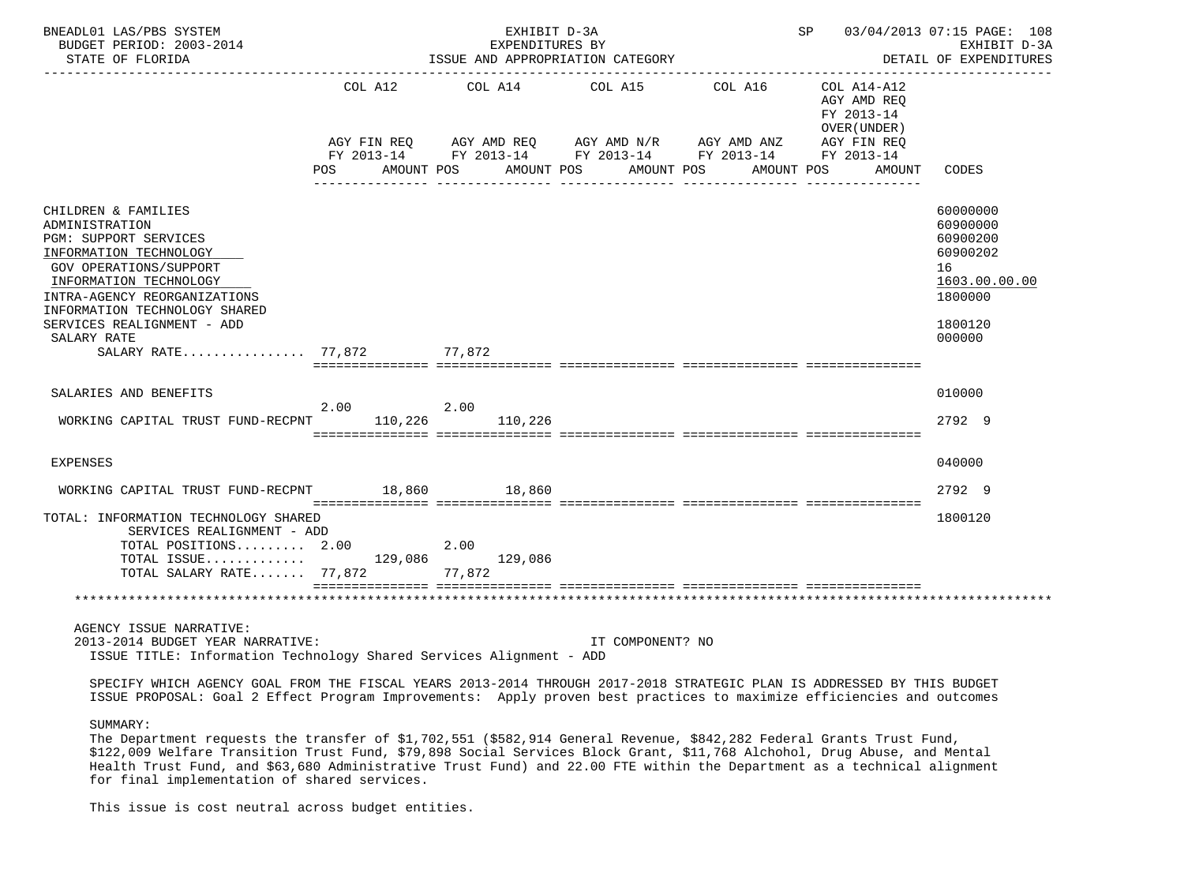BNEADL01 LAS/PBS SYSTEM — EXHIBIT D-3A — EXPENDITURES BY ISSUE AND APPROPRIATION CATEGORY — DETAIL OF EXPENDITURES
BUDGET PERIOD: 2003-2014
STATE OF FLORIDA
SP 03/04/2013 07:15

| | COL A12 AGY FIN REQ FY 2013-14 POS | AMOUNT | COL A14 AGY AMD REQ FY 2013-14 POS | AMOUNT | COL A15 AGY AMD N/R FY 2013-14 POS | AMOUNT | COL A16 AGY AMD ANZ FY 2013-14 POS | AMOUNT | COL A14-A12 AGY AMD REQ FY 2013-14 OVER(UNDER) AGY FIN REQ FY 2013-14 POS | AMOUNT | CODES |
|---|---|---|---|---|---|---|---|---|---|---|---|
| CHILDREN & FAMILIES | | | | | | | | | | | 60000000 |
| ADMINISTRATION | | | | | | | | | | | 60900000 |
| PGM: SUPPORT SERVICES | | | | | | | | | | | 60900200 |
| INFORMATION TECHNOLOGY | | | | | | | | | | | 60900202 |
| GOV OPERATIONS/SUPPORT | | | | | | | | | | | 16 |
| INFORMATION TECHNOLOGY | | | | | | | | | | | 1603.00.00.00 |
| INTRA-AGENCY REORGANIZATIONS | | | | | | | | | | | 1800000 |
| INFORMATION TECHNOLOGY SHARED SERVICES REALIGNMENT - ADD | | | | | | | | | | | 1800120 |
| SALARY RATE | | | | | | | | | | | 000000 |
| SALARY RATE................ | | 77,872 | | 77,872 | | | | | | | |
| SALARIES AND BENEFITS | | | | | | | | | | | 010000 |
| WORKING CAPITAL TRUST FUND-RECPNT | 2.00 | 110,226 | 2.00 | 110,226 | | | | | | | 2792 9 |
| EXPENSES | | | | | | | | | | | 040000 |
| WORKING CAPITAL TRUST FUND-RECPNT | | 18,860 | | 18,860 | | | | | | | 2792 9 |
| TOTAL: INFORMATION TECHNOLOGY SHARED SERVICES REALIGNMENT - ADD | | | | | | | | | | | 1800120 |
| TOTAL POSITIONS......... | 2.00 | | 2.00 | | | | | | | | |
| TOTAL ISSUE............. | | 129,086 | | 129,086 | | | | | | | |
| TOTAL SALARY RATE....... | | 77,872 | | 77,872 | | | | | | | |

AGENCY ISSUE NARRATIVE:
2013-2014 BUDGET YEAR NARRATIVE: IT COMPONENT? NO
ISSUE TITLE: Information Technology Shared Services Alignment - ADD

SPECIFY WHICH AGENCY GOAL FROM THE FISCAL YEARS 2013-2014 THROUGH 2017-2018 STRATEGIC PLAN IS ADDRESSED BY THIS BUDGET ISSUE PROPOSAL: Goal 2 Effect Program Improvements: Apply proven best practices to maximize efficiencies and outcomes

SUMMARY:
The Department requests the transfer of $1,702,551 ($582,914 General Revenue, $842,282 Federal Grants Trust Fund, $122,009 Welfare Transition Trust Fund, $79,898 Social Services Block Grant, $11,768 Alchohol, Drug Abuse, and Mental Health Trust Fund, and $63,680 Administrative Trust Fund) and 22.00 FTE within the Department as a technical alignment for final implementation of shared services.

This issue is cost neutral across budget entities.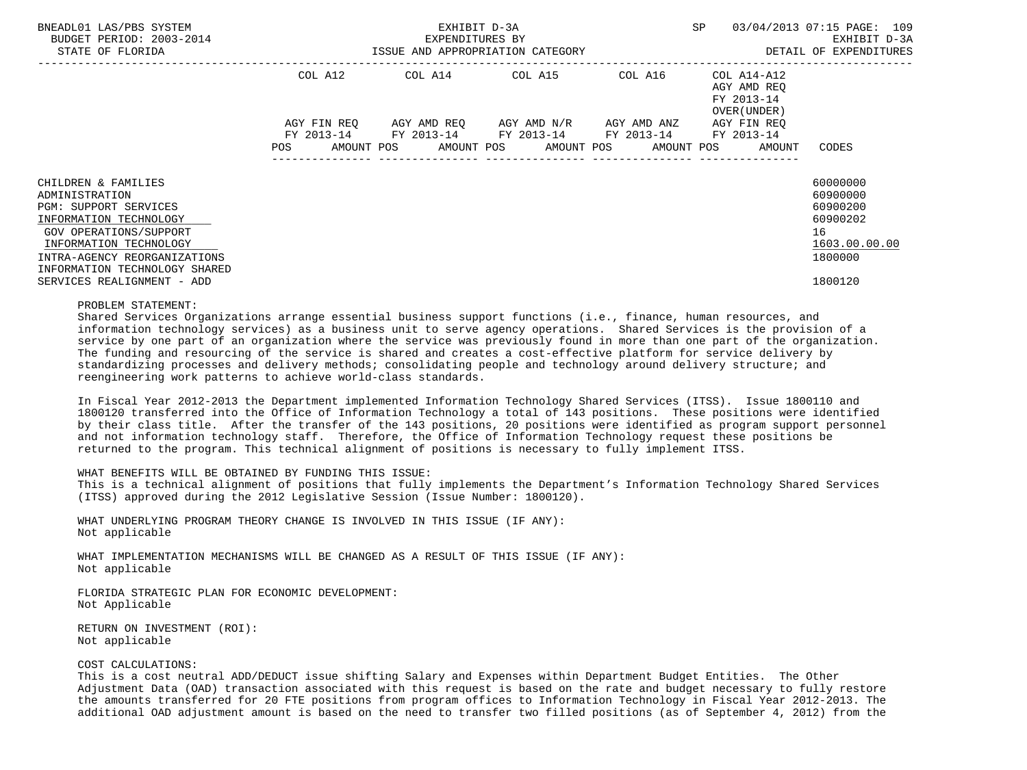BNEADL01 LAS/PBS SYSTEM — EXHIBIT D-3A — EXPENDITURES BY ISSUE AND APPROPRIATION CATEGORY
BUDGET PERIOD: 2003-2014 — STATE OF FLORIDA — DETAIL OF EXPENDITURES

| | COL A12 AGY FIN REQ FY 2013-14 POS AMOUNT | COL A14 AGY AMD REQ FY 2013-14 POS AMOUNT | COL A15 AGY AMD N/R FY 2013-14 POS AMOUNT | COL A16 AGY AMD ANZ FY 2013-14 POS AMOUNT | COL A14-A12 AGY AMD REQ FY 2013-14 OVER(UNDER) AGY FIN REQ FY 2013-14 POS AMOUNT | CODES |
|---|---|---|---|---|---|---|
| CHILDREN & FAMILIES | | | | | | 60000000 |
| ADMINISTRATION | | | | | | 60900000 |
| PGM: SUPPORT SERVICES | | | | | | 60900200 |
| INFORMATION TECHNOLOGY | | | | | | 60900202 |
| GOV OPERATIONS/SUPPORT | | | | | | 16 |
| INFORMATION TECHNOLOGY | | | | | | 1603.00.00.00 |
| INTRA-AGENCY REORGANIZATIONS | | | | | | 1800000 |
| INFORMATION TECHNOLOGY SHARED SERVICES REALIGNMENT - ADD | | | | | | 1800120 |

PROBLEM STATEMENT:
Shared Services Organizations arrange essential business support functions (i.e., finance, human resources, and information technology services) as a business unit to serve agency operations. Shared Services is the provision of a service by one part of an organization where the service was previously found in more than one part of the organization. The funding and resourcing of the service is shared and creates a cost-effective platform for service delivery by standardizing processes and delivery methods; consolidating people and technology around delivery structure; and reengineering work patterns to achieve world-class standards.

In Fiscal Year 2012-2013 the Department implemented Information Technology Shared Services (ITSS). Issue 1800110 and 1800120 transferred into the Office of Information Technology a total of 143 positions. These positions were identified by their class title. After the transfer of the 143 positions, 20 positions were identified as program support personnel and not information technology staff. Therefore, the Office of Information Technology request these positions be returned to the program. This technical alignment of positions is necessary to fully implement ITSS.

WHAT BENEFITS WILL BE OBTAINED BY FUNDING THIS ISSUE:
This is a technical alignment of positions that fully implements the Department's Information Technology Shared Services (ITSS) approved during the 2012 Legislative Session (Issue Number: 1800120).

WHAT UNDERLYING PROGRAM THEORY CHANGE IS INVOLVED IN THIS ISSUE (IF ANY):
Not applicable

WHAT IMPLEMENTATION MECHANISMS WILL BE CHANGED AS A RESULT OF THIS ISSUE (IF ANY):
Not applicable

FLORIDA STRATEGIC PLAN FOR ECONOMIC DEVELOPMENT:
Not Applicable

RETURN ON INVESTMENT (ROI):
Not applicable

COST CALCULATIONS:
This is a cost neutral ADD/DEDUCT issue shifting Salary and Expenses within Department Budget Entities. The Other Adjustment Data (OAD) transaction associated with this request is based on the rate and budget necessary to fully restore the amounts transferred for 20 FTE positions from program offices to Information Technology in Fiscal Year 2012-2013. The additional OAD adjustment amount is based on the need to transfer two filled positions (as of September 4, 2012) from the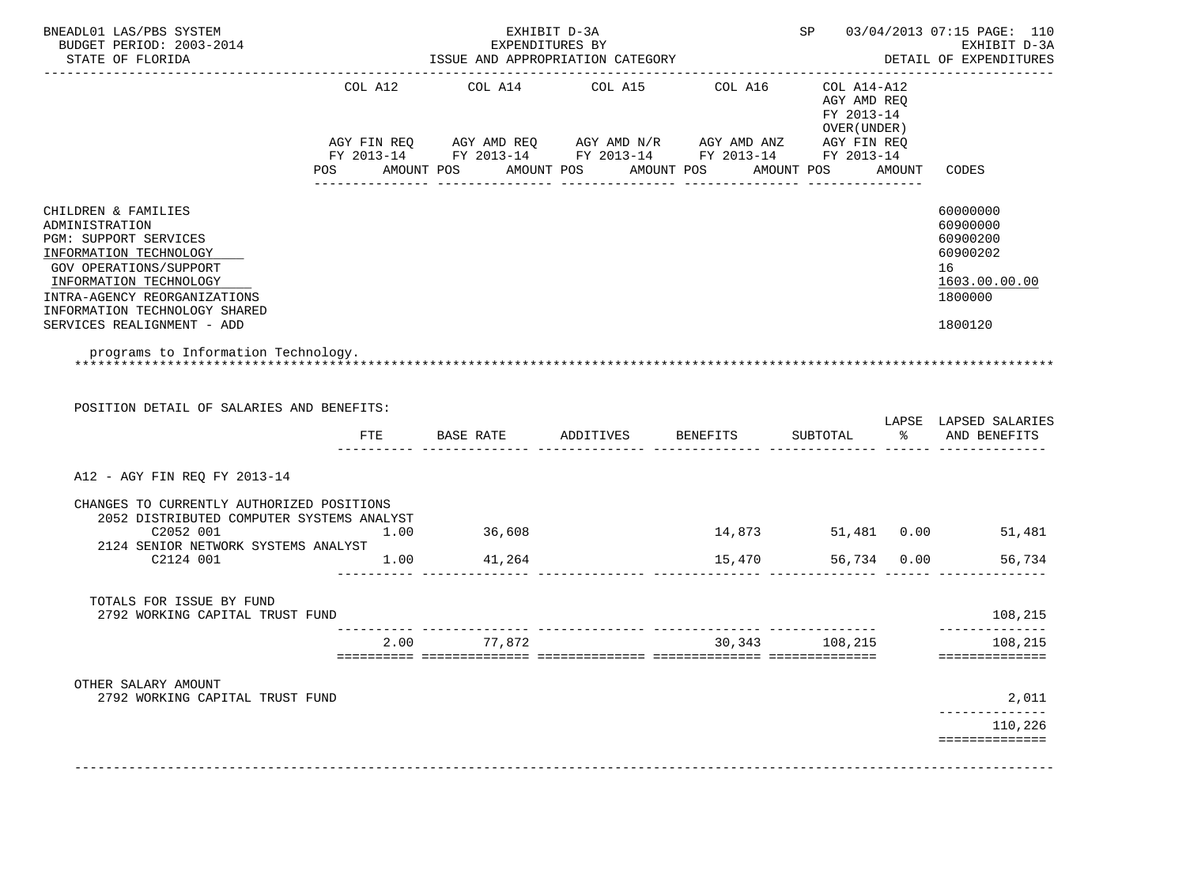BNEADL01 LAS/PBS SYSTEM — EXHIBIT D-3A — EXPENDITURES BY ISSUE AND APPROPRIATION CATEGORY — SP 03/04/2013 07:15 PAGE: 110

BUDGET PERIOD: 2003-2014 — STATE OF FLORIDA — EXHIBIT D-3A DETAIL OF EXPENDITURES

| | COL A12 AGY FIN REQ FY 2013-14 POS AMOUNT | COL A14 AGY AMD REQ FY 2013-14 POS AMOUNT | COL A15 AGY AMD N/R FY 2013-14 POS AMOUNT | COL A16 AGY AMD ANZ FY 2013-14 POS AMOUNT | COL A14-A12 AGY AMD REQ FY 2013-14 OVER(UNDER) AGY FIN REQ FY 2013-14 POS AMOUNT | CODES |
|---|---|---|---|---|---|---|
| CHILDREN & FAMILIES | | | | | | 60000000 |
| ADMINISTRATION | | | | | | 60900000 |
| PGM: SUPPORT SERVICES | | | | | | 60900200 |
| INFORMATION TECHNOLOGY | | | | | | 60900202 |
| GOV OPERATIONS/SUPPORT | | | | | | 16 |
| INFORMATION TECHNOLOGY | | | | | | 1603.00.00.00 |
| INTRA-AGENCY REORGANIZATIONS | | | | | | 1800000 |
| INFORMATION TECHNOLOGY SHARED SERVICES REALIGNMENT - ADD | | | | | | 1800120 |

programs to Information Technology.

POSITION DETAIL OF SALARIES AND BENEFITS:

| | FTE | BASE RATE | ADDITIVES | BENEFITS | SUBTOTAL | LAPSE % | LAPSED SALARIES AND BENEFITS |
|---|---|---|---|---|---|---|---|
| A12 - AGY FIN REQ FY 2013-14 | | | | | | | |
| CHANGES TO CURRENTLY AUTHORIZED POSITIONS | | | | | | | |
| 2052 DISTRIBUTED COMPUTER SYSTEMS ANALYST C2052 001 | 1.00 | 36,608 | | 14,873 | 51,481 | 0.00 | 51,481 |
| 2124 SENIOR NETWORK SYSTEMS ANALYST C2124 001 | 1.00 | 41,264 | | 15,470 | 56,734 | 0.00 | 56,734 |
| TOTALS FOR ISSUE BY FUND | | | | | | | |
| 2792 WORKING CAPITAL TRUST FUND | | | | | | | 108,215 |
| | 2.00 | 77,872 | | 30,343 | 108,215 | | 108,215 |
| OTHER SALARY AMOUNT | | | | | | | |
| 2792 WORKING CAPITAL TRUST FUND | | | | | | | 2,011 |
| | | | | | | | 110,226 |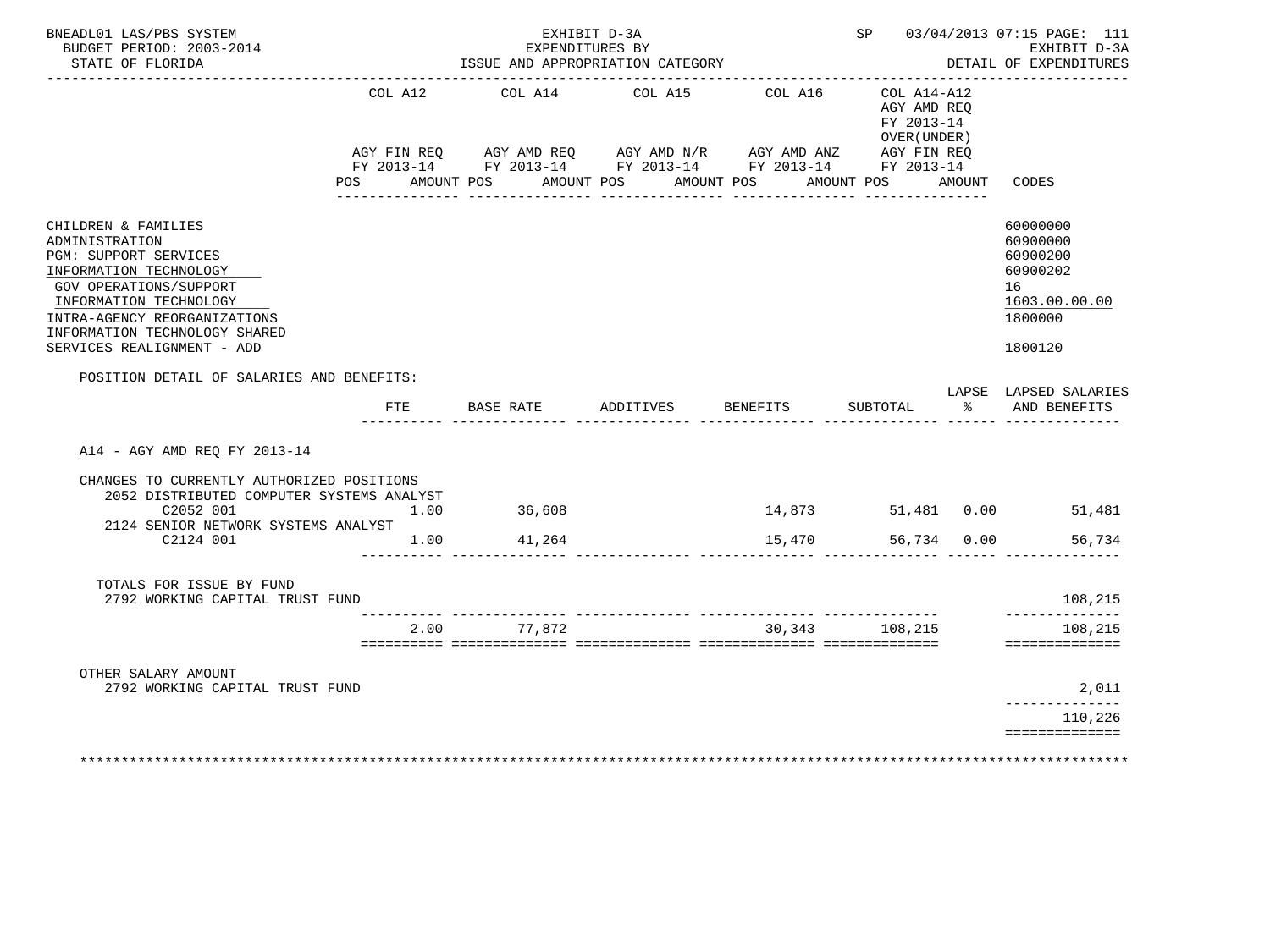BNEADL01 LAS/PBS SYSTEM
BUDGET PERIOD: 2003-2014
STATE OF FLORIDA

EXHIBIT D-3A
EXPENDITURES BY
ISSUE AND APPROPRIATION CATEGORY

SP 03/04/2013 07:15

EXHIBIT D-3A
DETAIL OF EXPENDITURES

| | COL A12 AGY FIN REQ FY 2013-14 POS AMOUNT | COL A14 AGY AMD REQ FY 2013-14 POS AMOUNT | COL A15 AGY AMD N/R FY 2013-14 POS AMOUNT | COL A16 AGY AMD ANZ FY 2013-14 POS AMOUNT | COL A14-A12 AGY AMD REQ FY 2013-14 OVER(UNDER) AGY FIN REQ FY 2013-14 POS AMOUNT | CODES |
|---|---|---|---|---|---|---|
| CHILDREN & FAMILIES | | | | | | 60000000 |
| ADMINISTRATION | | | | | | 60900000 |
| PGM: SUPPORT SERVICES | | | | | | 60900200 |
| INFORMATION TECHNOLOGY | | | | | | 60900202 |
| GOV OPERATIONS/SUPPORT | | | | | | 16 |
| INFORMATION TECHNOLOGY | | | | | | 1603.00.00.00 |
| INTRA-AGENCY REORGANIZATIONS | | | | | | 1800000 |
| INFORMATION TECHNOLOGY SHARED SERVICES REALIGNMENT - ADD | | | | | | 1800120 |

POSITION DETAIL OF SALARIES AND BENEFITS:

| | FTE | BASE RATE | ADDITIVES | BENEFITS | SUBTOTAL | LAPSE % | LAPSED SALARIES AND BENEFITS |
|---|---|---|---|---|---|---|---|
| A14 - AGY AMD REQ FY 2013-14 | | | | | | | |
| CHANGES TO CURRENTLY AUTHORIZED POSITIONS | | | | | | | |
| 2052 DISTRIBUTED COMPUTER SYSTEMS ANALYST | | | | | | | |
| C2052 001 | 1.00 | 36,608 | | 14,873 | 51,481 | 0.00 | 51,481 |
| 2124 SENIOR NETWORK SYSTEMS ANALYST | | | | | | | |
| C2124 001 | 1.00 | 41,264 | | 15,470 | 56,734 | 0.00 | 56,734 |
| TOTALS FOR ISSUE BY FUND | | | | | | | |
| 2792 WORKING CAPITAL TRUST FUND | | | | | | | 108,215 |
| | 2.00 | 77,872 | | 30,343 | 108,215 | | 108,215 |
| OTHER SALARY AMOUNT | | | | | | | |
| 2792 WORKING CAPITAL TRUST FUND | | | | | | | 2,011 |
| | | | | | | | 110,226 |

********************************************************************************************************************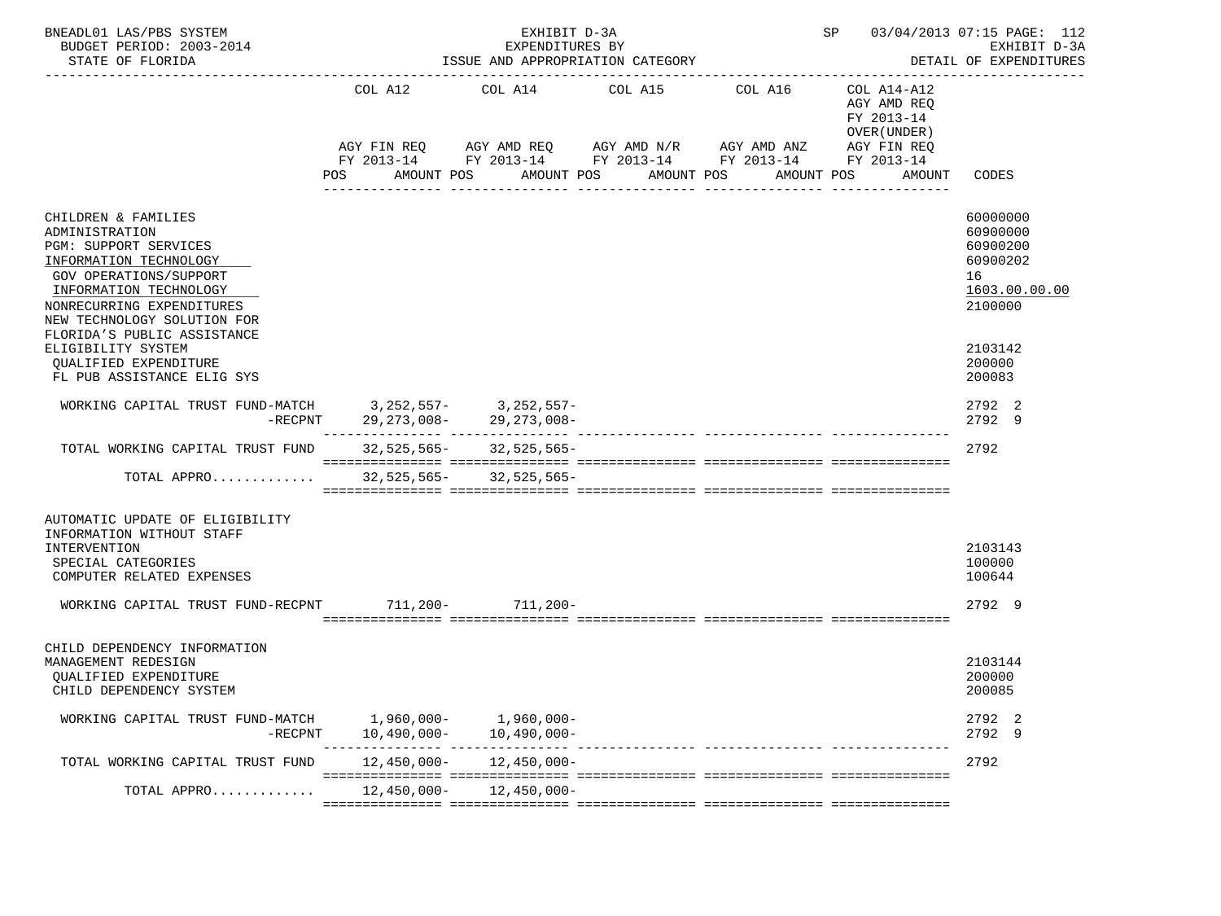BNEADL01 LAS/PBS SYSTEM — EXHIBIT D-3A — SP 03/04/2013 07:15 PAGE: 112
BUDGET PERIOD: 2003-2014 — EXPENDITURES BY — EXHIBIT D-3A
STATE OF FLORIDA — ISSUE AND APPROPRIATION CATEGORY — DETAIL OF EXPENDITURES

| | COL A12 AGY FIN REQ FY 2013-14 POS AMOUNT | COL A14 AGY AMD REQ FY 2013-14 POS AMOUNT | COL A15 AGY AMD N/R FY 2013-14 POS AMOUNT | COL A16 AGY AMD ANZ FY 2013-14 POS AMOUNT | COL A14-A12 AGY AMD REQ FY 2013-14 OVER(UNDER) AGY FIN REQ FY 2013-14 POS AMOUNT | CODES |
|---|---|---|---|---|---|---|
| CHILDREN & FAMILIES | | | | | | 60000000 |
| ADMINISTRATION | | | | | | 60900000 |
| PGM: SUPPORT SERVICES | | | | | | 60900200 |
| INFORMATION TECHNOLOGY | | | | | | 60900202 |
| GOV OPERATIONS/SUPPORT | | | | | | 16 |
| INFORMATION TECHNOLOGY | | | | | | 1603.00.00.00 |
| NONRECURRING EXPENDITURES | | | | | | 2100000 |
| NEW TECHNOLOGY SOLUTION FOR FLORIDA'S PUBLIC ASSISTANCE ELIGIBILITY SYSTEM | | | | | | 2103142 |
| QUALIFIED EXPENDITURE | | | | | | 200000 |
| FL PUB ASSISTANCE ELIG SYS | | | | | | 200083 |
| WORKING CAPITAL TRUST FUND-MATCH | 3,252,557- | 3,252,557- | | | | 2792 2 |
| -RECPNT | 29,273,008- | 29,273,008- | | | | 2792 9 |
| TOTAL WORKING CAPITAL TRUST FUND | 32,525,565- | 32,525,565- | | | | 2792 |
| TOTAL APPRO............ | 32,525,565- | 32,525,565- | | | | |
| AUTOMATIC UPDATE OF ELIGIBILITY INFORMATION WITHOUT STAFF INTERVENTION | | | | | | 2103143 |
| SPECIAL CATEGORIES | | | | | | 100000 |
| COMPUTER RELATED EXPENSES | | | | | | 100644 |
| WORKING CAPITAL TRUST FUND-RECPNT | 711,200- | 711,200- | | | | 2792 9 |
| CHILD DEPENDENCY INFORMATION MANAGEMENT REDESIGN | | | | | | 2103144 |
| QUALIFIED EXPENDITURE | | | | | | 200000 |
| CHILD DEPENDENCY SYSTEM | | | | | | 200085 |
| WORKING CAPITAL TRUST FUND-MATCH | 1,960,000- | 1,960,000- | | | | 2792 2 |
| -RECPNT | 10,490,000- | 10,490,000- | | | | 2792 9 |
| TOTAL WORKING CAPITAL TRUST FUND | 12,450,000- | 12,450,000- | | | | 2792 |
| TOTAL APPRO............ | 12,450,000- | 12,450,000- | | | | |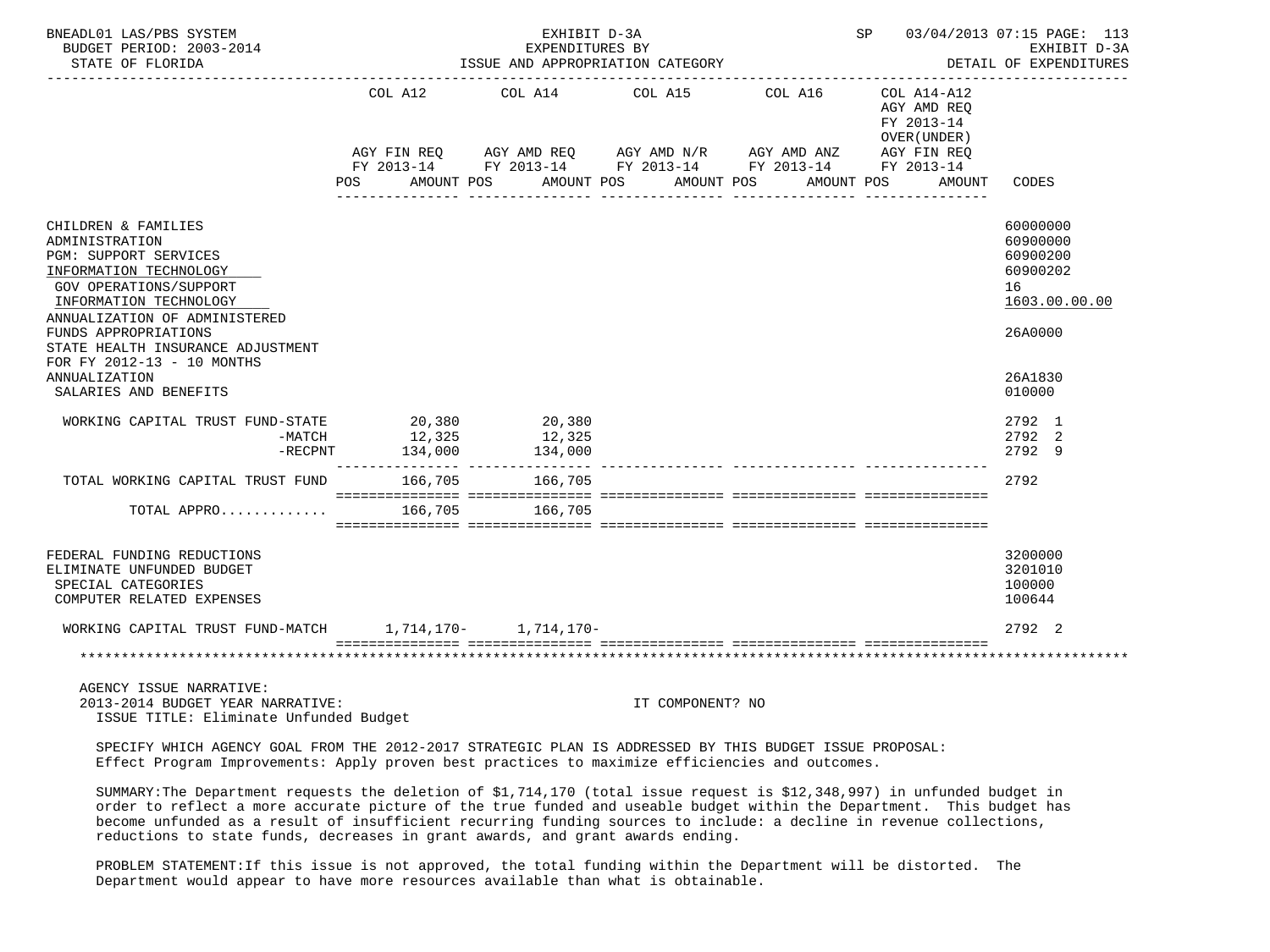BNEADL01 LAS/PBS SYSTEM | EXHIBIT D-3A | SP 03/04/2013 07:15 PAGE: 113
BUDGET PERIOD: 2003-2014 | EXPENDITURES BY | EXHIBIT D-3A
STATE OF FLORIDA | ISSUE AND APPROPRIATION CATEGORY | DETAIL OF EXPENDITURES

| | COL A12 AGY FIN REQ FY 2013-14 POS AMOUNT | COL A14 AGY AMD REQ FY 2013-14 POS AMOUNT | COL A15 AGY AMD N/R FY 2013-14 POS AMOUNT | COL A16 AGY AMD ANZ FY 2013-14 POS AMOUNT | COL A14-A12 AGY AMD REQ FY 2013-14 OVER(UNDER) AGY FIN REQ FY 2013-14 POS AMOUNT | CODES |
|---|---|---|---|---|---|---|
| CHILDREN & FAMILIES | | | | | | 60000000 |
| ADMINISTRATION | | | | | | 60900000 |
| PGM: SUPPORT SERVICES | | | | | | 60900200 |
| INFORMATION TECHNOLOGY | | | | | | 60900202 |
| GOV OPERATIONS/SUPPORT | | | | | | 16 |
| INFORMATION TECHNOLOGY | | | | | | 1603.00.00.00 |
| ANNUALIZATION OF ADMINISTERED FUNDS APPROPRIATIONS | | | | | | 26A0000 |
| STATE HEALTH INSURANCE ADJUSTMENT FOR FY 2012-13 - 10 MONTHS ANNUALIZATION | | | | | | 26A1830 |
| SALARIES AND BENEFITS | | | | | | 010000 |
| WORKING CAPITAL TRUST FUND-STATE | 20,380 | 20,380 | | | | 2792 1 |
| -MATCH | 12,325 | 12,325 | | | | 2792 2 |
| -RECPNT | 134,000 | 134,000 | | | | 2792 9 |
| TOTAL WORKING CAPITAL TRUST FUND | 166,705 | 166,705 | | | | 2792 |
| TOTAL APPRO............ | 166,705 | 166,705 | | | | |
| FEDERAL FUNDING REDUCTIONS | | | | | | 3200000 |
| ELIMINATE UNFUNDED BUDGET | | | | | | 3201010 |
| SPECIAL CATEGORIES | | | | | | 100000 |
| COMPUTER RELATED EXPENSES | | | | | | 100644 |
| WORKING CAPITAL TRUST FUND-MATCH | 1,714,170- | 1,714,170- | | | | 2792 2 |

AGENCY ISSUE NARRATIVE:
2013-2014 BUDGET YEAR NARRATIVE: IT COMPONENT? NO
ISSUE TITLE: Eliminate Unfunded Budget

SPECIFY WHICH AGENCY GOAL FROM THE 2012-2017 STRATEGIC PLAN IS ADDRESSED BY THIS BUDGET ISSUE PROPOSAL:
Effect Program Improvements: Apply proven best practices to maximize efficiencies and outcomes.

SUMMARY:The Department requests the deletion of $1,714,170 (total issue request is $12,348,997) in unfunded budget in order to reflect a more accurate picture of the true funded and useable budget within the Department. This budget has become unfunded as a result of insufficient recurring funding sources to include: a decline in revenue collections, reductions to state funds, decreases in grant awards, and grant awards ending.

PROBLEM STATEMENT:If this issue is not approved, the total funding within the Department will be distorted. The Department would appear to have more resources available than what is obtainable.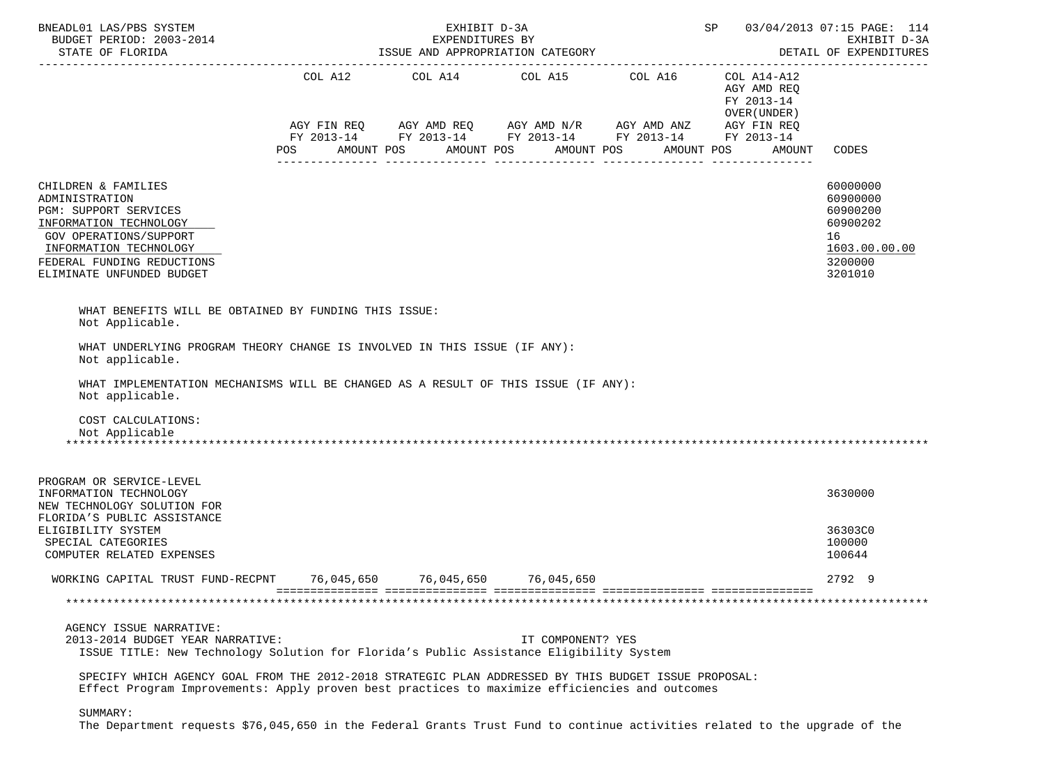| | COL A12 | COL A14 | COL A15 | COL A16 | COL A14-A12 AGY AMD REQ FY 2013-14 OVER(UNDER) | |
|---|---|---|---|---|---|---|
| | AGY FIN REQ FY 2013-14 | AGY AMD REQ FY 2013-14 | AGY AMD N/R FY 2013-14 | AGY AMD ANZ FY 2013-14 | AGY FIN REQ FY 2013-14 | |
| | POS AMOUNT | POS AMOUNT | POS AMOUNT | POS AMOUNT | POS AMOUNT | CODES |

CHILDREN & FAMILIES — 60000000
ADMINISTRATION — 60900000
PGM: SUPPORT SERVICES — 60900200
INFORMATION TECHNOLOGY — 60900202
GOV OPERATIONS/SUPPORT — 16
INFORMATION TECHNOLOGY — 1603.00.00.00
FEDERAL FUNDING REDUCTIONS — 3200000
ELIMINATE UNFUNDED BUDGET — 3201010

WHAT BENEFITS WILL BE OBTAINED BY FUNDING THIS ISSUE:
Not Applicable.

WHAT UNDERLYING PROGRAM THEORY CHANGE IS INVOLVED IN THIS ISSUE (IF ANY):
Not applicable.

WHAT IMPLEMENTATION MECHANISMS WILL BE CHANGED AS A RESULT OF THIS ISSUE (IF ANY):
Not applicable.

COST CALCULATIONS:
Not Applicable

*******************************************************************************************************************

PROGRAM OR SERVICE-LEVEL
INFORMATION TECHNOLOGY — 3630000
NEW TECHNOLOGY SOLUTION FOR FLORIDA'S PUBLIC ASSISTANCE ELIGIBILITY SYSTEM — 36303C0
SPECIAL CATEGORIES — 100000
COMPUTER RELATED EXPENSES — 100644

| | COL A12 | COL A14 | COL A15 | COL A16 | COL A14-A12 | CODES |
|---|---|---|---|---|---|---|
| WORKING CAPITAL TRUST FUND-RECPNT | 76,045,650 | 76,045,650 | 76,045,650 | | | 2792 9 |

*******************************************************************************************************************

AGENCY ISSUE NARRATIVE:
2013-2014 BUDGET YEAR NARRATIVE: IT COMPONENT? YES
ISSUE TITLE: New Technology Solution for Florida's Public Assistance Eligibility System

SPECIFY WHICH AGENCY GOAL FROM THE 2012-2018 STRATEGIC PLAN ADDRESSED BY THIS BUDGET ISSUE PROPOSAL:
Effect Program Improvements: Apply proven best practices to maximize efficiencies and outcomes

SUMMARY:
The Department requests $76,045,650 in the Federal Grants Trust Fund to continue activities related to the upgrade of the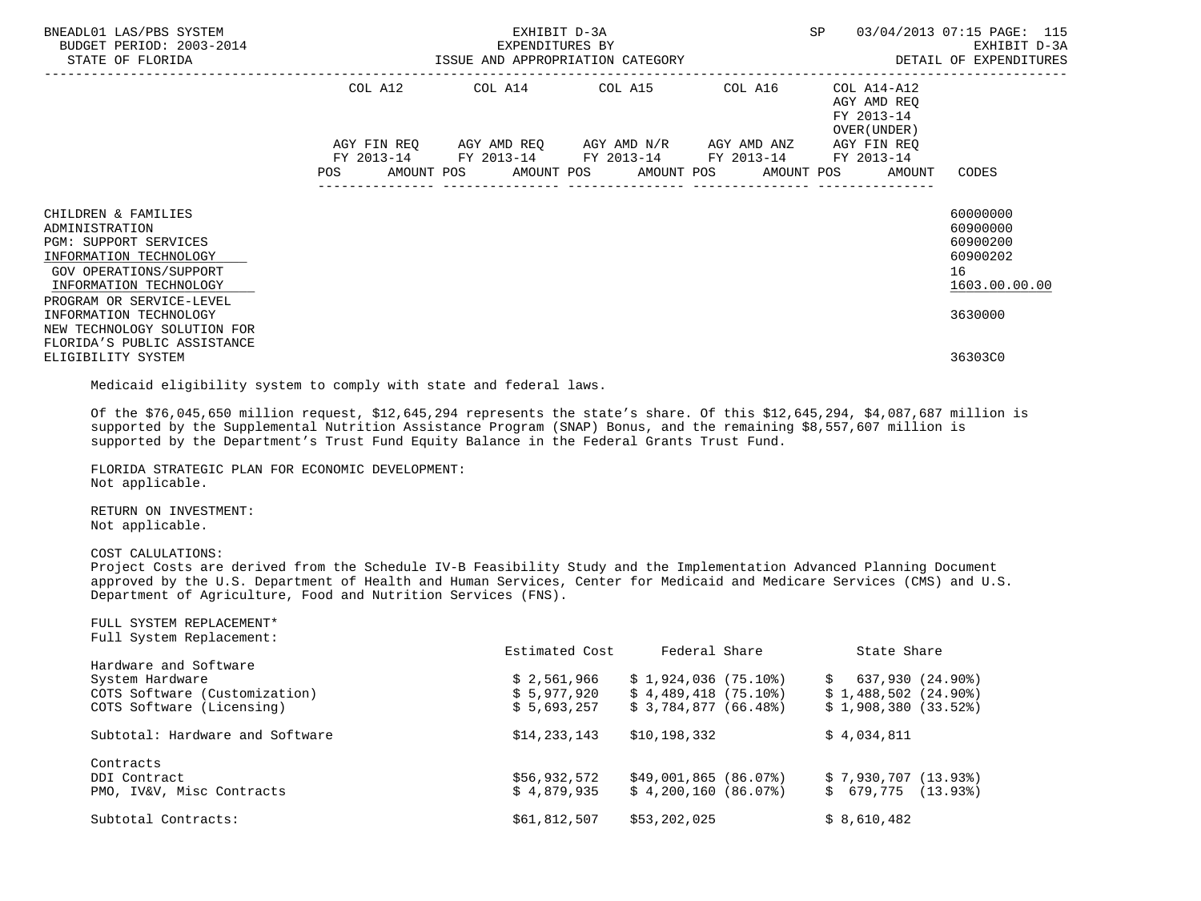| | COL A12 | COL A14 | COL A15 | COL A16 | COL A14-A12 AGY AMD REQ FY 2013-14 OVER(UNDER) | |
|---|---|---|---|---|---|---|
| | AGY FIN REQ FY 2013-14 | AGY AMD REQ FY 2013-14 | AGY AMD N/R FY 2013-14 | AGY AMD ANZ FY 2013-14 | AGY FIN REQ FY 2013-14 | |
| | POS AMOUNT | POS AMOUNT | POS AMOUNT | POS AMOUNT | POS AMOUNT | CODES |
| CHILDREN & FAMILIES | | | | | | 60000000 |
| ADMINISTRATION | | | | | | 60900000 |
| PGM: SUPPORT SERVICES | | | | | | 60900200 |
| INFORMATION TECHNOLOGY | | | | | | 60900202 |
| GOV OPERATIONS/SUPPORT | | | | | | 16 |
| INFORMATION TECHNOLOGY | | | | | | 1603.00.00.00 |
| PROGRAM OR SERVICE-LEVEL INFORMATION TECHNOLOGY | | | | | | 3630000 |
| NEW TECHNOLOGY SOLUTION FOR FLORIDA'S PUBLIC ASSISTANCE ELIGIBILITY SYSTEM | | | | | | 36303C0 |

Medicaid eligibility system to comply with state and federal laws.

Of the $76,045,650 million request, $12,645,294 represents the state's share. Of this $12,645,294, $4,087,687 million is supported by the Supplemental Nutrition Assistance Program (SNAP) Bonus, and the remaining $8,557,607 million is supported by the Department's Trust Fund Equity Balance in the Federal Grants Trust Fund.

FLORIDA STRATEGIC PLAN FOR ECONOMIC DEVELOPMENT:
Not applicable.

RETURN ON INVESTMENT:
Not applicable.

COST CALULATIONS:
Project Costs are derived from the Schedule IV-B Feasibility Study and the Implementation Advanced Planning Document approved by the U.S. Department of Health and Human Services, Center for Medicaid and Medicare Services (CMS) and U.S. Department of Agriculture, Food and Nutrition Services (FNS).

FULL SYSTEM REPLACEMENT*
Full System Replacement:

| | Estimated Cost | Federal Share | State Share |
|---|---|---|---|
| Hardware and Software | | | |
| System Hardware | $ 2,561,966 | $ 1,924,036 (75.10%) | $ 637,930 (24.90%) |
| COTS Software (Customization) | $ 5,977,920 | $ 4,489,418 (75.10%) | $ 1,488,502 (24.90%) |
| COTS Software (Licensing) | $ 5,693,257 | $ 3,784,877 (66.48%) | $ 1,908,380 (33.52%) |
| Subtotal: Hardware and Software | $14,233,143 | $10,198,332 | $ 4,034,811 |
| Contracts | | | |
| DDI Contract | $56,932,572 | $49,001,865 (86.07%) | $ 7,930,707 (13.93%) |
| PMO, IV&V, Misc Contracts | $ 4,879,935 | $ 4,200,160 (86.07%) | $ 679,775 (13.93%) |
| Subtotal Contracts: | $61,812,507 | $53,202,025 | $ 8,610,482 |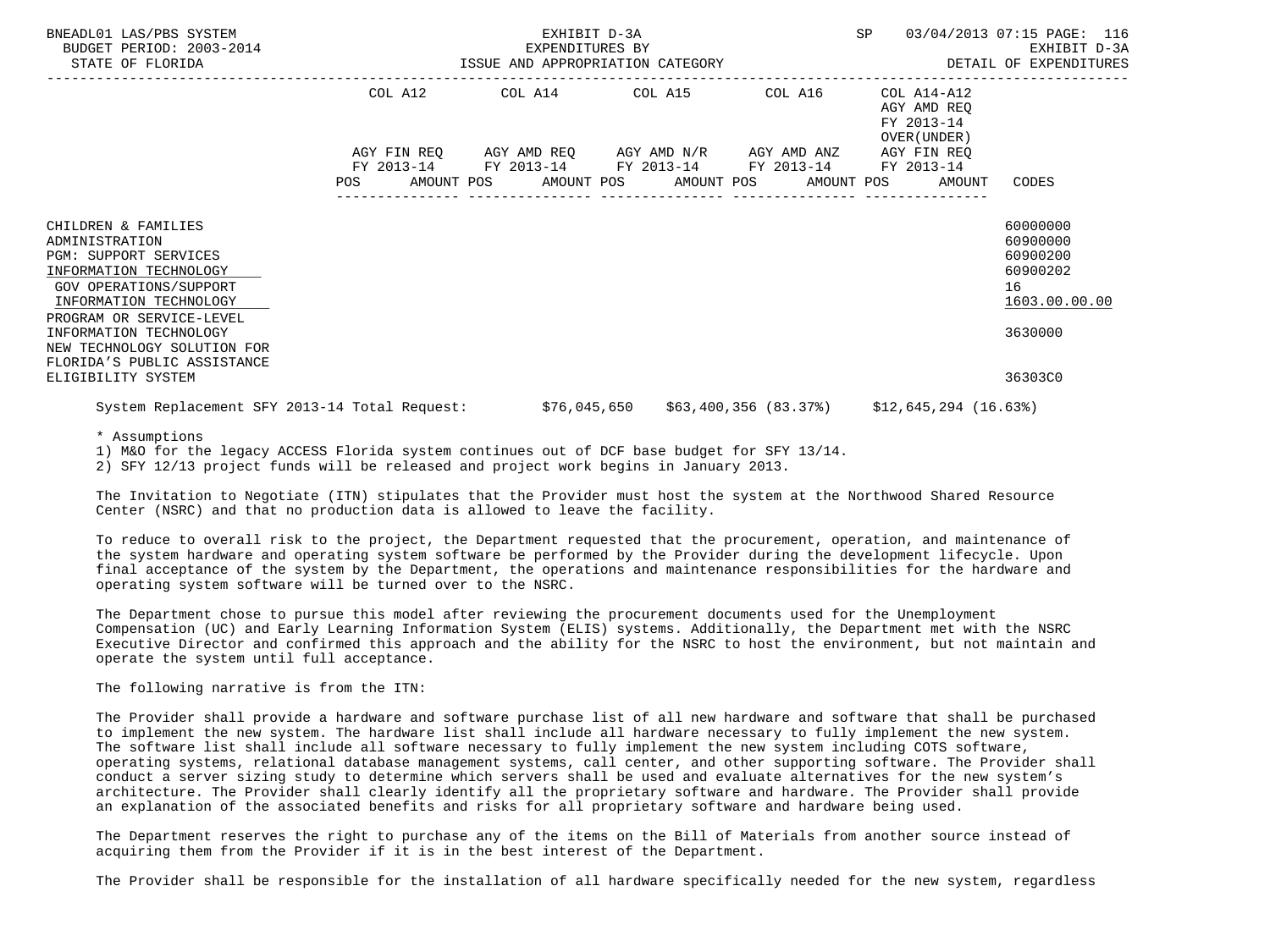| | COL A12 | COL A14 | COL A15 | COL A16 | COL A14-A12 AGY AMD REQ FY 2013-14 OVER(UNDER) | |
|---|---|---|---|---|---|---|
| | AGY FIN REQ FY 2013-14 | AGY AMD REQ FY 2013-14 | AGY AMD N/R FY 2013-14 | AGY AMD ANZ FY 2013-14 | AGY FIN REQ FY 2013-14 | |
| | POS AMOUNT | POS AMOUNT | POS AMOUNT | POS AMOUNT | POS AMOUNT | CODES |
| CHILDREN & FAMILIES | | | | | | 60000000 |
| ADMINISTRATION | | | | | | 60900000 |
| PGM: SUPPORT SERVICES | | | | | | 60900200 |
| INFORMATION TECHNOLOGY | | | | | | 60900202 |
| GOV OPERATIONS/SUPPORT | | | | | | 16 |
| INFORMATION TECHNOLOGY | | | | | | 1603.00.00.00 |
| PROGRAM OR SERVICE-LEVEL INFORMATION TECHNOLOGY | | | | | | 3630000 |
| NEW TECHNOLOGY SOLUTION FOR FLORIDA'S PUBLIC ASSISTANCE ELIGIBILITY SYSTEM | | | | | | 36303C0 |

System Replacement SFY 2013-14 Total Request: $76,045,650 $63,400,356 (83.37%) $12,645,294 (16.63%)

* Assumptions
1) M&O for the legacy ACCESS Florida system continues out of DCF base budget for SFY 13/14.
2) SFY 12/13 project funds will be released and project work begins in January 2013.

The Invitation to Negotiate (ITN) stipulates that the Provider must host the system at the Northwood Shared Resource Center (NSRC) and that no production data is allowed to leave the facility.

To reduce to overall risk to the project, the Department requested that the procurement, operation, and maintenance of the system hardware and operating system software be performed by the Provider during the development lifecycle. Upon final acceptance of the system by the Department, the operations and maintenance responsibilities for the hardware and operating system software will be turned over to the NSRC.

The Department chose to pursue this model after reviewing the procurement documents used for the Unemployment Compensation (UC) and Early Learning Information System (ELIS) systems. Additionally, the Department met with the NSRC Executive Director and confirmed this approach and the ability for the NSRC to host the environment, but not maintain and operate the system until full acceptance.

The following narrative is from the ITN:

The Provider shall provide a hardware and software purchase list of all new hardware and software that shall be purchased to implement the new system. The hardware list shall include all hardware necessary to fully implement the new system. The software list shall include all software necessary to fully implement the new system including COTS software, operating systems, relational database management systems, call center, and other supporting software. The Provider shall conduct a server sizing study to determine which servers shall be used and evaluate alternatives for the new system's architecture. The Provider shall clearly identify all the proprietary software and hardware. The Provider shall provide an explanation of the associated benefits and risks for all proprietary software and hardware being used.

The Department reserves the right to purchase any of the items on the Bill of Materials from another source instead of acquiring them from the Provider if it is in the best interest of the Department.

The Provider shall be responsible for the installation of all hardware specifically needed for the new system, regardless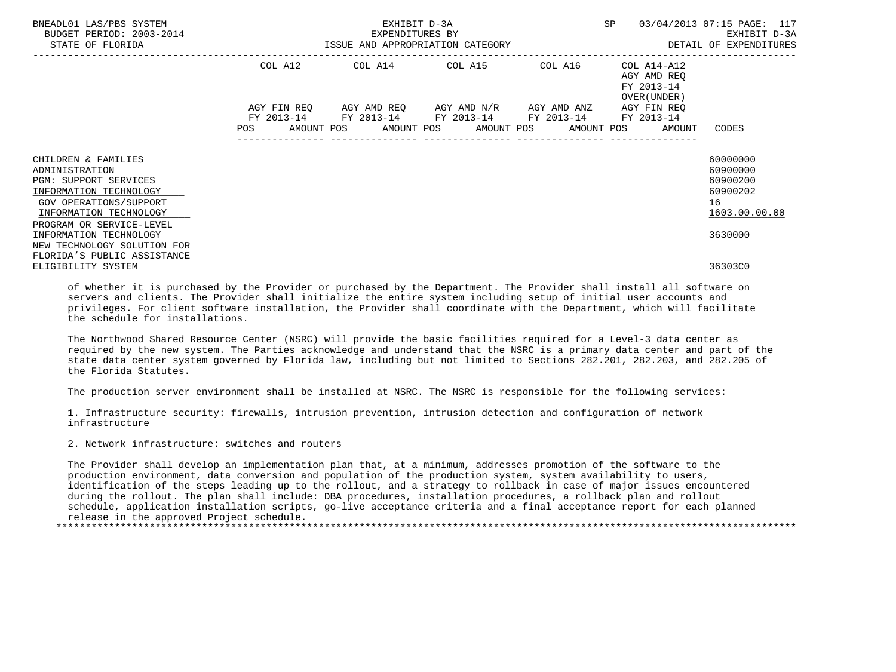| | COL A12 | | COL A14 | | COL A15 | | COL A16 | | COL A14-A12 AGY AMD REQ FY 2013-14 OVER(UNDER) | |
|---|---|---|---|---|---|---|---|---|---|---|
| | AGY FIN REQ FY 2013-14 | | AGY AMD REQ FY 2013-14 | | AGY AMD N/R FY 2013-14 | | AGY AMD ANZ FY 2013-14 | | AGY FIN REQ FY 2013-14 | |
| | POS | AMOUNT | POS | AMOUNT | POS | AMOUNT | POS | AMOUNT | POS | AMOUNT | CODES |
| CHILDREN & FAMILIES | | | | | | | | | | | 60000000 |
| ADMINISTRATION | | | | | | | | | | | 60900000 |
| PGM: SUPPORT SERVICES | | | | | | | | | | | 60900200 |
| INFORMATION TECHNOLOGY | | | | | | | | | | | 60900202 |
| GOV OPERATIONS/SUPPORT | | | | | | | | | | | 16 |
| INFORMATION TECHNOLOGY | | | | | | | | | | | 1603.00.00.00 |
| PROGRAM OR SERVICE-LEVEL INFORMATION TECHNOLOGY | | | | | | | | | | | 3630000 |
| NEW TECHNOLOGY SOLUTION FOR FLORIDA'S PUBLIC ASSISTANCE ELIGIBILITY SYSTEM | | | | | | | | | | | 36303C0 |

of whether it is purchased by the Provider or purchased by the Department. The Provider shall install all software on servers and clients. The Provider shall initialize the entire system including setup of initial user accounts and privileges. For client software installation, the Provider shall coordinate with the Department, which will facilitate the schedule for installations.

The Northwood Shared Resource Center (NSRC) will provide the basic facilities required for a Level-3 data center as required by the new system. The Parties acknowledge and understand that the NSRC is a primary data center and part of the state data center system governed by Florida law, including but not limited to Sections 282.201, 282.203, and 282.205 of the Florida Statutes.

The production server environment shall be installed at NSRC. The NSRC is responsible for the following services:

1. Infrastructure security: firewalls, intrusion prevention, intrusion detection and configuration of network infrastructure

2. Network infrastructure: switches and routers

The Provider shall develop an implementation plan that, at a minimum, addresses promotion of the software to the production environment, data conversion and population of the production system, system availability to users, identification of the steps leading up to the rollout, and a strategy to rollback in case of major issues encountered during the rollout. The plan shall include: DBA procedures, installation procedures, a rollback plan and rollout schedule, application installation scripts, go-live acceptance criteria and a final acceptance report for each planned release in the approved Project schedule.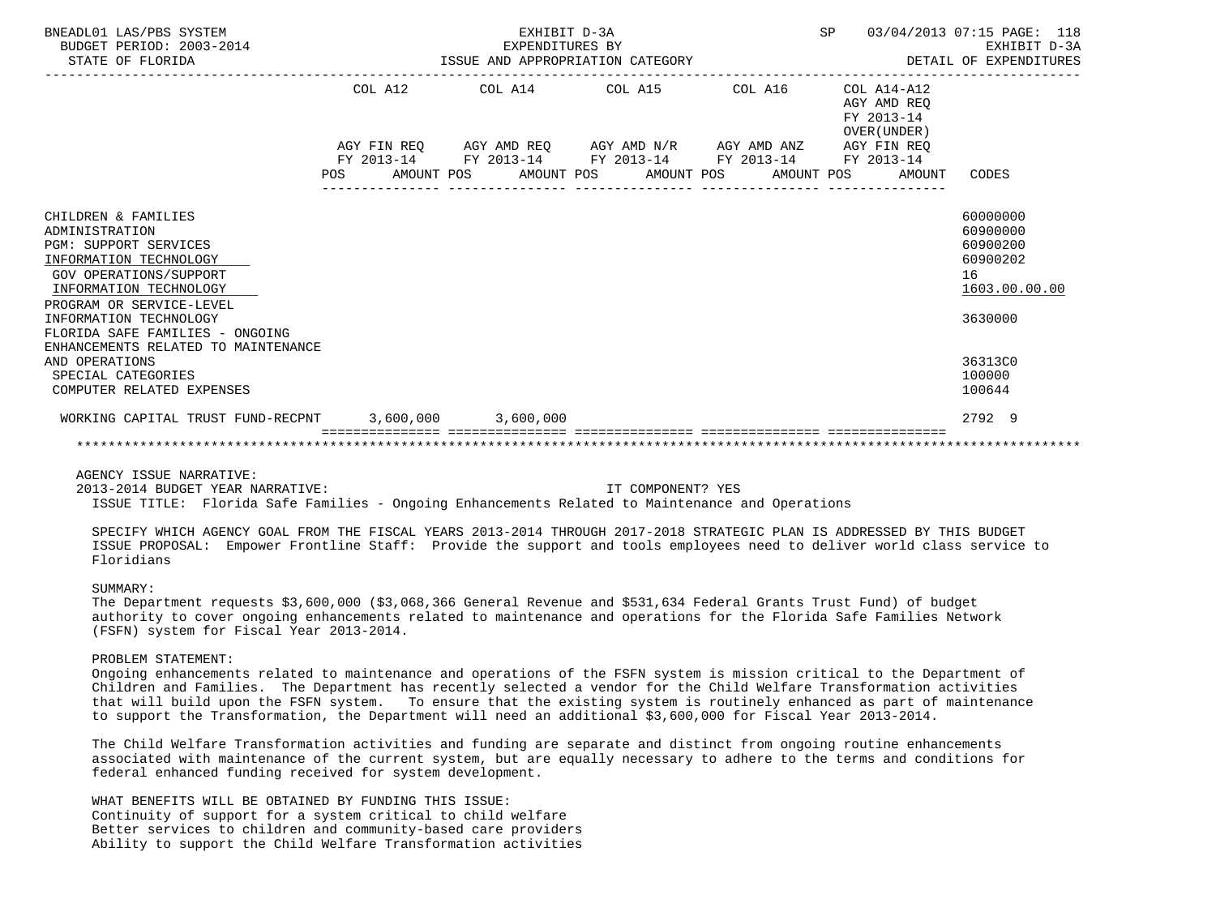| | COL A12 AGY FIN REQ FY 2013-14 POS AMOUNT | COL A14 AGY AMD REQ FY 2013-14 POS AMOUNT | COL A15 AGY AMD N/R FY 2013-14 POS AMOUNT | COL A16 AGY AMD ANZ FY 2013-14 POS AMOUNT | COL A14-A12 AGY AMD REQ FY 2013-14 OVER(UNDER) AGY FIN REQ FY 2013-14 POS AMOUNT | CODES |
|---|---|---|---|---|---|---|
| CHILDREN & FAMILIES | | | | | | 60000000 |
| ADMINISTRATION | | | | | | 60900000 |
| PGM: SUPPORT SERVICES | | | | | | 60900200 |
| INFORMATION TECHNOLOGY | | | | | | 60900202 |
| GOV OPERATIONS/SUPPORT | | | | | | 16 |
| INFORMATION TECHNOLOGY | | | | | | 1603.00.00.00 |
| PROGRAM OR SERVICE-LEVEL INFORMATION TECHNOLOGY | | | | | | 3630000 |
| FLORIDA SAFE FAMILIES - ONGOING ENHANCEMENTS RELATED TO MAINTENANCE AND OPERATIONS | | | | | | 36313C0 |
| SPECIAL CATEGORIES | | | | | | 100000 |
| COMPUTER RELATED EXPENSES | | | | | | 100644 |
| WORKING CAPITAL TRUST FUND-RECPNT | 3,600,000 | 3,600,000 | | | | 2792 9 |

AGENCY ISSUE NARRATIVE:

2013-2014 BUDGET YEAR NARRATIVE: IT COMPONENT? YES

ISSUE TITLE: Florida Safe Families - Ongoing Enhancements Related to Maintenance and Operations

SPECIFY WHICH AGENCY GOAL FROM THE FISCAL YEARS 2013-2014 THROUGH 2017-2018 STRATEGIC PLAN IS ADDRESSED BY THIS BUDGET ISSUE PROPOSAL: Empower Frontline Staff: Provide the support and tools employees need to deliver world class service to Floridians

SUMMARY:
The Department requests $3,600,000 ($3,068,366 General Revenue and $531,634 Federal Grants Trust Fund) of budget authority to cover ongoing enhancements related to maintenance and operations for the Florida Safe Families Network (FSFN) system for Fiscal Year 2013-2014.

PROBLEM STATEMENT:
Ongoing enhancements related to maintenance and operations of the FSFN system is mission critical to the Department of Children and Families. The Department has recently selected a vendor for the Child Welfare Transformation activities that will build upon the FSFN system. To ensure that the existing system is routinely enhanced as part of maintenance to support the Transformation, the Department will need an additional $3,600,000 for Fiscal Year 2013-2014.

The Child Welfare Transformation activities and funding are separate and distinct from ongoing routine enhancements associated with maintenance of the current system, but are equally necessary to adhere to the terms and conditions for federal enhanced funding received for system development.

WHAT BENEFITS WILL BE OBTAINED BY FUNDING THIS ISSUE:
Continuity of support for a system critical to child welfare
Better services to children and community-based care providers
Ability to support the Child Welfare Transformation activities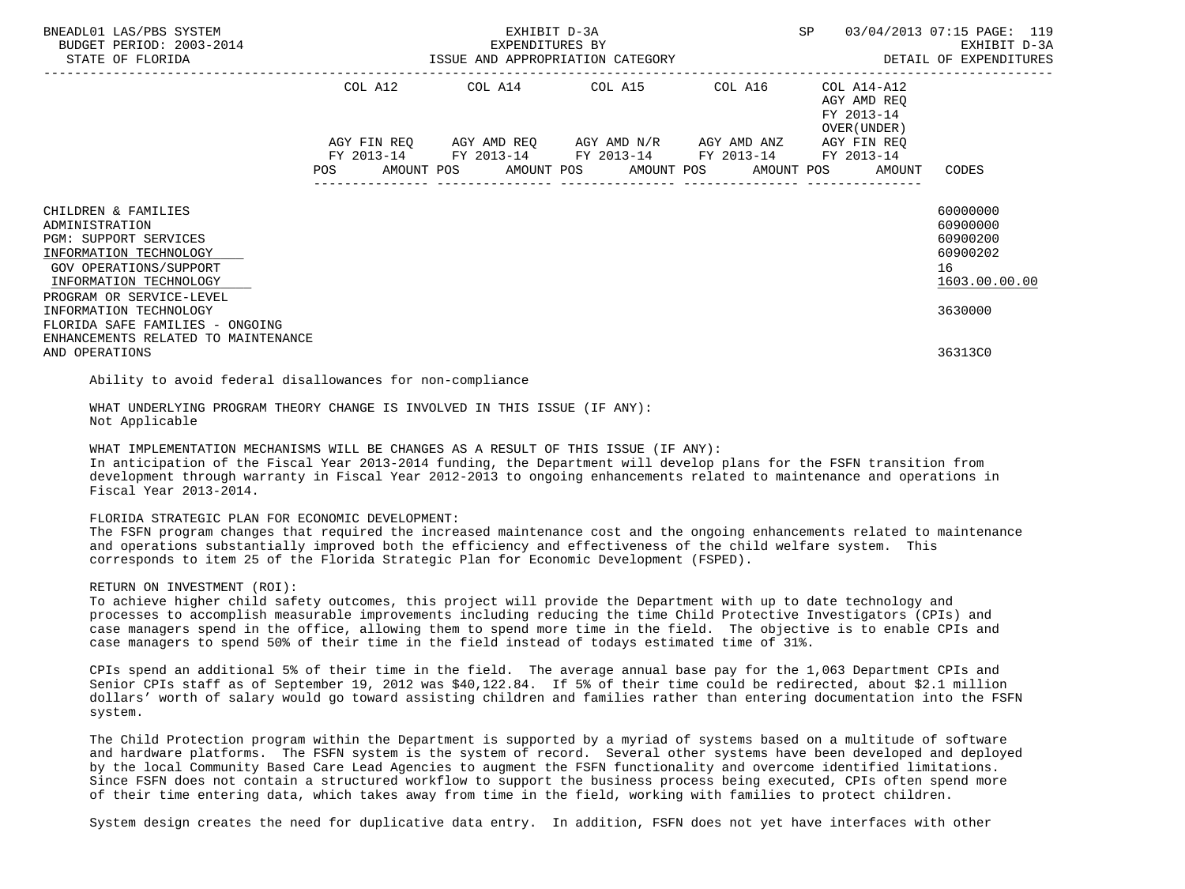| | COL A12 | COL A14 | COL A15 | COL A16 | COL A14-A12 AGY AMD REQ FY 2013-14 OVER(UNDER) | |
|---|---|---|---|---|---|---|
| | AGY FIN REQ FY 2013-14 | AGY AMD REQ FY 2013-14 | AGY AMD N/R FY 2013-14 | AGY AMD ANZ FY 2013-14 | AGY FIN REQ FY 2013-14 | |
| | POS AMOUNT | POS AMOUNT | POS AMOUNT | POS AMOUNT | POS AMOUNT | CODES |
| CHILDREN & FAMILIES | | | | | | 60000000 |
| ADMINISTRATION | | | | | | 60900000 |
| PGM: SUPPORT SERVICES | | | | | | 60900200 |
| INFORMATION TECHNOLOGY | | | | | | 60900202 |
| GOV OPERATIONS/SUPPORT | | | | | | 16 |
| INFORMATION TECHNOLOGY | | | | | | 1603.00.00.00 |
| PROGRAM OR SERVICE-LEVEL INFORMATION TECHNOLOGY | | | | | | 3630000 |
| FLORIDA SAFE FAMILIES - ONGOING ENHANCEMENTS RELATED TO MAINTENANCE AND OPERATIONS | | | | | | 36313C0 |

Ability to avoid federal disallowances for non-compliance

WHAT UNDERLYING PROGRAM THEORY CHANGE IS INVOLVED IN THIS ISSUE (IF ANY):
Not Applicable

WHAT IMPLEMENTATION MECHANISMS WILL BE CHANGES AS A RESULT OF THIS ISSUE (IF ANY):
In anticipation of the Fiscal Year 2013-2014 funding, the Department will develop plans for the FSFN transition from development through warranty in Fiscal Year 2012-2013 to ongoing enhancements related to maintenance and operations in Fiscal Year 2013-2014.

FLORIDA STRATEGIC PLAN FOR ECONOMIC DEVELOPMENT:
The FSFN program changes that required the increased maintenance cost and the ongoing enhancements related to maintenance and operations substantially improved both the efficiency and effectiveness of the child welfare system. This corresponds to item 25 of the Florida Strategic Plan for Economic Development (FSPED).

RETURN ON INVESTMENT (ROI):
To achieve higher child safety outcomes, this project will provide the Department with up to date technology and processes to accomplish measurable improvements including reducing the time Child Protective Investigators (CPIs) and case managers spend in the office, allowing them to spend more time in the field. The objective is to enable CPIs and case managers to spend 50% of their time in the field instead of todays estimated time of 31%.

CPIs spend an additional 5% of their time in the field. The average annual base pay for the 1,063 Department CPIs and Senior CPIs staff as of September 19, 2012 was $40,122.84. If 5% of their time could be redirected, about $2.1 million dollars' worth of salary would go toward assisting children and families rather than entering documentation into the FSFN system.

The Child Protection program within the Department is supported by a myriad of systems based on a multitude of software and hardware platforms. The FSFN system is the system of record. Several other systems have been developed and deployed by the local Community Based Care Lead Agencies to augment the FSFN functionality and overcome identified limitations. Since FSFN does not contain a structured workflow to support the business process being executed, CPIs often spend more of their time entering data, which takes away from time in the field, working with families to protect children.

System design creates the need for duplicative data entry. In addition, FSFN does not yet have interfaces with other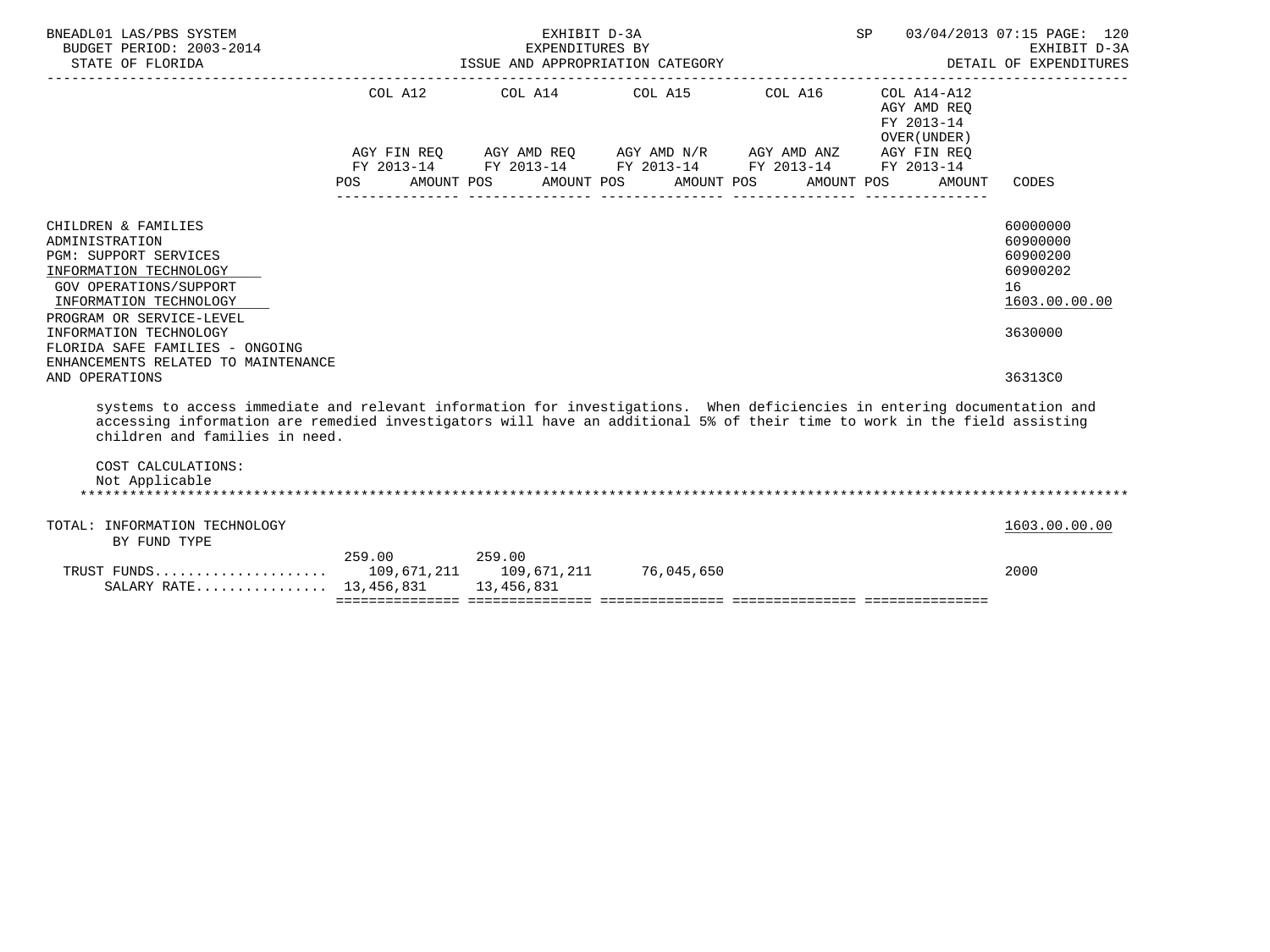BNEADL01 LAS/PBS SYSTEM — EXHIBIT D-3A — EXPENDITURES BY ISSUE AND APPROPRIATION CATEGORY — SP 03/04/2013 07:15

BUDGET PERIOD: 2003-2014

STATE OF FLORIDA — EXHIBIT D-3A DETAIL OF EXPENDITURES

| | COL A12 AGY FIN REQ FY 2013-14 POS AMOUNT | COL A14 AGY AMD REQ FY 2013-14 POS AMOUNT | COL A15 AGY AMD N/R FY 2013-14 POS AMOUNT | COL A16 AGY AMD ANZ FY 2013-14 POS AMOUNT | COL A14-A12 AGY AMD REQ FY 2013-14 OVER(UNDER) AGY FIN REQ FY 2013-14 POS AMOUNT | CODES |
|---|---|---|---|---|---|---|
| CHILDREN & FAMILIES | | | | | | 60000000 |
| ADMINISTRATION | | | | | | 60900000 |
| PGM: SUPPORT SERVICES | | | | | | 60900200 |
| INFORMATION TECHNOLOGY | | | | | | 60900202 |
| GOV OPERATIONS/SUPPORT | | | | | | 16 |
| INFORMATION TECHNOLOGY | | | | | | 1603.00.00.00 |
| PROGRAM OR SERVICE-LEVEL INFORMATION TECHNOLOGY | | | | | | 3630000 |
| FLORIDA SAFE FAMILIES - ONGOING ENHANCEMENTS RELATED TO MAINTENANCE AND OPERATIONS | | | | | | 36313C0 |

systems to access immediate and relevant information for investigations. When deficiencies in entering documentation and accessing information are remedied investigators will have an additional 5% of their time to work in the field assisting children and families in need.

COST CALCULATIONS:
Not Applicable

*******************************************************************************************************************************

| | COL A12 | COL A14 | COL A15 | COL A16 | COL A14-A12 | CODES |
|---|---|---|---|---|---|---|
| TOTAL: INFORMATION TECHNOLOGY | | | | | | 1603.00.00.00 |
| BY FUND TYPE | | | | | | |
| | 259.00 | 259.00 | | | | |
| TRUST FUNDS | 109,671,211 | 109,671,211 | 76,045,650 | | | 2000 |
| SALARY RATE | 13,456,831 | 13,456,831 | | | | |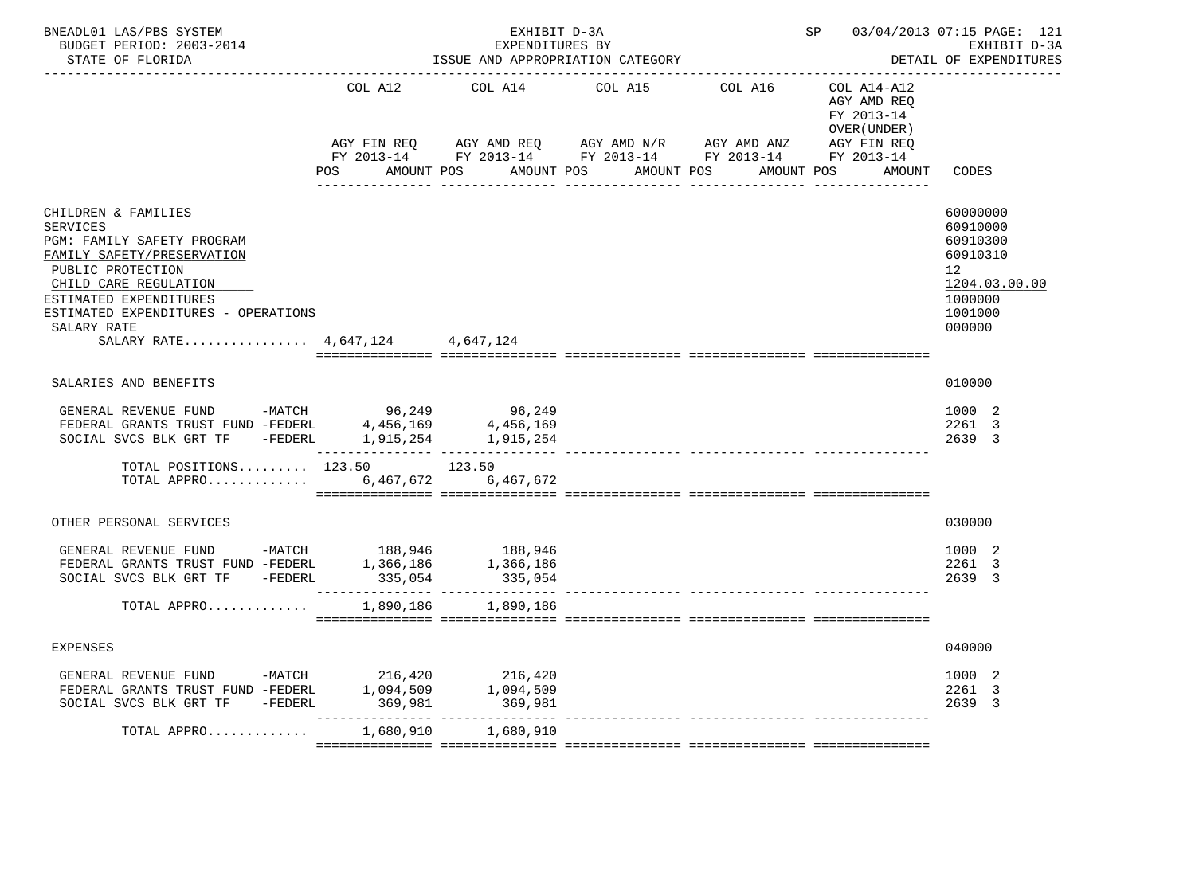BNEADL01 LAS/PBS SYSTEM | EXHIBIT D-3A | SP 03/04/2013 07:15
BUDGET PERIOD: 2003-2014 | EXPENDITURES BY | EXHIBIT D-3A
STATE OF FLORIDA | ISSUE AND APPROPRIATION CATEGORY | DETAIL OF EXPENDITURES

| | COL A12 AGY FIN REQ FY 2013-14 POS AMOUNT | COL A14 AGY AMD REQ FY 2013-14 POS AMOUNT | COL A15 AGY AMD N/R FY 2013-14 POS AMOUNT | COL A16 AGY AMD ANZ FY 2013-14 POS AMOUNT | COL A14-A12 AGY AMD REQ FY 2013-14 OVER(UNDER) AGY FIN REQ FY 2013-14 POS AMOUNT | CODES |
|---|---|---|---|---|---|---|
| CHILDREN & FAMILIES | | | | | | 60000000 |
| SERVICES | | | | | | 60910000 |
| PGM: FAMILY SAFETY PROGRAM | | | | | | 60910300 |
| FAMILY SAFETY/PRESERVATION | | | | | | 60910310 |
| PUBLIC PROTECTION | | | | | | 12 |
| CHILD CARE REGULATION | | | | | | 1204.03.00.00 |
| ESTIMATED EXPENDITURES | | | | | | 1000000 |
| ESTIMATED EXPENDITURES - OPERATIONS | | | | | | 1001000 |
| SALARY RATE | | | | | | 000000 |
| SALARY RATE................ | 4,647,124 | 4,647,124 | | | | |
| SALARIES AND BENEFITS | | | | | | 010000 |
| GENERAL REVENUE FUND -MATCH | 96,249 | 96,249 | | | | 1000 2 |
| FEDERAL GRANTS TRUST FUND -FEDERL | 4,456,169 | 4,456,169 | | | | 2261 3 |
| SOCIAL SVCS BLK GRT TF -FEDERL | 1,915,254 | 1,915,254 | | | | 2639 3 |
| TOTAL POSITIONS......... | 123.50 | 123.50 | | | | |
| TOTAL APPRO............. | 6,467,672 | 6,467,672 | | | | |
| OTHER PERSONAL SERVICES | | | | | | 030000 |
| GENERAL REVENUE FUND -MATCH | 188,946 | 188,946 | | | | 1000 2 |
| FEDERAL GRANTS TRUST FUND -FEDERL | 1,366,186 | 1,366,186 | | | | 2261 3 |
| SOCIAL SVCS BLK GRT TF -FEDERL | 335,054 | 335,054 | | | | 2639 3 |
| TOTAL APPRO............. | 1,890,186 | 1,890,186 | | | | |
| EXPENSES | | | | | | 040000 |
| GENERAL REVENUE FUND -MATCH | 216,420 | 216,420 | | | | 1000 2 |
| FEDERAL GRANTS TRUST FUND -FEDERL | 1,094,509 | 1,094,509 | | | | 2261 3 |
| SOCIAL SVCS BLK GRT TF -FEDERL | 369,981 | 369,981 | | | | 2639 3 |
| TOTAL APPRO............. | 1,680,910 | 1,680,910 | | | | |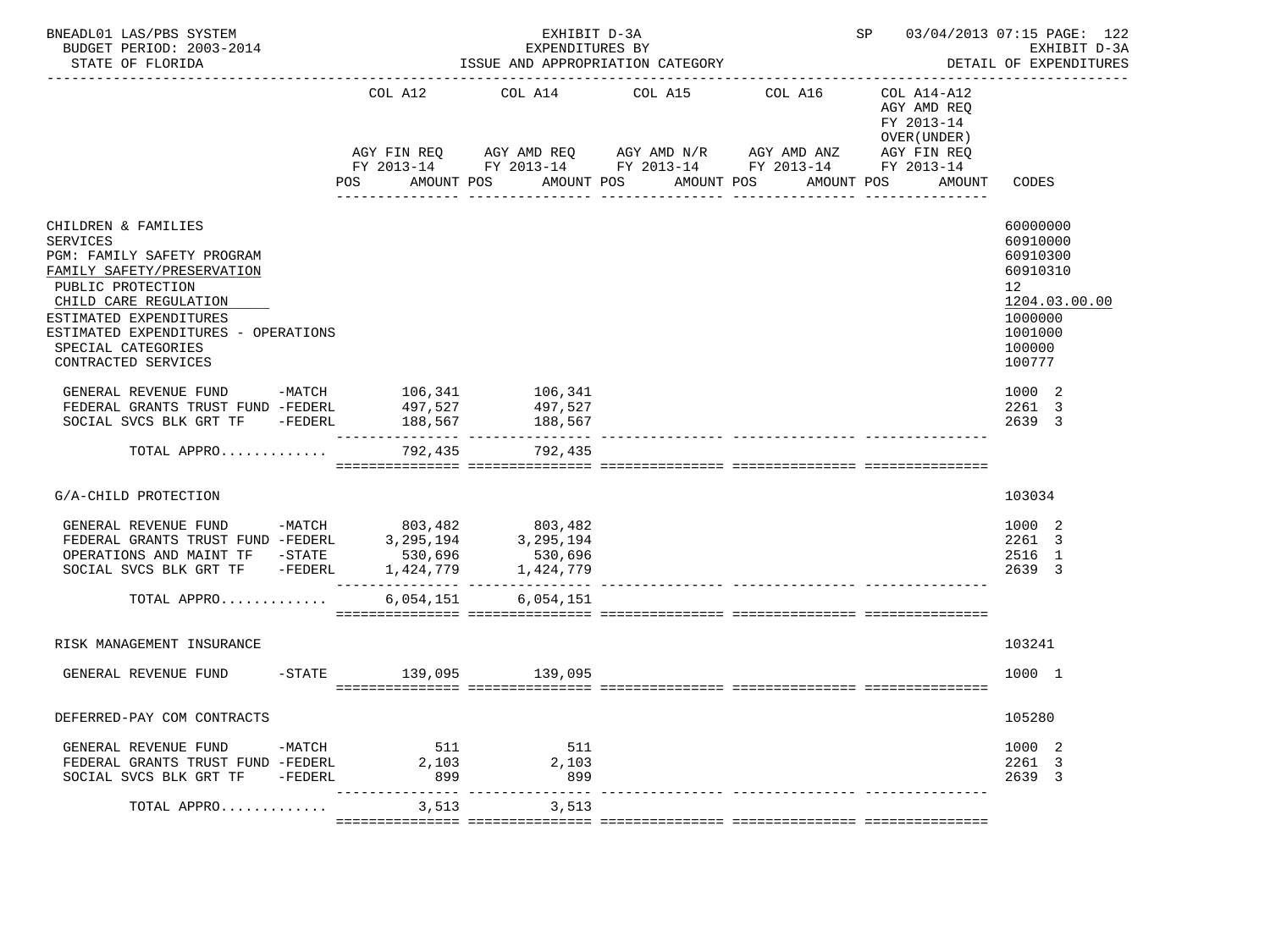BNEADL01 LAS/PBS SYSTEM — EXHIBIT D-3A — EXPENDITURES BY ISSUE AND APPROPRIATION CATEGORY — BUDGET PERIOD: 2003-2014 — STATE OF FLORIDA — SP 03/04/2013 07:15 — EXHIBIT D-3A DETAIL OF EXPENDITURES

| | COL A12 AGY FIN REQ FY 2013-14 POS AMOUNT | COL A14 AGY AMD REQ FY 2013-14 POS AMOUNT | COL A15 AGY AMD N/R FY 2013-14 POS AMOUNT | COL A16 AGY AMD ANZ FY 2013-14 POS AMOUNT | COL A14-A12 AGY AMD REQ FY 2013-14 OVER(UNDER) AGY FIN REQ FY 2013-14 POS AMOUNT | CODES |
|---|---|---|---|---|---|---|
| CHILDREN & FAMILIES | | | | | | 60000000 |
| SERVICES | | | | | | 60910000 |
| PGM: FAMILY SAFETY PROGRAM | | | | | | 60910300 |
| FAMILY SAFETY/PRESERVATION | | | | | | 60910310 |
| PUBLIC PROTECTION | | | | | | 12 |
| CHILD CARE REGULATION | | | | | | 1204.03.00.00 |
| ESTIMATED EXPENDITURES | | | | | | 1000000 |
| ESTIMATED EXPENDITURES - OPERATIONS | | | | | | 1001000 |
| SPECIAL CATEGORIES | | | | | | 100000 |
| CONTRACTED SERVICES | | | | | | 100777 |
| GENERAL REVENUE FUND -MATCH | 106,341 | 106,341 | | | | 1000 2 |
| FEDERAL GRANTS TRUST FUND -FEDERL | 497,527 | 497,527 | | | | 2261 3 |
| SOCIAL SVCS BLK GRT TF -FEDERL | 188,567 | 188,567 | | | | 2639 3 |
| TOTAL APPRO............ | 792,435 | 792,435 | | | | |
| G/A-CHILD PROTECTION | | | | | | 103034 |
| GENERAL REVENUE FUND -MATCH | 803,482 | 803,482 | | | | 1000 2 |
| FEDERAL GRANTS TRUST FUND -FEDERL | 3,295,194 | 3,295,194 | | | | 2261 3 |
| OPERATIONS AND MAINT TF -STATE | 530,696 | 530,696 | | | | 2516 1 |
| SOCIAL SVCS BLK GRT TF -FEDERL | 1,424,779 | 1,424,779 | | | | 2639 3 |
| TOTAL APPRO............ | 6,054,151 | 6,054,151 | | | | |
| RISK MANAGEMENT INSURANCE | | | | | | 103241 |
| GENERAL REVENUE FUND -STATE | 139,095 | 139,095 | | | | 1000 1 |
| DEFERRED-PAY COM CONTRACTS | | | | | | 105280 |
| GENERAL REVENUE FUND -MATCH | 511 | 511 | | | | 1000 2 |
| FEDERAL GRANTS TRUST FUND -FEDERL | 2,103 | 2,103 | | | | 2261 3 |
| SOCIAL SVCS BLK GRT TF -FEDERL | 899 | 899 | | | | 2639 3 |
| TOTAL APPRO............ | 3,513 | 3,513 | | | | |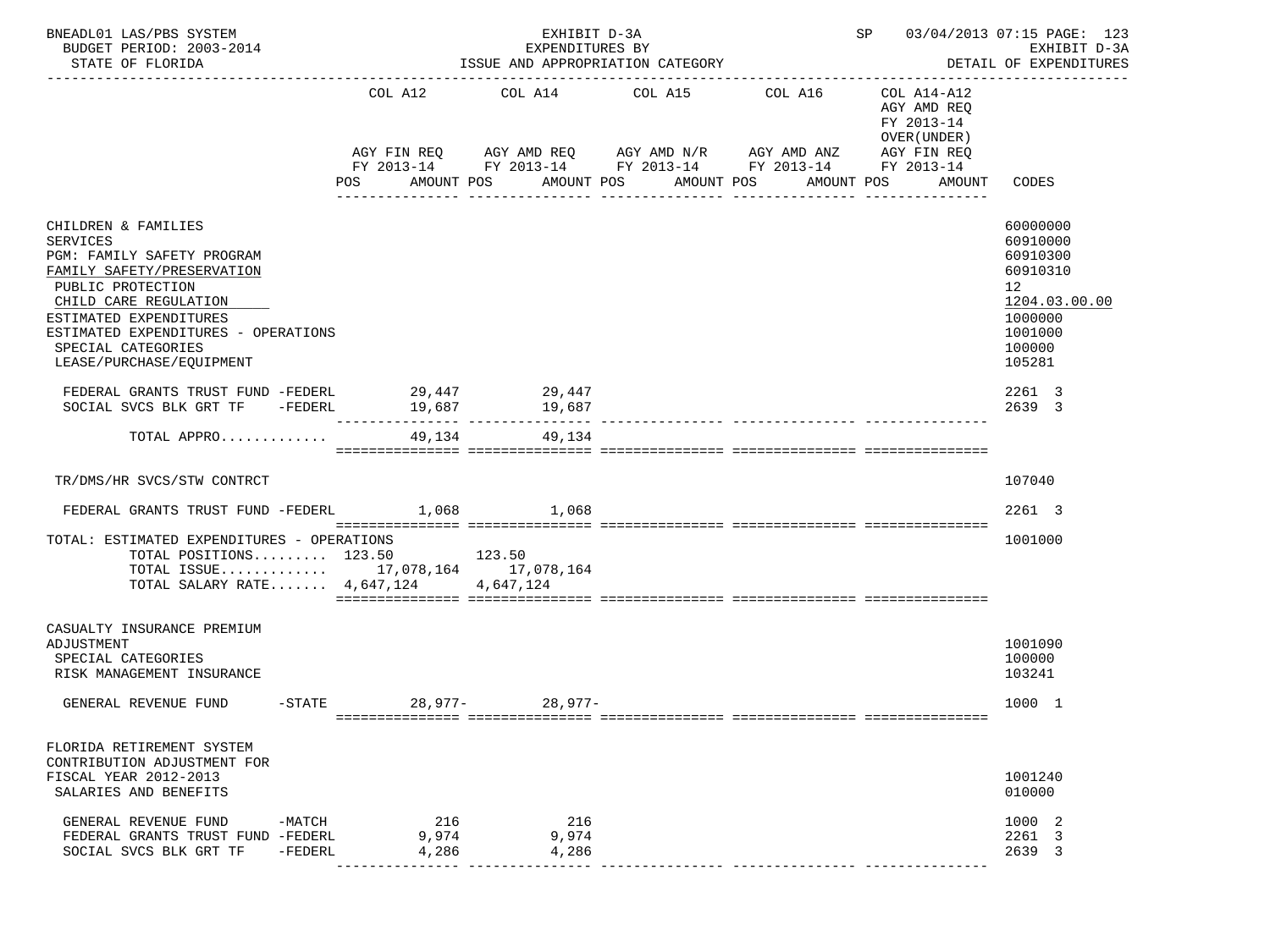BNEADL01 LAS/PBS SYSTEM — EXHIBIT D-3A — SP 03/04/2013 07:15 PAGE: 123

BUDGET PERIOD: 2003-2014 — EXPENDITURES BY — EXHIBIT D-3A

STATE OF FLORIDA — ISSUE AND APPROPRIATION CATEGORY — DETAIL OF EXPENDITURES

| | COL A12 AGY FIN REQ FY 2013-14 POS AMOUNT | COL A14 AGY AMD REQ FY 2013-14 POS AMOUNT | COL A15 AGY AMD N/R FY 2013-14 POS AMOUNT | COL A16 AGY AMD ANZ FY 2013-14 POS AMOUNT | COL A14-A12 AGY AMD REQ FY 2013-14 OVER(UNDER) AGY FIN REQ FY 2013-14 POS AMOUNT | CODES |
|---|---|---|---|---|---|---|
| CHILDREN & FAMILIES | | | | | | 60000000 |
| SERVICES | | | | | | 60910000 |
| PGM: FAMILY SAFETY PROGRAM | | | | | | 60910300 |
| FAMILY SAFETY/PRESERVATION | | | | | | 60910310 |
| PUBLIC PROTECTION | | | | | | 12 |
| CHILD CARE REGULATION | | | | | | 1204.03.00.00 |
| ESTIMATED EXPENDITURES | | | | | | 1000000 |
| ESTIMATED EXPENDITURES - OPERATIONS | | | | | | 1001000 |
| SPECIAL CATEGORIES | | | | | | 100000 |
| LEASE/PURCHASE/EQUIPMENT | | | | | | 105281 |
| FEDERAL GRANTS TRUST FUND -FEDERL | 29,447 | 29,447 | | | | 2261 3 |
| SOCIAL SVCS BLK GRT TF -FEDERL | 19,687 | 19,687 | | | | 2639 3 |
| TOTAL APPRO............ | 49,134 | 49,134 | | | | |
| TR/DMS/HR SVCS/STW CONTRCT | | | | | | 107040 |
| FEDERAL GRANTS TRUST FUND -FEDERL | 1,068 | 1,068 | | | | 2261 3 |
| TOTAL: ESTIMATED EXPENDITURES - OPERATIONS | | | | | | 1001000 |
| TOTAL POSITIONS......... | 123.50 | 123.50 | | | | |
| TOTAL ISSUE............ | 17,078,164 | 17,078,164 | | | | |
| TOTAL SALARY RATE....... | 4,647,124 | 4,647,124 | | | | |
| CASUALTY INSURANCE PREMIUM ADJUSTMENT | | | | | | 1001090 |
| SPECIAL CATEGORIES | | | | | | 100000 |
| RISK MANAGEMENT INSURANCE | | | | | | 103241 |
| GENERAL REVENUE FUND -STATE | 28,977- | 28,977- | | | | 1000 1 |
| FLORIDA RETIREMENT SYSTEM CONTRIBUTION ADJUSTMENT FOR FISCAL YEAR 2012-2013 | | | | | | 1001240 |
| SALARIES AND BENEFITS | | | | | | 010000 |
| GENERAL REVENUE FUND -MATCH | 216 | 216 | | | | 1000 2 |
| FEDERAL GRANTS TRUST FUND -FEDERL | 9,974 | 9,974 | | | | 2261 3 |
| SOCIAL SVCS BLK GRT TF -FEDERL | 4,286 | 4,286 | | | | 2639 3 |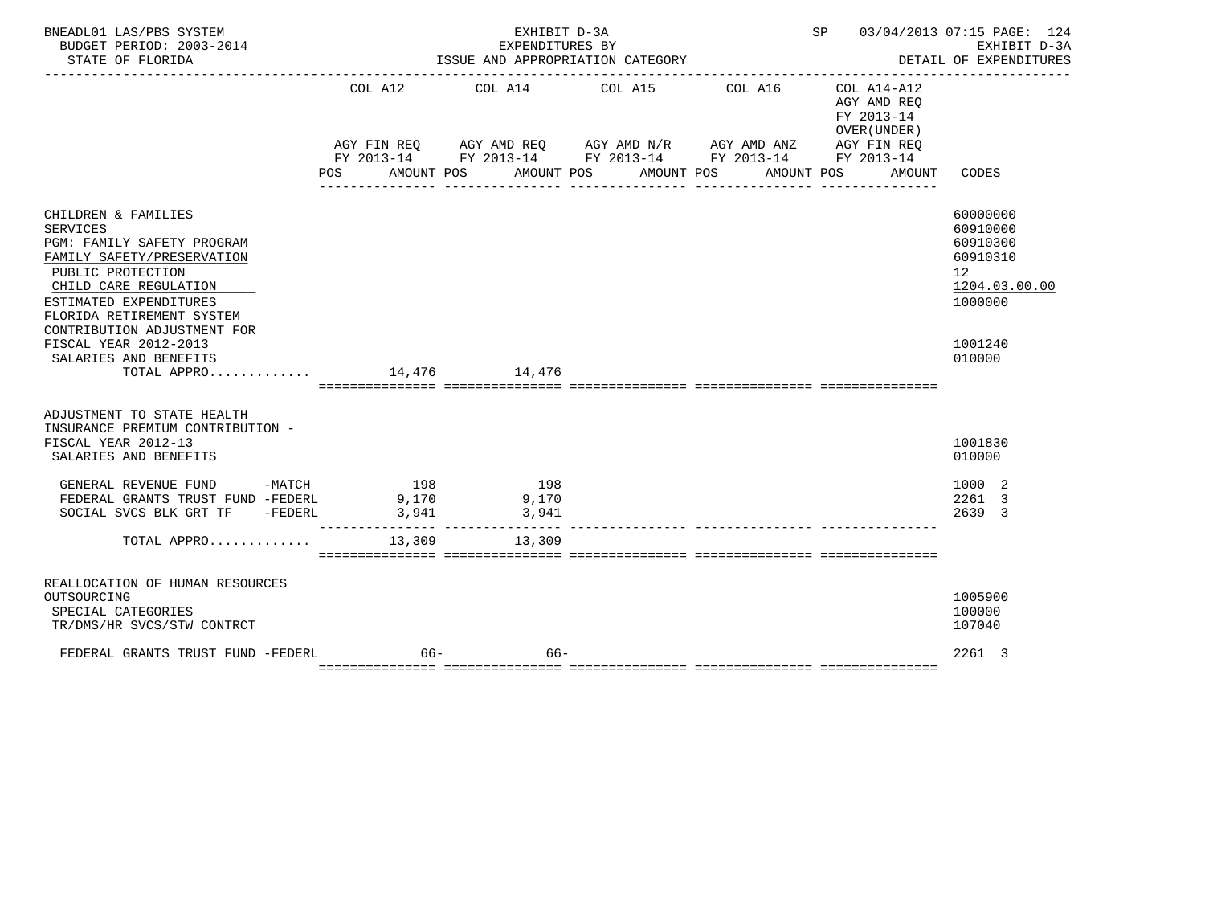BNEADL01 LAS/PBS SYSTEM — EXHIBIT D-3A — SP 03/04/2013 07:15
BUDGET PERIOD: 2003-2014 — EXPENDITURES BY — EXHIBIT D-3A
STATE OF FLORIDA — ISSUE AND APPROPRIATION CATEGORY — DETAIL OF EXPENDITURES

| | COL A12 AGY FIN REQ FY 2013-14 POS AMOUNT | COL A14 AGY AMD REQ FY 2013-14 POS AMOUNT | COL A15 AGY AMD N/R FY 2013-14 POS AMOUNT | COL A16 AGY AMD ANZ FY 2013-14 POS AMOUNT | COL A14-A12 AGY AMD REQ FY 2013-14 OVER(UNDER) AGY FIN REQ FY 2013-14 POS AMOUNT | CODES |
|---|---|---|---|---|---|---|
| CHILDREN & FAMILIES | | | | | | 60000000 |
| SERVICES | | | | | | 60910000 |
| PGM: FAMILY SAFETY PROGRAM | | | | | | 60910300 |
| FAMILY SAFETY/PRESERVATION | | | | | | 60910310 |
| PUBLIC PROTECTION | | | | | | 12 |
| CHILD CARE REGULATION | | | | | | 1204.03.00.00 |
| ESTIMATED EXPENDITURES | | | | | | 1000000 |
| FLORIDA RETIREMENT SYSTEM CONTRIBUTION ADJUSTMENT FOR FISCAL YEAR 2012-2013 | | | | | | 1001240 |
| SALARIES AND BENEFITS | | | | | | 010000 |
| TOTAL APPRO............ | 14,476 | 14,476 | | | | |
| ADJUSTMENT TO STATE HEALTH INSURANCE PREMIUM CONTRIBUTION - FISCAL YEAR 2012-13 | | | | | | 1001830 |
| SALARIES AND BENEFITS | | | | | | 010000 |
| GENERAL REVENUE FUND -MATCH | 198 | 198 | | | | 1000 2 |
| FEDERAL GRANTS TRUST FUND -FEDERL | 9,170 | 9,170 | | | | 2261 3 |
| SOCIAL SVCS BLK GRT TF -FEDERL | 3,941 | 3,941 | | | | 2639 3 |
| TOTAL APPRO............ | 13,309 | 13,309 | | | | |
| REALLOCATION OF HUMAN RESOURCES OUTSOURCING | | | | | | 1005900 |
| SPECIAL CATEGORIES | | | | | | 100000 |
| TR/DMS/HR SVCS/STW CONTRCT | | | | | | 107040 |
| FEDERAL GRANTS TRUST FUND -FEDERL | 66- | 66- | | | | 2261 3 |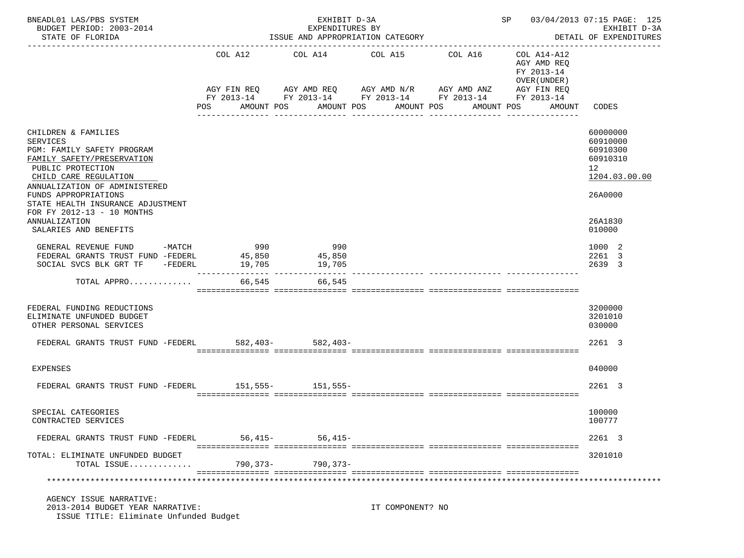BNEADL01 LAS/PBS SYSTEM | EXHIBIT D-3A | SP 03/04/2013 07:15 PAGE: 125
BUDGET PERIOD: 2003-2014 | EXPENDITURES BY | EXHIBIT D-3A
STATE OF FLORIDA | ISSUE AND APPROPRIATION CATEGORY | DETAIL OF EXPENDITURES

| | COL A12 AGY FIN REQ FY 2013-14 POS AMOUNT | COL A14 AGY AMD REQ FY 2013-14 POS AMOUNT | COL A15 AGY AMD N/R FY 2013-14 POS AMOUNT | COL A16 AGY AMD ANZ FY 2013-14 POS AMOUNT | COL A14-A12 AGY AMD REQ FY 2013-14 OVER(UNDER) AGY FIN REQ FY 2013-14 POS AMOUNT | CODES |
|---|---|---|---|---|---|---|
| CHILDREN & FAMILIES | | | | | | 60000000 |
| SERVICES | | | | | | 60910000 |
| PGM: FAMILY SAFETY PROGRAM | | | | | | 60910300 |
| FAMILY SAFETY/PRESERVATION | | | | | | 60910310 |
| PUBLIC PROTECTION | | | | | | 12 |
| CHILD CARE REGULATION | | | | | | 1204.03.00.00 |
| ANNUALIZATION OF ADMINISTERED FUNDS APPROPRIATIONS | | | | | | 26A0000 |
| STATE HEALTH INSURANCE ADJUSTMENT FOR FY 2012-13 - 10 MONTHS ANNUALIZATION | | | | | | 26A1830 |
| SALARIES AND BENEFITS | | | | | | 010000 |
| GENERAL REVENUE FUND -MATCH | 990 | 990 | | | | 1000 2 |
| FEDERAL GRANTS TRUST FUND -FEDERL | 45,850 | 45,850 | | | | 2261 3 |
| SOCIAL SVCS BLK GRT TF -FEDERL | 19,705 | 19,705 | | | | 2639 3 |
| TOTAL APPRO............ | 66,545 | 66,545 | | | | |
| FEDERAL FUNDING REDUCTIONS | | | | | | 3200000 |
| ELIMINATE UNFUNDED BUDGET | | | | | | 3201010 |
| OTHER PERSONAL SERVICES | | | | | | 030000 |
| FEDERAL GRANTS TRUST FUND -FEDERL | 582,403- | 582,403- | | | | 2261 3 |
| EXPENSES | | | | | | 040000 |
| FEDERAL GRANTS TRUST FUND -FEDERL | 151,555- | 151,555- | | | | 2261 3 |
| SPECIAL CATEGORIES | | | | | | 100000 |
| CONTRACTED SERVICES | | | | | | 100777 |
| FEDERAL GRANTS TRUST FUND -FEDERL | 56,415- | 56,415- | | | | 2261 3 |
| TOTAL: ELIMINATE UNFUNDED BUDGET | | | | | | 3201010 |
| TOTAL ISSUE............ | 790,373- | 790,373- | | | | |

AGENCY ISSUE NARRATIVE:
2013-2014 BUDGET YEAR NARRATIVE: IT COMPONENT? NO
ISSUE TITLE: Eliminate Unfunded Budget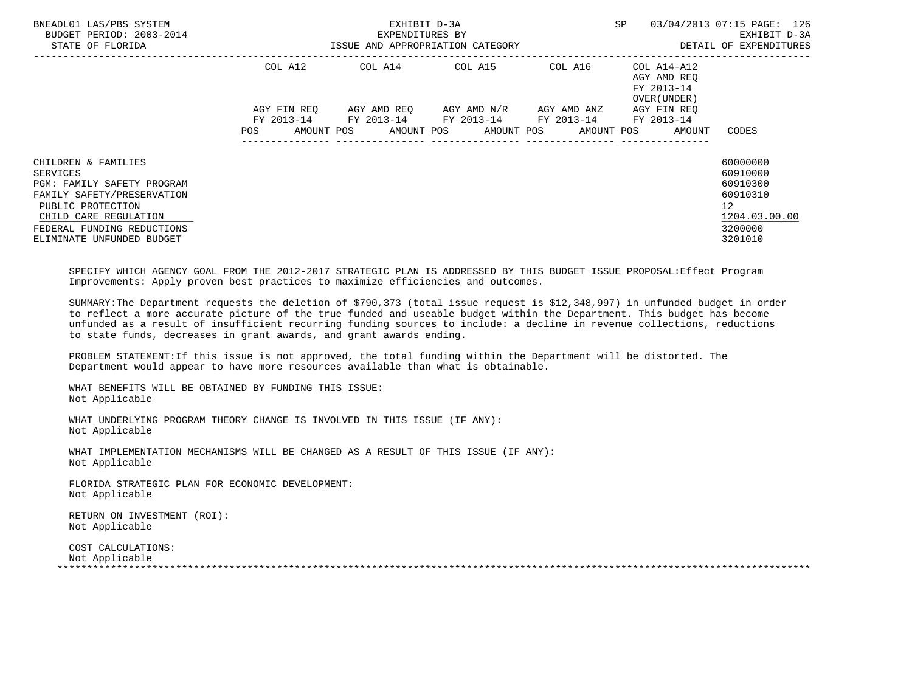| | COL A12 | | COL A14 | | COL A15 | | COL A16 | | COL A14-A12 AGY AMD REQ FY 2013-14 OVER(UNDER) | |
|---|---|---|---|---|---|---|---|---|---|---|
| | AGY FIN REQ FY 2013-14 | | AGY AMD REQ FY 2013-14 | | AGY AMD N/R FY 2013-14 | | AGY AMD ANZ FY 2013-14 | | AGY FIN REQ FY 2013-14 | |
| | POS | AMOUNT | POS | AMOUNT | POS | AMOUNT | POS | AMOUNT | POS | AMOUNT | CODES |
| CHILDREN & FAMILIES | | | | | | | | | | | 60000000 |
| SERVICES | | | | | | | | | | | 60910000 |
| PGM: FAMILY SAFETY PROGRAM | | | | | | | | | | | 60910300 |
| FAMILY SAFETY/PRESERVATION | | | | | | | | | | | 60910310 |
| PUBLIC PROTECTION | | | | | | | | | | | 12 |
| CHILD CARE REGULATION | | | | | | | | | | | 1204.03.00.00 |
| FEDERAL FUNDING REDUCTIONS | | | | | | | | | | | 3200000 |
| ELIMINATE UNFUNDED BUDGET | | | | | | | | | | | 3201010 |

SPECIFY WHICH AGENCY GOAL FROM THE 2012-2017 STRATEGIC PLAN IS ADDRESSED BY THIS BUDGET ISSUE PROPOSAL:Effect Program Improvements: Apply proven best practices to maximize efficiencies and outcomes.

SUMMARY:The Department requests the deletion of $790,373 (total issue request is $12,348,997) in unfunded budget in order to reflect a more accurate picture of the true funded and useable budget within the Department. This budget has become unfunded as a result of insufficient recurring funding sources to include: a decline in revenue collections, reductions to state funds, decreases in grant awards, and grant awards ending.

PROBLEM STATEMENT:If this issue is not approved, the total funding within the Department will be distorted. The Department would appear to have more resources available than what is obtainable.

WHAT BENEFITS WILL BE OBTAINED BY FUNDING THIS ISSUE:
Not Applicable

WHAT UNDERLYING PROGRAM THEORY CHANGE IS INVOLVED IN THIS ISSUE (IF ANY):
Not Applicable

WHAT IMPLEMENTATION MECHANISMS WILL BE CHANGED AS A RESULT OF THIS ISSUE (IF ANY):
Not Applicable

FLORIDA STRATEGIC PLAN FOR ECONOMIC DEVELOPMENT:
Not Applicable

RETURN ON INVESTMENT (ROI):
Not Applicable

COST CALCULATIONS:
Not Applicable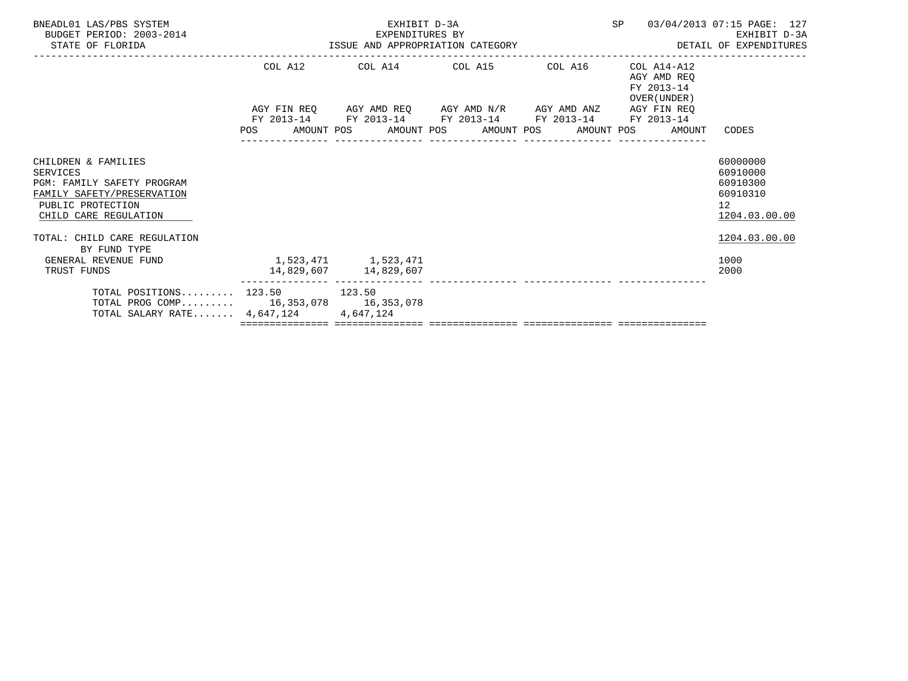BNEADL01 LAS/PBS SYSTEM
BUDGET PERIOD: 2003-2014
STATE OF FLORIDA

EXHIBIT D-3A
EXPENDITURES BY
ISSUE AND APPROPRIATION CATEGORY

SP 03/04/2013 07:15 PAGE: 127
EXHIBIT D-3A
DETAIL OF EXPENDITURES

| | COL A12 AGY FIN REQ FY 2013-14 POS AMOUNT | COL A14 AGY AMD REQ FY 2013-14 POS AMOUNT | COL A15 AGY AMD N/R FY 2013-14 POS AMOUNT | COL A16 AGY AMD ANZ FY 2013-14 POS AMOUNT | COL A14-A12 AGY AMD REQ FY 2013-14 OVER(UNDER) AGY FIN REQ FY 2013-14 POS AMOUNT | CODES |
|---|---|---|---|---|---|---|
| CHILDREN & FAMILIES | | | | | | 60000000 |
| SERVICES | | | | | | 60910000 |
| PGM: FAMILY SAFETY PROGRAM | | | | | | 60910300 |
| FAMILY SAFETY/PRESERVATION | | | | | | 60910310 |
| PUBLIC PROTECTION | | | | | | 12 |
| CHILD CARE REGULATION | | | | | | 1204.03.00.00 |
| TOTAL: CHILD CARE REGULATION | | | | | | 1204.03.00.00 |
| BY FUND TYPE | | | | | | |
| GENERAL REVENUE FUND | 1,523,471 | 1,523,471 | | | | 1000 |
| TRUST FUNDS | 14,829,607 | 14,829,607 | | | | 2000 |
| TOTAL POSITIONS......... | 123.50 | 123.50 | | | | |
| TOTAL PROG COMP......... | 16,353,078 | 16,353,078 | | | | |
| TOTAL SALARY RATE....... | 4,647,124 | 4,647,124 | | | | |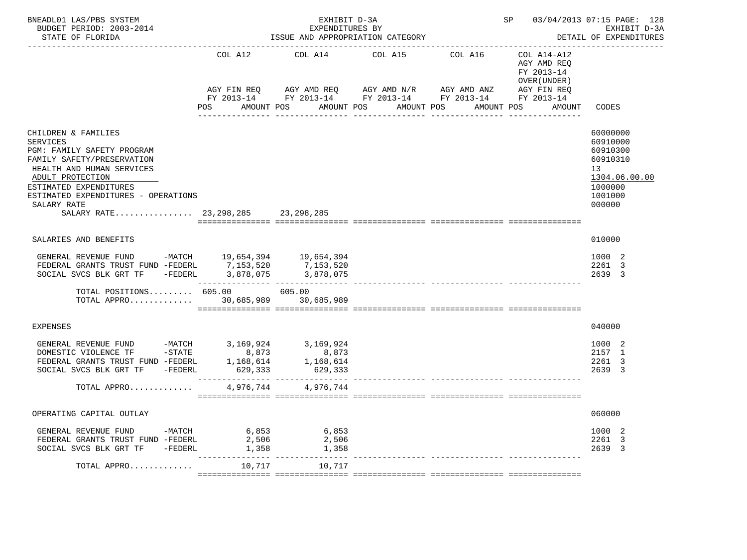BNEADL01 LAS/PBS SYSTEM | EXHIBIT D-3A | SP 03/04/2013 07:15 PAGE: 128
BUDGET PERIOD: 2003-2014 | EXPENDITURES BY | EXHIBIT D-3A
STATE OF FLORIDA | ISSUE AND APPROPRIATION CATEGORY | DETAIL OF EXPENDITURES

| | COL A12 AGY FIN REQ FY 2013-14 POS AMOUNT | COL A14 AGY AMD REQ FY 2013-14 POS AMOUNT | COL A15 AGY AMD N/R FY 2013-14 POS AMOUNT | COL A16 AGY AMD ANZ FY 2013-14 POS AMOUNT | COL A14-A12 AGY AMD REQ FY 2013-14 OVER(UNDER) AGY FIN REQ FY 2013-14 POS AMOUNT | CODES |
|---|---|---|---|---|---|---|
| CHILDREN & FAMILIES | | | | | | 60000000 |
| SERVICES | | | | | | 60910000 |
| PGM: FAMILY SAFETY PROGRAM | | | | | | 60910300 |
| FAMILY SAFETY/PRESERVATION | | | | | | 60910310 |
| HEALTH AND HUMAN SERVICES | | | | | | 13 |
| ADULT PROTECTION | | | | | | 1304.06.00.00 |
| ESTIMATED EXPENDITURES | | | | | | 1000000 |
| ESTIMATED EXPENDITURES - OPERATIONS | | | | | | 1001000 |
| SALARY RATE | | | | | | 000000 |
| SALARY RATE................ | 23,298,285 | 23,298,285 | | | | |
| SALARIES AND BENEFITS | | | | | | 010000 |
| GENERAL REVENUE FUND -MATCH | 19,654,394 | 19,654,394 | | | | 1000 2 |
| FEDERAL GRANTS TRUST FUND -FEDERL | 7,153,520 | 7,153,520 | | | | 2261 3 |
| SOCIAL SVCS BLK GRT TF -FEDERL | 3,878,075 | 3,878,075 | | | | 2639 3 |
| TOTAL POSITIONS......... | 605.00 | 605.00 | | | | |
| TOTAL APPRO............. | 30,685,989 | 30,685,989 | | | | |
| EXPENSES | | | | | | 040000 |
| GENERAL REVENUE FUND -MATCH | 3,169,924 | 3,169,924 | | | | 1000 2 |
| DOMESTIC VIOLENCE TF -STATE | 8,873 | 8,873 | | | | 2157 1 |
| FEDERAL GRANTS TRUST FUND -FEDERL | 1,168,614 | 1,168,614 | | | | 2261 3 |
| SOCIAL SVCS BLK GRT TF -FEDERL | 629,333 | 629,333 | | | | 2639 3 |
| TOTAL APPRO............. | 4,976,744 | 4,976,744 | | | | |
| OPERATING CAPITAL OUTLAY | | | | | | 060000 |
| GENERAL REVENUE FUND -MATCH | 6,853 | 6,853 | | | | 1000 2 |
| FEDERAL GRANTS TRUST FUND -FEDERL | 2,506 | 2,506 | | | | 2261 3 |
| SOCIAL SVCS BLK GRT TF -FEDERL | 1,358 | 1,358 | | | | 2639 3 |
| TOTAL APPRO............. | 10,717 | 10,717 | | | | |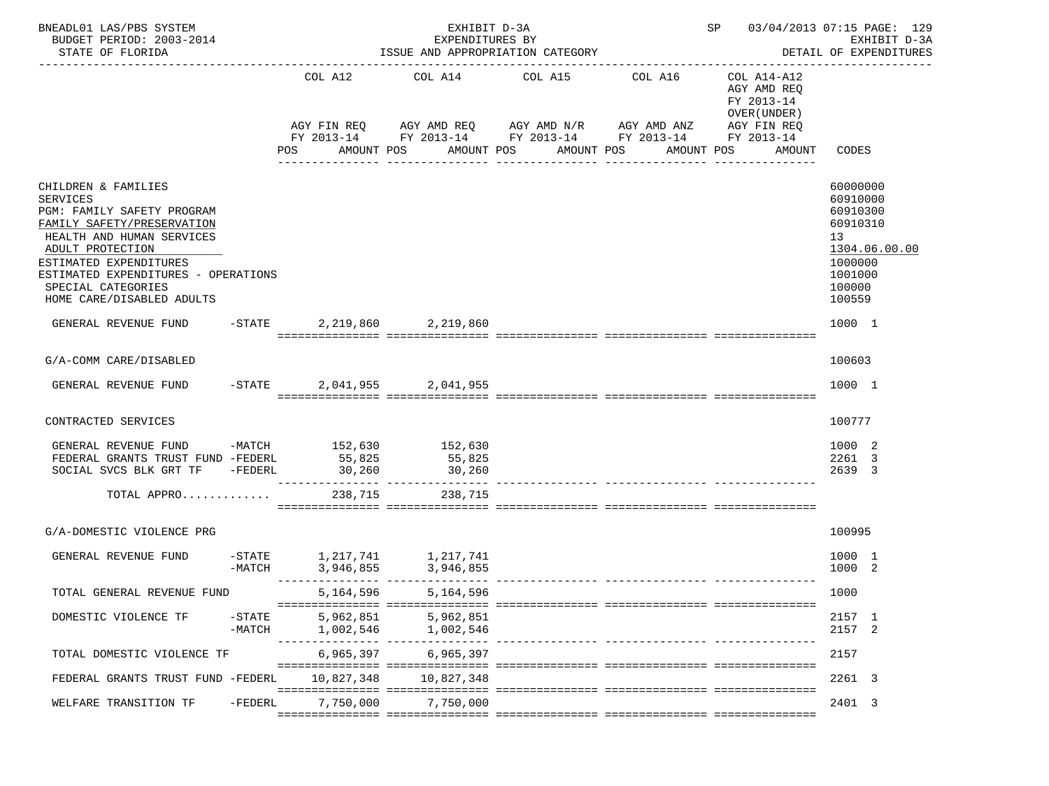BNEADL01 LAS/PBS SYSTEM — EXHIBIT D-3A — EXPENDITURES BY ISSUE AND APPROPRIATION CATEGORY — SP 03/04/2013 07:15 — EXHIBIT D-3A DETAIL OF EXPENDITURES
BUDGET PERIOD: 2003-2014
STATE OF FLORIDA

| | | COL A12 AGY FIN REQ FY 2013-14 POS AMOUNT | COL A14 AGY AMD REQ FY 2013-14 POS AMOUNT | COL A15 AGY AMD N/R FY 2013-14 POS AMOUNT | COL A16 AGY AMD ANZ FY 2013-14 POS AMOUNT | COL A14-A12 AGY AMD REQ FY 2013-14 OVER(UNDER) AGY FIN REQ FY 2013-14 POS AMOUNT | CODES |
|---|---|---|---|---|---|---|---|
| CHILDREN & FAMILIES | | | | | | | 60000000 |
| SERVICES | | | | | | | 60910000 |
| PGM: FAMILY SAFETY PROGRAM | | | | | | | 60910300 |
| FAMILY SAFETY/PRESERVATION | | | | | | | 60910310 |
| HEALTH AND HUMAN SERVICES | | | | | | | 13 |
| ADULT PROTECTION | | | | | | | 1304.06.00.00 |
| ESTIMATED EXPENDITURES | | | | | | | 1000000 |
| ESTIMATED EXPENDITURES - OPERATIONS | | | | | | | 1001000 |
| SPECIAL CATEGORIES | | | | | | | 100000 |
| HOME CARE/DISABLED ADULTS | | | | | | | 100559 |
| GENERAL REVENUE FUND | -STATE | 2,219,860 | 2,219,860 | | | | 1000 1 |
| G/A-COMM CARE/DISABLED | | | | | | | 100603 |
| GENERAL REVENUE FUND | -STATE | 2,041,955 | 2,041,955 | | | | 1000 1 |
| CONTRACTED SERVICES | | | | | | | 100777 |
| GENERAL REVENUE FUND | -MATCH | 152,630 | 152,630 | | | | 1000 2 |
| FEDERAL GRANTS TRUST FUND | -FEDERL | 55,825 | 55,825 | | | | 2261 3 |
| SOCIAL SVCS BLK GRT TF | -FEDERL | 30,260 | 30,260 | | | | 2639 3 |
| TOTAL APPRO............. | | 238,715 | 238,715 | | | | |
| G/A-DOMESTIC VIOLENCE PRG | | | | | | | 100995 |
| GENERAL REVENUE FUND | -STATE | 1,217,741 | 1,217,741 | | | | 1000 1 |
| | -MATCH | 3,946,855 | 3,946,855 | | | | 1000 2 |
| TOTAL GENERAL REVENUE FUND | | 5,164,596 | 5,164,596 | | | | 1000 |
| DOMESTIC VIOLENCE TF | -STATE | 5,962,851 | 5,962,851 | | | | 2157 1 |
| | -MATCH | 1,002,546 | 1,002,546 | | | | 2157 2 |
| TOTAL DOMESTIC VIOLENCE TF | | 6,965,397 | 6,965,397 | | | | 2157 |
| FEDERAL GRANTS TRUST FUND | -FEDERL | 10,827,348 | 10,827,348 | | | | 2261 3 |
| WELFARE TRANSITION TF | -FEDERL | 7,750,000 | 7,750,000 | | | | 2401 3 |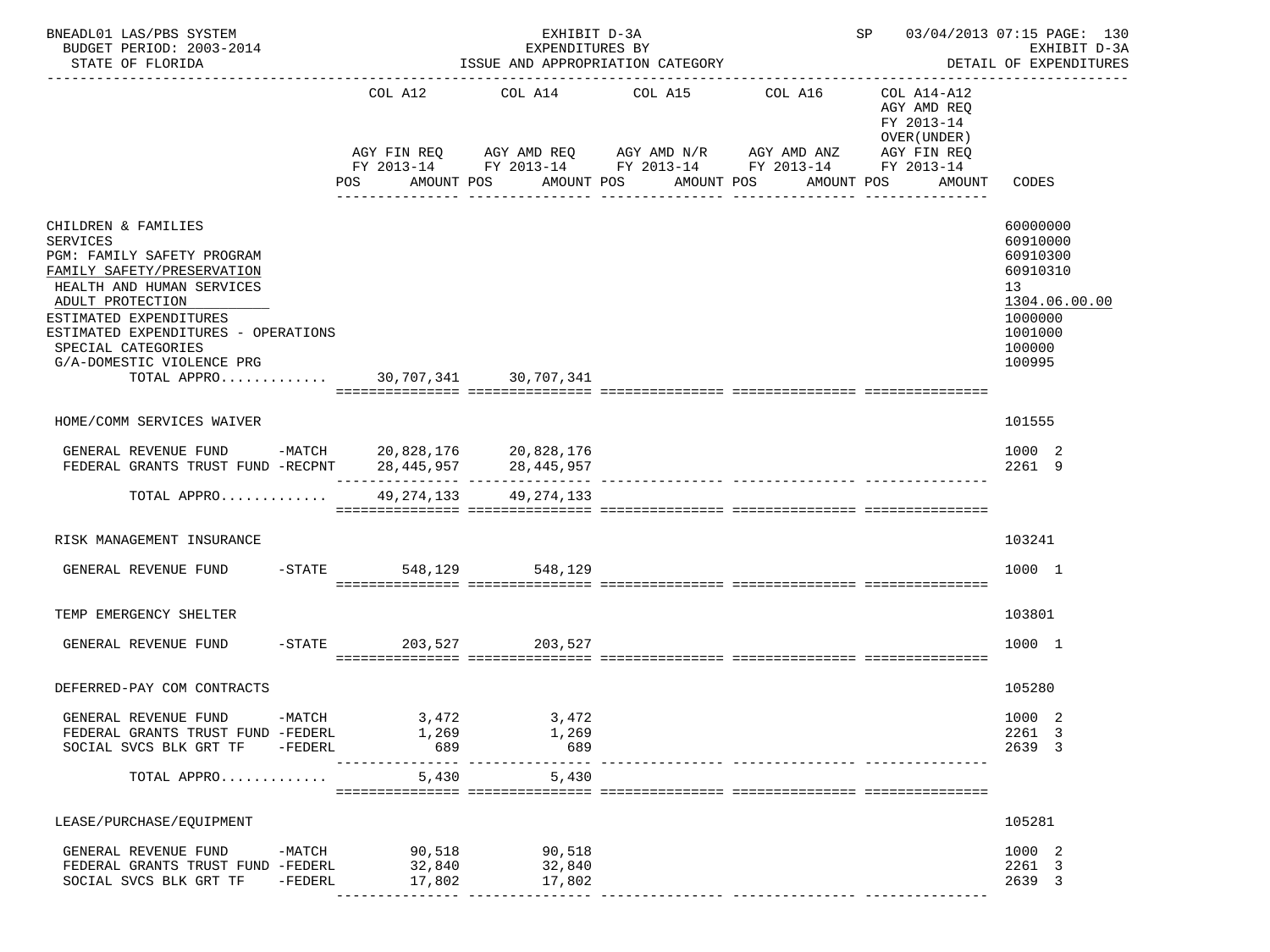BNEADL01 LAS/PBS SYSTEM — EXHIBIT D-3A — SP 03/04/2013 07:15 PAGE: 130
BUDGET PERIOD: 2003-2014 — EXPENDITURES BY — EXHIBIT D-3A
STATE OF FLORIDA — ISSUE AND APPROPRIATION CATEGORY — DETAIL OF EXPENDITURES

| | COL A12 AGY FIN REQ FY 2013-14 POS AMOUNT | COL A14 AGY AMD REQ FY 2013-14 POS AMOUNT | COL A15 AGY AMD N/R FY 2013-14 POS AMOUNT | COL A16 AGY AMD ANZ FY 2013-14 POS AMOUNT | COL A14-A12 AGY AMD REQ FY 2013-14 OVER(UNDER) AGY FIN REQ FY 2013-14 POS AMOUNT | CODES |
|---|---|---|---|---|---|---|
| CHILDREN & FAMILIES | | | | | | 60000000 |
| SERVICES | | | | | | 60910000 |
| PGM: FAMILY SAFETY PROGRAM | | | | | | 60910300 |
| FAMILY SAFETY/PRESERVATION | | | | | | 60910310 |
| HEALTH AND HUMAN SERVICES | | | | | | 13 |
| ADULT PROTECTION | | | | | | 1304.06.00.00 |
| ESTIMATED EXPENDITURES | | | | | | 1000000 |
| ESTIMATED EXPENDITURES - OPERATIONS | | | | | | 1001000 |
| SPECIAL CATEGORIES | | | | | | 100000 |
| G/A-DOMESTIC VIOLENCE PRG | | | | | | 100995 |
| TOTAL APPRO............ | 30,707,341 | 30,707,341 | | | | |
| HOME/COMM SERVICES WAIVER | | | | | | 101555 |
| GENERAL REVENUE FUND -MATCH | 20,828,176 | 20,828,176 | | | | 1000 2 |
| FEDERAL GRANTS TRUST FUND -RECPNT | 28,445,957 | 28,445,957 | | | | 2261 9 |
| TOTAL APPRO............ | 49,274,133 | 49,274,133 | | | | |
| RISK MANAGEMENT INSURANCE | | | | | | 103241 |
| GENERAL REVENUE FUND -STATE | 548,129 | 548,129 | | | | 1000 1 |
| TEMP EMERGENCY SHELTER | | | | | | 103801 |
| GENERAL REVENUE FUND -STATE | 203,527 | 203,527 | | | | 1000 1 |
| DEFERRED-PAY COM CONTRACTS | | | | | | 105280 |
| GENERAL REVENUE FUND -MATCH | 3,472 | 3,472 | | | | 1000 2 |
| FEDERAL GRANTS TRUST FUND -FEDERL | 1,269 | 1,269 | | | | 2261 3 |
| SOCIAL SVCS BLK GRT TF -FEDERL | 689 | 689 | | | | 2639 3 |
| TOTAL APPRO............ | 5,430 | 5,430 | | | | |
| LEASE/PURCHASE/EQUIPMENT | | | | | | 105281 |
| GENERAL REVENUE FUND -MATCH | 90,518 | 90,518 | | | | 1000 2 |
| FEDERAL GRANTS TRUST FUND -FEDERL | 32,840 | 32,840 | | | | 2261 3 |
| SOCIAL SVCS BLK GRT TF -FEDERL | 17,802 | 17,802 | | | | 2639 3 |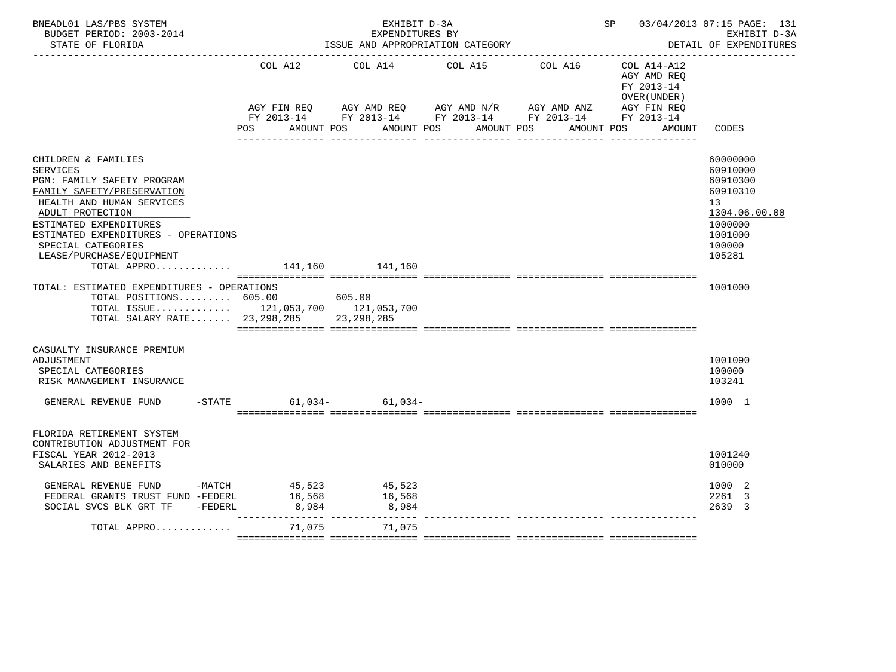BNEADL01 LAS/PBS SYSTEM — EXHIBIT D-3A — SP 03/04/2013 07:15 PAGE: 131
BUDGET PERIOD: 2003-2014 — EXPENDITURES BY — EXHIBIT D-3A
STATE OF FLORIDA — ISSUE AND APPROPRIATION CATEGORY — DETAIL OF EXPENDITURES

| | COL A12 AGY FIN REQ FY 2013-14 POS AMOUNT | COL A14 AGY AMD REQ FY 2013-14 POS AMOUNT | COL A15 AGY AMD N/R FY 2013-14 POS AMOUNT | COL A16 AGY AMD ANZ FY 2013-14 POS AMOUNT | COL A14-A12 AGY AMD REQ FY 2013-14 OVER(UNDER) AGY FIN REQ FY 2013-14 POS AMOUNT | CODES |
|---|---|---|---|---|---|---|
| CHILDREN & FAMILIES | | | | | | 60000000 |
| SERVICES | | | | | | 60910000 |
| PGM: FAMILY SAFETY PROGRAM | | | | | | 60910300 |
| FAMILY SAFETY/PRESERVATION | | | | | | 60910310 |
| HEALTH AND HUMAN SERVICES | | | | | | 13 |
| ADULT PROTECTION | | | | | | 1304.06.00.00 |
| ESTIMATED EXPENDITURES | | | | | | 1000000 |
| ESTIMATED EXPENDITURES - OPERATIONS | | | | | | 1001000 |
| SPECIAL CATEGORIES | | | | | | 100000 |
| LEASE/PURCHASE/EQUIPMENT | | | | | | 105281 |
| TOTAL APPRO............ | 141,160 | 141,160 | | | | |
| TOTAL: ESTIMATED EXPENDITURES - OPERATIONS | | | | | | 1001000 |
| TOTAL POSITIONS......... | 605.00 | 605.00 | | | | |
| TOTAL ISSUE............ | 121,053,700 | 121,053,700 | | | | |
| TOTAL SALARY RATE....... | 23,298,285 | 23,298,285 | | | | |
| CASUALTY INSURANCE PREMIUM ADJUSTMENT | | | | | | 1001090 |
| SPECIAL CATEGORIES | | | | | | 100000 |
| RISK MANAGEMENT INSURANCE | | | | | | 103241 |
| GENERAL REVENUE FUND -STATE | 61,034- | 61,034- | | | | 1000 1 |
| FLORIDA RETIREMENT SYSTEM CONTRIBUTION ADJUSTMENT FOR FISCAL YEAR 2012-2013 | | | | | | 1001240 |
| SALARIES AND BENEFITS | | | | | | 010000 |
| GENERAL REVENUE FUND -MATCH | 45,523 | 45,523 | | | | 1000 2 |
| FEDERAL GRANTS TRUST FUND -FEDERL | 16,568 | 16,568 | | | | 2261 3 |
| SOCIAL SVCS BLK GRT TF -FEDERL | 8,984 | 8,984 | | | | 2639 3 |
| TOTAL APPRO............ | 71,075 | 71,075 | | | | |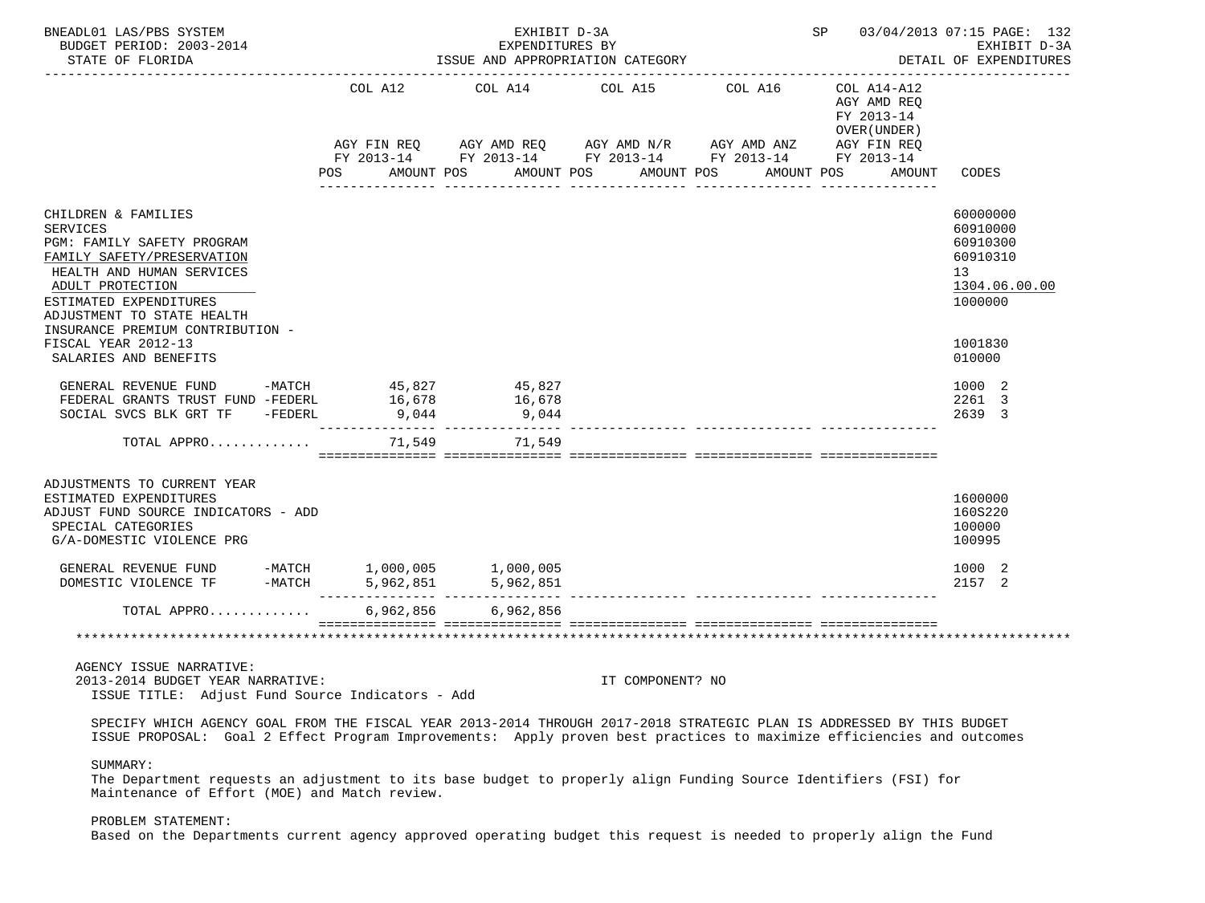BNEADL01 LAS/PBS SYSTEM — EXHIBIT D-3A — EXPENDITURES BY ISSUE AND APPROPRIATION CATEGORY — DETAIL OF EXPENDITURES

BUDGET PERIOD: 2003-2014 — STATE OF FLORIDA — SP 03/04/2013 07:15

| | COL A12 AGY FIN REQ FY 2013-14 POS AMOUNT | COL A14 AGY AMD REQ FY 2013-14 POS AMOUNT | COL A15 AGY AMD N/R FY 2013-14 POS AMOUNT | COL A16 AGY AMD ANZ FY 2013-14 POS AMOUNT | COL A14-A12 AGY AMD REQ FY 2013-14 OVER(UNDER) AGY FIN REQ FY 2013-14 POS AMOUNT | CODES |
|---|---|---|---|---|---|---|
| CHILDREN & FAMILIES | | | | | | 60000000 |
| SERVICES | | | | | | 60910000 |
| PGM: FAMILY SAFETY PROGRAM | | | | | | 60910300 |
| FAMILY SAFETY/PRESERVATION | | | | | | 60910310 |
| HEALTH AND HUMAN SERVICES | | | | | | 13 |
| ADULT PROTECTION | | | | | | 1304.06.00.00 |
| ESTIMATED EXPENDITURES | | | | | | 1000000 |
| ADJUSTMENT TO STATE HEALTH INSURANCE PREMIUM CONTRIBUTION - FISCAL YEAR 2012-13 | | | | | | 1001830 |
| SALARIES AND BENEFITS | | | | | | 010000 |
| GENERAL REVENUE FUND -MATCH | 45,827 | 45,827 | | | | 1000 2 |
| FEDERAL GRANTS TRUST FUND -FEDERL | 16,678 | 16,678 | | | | 2261 3 |
| SOCIAL SVCS BLK GRT TF -FEDERL | 9,044 | 9,044 | | | | 2639 3 |
| TOTAL APPRO............ | 71,549 | 71,549 | | | | |
| ADJUSTMENTS TO CURRENT YEAR ESTIMATED EXPENDITURES | | | | | | 1600000 |
| ADJUST FUND SOURCE INDICATORS - ADD | | | | | | 160S220 |
| SPECIAL CATEGORIES | | | | | | 100000 |
| G/A-DOMESTIC VIOLENCE PRG | | | | | | 100995 |
| GENERAL REVENUE FUND -MATCH | 1,000,005 | 1,000,005 | | | | 1000 2 |
| DOMESTIC VIOLENCE TF -MATCH | 5,962,851 | 5,962,851 | | | | 2157 2 |
| TOTAL APPRO............ | 6,962,856 | 6,962,856 | | | | |

AGENCY ISSUE NARRATIVE:

2013-2014 BUDGET YEAR NARRATIVE: IT COMPONENT? NO

ISSUE TITLE: Adjust Fund Source Indicators - Add

SPECIFY WHICH AGENCY GOAL FROM THE FISCAL YEAR 2013-2014 THROUGH 2017-2018 STRATEGIC PLAN IS ADDRESSED BY THIS BUDGET ISSUE PROPOSAL: Goal 2 Effect Program Improvements: Apply proven best practices to maximize efficiencies and outcomes

SUMMARY:

The Department requests an adjustment to its base budget to properly align Funding Source Identifiers (FSI) for Maintenance of Effort (MOE) and Match review.

PROBLEM STATEMENT:

Based on the Departments current agency approved operating budget this request is needed to properly align the Fund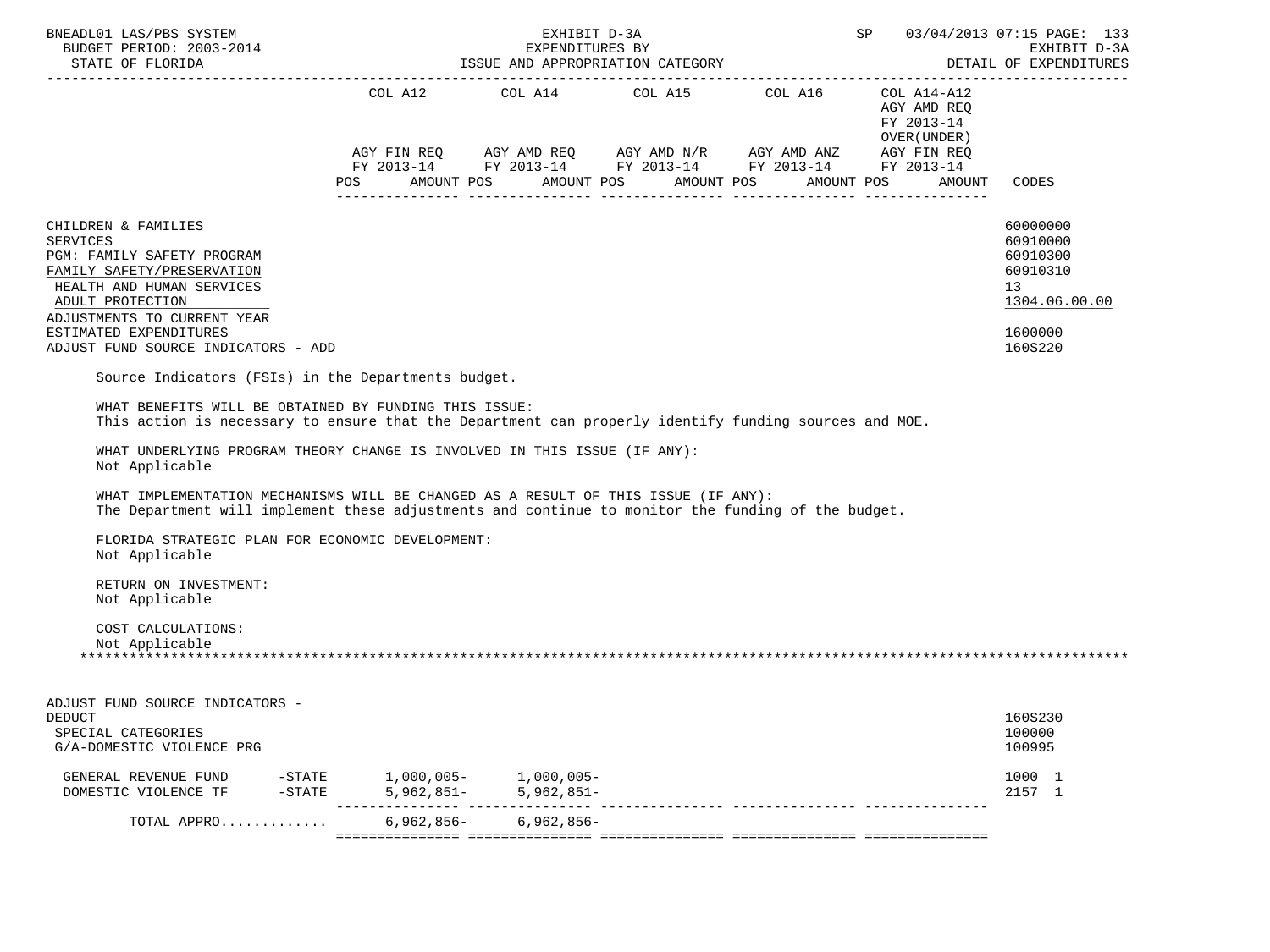| | COL A12 | COL A14 | COL A15 | COL A16 | COL A14-A12 AGY AMD REQ FY 2013-14 OVER(UNDER) | |
|---|---|---|---|---|---|---|
| | AGY FIN REQ FY 2013-14 | AGY AMD REQ FY 2013-14 | AGY AMD N/R FY 2013-14 | AGY AMD ANZ FY 2013-14 | AGY FIN REQ FY 2013-14 | |
| | POS AMOUNT | POS AMOUNT | POS AMOUNT | POS AMOUNT | POS AMOUNT | CODES |

CHILDREN & FAMILIES — 60000000
SERVICES — 60910000
PGM: FAMILY SAFETY PROGRAM — 60910300
FAMILY SAFETY/PRESERVATION — 60910310
HEALTH AND HUMAN SERVICES — 13
ADULT PROTECTION — 1304.06.00.00
ADJUSTMENTS TO CURRENT YEAR ESTIMATED EXPENDITURES — 1600000
ADJUST FUND SOURCE INDICATORS - ADD — 160S220

Source Indicators (FSIs) in the Departments budget.

WHAT BENEFITS WILL BE OBTAINED BY FUNDING THIS ISSUE:
This action is necessary to ensure that the Department can properly identify funding sources and MOE.

WHAT UNDERLYING PROGRAM THEORY CHANGE IS INVOLVED IN THIS ISSUE (IF ANY):
Not Applicable

WHAT IMPLEMENTATION MECHANISMS WILL BE CHANGED AS A RESULT OF THIS ISSUE (IF ANY):
The Department will implement these adjustments and continue to monitor the funding of the budget.

FLORIDA STRATEGIC PLAN FOR ECONOMIC DEVELOPMENT:
Not Applicable

RETURN ON INVESTMENT:
Not Applicable

COST CALCULATIONS:
Not Applicable

***

ADJUST FUND SOURCE INDICATORS - DEDUCT — 160S230
SPECIAL CATEGORIES — 100000
G/A-DOMESTIC VIOLENCE PRG — 100995

| | COL A12 | COL A14 | COL A15 | COL A16 | COL A14-A12 | CODES |
|---|---|---|---|---|---|---|
| GENERAL REVENUE FUND -STATE | 1,000,005- | 1,000,005- | | | | 1000 1 |
| DOMESTIC VIOLENCE TF -STATE | 5,962,851- | 5,962,851- | | | | 2157 1 |
| TOTAL APPRO............ | 6,962,856- | 6,962,856- | | | | |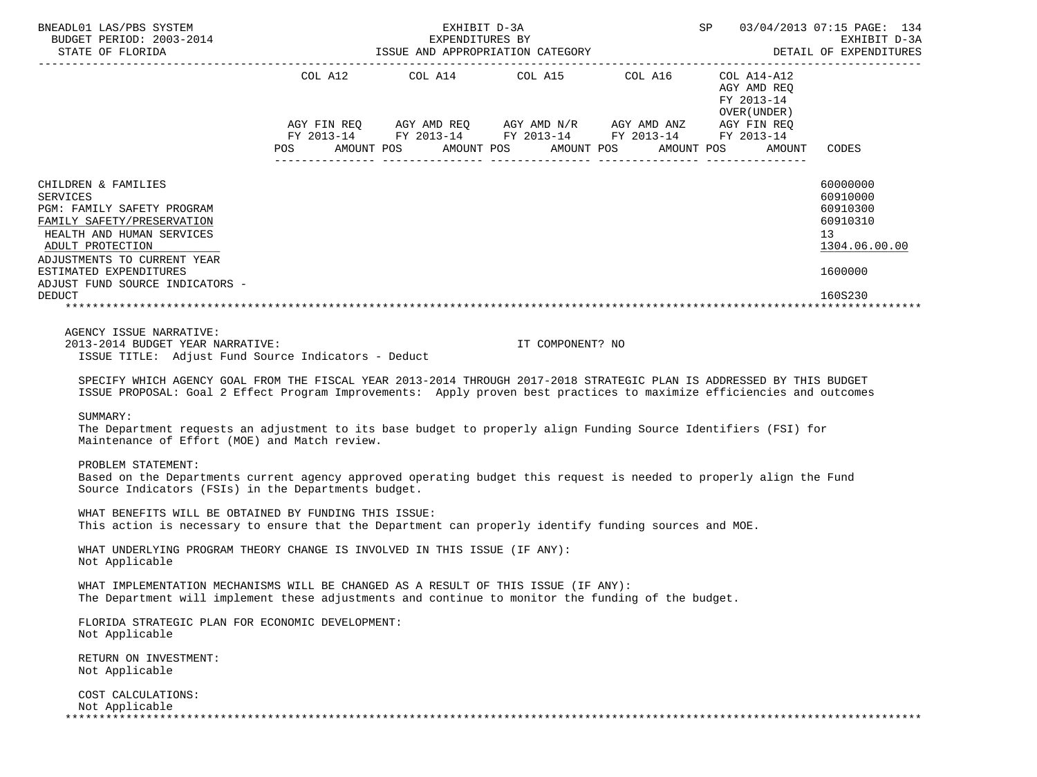| | COL A12 | | COL A14 | | COL A15 | | COL A16 | | COL A14-A12 AGY AMD REQ FY 2013-14 OVER(UNDER) | | |
|---|---|---|---|---|---|---|---|---|---|---|---|
| | AGY FIN REQ FY 2013-14 | | AGY AMD REQ FY 2013-14 | | AGY AMD N/R FY 2013-14 | | AGY AMD ANZ FY 2013-14 | | AGY FIN REQ FY 2013-14 | | |
| | POS | AMOUNT | POS | AMOUNT | POS | AMOUNT | POS | AMOUNT | POS | AMOUNT | CODES |
| CHILDREN & FAMILIES | | | | | | | | | | | 60000000 |
| SERVICES | | | | | | | | | | | 60910000 |
| PGM: FAMILY SAFETY PROGRAM | | | | | | | | | | | 60910300 |
| FAMILY SAFETY/PRESERVATION | | | | | | | | | | | 60910310 |
| HEALTH AND HUMAN SERVICES | | | | | | | | | | | 13 |
| ADULT PROTECTION | | | | | | | | | | | 1304.06.00.00 |
| ADJUSTMENTS TO CURRENT YEAR ESTIMATED EXPENDITURES | | | | | | | | | | | 1600000 |
| ADJUST FUND SOURCE INDICATORS - DEDUCT | | | | | | | | | | | 160S230 |

AGENCY ISSUE NARRATIVE:

2013-2014 BUDGET YEAR NARRATIVE: IT COMPONENT? NO

ISSUE TITLE: Adjust Fund Source Indicators - Deduct

SPECIFY WHICH AGENCY GOAL FROM THE FISCAL YEAR 2013-2014 THROUGH 2017-2018 STRATEGIC PLAN IS ADDRESSED BY THIS BUDGET ISSUE PROPOSAL: Goal 2 Effect Program Improvements: Apply proven best practices to maximize efficiencies and outcomes

SUMMARY:
The Department requests an adjustment to its base budget to properly align Funding Source Identifiers (FSI) for Maintenance of Effort (MOE) and Match review.

PROBLEM STATEMENT:
Based on the Departments current agency approved operating budget this request is needed to properly align the Fund Source Indicators (FSIs) in the Departments budget.

WHAT BENEFITS WILL BE OBTAINED BY FUNDING THIS ISSUE:
This action is necessary to ensure that the Department can properly identify funding sources and MOE.

WHAT UNDERLYING PROGRAM THEORY CHANGE IS INVOLVED IN THIS ISSUE (IF ANY):
Not Applicable

WHAT IMPLEMENTATION MECHANISMS WILL BE CHANGED AS A RESULT OF THIS ISSUE (IF ANY):
The Department will implement these adjustments and continue to monitor the funding of the budget.

FLORIDA STRATEGIC PLAN FOR ECONOMIC DEVELOPMENT:
Not Applicable

RETURN ON INVESTMENT:
Not Applicable

COST CALCULATIONS:
Not Applicable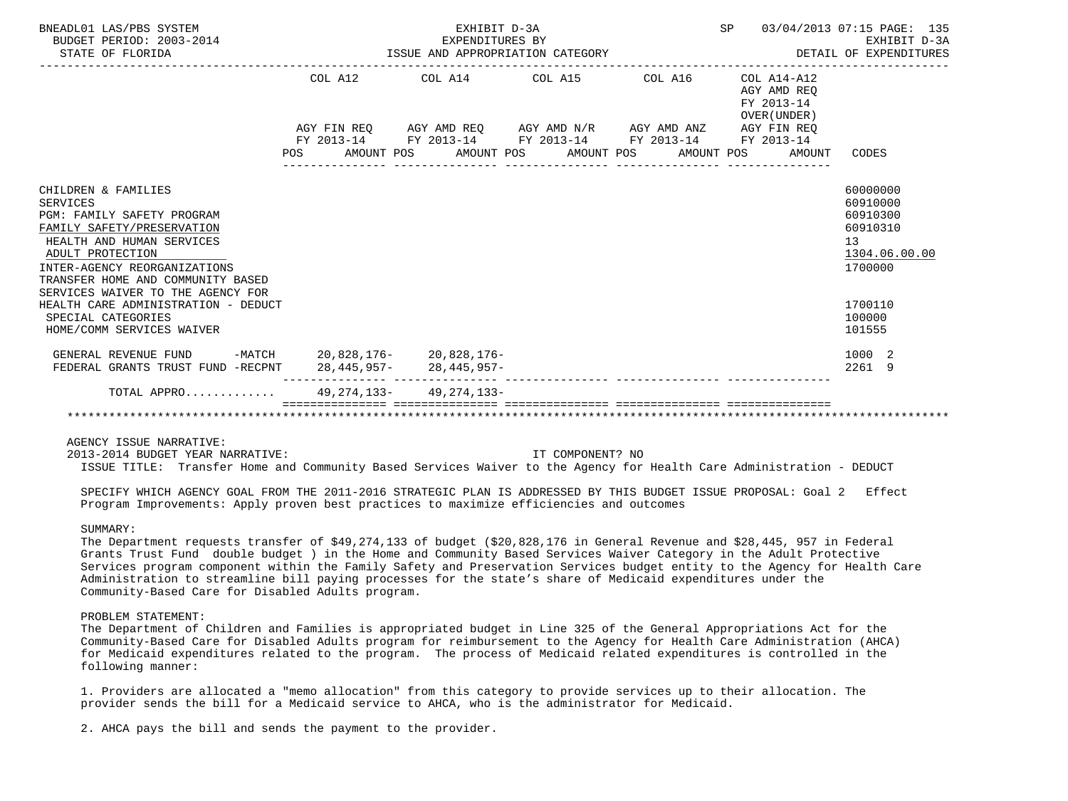BNEADL01 LAS/PBS SYSTEM — EXHIBIT D-3A — SP 03/04/2013 07:15

BUDGET PERIOD: 2003-2014 — EXPENDITURES BY — EXHIBIT D-3A

STATE OF FLORIDA — ISSUE AND APPROPRIATION CATEGORY — DETAIL OF EXPENDITURES

| | COL A12 AGY FIN REQ FY 2013-14 POS AMOUNT | COL A14 AGY AMD REQ FY 2013-14 POS AMOUNT | COL A15 AGY AMD N/R FY 2013-14 POS AMOUNT | COL A16 AGY AMD ANZ FY 2013-14 POS AMOUNT | COL A14-A12 AGY AMD REQ FY 2013-14 OVER(UNDER) AGY FIN REQ FY 2013-14 POS AMOUNT | CODES |
|---|---|---|---|---|---|---|
| CHILDREN & FAMILIES | | | | | | 60000000 |
| SERVICES | | | | | | 60910000 |
| PGM: FAMILY SAFETY PROGRAM | | | | | | 60910300 |
| FAMILY SAFETY/PRESERVATION | | | | | | 60910310 |
| HEALTH AND HUMAN SERVICES | | | | | | 13 |
| ADULT PROTECTION | | | | | | 1304.06.00.00 |
| INTER-AGENCY REORGANIZATIONS | | | | | | 1700000 |
| TRANSFER HOME AND COMMUNITY BASED SERVICES WAIVER TO THE AGENCY FOR HEALTH CARE ADMINISTRATION - DEDUCT | | | | | | 1700110 |
| SPECIAL CATEGORIES | | | | | | 100000 |
| HOME/COMM SERVICES WAIVER | | | | | | 101555 |
| GENERAL REVENUE FUND -MATCH | 20,828,176- | 20,828,176- | | | | 1000 2 |
| FEDERAL GRANTS TRUST FUND -RECPNT | 28,445,957- | 28,445,957- | | | | 2261 9 |
| TOTAL APPRO............ | 49,274,133- | 49,274,133- | | | | |

AGENCY ISSUE NARRATIVE:

2013-2014 BUDGET YEAR NARRATIVE: IT COMPONENT? NO

ISSUE TITLE: Transfer Home and Community Based Services Waiver to the Agency for Health Care Administration - DEDUCT

SPECIFY WHICH AGENCY GOAL FROM THE 2011-2016 STRATEGIC PLAN IS ADDRESSED BY THIS BUDGET ISSUE PROPOSAL: Goal 2 Effect Program Improvements: Apply proven best practices to maximize efficiencies and outcomes

SUMMARY:

The Department requests transfer of $49,274,133 of budget ($20,828,176 in General Revenue and $28,445, 957 in Federal Grants Trust Fund double budget ) in the Home and Community Based Services Waiver Category in the Adult Protective Services program component within the Family Safety and Preservation Services budget entity to the Agency for Health Care Administration to streamline bill paying processes for the state's share of Medicaid expenditures under the Community-Based Care for Disabled Adults program.

PROBLEM STATEMENT:

The Department of Children and Families is appropriated budget in Line 325 of the General Appropriations Act for the Community-Based Care for Disabled Adults program for reimbursement to the Agency for Health Care Administration (AHCA) for Medicaid expenditures related to the program. The process of Medicaid related expenditures is controlled in the following manner:

1. Providers are allocated a "memo allocation" from this category to provide services up to their allocation. The provider sends the bill for a Medicaid service to AHCA, who is the administrator for Medicaid.

2. AHCA pays the bill and sends the payment to the provider.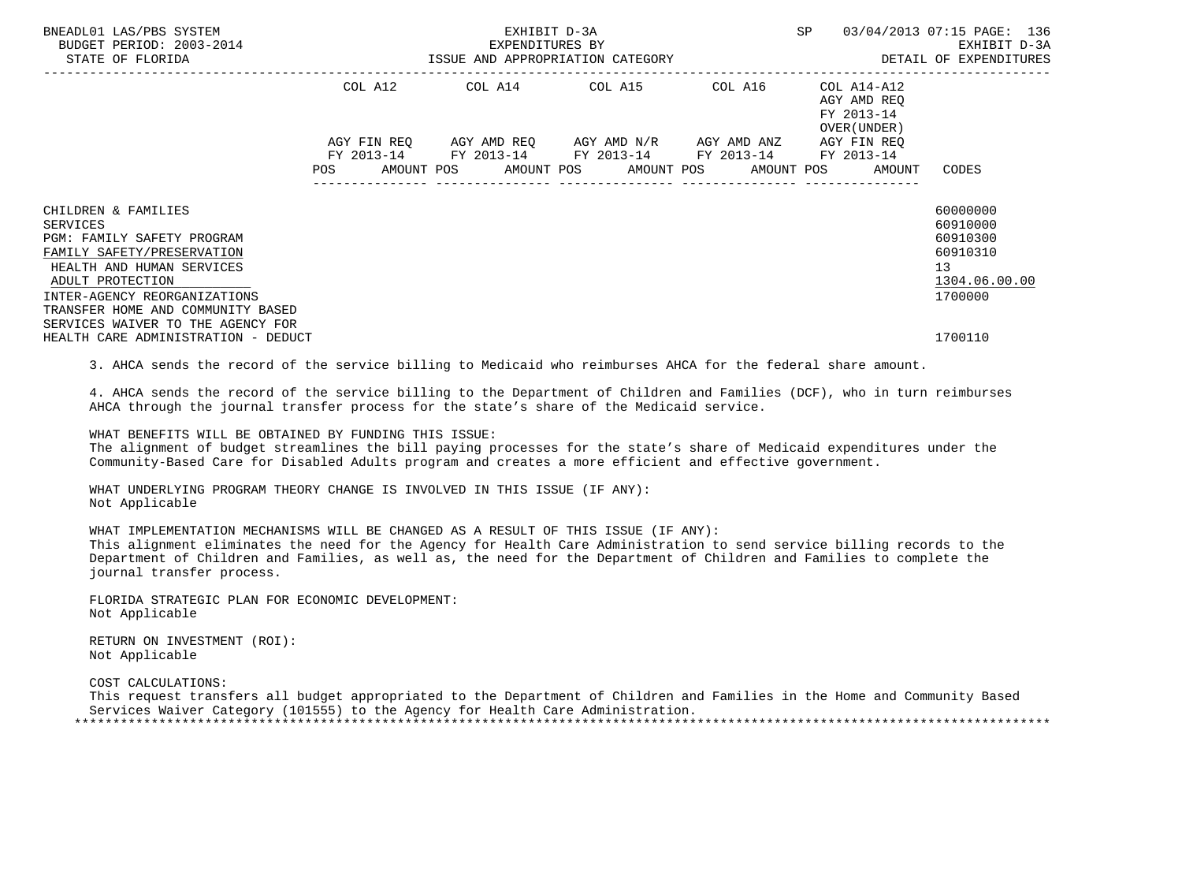| | COL A12 | | COL A14 | | COL A15 | | COL A16 | | COL A14-A12 AGY AMD REQ FY 2013-14 OVER(UNDER) | | |
|---|---|---|---|---|---|---|---|---|---|---|---|
| | AGY FIN REQ FY 2013-14 | | AGY AMD REQ FY 2013-14 | | AGY AMD N/R FY 2013-14 | | AGY AMD ANZ FY 2013-14 | | AGY FIN REQ FY 2013-14 | | |
| | POS | AMOUNT | POS | AMOUNT | POS | AMOUNT | POS | AMOUNT | POS | AMOUNT | CODES |
| CHILDREN & FAMILIES | | | | | | | | | | | 60000000 |
| SERVICES | | | | | | | | | | | 60910000 |
| PGM: FAMILY SAFETY PROGRAM | | | | | | | | | | | 60910300 |
| FAMILY SAFETY/PRESERVATION | | | | | | | | | | | 60910310 |
| HEALTH AND HUMAN SERVICES | | | | | | | | | | | 13 |
| ADULT PROTECTION | | | | | | | | | | | 1304.06.00.00 |
| INTER-AGENCY REORGANIZATIONS | | | | | | | | | | | 1700000 |
| TRANSFER HOME AND COMMUNITY BASED SERVICES WAIVER TO THE AGENCY FOR HEALTH CARE ADMINISTRATION - DEDUCT | | | | | | | | | | | 1700110 |

3. AHCA sends the record of the service billing to Medicaid who reimburses AHCA for the federal share amount.

4. AHCA sends the record of the service billing to the Department of Children and Families (DCF), who in turn reimburses AHCA through the journal transfer process for the state's share of the Medicaid service.

WHAT BENEFITS WILL BE OBTAINED BY FUNDING THIS ISSUE:
The alignment of budget streamlines the bill paying processes for the state's share of Medicaid expenditures under the Community-Based Care for Disabled Adults program and creates a more efficient and effective government.

WHAT UNDERLYING PROGRAM THEORY CHANGE IS INVOLVED IN THIS ISSUE (IF ANY):
Not Applicable

WHAT IMPLEMENTATION MECHANISMS WILL BE CHANGED AS A RESULT OF THIS ISSUE (IF ANY):
This alignment eliminates the need for the Agency for Health Care Administration to send service billing records to the Department of Children and Families, as well as, the need for the Department of Children and Families to complete the journal transfer process.

FLORIDA STRATEGIC PLAN FOR ECONOMIC DEVELOPMENT:
Not Applicable

RETURN ON INVESTMENT (ROI):
Not Applicable

COST CALCULATIONS:
This request transfers all budget appropriated to the Department of Children and Families in the Home and Community Based Services Waiver Category (101555) to the Agency for Health Care Administration.

*******************************************************************************************************************************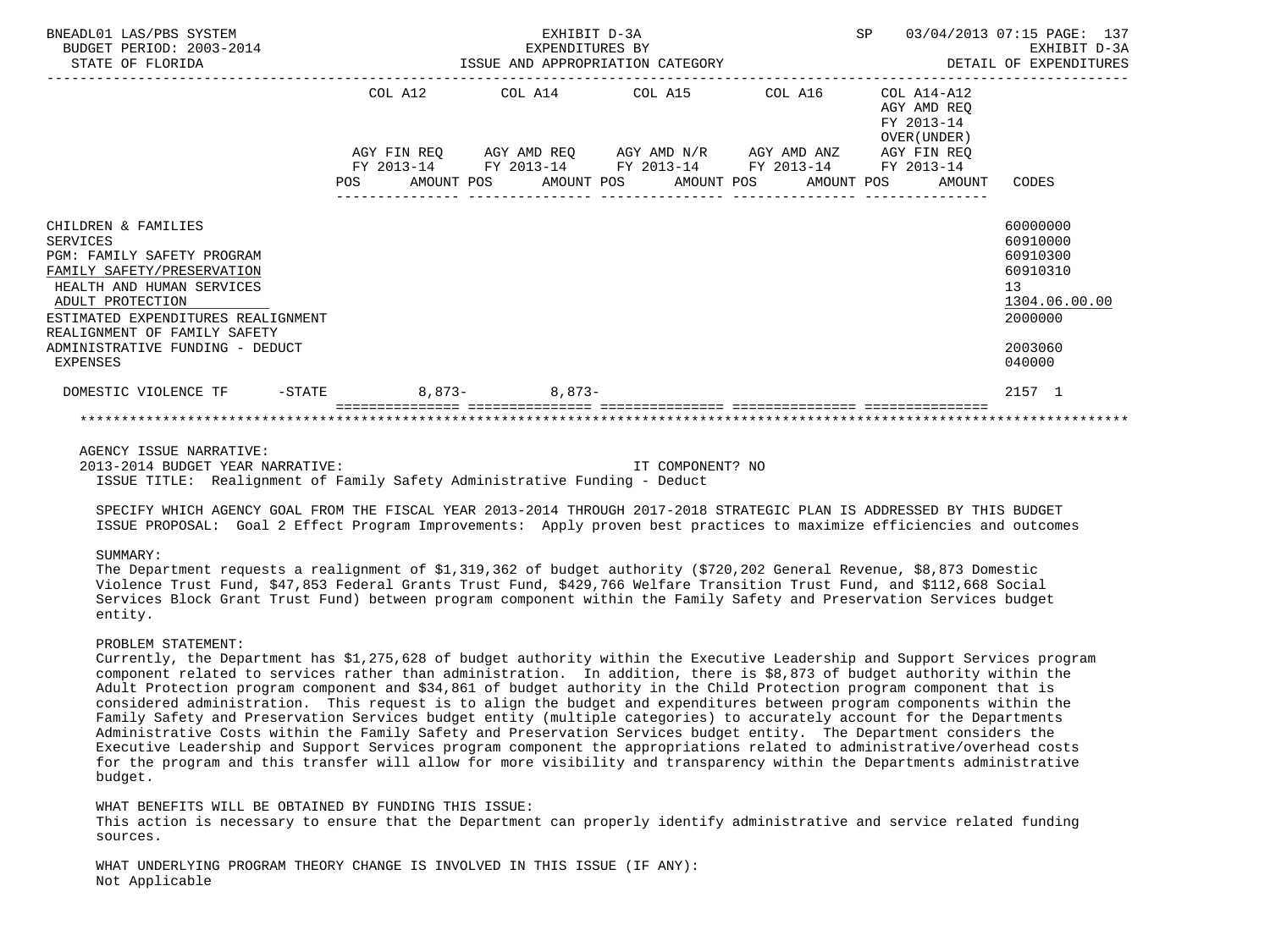| | COL A12 | | COL A14 | | COL A15 | | COL A16 | | COL A14-A12 AGY AMD REQ FY 2013-14 OVER(UNDER) | |
|---|---|---|---|---|---|---|---|---|---|---|
| | AGY FIN REQ FY 2013-14 | | AGY AMD REQ FY 2013-14 | | AGY AMD N/R FY 2013-14 | | AGY AMD ANZ FY 2013-14 | | AGY FIN REQ FY 2013-14 | |
| | POS | AMOUNT | POS | AMOUNT | POS | AMOUNT | POS | AMOUNT | POS | AMOUNT | CODES |
| CHILDREN & FAMILIES | | | | | | | | | | | 60000000 |
| SERVICES | | | | | | | | | | | 60910000 |
| PGM: FAMILY SAFETY PROGRAM | | | | | | | | | | | 60910300 |
| FAMILY SAFETY/PRESERVATION | | | | | | | | | | | 60910310 |
| HEALTH AND HUMAN SERVICES | | | | | | | | | | | 13 |
| ADULT PROTECTION | | | | | | | | | | | 1304.06.00.00 |
| ESTIMATED EXPENDITURES REALIGNMENT | | | | | | | | | | | 2000000 |
| REALIGNMENT OF FAMILY SAFETY ADMINISTRATIVE FUNDING - DEDUCT | | | | | | | | | | | 2003060 |
| EXPENSES | | | | | | | | | | | 040000 |
| DOMESTIC VIOLENCE TF -STATE | | 8,873- | | 8,873- | | | | | | | 2157 1 |

AGENCY ISSUE NARRATIVE:

2013-2014 BUDGET YEAR NARRATIVE: IT COMPONENT? NO

ISSUE TITLE: Realignment of Family Safety Administrative Funding - Deduct

SPECIFY WHICH AGENCY GOAL FROM THE FISCAL YEAR 2013-2014 THROUGH 2017-2018 STRATEGIC PLAN IS ADDRESSED BY THIS BUDGET ISSUE PROPOSAL: Goal 2 Effect Program Improvements: Apply proven best practices to maximize efficiencies and outcomes

SUMMARY:

The Department requests a realignment of $1,319,362 of budget authority ($720,202 General Revenue, $8,873 Domestic Violence Trust Fund, $47,853 Federal Grants Trust Fund, $429,766 Welfare Transition Trust Fund, and $112,668 Social Services Block Grant Trust Fund) between program component within the Family Safety and Preservation Services budget entity.

PROBLEM STATEMENT:

Currently, the Department has $1,275,628 of budget authority within the Executive Leadership and Support Services program component related to services rather than administration. In addition, there is $8,873 of budget authority within the Adult Protection program component and $34,861 of budget authority in the Child Protection program component that is considered administration. This request is to align the budget and expenditures between program components within the Family Safety and Preservation Services budget entity (multiple categories) to accurately account for the Departments Administrative Costs within the Family Safety and Preservation Services budget entity. The Department considers the Executive Leadership and Support Services program component the appropriations related to administrative/overhead costs for the program and this transfer will allow for more visibility and transparency within the Departments administrative budget.

WHAT BENEFITS WILL BE OBTAINED BY FUNDING THIS ISSUE:

This action is necessary to ensure that the Department can properly identify administrative and service related funding sources.

WHAT UNDERLYING PROGRAM THEORY CHANGE IS INVOLVED IN THIS ISSUE (IF ANY):

Not Applicable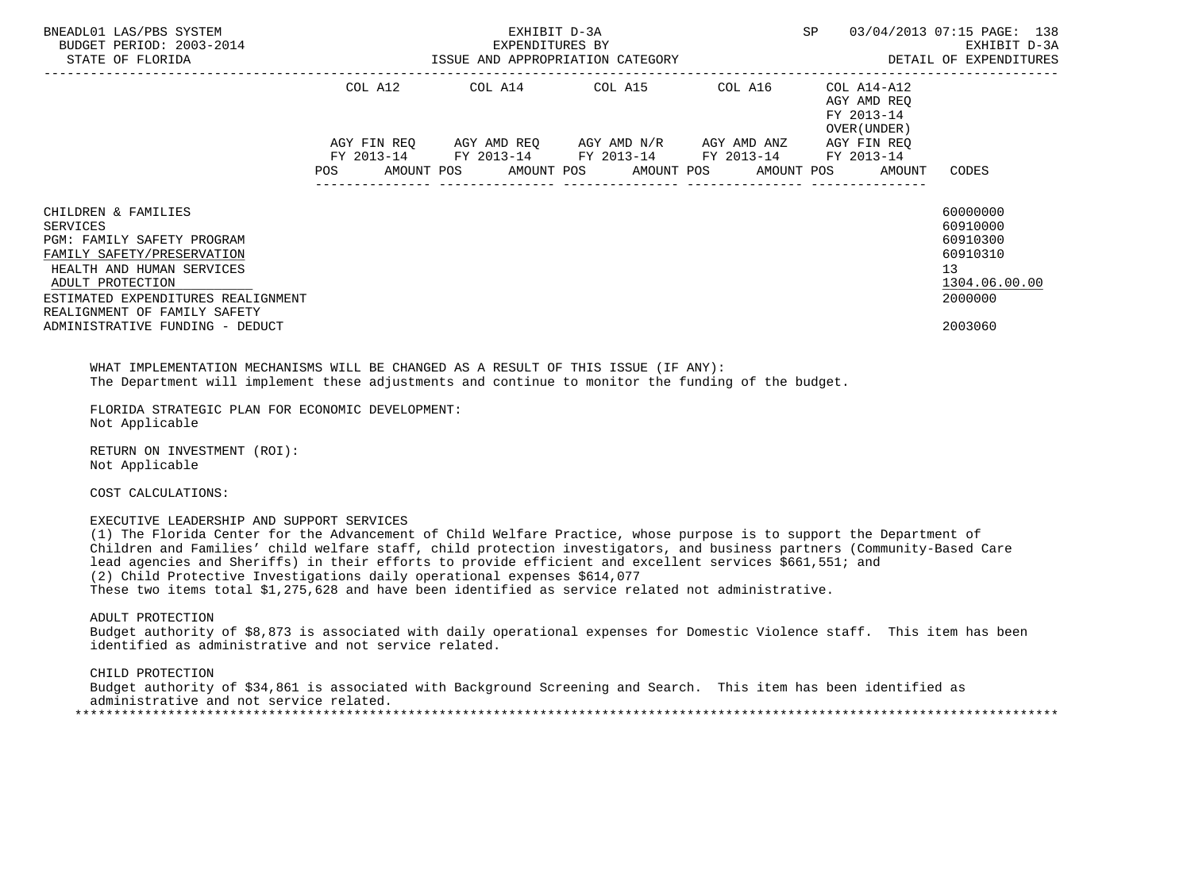| | COL A12 | | COL A14 | | COL A15 | | COL A16 | | COL A14-A12 AGY AMD REQ FY 2013-14 OVER(UNDER) | | |
|---|---|---|---|---|---|---|---|---|---|---|---|
| | AGY FIN REQ FY 2013-14 | | AGY AMD REQ FY 2013-14 | | AGY AMD N/R FY 2013-14 | | AGY AMD ANZ FY 2013-14 | | AGY FIN REQ FY 2013-14 | | |
| | POS | AMOUNT | POS | AMOUNT | POS | AMOUNT | POS | AMOUNT | POS | AMOUNT | CODES |
| CHILDREN & FAMILIES | | | | | | | | | | | 60000000 |
| SERVICES | | | | | | | | | | | 60910000 |
| PGM: FAMILY SAFETY PROGRAM | | | | | | | | | | | 60910300 |
| FAMILY SAFETY/PRESERVATION | | | | | | | | | | | 60910310 |
| HEALTH AND HUMAN SERVICES | | | | | | | | | | | 13 |
| ADULT PROTECTION | | | | | | | | | | | 1304.06.00.00 |
| ESTIMATED EXPENDITURES REALIGNMENT | | | | | | | | | | | 2000000 |
| REALIGNMENT OF FAMILY SAFETY ADMINISTRATIVE FUNDING - DEDUCT | | | | | | | | | | | 2003060 |

WHAT IMPLEMENTATION MECHANISMS WILL BE CHANGED AS A RESULT OF THIS ISSUE (IF ANY):
The Department will implement these adjustments and continue to monitor the funding of the budget.

FLORIDA STRATEGIC PLAN FOR ECONOMIC DEVELOPMENT:
Not Applicable

RETURN ON INVESTMENT (ROI):
Not Applicable

COST CALCULATIONS:

EXECUTIVE LEADERSHIP AND SUPPORT SERVICES
(1) The Florida Center for the Advancement of Child Welfare Practice, whose purpose is to support the Department of Children and Families' child welfare staff, child protection investigators, and business partners (Community-Based Care lead agencies and Sheriffs) in their efforts to provide efficient and excellent services $661,551; and
(2) Child Protective Investigations daily operational expenses $614,077
These two items total $1,275,628 and have been identified as service related not administrative.

ADULT PROTECTION
Budget authority of $8,873 is associated with daily operational expenses for Domestic Violence staff. This item has been identified as administrative and not service related.

CHILD PROTECTION
Budget authority of $34,861 is associated with Background Screening and Search. This item has been identified as administrative and not service related.

*******************************************************************************************************************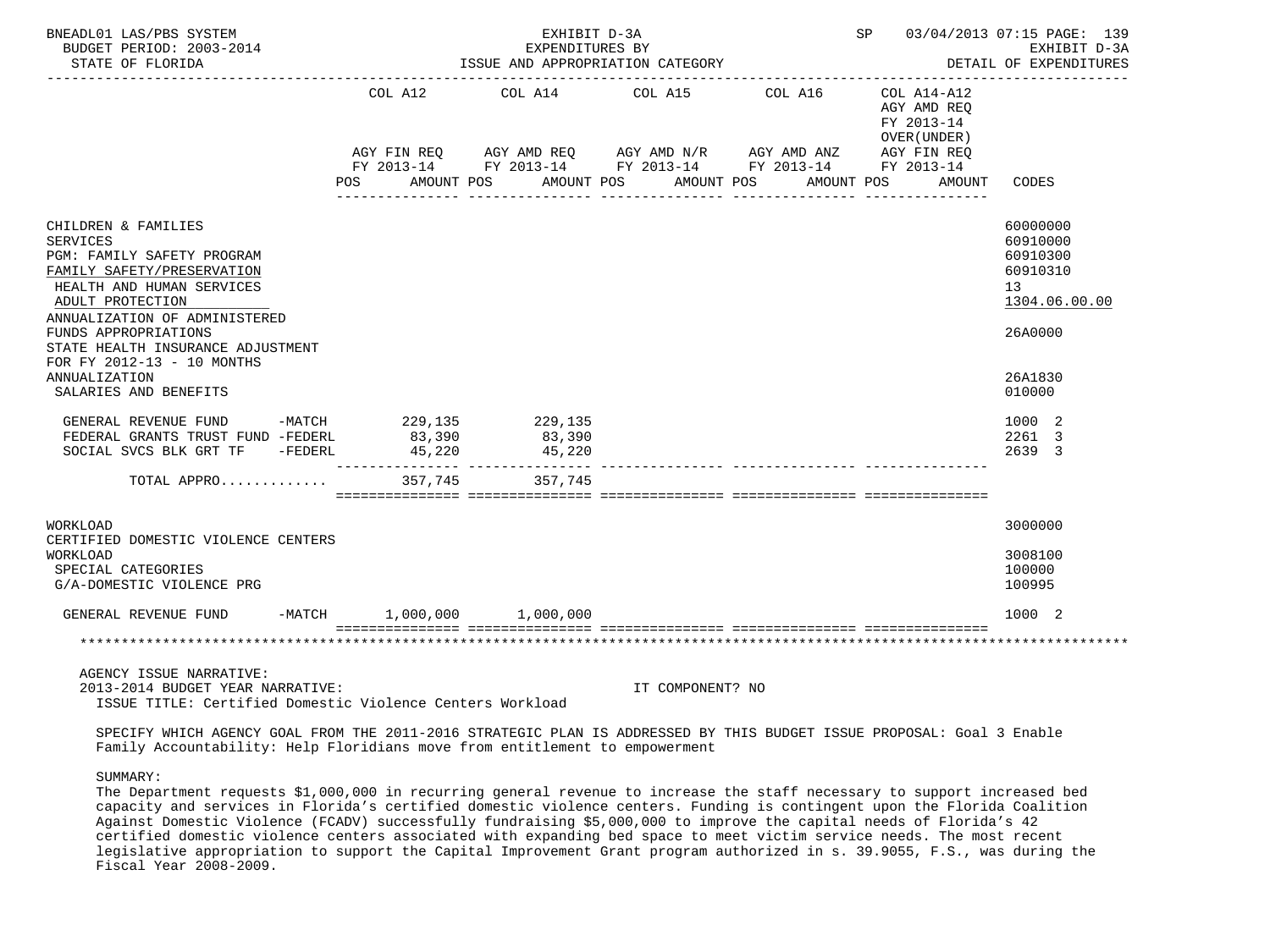BNEADL01 LAS/PBS SYSTEM  
BUDGET PERIOD: 2003-2014  
STATE OF FLORIDA

EXHIBIT D-3A  
EXPENDITURES BY  
ISSUE AND APPROPRIATION CATEGORY

SP 03/04/2013 07:15 PAGE: 139  
EXHIBIT D-3A  
DETAIL OF EXPENDITURES

| | COL A12 AGY FIN REQ FY 2013-14 POS AMOUNT | COL A14 AGY AMD REQ FY 2013-14 POS AMOUNT | COL A15 AGY AMD N/R FY 2013-14 POS AMOUNT | COL A16 AGY AMD ANZ FY 2013-14 POS AMOUNT | COL A14-A12 AGY AMD REQ FY 2013-14 OVER(UNDER) AGY FIN REQ FY 2013-14 POS AMOUNT | CODES |
|---|---|---|---|---|---|---|
| CHILDREN & FAMILIES | | | | | | 60000000 |
| SERVICES | | | | | | 60910000 |
| PGM: FAMILY SAFETY PROGRAM | | | | | | 60910300 |
| FAMILY SAFETY/PRESERVATION | | | | | | 60910310 |
| HEALTH AND HUMAN SERVICES | | | | | | 13 |
| ADULT PROTECTION | | | | | | 1304.06.00.00 |
| ANNUALIZATION OF ADMINISTERED FUNDS APPROPRIATIONS | | | | | | 26A0000 |
| STATE HEALTH INSURANCE ADJUSTMENT FOR FY 2012-13 - 10 MONTHS ANNUALIZATION | | | | | | 26A1830 |
| SALARIES AND BENEFITS | | | | | | 010000 |
| GENERAL REVENUE FUND -MATCH | 229,135 | 229,135 | | | | 1000 2 |
| FEDERAL GRANTS TRUST FUND -FEDERL | 83,390 | 83,390 | | | | 2261 3 |
| SOCIAL SVCS BLK GRT TF -FEDERL | 45,220 | 45,220 | | | | 2639 3 |
| TOTAL APPRO............ | 357,745 | 357,745 | | | | |
| WORKLOAD | | | | | | 3000000 |
| CERTIFIED DOMESTIC VIOLENCE CENTERS WORKLOAD | | | | | | 3008100 |
| SPECIAL CATEGORIES | | | | | | 100000 |
| G/A-DOMESTIC VIOLENCE PRG | | | | | | 100995 |
| GENERAL REVENUE FUND -MATCH | 1,000,000 | 1,000,000 | | | | 1000 2 |

AGENCY ISSUE NARRATIVE:  
2013-2014 BUDGET YEAR NARRATIVE: IT COMPONENT? NO  
ISSUE TITLE: Certified Domestic Violence Centers Workload

SPECIFY WHICH AGENCY GOAL FROM THE 2011-2016 STRATEGIC PLAN IS ADDRESSED BY THIS BUDGET ISSUE PROPOSAL: Goal 3 Enable Family Accountability: Help Floridians move from entitlement to empowerment

SUMMARY:  
The Department requests $1,000,000 in recurring general revenue to increase the staff necessary to support increased bed capacity and services in Florida's certified domestic violence centers. Funding is contingent upon the Florida Coalition Against Domestic Violence (FCADV) successfully fundraising $5,000,000 to improve the capital needs of Florida's 42 certified domestic violence centers associated with expanding bed space to meet victim service needs. The most recent legislative appropriation to support the Capital Improvement Grant program authorized in s. 39.9055, F.S., was during the Fiscal Year 2008-2009.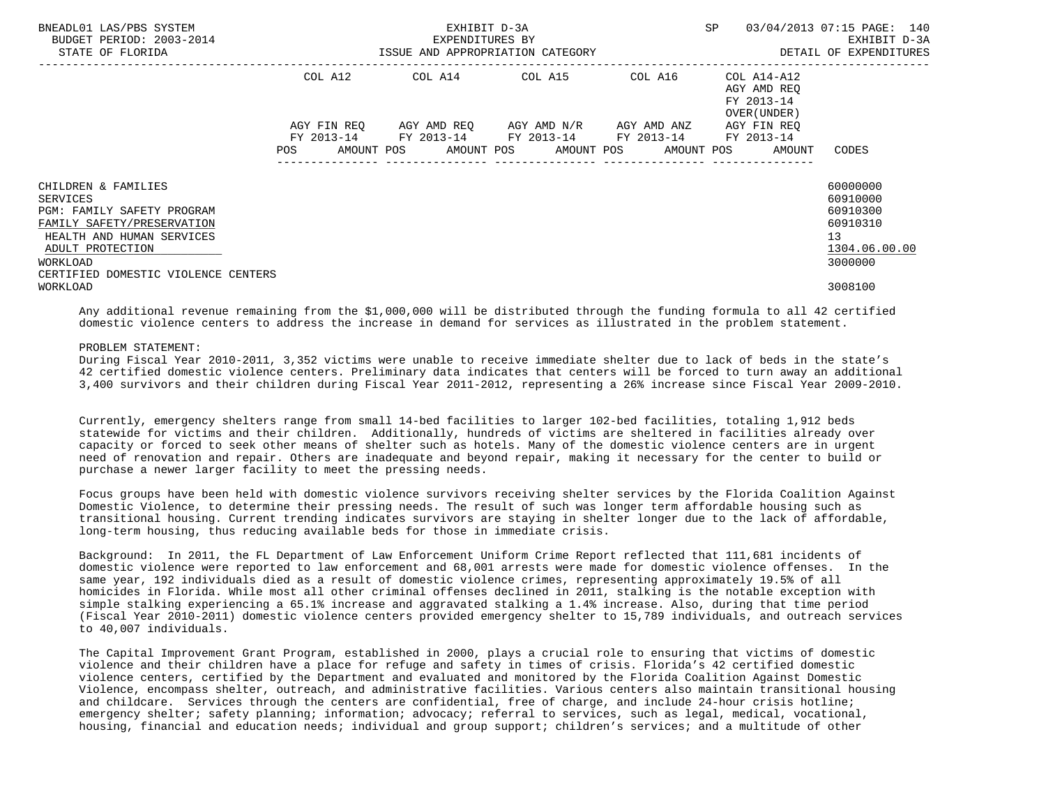BNEADL01 LAS/PBS SYSTEM — EXHIBIT D-3A — EXPENDITURES BY ISSUE AND APPROPRIATION CATEGORY — SP 03/04/2013 07:15 PAGE: 140
BUDGET PERIOD: 2003-2014 — EXHIBIT D-3A
STATE OF FLORIDA — DETAIL OF EXPENDITURES

| | COL A12 AGY FIN REQ FY 2013-14 POS AMOUNT | COL A14 AGY AMD REQ FY 2013-14 POS AMOUNT | COL A15 AGY AMD N/R FY 2013-14 POS AMOUNT | COL A16 AGY AMD ANZ FY 2013-14 POS AMOUNT | COL A14-A12 AGY AMD REQ FY 2013-14 OVER(UNDER) AGY FIN REQ FY 2013-14 POS AMOUNT | CODES |
|---|---|---|---|---|---|---|
| CHILDREN & FAMILIES | | | | | | 60000000 |
| SERVICES | | | | | | 60910000 |
| PGM: FAMILY SAFETY PROGRAM | | | | | | 60910300 |
| FAMILY SAFETY/PRESERVATION | | | | | | 60910310 |
| HEALTH AND HUMAN SERVICES | | | | | | 13 |
| ADULT PROTECTION | | | | | | 1304.06.00.00 |
| WORKLOAD | | | | | | 3000000 |
| CERTIFIED DOMESTIC VIOLENCE CENTERS WORKLOAD | | | | | | 3008100 |

Any additional revenue remaining from the $1,000,000 will be distributed through the funding formula to all 42 certified domestic violence centers to address the increase in demand for services as illustrated in the problem statement.

PROBLEM STATEMENT:
During Fiscal Year 2010-2011, 3,352 victims were unable to receive immediate shelter due to lack of beds in the state's 42 certified domestic violence centers. Preliminary data indicates that centers will be forced to turn away an additional 3,400 survivors and their children during Fiscal Year 2011-2012, representing a 26% increase since Fiscal Year 2009-2010.

Currently, emergency shelters range from small 14-bed facilities to larger 102-bed facilities, totaling 1,912 beds statewide for victims and their children. Additionally, hundreds of victims are sheltered in facilities already over capacity or forced to seek other means of shelter such as hotels. Many of the domestic violence centers are in urgent need of renovation and repair. Others are inadequate and beyond repair, making it necessary for the center to build or purchase a newer larger facility to meet the pressing needs.

Focus groups have been held with domestic violence survivors receiving shelter services by the Florida Coalition Against Domestic Violence, to determine their pressing needs. The result of such was longer term affordable housing such as transitional housing. Current trending indicates survivors are staying in shelter longer due to the lack of affordable, long-term housing, thus reducing available beds for those in immediate crisis.

Background: In 2011, the FL Department of Law Enforcement Uniform Crime Report reflected that 111,681 incidents of domestic violence were reported to law enforcement and 68,001 arrests were made for domestic violence offenses. In the same year, 192 individuals died as a result of domestic violence crimes, representing approximately 19.5% of all homicides in Florida. While most all other criminal offenses declined in 2011, stalking is the notable exception with simple stalking experiencing a 65.1% increase and aggravated stalking a 1.4% increase. Also, during that time period (Fiscal Year 2010-2011) domestic violence centers provided emergency shelter to 15,789 individuals, and outreach services to 40,007 individuals.

The Capital Improvement Grant Program, established in 2000, plays a crucial role to ensuring that victims of domestic violence and their children have a place for refuge and safety in times of crisis. Florida's 42 certified domestic violence centers, certified by the Department and evaluated and monitored by the Florida Coalition Against Domestic Violence, encompass shelter, outreach, and administrative facilities. Various centers also maintain transitional housing and childcare. Services through the centers are confidential, free of charge, and include 24-hour crisis hotline; emergency shelter; safety planning; information; advocacy; referral to services, such as legal, medical, vocational, housing, financial and education needs; individual and group support; children's services; and a multitude of other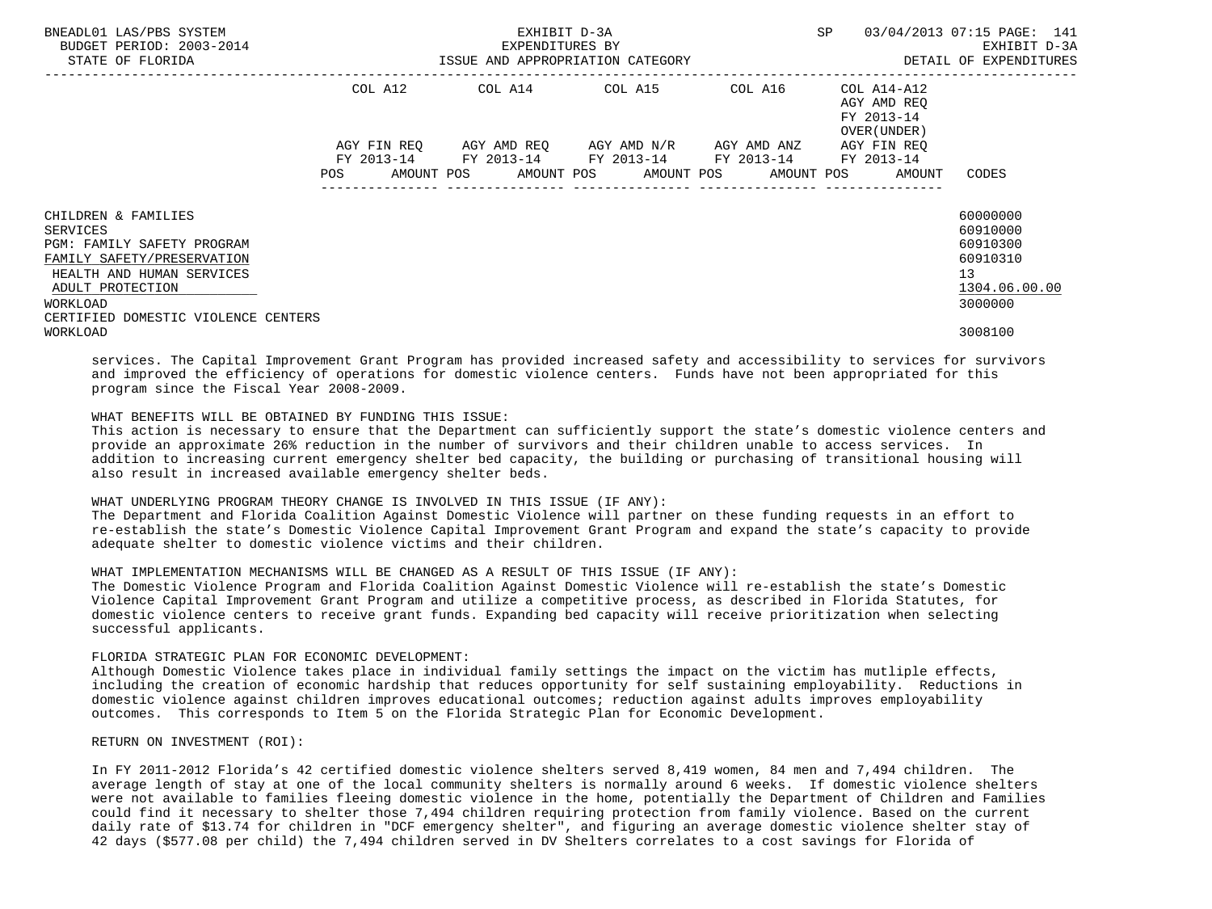| | COL A12 | COL A14 | COL A15 | COL A16 | COL A14-A12 AGY AMD REQ FY 2013-14 OVER(UNDER) | |
|---|---|---|---|---|---|---|
| | AGY FIN REQ FY 2013-14 | AGY AMD REQ FY 2013-14 | AGY AMD N/R FY 2013-14 | AGY AMD ANZ FY 2013-14 | AGY FIN REQ FY 2013-14 | |
| | POS AMOUNT | POS AMOUNT | POS AMOUNT | POS AMOUNT | POS AMOUNT | CODES |
| CHILDREN & FAMILIES | | | | | | 60000000 |
| SERVICES | | | | | | 60910000 |
| PGM: FAMILY SAFETY PROGRAM | | | | | | 60910300 |
| FAMILY SAFETY/PRESERVATION | | | | | | 60910310 |
| HEALTH AND HUMAN SERVICES | | | | | | 13 |
| ADULT PROTECTION | | | | | | 1304.06.00.00 |
| WORKLOAD | | | | | | 3000000 |
| CERTIFIED DOMESTIC VIOLENCE CENTERS WORKLOAD | | | | | | 3008100 |

services. The Capital Improvement Grant Program has provided increased safety and accessibility to services for survivors and improved the efficiency of operations for domestic violence centers. Funds have not been appropriated for this program since the Fiscal Year 2008-2009.

WHAT BENEFITS WILL BE OBTAINED BY FUNDING THIS ISSUE:
This action is necessary to ensure that the Department can sufficiently support the state's domestic violence centers and provide an approximate 26% reduction in the number of survivors and their children unable to access services. In addition to increasing current emergency shelter bed capacity, the building or purchasing of transitional housing will also result in increased available emergency shelter beds.

WHAT UNDERLYING PROGRAM THEORY CHANGE IS INVOLVED IN THIS ISSUE (IF ANY):
The Department and Florida Coalition Against Domestic Violence will partner on these funding requests in an effort to re-establish the state's Domestic Violence Capital Improvement Grant Program and expand the state's capacity to provide adequate shelter to domestic violence victims and their children.

WHAT IMPLEMENTATION MECHANISMS WILL BE CHANGED AS A RESULT OF THIS ISSUE (IF ANY):
The Domestic Violence Program and Florida Coalition Against Domestic Violence will re-establish the state's Domestic Violence Capital Improvement Grant Program and utilize a competitive process, as described in Florida Statutes, for domestic violence centers to receive grant funds. Expanding bed capacity will receive prioritization when selecting successful applicants.

FLORIDA STRATEGIC PLAN FOR ECONOMIC DEVELOPMENT:
Although Domestic Violence takes place in individual family settings the impact on the victim has mutliple effects, including the creation of economic hardship that reduces opportunity for self sustaining employability. Reductions in domestic violence against children improves educational outcomes; reduction against adults improves employability outcomes. This corresponds to Item 5 on the Florida Strategic Plan for Economic Development.

RETURN ON INVESTMENT (ROI):

In FY 2011-2012 Florida's 42 certified domestic violence shelters served 8,419 women, 84 men and 7,494 children. The average length of stay at one of the local community shelters is normally around 6 weeks. If domestic violence shelters were not available to families fleeing domestic violence in the home, potentially the Department of Children and Families could find it necessary to shelter those 7,494 children requiring protection from family violence. Based on the current daily rate of $13.74 for children in "DCF emergency shelter", and figuring an average domestic violence shelter stay of 42 days ($577.08 per child) the 7,494 children served in DV Shelters correlates to a cost savings for Florida of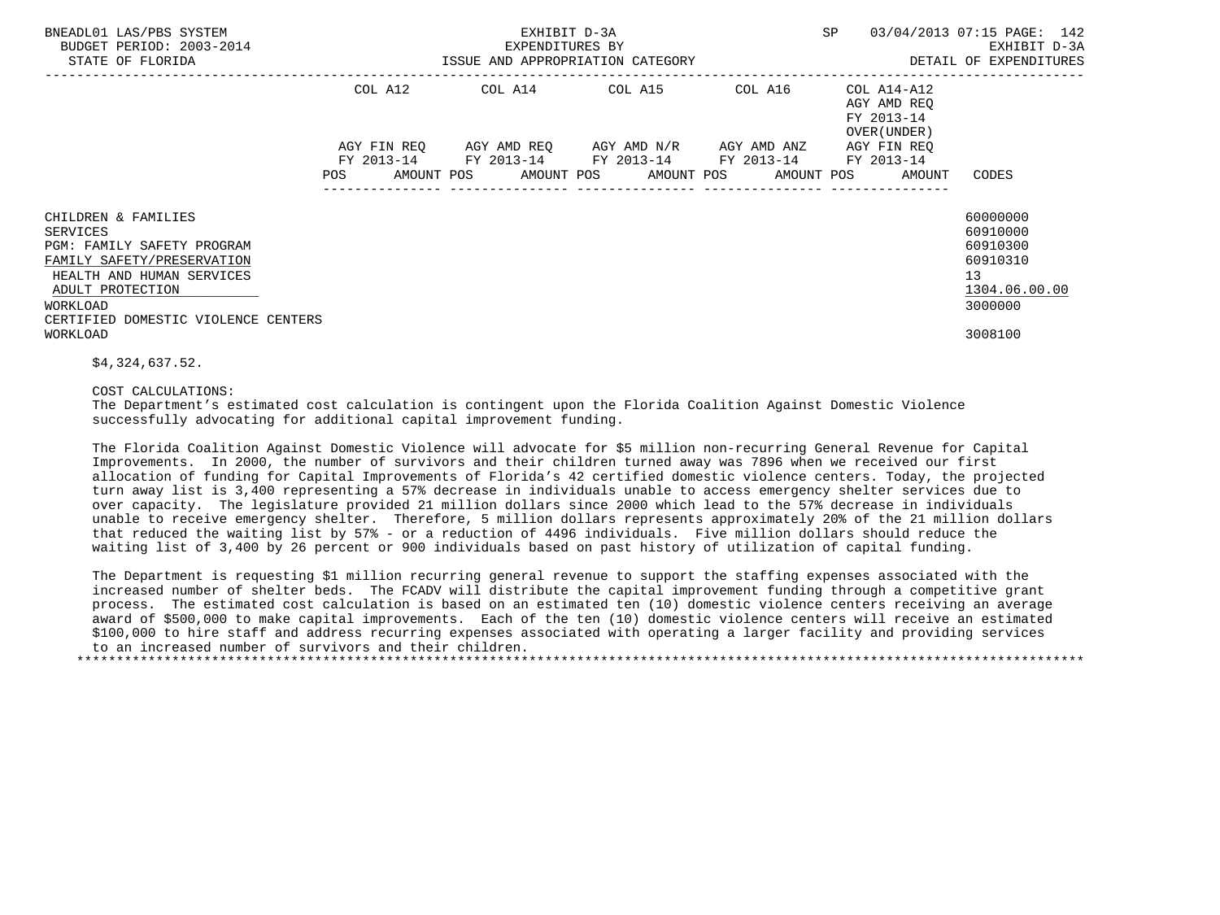| | COL A12 | COL A14 | COL A15 | COL A16 | COL A14-A12 AGY AMD REQ FY 2013-14 OVER(UNDER) | |
|---|---|---|---|---|---|---|
| | AGY FIN REQ FY 2013-14 | AGY AMD REQ FY 2013-14 | AGY AMD N/R FY 2013-14 | AGY AMD ANZ FY 2013-14 | AGY FIN REQ FY 2013-14 | |
| | POS AMOUNT | POS AMOUNT | POS AMOUNT | POS AMOUNT | POS AMOUNT | CODES |
| CHILDREN & FAMILIES | | | | | | 60000000 |
| SERVICES | | | | | | 60910000 |
| PGM: FAMILY SAFETY PROGRAM | | | | | | 60910300 |
| FAMILY SAFETY/PRESERVATION | | | | | | 60910310 |
| HEALTH AND HUMAN SERVICES | | | | | | 13 |
| ADULT PROTECTION | | | | | | 1304.06.00.00 |
| WORKLOAD | | | | | | 3000000 |
| CERTIFIED DOMESTIC VIOLENCE CENTERS WORKLOAD | | | | | | 3008100 |

$4,324,637.52.

COST CALCULATIONS:
The Department's estimated cost calculation is contingent upon the Florida Coalition Against Domestic Violence successfully advocating for additional capital improvement funding.

The Florida Coalition Against Domestic Violence will advocate for $5 million non-recurring General Revenue for Capital Improvements. In 2000, the number of survivors and their children turned away was 7896 when we received our first allocation of funding for Capital Improvements of Florida's 42 certified domestic violence centers. Today, the projected turn away list is 3,400 representing a 57% decrease in individuals unable to access emergency shelter services due to over capacity. The legislature provided 21 million dollars since 2000 which lead to the 57% decrease in individuals unable to receive emergency shelter. Therefore, 5 million dollars represents approximately 20% of the 21 million dollars that reduced the waiting list by 57% - or a reduction of 4496 individuals. Five million dollars should reduce the waiting list of 3,400 by 26 percent or 900 individuals based on past history of utilization of capital funding.

The Department is requesting $1 million recurring general revenue to support the staffing expenses associated with the increased number of shelter beds. The FCADV will distribute the capital improvement funding through a competitive grant process. The estimated cost calculation is based on an estimated ten (10) domestic violence centers receiving an average award of $500,000 to make capital improvements. Each of the ten (10) domestic violence centers will receive an estimated $100,000 to hire staff and address recurring expenses associated with operating a larger facility and providing services to an increased number of survivors and their children.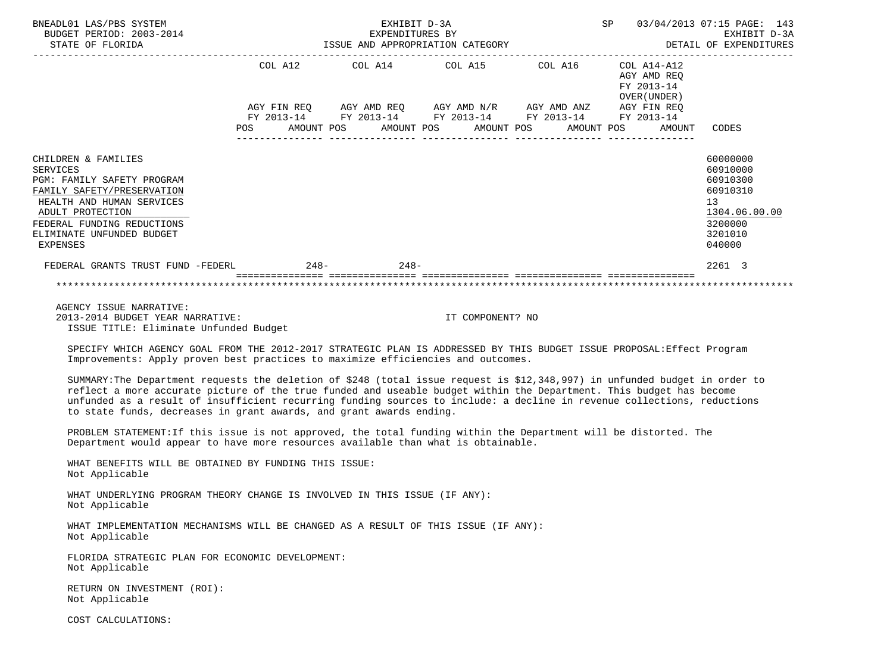| | COL A12 | | COL A14 | | COL A15 | | COL A16 | | COL A14-A12 AGY AMD REQ FY 2013-14 OVER(UNDER) | |
|---|---|---|---|---|---|---|---|---|---|---|
| | AGY FIN REQ FY 2013-14 | | AGY AMD REQ FY 2013-14 | | AGY AMD N/R FY 2013-14 | | AGY AMD ANZ FY 2013-14 | | AGY FIN REQ FY 2013-14 | |
| | POS | AMOUNT | POS | AMOUNT | POS | AMOUNT | POS | AMOUNT | POS | AMOUNT | CODES |
| CHILDREN & FAMILIES | | | | | | | | | | | 60000000 |
| SERVICES | | | | | | | | | | | 60910000 |
| PGM: FAMILY SAFETY PROGRAM | | | | | | | | | | | 60910300 |
| FAMILY SAFETY/PRESERVATION | | | | | | | | | | | 60910310 |
| HEALTH AND HUMAN SERVICES | | | | | | | | | | | 13 |
| ADULT PROTECTION | | | | | | | | | | | 1304.06.00.00 |
| FEDERAL FUNDING REDUCTIONS | | | | | | | | | | | 3200000 |
| ELIMINATE UNFUNDED BUDGET | | | | | | | | | | | 3201010 |
| EXPENSES | | | | | | | | | | | 040000 |
| FEDERAL GRANTS TRUST FUND -FEDERL | | 248- | | 248- | | | | | | | 2261 3 |

AGENCY ISSUE NARRATIVE:
2013-2014 BUDGET YEAR NARRATIVE: IT COMPONENT? NO
ISSUE TITLE: Eliminate Unfunded Budget

SPECIFY WHICH AGENCY GOAL FROM THE 2012-2017 STRATEGIC PLAN IS ADDRESSED BY THIS BUDGET ISSUE PROPOSAL:Effect Program Improvements: Apply proven best practices to maximize efficiencies and outcomes.

SUMMARY:The Department requests the deletion of $248 (total issue request is $12,348,997) in unfunded budget in order to reflect a more accurate picture of the true funded and useable budget within the Department. This budget has become unfunded as a result of insufficient recurring funding sources to include: a decline in revenue collections, reductions to state funds, decreases in grant awards, and grant awards ending.

PROBLEM STATEMENT:If this issue is not approved, the total funding within the Department will be distorted. The Department would appear to have more resources available than what is obtainable.

WHAT BENEFITS WILL BE OBTAINED BY FUNDING THIS ISSUE:
Not Applicable

WHAT UNDERLYING PROGRAM THEORY CHANGE IS INVOLVED IN THIS ISSUE (IF ANY):
Not Applicable

WHAT IMPLEMENTATION MECHANISMS WILL BE CHANGED AS A RESULT OF THIS ISSUE (IF ANY):
Not Applicable

FLORIDA STRATEGIC PLAN FOR ECONOMIC DEVELOPMENT:
Not Applicable

RETURN ON INVESTMENT (ROI):
Not Applicable

COST CALCULATIONS: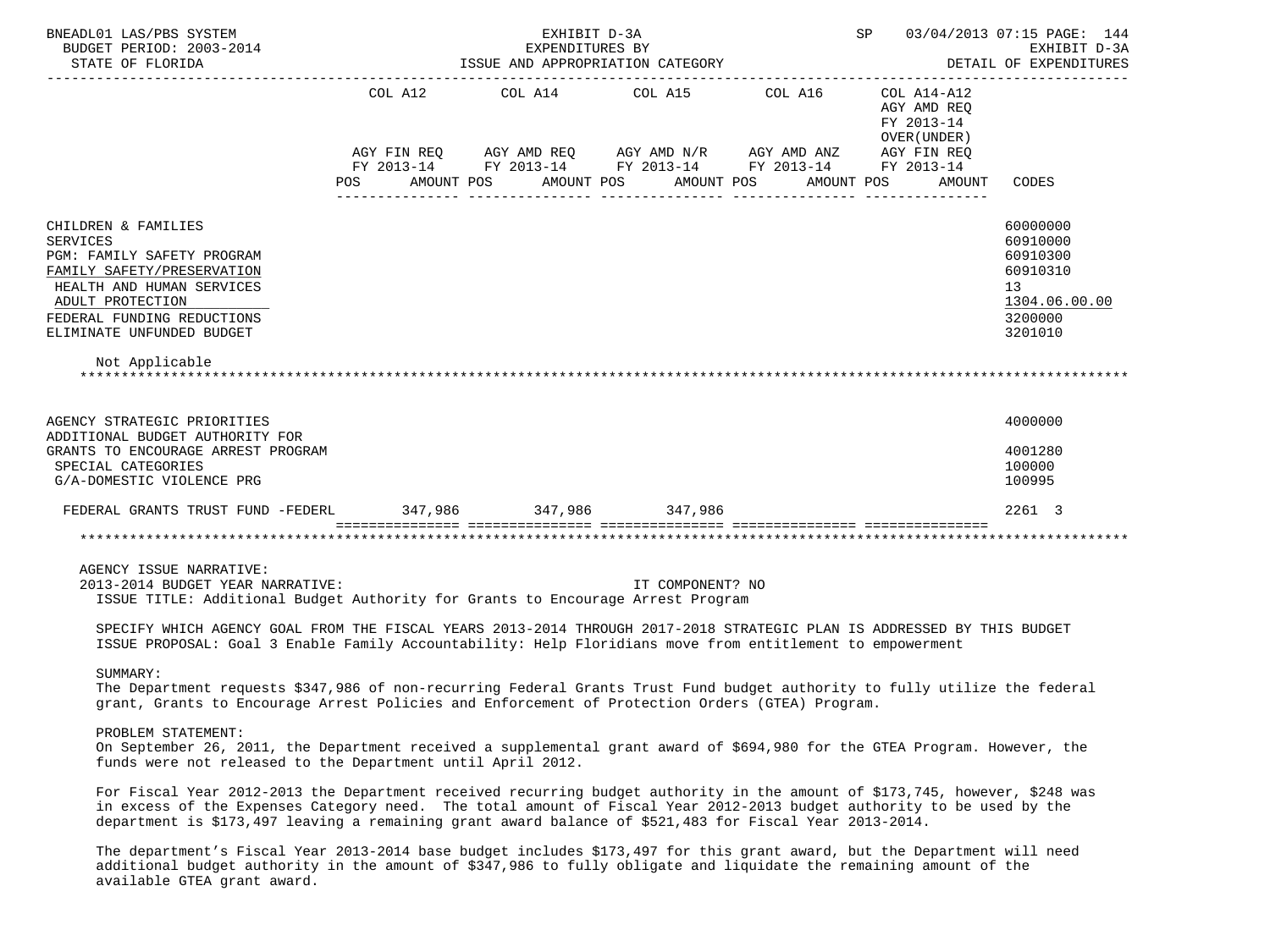| | COL A12 | | COL A14 | | COL A15 | | COL A16 | | COL A14-A12 AGY AMD REQ FY 2013-14 OVER(UNDER) | | |
|---|---|---|---|---|---|---|---|---|---|---|---|
| | AGY FIN REQ FY 2013-14 | | AGY AMD REQ FY 2013-14 | | AGY AMD N/R FY 2013-14 | | AGY AMD ANZ FY 2013-14 | | AGY FIN REQ FY 2013-14 | | |
| | POS | AMOUNT | POS | AMOUNT | POS | AMOUNT | POS | AMOUNT | POS | AMOUNT | CODES |
| CHILDREN & FAMILIES | | | | | | | | | | | 60000000 |
| SERVICES | | | | | | | | | | | 60910000 |
| PGM: FAMILY SAFETY PROGRAM | | | | | | | | | | | 60910300 |
| FAMILY SAFETY/PRESERVATION | | | | | | | | | | | 60910310 |
| HEALTH AND HUMAN SERVICES | | | | | | | | | | | 13 |
| ADULT PROTECTION | | | | | | | | | | | 1304.06.00.00 |
| FEDERAL FUNDING REDUCTIONS | | | | | | | | | | | 3200000 |
| ELIMINATE UNFUNDED BUDGET | | | | | | | | | | | 3201010 |
| Not Applicable | | | | | | | | | | | |
| AGENCY STRATEGIC PRIORITIES | | | | | | | | | | | 4000000 |
| ADDITIONAL BUDGET AUTHORITY FOR GRANTS TO ENCOURAGE ARREST PROGRAM | | | | | | | | | | | 4001280 |
| SPECIAL CATEGORIES | | | | | | | | | | | 100000 |
| G/A-DOMESTIC VIOLENCE PRG | | | | | | | | | | | 100995 |
| FEDERAL GRANTS TRUST FUND -FEDERL | | 347,986 | | 347,986 | | 347,986 | | | | | 2261 3 |

AGENCY ISSUE NARRATIVE:
2013-2014 BUDGET YEAR NARRATIVE: IT COMPONENT? NO
ISSUE TITLE: Additional Budget Authority for Grants to Encourage Arrest Program

SPECIFY WHICH AGENCY GOAL FROM THE FISCAL YEARS 2013-2014 THROUGH 2017-2018 STRATEGIC PLAN IS ADDRESSED BY THIS BUDGET ISSUE PROPOSAL: Goal 3 Enable Family Accountability: Help Floridians move from entitlement to empowerment

SUMMARY:
The Department requests $347,986 of non-recurring Federal Grants Trust Fund budget authority to fully utilize the federal grant, Grants to Encourage Arrest Policies and Enforcement of Protection Orders (GTEA) Program.

PROBLEM STATEMENT:
On September 26, 2011, the Department received a supplemental grant award of $694,980 for the GTEA Program. However, the funds were not released to the Department until April 2012.

For Fiscal Year 2012-2013 the Department received recurring budget authority in the amount of $173,745, however, $248 was in excess of the Expenses Category need. The total amount of Fiscal Year 2012-2013 budget authority to be used by the department is $173,497 leaving a remaining grant award balance of $521,483 for Fiscal Year 2013-2014.

The department's Fiscal Year 2013-2014 base budget includes $173,497 for this grant award, but the Department will need additional budget authority in the amount of $347,986 to fully obligate and liquidate the remaining amount of the available GTEA grant award.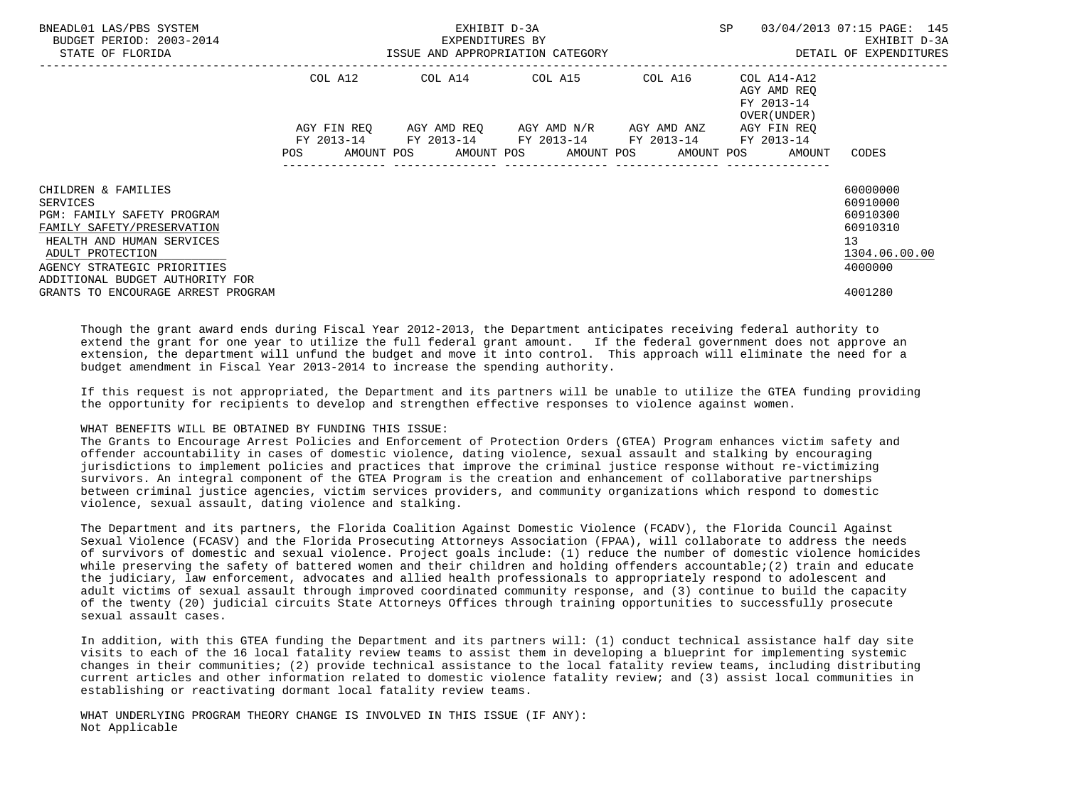| | COL A12 | | COL A14 | | COL A15 | | COL A16 | | COL A14-A12 AGY AMD REQ FY 2013-14 OVER(UNDER) | | |
|---|---|---|---|---|---|---|---|---|---|---|---|
| | AGY FIN REQ FY 2013-14 | | AGY AMD REQ FY 2013-14 | | AGY AMD N/R FY 2013-14 | | AGY AMD ANZ FY 2013-14 | | AGY FIN REQ FY 2013-14 | | |
| | POS | AMOUNT | POS | AMOUNT | POS | AMOUNT | POS | AMOUNT | POS | AMOUNT | CODES |
| CHILDREN & FAMILIES | | | | | | | | | | | 60000000 |
| SERVICES | | | | | | | | | | | 60910000 |
| PGM: FAMILY SAFETY PROGRAM | | | | | | | | | | | 60910300 |
| FAMILY SAFETY/PRESERVATION | | | | | | | | | | | 60910310 |
| HEALTH AND HUMAN SERVICES | | | | | | | | | | | 13 |
| ADULT PROTECTION | | | | | | | | | | | 1304.06.00.00 |
| AGENCY STRATEGIC PRIORITIES | | | | | | | | | | | 4000000 |
| ADDITIONAL BUDGET AUTHORITY FOR GRANTS TO ENCOURAGE ARREST PROGRAM | | | | | | | | | | | 4001280 |

Though the grant award ends during Fiscal Year 2012-2013, the Department anticipates receiving federal authority to extend the grant for one year to utilize the full federal grant amount. If the federal government does not approve an extension, the department will unfund the budget and move it into control. This approach will eliminate the need for a budget amendment in Fiscal Year 2013-2014 to increase the spending authority.

If this request is not appropriated, the Department and its partners will be unable to utilize the GTEA funding providing the opportunity for recipients to develop and strengthen effective responses to violence against women.

WHAT BENEFITS WILL BE OBTAINED BY FUNDING THIS ISSUE:
The Grants to Encourage Arrest Policies and Enforcement of Protection Orders (GTEA) Program enhances victim safety and offender accountability in cases of domestic violence, dating violence, sexual assault and stalking by encouraging jurisdictions to implement policies and practices that improve the criminal justice response without re-victimizing survivors. An integral component of the GTEA Program is the creation and enhancement of collaborative partnerships between criminal justice agencies, victim services providers, and community organizations which respond to domestic violence, sexual assault, dating violence and stalking.

The Department and its partners, the Florida Coalition Against Domestic Violence (FCADV), the Florida Council Against Sexual Violence (FCASV) and the Florida Prosecuting Attorneys Association (FPAA), will collaborate to address the needs of survivors of domestic and sexual violence. Project goals include: (1) reduce the number of domestic violence homicides while preserving the safety of battered women and their children and holding offenders accountable;(2) train and educate the judiciary, law enforcement, advocates and allied health professionals to appropriately respond to adolescent and adult victims of sexual assault through improved coordinated community response, and (3) continue to build the capacity of the twenty (20) judicial circuits State Attorneys Offices through training opportunities to successfully prosecute sexual assault cases.

In addition, with this GTEA funding the Department and its partners will: (1) conduct technical assistance half day site visits to each of the 16 local fatality review teams to assist them in developing a blueprint for implementing systemic changes in their communities; (2) provide technical assistance to the local fatality review teams, including distributing current articles and other information related to domestic violence fatality review; and (3) assist local communities in establishing or reactivating dormant local fatality review teams.

WHAT UNDERLYING PROGRAM THEORY CHANGE IS INVOLVED IN THIS ISSUE (IF ANY):
Not Applicable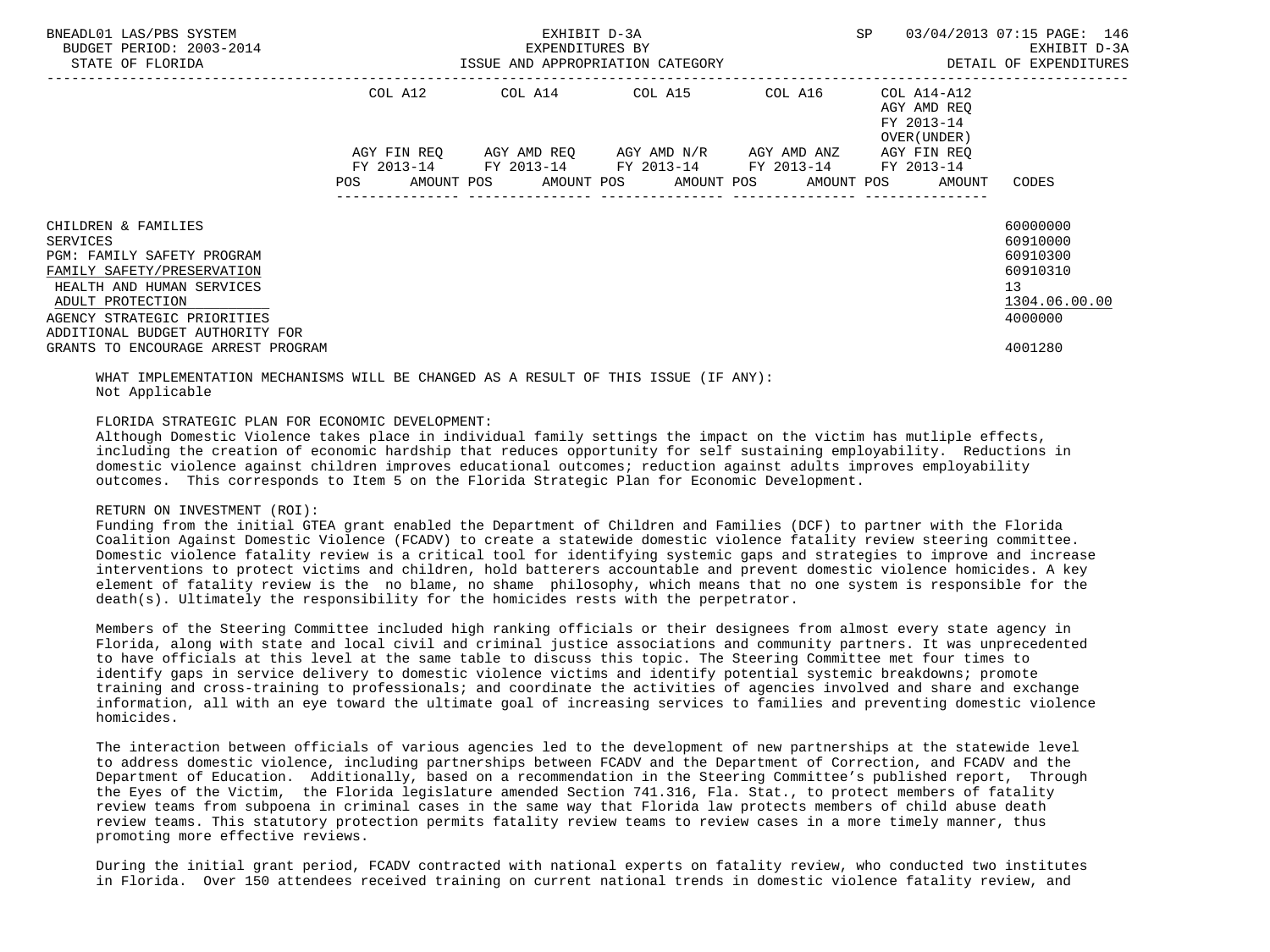| | COL A12 | COL A14 | COL A15 | COL A16 | COL A14-A12 AGY AMD REQ FY 2013-14 OVER(UNDER) | |
|---|---|---|---|---|---|---|
| | AGY FIN REQ FY 2013-14 | AGY AMD REQ FY 2013-14 | AGY AMD N/R FY 2013-14 | AGY AMD ANZ FY 2013-14 | AGY FIN REQ FY 2013-14 | |
| | POS AMOUNT | POS AMOUNT | POS AMOUNT | POS AMOUNT | POS AMOUNT | CODES |
| CHILDREN & FAMILIES | | | | | | 60000000 |
| SERVICES | | | | | | 60910000 |
| PGM: FAMILY SAFETY PROGRAM | | | | | | 60910300 |
| FAMILY SAFETY/PRESERVATION | | | | | | 60910310 |
| HEALTH AND HUMAN SERVICES | | | | | | 13 |
| ADULT PROTECTION | | | | | | 1304.06.00.00 |
| AGENCY STRATEGIC PRIORITIES | | | | | | 4000000 |
| ADDITIONAL BUDGET AUTHORITY FOR GRANTS TO ENCOURAGE ARREST PROGRAM | | | | | | 4001280 |

WHAT IMPLEMENTATION MECHANISMS WILL BE CHANGED AS A RESULT OF THIS ISSUE (IF ANY):
Not Applicable

FLORIDA STRATEGIC PLAN FOR ECONOMIC DEVELOPMENT:
Although Domestic Violence takes place in individual family settings the impact on the victim has mutliple effects, including the creation of economic hardship that reduces opportunity for self sustaining employability. Reductions in domestic violence against children improves educational outcomes; reduction against adults improves employability outcomes. This corresponds to Item 5 on the Florida Strategic Plan for Economic Development.

RETURN ON INVESTMENT (ROI):
Funding from the initial GTEA grant enabled the Department of Children and Families (DCF) to partner with the Florida Coalition Against Domestic Violence (FCADV) to create a statewide domestic violence fatality review steering committee. Domestic violence fatality review is a critical tool for identifying systemic gaps and strategies to improve and increase interventions to protect victims and children, hold batterers accountable and prevent domestic violence homicides. A key element of fatality review is the no blame, no shame philosophy, which means that no one system is responsible for the death(s). Ultimately the responsibility for the homicides rests with the perpetrator.

Members of the Steering Committee included high ranking officials or their designees from almost every state agency in Florida, along with state and local civil and criminal justice associations and community partners. It was unprecedented to have officials at this level at the same table to discuss this topic. The Steering Committee met four times to identify gaps in service delivery to domestic violence victims and identify potential systemic breakdowns; promote training and cross-training to professionals; and coordinate the activities of agencies involved and share and exchange information, all with an eye toward the ultimate goal of increasing services to families and preventing domestic violence homicides.

The interaction between officials of various agencies led to the development of new partnerships at the statewide level to address domestic violence, including partnerships between FCADV and the Department of Correction, and FCADV and the Department of Education. Additionally, based on a recommendation in the Steering Committee's published report, Through the Eyes of the Victim, the Florida legislature amended Section 741.316, Fla. Stat., to protect members of fatality review teams from subpoena in criminal cases in the same way that Florida law protects members of child abuse death review teams. This statutory protection permits fatality review teams to review cases in a more timely manner, thus promoting more effective reviews.

During the initial grant period, FCADV contracted with national experts on fatality review, who conducted two institutes in Florida. Over 150 attendees received training on current national trends in domestic violence fatality review, and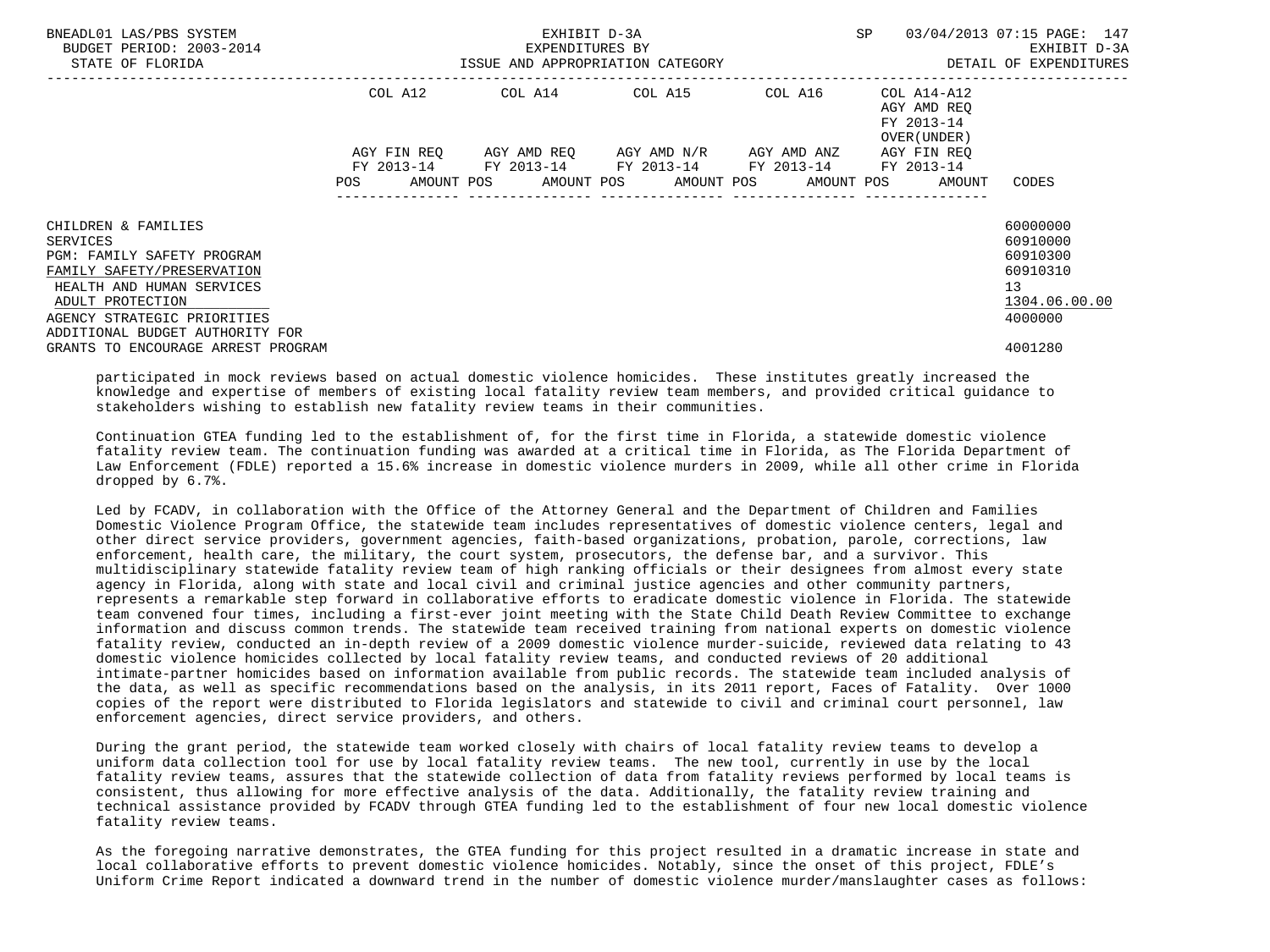| | COL A12 | | COL A14 | | COL A15 | | COL A16 | | COL A14-A12 AGY AMD REQ FY 2013-14 OVER(UNDER) | | |
|---|---|---|---|---|---|---|---|---|---|---|---|
| | AGY FIN REQ FY 2013-14 | | AGY AMD REQ FY 2013-14 | | AGY AMD N/R FY 2013-14 | | AGY AMD ANZ FY 2013-14 | | AGY FIN REQ FY 2013-14 | | |
| | POS | AMOUNT | POS | AMOUNT | POS | AMOUNT | POS | AMOUNT | POS | AMOUNT | CODES |
| CHILDREN & FAMILIES | | | | | | | | | | | 60000000 |
| SERVICES | | | | | | | | | | | 60910000 |
| PGM: FAMILY SAFETY PROGRAM | | | | | | | | | | | 60910300 |
| FAMILY SAFETY/PRESERVATION | | | | | | | | | | | 60910310 |
| HEALTH AND HUMAN SERVICES | | | | | | | | | | | 13 |
| ADULT PROTECTION | | | | | | | | | | | 1304.06.00.00 |
| AGENCY STRATEGIC PRIORITIES | | | | | | | | | | | 4000000 |
| ADDITIONAL BUDGET AUTHORITY FOR GRANTS TO ENCOURAGE ARREST PROGRAM | | | | | | | | | | | 4001280 |

participated in mock reviews based on actual domestic violence homicides. These institutes greatly increased the knowledge and expertise of members of existing local fatality review team members, and provided critical guidance to stakeholders wishing to establish new fatality review teams in their communities.

Continuation GTEA funding led to the establishment of, for the first time in Florida, a statewide domestic violence fatality review team. The continuation funding was awarded at a critical time in Florida, as The Florida Department of Law Enforcement (FDLE) reported a 15.6% increase in domestic violence murders in 2009, while all other crime in Florida dropped by 6.7%.

Led by FCADV, in collaboration with the Office of the Attorney General and the Department of Children and Families Domestic Violence Program Office, the statewide team includes representatives of domestic violence centers, legal and other direct service providers, government agencies, faith-based organizations, probation, parole, corrections, law enforcement, health care, the military, the court system, prosecutors, the defense bar, and a survivor. This multidisciplinary statewide fatality review team of high ranking officials or their designees from almost every state agency in Florida, along with state and local civil and criminal justice agencies and other community partners, represents a remarkable step forward in collaborative efforts to eradicate domestic violence in Florida. The statewide team convened four times, including a first-ever joint meeting with the State Child Death Review Committee to exchange information and discuss common trends. The statewide team received training from national experts on domestic violence fatality review, conducted an in-depth review of a 2009 domestic violence murder-suicide, reviewed data relating to 43 domestic violence homicides collected by local fatality review teams, and conducted reviews of 20 additional intimate-partner homicides based on information available from public records. The statewide team included analysis of the data, as well as specific recommendations based on the analysis, in its 2011 report, Faces of Fatality. Over 1000 copies of the report were distributed to Florida legislators and statewide to civil and criminal court personnel, law enforcement agencies, direct service providers, and others.

During the grant period, the statewide team worked closely with chairs of local fatality review teams to develop a uniform data collection tool for use by local fatality review teams. The new tool, currently in use by the local fatality review teams, assures that the statewide collection of data from fatality reviews performed by local teams is consistent, thus allowing for more effective analysis of the data. Additionally, the fatality review training and technical assistance provided by FCADV through GTEA funding led to the establishment of four new local domestic violence fatality review teams.

As the foregoing narrative demonstrates, the GTEA funding for this project resulted in a dramatic increase in state and local collaborative efforts to prevent domestic violence homicides. Notably, since the onset of this project, FDLE's Uniform Crime Report indicated a downward trend in the number of domestic violence murder/manslaughter cases as follows: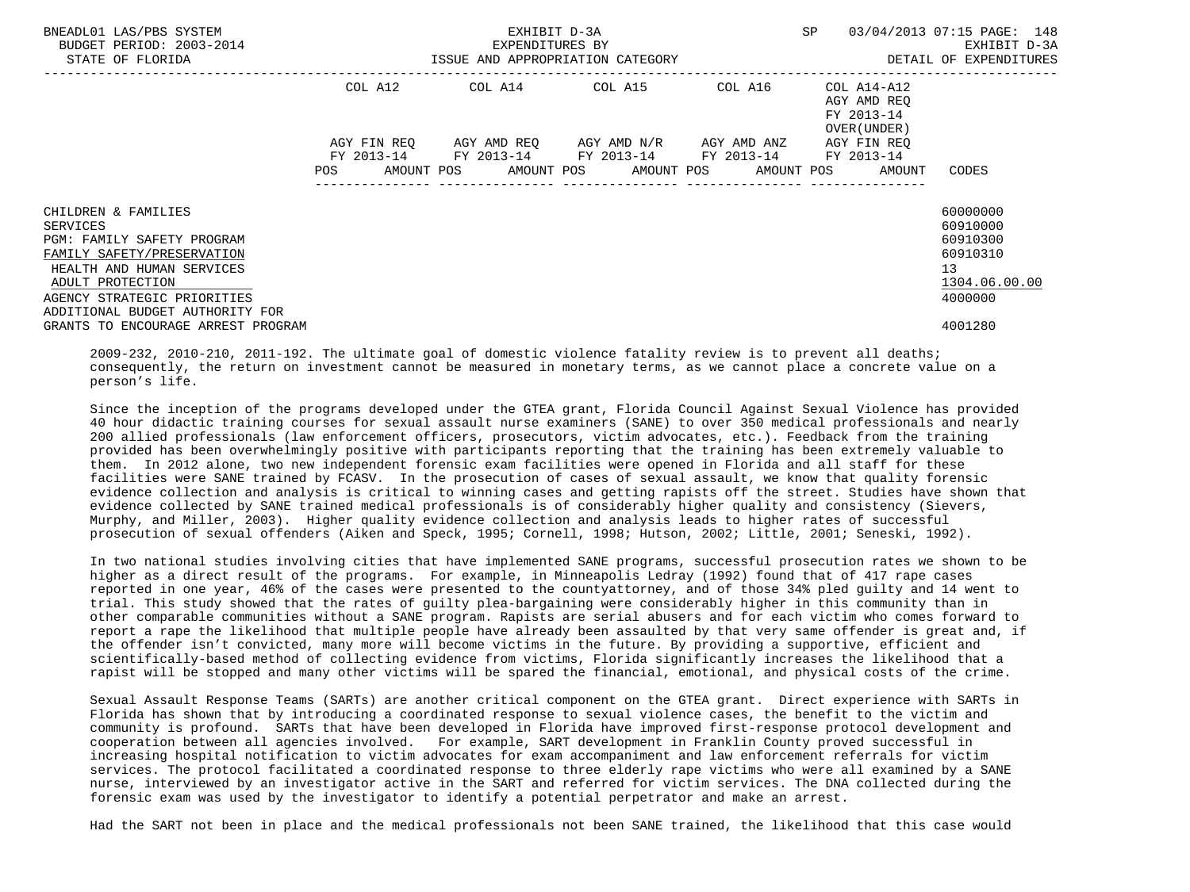| | COL A12 | COL A14 | COL A15 | COL A16 | COL A14-A12 AGY AMD REQ FY 2013-14 OVER(UNDER) | |
|---|---|---|---|---|---|---|
| | AGY FIN REQ FY 2013-14 | AGY AMD REQ FY 2013-14 | AGY AMD N/R FY 2013-14 | AGY AMD ANZ FY 2013-14 | AGY FIN REQ FY 2013-14 | |
| | POS AMOUNT | POS AMOUNT | POS AMOUNT | POS AMOUNT | POS AMOUNT | CODES |
| CHILDREN & FAMILIES | | | | | | 60000000 |
| SERVICES | | | | | | 60910000 |
| PGM: FAMILY SAFETY PROGRAM | | | | | | 60910300 |
| FAMILY SAFETY/PRESERVATION | | | | | | 60910310 |
| HEALTH AND HUMAN SERVICES | | | | | | 13 |
| ADULT PROTECTION | | | | | | 1304.06.00.00 |
| AGENCY STRATEGIC PRIORITIES | | | | | | 4000000 |
| ADDITIONAL BUDGET AUTHORITY FOR GRANTS TO ENCOURAGE ARREST PROGRAM | | | | | | 4001280 |

2009-232, 2010-210, 2011-192. The ultimate goal of domestic violence fatality review is to prevent all deaths; consequently, the return on investment cannot be measured in monetary terms, as we cannot place a concrete value on a person's life.

Since the inception of the programs developed under the GTEA grant, Florida Council Against Sexual Violence has provided 40 hour didactic training courses for sexual assault nurse examiners (SANE) to over 350 medical professionals and nearly 200 allied professionals (law enforcement officers, prosecutors, victim advocates, etc.). Feedback from the training provided has been overwhelmingly positive with participants reporting that the training has been extremely valuable to them. In 2012 alone, two new independent forensic exam facilities were opened in Florida and all staff for these facilities were SANE trained by FCASV. In the prosecution of cases of sexual assault, we know that quality forensic evidence collection and analysis is critical to winning cases and getting rapists off the street. Studies have shown that evidence collected by SANE trained medical professionals is of considerably higher quality and consistency (Sievers, Murphy, and Miller, 2003). Higher quality evidence collection and analysis leads to higher rates of successful prosecution of sexual offenders (Aiken and Speck, 1995; Cornell, 1998; Hutson, 2002; Little, 2001; Seneski, 1992).

In two national studies involving cities that have implemented SANE programs, successful prosecution rates we shown to be higher as a direct result of the programs. For example, in Minneapolis Ledray (1992) found that of 417 rape cases reported in one year, 46% of the cases were presented to the countyattorney, and of those 34% pled guilty and 14 went to trial. This study showed that the rates of guilty plea-bargaining were considerably higher in this community than in other comparable communities without a SANE program. Rapists are serial abusers and for each victim who comes forward to report a rape the likelihood that multiple people have already been assaulted by that very same offender is great and, if the offender isn't convicted, many more will become victims in the future. By providing a supportive, efficient and scientifically-based method of collecting evidence from victims, Florida significantly increases the likelihood that a rapist will be stopped and many other victims will be spared the financial, emotional, and physical costs of the crime.

Sexual Assault Response Teams (SARTs) are another critical component on the GTEA grant. Direct experience with SARTs in Florida has shown that by introducing a coordinated response to sexual violence cases, the benefit to the victim and community is profound. SARTs that have been developed in Florida have improved first-response protocol development and cooperation between all agencies involved. For example, SART development in Franklin County proved successful in increasing hospital notification to victim advocates for exam accompaniment and law enforcement referrals for victim services. The protocol facilitated a coordinated response to three elderly rape victims who were all examined by a SANE nurse, interviewed by an investigator active in the SART and referred for victim services. The DNA collected during the forensic exam was used by the investigator to identify a potential perpetrator and make an arrest.

Had the SART not been in place and the medical professionals not been SANE trained, the likelihood that this case would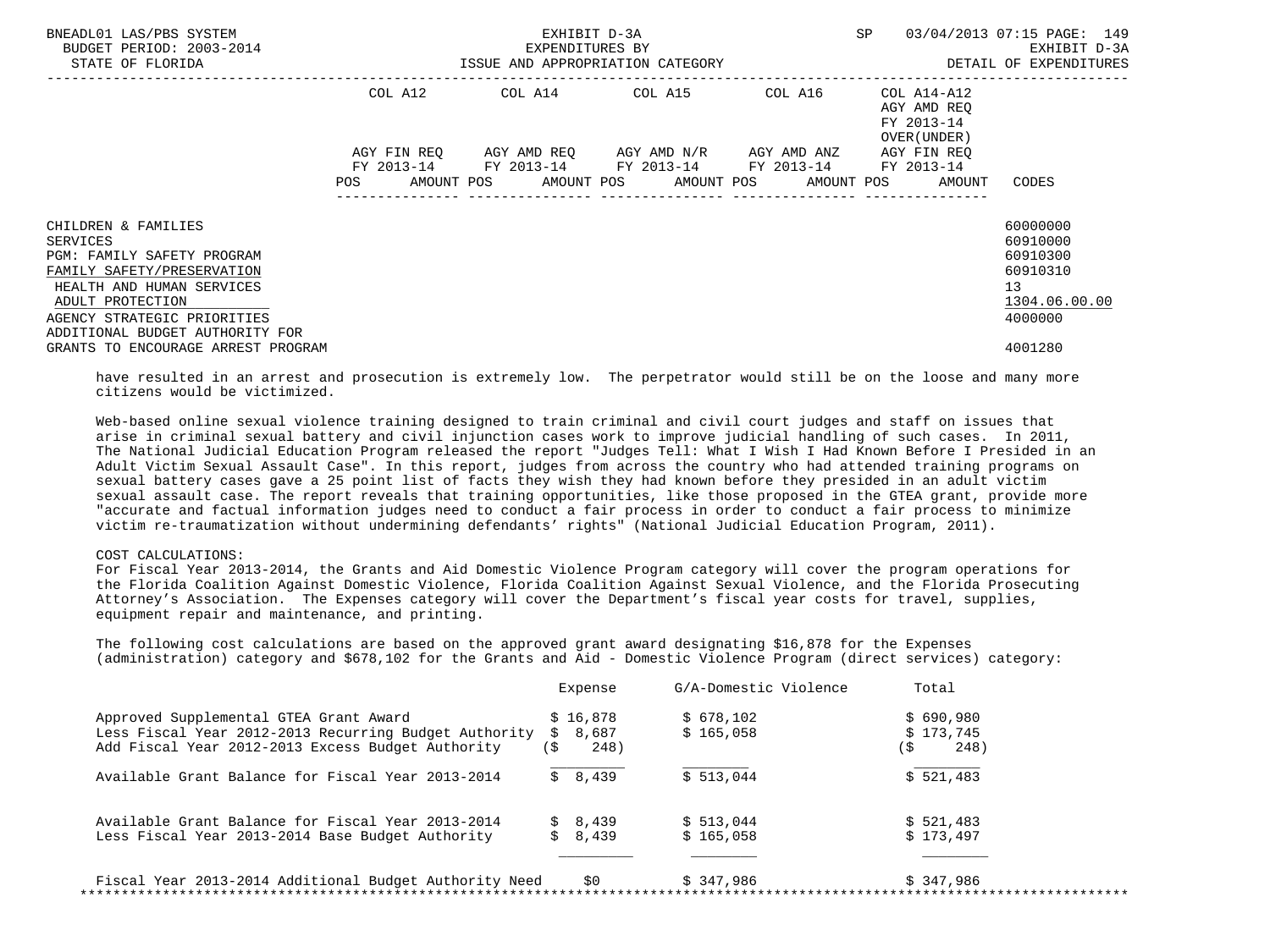| | COL A12 | COL A14 | COL A15 | COL A16 | COL A14-A12 AGY AMD REQ FY 2013-14 OVER(UNDER) | |
|---|---|---|---|---|---|---|
| | AGY FIN REQ FY 2013-14 | AGY AMD REQ FY 2013-14 | AGY AMD N/R FY 2013-14 | AGY AMD ANZ FY 2013-14 | AGY FIN REQ FY 2013-14 | |
| | POS AMOUNT | POS AMOUNT | POS AMOUNT | POS AMOUNT | POS AMOUNT | CODES |

| | CODES |
|---|---|
| CHILDREN & FAMILIES | 60000000 |
| SERVICES | 60910000 |
| PGM: FAMILY SAFETY PROGRAM | 60910300 |
| FAMILY SAFETY/PRESERVATION | 60910310 |
| HEALTH AND HUMAN SERVICES | 13 |
| ADULT PROTECTION | 1304.06.00.00 |
| AGENCY STRATEGIC PRIORITIES | 4000000 |
| ADDITIONAL BUDGET AUTHORITY FOR GRANTS TO ENCOURAGE ARREST PROGRAM | 4001280 |

have resulted in an arrest and prosecution is extremely low. The perpetrator would still be on the loose and many more citizens would be victimized.

Web-based online sexual violence training designed to train criminal and civil court judges and staff on issues that arise in criminal sexual battery and civil injunction cases work to improve judicial handling of such cases. In 2011, The National Judicial Education Program released the report "Judges Tell: What I Wish I Had Known Before I Presided in an Adult Victim Sexual Assault Case". In this report, judges from across the country who had attended training programs on sexual battery cases gave a 25 point list of facts they wish they had known before they presided in an adult victim sexual assault case. The report reveals that training opportunities, like those proposed in the GTEA grant, provide more "accurate and factual information judges need to conduct a fair process in order to conduct a fair process to minimize victim re-traumatization without undermining defendants' rights" (National Judicial Education Program, 2011).

COST CALCULATIONS:
For Fiscal Year 2013-2014, the Grants and Aid Domestic Violence Program category will cover the program operations for the Florida Coalition Against Domestic Violence, Florida Coalition Against Sexual Violence, and the Florida Prosecuting Attorney's Association. The Expenses category will cover the Department's fiscal year costs for travel, supplies, equipment repair and maintenance, and printing.

The following cost calculations are based on the approved grant award designating $16,878 for the Expenses (administration) category and $678,102 for the Grants and Aid - Domestic Violence Program (direct services) category:

| | Expense | G/A-Domestic Violence | Total |
|---|---|---|---|
| Approved Supplemental GTEA Grant Award | $ 16,878 | $ 678,102 | $ 690,980 |
| Less Fiscal Year 2012-2013 Recurring Budget Authority | $ 8,687 | $ 165,058 | $ 173,745 |
| Add Fiscal Year 2012-2013 Excess Budget Authority | ($ 248) | | ($ 248) |
| Available Grant Balance for Fiscal Year 2013-2014 | $ 8,439 | $ 513,044 | $ 521,483 |
| Available Grant Balance for Fiscal Year 2013-2014 | $ 8,439 | $ 513,044 | $ 521,483 |
| Less Fiscal Year 2013-2014 Base Budget Authority | $ 8,439 | $ 165,058 | $ 173,497 |
| Fiscal Year 2013-2014 Additional Budget Authority Need | $0 | $ 347,986 | $ 347,986 |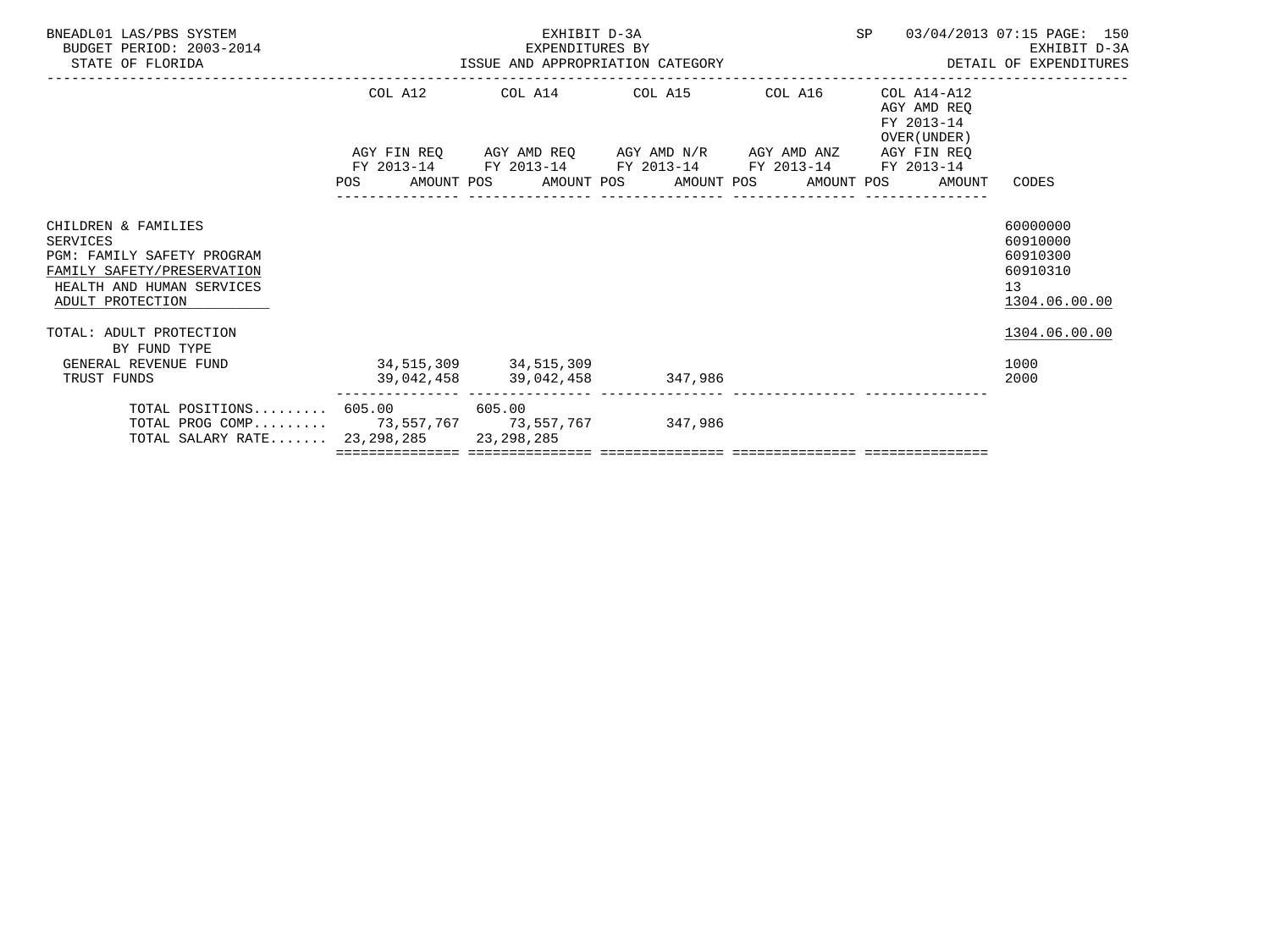BNEADL01 LAS/PBS SYSTEM — EXHIBIT D-3A — SP 03/04/2013 07:15 PAGE: 150
BUDGET PERIOD: 2003-2014 — EXPENDITURES BY — EXHIBIT D-3A
STATE OF FLORIDA — ISSUE AND APPROPRIATION CATEGORY — DETAIL OF EXPENDITURES

| | COL A12 AGY FIN REQ FY 2013-14 POS AMOUNT | COL A14 AGY AMD REQ FY 2013-14 POS AMOUNT | COL A15 AGY AMD N/R FY 2013-14 POS AMOUNT | COL A16 AGY AMD ANZ FY 2013-14 POS AMOUNT | COL A14-A12 AGY AMD REQ FY 2013-14 OVER(UNDER) AGY FIN REQ FY 2013-14 POS AMOUNT | CODES |
|---|---|---|---|---|---|---|
| CHILDREN & FAMILIES | | | | | | 60000000 |
| SERVICES | | | | | | 60910000 |
| PGM: FAMILY SAFETY PROGRAM | | | | | | 60910300 |
| FAMILY SAFETY/PRESERVATION | | | | | | 60910310 |
| HEALTH AND HUMAN SERVICES | | | | | | 13 |
| ADULT PROTECTION | | | | | | 1304.06.00.00 |
| TOTAL: ADULT PROTECTION | | | | | | 1304.06.00.00 |
| BY FUND TYPE | | | | | | |
| GENERAL REVENUE FUND | 34,515,309 | 34,515,309 | | | | 1000 |
| TRUST FUNDS | 39,042,458 | 39,042,458 | 347,986 | | | 2000 |
| TOTAL POSITIONS......... | 605.00 | 605.00 | | | | |
| TOTAL PROG COMP......... | 73,557,767 | 73,557,767 | 347,986 | | | |
| TOTAL SALARY RATE....... | 23,298,285 | 23,298,285 | | | | |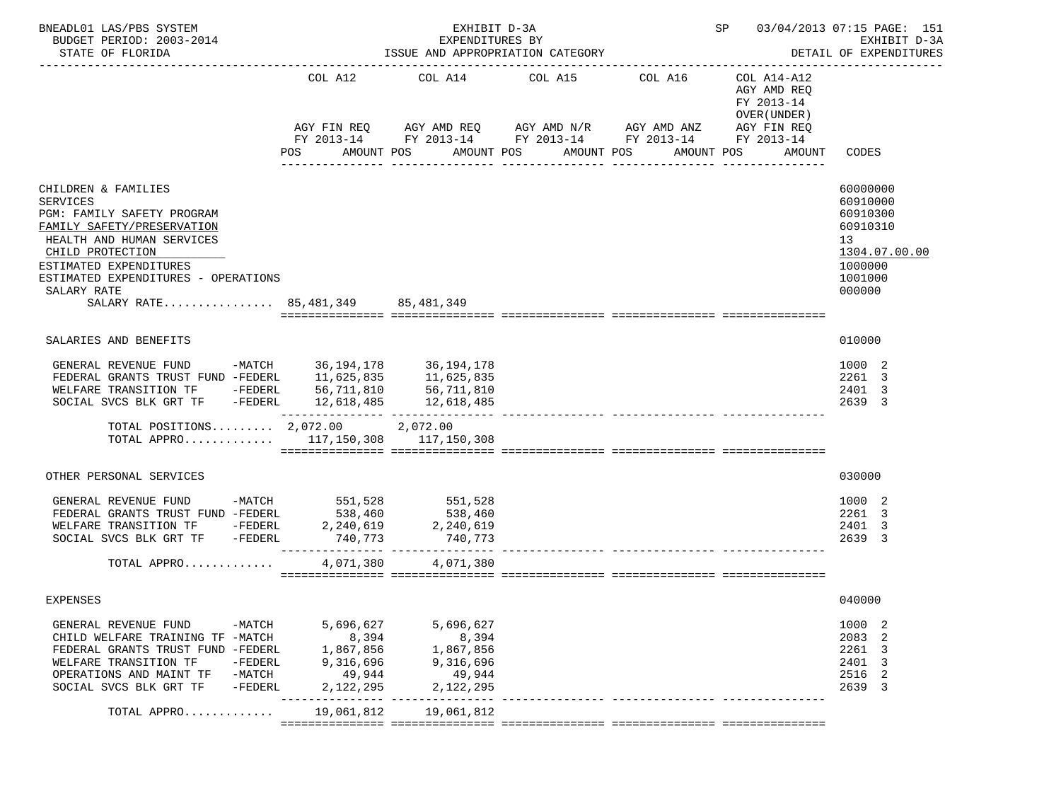BNEADL01 LAS/PBS SYSTEM — EXHIBIT D-3A — SP 03/04/2013 07:15 PAGE: 151
BUDGET PERIOD: 2003-2014 — EXPENDITURES BY — EXHIBIT D-3A
STATE OF FLORIDA — ISSUE AND APPROPRIATION CATEGORY — DETAIL OF EXPENDITURES

| | COL A12 AGY FIN REQ FY 2013-14 POS AMOUNT | COL A14 AGY AMD REQ FY 2013-14 POS AMOUNT | COL A15 AGY AMD N/R FY 2013-14 POS AMOUNT | COL A16 AGY AMD ANZ FY 2013-14 POS AMOUNT | COL A14-A12 AGY AMD REQ FY 2013-14 OVER(UNDER) AGY FIN REQ FY 2013-14 POS AMOUNT | CODES |
|---|---|---|---|---|---|---|
| CHILDREN & FAMILIES | | | | | | 60000000 |
| SERVICES | | | | | | 60910000 |
| PGM: FAMILY SAFETY PROGRAM | | | | | | 60910300 |
| FAMILY SAFETY/PRESERVATION | | | | | | 60910310 |
| HEALTH AND HUMAN SERVICES | | | | | | 13 |
| CHILD PROTECTION | | | | | | 1304.07.00.00 |
| ESTIMATED EXPENDITURES | | | | | | 1000000 |
| ESTIMATED EXPENDITURES - OPERATIONS | | | | | | 1001000 |
| SALARY RATE | | | | | | 000000 |
| SALARY RATE................ | 85,481,349 | 85,481,349 | | | | |
| SALARIES AND BENEFITS | | | | | | 010000 |
| GENERAL REVENUE FUND -MATCH | 36,194,178 | 36,194,178 | | | | 1000 2 |
| FEDERAL GRANTS TRUST FUND -FEDERL | 11,625,835 | 11,625,835 | | | | 2261 3 |
| WELFARE TRANSITION TF -FEDERL | 56,711,810 | 56,711,810 | | | | 2401 3 |
| SOCIAL SVCS BLK GRT TF -FEDERL | 12,618,485 | 12,618,485 | | | | 2639 3 |
| TOTAL POSITIONS......... | 2,072.00 | 2,072.00 | | | | |
| TOTAL APPRO............. | 117,150,308 | 117,150,308 | | | | |
| OTHER PERSONAL SERVICES | | | | | | 030000 |
| GENERAL REVENUE FUND -MATCH | 551,528 | 551,528 | | | | 1000 2 |
| FEDERAL GRANTS TRUST FUND -FEDERL | 538,460 | 538,460 | | | | 2261 3 |
| WELFARE TRANSITION TF -FEDERL | 2,240,619 | 2,240,619 | | | | 2401 3 |
| SOCIAL SVCS BLK GRT TF -FEDERL | 740,773 | 740,773 | | | | 2639 3 |
| TOTAL APPRO............. | 4,071,380 | 4,071,380 | | | | |
| EXPENSES | | | | | | 040000 |
| GENERAL REVENUE FUND -MATCH | 5,696,627 | 5,696,627 | | | | 1000 2 |
| CHILD WELFARE TRAINING TF -MATCH | 8,394 | 8,394 | | | | 2083 2 |
| FEDERAL GRANTS TRUST FUND -FEDERL | 1,867,856 | 1,867,856 | | | | 2261 3 |
| WELFARE TRANSITION TF -FEDERL | 9,316,696 | 9,316,696 | | | | 2401 3 |
| OPERATIONS AND MAINT TF -MATCH | 49,944 | 49,944 | | | | 2516 2 |
| SOCIAL SVCS BLK GRT TF -FEDERL | 2,122,295 | 2,122,295 | | | | 2639 3 |
| TOTAL APPRO............. | 19,061,812 | 19,061,812 | | | | |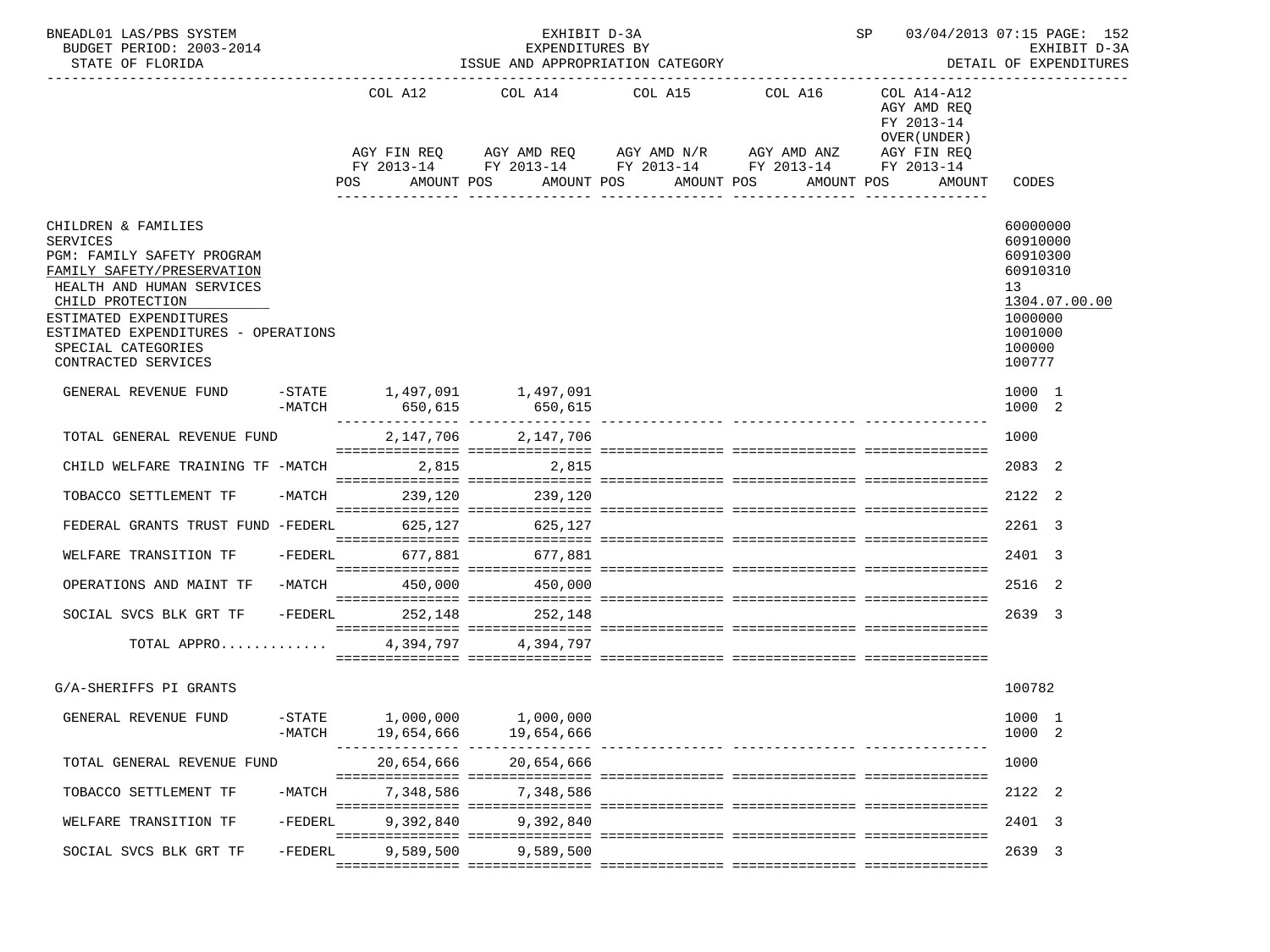BNEADL01 LAS/PBS SYSTEM — EXHIBIT D-3A — EXPENDITURES BY ISSUE AND APPROPRIATION CATEGORY — SP 03/04/2013 07:15

BUDGET PERIOD: 2003-2014

STATE OF FLORIDA

EXHIBIT D-3A — DETAIL OF EXPENDITURES

| | | COL A12 AGY FIN REQ FY 2013-14 POS AMOUNT | COL A14 AGY AMD REQ FY 2013-14 POS AMOUNT | COL A15 AGY AMD N/R FY 2013-14 POS AMOUNT | COL A16 AGY AMD ANZ FY 2013-14 POS AMOUNT | COL A14-A12 AGY AMD REQ FY 2013-14 OVER(UNDER) AGY FIN REQ FY 2013-14 POS AMOUNT | CODES |
|---|---|---|---|---|---|---|---|
| CHILDREN & FAMILIES | | | | | | | 60000000 |
| SERVICES | | | | | | | 60910000 |
| PGM: FAMILY SAFETY PROGRAM | | | | | | | 60910300 |
| FAMILY SAFETY/PRESERVATION | | | | | | | 60910310 |
| HEALTH AND HUMAN SERVICES | | | | | | | 13 |
| CHILD PROTECTION | | | | | | | 1304.07.00.00 |
| ESTIMATED EXPENDITURES | | | | | | | 1000000 |
| ESTIMATED EXPENDITURES - OPERATIONS | | | | | | | 1001000 |
| SPECIAL CATEGORIES | | | | | | | 100000 |
| CONTRACTED SERVICES | | | | | | | 100777 |
| GENERAL REVENUE FUND | -STATE | 1,497,091 | 1,497,091 | | | | 1000 1 |
| | -MATCH | 650,615 | 650,615 | | | | 1000 2 |
| TOTAL GENERAL REVENUE FUND | | 2,147,706 | 2,147,706 | | | | 1000 |
| CHILD WELFARE TRAINING TF | -MATCH | 2,815 | 2,815 | | | | 2083 2 |
| TOBACCO SETTLEMENT TF | -MATCH | 239,120 | 239,120 | | | | 2122 2 |
| FEDERAL GRANTS TRUST FUND | -FEDERL | 625,127 | 625,127 | | | | 2261 3 |
| WELFARE TRANSITION TF | -FEDERL | 677,881 | 677,881 | | | | 2401 3 |
| OPERATIONS AND MAINT TF | -MATCH | 450,000 | 450,000 | | | | 2516 2 |
| SOCIAL SVCS BLK GRT TF | -FEDERL | 252,148 | 252,148 | | | | 2639 3 |
| TOTAL APPRO............ | | 4,394,797 | 4,394,797 | | | | |
| G/A-SHERIFFS PI GRANTS | | | | | | | 100782 |
| GENERAL REVENUE FUND | -STATE | 1,000,000 | 1,000,000 | | | | 1000 1 |
| | -MATCH | 19,654,666 | 19,654,666 | | | | 1000 2 |
| TOTAL GENERAL REVENUE FUND | | 20,654,666 | 20,654,666 | | | | 1000 |
| TOBACCO SETTLEMENT TF | -MATCH | 7,348,586 | 7,348,586 | | | | 2122 2 |
| WELFARE TRANSITION TF | -FEDERL | 9,392,840 | 9,392,840 | | | | 2401 3 |
| SOCIAL SVCS BLK GRT TF | -FEDERL | 9,589,500 | 9,589,500 | | | | 2639 3 |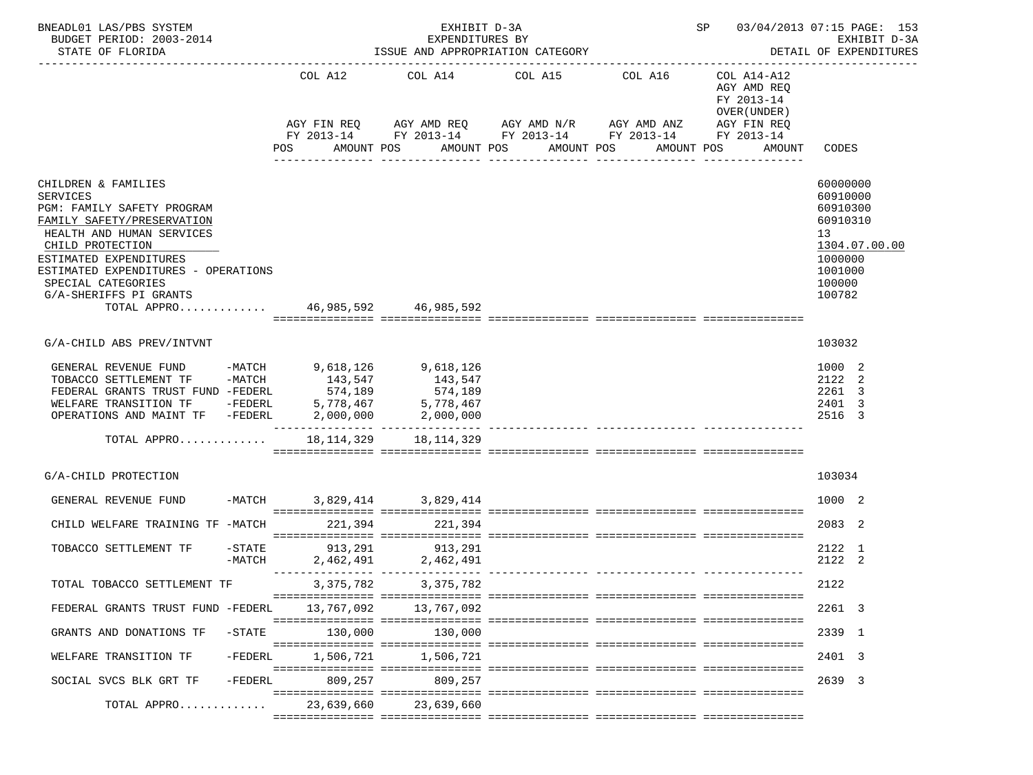BNEADL01 LAS/PBS SYSTEM — EXHIBIT D-3A — SP 03/04/2013 07:15

BUDGET PERIOD: 2003-2014 — EXPENDITURES BY — EXHIBIT D-3A

STATE OF FLORIDA — ISSUE AND APPROPRIATION CATEGORY — DETAIL OF EXPENDITURES

| | COL A12 AGY FIN REQ FY 2013-14 POS AMOUNT | COL A14 AGY AMD REQ FY 2013-14 POS AMOUNT | COL A15 AGY AMD N/R FY 2013-14 POS AMOUNT | COL A16 AGY AMD ANZ FY 2013-14 POS AMOUNT | COL A14-A12 AGY AMD REQ FY 2013-14 OVER(UNDER) AGY FIN REQ FY 2013-14 POS AMOUNT | CODES |
|---|---|---|---|---|---|---|
| CHILDREN & FAMILIES | | | | | | 60000000 |
| SERVICES | | | | | | 60910000 |
| PGM: FAMILY SAFETY PROGRAM | | | | | | 60910300 |
| FAMILY SAFETY/PRESERVATION | | | | | | 60910310 |
| HEALTH AND HUMAN SERVICES | | | | | | 13 |
| CHILD PROTECTION | | | | | | 1304.07.00.00 |
| ESTIMATED EXPENDITURES | | | | | | 1000000 |
| ESTIMATED EXPENDITURES - OPERATIONS | | | | | | 1001000 |
| SPECIAL CATEGORIES | | | | | | 100000 |
| G/A-SHERIFFS PI GRANTS | | | | | | 100782 |
| TOTAL APPRO............ | 46,985,592 | 46,985,592 | | | | |
| G/A-CHILD ABS PREV/INTVNT | | | | | | 103032 |
| GENERAL REVENUE FUND -MATCH | 9,618,126 | 9,618,126 | | | | 1000 2 |
| TOBACCO SETTLEMENT TF -MATCH | 143,547 | 143,547 | | | | 2122 2 |
| FEDERAL GRANTS TRUST FUND -FEDERL | 574,189 | 574,189 | | | | 2261 3 |
| WELFARE TRANSITION TF -FEDERL | 5,778,467 | 5,778,467 | | | | 2401 3 |
| OPERATIONS AND MAINT TF -FEDERL | 2,000,000 | 2,000,000 | | | | 2516 3 |
| TOTAL APPRO............ | 18,114,329 | 18,114,329 | | | | |
| G/A-CHILD PROTECTION | | | | | | 103034 |
| GENERAL REVENUE FUND -MATCH | 3,829,414 | 3,829,414 | | | | 1000 2 |
| CHILD WELFARE TRAINING TF -MATCH | 221,394 | 221,394 | | | | 2083 2 |
| TOBACCO SETTLEMENT TF -STATE | 913,291 | 913,291 | | | | 2122 1 |
| -MATCH | 2,462,491 | 2,462,491 | | | | 2122 2 |
| TOTAL TOBACCO SETTLEMENT TF | 3,375,782 | 3,375,782 | | | | 2122 |
| FEDERAL GRANTS TRUST FUND -FEDERL | 13,767,092 | 13,767,092 | | | | 2261 3 |
| GRANTS AND DONATIONS TF -STATE | 130,000 | 130,000 | | | | 2339 1 |
| WELFARE TRANSITION TF -FEDERL | 1,506,721 | 1,506,721 | | | | 2401 3 |
| SOCIAL SVCS BLK GRT TF -FEDERL | 809,257 | 809,257 | | | | 2639 3 |
| TOTAL APPRO............ | 23,639,660 | 23,639,660 | | | | |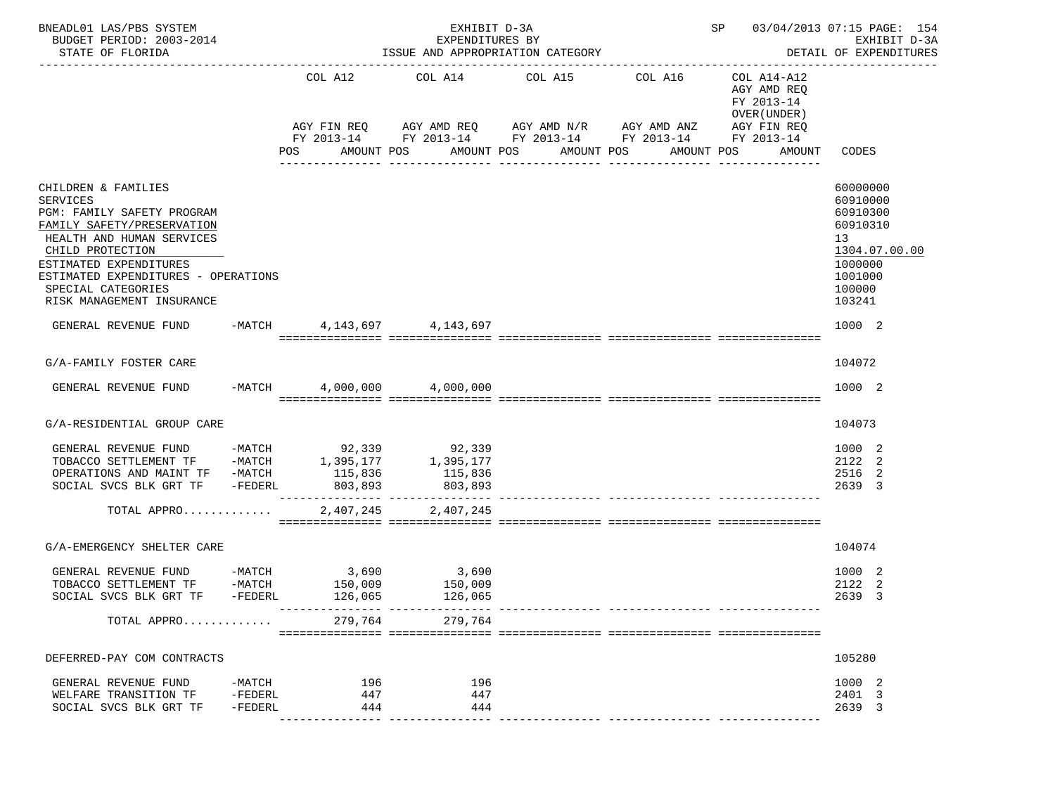BNEADL01 LAS/PBS SYSTEM EXHIBIT D-3A SP 03/04/2013 07:15 PAGE: 154
BUDGET PERIOD: 2003-2014 EXPENDITURES BY EXHIBIT D-3A
STATE OF FLORIDA ISSUE AND APPROPRIATION CATEGORY DETAIL OF EXPENDITURES

| | | COL A12 AGY FIN REQ FY 2013-14 POS AMOUNT | COL A14 AGY AMD REQ FY 2013-14 POS AMOUNT | COL A15 AGY AMD N/R FY 2013-14 POS AMOUNT | COL A16 AGY AMD ANZ FY 2013-14 POS AMOUNT | COL A14-A12 AGY AMD REQ FY 2013-14 OVER(UNDER) AGY FIN REQ FY 2013-14 POS AMOUNT | CODES |
|---|---|---|---|---|---|---|---|
| CHILDREN & FAMILIES | | | | | | | 60000000 |
| SERVICES | | | | | | | 60910000 |
| PGM: FAMILY SAFETY PROGRAM | | | | | | | 60910300 |
| FAMILY SAFETY/PRESERVATION | | | | | | | 60910310 |
| HEALTH AND HUMAN SERVICES | | | | | | | 13 |
| CHILD PROTECTION | | | | | | | 1304.07.00.00 |
| ESTIMATED EXPENDITURES | | | | | | | 1000000 |
| ESTIMATED EXPENDITURES - OPERATIONS | | | | | | | 1001000 |
| SPECIAL CATEGORIES | | | | | | | 100000 |
| RISK MANAGEMENT INSURANCE | | | | | | | 103241 |
| GENERAL REVENUE FUND | -MATCH | 4,143,697 | 4,143,697 | | | | 1000 2 |
| G/A-FAMILY FOSTER CARE | | | | | | | 104072 |
| GENERAL REVENUE FUND | -MATCH | 4,000,000 | 4,000,000 | | | | 1000 2 |
| G/A-RESIDENTIAL GROUP CARE | | | | | | | 104073 |
| GENERAL REVENUE FUND | -MATCH | 92,339 | 92,339 | | | | 1000 2 |
| TOBACCO SETTLEMENT TF | -MATCH | 1,395,177 | 1,395,177 | | | | 2122 2 |
| OPERATIONS AND MAINT TF | -MATCH | 115,836 | 115,836 | | | | 2516 2 |
| SOCIAL SVCS BLK GRT TF | -FEDERL | 803,893 | 803,893 | | | | 2639 3 |
| TOTAL APPRO............ | | 2,407,245 | 2,407,245 | | | | |
| G/A-EMERGENCY SHELTER CARE | | | | | | | 104074 |
| GENERAL REVENUE FUND | -MATCH | 3,690 | 3,690 | | | | 1000 2 |
| TOBACCO SETTLEMENT TF | -MATCH | 150,009 | 150,009 | | | | 2122 2 |
| SOCIAL SVCS BLK GRT TF | -FEDERL | 126,065 | 126,065 | | | | 2639 3 |
| TOTAL APPRO............ | | 279,764 | 279,764 | | | | |
| DEFERRED-PAY COM CONTRACTS | | | | | | | 105280 |
| GENERAL REVENUE FUND | -MATCH | 196 | 196 | | | | 1000 2 |
| WELFARE TRANSITION TF | -FEDERL | 447 | 447 | | | | 2401 3 |
| SOCIAL SVCS BLK GRT TF | -FEDERL | 444 | 444 | | | | 2639 3 |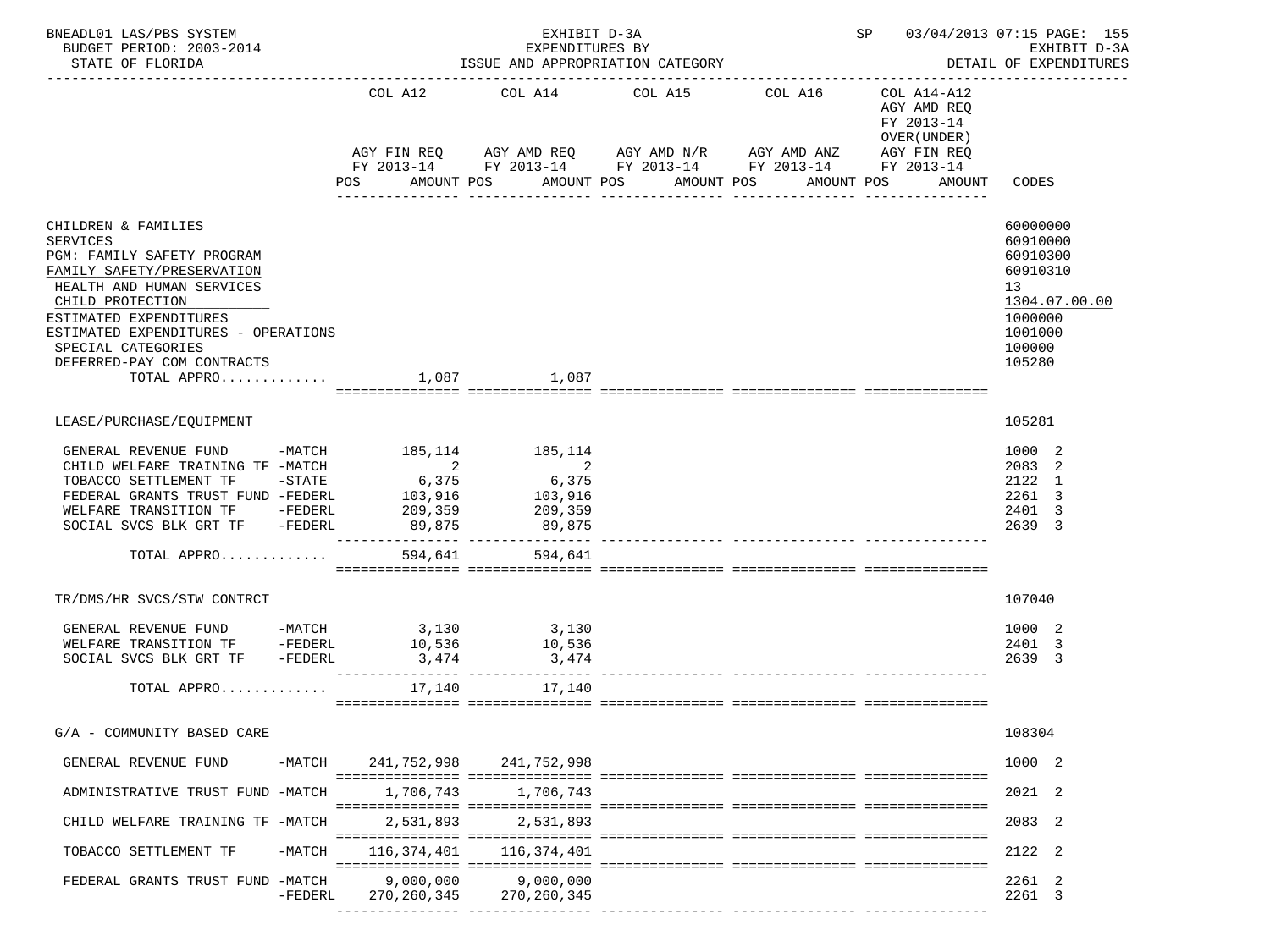| | COL A12 AGY FIN REQ FY 2013-14 POS AMOUNT | COL A14 AGY AMD REQ FY 2013-14 POS AMOUNT | COL A15 AGY AMD N/R FY 2013-14 POS AMOUNT | COL A16 AGY AMD ANZ FY 2013-14 POS AMOUNT | COL A14-A12 AGY AMD REQ FY 2013-14 OVER(UNDER) AGY FIN REQ FY 2013-14 POS AMOUNT | CODES |
|---|---|---|---|---|---|---|
| CHILDREN & FAMILIES | | | | | | 60000000 |
| SERVICES | | | | | | 60910000 |
| PGM: FAMILY SAFETY PROGRAM | | | | | | 60910300 |
| FAMILY SAFETY/PRESERVATION | | | | | | 60910310 |
| HEALTH AND HUMAN SERVICES | | | | | | 13 |
| CHILD PROTECTION | | | | | | 1304.07.00.00 |
| ESTIMATED EXPENDITURES | | | | | | 1000000 |
| ESTIMATED EXPENDITURES - OPERATIONS | | | | | | 1001000 |
| SPECIAL CATEGORIES | | | | | | 100000 |
| DEFERRED-PAY COM CONTRACTS | | | | | | 105280 |
| TOTAL APPRO............ | 1,087 | 1,087 | | | | |
| LEASE/PURCHASE/EQUIPMENT | | | | | | 105281 |
| GENERAL REVENUE FUND -MATCH | 185,114 | 185,114 | | | | 1000 2 |
| CHILD WELFARE TRAINING TF -MATCH | 2 | 2 | | | | 2083 2 |
| TOBACCO SETTLEMENT TF -STATE | 6,375 | 6,375 | | | | 2122 1 |
| FEDERAL GRANTS TRUST FUND -FEDERL | 103,916 | 103,916 | | | | 2261 3 |
| WELFARE TRANSITION TF -FEDERL | 209,359 | 209,359 | | | | 2401 3 |
| SOCIAL SVCS BLK GRT TF -FEDERL | 89,875 | 89,875 | | | | 2639 3 |
| TOTAL APPRO............ | 594,641 | 594,641 | | | | |
| TR/DMS/HR SVCS/STW CONTRCT | | | | | | 107040 |
| GENERAL REVENUE FUND -MATCH | 3,130 | 3,130 | | | | 1000 2 |
| WELFARE TRANSITION TF -FEDERL | 10,536 | 10,536 | | | | 2401 3 |
| SOCIAL SVCS BLK GRT TF -FEDERL | 3,474 | 3,474 | | | | 2639 3 |
| TOTAL APPRO............ | 17,140 | 17,140 | | | | |
| G/A - COMMUNITY BASED CARE | | | | | | 108304 |
| GENERAL REVENUE FUND -MATCH | 241,752,998 | 241,752,998 | | | | 1000 2 |
| ADMINISTRATIVE TRUST FUND -MATCH | 1,706,743 | 1,706,743 | | | | 2021 2 |
| CHILD WELFARE TRAINING TF -MATCH | 2,531,893 | 2,531,893 | | | | 2083 2 |
| TOBACCO SETTLEMENT TF -MATCH | 116,374,401 | 116,374,401 | | | | 2122 2 |
| FEDERAL GRANTS TRUST FUND -MATCH | 9,000,000 | 9,000,000 | | | | 2261 2 |
| -FEDERL | 270,260,345 | 270,260,345 | | | | 2261 3 |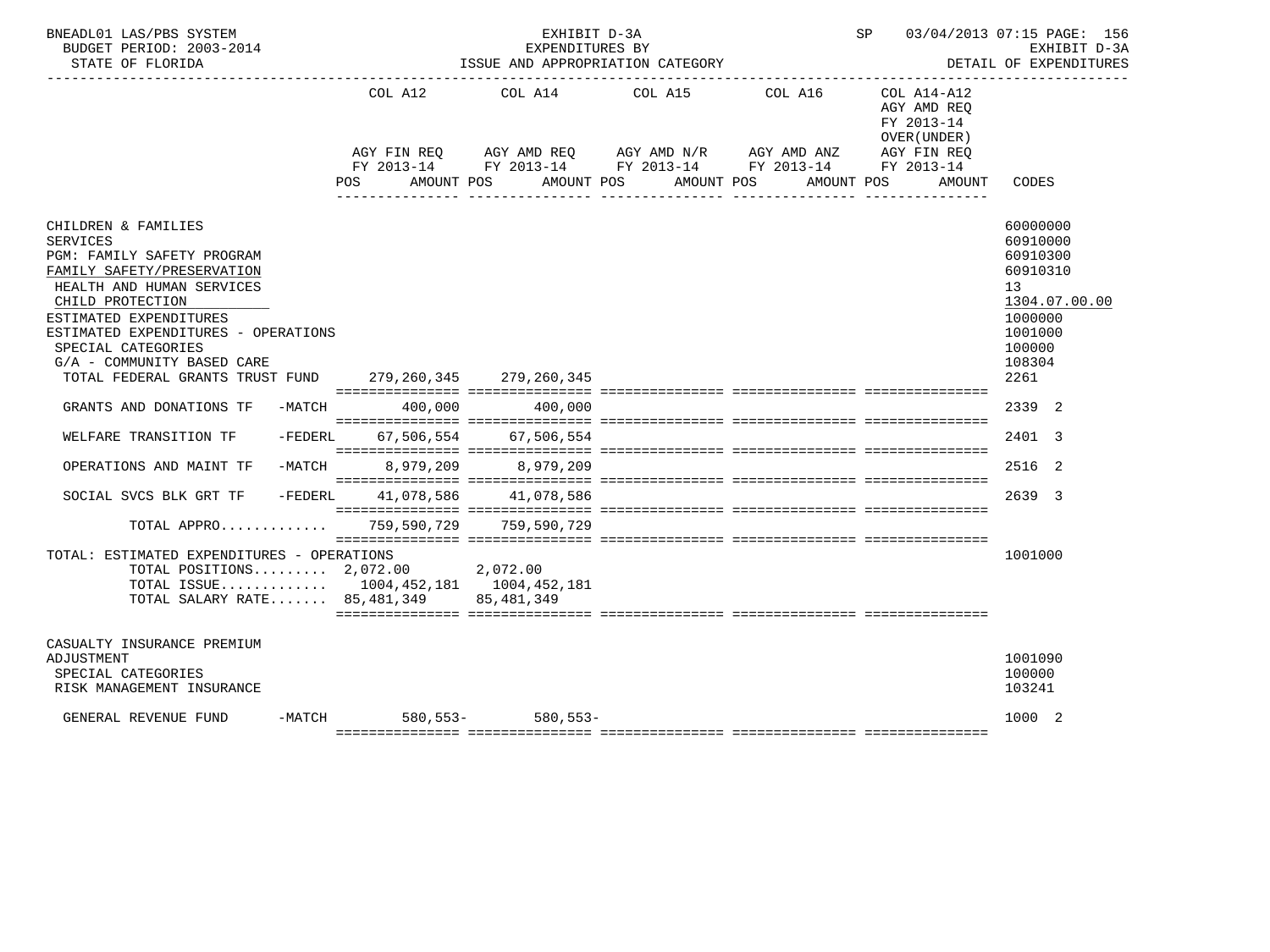BNEADL01 LAS/PBS SYSTEM — EXHIBIT D-3A — EXPENDITURES BY ISSUE AND APPROPRIATION CATEGORY
BUDGET PERIOD: 2003-2014 — STATE OF FLORIDA — DETAIL OF EXPENDITURES

| | COL A12 AGY FIN REQ FY 2013-14 POS AMOUNT | COL A14 AGY AMD REQ FY 2013-14 POS AMOUNT | COL A15 AGY AMD N/R FY 2013-14 POS AMOUNT | COL A16 AGY AMD ANZ FY 2013-14 POS AMOUNT | COL A14-A12 AGY AMD REQ FY 2013-14 OVER(UNDER) AGY FIN REQ FY 2013-14 POS AMOUNT | CODES |
|---|---|---|---|---|---|---|
| CHILDREN & FAMILIES | | | | | | 60000000 |
| SERVICES | | | | | | 60910000 |
| PGM: FAMILY SAFETY PROGRAM | | | | | | 60910300 |
| FAMILY SAFETY/PRESERVATION | | | | | | 60910310 |
| HEALTH AND HUMAN SERVICES | | | | | | 13 |
| CHILD PROTECTION | | | | | | 1304.07.00.00 |
| ESTIMATED EXPENDITURES | | | | | | 1000000 |
| ESTIMATED EXPENDITURES - OPERATIONS | | | | | | 1001000 |
| SPECIAL CATEGORIES | | | | | | 100000 |
| G/A - COMMUNITY BASED CARE | | | | | | 108304 |
| TOTAL FEDERAL GRANTS TRUST FUND | 279,260,345 | 279,260,345 | | | | 2261 |
| GRANTS AND DONATIONS TF -MATCH | 400,000 | 400,000 | | | | 2339 2 |
| WELFARE TRANSITION TF -FEDERL | 67,506,554 | 67,506,554 | | | | 2401 3 |
| OPERATIONS AND MAINT TF -MATCH | 8,979,209 | 8,979,209 | | | | 2516 2 |
| SOCIAL SVCS BLK GRT TF -FEDERL | 41,078,586 | 41,078,586 | | | | 2639 3 |
| TOTAL APPRO............ | 759,590,729 | 759,590,729 | | | | |
| TOTAL: ESTIMATED EXPENDITURES - OPERATIONS | | | | | | 1001000 |
| TOTAL POSITIONS......... | 2,072.00 | 2,072.00 | | | | |
| TOTAL ISSUE............ | 1004,452,181 | 1004,452,181 | | | | |
| TOTAL SALARY RATE....... | 85,481,349 | 85,481,349 | | | | |
| CASUALTY INSURANCE PREMIUM ADJUSTMENT | | | | | | 1001090 |
| SPECIAL CATEGORIES | | | | | | 100000 |
| RISK MANAGEMENT INSURANCE | | | | | | 103241 |
| GENERAL REVENUE FUND -MATCH | 580,553- | 580,553- | | | | 1000 2 |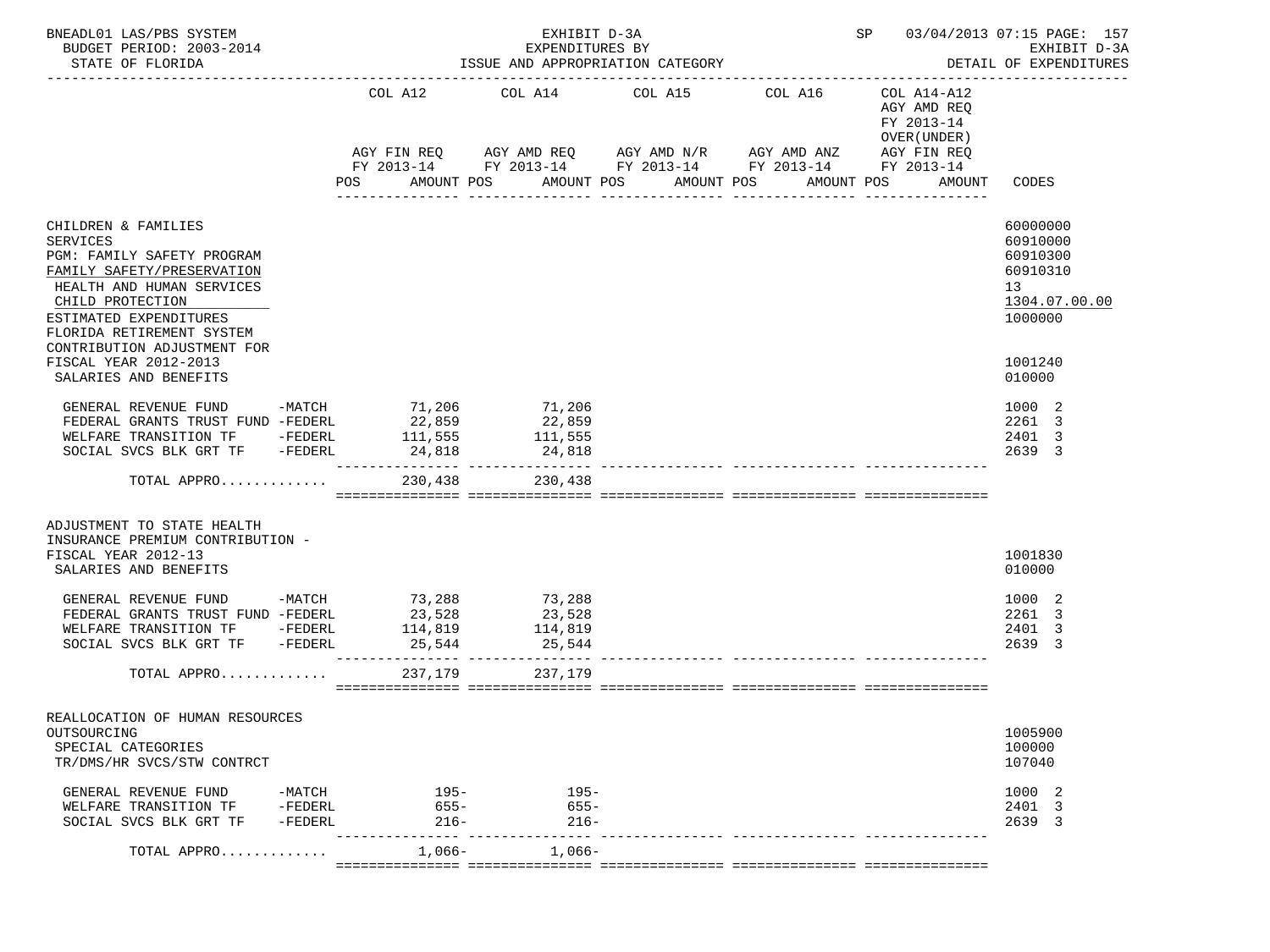BNEADL01 LAS/PBS SYSTEM — EXHIBIT D-3A — SP 03/04/2013 07:15

BUDGET PERIOD: 2003-2014 — EXPENDITURES BY — EXHIBIT D-3A

STATE OF FLORIDA — ISSUE AND APPROPRIATION CATEGORY — DETAIL OF EXPENDITURES

| | COL A12 AGY FIN REQ FY 2013-14 POS AMOUNT | COL A14 AGY AMD REQ FY 2013-14 POS AMOUNT | COL A15 AGY AMD N/R FY 2013-14 POS AMOUNT | COL A16 AGY AMD ANZ FY 2013-14 POS AMOUNT | COL A14-A12 AGY AMD REQ FY 2013-14 OVER(UNDER) AGY FIN REQ FY 2013-14 POS AMOUNT | CODES |
|---|---|---|---|---|---|---|
| CHILDREN & FAMILIES | | | | | | 60000000 |
| SERVICES | | | | | | 60910000 |
| PGM: FAMILY SAFETY PROGRAM | | | | | | 60910300 |
| FAMILY SAFETY/PRESERVATION | | | | | | 60910310 |
| HEALTH AND HUMAN SERVICES | | | | | | 13 |
| CHILD PROTECTION | | | | | | 1304.07.00.00 |
| ESTIMATED EXPENDITURES | | | | | | 1000000 |
| FLORIDA RETIREMENT SYSTEM CONTRIBUTION ADJUSTMENT FOR FISCAL YEAR 2012-2013 | | | | | | 1001240 |
| SALARIES AND BENEFITS | | | | | | 010000 |
| GENERAL REVENUE FUND -MATCH | 71,206 | 71,206 | | | | 1000 2 |
| FEDERAL GRANTS TRUST FUND -FEDERL | 22,859 | 22,859 | | | | 2261 3 |
| WELFARE TRANSITION TF -FEDERL | 111,555 | 111,555 | | | | 2401 3 |
| SOCIAL SVCS BLK GRT TF -FEDERL | 24,818 | 24,818 | | | | 2639 3 |
| TOTAL APPRO............ | 230,438 | 230,438 | | | | |
| ADJUSTMENT TO STATE HEALTH INSURANCE PREMIUM CONTRIBUTION - FISCAL YEAR 2012-13 | | | | | | 1001830 |
| SALARIES AND BENEFITS | | | | | | 010000 |
| GENERAL REVENUE FUND -MATCH | 73,288 | 73,288 | | | | 1000 2 |
| FEDERAL GRANTS TRUST FUND -FEDERL | 23,528 | 23,528 | | | | 2261 3 |
| WELFARE TRANSITION TF -FEDERL | 114,819 | 114,819 | | | | 2401 3 |
| SOCIAL SVCS BLK GRT TF -FEDERL | 25,544 | 25,544 | | | | 2639 3 |
| TOTAL APPRO............ | 237,179 | 237,179 | | | | |
| REALLOCATION OF HUMAN RESOURCES OUTSOURCING | | | | | | 1005900 |
| SPECIAL CATEGORIES | | | | | | 100000 |
| TR/DMS/HR SVCS/STW CONTRCT | | | | | | 107040 |
| GENERAL REVENUE FUND -MATCH | 195- | 195- | | | | 1000 2 |
| WELFARE TRANSITION TF -FEDERL | 655- | 655- | | | | 2401 3 |
| SOCIAL SVCS BLK GRT TF -FEDERL | 216- | 216- | | | | 2639 3 |
| TOTAL APPRO............ | 1,066- | 1,066- | | | | |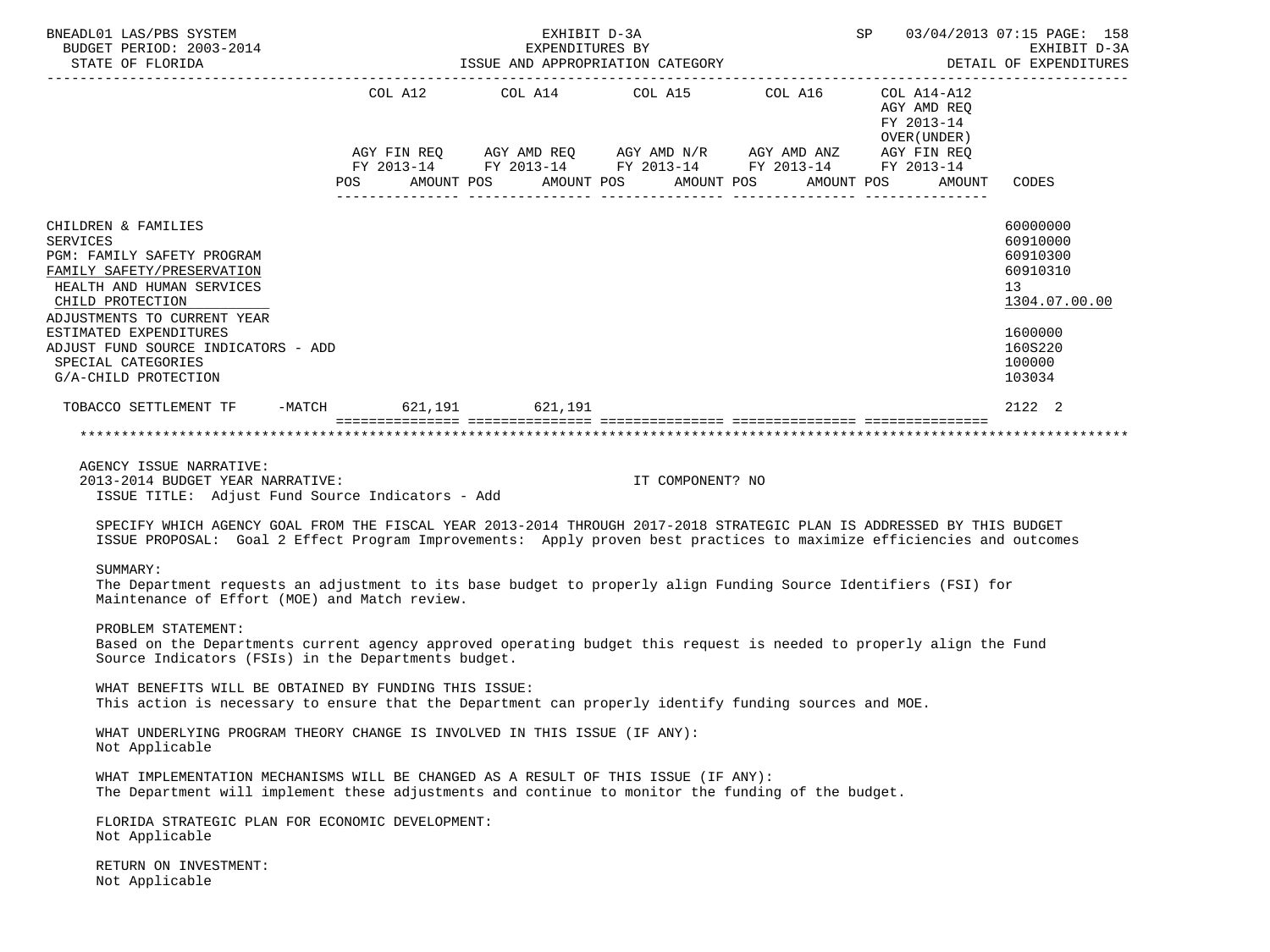BNEADL01 LAS/PBS SYSTEM — EXHIBIT D-3A — SP 03/04/2013 07:15
BUDGET PERIOD: 2003-2014 — EXPENDITURES BY — EXHIBIT D-3A
STATE OF FLORIDA — ISSUE AND APPROPRIATION CATEGORY — DETAIL OF EXPENDITURES

| | COL A12 AGY FIN REQ FY 2013-14 POS AMOUNT | COL A14 AGY AMD REQ FY 2013-14 POS AMOUNT | COL A15 AGY AMD N/R FY 2013-14 POS AMOUNT | COL A16 AGY AMD ANZ FY 2013-14 POS AMOUNT | COL A14-A12 AGY AMD REQ FY 2013-14 OVER(UNDER) AGY FIN REQ FY 2013-14 POS AMOUNT | CODES |
|---|---|---|---|---|---|---|
| CHILDREN & FAMILIES | | | | | | 60000000 |
| SERVICES | | | | | | 60910000 |
| PGM: FAMILY SAFETY PROGRAM | | | | | | 60910300 |
| FAMILY SAFETY/PRESERVATION | | | | | | 60910310 |
| HEALTH AND HUMAN SERVICES | | | | | | 13 |
| CHILD PROTECTION | | | | | | 1304.07.00.00 |
| ADJUSTMENTS TO CURRENT YEAR ESTIMATED EXPENDITURES | | | | | | 1600000 |
| ADJUST FUND SOURCE INDICATORS - ADD | | | | | | 160S220 |
| SPECIAL CATEGORIES | | | | | | 100000 |
| G/A-CHILD PROTECTION | | | | | | 103034 |
| TOBACCO SETTLEMENT TF -MATCH | 621,191 | 621,191 | | | | 2122 2 |

AGENCY ISSUE NARRATIVE:
2013-2014 BUDGET YEAR NARRATIVE: IT COMPONENT? NO
ISSUE TITLE: Adjust Fund Source Indicators - Add

SPECIFY WHICH AGENCY GOAL FROM THE FISCAL YEAR 2013-2014 THROUGH 2017-2018 STRATEGIC PLAN IS ADDRESSED BY THIS BUDGET ISSUE PROPOSAL: Goal 2 Effect Program Improvements: Apply proven best practices to maximize efficiencies and outcomes

SUMMARY:
The Department requests an adjustment to its base budget to properly align Funding Source Identifiers (FSI) for Maintenance of Effort (MOE) and Match review.

PROBLEM STATEMENT:
Based on the Departments current agency approved operating budget this request is needed to properly align the Fund Source Indicators (FSIs) in the Departments budget.

WHAT BENEFITS WILL BE OBTAINED BY FUNDING THIS ISSUE:
This action is necessary to ensure that the Department can properly identify funding sources and MOE.

WHAT UNDERLYING PROGRAM THEORY CHANGE IS INVOLVED IN THIS ISSUE (IF ANY):
Not Applicable

WHAT IMPLEMENTATION MECHANISMS WILL BE CHANGED AS A RESULT OF THIS ISSUE (IF ANY):
The Department will implement these adjustments and continue to monitor the funding of the budget.

FLORIDA STRATEGIC PLAN FOR ECONOMIC DEVELOPMENT:
Not Applicable

RETURN ON INVESTMENT:
Not Applicable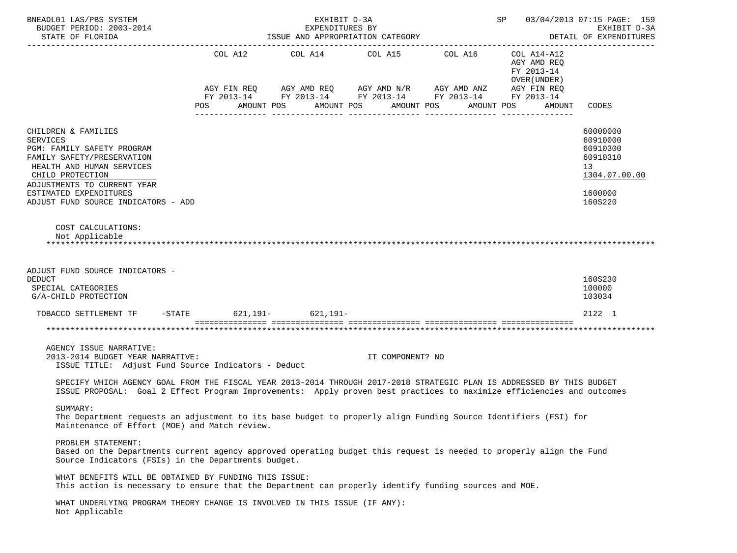BNEADL01 LAS/PBS SYSTEM — EXHIBIT D-3A — SP 03/04/2013 07:15 PAGE: 159
BUDGET PERIOD: 2003-2014 — EXPENDITURES BY — EXHIBIT D-3A
STATE OF FLORIDA — ISSUE AND APPROPRIATION CATEGORY — DETAIL OF EXPENDITURES

| | COL A12 AGY FIN REQ FY 2013-14 POS AMOUNT | COL A14 AGY AMD REQ FY 2013-14 POS AMOUNT | COL A15 AGY AMD N/R FY 2013-14 POS AMOUNT | COL A16 AGY AMD ANZ FY 2013-14 POS AMOUNT | COL A14-A12 AGY AMD REQ FY 2013-14 OVER(UNDER) AGY FIN REQ FY 2013-14 POS AMOUNT | CODES |
|---|---|---|---|---|---|---|
| CHILDREN & FAMILIES | | | | | | 60000000 |
| SERVICES | | | | | | 60910000 |
| PGM: FAMILY SAFETY PROGRAM | | | | | | 60910300 |
| FAMILY SAFETY/PRESERVATION | | | | | | 60910310 |
| HEALTH AND HUMAN SERVICES | | | | | | 13 |
| CHILD PROTECTION | | | | | | 1304.07.00.00 |
| ADJUSTMENTS TO CURRENT YEAR ESTIMATED EXPENDITURES | | | | | | 1600000 |
| ADJUST FUND SOURCE INDICATORS - ADD | | | | | | 160S220 |

COST CALCULATIONS:
Not Applicable

| | COL A12 | COL A14 | COL A15 | COL A16 | COL A14-A12 | CODES |
|---|---|---|---|---|---|---|
| ADJUST FUND SOURCE INDICATORS - DEDUCT | | | | | | 160S230 |
| SPECIAL CATEGORIES | | | | | | 100000 |
| G/A-CHILD PROTECTION | | | | | | 103034 |
| TOBACCO SETTLEMENT TF -STATE | 621,191- | 621,191- | | | | 2122 1 |

AGENCY ISSUE NARRATIVE:
2013-2014 BUDGET YEAR NARRATIVE: IT COMPONENT? NO
ISSUE TITLE: Adjust Fund Source Indicators - Deduct

SPECIFY WHICH AGENCY GOAL FROM THE FISCAL YEAR 2013-2014 THROUGH 2017-2018 STRATEGIC PLAN IS ADDRESSED BY THIS BUDGET ISSUE PROPOSAL: Goal 2 Effect Program Improvements: Apply proven best practices to maximize efficiencies and outcomes

SUMMARY:
The Department requests an adjustment to its base budget to properly align Funding Source Identifiers (FSI) for Maintenance of Effort (MOE) and Match review.

PROBLEM STATEMENT:
Based on the Departments current agency approved operating budget this request is needed to properly align the Fund Source Indicators (FSIs) in the Departments budget.

WHAT BENEFITS WILL BE OBTAINED BY FUNDING THIS ISSUE:
This action is necessary to ensure that the Department can properly identify funding sources and MOE.

WHAT UNDERLYING PROGRAM THEORY CHANGE IS INVOLVED IN THIS ISSUE (IF ANY):
Not Applicable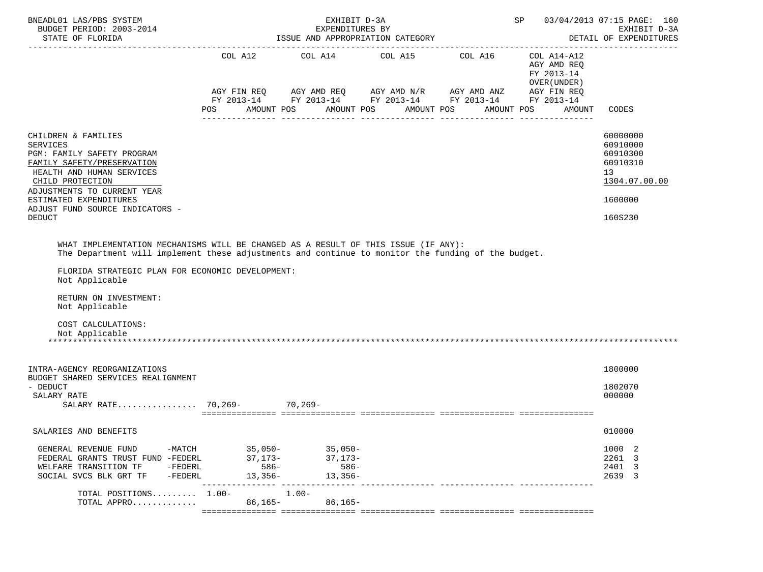| | COL A12 | | COL A14 | | COL A15 | | COL A16 | | COL A14-A12 AGY AMD REQ FY 2013-14 OVER(UNDER) | | |
|---|---|---|---|---|---|---|---|---|---|---|---|
| | AGY FIN REQ FY 2013-14 | | AGY AMD REQ FY 2013-14 | | AGY AMD N/R FY 2013-14 | | AGY AMD ANZ FY 2013-14 | | AGY FIN REQ FY 2013-14 | | |
| | POS | AMOUNT | POS | AMOUNT | POS | AMOUNT | POS | AMOUNT | POS | AMOUNT | CODES |

CHILDREN & FAMILIES — 60000000
SERVICES — 60910000
PGM: FAMILY SAFETY PROGRAM — 60910300
FAMILY SAFETY/PRESERVATION — 60910310
HEALTH AND HUMAN SERVICES — 13
CHILD PROTECTION — 1304.07.00.00
ADJUSTMENTS TO CURRENT YEAR ESTIMATED EXPENDITURES — 1600000
ADJUST FUND SOURCE INDICATORS - DEDUCT — 160S230

WHAT IMPLEMENTATION MECHANISMS WILL BE CHANGED AS A RESULT OF THIS ISSUE (IF ANY):
The Department will implement these adjustments and continue to monitor the funding of the budget.

FLORIDA STRATEGIC PLAN FOR ECONOMIC DEVELOPMENT:
Not Applicable

RETURN ON INVESTMENT:
Not Applicable

COST CALCULATIONS:
Not Applicable

INTRA-AGENCY REORGANIZATIONS — 1800000
BUDGET SHARED SERVICES REALIGNMENT - DEDUCT — 1802070

| | COL A12 POS | COL A12 AMOUNT | COL A14 POS | COL A14 AMOUNT | COL A15 POS | COL A15 AMOUNT | COL A16 POS | COL A16 AMOUNT | COL A14-A12 POS | COL A14-A12 AMOUNT | CODES |
|---|---|---|---|---|---|---|---|---|---|---|---|
| SALARY RATE | | | | | | | | | | | 000000 |
| SALARY RATE................ | 70,269- | | 70,269- | | | | | | | | |
| SALARIES AND BENEFITS | | | | | | | | | | | 010000 |
| GENERAL REVENUE FUND -MATCH | | 35,050- | | 35,050- | | | | | | | 1000 2 |
| FEDERAL GRANTS TRUST FUND -FEDERL | | 37,173- | | 37,173- | | | | | | | 2261 3 |
| WELFARE TRANSITION TF -FEDERL | | 586- | | 586- | | | | | | | 2401 3 |
| SOCIAL SVCS BLK GRT TF -FEDERL | | 13,356- | | 13,356- | | | | | | | 2639 3 |
| TOTAL POSITIONS......... | 1.00- | | 1.00- | | | | | | | | |
| TOTAL APPRO............. | | 86,165- | | 86,165- | | | | | | | |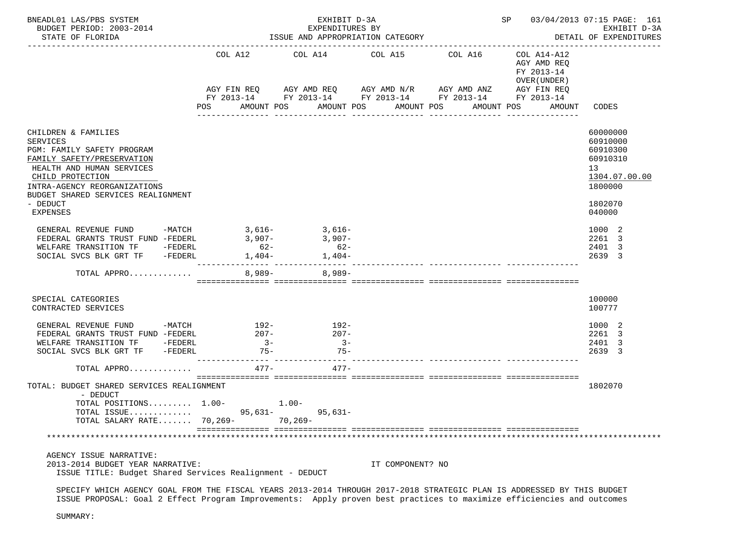BNEADL01 LAS/PBS SYSTEM — EXHIBIT D-3A — EXPENDITURES BY ISSUE AND APPROPRIATION CATEGORY — SP 03/04/2013 07:15 PAGE: 161

BUDGET PERIOD: 2003-2014 — STATE OF FLORIDA — EXHIBIT D-3A DETAIL OF EXPENDITURES

| | COL A12 AGY FIN REQ FY 2013-14 POS | AMOUNT | COL A14 AGY AMD REQ FY 2013-14 POS | AMOUNT | COL A15 AGY AMD N/R FY 2013-14 POS | AMOUNT | COL A16 AGY AMD ANZ FY 2013-14 POS | AMOUNT | COL A14-A12 AGY AMD REQ FY 2013-14 OVER(UNDER) AGY FIN REQ FY 2013-14 POS | AMOUNT | CODES |
|---|---|---|---|---|---|---|---|---|---|---|---|
| CHILDREN & FAMILIES | | | | | | | | | | | 60000000 |
| SERVICES | | | | | | | | | | | 60910000 |
| PGM: FAMILY SAFETY PROGRAM | | | | | | | | | | | 60910300 |
| FAMILY SAFETY/PRESERVATION | | | | | | | | | | | 60910310 |
| HEALTH AND HUMAN SERVICES | | | | | | | | | | | 13 |
| CHILD PROTECTION | | | | | | | | | | | 1304.07.00.00 |
| INTRA-AGENCY REORGANIZATIONS | | | | | | | | | | | 1800000 |
| BUDGET SHARED SERVICES REALIGNMENT - DEDUCT | | | | | | | | | | | 1802070 |
| EXPENSES | | | | | | | | | | | 040000 |
| GENERAL REVENUE FUND -MATCH | | 3,616- | | 3,616- | | | | | | | 1000 2 |
| FEDERAL GRANTS TRUST FUND -FEDERL | | 3,907- | | 3,907- | | | | | | | 2261 3 |
| WELFARE TRANSITION TF -FEDERL | | 62- | | 62- | | | | | | | 2401 3 |
| SOCIAL SVCS BLK GRT TF -FEDERL | | 1,404- | | 1,404- | | | | | | | 2639 3 |
| TOTAL APPRO............ | | 8,989- | | 8,989- | | | | | | | |
| SPECIAL CATEGORIES | | | | | | | | | | | 100000 |
| CONTRACTED SERVICES | | | | | | | | | | | 100777 |
| GENERAL REVENUE FUND -MATCH | | 192- | | 192- | | | | | | | 1000 2 |
| FEDERAL GRANTS TRUST FUND -FEDERL | | 207- | | 207- | | | | | | | 2261 3 |
| WELFARE TRANSITION TF -FEDERL | | 3- | | 3- | | | | | | | 2401 3 |
| SOCIAL SVCS BLK GRT TF -FEDERL | | 75- | | 75- | | | | | | | 2639 3 |
| TOTAL APPRO............ | | 477- | | 477- | | | | | | | |
| TOTAL: BUDGET SHARED SERVICES REALIGNMENT - DEDUCT | | | | | | | | | | | 1802070 |
| TOTAL POSITIONS......... | 1.00- | | 1.00- | | | | | | | | |
| TOTAL ISSUE............ | | 95,631- | | 95,631- | | | | | | | |
| TOTAL SALARY RATE....... | 70,269- | | 70,269- | | | | | | | | |

AGENCY ISSUE NARRATIVE:

2013-2014 BUDGET YEAR NARRATIVE: IT COMPONENT? NO

ISSUE TITLE: Budget Shared Services Realignment - DEDUCT

SPECIFY WHICH AGENCY GOAL FROM THE FISCAL YEARS 2013-2014 THROUGH 2017-2018 STRATEGIC PLAN IS ADDRESSED BY THIS BUDGET ISSUE PROPOSAL: Goal 2 Effect Program Improvements: Apply proven best practices to maximize efficiencies and outcomes

SUMMARY: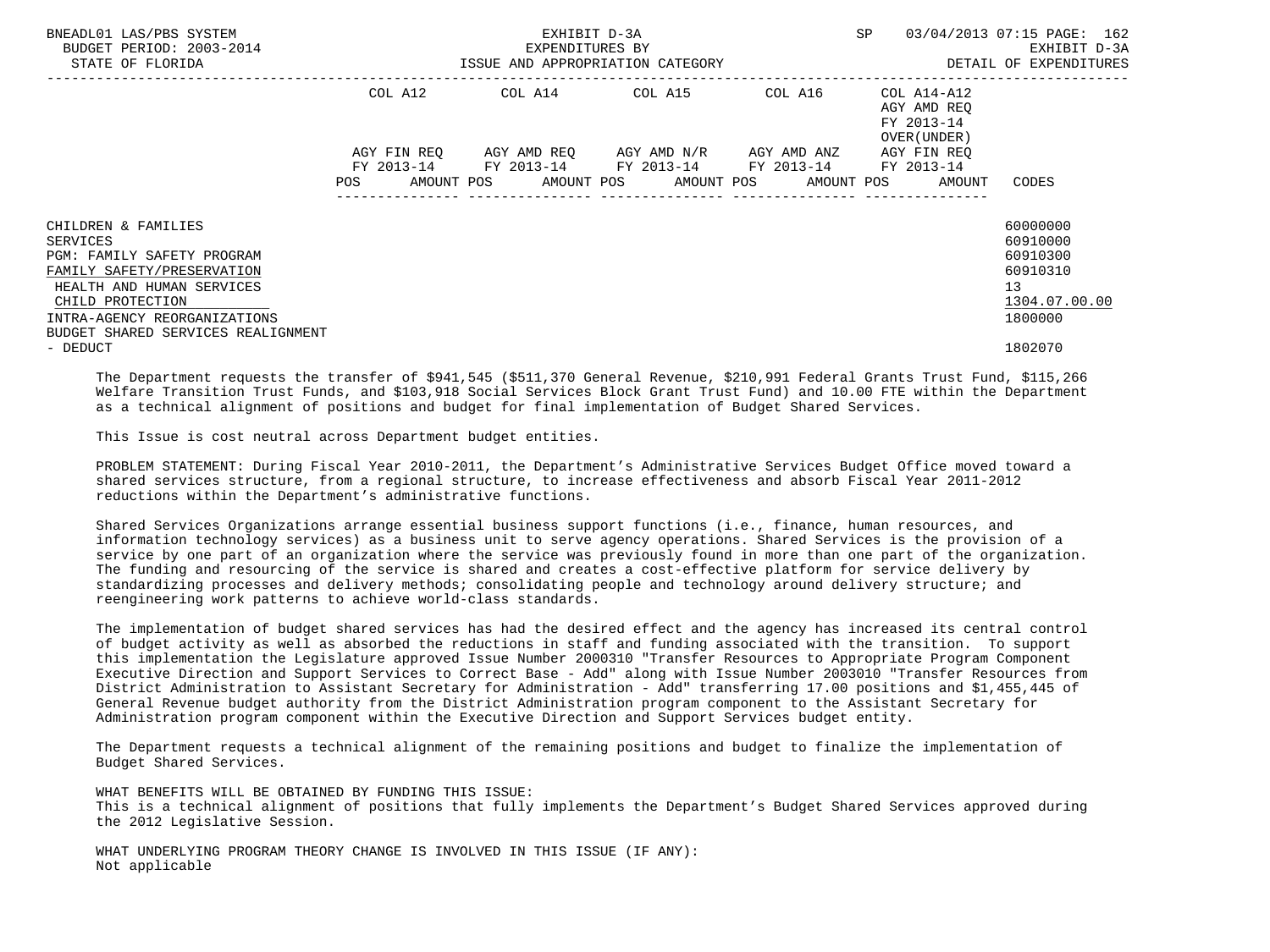BNEADL01 LAS/PBS SYSTEM | EXHIBIT D-3A | SP 03/04/2013 07:15
BUDGET PERIOD: 2003-2014 | EXPENDITURES BY | EXHIBIT D-3A
STATE OF FLORIDA | ISSUE AND APPROPRIATION CATEGORY | DETAIL OF EXPENDITURES

| | COL A12 | | COL A14 | | COL A15 | | COL A16 | | COL A14-A12 AGY AMD REQ FY 2013-14 OVER(UNDER) AGY FIN REQ FY 2013-14 | | |
|---|---|---|---|---|---|---|---|---|---|---|---|
| | AGY FIN REQ FY 2013-14 | | AGY AMD REQ FY 2013-14 | | AGY AMD N/R FY 2013-14 | | AGY AMD ANZ FY 2013-14 | | | | |
| | POS | AMOUNT | POS | AMOUNT | POS | AMOUNT | POS | AMOUNT | POS | AMOUNT | CODES |
| CHILDREN & FAMILIES | | | | | | | | | | | 60000000 |
| SERVICES | | | | | | | | | | | 60910000 |
| PGM: FAMILY SAFETY PROGRAM | | | | | | | | | | | 60910300 |
| FAMILY SAFETY/PRESERVATION | | | | | | | | | | | 60910310 |
| HEALTH AND HUMAN SERVICES | | | | | | | | | | | 13 |
| CHILD PROTECTION | | | | | | | | | | | 1304.07.00.00 |
| INTRA-AGENCY REORGANIZATIONS | | | | | | | | | | | 1800000 |
| BUDGET SHARED SERVICES REALIGNMENT - DEDUCT | | | | | | | | | | | 1802070 |

The Department requests the transfer of $941,545 ($511,370 General Revenue, $210,991 Federal Grants Trust Fund, $115,266 Welfare Transition Trust Funds, and $103,918 Social Services Block Grant Trust Fund) and 10.00 FTE within the Department as a technical alignment of positions and budget for final implementation of Budget Shared Services.

This Issue is cost neutral across Department budget entities.

PROBLEM STATEMENT: During Fiscal Year 2010-2011, the Department's Administrative Services Budget Office moved toward a shared services structure, from a regional structure, to increase effectiveness and absorb Fiscal Year 2011-2012 reductions within the Department's administrative functions.

Shared Services Organizations arrange essential business support functions (i.e., finance, human resources, and information technology services) as a business unit to serve agency operations. Shared Services is the provision of a service by one part of an organization where the service was previously found in more than one part of the organization. The funding and resourcing of the service is shared and creates a cost-effective platform for service delivery by standardizing processes and delivery methods; consolidating people and technology around delivery structure; and reengineering work patterns to achieve world-class standards.

The implementation of budget shared services has had the desired effect and the agency has increased its central control of budget activity as well as absorbed the reductions in staff and funding associated with the transition. To support this implementation the Legislature approved Issue Number 2000310 "Transfer Resources to Appropriate Program Component Executive Direction and Support Services to Correct Base - Add" along with Issue Number 2003010 "Transfer Resources from District Administration to Assistant Secretary for Administration - Add" transferring 17.00 positions and $1,455,445 of General Revenue budget authority from the District Administration program component to the Assistant Secretary for Administration program component within the Executive Direction and Support Services budget entity.

The Department requests a technical alignment of the remaining positions and budget to finalize the implementation of Budget Shared Services.

WHAT BENEFITS WILL BE OBTAINED BY FUNDING THIS ISSUE:
This is a technical alignment of positions that fully implements the Department's Budget Shared Services approved during the 2012 Legislative Session.

WHAT UNDERLYING PROGRAM THEORY CHANGE IS INVOLVED IN THIS ISSUE (IF ANY):
Not applicable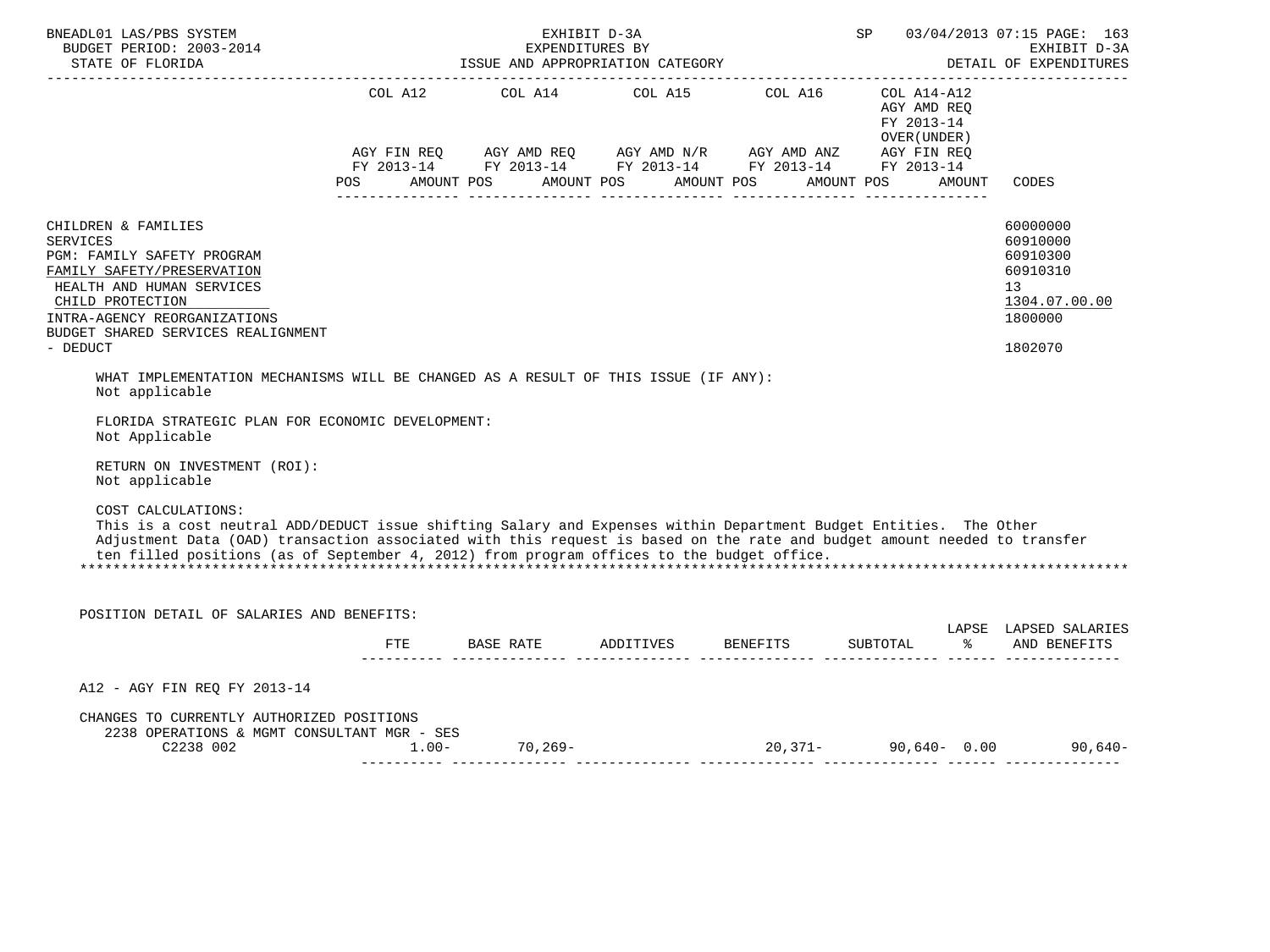| | COL A12 | COL A14 | COL A15 | COL A16 | COL A14-A12 AGY AMD REQ FY 2013-14 OVER(UNDER) | |
|---|---|---|---|---|---|---|
| | AGY FIN REQ FY 2013-14 | AGY AMD REQ FY 2013-14 | AGY AMD N/R FY 2013-14 | AGY AMD ANZ FY 2013-14 | AGY FIN REQ FY 2013-14 | |
| | POS AMOUNT | POS AMOUNT | POS AMOUNT | POS AMOUNT | POS AMOUNT | CODES |

CHILDREN & FAMILIES — 60000000
SERVICES — 60910000
PGM: FAMILY SAFETY PROGRAM — 60910300
FAMILY SAFETY/PRESERVATION — 60910310
HEALTH AND HUMAN SERVICES — 13
CHILD PROTECTION — 1304.07.00.00
INTRA-AGENCY REORGANIZATIONS — 1800000
BUDGET SHARED SERVICES REALIGNMENT - DEDUCT — 1802070

WHAT IMPLEMENTATION MECHANISMS WILL BE CHANGED AS A RESULT OF THIS ISSUE (IF ANY):
Not applicable

FLORIDA STRATEGIC PLAN FOR ECONOMIC DEVELOPMENT:
Not Applicable

RETURN ON INVESTMENT (ROI):
Not applicable

COST CALCULATIONS:
This is a cost neutral ADD/DEDUCT issue shifting Salary and Expenses within Department Budget Entities. The Other Adjustment Data (OAD) transaction associated with this request is based on the rate and budget amount needed to transfer ten filled positions (as of September 4, 2012) from program offices to the budget office.

*******************************************************************************************************************

POSITION DETAIL OF SALARIES AND BENEFITS:

| | FTE | BASE RATE | ADDITIVES | BENEFITS | SUBTOTAL | LAPSE % | LAPSED SALARIES AND BENEFITS |
|---|---|---|---|---|---|---|---|
| A12 - AGY FIN REQ FY 2013-14 | | | | | | | |
| CHANGES TO CURRENTLY AUTHORIZED POSITIONS | | | | | | | |
| 2238 OPERATIONS & MGMT CONSULTANT MGR - SES | | | | | | | |
| C2238 002 | 1.00- | 70,269- | | 20,371- | 90,640- | 0.00 | 90,640- |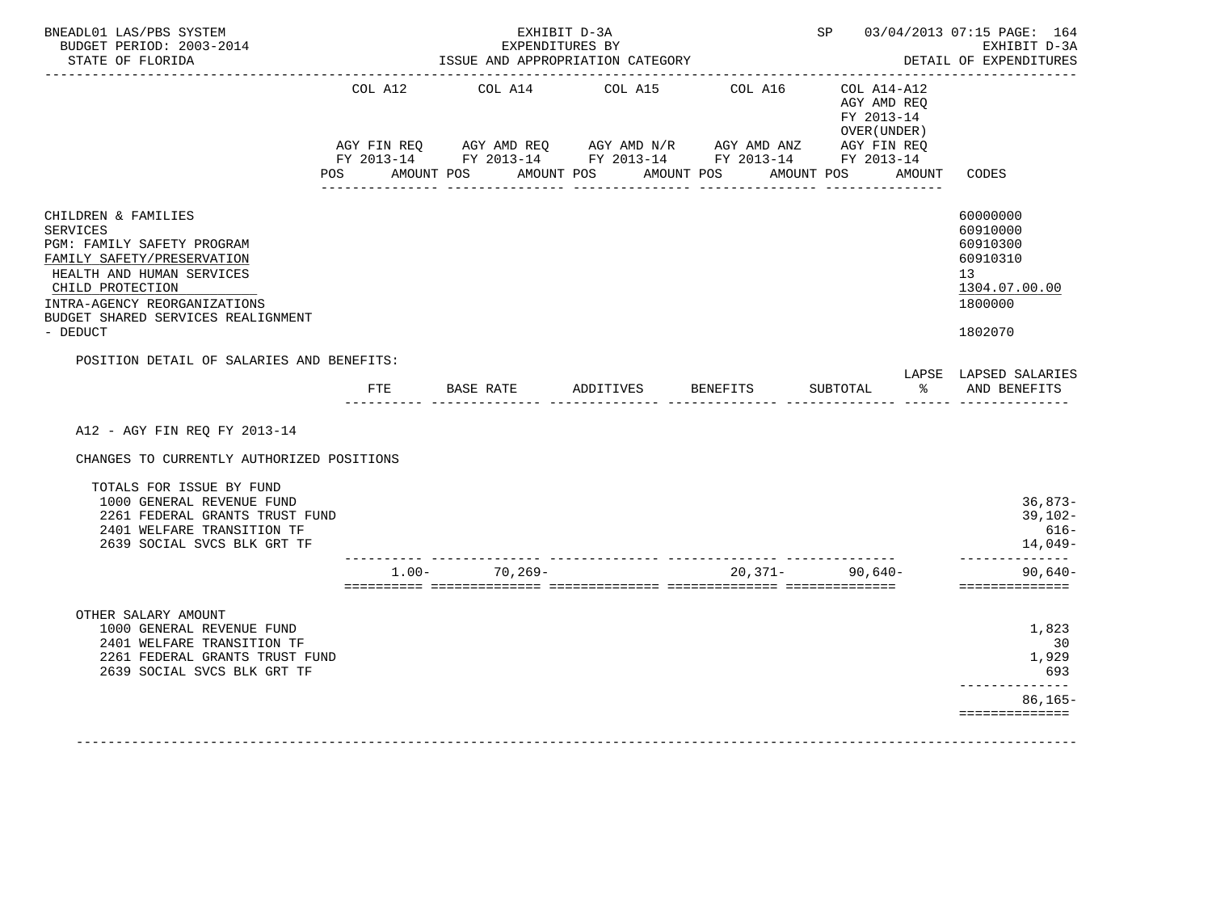BNEADL01 LAS/PBS SYSTEM — EXHIBIT D-3A — SP 03/04/2013 07:15

BUDGET PERIOD: 2003-2014 — EXPENDITURES BY — EXHIBIT D-3A

STATE OF FLORIDA — ISSUE AND APPROPRIATION CATEGORY — DETAIL OF EXPENDITURES

| | COL A12 AGY FIN REQ FY 2013-14 POS AMOUNT | COL A14 AGY AMD REQ FY 2013-14 POS AMOUNT | COL A15 AGY AMD N/R FY 2013-14 POS AMOUNT | COL A16 AGY AMD ANZ FY 2013-14 POS AMOUNT | COL A14-A12 AGY AMD REQ FY 2013-14 OVER(UNDER) AGY FIN REQ FY 2013-14 POS AMOUNT | CODES |
|---|---|---|---|---|---|---|
| CHILDREN & FAMILIES | | | | | | 60000000 |
| SERVICES | | | | | | 60910000 |
| PGM: FAMILY SAFETY PROGRAM | | | | | | 60910300 |
| FAMILY SAFETY/PRESERVATION | | | | | | 60910310 |
| HEALTH AND HUMAN SERVICES | | | | | | 13 |
| CHILD PROTECTION | | | | | | 1304.07.00.00 |
| INTRA-AGENCY REORGANIZATIONS | | | | | | 1800000 |
| BUDGET SHARED SERVICES REALIGNMENT - DEDUCT | | | | | | 1802070 |

POSITION DETAIL OF SALARIES AND BENEFITS:

| | FTE | BASE RATE | ADDITIVES | BENEFITS | SUBTOTAL | LAPSE % | LAPSED SALARIES AND BENEFITS |
|---|---|---|---|---|---|---|---|
| A12 - AGY FIN REQ FY 2013-14 | | | | | | | |
| CHANGES TO CURRENTLY AUTHORIZED POSITIONS | | | | | | | |
| TOTALS FOR ISSUE BY FUND | | | | | | | |
| 1000 GENERAL REVENUE FUND | | | | | | | 36,873- |
| 2261 FEDERAL GRANTS TRUST FUND | | | | | | | 39,102- |
| 2401 WELFARE TRANSITION TF | | | | | | | 616- |
| 2639 SOCIAL SVCS BLK GRT TF | | | | | | | 14,049- |
| | 1.00- | 70,269- | | 20,371- | 90,640- | | 90,640- |
| OTHER SALARY AMOUNT | | | | | | | |
| 1000 GENERAL REVENUE FUND | | | | | | | 1,823 |
| 2401 WELFARE TRANSITION TF | | | | | | | 30 |
| 2261 FEDERAL GRANTS TRUST FUND | | | | | | | 1,929 |
| 2639 SOCIAL SVCS BLK GRT TF | | | | | | | 693 |
| | | | | | | | 86,165- |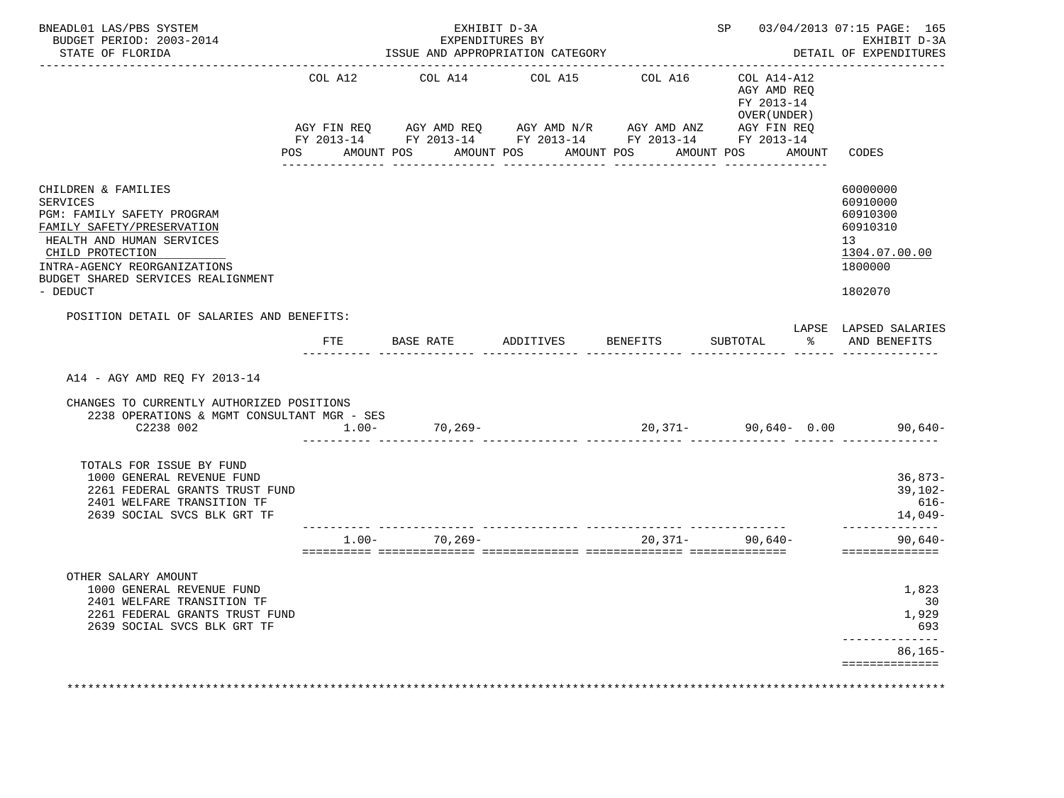BNEADL01 LAS/PBS SYSTEM — EXHIBIT D-3A — SP 03/04/2013 07:15 PAGE: 165
BUDGET PERIOD: 2003-2014 — EXPENDITURES BY — EXHIBIT D-3A
STATE OF FLORIDA — ISSUE AND APPROPRIATION CATEGORY — DETAIL OF EXPENDITURES

| | COL A12 AGY FIN REQ FY 2013-14 POS AMOUNT | COL A14 AGY AMD REQ FY 2013-14 POS AMOUNT | COL A15 AGY AMD N/R FY 2013-14 POS AMOUNT | COL A16 AGY AMD ANZ FY 2013-14 POS AMOUNT | COL A14-A12 AGY AMD REQ FY 2013-14 OVER(UNDER) AGY FIN REQ FY 2013-14 POS AMOUNT | CODES |
|---|---|---|---|---|---|---|
| CHILDREN & FAMILIES | | | | | | 60000000 |
| SERVICES | | | | | | 60910000 |
| PGM: FAMILY SAFETY PROGRAM | | | | | | 60910300 |
| FAMILY SAFETY/PRESERVATION | | | | | | 60910310 |
| HEALTH AND HUMAN SERVICES | | | | | | 13 |
| CHILD PROTECTION | | | | | | 1304.07.00.00 |
| INTRA-AGENCY REORGANIZATIONS | | | | | | 1800000 |
| BUDGET SHARED SERVICES REALIGNMENT - DEDUCT | | | | | | 1802070 |

POSITION DETAIL OF SALARIES AND BENEFITS:

| | FTE | BASE RATE | ADDITIVES | BENEFITS | SUBTOTAL | LAPSE % | LAPSED SALARIES AND BENEFITS |
|---|---|---|---|---|---|---|---|
| A14 - AGY AMD REQ FY 2013-14 | | | | | | | |
| CHANGES TO CURRENTLY AUTHORIZED POSITIONS | | | | | | | |
| 2238 OPERATIONS & MGMT CONSULTANT MGR - SES | | | | | | | |
| C2238 002 | 1.00- | 70,269- | | 20,371- | 90,640- | 0.00 | 90,640- |
| TOTALS FOR ISSUE BY FUND | | | | | | | |
| 1000 GENERAL REVENUE FUND | | | | | | | 36,873- |
| 2261 FEDERAL GRANTS TRUST FUND | | | | | | | 39,102- |
| 2401 WELFARE TRANSITION TF | | | | | | | 616- |
| 2639 SOCIAL SVCS BLK GRT TF | | | | | | | 14,049- |
| | 1.00- | 70,269- | | 20,371- | 90,640- | | 90,640- |
| OTHER SALARY AMOUNT | | | | | | | |
| 1000 GENERAL REVENUE FUND | | | | | | | 1,823 |
| 2401 WELFARE TRANSITION TF | | | | | | | 30 |
| 2261 FEDERAL GRANTS TRUST FUND | | | | | | | 1,929 |
| 2639 SOCIAL SVCS BLK GRT TF | | | | | | | 693 |
| | | | | | | | 86,165- |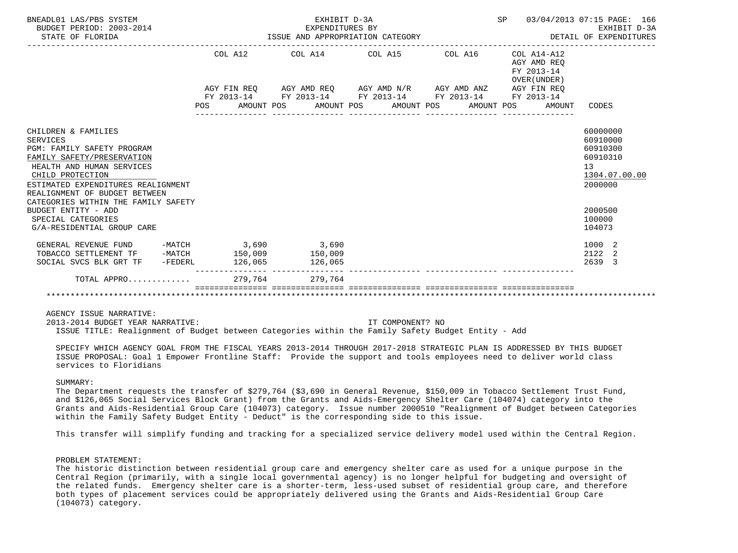| | COL A12 | | COL A14 | | COL A15 | | COL A16 | | COL A14-A12 AGY AMD REQ FY 2013-14 OVER(UNDER) | | |
|---|---|---|---|---|---|---|---|---|---|---|---|
| | AGY FIN REQ FY 2013-14 | | AGY AMD REQ FY 2013-14 | | AGY AMD N/R FY 2013-14 | | AGY AMD ANZ FY 2013-14 | | AGY FIN REQ FY 2013-14 | | |
| | POS | AMOUNT | POS | AMOUNT | POS | AMOUNT | POS | AMOUNT | POS | AMOUNT | CODES |
| CHILDREN & FAMILIES | | | | | | | | | | | 60000000 |
| SERVICES | | | | | | | | | | | 60910000 |
| PGM: FAMILY SAFETY PROGRAM | | | | | | | | | | | 60910300 |
| FAMILY SAFETY/PRESERVATION | | | | | | | | | | | 60910310 |
| HEALTH AND HUMAN SERVICES | | | | | | | | | | | 13 |
| CHILD PROTECTION | | | | | | | | | | | 1304.07.00.00 |
| ESTIMATED EXPENDITURES REALIGNMENT | | | | | | | | | | | 2000000 |
| REALIGNMENT OF BUDGET BETWEEN CATEGORIES WITHIN THE FAMILY SAFETY BUDGET ENTITY - ADD | | | | | | | | | | | 2000500 |
| SPECIAL CATEGORIES | | | | | | | | | | | 100000 |
| G/A-RESIDENTIAL GROUP CARE | | | | | | | | | | | 104073 |
| GENERAL REVENUE FUND -MATCH | | 3,690 | | 3,690 | | | | | | | 1000 2 |
| TOBACCO SETTLEMENT TF -MATCH | | 150,009 | | 150,009 | | | | | | | 2122 2 |
| SOCIAL SVCS BLK GRT TF -FEDERL | | 126,065 | | 126,065 | | | | | | | 2639 3 |
| TOTAL APPRO............ | | 279,764 | | 279,764 | | | | | | | |

AGENCY ISSUE NARRATIVE:

2013-2014 BUDGET YEAR NARRATIVE: IT COMPONENT? NO

ISSUE TITLE: Realignment of Budget between Categories within the Family Safety Budget Entity - Add

SPECIFY WHICH AGENCY GOAL FROM THE FISCAL YEARS 2013-2014 THROUGH 2017-2018 STRATEGIC PLAN IS ADDRESSED BY THIS BUDGET ISSUE PROPOSAL: Goal 1 Empower Frontline Staff: Provide the support and tools employees need to deliver world class services to Floridians

SUMMARY:

The Department requests the transfer of $279,764 ($3,690 in General Revenue, $150,009 in Tobacco Settlement Trust Fund, and $126,065 Social Services Block Grant) from the Grants and Aids-Emergency Shelter Care (104074) category into the Grants and Aids-Residential Group Care (104073) category. Issue number 2000510 "Realignment of Budget between Categories within the Family Safety Budget Entity - Deduct" is the corresponding side to this issue.

This transfer will simplify funding and tracking for a specialized service delivery model used within the Central Region.

PROBLEM STATEMENT:

The historic distinction between residential group care and emergency shelter care as used for a unique purpose in the Central Region (primarily, with a single local governmental agency) is no longer helpful for budgeting and oversight of the related funds. Emergency shelter care is a shorter-term, less-used subset of residential group care, and therefore both types of placement services could be appropriately delivered using the Grants and Aids-Residential Group Care (104073) category.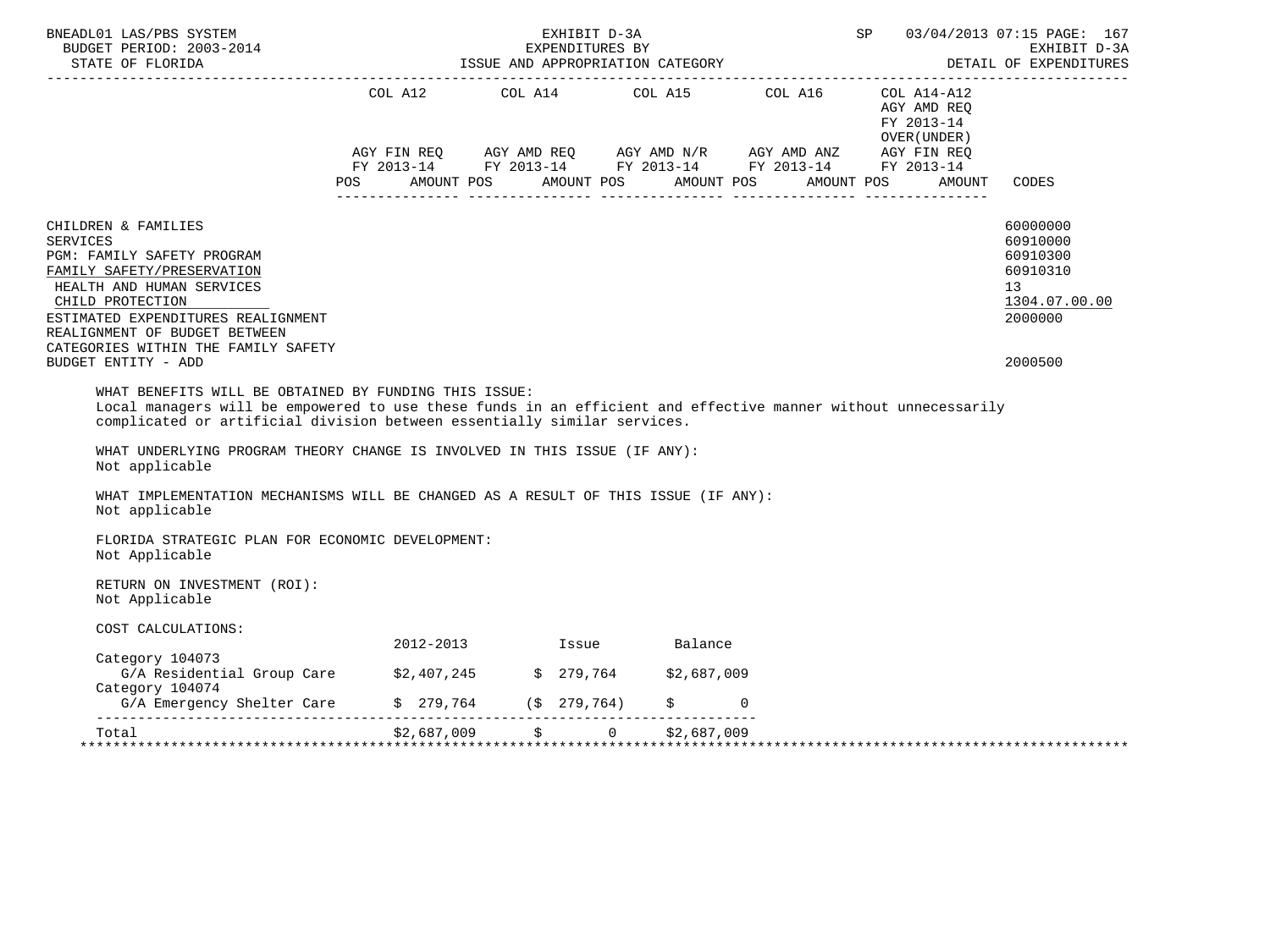| | COL A12 | | COL A14 | | COL A15 | | COL A16 | | COL A14-A12 AGY AMD REQ FY 2013-14 OVER(UNDER) AGY FIN REQ FY 2013-14 | |
|---|---|---|---|---|---|---|---|---|---|---|
| | AGY FIN REQ FY 2013-14 | | AGY AMD REQ FY 2013-14 | | AGY AMD N/R FY 2013-14 | | AGY AMD ANZ FY 2013-14 | | | |
| | POS | AMOUNT | POS | AMOUNT | POS | AMOUNT | POS | AMOUNT | POS AMOUNT | CODES |

CHILDREN & FAMILIES — 60000000
SERVICES — 60910000
PGM: FAMILY SAFETY PROGRAM — 60910300
FAMILY SAFETY/PRESERVATION — 60910310
HEALTH AND HUMAN SERVICES — 13
CHILD PROTECTION — 1304.07.00.00
ESTIMATED EXPENDITURES REALIGNMENT — 2000000
REALIGNMENT OF BUDGET BETWEEN CATEGORIES WITHIN THE FAMILY SAFETY BUDGET ENTITY - ADD — 2000500

WHAT BENEFITS WILL BE OBTAINED BY FUNDING THIS ISSUE:
Local managers will be empowered to use these funds in an efficient and effective manner without unnecessarily complicated or artificial division between essentially similar services.

WHAT UNDERLYING PROGRAM THEORY CHANGE IS INVOLVED IN THIS ISSUE (IF ANY):
Not applicable

WHAT IMPLEMENTATION MECHANISMS WILL BE CHANGED AS A RESULT OF THIS ISSUE (IF ANY):
Not applicable

FLORIDA STRATEGIC PLAN FOR ECONOMIC DEVELOPMENT:
Not Applicable

RETURN ON INVESTMENT (ROI):
Not Applicable

COST CALCULATIONS:

| | 2012-2013 | Issue | Balance |
|---|---|---|---|
| Category 104073 | | | |
| G/A Residential Group Care | $2,407,245 | $ 279,764 | $2,687,009 |
| Category 104074 | | | |
| G/A Emergency Shelter Care | $ 279,764 | ($ 279,764) | $ 0 |
| Total | $2,687,009 | $ 0 | $2,687,009 |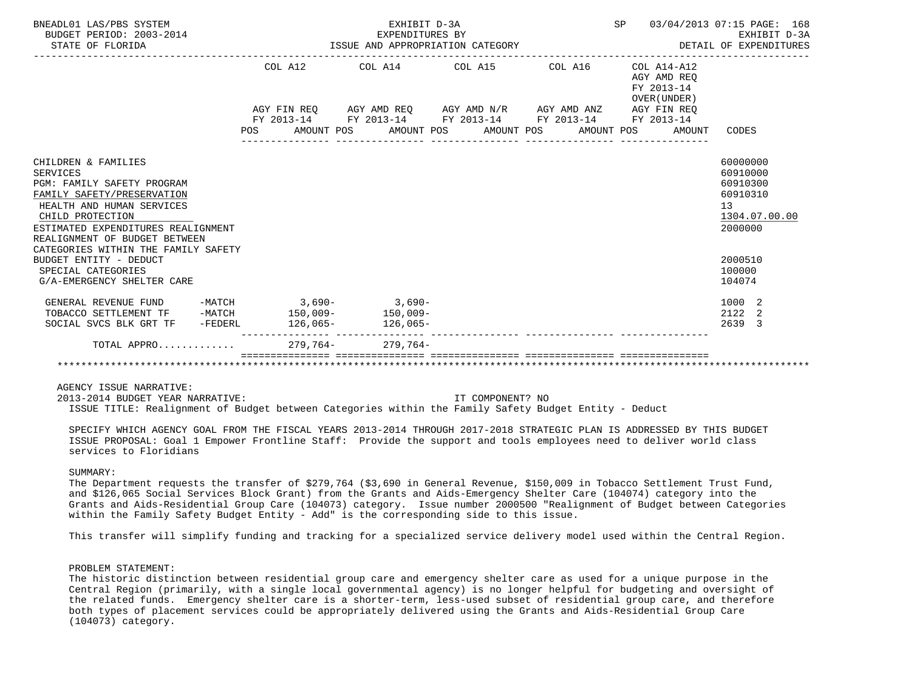BNEADL01 LAS/PBS SYSTEM — EXHIBIT D-3A — EXPENDITURES BY ISSUE AND APPROPRIATION CATEGORY
BUDGET PERIOD: 2003-2014 — STATE OF FLORIDA — SP 03/04/2013 07:15 — EXHIBIT D-3A — DETAIL OF EXPENDITURES

| | COL A12 AGY FIN REQ FY 2013-14 POS AMOUNT | COL A14 AGY AMD REQ FY 2013-14 POS AMOUNT | COL A15 AGY AMD N/R FY 2013-14 POS AMOUNT | COL A16 AGY AMD ANZ FY 2013-14 POS AMOUNT | COL A14-A12 AGY AMD REQ FY 2013-14 OVER(UNDER) AGY FIN REQ FY 2013-14 POS AMOUNT | CODES |
|---|---|---|---|---|---|---|
| CHILDREN & FAMILIES | | | | | | 60000000 |
| SERVICES | | | | | | 60910000 |
| PGM: FAMILY SAFETY PROGRAM | | | | | | 60910300 |
| FAMILY SAFETY/PRESERVATION | | | | | | 60910310 |
| HEALTH AND HUMAN SERVICES | | | | | | 13 |
| CHILD PROTECTION | | | | | | 1304.07.00.00 |
| ESTIMATED EXPENDITURES REALIGNMENT | | | | | | 2000000 |
| REALIGNMENT OF BUDGET BETWEEN CATEGORIES WITHIN THE FAMILY SAFETY BUDGET ENTITY - DEDUCT | | | | | | 2000510 |
| SPECIAL CATEGORIES | | | | | | 100000 |
| G/A-EMERGENCY SHELTER CARE | | | | | | 104074 |
| GENERAL REVENUE FUND -MATCH | 3,690- | 3,690- | | | | 1000 2 |
| TOBACCO SETTLEMENT TF -MATCH | 150,009- | 150,009- | | | | 2122 2 |
| SOCIAL SVCS BLK GRT TF -FEDERL | 126,065- | 126,065- | | | | 2639 3 |
| TOTAL APPRO............ | 279,764- | 279,764- | | | | |

AGENCY ISSUE NARRATIVE:
2013-2014 BUDGET YEAR NARRATIVE: IT COMPONENT? NO
ISSUE TITLE: Realignment of Budget between Categories within the Family Safety Budget Entity - Deduct

SPECIFY WHICH AGENCY GOAL FROM THE FISCAL YEARS 2013-2014 THROUGH 2017-2018 STRATEGIC PLAN IS ADDRESSED BY THIS BUDGET ISSUE PROPOSAL: Goal 1 Empower Frontline Staff: Provide the support and tools employees need to deliver world class services to Floridians

SUMMARY:
The Department requests the transfer of $279,764 ($3,690 in General Revenue, $150,009 in Tobacco Settlement Trust Fund, and $126,065 Social Services Block Grant) from the Grants and Aids-Emergency Shelter Care (104074) category into the Grants and Aids-Residential Group Care (104073) category. Issue number 2000500 "Realignment of Budget between Categories within the Family Safety Budget Entity - Add" is the corresponding side to this issue.

This transfer will simplify funding and tracking for a specialized service delivery model used within the Central Region.

PROBLEM STATEMENT:
The historic distinction between residential group care and emergency shelter care as used for a unique purpose in the Central Region (primarily, with a single local governmental agency) is no longer helpful for budgeting and oversight of the related funds. Emergency shelter care is a shorter-term, less-used subset of residential group care, and therefore both types of placement services could be appropriately delivered using the Grants and Aids-Residential Group Care (104073) category.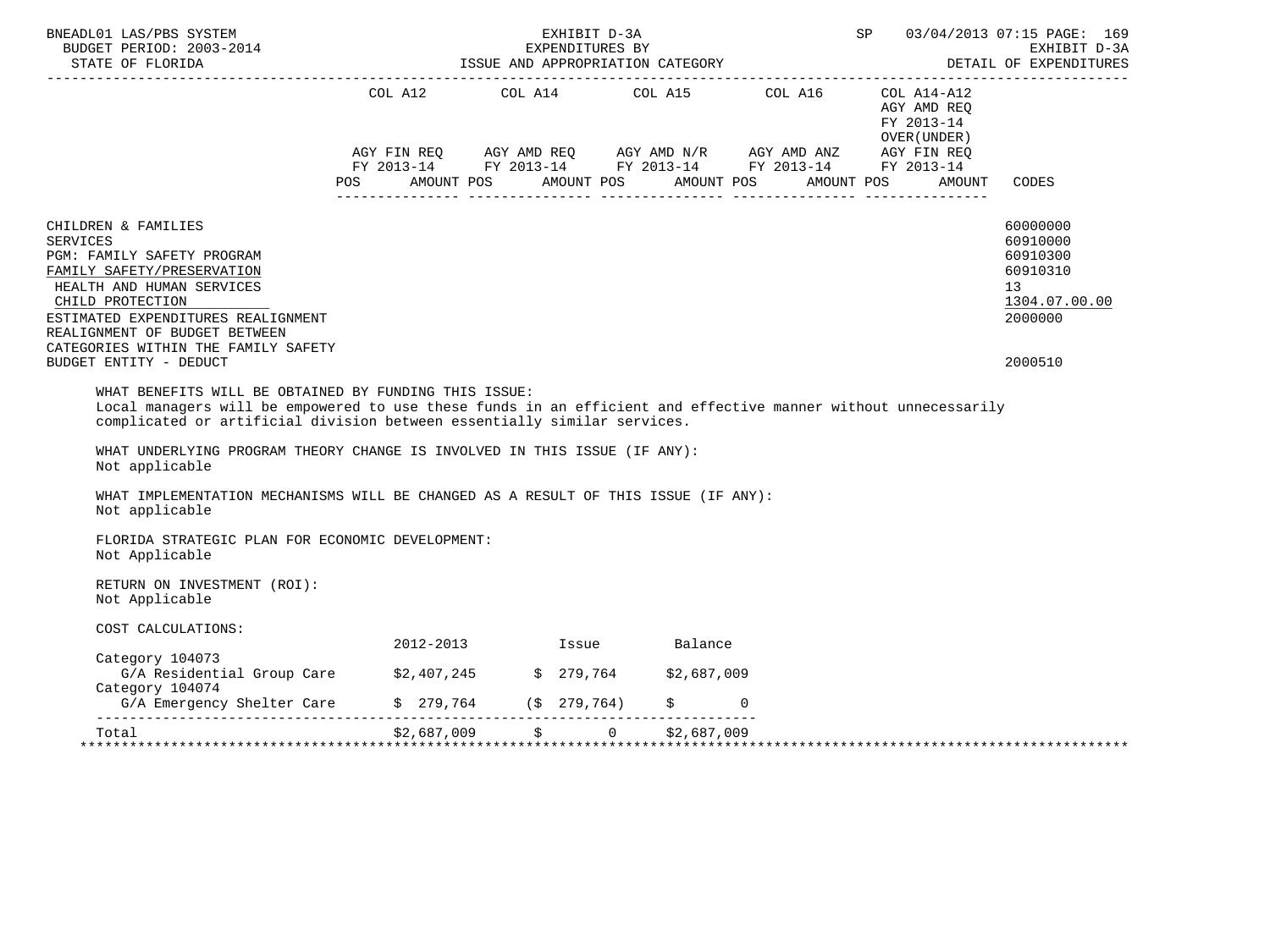BNEADL01 LAS/PBS SYSTEM — EXHIBIT D-3A — SP 03/04/2013 07:15

BUDGET PERIOD: 2003-2014 — EXPENDITURES BY — EXHIBIT D-3A

STATE OF FLORIDA — ISSUE AND APPROPRIATION CATEGORY — DETAIL OF EXPENDITURES

| | COL A12 AGY FIN REQ FY 2013-14 POS AMOUNT | COL A14 AGY AMD REQ FY 2013-14 POS AMOUNT | COL A15 AGY AMD N/R FY 2013-14 POS AMOUNT | COL A16 AGY AMD ANZ FY 2013-14 POS AMOUNT | COL A14-A12 AGY AMD REQ FY 2013-14 OVER(UNDER) AGY FIN REQ FY 2013-14 POS AMOUNT | CODES |
|---|---|---|---|---|---|---|
| CHILDREN & FAMILIES | | | | | | 60000000 |
| SERVICES | | | | | | 60910000 |
| PGM: FAMILY SAFETY PROGRAM | | | | | | 60910300 |
| FAMILY SAFETY/PRESERVATION | | | | | | 60910310 |
| HEALTH AND HUMAN SERVICES | | | | | | 13 |
| CHILD PROTECTION | | | | | | 1304.07.00.00 |
| ESTIMATED EXPENDITURES REALIGNMENT | | | | | | 2000000 |
| REALIGNMENT OF BUDGET BETWEEN CATEGORIES WITHIN THE FAMILY SAFETY BUDGET ENTITY - DEDUCT | | | | | | 2000510 |

WHAT BENEFITS WILL BE OBTAINED BY FUNDING THIS ISSUE:
Local managers will be empowered to use these funds in an efficient and effective manner without unnecessarily complicated or artificial division between essentially similar services.

WHAT UNDERLYING PROGRAM THEORY CHANGE IS INVOLVED IN THIS ISSUE (IF ANY):
Not applicable

WHAT IMPLEMENTATION MECHANISMS WILL BE CHANGED AS A RESULT OF THIS ISSUE (IF ANY):
Not applicable

FLORIDA STRATEGIC PLAN FOR ECONOMIC DEVELOPMENT:
Not Applicable

RETURN ON INVESTMENT (ROI):
Not Applicable

COST CALCULATIONS:

| | 2012-2013 | Issue | Balance |
|---|---|---|---|
| Category 104073 | | | |
| G/A Residential Group Care | $2,407,245 | $ 279,764 | $2,687,009 |
| Category 104074 | | | |
| G/A Emergency Shelter Care | $ 279,764 | ($ 279,764) | $ 0 |
| Total | $2,687,009 | $ 0 | $2,687,009 |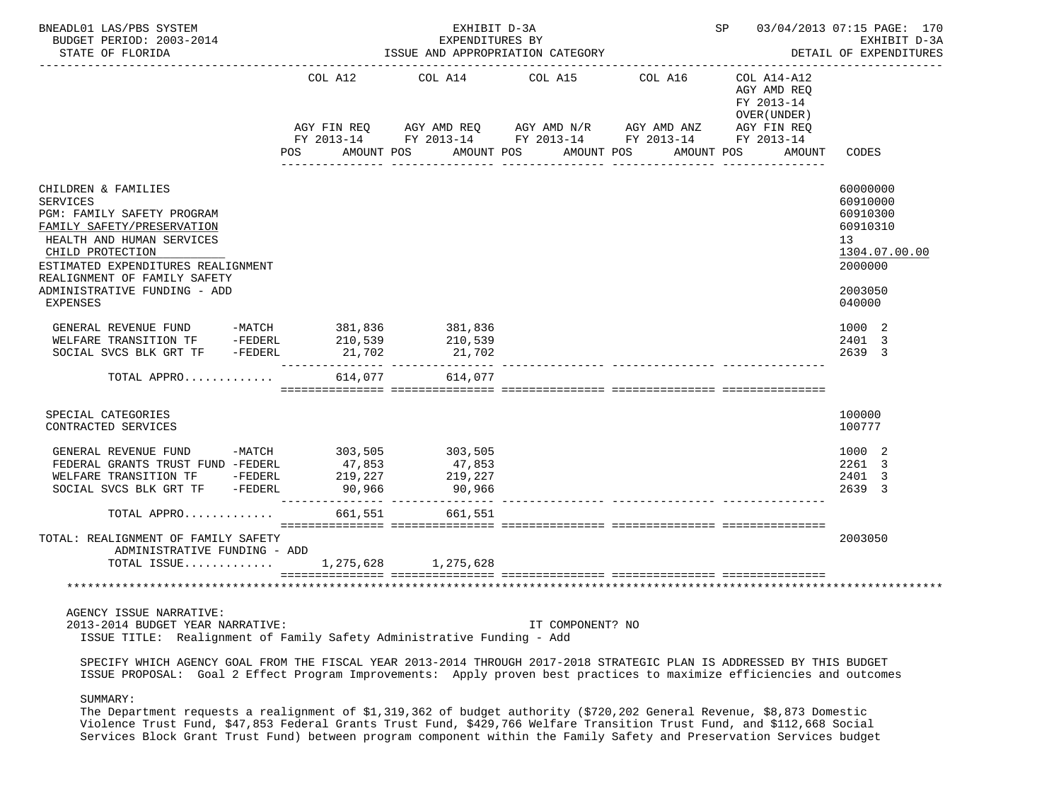BNEADL01 LAS/PBS SYSTEM — EXHIBIT D-3A — EXPENDITURES BY ISSUE AND APPROPRIATION CATEGORY — BUDGET PERIOD: 2003-2014 — STATE OF FLORIDA — SP 03/04/2013 07:15 — EXHIBIT D-3A DETAIL OF EXPENDITURES

| | COL A12 AGY FIN REQ FY 2013-14 POS AMOUNT | COL A14 AGY AMD REQ FY 2013-14 POS AMOUNT | COL A15 AGY AMD N/R FY 2013-14 POS AMOUNT | COL A16 AGY AMD ANZ FY 2013-14 POS AMOUNT | COL A14-A12 AGY AMD REQ FY 2013-14 OVER(UNDER) AGY FIN REQ FY 2013-14 POS AMOUNT | CODES |
|---|---|---|---|---|---|---|
| CHILDREN & FAMILIES | | | | | | 60000000 |
| SERVICES | | | | | | 60910000 |
| PGM: FAMILY SAFETY PROGRAM | | | | | | 60910300 |
| FAMILY SAFETY/PRESERVATION | | | | | | 60910310 |
| HEALTH AND HUMAN SERVICES | | | | | | 13 |
| CHILD PROTECTION | | | | | | 1304.07.00.00 |
| ESTIMATED EXPENDITURES REALIGNMENT | | | | | | 2000000 |
| REALIGNMENT OF FAMILY SAFETY ADMINISTRATIVE FUNDING - ADD | | | | | | 2003050 |
| EXPENSES | | | | | | 040000 |
| GENERAL REVENUE FUND -MATCH | 381,836 | 381,836 | | | | 1000 2 |
| WELFARE TRANSITION TF -FEDERL | 210,539 | 210,539 | | | | 2401 3 |
| SOCIAL SVCS BLK GRT TF -FEDERL | 21,702 | 21,702 | | | | 2639 3 |
| TOTAL APPRO............ | 614,077 | 614,077 | | | | |
| SPECIAL CATEGORIES | | | | | | 100000 |
| CONTRACTED SERVICES | | | | | | 100777 |
| GENERAL REVENUE FUND -MATCH | 303,505 | 303,505 | | | | 1000 2 |
| FEDERAL GRANTS TRUST FUND -FEDERL | 47,853 | 47,853 | | | | 2261 3 |
| WELFARE TRANSITION TF -FEDERL | 219,227 | 219,227 | | | | 2401 3 |
| SOCIAL SVCS BLK GRT TF -FEDERL | 90,966 | 90,966 | | | | 2639 3 |
| TOTAL APPRO............ | 661,551 | 661,551 | | | | |
| TOTAL: REALIGNMENT OF FAMILY SAFETY ADMINISTRATIVE FUNDING - ADD | | | | | | 2003050 |
| TOTAL ISSUE............ | 1,275,628 | 1,275,628 | | | | |

AGENCY ISSUE NARRATIVE:
2013-2014 BUDGET YEAR NARRATIVE: IT COMPONENT? NO
ISSUE TITLE: Realignment of Family Safety Administrative Funding - Add

SPECIFY WHICH AGENCY GOAL FROM THE FISCAL YEAR 2013-2014 THROUGH 2017-2018 STRATEGIC PLAN IS ADDRESSED BY THIS BUDGET ISSUE PROPOSAL: Goal 2 Effect Program Improvements: Apply proven best practices to maximize efficiencies and outcomes

SUMMARY:
The Department requests a realignment of $1,319,362 of budget authority ($720,202 General Revenue, $8,873 Domestic Violence Trust Fund, $47,853 Federal Grants Trust Fund, $429,766 Welfare Transition Trust Fund, and $112,668 Social Services Block Grant Trust Fund) between program component within the Family Safety and Preservation Services budget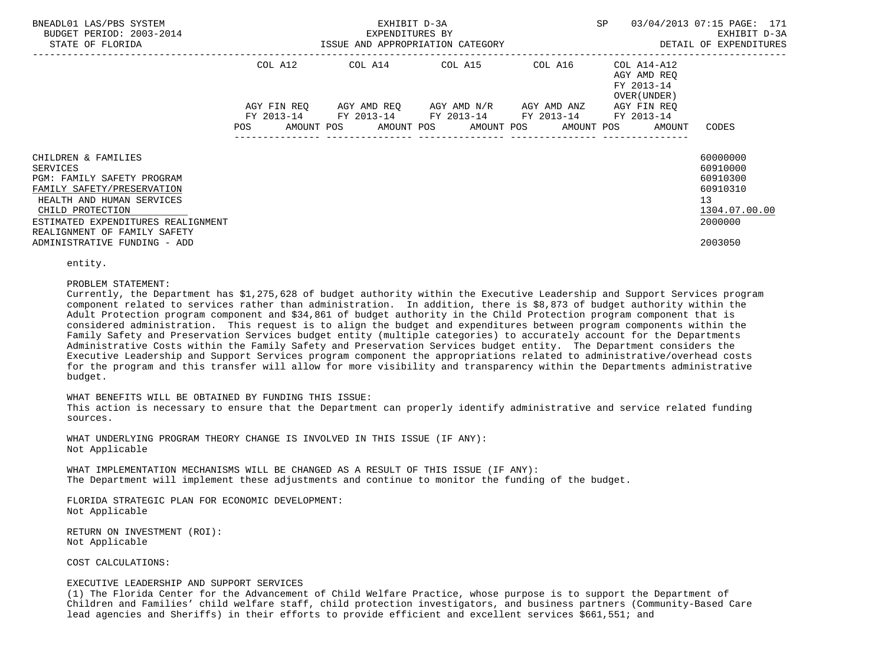| | COL A12 | | COL A14 | | COL A15 | | COL A16 | | COL A14-A12 AGY AMD REQ FY 2013-14 OVER(UNDER) | | |
|---|---|---|---|---|---|---|---|---|---|---|---|
| | AGY FIN REQ FY 2013-14 | | AGY AMD REQ FY 2013-14 | | AGY AMD N/R FY 2013-14 | | AGY AMD ANZ FY 2013-14 | | AGY FIN REQ FY 2013-14 | | |
| | POS | AMOUNT | POS | AMOUNT | POS | AMOUNT | POS | AMOUNT | POS | AMOUNT | CODES |
| CHILDREN & FAMILIES | | | | | | | | | | | 60000000 |
| SERVICES | | | | | | | | | | | 60910000 |
| PGM: FAMILY SAFETY PROGRAM | | | | | | | | | | | 60910300 |
| FAMILY SAFETY/PRESERVATION | | | | | | | | | | | 60910310 |
| HEALTH AND HUMAN SERVICES | | | | | | | | | | | 13 |
| CHILD PROTECTION | | | | | | | | | | | 1304.07.00.00 |
| ESTIMATED EXPENDITURES REALIGNMENT | | | | | | | | | | | 2000000 |
| REALIGNMENT OF FAMILY SAFETY ADMINISTRATIVE FUNDING - ADD | | | | | | | | | | | 2003050 |

entity.

PROBLEM STATEMENT:
Currently, the Department has $1,275,628 of budget authority within the Executive Leadership and Support Services program component related to services rather than administration. In addition, there is $8,873 of budget authority within the Adult Protection program component and $34,861 of budget authority in the Child Protection program component that is considered administration. This request is to align the budget and expenditures between program components within the Family Safety and Preservation Services budget entity (multiple categories) to accurately account for the Departments Administrative Costs within the Family Safety and Preservation Services budget entity. The Department considers the Executive Leadership and Support Services program component the appropriations related to administrative/overhead costs for the program and this transfer will allow for more visibility and transparency within the Departments administrative budget.

WHAT BENEFITS WILL BE OBTAINED BY FUNDING THIS ISSUE:
This action is necessary to ensure that the Department can properly identify administrative and service related funding sources.

WHAT UNDERLYING PROGRAM THEORY CHANGE IS INVOLVED IN THIS ISSUE (IF ANY):
Not Applicable

WHAT IMPLEMENTATION MECHANISMS WILL BE CHANGED AS A RESULT OF THIS ISSUE (IF ANY):
The Department will implement these adjustments and continue to monitor the funding of the budget.

FLORIDA STRATEGIC PLAN FOR ECONOMIC DEVELOPMENT:
Not Applicable

RETURN ON INVESTMENT (ROI):
Not Applicable

COST CALCULATIONS:

EXECUTIVE LEADERSHIP AND SUPPORT SERVICES
(1) The Florida Center for the Advancement of Child Welfare Practice, whose purpose is to support the Department of Children and Families' child welfare staff, child protection investigators, and business partners (Community-Based Care lead agencies and Sheriffs) in their efforts to provide efficient and excellent services $661,551; and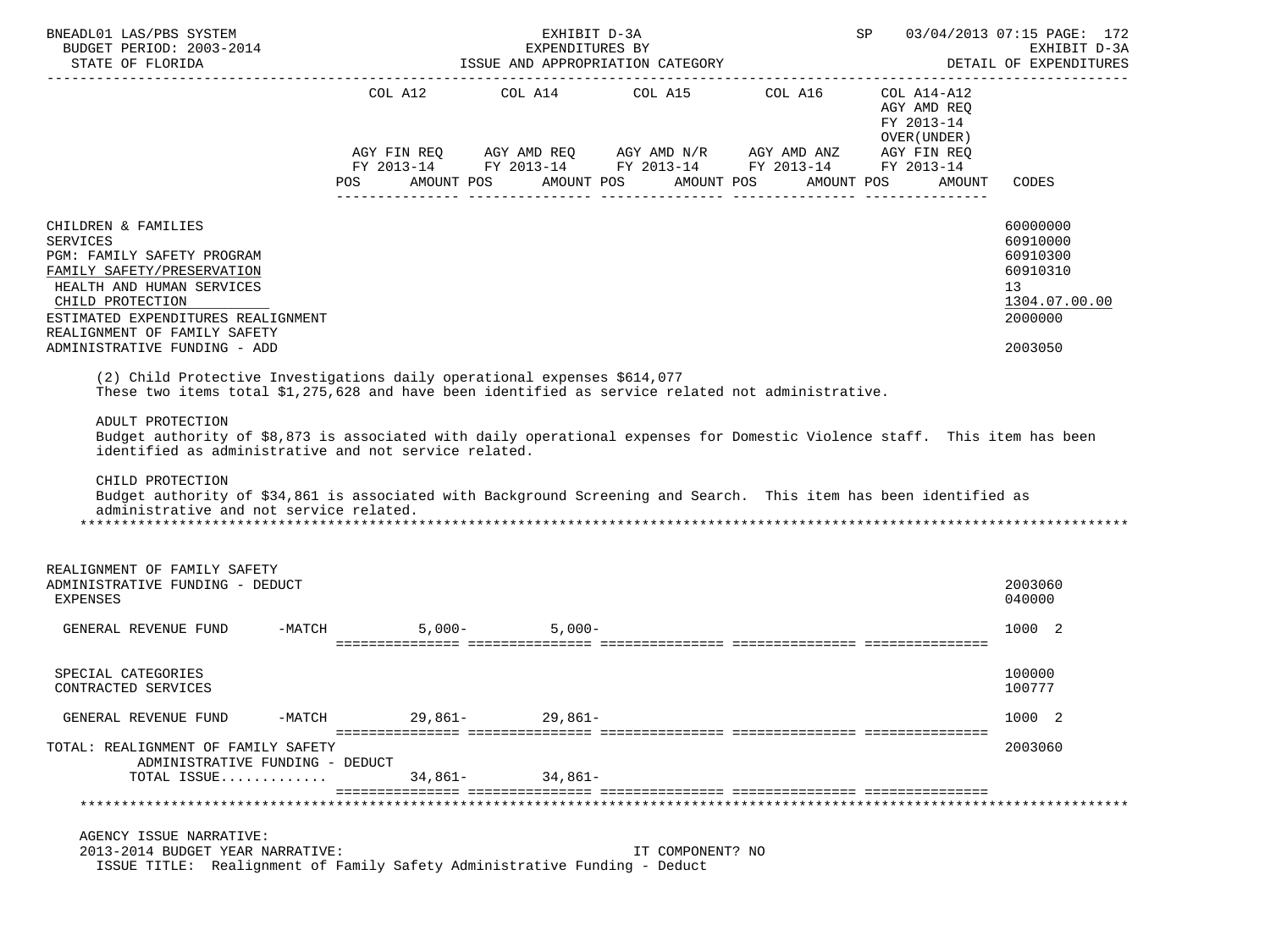| | COL A12 | COL A14 | COL A15 | COL A16 | COL A14-A12 | |
|---|---|---|---|---|---|---|
| | AGY FIN REQ FY 2013-14 | AGY AMD REQ FY 2013-14 | AGY AMD N/R FY 2013-14 | AGY AMD ANZ FY 2013-14 | AGY AMD REQ FY 2013-14 OVER(UNDER) AGY FIN REQ FY 2013-14 | |
| | POS AMOUNT | POS AMOUNT | POS AMOUNT | POS AMOUNT | POS AMOUNT | CODES |
| CHILDREN & FAMILIES | | | | | | 60000000 |
| SERVICES | | | | | | 60910000 |
| PGM: FAMILY SAFETY PROGRAM | | | | | | 60910300 |
| FAMILY SAFETY/PRESERVATION | | | | | | 60910310 |
| HEALTH AND HUMAN SERVICES | | | | | | 13 |
| CHILD PROTECTION | | | | | | 1304.07.00.00 |
| ESTIMATED EXPENDITURES REALIGNMENT | | | | | | 2000000 |
| REALIGNMENT OF FAMILY SAFETY ADMINISTRATIVE FUNDING - ADD | | | | | | 2003050 |

(2) Child Protective Investigations daily operational expenses $614,077
These two items total $1,275,628 and have been identified as service related not administrative.

ADULT PROTECTION
Budget authority of $8,873 is associated with daily operational expenses for Domestic Violence staff. This item has been identified as administrative and not service related.

CHILD PROTECTION
Budget authority of $34,861 is associated with Background Screening and Search. This item has been identified as administrative and not service related.

*******************************************************************************************************************

| | COL A12 | COL A14 | COL A15 | COL A16 | COL A14-A12 | CODES |
|---|---|---|---|---|---|---|
| REALIGNMENT OF FAMILY SAFETY ADMINISTRATIVE FUNDING - DEDUCT | | | | | | 2003060 |
| EXPENSES | | | | | | 040000 |
| GENERAL REVENUE FUND -MATCH | 5,000- | 5,000- | | | | 1000 2 |
| SPECIAL CATEGORIES | | | | | | 100000 |
| CONTRACTED SERVICES | | | | | | 100777 |
| GENERAL REVENUE FUND -MATCH | 29,861- | 29,861- | | | | 1000 2 |
| TOTAL: REALIGNMENT OF FAMILY SAFETY ADMINISTRATIVE FUNDING - DEDUCT | | | | | | 2003060 |
| TOTAL ISSUE............. | 34,861- | 34,861- | | | | |

*******************************************************************************************************************

AGENCY ISSUE NARRATIVE:
2013-2014 BUDGET YEAR NARRATIVE: IT COMPONENT? NO
ISSUE TITLE: Realignment of Family Safety Administrative Funding - Deduct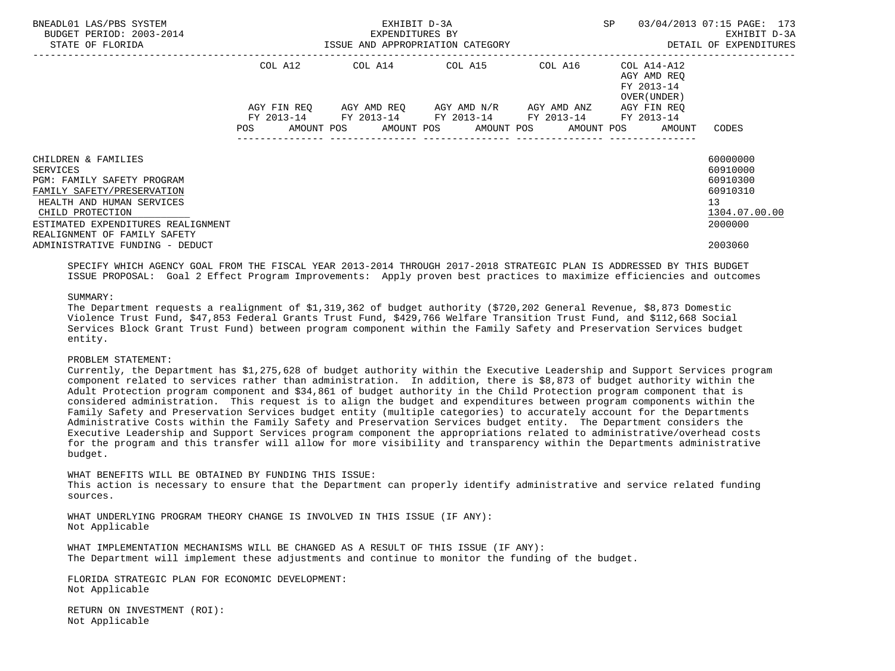| | COL A12 | COL A14 | COL A15 | COL A16 | COL A14-A12 AGY AMD REQ FY 2013-14 OVER(UNDER) | |
|---|---|---|---|---|---|---|
| | AGY FIN REQ FY 2013-14 | AGY AMD REQ FY 2013-14 | AGY AMD N/R FY 2013-14 | AGY AMD ANZ FY 2013-14 | AGY FIN REQ FY 2013-14 | |
| | POS AMOUNT | POS AMOUNT | POS AMOUNT | POS AMOUNT | POS AMOUNT | CODES |
| CHILDREN & FAMILIES | | | | | | 60000000 |
| SERVICES | | | | | | 60910000 |
| PGM: FAMILY SAFETY PROGRAM | | | | | | 60910300 |
| FAMILY SAFETY/PRESERVATION | | | | | | 60910310 |
| HEALTH AND HUMAN SERVICES | | | | | | 13 |
| CHILD PROTECTION | | | | | | 1304.07.00.00 |
| ESTIMATED EXPENDITURES REALIGNMENT | | | | | | 2000000 |
| REALIGNMENT OF FAMILY SAFETY ADMINISTRATIVE FUNDING - DEDUCT | | | | | | 2003060 |

SPECIFY WHICH AGENCY GOAL FROM THE FISCAL YEAR 2013-2014 THROUGH 2017-2018 STRATEGIC PLAN IS ADDRESSED BY THIS BUDGET ISSUE PROPOSAL: Goal 2 Effect Program Improvements: Apply proven best practices to maximize efficiencies and outcomes

SUMMARY:
The Department requests a realignment of $1,319,362 of budget authority ($720,202 General Revenue, $8,873 Domestic Violence Trust Fund, $47,853 Federal Grants Trust Fund, $429,766 Welfare Transition Trust Fund, and $112,668 Social Services Block Grant Trust Fund) between program component within the Family Safety and Preservation Services budget entity.

PROBLEM STATEMENT:
Currently, the Department has $1,275,628 of budget authority within the Executive Leadership and Support Services program component related to services rather than administration. In addition, there is $8,873 of budget authority within the Adult Protection program component and $34,861 of budget authority in the Child Protection program component that is considered administration. This request is to align the budget and expenditures between program components within the Family Safety and Preservation Services budget entity (multiple categories) to accurately account for the Departments Administrative Costs within the Family Safety and Preservation Services budget entity. The Department considers the Executive Leadership and Support Services program component the appropriations related to administrative/overhead costs for the program and this transfer will allow for more visibility and transparency within the Departments administrative budget.

WHAT BENEFITS WILL BE OBTAINED BY FUNDING THIS ISSUE:
This action is necessary to ensure that the Department can properly identify administrative and service related funding sources.

WHAT UNDERLYING PROGRAM THEORY CHANGE IS INVOLVED IN THIS ISSUE (IF ANY):
Not Applicable

WHAT IMPLEMENTATION MECHANISMS WILL BE CHANGED AS A RESULT OF THIS ISSUE (IF ANY):
The Department will implement these adjustments and continue to monitor the funding of the budget.

FLORIDA STRATEGIC PLAN FOR ECONOMIC DEVELOPMENT:
Not Applicable

RETURN ON INVESTMENT (ROI):
Not Applicable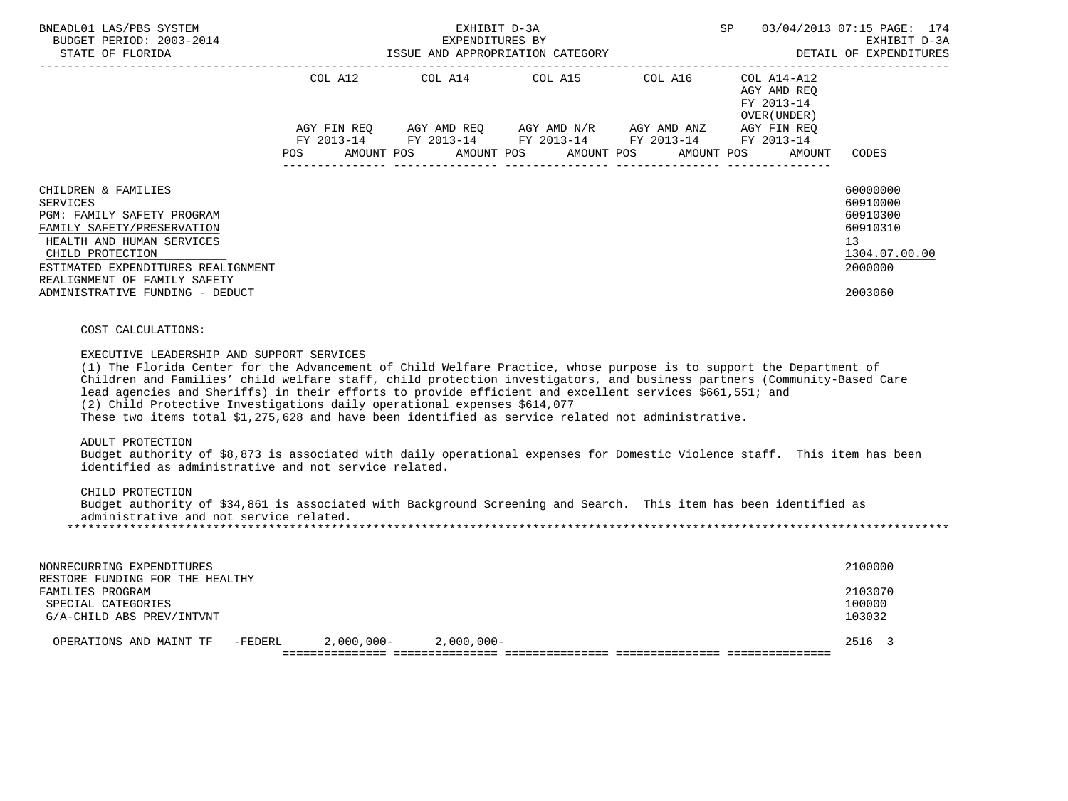| | COL A12 | COL A14 | COL A15 | COL A16 | COL A14-A12 AGY AMD REQ FY 2013-14 OVER(UNDER) | |
|---|---|---|---|---|---|---|
| | AGY FIN REQ FY 2013-14 | AGY AMD REQ FY 2013-14 | AGY AMD N/R FY 2013-14 | AGY AMD ANZ FY 2013-14 | AGY FIN REQ FY 2013-14 | |
| | POS AMOUNT | POS AMOUNT | POS AMOUNT | POS AMOUNT | POS AMOUNT | CODES |
| CHILDREN & FAMILIES | | | | | | 60000000 |
| SERVICES | | | | | | 60910000 |
| PGM: FAMILY SAFETY PROGRAM | | | | | | 60910300 |
| FAMILY SAFETY/PRESERVATION | | | | | | 60910310 |
| HEALTH AND HUMAN SERVICES | | | | | | 13 |
| CHILD PROTECTION | | | | | | 1304.07.00.00 |
| ESTIMATED EXPENDITURES REALIGNMENT | | | | | | 2000000 |
| REALIGNMENT OF FAMILY SAFETY ADMINISTRATIVE FUNDING - DEDUCT | | | | | | 2003060 |

COST CALCULATIONS:

EXECUTIVE LEADERSHIP AND SUPPORT SERVICES
(1) The Florida Center for the Advancement of Child Welfare Practice, whose purpose is to support the Department of Children and Families' child welfare staff, child protection investigators, and business partners (Community-Based Care lead agencies and Sheriffs) in their efforts to provide efficient and excellent services $661,551; and
(2) Child Protective Investigations daily operational expenses $614,077
These two items total $1,275,628 and have been identified as service related not administrative.

ADULT PROTECTION
Budget authority of $8,873 is associated with daily operational expenses for Domestic Violence staff. This item has been identified as administrative and not service related.

CHILD PROTECTION
Budget authority of $34,861 is associated with Background Screening and Search. This item has been identified as administrative and not service related.

*******************************************************************************************************************

| | COL A12 | COL A14 | COL A15 | COL A16 | COL A14-A12 | CODES |
|---|---|---|---|---|---|---|
| NONRECURRING EXPENDITURES | | | | | | 2100000 |
| RESTORE FUNDING FOR THE HEALTHY FAMILIES PROGRAM | | | | | | 2103070 |
| SPECIAL CATEGORIES | | | | | | 100000 |
| G/A-CHILD ABS PREV/INTVNT | | | | | | 103032 |
| OPERATIONS AND MAINT TF -FEDERL | 2,000,000- | 2,000,000- | | | | 2516 3 |
| | =============== | =============== | =============== | =============== | =============== | |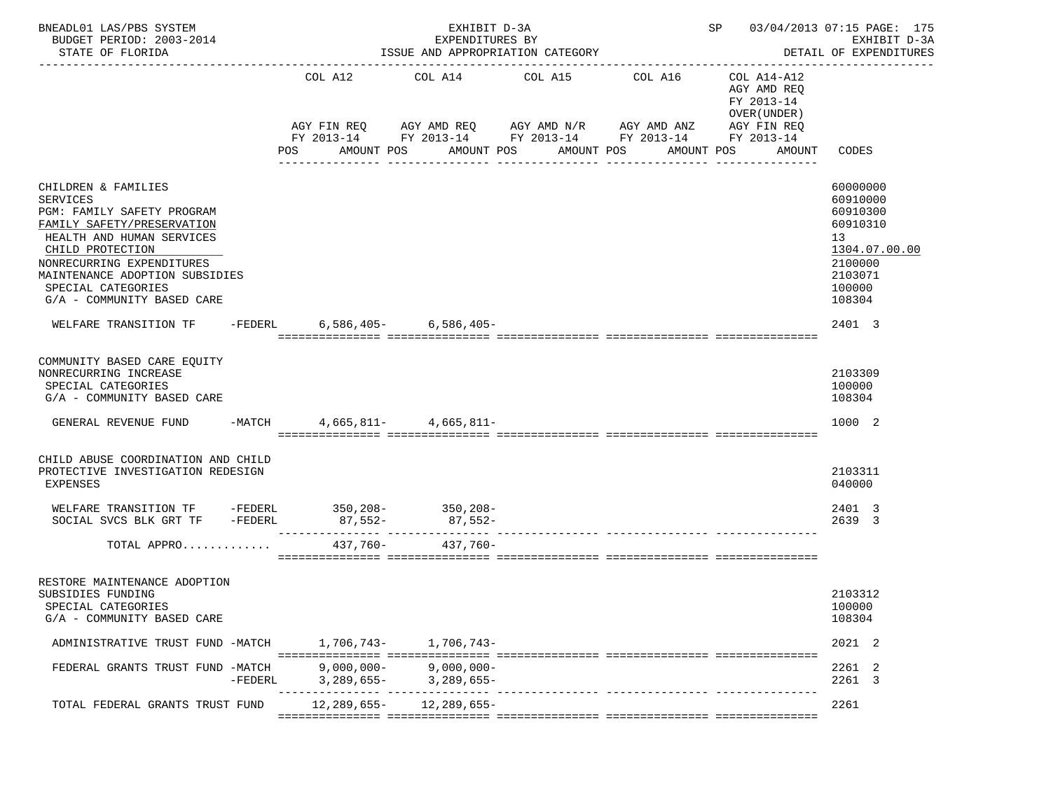BNEADL01 LAS/PBS SYSTEM — EXHIBIT D-3A — EXPENDITURES BY ISSUE AND APPROPRIATION CATEGORY — SP 03/04/2013 07:15

BUDGET PERIOD: 2003-2014 — STATE OF FLORIDA — EXHIBIT D-3A DETAIL OF EXPENDITURES

| | COL A12 AGY FIN REQ FY 2013-14 POS AMOUNT | COL A14 AGY AMD REQ FY 2013-14 POS AMOUNT | COL A15 AGY AMD N/R FY 2013-14 POS AMOUNT | COL A16 AGY AMD ANZ FY 2013-14 POS AMOUNT | COL A14-A12 AGY AMD REQ FY 2013-14 OVER(UNDER) AGY FIN REQ FY 2013-14 POS AMOUNT | CODES |
|---|---|---|---|---|---|---|
| CHILDREN & FAMILIES | | | | | | 60000000 |
| SERVICES | | | | | | 60910000 |
| PGM: FAMILY SAFETY PROGRAM | | | | | | 60910300 |
| FAMILY SAFETY/PRESERVATION | | | | | | 60910310 |
| HEALTH AND HUMAN SERVICES | | | | | | 13 |
| CHILD PROTECTION | | | | | | 1304.07.00.00 |
| NONRECURRING EXPENDITURES | | | | | | 2100000 |
| MAINTENANCE ADOPTION SUBSIDIES | | | | | | 2103071 |
| SPECIAL CATEGORIES | | | | | | 100000 |
| G/A - COMMUNITY BASED CARE | | | | | | 108304 |
| WELFARE TRANSITION TF -FEDERL | 6,586,405- | 6,586,405- | | | | 2401 3 |
| COMMUNITY BASED CARE EQUITY NONRECURRING INCREASE | | | | | | 2103309 |
| SPECIAL CATEGORIES | | | | | | 100000 |
| G/A - COMMUNITY BASED CARE | | | | | | 108304 |
| GENERAL REVENUE FUND -MATCH | 4,665,811- | 4,665,811- | | | | 1000 2 |
| CHILD ABUSE COORDINATION AND CHILD PROTECTIVE INVESTIGATION REDESIGN | | | | | | 2103311 |
| EXPENSES | | | | | | 040000 |
| WELFARE TRANSITION TF -FEDERL | 350,208- | 350,208- | | | | 2401 3 |
| SOCIAL SVCS BLK GRT TF -FEDERL | 87,552- | 87,552- | | | | 2639 3 |
| TOTAL APPRO............ | 437,760- | 437,760- | | | | |
| RESTORE MAINTENANCE ADOPTION SUBSIDIES FUNDING | | | | | | 2103312 |
| SPECIAL CATEGORIES | | | | | | 100000 |
| G/A - COMMUNITY BASED CARE | | | | | | 108304 |
| ADMINISTRATIVE TRUST FUND -MATCH | 1,706,743- | 1,706,743- | | | | 2021 2 |
| FEDERAL GRANTS TRUST FUND -MATCH | 9,000,000- | 9,000,000- | | | | 2261 2 |
| -FEDERL | 3,289,655- | 3,289,655- | | | | 2261 3 |
| TOTAL FEDERAL GRANTS TRUST FUND | 12,289,655- | 12,289,655- | | | | 2261 |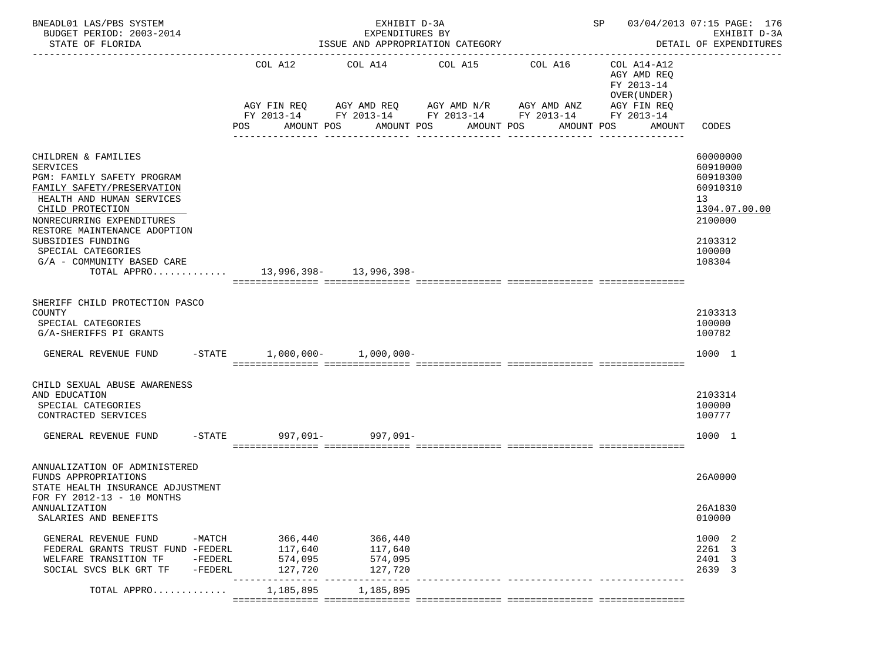BNEADL01 LAS/PBS SYSTEM — EXHIBIT D-3A — SP 03/04/2013 07:15 PAGE: 176
BUDGET PERIOD: 2003-2014 — EXPENDITURES BY — EXHIBIT D-3A
STATE OF FLORIDA — ISSUE AND APPROPRIATION CATEGORY — DETAIL OF EXPENDITURES

| | COL A12 AGY FIN REQ FY 2013-14 POS AMOUNT | COL A14 AGY AMD REQ FY 2013-14 POS AMOUNT | COL A15 AGY AMD N/R FY 2013-14 POS AMOUNT | COL A16 AGY AMD ANZ FY 2013-14 POS AMOUNT | COL A14-A12 AGY AMD REQ FY 2013-14 OVER(UNDER) AGY FIN REQ FY 2013-14 POS AMOUNT | CODES |
|---|---|---|---|---|---|---|
| CHILDREN & FAMILIES | | | | | | 60000000 |
| SERVICES | | | | | | 60910000 |
| PGM: FAMILY SAFETY PROGRAM | | | | | | 60910300 |
| FAMILY SAFETY/PRESERVATION | | | | | | 60910310 |
| HEALTH AND HUMAN SERVICES | | | | | | 13 |
| CHILD PROTECTION | | | | | | 1304.07.00.00 |
| NONRECURRING EXPENDITURES | | | | | | 2100000 |
| RESTORE MAINTENANCE ADOPTION SUBSIDIES FUNDING | | | | | | 2103312 |
| SPECIAL CATEGORIES | | | | | | 100000 |
| G/A - COMMUNITY BASED CARE | | | | | | 108304 |
| TOTAL APPRO............ | 13,996,398- | 13,996,398- | | | | |
| SHERIFF CHILD PROTECTION PASCO COUNTY | | | | | | 2103313 |
| SPECIAL CATEGORIES | | | | | | 100000 |
| G/A-SHERIFFS PI GRANTS | | | | | | 100782 |
| GENERAL REVENUE FUND -STATE | 1,000,000- | 1,000,000- | | | | 1000 1 |
| CHILD SEXUAL ABUSE AWARENESS AND EDUCATION | | | | | | 2103314 |
| SPECIAL CATEGORIES | | | | | | 100000 |
| CONTRACTED SERVICES | | | | | | 100777 |
| GENERAL REVENUE FUND -STATE | 997,091- | 997,091- | | | | 1000 1 |
| ANNUALIZATION OF ADMINISTERED FUNDS APPROPRIATIONS | | | | | | 26A0000 |
| STATE HEALTH INSURANCE ADJUSTMENT FOR FY 2012-13 - 10 MONTHS ANNUALIZATION | | | | | | 26A1830 |
| SALARIES AND BENEFITS | | | | | | 010000 |
| GENERAL REVENUE FUND -MATCH | 366,440 | 366,440 | | | | 1000 2 |
| FEDERAL GRANTS TRUST FUND -FEDERL | 117,640 | 117,640 | | | | 2261 3 |
| WELFARE TRANSITION TF -FEDERL | 574,095 | 574,095 | | | | 2401 3 |
| SOCIAL SVCS BLK GRT TF -FEDERL | 127,720 | 127,720 | | | | 2639 3 |
| TOTAL APPRO............ | 1,185,895 | 1,185,895 | | | | |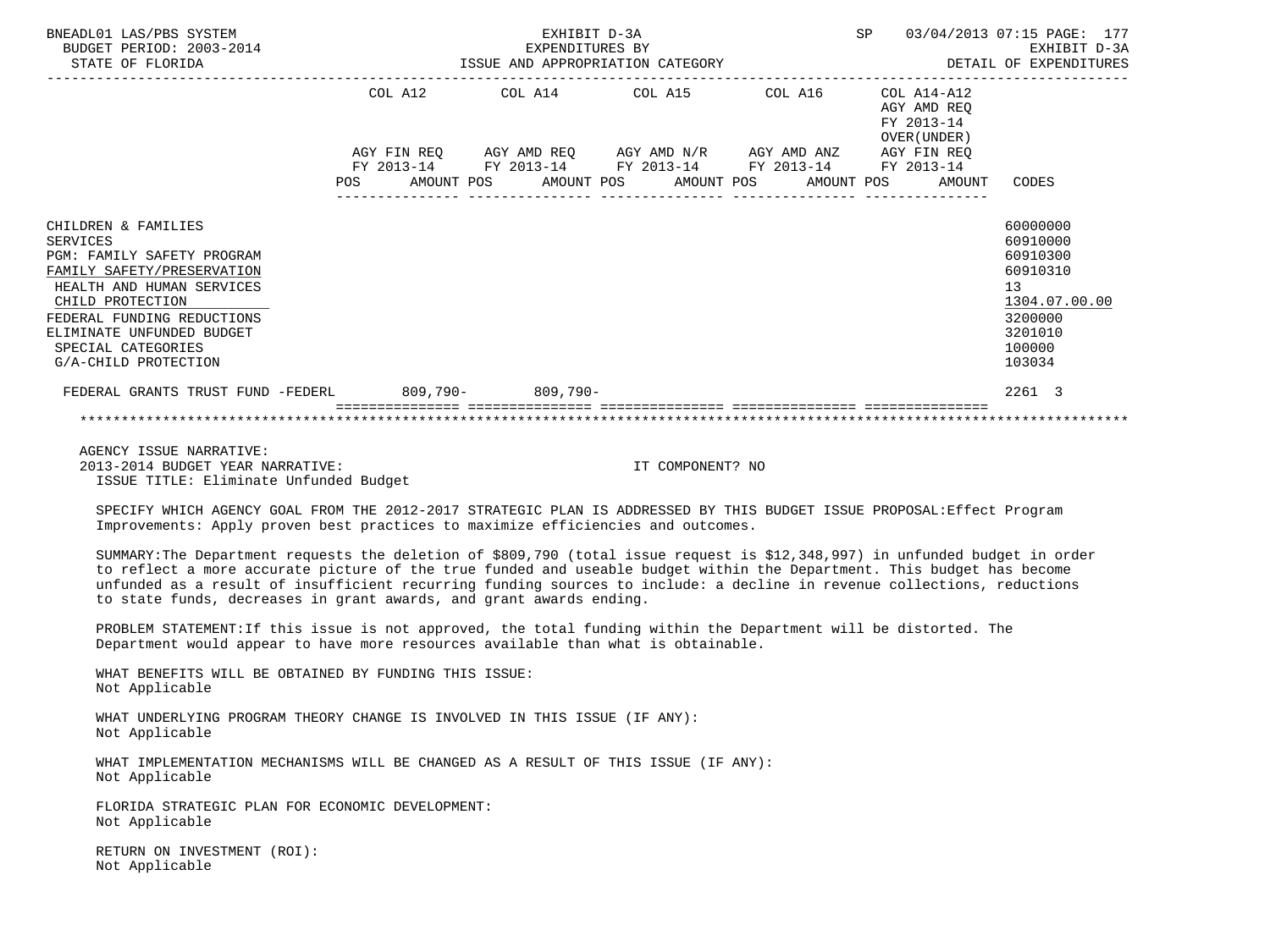BNEADL01 LAS/PBS SYSTEM — EXHIBIT D-3A — SP 03/04/2013 07:15
BUDGET PERIOD: 2003-2014 — EXPENDITURES BY — EXHIBIT D-3A
STATE OF FLORIDA — ISSUE AND APPROPRIATION CATEGORY — DETAIL OF EXPENDITURES

| | COL A12 AGY FIN REQ FY 2013-14 POS AMOUNT | COL A14 AGY AMD REQ FY 2013-14 POS AMOUNT | COL A15 AGY AMD N/R FY 2013-14 POS AMOUNT | COL A16 AGY AMD ANZ FY 2013-14 POS AMOUNT | COL A14-A12 AGY AMD REQ FY 2013-14 OVER(UNDER) AGY FIN REQ FY 2013-14 POS AMOUNT | CODES |
|---|---|---|---|---|---|---|
| CHILDREN & FAMILIES | | | | | | 60000000 |
| SERVICES | | | | | | 60910000 |
| PGM: FAMILY SAFETY PROGRAM | | | | | | 60910300 |
| FAMILY SAFETY/PRESERVATION | | | | | | 60910310 |
| HEALTH AND HUMAN SERVICES | | | | | | 13 |
| CHILD PROTECTION | | | | | | 1304.07.00.00 |
| FEDERAL FUNDING REDUCTIONS | | | | | | 3200000 |
| ELIMINATE UNFUNDED BUDGET | | | | | | 3201010 |
| SPECIAL CATEGORIES | | | | | | 100000 |
| G/A-CHILD PROTECTION | | | | | | 103034 |
| FEDERAL GRANTS TRUST FUND -FEDERL | 809,790- | 809,790- | | | | 2261 3 |

AGENCY ISSUE NARRATIVE:
2013-2014 BUDGET YEAR NARRATIVE: IT COMPONENT? NO
ISSUE TITLE: Eliminate Unfunded Budget

SPECIFY WHICH AGENCY GOAL FROM THE 2012-2017 STRATEGIC PLAN IS ADDRESSED BY THIS BUDGET ISSUE PROPOSAL:Effect Program Improvements: Apply proven best practices to maximize efficiencies and outcomes.

SUMMARY:The Department requests the deletion of $809,790 (total issue request is $12,348,997) in unfunded budget in order to reflect a more accurate picture of the true funded and useable budget within the Department. This budget has become unfunded as a result of insufficient recurring funding sources to include: a decline in revenue collections, reductions to state funds, decreases in grant awards, and grant awards ending.

PROBLEM STATEMENT:If this issue is not approved, the total funding within the Department will be distorted. The Department would appear to have more resources available than what is obtainable.

WHAT BENEFITS WILL BE OBTAINED BY FUNDING THIS ISSUE:
Not Applicable

WHAT UNDERLYING PROGRAM THEORY CHANGE IS INVOLVED IN THIS ISSUE (IF ANY):
Not Applicable

WHAT IMPLEMENTATION MECHANISMS WILL BE CHANGED AS A RESULT OF THIS ISSUE (IF ANY):
Not Applicable

FLORIDA STRATEGIC PLAN FOR ECONOMIC DEVELOPMENT:
Not Applicable

RETURN ON INVESTMENT (ROI):
Not Applicable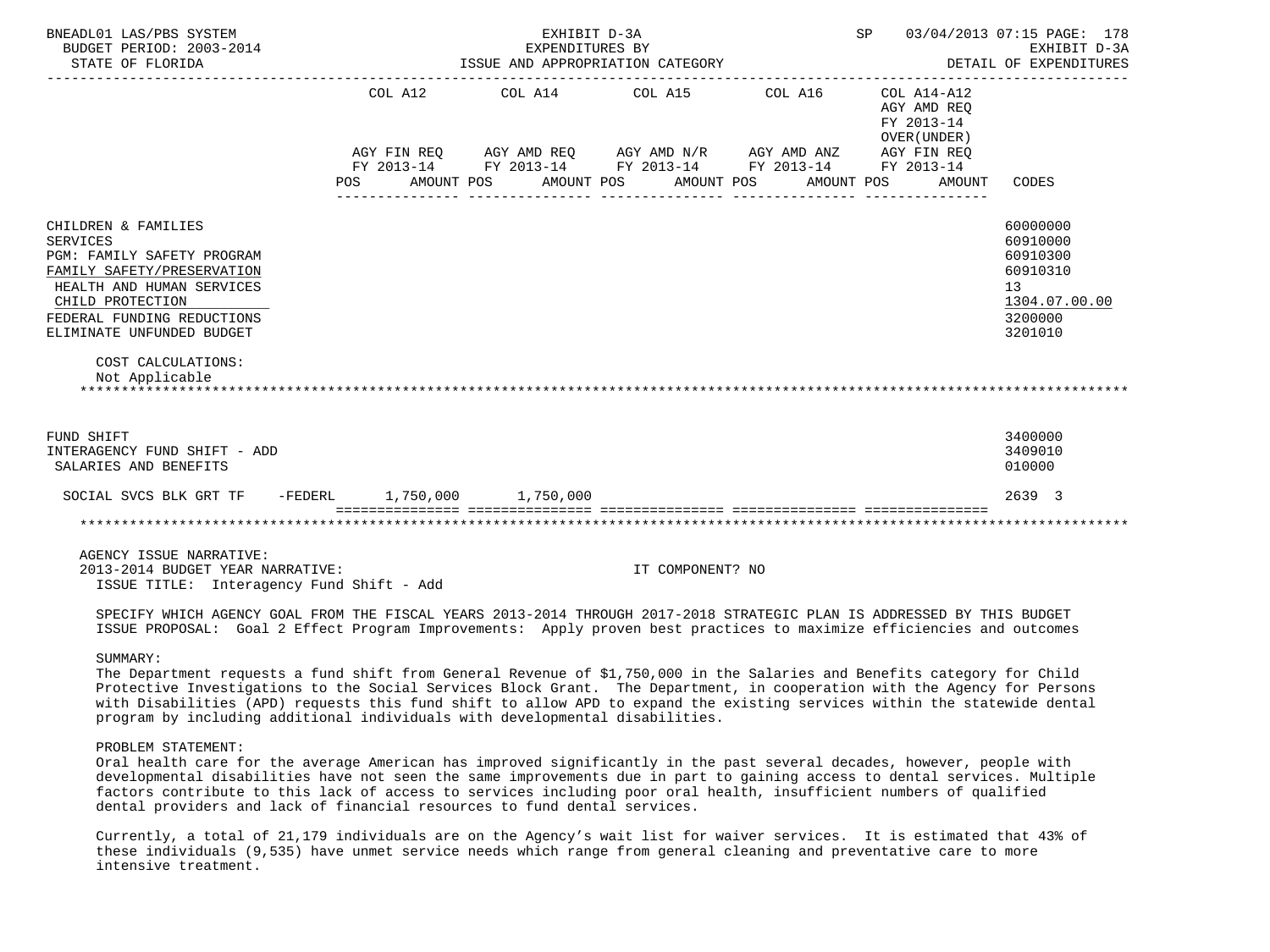BNEADL01 LAS/PBS SYSTEM | EXHIBIT D-3A | SP 03/04/2013 07:15
BUDGET PERIOD: 2003-2014 | EXPENDITURES BY | EXHIBIT D-3A
STATE OF FLORIDA | ISSUE AND APPROPRIATION CATEGORY | DETAIL OF EXPENDITURES

| | COL A12 AGY FIN REQ FY 2013-14 POS AMOUNT | COL A14 AGY AMD REQ FY 2013-14 POS AMOUNT | COL A15 AGY AMD N/R FY 2013-14 POS AMOUNT | COL A16 AGY AMD ANZ FY 2013-14 POS AMOUNT | COL A14-A12 AGY AMD REQ FY 2013-14 OVER(UNDER) AGY FIN REQ FY 2013-14 POS AMOUNT | CODES |
|---|---|---|---|---|---|---|
| CHILDREN & FAMILIES | | | | | | 60000000 |
| SERVICES | | | | | | 60910000 |
| PGM: FAMILY SAFETY PROGRAM | | | | | | 60910300 |
| FAMILY SAFETY/PRESERVATION | | | | | | 60910310 |
| HEALTH AND HUMAN SERVICES | | | | | | 13 |
| CHILD PROTECTION | | | | | | 1304.07.00.00 |
| FEDERAL FUNDING REDUCTIONS | | | | | | 3200000 |
| ELIMINATE UNFUNDED BUDGET | | | | | | 3201010 |
| COST CALCULATIONS: Not Applicable | | | | | | |
| FUND SHIFT | | | | | | 3400000 |
| INTERAGENCY FUND SHIFT - ADD | | | | | | 3409010 |
| SALARIES AND BENEFITS | | | | | | 010000 |
| SOCIAL SVCS BLK GRT TF -FEDERL | 1,750,000 | 1,750,000 | | | | 2639 3 |

AGENCY ISSUE NARRATIVE:
2013-2014 BUDGET YEAR NARRATIVE: IT COMPONENT? NO
ISSUE TITLE: Interagency Fund Shift - Add

SPECIFY WHICH AGENCY GOAL FROM THE FISCAL YEARS 2013-2014 THROUGH 2017-2018 STRATEGIC PLAN IS ADDRESSED BY THIS BUDGET ISSUE PROPOSAL: Goal 2 Effect Program Improvements: Apply proven best practices to maximize efficiencies and outcomes

SUMMARY:
The Department requests a fund shift from General Revenue of $1,750,000 in the Salaries and Benefits category for Child Protective Investigations to the Social Services Block Grant. The Department, in cooperation with the Agency for Persons with Disabilities (APD) requests this fund shift to allow APD to expand the existing services within the statewide dental program by including additional individuals with developmental disabilities.

PROBLEM STATEMENT:
Oral health care for the average American has improved significantly in the past several decades, however, people with developmental disabilities have not seen the same improvements due in part to gaining access to dental services. Multiple factors contribute to this lack of access to services including poor oral health, insufficient numbers of qualified dental providers and lack of financial resources to fund dental services.

Currently, a total of 21,179 individuals are on the Agency's wait list for waiver services. It is estimated that 43% of these individuals (9,535) have unmet service needs which range from general cleaning and preventative care to more intensive treatment.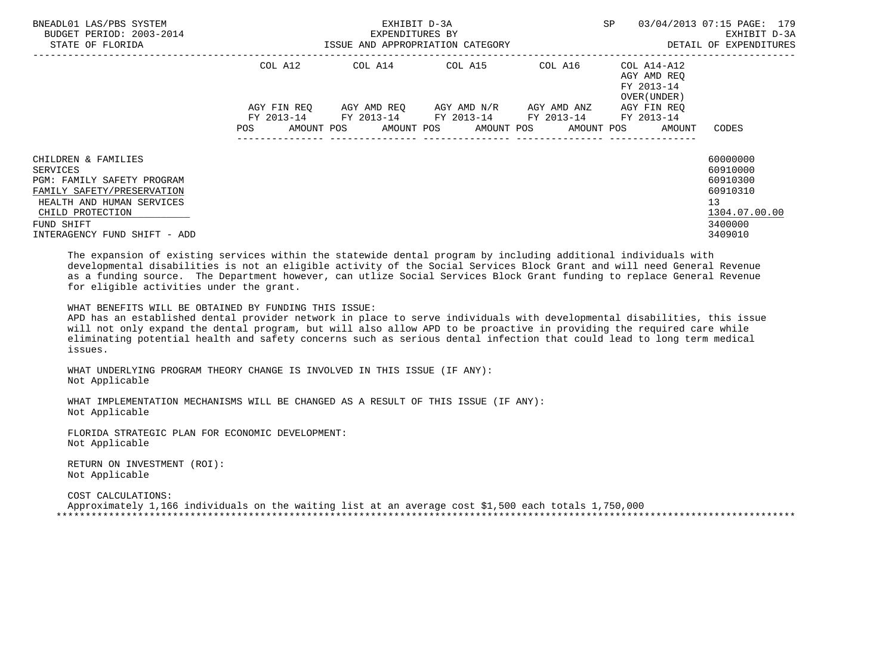| | COL A12 | | COL A14 | | COL A15 | | COL A16 | | COL A14-A12 AGY AMD REQ FY 2013-14 OVER(UNDER) | | |
|---|---|---|---|---|---|---|---|---|---|---|---|
| | AGY FIN REQ FY 2013-14 | | AGY AMD REQ FY 2013-14 | | AGY AMD N/R FY 2013-14 | | AGY AMD ANZ FY 2013-14 | | AGY FIN REQ FY 2013-14 | | |
| | POS | AMOUNT | POS | AMOUNT | POS | AMOUNT | POS | AMOUNT | POS | AMOUNT | CODES |
| CHILDREN & FAMILIES | | | | | | | | | | | 60000000 |
| SERVICES | | | | | | | | | | | 60910000 |
| PGM: FAMILY SAFETY PROGRAM | | | | | | | | | | | 60910300 |
| FAMILY SAFETY/PRESERVATION | | | | | | | | | | | 60910310 |
| HEALTH AND HUMAN SERVICES | | | | | | | | | | | 13 |
| CHILD PROTECTION | | | | | | | | | | | 1304.07.00.00 |
| FUND SHIFT | | | | | | | | | | | 3400000 |
| INTERAGENCY FUND SHIFT - ADD | | | | | | | | | | | 3409010 |

The expansion of existing services within the statewide dental program by including additional individuals with developmental disabilities is not an eligible activity of the Social Services Block Grant and will need General Revenue as a funding source. The Department however, can utlize Social Services Block Grant funding to replace General Revenue for eligible activities under the grant.

WHAT BENEFITS WILL BE OBTAINED BY FUNDING THIS ISSUE:
APD has an established dental provider network in place to serve individuals with developmental disabilities, this issue will not only expand the dental program, but will also allow APD to be proactive in providing the required care while eliminating potential health and safety concerns such as serious dental infection that could lead to long term medical issues.

WHAT UNDERLYING PROGRAM THEORY CHANGE IS INVOLVED IN THIS ISSUE (IF ANY):
Not Applicable

WHAT IMPLEMENTATION MECHANISMS WILL BE CHANGED AS A RESULT OF THIS ISSUE (IF ANY):
Not Applicable

FLORIDA STRATEGIC PLAN FOR ECONOMIC DEVELOPMENT:
Not Applicable

RETURN ON INVESTMENT (ROI):
Not Applicable

COST CALCULATIONS:
Approximately 1,166 individuals on the waiting list at an average cost $1,500 each totals 1,750,000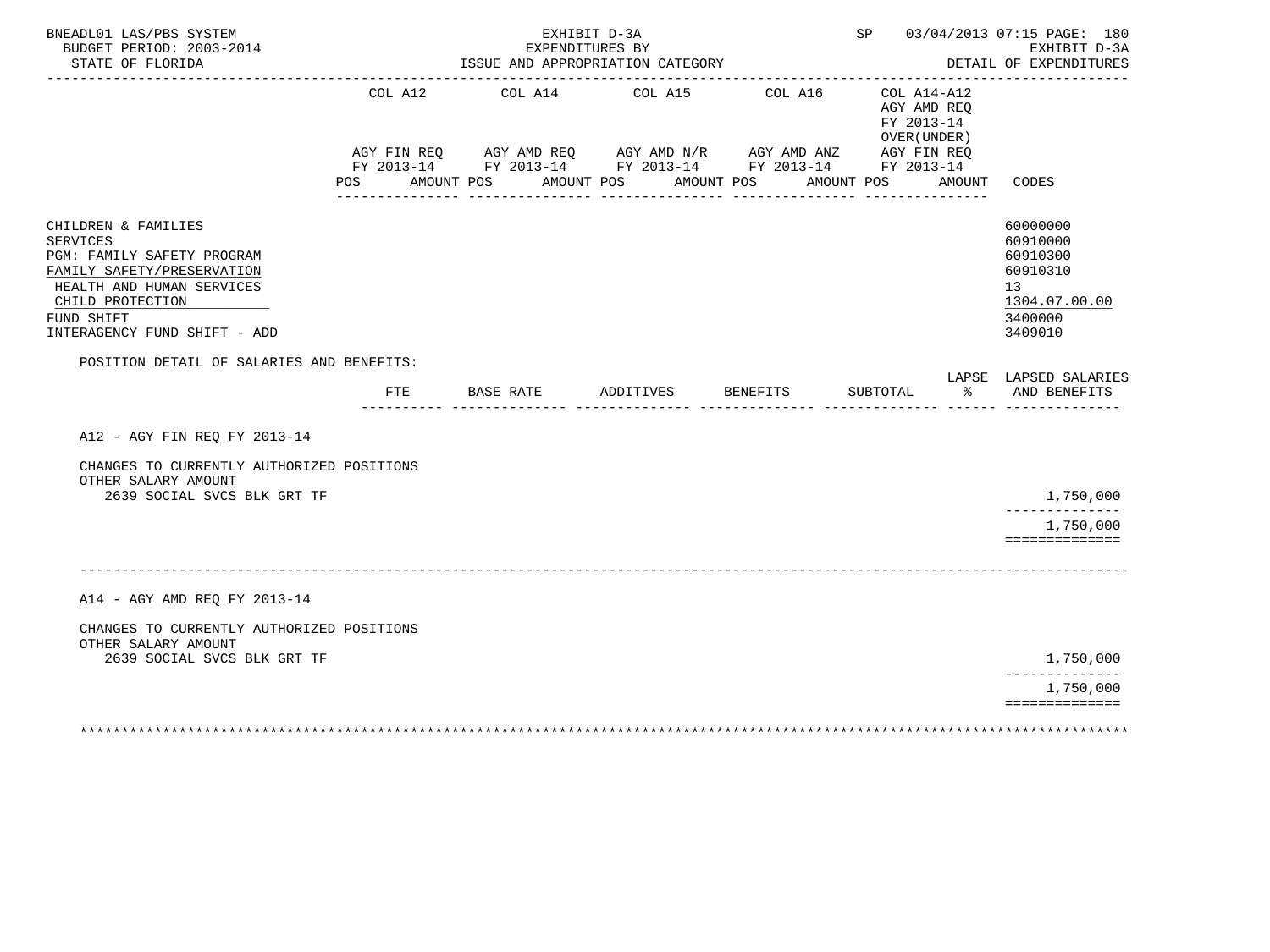EXHIBIT D-3A
EXPENDITURES BY
ISSUE AND APPROPRIATION CATEGORY

BNEADL01 LAS/PBS SYSTEM
BUDGET PERIOD: 2003-2014
STATE OF FLORIDA

SP 03/04/2013 07:15

EXHIBIT D-3A
DETAIL OF EXPENDITURES

| | COL A12 AGY FIN REQ FY 2013-14 POS AMOUNT | COL A14 AGY AMD REQ FY 2013-14 POS AMOUNT | COL A15 AGY AMD N/R FY 2013-14 POS AMOUNT | COL A16 AGY AMD ANZ FY 2013-14 POS AMOUNT | COL A14-A12 AGY AMD REQ FY 2013-14 OVER(UNDER) AGY FIN REQ FY 2013-14 POS AMOUNT | CODES |
|---|---|---|---|---|---|---|
| CHILDREN & FAMILIES | | | | | | 60000000 |
| SERVICES | | | | | | 60910000 |
| PGM: FAMILY SAFETY PROGRAM | | | | | | 60910300 |
| FAMILY SAFETY/PRESERVATION | | | | | | 60910310 |
| HEALTH AND HUMAN SERVICES | | | | | | 13 |
| CHILD PROTECTION | | | | | | 1304.07.00.00 |
| FUND SHIFT | | | | | | 3400000 |
| INTERAGENCY FUND SHIFT - ADD | | | | | | 3409010 |

POSITION DETAIL OF SALARIES AND BENEFITS:

| | FTE | BASE RATE | ADDITIVES | BENEFITS | SUBTOTAL | LAPSE % | LAPSED SALARIES AND BENEFITS |
|---|---|---|---|---|---|---|---|
| A12 - AGY FIN REQ FY 2013-14 | | | | | | | |
| CHANGES TO CURRENTLY AUTHORIZED POSITIONS | | | | | | | |
| OTHER SALARY AMOUNT | | | | | | | |
| 2639 SOCIAL SVCS BLK GRT TF | | | | | | | 1,750,000 |
| | | | | | | | 1,750,000 |
| A14 - AGY AMD REQ FY 2013-14 | | | | | | | |
| CHANGES TO CURRENTLY AUTHORIZED POSITIONS | | | | | | | |
| OTHER SALARY AMOUNT | | | | | | | |
| 2639 SOCIAL SVCS BLK GRT TF | | | | | | | 1,750,000 |
| | | | | | | | 1,750,000 |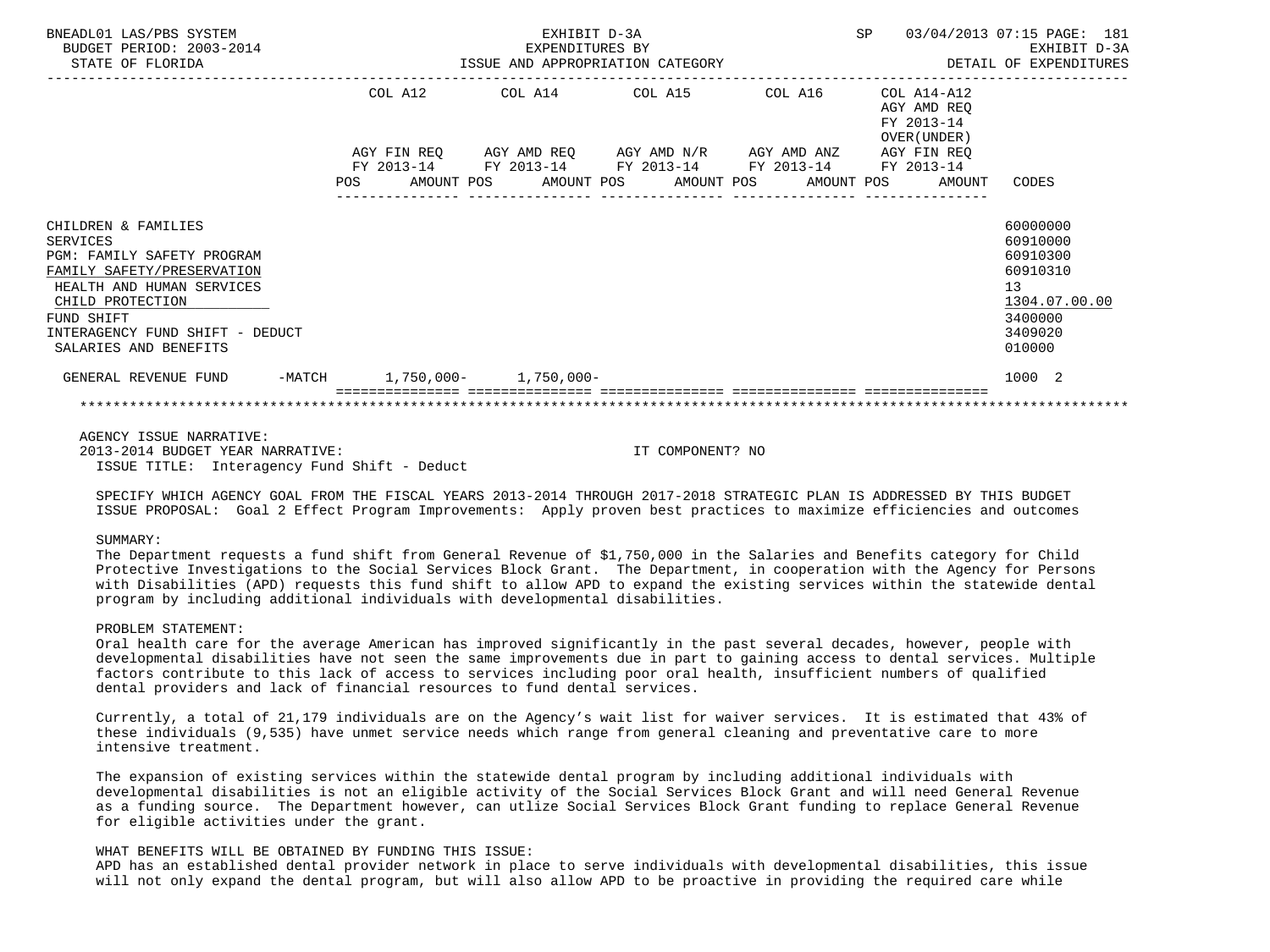BNEADL01 LAS/PBS SYSTEM — EXHIBIT D-3A — EXPENDITURES BY ISSUE AND APPROPRIATION CATEGORY — SP 03/04/2013 07:15 PAGE: 181

BUDGET PERIOD: 2003-2014 — STATE OF FLORIDA — EXHIBIT D-3A DETAIL OF EXPENDITURES

| | COL A12 AGY FIN REQ FY 2013-14 POS AMOUNT | COL A14 AGY AMD REQ FY 2013-14 POS AMOUNT | COL A15 AGY AMD N/R FY 2013-14 POS AMOUNT | COL A16 AGY AMD ANZ FY 2013-14 POS AMOUNT | COL A14-A12 AGY AMD REQ FY 2013-14 OVER(UNDER) AGY FIN REQ FY 2013-14 POS AMOUNT | CODES |
|---|---|---|---|---|---|---|
| CHILDREN & FAMILIES | | | | | | 60000000 |
| SERVICES | | | | | | 60910000 |
| PGM: FAMILY SAFETY PROGRAM | | | | | | 60910300 |
| FAMILY SAFETY/PRESERVATION | | | | | | 60910310 |
| HEALTH AND HUMAN SERVICES | | | | | | 13 |
| CHILD PROTECTION | | | | | | 1304.07.00.00 |
| FUND SHIFT | | | | | | 3400000 |
| INTERAGENCY FUND SHIFT - DEDUCT | | | | | | 3409020 |
| SALARIES AND BENEFITS | | | | | | 010000 |
| GENERAL REVENUE FUND -MATCH | 1,750,000- | 1,750,000- | | | | 1000 2 |

AGENCY ISSUE NARRATIVE:

2013-2014 BUDGET YEAR NARRATIVE: IT COMPONENT? NO

ISSUE TITLE: Interagency Fund Shift - Deduct

SPECIFY WHICH AGENCY GOAL FROM THE FISCAL YEARS 2013-2014 THROUGH 2017-2018 STRATEGIC PLAN IS ADDRESSED BY THIS BUDGET ISSUE PROPOSAL: Goal 2 Effect Program Improvements: Apply proven best practices to maximize efficiencies and outcomes

SUMMARY:

The Department requests a fund shift from General Revenue of $1,750,000 in the Salaries and Benefits category for Child Protective Investigations to the Social Services Block Grant. The Department, in cooperation with the Agency for Persons with Disabilities (APD) requests this fund shift to allow APD to expand the existing services within the statewide dental program by including additional individuals with developmental disabilities.

PROBLEM STATEMENT:

Oral health care for the average American has improved significantly in the past several decades, however, people with developmental disabilities have not seen the same improvements due in part to gaining access to dental services. Multiple factors contribute to this lack of access to services including poor oral health, insufficient numbers of qualified dental providers and lack of financial resources to fund dental services.

Currently, a total of 21,179 individuals are on the Agency's wait list for waiver services. It is estimated that 43% of these individuals (9,535) have unmet service needs which range from general cleaning and preventative care to more intensive treatment.

The expansion of existing services within the statewide dental program by including additional individuals with developmental disabilities is not an eligible activity of the Social Services Block Grant and will need General Revenue as a funding source. The Department however, can utlize Social Services Block Grant funding to replace General Revenue for eligible activities under the grant.

WHAT BENEFITS WILL BE OBTAINED BY FUNDING THIS ISSUE:

APD has an established dental provider network in place to serve individuals with developmental disabilities, this issue will not only expand the dental program, but will also allow APD to be proactive in providing the required care while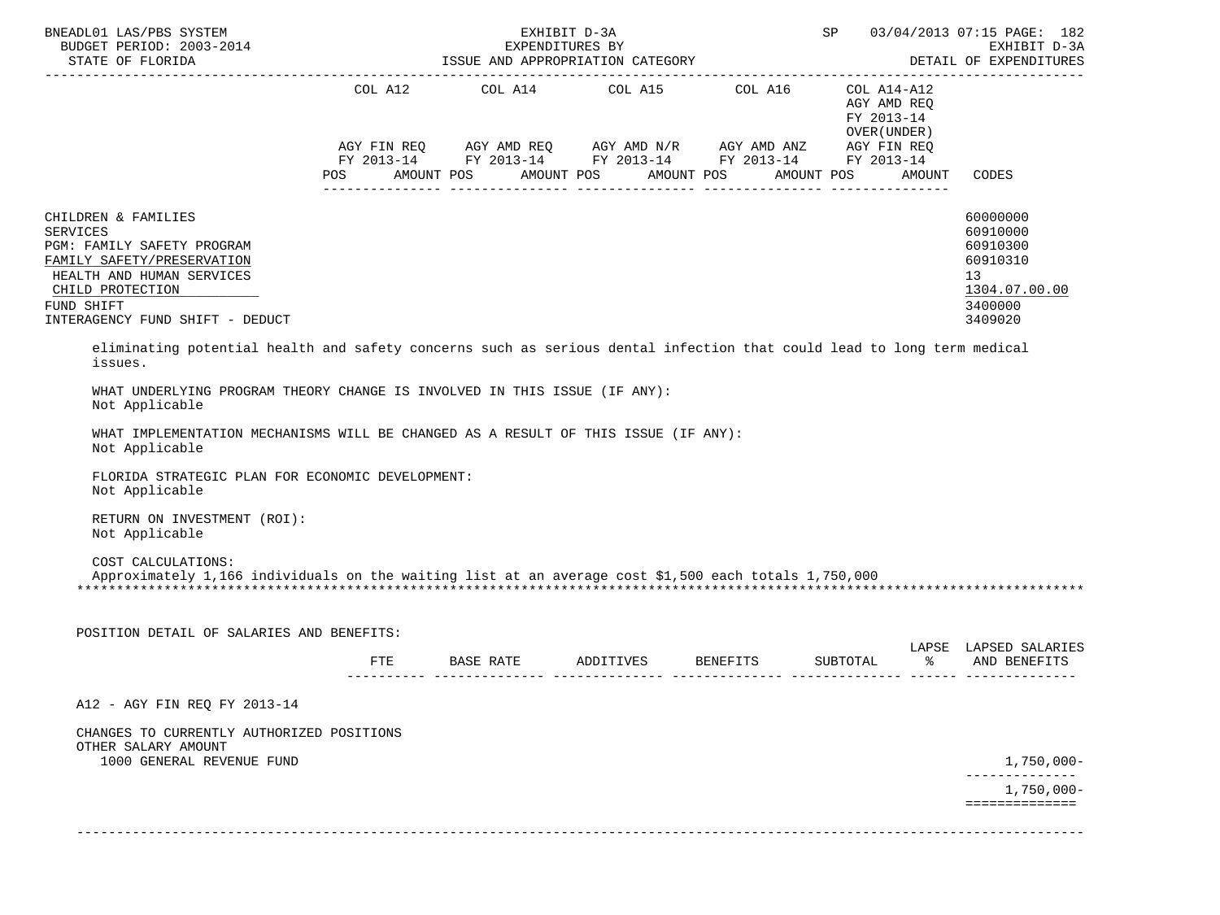| | COL A12 | | COL A14 | | COL A15 | | COL A16 | | COL A14-A12 AGY AMD REQ FY 2013-14 OVER(UNDER) AGY FIN REQ FY 2013-14 | | |
|---|---|---|---|---|---|---|---|---|---|---|---|
| | AGY FIN REQ FY 2013-14 | | AGY AMD REQ FY 2013-14 | | AGY AMD N/R FY 2013-14 | | AGY AMD ANZ FY 2013-14 | | | | |
| | POS | AMOUNT | POS | AMOUNT | POS | AMOUNT | POS | AMOUNT | POS | AMOUNT | CODES |
| CHILDREN & FAMILIES | | | | | | | | | | | 60000000 |
| SERVICES | | | | | | | | | | | 60910000 |
| PGM: FAMILY SAFETY PROGRAM | | | | | | | | | | | 60910300 |
| FAMILY SAFETY/PRESERVATION | | | | | | | | | | | 60910310 |
| HEALTH AND HUMAN SERVICES | | | | | | | | | | | 13 |
| CHILD PROTECTION | | | | | | | | | | | 1304.07.00.00 |
| FUND SHIFT | | | | | | | | | | | 3400000 |
| INTERAGENCY FUND SHIFT - DEDUCT | | | | | | | | | | | 3409020 |

eliminating potential health and safety concerns such as serious dental infection that could lead to long term medical issues.

WHAT UNDERLYING PROGRAM THEORY CHANGE IS INVOLVED IN THIS ISSUE (IF ANY):
Not Applicable

WHAT IMPLEMENTATION MECHANISMS WILL BE CHANGED AS A RESULT OF THIS ISSUE (IF ANY):
Not Applicable

FLORIDA STRATEGIC PLAN FOR ECONOMIC DEVELOPMENT:
Not Applicable

RETURN ON INVESTMENT (ROI):
Not Applicable

COST CALCULATIONS:
Approximately 1,166 individuals on the waiting list at an average cost $1,500 each totals 1,750,000

POSITION DETAIL OF SALARIES AND BENEFITS:

| | FTE | BASE RATE | ADDITIVES | BENEFITS | SUBTOTAL | LAPSE % | LAPSED SALARIES AND BENEFITS |
|---|---|---|---|---|---|---|---|
| A12 - AGY FIN REQ FY 2013-14 | | | | | | | |
| CHANGES TO CURRENTLY AUTHORIZED POSITIONS | | | | | | | |
| OTHER SALARY AMOUNT | | | | | | | |
| 1000 GENERAL REVENUE FUND | | | | | | | 1,750,000- |
| | | | | | | | 1,750,000- |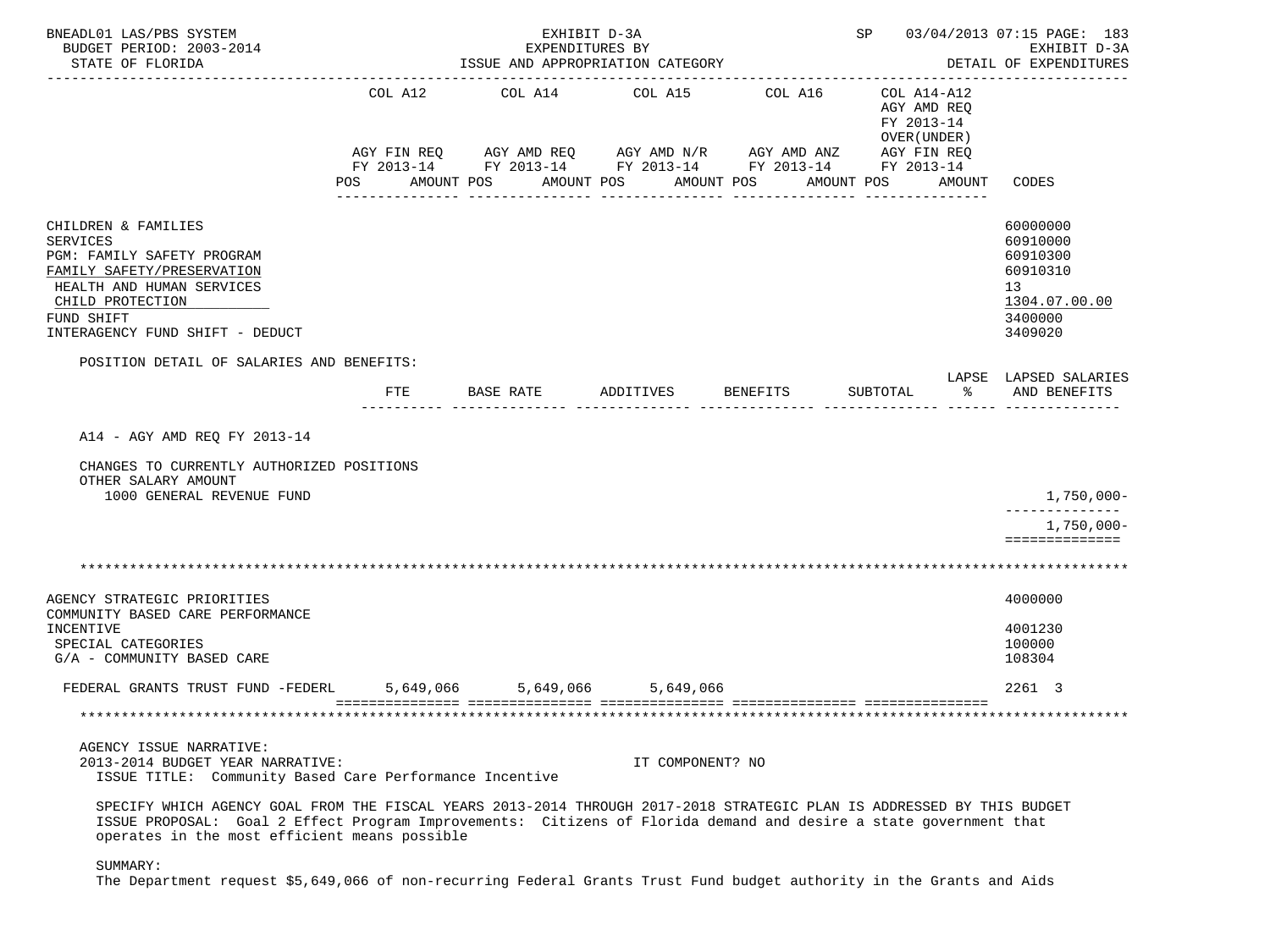| | COL A12 | COL A14 | COL A15 | COL A16 | COL A14-A12 AGY AMD REQ FY 2013-14 OVER(UNDER) | |
|---|---|---|---|---|---|---|
| | AGY FIN REQ FY 2013-14 | AGY AMD REQ FY 2013-14 | AGY AMD N/R FY 2013-14 | AGY AMD ANZ FY 2013-14 | AGY FIN REQ FY 2013-14 | |
| | POS AMOUNT | POS AMOUNT | POS AMOUNT | POS AMOUNT | POS AMOUNT | CODES |

CHILDREN & FAMILIES — 60000000
SERVICES — 60910000
PGM: FAMILY SAFETY PROGRAM — 60910300
FAMILY SAFETY/PRESERVATION — 60910310
HEALTH AND HUMAN SERVICES — 13
CHILD PROTECTION — 1304.07.00.00
FUND SHIFT — 3400000
INTERAGENCY FUND SHIFT - DEDUCT — 3409020

POSITION DETAIL OF SALARIES AND BENEFITS:

| | FTE | BASE RATE | ADDITIVES | BENEFITS | SUBTOTAL | LAPSE % | LAPSED SALARIES AND BENEFITS |
|---|---|---|---|---|---|---|---|
| A14 - AGY AMD REQ FY 2013-14 | | | | | | | |
| CHANGES TO CURRENTLY AUTHORIZED POSITIONS | | | | | | | |
| OTHER SALARY AMOUNT | | | | | | | |
| 1000 GENERAL REVENUE FUND | | | | | | | 1,750,000- |
| | | | | | | | 1,750,000- |

AGENCY STRATEGIC PRIORITIES — 4000000
COMMUNITY BASED CARE PERFORMANCE INCENTIVE — 4001230
SPECIAL CATEGORIES — 100000
G/A - COMMUNITY BASED CARE — 108304

| | COL A12 | COL A14 | COL A15 | COL A16 | COL A14-A12 | CODES |
|---|---|---|---|---|---|---|
| FEDERAL GRANTS TRUST FUND -FEDERL | 5,649,066 | 5,649,066 | 5,649,066 | | | 2261 3 |

AGENCY ISSUE NARRATIVE:
2013-2014 BUDGET YEAR NARRATIVE: IT COMPONENT? NO
ISSUE TITLE: Community Based Care Performance Incentive

SPECIFY WHICH AGENCY GOAL FROM THE FISCAL YEARS 2013-2014 THROUGH 2017-2018 STRATEGIC PLAN IS ADDRESSED BY THIS BUDGET ISSUE PROPOSAL: Goal 2 Effect Program Improvements: Citizens of Florida demand and desire a state government that operates in the most efficient means possible

SUMMARY:
The Department request $5,649,066 of non-recurring Federal Grants Trust Fund budget authority in the Grants and Aids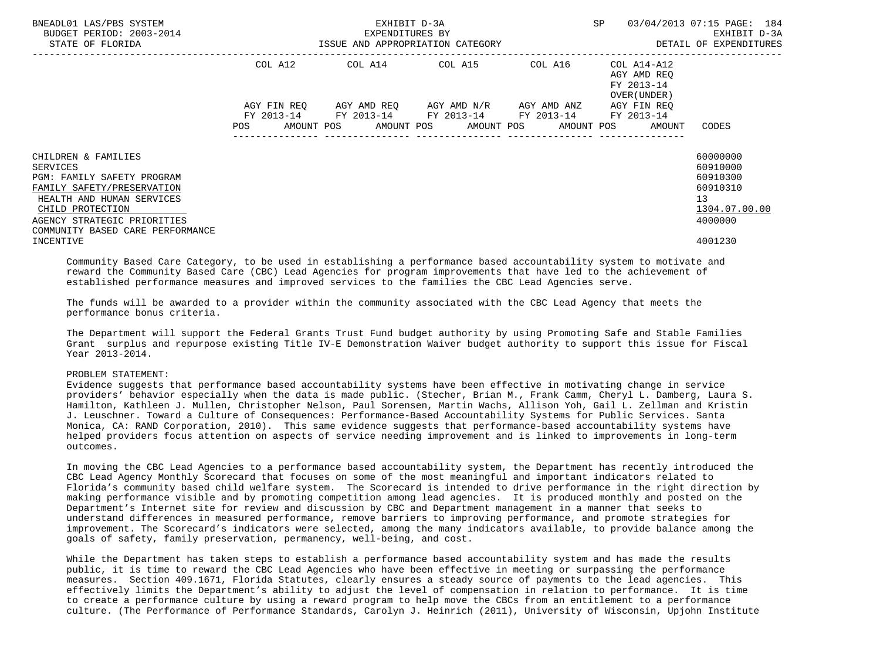| | COL A12 | | COL A14 | | COL A15 | | COL A16 | | COL A14-A12 AGY AMD REQ FY 2013-14 OVER(UNDER) | | |
|---|---|---|---|---|---|---|---|---|---|---|---|
| | AGY FIN REQ FY 2013-14 | | AGY AMD REQ FY 2013-14 | | AGY AMD N/R FY 2013-14 | | AGY AMD ANZ FY 2013-14 | | AGY FIN REQ FY 2013-14 | | |
| | POS | AMOUNT | POS | AMOUNT | POS | AMOUNT | POS | AMOUNT | POS | AMOUNT | CODES |
| CHILDREN & FAMILIES | | | | | | | | | | | 60000000 |
| SERVICES | | | | | | | | | | | 60910000 |
| PGM: FAMILY SAFETY PROGRAM | | | | | | | | | | | 60910300 |
| FAMILY SAFETY/PRESERVATION | | | | | | | | | | | 60910310 |
| HEALTH AND HUMAN SERVICES | | | | | | | | | | | 13 |
| CHILD PROTECTION | | | | | | | | | | | 1304.07.00.00 |
| AGENCY STRATEGIC PRIORITIES | | | | | | | | | | | 4000000 |
| COMMUNITY BASED CARE PERFORMANCE INCENTIVE | | | | | | | | | | | 4001230 |

Community Based Care Category, to be used in establishing a performance based accountability system to motivate and reward the Community Based Care (CBC) Lead Agencies for program improvements that have led to the achievement of established performance measures and improved services to the families the CBC Lead Agencies serve.

The funds will be awarded to a provider within the community associated with the CBC Lead Agency that meets the performance bonus criteria.

The Department will support the Federal Grants Trust Fund budget authority by using Promoting Safe and Stable Families Grant surplus and repurpose existing Title IV-E Demonstration Waiver budget authority to support this issue for Fiscal Year 2013-2014.

PROBLEM STATEMENT:
Evidence suggests that performance based accountability systems have been effective in motivating change in service providers' behavior especially when the data is made public. (Stecher, Brian M., Frank Camm, Cheryl L. Damberg, Laura S. Hamilton, Kathleen J. Mullen, Christopher Nelson, Paul Sorensen, Martin Wachs, Allison Yoh, Gail L. Zellman and Kristin J. Leuschner. Toward a Culture of Consequences: Performance-Based Accountability Systems for Public Services. Santa Monica, CA: RAND Corporation, 2010). This same evidence suggests that performance-based accountability systems have helped providers focus attention on aspects of service needing improvement and is linked to improvements in long-term outcomes.

In moving the CBC Lead Agencies to a performance based accountability system, the Department has recently introduced the CBC Lead Agency Monthly Scorecard that focuses on some of the most meaningful and important indicators related to Florida's community based child welfare system. The Scorecard is intended to drive performance in the right direction by making performance visible and by promoting competition among lead agencies. It is produced monthly and posted on the Department's Internet site for review and discussion by CBC and Department management in a manner that seeks to understand differences in measured performance, remove barriers to improving performance, and promote strategies for improvement. The Scorecard's indicators were selected, among the many indicators available, to provide balance among the goals of safety, family preservation, permanency, well-being, and cost.

While the Department has taken steps to establish a performance based accountability system and has made the results public, it is time to reward the CBC Lead Agencies who have been effective in meeting or surpassing the performance measures. Section 409.1671, Florida Statutes, clearly ensures a steady source of payments to the lead agencies. This effectively limits the Department's ability to adjust the level of compensation in relation to performance. It is time to create a performance culture by using a reward program to help move the CBCs from an entitlement to a performance culture. (The Performance of Performance Standards, Carolyn J. Heinrich (2011), University of Wisconsin, Upjohn Institute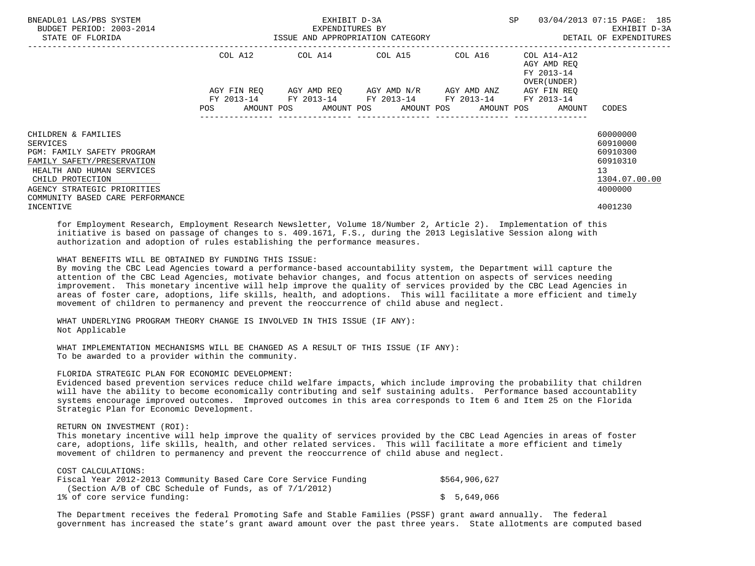| | COL A12 | COL A14 | COL A15 | COL A16 | COL A14-A12 AGY AMD REQ FY 2013-14 OVER(UNDER) | |
|---|---|---|---|---|---|---|
| | AGY FIN REQ FY 2013-14 | AGY AMD REQ FY 2013-14 | AGY AMD N/R FY 2013-14 | AGY AMD ANZ FY 2013-14 | AGY FIN REQ FY 2013-14 | |
| | POS AMOUNT | POS AMOUNT | POS AMOUNT | POS AMOUNT | POS AMOUNT | CODES |
| CHILDREN & FAMILIES | | | | | | 60000000 |
| SERVICES | | | | | | 60910000 |
| PGM: FAMILY SAFETY PROGRAM | | | | | | 60910300 |
| FAMILY SAFETY/PRESERVATION | | | | | | 60910310 |
| HEALTH AND HUMAN SERVICES | | | | | | 13 |
| CHILD PROTECTION | | | | | | 1304.07.00.00 |
| AGENCY STRATEGIC PRIORITIES | | | | | | 4000000 |
| COMMUNITY BASED CARE PERFORMANCE INCENTIVE | | | | | | 4001230 |

for Employment Research, Employment Research Newsletter, Volume 18/Number 2, Article 2). Implementation of this initiative is based on passage of changes to s. 409.1671, F.S., during the 2013 Legislative Session along with authorization and adoption of rules establishing the performance measures.

WHAT BENEFITS WILL BE OBTAINED BY FUNDING THIS ISSUE:
By moving the CBC Lead Agencies toward a performance-based accountability system, the Department will capture the attention of the CBC Lead Agencies, motivate behavior changes, and focus attention on aspects of services needing improvement. This monetary incentive will help improve the quality of services provided by the CBC Lead Agencies in areas of foster care, adoptions, life skills, health, and adoptions. This will facilitate a more efficient and timely movement of children to permanency and prevent the reoccurrence of child abuse and neglect.

WHAT UNDERLYING PROGRAM THEORY CHANGE IS INVOLVED IN THIS ISSUE (IF ANY):
Not Applicable

WHAT IMPLEMENTATION MECHANISMS WILL BE CHANGED AS A RESULT OF THIS ISSUE (IF ANY):
To be awarded to a provider within the community.

FLORIDA STRATEGIC PLAN FOR ECONOMIC DEVELOPMENT:
Evidenced based prevention services reduce child welfare impacts, which include improving the probability that children will have the ability to become economically contributing and self sustaining adults. Performance based accountablity systems encourage improved outcomes. Improved outcomes in this area corresponds to Item 6 and Item 25 on the Florida Strategic Plan for Economic Development.

RETURN ON INVESTMENT (ROI):
This monetary incentive will help improve the quality of services provided by the CBC Lead Agencies in areas of foster care, adoptions, life skills, health, and other related services. This will facilitate a more efficient and timely movement of children to permanency and prevent the reoccurrence of child abuse and neglect.

COST CALCULATIONS:

| | |
|---|---|
| Fiscal Year 2012-2013 Community Based Care Core Service Funding (Section A/B of CBC Schedule of Funds, as of 7/1/2012) | $564,906,627 |
| 1% of core service funding: | $ 5,649,066 |

The Department receives the federal Promoting Safe and Stable Families (PSSF) grant award annually. The federal government has increased the state's grant award amount over the past three years. State allotments are computed based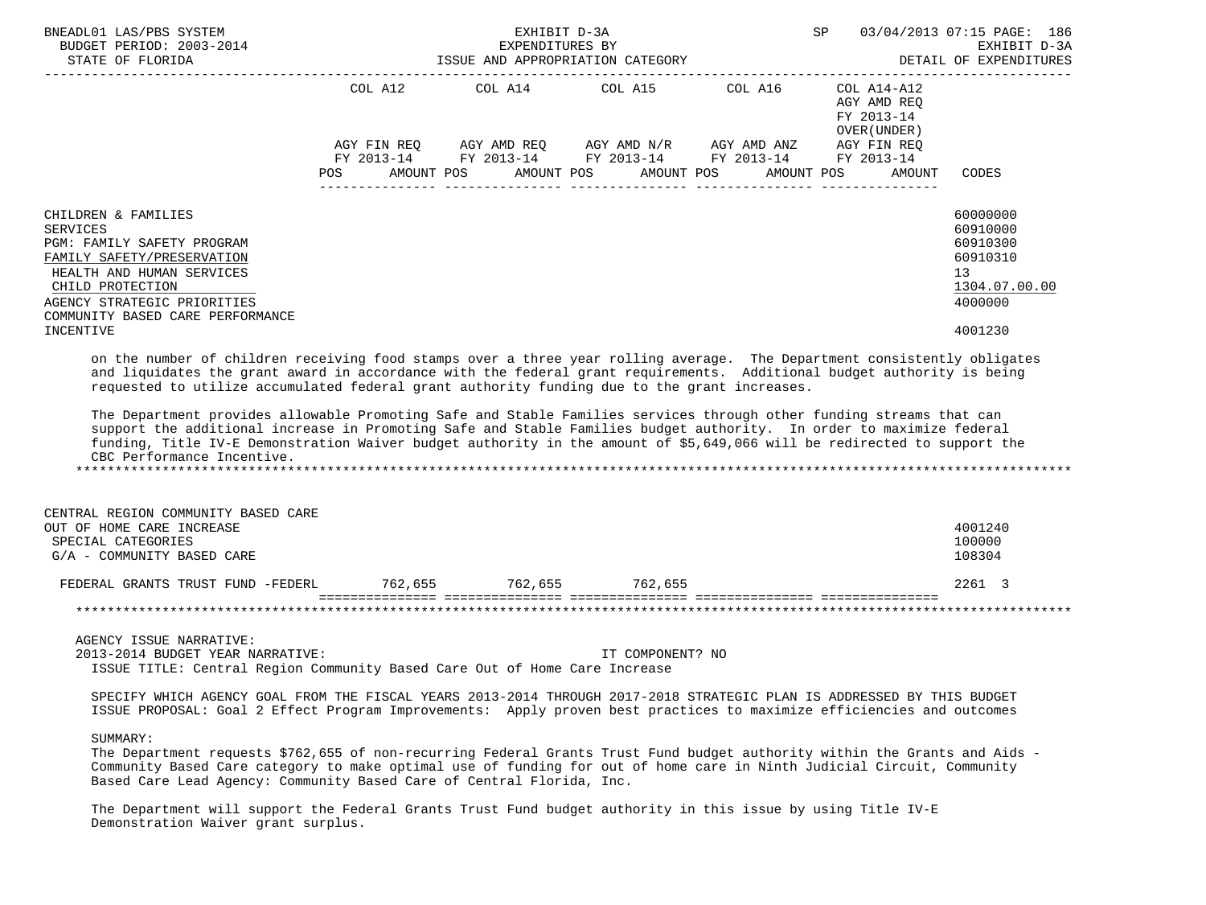BNEADL01 LAS/PBS SYSTEM — EXHIBIT D-3A — EXPENDITURES BY ISSUE AND APPROPRIATION CATEGORY — DETAIL OF EXPENDITURES

BUDGET PERIOD: 2003-2014

STATE OF FLORIDA

| | COL A12 AGY FIN REQ FY 2013-14 POS AMOUNT | COL A14 AGY AMD REQ FY 2013-14 POS AMOUNT | COL A15 AGY AMD N/R FY 2013-14 POS AMOUNT | COL A16 AGY AMD ANZ FY 2013-14 POS AMOUNT | COL A14-A12 AGY AMD REQ FY 2013-14 OVER(UNDER) AGY FIN REQ FY 2013-14 POS AMOUNT | CODES |
|---|---|---|---|---|---|---|
| CHILDREN & FAMILIES | | | | | | 60000000 |
| SERVICES | | | | | | 60910000 |
| PGM: FAMILY SAFETY PROGRAM | | | | | | 60910300 |
| FAMILY SAFETY/PRESERVATION | | | | | | 60910310 |
| HEALTH AND HUMAN SERVICES | | | | | | 13 |
| CHILD PROTECTION | | | | | | 1304.07.00.00 |
| AGENCY STRATEGIC PRIORITIES | | | | | | 4000000 |
| COMMUNITY BASED CARE PERFORMANCE INCENTIVE | | | | | | 4001230 |

on the number of children receiving food stamps over a three year rolling average. The Department consistently obligates and liquidates the grant award in accordance with the federal grant requirements. Additional budget authority is being requested to utilize accumulated federal grant authority funding due to the grant increases.

The Department provides allowable Promoting Safe and Stable Families services through other funding streams that can support the additional increase in Promoting Safe and Stable Families budget authority. In order to maximize federal funding, Title IV-E Demonstration Waiver budget authority in the amount of $5,649,066 will be redirected to support the CBC Performance Incentive.

*******************************************************************************************************************

| | COL A12 | COL A14 | COL A15 | COL A16 | COL A14-A12 | CODES |
|---|---|---|---|---|---|---|
| CENTRAL REGION COMMUNITY BASED CARE OUT OF HOME CARE INCREASE | | | | | | 4001240 |
| SPECIAL CATEGORIES | | | | | | 100000 |
| G/A - COMMUNITY BASED CARE | | | | | | 108304 |
| FEDERAL GRANTS TRUST FUND -FEDERL | 762,655 | 762,655 | 762,655 | | | 2261 3 |

*******************************************************************************************************************

AGENCY ISSUE NARRATIVE:

2013-2014 BUDGET YEAR NARRATIVE: IT COMPONENT? NO

ISSUE TITLE: Central Region Community Based Care Out of Home Care Increase

SPECIFY WHICH AGENCY GOAL FROM THE FISCAL YEARS 2013-2014 THROUGH 2017-2018 STRATEGIC PLAN IS ADDRESSED BY THIS BUDGET ISSUE PROPOSAL: Goal 2 Effect Program Improvements: Apply proven best practices to maximize efficiencies and outcomes

SUMMARY:

The Department requests $762,655 of non-recurring Federal Grants Trust Fund budget authority within the Grants and Aids - Community Based Care category to make optimal use of funding for out of home care in Ninth Judicial Circuit, Community Based Care Lead Agency: Community Based Care of Central Florida, Inc.

The Department will support the Federal Grants Trust Fund budget authority in this issue by using Title IV-E Demonstration Waiver grant surplus.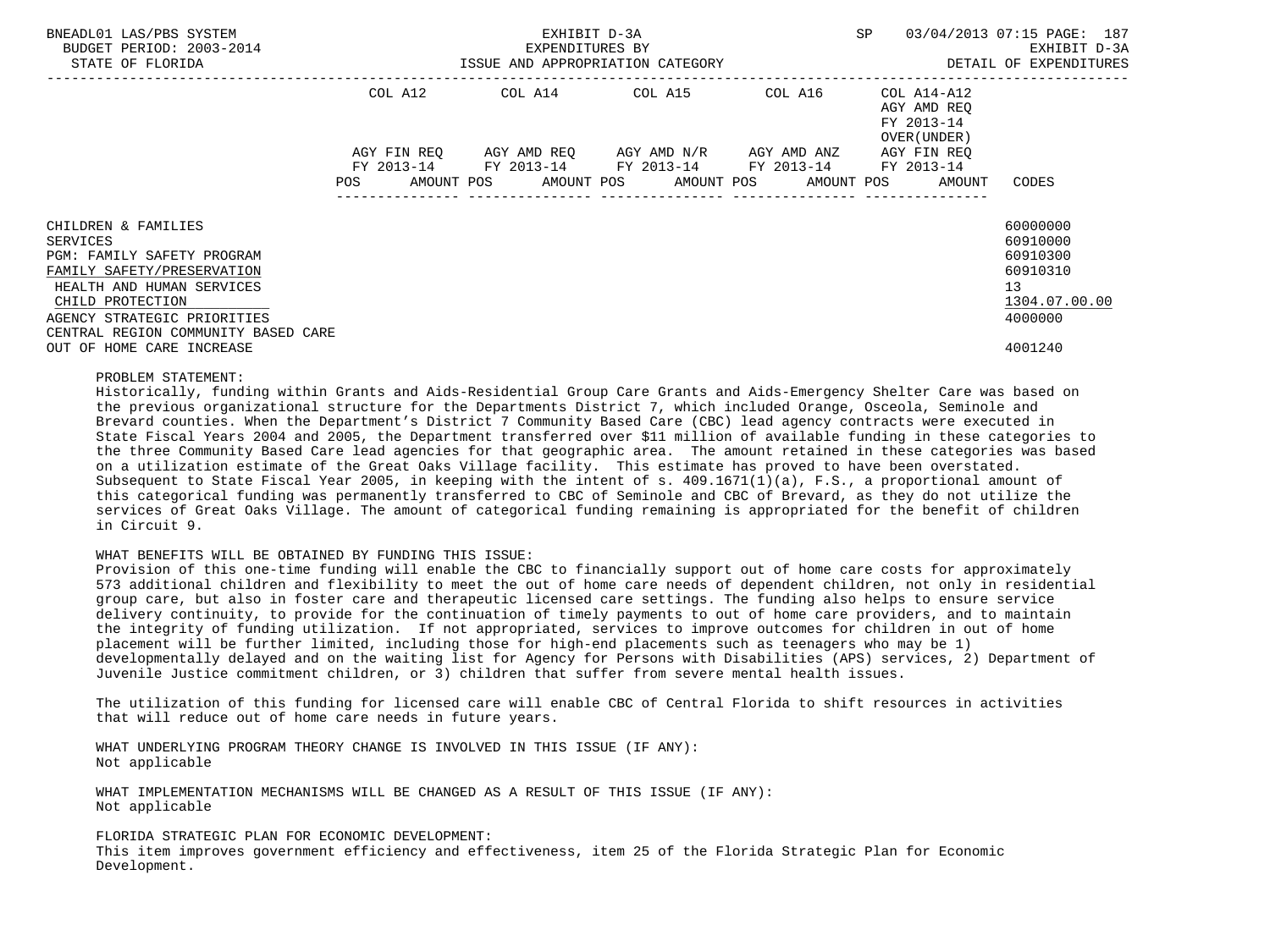| | COL A12 | COL A14 | COL A15 | COL A16 | COL A14-A12 AGY AMD REQ FY 2013-14 OVER(UNDER) | |
|---|---|---|---|---|---|---|
| | AGY FIN REQ FY 2013-14 | AGY AMD REQ FY 2013-14 | AGY AMD N/R FY 2013-14 | AGY AMD ANZ FY 2013-14 | AGY FIN REQ FY 2013-14 | |
| | POS AMOUNT | POS AMOUNT | POS AMOUNT | POS AMOUNT | POS AMOUNT | CODES |
| CHILDREN & FAMILIES | | | | | | 60000000 |
| SERVICES | | | | | | 60910000 |
| PGM: FAMILY SAFETY PROGRAM | | | | | | 60910300 |
| FAMILY SAFETY/PRESERVATION | | | | | | 60910310 |
| HEALTH AND HUMAN SERVICES | | | | | | 13 |
| CHILD PROTECTION | | | | | | 1304.07.00.00 |
| AGENCY STRATEGIC PRIORITIES | | | | | | 4000000 |
| CENTRAL REGION COMMUNITY BASED CARE OUT OF HOME CARE INCREASE | | | | | | 4001240 |

PROBLEM STATEMENT:
Historically, funding within Grants and Aids-Residential Group Care Grants and Aids-Emergency Shelter Care was based on the previous organizational structure for the Departments District 7, which included Orange, Osceola, Seminole and Brevard counties. When the Department's District 7 Community Based Care (CBC) lead agency contracts were executed in State Fiscal Years 2004 and 2005, the Department transferred over $11 million of available funding in these categories to the three Community Based Care lead agencies for that geographic area. The amount retained in these categories was based on a utilization estimate of the Great Oaks Village facility. This estimate has proved to have been overstated. Subsequent to State Fiscal Year 2005, in keeping with the intent of s. 409.1671(1)(a), F.S., a proportional amount of this categorical funding was permanently transferred to CBC of Seminole and CBC of Brevard, as they do not utilize the services of Great Oaks Village. The amount of categorical funding remaining is appropriated for the benefit of children in Circuit 9.

WHAT BENEFITS WILL BE OBTAINED BY FUNDING THIS ISSUE:
Provision of this one-time funding will enable the CBC to financially support out of home care costs for approximately 573 additional children and flexibility to meet the out of home care needs of dependent children, not only in residential group care, but also in foster care and therapeutic licensed care settings. The funding also helps to ensure service delivery continuity, to provide for the continuation of timely payments to out of home care providers, and to maintain the integrity of funding utilization. If not appropriated, services to improve outcomes for children in out of home placement will be further limited, including those for high-end placements such as teenagers who may be 1) developmentally delayed and on the waiting list for Agency for Persons with Disabilities (APS) services, 2) Department of Juvenile Justice commitment children, or 3) children that suffer from severe mental health issues.

The utilization of this funding for licensed care will enable CBC of Central Florida to shift resources in activities that will reduce out of home care needs in future years.

WHAT UNDERLYING PROGRAM THEORY CHANGE IS INVOLVED IN THIS ISSUE (IF ANY):
Not applicable

WHAT IMPLEMENTATION MECHANISMS WILL BE CHANGED AS A RESULT OF THIS ISSUE (IF ANY):
Not applicable

FLORIDA STRATEGIC PLAN FOR ECONOMIC DEVELOPMENT:
This item improves government efficiency and effectiveness, item 25 of the Florida Strategic Plan for Economic Development.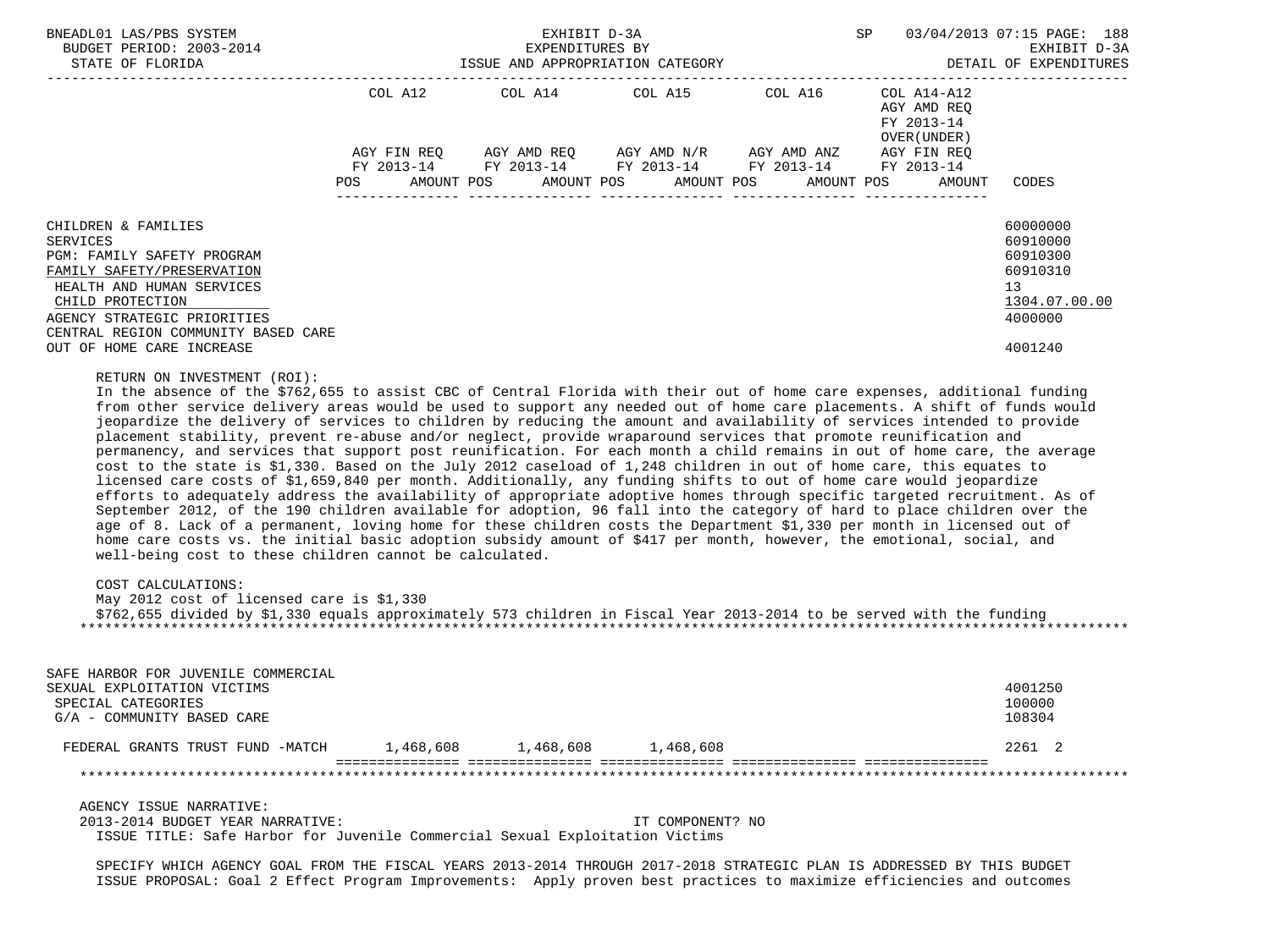| | COL A12 | | COL A14 | | COL A15 | | COL A16 | | COL A14-A12 AGY AMD REQ FY 2013-14 OVER(UNDER) | | |
|---|---|---|---|---|---|---|---|---|---|---|---|
| | AGY FIN REQ FY 2013-14 | | AGY AMD REQ FY 2013-14 | | AGY AMD N/R FY 2013-14 | | AGY AMD ANZ FY 2013-14 | | AGY FIN REQ FY 2013-14 | | |
| | POS | AMOUNT | POS | AMOUNT | POS | AMOUNT | POS | AMOUNT | POS | AMOUNT | CODES |
| CHILDREN & FAMILIES | | | | | | | | | | | 60000000 |
| SERVICES | | | | | | | | | | | 60910000 |
| PGM: FAMILY SAFETY PROGRAM | | | | | | | | | | | 60910300 |
| FAMILY SAFETY/PRESERVATION | | | | | | | | | | | 60910310 |
| HEALTH AND HUMAN SERVICES | | | | | | | | | | | 13 |
| CHILD PROTECTION | | | | | | | | | | | 1304.07.00.00 |
| AGENCY STRATEGIC PRIORITIES | | | | | | | | | | | 4000000 |
| CENTRAL REGION COMMUNITY BASED CARE OUT OF HOME CARE INCREASE | | | | | | | | | | | 4001240 |

RETURN ON INVESTMENT (ROI):
In the absence of the $762,655 to assist CBC of Central Florida with their out of home care expenses, additional funding from other service delivery areas would be used to support any needed out of home care placements. A shift of funds would jeopardize the delivery of services to children by reducing the amount and availability of services intended to provide placement stability, prevent re-abuse and/or neglect, provide wraparound services that promote reunification and permanency, and services that support post reunification. For each month a child remains in out of home care, the average cost to the state is $1,330. Based on the July 2012 caseload of 1,248 children in out of home care, this equates to licensed care costs of $1,659,840 per month. Additionally, any funding shifts to out of home care would jeopardize efforts to adequately address the availability of appropriate adoptive homes through specific targeted recruitment. As of September 2012, of the 190 children available for adoption, 96 fall into the category of hard to place children over the age of 8. Lack of a permanent, loving home for these children costs the Department $1,330 per month in licensed out of home care costs vs. the initial basic adoption subsidy amount of $417 per month, however, the emotional, social, and well-being cost to these children cannot be calculated.

COST CALCULATIONS:
May 2012 cost of licensed care is $1,330
$762,655 divided by $1,330 equals approximately 573 children in Fiscal Year 2013-2014 to be served with the funding

*******************************************************************************************************************

| | COL A12 | COL A14 | COL A15 | COL A16 | COL A14-A12 | CODES |
|---|---|---|---|---|---|---|
| SAFE HARBOR FOR JUVENILE COMMERCIAL SEXUAL EXPLOITATION VICTIMS | | | | | | 4001250 |
| SPECIAL CATEGORIES | | | | | | 100000 |
| G/A - COMMUNITY BASED CARE | | | | | | 108304 |
| FEDERAL GRANTS TRUST FUND -MATCH | 1,468,608 | 1,468,608 | 1,468,608 | | | 2261 2 |

*******************************************************************************************************************

AGENCY ISSUE NARRATIVE:
2013-2014 BUDGET YEAR NARRATIVE: IT COMPONENT? NO
ISSUE TITLE: Safe Harbor for Juvenile Commercial Sexual Exploitation Victims

SPECIFY WHICH AGENCY GOAL FROM THE FISCAL YEARS 2013-2014 THROUGH 2017-2018 STRATEGIC PLAN IS ADDRESSED BY THIS BUDGET ISSUE PROPOSAL: Goal 2 Effect Program Improvements: Apply proven best practices to maximize efficiencies and outcomes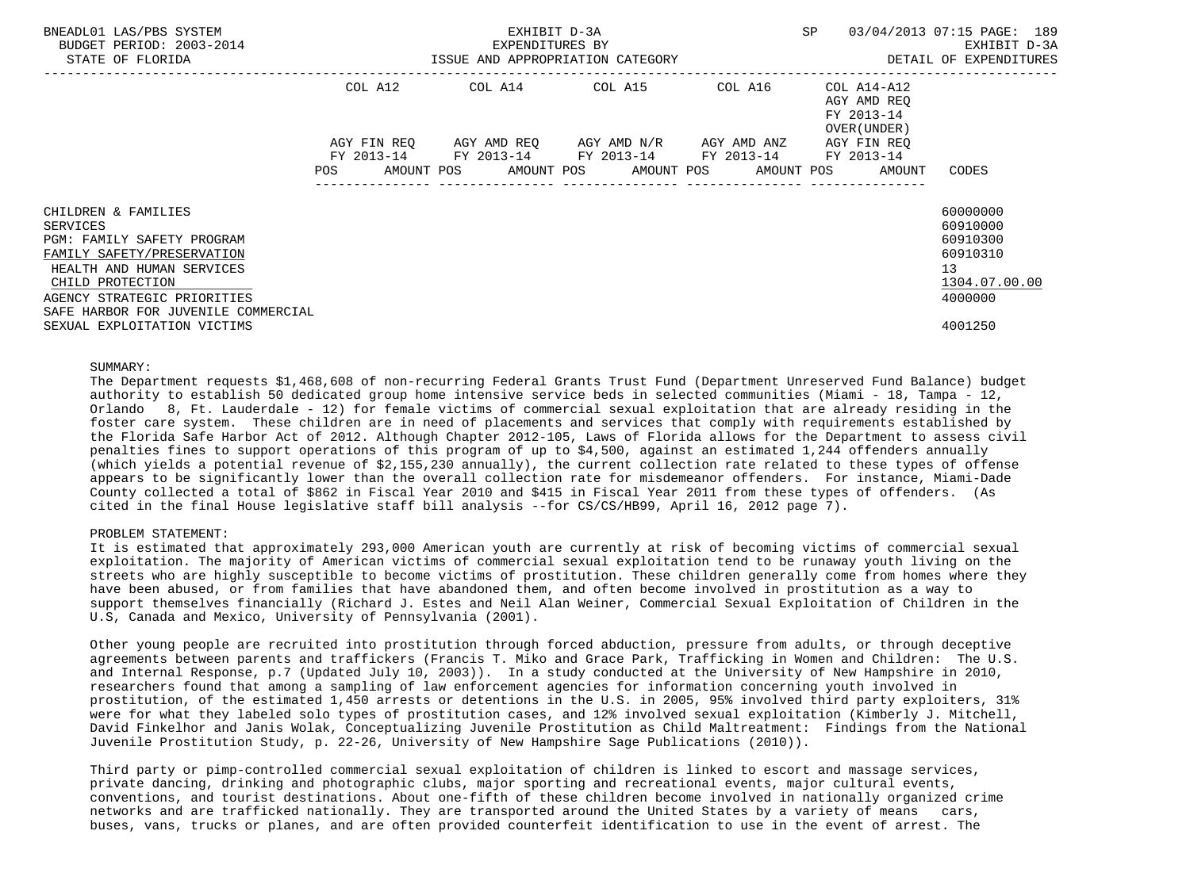| | COL A12 | | COL A14 | | COL A15 | | COL A16 | | COL A14-A12 AGY AMD REQ FY 2013-14 OVER(UNDER) | |
|---|---|---|---|---|---|---|---|---|---|---|
| | AGY FIN REQ FY 2013-14 | | AGY AMD REQ FY 2013-14 | | AGY AMD N/R FY 2013-14 | | AGY AMD ANZ FY 2013-14 | | AGY FIN REQ FY 2013-14 | |
| | POS | AMOUNT | POS | AMOUNT | POS | AMOUNT | POS | AMOUNT | POS | AMOUNT | CODES |

CHILDREN & FAMILIES — 60000000
SERVICES — 60910000
PGM: FAMILY SAFETY PROGRAM — 60910300
FAMILY SAFETY/PRESERVATION — 60910310
HEALTH AND HUMAN SERVICES — 13
CHILD PROTECTION — 1304.07.00.00
AGENCY STRATEGIC PRIORITIES — 4000000
SAFE HARBOR FOR JUVENILE COMMERCIAL SEXUAL EXPLOITATION VICTIMS — 4001250

SUMMARY:

The Department requests $1,468,608 of non-recurring Federal Grants Trust Fund (Department Unreserved Fund Balance) budget authority to establish 50 dedicated group home intensive service beds in selected communities (Miami - 18, Tampa - 12, Orlando 8, Ft. Lauderdale - 12) for female victims of commercial sexual exploitation that are already residing in the foster care system. These children are in need of placements and services that comply with requirements established by the Florida Safe Harbor Act of 2012. Although Chapter 2012-105, Laws of Florida allows for the Department to assess civil penalties fines to support operations of this program of up to $4,500, against an estimated 1,244 offenders annually (which yields a potential revenue of $2,155,230 annually), the current collection rate related to these types of offense appears to be significantly lower than the overall collection rate for misdemeanor offenders. For instance, Miami-Dade County collected a total of $862 in Fiscal Year 2010 and $415 in Fiscal Year 2011 from these types of offenders. (As cited in the final House legislative staff bill analysis --for CS/CS/HB99, April 16, 2012 page 7).

PROBLEM STATEMENT:

It is estimated that approximately 293,000 American youth are currently at risk of becoming victims of commercial sexual exploitation. The majority of American victims of commercial sexual exploitation tend to be runaway youth living on the streets who are highly susceptible to become victims of prostitution. These children generally come from homes where they have been abused, or from families that have abandoned them, and often become involved in prostitution as a way to support themselves financially (Richard J. Estes and Neil Alan Weiner, Commercial Sexual Exploitation of Children in the U.S, Canada and Mexico, University of Pennsylvania (2001).

Other young people are recruited into prostitution through forced abduction, pressure from adults, or through deceptive agreements between parents and traffickers (Francis T. Miko and Grace Park, Trafficking in Women and Children: The U.S. and Internal Response, p.7 (Updated July 10, 2003)). In a study conducted at the University of New Hampshire in 2010, researchers found that among a sampling of law enforcement agencies for information concerning youth involved in prostitution, of the estimated 1,450 arrests or detentions in the U.S. in 2005, 95% involved third party exploiters, 31% were for what they labeled solo types of prostitution cases, and 12% involved sexual exploitation (Kimberly J. Mitchell, David Finkelhor and Janis Wolak, Conceptualizing Juvenile Prostitution as Child Maltreatment: Findings from the National Juvenile Prostitution Study, p. 22-26, University of New Hampshire Sage Publications (2010)).

Third party or pimp-controlled commercial sexual exploitation of children is linked to escort and massage services, private dancing, drinking and photographic clubs, major sporting and recreational events, major cultural events, conventions, and tourist destinations. About one-fifth of these children become involved in nationally organized crime networks and are trafficked nationally. They are transported around the United States by a variety of means cars, buses, vans, trucks or planes, and are often provided counterfeit identification to use in the event of arrest. The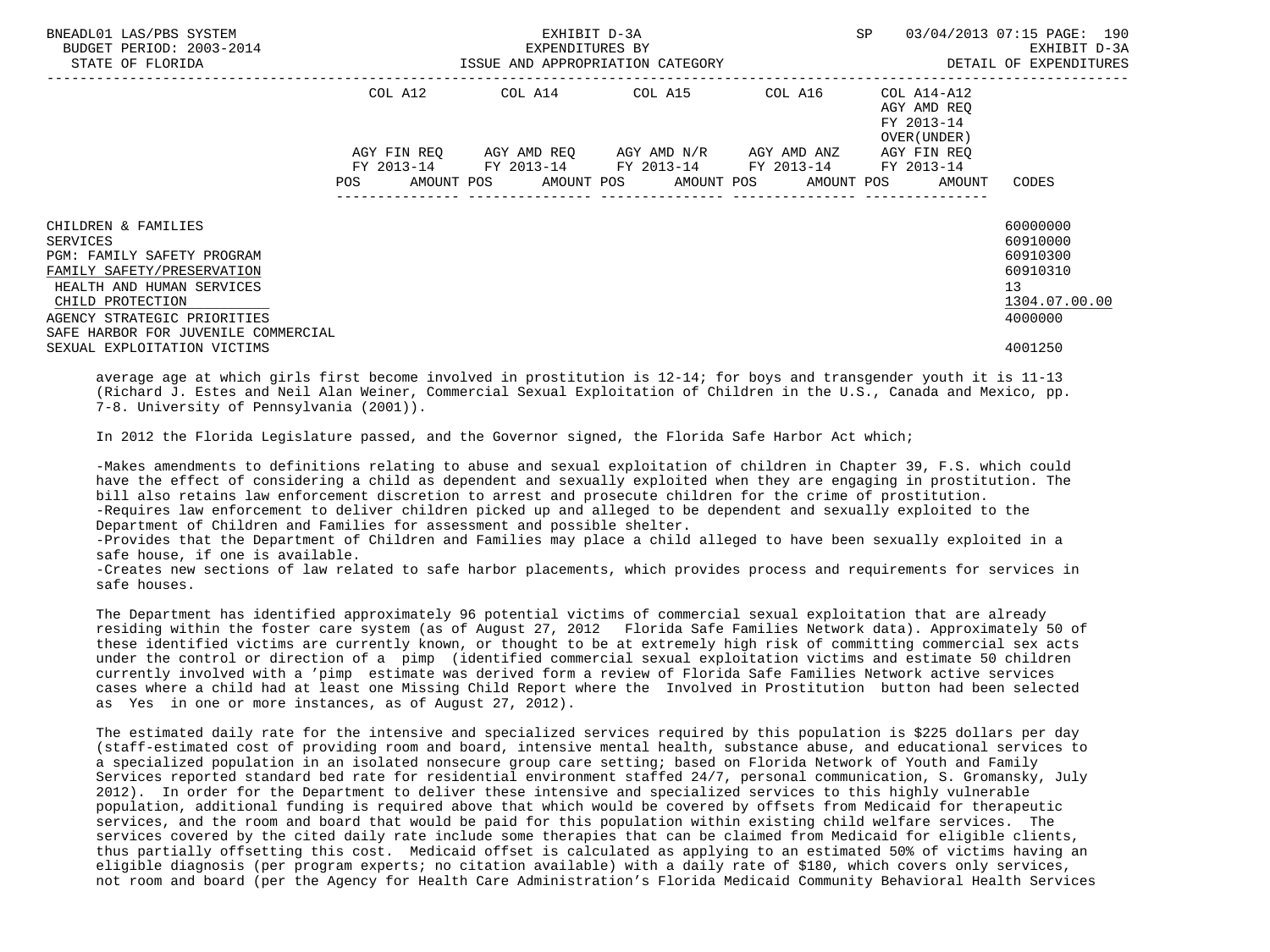| | COL A12 | COL A14 | COL A15 | COL A16 | COL A14-A12 AGY AMD REQ FY 2013-14 OVER(UNDER) | |
|---|---|---|---|---|---|---|
| | AGY FIN REQ FY 2013-14 | AGY AMD REQ FY 2013-14 | AGY AMD N/R FY 2013-14 | AGY AMD ANZ FY 2013-14 | AGY FIN REQ FY 2013-14 | |
| | POS AMOUNT | POS AMOUNT | POS AMOUNT | POS AMOUNT | POS AMOUNT | CODES |
| CHILDREN & FAMILIES | | | | | | 60000000 |
| SERVICES | | | | | | 60910000 |
| PGM: FAMILY SAFETY PROGRAM | | | | | | 60910300 |
| FAMILY SAFETY/PRESERVATION | | | | | | 60910310 |
| HEALTH AND HUMAN SERVICES | | | | | | 13 |
| CHILD PROTECTION | | | | | | 1304.07.00.00 |
| AGENCY STRATEGIC PRIORITIES | | | | | | 4000000 |
| SAFE HARBOR FOR JUVENILE COMMERCIAL SEXUAL EXPLOITATION VICTIMS | | | | | | 4001250 |

average age at which girls first become involved in prostitution is 12-14; for boys and transgender youth it is 11-13 (Richard J. Estes and Neil Alan Weiner, Commercial Sexual Exploitation of Children in the U.S., Canada and Mexico, pp. 7-8. University of Pennsylvania (2001)).

In 2012 the Florida Legislature passed, and the Governor signed, the Florida Safe Harbor Act which;

-Makes amendments to definitions relating to abuse and sexual exploitation of children in Chapter 39, F.S. which could have the effect of considering a child as dependent and sexually exploited when they are engaging in prostitution. The bill also retains law enforcement discretion to arrest and prosecute children for the crime of prostitution.
-Requires law enforcement to deliver children picked up and alleged to be dependent and sexually exploited to the Department of Children and Families for assessment and possible shelter.
-Provides that the Department of Children and Families may place a child alleged to have been sexually exploited in a safe house, if one is available.
-Creates new sections of law related to safe harbor placements, which provides process and requirements for services in safe houses.

The Department has identified approximately 96 potential victims of commercial sexual exploitation that are already residing within the foster care system (as of August 27, 2012 Florida Safe Families Network data). Approximately 50 of these identified victims are currently known, or thought to be at extremely high risk of committing commercial sex acts under the control or direction of a pimp (identified commercial sexual exploitation victims and estimate 50 children currently involved with a 'pimp estimate was derived form a review of Florida Safe Families Network active services cases where a child had at least one Missing Child Report where the Involved in Prostitution button had been selected as Yes in one or more instances, as of August 27, 2012).

The estimated daily rate for the intensive and specialized services required by this population is $225 dollars per day (staff-estimated cost of providing room and board, intensive mental health, substance abuse, and educational services to a specialized population in an isolated nonsecure group care setting; based on Florida Network of Youth and Family Services reported standard bed rate for residential environment staffed 24/7, personal communication, S. Gromansky, July 2012). In order for the Department to deliver these intensive and specialized services to this highly vulnerable population, additional funding is required above that which would be covered by offsets from Medicaid for therapeutic services, and the room and board that would be paid for this population within existing child welfare services. The services covered by the cited daily rate include some therapies that can be claimed from Medicaid for eligible clients, thus partially offsetting this cost. Medicaid offset is calculated as applying to an estimated 50% of victims having an eligible diagnosis (per program experts; no citation available) with a daily rate of $180, which covers only services, not room and board (per the Agency for Health Care Administration's Florida Medicaid Community Behavioral Health Services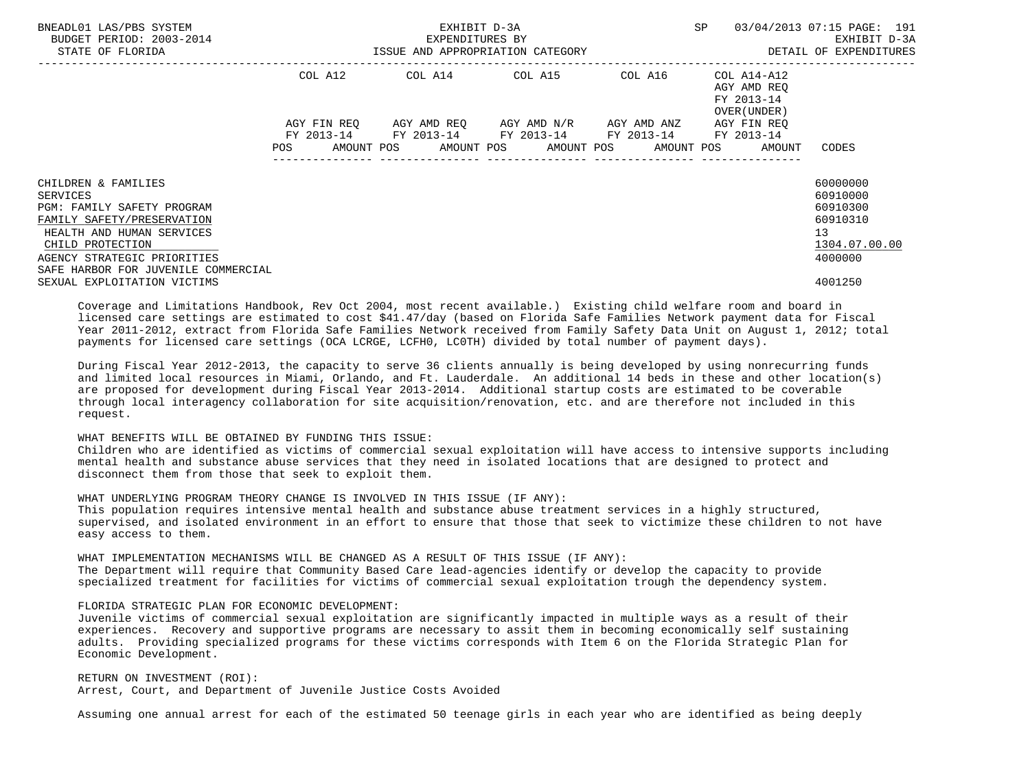| | COL A12 | COL A14 | COL A15 | COL A16 | COL A14-A12 | |
|---|---|---|---|---|---|---|
| | | | | | AGY AMD REQ FY 2013-14 OVER(UNDER) | |
| | AGY FIN REQ FY 2013-14 | AGY AMD REQ FY 2013-14 | AGY AMD N/R FY 2013-14 | AGY AMD ANZ FY 2013-14 | AGY FIN REQ FY 2013-14 | |
| | POS AMOUNT | POS AMOUNT | POS AMOUNT | POS AMOUNT | POS AMOUNT | CODES |
| CHILDREN & FAMILIES | | | | | | 60000000 |
| SERVICES | | | | | | 60910000 |
| PGM: FAMILY SAFETY PROGRAM | | | | | | 60910300 |
| FAMILY SAFETY/PRESERVATION | | | | | | 60910310 |
| HEALTH AND HUMAN SERVICES | | | | | | 13 |
| CHILD PROTECTION | | | | | | 1304.07.00.00 |
| AGENCY STRATEGIC PRIORITIES | | | | | | 4000000 |
| SAFE HARBOR FOR JUVENILE COMMERCIAL SEXUAL EXPLOITATION VICTIMS | | | | | | 4001250 |

Coverage and Limitations Handbook, Rev Oct 2004, most recent available.) Existing child welfare room and board in licensed care settings are estimated to cost $41.47/day (based on Florida Safe Families Network payment data for Fiscal Year 2011-2012, extract from Florida Safe Families Network received from Family Safety Data Unit on August 1, 2012; total payments for licensed care settings (OCA LCRGE, LCFH0, LC0TH) divided by total number of payment days).

During Fiscal Year 2012-2013, the capacity to serve 36 clients annually is being developed by using nonrecurring funds and limited local resources in Miami, Orlando, and Ft. Lauderdale. An additional 14 beds in these and other location(s) are proposed for development during Fiscal Year 2013-2014. Additional startup costs are estimated to be coverable through local interagency collaboration for site acquisition/renovation, etc. and are therefore not included in this request.

WHAT BENEFITS WILL BE OBTAINED BY FUNDING THIS ISSUE:
Children who are identified as victims of commercial sexual exploitation will have access to intensive supports including mental health and substance abuse services that they need in isolated locations that are designed to protect and disconnect them from those that seek to exploit them.

WHAT UNDERLYING PROGRAM THEORY CHANGE IS INVOLVED IN THIS ISSUE (IF ANY):
This population requires intensive mental health and substance abuse treatment services in a highly structured, supervised, and isolated environment in an effort to ensure that those that seek to victimize these children to not have easy access to them.

WHAT IMPLEMENTATION MECHANISMS WILL BE CHANGED AS A RESULT OF THIS ISSUE (IF ANY):
The Department will require that Community Based Care lead-agencies identify or develop the capacity to provide specialized treatment for facilities for victims of commercial sexual exploitation trough the dependency system.

FLORIDA STRATEGIC PLAN FOR ECONOMIC DEVELOPMENT:
Juvenile victims of commercial sexual exploitation are significantly impacted in multiple ways as a result of their experiences. Recovery and supportive programs are necessary to assit them in becoming economically self sustaining adults. Providing specialized programs for these victims corresponds with Item 6 on the Florida Strategic Plan for Economic Development.

RETURN ON INVESTMENT (ROI):
Arrest, Court, and Department of Juvenile Justice Costs Avoided

Assuming one annual arrest for each of the estimated 50 teenage girls in each year who are identified as being deeply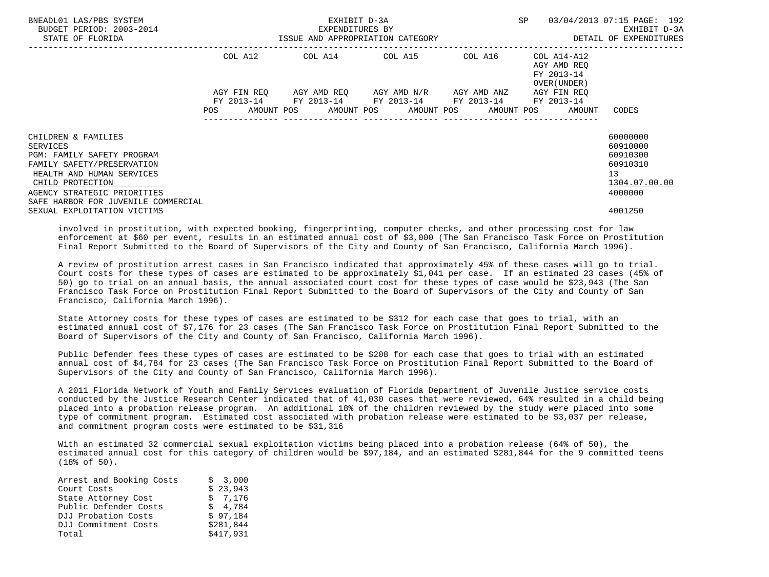| | COL A12 | COL A14 | COL A15 | COL A16 | COL A14-A12 AGY AMD REQ FY 2013-14 OVER(UNDER) | |
|---|---|---|---|---|---|---|
| | AGY FIN REQ FY 2013-14 | AGY AMD REQ FY 2013-14 | AGY AMD N/R FY 2013-14 | AGY AMD ANZ FY 2013-14 | AGY FIN REQ FY 2013-14 | |
| | POS AMOUNT | POS AMOUNT | POS AMOUNT | POS AMOUNT | POS AMOUNT | CODES |
| CHILDREN & FAMILIES | | | | | | 60000000 |
| SERVICES | | | | | | 60910000 |
| PGM: FAMILY SAFETY PROGRAM | | | | | | 60910300 |
| FAMILY SAFETY/PRESERVATION | | | | | | 60910310 |
| HEALTH AND HUMAN SERVICES | | | | | | 13 |
| CHILD PROTECTION | | | | | | 1304.07.00.00 |
| AGENCY STRATEGIC PRIORITIES | | | | | | 4000000 |
| SAFE HARBOR FOR JUVENILE COMMERCIAL SEXUAL EXPLOITATION VICTIMS | | | | | | 4001250 |

involved in prostitution, with expected booking, fingerprinting, computer checks, and other processing cost for law enforcement at $60 per event, results in an estimated annual cost of $3,000 (The San Francisco Task Force on Prostitution Final Report Submitted to the Board of Supervisors of the City and County of San Francisco, California March 1996).

A review of prostitution arrest cases in San Francisco indicated that approximately 45% of these cases will go to trial. Court costs for these types of cases are estimated to be approximately $1,041 per case. If an estimated 23 cases (45% of 50) go to trial on an annual basis, the annual associated court cost for these types of case would be $23,943 (The San Francisco Task Force on Prostitution Final Report Submitted to the Board of Supervisors of the City and County of San Francisco, California March 1996).

State Attorney costs for these types of cases are estimated to be $312 for each case that goes to trial, with an estimated annual cost of $7,176 for 23 cases (The San Francisco Task Force on Prostitution Final Report Submitted to the Board of Supervisors of the City and County of San Francisco, California March 1996).

Public Defender fees these types of cases are estimated to be $208 for each case that goes to trial with an estimated annual cost of $4,784 for 23 cases (The San Francisco Task Force on Prostitution Final Report Submitted to the Board of Supervisors of the City and County of San Francisco, California March 1996).

A 2011 Florida Network of Youth and Family Services evaluation of Florida Department of Juvenile Justice service costs conducted by the Justice Research Center indicated that of 41,030 cases that were reviewed, 64% resulted in a child being placed into a probation release program. An additional 18% of the children reviewed by the study were placed into some type of commitment program. Estimated cost associated with probation release were estimated to be $3,037 per release, and commitment program costs were estimated to be $31,316

With an estimated 32 commercial sexual exploitation victims being placed into a probation release (64% of 50), the estimated annual cost for this category of children would be $97,184, and an estimated $281,844 for the 9 committed teens (18% of 50).

| | |
|---|---|
| Arrest and Booking Costs | $ 3,000 |
| Court Costs | $ 23,943 |
| State Attorney Cost | $ 7,176 |
| Public Defender Costs | $ 4,784 |
| DJJ Probation Costs | $ 97,184 |
| DJJ Commitment Costs | $281,844 |
| Total | $417,931 |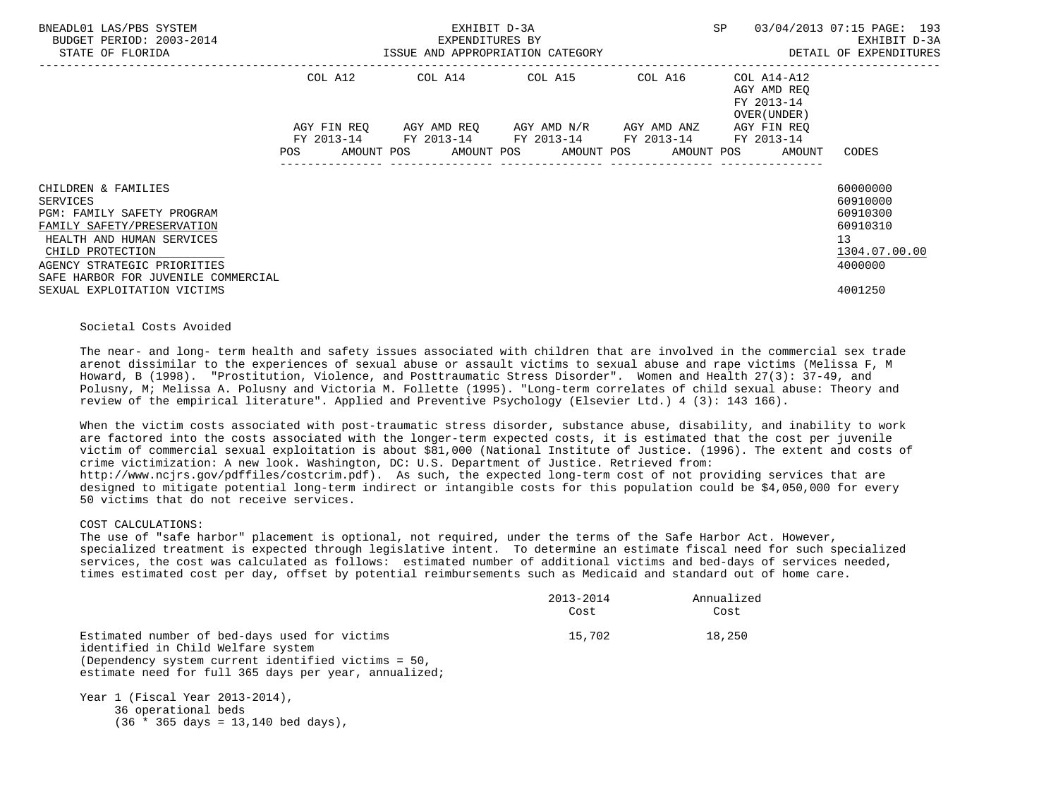| | COL A12 | | COL A14 | | COL A15 | | COL A16 | | COL A14-A12 AGY AMD REQ FY 2013-14 OVER(UNDER) | | |
|---|---|---|---|---|---|---|---|---|---|---|---|
| | AGY FIN REQ FY 2013-14 | | AGY AMD REQ FY 2013-14 | | AGY AMD N/R FY 2013-14 | | AGY AMD ANZ FY 2013-14 | | AGY FIN REQ FY 2013-14 | | |
| | POS | AMOUNT | POS | AMOUNT | POS | AMOUNT | POS | AMOUNT | POS | AMOUNT | CODES |
| CHILDREN & FAMILIES | | | | | | | | | | | 60000000 |
| SERVICES | | | | | | | | | | | 60910000 |
| PGM: FAMILY SAFETY PROGRAM | | | | | | | | | | | 60910300 |
| FAMILY SAFETY/PRESERVATION | | | | | | | | | | | 60910310 |
| HEALTH AND HUMAN SERVICES | | | | | | | | | | | 13 |
| CHILD PROTECTION | | | | | | | | | | | 1304.07.00.00 |
| AGENCY STRATEGIC PRIORITIES | | | | | | | | | | | 4000000 |
| SAFE HARBOR FOR JUVENILE COMMERCIAL SEXUAL EXPLOITATION VICTIMS | | | | | | | | | | | 4001250 |

Societal Costs Avoided

The near- and long- term health and safety issues associated with children that are involved in the commercial sex trade arenot dissimilar to the experiences of sexual abuse or assault victims to sexual abuse and rape victims (Melissa F, M Howard, B (1998). "Prostitution, Violence, and Posttraumatic Stress Disorder". Women and Health 27(3): 37-49, and Polusny, M; Melissa A. Polusny and Victoria M. Follette (1995). "Long-term correlates of child sexual abuse: Theory and review of the empirical literature". Applied and Preventive Psychology (Elsevier Ltd.) 4 (3): 143 166).

When the victim costs associated with post-traumatic stress disorder, substance abuse, disability, and inability to work are factored into the costs associated with the longer-term expected costs, it is estimated that the cost per juvenile victim of commercial sexual exploitation is about $81,000 (National Institute of Justice. (1996). The extent and costs of crime victimization: A new look. Washington, DC: U.S. Department of Justice. Retrieved from: http://www.ncjrs.gov/pdffiles/costcrim.pdf). As such, the expected long-term cost of not providing services that are designed to mitigate potential long-term indirect or intangible costs for this population could be $4,050,000 for every 50 victims that do not receive services.

COST CALCULATIONS:
The use of "safe harbor" placement is optional, not required, under the terms of the Safe Harbor Act. However, specialized treatment is expected through legislative intent. To determine an estimate fiscal need for such specialized services, the cost was calculated as follows: estimated number of additional victims and bed-days of services needed, times estimated cost per day, offset by potential reimbursements such as Medicaid and standard out of home care.

| | 2013-2014 Cost | Annualized Cost |
|---|---|---|
| Estimated number of bed-days used for victims identified in Child Welfare system (Dependency system current identified victims = 50, estimate need for full 365 days per year, annualized; | 15,702 | 18,250 |

Year 1 (Fiscal Year 2013-2014),
  36 operational beds
  (36 * 365 days = 13,140 bed days),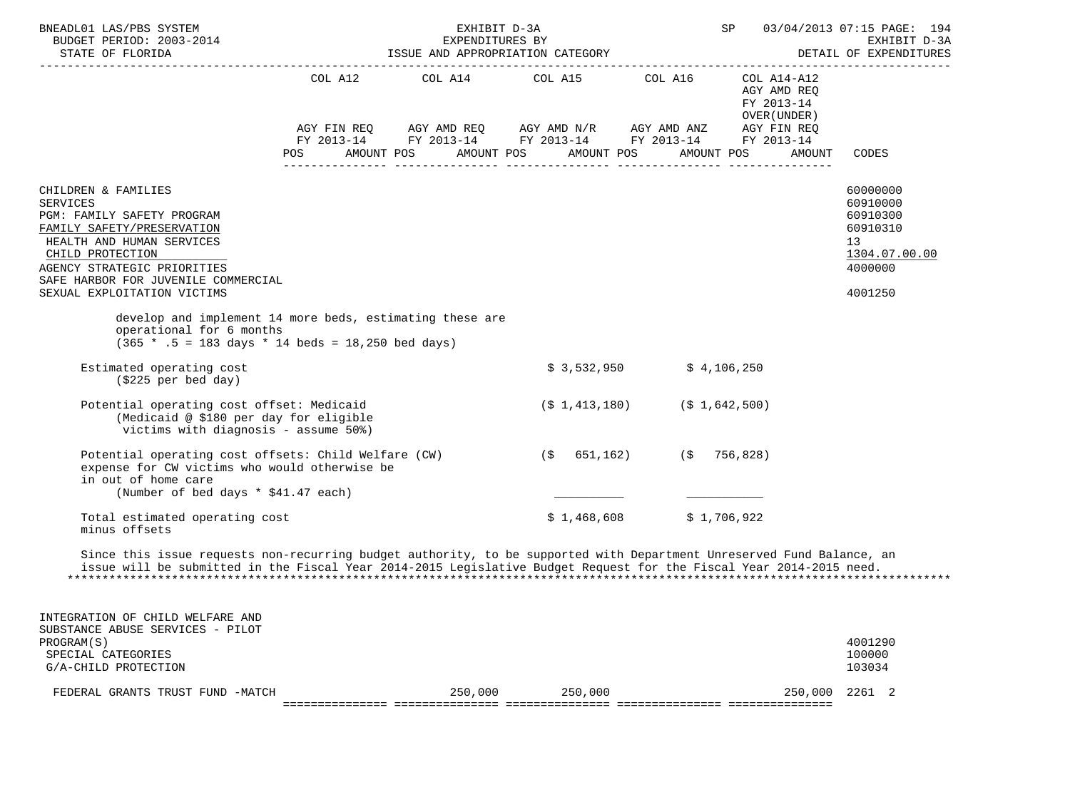| | COL A12 | COL A14 | COL A15 | COL A16 | COL A14-A12 AGY AMD REQ FY 2013-14 OVER(UNDER) | |
|---|---|---|---|---|---|---|
| | AGY FIN REQ FY 2013-14 | AGY AMD REQ FY 2013-14 | AGY AMD N/R FY 2013-14 | AGY AMD ANZ FY 2013-14 | AGY FIN REQ FY 2013-14 | |
| | POS AMOUNT | POS AMOUNT | POS AMOUNT | POS AMOUNT | POS AMOUNT | CODES |

CHILDREN & FAMILIES — 60000000
SERVICES — 60910000
PGM: FAMILY SAFETY PROGRAM — 60910300
FAMILY SAFETY/PRESERVATION — 60910310
HEALTH AND HUMAN SERVICES — 13
CHILD PROTECTION — 1304.07.00.00
AGENCY STRATEGIC PRIORITIES — 4000000
SAFE HARBOR FOR JUVENILE COMMERCIAL SEXUAL EXPLOITATION VICTIMS — 4001250

develop and implement 14 more beds, estimating these are operational for 6 months
(365 * .5 = 183 days * 14 beds = 18,250 bed days)

| | | |
|---|---|---|
| Estimated operating cost ($225 per bed day) | $ 3,532,950 | $ 4,106,250 |
| Potential operating cost offset: Medicaid (Medicaid @ $180 per day for eligible victims with diagnosis - assume 50%) | ($ 1,413,180) | ($ 1,642,500) |
| Potential operating cost offsets: Child Welfare (CW) expense for CW victims who would otherwise be in out of home care (Number of bed days * $41.47 each) | ($ 651,162) | ($ 756,828) |
| Total estimated operating cost minus offsets | $ 1,468,608 | $ 1,706,922 |

Since this issue requests non-recurring budget authority, to be supported with Department Unreserved Fund Balance, an issue will be submitted in the Fiscal Year 2014-2015 Legislative Budget Request for the Fiscal Year 2014-2015 need.

*******************************************************************************************************************

INTEGRATION OF CHILD WELFARE AND SUBSTANCE ABUSE SERVICES - PILOT PROGRAM(S) — 4001290
SPECIAL CATEGORIES — 100000
G/A-CHILD PROTECTION — 103034

| | COL A12 | COL A14 | COL A15 | COL A16 | COL A14-A12 | CODES |
|---|---|---|---|---|---|---|
| FEDERAL GRANTS TRUST FUND -MATCH | | 250,000 | 250,000 | | 250,000 | 2261 2 |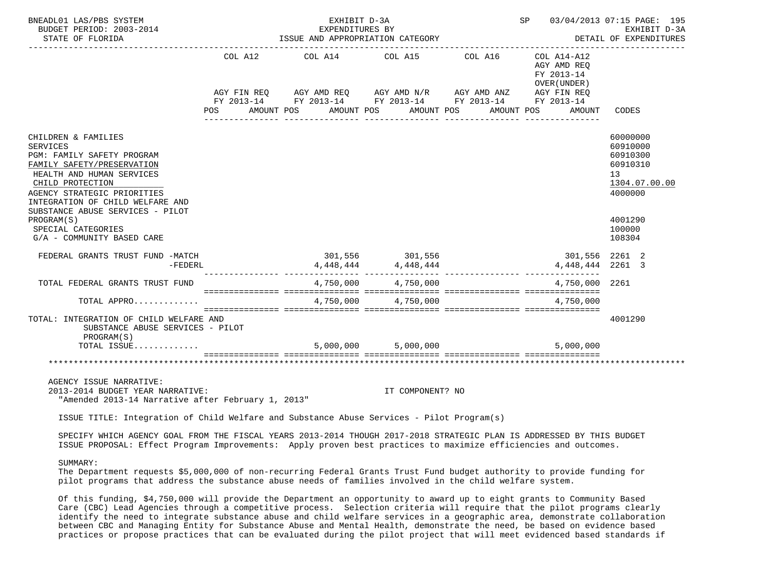| | COL A12 AGY FIN REQ FY 2013-14 POS AMOUNT | COL A14 AGY AMD REQ FY 2013-14 POS AMOUNT | COL A15 AGY AMD N/R FY 2013-14 POS AMOUNT | COL A16 AGY AMD ANZ FY 2013-14 POS AMOUNT | COL A14-A12 AGY AMD REQ FY 2013-14 OVER(UNDER) AGY FIN REQ FY 2013-14 POS AMOUNT | CODES |
|---|---|---|---|---|---|---|
| CHILDREN & FAMILIES | | | | | | 60000000 |
| SERVICES | | | | | | 60910000 |
| PGM: FAMILY SAFETY PROGRAM | | | | | | 60910300 |
| FAMILY SAFETY/PRESERVATION | | | | | | 60910310 |
| HEALTH AND HUMAN SERVICES | | | | | | 13 |
| CHILD PROTECTION | | | | | | 1304.07.00.00 |
| AGENCY STRATEGIC PRIORITIES | | | | | | 4000000 |
| INTEGRATION OF CHILD WELFARE AND SUBSTANCE ABUSE SERVICES - PILOT PROGRAM(S) | | | | | | 4001290 |
| SPECIAL CATEGORIES | | | | | | 100000 |
| G/A - COMMUNITY BASED CARE | | | | | | 108304 |
| FEDERAL GRANTS TRUST FUND -MATCH | | 301,556 | 301,556 | | 301,556 | 2261 2 |
| -FEDERL | | 4,448,444 | 4,448,444 | | 4,448,444 | 2261 3 |
| TOTAL FEDERAL GRANTS TRUST FUND | | 4,750,000 | 4,750,000 | | 4,750,000 | 2261 |
| TOTAL APPRO............ | | 4,750,000 | 4,750,000 | | 4,750,000 | |
| TOTAL: INTEGRATION OF CHILD WELFARE AND SUBSTANCE ABUSE SERVICES - PILOT PROGRAM(S) | | | | | | 4001290 |
| TOTAL ISSUE............ | | 5,000,000 | 5,000,000 | | 5,000,000 | |

AGENCY ISSUE NARRATIVE:
2013-2014 BUDGET YEAR NARRATIVE: IT COMPONENT? NO
"Amended 2013-14 Narrative after February 1, 2013"

ISSUE TITLE: Integration of Child Welfare and Substance Abuse Services - Pilot Program(s)

SPECIFY WHICH AGENCY GOAL FROM THE FISCAL YEARS 2013-2014 THOUGH 2017-2018 STRATEGIC PLAN IS ADDRESSED BY THIS BUDGET ISSUE PROPOSAL: Effect Program Improvements: Apply proven best practices to maximize efficiencies and outcomes.

SUMMARY:
The Department requests $5,000,000 of non-recurring Federal Grants Trust Fund budget authority to provide funding for pilot programs that address the substance abuse needs of families involved in the child welfare system.

Of this funding, $4,750,000 will provide the Department an opportunity to award up to eight grants to Community Based Care (CBC) Lead Agencies through a competitive process. Selection criteria will require that the pilot programs clearly identify the need to integrate substance abuse and child welfare services in a geographic area, demonstrate collaboration between CBC and Managing Entity for Substance Abuse and Mental Health, demonstrate the need, be based on evidence based practices or propose practices that can be evaluated during the pilot project that will meet evidenced based standards if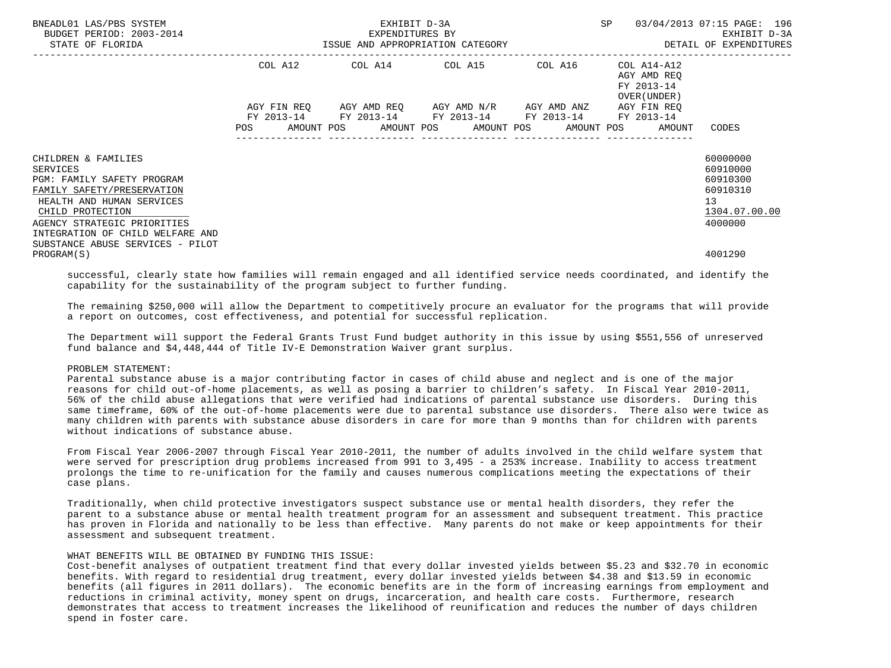| | COL A12 | COL A14 | COL A15 | COL A16 | COL A14-A12 | |
|---|---|---|---|---|---|---|
| | | | | | AGY AMD REQ | |
| | | | | | FY 2013-14 | |
| | | | | | OVER(UNDER) | |
| | AGY FIN REQ | AGY AMD REQ | AGY AMD N/R | AGY AMD ANZ | AGY FIN REQ | |
| | FY 2013-14 | FY 2013-14 | FY 2013-14 | FY 2013-14 | FY 2013-14 | |
| | POS AMOUNT | POS AMOUNT | POS AMOUNT | POS AMOUNT | POS AMOUNT | CODES |
| CHILDREN & FAMILIES | | | | | | 60000000 |
| SERVICES | | | | | | 60910000 |
| PGM: FAMILY SAFETY PROGRAM | | | | | | 60910300 |
| FAMILY SAFETY/PRESERVATION | | | | | | 60910310 |
| HEALTH AND HUMAN SERVICES | | | | | | 13 |
| CHILD PROTECTION | | | | | | 1304.07.00.00 |
| AGENCY STRATEGIC PRIORITIES | | | | | | 4000000 |
| INTEGRATION OF CHILD WELFARE AND SUBSTANCE ABUSE SERVICES - PILOT PROGRAM(S) | | | | | | 4001290 |

successful, clearly state how families will remain engaged and all identified service needs coordinated, and identify the capability for the sustainability of the program subject to further funding.

The remaining $250,000 will allow the Department to competitively procure an evaluator for the programs that will provide a report on outcomes, cost effectiveness, and potential for successful replication.

The Department will support the Federal Grants Trust Fund budget authority in this issue by using $551,556 of unreserved fund balance and $4,448,444 of Title IV-E Demonstration Waiver grant surplus.

PROBLEM STATEMENT:
Parental substance abuse is a major contributing factor in cases of child abuse and neglect and is one of the major reasons for child out-of-home placements, as well as posing a barrier to children's safety. In Fiscal Year 2010-2011, 56% of the child abuse allegations that were verified had indications of parental substance use disorders. During this same timeframe, 60% of the out-of-home placements were due to parental substance use disorders. There also were twice as many children with parents with substance abuse disorders in care for more than 9 months than for children with parents without indications of substance abuse.

From Fiscal Year 2006-2007 through Fiscal Year 2010-2011, the number of adults involved in the child welfare system that were served for prescription drug problems increased from 991 to 3,495 - a 253% increase. Inability to access treatment prolongs the time to re-unification for the family and causes numerous complications meeting the expectations of their case plans.

Traditionally, when child protective investigators suspect substance use or mental health disorders, they refer the parent to a substance abuse or mental health treatment program for an assessment and subsequent treatment. This practice has proven in Florida and nationally to be less than effective. Many parents do not make or keep appointments for their assessment and subsequent treatment.

WHAT BENEFITS WILL BE OBTAINED BY FUNDING THIS ISSUE:
Cost-benefit analyses of outpatient treatment find that every dollar invested yields between $5.23 and $32.70 in economic benefits. With regard to residential drug treatment, every dollar invested yields between $4.38 and $13.59 in economic benefits (all figures in 2011 dollars). The economic benefits are in the form of increasing earnings from employment and reductions in criminal activity, money spent on drugs, incarceration, and health care costs. Furthermore, research demonstrates that access to treatment increases the likelihood of reunification and reduces the number of days children spend in foster care.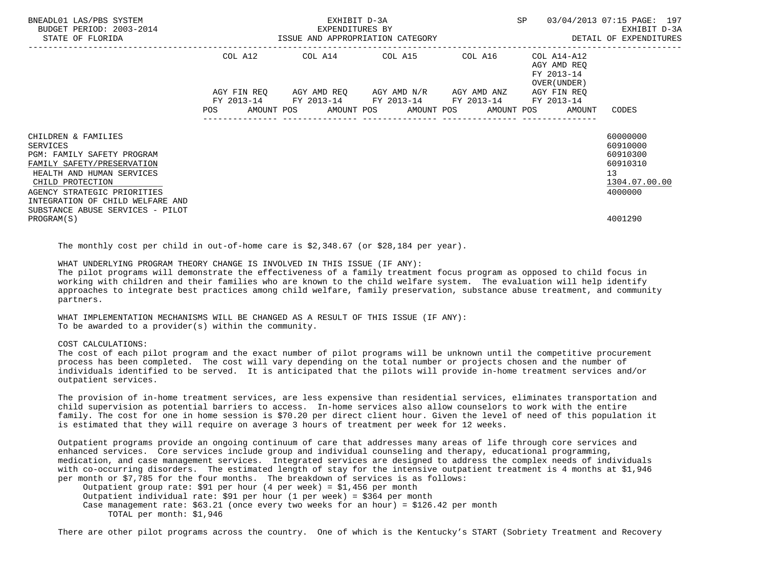| | COL A12 | COL A14 | COL A15 | COL A16 | COL A14-A12 AGY AMD REQ FY 2013-14 OVER(UNDER) | |
|---|---|---|---|---|---|---|
| | AGY FIN REQ FY 2013-14 | AGY AMD REQ FY 2013-14 | AGY AMD N/R FY 2013-14 | AGY AMD ANZ FY 2013-14 | AGY FIN REQ FY 2013-14 | |
| | POS AMOUNT | POS AMOUNT | POS AMOUNT | POS AMOUNT | POS AMOUNT | CODES |
| CHILDREN & FAMILIES | | | | | | 60000000 |
| SERVICES | | | | | | 60910000 |
| PGM: FAMILY SAFETY PROGRAM | | | | | | 60910300 |
| FAMILY SAFETY/PRESERVATION | | | | | | 60910310 |
| HEALTH AND HUMAN SERVICES | | | | | | 13 |
| CHILD PROTECTION | | | | | | 1304.07.00.00 |
| AGENCY STRATEGIC PRIORITIES | | | | | | 4000000 |
| INTEGRATION OF CHILD WELFARE AND SUBSTANCE ABUSE SERVICES - PILOT PROGRAM(S) | | | | | | 4001290 |

The monthly cost per child in out-of-home care is $2,348.67 (or $28,184 per year).

WHAT UNDERLYING PROGRAM THEORY CHANGE IS INVOLVED IN THIS ISSUE (IF ANY):
The pilot programs will demonstrate the effectiveness of a family treatment focus program as opposed to child focus in working with children and their families who are known to the child welfare system. The evaluation will help identify approaches to integrate best practices among child welfare, family preservation, substance abuse treatment, and community partners.

WHAT IMPLEMENTATION MECHANISMS WILL BE CHANGED AS A RESULT OF THIS ISSUE (IF ANY):
To be awarded to a provider(s) within the community.

COST CALCULATIONS:
The cost of each pilot program and the exact number of pilot programs will be unknown until the competitive procurement process has been completed. The cost will vary depending on the total number or projects chosen and the number of individuals identified to be served. It is anticipated that the pilots will provide in-home treatment services and/or outpatient services.

The provision of in-home treatment services, are less expensive than residential services, eliminates transportation and child supervision as potential barriers to access. In-home services also allow counselors to work with the entire family. The cost for one in home session is $70.20 per direct client hour. Given the level of need of this population it is estimated that they will require on average 3 hours of treatment per week for 12 weeks.

Outpatient programs provide an ongoing continuum of care that addresses many areas of life through core services and enhanced services. Core services include group and individual counseling and therapy, educational programming, medication, and case management services. Integrated services are designed to address the complex needs of individuals with co-occurring disorders. The estimated length of stay for the intensive outpatient treatment is 4 months at $1,946 per month or $7,785 for the four months. The breakdown of services is as follows:

- Outpatient group rate: $91 per hour (4 per week) = $1,456 per month
- Outpatient individual rate: $91 per hour (1 per week) = $364 per month
- Case management rate: $63.21 (once every two weeks for an hour) = $126.42 per month
  - TOTAL per month: $1,946

There are other pilot programs across the country. One of which is the Kentucky's START (Sobriety Treatment and Recovery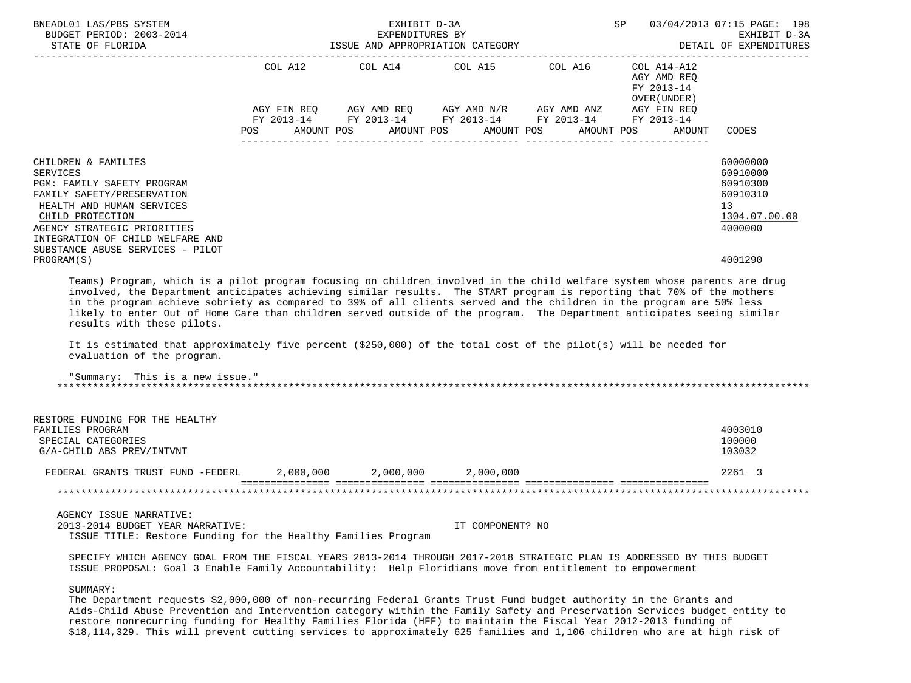| | COL A12 | COL A14 | COL A15 | COL A16 | COL A14-A12 AGY AMD REQ FY 2013-14 OVER(UNDER) | |
|---|---|---|---|---|---|---|
| | AGY FIN REQ FY 2013-14 | AGY AMD REQ FY 2013-14 | AGY AMD N/R FY 2013-14 | AGY AMD ANZ FY 2013-14 | AGY FIN REQ FY 2013-14 | |
| | POS AMOUNT | POS AMOUNT | POS AMOUNT | POS AMOUNT | POS AMOUNT | CODES |
| CHILDREN & FAMILIES | | | | | | 60000000 |
| SERVICES | | | | | | 60910000 |
| PGM: FAMILY SAFETY PROGRAM | | | | | | 60910300 |
| FAMILY SAFETY/PRESERVATION | | | | | | 60910310 |
| HEALTH AND HUMAN SERVICES | | | | | | 13 |
| CHILD PROTECTION | | | | | | 1304.07.00.00 |
| AGENCY STRATEGIC PRIORITIES | | | | | | 4000000 |
| INTEGRATION OF CHILD WELFARE AND SUBSTANCE ABUSE SERVICES - PILOT PROGRAM(S) | | | | | | 4001290 |

Teams) Program, which is a pilot program focusing on children involved in the child welfare system whose parents are drug involved, the Department anticipates achieving similar results. The START program is reporting that 70% of the mothers in the program achieve sobriety as compared to 39% of all clients served and the children in the program are 50% less likely to enter Out of Home Care than children served outside of the program. The Department anticipates seeing similar results with these pilots.

It is estimated that approximately five percent ($250,000) of the total cost of the pilot(s) will be needed for evaluation of the program.

"Summary: This is a new issue."

| | COL A12 | COL A14 | COL A15 | COL A16 | COL A14-A12 | CODES |
|---|---|---|---|---|---|---|
| RESTORE FUNDING FOR THE HEALTHY FAMILIES PROGRAM | | | | | | 4003010 |
| SPECIAL CATEGORIES | | | | | | 100000 |
| G/A-CHILD ABS PREV/INTVNT | | | | | | 103032 |
| FEDERAL GRANTS TRUST FUND -FEDERL | 2,000,000 | 2,000,000 | 2,000,000 | | | 2261 3 |

AGENCY ISSUE NARRATIVE:

2013-2014 BUDGET YEAR NARRATIVE: IT COMPONENT? NO

ISSUE TITLE: Restore Funding for the Healthy Families Program

SPECIFY WHICH AGENCY GOAL FROM THE FISCAL YEARS 2013-2014 THROUGH 2017-2018 STRATEGIC PLAN IS ADDRESSED BY THIS BUDGET ISSUE PROPOSAL: Goal 3 Enable Family Accountability: Help Floridians move from entitlement to empowerment

SUMMARY:

The Department requests $2,000,000 of non-recurring Federal Grants Trust Fund budget authority in the Grants and Aids-Child Abuse Prevention and Intervention category within the Family Safety and Preservation Services budget entity to restore nonrecurring funding for Healthy Families Florida (HFF) to maintain the Fiscal Year 2012-2013 funding of $18,114,329. This will prevent cutting services to approximately 625 families and 1,106 children who are at high risk of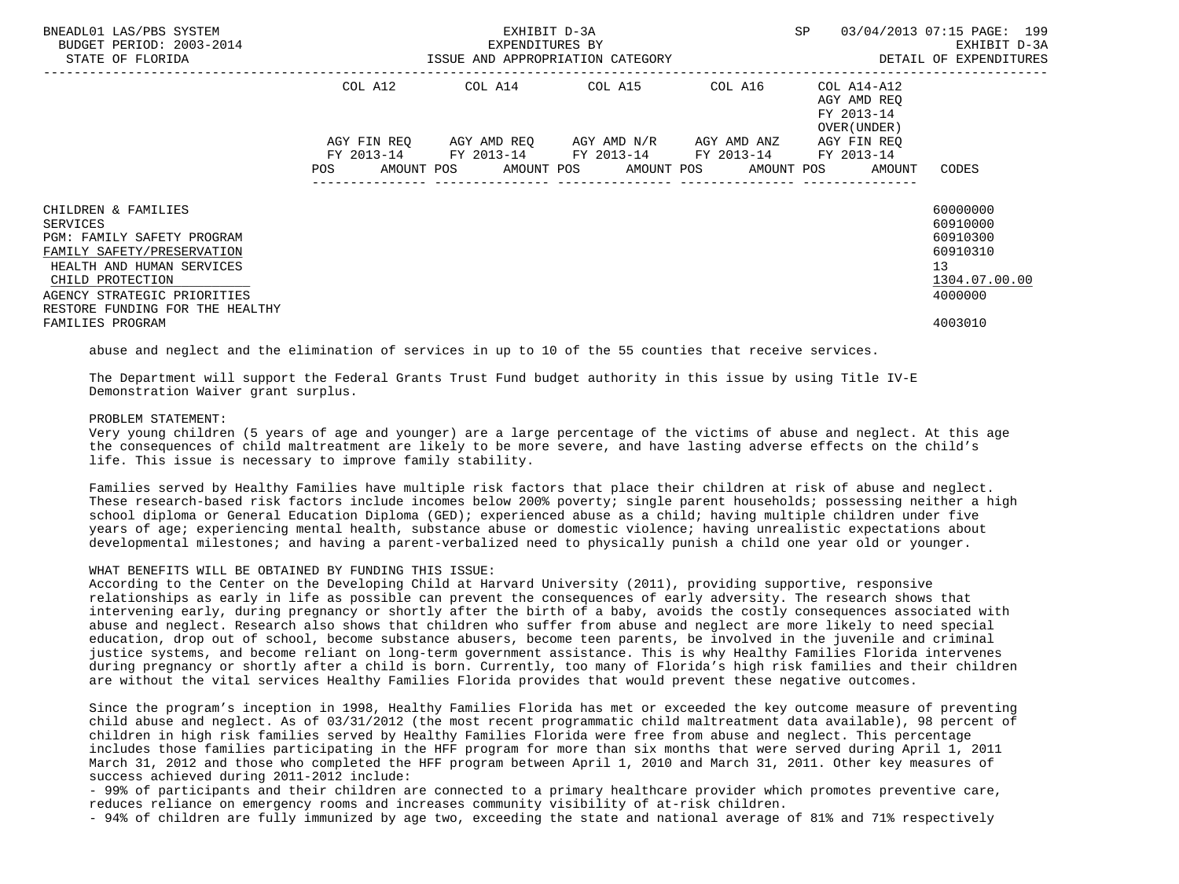| | COL A12 | COL A14 | COL A15 | COL A16 | COL A14-A12 AGY AMD REQ FY 2013-14 OVER(UNDER) | |
|---|---|---|---|---|---|---|
| | AGY FIN REQ FY 2013-14 | AGY AMD REQ FY 2013-14 | AGY AMD N/R FY 2013-14 | AGY AMD ANZ FY 2013-14 | AGY FIN REQ FY 2013-14 | |
| | POS AMOUNT | POS AMOUNT | POS AMOUNT | POS AMOUNT | POS AMOUNT | CODES |
| CHILDREN & FAMILIES | | | | | | 60000000 |
| SERVICES | | | | | | 60910000 |
| PGM: FAMILY SAFETY PROGRAM | | | | | | 60910300 |
| FAMILY SAFETY/PRESERVATION | | | | | | 60910310 |
| HEALTH AND HUMAN SERVICES | | | | | | 13 |
| CHILD PROTECTION | | | | | | 1304.07.00.00 |
| AGENCY STRATEGIC PRIORITIES | | | | | | 4000000 |
| RESTORE FUNDING FOR THE HEALTHY FAMILIES PROGRAM | | | | | | 4003010 |

abuse and neglect and the elimination of services in up to 10 of the 55 counties that receive services.

The Department will support the Federal Grants Trust Fund budget authority in this issue by using Title IV-E Demonstration Waiver grant surplus.

PROBLEM STATEMENT:
Very young children (5 years of age and younger) are a large percentage of the victims of abuse and neglect. At this age the consequences of child maltreatment are likely to be more severe, and have lasting adverse effects on the child's life. This issue is necessary to improve family stability.

Families served by Healthy Families have multiple risk factors that place their children at risk of abuse and neglect. These research-based risk factors include incomes below 200% poverty; single parent households; possessing neither a high school diploma or General Education Diploma (GED); experienced abuse as a child; having multiple children under five years of age; experiencing mental health, substance abuse or domestic violence; having unrealistic expectations about developmental milestones; and having a parent-verbalized need to physically punish a child one year old or younger.

WHAT BENEFITS WILL BE OBTAINED BY FUNDING THIS ISSUE:
According to the Center on the Developing Child at Harvard University (2011), providing supportive, responsive relationships as early in life as possible can prevent the consequences of early adversity. The research shows that intervening early, during pregnancy or shortly after the birth of a baby, avoids the costly consequences associated with abuse and neglect. Research also shows that children who suffer from abuse and neglect are more likely to need special education, drop out of school, become substance abusers, become teen parents, be involved in the juvenile and criminal justice systems, and become reliant on long-term government assistance. This is why Healthy Families Florida intervenes during pregnancy or shortly after a child is born. Currently, too many of Florida's high risk families and their children are without the vital services Healthy Families Florida provides that would prevent these negative outcomes.

Since the program's inception in 1998, Healthy Families Florida has met or exceeded the key outcome measure of preventing child abuse and neglect. As of 03/31/2012 (the most recent programmatic child maltreatment data available), 98 percent of children in high risk families served by Healthy Families Florida were free from abuse and neglect. This percentage includes those families participating in the HFF program for more than six months that were served during April 1, 2011 March 31, 2012 and those who completed the HFF program between April 1, 2010 and March 31, 2011. Other key measures of success achieved during 2011-2012 include:

- 99% of participants and their children are connected to a primary healthcare provider which promotes preventive care, reduces reliance on emergency rooms and increases community visibility of at-risk children.
- 94% of children are fully immunized by age two, exceeding the state and national average of 81% and 71% respectively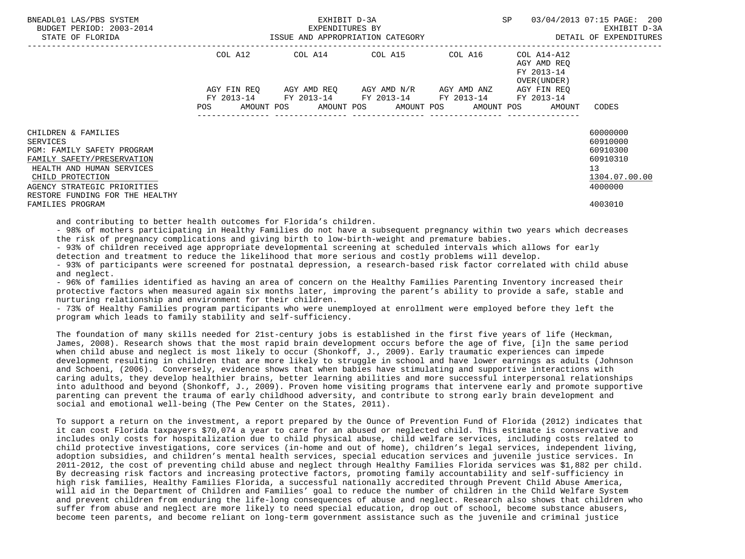| | COL A12 | COL A14 | COL A15 | COL A16 | COL A14-A12 AGY AMD REQ FY 2013-14 OVER(UNDER) | |
|---|---|---|---|---|---|---|
| | AGY FIN REQ FY 2013-14 | AGY AMD REQ FY 2013-14 | AGY AMD N/R FY 2013-14 | AGY AMD ANZ FY 2013-14 | AGY FIN REQ FY 2013-14 | |
| | POS AMOUNT | POS AMOUNT | POS AMOUNT | POS AMOUNT | POS AMOUNT | CODES |
| CHILDREN & FAMILIES | | | | | | 60000000 |
| SERVICES | | | | | | 60910000 |
| PGM: FAMILY SAFETY PROGRAM | | | | | | 60910300 |
| FAMILY SAFETY/PRESERVATION | | | | | | 60910310 |
| HEALTH AND HUMAN SERVICES | | | | | | 13 |
| CHILD PROTECTION | | | | | | 1304.07.00.00 |
| AGENCY STRATEGIC PRIORITIES | | | | | | 4000000 |
| RESTORE FUNDING FOR THE HEALTHY FAMILIES PROGRAM | | | | | | 4003010 |

and contributing to better health outcomes for Florida's children.

- 98% of mothers participating in Healthy Families do not have a subsequent pregnancy within two years which decreases the risk of pregnancy complications and giving birth to low-birth-weight and premature babies.
- 93% of children received age appropriate developmental screening at scheduled intervals which allows for early detection and treatment to reduce the likelihood that more serious and costly problems will develop.
- 93% of participants were screened for postnatal depression, a research-based risk factor correlated with child abuse and neglect.
- 96% of families identified as having an area of concern on the Healthy Families Parenting Inventory increased their protective factors when measured again six months later, improving the parent's ability to provide a safe, stable and nurturing relationship and environment for their children.
- 73% of Healthy Families program participants who were unemployed at enrollment were employed before they left the program which leads to family stability and self-sufficiency.

The foundation of many skills needed for 21st-century jobs is established in the first five years of life (Heckman, James, 2008). Research shows that the most rapid brain development occurs before the age of five, [i]n the same period when child abuse and neglect is most likely to occur (Shonkoff, J., 2009). Early traumatic experiences can impede development resulting in children that are more likely to struggle in school and have lower earnings as adults (Johnson and Schoeni, (2006). Conversely, evidence shows that when babies have stimulating and supportive interactions with caring adults, they develop healthier brains, better learning abilities and more successful interpersonal relationships into adulthood and beyond (Shonkoff, J., 2009). Proven home visiting programs that intervene early and promote supportive parenting can prevent the trauma of early childhood adversity, and contribute to strong early brain development and social and emotional well-being (The Pew Center on the States, 2011).

To support a return on the investment, a report prepared by the Ounce of Prevention Fund of Florida (2012) indicates that it can cost Florida taxpayers $70,074 a year to care for an abused or neglected child. This estimate is conservative and includes only costs for hospitalization due to child physical abuse, child welfare services, including costs related to child protective investigations, core services (in-home and out of home), children's legal services, independent living, adoption subsidies, and children's mental health services, special education services and juvenile justice services. In 2011-2012, the cost of preventing child abuse and neglect through Healthy Families Florida services was $1,882 per child. By decreasing risk factors and increasing protective factors, promoting family accountability and self-sufficiency in high risk families, Healthy Families Florida, a successful nationally accredited through Prevent Child Abuse America, will aid in the Department of Children and Families' goal to reduce the number of children in the Child Welfare System and prevent children from enduring the life-long consequences of abuse and neglect. Research also shows that children who suffer from abuse and neglect are more likely to need special education, drop out of school, become substance abusers, become teen parents, and become reliant on long-term government assistance such as the juvenile and criminal justice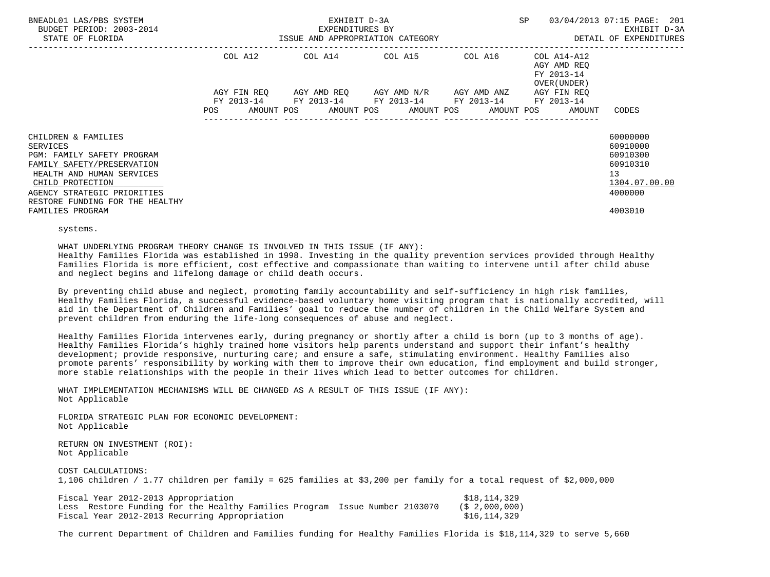| | COL A12 | | COL A14 | | COL A15 | | COL A16 | | COL A14-A12 AGY AMD REQ FY 2013-14 OVER(UNDER) | | |
|---|---|---|---|---|---|---|---|---|---|---|---|
| | AGY FIN REQ FY 2013-14 | | AGY AMD REQ FY 2013-14 | | AGY AMD N/R FY 2013-14 | | AGY AMD ANZ FY 2013-14 | | AGY FIN REQ FY 2013-14 | | |
| | POS | AMOUNT | POS | AMOUNT | POS | AMOUNT | POS | AMOUNT | POS | AMOUNT | CODES |
| CHILDREN & FAMILIES | | | | | | | | | | | 60000000 |
| SERVICES | | | | | | | | | | | 60910000 |
| PGM: FAMILY SAFETY PROGRAM | | | | | | | | | | | 60910300 |
| FAMILY SAFETY/PRESERVATION | | | | | | | | | | | 60910310 |
| HEALTH AND HUMAN SERVICES | | | | | | | | | | | 13 |
| CHILD PROTECTION | | | | | | | | | | | 1304.07.00.00 |
| AGENCY STRATEGIC PRIORITIES | | | | | | | | | | | 4000000 |
| RESTORE FUNDING FOR THE HEALTHY FAMILIES PROGRAM | | | | | | | | | | | 4003010 |

systems.

WHAT UNDERLYING PROGRAM THEORY CHANGE IS INVOLVED IN THIS ISSUE (IF ANY):
Healthy Families Florida was established in 1998. Investing in the quality prevention services provided through Healthy Families Florida is more efficient, cost effective and compassionate than waiting to intervene until after child abuse and neglect begins and lifelong damage or child death occurs.

By preventing child abuse and neglect, promoting family accountability and self-sufficiency in high risk families, Healthy Families Florida, a successful evidence-based voluntary home visiting program that is nationally accredited, will aid in the Department of Children and Families' goal to reduce the number of children in the Child Welfare System and prevent children from enduring the life-long consequences of abuse and neglect.

Healthy Families Florida intervenes early, during pregnancy or shortly after a child is born (up to 3 months of age). Healthy Families Florida's highly trained home visitors help parents understand and support their infant's healthy development; provide responsive, nurturing care; and ensure a safe, stimulating environment. Healthy Families also promote parents' responsibility by working with them to improve their own education, find employment and build stronger, more stable relationships with the people in their lives which lead to better outcomes for children.

WHAT IMPLEMENTATION MECHANISMS WILL BE CHANGED AS A RESULT OF THIS ISSUE (IF ANY):
Not Applicable

FLORIDA STRATEGIC PLAN FOR ECONOMIC DEVELOPMENT:
Not Applicable

RETURN ON INVESTMENT (ROI):
Not Applicable

COST CALCULATIONS:
1,106 children / 1.77 children per family = 625 families at $3,200 per family for a total request of $2,000,000

| | |
|---|---|
| Fiscal Year 2012-2013 Appropriation | $18,114,329 |
| Less Restore Funding for the Healthy Families Program Issue Number 2103070 | ($ 2,000,000) |
| Fiscal Year 2012-2013 Recurring Appropriation | $16,114,329 |

The current Department of Children and Families funding for Healthy Families Florida is $18,114,329 to serve 5,660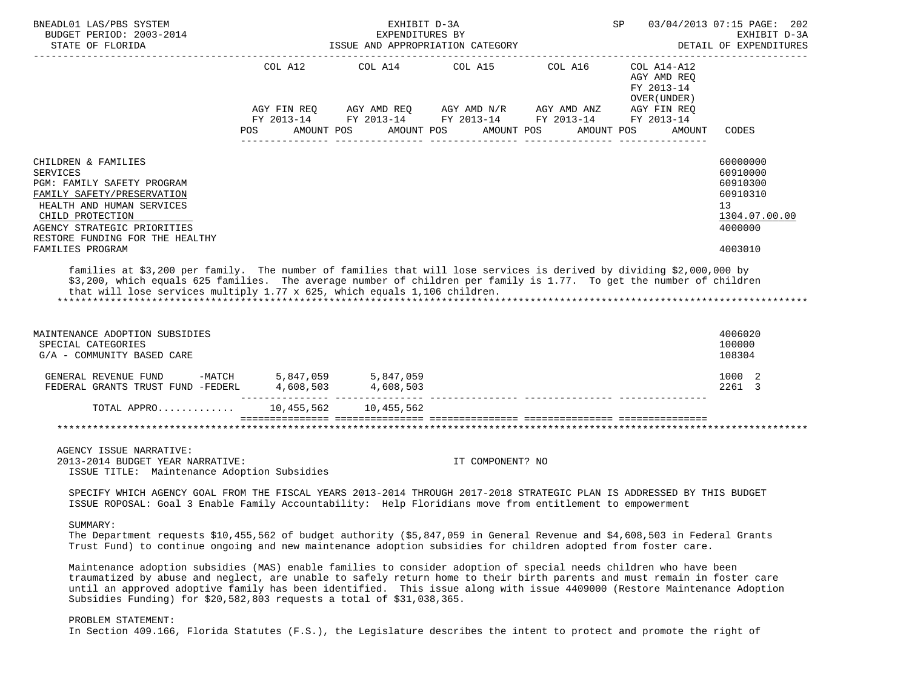| | COL A12 | | COL A14 | | COL A15 | | COL A16 | | COL A14-A12 AGY AMD REQ FY 2013-14 OVER(UNDER) | | |
|---|---|---|---|---|---|---|---|---|---|---|---|
| | AGY FIN REQ FY 2013-14 | | AGY AMD REQ FY 2013-14 | | AGY AMD N/R FY 2013-14 | | AGY AMD ANZ FY 2013-14 | | AGY FIN REQ FY 2013-14 | | |
| | POS | AMOUNT | POS | AMOUNT | POS | AMOUNT | POS | AMOUNT | POS | AMOUNT | CODES |
| CHILDREN & FAMILIES | | | | | | | | | | | 60000000 |
| SERVICES | | | | | | | | | | | 60910000 |
| PGM: FAMILY SAFETY PROGRAM | | | | | | | | | | | 60910300 |
| FAMILY SAFETY/PRESERVATION | | | | | | | | | | | 60910310 |
| HEALTH AND HUMAN SERVICES | | | | | | | | | | | 13 |
| CHILD PROTECTION | | | | | | | | | | | 1304.07.00.00 |
| AGENCY STRATEGIC PRIORITIES | | | | | | | | | | | 4000000 |
| RESTORE FUNDING FOR THE HEALTHY FAMILIES PROGRAM | | | | | | | | | | | 4003010 |

families at $3,200 per family. The number of families that will lose services is derived by dividing $2,000,000 by $3,200, which equals 625 families. The average number of children per family is 1.77. To get the number of children that will lose services multiply 1.77 x 625, which equals 1,106 children.

| | COL A12 | | COL A14 | | COL A15 | | COL A16 | | COL A14-A12 | | CODES |
|---|---|---|---|---|---|---|---|---|---|---|---|
| MAINTENANCE ADOPTION SUBSIDIES | | | | | | | | | | | 4006020 |
| SPECIAL CATEGORIES | | | | | | | | | | | 100000 |
| G/A - COMMUNITY BASED CARE | | | | | | | | | | | 108304 |
| GENERAL REVENUE FUND -MATCH | | 5,847,059 | | 5,847,059 | | | | | | | 1000 2 |
| FEDERAL GRANTS TRUST FUND -FEDERL | | 4,608,503 | | 4,608,503 | | | | | | | 2261 3 |
| TOTAL APPRO............ | | 10,455,562 | | 10,455,562 | | | | | | | |

AGENCY ISSUE NARRATIVE:
2013-2014 BUDGET YEAR NARRATIVE: IT COMPONENT? NO
ISSUE TITLE: Maintenance Adoption Subsidies

SPECIFY WHICH AGENCY GOAL FROM THE FISCAL YEARS 2013-2014 THROUGH 2017-2018 STRATEGIC PLAN IS ADDRESSED BY THIS BUDGET ISSUE ROPOSAL: Goal 3 Enable Family Accountability: Help Floridians move from entitlement to empowerment

SUMMARY:
The Department requests $10,455,562 of budget authority ($5,847,059 in General Revenue and $4,608,503 in Federal Grants Trust Fund) to continue ongoing and new maintenance adoption subsidies for children adopted from foster care.

Maintenance adoption subsidies (MAS) enable families to consider adoption of special needs children who have been traumatized by abuse and neglect, are unable to safely return home to their birth parents and must remain in foster care until an approved adoptive family has been identified. This issue along with issue 4409000 (Restore Maintenance Adoption Subsidies Funding) for $20,582,803 requests a total of $31,038,365.

PROBLEM STATEMENT:
In Section 409.166, Florida Statutes (F.S.), the Legislature describes the intent to protect and promote the right of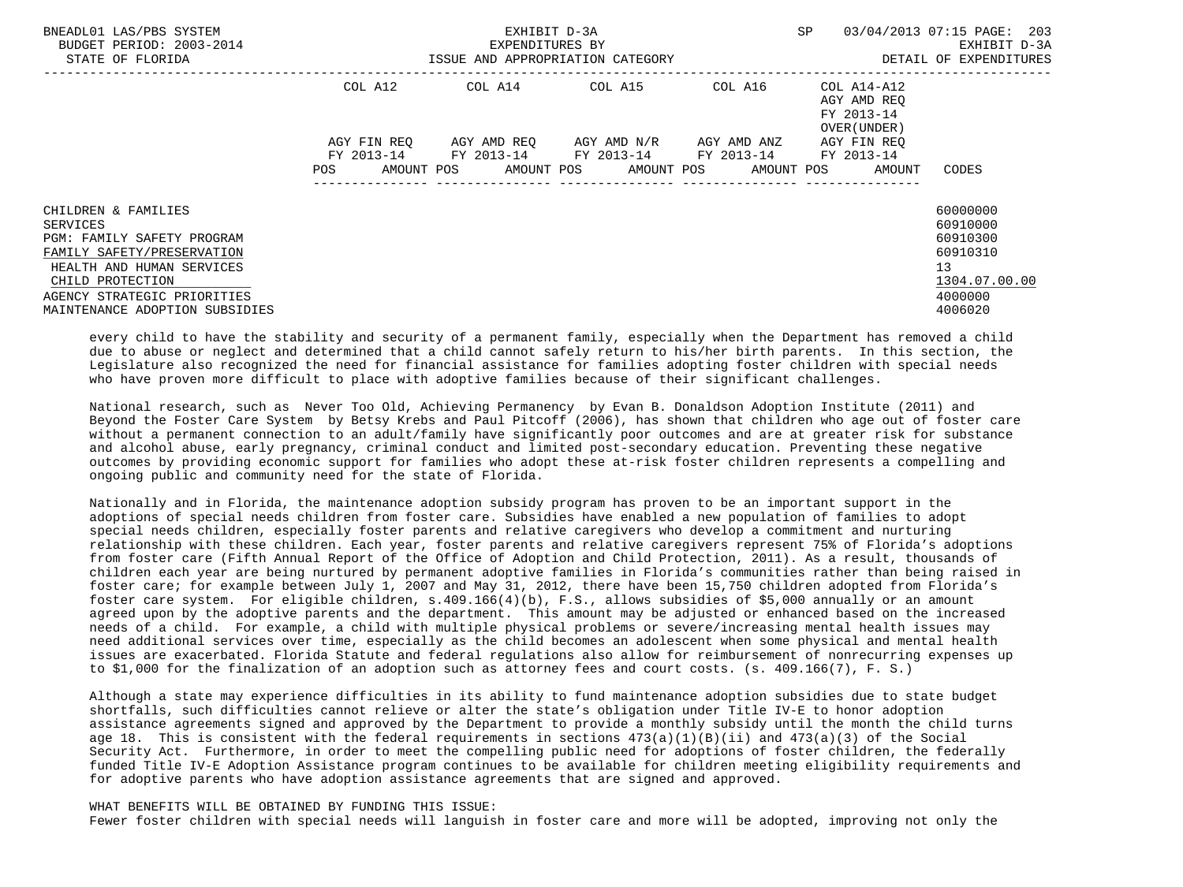| | COL A12 | COL A14 | COL A15 | COL A16 | COL A14-A12 | |
|---|---|---|---|---|---|---|
| | | | | | AGY AMD REQ FY 2013-14 OVER(UNDER) | |
| | AGY FIN REQ FY 2013-14 | AGY AMD REQ FY 2013-14 | AGY AMD N/R FY 2013-14 | AGY AMD ANZ FY 2013-14 | AGY FIN REQ FY 2013-14 | |
| | POS AMOUNT | POS AMOUNT | POS AMOUNT | POS AMOUNT | POS AMOUNT | CODES |
| CHILDREN & FAMILIES | | | | | | 60000000 |
| SERVICES | | | | | | 60910000 |
| PGM: FAMILY SAFETY PROGRAM | | | | | | 60910300 |
| FAMILY SAFETY/PRESERVATION | | | | | | 60910310 |
| HEALTH AND HUMAN SERVICES | | | | | | 13 |
| CHILD PROTECTION | | | | | | 1304.07.00.00 |
| AGENCY STRATEGIC PRIORITIES | | | | | | 4000000 |
| MAINTENANCE ADOPTION SUBSIDIES | | | | | | 4006020 |

every child to have the stability and security of a permanent family, especially when the Department has removed a child due to abuse or neglect and determined that a child cannot safely return to his/her birth parents. In this section, the Legislature also recognized the need for financial assistance for families adopting foster children with special needs who have proven more difficult to place with adoptive families because of their significant challenges.

National research, such as Never Too Old, Achieving Permanency by Evan B. Donaldson Adoption Institute (2011) and Beyond the Foster Care System by Betsy Krebs and Paul Pitcoff (2006), has shown that children who age out of foster care without a permanent connection to an adult/family have significantly poor outcomes and are at greater risk for substance and alcohol abuse, early pregnancy, criminal conduct and limited post-secondary education. Preventing these negative outcomes by providing economic support for families who adopt these at-risk foster children represents a compelling and ongoing public and community need for the state of Florida.

Nationally and in Florida, the maintenance adoption subsidy program has proven to be an important support in the adoptions of special needs children from foster care. Subsidies have enabled a new population of families to adopt special needs children, especially foster parents and relative caregivers who develop a commitment and nurturing relationship with these children. Each year, foster parents and relative caregivers represent 75% of Florida's adoptions from foster care (Fifth Annual Report of the Office of Adoption and Child Protection, 2011). As a result, thousands of children each year are being nurtured by permanent adoptive families in Florida's communities rather than being raised in foster care; for example between July 1, 2007 and May 31, 2012, there have been 15,750 children adopted from Florida's foster care system. For eligible children, s.409.166(4)(b), F.S., allows subsidies of $5,000 annually or an amount agreed upon by the adoptive parents and the department. This amount may be adjusted or enhanced based on the increased needs of a child. For example, a child with multiple physical problems or severe/increasing mental health issues may need additional services over time, especially as the child becomes an adolescent when some physical and mental health issues are exacerbated. Florida Statute and federal regulations also allow for reimbursement of nonrecurring expenses up to $1,000 for the finalization of an adoption such as attorney fees and court costs. (s. 409.166(7), F. S.)

Although a state may experience difficulties in its ability to fund maintenance adoption subsidies due to state budget shortfalls, such difficulties cannot relieve or alter the state's obligation under Title IV-E to honor adoption assistance agreements signed and approved by the Department to provide a monthly subsidy until the month the child turns age 18. This is consistent with the federal requirements in sections 473(a)(1)(B)(ii) and 473(a)(3) of the Social Security Act. Furthermore, in order to meet the compelling public need for adoptions of foster children, the federally funded Title IV-E Adoption Assistance program continues to be available for children meeting eligibility requirements and for adoptive parents who have adoption assistance agreements that are signed and approved.

WHAT BENEFITS WILL BE OBTAINED BY FUNDING THIS ISSUE:
Fewer foster children with special needs will languish in foster care and more will be adopted, improving not only the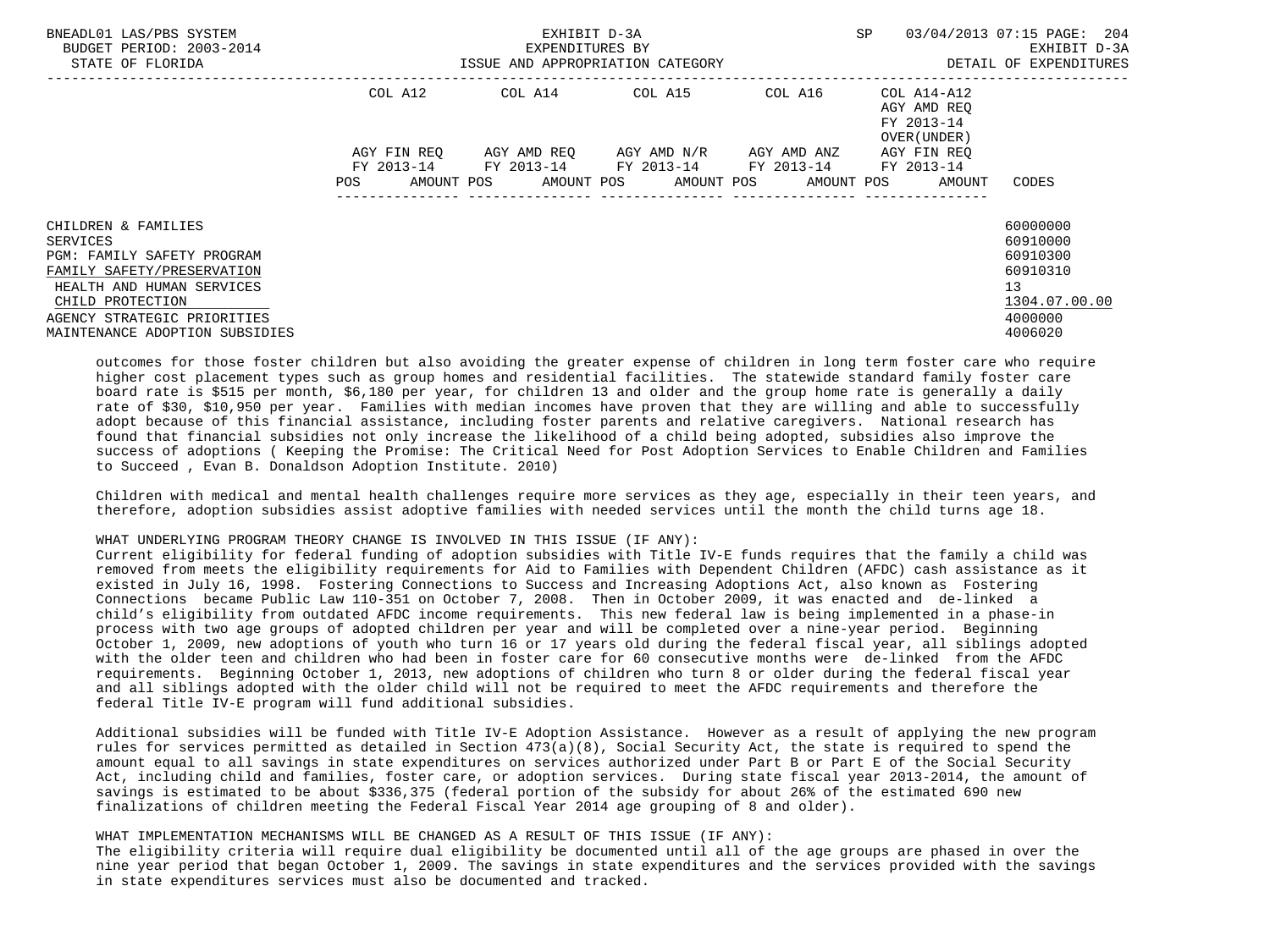| | COL A12 | COL A14 | COL A15 | COL A16 | COL A14-A12 AGY AMD REQ FY 2013-14 OVER(UNDER) | |
|---|---|---|---|---|---|---|
| | AGY FIN REQ FY 2013-14 | AGY AMD REQ FY 2013-14 | AGY AMD N/R FY 2013-14 | AGY AMD ANZ FY 2013-14 | AGY FIN REQ FY 2013-14 | |
| | POS AMOUNT | POS AMOUNT | POS AMOUNT | POS AMOUNT | POS AMOUNT | CODES |
| CHILDREN & FAMILIES | | | | | | 60000000 |
| SERVICES | | | | | | 60910000 |
| PGM: FAMILY SAFETY PROGRAM | | | | | | 60910300 |
| FAMILY SAFETY/PRESERVATION | | | | | | 60910310 |
| HEALTH AND HUMAN SERVICES | | | | | | 13 |
| CHILD PROTECTION | | | | | | 1304.07.00.00 |
| AGENCY STRATEGIC PRIORITIES | | | | | | 4000000 |
| MAINTENANCE ADOPTION SUBSIDIES | | | | | | 4006020 |

outcomes for those foster children but also avoiding the greater expense of children in long term foster care who require higher cost placement types such as group homes and residential facilities. The statewide standard family foster care board rate is $515 per month, $6,180 per year, for children 13 and older and the group home rate is generally a daily rate of $30, $10,950 per year. Families with median incomes have proven that they are willing and able to successfully adopt because of this financial assistance, including foster parents and relative caregivers. National research has found that financial subsidies not only increase the likelihood of a child being adopted, subsidies also improve the success of adoptions ( Keeping the Promise: The Critical Need for Post Adoption Services to Enable Children and Families to Succeed , Evan B. Donaldson Adoption Institute. 2010)

Children with medical and mental health challenges require more services as they age, especially in their teen years, and therefore, adoption subsidies assist adoptive families with needed services until the month the child turns age 18.

WHAT UNDERLYING PROGRAM THEORY CHANGE IS INVOLVED IN THIS ISSUE (IF ANY):
Current eligibility for federal funding of adoption subsidies with Title IV-E funds requires that the family a child was removed from meets the eligibility requirements for Aid to Families with Dependent Children (AFDC) cash assistance as it existed in July 16, 1998. Fostering Connections to Success and Increasing Adoptions Act, also known as Fostering Connections became Public Law 110-351 on October 7, 2008. Then in October 2009, it was enacted and de-linked a child's eligibility from outdated AFDC income requirements. This new federal law is being implemented in a phase-in process with two age groups of adopted children per year and will be completed over a nine-year period. Beginning October 1, 2009, new adoptions of youth who turn 16 or 17 years old during the federal fiscal year, all siblings adopted with the older teen and children who had been in foster care for 60 consecutive months were de-linked from the AFDC requirements. Beginning October 1, 2013, new adoptions of children who turn 8 or older during the federal fiscal year and all siblings adopted with the older child will not be required to meet the AFDC requirements and therefore the federal Title IV-E program will fund additional subsidies.

Additional subsidies will be funded with Title IV-E Adoption Assistance. However as a result of applying the new program rules for services permitted as detailed in Section 473(a)(8), Social Security Act, the state is required to spend the amount equal to all savings in state expenditures on services authorized under Part B or Part E of the Social Security Act, including child and families, foster care, or adoption services. During state fiscal year 2013-2014, the amount of savings is estimated to be about $336,375 (federal portion of the subsidy for about 26% of the estimated 690 new finalizations of children meeting the Federal Fiscal Year 2014 age grouping of 8 and older).

WHAT IMPLEMENTATION MECHANISMS WILL BE CHANGED AS A RESULT OF THIS ISSUE (IF ANY):
The eligibility criteria will require dual eligibility be documented until all of the age groups are phased in over the nine year period that began October 1, 2009. The savings in state expenditures and the services provided with the savings in state expenditures services must also be documented and tracked.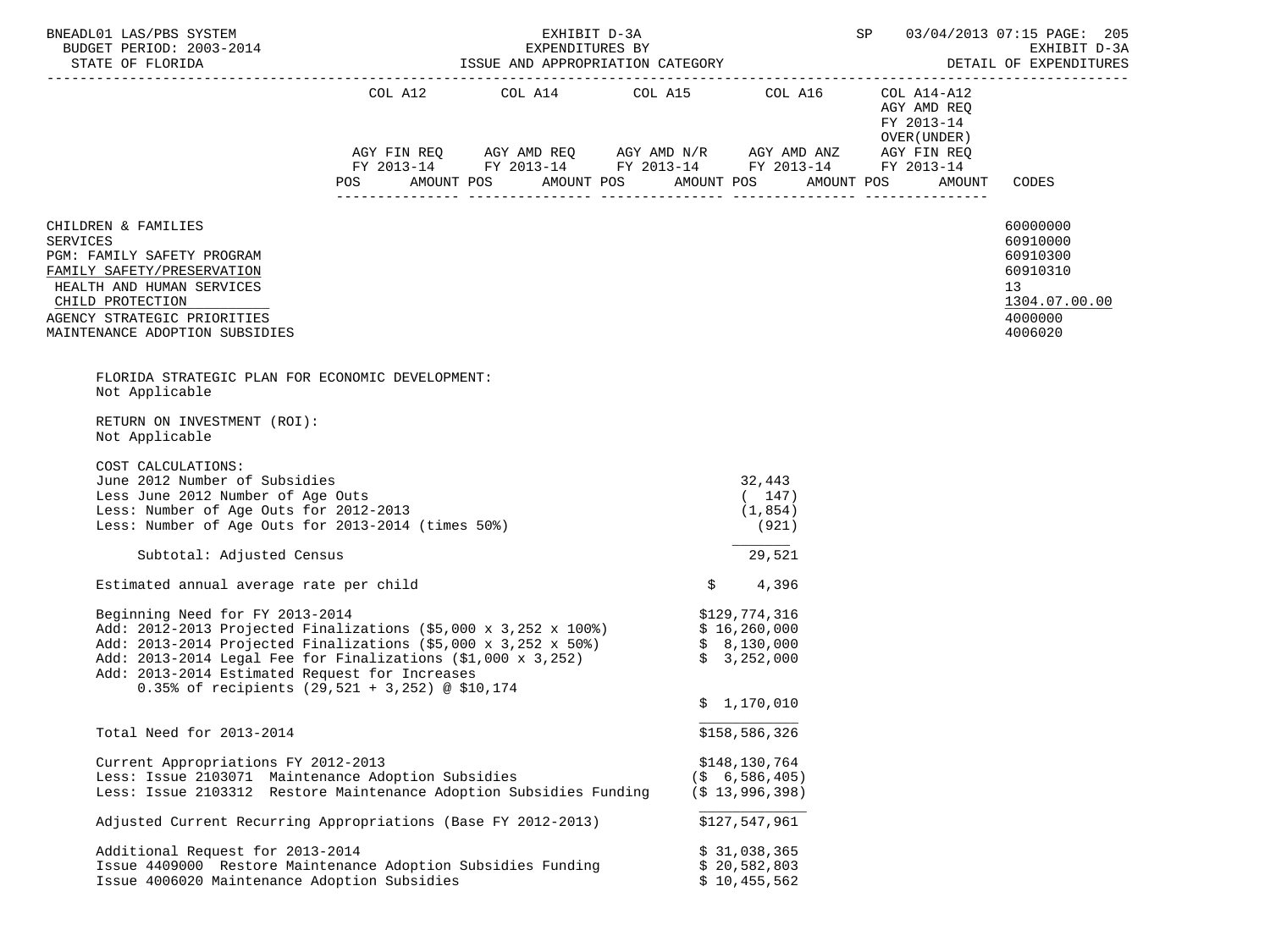| | COL A12 | | COL A14 | | COL A15 | | COL A16 | | COL A14-A12 AGY AMD REQ FY 2013-14 OVER(UNDER) AGY FIN REQ | | |
|---|---|---|---|---|---|---|---|---|---|---|---|
| | AGY FIN REQ FY 2013-14 | | AGY AMD REQ FY 2013-14 | | AGY AMD N/R FY 2013-14 | | AGY AMD ANZ FY 2013-14 | | FY 2013-14 | | |
| | POS | AMOUNT | POS | AMOUNT | POS | AMOUNT | POS | AMOUNT | POS | AMOUNT | CODES |

CHILDREN & FAMILIES — 60000000
SERVICES — 60910000
PGM: FAMILY SAFETY PROGRAM — 60910300
FAMILY SAFETY/PRESERVATION — 60910310
HEALTH AND HUMAN SERVICES — 13
CHILD PROTECTION — 1304.07.00.00
AGENCY STRATEGIC PRIORITIES — 4000000
MAINTENANCE ADOPTION SUBSIDIES — 4006020

FLORIDA STRATEGIC PLAN FOR ECONOMIC DEVELOPMENT:
Not Applicable

RETURN ON INVESTMENT (ROI):
Not Applicable

COST CALCULATIONS:

| | |
|---|---|
| June 2012 Number of Subsidies | 32,443 |
| Less June 2012 Number of Age Outs | ( 147) |
| Less: Number of Age Outs for 2012-2013 | (1,854) |
| Less: Number of Age Outs for 2013-2014 (times 50%) | (921) |
| Subtotal: Adjusted Census | 29,521 |
| Estimated annual average rate per child | $ 4,396 |
| Beginning Need for FY 2013-2014 | $129,774,316 |
| Add: 2012-2013 Projected Finalizations ($5,000 x 3,252 x 100%) | $ 16,260,000 |
| Add: 2013-2014 Projected Finalizations ($5,000 x 3,252 x 50%) | $ 8,130,000 |
| Add: 2013-2014 Legal Fee for Finalizations ($1,000 x 3,252) | $ 3,252,000 |
| Add: 2013-2014 Estimated Request for Increases 0.35% of recipients (29,521 + 3,252) @ $10,174 | $ 1,170,010 |
| Total Need for 2013-2014 | $158,586,326 |
| Current Appropriations FY 2012-2013 | $148,130,764 |
| Less: Issue 2103071 Maintenance Adoption Subsidies | ($ 6,586,405) |
| Less: Issue 2103312 Restore Maintenance Adoption Subsidies Funding | ($ 13,996,398) |
| Adjusted Current Recurring Appropriations (Base FY 2012-2013) | $127,547,961 |
| Additional Request for 2013-2014 | $ 31,038,365 |
| Issue 4409000 Restore Maintenance Adoption Subsidies Funding | $ 20,582,803 |
| Issue 4006020 Maintenance Adoption Subsidies | $ 10,455,562 |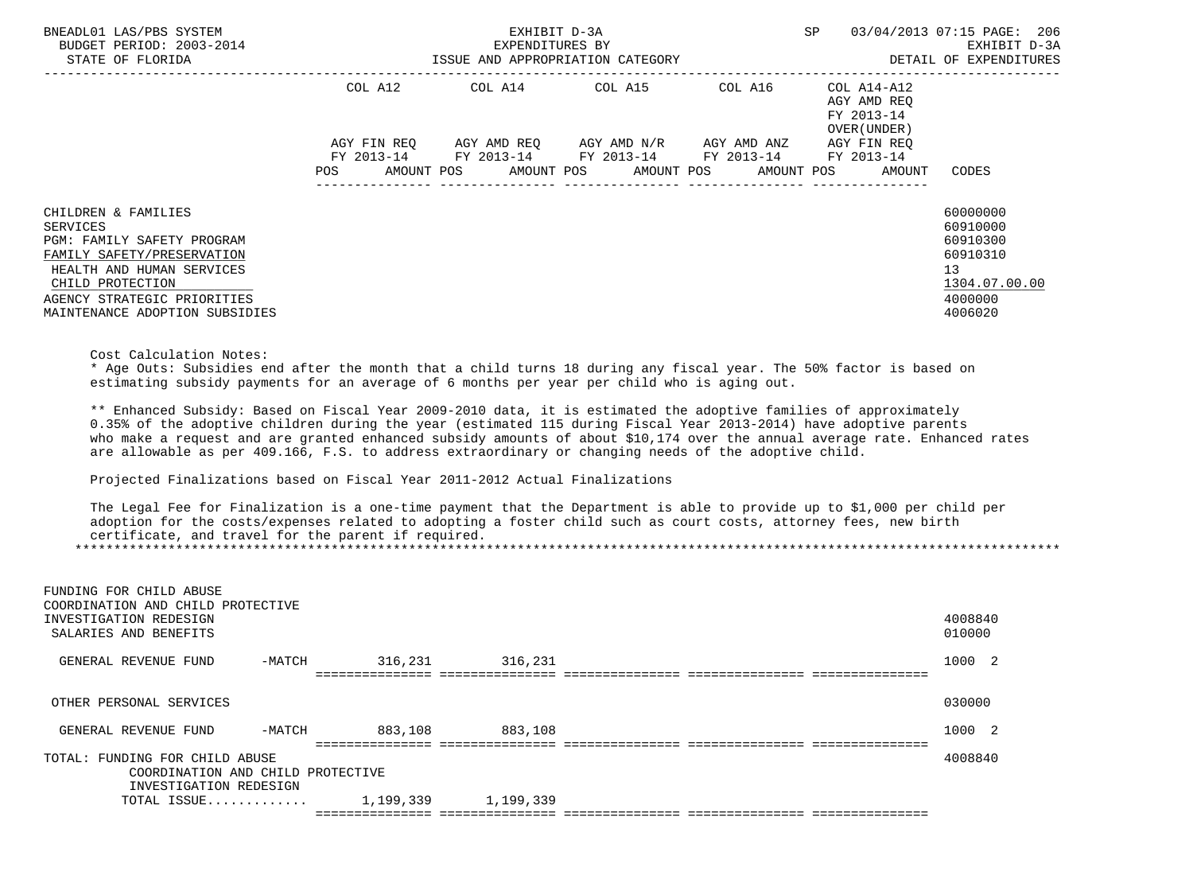BNEADL01 LAS/PBS SYSTEM — EXHIBIT D-3A — EXPENDITURES BY ISSUE AND APPROPRIATION CATEGORY — BUDGET PERIOD: 2003-2014 — STATE OF FLORIDA — SP 03/04/2013 07:15 — EXHIBIT D-3A DETAIL OF EXPENDITURES

| | COL A12 AGY FIN REQ FY 2013-14 POS AMOUNT | COL A14 AGY AMD REQ FY 2013-14 POS AMOUNT | COL A15 AGY AMD N/R FY 2013-14 POS AMOUNT | COL A16 AGY AMD ANZ FY 2013-14 POS AMOUNT | COL A14-A12 AGY AMD REQ FY 2013-14 OVER(UNDER) AGY FIN REQ FY 2013-14 POS AMOUNT | CODES |
|---|---|---|---|---|---|---|
| CHILDREN & FAMILIES | | | | | | 60000000 |
| SERVICES | | | | | | 60910000 |
| PGM: FAMILY SAFETY PROGRAM | | | | | | 60910300 |
| FAMILY SAFETY/PRESERVATION | | | | | | 60910310 |
| HEALTH AND HUMAN SERVICES | | | | | | 13 |
| CHILD PROTECTION | | | | | | 1304.07.00.00 |
| AGENCY STRATEGIC PRIORITIES | | | | | | 4000000 |
| MAINTENANCE ADOPTION SUBSIDIES | | | | | | 4006020 |

Cost Calculation Notes:

* Age Outs: Subsidies end after the month that a child turns 18 during any fiscal year. The 50% factor is based on estimating subsidy payments for an average of 6 months per year per child who is aging out.

** Enhanced Subsidy: Based on Fiscal Year 2009-2010 data, it is estimated the adoptive families of approximately 0.35% of the adoptive children during the year (estimated 115 during Fiscal Year 2013-2014) have adoptive parents who make a request and are granted enhanced subsidy amounts of about $10,174 over the annual average rate. Enhanced rates are allowable as per 409.166, F.S. to address extraordinary or changing needs of the adoptive child.

Projected Finalizations based on Fiscal Year 2011-2012 Actual Finalizations

The Legal Fee for Finalization is a one-time payment that the Department is able to provide up to $1,000 per child per adoption for the costs/expenses related to adopting a foster child such as court costs, attorney fees, new birth certificate, and travel for the parent if required.

| | COL A12 | COL A14 | COL A15 | COL A16 | COL A14-A12 | CODES |
|---|---|---|---|---|---|---|
| FUNDING FOR CHILD ABUSE COORDINATION AND CHILD PROTECTIVE INVESTIGATION REDESIGN | | | | | | 4008840 |
| SALARIES AND BENEFITS | | | | | | 010000 |
| GENERAL REVENUE FUND -MATCH | 316,231 | 316,231 | | | | 1000 2 |
| OTHER PERSONAL SERVICES | | | | | | 030000 |
| GENERAL REVENUE FUND -MATCH | 883,108 | 883,108 | | | | 1000 2 |
| TOTAL: FUNDING FOR CHILD ABUSE COORDINATION AND CHILD PROTECTIVE INVESTIGATION REDESIGN | | | | | | 4008840 |
| TOTAL ISSUE............ | 1,199,339 | 1,199,339 | | | | |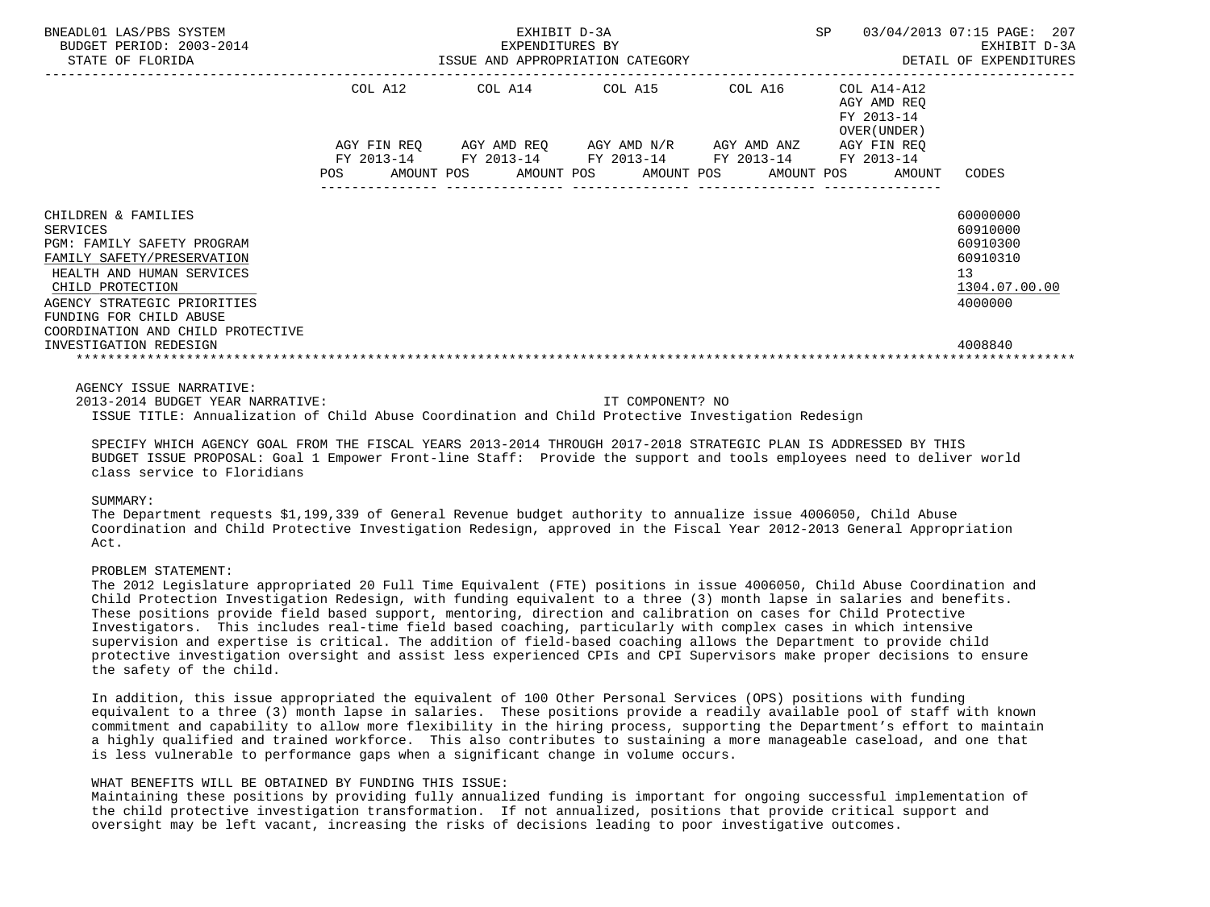| | COL A12 | COL A14 | COL A15 | COL A16 | COL A14-A12 AGY AMD REQ FY 2013-14 OVER(UNDER) | |
|---|---|---|---|---|---|---|
| | AGY FIN REQ FY 2013-14 | AGY AMD REQ FY 2013-14 | AGY AMD N/R FY 2013-14 | AGY AMD ANZ FY 2013-14 | AGY FIN REQ FY 2013-14 | |
| | POS AMOUNT | POS AMOUNT | POS AMOUNT | POS AMOUNT | POS AMOUNT | CODES |
| CHILDREN & FAMILIES | | | | | | 60000000 |
| SERVICES | | | | | | 60910000 |
| PGM: FAMILY SAFETY PROGRAM | | | | | | 60910300 |
| FAMILY SAFETY/PRESERVATION | | | | | | 60910310 |
| HEALTH AND HUMAN SERVICES | | | | | | 13 |
| CHILD PROTECTION | | | | | | 1304.07.00.00 |
| AGENCY STRATEGIC PRIORITIES | | | | | | 4000000 |
| FUNDING FOR CHILD ABUSE COORDINATION AND CHILD PROTECTIVE INVESTIGATION REDESIGN | | | | | | 4008840 |

AGENCY ISSUE NARRATIVE:

2013-2014 BUDGET YEAR NARRATIVE: IT COMPONENT? NO

ISSUE TITLE: Annualization of Child Abuse Coordination and Child Protective Investigation Redesign

SPECIFY WHICH AGENCY GOAL FROM THE FISCAL YEARS 2013-2014 THROUGH 2017-2018 STRATEGIC PLAN IS ADDRESSED BY THIS BUDGET ISSUE PROPOSAL: Goal 1 Empower Front-line Staff: Provide the support and tools employees need to deliver world class service to Floridians

SUMMARY:

The Department requests $1,199,339 of General Revenue budget authority to annualize issue 4006050, Child Abuse Coordination and Child Protective Investigation Redesign, approved in the Fiscal Year 2012-2013 General Appropriation Act.

PROBLEM STATEMENT:

The 2012 Legislature appropriated 20 Full Time Equivalent (FTE) positions in issue 4006050, Child Abuse Coordination and Child Protection Investigation Redesign, with funding equivalent to a three (3) month lapse in salaries and benefits. These positions provide field based support, mentoring, direction and calibration on cases for Child Protective Investigators. This includes real-time field based coaching, particularly with complex cases in which intensive supervision and expertise is critical. The addition of field-based coaching allows the Department to provide child protective investigation oversight and assist less experienced CPIs and CPI Supervisors make proper decisions to ensure the safety of the child.

In addition, this issue appropriated the equivalent of 100 Other Personal Services (OPS) positions with funding equivalent to a three (3) month lapse in salaries. These positions provide a readily available pool of staff with known commitment and capability to allow more flexibility in the hiring process, supporting the Department's effort to maintain a highly qualified and trained workforce. This also contributes to sustaining a more manageable caseload, and one that is less vulnerable to performance gaps when a significant change in volume occurs.

WHAT BENEFITS WILL BE OBTAINED BY FUNDING THIS ISSUE:

Maintaining these positions by providing fully annualized funding is important for ongoing successful implementation of the child protective investigation transformation. If not annualized, positions that provide critical support and oversight may be left vacant, increasing the risks of decisions leading to poor investigative outcomes.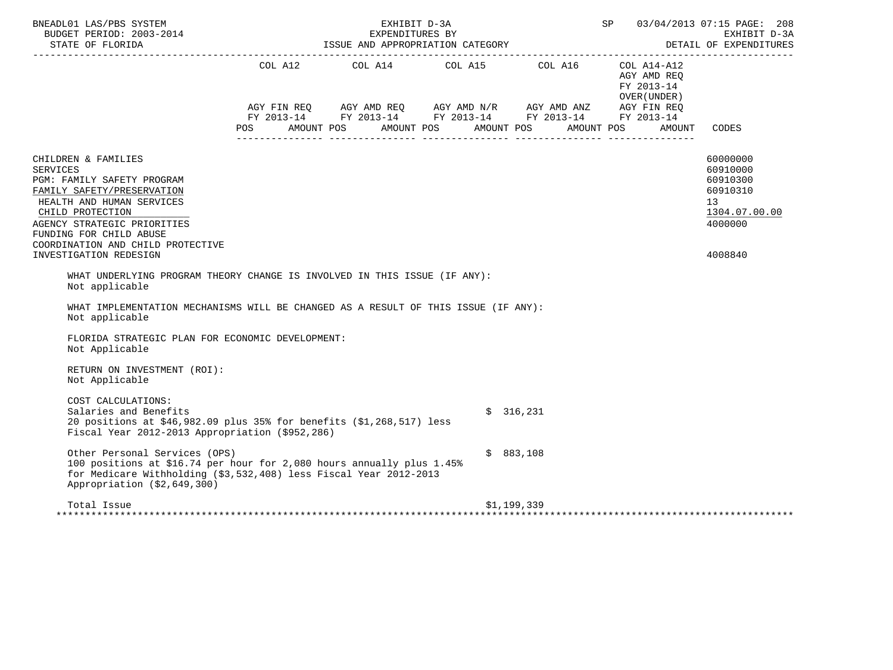| | COL A12 | | COL A14 | | COL A15 | | COL A16 | | COL A14-A12 AGY AMD REQ FY 2013-14 OVER(UNDER) AGY FIN REQ FY 2013-14 | | |
|---|---|---|---|---|---|---|---|---|---|---|---|
| | AGY FIN REQ FY 2013-14 | | AGY AMD REQ FY 2013-14 | | AGY AMD N/R FY 2013-14 | | AGY AMD ANZ FY 2013-14 | | | | |
| | POS | AMOUNT | POS | AMOUNT | POS | AMOUNT | POS | AMOUNT | POS | AMOUNT | CODES |
| CHILDREN & FAMILIES | | | | | | | | | | | 60000000 |
| SERVICES | | | | | | | | | | | 60910000 |
| PGM: FAMILY SAFETY PROGRAM | | | | | | | | | | | 60910300 |
| FAMILY SAFETY/PRESERVATION | | | | | | | | | | | 60910310 |
| HEALTH AND HUMAN SERVICES | | | | | | | | | | | 13 |
| CHILD PROTECTION | | | | | | | | | | | 1304.07.00.00 |
| AGENCY STRATEGIC PRIORITIES | | | | | | | | | | | 4000000 |
| FUNDING FOR CHILD ABUSE COORDINATION AND CHILD PROTECTIVE INVESTIGATION REDESIGN | | | | | | | | | | | 4008840 |

WHAT UNDERLYING PROGRAM THEORY CHANGE IS INVOLVED IN THIS ISSUE (IF ANY):
Not applicable

WHAT IMPLEMENTATION MECHANISMS WILL BE CHANGED AS A RESULT OF THIS ISSUE (IF ANY):
Not applicable

FLORIDA STRATEGIC PLAN FOR ECONOMIC DEVELOPMENT:
Not Applicable

RETURN ON INVESTMENT (ROI):
Not Applicable

COST CALCULATIONS:

Salaries and Benefits — $ 316,231
20 positions at $46,982.09 plus 35% for benefits ($1,268,517) less Fiscal Year 2012-2013 Appropriation ($952,286)

Other Personal Services (OPS) — $ 883,108
100 positions at $16.74 per hour for 2,080 hours annually plus 1.45% for Medicare Withholding ($3,532,408) less Fiscal Year 2012-2013 Appropriation ($2,649,300)

Total Issue — $1,199,339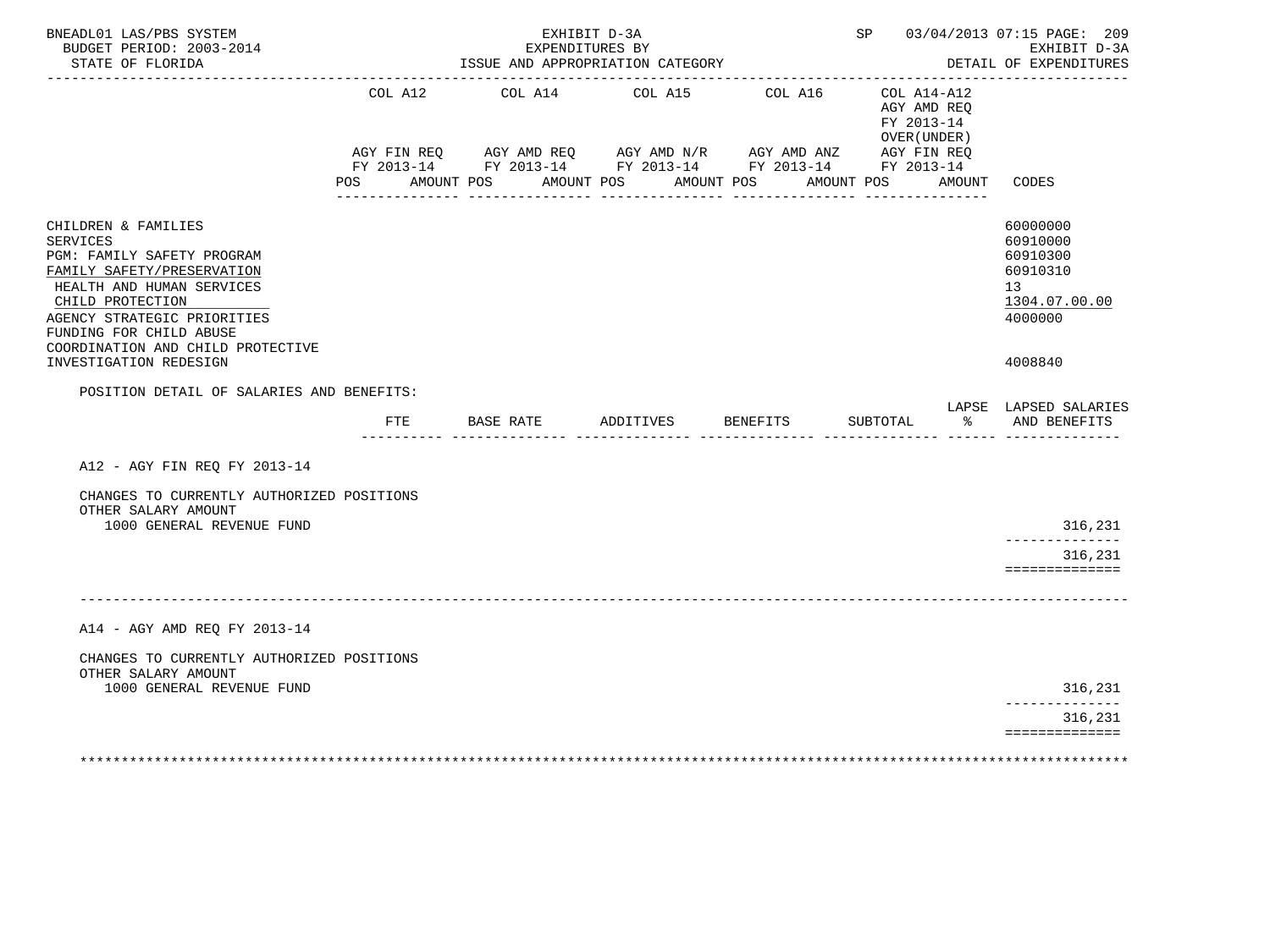EXHIBIT D-3A
EXPENDITURES BY
ISSUE AND APPROPRIATION CATEGORY

BNEADL01 LAS/PBS SYSTEM — BUDGET PERIOD: 2003-2014 — STATE OF FLORIDA — SP 03/04/2013 07:15 — EXHIBIT D-3A DETAIL OF EXPENDITURES

| | COL A12 AGY FIN REQ FY 2013-14 POS AMOUNT | COL A14 AGY AMD REQ FY 2013-14 POS AMOUNT | COL A15 AGY AMD N/R FY 2013-14 POS AMOUNT | COL A16 AGY AMD ANZ FY 2013-14 POS AMOUNT | COL A14-A12 AGY AMD REQ FY 2013-14 OVER(UNDER) AGY FIN REQ FY 2013-14 POS AMOUNT | CODES |
|---|---|---|---|---|---|---|
| CHILDREN & FAMILIES | | | | | | 60000000 |
| SERVICES | | | | | | 60910000 |
| PGM: FAMILY SAFETY PROGRAM | | | | | | 60910300 |
| FAMILY SAFETY/PRESERVATION | | | | | | 60910310 |
| HEALTH AND HUMAN SERVICES | | | | | | 13 |
| CHILD PROTECTION | | | | | | 1304.07.00.00 |
| AGENCY STRATEGIC PRIORITIES | | | | | | 4000000 |
| FUNDING FOR CHILD ABUSE COORDINATION AND CHILD PROTECTIVE INVESTIGATION REDESIGN | | | | | | 4008840 |

POSITION DETAIL OF SALARIES AND BENEFITS:

| | FTE | BASE RATE | ADDITIVES | BENEFITS | SUBTOTAL | LAPSE % | LAPSED SALARIES AND BENEFITS |
|---|---|---|---|---|---|---|---|
| **A12 - AGY FIN REQ FY 2013-14** | | | | | | | |
| CHANGES TO CURRENTLY AUTHORIZED POSITIONS | | | | | | | |
| OTHER SALARY AMOUNT | | | | | | | |
| 1000 GENERAL REVENUE FUND | | | | | | | 316,231 |
| | | | | | | | 316,231 |
| **A14 - AGY AMD REQ FY 2013-14** | | | | | | | |
| CHANGES TO CURRENTLY AUTHORIZED POSITIONS | | | | | | | |
| OTHER SALARY AMOUNT | | | | | | | |
| 1000 GENERAL REVENUE FUND | | | | | | | 316,231 |
| | | | | | | | 316,231 |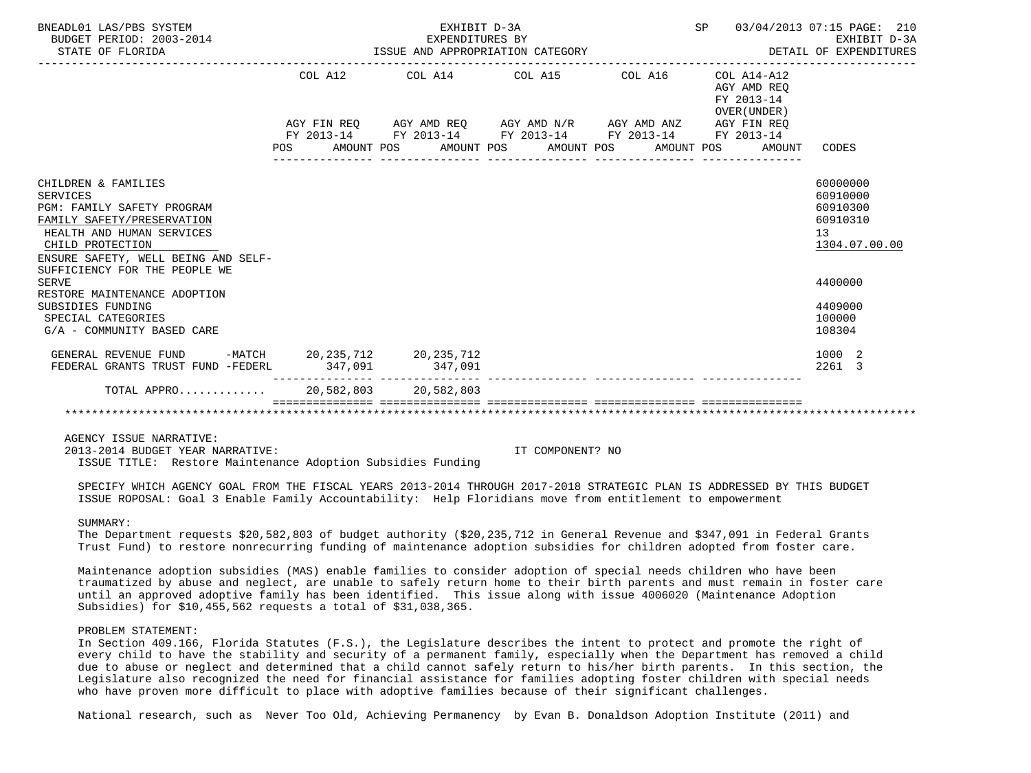BNEADL01 LAS/PBS SYSTEM — EXHIBIT D-3A — EXPENDITURES BY ISSUE AND APPROPRIATION CATEGORY — BUDGET PERIOD: 2003-2014 — STATE OF FLORIDA — SP 03/04/2013 07:15 — DETAIL OF EXPENDITURES

| | COL A12 AGY FIN REQ FY 2013-14 POS AMOUNT | COL A14 AGY AMD REQ FY 2013-14 POS AMOUNT | COL A15 AGY AMD N/R FY 2013-14 POS AMOUNT | COL A16 AGY AMD ANZ FY 2013-14 POS AMOUNT | COL A14-A12 AGY AMD REQ FY 2013-14 OVER(UNDER) AGY FIN REQ FY 2013-14 POS AMOUNT | CODES |
|---|---|---|---|---|---|---|
| CHILDREN & FAMILIES | | | | | | 60000000 |
| SERVICES | | | | | | 60910000 |
| PGM: FAMILY SAFETY PROGRAM | | | | | | 60910300 |
| FAMILY SAFETY/PRESERVATION | | | | | | 60910310 |
| HEALTH AND HUMAN SERVICES | | | | | | 13 |
| CHILD PROTECTION | | | | | | 1304.07.00.00 |
| ENSURE SAFETY, WELL BEING AND SELF-SUFFICIENCY FOR THE PEOPLE WE SERVE | | | | | | 4400000 |
| RESTORE MAINTENANCE ADOPTION SUBSIDIES FUNDING | | | | | | 4409000 |
| SPECIAL CATEGORIES | | | | | | 100000 |
| G/A - COMMUNITY BASED CARE | | | | | | 108304 |
| GENERAL REVENUE FUND -MATCH | 20,235,712 | 20,235,712 | | | | 1000 2 |
| FEDERAL GRANTS TRUST FUND -FEDERL | 347,091 | 347,091 | | | | 2261 3 |
| TOTAL APPRO............ | 20,582,803 | 20,582,803 | | | | |

AGENCY ISSUE NARRATIVE:
2013-2014 BUDGET YEAR NARRATIVE: IT COMPONENT? NO
ISSUE TITLE: Restore Maintenance Adoption Subsidies Funding

SPECIFY WHICH AGENCY GOAL FROM THE FISCAL YEARS 2013-2014 THROUGH 2017-2018 STRATEGIC PLAN IS ADDRESSED BY THIS BUDGET ISSUE ROPOSAL: Goal 3 Enable Family Accountability: Help Floridians move from entitlement to empowerment

SUMMARY:
The Department requests $20,582,803 of budget authority ($20,235,712 in General Revenue and $347,091 in Federal Grants Trust Fund) to restore nonrecurring funding of maintenance adoption subsidies for children adopted from foster care.

Maintenance adoption subsidies (MAS) enable families to consider adoption of special needs children who have been traumatized by abuse and neglect, are unable to safely return home to their birth parents and must remain in foster care until an approved adoptive family has been identified. This issue along with issue 4006020 (Maintenance Adoption Subsidies) for $10,455,562 requests a total of $31,038,365.

PROBLEM STATEMENT:
In Section 409.166, Florida Statutes (F.S.), the Legislature describes the intent to protect and promote the right of every child to have the stability and security of a permanent family, especially when the Department has removed a child due to abuse or neglect and determined that a child cannot safely return to his/her birth parents. In this section, the Legislature also recognized the need for financial assistance for families adopting foster children with special needs who have proven more difficult to place with adoptive families because of their significant challenges.

National research, such as Never Too Old, Achieving Permanency by Evan B. Donaldson Adoption Institute (2011) and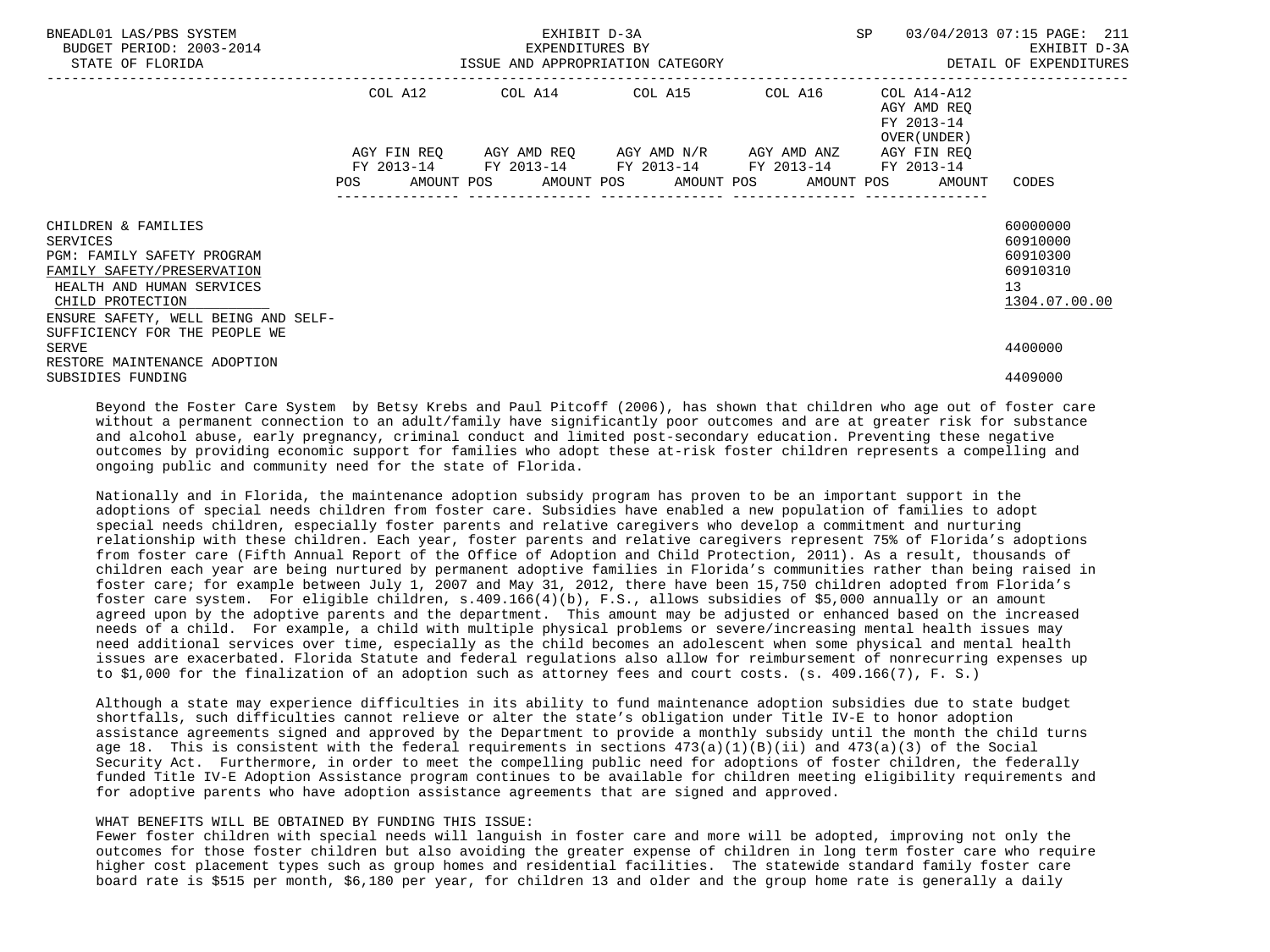| | COL A12 | COL A14 | COL A15 | COL A16 | COL A14-A12 AGY AMD REQ FY 2013-14 OVER(UNDER) | |
|---|---|---|---|---|---|---|
| | AGY FIN REQ FY 2013-14 | AGY AMD REQ FY 2013-14 | AGY AMD N/R FY 2013-14 | AGY AMD ANZ FY 2013-14 | AGY FIN REQ FY 2013-14 | |
| | POS AMOUNT | POS AMOUNT | POS AMOUNT | POS AMOUNT | POS AMOUNT | CODES |
| CHILDREN & FAMILIES | | | | | | 60000000 |
| SERVICES | | | | | | 60910000 |
| PGM: FAMILY SAFETY PROGRAM | | | | | | 60910300 |
| FAMILY SAFETY/PRESERVATION | | | | | | 60910310 |
| HEALTH AND HUMAN SERVICES | | | | | | 13 |
| CHILD PROTECTION | | | | | | 1304.07.00.00 |
| ENSURE SAFETY, WELL BEING AND SELF-SUFFICIENCY FOR THE PEOPLE WE SERVE | | | | | | 4400000 |
| RESTORE MAINTENANCE ADOPTION SUBSIDIES FUNDING | | | | | | 4409000 |

Beyond the Foster Care System by Betsy Krebs and Paul Pitcoff (2006), has shown that children who age out of foster care without a permanent connection to an adult/family have significantly poor outcomes and are at greater risk for substance and alcohol abuse, early pregnancy, criminal conduct and limited post-secondary education. Preventing these negative outcomes by providing economic support for families who adopt these at-risk foster children represents a compelling and ongoing public and community need for the state of Florida.

Nationally and in Florida, the maintenance adoption subsidy program has proven to be an important support in the adoptions of special needs children from foster care. Subsidies have enabled a new population of families to adopt special needs children, especially foster parents and relative caregivers who develop a commitment and nurturing relationship with these children. Each year, foster parents and relative caregivers represent 75% of Florida's adoptions from foster care (Fifth Annual Report of the Office of Adoption and Child Protection, 2011). As a result, thousands of children each year are being nurtured by permanent adoptive families in Florida's communities rather than being raised in foster care; for example between July 1, 2007 and May 31, 2012, there have been 15,750 children adopted from Florida's foster care system. For eligible children, s.409.166(4)(b), F.S., allows subsidies of $5,000 annually or an amount agreed upon by the adoptive parents and the department. This amount may be adjusted or enhanced based on the increased needs of a child. For example, a child with multiple physical problems or severe/increasing mental health issues may need additional services over time, especially as the child becomes an adolescent when some physical and mental health issues are exacerbated. Florida Statute and federal regulations also allow for reimbursement of nonrecurring expenses up to $1,000 for the finalization of an adoption such as attorney fees and court costs. (s. 409.166(7), F. S.)

Although a state may experience difficulties in its ability to fund maintenance adoption subsidies due to state budget shortfalls, such difficulties cannot relieve or alter the state's obligation under Title IV-E to honor adoption assistance agreements signed and approved by the Department to provide a monthly subsidy until the month the child turns age 18. This is consistent with the federal requirements in sections 473(a)(1)(B)(ii) and 473(a)(3) of the Social Security Act. Furthermore, in order to meet the compelling public need for adoptions of foster children, the federally funded Title IV-E Adoption Assistance program continues to be available for children meeting eligibility requirements and for adoptive parents who have adoption assistance agreements that are signed and approved.

WHAT BENEFITS WILL BE OBTAINED BY FUNDING THIS ISSUE:
Fewer foster children with special needs will languish in foster care and more will be adopted, improving not only the outcomes for those foster children but also avoiding the greater expense of children in long term foster care who require higher cost placement types such as group homes and residential facilities. The statewide standard family foster care board rate is $515 per month, $6,180 per year, for children 13 and older and the group home rate is generally a daily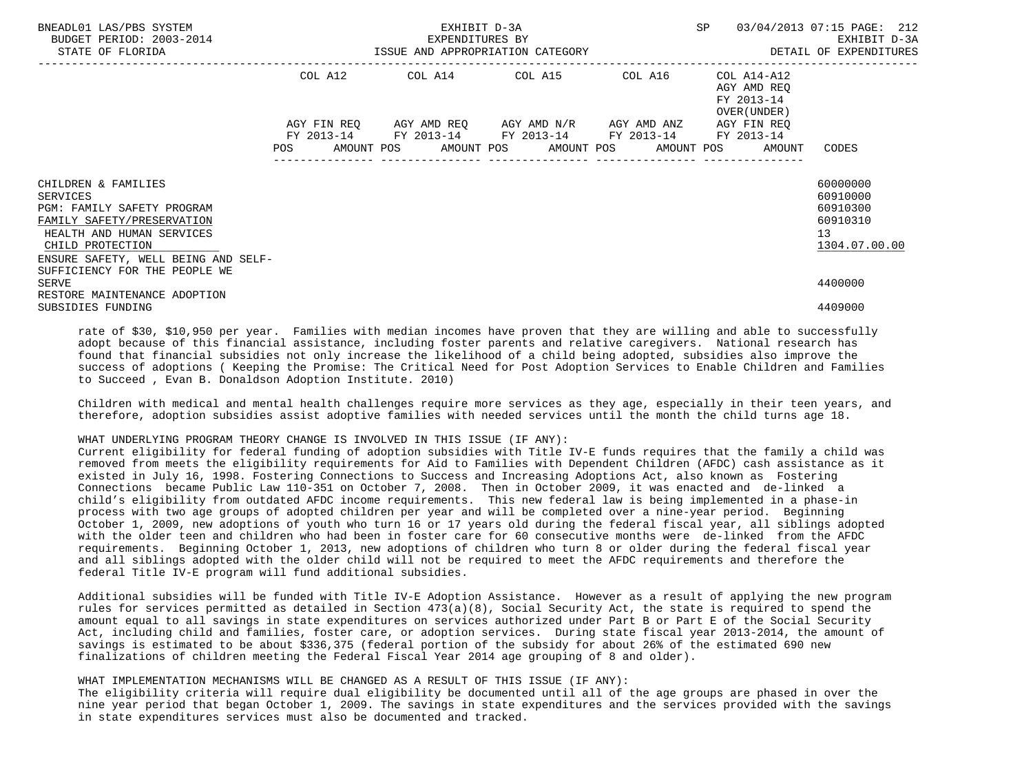| | COL A12 | COL A14 | COL A15 | COL A16 | COL A14-A12 AGY AMD REQ FY 2013-14 OVER(UNDER) | |
|---|---|---|---|---|---|---|
| | AGY FIN REQ FY 2013-14 | AGY AMD REQ FY 2013-14 | AGY AMD N/R FY 2013-14 | AGY AMD ANZ FY 2013-14 | AGY FIN REQ FY 2013-14 | |
| | POS AMOUNT | POS AMOUNT | POS AMOUNT | POS AMOUNT | POS AMOUNT | CODES |
| CHILDREN & FAMILIES | | | | | | 60000000 |
| SERVICES | | | | | | 60910000 |
| PGM: FAMILY SAFETY PROGRAM | | | | | | 60910300 |
| FAMILY SAFETY/PRESERVATION | | | | | | 60910310 |
| HEALTH AND HUMAN SERVICES | | | | | | 13 |
| CHILD PROTECTION | | | | | | 1304.07.00.00 |
| ENSURE SAFETY, WELL BEING AND SELF-SUFFICIENCY FOR THE PEOPLE WE SERVE | | | | | | 4400000 |
| RESTORE MAINTENANCE ADOPTION SUBSIDIES FUNDING | | | | | | 4409000 |

rate of $30, $10,950 per year. Families with median incomes have proven that they are willing and able to successfully adopt because of this financial assistance, including foster parents and relative caregivers. National research has found that financial subsidies not only increase the likelihood of a child being adopted, subsidies also improve the success of adoptions ( Keeping the Promise: The Critical Need for Post Adoption Services to Enable Children and Families to Succeed , Evan B. Donaldson Adoption Institute. 2010)

Children with medical and mental health challenges require more services as they age, especially in their teen years, and therefore, adoption subsidies assist adoptive families with needed services until the month the child turns age 18.

WHAT UNDERLYING PROGRAM THEORY CHANGE IS INVOLVED IN THIS ISSUE (IF ANY):
Current eligibility for federal funding of adoption subsidies with Title IV-E funds requires that the family a child was removed from meets the eligibility requirements for Aid to Families with Dependent Children (AFDC) cash assistance as it existed in July 16, 1998. Fostering Connections to Success and Increasing Adoptions Act, also known as Fostering Connections became Public Law 110-351 on October 7, 2008. Then in October 2009, it was enacted and de-linked a child's eligibility from outdated AFDC income requirements. This new federal law is being implemented in a phase-in process with two age groups of adopted children per year and will be completed over a nine-year period. Beginning October 1, 2009, new adoptions of youth who turn 16 or 17 years old during the federal fiscal year, all siblings adopted with the older teen and children who had been in foster care for 60 consecutive months were de-linked from the AFDC requirements. Beginning October 1, 2013, new adoptions of children who turn 8 or older during the federal fiscal year and all siblings adopted with the older child will not be required to meet the AFDC requirements and therefore the federal Title IV-E program will fund additional subsidies.

Additional subsidies will be funded with Title IV-E Adoption Assistance. However as a result of applying the new program rules for services permitted as detailed in Section 473(a)(8), Social Security Act, the state is required to spend the amount equal to all savings in state expenditures on services authorized under Part B or Part E of the Social Security Act, including child and families, foster care, or adoption services. During state fiscal year 2013-2014, the amount of savings is estimated to be about $336,375 (federal portion of the subsidy for about 26% of the estimated 690 new finalizations of children meeting the Federal Fiscal Year 2014 age grouping of 8 and older).

WHAT IMPLEMENTATION MECHANISMS WILL BE CHANGED AS A RESULT OF THIS ISSUE (IF ANY):
The eligibility criteria will require dual eligibility be documented until all of the age groups are phased in over the nine year period that began October 1, 2009. The savings in state expenditures and the services provided with the savings in state expenditures services must also be documented and tracked.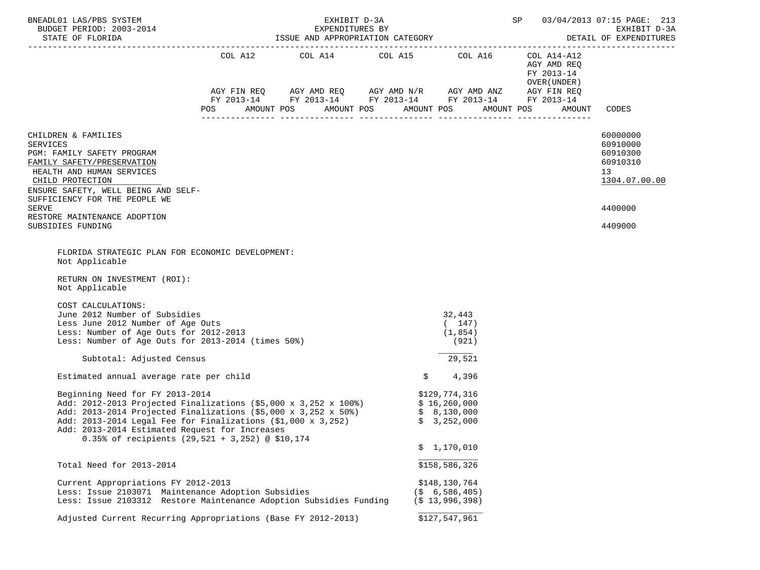BNEADL01 LAS/PBS SYSTEM — EXHIBIT D-3A — EXPENDITURES BY ISSUE AND APPROPRIATION CATEGORY — SP 03/04/2013 07:15
BUDGET PERIOD: 2003-2014 — EXHIBIT D-3A
STATE OF FLORIDA — DETAIL OF EXPENDITURES

| | COL A12 AGY FIN REQ FY 2013-14 POS AMOUNT | COL A14 AGY AMD REQ FY 2013-14 POS AMOUNT | COL A15 AGY AMD N/R FY 2013-14 POS AMOUNT | COL A16 AGY AMD ANZ FY 2013-14 POS AMOUNT | COL A14-A12 AGY AMD REQ FY 2013-14 OVER(UNDER) AGY FIN REQ FY 2013-14 POS AMOUNT | CODES |
|---|---|---|---|---|---|---|
| CHILDREN & FAMILIES | | | | | | 60000000 |
| SERVICES | | | | | | 60910000 |
| PGM: FAMILY SAFETY PROGRAM | | | | | | 60910300 |
| FAMILY SAFETY/PRESERVATION | | | | | | 60910310 |
| HEALTH AND HUMAN SERVICES | | | | | | 13 |
| CHILD PROTECTION | | | | | | 1304.07.00.00 |
| ENSURE SAFETY, WELL BEING AND SELF-SUFFICIENCY FOR THE PEOPLE WE SERVE | | | | | | 4400000 |
| RESTORE MAINTENANCE ADOPTION SUBSIDIES FUNDING | | | | | | 4409000 |

FLORIDA STRATEGIC PLAN FOR ECONOMIC DEVELOPMENT:
Not Applicable

RETURN ON INVESTMENT (ROI):
Not Applicable

COST CALCULATIONS:

| | |
|---|---|
| June 2012 Number of Subsidies | 32,443 |
| Less June 2012 Number of Age Outs | ( 147) |
| Less: Number of Age Outs for 2012-2013 | (1,854) |
| Less: Number of Age Outs for 2013-2014 (times 50%) | (921) |
| Subtotal: Adjusted Census | 29,521 |
| Estimated annual average rate per child | $ 4,396 |
| Beginning Need for FY 2013-2014 | $129,774,316 |
| Add: 2012-2013 Projected Finalizations ($5,000 x 3,252 x 100%) | $ 16,260,000 |
| Add: 2013-2014 Projected Finalizations ($5,000 x 3,252 x 50%) | $ 8,130,000 |
| Add: 2013-2014 Legal Fee for Finalizations ($1,000 x 3,252) | $ 3,252,000 |
| Add: 2013-2014 Estimated Request for Increases 0.35% of recipients (29,521 + 3,252) @ $10,174 | $ 1,170,010 |
| Total Need for 2013-2014 | $158,586,326 |
| Current Appropriations FY 2012-2013 | $148,130,764 |
| Less: Issue 2103071 Maintenance Adoption Subsidies | ($ 6,586,405) |
| Less: Issue 2103312 Restore Maintenance Adoption Subsidies Funding | ($ 13,996,398) |
| Adjusted Current Recurring Appropriations (Base FY 2012-2013) | $127,547,961 |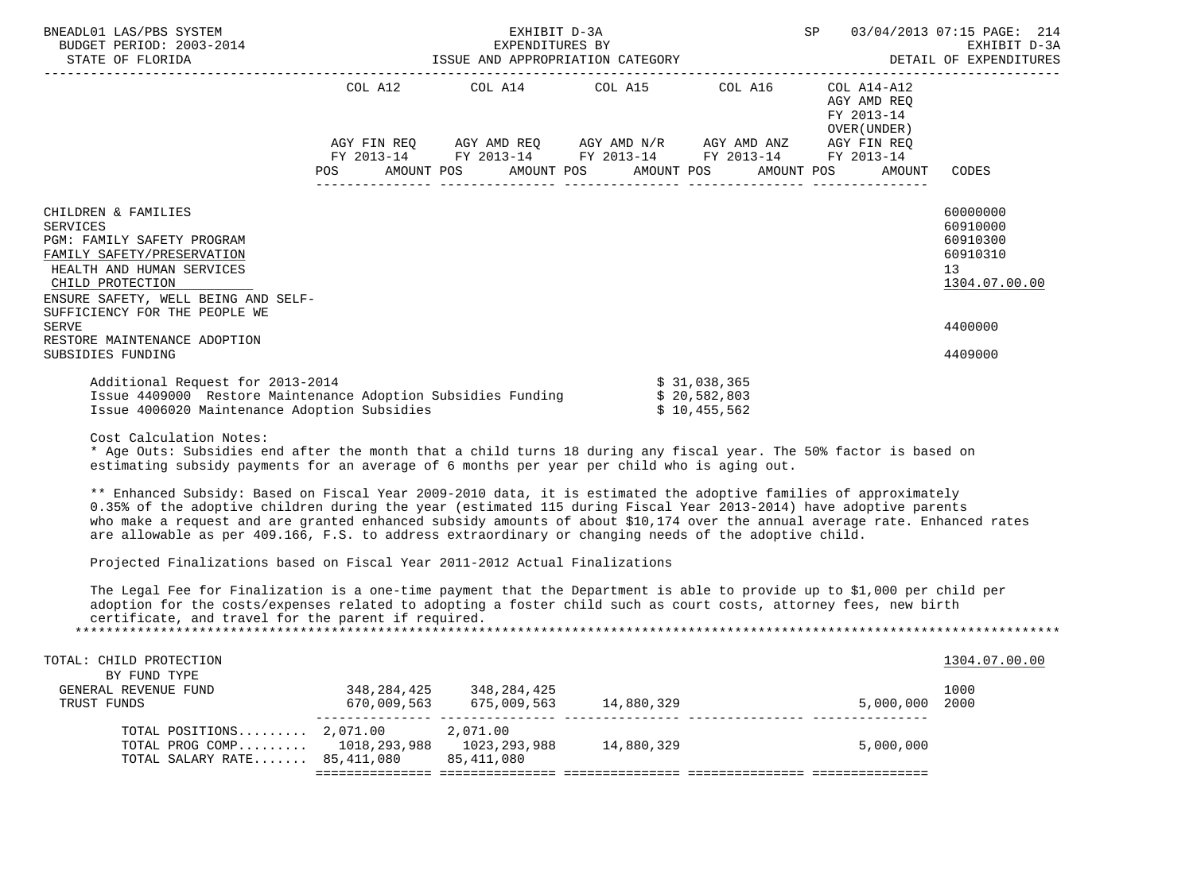BNEADL01 LAS/PBS SYSTEM — EXHIBIT D-3A — EXPENDITURES BY ISSUE AND APPROPRIATION CATEGORY — DETAIL OF EXPENDITURES
BUDGET PERIOD: 2003-2014
STATE OF FLORIDA

| | COL A12 AGY FIN REQ FY 2013-14 POS AMOUNT | COL A14 AGY AMD REQ FY 2013-14 POS AMOUNT | COL A15 AGY AMD N/R FY 2013-14 POS AMOUNT | COL A16 AGY AMD ANZ FY 2013-14 POS AMOUNT | COL A14-A12 AGY AMD REQ FY 2013-14 OVER(UNDER) AGY FIN REQ FY 2013-14 POS AMOUNT | CODES |
|---|---|---|---|---|---|---|
| CHILDREN & FAMILIES | | | | | | 60000000 |
| SERVICES | | | | | | 60910000 |
| PGM: FAMILY SAFETY PROGRAM | | | | | | 60910300 |
| FAMILY SAFETY/PRESERVATION | | | | | | 60910310 |
| HEALTH AND HUMAN SERVICES | | | | | | 13 |
| CHILD PROTECTION | | | | | | 1304.07.00.00 |
| ENSURE SAFETY, WELL BEING AND SELF-SUFFICIENCY FOR THE PEOPLE WE SERVE | | | | | | 4400000 |
| RESTORE MAINTENANCE ADOPTION SUBSIDIES FUNDING | | | | | | 4409000 |

Additional Request for 2013-2014 $ 31,038,365
Issue 4409000 Restore Maintenance Adoption Subsidies Funding $ 20,582,803
Issue 4006020 Maintenance Adoption Subsidies $ 10,455,562

Cost Calculation Notes:
* Age Outs: Subsidies end after the month that a child turns 18 during any fiscal year. The 50% factor is based on estimating subsidy payments for an average of 6 months per year per child who is aging out.

** Enhanced Subsidy: Based on Fiscal Year 2009-2010 data, it is estimated the adoptive families of approximately 0.35% of the adoptive children during the year (estimated 115 during Fiscal Year 2013-2014) have adoptive parents who make a request and are granted enhanced subsidy amounts of about $10,174 over the annual average rate. Enhanced rates are allowable as per 409.166, F.S. to address extraordinary or changing needs of the adoptive child.

Projected Finalizations based on Fiscal Year 2011-2012 Actual Finalizations

The Legal Fee for Finalization is a one-time payment that the Department is able to provide up to $1,000 per child per adoption for the costs/expenses related to adopting a foster child such as court costs, attorney fees, new birth certificate, and travel for the parent if required.

*******************************************************************************************************************

| | COL A12 | COL A14 | COL A15 | COL A16 | COL A14-A12 | CODES |
|---|---|---|---|---|---|---|
| TOTAL: CHILD PROTECTION | | | | | | 1304.07.00.00 |
| BY FUND TYPE | | | | | | |
| GENERAL REVENUE FUND | 348,284,425 | 348,284,425 | | | | 1000 |
| TRUST FUNDS | 670,009,563 | 675,009,563 | 14,880,329 | | 5,000,000 | 2000 |
| TOTAL POSITIONS......... | 2,071.00 | 2,071.00 | | | | |
| TOTAL PROG COMP......... | 1018,293,988 | 1023,293,988 | 14,880,329 | | 5,000,000 | |
| TOTAL SALARY RATE....... | 85,411,080 | 85,411,080 | | | | |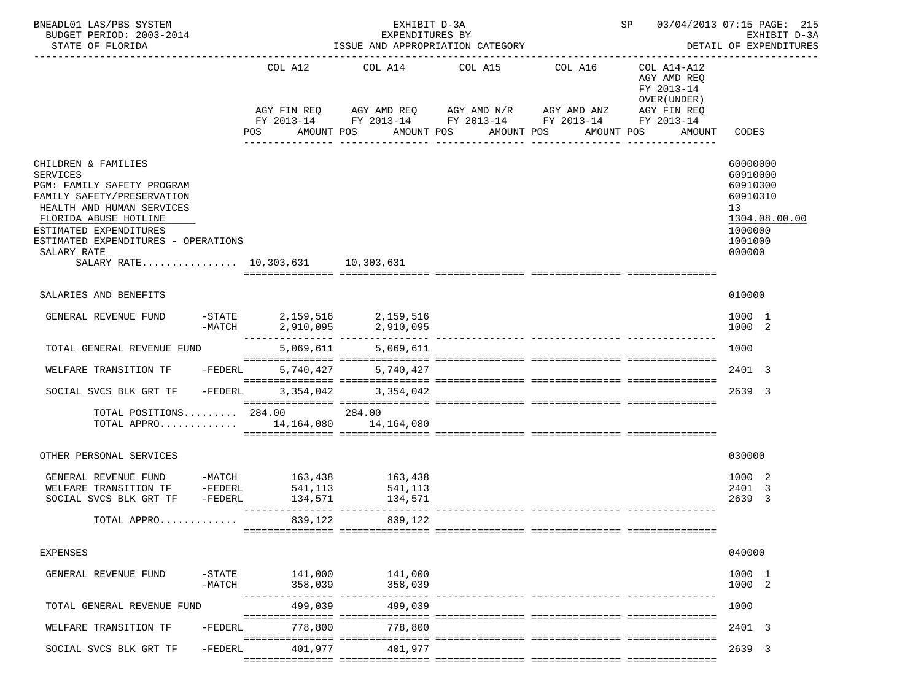BNEADL01 LAS/PBS SYSTEM — EXHIBIT D-3A — EXPENDITURES BY ISSUE AND APPROPRIATION CATEGORY — SP 03/04/2013 07:15 PAGE: 215
BUDGET PERIOD: 2003-2014 — EXHIBIT D-3A
STATE OF FLORIDA — DETAIL OF EXPENDITURES

| | | COL A12 AGY FIN REQ FY 2013-14 POS AMOUNT | COL A14 AGY AMD REQ FY 2013-14 POS AMOUNT | COL A15 AGY AMD N/R FY 2013-14 POS AMOUNT | COL A16 AGY AMD ANZ FY 2013-14 POS AMOUNT | COL A14-A12 AGY AMD REQ FY 2013-14 OVER(UNDER) AGY FIN REQ FY 2013-14 POS AMOUNT | CODES |
|---|---|---|---|---|---|---|---|
| CHILDREN & FAMILIES | | | | | | | 60000000 |
| SERVICES | | | | | | | 60910000 |
| PGM: FAMILY SAFETY PROGRAM | | | | | | | 60910300 |
| FAMILY SAFETY/PRESERVATION | | | | | | | 60910310 |
| HEALTH AND HUMAN SERVICES | | | | | | | 13 |
| FLORIDA ABUSE HOTLINE | | | | | | | 1304.08.00.00 |
| ESTIMATED EXPENDITURES | | | | | | | 1000000 |
| ESTIMATED EXPENDITURES - OPERATIONS | | | | | | | 1001000 |
| SALARY RATE | | | | | | | 000000 |
| SALARY RATE................ | | 10,303,631 | 10,303,631 | | | | |
| SALARIES AND BENEFITS | | | | | | | 010000 |
| GENERAL REVENUE FUND | -STATE | 2,159,516 | 2,159,516 | | | | 1000 1 |
| | -MATCH | 2,910,095 | 2,910,095 | | | | 1000 2 |
| TOTAL GENERAL REVENUE FUND | | 5,069,611 | 5,069,611 | | | | 1000 |
| WELFARE TRANSITION TF | -FEDERL | 5,740,427 | 5,740,427 | | | | 2401 3 |
| SOCIAL SVCS BLK GRT TF | -FEDERL | 3,354,042 | 3,354,042 | | | | 2639 3 |
| TOTAL POSITIONS......... | | 284.00 | 284.00 | | | | |
| TOTAL APPRO............. | | 14,164,080 | 14,164,080 | | | | |
| OTHER PERSONAL SERVICES | | | | | | | 030000 |
| GENERAL REVENUE FUND | -MATCH | 163,438 | 163,438 | | | | 1000 2 |
| WELFARE TRANSITION TF | -FEDERL | 541,113 | 541,113 | | | | 2401 3 |
| SOCIAL SVCS BLK GRT TF | -FEDERL | 134,571 | 134,571 | | | | 2639 3 |
| TOTAL APPRO............. | | 839,122 | 839,122 | | | | |
| EXPENSES | | | | | | | 040000 |
| GENERAL REVENUE FUND | -STATE | 141,000 | 141,000 | | | | 1000 1 |
| | -MATCH | 358,039 | 358,039 | | | | 1000 2 |
| TOTAL GENERAL REVENUE FUND | | 499,039 | 499,039 | | | | 1000 |
| WELFARE TRANSITION TF | -FEDERL | 778,800 | 778,800 | | | | 2401 3 |
| SOCIAL SVCS BLK GRT TF | -FEDERL | 401,977 | 401,977 | | | | 2639 3 |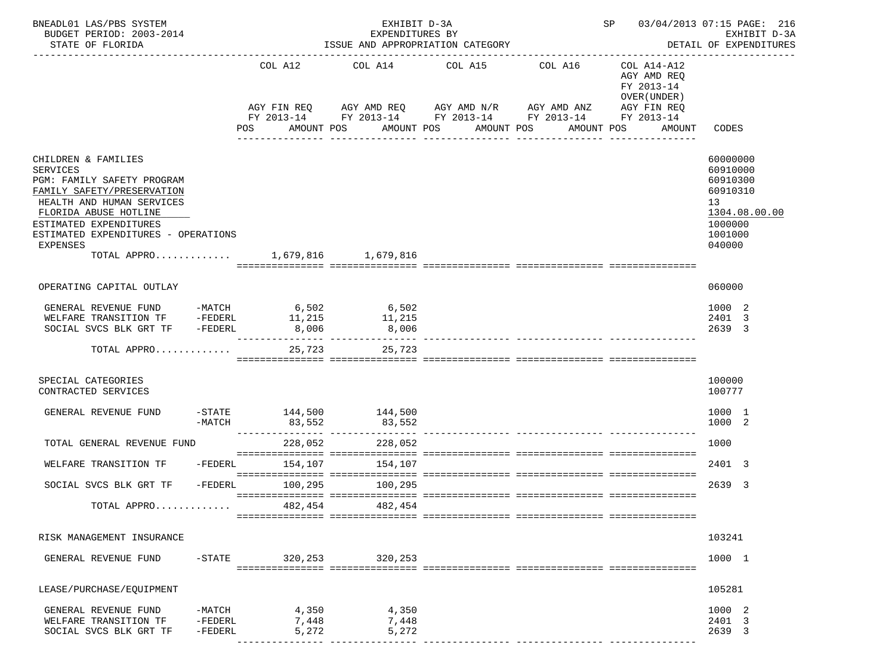BNEADL01 LAS/PBS SYSTEM — EXHIBIT D-3A — EXPENDITURES BY ISSUE AND APPROPRIATION CATEGORY — SP 03/04/2013 07:15 PAGE: 216
BUDGET PERIOD: 2003-2014 — EXHIBIT D-3A
STATE OF FLORIDA — DETAIL OF EXPENDITURES

| | | COL A12 AGY FIN REQ FY 2013-14 POS AMOUNT | COL A14 AGY AMD REQ FY 2013-14 POS AMOUNT | COL A15 AGY AMD N/R FY 2013-14 POS AMOUNT | COL A16 AGY AMD ANZ FY 2013-14 POS AMOUNT | COL A14-A12 AGY AMD REQ FY 2013-14 OVER(UNDER) AGY FIN REQ FY 2013-14 POS AMOUNT | CODES |
|---|---|---|---|---|---|---|---|
| CHILDREN & FAMILIES | | | | | | | 60000000 |
| SERVICES | | | | | | | 60910000 |
| PGM: FAMILY SAFETY PROGRAM | | | | | | | 60910300 |
| FAMILY SAFETY/PRESERVATION | | | | | | | 60910310 |
| HEALTH AND HUMAN SERVICES | | | | | | | 13 |
| FLORIDA ABUSE HOTLINE | | | | | | | 1304.08.00.00 |
| ESTIMATED EXPENDITURES | | | | | | | 1000000 |
| ESTIMATED EXPENDITURES - OPERATIONS | | | | | | | 1001000 |
| EXPENSES | | | | | | | 040000 |
| TOTAL APPRO............. | | 1,679,816 | 1,679,816 | | | | |
| OPERATING CAPITAL OUTLAY | | | | | | | 060000 |
| GENERAL REVENUE FUND | -MATCH | 6,502 | 6,502 | | | | 1000 2 |
| WELFARE TRANSITION TF | -FEDERL | 11,215 | 11,215 | | | | 2401 3 |
| SOCIAL SVCS BLK GRT TF | -FEDERL | 8,006 | 8,006 | | | | 2639 3 |
| TOTAL APPRO............. | | 25,723 | 25,723 | | | | |
| SPECIAL CATEGORIES | | | | | | | 100000 |
| CONTRACTED SERVICES | | | | | | | 100777 |
| GENERAL REVENUE FUND | -STATE | 144,500 | 144,500 | | | | 1000 1 |
| | -MATCH | 83,552 | 83,552 | | | | 1000 2 |
| TOTAL GENERAL REVENUE FUND | | 228,052 | 228,052 | | | | 1000 |
| WELFARE TRANSITION TF | -FEDERL | 154,107 | 154,107 | | | | 2401 3 |
| SOCIAL SVCS BLK GRT TF | -FEDERL | 100,295 | 100,295 | | | | 2639 3 |
| TOTAL APPRO............. | | 482,454 | 482,454 | | | | |
| RISK MANAGEMENT INSURANCE | | | | | | | 103241 |
| GENERAL REVENUE FUND | -STATE | 320,253 | 320,253 | | | | 1000 1 |
| LEASE/PURCHASE/EQUIPMENT | | | | | | | 105281 |
| GENERAL REVENUE FUND | -MATCH | 4,350 | 4,350 | | | | 1000 2 |
| WELFARE TRANSITION TF | -FEDERL | 7,448 | 7,448 | | | | 2401 3 |
| SOCIAL SVCS BLK GRT TF | -FEDERL | 5,272 | 5,272 | | | | 2639 3 |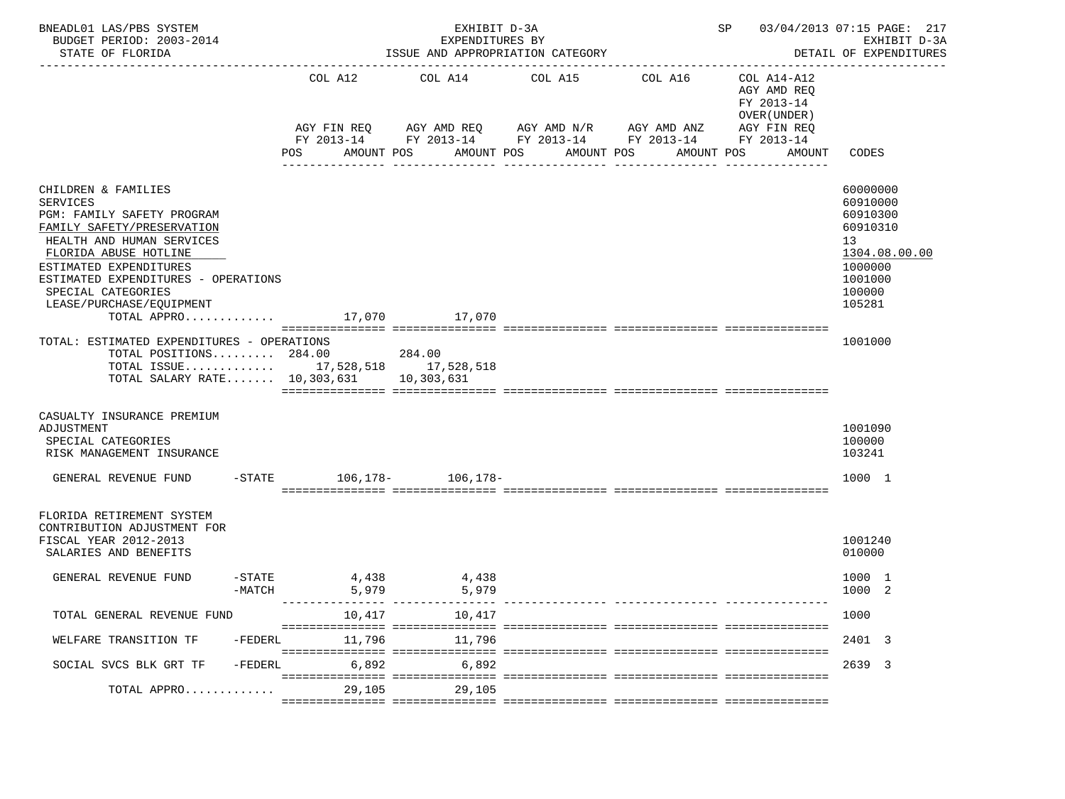BNEADL01 LAS/PBS SYSTEM — EXHIBIT D-3A — SP 03/04/2013 07:15 PAGE: 217
BUDGET PERIOD: 2003-2014 — EXPENDITURES BY — EXHIBIT D-3A
STATE OF FLORIDA — ISSUE AND APPROPRIATION CATEGORY — DETAIL OF EXPENDITURES

| | COL A12 AGY FIN REQ FY 2013-14 POS AMOUNT | COL A14 AGY AMD REQ FY 2013-14 POS AMOUNT | COL A15 AGY AMD N/R FY 2013-14 POS AMOUNT | COL A16 AGY AMD ANZ FY 2013-14 POS AMOUNT | COL A14-A12 AGY AMD REQ FY 2013-14 OVER(UNDER) AGY FIN REQ FY 2013-14 POS AMOUNT | CODES |
|---|---|---|---|---|---|---|
| CHILDREN & FAMILIES | | | | | | 60000000 |
| SERVICES | | | | | | 60910000 |
| PGM: FAMILY SAFETY PROGRAM | | | | | | 60910300 |
| FAMILY SAFETY/PRESERVATION | | | | | | 60910310 |
| HEALTH AND HUMAN SERVICES | | | | | | 13 |
| FLORIDA ABUSE HOTLINE | | | | | | 1304.08.00.00 |
| ESTIMATED EXPENDITURES | | | | | | 1000000 |
| ESTIMATED EXPENDITURES - OPERATIONS | | | | | | 1001000 |
| SPECIAL CATEGORIES | | | | | | 100000 |
| LEASE/PURCHASE/EQUIPMENT | | | | | | 105281 |
| TOTAL APPRO............ | 17,070 | 17,070 | | | | |
| TOTAL: ESTIMATED EXPENDITURES - OPERATIONS | | | | | | 1001000 |
| TOTAL POSITIONS......... | 284.00 | 284.00 | | | | |
| TOTAL ISSUE............ | 17,528,518 | 17,528,518 | | | | |
| TOTAL SALARY RATE....... | 10,303,631 | 10,303,631 | | | | |
| CASUALTY INSURANCE PREMIUM ADJUSTMENT | | | | | | 1001090 |
| SPECIAL CATEGORIES | | | | | | 100000 |
| RISK MANAGEMENT INSURANCE | | | | | | 103241 |
| GENERAL REVENUE FUND -STATE | 106,178- | 106,178- | | | | 1000 1 |
| FLORIDA RETIREMENT SYSTEM CONTRIBUTION ADJUSTMENT FOR FISCAL YEAR 2012-2013 | | | | | | 1001240 |
| SALARIES AND BENEFITS | | | | | | 010000 |
| GENERAL REVENUE FUND -STATE | 4,438 | 4,438 | | | | 1000 1 |
| -MATCH | 5,979 | 5,979 | | | | 1000 2 |
| TOTAL GENERAL REVENUE FUND | 10,417 | 10,417 | | | | 1000 |
| WELFARE TRANSITION TF -FEDERL | 11,796 | 11,796 | | | | 2401 3 |
| SOCIAL SVCS BLK GRT TF -FEDERL | 6,892 | 6,892 | | | | 2639 3 |
| TOTAL APPRO............ | 29,105 | 29,105 | | | | |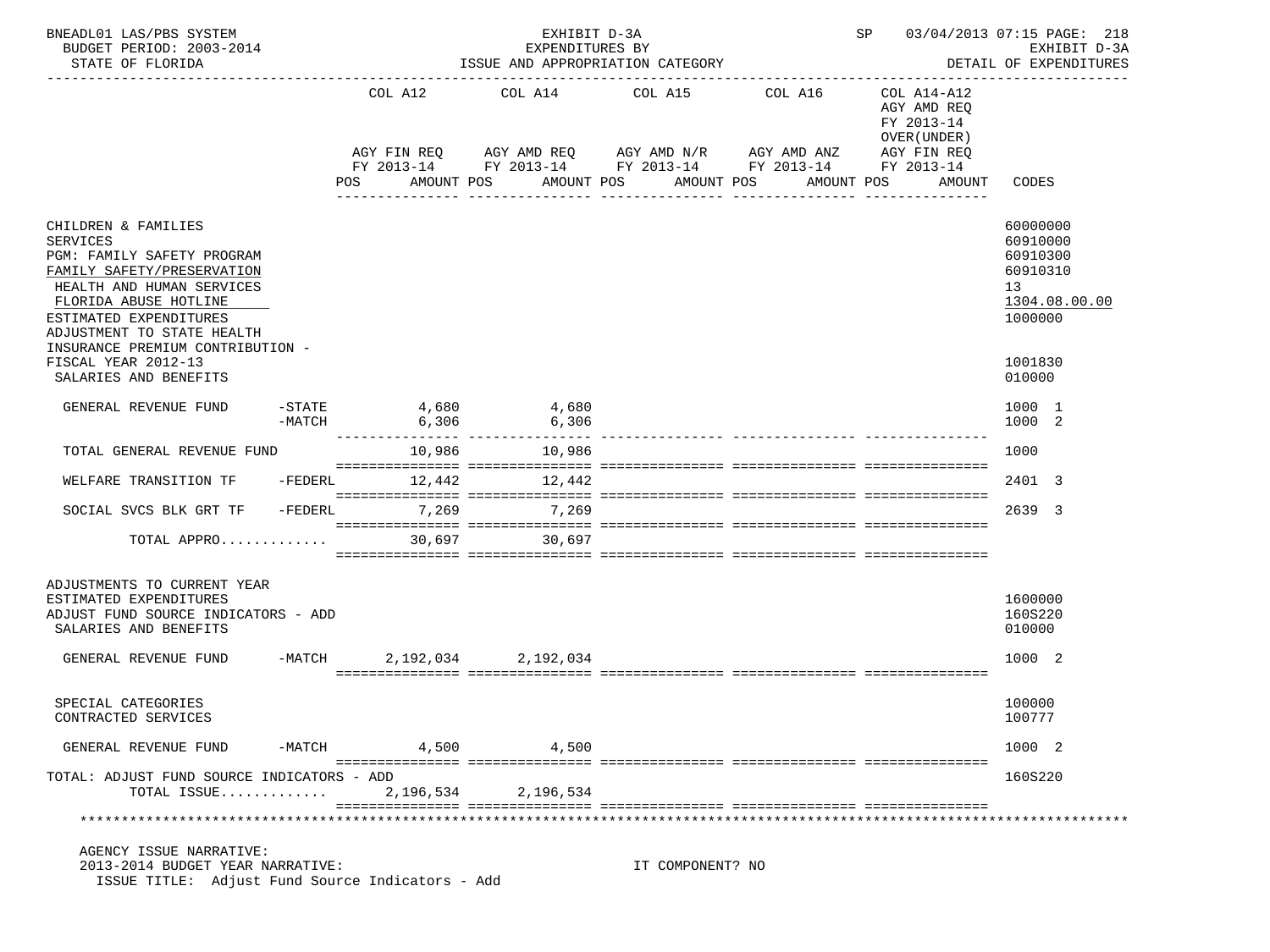BNEADL01 LAS/PBS SYSTEM — EXHIBIT D-3A — EXPENDITURES BY ISSUE AND APPROPRIATION CATEGORY — SP 03/04/2013 07:15 — BUDGET PERIOD: 2003-2014 — STATE OF FLORIDA — EXHIBIT D-3A DETAIL OF EXPENDITURES

| | COL A12 AGY FIN REQ FY 2013-14 POS AMOUNT | COL A14 AGY AMD REQ FY 2013-14 POS AMOUNT | COL A15 AGY AMD N/R FY 2013-14 POS AMOUNT | COL A16 AGY AMD ANZ FY 2013-14 POS AMOUNT | COL A14-A12 AGY AMD REQ FY 2013-14 OVER(UNDER) AGY FIN REQ FY 2013-14 POS AMOUNT | CODES |
|---|---|---|---|---|---|---|
| CHILDREN & FAMILIES | | | | | | 60000000 |
| SERVICES | | | | | | 60910000 |
| PGM: FAMILY SAFETY PROGRAM | | | | | | 60910300 |
| FAMILY SAFETY/PRESERVATION | | | | | | 60910310 |
| HEALTH AND HUMAN SERVICES | | | | | | 13 |
| FLORIDA ABUSE HOTLINE | | | | | | 1304.08.00.00 |
| ESTIMATED EXPENDITURES | | | | | | 1000000 |
| ADJUSTMENT TO STATE HEALTH INSURANCE PREMIUM CONTRIBUTION - FISCAL YEAR 2012-13 | | | | | | 1001830 |
| SALARIES AND BENEFITS | | | | | | 010000 |
| GENERAL REVENUE FUND -STATE | 4,680 | 4,680 | | | | 1000 1 |
| -MATCH | 6,306 | 6,306 | | | | 1000 2 |
| TOTAL GENERAL REVENUE FUND | 10,986 | 10,986 | | | | 1000 |
| WELFARE TRANSITION TF -FEDERL | 12,442 | 12,442 | | | | 2401 3 |
| SOCIAL SVCS BLK GRT TF -FEDERL | 7,269 | 7,269 | | | | 2639 3 |
| TOTAL APPRO............ | 30,697 | 30,697 | | | | |
| ADJUSTMENTS TO CURRENT YEAR ESTIMATED EXPENDITURES | | | | | | 1600000 |
| ADJUST FUND SOURCE INDICATORS - ADD | | | | | | 160S220 |
| SALARIES AND BENEFITS | | | | | | 010000 |
| GENERAL REVENUE FUND -MATCH | 2,192,034 | 2,192,034 | | | | 1000 2 |
| SPECIAL CATEGORIES | | | | | | 100000 |
| CONTRACTED SERVICES | | | | | | 100777 |
| GENERAL REVENUE FUND -MATCH | 4,500 | 4,500 | | | | 1000 2 |
| TOTAL: ADJUST FUND SOURCE INDICATORS - ADD | | | | | | 160S220 |
| TOTAL ISSUE............ | 2,196,534 | 2,196,534 | | | | |

AGENCY ISSUE NARRATIVE:
2013-2014 BUDGET YEAR NARRATIVE: IT COMPONENT? NO
ISSUE TITLE: Adjust Fund Source Indicators - Add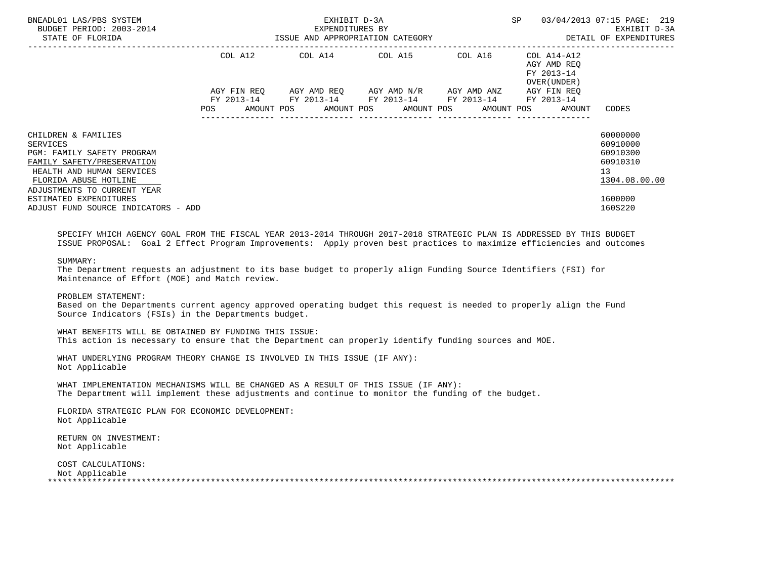BNEADL01 LAS/PBS SYSTEM — EXHIBIT D-3A — SP 03/04/2013 07:15

BUDGET PERIOD: 2003-2014 — EXPENDITURES BY — EXHIBIT D-3A

STATE OF FLORIDA — ISSUE AND APPROPRIATION CATEGORY — DETAIL OF EXPENDITURES

| | COL A12 AGY FIN REQ FY 2013-14 POS AMOUNT | COL A14 AGY AMD REQ FY 2013-14 POS AMOUNT | COL A15 AGY AMD N/R FY 2013-14 POS AMOUNT | COL A16 AGY AMD ANZ FY 2013-14 POS AMOUNT | COL A14-A12 AGY AMD REQ FY 2013-14 OVER(UNDER) AGY FIN REQ FY 2013-14 POS AMOUNT | CODES |
|---|---|---|---|---|---|---|
| CHILDREN & FAMILIES | | | | | | 60000000 |
| SERVICES | | | | | | 60910000 |
| PGM: FAMILY SAFETY PROGRAM | | | | | | 60910300 |
| FAMILY SAFETY/PRESERVATION | | | | | | 60910310 |
| HEALTH AND HUMAN SERVICES | | | | | | 13 |
| FLORIDA ABUSE HOTLINE | | | | | | 1304.08.00.00 |
| ADJUSTMENTS TO CURRENT YEAR ESTIMATED EXPENDITURES | | | | | | 1600000 |
| ADJUST FUND SOURCE INDICATORS - ADD | | | | | | 160S220 |

SPECIFY WHICH AGENCY GOAL FROM THE FISCAL YEAR 2013-2014 THROUGH 2017-2018 STRATEGIC PLAN IS ADDRESSED BY THIS BUDGET ISSUE PROPOSAL: Goal 2 Effect Program Improvements: Apply proven best practices to maximize efficiencies and outcomes

SUMMARY:
The Department requests an adjustment to its base budget to properly align Funding Source Identifiers (FSI) for Maintenance of Effort (MOE) and Match review.

PROBLEM STATEMENT:
Based on the Departments current agency approved operating budget this request is needed to properly align the Fund Source Indicators (FSIs) in the Departments budget.

WHAT BENEFITS WILL BE OBTAINED BY FUNDING THIS ISSUE:
This action is necessary to ensure that the Department can properly identify funding sources and MOE.

WHAT UNDERLYING PROGRAM THEORY CHANGE IS INVOLVED IN THIS ISSUE (IF ANY):
Not Applicable

WHAT IMPLEMENTATION MECHANISMS WILL BE CHANGED AS A RESULT OF THIS ISSUE (IF ANY):
The Department will implement these adjustments and continue to monitor the funding of the budget.

FLORIDA STRATEGIC PLAN FOR ECONOMIC DEVELOPMENT:
Not Applicable

RETURN ON INVESTMENT:
Not Applicable

COST CALCULATIONS:
Not Applicable

*******************************************************************************************************************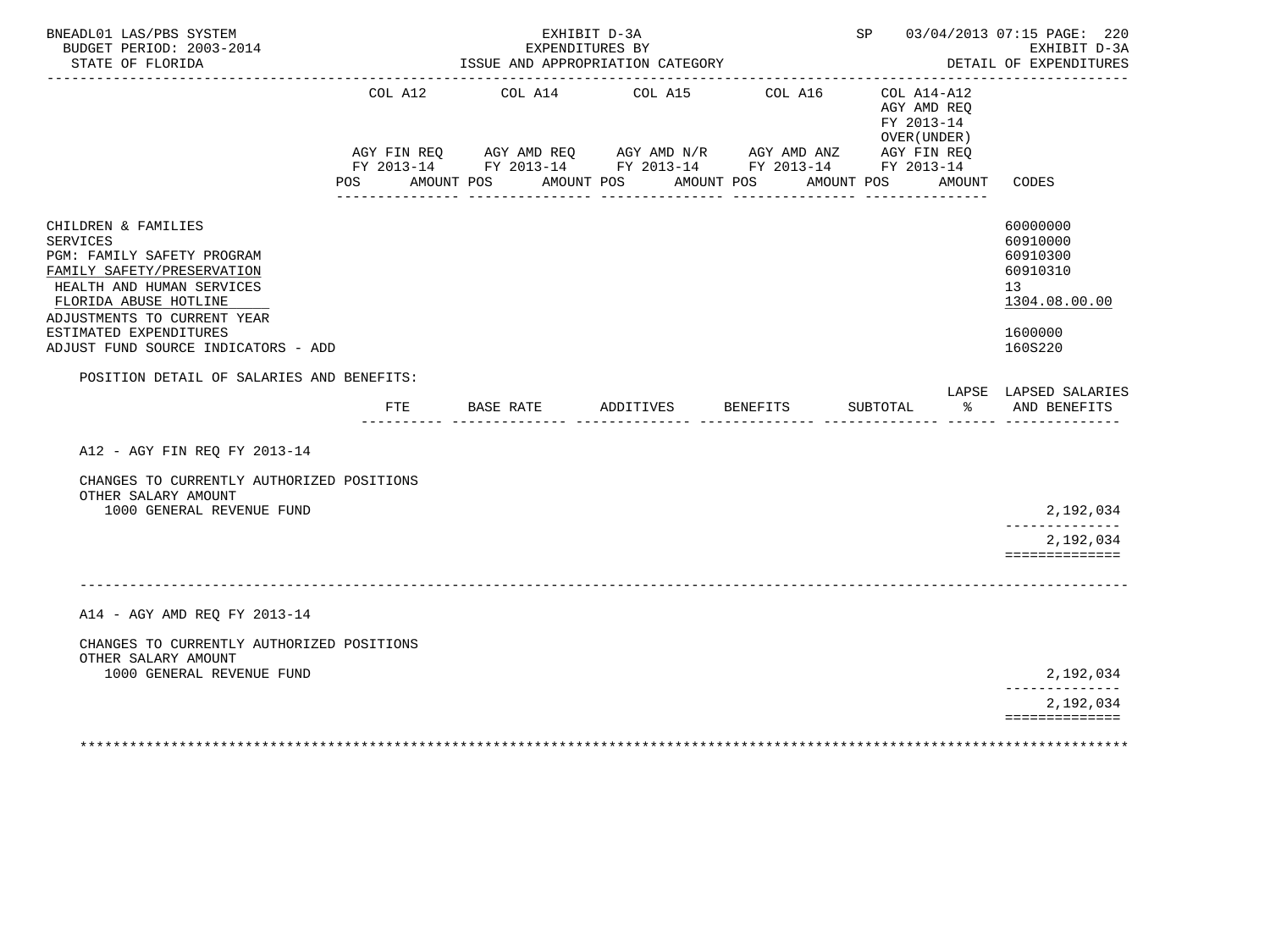BNEADL01 LAS/PBS SYSTEM | BUDGET PERIOD: 2003-2014 | STATE OF FLORIDA

EXHIBIT D-3A
EXPENDITURES BY
ISSUE AND APPROPRIATION CATEGORY

SP 03/04/2013 07:15 | EXHIBIT D-3A | DETAIL OF EXPENDITURES

| | COL A12 AGY FIN REQ FY 2013-14 POS AMOUNT | COL A14 AGY AMD REQ FY 2013-14 POS AMOUNT | COL A15 AGY AMD N/R FY 2013-14 POS AMOUNT | COL A16 AGY AMD ANZ FY 2013-14 POS AMOUNT | COL A14-A12 AGY AMD REQ FY 2013-14 OVER(UNDER) AGY FIN REQ FY 2013-14 POS AMOUNT | CODES |
|---|---|---|---|---|---|---|
| CHILDREN & FAMILIES | | | | | | 60000000 |
| SERVICES | | | | | | 60910000 |
| PGM: FAMILY SAFETY PROGRAM | | | | | | 60910300 |
| FAMILY SAFETY/PRESERVATION | | | | | | 60910310 |
| HEALTH AND HUMAN SERVICES | | | | | | 13 |
| FLORIDA ABUSE HOTLINE | | | | | | 1304.08.00.00 |
| ADJUSTMENTS TO CURRENT YEAR ESTIMATED EXPENDITURES | | | | | | 1600000 |
| ADJUST FUND SOURCE INDICATORS - ADD | | | | | | 160S220 |

POSITION DETAIL OF SALARIES AND BENEFITS:

| | FTE | BASE RATE | ADDITIVES | BENEFITS | SUBTOTAL | LAPSE % | LAPSED SALARIES AND BENEFITS |
|---|---|---|---|---|---|---|---|
| **A12 - AGY FIN REQ FY 2013-14** | | | | | | | |
| CHANGES TO CURRENTLY AUTHORIZED POSITIONS | | | | | | | |
| OTHER SALARY AMOUNT | | | | | | | |
| 1000 GENERAL REVENUE FUND | | | | | | | 2,192,034 |
| | | | | | | | 2,192,034 |
| **A14 - AGY AMD REQ FY 2013-14** | | | | | | | |
| CHANGES TO CURRENTLY AUTHORIZED POSITIONS | | | | | | | |
| OTHER SALARY AMOUNT | | | | | | | |
| 1000 GENERAL REVENUE FUND | | | | | | | 2,192,034 |
| | | | | | | | 2,192,034 |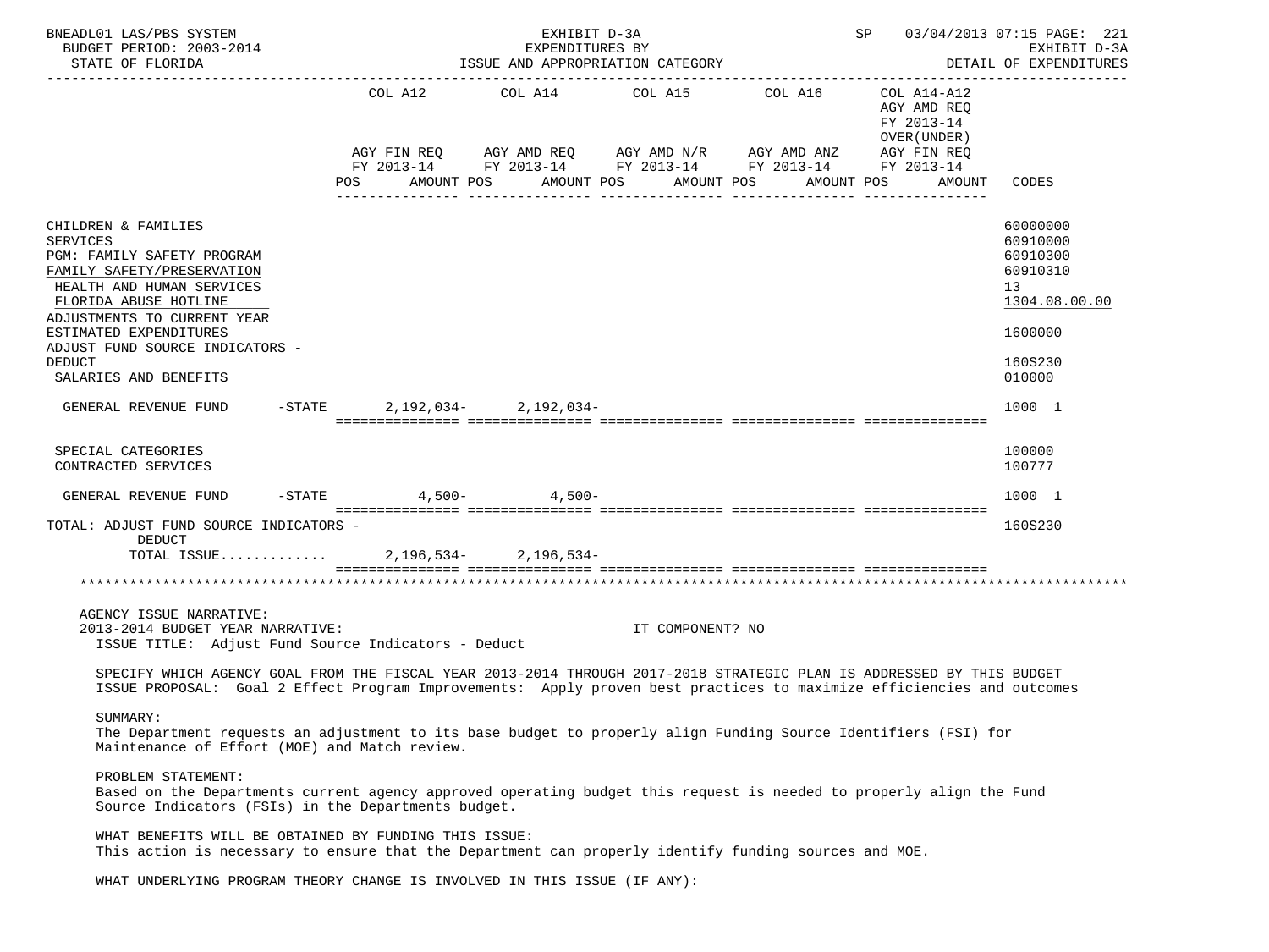| | COL A12 | COL A14 | COL A15 | COL A16 | COL A14-A12 | |
|---|---|---|---|---|---|---|
| | AGY FIN REQ FY 2013-14 | AGY AMD REQ FY 2013-14 | AGY AMD N/R FY 2013-14 | AGY AMD ANZ FY 2013-14 | AGY AMD REQ FY 2013-14 OVER(UNDER) AGY FIN REQ FY 2013-14 | |
| | POS AMOUNT | POS AMOUNT | POS AMOUNT | POS AMOUNT | POS AMOUNT | CODES |
| CHILDREN & FAMILIES | | | | | | 60000000 |
| SERVICES | | | | | | 60910000 |
| PGM: FAMILY SAFETY PROGRAM | | | | | | 60910300 |
| FAMILY SAFETY/PRESERVATION | | | | | | 60910310 |
| HEALTH AND HUMAN SERVICES | | | | | | 13 |
| FLORIDA ABUSE HOTLINE | | | | | | 1304.08.00.00 |
| ADJUSTMENTS TO CURRENT YEAR ESTIMATED EXPENDITURES | | | | | | 1600000 |
| ADJUST FUND SOURCE INDICATORS - DEDUCT | | | | | | 160S230 |
| SALARIES AND BENEFITS | | | | | | 010000 |
| GENERAL REVENUE FUND -STATE | 2,192,034- | 2,192,034- | | | | 1000 1 |
| SPECIAL CATEGORIES | | | | | | 100000 |
| CONTRACTED SERVICES | | | | | | 100777 |
| GENERAL REVENUE FUND -STATE | 4,500- | 4,500- | | | | 1000 1 |
| TOTAL: ADJUST FUND SOURCE INDICATORS - DEDUCT | | | | | | 160S230 |
| TOTAL ISSUE............ | 2,196,534- | 2,196,534- | | | | |

AGENCY ISSUE NARRATIVE:
2013-2014 BUDGET YEAR NARRATIVE: IT COMPONENT? NO

ISSUE TITLE: Adjust Fund Source Indicators - Deduct

SPECIFY WHICH AGENCY GOAL FROM THE FISCAL YEAR 2013-2014 THROUGH 2017-2018 STRATEGIC PLAN IS ADDRESSED BY THIS BUDGET ISSUE PROPOSAL: Goal 2 Effect Program Improvements: Apply proven best practices to maximize efficiencies and outcomes

SUMMARY:
The Department requests an adjustment to its base budget to properly align Funding Source Identifiers (FSI) for Maintenance of Effort (MOE) and Match review.

PROBLEM STATEMENT:
Based on the Departments current agency approved operating budget this request is needed to properly align the Fund Source Indicators (FSIs) in the Departments budget.

WHAT BENEFITS WILL BE OBTAINED BY FUNDING THIS ISSUE:
This action is necessary to ensure that the Department can properly identify funding sources and MOE.

WHAT UNDERLYING PROGRAM THEORY CHANGE IS INVOLVED IN THIS ISSUE (IF ANY):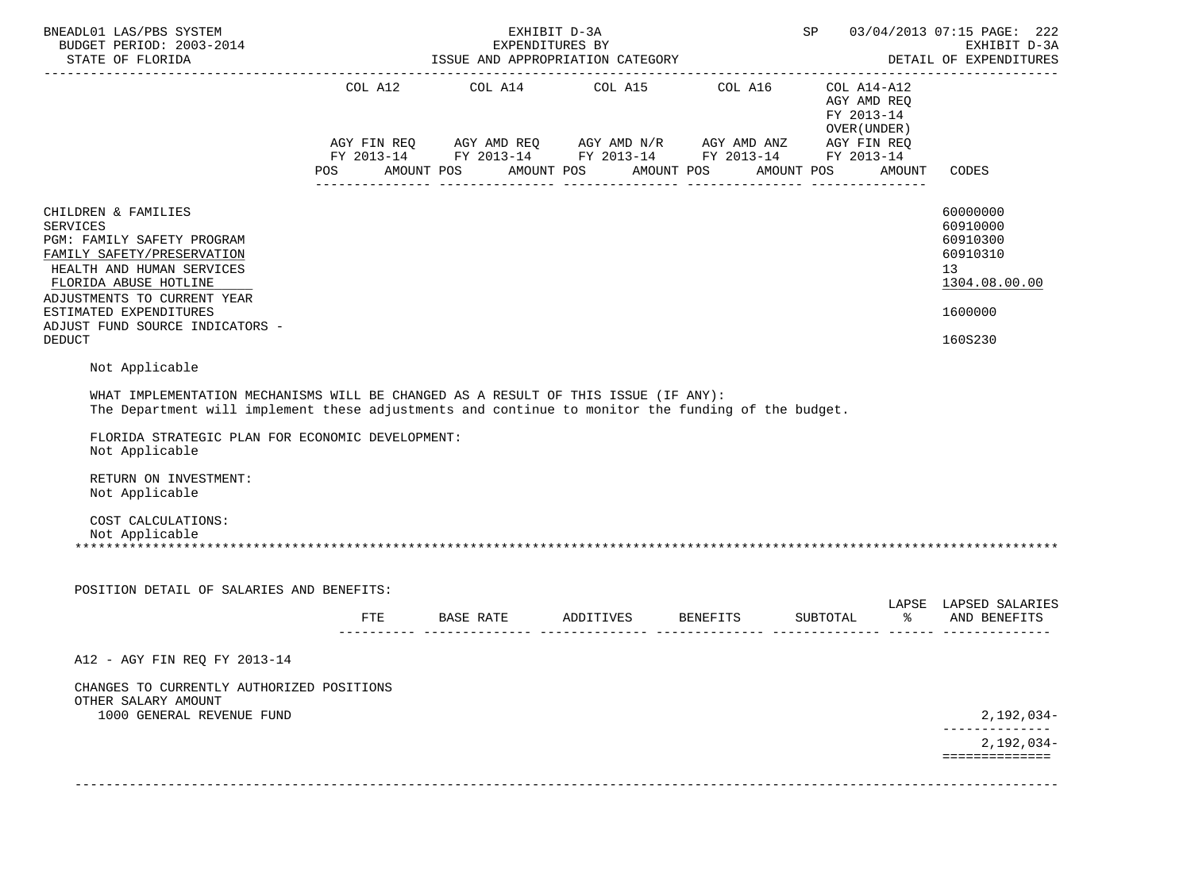EXHIBIT D-3A
EXPENDITURES BY
ISSUE AND APPROPRIATION CATEGORY

BUDGET PERIOD: 2003-2014
STATE OF FLORIDA

EXHIBIT D-3A
DETAIL OF EXPENDITURES

| | COL A12 AGY FIN REQ FY 2013-14 POS AMOUNT | COL A14 AGY AMD REQ FY 2013-14 POS AMOUNT | COL A15 AGY AMD N/R FY 2013-14 POS AMOUNT | COL A16 AGY AMD ANZ FY 2013-14 POS AMOUNT | COL A14-A12 AGY AMD REQ FY 2013-14 OVER(UNDER) AGY FIN REQ FY 2013-14 POS AMOUNT | CODES |
|---|---|---|---|---|---|---|
| CHILDREN & FAMILIES | | | | | | 60000000 |
| SERVICES | | | | | | 60910000 |
| PGM: FAMILY SAFETY PROGRAM | | | | | | 60910300 |
| FAMILY SAFETY/PRESERVATION | | | | | | 60910310 |
| HEALTH AND HUMAN SERVICES | | | | | | 13 |
| FLORIDA ABUSE HOTLINE | | | | | | 1304.08.00.00 |
| ADJUSTMENTS TO CURRENT YEAR ESTIMATED EXPENDITURES | | | | | | 1600000 |
| ADJUST FUND SOURCE INDICATORS - DEDUCT | | | | | | 160S230 |

Not Applicable

WHAT IMPLEMENTATION MECHANISMS WILL BE CHANGED AS A RESULT OF THIS ISSUE (IF ANY):
The Department will implement these adjustments and continue to monitor the funding of the budget.

FLORIDA STRATEGIC PLAN FOR ECONOMIC DEVELOPMENT:
Not Applicable

RETURN ON INVESTMENT:
Not Applicable

COST CALCULATIONS:
Not Applicable

POSITION DETAIL OF SALARIES AND BENEFITS:

| | FTE | BASE RATE | ADDITIVES | BENEFITS | SUBTOTAL | LAPSE % | LAPSED SALARIES AND BENEFITS |
|---|---|---|---|---|---|---|---|
| A12 - AGY FIN REQ FY 2013-14 | | | | | | | |
| CHANGES TO CURRENTLY AUTHORIZED POSITIONS | | | | | | | |
| OTHER SALARY AMOUNT | | | | | | | |
| 1000 GENERAL REVENUE FUND | | | | | | | 2,192,034- |
| | | | | | | | 2,192,034- |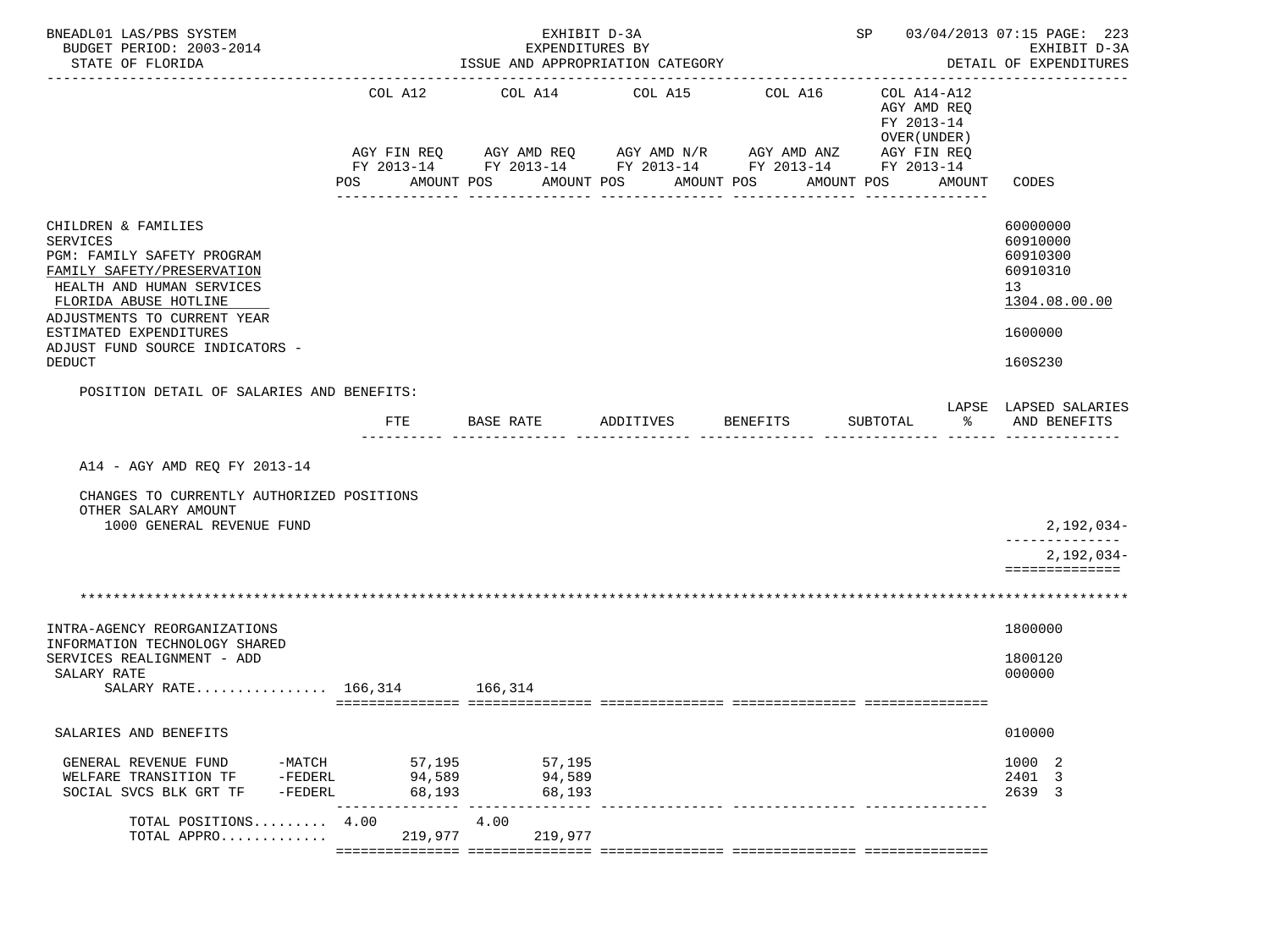BNEADL01 LAS/PBS SYSTEM — EXHIBIT D-3A — SP 03/04/2013 07:15 PAGE: 223
BUDGET PERIOD: 2003-2014 — EXPENDITURES BY — EXHIBIT D-3A
STATE OF FLORIDA — ISSUE AND APPROPRIATION CATEGORY — DETAIL OF EXPENDITURES

| | COL A12 AGY FIN REQ FY 2013-14 POS AMOUNT | COL A14 AGY AMD REQ FY 2013-14 POS AMOUNT | COL A15 AGY AMD N/R FY 2013-14 POS AMOUNT | COL A16 AGY AMD ANZ FY 2013-14 POS AMOUNT | COL A14-A12 AGY AMD REQ FY 2013-14 OVER(UNDER) AGY FIN REQ FY 2013-14 POS AMOUNT | CODES |
|---|---|---|---|---|---|---|
| CHILDREN & FAMILIES | | | | | | 60000000 |
| SERVICES | | | | | | 60910000 |
| PGM: FAMILY SAFETY PROGRAM | | | | | | 60910300 |
| FAMILY SAFETY/PRESERVATION | | | | | | 60910310 |
| HEALTH AND HUMAN SERVICES | | | | | | 13 |
| FLORIDA ABUSE HOTLINE | | | | | | 1304.08.00.00 |
| ADJUSTMENTS TO CURRENT YEAR ESTIMATED EXPENDITURES | | | | | | 1600000 |
| ADJUST FUND SOURCE INDICATORS - DEDUCT | | | | | | 160S230 |

POSITION DETAIL OF SALARIES AND BENEFITS:

| | FTE | BASE RATE | ADDITIVES | BENEFITS | SUBTOTAL | LAPSE % | LAPSED SALARIES AND BENEFITS |
|---|---|---|---|---|---|---|---|
| A14 - AGY AMD REQ FY 2013-14 | | | | | | | |
| CHANGES TO CURRENTLY AUTHORIZED POSITIONS | | | | | | | |
| OTHER SALARY AMOUNT | | | | | | | |
| 1000 GENERAL REVENUE FUND | | | | | | | 2,192,034- |
| | | | | | | | 2,192,034- |

*******************************************************************************************************

| | COL A12 | COL A14 | COL A15 | COL A16 | COL A14-A12 | CODES |
|---|---|---|---|---|---|---|
| INTRA-AGENCY REORGANIZATIONS | | | | | | 1800000 |
| INFORMATION TECHNOLOGY SHARED SERVICES REALIGNMENT - ADD | | | | | | 1800120 |
| SALARY RATE | | | | | | 000000 |
| SALARY RATE................ | 166,314 | 166,314 | | | | |
| SALARIES AND BENEFITS | | | | | | 010000 |
| GENERAL REVENUE FUND -MATCH | 57,195 | 57,195 | | | | 1000 2 |
| WELFARE TRANSITION TF -FEDERL | 94,589 | 94,589 | | | | 2401 3 |
| SOCIAL SVCS BLK GRT TF -FEDERL | 68,193 | 68,193 | | | | 2639 3 |
| TOTAL POSITIONS......... | 4.00 | 4.00 | | | | |
| TOTAL APPRO............. | 219,977 | 219,977 | | | | |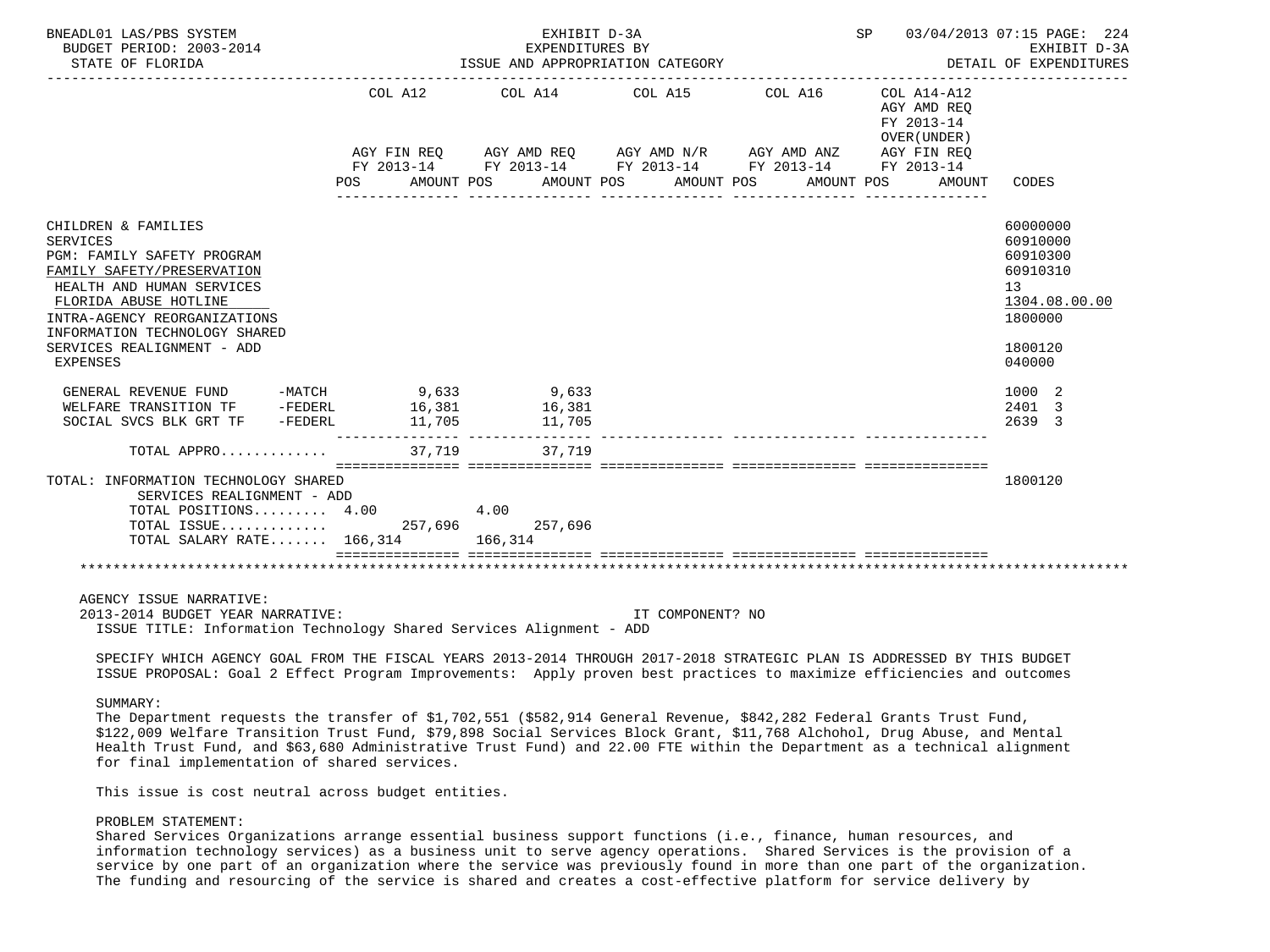BNEADL01 LAS/PBS SYSTEM — BUDGET PERIOD: 2003-2014 — STATE OF FLORIDA

EXHIBIT D-3A — EXPENDITURES BY ISSUE AND APPROPRIATION CATEGORY

SP 03/04/2013 07:15 — EXHIBIT D-3A — DETAIL OF EXPENDITURES

| | COL A12 AGY FIN REQ FY 2013-14 POS AMOUNT | COL A14 AGY AMD REQ FY 2013-14 POS AMOUNT | COL A15 AGY AMD N/R FY 2013-14 POS AMOUNT | COL A16 AGY AMD ANZ FY 2013-14 POS AMOUNT | COL A14-A12 AGY AMD REQ FY 2013-14 OVER(UNDER) AGY FIN REQ FY 2013-14 POS AMOUNT | CODES |
|---|---|---|---|---|---|---|
| CHILDREN & FAMILIES | | | | | | 60000000 |
| SERVICES | | | | | | 60910000 |
| PGM: FAMILY SAFETY PROGRAM | | | | | | 60910300 |
| FAMILY SAFETY/PRESERVATION | | | | | | 60910310 |
| HEALTH AND HUMAN SERVICES | | | | | | 13 |
| FLORIDA ABUSE HOTLINE | | | | | | 1304.08.00.00 |
| INTRA-AGENCY REORGANIZATIONS | | | | | | 1800000 |
| INFORMATION TECHNOLOGY SHARED SERVICES REALIGNMENT - ADD | | | | | | 1800120 |
| EXPENSES | | | | | | 040000 |
| GENERAL REVENUE FUND -MATCH | 9,633 | 9,633 | | | | 1000 2 |
| WELFARE TRANSITION TF -FEDERL | 16,381 | 16,381 | | | | 2401 3 |
| SOCIAL SVCS BLK GRT TF -FEDERL | 11,705 | 11,705 | | | | 2639 3 |
| TOTAL APPRO............ | 37,719 | 37,719 | | | | |
| TOTAL: INFORMATION TECHNOLOGY SHARED SERVICES REALIGNMENT - ADD | | | | | | 1800120 |
| TOTAL POSITIONS......... | 4.00 | 4.00 | | | | |
| TOTAL ISSUE............ | 257,696 | 257,696 | | | | |
| TOTAL SALARY RATE....... | 166,314 | 166,314 | | | | |

AGENCY ISSUE NARRATIVE:

2013-2014 BUDGET YEAR NARRATIVE: IT COMPONENT? NO

ISSUE TITLE: Information Technology Shared Services Alignment - ADD

SPECIFY WHICH AGENCY GOAL FROM THE FISCAL YEARS 2013-2014 THROUGH 2017-2018 STRATEGIC PLAN IS ADDRESSED BY THIS BUDGET ISSUE PROPOSAL: Goal 2 Effect Program Improvements: Apply proven best practices to maximize efficiencies and outcomes

SUMMARY:

The Department requests the transfer of $1,702,551 ($582,914 General Revenue, $842,282 Federal Grants Trust Fund, $122,009 Welfare Transition Trust Fund, $79,898 Social Services Block Grant, $11,768 Alchohol, Drug Abuse, and Mental Health Trust Fund, and $63,680 Administrative Trust Fund) and 22.00 FTE within the Department as a technical alignment for final implementation of shared services.

This issue is cost neutral across budget entities.

PROBLEM STATEMENT:

Shared Services Organizations arrange essential business support functions (i.e., finance, human resources, and information technology services) as a business unit to serve agency operations. Shared Services is the provision of a service by one part of an organization where the service was previously found in more than one part of the organization. The funding and resourcing of the service is shared and creates a cost-effective platform for service delivery by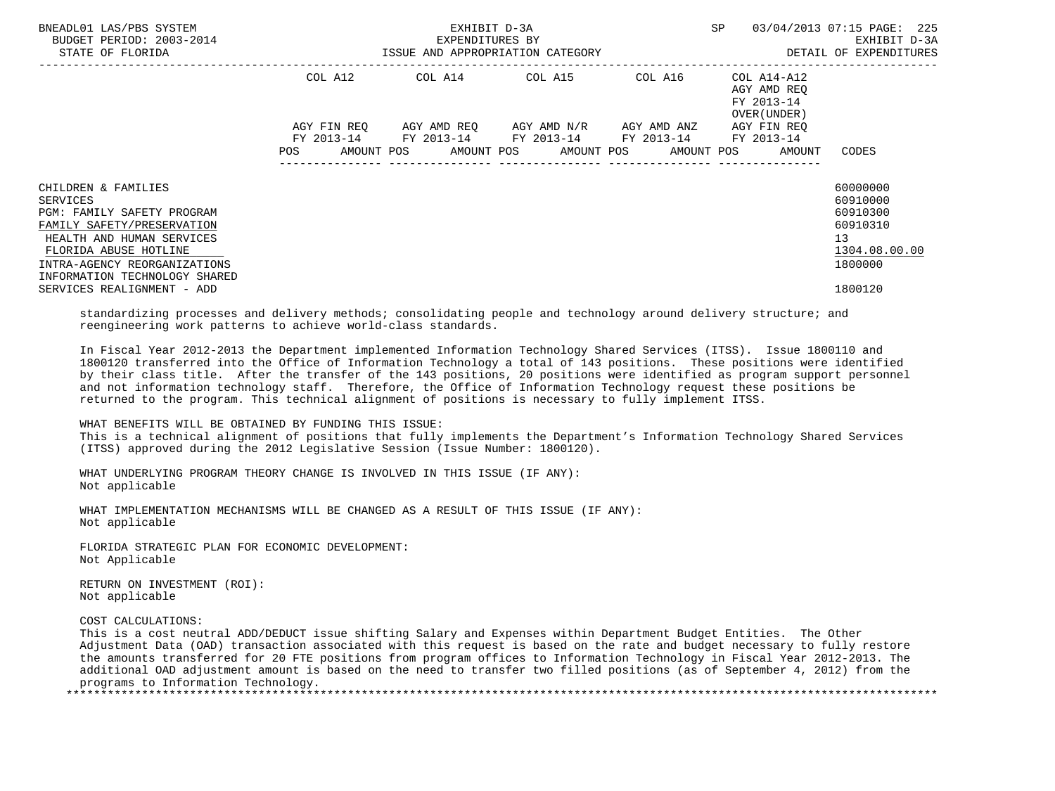| | COL A12 | COL A14 | COL A15 | COL A16 | COL A14-A12 AGY AMD REQ FY 2013-14 OVER(UNDER) | |
|---|---|---|---|---|---|---|
| | AGY FIN REQ FY 2013-14 | AGY AMD REQ FY 2013-14 | AGY AMD N/R FY 2013-14 | AGY AMD ANZ FY 2013-14 | AGY FIN REQ FY 2013-14 | |
| | POS AMOUNT | POS AMOUNT | POS AMOUNT | POS AMOUNT | POS AMOUNT | CODES |
| CHILDREN & FAMILIES | | | | | | 60000000 |
| SERVICES | | | | | | 60910000 |
| PGM: FAMILY SAFETY PROGRAM | | | | | | 60910300 |
| FAMILY SAFETY/PRESERVATION | | | | | | 60910310 |
| HEALTH AND HUMAN SERVICES | | | | | | 13 |
| FLORIDA ABUSE HOTLINE | | | | | | 1304.08.00.00 |
| INTRA-AGENCY REORGANIZATIONS | | | | | | 1800000 |
| INFORMATION TECHNOLOGY SHARED SERVICES REALIGNMENT - ADD | | | | | | 1800120 |

standardizing processes and delivery methods; consolidating people and technology around delivery structure; and reengineering work patterns to achieve world-class standards.

In Fiscal Year 2012-2013 the Department implemented Information Technology Shared Services (ITSS). Issue 1800110 and 1800120 transferred into the Office of Information Technology a total of 143 positions. These positions were identified by their class title. After the transfer of the 143 positions, 20 positions were identified as program support personnel and not information technology staff. Therefore, the Office of Information Technology request these positions be returned to the program. This technical alignment of positions is necessary to fully implement ITSS.

WHAT BENEFITS WILL BE OBTAINED BY FUNDING THIS ISSUE:
This is a technical alignment of positions that fully implements the Department's Information Technology Shared Services (ITSS) approved during the 2012 Legislative Session (Issue Number: 1800120).

WHAT UNDERLYING PROGRAM THEORY CHANGE IS INVOLVED IN THIS ISSUE (IF ANY):
Not applicable

WHAT IMPLEMENTATION MECHANISMS WILL BE CHANGED AS A RESULT OF THIS ISSUE (IF ANY):
Not applicable

FLORIDA STRATEGIC PLAN FOR ECONOMIC DEVELOPMENT:
Not Applicable

RETURN ON INVESTMENT (ROI):
Not applicable

COST CALCULATIONS:
This is a cost neutral ADD/DEDUCT issue shifting Salary and Expenses within Department Budget Entities. The Other Adjustment Data (OAD) transaction associated with this request is based on the rate and budget necessary to fully restore the amounts transferred for 20 FTE positions from program offices to Information Technology in Fiscal Year 2012-2013. The additional OAD adjustment amount is based on the need to transfer two filled positions (as of September 4, 2012) from the programs to Information Technology.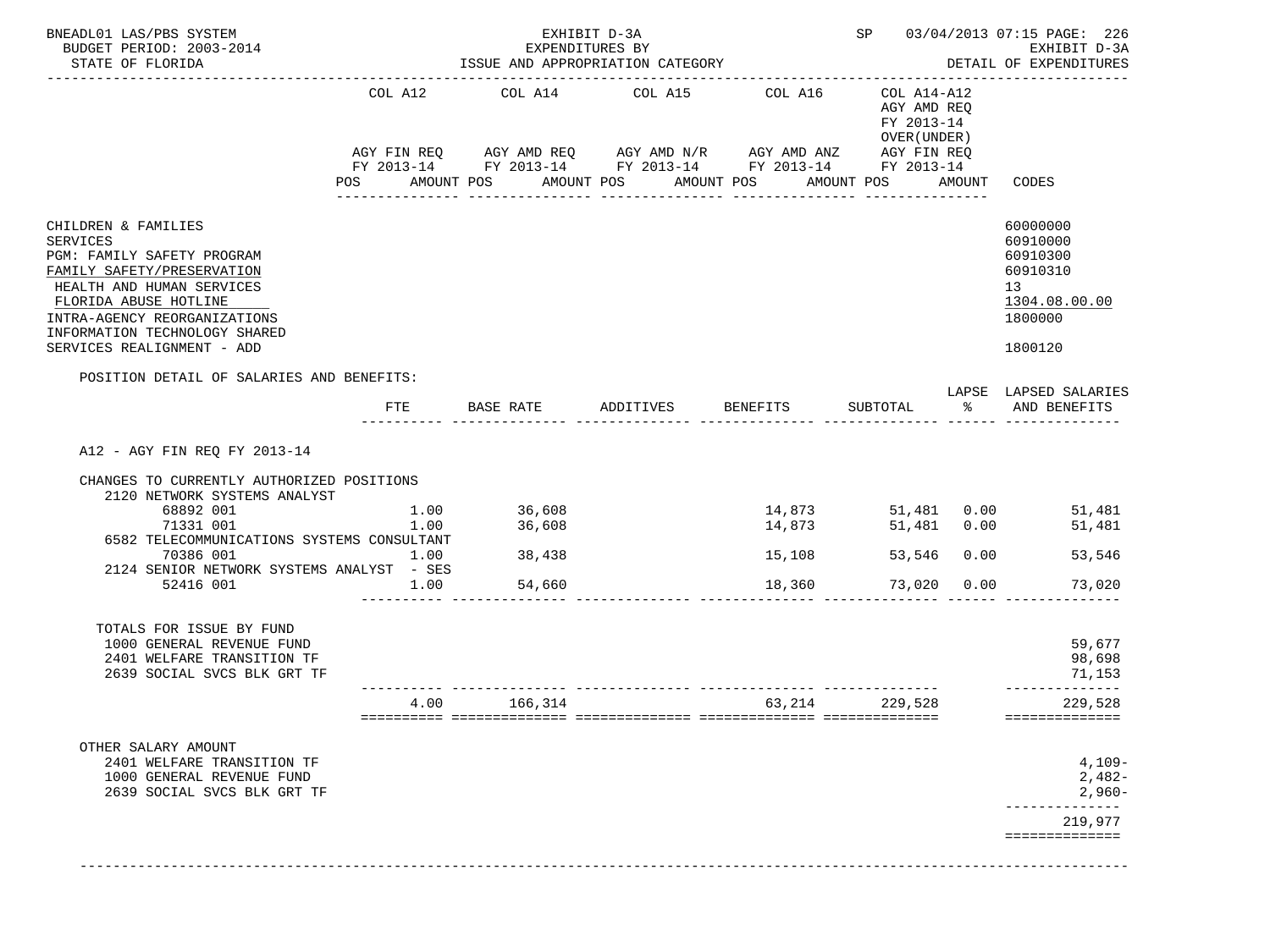BNEADL01 LAS/PBS SYSTEM — EXHIBIT D-3A — SP 03/04/2013 07:15 PAGE: 226
BUDGET PERIOD: 2003-2014 — EXPENDITURES BY — EXHIBIT D-3A
STATE OF FLORIDA — ISSUE AND APPROPRIATION CATEGORY — DETAIL OF EXPENDITURES

| | COL A12 AGY FIN REQ FY 2013-14 POS AMOUNT | COL A14 AGY AMD REQ FY 2013-14 POS AMOUNT | COL A15 AGY AMD N/R FY 2013-14 POS AMOUNT | COL A16 AGY AMD ANZ FY 2013-14 POS AMOUNT | COL A14-A12 AGY AMD REQ FY 2013-14 OVER(UNDER) AGY FIN REQ FY 2013-14 POS AMOUNT | CODES |
|---|---|---|---|---|---|---|
| CHILDREN & FAMILIES | | | | | | 60000000 |
| SERVICES | | | | | | 60910000 |
| PGM: FAMILY SAFETY PROGRAM | | | | | | 60910300 |
| FAMILY SAFETY/PRESERVATION | | | | | | 60910310 |
| HEALTH AND HUMAN SERVICES | | | | | | 13 |
| FLORIDA ABUSE HOTLINE | | | | | | 1304.08.00.00 |
| INTRA-AGENCY REORGANIZATIONS | | | | | | 1800000 |
| INFORMATION TECHNOLOGY SHARED SERVICES REALIGNMENT - ADD | | | | | | 1800120 |

POSITION DETAIL OF SALARIES AND BENEFITS:

| | FTE | BASE RATE | ADDITIVES | BENEFITS | SUBTOTAL | LAPSE % | LAPSED SALARIES AND BENEFITS |
|---|---|---|---|---|---|---|---|
| A12 - AGY FIN REQ FY 2013-14 | | | | | | | |
| CHANGES TO CURRENTLY AUTHORIZED POSITIONS | | | | | | | |
| 2120 NETWORK SYSTEMS ANALYST | | | | | | | |
| 68892 001 | 1.00 | 36,608 | | 14,873 | 51,481 | 0.00 | 51,481 |
| 71331 001 | 1.00 | 36,608 | | 14,873 | 51,481 | 0.00 | 51,481 |
| 6582 TELECOMMUNICATIONS SYSTEMS CONSULTANT | | | | | | | |
| 70386 001 | 1.00 | 38,438 | | 15,108 | 53,546 | 0.00 | 53,546 |
| 2124 SENIOR NETWORK SYSTEMS ANALYST - SES | | | | | | | |
| 52416 001 | 1.00 | 54,660 | | 18,360 | 73,020 | 0.00 | 73,020 |
| TOTALS FOR ISSUE BY FUND | | | | | | | |
| 1000 GENERAL REVENUE FUND | | | | | | | 59,677 |
| 2401 WELFARE TRANSITION TF | | | | | | | 98,698 |
| 2639 SOCIAL SVCS BLK GRT TF | | | | | | | 71,153 |
| | 4.00 | 166,314 | | 63,214 | 229,528 | | 229,528 |
| OTHER SALARY AMOUNT | | | | | | | |
| 2401 WELFARE TRANSITION TF | | | | | | | 4,109- |
| 1000 GENERAL REVENUE FUND | | | | | | | 2,482- |
| 2639 SOCIAL SVCS BLK GRT TF | | | | | | | 2,960- |
| | | | | | | | 219,977 |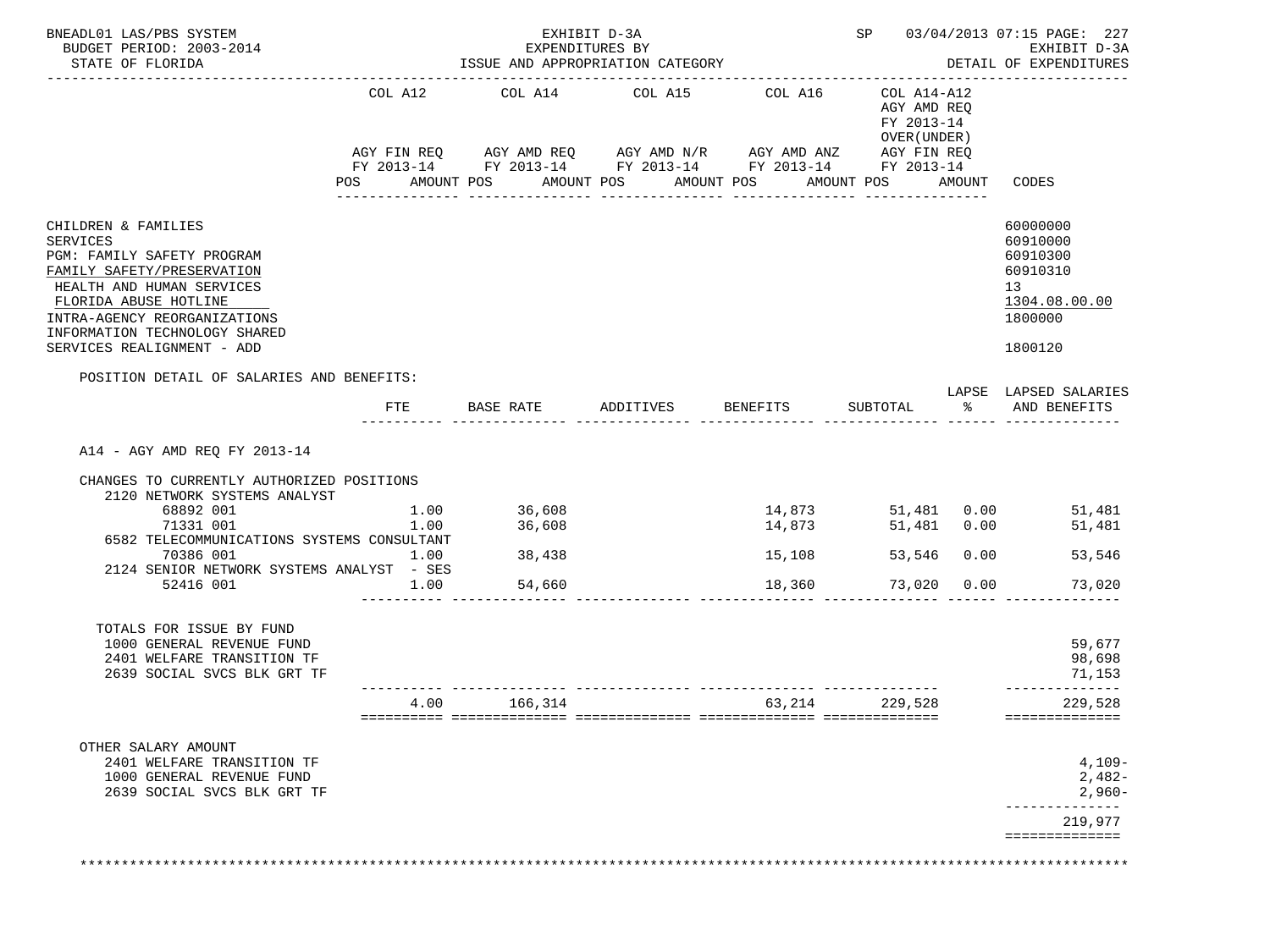BNEADL01 LAS/PBS SYSTEM — EXHIBIT D-3A — SP 03/04/2013 07:15 PAGE: 227
BUDGET PERIOD: 2003-2014 — EXPENDITURES BY — EXHIBIT D-3A
STATE OF FLORIDA — ISSUE AND APPROPRIATION CATEGORY — DETAIL OF EXPENDITURES

| | COL A12 AGY FIN REQ FY 2013-14 POS AMOUNT | COL A14 AGY AMD REQ FY 2013-14 POS AMOUNT | COL A15 AGY AMD N/R FY 2013-14 POS AMOUNT | COL A16 AGY AMD ANZ FY 2013-14 POS AMOUNT | COL A14-A12 AGY AMD REQ FY 2013-14 OVER(UNDER) AGY FIN REQ FY 2013-14 POS AMOUNT | CODES |
|---|---|---|---|---|---|---|
| CHILDREN & FAMILIES | | | | | | 60000000 |
| SERVICES | | | | | | 60910000 |
| PGM: FAMILY SAFETY PROGRAM | | | | | | 60910300 |
| FAMILY SAFETY/PRESERVATION | | | | | | 60910310 |
| HEALTH AND HUMAN SERVICES | | | | | | 13 |
| FLORIDA ABUSE HOTLINE | | | | | | 1304.08.00.00 |
| INTRA-AGENCY REORGANIZATIONS | | | | | | 1800000 |
| INFORMATION TECHNOLOGY SHARED SERVICES REALIGNMENT - ADD | | | | | | 1800120 |

POSITION DETAIL OF SALARIES AND BENEFITS:

| | FTE | BASE RATE | ADDITIVES | BENEFITS | SUBTOTAL | LAPSE % | LAPSED SALARIES AND BENEFITS |
|---|---|---|---|---|---|---|---|
| A14 - AGY AMD REQ FY 2013-14 | | | | | | | |
| CHANGES TO CURRENTLY AUTHORIZED POSITIONS | | | | | | | |
| 2120 NETWORK SYSTEMS ANALYST | | | | | | | |
| 68892 001 | 1.00 | 36,608 | | 14,873 | 51,481 | 0.00 | 51,481 |
| 71331 001 | 1.00 | 36,608 | | 14,873 | 51,481 | 0.00 | 51,481 |
| 6582 TELECOMMUNICATIONS SYSTEMS CONSULTANT | | | | | | | |
| 70386 001 | 1.00 | 38,438 | | 15,108 | 53,546 | 0.00 | 53,546 |
| 2124 SENIOR NETWORK SYSTEMS ANALYST - SES | | | | | | | |
| 52416 001 | 1.00 | 54,660 | | 18,360 | 73,020 | 0.00 | 73,020 |
| TOTALS FOR ISSUE BY FUND | | | | | | | |
| 1000 GENERAL REVENUE FUND | | | | | | | 59,677 |
| 2401 WELFARE TRANSITION TF | | | | | | | 98,698 |
| 2639 SOCIAL SVCS BLK GRT TF | | | | | | | 71,153 |
| | 4.00 | 166,314 | | 63,214 | 229,528 | | 229,528 |
| OTHER SALARY AMOUNT | | | | | | | |
| 2401 WELFARE TRANSITION TF | | | | | | | 4,109- |
| 1000 GENERAL REVENUE FUND | | | | | | | 2,482- |
| 2639 SOCIAL SVCS BLK GRT TF | | | | | | | 2,960- |
| | | | | | | | 219,977 |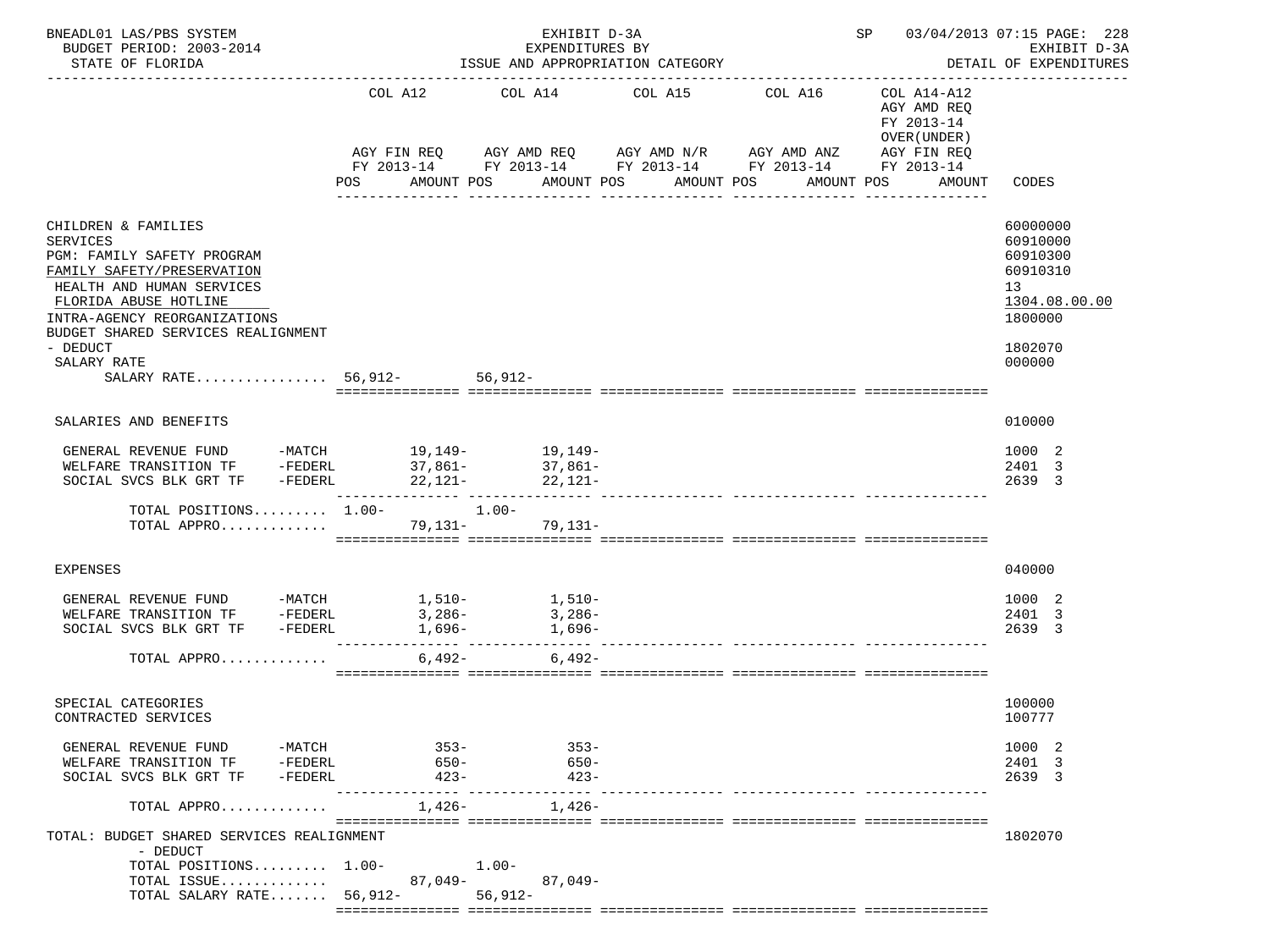BNEADL01 LAS/PBS SYSTEM | EXHIBIT D-3A | SP 03/04/2013 07:15 PAGE: 228
BUDGET PERIOD: 2003-2014 | EXPENDITURES BY | EXHIBIT D-3A
STATE OF FLORIDA | ISSUE AND APPROPRIATION CATEGORY | DETAIL OF EXPENDITURES

| | COL A12 AGY FIN REQ FY 2013-14 POS | AMOUNT | COL A14 AGY AMD REQ FY 2013-14 POS | AMOUNT | COL A15 AGY AMD N/R FY 2013-14 POS | AMOUNT | COL A16 AGY AMD ANZ FY 2013-14 POS | AMOUNT | COL A14-A12 AGY AMD REQ FY 2013-14 OVER(UNDER) AGY FIN REQ FY 2013-14 POS | AMOUNT | CODES |
|---|---|---|---|---|---|---|---|---|---|---|---|
| CHILDREN & FAMILIES | | | | | | | | | | | 60000000 |
| SERVICES | | | | | | | | | | | 60910000 |
| PGM: FAMILY SAFETY PROGRAM | | | | | | | | | | | 60910300 |
| FAMILY SAFETY/PRESERVATION | | | | | | | | | | | 60910310 |
| HEALTH AND HUMAN SERVICES | | | | | | | | | | | 13 |
| FLORIDA ABUSE HOTLINE | | | | | | | | | | | 1304.08.00.00 |
| INTRA-AGENCY REORGANIZATIONS | | | | | | | | | | | 1800000 |
| BUDGET SHARED SERVICES REALIGNMENT - DEDUCT | | | | | | | | | | | 1802070 |
| SALARY RATE | | | | | | | | | | | 000000 |
| SALARY RATE................ | 56,912- | | 56,912- | | | | | | | | |
| SALARIES AND BENEFITS | | | | | | | | | | | 010000 |
| GENERAL REVENUE FUND -MATCH | | 19,149- | | 19,149- | | | | | | | 1000 2 |
| WELFARE TRANSITION TF -FEDERL | | 37,861- | | 37,861- | | | | | | | 2401 3 |
| SOCIAL SVCS BLK GRT TF -FEDERL | | 22,121- | | 22,121- | | | | | | | 2639 3 |
| TOTAL POSITIONS......... | 1.00- | | 1.00- | | | | | | | | |
| TOTAL APPRO............. | | 79,131- | | 79,131- | | | | | | | |
| EXPENSES | | | | | | | | | | | 040000 |
| GENERAL REVENUE FUND -MATCH | | 1,510- | | 1,510- | | | | | | | 1000 2 |
| WELFARE TRANSITION TF -FEDERL | | 3,286- | | 3,286- | | | | | | | 2401 3 |
| SOCIAL SVCS BLK GRT TF -FEDERL | | 1,696- | | 1,696- | | | | | | | 2639 3 |
| TOTAL APPRO............. | | 6,492- | | 6,492- | | | | | | | |
| SPECIAL CATEGORIES | | | | | | | | | | | 100000 |
| CONTRACTED SERVICES | | | | | | | | | | | 100777 |
| GENERAL REVENUE FUND -MATCH | | 353- | | 353- | | | | | | | 1000 2 |
| WELFARE TRANSITION TF -FEDERL | | 650- | | 650- | | | | | | | 2401 3 |
| SOCIAL SVCS BLK GRT TF -FEDERL | | 423- | | 423- | | | | | | | 2639 3 |
| TOTAL APPRO............. | | 1,426- | | 1,426- | | | | | | | |
| TOTAL: BUDGET SHARED SERVICES REALIGNMENT - DEDUCT | | | | | | | | | | | 1802070 |
| TOTAL POSITIONS......... | 1.00- | | 1.00- | | | | | | | | |
| TOTAL ISSUE............. | | 87,049- | | 87,049- | | | | | | | |
| TOTAL SALARY RATE....... | 56,912- | | 56,912- | | | | | | | | |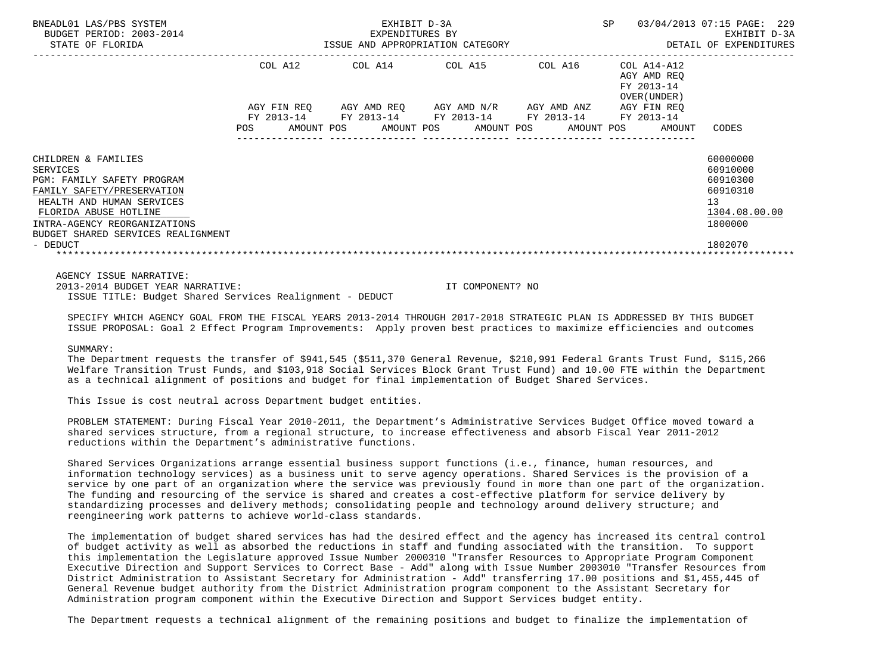BNEADL01 LAS/PBS SYSTEM — EXHIBIT D-3A — EXPENDITURES BY ISSUE AND APPROPRIATION CATEGORY — SP 03/04/2013 07:15 PAGE: 229
BUDGET PERIOD: 2003-2014 — EXHIBIT D-3A
STATE OF FLORIDA — DETAIL OF EXPENDITURES

| | COL A12 AGY FIN REQ FY 2013-14 POS AMOUNT | COL A14 AGY AMD REQ FY 2013-14 POS AMOUNT | COL A15 AGY AMD N/R FY 2013-14 POS AMOUNT | COL A16 AGY AMD ANZ FY 2013-14 POS AMOUNT | COL A14-A12 AGY AMD REQ FY 2013-14 OVER(UNDER) AGY FIN REQ FY 2013-14 POS AMOUNT | CODES |
|---|---|---|---|---|---|---|
| CHILDREN & FAMILIES | | | | | | 60000000 |
| SERVICES | | | | | | 60910000 |
| PGM: FAMILY SAFETY PROGRAM | | | | | | 60910300 |
| FAMILY SAFETY/PRESERVATION | | | | | | 60910310 |
| HEALTH AND HUMAN SERVICES | | | | | | 13 |
| FLORIDA ABUSE HOTLINE | | | | | | 1304.08.00.00 |
| INTRA-AGENCY REORGANIZATIONS | | | | | | 1800000 |
| BUDGET SHARED SERVICES REALIGNMENT - DEDUCT | | | | | | 1802070 |

AGENCY ISSUE NARRATIVE:
2013-2014 BUDGET YEAR NARRATIVE: IT COMPONENT? NO
ISSUE TITLE: Budget Shared Services Realignment - DEDUCT

SPECIFY WHICH AGENCY GOAL FROM THE FISCAL YEARS 2013-2014 THROUGH 2017-2018 STRATEGIC PLAN IS ADDRESSED BY THIS BUDGET ISSUE PROPOSAL: Goal 2 Effect Program Improvements: Apply proven best practices to maximize efficiencies and outcomes

SUMMARY:
The Department requests the transfer of $941,545 ($511,370 General Revenue, $210,991 Federal Grants Trust Fund, $115,266 Welfare Transition Trust Funds, and $103,918 Social Services Block Grant Trust Fund) and 10.00 FTE within the Department as a technical alignment of positions and budget for final implementation of Budget Shared Services.

This Issue is cost neutral across Department budget entities.

PROBLEM STATEMENT: During Fiscal Year 2010-2011, the Department's Administrative Services Budget Office moved toward a shared services structure, from a regional structure, to increase effectiveness and absorb Fiscal Year 2011-2012 reductions within the Department's administrative functions.

Shared Services Organizations arrange essential business support functions (i.e., finance, human resources, and information technology services) as a business unit to serve agency operations. Shared Services is the provision of a service by one part of an organization where the service was previously found in more than one part of the organization. The funding and resourcing of the service is shared and creates a cost-effective platform for service delivery by standardizing processes and delivery methods; consolidating people and technology around delivery structure; and reengineering work patterns to achieve world-class standards.

The implementation of budget shared services has had the desired effect and the agency has increased its central control of budget activity as well as absorbed the reductions in staff and funding associated with the transition. To support this implementation the Legislature approved Issue Number 2000310 "Transfer Resources to Appropriate Program Component Executive Direction and Support Services to Correct Base - Add" along with Issue Number 2003010 "Transfer Resources from District Administration to Assistant Secretary for Administration - Add" transferring 17.00 positions and $1,455,445 of General Revenue budget authority from the District Administration program component to the Assistant Secretary for Administration program component within the Executive Direction and Support Services budget entity.

The Department requests a technical alignment of the remaining positions and budget to finalize the implementation of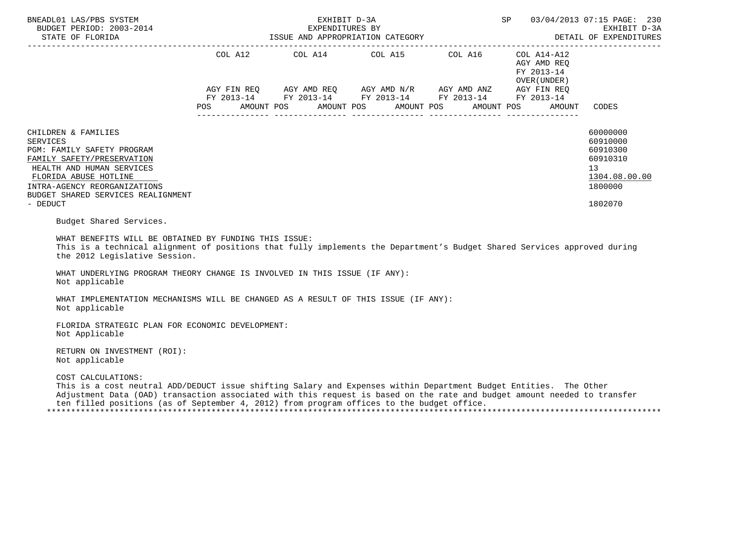| | COL A12 | | COL A14 | | COL A15 | | COL A16 | | COL A14-A12 AGY AMD REQ FY 2013-14 OVER(UNDER) | | |
|---|---|---|---|---|---|---|---|---|---|---|---|
| | AGY FIN REQ FY 2013-14 | | AGY AMD REQ FY 2013-14 | | AGY AMD N/R FY 2013-14 | | AGY AMD ANZ FY 2013-14 | | AGY FIN REQ FY 2013-14 | | |
| | POS | AMOUNT | POS | AMOUNT | POS | AMOUNT | POS | AMOUNT | POS | AMOUNT | CODES |
| CHILDREN & FAMILIES | | | | | | | | | | | 60000000 |
| SERVICES | | | | | | | | | | | 60910000 |
| PGM: FAMILY SAFETY PROGRAM | | | | | | | | | | | 60910300 |
| FAMILY SAFETY/PRESERVATION | | | | | | | | | | | 60910310 |
| HEALTH AND HUMAN SERVICES | | | | | | | | | | | 13 |
| FLORIDA ABUSE HOTLINE | | | | | | | | | | | 1304.08.00.00 |
| INTRA-AGENCY REORGANIZATIONS | | | | | | | | | | | 1800000 |
| BUDGET SHARED SERVICES REALIGNMENT - DEDUCT | | | | | | | | | | | 1802070 |

Budget Shared Services.

WHAT BENEFITS WILL BE OBTAINED BY FUNDING THIS ISSUE:
This is a technical alignment of positions that fully implements the Department's Budget Shared Services approved during the 2012 Legislative Session.

WHAT UNDERLYING PROGRAM THEORY CHANGE IS INVOLVED IN THIS ISSUE (IF ANY):
Not applicable

WHAT IMPLEMENTATION MECHANISMS WILL BE CHANGED AS A RESULT OF THIS ISSUE (IF ANY):
Not applicable

FLORIDA STRATEGIC PLAN FOR ECONOMIC DEVELOPMENT:
Not Applicable

RETURN ON INVESTMENT (ROI):
Not applicable

COST CALCULATIONS:
This is a cost neutral ADD/DEDUCT issue shifting Salary and Expenses within Department Budget Entities. The Other Adjustment Data (OAD) transaction associated with this request is based on the rate and budget amount needed to transfer ten filled positions (as of September 4, 2012) from program offices to the budget office.

*******************************************************************************************************************************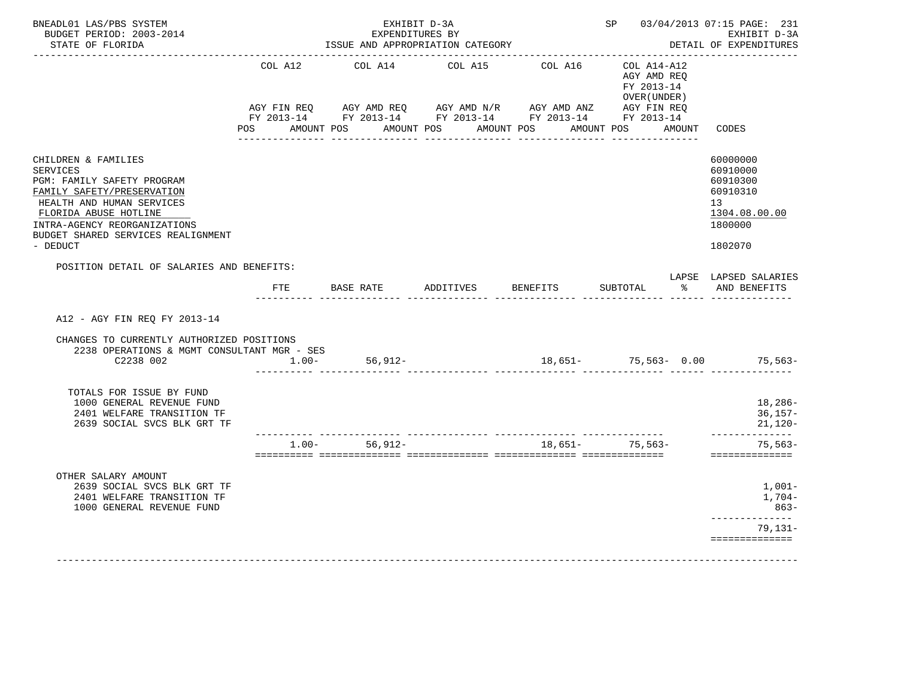BNEADL01 LAS/PBS SYSTEM
BUDGET PERIOD: 2003-2014
STATE OF FLORIDA

EXHIBIT D-3A
EXPENDITURES BY
ISSUE AND APPROPRIATION CATEGORY

SP 03/04/2013 07:15 PAGE: 231
EXHIBIT D-3A
DETAIL OF EXPENDITURES

| | COL A12 AGY FIN REQ FY 2013-14 POS AMOUNT | COL A14 AGY AMD REQ FY 2013-14 POS AMOUNT | COL A15 AGY AMD N/R FY 2013-14 POS AMOUNT | COL A16 AGY AMD ANZ FY 2013-14 POS AMOUNT | COL A14-A12 AGY AMD REQ FY 2013-14 OVER(UNDER) AGY FIN REQ FY 2013-14 POS AMOUNT | CODES |
|---|---|---|---|---|---|---|
| CHILDREN & FAMILIES | | | | | | 60000000 |
| SERVICES | | | | | | 60910000 |
| PGM: FAMILY SAFETY PROGRAM | | | | | | 60910300 |
| FAMILY SAFETY/PRESERVATION | | | | | | 60910310 |
| HEALTH AND HUMAN SERVICES | | | | | | 13 |
| FLORIDA ABUSE HOTLINE | | | | | | 1304.08.00.00 |
| INTRA-AGENCY REORGANIZATIONS | | | | | | 1800000 |
| BUDGET SHARED SERVICES REALIGNMENT - DEDUCT | | | | | | 1802070 |

POSITION DETAIL OF SALARIES AND BENEFITS:

| | FTE | BASE RATE | ADDITIVES | BENEFITS | SUBTOTAL | LAPSE % | LAPSED SALARIES AND BENEFITS |
|---|---|---|---|---|---|---|---|
| A12 - AGY FIN REQ FY 2013-14 | | | | | | | |
| CHANGES TO CURRENTLY AUTHORIZED POSITIONS | | | | | | | |
| 2238 OPERATIONS & MGMT CONSULTANT MGR - SES C2238 002 | 1.00- | 56,912- | | 18,651- | 75,563- | 0.00 | 75,563- |
| TOTALS FOR ISSUE BY FUND | | | | | | | |
| 1000 GENERAL REVENUE FUND | | | | | | | 18,286- |
| 2401 WELFARE TRANSITION TF | | | | | | | 36,157- |
| 2639 SOCIAL SVCS BLK GRT TF | | | | | | | 21,120- |
| | 1.00- | 56,912- | | 18,651- | 75,563- | | 75,563- |
| OTHER SALARY AMOUNT | | | | | | | |
| 2639 SOCIAL SVCS BLK GRT TF | | | | | | | 1,001- |
| 2401 WELFARE TRANSITION TF | | | | | | | 1,704- |
| 1000 GENERAL REVENUE FUND | | | | | | | 863- |
| | | | | | | | 79,131- |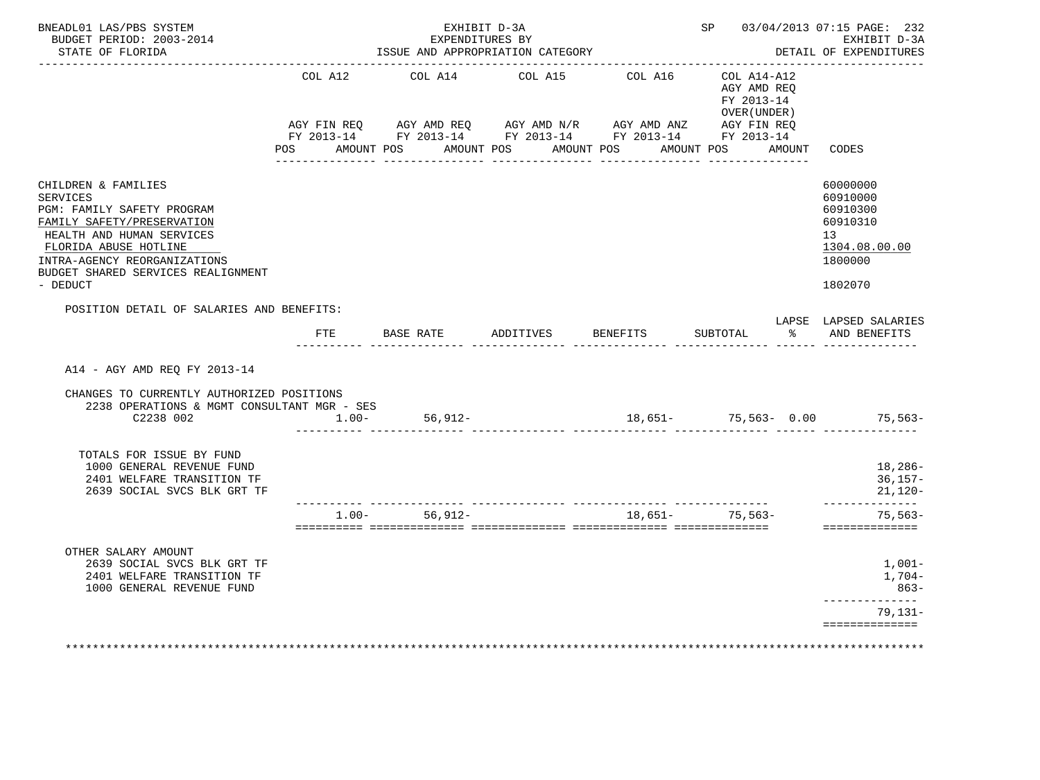BNEADL01 LAS/PBS SYSTEM — EXHIBIT D-3A — SP 03/04/2013 07:15 PAGE: 232
BUDGET PERIOD: 2003-2014 — EXPENDITURES BY — EXHIBIT D-3A
STATE OF FLORIDA — ISSUE AND APPROPRIATION CATEGORY — DETAIL OF EXPENDITURES

| | COL A12 AGY FIN REQ FY 2013-14 POS AMOUNT | COL A14 AGY AMD REQ FY 2013-14 POS AMOUNT | COL A15 AGY AMD N/R FY 2013-14 POS AMOUNT | COL A16 AGY AMD ANZ FY 2013-14 POS AMOUNT | COL A14-A12 AGY AMD REQ FY 2013-14 OVER(UNDER) AGY FIN REQ FY 2013-14 POS AMOUNT | CODES |
|---|---|---|---|---|---|---|
| CHILDREN & FAMILIES | | | | | | 60000000 |
| SERVICES | | | | | | 60910000 |
| PGM: FAMILY SAFETY PROGRAM | | | | | | 60910300 |
| FAMILY SAFETY/PRESERVATION | | | | | | 60910310 |
| HEALTH AND HUMAN SERVICES | | | | | | 13 |
| FLORIDA ABUSE HOTLINE | | | | | | 1304.08.00.00 |
| INTRA-AGENCY REORGANIZATIONS | | | | | | 1800000 |
| BUDGET SHARED SERVICES REALIGNMENT - DEDUCT | | | | | | 1802070 |

POSITION DETAIL OF SALARIES AND BENEFITS:

| | FTE | BASE RATE | ADDITIVES | BENEFITS | SUBTOTAL | LAPSE % | LAPSED SALARIES AND BENEFITS |
|---|---|---|---|---|---|---|---|
| A14 - AGY AMD REQ FY 2013-14 | | | | | | | |
| CHANGES TO CURRENTLY AUTHORIZED POSITIONS | | | | | | | |
| 2238 OPERATIONS & MGMT CONSULTANT MGR - SES C2238 002 | 1.00- | 56,912- | | 18,651- | 75,563- | 0.00 | 75,563- |
| TOTALS FOR ISSUE BY FUND | | | | | | | |
| 1000 GENERAL REVENUE FUND | | | | | | | 18,286- |
| 2401 WELFARE TRANSITION TF | | | | | | | 36,157- |
| 2639 SOCIAL SVCS BLK GRT TF | | | | | | | 21,120- |
| | 1.00- | 56,912- | | 18,651- | 75,563- | | 75,563- |
| OTHER SALARY AMOUNT | | | | | | | |
| 2639 SOCIAL SVCS BLK GRT TF | | | | | | | 1,001- |
| 2401 WELFARE TRANSITION TF | | | | | | | 1,704- |
| 1000 GENERAL REVENUE FUND | | | | | | | 863- |
| | | | | | | | 79,131- |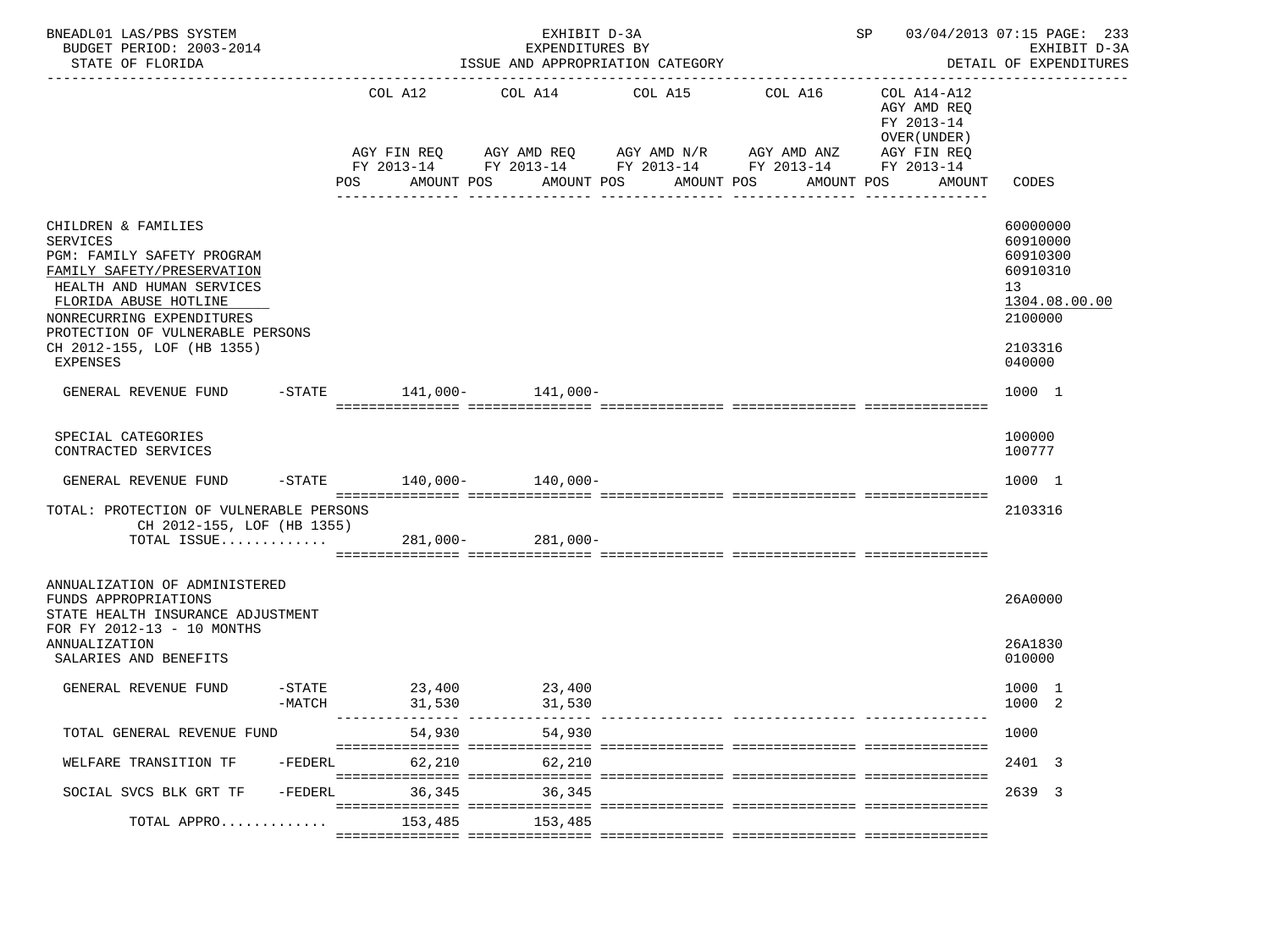BNEADL01 LAS/PBS SYSTEM — EXHIBIT D-3A — SP 03/04/2013 07:15 PAGE: 233
BUDGET PERIOD: 2003-2014 — EXPENDITURES BY — EXHIBIT D-3A
STATE OF FLORIDA — ISSUE AND APPROPRIATION CATEGORY — DETAIL OF EXPENDITURES

| | COL A12 AGY FIN REQ FY 2013-14 POS AMOUNT | COL A14 AGY AMD REQ FY 2013-14 POS AMOUNT | COL A15 AGY AMD N/R FY 2013-14 POS AMOUNT | COL A16 AGY AMD ANZ FY 2013-14 POS AMOUNT | COL A14-A12 AGY AMD REQ FY 2013-14 OVER(UNDER) AGY FIN REQ FY 2013-14 POS AMOUNT | CODES |
|---|---|---|---|---|---|---|
| CHILDREN & FAMILIES | | | | | | 60000000 |
| SERVICES | | | | | | 60910000 |
| PGM: FAMILY SAFETY PROGRAM | | | | | | 60910300 |
| FAMILY SAFETY/PRESERVATION | | | | | | 60910310 |
| HEALTH AND HUMAN SERVICES | | | | | | 13 |
| FLORIDA ABUSE HOTLINE | | | | | | 1304.08.00.00 |
| NONRECURRING EXPENDITURES | | | | | | 2100000 |
| PROTECTION OF VULNERABLE PERSONS CH 2012-155, LOF (HB 1355) | | | | | | 2103316 |
| EXPENSES | | | | | | 040000 |
| GENERAL REVENUE FUND -STATE | 141,000- | 141,000- | | | | 1000 1 |
| SPECIAL CATEGORIES | | | | | | 100000 |
| CONTRACTED SERVICES | | | | | | 100777 |
| GENERAL REVENUE FUND -STATE | 140,000- | 140,000- | | | | 1000 1 |
| TOTAL: PROTECTION OF VULNERABLE PERSONS CH 2012-155, LOF (HB 1355) | | | | | | 2103316 |
| TOTAL ISSUE............. | 281,000- | 281,000- | | | | |
| ANNUALIZATION OF ADMINISTERED FUNDS APPROPRIATIONS | | | | | | 26A0000 |
| STATE HEALTH INSURANCE ADJUSTMENT FOR FY 2012-13 - 10 MONTHS ANNUALIZATION | | | | | | 26A1830 |
| SALARIES AND BENEFITS | | | | | | 010000 |
| GENERAL REVENUE FUND -STATE | 23,400 | 23,400 | | | | 1000 1 |
| -MATCH | 31,530 | 31,530 | | | | 1000 2 |
| TOTAL GENERAL REVENUE FUND | 54,930 | 54,930 | | | | 1000 |
| WELFARE TRANSITION TF -FEDERL | 62,210 | 62,210 | | | | 2401 3 |
| SOCIAL SVCS BLK GRT TF -FEDERL | 36,345 | 36,345 | | | | 2639 3 |
| TOTAL APPRO............. | 153,485 | 153,485 | | | | |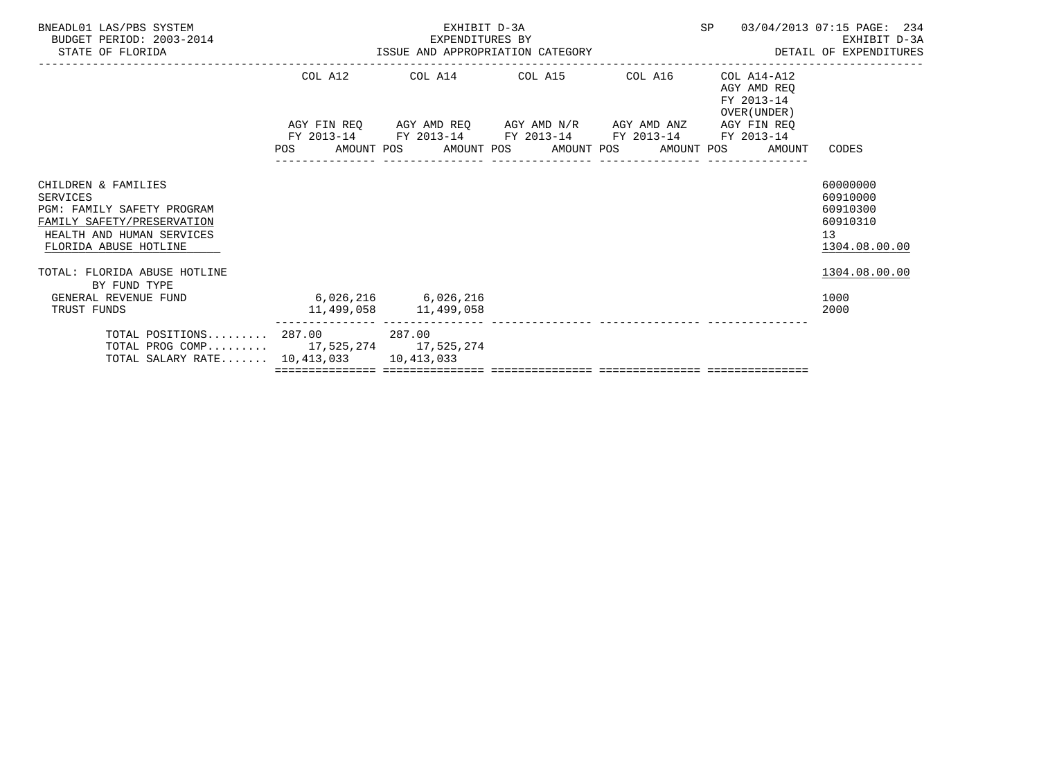BNEADL01 LAS/PBS SYSTEM
BUDGET PERIOD: 2003-2014
STATE OF FLORIDA

EXHIBIT D-3A
EXPENDITURES BY
ISSUE AND APPROPRIATION CATEGORY

SP 03/04/2013 07:15

EXHIBIT D-3A
DETAIL OF EXPENDITURES

| | COL A12 AGY FIN REQ FY 2013-14 POS AMOUNT | COL A14 AGY AMD REQ FY 2013-14 POS AMOUNT | COL A15 AGY AMD N/R FY 2013-14 POS AMOUNT | COL A16 AGY AMD ANZ FY 2013-14 POS AMOUNT | COL A14-A12 AGY AMD REQ FY 2013-14 OVER(UNDER) AGY FIN REQ FY 2013-14 POS AMOUNT | CODES |
|---|---|---|---|---|---|---|
| CHILDREN & FAMILIES | | | | | | 60000000 |
| SERVICES | | | | | | 60910000 |
| PGM: FAMILY SAFETY PROGRAM | | | | | | 60910300 |
| FAMILY SAFETY/PRESERVATION | | | | | | 60910310 |
| HEALTH AND HUMAN SERVICES | | | | | | 13 |
| FLORIDA ABUSE HOTLINE | | | | | | 1304.08.00.00 |
| TOTAL: FLORIDA ABUSE HOTLINE | | | | | | 1304.08.00.00 |
| BY FUND TYPE | | | | | | |
| GENERAL REVENUE FUND | 6,026,216 | 6,026,216 | | | | 1000 |
| TRUST FUNDS | 11,499,058 | 11,499,058 | | | | 2000 |
| TOTAL POSITIONS......... | 287.00 | 287.00 | | | | |
| TOTAL PROG COMP......... | 17,525,274 | 17,525,274 | | | | |
| TOTAL SALARY RATE....... | 10,413,033 | 10,413,033 | | | | |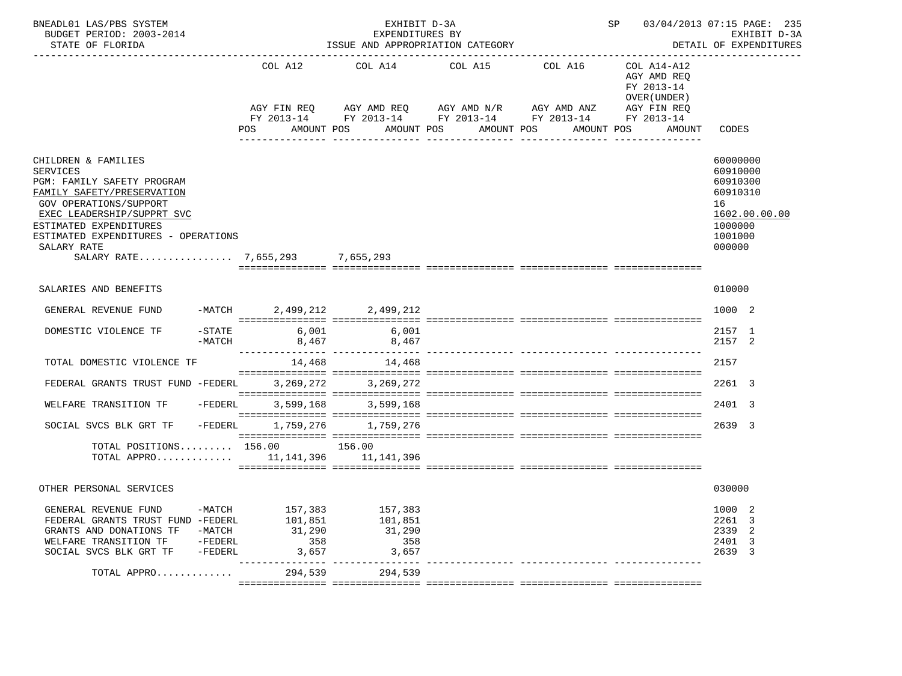BNEADL01 LAS/PBS SYSTEM | EXHIBIT D-3A | SP 03/04/2013 07:15 PAGE: 235
BUDGET PERIOD: 2003-2014 | EXPENDITURES BY | EXHIBIT D-3A
STATE OF FLORIDA | ISSUE AND APPROPRIATION CATEGORY | DETAIL OF EXPENDITURES

| | COL A12 AGY FIN REQ FY 2013-14 POS AMOUNT | COL A14 AGY AMD REQ FY 2013-14 POS AMOUNT | COL A15 AGY AMD N/R FY 2013-14 POS AMOUNT | COL A16 AGY AMD ANZ FY 2013-14 POS AMOUNT | COL A14-A12 AGY AMD REQ FY 2013-14 OVER(UNDER) AGY FIN REQ FY 2013-14 POS AMOUNT | CODES |
|---|---|---|---|---|---|---|
| CHILDREN & FAMILIES | | | | | | 60000000 |
| SERVICES | | | | | | 60910000 |
| PGM: FAMILY SAFETY PROGRAM | | | | | | 60910300 |
| FAMILY SAFETY/PRESERVATION | | | | | | 60910310 |
| GOV OPERATIONS/SUPPORT | | | | | | 16 |
| EXEC LEADERSHIP/SUPPRT SVC | | | | | | 1602.00.00.00 |
| ESTIMATED EXPENDITURES | | | | | | 1000000 |
| ESTIMATED EXPENDITURES - OPERATIONS | | | | | | 1001000 |
| SALARY RATE | | | | | | 000000 |
| SALARY RATE................ | 7,655,293 | 7,655,293 | | | | |
| SALARIES AND BENEFITS | | | | | | 010000 |
| GENERAL REVENUE FUND -MATCH | 2,499,212 | 2,499,212 | | | | 1000 2 |
| DOMESTIC VIOLENCE TF -STATE | 6,001 | 6,001 | | | | 2157 1 |
| -MATCH | 8,467 | 8,467 | | | | 2157 2 |
| TOTAL DOMESTIC VIOLENCE TF | 14,468 | 14,468 | | | | 2157 |
| FEDERAL GRANTS TRUST FUND -FEDERL | 3,269,272 | 3,269,272 | | | | 2261 3 |
| WELFARE TRANSITION TF -FEDERL | 3,599,168 | 3,599,168 | | | | 2401 3 |
| SOCIAL SVCS BLK GRT TF -FEDERL | 1,759,276 | 1,759,276 | | | | 2639 3 |
| TOTAL POSITIONS......... | 156.00 | 156.00 | | | | |
| TOTAL APPRO............. | 11,141,396 | 11,141,396 | | | | |
| OTHER PERSONAL SERVICES | | | | | | 030000 |
| GENERAL REVENUE FUND -MATCH | 157,383 | 157,383 | | | | 1000 2 |
| FEDERAL GRANTS TRUST FUND -FEDERL | 101,851 | 101,851 | | | | 2261 3 |
| GRANTS AND DONATIONS TF -MATCH | 31,290 | 31,290 | | | | 2339 2 |
| WELFARE TRANSITION TF -FEDERL | 358 | 358 | | | | 2401 3 |
| SOCIAL SVCS BLK GRT TF -FEDERL | 3,657 | 3,657 | | | | 2639 3 |
| TOTAL APPRO............. | 294,539 | 294,539 | | | | |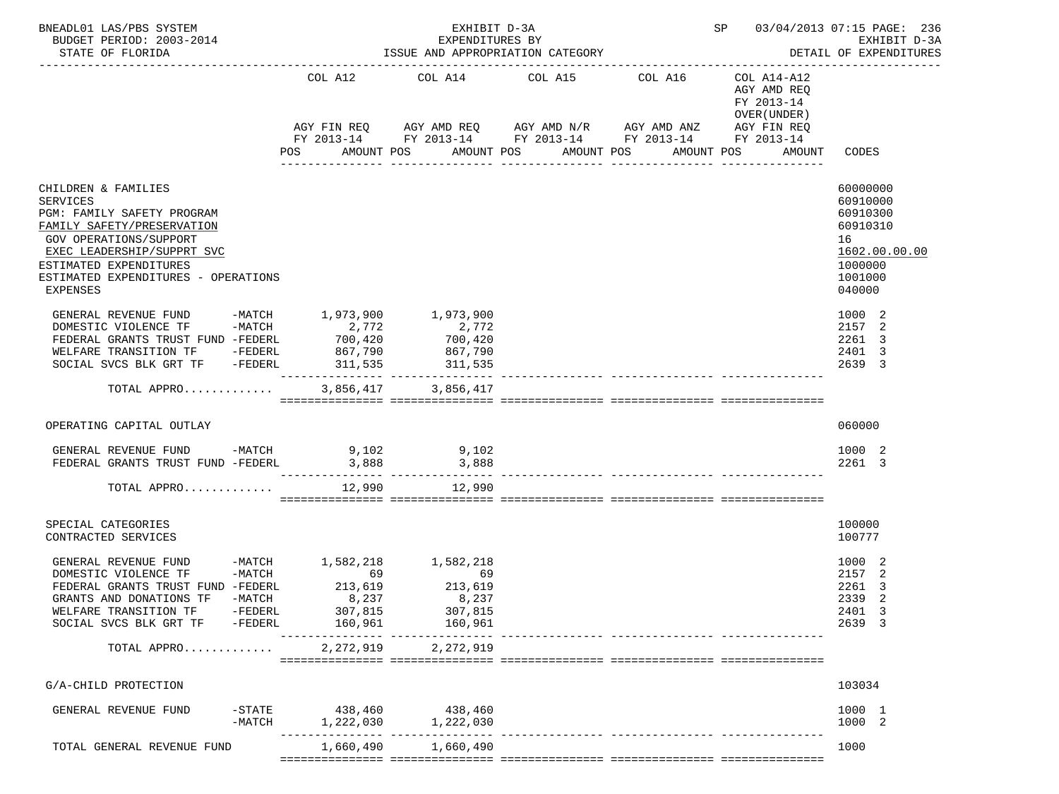BNEADL01 LAS/PBS SYSTEM — EXHIBIT D-3A — SP 03/04/2013 07:15 PAGE: 236
BUDGET PERIOD: 2003-2014 — EXPENDITURES BY — EXHIBIT D-3A
STATE OF FLORIDA — ISSUE AND APPROPRIATION CATEGORY — DETAIL OF EXPENDITURES

| | COL A12 AGY FIN REQ FY 2013-14 POS AMOUNT | COL A14 AGY AMD REQ FY 2013-14 POS AMOUNT | COL A15 AGY AMD N/R FY 2013-14 POS AMOUNT | COL A16 AGY AMD ANZ FY 2013-14 POS AMOUNT | COL A14-A12 AGY AMD REQ FY 2013-14 OVER(UNDER) AGY FIN REQ FY 2013-14 POS AMOUNT | CODES |
|---|---|---|---|---|---|---|
| CHILDREN & FAMILIES | | | | | | 60000000 |
| SERVICES | | | | | | 60910000 |
| PGM: FAMILY SAFETY PROGRAM | | | | | | 60910300 |
| FAMILY SAFETY/PRESERVATION | | | | | | 60910310 |
| GOV OPERATIONS/SUPPORT | | | | | | 16 |
| EXEC LEADERSHIP/SUPPRT SVC | | | | | | 1602.00.00.00 |
| ESTIMATED EXPENDITURES | | | | | | 1000000 |
| ESTIMATED EXPENDITURES - OPERATIONS | | | | | | 1001000 |
| EXPENSES | | | | | | 040000 |
| GENERAL REVENUE FUND -MATCH | 1,973,900 | 1,973,900 | | | | 1000 2 |
| DOMESTIC VIOLENCE TF -MATCH | 2,772 | 2,772 | | | | 2157 2 |
| FEDERAL GRANTS TRUST FUND -FEDERL | 700,420 | 700,420 | | | | 2261 3 |
| WELFARE TRANSITION TF -FEDERL | 867,790 | 867,790 | | | | 2401 3 |
| SOCIAL SVCS BLK GRT TF -FEDERL | 311,535 | 311,535 | | | | 2639 3 |
| TOTAL APPRO............ | 3,856,417 | 3,856,417 | | | | |
| OPERATING CAPITAL OUTLAY | | | | | | 060000 |
| GENERAL REVENUE FUND -MATCH | 9,102 | 9,102 | | | | 1000 2 |
| FEDERAL GRANTS TRUST FUND -FEDERL | 3,888 | 3,888 | | | | 2261 3 |
| TOTAL APPRO............ | 12,990 | 12,990 | | | | |
| SPECIAL CATEGORIES | | | | | | 100000 |
| CONTRACTED SERVICES | | | | | | 100777 |
| GENERAL REVENUE FUND -MATCH | 1,582,218 | 1,582,218 | | | | 1000 2 |
| DOMESTIC VIOLENCE TF -MATCH | 69 | 69 | | | | 2157 2 |
| FEDERAL GRANTS TRUST FUND -FEDERL | 213,619 | 213,619 | | | | 2261 3 |
| GRANTS AND DONATIONS TF -MATCH | 8,237 | 8,237 | | | | 2339 2 |
| WELFARE TRANSITION TF -FEDERL | 307,815 | 307,815 | | | | 2401 3 |
| SOCIAL SVCS BLK GRT TF -FEDERL | 160,961 | 160,961 | | | | 2639 3 |
| TOTAL APPRO............ | 2,272,919 | 2,272,919 | | | | |
| G/A-CHILD PROTECTION | | | | | | 103034 |
| GENERAL REVENUE FUND -STATE | 438,460 | 438,460 | | | | 1000 1 |
| GENERAL REVENUE FUND -MATCH | 1,222,030 | 1,222,030 | | | | 1000 2 |
| TOTAL GENERAL REVENUE FUND | 1,660,490 | 1,660,490 | | | | 1000 |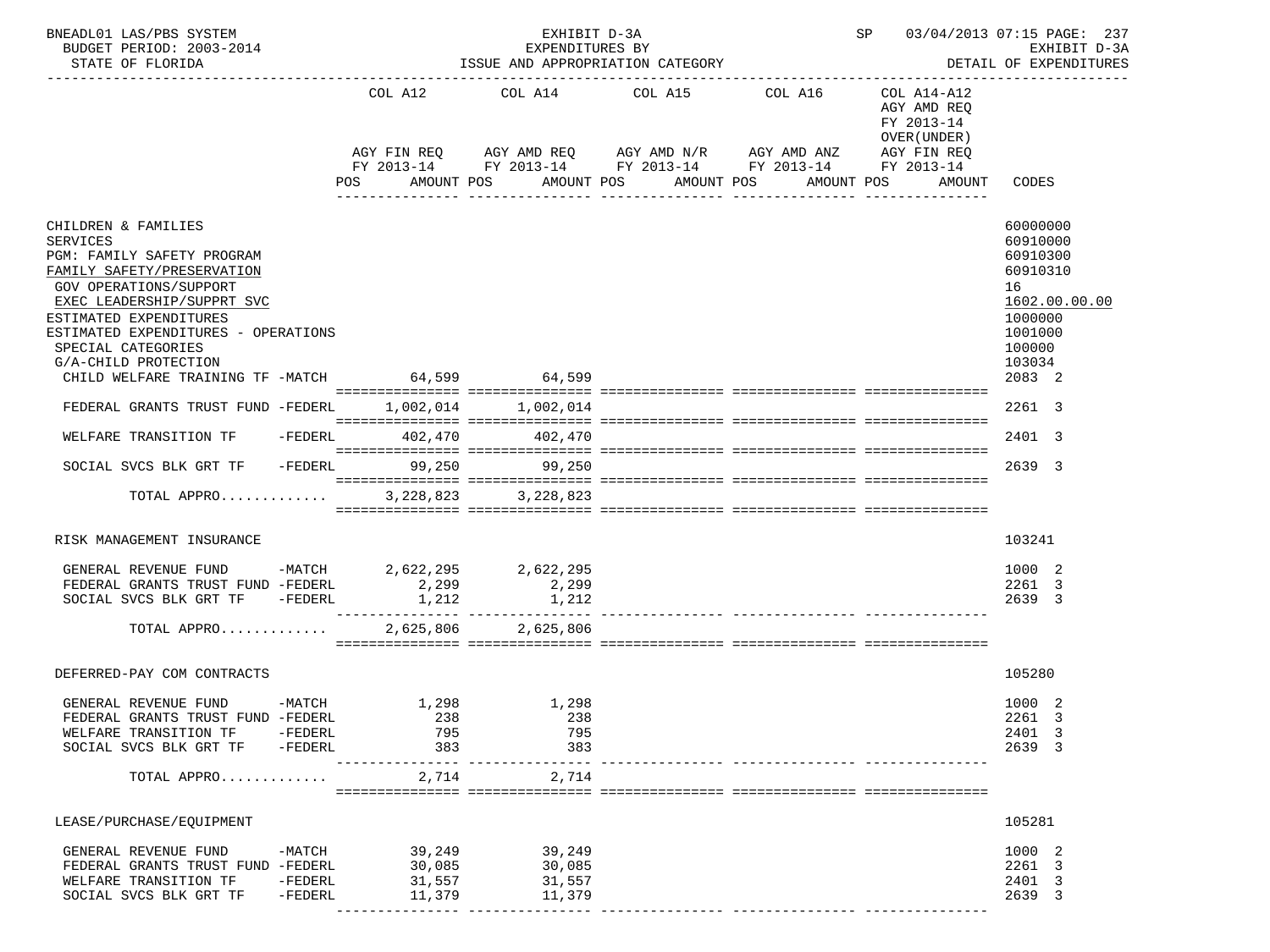BNEADL01 LAS/PBS SYSTEM — EXHIBIT D-3A — SP 03/04/2013 07:15
BUDGET PERIOD: 2003-2014 — EXPENDITURES BY — EXHIBIT D-3A
STATE OF FLORIDA — ISSUE AND APPROPRIATION CATEGORY — DETAIL OF EXPENDITURES

| | COL A12 AGY FIN REQ FY 2013-14 POS AMOUNT | COL A14 AGY AMD REQ FY 2013-14 POS AMOUNT | COL A15 AGY AMD N/R FY 2013-14 POS AMOUNT | COL A16 AGY AMD ANZ FY 2013-14 POS AMOUNT | COL A14-A12 AGY AMD REQ FY 2013-14 OVER(UNDER) AGY FIN REQ FY 2013-14 POS AMOUNT | CODES |
|---|---|---|---|---|---|---|
| CHILDREN & FAMILIES | | | | | | 60000000 |
| SERVICES | | | | | | 60910000 |
| PGM: FAMILY SAFETY PROGRAM | | | | | | 60910300 |
| FAMILY SAFETY/PRESERVATION | | | | | | 60910310 |
| GOV OPERATIONS/SUPPORT | | | | | | 16 |
| EXEC LEADERSHIP/SUPPRT SVC | | | | | | 1602.00.00.00 |
| ESTIMATED EXPENDITURES | | | | | | 1000000 |
| ESTIMATED EXPENDITURES - OPERATIONS | | | | | | 1001000 |
| SPECIAL CATEGORIES | | | | | | 100000 |
| G/A-CHILD PROTECTION | | | | | | 103034 |
| CHILD WELFARE TRAINING TF -MATCH | 64,599 | 64,599 | | | | 2083 2 |
| FEDERAL GRANTS TRUST FUND -FEDERL | 1,002,014 | 1,002,014 | | | | 2261 3 |
| WELFARE TRANSITION TF -FEDERL | 402,470 | 402,470 | | | | 2401 3 |
| SOCIAL SVCS BLK GRT TF -FEDERL | 99,250 | 99,250 | | | | 2639 3 |
| TOTAL APPRO............ | 3,228,823 | 3,228,823 | | | | |
| RISK MANAGEMENT INSURANCE | | | | | | 103241 |
| GENERAL REVENUE FUND -MATCH | 2,622,295 | 2,622,295 | | | | 1000 2 |
| FEDERAL GRANTS TRUST FUND -FEDERL | 2,299 | 2,299 | | | | 2261 3 |
| SOCIAL SVCS BLK GRT TF -FEDERL | 1,212 | 1,212 | | | | 2639 3 |
| TOTAL APPRO............ | 2,625,806 | 2,625,806 | | | | |
| DEFERRED-PAY COM CONTRACTS | | | | | | 105280 |
| GENERAL REVENUE FUND -MATCH | 1,298 | 1,298 | | | | 1000 2 |
| FEDERAL GRANTS TRUST FUND -FEDERL | 238 | 238 | | | | 2261 3 |
| WELFARE TRANSITION TF -FEDERL | 795 | 795 | | | | 2401 3 |
| SOCIAL SVCS BLK GRT TF -FEDERL | 383 | 383 | | | | 2639 3 |
| TOTAL APPRO............ | 2,714 | 2,714 | | | | |
| LEASE/PURCHASE/EQUIPMENT | | | | | | 105281 |
| GENERAL REVENUE FUND -MATCH | 39,249 | 39,249 | | | | 1000 2 |
| FEDERAL GRANTS TRUST FUND -FEDERL | 30,085 | 30,085 | | | | 2261 3 |
| WELFARE TRANSITION TF -FEDERL | 31,557 | 31,557 | | | | 2401 3 |
| SOCIAL SVCS BLK GRT TF -FEDERL | 11,379 | 11,379 | | | | 2639 3 |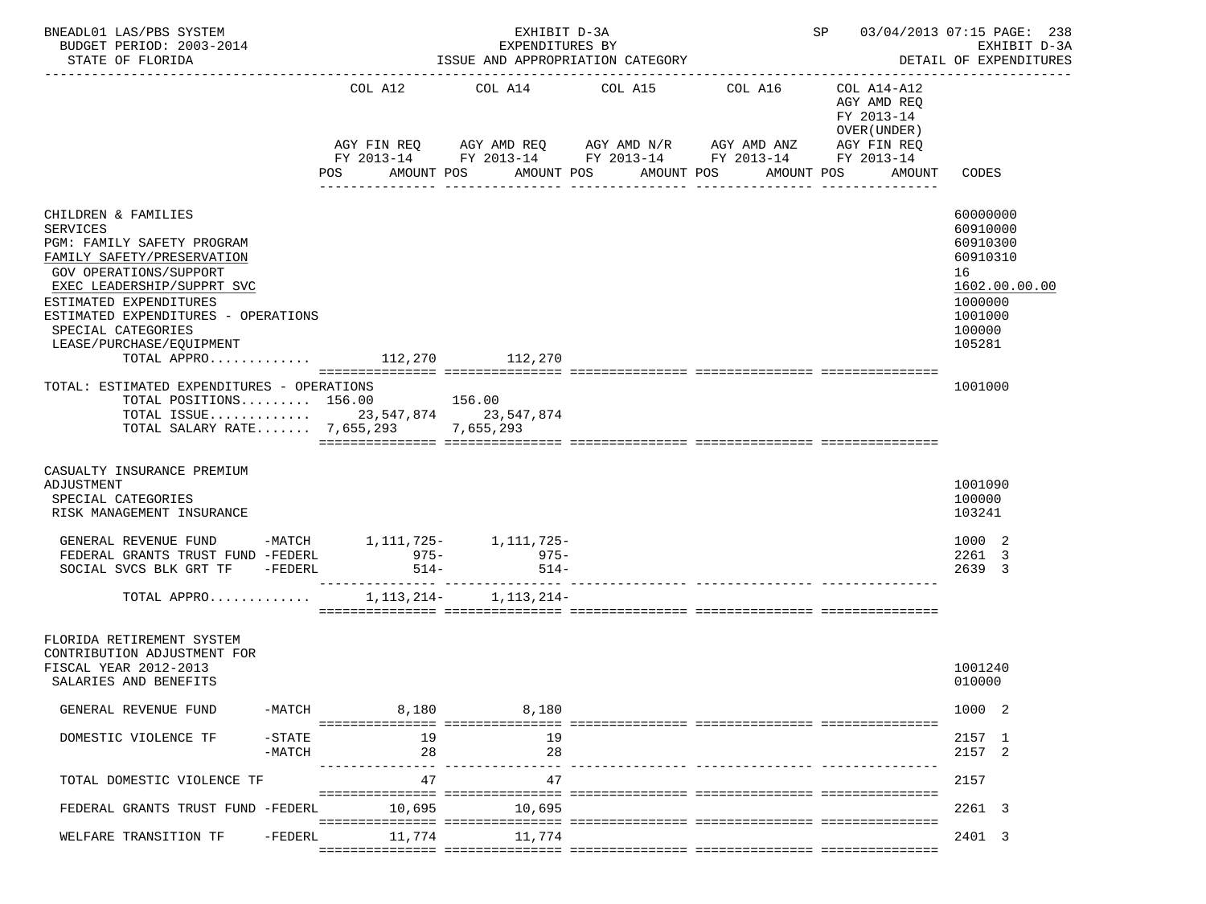BNEADL01 LAS/PBS SYSTEM — EXHIBIT D-3A — EXPENDITURES BY ISSUE AND APPROPRIATION CATEGORY — SP 03/04/2013 07:15 PAGE: 238

BUDGET PERIOD: 2003-2014 — STATE OF FLORIDA — EXHIBIT D-3A DETAIL OF EXPENDITURES

| | COL A12 AGY FIN REQ FY 2013-14 POS AMOUNT | COL A14 AGY AMD REQ FY 2013-14 POS AMOUNT | COL A15 AGY AMD N/R FY 2013-14 POS AMOUNT | COL A16 AGY AMD ANZ FY 2013-14 POS AMOUNT | COL A14-A12 AGY AMD REQ FY 2013-14 OVER(UNDER) AGY FIN REQ FY 2013-14 POS AMOUNT | CODES |
|---|---|---|---|---|---|---|
| CHILDREN & FAMILIES | | | | | | 60000000 |
| SERVICES | | | | | | 60910000 |
| PGM: FAMILY SAFETY PROGRAM | | | | | | 60910300 |
| FAMILY SAFETY/PRESERVATION | | | | | | 60910310 |
| GOV OPERATIONS/SUPPORT | | | | | | 16 |
| EXEC LEADERSHIP/SUPPRT SVC | | | | | | 1602.00.00.00 |
| ESTIMATED EXPENDITURES | | | | | | 1000000 |
| ESTIMATED EXPENDITURES - OPERATIONS | | | | | | 1001000 |
| SPECIAL CATEGORIES | | | | | | 100000 |
| LEASE/PURCHASE/EQUIPMENT | | | | | | 105281 |
| TOTAL APPRO............ | 112,270 | 112,270 | | | | |
| TOTAL: ESTIMATED EXPENDITURES - OPERATIONS | | | | | | 1001000 |
| TOTAL POSITIONS......... | 156.00 | 156.00 | | | | |
| TOTAL ISSUE............ | 23,547,874 | 23,547,874 | | | | |
| TOTAL SALARY RATE....... | 7,655,293 | 7,655,293 | | | | |
| CASUALTY INSURANCE PREMIUM ADJUSTMENT | | | | | | 1001090 |
| SPECIAL CATEGORIES | | | | | | 100000 |
| RISK MANAGEMENT INSURANCE | | | | | | 103241 |
| GENERAL REVENUE FUND -MATCH | 1,111,725- | 1,111,725- | | | | 1000 2 |
| FEDERAL GRANTS TRUST FUND -FEDERL | 975- | 975- | | | | 2261 3 |
| SOCIAL SVCS BLK GRT TF -FEDERL | 514- | 514- | | | | 2639 3 |
| TOTAL APPRO............ | 1,113,214- | 1,113,214- | | | | |
| FLORIDA RETIREMENT SYSTEM CONTRIBUTION ADJUSTMENT FOR FISCAL YEAR 2012-2013 | | | | | | 1001240 |
| SALARIES AND BENEFITS | | | | | | 010000 |
| GENERAL REVENUE FUND -MATCH | 8,180 | 8,180 | | | | 1000 2 |
| DOMESTIC VIOLENCE TF -STATE | 19 | 19 | | | | 2157 1 |
| -MATCH | 28 | 28 | | | | 2157 2 |
| TOTAL DOMESTIC VIOLENCE TF | 47 | 47 | | | | 2157 |
| FEDERAL GRANTS TRUST FUND -FEDERL | 10,695 | 10,695 | | | | 2261 3 |
| WELFARE TRANSITION TF -FEDERL | 11,774 | 11,774 | | | | 2401 3 |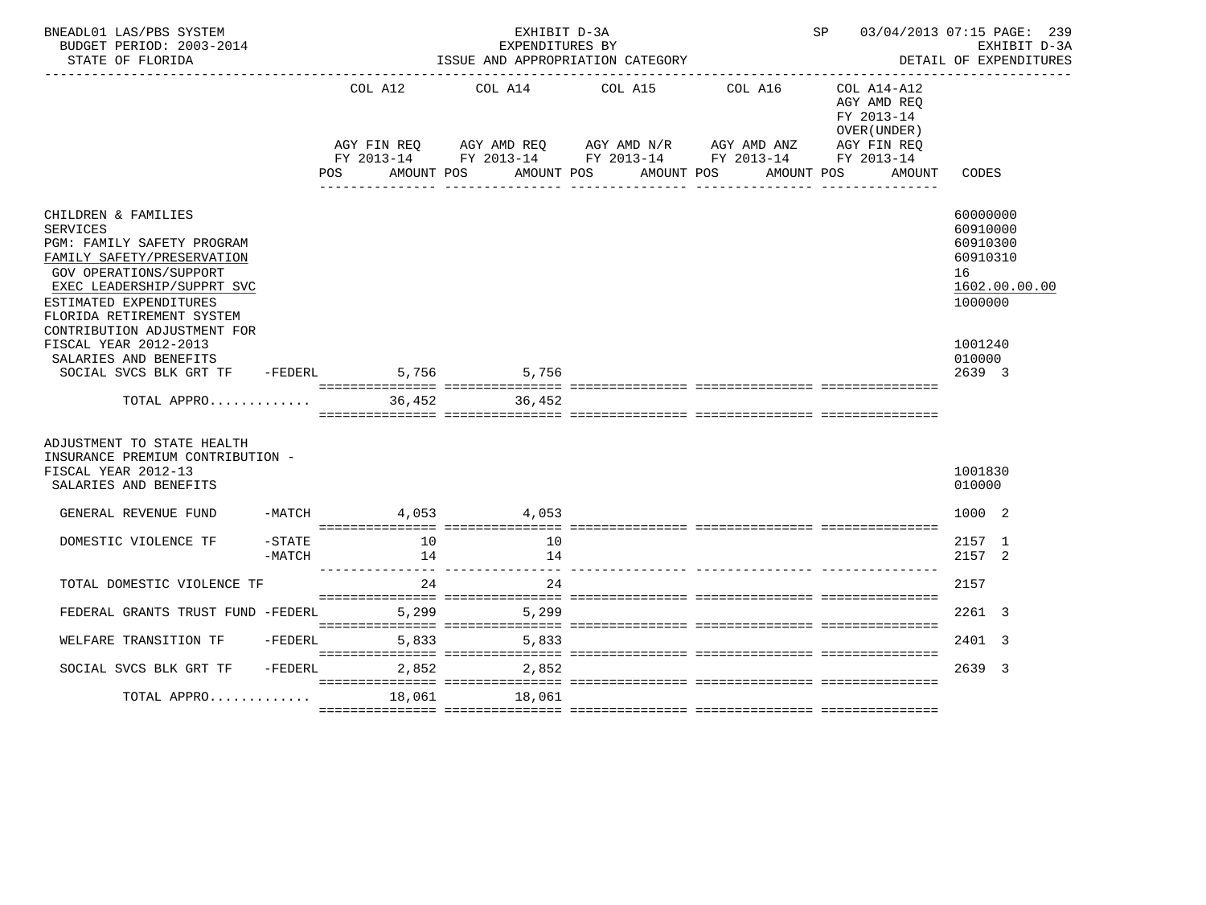BNEADL01 LAS/PBS SYSTEM — EXHIBIT D-3A — SP 03/04/2013 07:15 PAGE: 239
BUDGET PERIOD: 2003-2014 — EXPENDITURES BY — EXHIBIT D-3A
STATE OF FLORIDA — ISSUE AND APPROPRIATION CATEGORY — DETAIL OF EXPENDITURES

| | | COL A12 AGY FIN REQ FY 2013-14 POS AMOUNT | COL A14 AGY AMD REQ FY 2013-14 POS AMOUNT | COL A15 AGY AMD N/R FY 2013-14 POS AMOUNT | COL A16 AGY AMD ANZ FY 2013-14 POS AMOUNT | COL A14-A12 AGY AMD REQ FY 2013-14 OVER(UNDER) AGY FIN REQ FY 2013-14 POS AMOUNT | CODES |
|---|---|---|---|---|---|---|---|
| CHILDREN & FAMILIES | | | | | | | 60000000 |
| SERVICES | | | | | | | 60910000 |
| PGM: FAMILY SAFETY PROGRAM | | | | | | | 60910300 |
| FAMILY SAFETY/PRESERVATION | | | | | | | 60910310 |
| GOV OPERATIONS/SUPPORT | | | | | | | 16 |
| EXEC LEADERSHIP/SUPPRT SVC | | | | | | | 1602.00.00.00 |
| ESTIMATED EXPENDITURES | | | | | | | 1000000 |
| FLORIDA RETIREMENT SYSTEM CONTRIBUTION ADJUSTMENT FOR FISCAL YEAR 2012-2013 | | | | | | | 1001240 |
| SALARIES AND BENEFITS | | | | | | | 010000 |
| SOCIAL SVCS BLK GRT TF | -FEDERL | 5,756 | 5,756 | | | | 2639 3 |
| TOTAL APPRO............ | | 36,452 | 36,452 | | | | |
| ADJUSTMENT TO STATE HEALTH INSURANCE PREMIUM CONTRIBUTION - FISCAL YEAR 2012-13 | | | | | | | 1001830 |
| SALARIES AND BENEFITS | | | | | | | 010000 |
| GENERAL REVENUE FUND | -MATCH | 4,053 | 4,053 | | | | 1000 2 |
| DOMESTIC VIOLENCE TF | -STATE | 10 | 10 | | | | 2157 1 |
| | -MATCH | 14 | 14 | | | | 2157 2 |
| TOTAL DOMESTIC VIOLENCE TF | | 24 | 24 | | | | 2157 |
| FEDERAL GRANTS TRUST FUND | -FEDERL | 5,299 | 5,299 | | | | 2261 3 |
| WELFARE TRANSITION TF | -FEDERL | 5,833 | 5,833 | | | | 2401 3 |
| SOCIAL SVCS BLK GRT TF | -FEDERL | 2,852 | 2,852 | | | | 2639 3 |
| TOTAL APPRO............ | | 18,061 | 18,061 | | | | |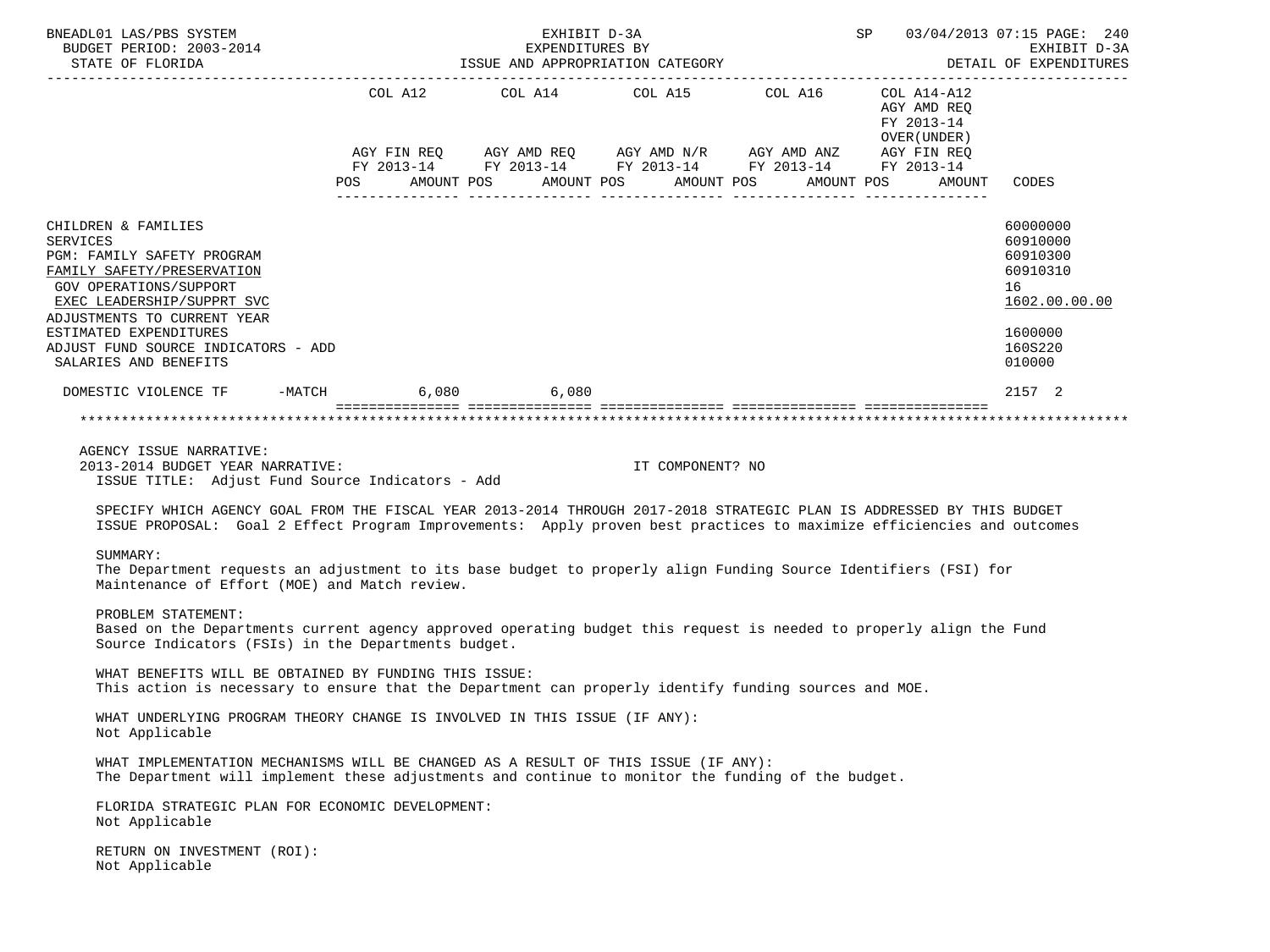BNEADL01 LAS/PBS SYSTEM — EXHIBIT D-3A — SP 03/04/2013 07:15

BUDGET PERIOD: 2003-2014 — EXPENDITURES BY — EXHIBIT D-3A

STATE OF FLORIDA — ISSUE AND APPROPRIATION CATEGORY — DETAIL OF EXPENDITURES

| | COL A12 AGY FIN REQ FY 2013-14 POS AMOUNT | COL A14 AGY AMD REQ FY 2013-14 POS AMOUNT | COL A15 AGY AMD N/R FY 2013-14 POS AMOUNT | COL A16 AGY AMD ANZ FY 2013-14 POS AMOUNT | COL A14-A12 AGY AMD REQ FY 2013-14 OVER(UNDER) AGY FIN REQ FY 2013-14 POS AMOUNT | CODES |
|---|---|---|---|---|---|---|
| CHILDREN & FAMILIES | | | | | | 60000000 |
| SERVICES | | | | | | 60910000 |
| PGM: FAMILY SAFETY PROGRAM | | | | | | 60910300 |
| FAMILY SAFETY/PRESERVATION | | | | | | 60910310 |
| GOV OPERATIONS/SUPPORT | | | | | | 16 |
| EXEC LEADERSHIP/SUPPRT SVC | | | | | | 1602.00.00.00 |
| ADJUSTMENTS TO CURRENT YEAR ESTIMATED EXPENDITURES | | | | | | 1600000 |
| ADJUST FUND SOURCE INDICATORS - ADD | | | | | | 160S220 |
| SALARIES AND BENEFITS | | | | | | 010000 |
| DOMESTIC VIOLENCE TF -MATCH | 6,080 | 6,080 | | | | 2157 2 |

AGENCY ISSUE NARRATIVE:

2013-2014 BUDGET YEAR NARRATIVE: IT COMPONENT? NO

ISSUE TITLE: Adjust Fund Source Indicators - Add

SPECIFY WHICH AGENCY GOAL FROM THE FISCAL YEAR 2013-2014 THROUGH 2017-2018 STRATEGIC PLAN IS ADDRESSED BY THIS BUDGET ISSUE PROPOSAL: Goal 2 Effect Program Improvements: Apply proven best practices to maximize efficiencies and outcomes

SUMMARY:
The Department requests an adjustment to its base budget to properly align Funding Source Identifiers (FSI) for Maintenance of Effort (MOE) and Match review.

PROBLEM STATEMENT:
Based on the Departments current agency approved operating budget this request is needed to properly align the Fund Source Indicators (FSIs) in the Departments budget.

WHAT BENEFITS WILL BE OBTAINED BY FUNDING THIS ISSUE:
This action is necessary to ensure that the Department can properly identify funding sources and MOE.

WHAT UNDERLYING PROGRAM THEORY CHANGE IS INVOLVED IN THIS ISSUE (IF ANY):
Not Applicable

WHAT IMPLEMENTATION MECHANISMS WILL BE CHANGED AS A RESULT OF THIS ISSUE (IF ANY):
The Department will implement these adjustments and continue to monitor the funding of the budget.

FLORIDA STRATEGIC PLAN FOR ECONOMIC DEVELOPMENT:
Not Applicable

RETURN ON INVESTMENT (ROI):
Not Applicable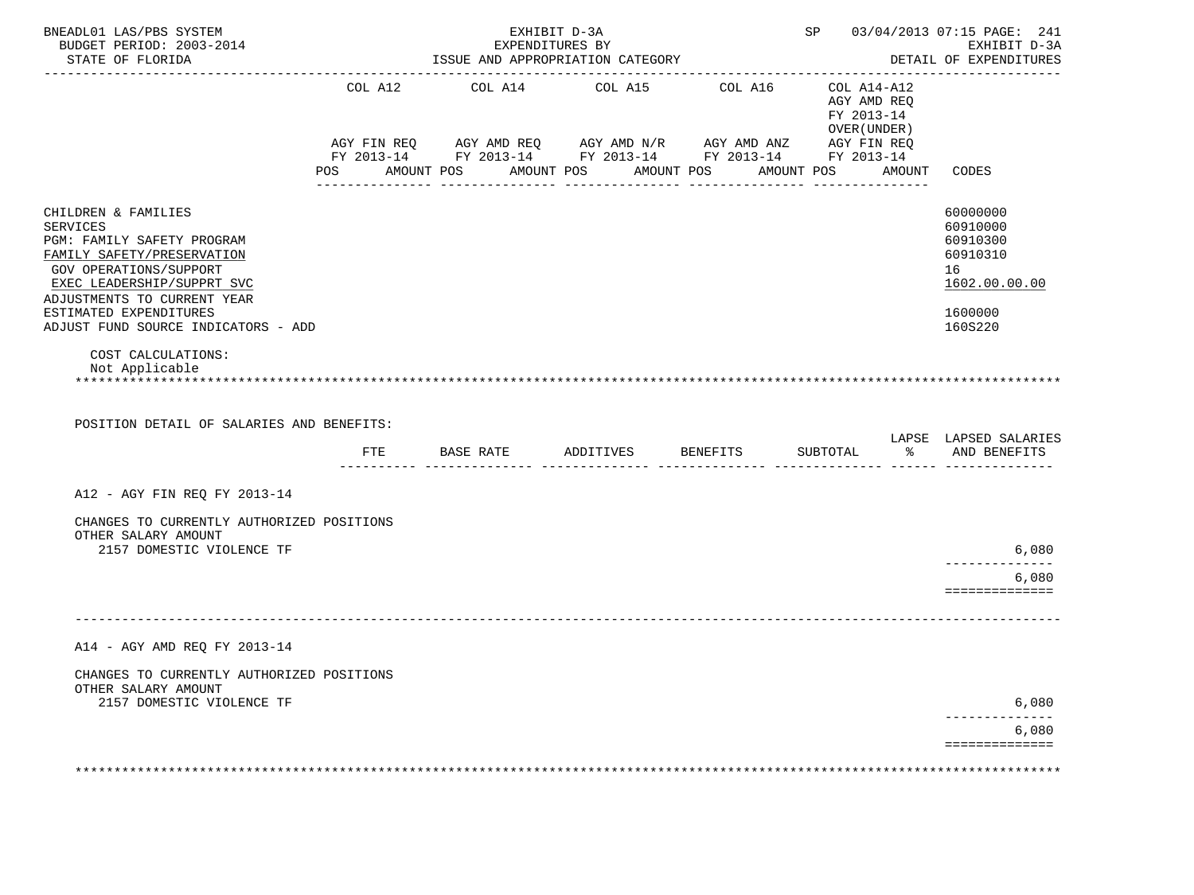BNEADL01 LAS/PBS SYSTEM | EXHIBIT D-3A | SP 03/04/2013 07:15 PAGE: 241
BUDGET PERIOD: 2003-2014 | EXPENDITURES BY | EXHIBIT D-3A
STATE OF FLORIDA | ISSUE AND APPROPRIATION CATEGORY | DETAIL OF EXPENDITURES

| | COL A12 AGY FIN REQ FY 2013-14 POS AMOUNT | COL A14 AGY AMD REQ FY 2013-14 POS AMOUNT | COL A15 AGY AMD N/R FY 2013-14 POS AMOUNT | COL A16 AGY AMD ANZ FY 2013-14 POS AMOUNT | COL A14-A12 AGY AMD REQ FY 2013-14 OVER(UNDER) AGY FIN REQ FY 2013-14 POS AMOUNT | CODES |
|---|---|---|---|---|---|---|
| CHILDREN & FAMILIES | | | | | | 60000000 |
| SERVICES | | | | | | 60910000 |
| PGM: FAMILY SAFETY PROGRAM | | | | | | 60910300 |
| FAMILY SAFETY/PRESERVATION | | | | | | 60910310 |
| GOV OPERATIONS/SUPPORT | | | | | | 16 |
| EXEC LEADERSHIP/SUPPRT SVC | | | | | | 1602.00.00.00 |
| ADJUSTMENTS TO CURRENT YEAR ESTIMATED EXPENDITURES | | | | | | 1600000 |
| ADJUST FUND SOURCE INDICATORS - ADD | | | | | | 160S220 |

COST CALCULATIONS:
Not Applicable

POSITION DETAIL OF SALARIES AND BENEFITS:

| | FTE | BASE RATE | ADDITIVES | BENEFITS | SUBTOTAL | LAPSE % | LAPSED SALARIES AND BENEFITS |
|---|---|---|---|---|---|---|---|
| **A12 - AGY FIN REQ FY 2013-14** | | | | | | | |
| CHANGES TO CURRENTLY AUTHORIZED POSITIONS | | | | | | | |
| OTHER SALARY AMOUNT | | | | | | | |
| 2157 DOMESTIC VIOLENCE TF | | | | | | | 6,080 |
| | | | | | | | 6,080 |
| **A14 - AGY AMD REQ FY 2013-14** | | | | | | | |
| CHANGES TO CURRENTLY AUTHORIZED POSITIONS | | | | | | | |
| OTHER SALARY AMOUNT | | | | | | | |
| 2157 DOMESTIC VIOLENCE TF | | | | | | | 6,080 |
| | | | | | | | 6,080 |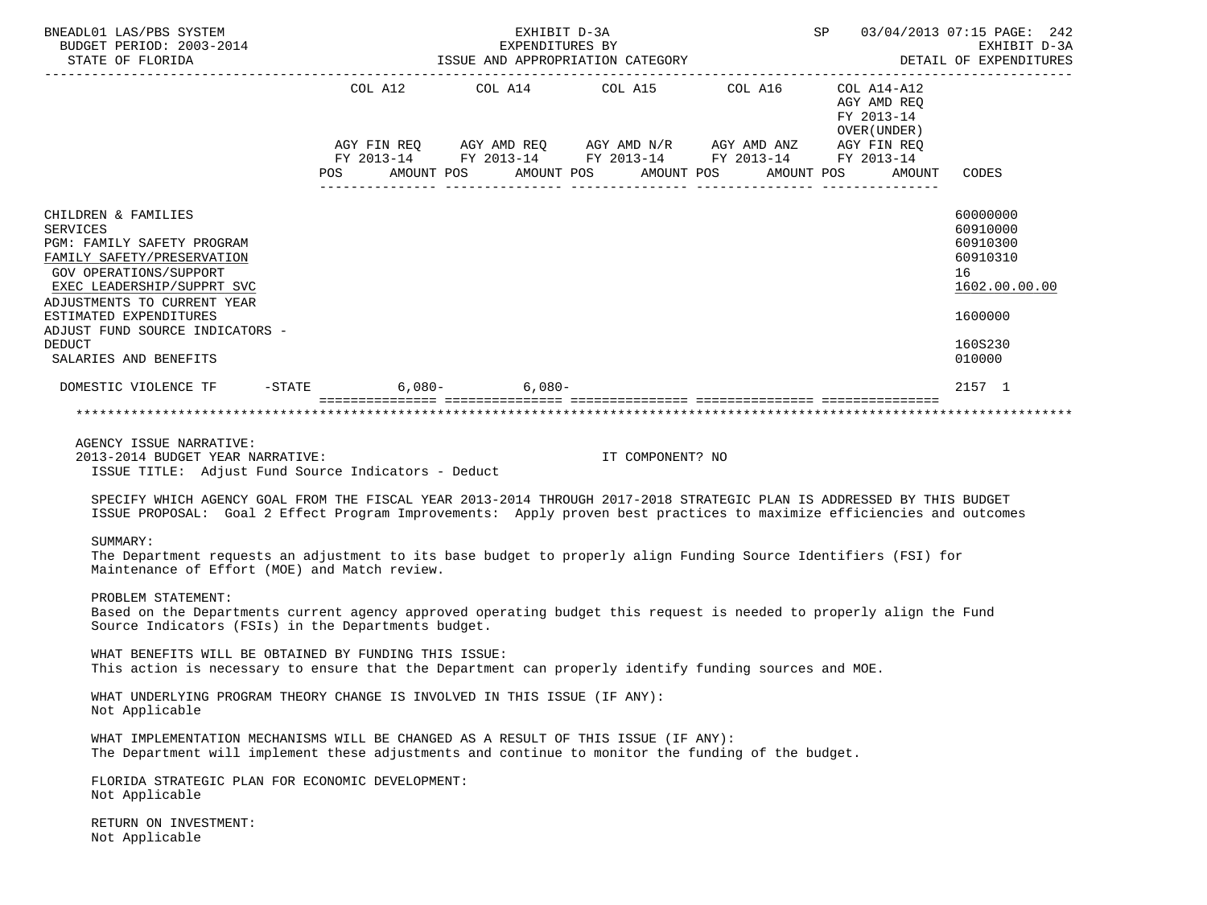BNEADL01 LAS/PBS SYSTEM — EXHIBIT D-3A — EXPENDITURES BY ISSUE AND APPROPRIATION CATEGORY — BUDGET PERIOD: 2003-2014 — STATE OF FLORIDA — SP 03/04/2013 07:15 PAGE: 242 — EXHIBIT D-3A DETAIL OF EXPENDITURES

| | COL A12 AGY FIN REQ FY 2013-14 POS AMOUNT | COL A14 AGY AMD REQ FY 2013-14 POS AMOUNT | COL A15 AGY AMD N/R FY 2013-14 POS AMOUNT | COL A16 AGY AMD ANZ FY 2013-14 POS AMOUNT | COL A14-A12 AGY AMD REQ FY 2013-14 OVER(UNDER) AGY FIN REQ FY 2013-14 POS AMOUNT | CODES |
|---|---|---|---|---|---|---|
| CHILDREN & FAMILIES | | | | | | 60000000 |
| SERVICES | | | | | | 60910000 |
| PGM: FAMILY SAFETY PROGRAM | | | | | | 60910300 |
| FAMILY SAFETY/PRESERVATION | | | | | | 60910310 |
| GOV OPERATIONS/SUPPORT | | | | | | 16 |
| EXEC LEADERSHIP/SUPPRT SVC | | | | | | 1602.00.00.00 |
| ADJUSTMENTS TO CURRENT YEAR ESTIMATED EXPENDITURES | | | | | | 1600000 |
| ADJUST FUND SOURCE INDICATORS - DEDUCT | | | | | | 160S230 |
| SALARIES AND BENEFITS | | | | | | 010000 |
| DOMESTIC VIOLENCE TF -STATE | 6,080- | 6,080- | | | | 2157 1 |

AGENCY ISSUE NARRATIVE:

2013-2014 BUDGET YEAR NARRATIVE: IT COMPONENT? NO

ISSUE TITLE: Adjust Fund Source Indicators - Deduct

SPECIFY WHICH AGENCY GOAL FROM THE FISCAL YEAR 2013-2014 THROUGH 2017-2018 STRATEGIC PLAN IS ADDRESSED BY THIS BUDGET ISSUE PROPOSAL: Goal 2 Effect Program Improvements: Apply proven best practices to maximize efficiencies and outcomes

SUMMARY:
The Department requests an adjustment to its base budget to properly align Funding Source Identifiers (FSI) for Maintenance of Effort (MOE) and Match review.

PROBLEM STATEMENT:
Based on the Departments current agency approved operating budget this request is needed to properly align the Fund Source Indicators (FSIs) in the Departments budget.

WHAT BENEFITS WILL BE OBTAINED BY FUNDING THIS ISSUE:
This action is necessary to ensure that the Department can properly identify funding sources and MOE.

WHAT UNDERLYING PROGRAM THEORY CHANGE IS INVOLVED IN THIS ISSUE (IF ANY):
Not Applicable

WHAT IMPLEMENTATION MECHANISMS WILL BE CHANGED AS A RESULT OF THIS ISSUE (IF ANY):
The Department will implement these adjustments and continue to monitor the funding of the budget.

FLORIDA STRATEGIC PLAN FOR ECONOMIC DEVELOPMENT:
Not Applicable

RETURN ON INVESTMENT:
Not Applicable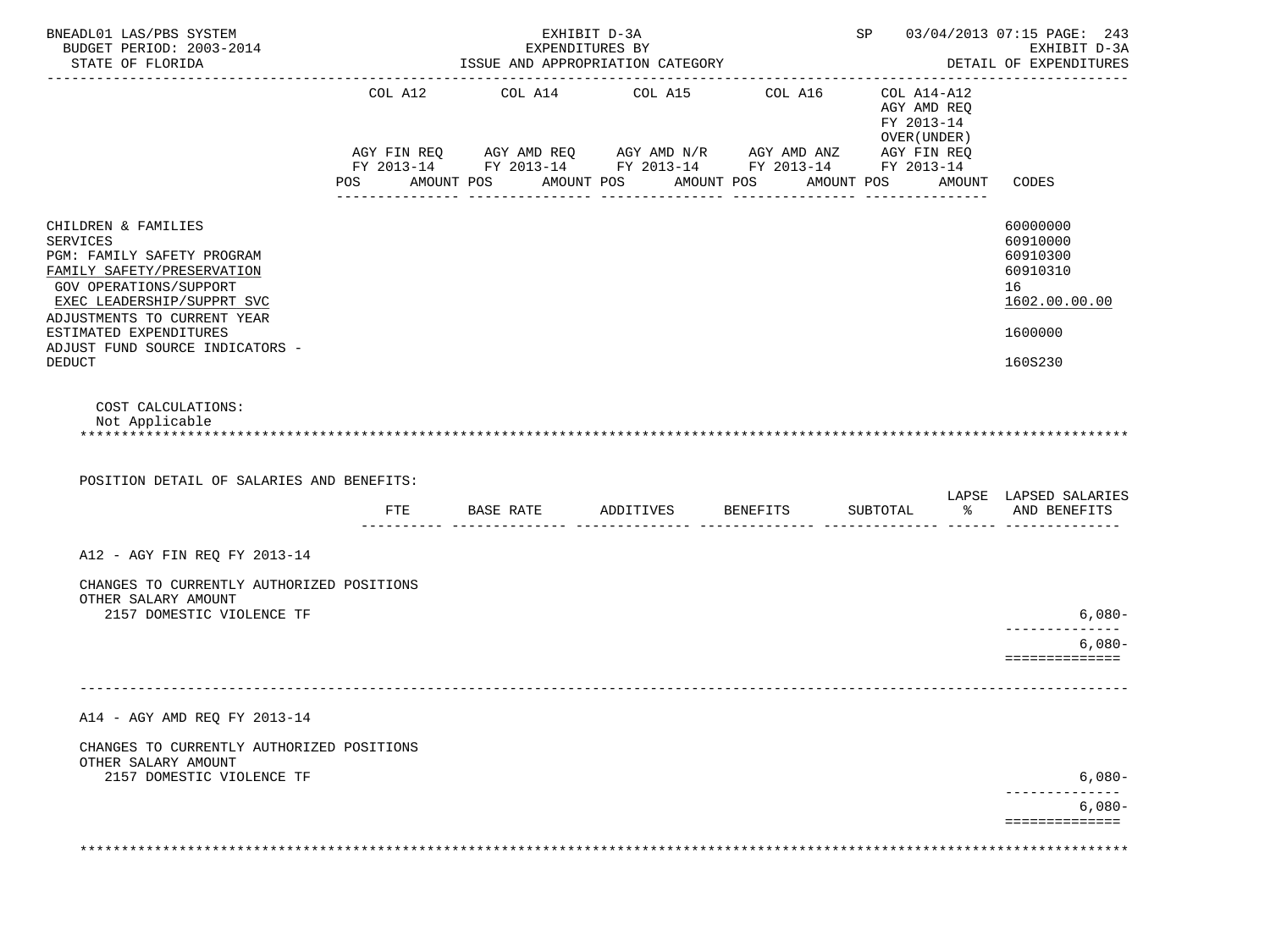BNEADL01 LAS/PBS SYSTEM | EXHIBIT D-3A | SP 03/04/2013 07:15 PAGE: 243
BUDGET PERIOD: 2003-2014 | EXPENDITURES BY | EXHIBIT D-3A
STATE OF FLORIDA | ISSUE AND APPROPRIATION CATEGORY | DETAIL OF EXPENDITURES

| | COL A12 AGY FIN REQ FY 2013-14 POS AMOUNT | COL A14 AGY AMD REQ FY 2013-14 POS AMOUNT | COL A15 AGY AMD N/R FY 2013-14 POS AMOUNT | COL A16 AGY AMD ANZ FY 2013-14 POS AMOUNT | COL A14-A12 AGY AMD REQ FY 2013-14 OVER(UNDER) AGY FIN REQ FY 2013-14 POS AMOUNT | CODES |
|---|---|---|---|---|---|---|
| CHILDREN & FAMILIES | | | | | | 60000000 |
| SERVICES | | | | | | 60910000 |
| PGM: FAMILY SAFETY PROGRAM | | | | | | 60910300 |
| FAMILY SAFETY/PRESERVATION | | | | | | 60910310 |
| GOV OPERATIONS/SUPPORT | | | | | | 16 |
| EXEC LEADERSHIP/SUPPRT SVC | | | | | | 1602.00.00.00 |
| ADJUSTMENTS TO CURRENT YEAR ESTIMATED EXPENDITURES | | | | | | 1600000 |
| ADJUST FUND SOURCE INDICATORS - DEDUCT | | | | | | 160S230 |

COST CALCULATIONS:
Not Applicable

POSITION DETAIL OF SALARIES AND BENEFITS:

| | FTE | BASE RATE | ADDITIVES | BENEFITS | SUBTOTAL | LAPSE % | LAPSED SALARIES AND BENEFITS |
|---|---|---|---|---|---|---|---|
| A12 - AGY FIN REQ FY 2013-14 | | | | | | | |
| CHANGES TO CURRENTLY AUTHORIZED POSITIONS | | | | | | | |
| OTHER SALARY AMOUNT | | | | | | | |
| 2157 DOMESTIC VIOLENCE TF | | | | | | | 6,080- |
| | | | | | | | 6,080- |
| A14 - AGY AMD REQ FY 2013-14 | | | | | | | |
| CHANGES TO CURRENTLY AUTHORIZED POSITIONS | | | | | | | |
| OTHER SALARY AMOUNT | | | | | | | |
| 2157 DOMESTIC VIOLENCE TF | | | | | | | 6,080- |
| | | | | | | | 6,080- |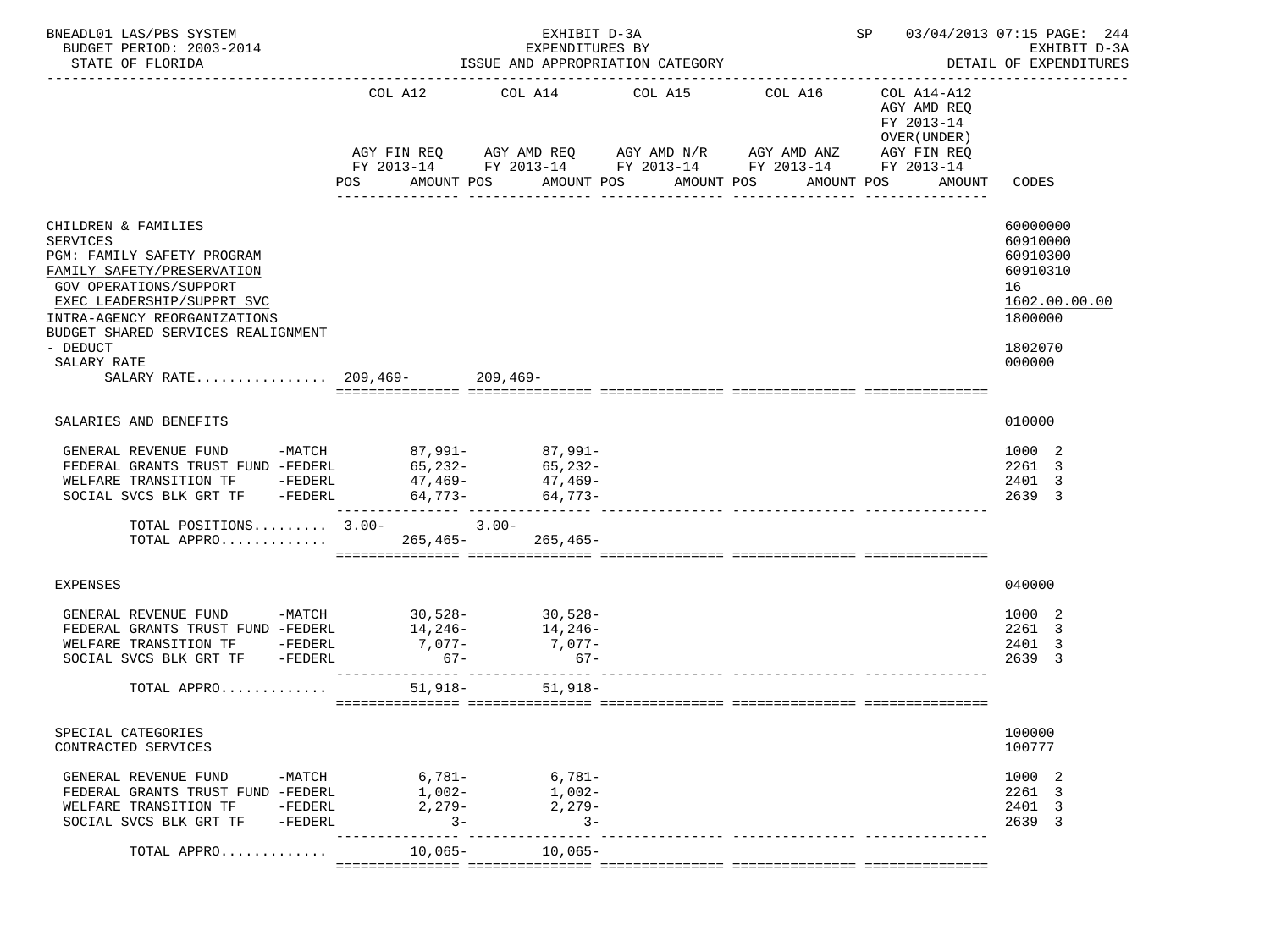BNEADL01 LAS/PBS SYSTEM | EXHIBIT D-3A | SP 03/04/2013 07:15 PAGE: 244
BUDGET PERIOD: 2003-2014 | EXPENDITURES BY | EXHIBIT D-3A
STATE OF FLORIDA | ISSUE AND APPROPRIATION CATEGORY | DETAIL OF EXPENDITURES

| | COL A12 AGY FIN REQ FY 2013-14 POS AMOUNT | COL A14 AGY AMD REQ FY 2013-14 POS AMOUNT | COL A15 AGY AMD N/R FY 2013-14 POS AMOUNT | COL A16 AGY AMD ANZ FY 2013-14 POS AMOUNT | COL A14-A12 AGY AMD REQ FY 2013-14 OVER(UNDER) AGY FIN REQ FY 2013-14 POS AMOUNT | CODES |
|---|---|---|---|---|---|---|
| CHILDREN & FAMILIES | | | | | | 60000000 |
| SERVICES | | | | | | 60910000 |
| PGM: FAMILY SAFETY PROGRAM | | | | | | 60910300 |
| FAMILY SAFETY/PRESERVATION | | | | | | 60910310 |
| GOV OPERATIONS/SUPPORT | | | | | | 16 |
| EXEC LEADERSHIP/SUPPRT SVC | | | | | | 1602.00.00.00 |
| INTRA-AGENCY REORGANIZATIONS | | | | | | 1800000 |
| BUDGET SHARED SERVICES REALIGNMENT - DEDUCT | | | | | | 1802070 |
| SALARY RATE | | | | | | 000000 |
| SALARY RATE................ | 209,469- | 209,469- | | | | |
| SALARIES AND BENEFITS | | | | | | 010000 |
| GENERAL REVENUE FUND -MATCH | 87,991- | 87,991- | | | | 1000 2 |
| FEDERAL GRANTS TRUST FUND -FEDERL | 65,232- | 65,232- | | | | 2261 3 |
| WELFARE TRANSITION TF -FEDERL | 47,469- | 47,469- | | | | 2401 3 |
| SOCIAL SVCS BLK GRT TF -FEDERL | 64,773- | 64,773- | | | | 2639 3 |
| TOTAL POSITIONS......... | 3.00- | 3.00- | | | | |
| TOTAL APPRO............. | 265,465- | 265,465- | | | | |
| EXPENSES | | | | | | 040000 |
| GENERAL REVENUE FUND -MATCH | 30,528- | 30,528- | | | | 1000 2 |
| FEDERAL GRANTS TRUST FUND -FEDERL | 14,246- | 14,246- | | | | 2261 3 |
| WELFARE TRANSITION TF -FEDERL | 7,077- | 7,077- | | | | 2401 3 |
| SOCIAL SVCS BLK GRT TF -FEDERL | 67- | 67- | | | | 2639 3 |
| TOTAL APPRO............. | 51,918- | 51,918- | | | | |
| SPECIAL CATEGORIES | | | | | | 100000 |
| CONTRACTED SERVICES | | | | | | 100777 |
| GENERAL REVENUE FUND -MATCH | 6,781- | 6,781- | | | | 1000 2 |
| FEDERAL GRANTS TRUST FUND -FEDERL | 1,002- | 1,002- | | | | 2261 3 |
| WELFARE TRANSITION TF -FEDERL | 2,279- | 2,279- | | | | 2401 3 |
| SOCIAL SVCS BLK GRT TF -FEDERL | 3- | 3- | | | | 2639 3 |
| TOTAL APPRO............. | 10,065- | 10,065- | | | | |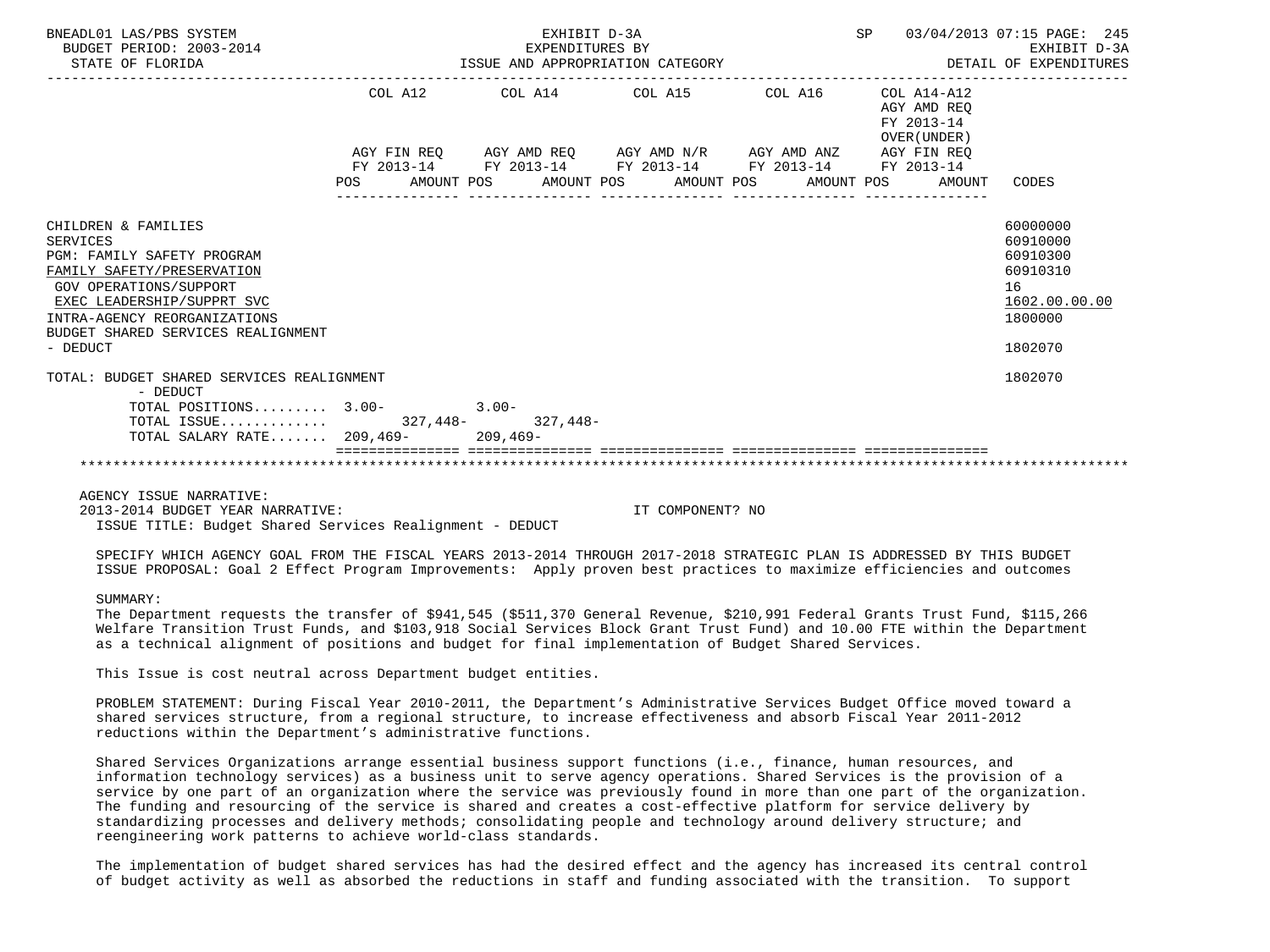BNEADL01 LAS/PBS SYSTEM — EXHIBIT D-3A — SP 03/04/2013 07:15 PAGE: 245
BUDGET PERIOD: 2003-2014 — EXPENDITURES BY — EXHIBIT D-3A
STATE OF FLORIDA — ISSUE AND APPROPRIATION CATEGORY — DETAIL OF EXPENDITURES

| | COL A12 AGY FIN REQ FY 2013-14 POS AMOUNT | COL A14 AGY AMD REQ FY 2013-14 POS AMOUNT | COL A15 AGY AMD N/R FY 2013-14 POS AMOUNT | COL A16 AGY AMD ANZ FY 2013-14 POS AMOUNT | COL A14-A12 AGY AMD REQ FY 2013-14 OVER(UNDER) AGY FIN REQ FY 2013-14 POS AMOUNT | CODES |
|---|---|---|---|---|---|---|
| CHILDREN & FAMILIES | | | | | | 60000000 |
| SERVICES | | | | | | 60910000 |
| PGM: FAMILY SAFETY PROGRAM | | | | | | 60910300 |
| FAMILY SAFETY/PRESERVATION | | | | | | 60910310 |
| GOV OPERATIONS/SUPPORT | | | | | | 16 |
| EXEC LEADERSHIP/SUPPRT SVC | | | | | | 1602.00.00.00 |
| INTRA-AGENCY REORGANIZATIONS | | | | | | 1800000 |
| BUDGET SHARED SERVICES REALIGNMENT - DEDUCT | | | | | | 1802070 |
| TOTAL: BUDGET SHARED SERVICES REALIGNMENT - DEDUCT | | | | | | 1802070 |
| TOTAL POSITIONS......... | 3.00- | 3.00- | | | | |
| TOTAL ISSUE............ | 327,448- | 327,448- | | | | |
| TOTAL SALARY RATE....... | 209,469- | 209,469- | | | | |

AGENCY ISSUE NARRATIVE:
2013-2014 BUDGET YEAR NARRATIVE: IT COMPONENT? NO
ISSUE TITLE: Budget Shared Services Realignment - DEDUCT

SPECIFY WHICH AGENCY GOAL FROM THE FISCAL YEARS 2013-2014 THROUGH 2017-2018 STRATEGIC PLAN IS ADDRESSED BY THIS BUDGET ISSUE PROPOSAL: Goal 2 Effect Program Improvements: Apply proven best practices to maximize efficiencies and outcomes

SUMMARY:
The Department requests the transfer of $941,545 ($511,370 General Revenue, $210,991 Federal Grants Trust Fund, $115,266 Welfare Transition Trust Funds, and $103,918 Social Services Block Grant Trust Fund) and 10.00 FTE within the Department as a technical alignment of positions and budget for final implementation of Budget Shared Services.

This Issue is cost neutral across Department budget entities.

PROBLEM STATEMENT: During Fiscal Year 2010-2011, the Department's Administrative Services Budget Office moved toward a shared services structure, from a regional structure, to increase effectiveness and absorb Fiscal Year 2011-2012 reductions within the Department's administrative functions.

Shared Services Organizations arrange essential business support functions (i.e., finance, human resources, and information technology services) as a business unit to serve agency operations. Shared Services is the provision of a service by one part of an organization where the service was previously found in more than one part of the organization. The funding and resourcing of the service is shared and creates a cost-effective platform for service delivery by standardizing processes and delivery methods; consolidating people and technology around delivery structure; and reengineering work patterns to achieve world-class standards.

The implementation of budget shared services has had the desired effect and the agency has increased its central control of budget activity as well as absorbed the reductions in staff and funding associated with the transition. To support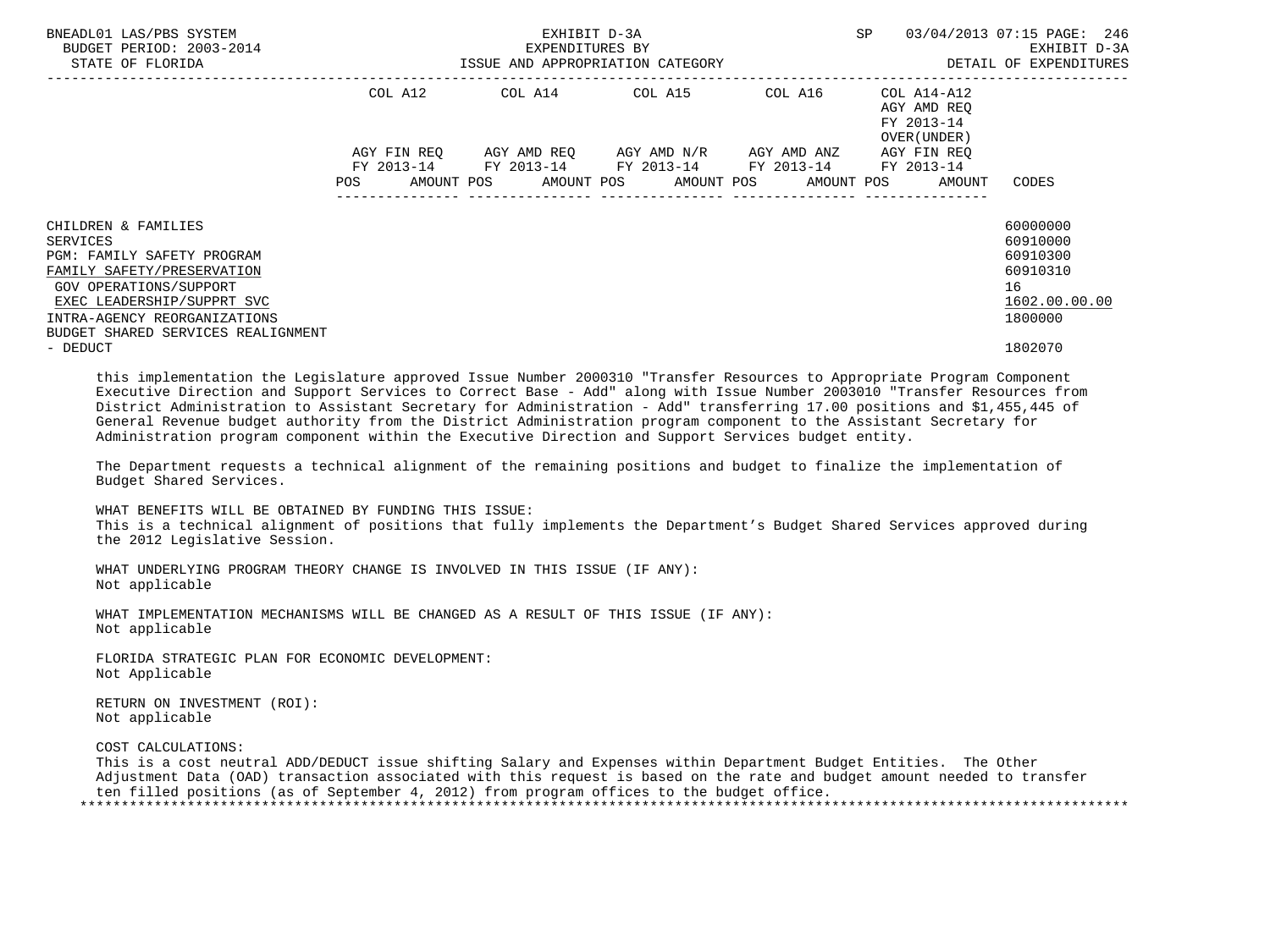| | COL A12 | COL A14 | COL A15 | COL A16 | COL A14-A12 AGY AMD REQ FY 2013-14 OVER(UNDER) | |
|---|---|---|---|---|---|---|
| | AGY FIN REQ FY 2013-14 | AGY AMD REQ FY 2013-14 | AGY AMD N/R FY 2013-14 | AGY AMD ANZ FY 2013-14 | AGY FIN REQ FY 2013-14 | |
| | POS AMOUNT | POS AMOUNT | POS AMOUNT | POS AMOUNT | POS AMOUNT | CODES |
| CHILDREN & FAMILIES | | | | | | 60000000 |
| SERVICES | | | | | | 60910000 |
| PGM: FAMILY SAFETY PROGRAM | | | | | | 60910300 |
| FAMILY SAFETY/PRESERVATION | | | | | | 60910310 |
| GOV OPERATIONS/SUPPORT | | | | | | 16 |
| EXEC LEADERSHIP/SUPPRT SVC | | | | | | 1602.00.00.00 |
| INTRA-AGENCY REORGANIZATIONS | | | | | | 1800000 |
| BUDGET SHARED SERVICES REALIGNMENT - DEDUCT | | | | | | 1802070 |

this implementation the Legislature approved Issue Number 2000310 "Transfer Resources to Appropriate Program Component Executive Direction and Support Services to Correct Base - Add" along with Issue Number 2003010 "Transfer Resources from District Administration to Assistant Secretary for Administration - Add" transferring 17.00 positions and $1,455,445 of General Revenue budget authority from the District Administration program component to the Assistant Secretary for Administration program component within the Executive Direction and Support Services budget entity.

The Department requests a technical alignment of the remaining positions and budget to finalize the implementation of Budget Shared Services.

WHAT BENEFITS WILL BE OBTAINED BY FUNDING THIS ISSUE:
This is a technical alignment of positions that fully implements the Department's Budget Shared Services approved during the 2012 Legislative Session.

WHAT UNDERLYING PROGRAM THEORY CHANGE IS INVOLVED IN THIS ISSUE (IF ANY):
Not applicable

WHAT IMPLEMENTATION MECHANISMS WILL BE CHANGED AS A RESULT OF THIS ISSUE (IF ANY):
Not applicable

FLORIDA STRATEGIC PLAN FOR ECONOMIC DEVELOPMENT:
Not Applicable

RETURN ON INVESTMENT (ROI):
Not applicable

COST CALCULATIONS:
This is a cost neutral ADD/DEDUCT issue shifting Salary and Expenses within Department Budget Entities. The Other Adjustment Data (OAD) transaction associated with this request is based on the rate and budget amount needed to transfer ten filled positions (as of September 4, 2012) from program offices to the budget office.

*******************************************************************************************************************************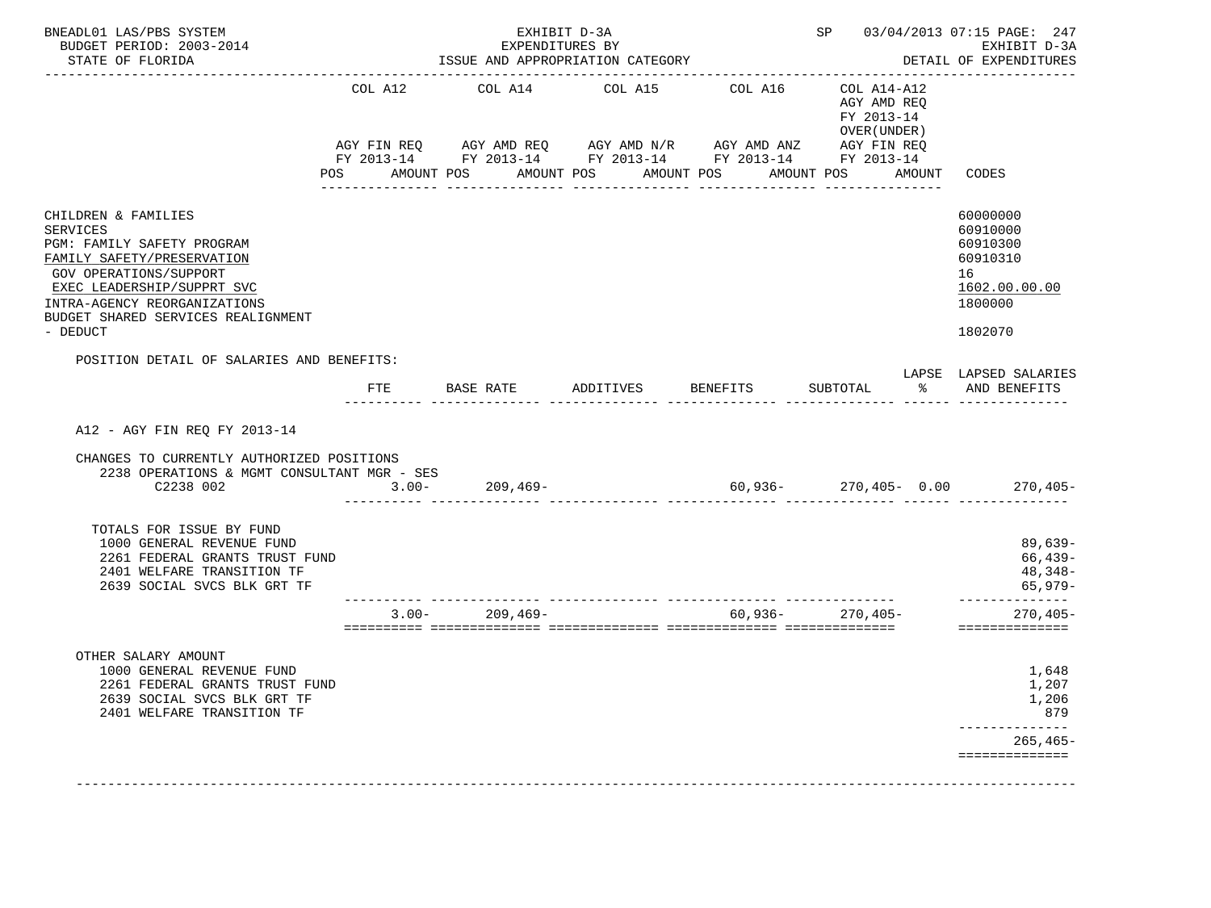BNEADL01 LAS/PBS SYSTEM | EXHIBIT D-3A | SP 03/04/2013 07:15 PAGE: 247
BUDGET PERIOD: 2003-2014 | EXPENDITURES BY | EXHIBIT D-3A
STATE OF FLORIDA | ISSUE AND APPROPRIATION CATEGORY | DETAIL OF EXPENDITURES

| | COL A12 AGY FIN REQ FY 2013-14 POS AMOUNT | COL A14 AGY AMD REQ FY 2013-14 POS AMOUNT | COL A15 AGY AMD N/R FY 2013-14 POS AMOUNT | COL A16 AGY AMD ANZ FY 2013-14 POS AMOUNT | COL A14-A12 AGY AMD REQ FY 2013-14 OVER(UNDER) AGY FIN REQ FY 2013-14 POS AMOUNT | CODES |
|---|---|---|---|---|---|---|
| CHILDREN & FAMILIES | | | | | | 60000000 |
| SERVICES | | | | | | 60910000 |
| PGM: FAMILY SAFETY PROGRAM | | | | | | 60910300 |
| FAMILY SAFETY/PRESERVATION | | | | | | 60910310 |
| GOV OPERATIONS/SUPPORT | | | | | | 16 |
| EXEC LEADERSHIP/SUPPRT SVC | | | | | | 1602.00.00.00 |
| INTRA-AGENCY REORGANIZATIONS | | | | | | 1800000 |
| BUDGET SHARED SERVICES REALIGNMENT - DEDUCT | | | | | | 1802070 |

POSITION DETAIL OF SALARIES AND BENEFITS:

| | FTE | BASE RATE | ADDITIVES | BENEFITS | SUBTOTAL | LAPSE % | LAPSED SALARIES AND BENEFITS |
|---|---|---|---|---|---|---|---|
| A12 - AGY FIN REQ FY 2013-14 | | | | | | | |
| CHANGES TO CURRENTLY AUTHORIZED POSITIONS | | | | | | | |
| 2238 OPERATIONS & MGMT CONSULTANT MGR - SES C2238 002 | 3.00- | 209,469- | | 60,936- | 270,405- | 0.00 | 270,405- |
| TOTALS FOR ISSUE BY FUND | | | | | | | |
| 1000 GENERAL REVENUE FUND | | | | | | | 89,639- |
| 2261 FEDERAL GRANTS TRUST FUND | | | | | | | 66,439- |
| 2401 WELFARE TRANSITION TF | | | | | | | 48,348- |
| 2639 SOCIAL SVCS BLK GRT TF | | | | | | | 65,979- |
| | 3.00- | 209,469- | | 60,936- | 270,405- | | 270,405- |
| OTHER SALARY AMOUNT | | | | | | | |
| 1000 GENERAL REVENUE FUND | | | | | | | 1,648 |
| 2261 FEDERAL GRANTS TRUST FUND | | | | | | | 1,207 |
| 2639 SOCIAL SVCS BLK GRT TF | | | | | | | 1,206 |
| 2401 WELFARE TRANSITION TF | | | | | | | 879 |
| | | | | | | | 265,465- |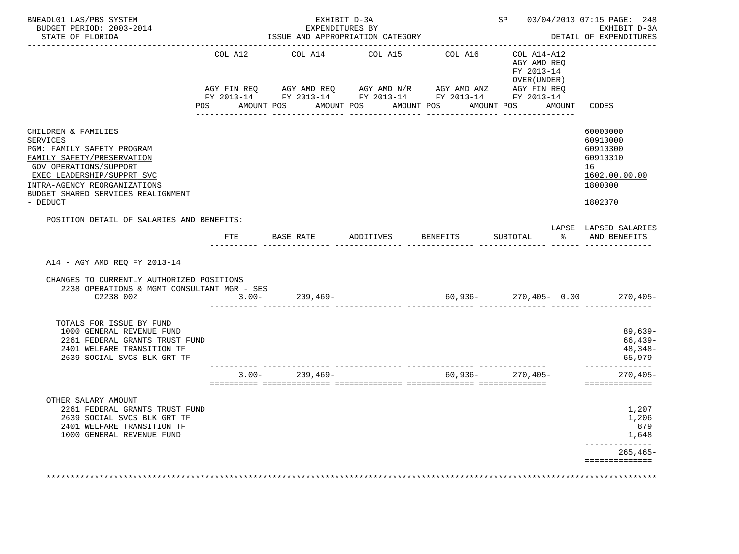BNEADL01 LAS/PBS SYSTEM — EXHIBIT D-3A — SP 03/04/2013 07:15 PAGE: 248
BUDGET PERIOD: 2003-2014 — EXPENDITURES BY — EXHIBIT D-3A
STATE OF FLORIDA — ISSUE AND APPROPRIATION CATEGORY — DETAIL OF EXPENDITURES

| | COL A12 AGY FIN REQ FY 2013-14 POS AMOUNT | COL A14 AGY AMD REQ FY 2013-14 POS AMOUNT | COL A15 AGY AMD N/R FY 2013-14 POS AMOUNT | COL A16 AGY AMD ANZ FY 2013-14 POS AMOUNT | COL A14-A12 AGY AMD REQ FY 2013-14 OVER(UNDER) AGY FIN REQ FY 2013-14 POS AMOUNT | CODES |
|---|---|---|---|---|---|---|
| CHILDREN & FAMILIES | | | | | | 60000000 |
| SERVICES | | | | | | 60910000 |
| PGM: FAMILY SAFETY PROGRAM | | | | | | 60910300 |
| FAMILY SAFETY/PRESERVATION | | | | | | 60910310 |
| GOV OPERATIONS/SUPPORT | | | | | | 16 |
| EXEC LEADERSHIP/SUPPRT SVC | | | | | | 1602.00.00.00 |
| INTRA-AGENCY REORGANIZATIONS | | | | | | 1800000 |
| BUDGET SHARED SERVICES REALIGNMENT - DEDUCT | | | | | | 1802070 |

POSITION DETAIL OF SALARIES AND BENEFITS:

| | FTE | BASE RATE | ADDITIVES | BENEFITS | SUBTOTAL | LAPSE % | LAPSED SALARIES AND BENEFITS |
|---|---|---|---|---|---|---|---|
| A14 - AGY AMD REQ FY 2013-14 | | | | | | | |
| CHANGES TO CURRENTLY AUTHORIZED POSITIONS | | | | | | | |
| 2238 OPERATIONS & MGMT CONSULTANT MGR - SES | | | | | | | |
| C2238 002 | 3.00- | 209,469- | | 60,936- | 270,405- | 0.00 | 270,405- |
| TOTALS FOR ISSUE BY FUND | | | | | | | |
| 1000 GENERAL REVENUE FUND | | | | | | | 89,639- |
| 2261 FEDERAL GRANTS TRUST FUND | | | | | | | 66,439- |
| 2401 WELFARE TRANSITION TF | | | | | | | 48,348- |
| 2639 SOCIAL SVCS BLK GRT TF | | | | | | | 65,979- |
| | 3.00- | 209,469- | | 60,936- | 270,405- | | 270,405- |
| OTHER SALARY AMOUNT | | | | | | | |
| 2261 FEDERAL GRANTS TRUST FUND | | | | | | | 1,207 |
| 2639 SOCIAL SVCS BLK GRT TF | | | | | | | 1,206 |
| 2401 WELFARE TRANSITION TF | | | | | | | 879 |
| 1000 GENERAL REVENUE FUND | | | | | | | 1,648 |
| | | | | | | | 265,465- |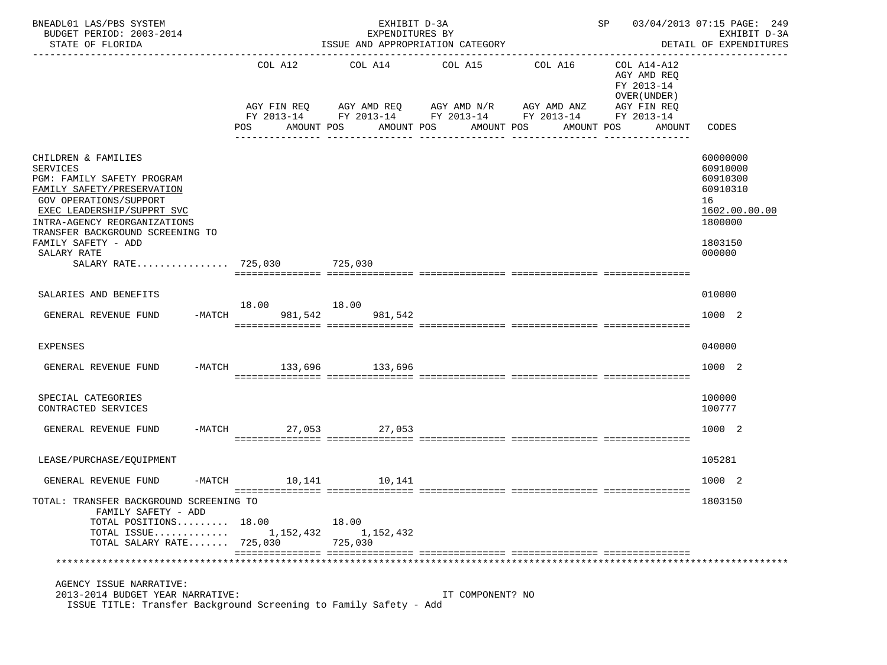BNEADL01 LAS/PBS SYSTEM — EXHIBIT D-3A — SP 03/04/2013 07:15 PAGE: 249
BUDGET PERIOD: 2003-2014 — EXPENDITURES BY — EXHIBIT D-3A
STATE OF FLORIDA — ISSUE AND APPROPRIATION CATEGORY — DETAIL OF EXPENDITURES

| | COL A12 AGY FIN REQ FY 2013-14 POS | AMOUNT | COL A14 AGY AMD REQ FY 2013-14 POS | AMOUNT | COL A15 AGY AMD N/R FY 2013-14 POS | AMOUNT | COL A16 AGY AMD ANZ FY 2013-14 POS | AMOUNT | COL A14-A12 AGY AMD REQ FY 2013-14 OVER(UNDER) AGY FIN REQ FY 2013-14 POS | AMOUNT | CODES |
|---|---|---|---|---|---|---|---|---|---|---|---|
| CHILDREN & FAMILIES | | | | | | | | | | | 60000000 |
| SERVICES | | | | | | | | | | | 60910000 |
| PGM: FAMILY SAFETY PROGRAM | | | | | | | | | | | 60910300 |
| FAMILY SAFETY/PRESERVATION | | | | | | | | | | | 60910310 |
| GOV OPERATIONS/SUPPORT | | | | | | | | | | | 16 |
| EXEC LEADERSHIP/SUPPRT SVC | | | | | | | | | | | 1602.00.00.00 |
| INTRA-AGENCY REORGANIZATIONS | | | | | | | | | | | 1800000 |
| TRANSFER BACKGROUND SCREENING TO FAMILY SAFETY - ADD | | | | | | | | | | | 1803150 |
| SALARY RATE | | | | | | | | | | | 000000 |
| SALARY RATE................ | | 725,030 | | 725,030 | | | | | | | |
| SALARIES AND BENEFITS | | | | | | | | | | | 010000 |
| GENERAL REVENUE FUND -MATCH | 18.00 | 981,542 | 18.00 | 981,542 | | | | | | | 1000 2 |
| EXPENSES | | | | | | | | | | | 040000 |
| GENERAL REVENUE FUND -MATCH | | 133,696 | | 133,696 | | | | | | | 1000 2 |
| SPECIAL CATEGORIES | | | | | | | | | | | 100000 |
| CONTRACTED SERVICES | | | | | | | | | | | 100777 |
| GENERAL REVENUE FUND -MATCH | | 27,053 | | 27,053 | | | | | | | 1000 2 |
| LEASE/PURCHASE/EQUIPMENT | | | | | | | | | | | 105281 |
| GENERAL REVENUE FUND -MATCH | | 10,141 | | 10,141 | | | | | | | 1000 2 |
| TOTAL: TRANSFER BACKGROUND SCREENING TO FAMILY SAFETY - ADD | | | | | | | | | | | 1803150 |
| TOTAL POSITIONS......... | 18.00 | | 18.00 | | | | | | | | |
| TOTAL ISSUE............ | | 1,152,432 | | 1,152,432 | | | | | | | |
| TOTAL SALARY RATE....... | | 725,030 | | 725,030 | | | | | | | |

AGENCY ISSUE NARRATIVE:
2013-2014 BUDGET YEAR NARRATIVE: IT COMPONENT? NO
ISSUE TITLE: Transfer Background Screening to Family Safety - Add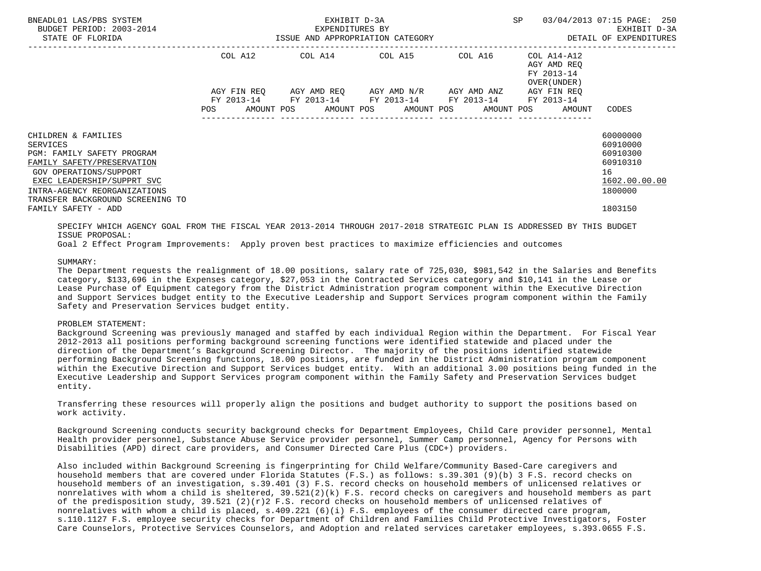BNEADL01 LAS/PBS SYSTEM | EXHIBIT D-3A | SP 03/04/2013 07:15
BUDGET PERIOD: 2003-2014 | EXPENDITURES BY | EXHIBIT D-3A
STATE OF FLORIDA | ISSUE AND APPROPRIATION CATEGORY | DETAIL OF EXPENDITURES

| | COL A12 AGY FIN REQ FY 2013-14 POS AMOUNT | COL A14 AGY AMD REQ FY 2013-14 POS AMOUNT | COL A15 AGY AMD N/R FY 2013-14 POS AMOUNT | COL A16 AGY AMD ANZ FY 2013-14 POS AMOUNT | COL A14-A12 AGY AMD REQ FY 2013-14 OVER(UNDER) AGY FIN REQ FY 2013-14 POS AMOUNT | CODES |
|---|---|---|---|---|---|---|
| CHILDREN & FAMILIES | | | | | | 60000000 |
| SERVICES | | | | | | 60910000 |
| PGM: FAMILY SAFETY PROGRAM | | | | | | 60910300 |
| FAMILY SAFETY/PRESERVATION | | | | | | 60910310 |
| GOV OPERATIONS/SUPPORT | | | | | | 16 |
| EXEC LEADERSHIP/SUPPRT SVC | | | | | | 1602.00.00.00 |
| INTRA-AGENCY REORGANIZATIONS | | | | | | 1800000 |
| TRANSFER BACKGROUND SCREENING TO FAMILY SAFETY - ADD | | | | | | 1803150 |

SPECIFY WHICH AGENCY GOAL FROM THE FISCAL YEAR 2013-2014 THROUGH 2017-2018 STRATEGIC PLAN IS ADDRESSED BY THIS BUDGET ISSUE PROPOSAL:
Goal 2 Effect Program Improvements: Apply proven best practices to maximize efficiencies and outcomes

SUMMARY:
The Department requests the realignment of 18.00 positions, salary rate of 725,030, $981,542 in the Salaries and Benefits category, $133,696 in the Expenses category, $27,053 in the Contracted Services category and $10,141 in the Lease or Lease Purchase of Equipment category from the District Administration program component within the Executive Direction and Support Services budget entity to the Executive Leadership and Support Services program component within the Family Safety and Preservation Services budget entity.

PROBLEM STATEMENT:
Background Screening was previously managed and staffed by each individual Region within the Department. For Fiscal Year 2012-2013 all positions performing background screening functions were identified statewide and placed under the direction of the Department's Background Screening Director. The majority of the positions identified statewide performing Background Screening functions, 18.00 positions, are funded in the District Administration program component within the Executive Direction and Support Services budget entity. With an additional 3.00 positions being funded in the Executive Leadership and Support Services program component within the Family Safety and Preservation Services budget entity.

Transferring these resources will properly align the positions and budget authority to support the positions based on work activity.

Background Screening conducts security background checks for Department Employees, Child Care provider personnel, Mental Health provider personnel, Substance Abuse Service provider personnel, Summer Camp personnel, Agency for Persons with Disabilities (APD) direct care providers, and Consumer Directed Care Plus (CDC+) providers.

Also included within Background Screening is fingerprinting for Child Welfare/Community Based-Care caregivers and household members that are covered under Florida Statutes (F.S.) as follows: s.39.301 (9)(b) 3 F.S. record checks on household members of an investigation, s.39.401 (3) F.S. record checks on household members of unlicensed relatives or nonrelatives with whom a child is sheltered, 39.521(2)(k) F.S. record checks on caregivers and household members as part of the predisposition study, 39.521 (2)(r)2 F.S. record checks on household members of unlicensed relatives of nonrelatives with whom a child is placed, s.409.221 (6)(i) F.S. employees of the consumer directed care program, s.110.1127 F.S. employee security checks for Department of Children and Families Child Protective Investigators, Foster Care Counselors, Protective Services Counselors, and Adoption and related services caretaker employees, s.393.0655 F.S.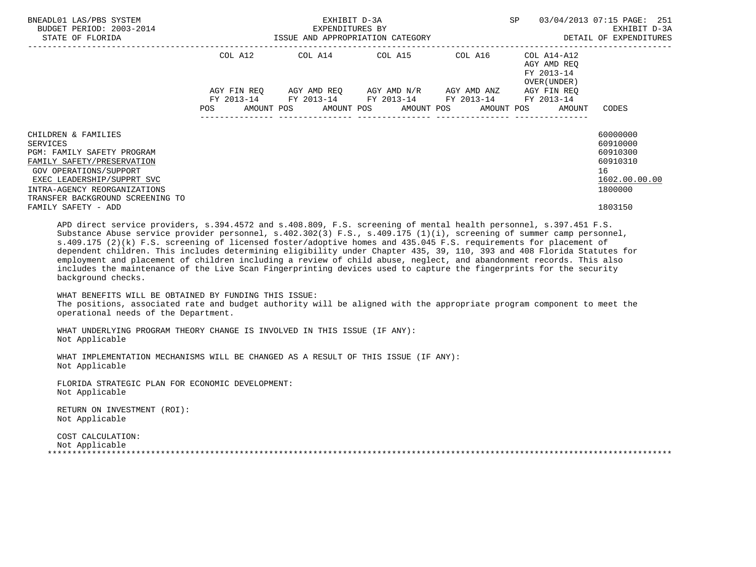| | COL A12 | | COL A14 | | COL A15 | | COL A16 | | COL A14-A12 AGY AMD REQ FY 2013-14 OVER(UNDER) | |
|---|---|---|---|---|---|---|---|---|---|---|
| | AGY FIN REQ FY 2013-14 | | AGY AMD REQ FY 2013-14 | | AGY AMD N/R FY 2013-14 | | AGY AMD ANZ FY 2013-14 | | AGY FIN REQ FY 2013-14 | |
| | POS | AMOUNT | POS | AMOUNT | POS | AMOUNT | POS | AMOUNT | POS | AMOUNT | CODES |

| | CODES |
|---|---|
| CHILDREN & FAMILIES | 60000000 |
| SERVICES | 60910000 |
| PGM: FAMILY SAFETY PROGRAM | 60910300 |
| FAMILY SAFETY/PRESERVATION | 60910310 |
| GOV OPERATIONS/SUPPORT | 16 |
| EXEC LEADERSHIP/SUPPRT SVC | 1602.00.00.00 |
| INTRA-AGENCY REORGANIZATIONS | 1800000 |
| TRANSFER BACKGROUND SCREENING TO FAMILY SAFETY - ADD | 1803150 |

APD direct service providers, s.394.4572 and s.408.809, F.S. screening of mental health personnel, s.397.451 F.S. Substance Abuse service provider personnel, s.402.302(3) F.S., s.409.175 (1)(i), screening of summer camp personnel, s.409.175 (2)(k) F.S. screening of licensed foster/adoptive homes and 435.045 F.S. requirements for placement of dependent children. This includes determining eligibility under Chapter 435, 39, 110, 393 and 408 Florida Statutes for employment and placement of children including a review of child abuse, neglect, and abandonment records. This also includes the maintenance of the Live Scan Fingerprinting devices used to capture the fingerprints for the security background checks.

WHAT BENEFITS WILL BE OBTAINED BY FUNDING THIS ISSUE:
The positions, associated rate and budget authority will be aligned with the appropriate program component to meet the operational needs of the Department.

WHAT UNDERLYING PROGRAM THEORY CHANGE IS INVOLVED IN THIS ISSUE (IF ANY):
Not Applicable

WHAT IMPLEMENTATION MECHANISMS WILL BE CHANGED AS A RESULT OF THIS ISSUE (IF ANY):
Not Applicable

FLORIDA STRATEGIC PLAN FOR ECONOMIC DEVELOPMENT:
Not Applicable

RETURN ON INVESTMENT (ROI):
Not Applicable

COST CALCULATION:
Not Applicable

*******************************************************************************************************************************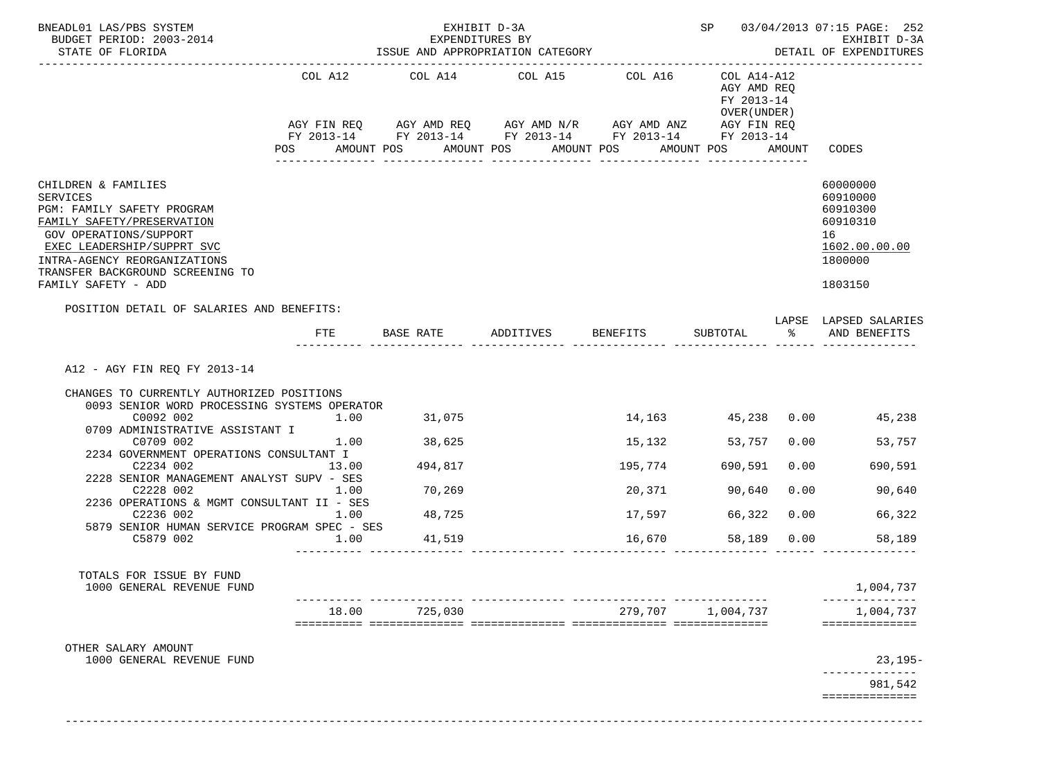BNEADL01 LAS/PBS SYSTEM | EXHIBIT D-3A | SP 03/04/2013 07:15 PAGE: 252
BUDGET PERIOD: 2003-2014 | EXPENDITURES BY | EXHIBIT D-3A
STATE OF FLORIDA | ISSUE AND APPROPRIATION CATEGORY | DETAIL OF EXPENDITURES

| | COL A12 AGY FIN REQ FY 2013-14 POS AMOUNT | COL A14 AGY AMD REQ FY 2013-14 POS AMOUNT | COL A15 AGY AMD N/R FY 2013-14 POS AMOUNT | COL A16 AGY AMD ANZ FY 2013-14 POS AMOUNT | COL A14-A12 AGY AMD REQ FY 2013-14 OVER(UNDER) AGY FIN REQ FY 2013-14 POS AMOUNT | CODES |
|---|---|---|---|---|---|---|
| CHILDREN & FAMILIES | | | | | | 60000000 |
| SERVICES | | | | | | 60910000 |
| PGM: FAMILY SAFETY PROGRAM | | | | | | 60910300 |
| FAMILY SAFETY/PRESERVATION | | | | | | 60910310 |
| GOV OPERATIONS/SUPPORT | | | | | | 16 |
| EXEC LEADERSHIP/SUPPRT SVC | | | | | | 1602.00.00.00 |
| INTRA-AGENCY REORGANIZATIONS | | | | | | 1800000 |
| TRANSFER BACKGROUND SCREENING TO FAMILY SAFETY - ADD | | | | | | 1803150 |

POSITION DETAIL OF SALARIES AND BENEFITS:

| | FTE | BASE RATE | ADDITIVES | BENEFITS | SUBTOTAL | LAPSE % | LAPSED SALARIES AND BENEFITS |
|---|---|---|---|---|---|---|---|
| A12 - AGY FIN REQ FY 2013-14 | | | | | | | |
| CHANGES TO CURRENTLY AUTHORIZED POSITIONS | | | | | | | |
| 0093 SENIOR WORD PROCESSING SYSTEMS OPERATOR C0092 002 | 1.00 | 31,075 | | 14,163 | 45,238 | 0.00 | 45,238 |
| 0709 ADMINISTRATIVE ASSISTANT I C0709 002 | 1.00 | 38,625 | | 15,132 | 53,757 | 0.00 | 53,757 |
| 2234 GOVERNMENT OPERATIONS CONSULTANT I C2234 002 | 13.00 | 494,817 | | 195,774 | 690,591 | 0.00 | 690,591 |
| 2228 SENIOR MANAGEMENT ANALYST SUPV - SES C2228 002 | 1.00 | 70,269 | | 20,371 | 90,640 | 0.00 | 90,640 |
| 2236 OPERATIONS & MGMT CONSULTANT II - SES C2236 002 | 1.00 | 48,725 | | 17,597 | 66,322 | 0.00 | 66,322 |
| 5879 SENIOR HUMAN SERVICE PROGRAM SPEC - SES C5879 002 | 1.00 | 41,519 | | 16,670 | 58,189 | 0.00 | 58,189 |
| TOTALS FOR ISSUE BY FUND | | | | | | | |
| 1000 GENERAL REVENUE FUND | | | | | | | 1,004,737 |
| | 18.00 | 725,030 | | 279,707 | 1,004,737 | | 1,004,737 |
| OTHER SALARY AMOUNT | | | | | | | |
| 1000 GENERAL REVENUE FUND | | | | | | | 23,195- |
| | | | | | | | 981,542 |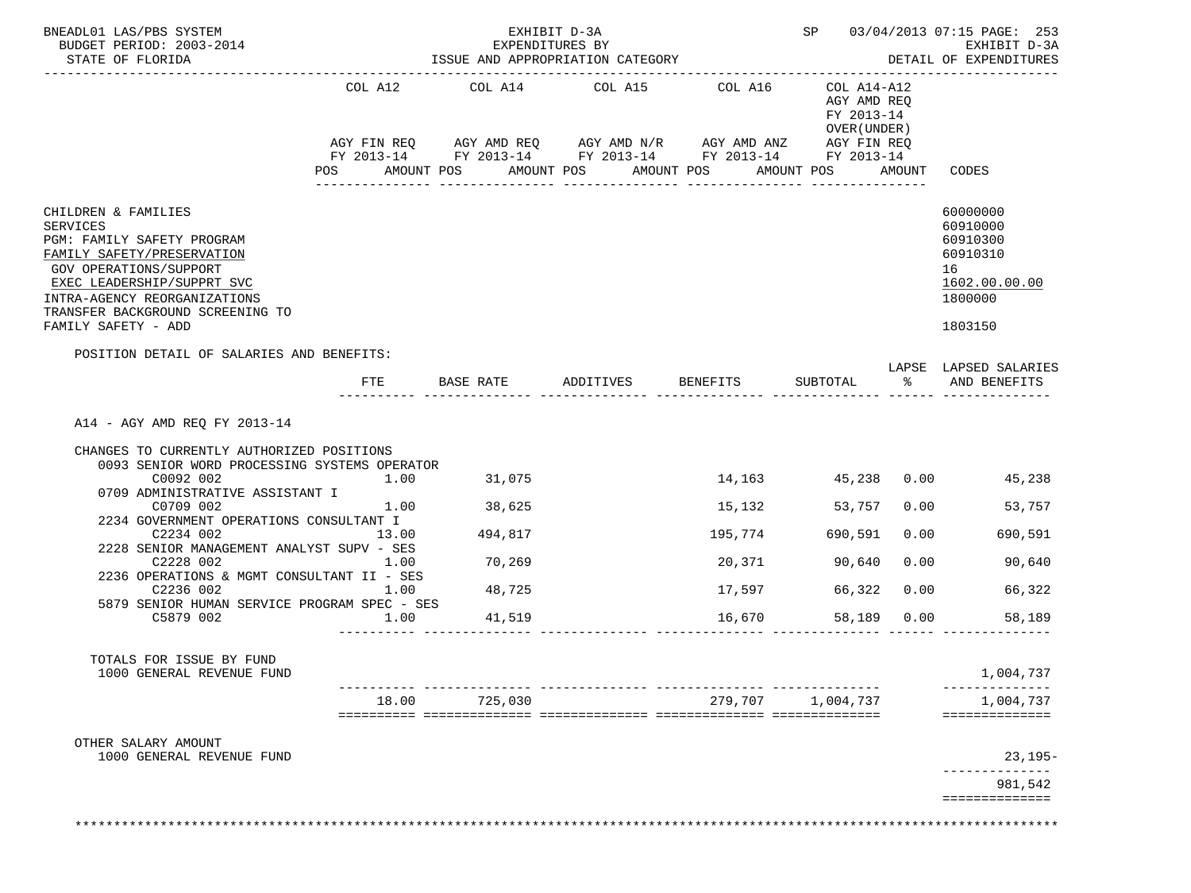BNEADL01 LAS/PBS SYSTEM — EXHIBIT D-3A — SP 03/04/2013 07:15 PAGE: 253
BUDGET PERIOD: 2003-2014 — EXPENDITURES BY — EXHIBIT D-3A
STATE OF FLORIDA — ISSUE AND APPROPRIATION CATEGORY — DETAIL OF EXPENDITURES

| | COL A12 AGY FIN REQ FY 2013-14 POS AMOUNT | COL A14 AGY AMD REQ FY 2013-14 POS AMOUNT | COL A15 AGY AMD N/R FY 2013-14 POS AMOUNT | COL A16 AGY AMD ANZ FY 2013-14 POS AMOUNT | COL A14-A12 AGY AMD REQ FY 2013-14 OVER(UNDER) AGY FIN REQ FY 2013-14 POS AMOUNT | CODES |
|---|---|---|---|---|---|---|
| CHILDREN & FAMILIES | | | | | | 60000000 |
| SERVICES | | | | | | 60910000 |
| PGM: FAMILY SAFETY PROGRAM | | | | | | 60910300 |
| FAMILY SAFETY/PRESERVATION | | | | | | 60910310 |
| GOV OPERATIONS/SUPPORT | | | | | | 16 |
| EXEC LEADERSHIP/SUPPRT SVC | | | | | | 1602.00.00.00 |
| INTRA-AGENCY REORGANIZATIONS | | | | | | 1800000 |
| TRANSFER BACKGROUND SCREENING TO FAMILY SAFETY - ADD | | | | | | 1803150 |

POSITION DETAIL OF SALARIES AND BENEFITS:

| | FTE | BASE RATE | ADDITIVES | BENEFITS | SUBTOTAL | LAPSE % | LAPSED SALARIES AND BENEFITS |
|---|---|---|---|---|---|---|---|
| **A14 - AGY AMD REQ FY 2013-14** | | | | | | | |
| CHANGES TO CURRENTLY AUTHORIZED POSITIONS | | | | | | | |
| 0093 SENIOR WORD PROCESSING SYSTEMS OPERATOR C0092 002 | 1.00 | 31,075 | | 14,163 | 45,238 | 0.00 | 45,238 |
| 0709 ADMINISTRATIVE ASSISTANT I C0709 002 | 1.00 | 38,625 | | 15,132 | 53,757 | 0.00 | 53,757 |
| 2234 GOVERNMENT OPERATIONS CONSULTANT I C2234 002 | 13.00 | 494,817 | | 195,774 | 690,591 | 0.00 | 690,591 |
| 2228 SENIOR MANAGEMENT ANALYST SUPV - SES C2228 002 | 1.00 | 70,269 | | 20,371 | 90,640 | 0.00 | 90,640 |
| 2236 OPERATIONS & MGMT CONSULTANT II - SES C2236 002 | 1.00 | 48,725 | | 17,597 | 66,322 | 0.00 | 66,322 |
| 5879 SENIOR HUMAN SERVICE PROGRAM SPEC - SES C5879 002 | 1.00 | 41,519 | | 16,670 | 58,189 | 0.00 | 58,189 |
| TOTALS FOR ISSUE BY FUND | | | | | | | |
| 1000 GENERAL REVENUE FUND | | | | | | | 1,004,737 |
| | 18.00 | 725,030 | | 279,707 | 1,004,737 | | 1,004,737 |
| OTHER SALARY AMOUNT | | | | | | | |
| 1000 GENERAL REVENUE FUND | | | | | | | 23,195- |
| | | | | | | | 981,542 |

*******************************************************************************************************************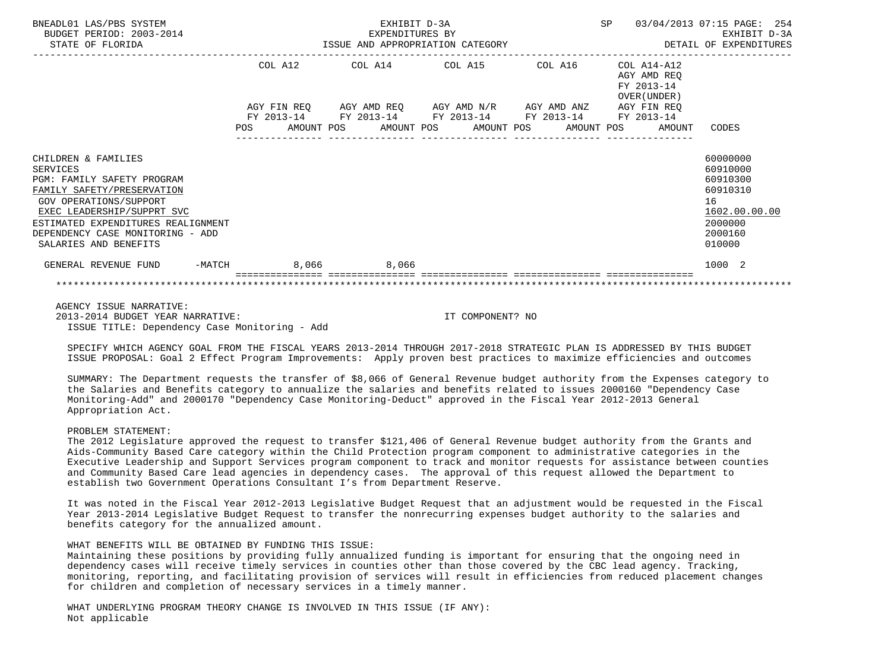BNEADL01 LAS/PBS SYSTEM — EXHIBIT D-3A — SP 03/04/2013 07:15

BUDGET PERIOD: 2003-2014 — EXPENDITURES BY ISSUE AND APPROPRIATION CATEGORY — EXHIBIT D-3A

STATE OF FLORIDA — DETAIL OF EXPENDITURES

| | COL A12 AGY FIN REQ FY 2013-14 POS AMOUNT | COL A14 AGY AMD REQ FY 2013-14 POS AMOUNT | COL A15 AGY AMD N/R FY 2013-14 POS AMOUNT | COL A16 AGY AMD ANZ FY 2013-14 POS AMOUNT | COL A14-A12 AGY AMD REQ FY 2013-14 OVER(UNDER) AGY FIN REQ FY 2013-14 POS AMOUNT | CODES |
|---|---|---|---|---|---|---|
| CHILDREN & FAMILIES | | | | | | 60000000 |
| SERVICES | | | | | | 60910000 |
| PGM: FAMILY SAFETY PROGRAM | | | | | | 60910300 |
| FAMILY SAFETY/PRESERVATION | | | | | | 60910310 |
| GOV OPERATIONS/SUPPORT | | | | | | 16 |
| EXEC LEADERSHIP/SUPPRT SVC | | | | | | 1602.00.00.00 |
| ESTIMATED EXPENDITURES REALIGNMENT | | | | | | 2000000 |
| DEPENDENCY CASE MONITORING - ADD | | | | | | 2000160 |
| SALARIES AND BENEFITS | | | | | | 010000 |
| GENERAL REVENUE FUND -MATCH | 8,066 | 8,066 | | | | 1000 2 |

AGENCY ISSUE NARRATIVE:

2013-2014 BUDGET YEAR NARRATIVE: IT COMPONENT? NO

ISSUE TITLE: Dependency Case Monitoring - Add

SPECIFY WHICH AGENCY GOAL FROM THE FISCAL YEARS 2013-2014 THROUGH 2017-2018 STRATEGIC PLAN IS ADDRESSED BY THIS BUDGET ISSUE PROPOSAL: Goal 2 Effect Program Improvements: Apply proven best practices to maximize efficiencies and outcomes

SUMMARY: The Department requests the transfer of $8,066 of General Revenue budget authority from the Expenses category to the Salaries and Benefits category to annualize the salaries and benefits related to issues 2000160 "Dependency Case Monitoring-Add" and 2000170 "Dependency Case Monitoring-Deduct" approved in the Fiscal Year 2012-2013 General Appropriation Act.

PROBLEM STATEMENT:

The 2012 Legislature approved the request to transfer $121,406 of General Revenue budget authority from the Grants and Aids-Community Based Care category within the Child Protection program component to administrative categories in the Executive Leadership and Support Services program component to track and monitor requests for assistance between counties and Community Based Care lead agencies in dependency cases. The approval of this request allowed the Department to establish two Government Operations Consultant I's from Department Reserve.

It was noted in the Fiscal Year 2012-2013 Legislative Budget Request that an adjustment would be requested in the Fiscal Year 2013-2014 Legislative Budget Request to transfer the nonrecurring expenses budget authority to the salaries and benefits category for the annualized amount.

WHAT BENEFITS WILL BE OBTAINED BY FUNDING THIS ISSUE:

Maintaining these positions by providing fully annualized funding is important for ensuring that the ongoing need in dependency cases will receive timely services in counties other than those covered by the CBC lead agency. Tracking, monitoring, reporting, and facilitating provision of services will result in efficiencies from reduced placement changes for children and completion of necessary services in a timely manner.

WHAT UNDERLYING PROGRAM THEORY CHANGE IS INVOLVED IN THIS ISSUE (IF ANY):

Not applicable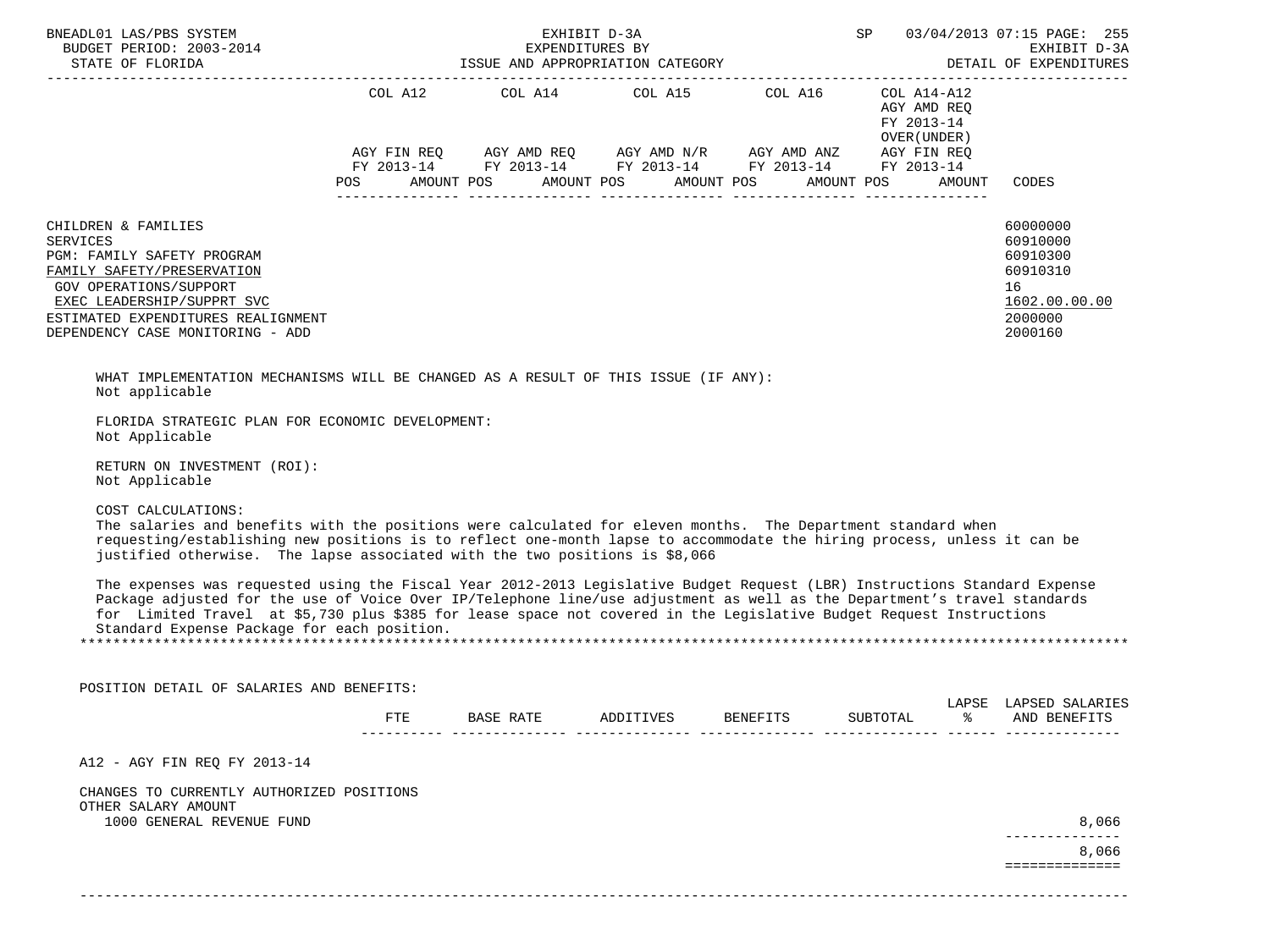| | COL A12 | | COL A14 | | COL A15 | | COL A16 | | COL A14-A12 AGY AMD REQ FY 2013-14 OVER(UNDER) AGY FIN REQ | | |
|---|---|---|---|---|---|---|---|---|---|---|---|
| | AGY FIN REQ FY 2013-14 | | AGY AMD REQ FY 2013-14 | | AGY AMD N/R FY 2013-14 | | AGY AMD ANZ FY 2013-14 | | FY 2013-14 | | |
| | POS | AMOUNT | POS | AMOUNT | POS | AMOUNT | POS | AMOUNT | POS | AMOUNT | CODES |
| CHILDREN & FAMILIES | | | | | | | | | | | 60000000 |
| SERVICES | | | | | | | | | | | 60910000 |
| PGM: FAMILY SAFETY PROGRAM | | | | | | | | | | | 60910300 |
| FAMILY SAFETY/PRESERVATION | | | | | | | | | | | 60910310 |
| GOV OPERATIONS/SUPPORT | | | | | | | | | | | 16 |
| EXEC LEADERSHIP/SUPPRT SVC | | | | | | | | | | | 1602.00.00.00 |
| ESTIMATED EXPENDITURES REALIGNMENT | | | | | | | | | | | 2000000 |
| DEPENDENCY CASE MONITORING - ADD | | | | | | | | | | | 2000160 |

WHAT IMPLEMENTATION MECHANISMS WILL BE CHANGED AS A RESULT OF THIS ISSUE (IF ANY):
Not applicable

FLORIDA STRATEGIC PLAN FOR ECONOMIC DEVELOPMENT:
Not Applicable

RETURN ON INVESTMENT (ROI):
Not Applicable

COST CALCULATIONS:
The salaries and benefits with the positions were calculated for eleven months. The Department standard when requesting/establishing new positions is to reflect one-month lapse to accommodate the hiring process, unless it can be justified otherwise. The lapse associated with the two positions is $8,066

The expenses was requested using the Fiscal Year 2012-2013 Legislative Budget Request (LBR) Instructions Standard Expense Package adjusted for the use of Voice Over IP/Telephone line/use adjustment as well as the Department's travel standards for Limited Travel at $5,730 plus $385 for lease space not covered in the Legislative Budget Request Instructions Standard Expense Package for each position.

***

POSITION DETAIL OF SALARIES AND BENEFITS:

| | FTE | BASE RATE | ADDITIVES | BENEFITS | SUBTOTAL | LAPSE % | LAPSED SALARIES AND BENEFITS |
|---|---|---|---|---|---|---|---|
| A12 - AGY FIN REQ FY 2013-14 | | | | | | | |
| CHANGES TO CURRENTLY AUTHORIZED POSITIONS | | | | | | | |
| OTHER SALARY AMOUNT | | | | | | | |
| 1000 GENERAL REVENUE FUND | | | | | | | 8,066 |
| | | | | | | | 8,066 |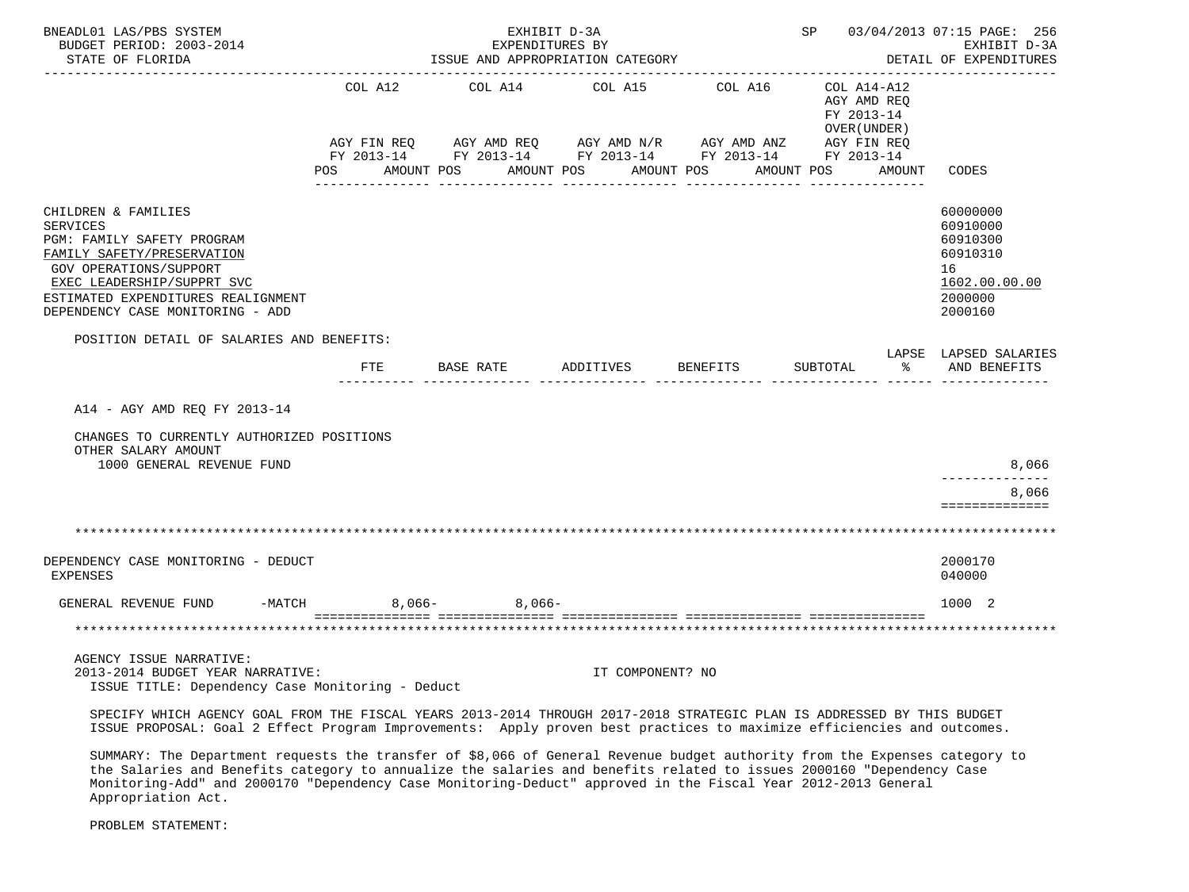| | COL A12 | COL A14 | COL A15 | COL A16 | COL A14-A12 AGY AMD REQ FY 2013-14 OVER(UNDER) | |
|---|---|---|---|---|---|---|
| | AGY FIN REQ FY 2013-14 | AGY AMD REQ FY 2013-14 | AGY AMD N/R FY 2013-14 | AGY AMD ANZ FY 2013-14 | AGY FIN REQ FY 2013-14 | |
| | POS AMOUNT | POS AMOUNT | POS AMOUNT | POS AMOUNT | POS AMOUNT | CODES |

CHILDREN & FAMILIES — 60000000
SERVICES — 60910000
PGM: FAMILY SAFETY PROGRAM — 60910300
FAMILY SAFETY/PRESERVATION — 60910310
GOV OPERATIONS/SUPPORT — 16
EXEC LEADERSHIP/SUPPRT SVC — 1602.00.00.00
ESTIMATED EXPENDITURES REALIGNMENT — 2000000
DEPENDENCY CASE MONITORING - ADD — 2000160

POSITION DETAIL OF SALARIES AND BENEFITS:

| | FTE | BASE RATE | ADDITIVES | BENEFITS | SUBTOTAL | LAPSE % | LAPSED SALARIES AND BENEFITS |
|---|---|---|---|---|---|---|---|
| A14 - AGY AMD REQ FY 2013-14 | | | | | | | |
| CHANGES TO CURRENTLY AUTHORIZED POSITIONS | | | | | | | |
| OTHER SALARY AMOUNT | | | | | | | |
| 1000 GENERAL REVENUE FUND | | | | | | | 8,066 |
| | | | | | | | 8,066 |

DEPENDENCY CASE MONITORING - DEDUCT — 2000170
EXPENSES — 040000

| | COL A12 | COL A14 | COL A15 | COL A16 | COL A14-A12 | CODES |
|---|---|---|---|---|---|---|
| GENERAL REVENUE FUND -MATCH | 8,066- | 8,066- | | | | 1000 2 |

AGENCY ISSUE NARRATIVE:
2013-2014 BUDGET YEAR NARRATIVE: IT COMPONENT? NO
ISSUE TITLE: Dependency Case Monitoring - Deduct

SPECIFY WHICH AGENCY GOAL FROM THE FISCAL YEARS 2013-2014 THROUGH 2017-2018 STRATEGIC PLAN IS ADDRESSED BY THIS BUDGET ISSUE PROPOSAL: Goal 2 Effect Program Improvements: Apply proven best practices to maximize efficiencies and outcomes.

SUMMARY: The Department requests the transfer of $8,066 of General Revenue budget authority from the Expenses category to the Salaries and Benefits category to annualize the salaries and benefits related to issues 2000160 "Dependency Case Monitoring-Add" and 2000170 "Dependency Case Monitoring-Deduct" approved in the Fiscal Year 2012-2013 General Appropriation Act.

PROBLEM STATEMENT: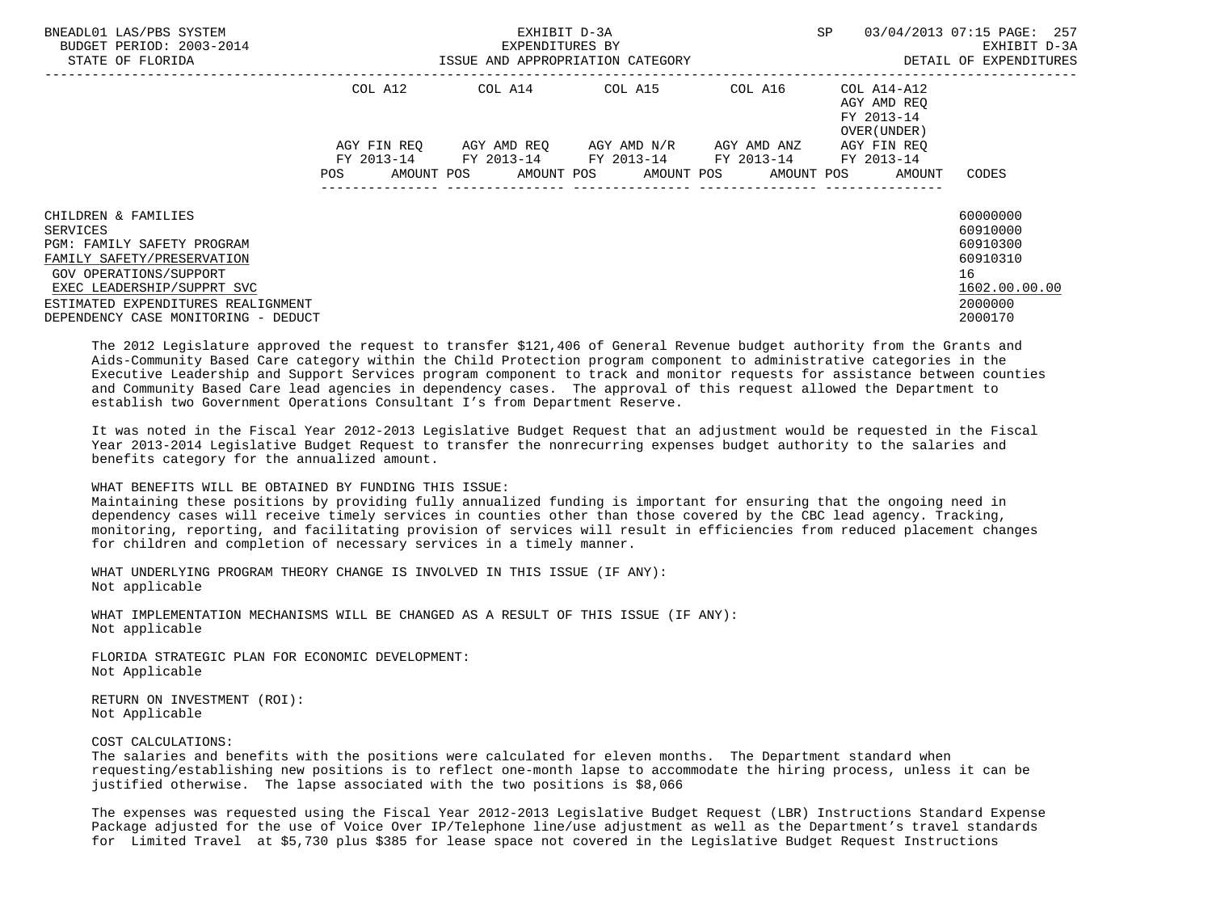| | COL A12 | | COL A14 | | COL A15 | | COL A16 | | COL A14-A12 AGY AMD REQ FY 2013-14 OVER(UNDER) | | |
|---|---|---|---|---|---|---|---|---|---|---|---|
| | AGY FIN REQ FY 2013-14 | | AGY AMD REQ FY 2013-14 | | AGY AMD N/R FY 2013-14 | | AGY AMD ANZ FY 2013-14 | | AGY FIN REQ FY 2013-14 | | |
| | POS | AMOUNT | POS | AMOUNT | POS | AMOUNT | POS | AMOUNT | POS | AMOUNT | CODES |
| CHILDREN & FAMILIES | | | | | | | | | | | 60000000 |
| SERVICES | | | | | | | | | | | 60910000 |
| PGM: FAMILY SAFETY PROGRAM | | | | | | | | | | | 60910300 |
| FAMILY SAFETY/PRESERVATION | | | | | | | | | | | 60910310 |
| GOV OPERATIONS/SUPPORT | | | | | | | | | | | 16 |
| EXEC LEADERSHIP/SUPPRT SVC | | | | | | | | | | | 1602.00.00.00 |
| ESTIMATED EXPENDITURES REALIGNMENT | | | | | | | | | | | 2000000 |
| DEPENDENCY CASE MONITORING - DEDUCT | | | | | | | | | | | 2000170 |

The 2012 Legislature approved the request to transfer $121,406 of General Revenue budget authority from the Grants and Aids-Community Based Care category within the Child Protection program component to administrative categories in the Executive Leadership and Support Services program component to track and monitor requests for assistance between counties and Community Based Care lead agencies in dependency cases. The approval of this request allowed the Department to establish two Government Operations Consultant I's from Department Reserve.

It was noted in the Fiscal Year 2012-2013 Legislative Budget Request that an adjustment would be requested in the Fiscal Year 2013-2014 Legislative Budget Request to transfer the nonrecurring expenses budget authority to the salaries and benefits category for the annualized amount.

WHAT BENEFITS WILL BE OBTAINED BY FUNDING THIS ISSUE:
Maintaining these positions by providing fully annualized funding is important for ensuring that the ongoing need in dependency cases will receive timely services in counties other than those covered by the CBC lead agency. Tracking, monitoring, reporting, and facilitating provision of services will result in efficiencies from reduced placement changes for children and completion of necessary services in a timely manner.

WHAT UNDERLYING PROGRAM THEORY CHANGE IS INVOLVED IN THIS ISSUE (IF ANY):
Not applicable

WHAT IMPLEMENTATION MECHANISMS WILL BE CHANGED AS A RESULT OF THIS ISSUE (IF ANY):
Not applicable

FLORIDA STRATEGIC PLAN FOR ECONOMIC DEVELOPMENT:
Not Applicable

RETURN ON INVESTMENT (ROI):
Not Applicable

COST CALCULATIONS:
The salaries and benefits with the positions were calculated for eleven months. The Department standard when requesting/establishing new positions is to reflect one-month lapse to accommodate the hiring process, unless it can be justified otherwise. The lapse associated with the two positions is $8,066

The expenses was requested using the Fiscal Year 2012-2013 Legislative Budget Request (LBR) Instructions Standard Expense Package adjusted for the use of Voice Over IP/Telephone line/use adjustment as well as the Department's travel standards for Limited Travel at $5,730 plus $385 for lease space not covered in the Legislative Budget Request Instructions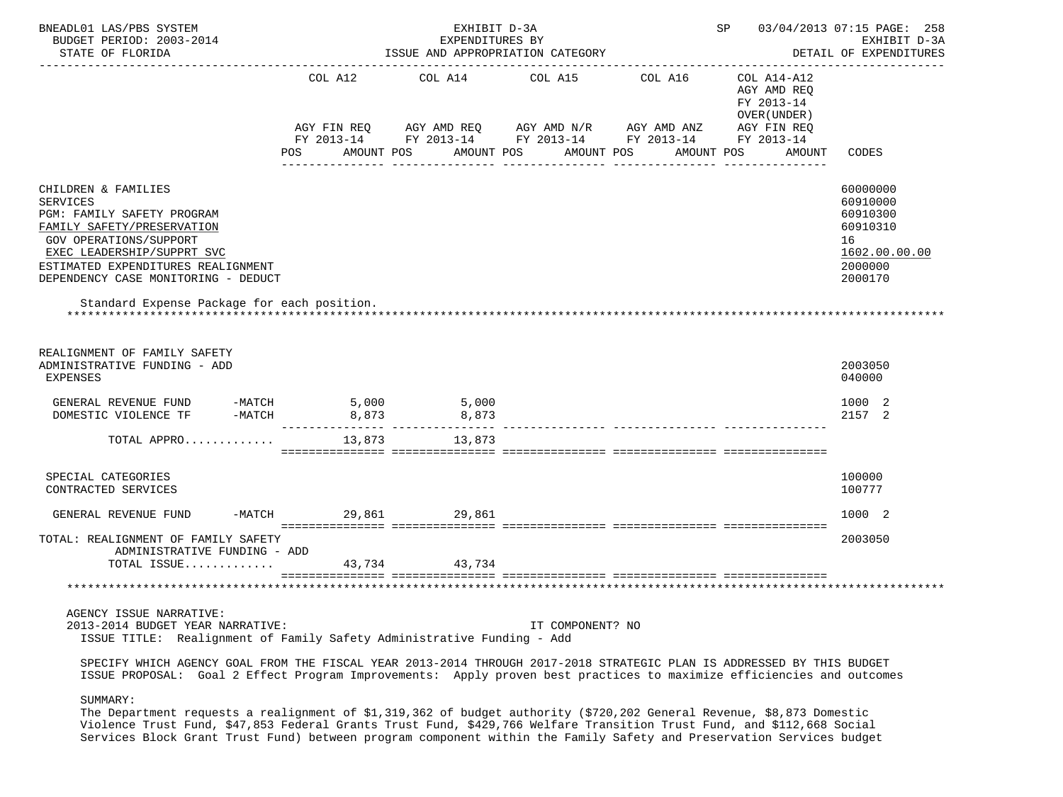BNEADL01 LAS/PBS SYSTEM | EXHIBIT D-3A | SP 03/04/2013 07:15 PAGE: 258
BUDGET PERIOD: 2003-2014 | EXPENDITURES BY | EXHIBIT D-3A
STATE OF FLORIDA | ISSUE AND APPROPRIATION CATEGORY | DETAIL OF EXPENDITURES

| | COL A12 AGY FIN REQ FY 2013-14 POS AMOUNT | COL A14 AGY AMD REQ FY 2013-14 POS AMOUNT | COL A15 AGY AMD N/R FY 2013-14 POS AMOUNT | COL A16 AGY AMD ANZ FY 2013-14 POS AMOUNT | COL A14-A12 AGY AMD REQ FY 2013-14 OVER(UNDER) AGY FIN REQ FY 2013-14 POS AMOUNT | CODES |
|---|---|---|---|---|---|---|
| CHILDREN & FAMILIES | | | | | | 60000000 |
| SERVICES | | | | | | 60910000 |
| PGM: FAMILY SAFETY PROGRAM | | | | | | 60910300 |
| FAMILY SAFETY/PRESERVATION | | | | | | 60910310 |
| GOV OPERATIONS/SUPPORT | | | | | | 16 |
| EXEC LEADERSHIP/SUPPRT SVC | | | | | | 1602.00.00.00 |
| ESTIMATED EXPENDITURES REALIGNMENT | | | | | | 2000000 |
| DEPENDENCY CASE MONITORING - DEDUCT | | | | | | 2000170 |

Standard Expense Package for each position.

| | COL A12 | COL A14 | COL A15 | COL A16 | COL A14-A12 | CODES |
|---|---|---|---|---|---|---|
| REALIGNMENT OF FAMILY SAFETY ADMINISTRATIVE FUNDING - ADD | | | | | | 2003050 |
| EXPENSES | | | | | | 040000 |
| GENERAL REVENUE FUND -MATCH | 5,000 | 5,000 | | | | 1000 2 |
| DOMESTIC VIOLENCE TF -MATCH | 8,873 | 8,873 | | | | 2157 2 |
| TOTAL APPRO............ | 13,873 | 13,873 | | | | |
| SPECIAL CATEGORIES | | | | | | 100000 |
| CONTRACTED SERVICES | | | | | | 100777 |
| GENERAL REVENUE FUND -MATCH | 29,861 | 29,861 | | | | 1000 2 |
| TOTAL: REALIGNMENT OF FAMILY SAFETY ADMINISTRATIVE FUNDING - ADD | | | | | | 2003050 |
| TOTAL ISSUE............ | 43,734 | 43,734 | | | | |

AGENCY ISSUE NARRATIVE:
2013-2014 BUDGET YEAR NARRATIVE: IT COMPONENT? NO
ISSUE TITLE: Realignment of Family Safety Administrative Funding - Add

SPECIFY WHICH AGENCY GOAL FROM THE FISCAL YEAR 2013-2014 THROUGH 2017-2018 STRATEGIC PLAN IS ADDRESSED BY THIS BUDGET ISSUE PROPOSAL: Goal 2 Effect Program Improvements: Apply proven best practices to maximize efficiencies and outcomes

SUMMARY:
The Department requests a realignment of $1,319,362 of budget authority ($720,202 General Revenue, $8,873 Domestic Violence Trust Fund, $47,853 Federal Grants Trust Fund, $429,766 Welfare Transition Trust Fund, and $112,668 Social Services Block Grant Trust Fund) between program component within the Family Safety and Preservation Services budget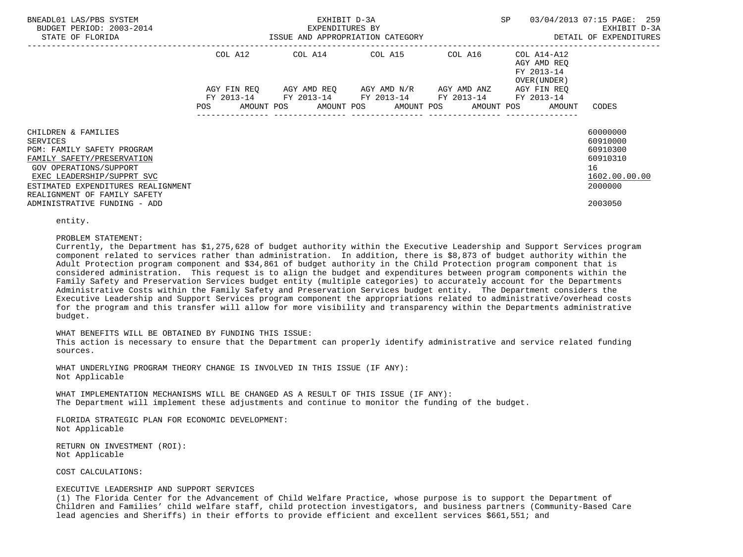| | COL A12 | | COL A14 | | COL A15 | | COL A16 | | COL A14-A12 AGY AMD REQ FY 2013-14 OVER(UNDER) | | |
|---|---|---|---|---|---|---|---|---|---|---|---|
| | AGY FIN REQ FY 2013-14 | | AGY AMD REQ FY 2013-14 | | AGY AMD N/R FY 2013-14 | | AGY AMD ANZ FY 2013-14 | | AGY FIN REQ FY 2013-14 | | |
| | POS | AMOUNT | POS | AMOUNT | POS | AMOUNT | POS | AMOUNT | POS | AMOUNT | CODES |
| CHILDREN & FAMILIES | | | | | | | | | | | 60000000 |
| SERVICES | | | | | | | | | | | 60910000 |
| PGM: FAMILY SAFETY PROGRAM | | | | | | | | | | | 60910300 |
| FAMILY SAFETY/PRESERVATION | | | | | | | | | | | 60910310 |
| GOV OPERATIONS/SUPPORT | | | | | | | | | | | 16 |
| EXEC LEADERSHIP/SUPPRT SVC | | | | | | | | | | | 1602.00.00.00 |
| ESTIMATED EXPENDITURES REALIGNMENT | | | | | | | | | | | 2000000 |
| REALIGNMENT OF FAMILY SAFETY ADMINISTRATIVE FUNDING - ADD | | | | | | | | | | | 2003050 |

entity.

PROBLEM STATEMENT:
Currently, the Department has $1,275,628 of budget authority within the Executive Leadership and Support Services program component related to services rather than administration. In addition, there is $8,873 of budget authority within the Adult Protection program component and $34,861 of budget authority in the Child Protection program component that is considered administration. This request is to align the budget and expenditures between program components within the Family Safety and Preservation Services budget entity (multiple categories) to accurately account for the Departments Administrative Costs within the Family Safety and Preservation Services budget entity. The Department considers the Executive Leadership and Support Services program component the appropriations related to administrative/overhead costs for the program and this transfer will allow for more visibility and transparency within the Departments administrative budget.

WHAT BENEFITS WILL BE OBTAINED BY FUNDING THIS ISSUE:
This action is necessary to ensure that the Department can properly identify administrative and service related funding sources.

WHAT UNDERLYING PROGRAM THEORY CHANGE IS INVOLVED IN THIS ISSUE (IF ANY):
Not Applicable

WHAT IMPLEMENTATION MECHANISMS WILL BE CHANGED AS A RESULT OF THIS ISSUE (IF ANY):
The Department will implement these adjustments and continue to monitor the funding of the budget.

FLORIDA STRATEGIC PLAN FOR ECONOMIC DEVELOPMENT:
Not Applicable

RETURN ON INVESTMENT (ROI):
Not Applicable

COST CALCULATIONS:

EXECUTIVE LEADERSHIP AND SUPPORT SERVICES
(1) The Florida Center for the Advancement of Child Welfare Practice, whose purpose is to support the Department of Children and Families' child welfare staff, child protection investigators, and business partners (Community-Based Care lead agencies and Sheriffs) in their efforts to provide efficient and excellent services $661,551; and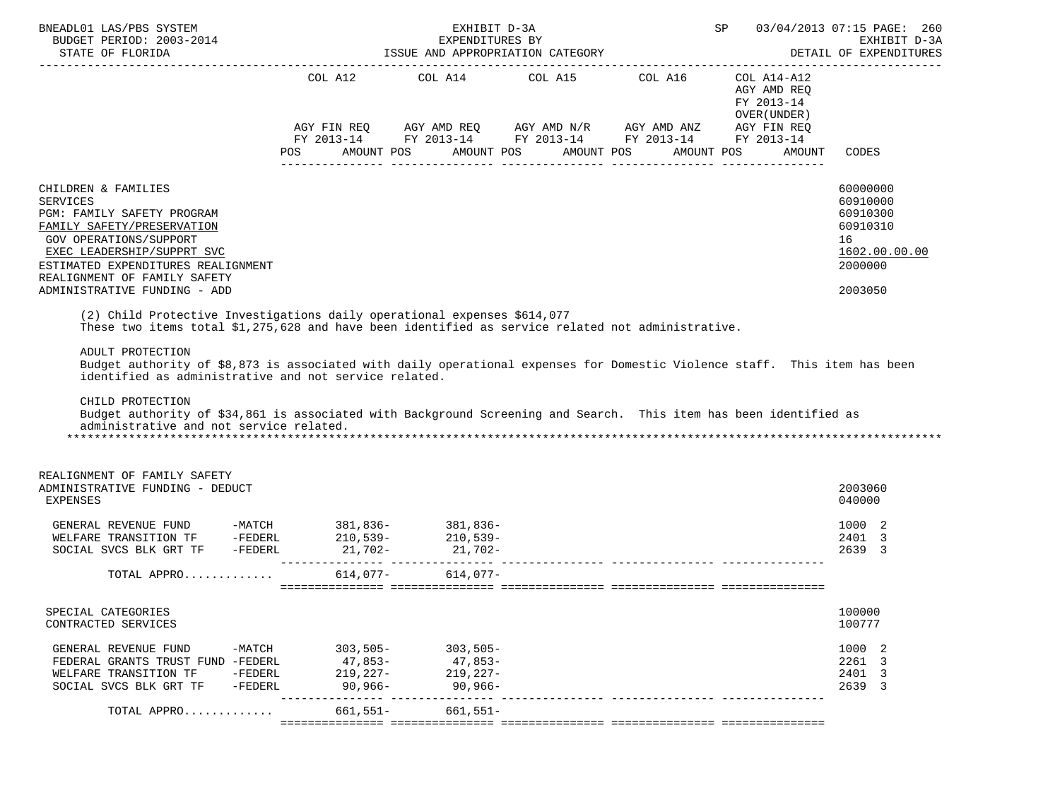| | COL A12 | COL A14 | COL A15 | COL A16 | COL A14-A12 AGY AMD REQ FY 2013-14 OVER(UNDER) | |
|---|---|---|---|---|---|---|
| | AGY FIN REQ FY 2013-14 POS AMOUNT | AGY AMD REQ FY 2013-14 POS AMOUNT | AGY AMD N/R FY 2013-14 POS AMOUNT | AGY AMD ANZ FY 2013-14 POS AMOUNT | AGY FIN REQ FY 2013-14 POS AMOUNT | CODES |
| CHILDREN & FAMILIES | | | | | | 60000000 |
| SERVICES | | | | | | 60910000 |
| PGM: FAMILY SAFETY PROGRAM | | | | | | 60910300 |
| FAMILY SAFETY/PRESERVATION | | | | | | 60910310 |
| GOV OPERATIONS/SUPPORT | | | | | | 16 |
| EXEC LEADERSHIP/SUPPRT SVC | | | | | | 1602.00.00.00 |
| ESTIMATED EXPENDITURES REALIGNMENT | | | | | | 2000000 |
| REALIGNMENT OF FAMILY SAFETY ADMINISTRATIVE FUNDING - ADD | | | | | | 2003050 |

(2) Child Protective Investigations daily operational expenses $614,077
These two items total $1,275,628 and have been identified as service related not administrative.

ADULT PROTECTION
Budget authority of $8,873 is associated with daily operational expenses for Domestic Violence staff. This item has been identified as administrative and not service related.

CHILD PROTECTION
Budget authority of $34,861 is associated with Background Screening and Search. This item has been identified as administrative and not service related.

*******************************************************************************************************************

| | COL A12 | COL A14 | COL A15 | COL A16 | COL A14-A12 | CODES |
|---|---|---|---|---|---|---|
| REALIGNMENT OF FAMILY SAFETY ADMINISTRATIVE FUNDING - DEDUCT | | | | | | 2003060 |
| EXPENSES | | | | | | 040000 |
| GENERAL REVENUE FUND -MATCH | 381,836- | 381,836- | | | | 1000 2 |
| WELFARE TRANSITION TF -FEDERL | 210,539- | 210,539- | | | | 2401 3 |
| SOCIAL SVCS BLK GRT TF -FEDERL | 21,702- | 21,702- | | | | 2639 3 |
| TOTAL APPRO............ | 614,077- | 614,077- | | | | |
| SPECIAL CATEGORIES | | | | | | 100000 |
| CONTRACTED SERVICES | | | | | | 100777 |
| GENERAL REVENUE FUND -MATCH | 303,505- | 303,505- | | | | 1000 2 |
| FEDERAL GRANTS TRUST FUND -FEDERL | 47,853- | 47,853- | | | | 2261 3 |
| WELFARE TRANSITION TF -FEDERL | 219,227- | 219,227- | | | | 2401 3 |
| SOCIAL SVCS BLK GRT TF -FEDERL | 90,966- | 90,966- | | | | 2639 3 |
| TOTAL APPRO............ | 661,551- | 661,551- | | | | |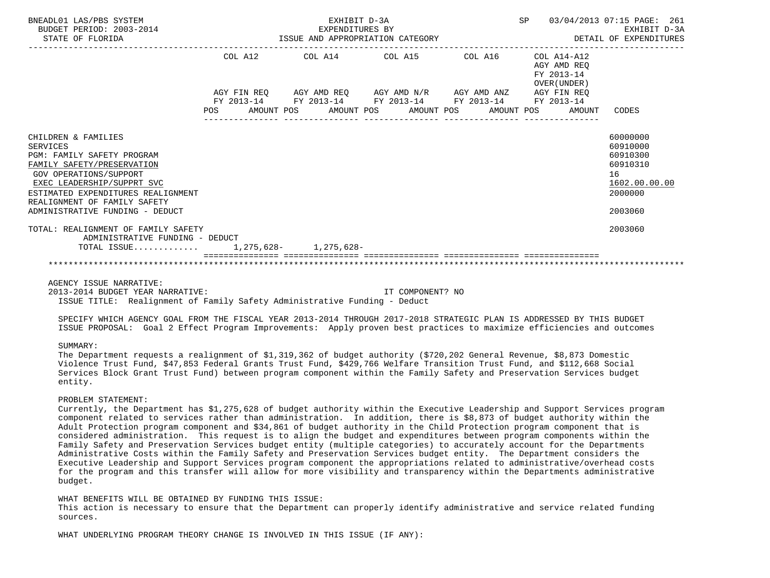BNEADL01 LAS/PBS SYSTEM — EXHIBIT D-3A — EXPENDITURES BY ISSUE AND APPROPRIATION CATEGORY
BUDGET PERIOD: 2003-2014 — STATE OF FLORIDA
SP 03/04/2013 07:15 — EXHIBIT D-3A — DETAIL OF EXPENDITURES

| | COL A12<br>AGY FIN REQ<br>FY 2013-14<br>POS AMOUNT | COL A14<br>AGY AMD REQ<br>FY 2013-14<br>POS AMOUNT | COL A15<br>AGY AMD N/R<br>FY 2013-14<br>POS AMOUNT | COL A16<br>AGY AMD ANZ<br>FY 2013-14<br>POS AMOUNT | COL A14-A12<br>AGY AMD REQ<br>FY 2013-14<br>OVER(UNDER)<br>AGY FIN REQ<br>FY 2013-14<br>POS AMOUNT | CODES |
|---|---|---|---|---|---|---|
| CHILDREN & FAMILIES | | | | | | 60000000 |
| SERVICES | | | | | | 60910000 |
| PGM: FAMILY SAFETY PROGRAM | | | | | | 60910300 |
| FAMILY SAFETY/PRESERVATION | | | | | | 60910310 |
| GOV OPERATIONS/SUPPORT | | | | | | 16 |
| EXEC LEADERSHIP/SUPPRT SVC | | | | | | 1602.00.00.00 |
| ESTIMATED EXPENDITURES REALIGNMENT | | | | | | 2000000 |
| REALIGNMENT OF FAMILY SAFETY ADMINISTRATIVE FUNDING - DEDUCT | | | | | | 2003060 |
| TOTAL: REALIGNMENT OF FAMILY SAFETY ADMINISTRATIVE FUNDING - DEDUCT | | | | | | 2003060 |
| TOTAL ISSUE............ | 1,275,628- | 1,275,628- | | | | |

AGENCY ISSUE NARRATIVE:

2013-2014 BUDGET YEAR NARRATIVE: IT COMPONENT? NO

ISSUE TITLE: Realignment of Family Safety Administrative Funding - Deduct

SPECIFY WHICH AGENCY GOAL FROM THE FISCAL YEAR 2013-2014 THROUGH 2017-2018 STRATEGIC PLAN IS ADDRESSED BY THIS BUDGET ISSUE PROPOSAL: Goal 2 Effect Program Improvements: Apply proven best practices to maximize efficiencies and outcomes

SUMMARY:

The Department requests a realignment of $1,319,362 of budget authority ($720,202 General Revenue, $8,873 Domestic Violence Trust Fund, $47,853 Federal Grants Trust Fund, $429,766 Welfare Transition Trust Fund, and $112,668 Social Services Block Grant Trust Fund) between program component within the Family Safety and Preservation Services budget entity.

PROBLEM STATEMENT:

Currently, the Department has $1,275,628 of budget authority within the Executive Leadership and Support Services program component related to services rather than administration. In addition, there is $8,873 of budget authority within the Adult Protection program component and $34,861 of budget authority in the Child Protection program component that is considered administration. This request is to align the budget and expenditures between program components within the Family Safety and Preservation Services budget entity (multiple categories) to accurately account for the Departments Administrative Costs within the Family Safety and Preservation Services budget entity. The Department considers the Executive Leadership and Support Services program component the appropriations related to administrative/overhead costs for the program and this transfer will allow for more visibility and transparency within the Departments administrative budget.

WHAT BENEFITS WILL BE OBTAINED BY FUNDING THIS ISSUE:

This action is necessary to ensure that the Department can properly identify administrative and service related funding sources.

WHAT UNDERLYING PROGRAM THEORY CHANGE IS INVOLVED IN THIS ISSUE (IF ANY):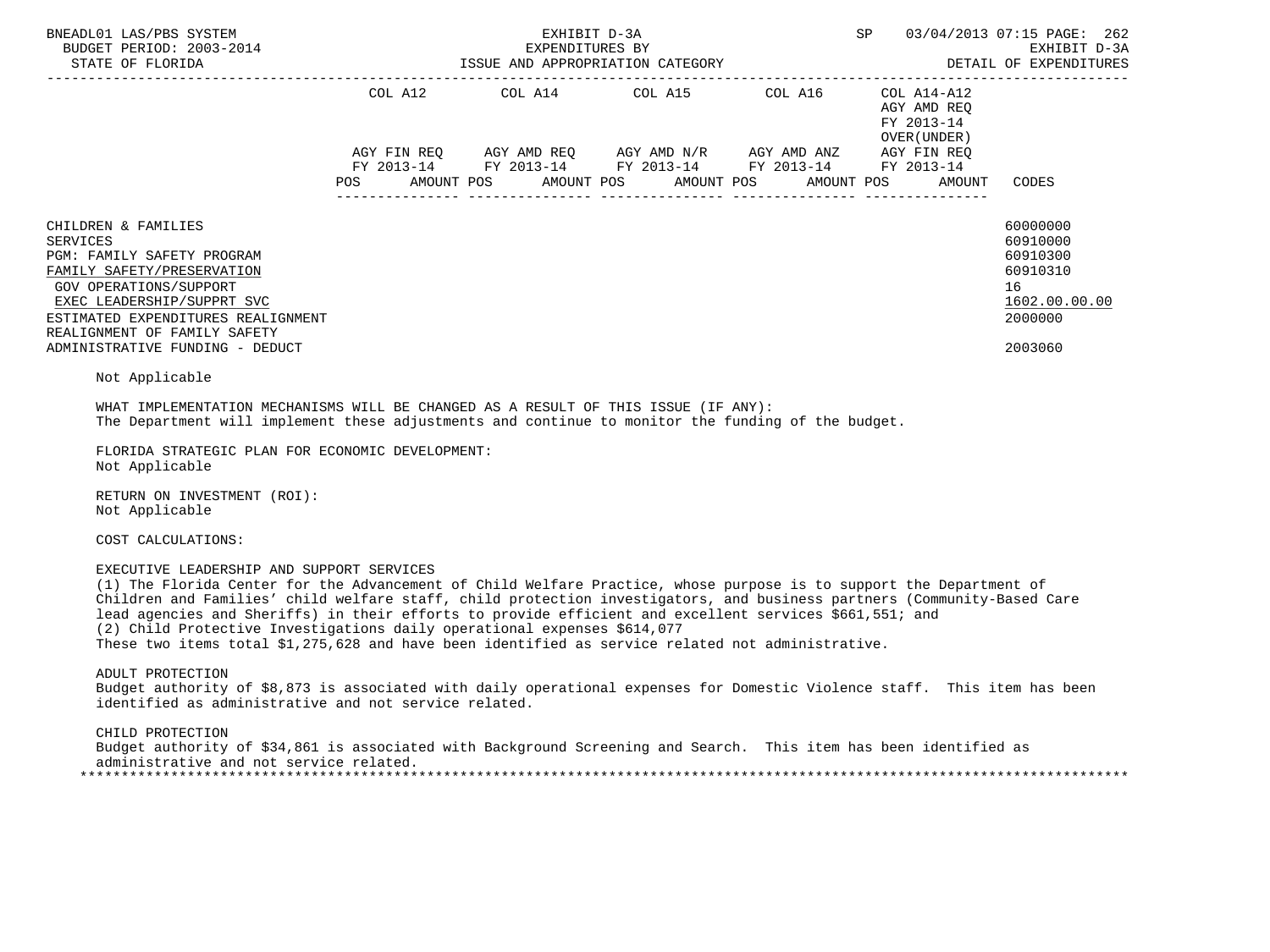| | COL A12 | | COL A14 | | COL A15 | | COL A16 | | COL A14-A12 AGY AMD REQ FY 2013-14 OVER(UNDER) | | |
|---|---|---|---|---|---|---|---|---|---|---|---|
| | AGY FIN REQ FY 2013-14 | | AGY AMD REQ FY 2013-14 | | AGY AMD N/R FY 2013-14 | | AGY AMD ANZ FY 2013-14 | | AGY FIN REQ FY 2013-14 | | |
| | POS | AMOUNT | POS | AMOUNT | POS | AMOUNT | POS | AMOUNT | POS | AMOUNT | CODES |
| CHILDREN & FAMILIES | | | | | | | | | | | 60000000 |
| SERVICES | | | | | | | | | | | 60910000 |
| PGM: FAMILY SAFETY PROGRAM | | | | | | | | | | | 60910300 |
| FAMILY SAFETY/PRESERVATION | | | | | | | | | | | 60910310 |
| GOV OPERATIONS/SUPPORT | | | | | | | | | | | 16 |
| EXEC LEADERSHIP/SUPPRT SVC | | | | | | | | | | | 1602.00.00.00 |
| ESTIMATED EXPENDITURES REALIGNMENT | | | | | | | | | | | 2000000 |
| REALIGNMENT OF FAMILY SAFETY ADMINISTRATIVE FUNDING - DEDUCT | | | | | | | | | | | 2003060 |

Not Applicable

WHAT IMPLEMENTATION MECHANISMS WILL BE CHANGED AS A RESULT OF THIS ISSUE (IF ANY):
The Department will implement these adjustments and continue to monitor the funding of the budget.

FLORIDA STRATEGIC PLAN FOR ECONOMIC DEVELOPMENT:
Not Applicable

RETURN ON INVESTMENT (ROI):
Not Applicable

COST CALCULATIONS:

EXECUTIVE LEADERSHIP AND SUPPORT SERVICES
(1) The Florida Center for the Advancement of Child Welfare Practice, whose purpose is to support the Department of Children and Families' child welfare staff, child protection investigators, and business partners (Community-Based Care lead agencies and Sheriffs) in their efforts to provide efficient and excellent services $661,551; and
(2) Child Protective Investigations daily operational expenses $614,077
These two items total $1,275,628 and have been identified as service related not administrative.

ADULT PROTECTION
Budget authority of $8,873 is associated with daily operational expenses for Domestic Violence staff. This item has been identified as administrative and not service related.

CHILD PROTECTION
Budget authority of $34,861 is associated with Background Screening and Search. This item has been identified as administrative and not service related.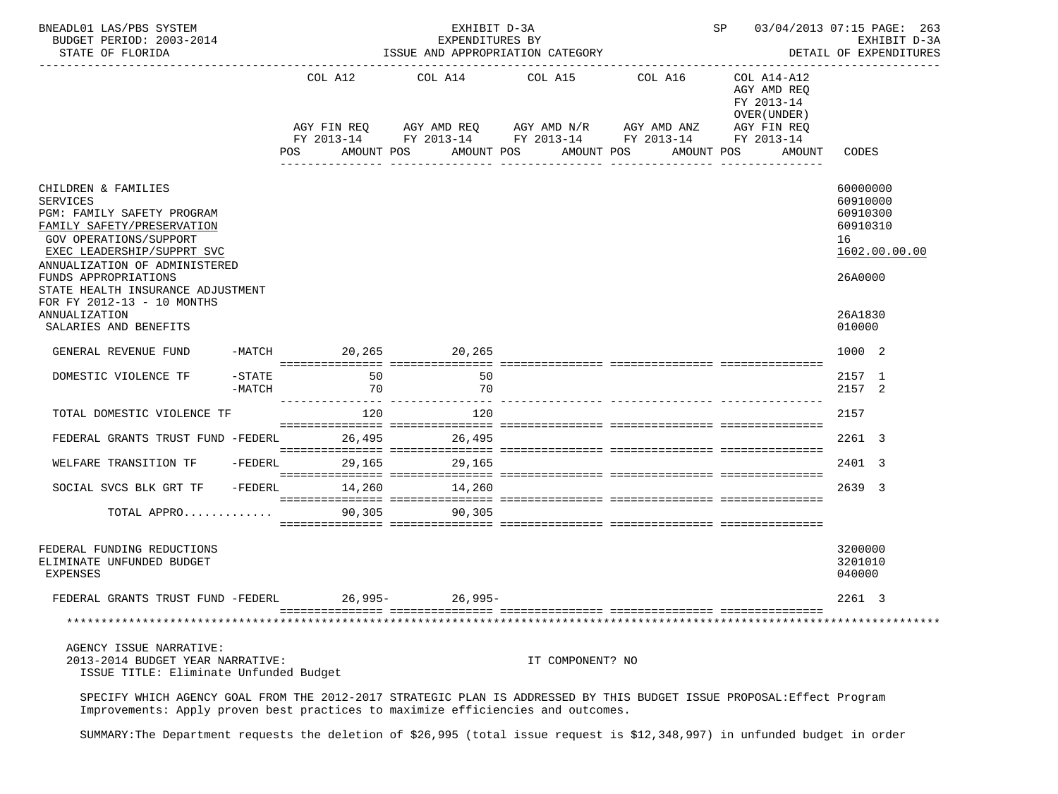BNEADL01 LAS/PBS SYSTEM — EXHIBIT D-3A — EXPENDITURES BY ISSUE AND APPROPRIATION CATEGORY — SP 03/04/2013 07:15 PAGE: 263
BUDGET PERIOD: 2003-2014 — STATE OF FLORIDA — EXHIBIT D-3A DETAIL OF EXPENDITURES

| | COL A12 AGY FIN REQ FY 2013-14 POS AMOUNT | COL A14 AGY AMD REQ FY 2013-14 POS AMOUNT | COL A15 AGY AMD N/R FY 2013-14 POS AMOUNT | COL A16 AGY AMD ANZ FY 2013-14 POS AMOUNT | COL A14-A12 AGY AMD REQ FY 2013-14 OVER(UNDER) AGY FIN REQ FY 2013-14 POS AMOUNT | CODES |
|---|---|---|---|---|---|---|
| CHILDREN & FAMILIES | | | | | | 60000000 |
| SERVICES | | | | | | 60910000 |
| PGM: FAMILY SAFETY PROGRAM | | | | | | 60910300 |
| FAMILY SAFETY/PRESERVATION | | | | | | 60910310 |
| GOV OPERATIONS/SUPPORT | | | | | | 16 |
| EXEC LEADERSHIP/SUPPRT SVC | | | | | | 1602.00.00.00 |
| ANNUALIZATION OF ADMINISTERED FUNDS APPROPRIATIONS | | | | | | 26A0000 |
| STATE HEALTH INSURANCE ADJUSTMENT FOR FY 2012-13 - 10 MONTHS ANNUALIZATION | | | | | | 26A1830 |
| SALARIES AND BENEFITS | | | | | | 010000 |
| GENERAL REVENUE FUND -MATCH | 20,265 | 20,265 | | | | 1000 2 |
| DOMESTIC VIOLENCE TF -STATE | 50 | 50 | | | | 2157 1 |
| -MATCH | 70 | 70 | | | | 2157 2 |
| TOTAL DOMESTIC VIOLENCE TF | 120 | 120 | | | | 2157 |
| FEDERAL GRANTS TRUST FUND -FEDERL | 26,495 | 26,495 | | | | 2261 3 |
| WELFARE TRANSITION TF -FEDERL | 29,165 | 29,165 | | | | 2401 3 |
| SOCIAL SVCS BLK GRT TF -FEDERL | 14,260 | 14,260 | | | | 2639 3 |
| TOTAL APPRO............ | 90,305 | 90,305 | | | | |
| FEDERAL FUNDING REDUCTIONS | | | | | | 3200000 |
| ELIMINATE UNFUNDED BUDGET | | | | | | 3201010 |
| EXPENSES | | | | | | 040000 |
| FEDERAL GRANTS TRUST FUND -FEDERL | 26,995- | 26,995- | | | | 2261 3 |

AGENCY ISSUE NARRATIVE:
2013-2014 BUDGET YEAR NARRATIVE: IT COMPONENT? NO
ISSUE TITLE: Eliminate Unfunded Budget

SPECIFY WHICH AGENCY GOAL FROM THE 2012-2017 STRATEGIC PLAN IS ADDRESSED BY THIS BUDGET ISSUE PROPOSAL:Effect Program Improvements: Apply proven best practices to maximize efficiencies and outcomes.

SUMMARY:The Department requests the deletion of $26,995 (total issue request is $12,348,997) in unfunded budget in order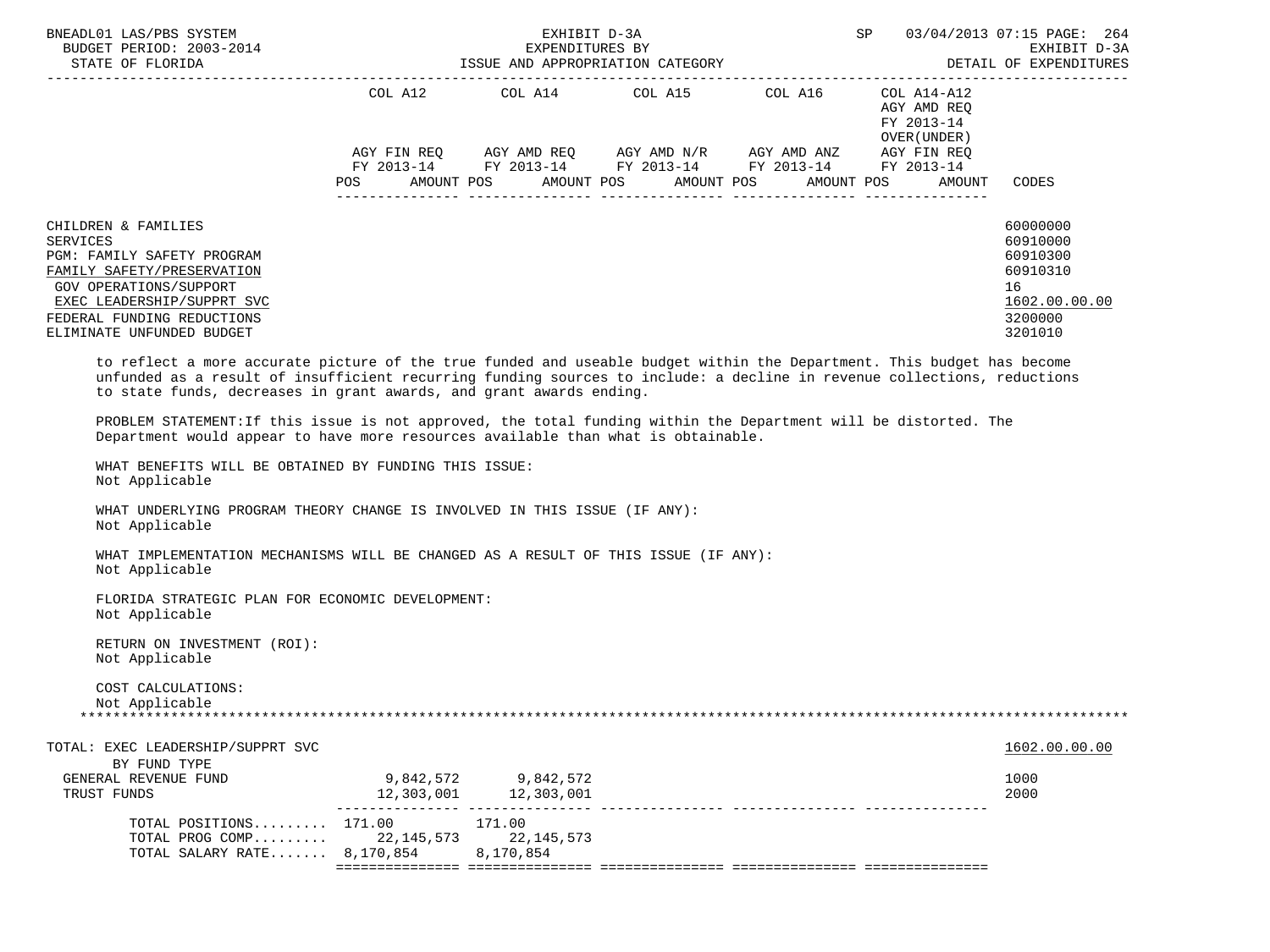| | COL A12 | COL A14 | COL A15 | COL A16 | COL A14-A12 AGY AMD REQ FY 2013-14 OVER(UNDER) | |
|---|---|---|---|---|---|---|
| | AGY FIN REQ FY 2013-14 | AGY AMD REQ FY 2013-14 | AGY AMD N/R FY 2013-14 | AGY AMD ANZ FY 2013-14 | AGY FIN REQ FY 2013-14 | |
| | POS AMOUNT | POS AMOUNT | POS AMOUNT | POS AMOUNT | POS AMOUNT | CODES |

CHILDREN & FAMILIES — 60000000
SERVICES — 60910000
PGM: FAMILY SAFETY PROGRAM — 60910300
FAMILY SAFETY/PRESERVATION — 60910310
GOV OPERATIONS/SUPPORT — 16
EXEC LEADERSHIP/SUPPRT SVC — 1602.00.00.00
FEDERAL FUNDING REDUCTIONS — 3200000
ELIMINATE UNFUNDED BUDGET — 3201010

to reflect a more accurate picture of the true funded and useable budget within the Department. This budget has become unfunded as a result of insufficient recurring funding sources to include: a decline in revenue collections, reductions to state funds, decreases in grant awards, and grant awards ending.

PROBLEM STATEMENT:If this issue is not approved, the total funding within the Department will be distorted. The Department would appear to have more resources available than what is obtainable.

WHAT BENEFITS WILL BE OBTAINED BY FUNDING THIS ISSUE:
Not Applicable

WHAT UNDERLYING PROGRAM THEORY CHANGE IS INVOLVED IN THIS ISSUE (IF ANY):
Not Applicable

WHAT IMPLEMENTATION MECHANISMS WILL BE CHANGED AS A RESULT OF THIS ISSUE (IF ANY):
Not Applicable

FLORIDA STRATEGIC PLAN FOR ECONOMIC DEVELOPMENT:
Not Applicable

RETURN ON INVESTMENT (ROI):
Not Applicable

COST CALCULATIONS:
Not Applicable

| TOTAL: EXEC LEADERSHIP/SUPPRT SVC | COL A12 | COL A14 | COL A15 | COL A16 | COL A14-A12 | 1602.00.00.00 |
|---|---|---|---|---|---|---|
| BY FUND TYPE | | | | | | |
| GENERAL REVENUE FUND | 9,842,572 | 9,842,572 | | | | 1000 |
| TRUST FUNDS | 12,303,001 | 12,303,001 | | | | 2000 |
| TOTAL POSITIONS......... | 171.00 | 171.00 | | | | |
| TOTAL PROG COMP......... | 22,145,573 | 22,145,573 | | | | |
| TOTAL SALARY RATE....... | 8,170,854 | 8,170,854 | | | | |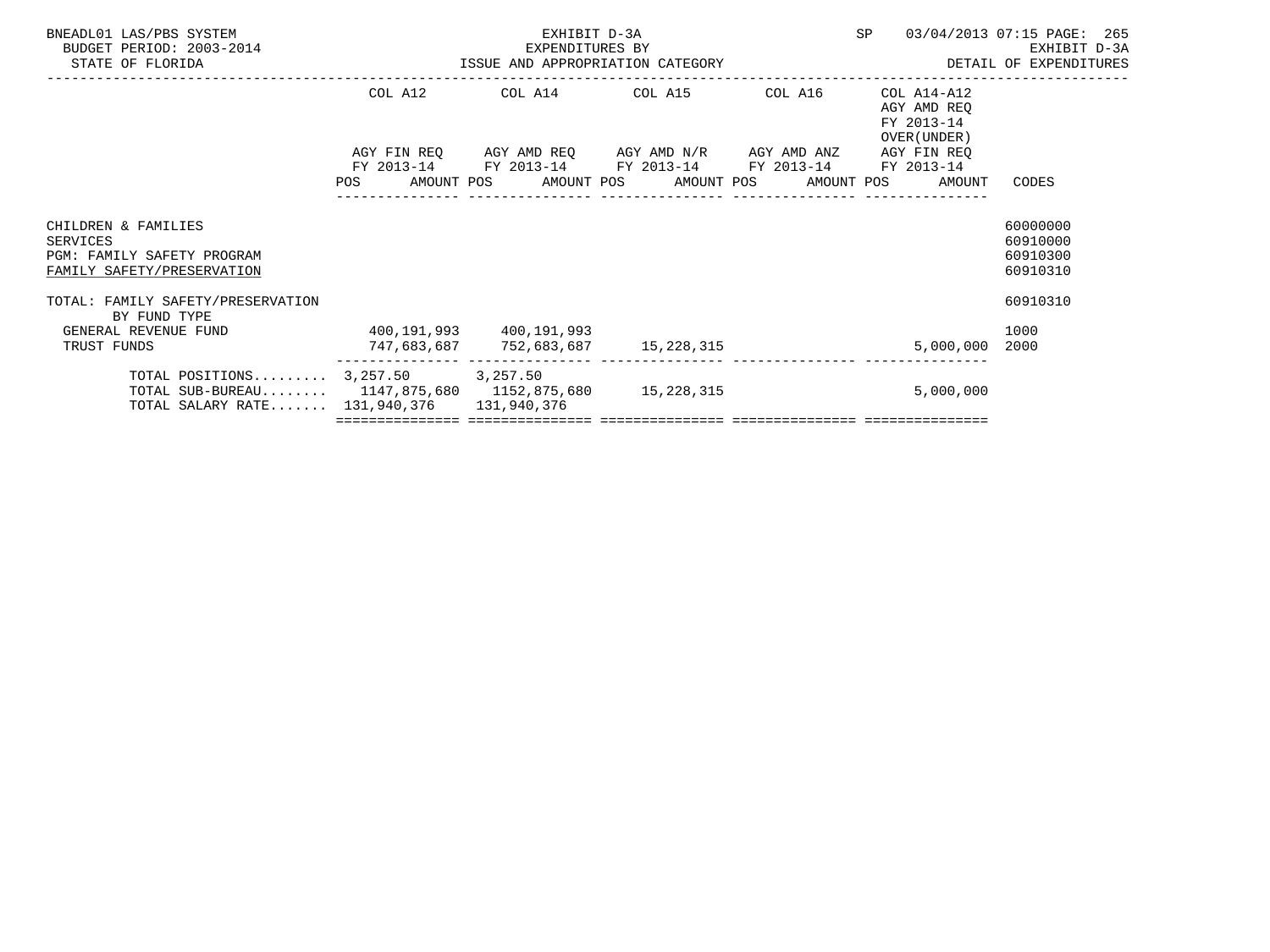BNEADL01 LAS/PBS SYSTEM
BUDGET PERIOD: 2003-2014
STATE OF FLORIDA

EXHIBIT D-3A
EXPENDITURES BY
ISSUE AND APPROPRIATION CATEGORY

SP 03/04/2013 07:15

EXHIBIT D-3A
DETAIL OF EXPENDITURES

| | COL A12 AGY FIN REQ FY 2013-14 POS AMOUNT | COL A14 AGY AMD REQ FY 2013-14 POS AMOUNT | COL A15 AGY AMD N/R FY 2013-14 POS AMOUNT | COL A16 AGY AMD ANZ FY 2013-14 POS AMOUNT | COL A14-A12 AGY AMD REQ FY 2013-14 OVER(UNDER) AGY FIN REQ FY 2013-14 POS AMOUNT | CODES |
|---|---|---|---|---|---|---|
| CHILDREN & FAMILIES | | | | | | 60000000 |
| SERVICES | | | | | | 60910000 |
| PGM: FAMILY SAFETY PROGRAM | | | | | | 60910300 |
| FAMILY SAFETY/PRESERVATION | | | | | | 60910310 |
| TOTAL: FAMILY SAFETY/PRESERVATION BY FUND TYPE | | | | | | 60910310 |
| GENERAL REVENUE FUND | 400,191,993 | 400,191,993 | | | | 1000 |
| TRUST FUNDS | 747,683,687 | 752,683,687 | 15,228,315 | | 5,000,000 | 2000 |
| TOTAL POSITIONS......... | 3,257.50 | 3,257.50 | | | | |
| TOTAL SUB-BUREAU........ | 1147,875,680 | 1152,875,680 | 15,228,315 | | 5,000,000 | |
| TOTAL SALARY RATE....... | 131,940,376 | 131,940,376 | | | | |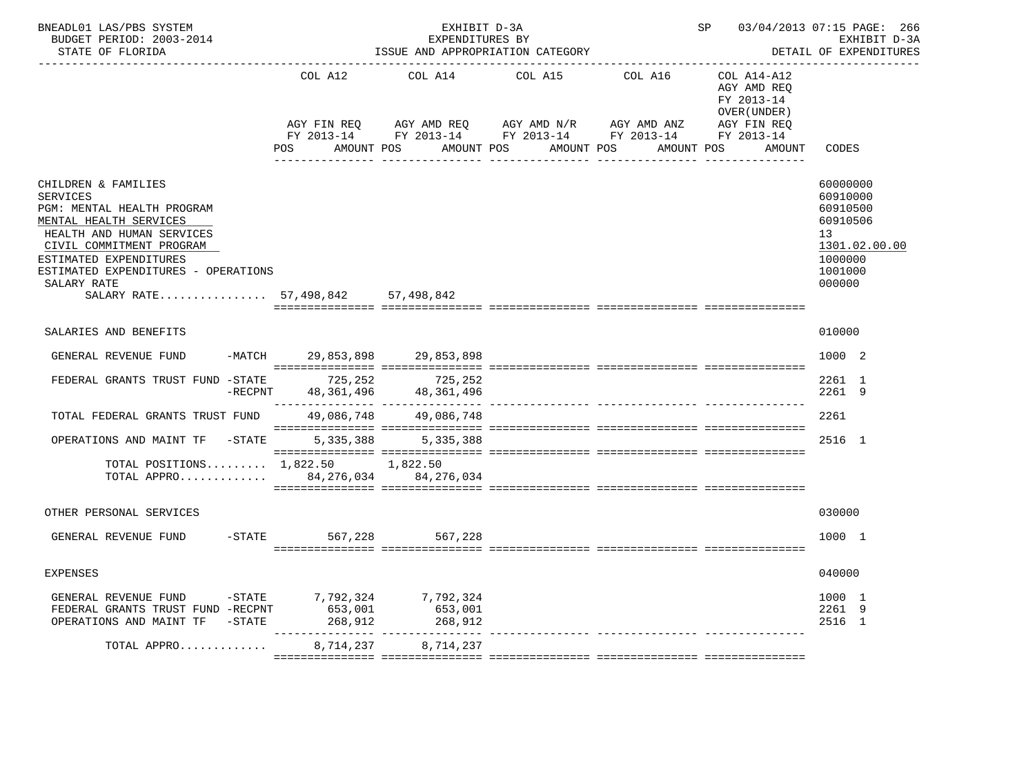| | COL A12 AGY FIN REQ FY 2013-14 POS AMOUNT | COL A14 AGY AMD REQ FY 2013-14 POS AMOUNT | COL A15 AGY AMD N/R FY 2013-14 POS AMOUNT | COL A16 AGY AMD ANZ FY 2013-14 POS AMOUNT | COL A14-A12 AGY AMD REQ FY 2013-14 OVER(UNDER) AGY FIN REQ FY 2013-14 POS AMOUNT | CODES |
|---|---|---|---|---|---|---|
| CHILDREN & FAMILIES | | | | | | 60000000 |
| SERVICES | | | | | | 60910000 |
| PGM: MENTAL HEALTH PROGRAM | | | | | | 60910500 |
| MENTAL HEALTH SERVICES | | | | | | 60910506 |
| HEALTH AND HUMAN SERVICES | | | | | | 13 |
| CIVIL COMMITMENT PROGRAM | | | | | | 1301.02.00.00 |
| ESTIMATED EXPENDITURES | | | | | | 1000000 |
| ESTIMATED EXPENDITURES - OPERATIONS | | | | | | 1001000 |
| SALARY RATE | | | | | | 000000 |
| SALARY RATE................ | 57,498,842 | 57,498,842 | | | | |
| SALARIES AND BENEFITS | | | | | | 010000 |
| GENERAL REVENUE FUND -MATCH | 29,853,898 | 29,853,898 | | | | 1000 2 |
| FEDERAL GRANTS TRUST FUND -STATE | 725,252 | 725,252 | | | | 2261 1 |
| -RECPNT | 48,361,496 | 48,361,496 | | | | 2261 9 |
| TOTAL FEDERAL GRANTS TRUST FUND | 49,086,748 | 49,086,748 | | | | 2261 |
| OPERATIONS AND MAINT TF -STATE | 5,335,388 | 5,335,388 | | | | 2516 1 |
| TOTAL POSITIONS......... | 1,822.50 | 1,822.50 | | | | |
| TOTAL APPRO............. | 84,276,034 | 84,276,034 | | | | |
| OTHER PERSONAL SERVICES | | | | | | 030000 |
| GENERAL REVENUE FUND -STATE | 567,228 | 567,228 | | | | 1000 1 |
| EXPENSES | | | | | | 040000 |
| GENERAL REVENUE FUND -STATE | 7,792,324 | 7,792,324 | | | | 1000 1 |
| FEDERAL GRANTS TRUST FUND -RECPNT | 653,001 | 653,001 | | | | 2261 9 |
| OPERATIONS AND MAINT TF -STATE | 268,912 | 268,912 | | | | 2516 1 |
| TOTAL APPRO............. | 8,714,237 | 8,714,237 | | | | |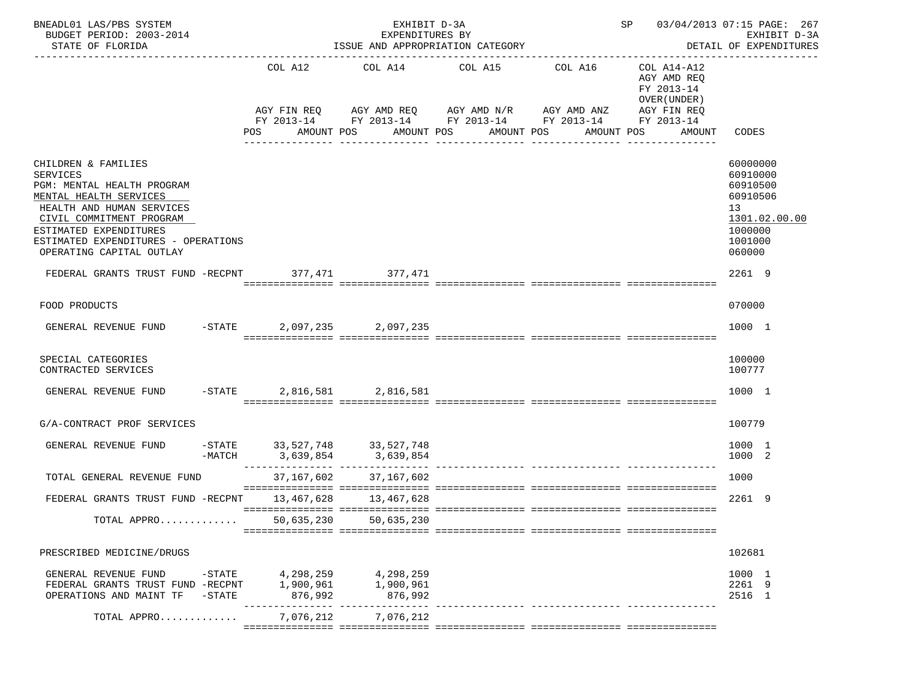BNEADL01 LAS/PBS SYSTEM | EXHIBIT D-3A | SP 03/04/2013 07:15 PAGE: 267
BUDGET PERIOD: 2003-2014 | EXPENDITURES BY | EXHIBIT D-3A
STATE OF FLORIDA | ISSUE AND APPROPRIATION CATEGORY | DETAIL OF EXPENDITURES

| | COL A12 AGY FIN REQ FY 2013-14 POS AMOUNT | COL A14 AGY AMD REQ FY 2013-14 POS AMOUNT | COL A15 AGY AMD N/R FY 2013-14 POS AMOUNT | COL A16 AGY AMD ANZ FY 2013-14 POS AMOUNT | COL A14-A12 AGY AMD REQ FY 2013-14 OVER(UNDER) AGY FIN REQ FY 2013-14 POS AMOUNT | CODES |
|---|---|---|---|---|---|---|
| CHILDREN & FAMILIES | | | | | | 60000000 |
| SERVICES | | | | | | 60910000 |
| PGM: MENTAL HEALTH PROGRAM | | | | | | 60910500 |
| MENTAL HEALTH SERVICES | | | | | | 60910506 |
| HEALTH AND HUMAN SERVICES | | | | | | 13 |
| CIVIL COMMITMENT PROGRAM | | | | | | 1301.02.00.00 |
| ESTIMATED EXPENDITURES | | | | | | 1000000 |
| ESTIMATED EXPENDITURES - OPERATIONS | | | | | | 1001000 |
| OPERATING CAPITAL OUTLAY | | | | | | 060000 |
| FEDERAL GRANTS TRUST FUND -RECPNT | 377,471 | 377,471 | | | | 2261 9 |
| FOOD PRODUCTS | | | | | | 070000 |
| GENERAL REVENUE FUND -STATE | 2,097,235 | 2,097,235 | | | | 1000 1 |
| SPECIAL CATEGORIES | | | | | | 100000 |
| CONTRACTED SERVICES | | | | | | 100777 |
| GENERAL REVENUE FUND -STATE | 2,816,581 | 2,816,581 | | | | 1000 1 |
| G/A-CONTRACT PROF SERVICES | | | | | | 100779 |
| GENERAL REVENUE FUND -STATE | 33,527,748 | 33,527,748 | | | | 1000 1 |
| -MATCH | 3,639,854 | 3,639,854 | | | | 1000 2 |
| TOTAL GENERAL REVENUE FUND | 37,167,602 | 37,167,602 | | | | 1000 |
| FEDERAL GRANTS TRUST FUND -RECPNT | 13,467,628 | 13,467,628 | | | | 2261 9 |
| TOTAL APPRO............ | 50,635,230 | 50,635,230 | | | | |
| PRESCRIBED MEDICINE/DRUGS | | | | | | 102681 |
| GENERAL REVENUE FUND -STATE | 4,298,259 | 4,298,259 | | | | 1000 1 |
| FEDERAL GRANTS TRUST FUND -RECPNT | 1,900,961 | 1,900,961 | | | | 2261 9 |
| OPERATIONS AND MAINT TF -STATE | 876,992 | 876,992 | | | | 2516 1 |
| TOTAL APPRO............ | 7,076,212 | 7,076,212 | | | | |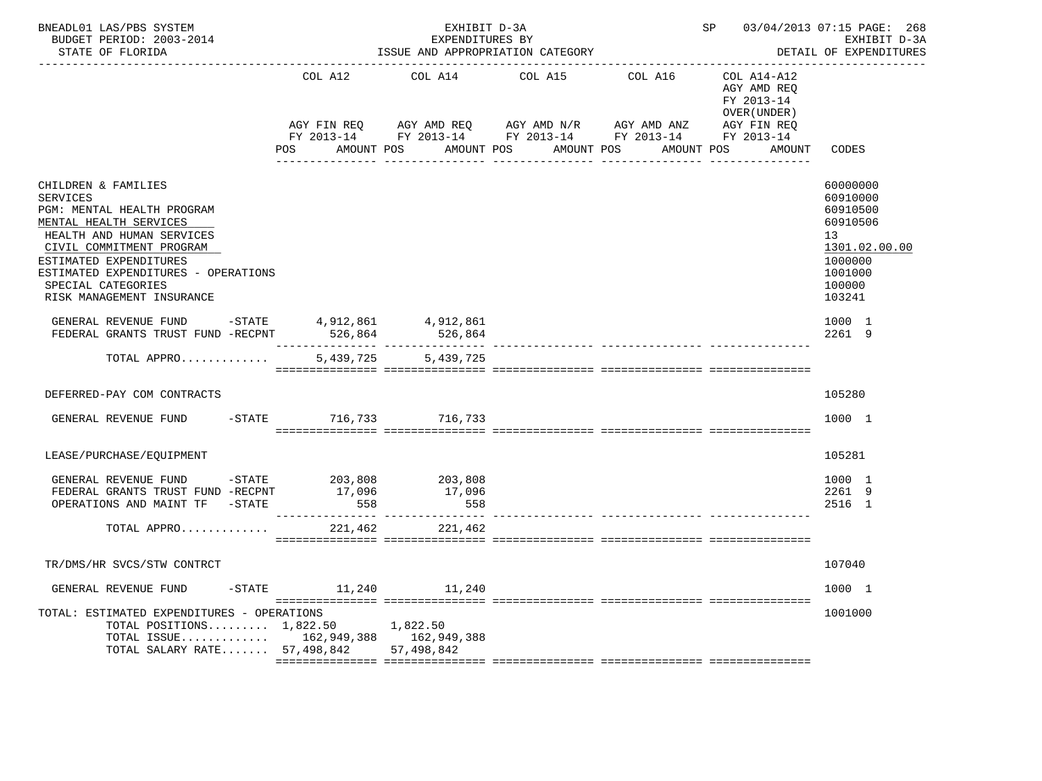BNEADL01 LAS/PBS SYSTEM — EXHIBIT D-3A — EXPENDITURES BY ISSUE AND APPROPRIATION CATEGORY
BUDGET PERIOD: 2003-2014 — STATE OF FLORIDA — SP 03/04/2013 07:15 — EXHIBIT D-3A DETAIL OF EXPENDITURES

| | COL A12 AGY FIN REQ FY 2013-14 POS AMOUNT | COL A14 AGY AMD REQ FY 2013-14 POS AMOUNT | COL A15 AGY AMD N/R FY 2013-14 POS AMOUNT | COL A16 AGY AMD ANZ FY 2013-14 POS AMOUNT | COL A14-A12 AGY AMD REQ FY 2013-14 OVER(UNDER) AGY FIN REQ FY 2013-14 POS AMOUNT | CODES |
|---|---|---|---|---|---|---|
| CHILDREN & FAMILIES | | | | | | 60000000 |
| SERVICES | | | | | | 60910000 |
| PGM: MENTAL HEALTH PROGRAM | | | | | | 60910500 |
| MENTAL HEALTH SERVICES | | | | | | 60910506 |
| HEALTH AND HUMAN SERVICES | | | | | | 13 |
| CIVIL COMMITMENT PROGRAM | | | | | | 1301.02.00.00 |
| ESTIMATED EXPENDITURES | | | | | | 1000000 |
| ESTIMATED EXPENDITURES - OPERATIONS | | | | | | 1001000 |
| SPECIAL CATEGORIES | | | | | | 100000 |
| RISK MANAGEMENT INSURANCE | | | | | | 103241 |
| GENERAL REVENUE FUND -STATE | 4,912,861 | 4,912,861 | | | | 1000 1 |
| FEDERAL GRANTS TRUST FUND -RECPNT | 526,864 | 526,864 | | | | 2261 9 |
| TOTAL APPRO............ | 5,439,725 | 5,439,725 | | | | |
| DEFERRED-PAY COM CONTRACTS | | | | | | 105280 |
| GENERAL REVENUE FUND -STATE | 716,733 | 716,733 | | | | 1000 1 |
| LEASE/PURCHASE/EQUIPMENT | | | | | | 105281 |
| GENERAL REVENUE FUND -STATE | 203,808 | 203,808 | | | | 1000 1 |
| FEDERAL GRANTS TRUST FUND -RECPNT | 17,096 | 17,096 | | | | 2261 9 |
| OPERATIONS AND MAINT TF -STATE | 558 | 558 | | | | 2516 1 |
| TOTAL APPRO............ | 221,462 | 221,462 | | | | |
| TR/DMS/HR SVCS/STW CONTRCT | | | | | | 107040 |
| GENERAL REVENUE FUND -STATE | 11,240 | 11,240 | | | | 1000 1 |
| TOTAL: ESTIMATED EXPENDITURES - OPERATIONS | | | | | | 1001000 |
| TOTAL POSITIONS......... | 1,822.50 | 1,822.50 | | | | |
| TOTAL ISSUE............ | 162,949,388 | 162,949,388 | | | | |
| TOTAL SALARY RATE....... | 57,498,842 | 57,498,842 | | | | |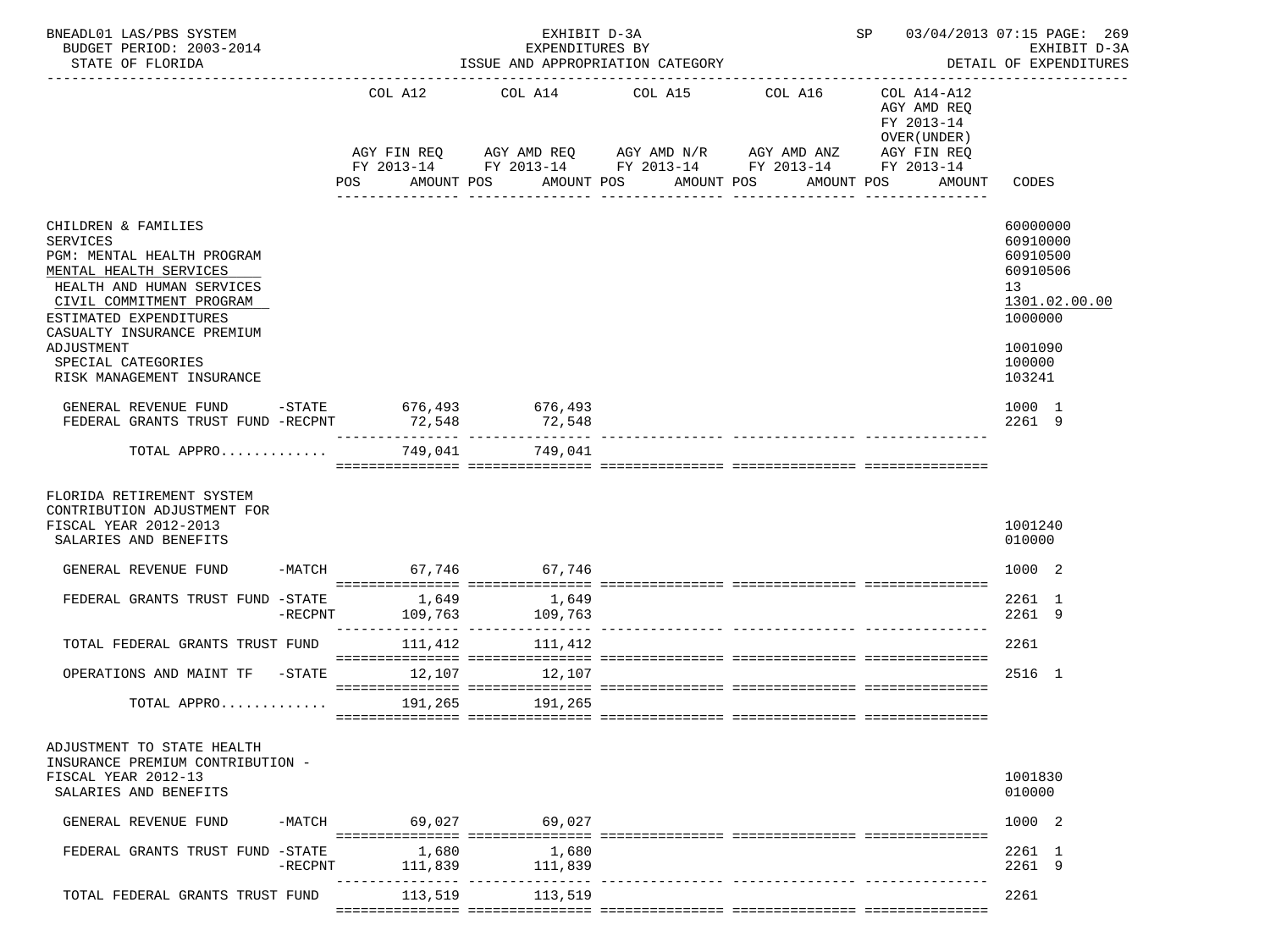BNEADL01 LAS/PBS SYSTEM — EXHIBIT D-3A — EXPENDITURES BY ISSUE AND APPROPRIATION CATEGORY — SP 03/04/2013 07:15 PAGE: 269
BUDGET PERIOD: 2003-2014 — EXHIBIT D-3A
STATE OF FLORIDA — DETAIL OF EXPENDITURES

| | COL A12 AGY FIN REQ FY 2013-14 POS AMOUNT | COL A14 AGY AMD REQ FY 2013-14 POS AMOUNT | COL A15 AGY AMD N/R FY 2013-14 POS AMOUNT | COL A16 AGY AMD ANZ FY 2013-14 POS AMOUNT | COL A14-A12 AGY AMD REQ FY 2013-14 OVER(UNDER) AGY FIN REQ FY 2013-14 POS AMOUNT | CODES |
|---|---|---|---|---|---|---|
| CHILDREN & FAMILIES | | | | | | 60000000 |
| SERVICES | | | | | | 60910000 |
| PGM: MENTAL HEALTH PROGRAM | | | | | | 60910500 |
| MENTAL HEALTH SERVICES | | | | | | 60910506 |
| HEALTH AND HUMAN SERVICES | | | | | | 13 |
| CIVIL COMMITMENT PROGRAM | | | | | | 1301.02.00.00 |
| ESTIMATED EXPENDITURES | | | | | | 1000000 |
| CASUALTY INSURANCE PREMIUM ADJUSTMENT | | | | | | 1001090 |
| SPECIAL CATEGORIES | | | | | | 100000 |
| RISK MANAGEMENT INSURANCE | | | | | | 103241 |
| GENERAL REVENUE FUND -STATE | 676,493 | 676,493 | | | | 1000 1 |
| FEDERAL GRANTS TRUST FUND -RECPNT | 72,548 | 72,548 | | | | 2261 9 |
| TOTAL APPRO............ | 749,041 | 749,041 | | | | |
| FLORIDA RETIREMENT SYSTEM CONTRIBUTION ADJUSTMENT FOR FISCAL YEAR 2012-2013 | | | | | | 1001240 |
| SALARIES AND BENEFITS | | | | | | 010000 |
| GENERAL REVENUE FUND -MATCH | 67,746 | 67,746 | | | | 1000 2 |
| FEDERAL GRANTS TRUST FUND -STATE | 1,649 | 1,649 | | | | 2261 1 |
| -RECPNT | 109,763 | 109,763 | | | | 2261 9 |
| TOTAL FEDERAL GRANTS TRUST FUND | 111,412 | 111,412 | | | | 2261 |
| OPERATIONS AND MAINT TF -STATE | 12,107 | 12,107 | | | | 2516 1 |
| TOTAL APPRO............ | 191,265 | 191,265 | | | | |
| ADJUSTMENT TO STATE HEALTH INSURANCE PREMIUM CONTRIBUTION - FISCAL YEAR 2012-13 | | | | | | 1001830 |
| SALARIES AND BENEFITS | | | | | | 010000 |
| GENERAL REVENUE FUND -MATCH | 69,027 | 69,027 | | | | 1000 2 |
| FEDERAL GRANTS TRUST FUND -STATE | 1,680 | 1,680 | | | | 2261 1 |
| -RECPNT | 111,839 | 111,839 | | | | 2261 9 |
| TOTAL FEDERAL GRANTS TRUST FUND | 113,519 | 113,519 | | | | 2261 |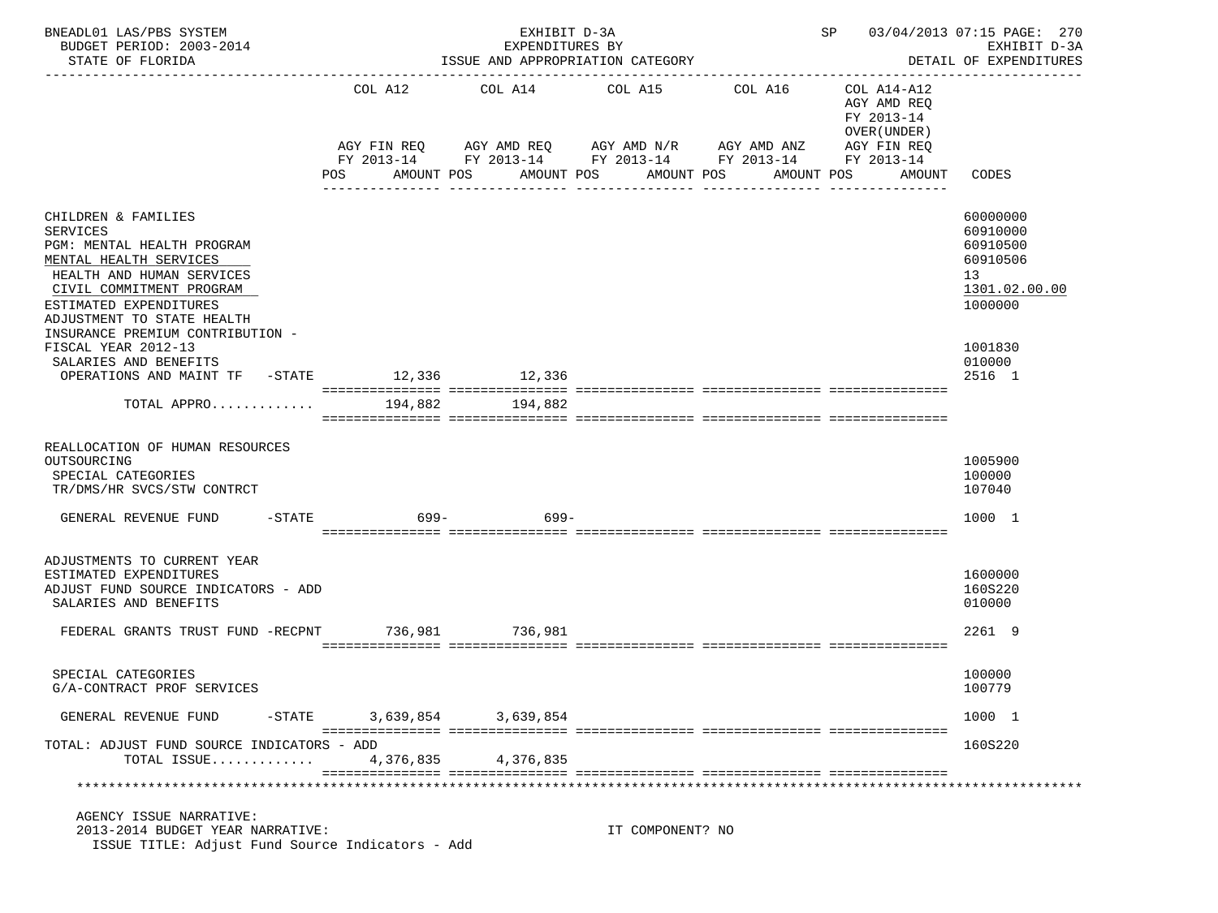| | COL A12 AGY FIN REQ FY 2013-14 POS AMOUNT | COL A14 AGY AMD REQ FY 2013-14 POS AMOUNT | COL A15 AGY AMD N/R FY 2013-14 POS AMOUNT | COL A16 AGY AMD ANZ FY 2013-14 POS AMOUNT | COL A14-A12 AGY AMD REQ FY 2013-14 OVER(UNDER) AGY FIN REQ FY 2013-14 POS AMOUNT | CODES |
|---|---|---|---|---|---|---|
| CHILDREN & FAMILIES | | | | | | 60000000 |
| SERVICES | | | | | | 60910000 |
| PGM: MENTAL HEALTH PROGRAM | | | | | | 60910500 |
| MENTAL HEALTH SERVICES | | | | | | 60910506 |
| HEALTH AND HUMAN SERVICES | | | | | | 13 |
| CIVIL COMMITMENT PROGRAM | | | | | | 1301.02.00.00 |
| ESTIMATED EXPENDITURES | | | | | | 1000000 |
| ADJUSTMENT TO STATE HEALTH INSURANCE PREMIUM CONTRIBUTION - FISCAL YEAR 2012-13 | | | | | | 1001830 |
| SALARIES AND BENEFITS | | | | | | 010000 |
| OPERATIONS AND MAINT TF -STATE | 12,336 | 12,336 | | | | 2516 1 |
| TOTAL APPRO............ | 194,882 | 194,882 | | | | |
| REALLOCATION OF HUMAN RESOURCES OUTSOURCING | | | | | | 1005900 |
| SPECIAL CATEGORIES | | | | | | 100000 |
| TR/DMS/HR SVCS/STW CONTRCT | | | | | | 107040 |
| GENERAL REVENUE FUND -STATE | 699- | 699- | | | | 1000 1 |
| ADJUSTMENTS TO CURRENT YEAR ESTIMATED EXPENDITURES | | | | | | 1600000 |
| ADJUST FUND SOURCE INDICATORS - ADD | | | | | | 160S220 |
| SALARIES AND BENEFITS | | | | | | 010000 |
| FEDERAL GRANTS TRUST FUND -RECPNT | 736,981 | 736,981 | | | | 2261 9 |
| SPECIAL CATEGORIES | | | | | | 100000 |
| G/A-CONTRACT PROF SERVICES | | | | | | 100779 |
| GENERAL REVENUE FUND -STATE | 3,639,854 | 3,639,854 | | | | 1000 1 |
| TOTAL: ADJUST FUND SOURCE INDICATORS - ADD | | | | | | 160S220 |
| TOTAL ISSUE............ | 4,376,835 | 4,376,835 | | | | |

AGENCY ISSUE NARRATIVE:

2013-2014 BUDGET YEAR NARRATIVE: IT COMPONENT? NO

ISSUE TITLE: Adjust Fund Source Indicators - Add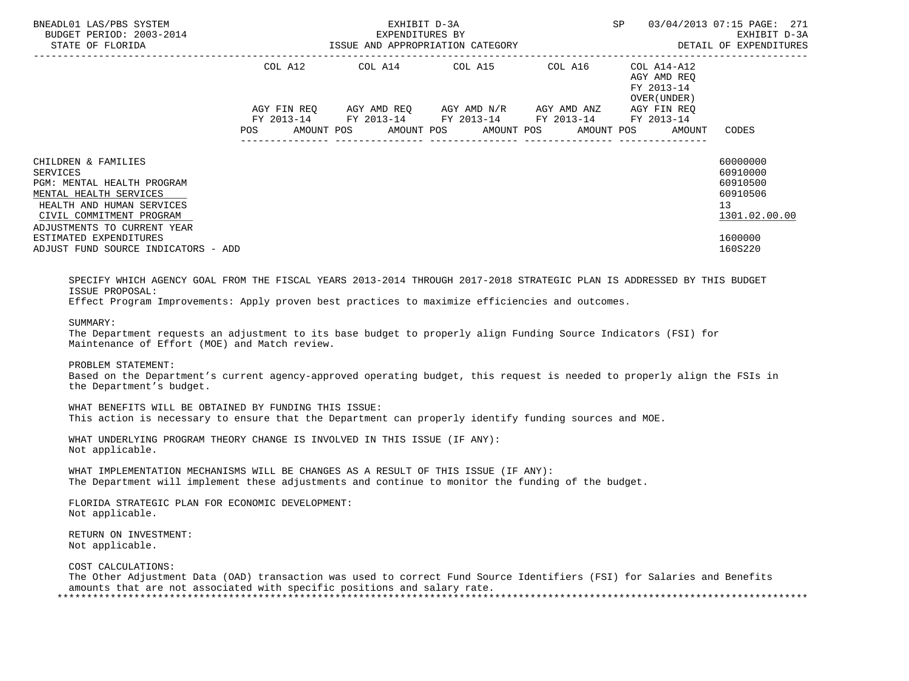| | COL A12 | | COL A14 | | COL A15 | | COL A16 | | COL A14-A12 AGY AMD REQ FY 2013-14 OVER(UNDER) | | |
|---|---|---|---|---|---|---|---|---|---|---|---|
| | AGY FIN REQ FY 2013-14 | | AGY AMD REQ FY 2013-14 | | AGY AMD N/R FY 2013-14 | | AGY AMD ANZ FY 2013-14 | | AGY FIN REQ FY 2013-14 | | |
| | POS | AMOUNT | POS | AMOUNT | POS | AMOUNT | POS | AMOUNT | POS | AMOUNT | CODES |
| CHILDREN & FAMILIES | | | | | | | | | | | 60000000 |
| SERVICES | | | | | | | | | | | 60910000 |
| PGM: MENTAL HEALTH PROGRAM | | | | | | | | | | | 60910500 |
| MENTAL HEALTH SERVICES | | | | | | | | | | | 60910506 |
| HEALTH AND HUMAN SERVICES | | | | | | | | | | | 13 |
| CIVIL COMMITMENT PROGRAM | | | | | | | | | | | 1301.02.00.00 |
| ADJUSTMENTS TO CURRENT YEAR ESTIMATED EXPENDITURES | | | | | | | | | | | 1600000 |
| ADJUST FUND SOURCE INDICATORS - ADD | | | | | | | | | | | 160S220 |

SPECIFY WHICH AGENCY GOAL FROM THE FISCAL YEARS 2013-2014 THROUGH 2017-2018 STRATEGIC PLAN IS ADDRESSED BY THIS BUDGET ISSUE PROPOSAL:
Effect Program Improvements: Apply proven best practices to maximize efficiencies and outcomes.

SUMMARY:
The Department requests an adjustment to its base budget to properly align Funding Source Indicators (FSI) for Maintenance of Effort (MOE) and Match review.

PROBLEM STATEMENT:
Based on the Department's current agency-approved operating budget, this request is needed to properly align the FSIs in the Department's budget.

WHAT BENEFITS WILL BE OBTAINED BY FUNDING THIS ISSUE:
This action is necessary to ensure that the Department can properly identify funding sources and MOE.

WHAT UNDERLYING PROGRAM THEORY CHANGE IS INVOLVED IN THIS ISSUE (IF ANY):
Not applicable.

WHAT IMPLEMENTATION MECHANISMS WILL BE CHANGES AS A RESULT OF THIS ISSUE (IF ANY):
The Department will implement these adjustments and continue to monitor the funding of the budget.

FLORIDA STRATEGIC PLAN FOR ECONOMIC DEVELOPMENT:
Not applicable.

RETURN ON INVESTMENT:
Not applicable.

COST CALCULATIONS:
The Other Adjustment Data (OAD) transaction was used to correct Fund Source Identifiers (FSI) for Salaries and Benefits amounts that are not associated with specific positions and salary rate.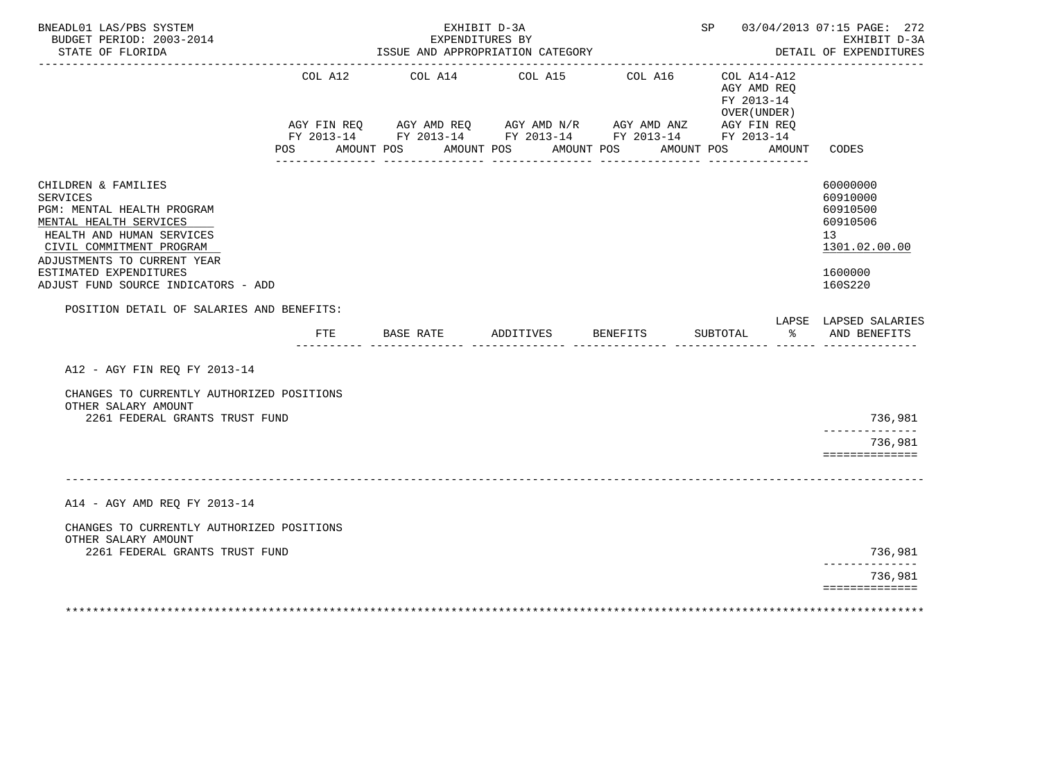BNEADL01 LAS/PBS SYSTEM — EXHIBIT D-3A — SP 03/04/2013 07:15 PAGE: 272
BUDGET PERIOD: 2003-2014 — EXPENDITURES BY — EXHIBIT D-3A
STATE OF FLORIDA — ISSUE AND APPROPRIATION CATEGORY — DETAIL OF EXPENDITURES

| | COL A12 AGY FIN REQ FY 2013-14 POS AMOUNT | COL A14 AGY AMD REQ FY 2013-14 POS AMOUNT | COL A15 AGY AMD N/R FY 2013-14 POS AMOUNT | COL A16 AGY AMD ANZ FY 2013-14 POS AMOUNT | COL A14-A12 AGY AMD REQ FY 2013-14 OVER(UNDER) AGY FIN REQ FY 2013-14 POS AMOUNT | CODES |
|---|---|---|---|---|---|---|
| CHILDREN & FAMILIES | | | | | | 60000000 |
| SERVICES | | | | | | 60910000 |
| PGM: MENTAL HEALTH PROGRAM | | | | | | 60910500 |
| MENTAL HEALTH SERVICES | | | | | | 60910506 |
| HEALTH AND HUMAN SERVICES | | | | | | 13 |
| CIVIL COMMITMENT PROGRAM | | | | | | 1301.02.00.00 |
| ADJUSTMENTS TO CURRENT YEAR ESTIMATED EXPENDITURES | | | | | | 1600000 |
| ADJUST FUND SOURCE INDICATORS - ADD | | | | | | 160S220 |

POSITION DETAIL OF SALARIES AND BENEFITS:

| | FTE | BASE RATE | ADDITIVES | BENEFITS | SUBTOTAL | LAPSE % | LAPSED SALARIES AND BENEFITS |
|---|---|---|---|---|---|---|---|
| **A12 - AGY FIN REQ FY 2013-14** | | | | | | | |
| CHANGES TO CURRENTLY AUTHORIZED POSITIONS | | | | | | | |
| OTHER SALARY AMOUNT | | | | | | | |
| 2261 FEDERAL GRANTS TRUST FUND | | | | | | | 736,981 |
| | | | | | | | 736,981 |
| **A14 - AGY AMD REQ FY 2013-14** | | | | | | | |
| CHANGES TO CURRENTLY AUTHORIZED POSITIONS | | | | | | | |
| OTHER SALARY AMOUNT | | | | | | | |
| 2261 FEDERAL GRANTS TRUST FUND | | | | | | | 736,981 |
| | | | | | | | 736,981 |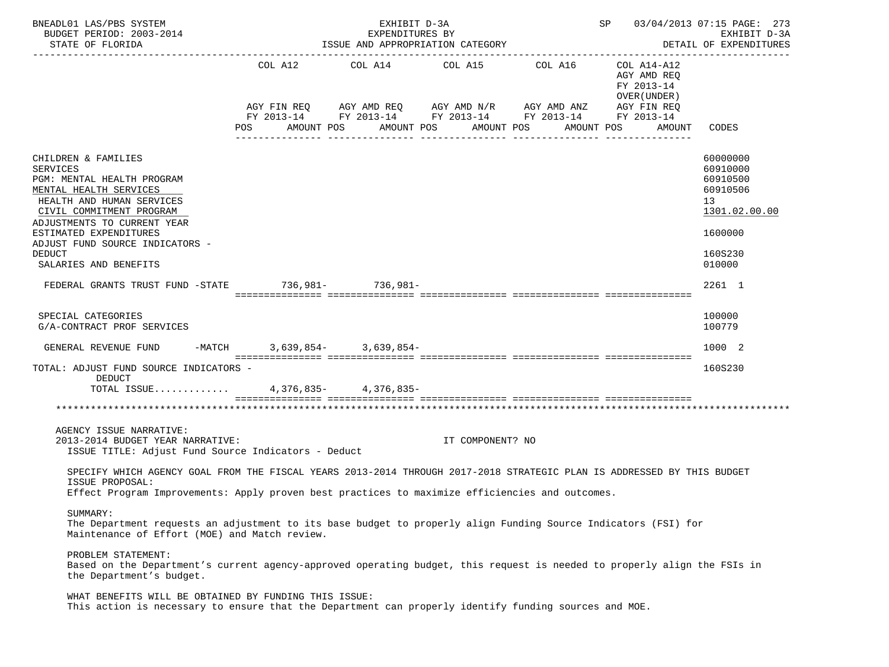BNEADL01 LAS/PBS SYSTEM — EXHIBIT D-3A — EXPENDITURES BY ISSUE AND APPROPRIATION CATEGORY — SP 03/04/2013 07:15 PAGE: 273
BUDGET PERIOD: 2003-2014 — EXHIBIT D-3A
STATE OF FLORIDA — DETAIL OF EXPENDITURES

| | COL A12 AGY FIN REQ FY 2013-14 POS AMOUNT | COL A14 AGY AMD REQ FY 2013-14 POS AMOUNT | COL A15 AGY AMD N/R FY 2013-14 POS AMOUNT | COL A16 AGY AMD ANZ FY 2013-14 POS AMOUNT | COL A14-A12 AGY AMD REQ FY 2013-14 OVER(UNDER) AGY FIN REQ FY 2013-14 POS AMOUNT | CODES |
|---|---|---|---|---|---|---|
| CHILDREN & FAMILIES | | | | | | 60000000 |
| SERVICES | | | | | | 60910000 |
| PGM: MENTAL HEALTH PROGRAM | | | | | | 60910500 |
| MENTAL HEALTH SERVICES | | | | | | 60910506 |
| HEALTH AND HUMAN SERVICES | | | | | | 13 |
| CIVIL COMMITMENT PROGRAM | | | | | | 1301.02.00.00 |
| ADJUSTMENTS TO CURRENT YEAR ESTIMATED EXPENDITURES | | | | | | 1600000 |
| ADJUST FUND SOURCE INDICATORS - DEDUCT | | | | | | 160S230 |
| SALARIES AND BENEFITS | | | | | | 010000 |
| FEDERAL GRANTS TRUST FUND -STATE | 736,981- | 736,981- | | | | 2261 1 |
| SPECIAL CATEGORIES | | | | | | 100000 |
| G/A-CONTRACT PROF SERVICES | | | | | | 100779 |
| GENERAL REVENUE FUND -MATCH | 3,639,854- | 3,639,854- | | | | 1000 2 |
| TOTAL: ADJUST FUND SOURCE INDICATORS - DEDUCT | | | | | | 160S230 |
| TOTAL ISSUE............ | 4,376,835- | 4,376,835- | | | | |

AGENCY ISSUE NARRATIVE:
2013-2014 BUDGET YEAR NARRATIVE: IT COMPONENT? NO
ISSUE TITLE: Adjust Fund Source Indicators - Deduct

SPECIFY WHICH AGENCY GOAL FROM THE FISCAL YEARS 2013-2014 THROUGH 2017-2018 STRATEGIC PLAN IS ADDRESSED BY THIS BUDGET ISSUE PROPOSAL:
Effect Program Improvements: Apply proven best practices to maximize efficiencies and outcomes.

SUMMARY:
The Department requests an adjustment to its base budget to properly align Funding Source Indicators (FSI) for Maintenance of Effort (MOE) and Match review.

PROBLEM STATEMENT:
Based on the Department's current agency-approved operating budget, this request is needed to properly align the FSIs in the Department's budget.

WHAT BENEFITS WILL BE OBTAINED BY FUNDING THIS ISSUE:
This action is necessary to ensure that the Department can properly identify funding sources and MOE.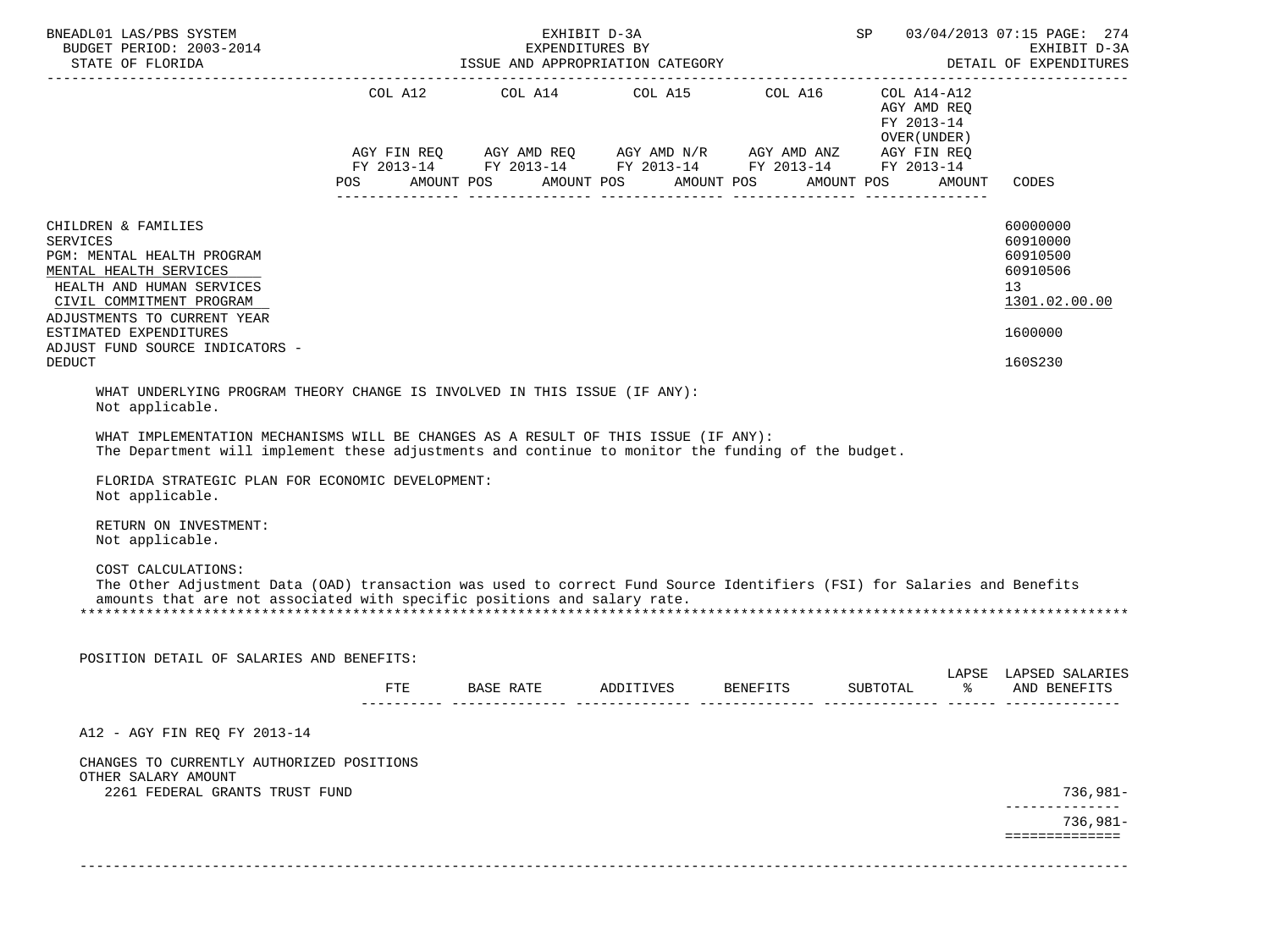| | COL A12 | | COL A14 | | COL A15 | | COL A16 | | COL A14-A12 AGY AMD REQ FY 2013-14 OVER(UNDER) | | |
|---|---|---|---|---|---|---|---|---|---|---|---|
| | AGY FIN REQ FY 2013-14 | | AGY AMD REQ FY 2013-14 | | AGY AMD N/R FY 2013-14 | | AGY AMD ANZ FY 2013-14 | | AGY FIN REQ FY 2013-14 | | |
| | POS | AMOUNT | POS | AMOUNT | POS | AMOUNT | POS | AMOUNT | POS | AMOUNT | CODES |
| CHILDREN & FAMILIES | | | | | | | | | | | 60000000 |
| SERVICES | | | | | | | | | | | 60910000 |
| PGM: MENTAL HEALTH PROGRAM | | | | | | | | | | | 60910500 |
| MENTAL HEALTH SERVICES | | | | | | | | | | | 60910506 |
| HEALTH AND HUMAN SERVICES | | | | | | | | | | | 13 |
| CIVIL COMMITMENT PROGRAM | | | | | | | | | | | 1301.02.00.00 |
| ADJUSTMENTS TO CURRENT YEAR ESTIMATED EXPENDITURES | | | | | | | | | | | 1600000 |
| ADJUST FUND SOURCE INDICATORS - DEDUCT | | | | | | | | | | | 160S230 |

WHAT UNDERLYING PROGRAM THEORY CHANGE IS INVOLVED IN THIS ISSUE (IF ANY):
Not applicable.

WHAT IMPLEMENTATION MECHANISMS WILL BE CHANGES AS A RESULT OF THIS ISSUE (IF ANY):
The Department will implement these adjustments and continue to monitor the funding of the budget.

FLORIDA STRATEGIC PLAN FOR ECONOMIC DEVELOPMENT:
Not applicable.

RETURN ON INVESTMENT:
Not applicable.

COST CALCULATIONS:
The Other Adjustment Data (OAD) transaction was used to correct Fund Source Identifiers (FSI) for Salaries and Benefits amounts that are not associated with specific positions and salary rate.

*******************************************************************************************************************

POSITION DETAIL OF SALARIES AND BENEFITS:

| | FTE | BASE RATE | ADDITIVES | BENEFITS | SUBTOTAL | LAPSE % | LAPSED SALARIES AND BENEFITS |
|---|---|---|---|---|---|---|---|
| A12 - AGY FIN REQ FY 2013-14 | | | | | | | |
| CHANGES TO CURRENTLY AUTHORIZED POSITIONS | | | | | | | |
| OTHER SALARY AMOUNT | | | | | | | |
| 2261 FEDERAL GRANTS TRUST FUND | | | | | | | 736,981- |
| | | | | | | | 736,981- |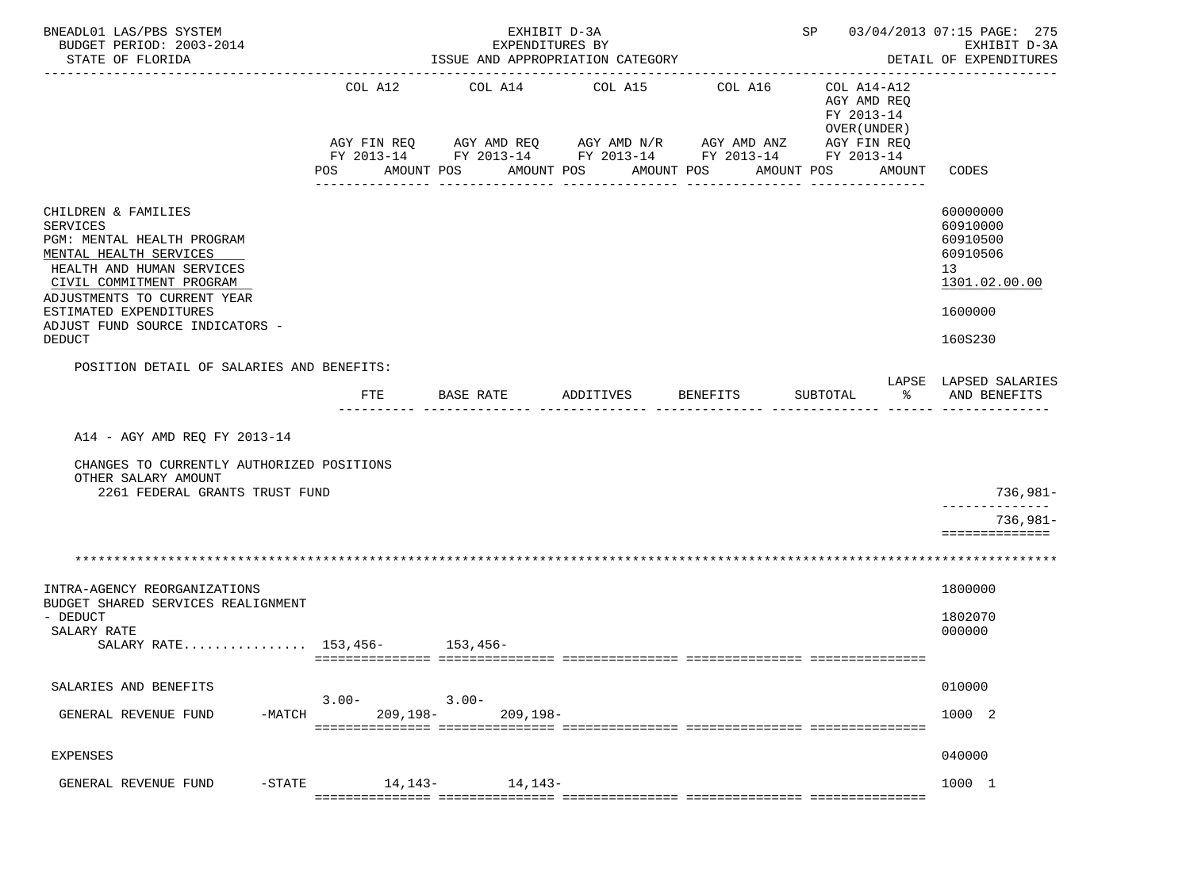BNEADL01 LAS/PBS SYSTEM — EXHIBIT D-3A — SP 03/04/2013 07:15 PAGE: 275
BUDGET PERIOD: 2003-2014 — EXPENDITURES BY — EXHIBIT D-3A
STATE OF FLORIDA — ISSUE AND APPROPRIATION CATEGORY — DETAIL OF EXPENDITURES

| | COL A12 AGY FIN REQ FY 2013-14 POS AMOUNT | COL A14 AGY AMD REQ FY 2013-14 POS AMOUNT | COL A15 AGY AMD N/R FY 2013-14 POS AMOUNT | COL A16 AGY AMD ANZ FY 2013-14 POS AMOUNT | COL A14-A12 AGY AMD REQ FY 2013-14 OVER(UNDER) AGY FIN REQ FY 2013-14 POS AMOUNT | CODES |
|---|---|---|---|---|---|---|
| CHILDREN & FAMILIES | | | | | | 60000000 |
| SERVICES | | | | | | 60910000 |
| PGM: MENTAL HEALTH PROGRAM | | | | | | 60910500 |
| MENTAL HEALTH SERVICES | | | | | | 60910506 |
| HEALTH AND HUMAN SERVICES | | | | | | 13 |
| CIVIL COMMITMENT PROGRAM | | | | | | 1301.02.00.00 |
| ADJUSTMENTS TO CURRENT YEAR ESTIMATED EXPENDITURES | | | | | | 1600000 |
| ADJUST FUND SOURCE INDICATORS - DEDUCT | | | | | | 160S230 |

POSITION DETAIL OF SALARIES AND BENEFITS:

| | FTE | BASE RATE | ADDITIVES | BENEFITS | SUBTOTAL | LAPSE % | LAPSED SALARIES AND BENEFITS |
|---|---|---|---|---|---|---|---|
| A14 - AGY AMD REQ FY 2013-14 | | | | | | | |
| CHANGES TO CURRENTLY AUTHORIZED POSITIONS | | | | | | | |
| OTHER SALARY AMOUNT | | | | | | | |
| 2261 FEDERAL GRANTS TRUST FUND | | | | | | | 736,981- |
| | | | | | | | 736,981- |

*******************************************************************************************************

| | COL A12 POS | COL A12 AMOUNT | COL A14 POS | COL A14 AMOUNT | COL A15 | COL A16 | COL A14-A12 | CODES |
|---|---|---|---|---|---|---|---|---|
| INTRA-AGENCY REORGANIZATIONS | | | | | | | | 1800000 |
| BUDGET SHARED SERVICES REALIGNMENT - DEDUCT | | | | | | | | 1802070 |
| SALARY RATE | | | | | | | | 000000 |
| SALARY RATE................ | | 153,456- | | 153,456- | | | | |
| SALARIES AND BENEFITS | | | | | | | | 010000 |
| GENERAL REVENUE FUND -MATCH | 3.00- | 209,198- | 3.00- | 209,198- | | | | 1000 2 |
| EXPENSES | | | | | | | | 040000 |
| GENERAL REVENUE FUND -STATE | | 14,143- | | 14,143- | | | | 1000 1 |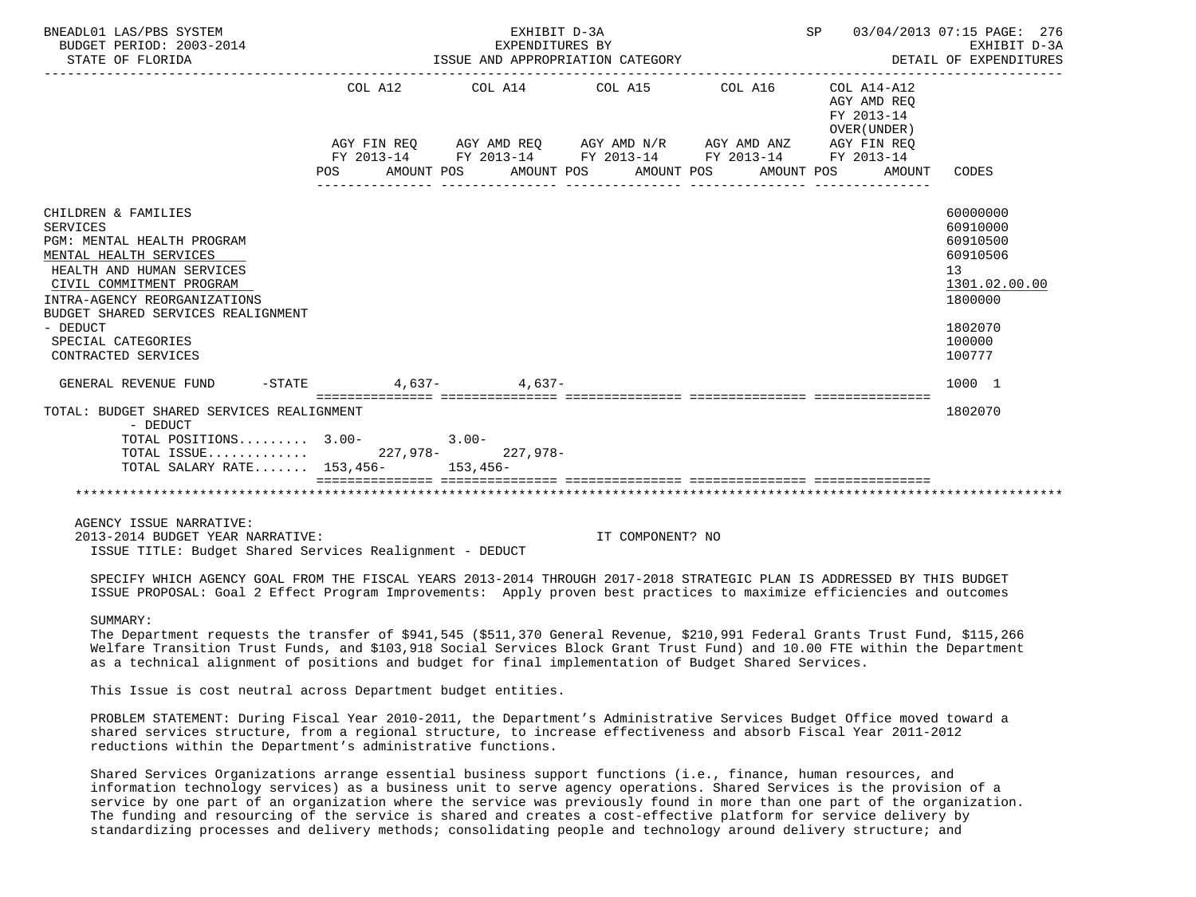BNEADL01 LAS/PBS SYSTEM — EXHIBIT D-3A — EXPENDITURES BY ISSUE AND APPROPRIATION CATEGORY — DETAIL OF EXPENDITURES
BUDGET PERIOD: 2003-2014
STATE OF FLORIDA

| | COL A12 AGY FIN REQ FY 2013-14 POS | AMOUNT | COL A14 AGY AMD REQ FY 2013-14 POS | AMOUNT | COL A15 AGY AMD N/R FY 2013-14 POS | AMOUNT | COL A16 AGY AMD ANZ FY 2013-14 POS | AMOUNT | COL A14-A12 AGY AMD REQ FY 2013-14 OVER(UNDER) AGY FIN REQ FY 2013-14 POS | AMOUNT | CODES |
|---|---|---|---|---|---|---|---|---|---|---|---|
| CHILDREN & FAMILIES | | | | | | | | | | | 60000000 |
| SERVICES | | | | | | | | | | | 60910000 |
| PGM: MENTAL HEALTH PROGRAM | | | | | | | | | | | 60910500 |
| MENTAL HEALTH SERVICES | | | | | | | | | | | 60910506 |
| HEALTH AND HUMAN SERVICES | | | | | | | | | | | 13 |
| CIVIL COMMITMENT PROGRAM | | | | | | | | | | | 1301.02.00.00 |
| INTRA-AGENCY REORGANIZATIONS | | | | | | | | | | | 1800000 |
| BUDGET SHARED SERVICES REALIGNMENT - DEDUCT | | | | | | | | | | | 1802070 |
| SPECIAL CATEGORIES | | | | | | | | | | | 100000 |
| CONTRACTED SERVICES | | | | | | | | | | | 100777 |
| GENERAL REVENUE FUND -STATE | | 4,637- | | 4,637- | | | | | | | 1000 1 |
| TOTAL: BUDGET SHARED SERVICES REALIGNMENT - DEDUCT | | | | | | | | | | | 1802070 |
| TOTAL POSITIONS......... | 3.00- | | 3.00- | | | | | | | | |
| TOTAL ISSUE............ | | 227,978- | | 227,978- | | | | | | | |
| TOTAL SALARY RATE....... | 153,456- | | 153,456- | | | | | | | | |

AGENCY ISSUE NARRATIVE:
2013-2014 BUDGET YEAR NARRATIVE: IT COMPONENT? NO
ISSUE TITLE: Budget Shared Services Realignment - DEDUCT

SPECIFY WHICH AGENCY GOAL FROM THE FISCAL YEARS 2013-2014 THROUGH 2017-2018 STRATEGIC PLAN IS ADDRESSED BY THIS BUDGET ISSUE PROPOSAL: Goal 2 Effect Program Improvements: Apply proven best practices to maximize efficiencies and outcomes

SUMMARY:
The Department requests the transfer of $941,545 ($511,370 General Revenue, $210,991 Federal Grants Trust Fund, $115,266 Welfare Transition Trust Funds, and $103,918 Social Services Block Grant Trust Fund) and 10.00 FTE within the Department as a technical alignment of positions and budget for final implementation of Budget Shared Services.

This Issue is cost neutral across Department budget entities.

PROBLEM STATEMENT: During Fiscal Year 2010-2011, the Department's Administrative Services Budget Office moved toward a shared services structure, from a regional structure, to increase effectiveness and absorb Fiscal Year 2011-2012 reductions within the Department's administrative functions.

Shared Services Organizations arrange essential business support functions (i.e., finance, human resources, and information technology services) as a business unit to serve agency operations. Shared Services is the provision of a service by one part of an organization where the service was previously found in more than one part of the organization. The funding and resourcing of the service is shared and creates a cost-effective platform for service delivery by standardizing processes and delivery methods; consolidating people and technology around delivery structure; and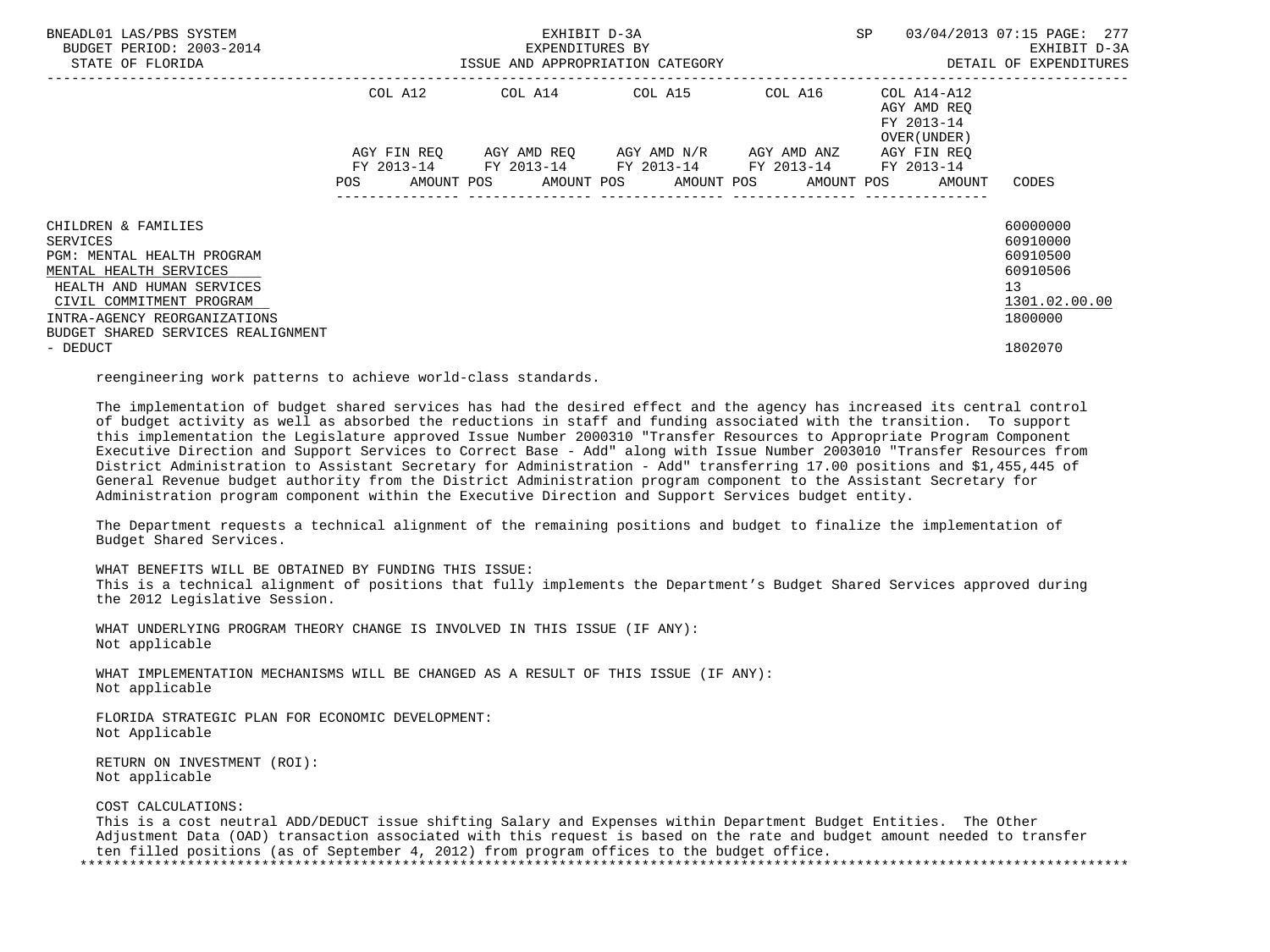| | COL A12 | COL A14 | COL A15 | COL A16 | COL A14-A12 AGY AMD REQ FY 2013-14 OVER(UNDER) | |
|---|---|---|---|---|---|---|
| | AGY FIN REQ FY 2013-14 | AGY AMD REQ FY 2013-14 | AGY AMD N/R FY 2013-14 | AGY AMD ANZ FY 2013-14 | AGY FIN REQ FY 2013-14 | |
| | POS AMOUNT | POS AMOUNT | POS AMOUNT | POS AMOUNT | POS AMOUNT | CODES |
| CHILDREN & FAMILIES | | | | | | 60000000 |
| SERVICES | | | | | | 60910000 |
| PGM: MENTAL HEALTH PROGRAM | | | | | | 60910500 |
| MENTAL HEALTH SERVICES | | | | | | 60910506 |
| HEALTH AND HUMAN SERVICES | | | | | | 13 |
| CIVIL COMMITMENT PROGRAM | | | | | | 1301.02.00.00 |
| INTRA-AGENCY REORGANIZATIONS | | | | | | 1800000 |
| BUDGET SHARED SERVICES REALIGNMENT - DEDUCT | | | | | | 1802070 |

reengineering work patterns to achieve world-class standards.

The implementation of budget shared services has had the desired effect and the agency has increased its central control of budget activity as well as absorbed the reductions in staff and funding associated with the transition. To support this implementation the Legislature approved Issue Number 2000310 "Transfer Resources to Appropriate Program Component Executive Direction and Support Services to Correct Base - Add" along with Issue Number 2003010 "Transfer Resources from District Administration to Assistant Secretary for Administration - Add" transferring 17.00 positions and $1,455,445 of General Revenue budget authority from the District Administration program component to the Assistant Secretary for Administration program component within the Executive Direction and Support Services budget entity.

The Department requests a technical alignment of the remaining positions and budget to finalize the implementation of Budget Shared Services.

WHAT BENEFITS WILL BE OBTAINED BY FUNDING THIS ISSUE:
This is a technical alignment of positions that fully implements the Department's Budget Shared Services approved during the 2012 Legislative Session.

WHAT UNDERLYING PROGRAM THEORY CHANGE IS INVOLVED IN THIS ISSUE (IF ANY):
Not applicable

WHAT IMPLEMENTATION MECHANISMS WILL BE CHANGED AS A RESULT OF THIS ISSUE (IF ANY):
Not applicable

FLORIDA STRATEGIC PLAN FOR ECONOMIC DEVELOPMENT:
Not Applicable

RETURN ON INVESTMENT (ROI):
Not applicable

COST CALCULATIONS:
This is a cost neutral ADD/DEDUCT issue shifting Salary and Expenses within Department Budget Entities. The Other Adjustment Data (OAD) transaction associated with this request is based on the rate and budget amount needed to transfer ten filled positions (as of September 4, 2012) from program offices to the budget office.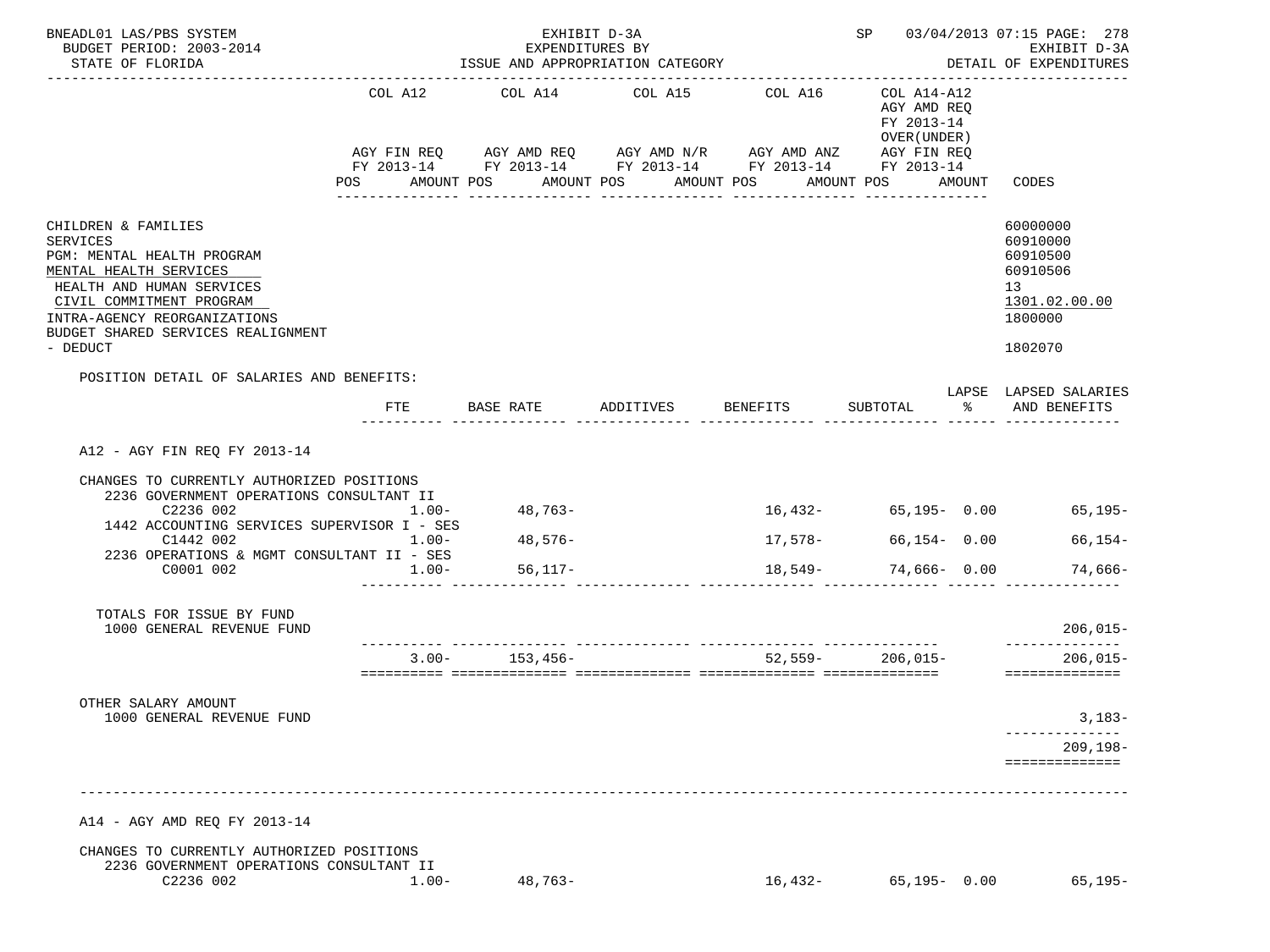BNEADL01 LAS/PBS SYSTEM — EXHIBIT D-3A — EXPENDITURES BY ISSUE AND APPROPRIATION CATEGORY — SP 03/04/2013 07:15 PAGE: 278
BUDGET PERIOD: 2003-2014 — EXHIBIT D-3A
STATE OF FLORIDA — DETAIL OF EXPENDITURES

| | COL A12 AGY FIN REQ FY 2013-14 POS AMOUNT | COL A14 AGY AMD REQ FY 2013-14 POS AMOUNT | COL A15 AGY AMD N/R FY 2013-14 POS AMOUNT | COL A16 AGY AMD ANZ FY 2013-14 POS AMOUNT | COL A14-A12 AGY AMD REQ FY 2013-14 OVER(UNDER) AGY FIN REQ FY 2013-14 POS AMOUNT | CODES |
|---|---|---|---|---|---|---|
| CHILDREN & FAMILIES | | | | | | 60000000 |
| SERVICES | | | | | | 60910000 |
| PGM: MENTAL HEALTH PROGRAM | | | | | | 60910500 |
| MENTAL HEALTH SERVICES | | | | | | 60910506 |
| HEALTH AND HUMAN SERVICES | | | | | | 13 |
| CIVIL COMMITMENT PROGRAM | | | | | | 1301.02.00.00 |
| INTRA-AGENCY REORGANIZATIONS | | | | | | 1800000 |
| BUDGET SHARED SERVICES REALIGNMENT - DEDUCT | | | | | | 1802070 |

POSITION DETAIL OF SALARIES AND BENEFITS:

| | FTE | BASE RATE | ADDITIVES | BENEFITS | SUBTOTAL | LAPSE % | LAPSED SALARIES AND BENEFITS |
|---|---|---|---|---|---|---|---|
| **A12 - AGY FIN REQ FY 2013-14** | | | | | | | |
| CHANGES TO CURRENTLY AUTHORIZED POSITIONS | | | | | | | |
| 2236 GOVERNMENT OPERATIONS CONSULTANT II | | | | | | | |
| C2236 002 | 1.00- | 48,763- | | 16,432- | 65,195- | 0.00 | 65,195- |
| 1442 ACCOUNTING SERVICES SUPERVISOR I - SES | | | | | | | |
| C1442 002 | 1.00- | 48,576- | | 17,578- | 66,154- | 0.00 | 66,154- |
| 2236 OPERATIONS & MGMT CONSULTANT II - SES | | | | | | | |
| C0001 002 | 1.00- | 56,117- | | 18,549- | 74,666- | 0.00 | 74,666- |
| TOTALS FOR ISSUE BY FUND | | | | | | | |
| 1000 GENERAL REVENUE FUND | | | | | | | 206,015- |
| | 3.00- | 153,456- | | 52,559- | 206,015- | | 206,015- |
| OTHER SALARY AMOUNT | | | | | | | |
| 1000 GENERAL REVENUE FUND | | | | | | | 3,183- |
| | | | | | | | 209,198- |
| **A14 - AGY AMD REQ FY 2013-14** | | | | | | | |
| CHANGES TO CURRENTLY AUTHORIZED POSITIONS | | | | | | | |
| 2236 GOVERNMENT OPERATIONS CONSULTANT II | | | | | | | |
| C2236 002 | 1.00- | 48,763- | | 16,432- | 65,195- | 0.00 | 65,195- |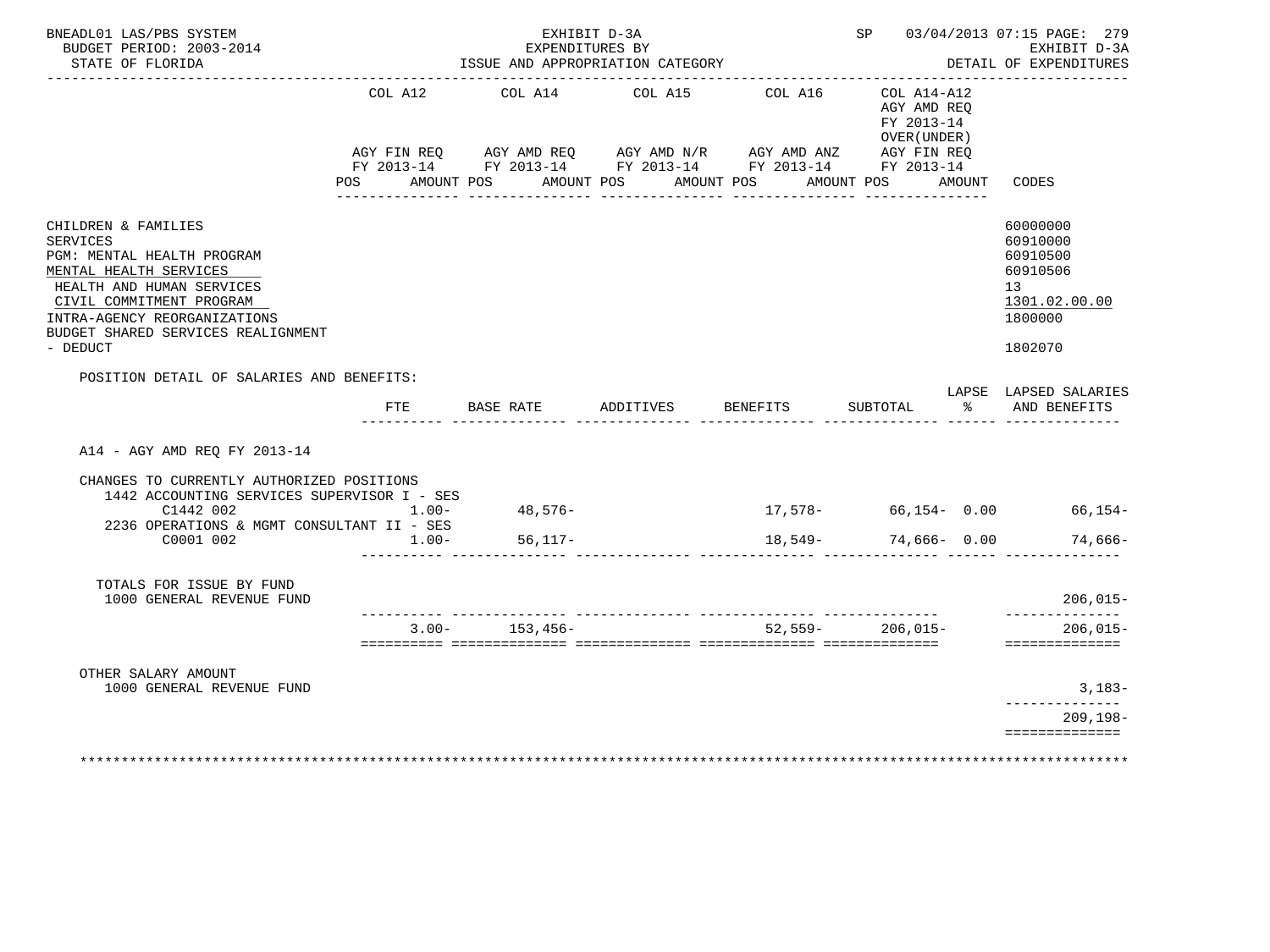BNEADL01 LAS/PBS SYSTEM — EXHIBIT D-3A — SP 03/04/2013 07:15 PAGE: 279
BUDGET PERIOD: 2003-2014 — EXPENDITURES BY — EXHIBIT D-3A
STATE OF FLORIDA — ISSUE AND APPROPRIATION CATEGORY — DETAIL OF EXPENDITURES

| | COL A12 AGY FIN REQ FY 2013-14 POS AMOUNT | COL A14 AGY AMD REQ FY 2013-14 POS AMOUNT | COL A15 AGY AMD N/R FY 2013-14 POS AMOUNT | COL A16 AGY AMD ANZ FY 2013-14 POS AMOUNT | COL A14-A12 AGY AMD REQ FY 2013-14 OVER(UNDER) AGY FIN REQ FY 2013-14 POS AMOUNT | CODES |
|---|---|---|---|---|---|---|
| CHILDREN & FAMILIES | | | | | | 60000000 |
| SERVICES | | | | | | 60910000 |
| PGM: MENTAL HEALTH PROGRAM | | | | | | 60910500 |
| MENTAL HEALTH SERVICES | | | | | | 60910506 |
| HEALTH AND HUMAN SERVICES | | | | | | 13 |
| CIVIL COMMITMENT PROGRAM | | | | | | 1301.02.00.00 |
| INTRA-AGENCY REORGANIZATIONS | | | | | | 1800000 |
| BUDGET SHARED SERVICES REALIGNMENT - DEDUCT | | | | | | 1802070 |

POSITION DETAIL OF SALARIES AND BENEFITS:

| | FTE | BASE RATE | ADDITIVES | BENEFITS | SUBTOTAL | LAPSE % | LAPSED SALARIES AND BENEFITS |
|---|---|---|---|---|---|---|---|
| A14 - AGY AMD REQ FY 2013-14 | | | | | | | |
| CHANGES TO CURRENTLY AUTHORIZED POSITIONS | | | | | | | |
| 1442 ACCOUNTING SERVICES SUPERVISOR I - SES C1442 002 | 1.00- | 48,576- | | 17,578- | 66,154- | 0.00 | 66,154- |
| 2236 OPERATIONS & MGMT CONSULTANT II - SES C0001 002 | 1.00- | 56,117- | | 18,549- | 74,666- | 0.00 | 74,666- |
| TOTALS FOR ISSUE BY FUND | | | | | | | |
| 1000 GENERAL REVENUE FUND | | | | | | | 206,015- |
| | 3.00- | 153,456- | | 52,559- | 206,015- | | 206,015- |
| OTHER SALARY AMOUNT | | | | | | | |
| 1000 GENERAL REVENUE FUND | | | | | | | 3,183- |
| | | | | | | | 209,198- |

*******************************************************************************************************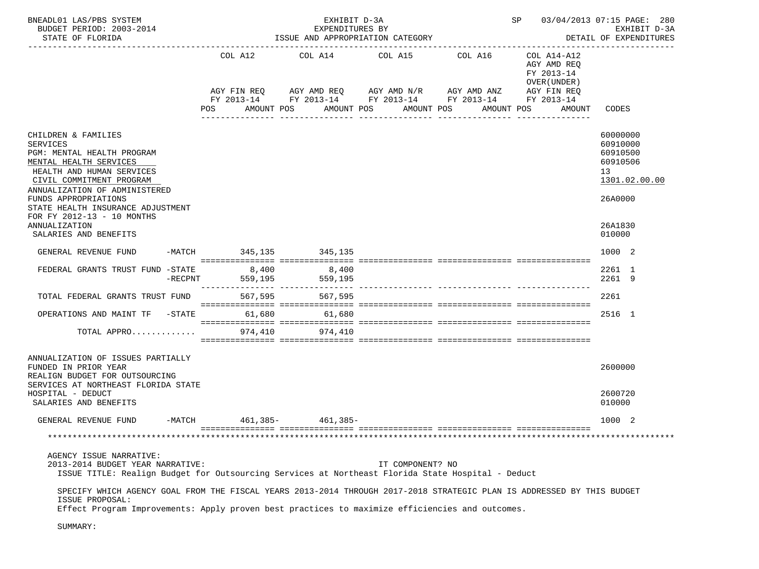| | COL A12 AGY FIN REQ FY 2013-14 POS AMOUNT | COL A14 AGY AMD REQ FY 2013-14 POS AMOUNT | COL A15 AGY AMD N/R FY 2013-14 POS AMOUNT | COL A16 AGY AMD ANZ FY 2013-14 POS AMOUNT | COL A14-A12 AGY AMD REQ FY 2013-14 OVER(UNDER) AGY FIN REQ FY 2013-14 POS AMOUNT | CODES |
|---|---|---|---|---|---|---|
| CHILDREN & FAMILIES | | | | | | 60000000 |
| SERVICES | | | | | | 60910000 |
| PGM: MENTAL HEALTH PROGRAM | | | | | | 60910500 |
| MENTAL HEALTH SERVICES | | | | | | 60910506 |
| HEALTH AND HUMAN SERVICES | | | | | | 13 |
| CIVIL COMMITMENT PROGRAM | | | | | | 1301.02.00.00 |
| ANNUALIZATION OF ADMINISTERED FUNDS APPROPRIATIONS | | | | | | 26A0000 |
| STATE HEALTH INSURANCE ADJUSTMENT FOR FY 2012-13 - 10 MONTHS ANNUALIZATION | | | | | | 26A1830 |
| SALARIES AND BENEFITS | | | | | | 010000 |
| GENERAL REVENUE FUND -MATCH | 345,135 | 345,135 | | | | 1000 2 |
| FEDERAL GRANTS TRUST FUND -STATE | 8,400 | 8,400 | | | | 2261 1 |
| -RECPNT | 559,195 | 559,195 | | | | 2261 9 |
| TOTAL FEDERAL GRANTS TRUST FUND | 567,595 | 567,595 | | | | 2261 |
| OPERATIONS AND MAINT TF -STATE | 61,680 | 61,680 | | | | 2516 1 |
| TOTAL APPRO............ | 974,410 | 974,410 | | | | |
| ANNUALIZATION OF ISSUES PARTIALLY FUNDED IN PRIOR YEAR | | | | | | 2600000 |
| REALIGN BUDGET FOR OUTSOURCING SERVICES AT NORTHEAST FLORIDA STATE HOSPITAL - DEDUCT | | | | | | 2600720 |
| SALARIES AND BENEFITS | | | | | | 010000 |
| GENERAL REVENUE FUND -MATCH | 461,385- | 461,385- | | | | 1000 2 |

AGENCY ISSUE NARRATIVE:

2013-2014 BUDGET YEAR NARRATIVE: IT COMPONENT? NO

ISSUE TITLE: Realign Budget for Outsourcing Services at Northeast Florida State Hospital - Deduct

SPECIFY WHICH AGENCY GOAL FROM THE FISCAL YEARS 2013-2014 THROUGH 2017-2018 STRATEGIC PLAN IS ADDRESSED BY THIS BUDGET ISSUE PROPOSAL:

Effect Program Improvements: Apply proven best practices to maximize efficiencies and outcomes.

SUMMARY: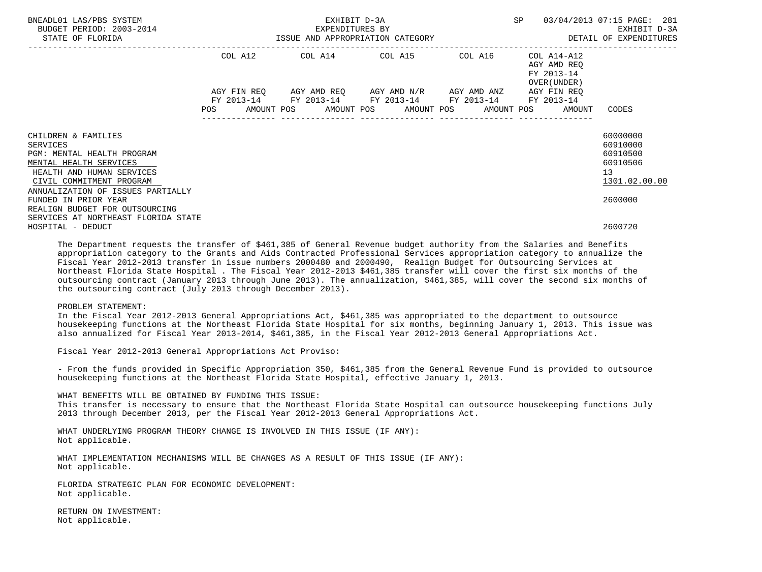EXHIBIT D-3A
EXPENDITURES BY
ISSUE AND APPROPRIATION CATEGORY

DETAIL OF EXPENDITURES

| | COL A12 AGY FIN REQ FY 2013-14 POS AMOUNT | COL A14 AGY AMD REQ FY 2013-14 POS AMOUNT | COL A15 AGY AMD N/R FY 2013-14 POS AMOUNT | COL A16 AGY AMD ANZ FY 2013-14 POS AMOUNT | COL A14-A12 AGY AMD REQ FY 2013-14 OVER(UNDER) AGY FIN REQ FY 2013-14 POS AMOUNT | CODES |
|---|---|---|---|---|---|---|
| CHILDREN & FAMILIES | | | | | | 60000000 |
| SERVICES | | | | | | 60910000 |
| PGM: MENTAL HEALTH PROGRAM | | | | | | 60910500 |
| MENTAL HEALTH SERVICES | | | | | | 60910506 |
| HEALTH AND HUMAN SERVICES | | | | | | 13 |
| CIVIL COMMITMENT PROGRAM | | | | | | 1301.02.00.00 |
| ANNUALIZATION OF ISSUES PARTIALLY FUNDED IN PRIOR YEAR | | | | | | 2600000 |
| REALIGN BUDGET FOR OUTSOURCING SERVICES AT NORTHEAST FLORIDA STATE HOSPITAL - DEDUCT | | | | | | 2600720 |

The Department requests the transfer of $461,385 of General Revenue budget authority from the Salaries and Benefits appropriation category to the Grants and Aids Contracted Professional Services appropriation category to annualize the Fiscal Year 2012-2013 transfer in issue numbers 2000480 and 2000490, Realign Budget for Outsourcing Services at Northeast Florida State Hospital . The Fiscal Year 2012-2013 $461,385 transfer will cover the first six months of the outsourcing contract (January 2013 through June 2013). The annualization, $461,385, will cover the second six months of the outsourcing contract (July 2013 through December 2013).

PROBLEM STATEMENT:
In the Fiscal Year 2012-2013 General Appropriations Act, $461,385 was appropriated to the department to outsource housekeeping functions at the Northeast Florida State Hospital for six months, beginning January 1, 2013. This issue was also annualized for Fiscal Year 2013-2014, $461,385, in the Fiscal Year 2012-2013 General Appropriations Act.

Fiscal Year 2012-2013 General Appropriations Act Proviso:

- From the funds provided in Specific Appropriation 350, $461,385 from the General Revenue Fund is provided to outsource housekeeping functions at the Northeast Florida State Hospital, effective January 1, 2013.

WHAT BENEFITS WILL BE OBTAINED BY FUNDING THIS ISSUE:
This transfer is necessary to ensure that the Northeast Florida State Hospital can outsource housekeeping functions July 2013 through December 2013, per the Fiscal Year 2012-2013 General Appropriations Act.

WHAT UNDERLYING PROGRAM THEORY CHANGE IS INVOLVED IN THIS ISSUE (IF ANY):
Not applicable.

WHAT IMPLEMENTATION MECHANISMS WILL BE CHANGES AS A RESULT OF THIS ISSUE (IF ANY):
Not applicable.

FLORIDA STRATEGIC PLAN FOR ECONOMIC DEVELOPMENT:
Not applicable.

RETURN ON INVESTMENT:
Not applicable.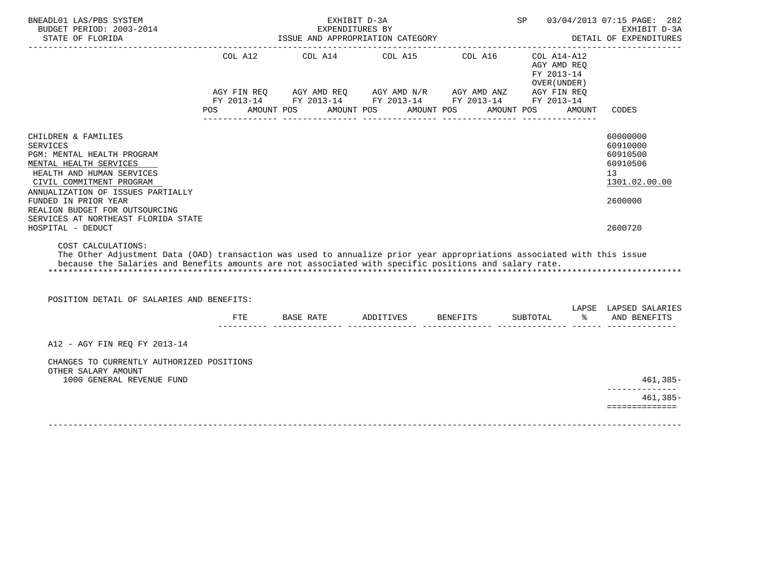| | COL A12 | | COL A14 | | COL A15 | | COL A16 | | COL A14-A12 AGY AMD REQ FY 2013-14 OVER(UNDER) | | |
|---|---|---|---|---|---|---|---|---|---|---|---|
| | AGY FIN REQ FY 2013-14 | | AGY AMD REQ FY 2013-14 | | AGY AMD N/R FY 2013-14 | | AGY AMD ANZ FY 2013-14 | | AGY FIN REQ FY 2013-14 | | |
| | POS | AMOUNT | POS | AMOUNT | POS | AMOUNT | POS | AMOUNT | POS | AMOUNT | CODES |
| CHILDREN & FAMILIES | | | | | | | | | | | 60000000 |
| SERVICES | | | | | | | | | | | 60910000 |
| PGM: MENTAL HEALTH PROGRAM | | | | | | | | | | | 60910500 |
| MENTAL HEALTH SERVICES | | | | | | | | | | | 60910506 |
| HEALTH AND HUMAN SERVICES | | | | | | | | | | | 13 |
| CIVIL COMMITMENT PROGRAM | | | | | | | | | | | 1301.02.00.00 |
| ANNUALIZATION OF ISSUES PARTIALLY FUNDED IN PRIOR YEAR | | | | | | | | | | | 2600000 |
| REALIGN BUDGET FOR OUTSOURCING SERVICES AT NORTHEAST FLORIDA STATE HOSPITAL - DEDUCT | | | | | | | | | | | 2600720 |

COST CALCULATIONS:
The Other Adjustment Data (OAD) transaction was used to annualize prior year appropriations associated with this issue because the Salaries and Benefits amounts are not associated with specific positions and salary rate.

POSITION DETAIL OF SALARIES AND BENEFITS:

| | FTE | BASE RATE | ADDITIVES | BENEFITS | SUBTOTAL | LAPSE % | LAPSED SALARIES AND BENEFITS |
|---|---|---|---|---|---|---|---|
| A12 - AGY FIN REQ FY 2013-14 | | | | | | | |
| CHANGES TO CURRENTLY AUTHORIZED POSITIONS | | | | | | | |
| OTHER SALARY AMOUNT | | | | | | | |
| 1000 GENERAL REVENUE FUND | | | | | | | 461,385- |
| | | | | | | | 461,385- |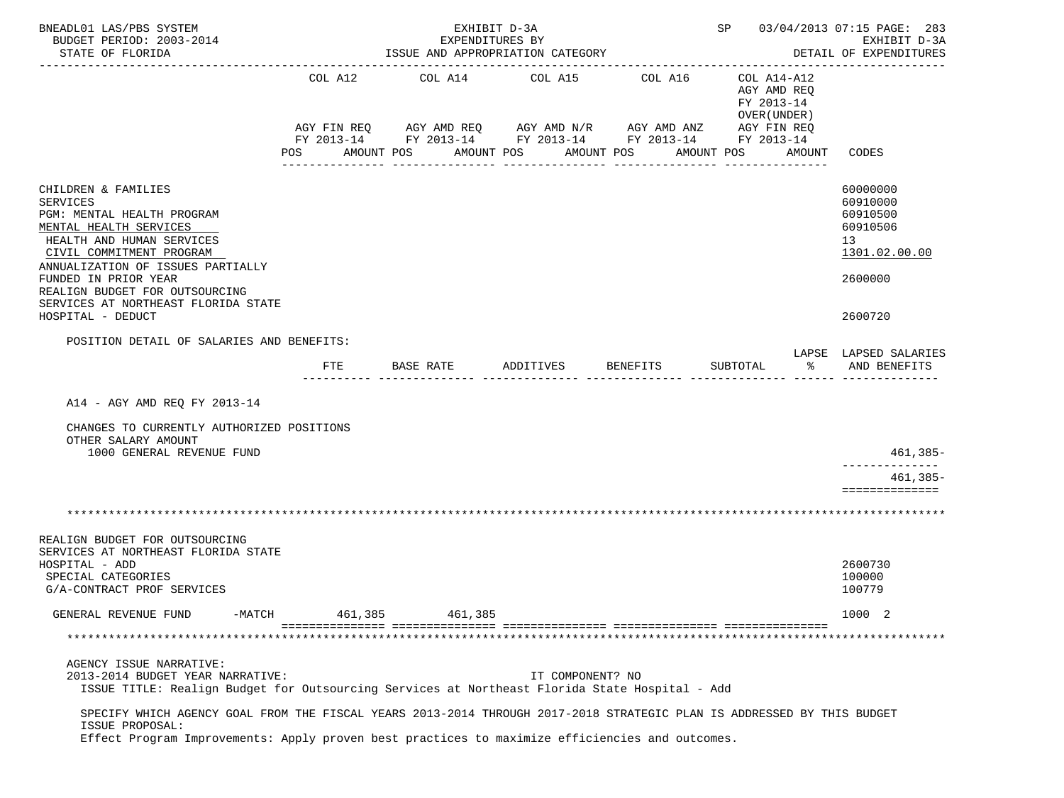| | COL A12 | COL A14 | COL A15 | COL A16 | COL A14-A12 AGY AMD REQ FY 2013-14 OVER(UNDER) | |
|---|---|---|---|---|---|---|
| | AGY FIN REQ FY 2013-14 | AGY AMD REQ FY 2013-14 | AGY AMD N/R FY 2013-14 | AGY AMD ANZ FY 2013-14 | AGY FIN REQ FY 2013-14 | |
| | POS AMOUNT | POS AMOUNT | POS AMOUNT | POS AMOUNT | POS AMOUNT | CODES |
| CHILDREN & FAMILIES | | | | | | 60000000 |
| SERVICES | | | | | | 60910000 |
| PGM: MENTAL HEALTH PROGRAM | | | | | | 60910500 |
| MENTAL HEALTH SERVICES | | | | | | 60910506 |
| HEALTH AND HUMAN SERVICES | | | | | | 13 |
| CIVIL COMMITMENT PROGRAM | | | | | | 1301.02.00.00 |
| ANNUALIZATION OF ISSUES PARTIALLY FUNDED IN PRIOR YEAR | | | | | | 2600000 |
| REALIGN BUDGET FOR OUTSOURCING SERVICES AT NORTHEAST FLORIDA STATE HOSPITAL - DEDUCT | | | | | | 2600720 |

POSITION DETAIL OF SALARIES AND BENEFITS:

| | FTE | BASE RATE | ADDITIVES | BENEFITS | SUBTOTAL | LAPSE % | LAPSED SALARIES AND BENEFITS |
|---|---|---|---|---|---|---|---|
| A14 - AGY AMD REQ FY 2013-14 | | | | | | | |
| CHANGES TO CURRENTLY AUTHORIZED POSITIONS | | | | | | | |
| OTHER SALARY AMOUNT | | | | | | | |
| 1000 GENERAL REVENUE FUND | | | | | | | 461,385- |
| | | | | | | | 461,385- |

*******************************************************************************************************************

| | COL A12 | COL A14 | COL A15 | COL A16 | COL A14-A12 | CODES |
|---|---|---|---|---|---|---|
| REALIGN BUDGET FOR OUTSOURCING SERVICES AT NORTHEAST FLORIDA STATE HOSPITAL - ADD | | | | | | 2600730 |
| SPECIAL CATEGORIES | | | | | | 100000 |
| G/A-CONTRACT PROF SERVICES | | | | | | 100779 |
| GENERAL REVENUE FUND -MATCH | 461,385 | 461,385 | | | | 1000 2 |

*******************************************************************************************************************

AGENCY ISSUE NARRATIVE:

2013-2014 BUDGET YEAR NARRATIVE: IT COMPONENT? NO

ISSUE TITLE: Realign Budget for Outsourcing Services at Northeast Florida State Hospital - Add

SPECIFY WHICH AGENCY GOAL FROM THE FISCAL YEARS 2013-2014 THROUGH 2017-2018 STRATEGIC PLAN IS ADDRESSED BY THIS BUDGET ISSUE PROPOSAL:

Effect Program Improvements: Apply proven best practices to maximize efficiencies and outcomes.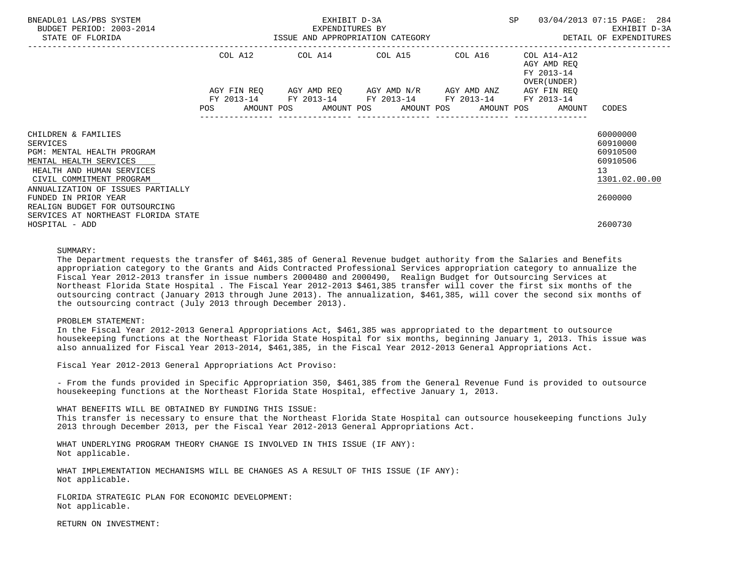| | COL A12 | | COL A14 | | COL A15 | | COL A16 | | COL A14-A12 AGY AMD REQ FY 2013-14 OVER(UNDER) | | |
|---|---|---|---|---|---|---|---|---|---|---|---|
| | AGY FIN REQ FY 2013-14 | | AGY AMD REQ FY 2013-14 | | AGY AMD N/R FY 2013-14 | | AGY AMD ANZ FY 2013-14 | | AGY FIN REQ FY 2013-14 | | |
| | POS | AMOUNT | POS | AMOUNT | POS | AMOUNT | POS | AMOUNT | POS | AMOUNT | CODES |
| CHILDREN & FAMILIES | | | | | | | | | | | 60000000 |
| SERVICES | | | | | | | | | | | 60910000 |
| PGM: MENTAL HEALTH PROGRAM | | | | | | | | | | | 60910500 |
| MENTAL HEALTH SERVICES | | | | | | | | | | | 60910506 |
| HEALTH AND HUMAN SERVICES | | | | | | | | | | | 13 |
| CIVIL COMMITMENT PROGRAM | | | | | | | | | | | 1301.02.00.00 |
| ANNUALIZATION OF ISSUES PARTIALLY FUNDED IN PRIOR YEAR | | | | | | | | | | | 2600000 |
| REALIGN BUDGET FOR OUTSOURCING SERVICES AT NORTHEAST FLORIDA STATE HOSPITAL - ADD | | | | | | | | | | | 2600730 |

SUMMARY:
The Department requests the transfer of $461,385 of General Revenue budget authority from the Salaries and Benefits appropriation category to the Grants and Aids Contracted Professional Services appropriation category to annualize the Fiscal Year 2012-2013 transfer in issue numbers 2000480 and 2000490, Realign Budget for Outsourcing Services at Northeast Florida State Hospital . The Fiscal Year 2012-2013 $461,385 transfer will cover the first six months of the outsourcing contract (January 2013 through June 2013). The annualization, $461,385, will cover the second six months of the outsourcing contract (July 2013 through December 2013).

PROBLEM STATEMENT:
In the Fiscal Year 2012-2013 General Appropriations Act, $461,385 was appropriated to the department to outsource housekeeping functions at the Northeast Florida State Hospital for six months, beginning January 1, 2013. This issue was also annualized for Fiscal Year 2013-2014, $461,385, in the Fiscal Year 2012-2013 General Appropriations Act.

Fiscal Year 2012-2013 General Appropriations Act Proviso:

- From the funds provided in Specific Appropriation 350, $461,385 from the General Revenue Fund is provided to outsource housekeeping functions at the Northeast Florida State Hospital, effective January 1, 2013.

WHAT BENEFITS WILL BE OBTAINED BY FUNDING THIS ISSUE:
This transfer is necessary to ensure that the Northeast Florida State Hospital can outsource housekeeping functions July 2013 through December 2013, per the Fiscal Year 2012-2013 General Appropriations Act.

WHAT UNDERLYING PROGRAM THEORY CHANGE IS INVOLVED IN THIS ISSUE (IF ANY):
Not applicable.

WHAT IMPLEMENTATION MECHANISMS WILL BE CHANGES AS A RESULT OF THIS ISSUE (IF ANY):
Not applicable.

FLORIDA STRATEGIC PLAN FOR ECONOMIC DEVELOPMENT:
Not applicable.

RETURN ON INVESTMENT: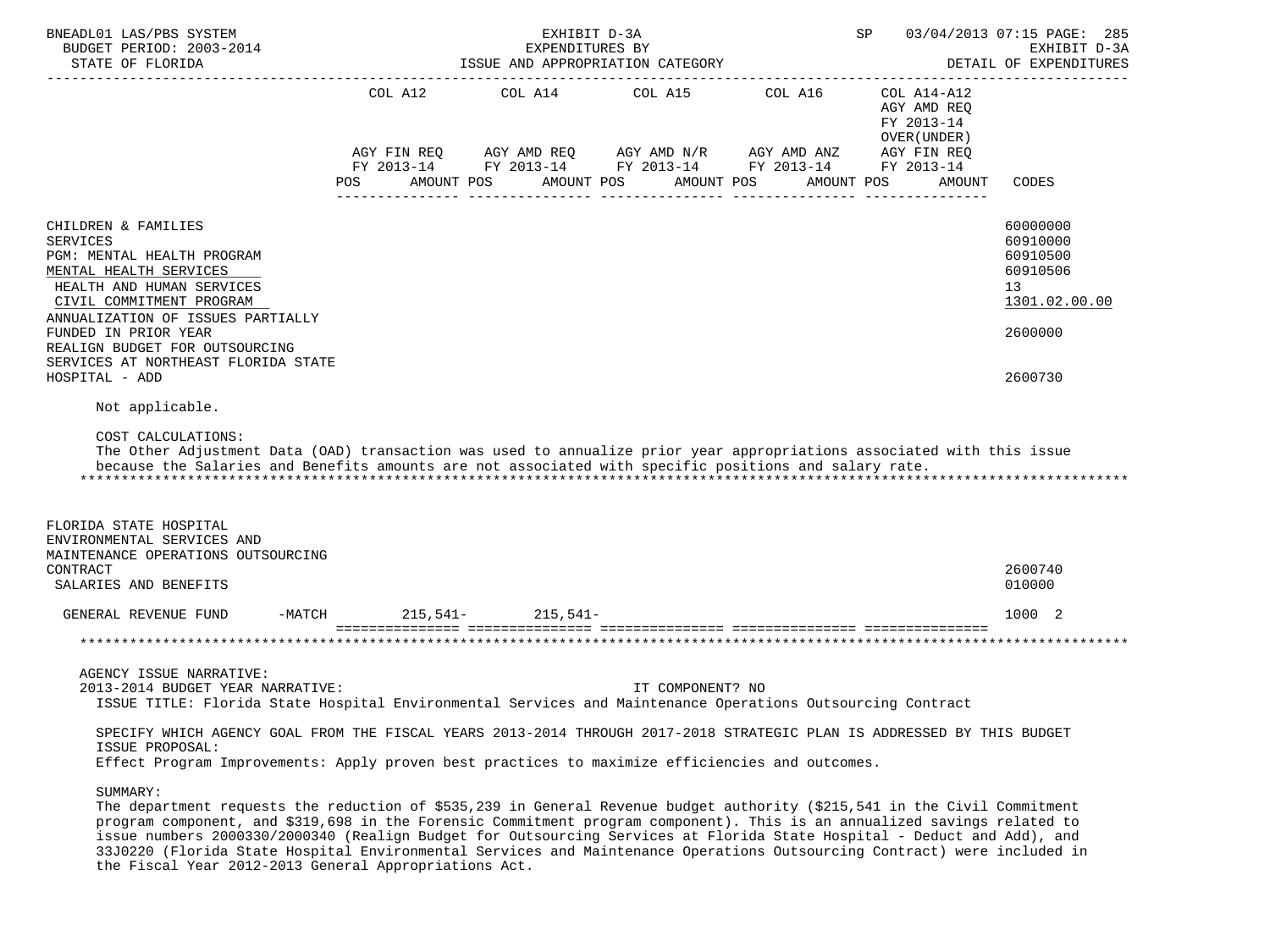BNEADL01 LAS/PBS SYSTEM — EXHIBIT D-3A — EXPENDITURES BY ISSUE AND APPROPRIATION CATEGORY — DETAIL OF EXPENDITURES
BUDGET PERIOD: 2003-2014
STATE OF FLORIDA

| | COL A12 AGY FIN REQ FY 2013-14 POS AMOUNT | COL A14 AGY AMD REQ FY 2013-14 POS AMOUNT | COL A15 AGY AMD N/R FY 2013-14 POS AMOUNT | COL A16 AGY AMD ANZ FY 2013-14 POS AMOUNT | COL A14-A12 AGY AMD REQ FY 2013-14 OVER(UNDER) AGY FIN REQ FY 2013-14 POS AMOUNT | CODES |
|---|---|---|---|---|---|---|
| CHILDREN & FAMILIES | | | | | | 60000000 |
| SERVICES | | | | | | 60910000 |
| PGM: MENTAL HEALTH PROGRAM | | | | | | 60910500 |
| MENTAL HEALTH SERVICES | | | | | | 60910506 |
| HEALTH AND HUMAN SERVICES | | | | | | 13 |
| CIVIL COMMITMENT PROGRAM | | | | | | 1301.02.00.00 |
| ANNUALIZATION OF ISSUES PARTIALLY FUNDED IN PRIOR YEAR | | | | | | 2600000 |
| REALIGN BUDGET FOR OUTSOURCING SERVICES AT NORTHEAST FLORIDA STATE HOSPITAL - ADD | | | | | | 2600730 |

Not applicable.

COST CALCULATIONS:
The Other Adjustment Data (OAD) transaction was used to annualize prior year appropriations associated with this issue because the Salaries and Benefits amounts are not associated with specific positions and salary rate.

| | COL A12 | COL A14 | COL A15 | COL A16 | COL A14-A12 | CODES |
|---|---|---|---|---|---|---|
| FLORIDA STATE HOSPITAL ENVIRONMENTAL SERVICES AND MAINTENANCE OPERATIONS OUTSOURCING CONTRACT | | | | | | 2600740 |
| SALARIES AND BENEFITS | | | | | | 010000 |
| GENERAL REVENUE FUND -MATCH | 215,541- | 215,541- | | | | 1000 2 |

AGENCY ISSUE NARRATIVE:
2013-2014 BUDGET YEAR NARRATIVE: IT COMPONENT? NO
ISSUE TITLE: Florida State Hospital Environmental Services and Maintenance Operations Outsourcing Contract

SPECIFY WHICH AGENCY GOAL FROM THE FISCAL YEARS 2013-2014 THROUGH 2017-2018 STRATEGIC PLAN IS ADDRESSED BY THIS BUDGET ISSUE PROPOSAL:
Effect Program Improvements: Apply proven best practices to maximize efficiencies and outcomes.

SUMMARY:
The department requests the reduction of $535,239 in General Revenue budget authority ($215,541 in the Civil Commitment program component, and $319,698 in the Forensic Commitment program component). This is an annualized savings related to issue numbers 2000330/2000340 (Realign Budget for Outsourcing Services at Florida State Hospital - Deduct and Add), and 33J0220 (Florida State Hospital Environmental Services and Maintenance Operations Outsourcing Contract) were included in the Fiscal Year 2012-2013 General Appropriations Act.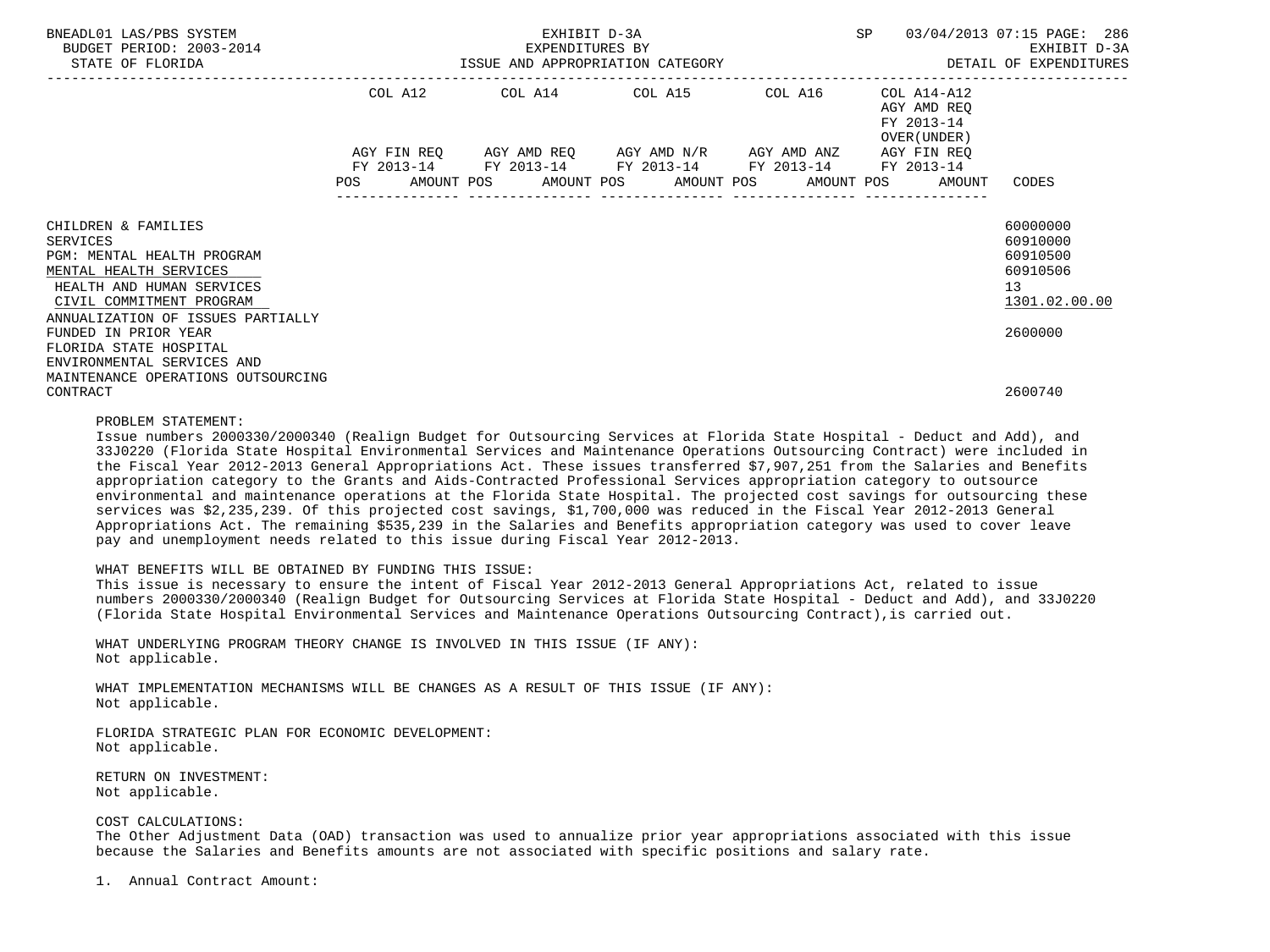| | COL A12 | | COL A14 | | COL A15 | | COL A16 | | COL A14-A12 AGY AMD REQ FY 2013-14 OVER(UNDER) | | |
|---|---|---|---|---|---|---|---|---|---|---|---|
| | AGY FIN REQ FY 2013-14 | | AGY AMD REQ FY 2013-14 | | AGY AMD N/R FY 2013-14 | | AGY AMD ANZ FY 2013-14 | | AGY FIN REQ FY 2013-14 | | |
| | POS | AMOUNT | POS | AMOUNT | POS | AMOUNT | POS | AMOUNT | POS | AMOUNT | CODES |
| CHILDREN & FAMILIES | | | | | | | | | | | 60000000 |
| SERVICES | | | | | | | | | | | 60910000 |
| PGM: MENTAL HEALTH PROGRAM | | | | | | | | | | | 60910500 |
| MENTAL HEALTH SERVICES | | | | | | | | | | | 60910506 |
| HEALTH AND HUMAN SERVICES | | | | | | | | | | | 13 |
| CIVIL COMMITMENT PROGRAM | | | | | | | | | | | 1301.02.00.00 |
| ANNUALIZATION OF ISSUES PARTIALLY FUNDED IN PRIOR YEAR | | | | | | | | | | | 2600000 |
| FLORIDA STATE HOSPITAL ENVIRONMENTAL SERVICES AND MAINTENANCE OPERATIONS OUTSOURCING CONTRACT | | | | | | | | | | | 2600740 |

PROBLEM STATEMENT:
Issue numbers 2000330/2000340 (Realign Budget for Outsourcing Services at Florida State Hospital - Deduct and Add), and 33J0220 (Florida State Hospital Environmental Services and Maintenance Operations Outsourcing Contract) were included in the Fiscal Year 2012-2013 General Appropriations Act. These issues transferred $7,907,251 from the Salaries and Benefits appropriation category to the Grants and Aids-Contracted Professional Services appropriation category to outsource environmental and maintenance operations at the Florida State Hospital. The projected cost savings for outsourcing these services was $2,235,239. Of this projected cost savings, $1,700,000 was reduced in the Fiscal Year 2012-2013 General Appropriations Act. The remaining $535,239 in the Salaries and Benefits appropriation category was used to cover leave pay and unemployment needs related to this issue during Fiscal Year 2012-2013.

WHAT BENEFITS WILL BE OBTAINED BY FUNDING THIS ISSUE:
This issue is necessary to ensure the intent of Fiscal Year 2012-2013 General Appropriations Act, related to issue numbers 2000330/2000340 (Realign Budget for Outsourcing Services at Florida State Hospital - Deduct and Add), and 33J0220 (Florida State Hospital Environmental Services and Maintenance Operations Outsourcing Contract),is carried out.

WHAT UNDERLYING PROGRAM THEORY CHANGE IS INVOLVED IN THIS ISSUE (IF ANY):
Not applicable.

WHAT IMPLEMENTATION MECHANISMS WILL BE CHANGES AS A RESULT OF THIS ISSUE (IF ANY):
Not applicable.

FLORIDA STRATEGIC PLAN FOR ECONOMIC DEVELOPMENT:
Not applicable.

RETURN ON INVESTMENT:
Not applicable.

COST CALCULATIONS:
The Other Adjustment Data (OAD) transaction was used to annualize prior year appropriations associated with this issue because the Salaries and Benefits amounts are not associated with specific positions and salary rate.

1. Annual Contract Amount: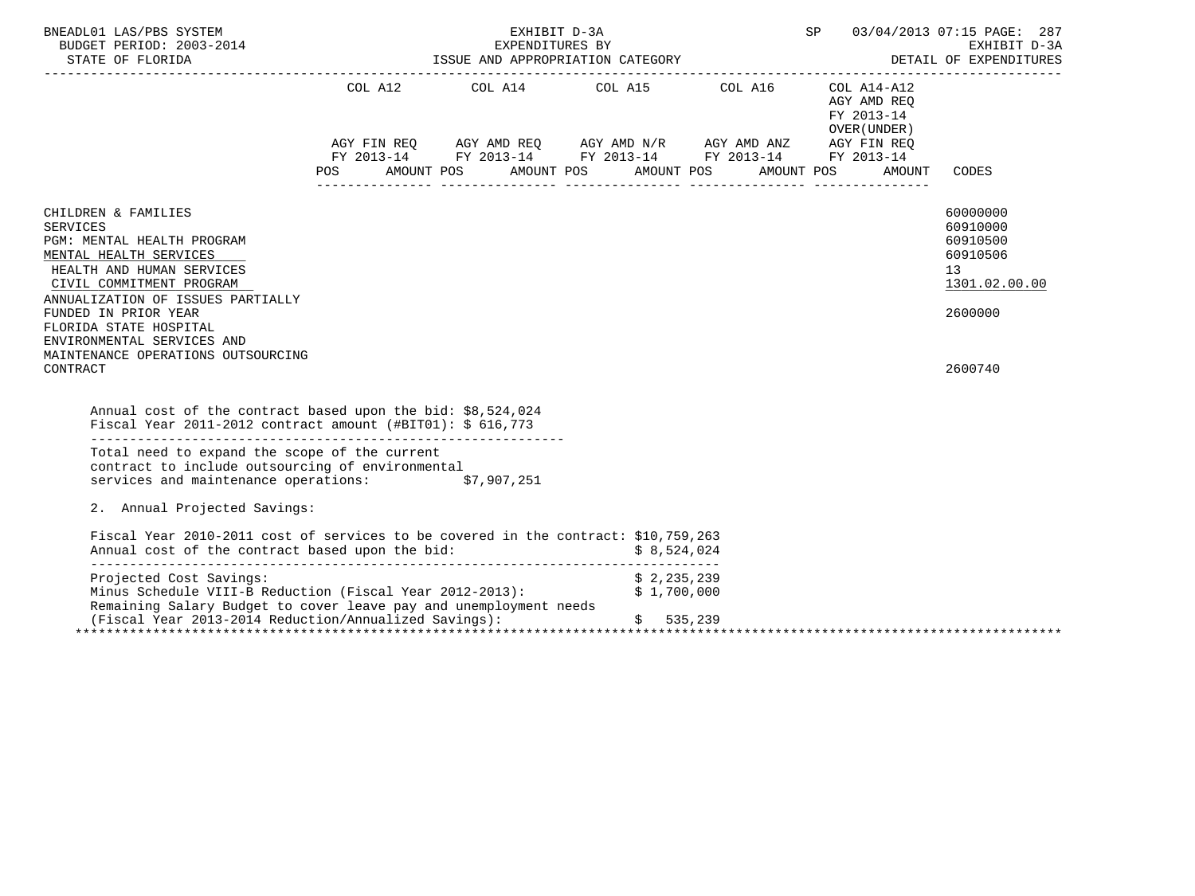| | COL A12 | | COL A14 | | COL A15 | | COL A16 | | COL A14-A12 AGY AMD REQ FY 2013-14 OVER(UNDER) | | |
|---|---|---|---|---|---|---|---|---|---|---|---|
| | AGY FIN REQ FY 2013-14 | | AGY AMD REQ FY 2013-14 | | AGY AMD N/R FY 2013-14 | | AGY AMD ANZ FY 2013-14 | | AGY FIN REQ FY 2013-14 | | |
| | POS | AMOUNT | POS | AMOUNT | POS | AMOUNT | POS | AMOUNT | POS | AMOUNT | CODES |
| CHILDREN & FAMILIES | | | | | | | | | | | 60000000 |
| SERVICES | | | | | | | | | | | 60910000 |
| PGM: MENTAL HEALTH PROGRAM | | | | | | | | | | | 60910500 |
| MENTAL HEALTH SERVICES | | | | | | | | | | | 60910506 |
| HEALTH AND HUMAN SERVICES | | | | | | | | | | | 13 |
| CIVIL COMMITMENT PROGRAM | | | | | | | | | | | 1301.02.00.00 |
| ANNUALIZATION OF ISSUES PARTIALLY FUNDED IN PRIOR YEAR | | | | | | | | | | | 2600000 |
| FLORIDA STATE HOSPITAL ENVIRONMENTAL SERVICES AND MAINTENANCE OPERATIONS OUTSOURCING CONTRACT | | | | | | | | | | | 2600740 |

Annual cost of the contract based upon the bid: $8,524,024
Fiscal Year 2011-2012 contract amount (#BIT01): $ 616,773

Total need to expand the scope of the current contract to include outsourcing of environmental services and maintenance operations: $7,907,251

2. Annual Projected Savings:

Fiscal Year 2010-2011 cost of services to be covered in the contract: $10,759,263
Annual cost of the contract based upon the bid: $ 8,524,024

Projected Cost Savings: $ 2,235,239
Minus Schedule VIII-B Reduction (Fiscal Year 2012-2013): $ 1,700,000
Remaining Salary Budget to cover leave pay and unemployment needs (Fiscal Year 2013-2014 Reduction/Annualized Savings): $ 535,239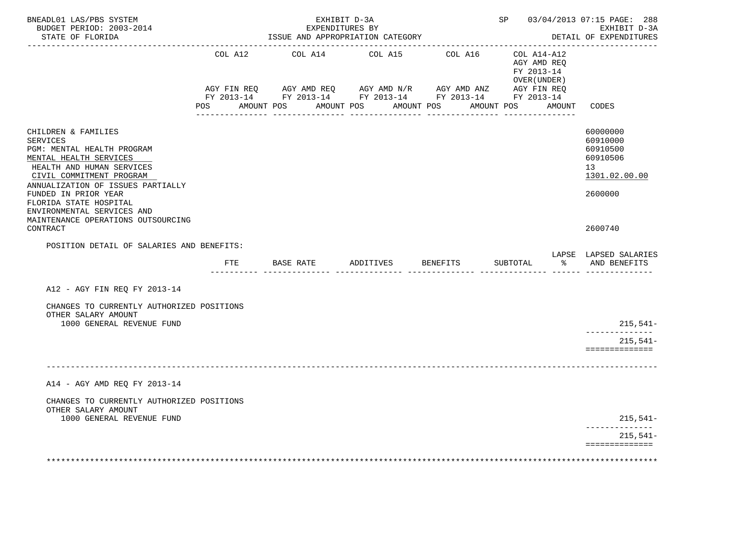BNEADL01 LAS/PBS SYSTEM  
BUDGET PERIOD: 2003-2014  
STATE OF FLORIDA

EXHIBIT D-3A  
EXPENDITURES BY  
ISSUE AND APPROPRIATION CATEGORY

SP 03/04/2013 07:15 PAGE: 288  
EXHIBIT D-3A  
DETAIL OF EXPENDITURES

| | COL A12 AGY FIN REQ FY 2013-14 POS AMOUNT | COL A14 AGY AMD REQ FY 2013-14 POS AMOUNT | COL A15 AGY AMD N/R FY 2013-14 POS AMOUNT | COL A16 AGY AMD ANZ FY 2013-14 POS AMOUNT | COL A14-A12 AGY AMD REQ FY 2013-14 OVER(UNDER) AGY FIN REQ FY 2013-14 POS AMOUNT | CODES |
|---|---|---|---|---|---|---|
| CHILDREN & FAMILIES | | | | | | 60000000 |
| SERVICES | | | | | | 60910000 |
| PGM: MENTAL HEALTH PROGRAM | | | | | | 60910500 |
| MENTAL HEALTH SERVICES | | | | | | 60910506 |
| HEALTH AND HUMAN SERVICES | | | | | | 13 |
| CIVIL COMMITMENT PROGRAM | | | | | | 1301.02.00.00 |
| ANNUALIZATION OF ISSUES PARTIALLY FUNDED IN PRIOR YEAR | | | | | | 2600000 |
| FLORIDA STATE HOSPITAL ENVIRONMENTAL SERVICES AND MAINTENANCE OPERATIONS OUTSOURCING CONTRACT | | | | | | 2600740 |

POSITION DETAIL OF SALARIES AND BENEFITS:

| | FTE | BASE RATE | ADDITIVES | BENEFITS | SUBTOTAL | LAPSE % | LAPSED SALARIES AND BENEFITS |
|---|---|---|---|---|---|---|---|
| **A12 - AGY FIN REQ FY 2013-14** | | | | | | | |
| CHANGES TO CURRENTLY AUTHORIZED POSITIONS | | | | | | | |
| OTHER SALARY AMOUNT | | | | | | | |
| 1000 GENERAL REVENUE FUND | | | | | | | 215,541- |
| | | | | | | | 215,541- |
| **A14 - AGY AMD REQ FY 2013-14** | | | | | | | |
| CHANGES TO CURRENTLY AUTHORIZED POSITIONS | | | | | | | |
| OTHER SALARY AMOUNT | | | | | | | |
| 1000 GENERAL REVENUE FUND | | | | | | | 215,541- |
| | | | | | | | 215,541- |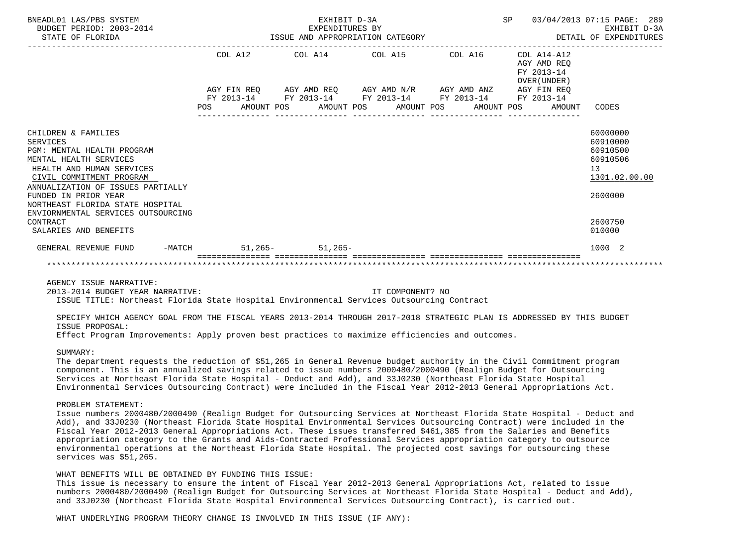| | COL A12 | COL A14 | COL A15 | COL A16 | COL A14-A12 AGY AMD REQ FY 2013-14 OVER(UNDER) | |
|---|---|---|---|---|---|---|
| | AGY FIN REQ FY 2013-14 POS AMOUNT | AGY AMD REQ FY 2013-14 POS AMOUNT | AGY AMD N/R FY 2013-14 POS AMOUNT | AGY AMD ANZ FY 2013-14 POS AMOUNT | AGY FIN REQ FY 2013-14 POS AMOUNT | CODES |
| CHILDREN & FAMILIES | | | | | | 60000000 |
| SERVICES | | | | | | 60910000 |
| PGM: MENTAL HEALTH PROGRAM | | | | | | 60910500 |
| MENTAL HEALTH SERVICES | | | | | | 60910506 |
| HEALTH AND HUMAN SERVICES | | | | | | 13 |
| CIVIL COMMITMENT PROGRAM | | | | | | 1301.02.00.00 |
| ANNUALIZATION OF ISSUES PARTIALLY FUNDED IN PRIOR YEAR | | | | | | 2600000 |
| NORTHEAST FLORIDA STATE HOSPITAL ENVIORNMENTAL SERVICES OUTSOURCING CONTRACT | | | | | | 2600750 |
| SALARIES AND BENEFITS | | | | | | 010000 |
| GENERAL REVENUE FUND -MATCH | 51,265- | 51,265- | | | | 1000 2 |

AGENCY ISSUE NARRATIVE:

2013-2014 BUDGET YEAR NARRATIVE: IT COMPONENT? NO

ISSUE TITLE: Northeast Florida State Hospital Environmental Services Outsourcing Contract

SPECIFY WHICH AGENCY GOAL FROM THE FISCAL YEARS 2013-2014 THROUGH 2017-2018 STRATEGIC PLAN IS ADDRESSED BY THIS BUDGET ISSUE PROPOSAL:

Effect Program Improvements: Apply proven best practices to maximize efficiencies and outcomes.

SUMMARY:

The department requests the reduction of $51,265 in General Revenue budget authority in the Civil Commitment program component. This is an annualized savings related to issue numbers 2000480/2000490 (Realign Budget for Outsourcing Services at Northeast Florida State Hospital - Deduct and Add), and 33J0230 (Northeast Florida State Hospital Environmental Services Outsourcing Contract) were included in the Fiscal Year 2012-2013 General Appropriations Act.

PROBLEM STATEMENT:

Issue numbers 2000480/2000490 (Realign Budget for Outsourcing Services at Northeast Florida State Hospital - Deduct and Add), and 33J0230 (Northeast Florida State Hospital Environmental Services Outsourcing Contract) were included in the Fiscal Year 2012-2013 General Appropriations Act. These issues transferred $461,385 from the Salaries and Benefits appropriation category to the Grants and Aids-Contracted Professional Services appropriation category to outsource environmental operations at the Northeast Florida State Hospital. The projected cost savings for outsourcing these services was $51,265.

WHAT BENEFITS WILL BE OBTAINED BY FUNDING THIS ISSUE:

This issue is necessary to ensure the intent of Fiscal Year 2012-2013 General Appropriations Act, related to issue numbers 2000480/2000490 (Realign Budget for Outsourcing Services at Northeast Florida State Hospital - Deduct and Add), and 33J0230 (Northeast Florida State Hospital Environmental Services Outsourcing Contract), is carried out.

WHAT UNDERLYING PROGRAM THEORY CHANGE IS INVOLVED IN THIS ISSUE (IF ANY):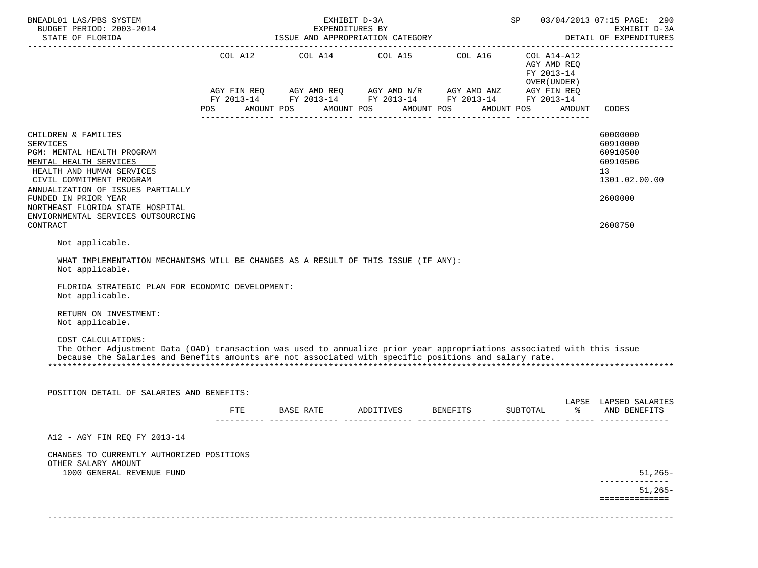| | COL A12 | COL A14 | COL A15 | COL A16 | COL A14-A12 AGY AMD REQ FY 2013-14 OVER(UNDER) | |
|---|---|---|---|---|---|---|
| | AGY FIN REQ FY 2013-14 | AGY AMD REQ FY 2013-14 | AGY AMD N/R FY 2013-14 | AGY AMD ANZ FY 2013-14 | AGY FIN REQ FY 2013-14 | |
| | POS AMOUNT | POS AMOUNT | POS AMOUNT | POS AMOUNT | POS AMOUNT | CODES |
| CHILDREN & FAMILIES | | | | | | 60000000 |
| SERVICES | | | | | | 60910000 |
| PGM: MENTAL HEALTH PROGRAM | | | | | | 60910500 |
| MENTAL HEALTH SERVICES | | | | | | 60910506 |
| HEALTH AND HUMAN SERVICES | | | | | | 13 |
| CIVIL COMMITMENT PROGRAM | | | | | | 1301.02.00.00 |
| ANNUALIZATION OF ISSUES PARTIALLY FUNDED IN PRIOR YEAR | | | | | | 2600000 |
| NORTHEAST FLORIDA STATE HOSPITAL ENVIORNMENTAL SERVICES OUTSOURCING CONTRACT | | | | | | 2600750 |

Not applicable.

WHAT IMPLEMENTATION MECHANISMS WILL BE CHANGES AS A RESULT OF THIS ISSUE (IF ANY):
Not applicable.

FLORIDA STRATEGIC PLAN FOR ECONOMIC DEVELOPMENT:
Not applicable.

RETURN ON INVESTMENT:
Not applicable.

COST CALCULATIONS:
The Other Adjustment Data (OAD) transaction was used to annualize prior year appropriations associated with this issue because the Salaries and Benefits amounts are not associated with specific positions and salary rate.

POSITION DETAIL OF SALARIES AND BENEFITS:

| | FTE | BASE RATE | ADDITIVES | BENEFITS | SUBTOTAL | LAPSE % | LAPSED SALARIES AND BENEFITS |
|---|---|---|---|---|---|---|---|
| A12 - AGY FIN REQ FY 2013-14 | | | | | | | |
| CHANGES TO CURRENTLY AUTHORIZED POSITIONS | | | | | | | |
| OTHER SALARY AMOUNT | | | | | | | |
| 1000 GENERAL REVENUE FUND | | | | | | | 51,265- |
| | | | | | | | 51,265- |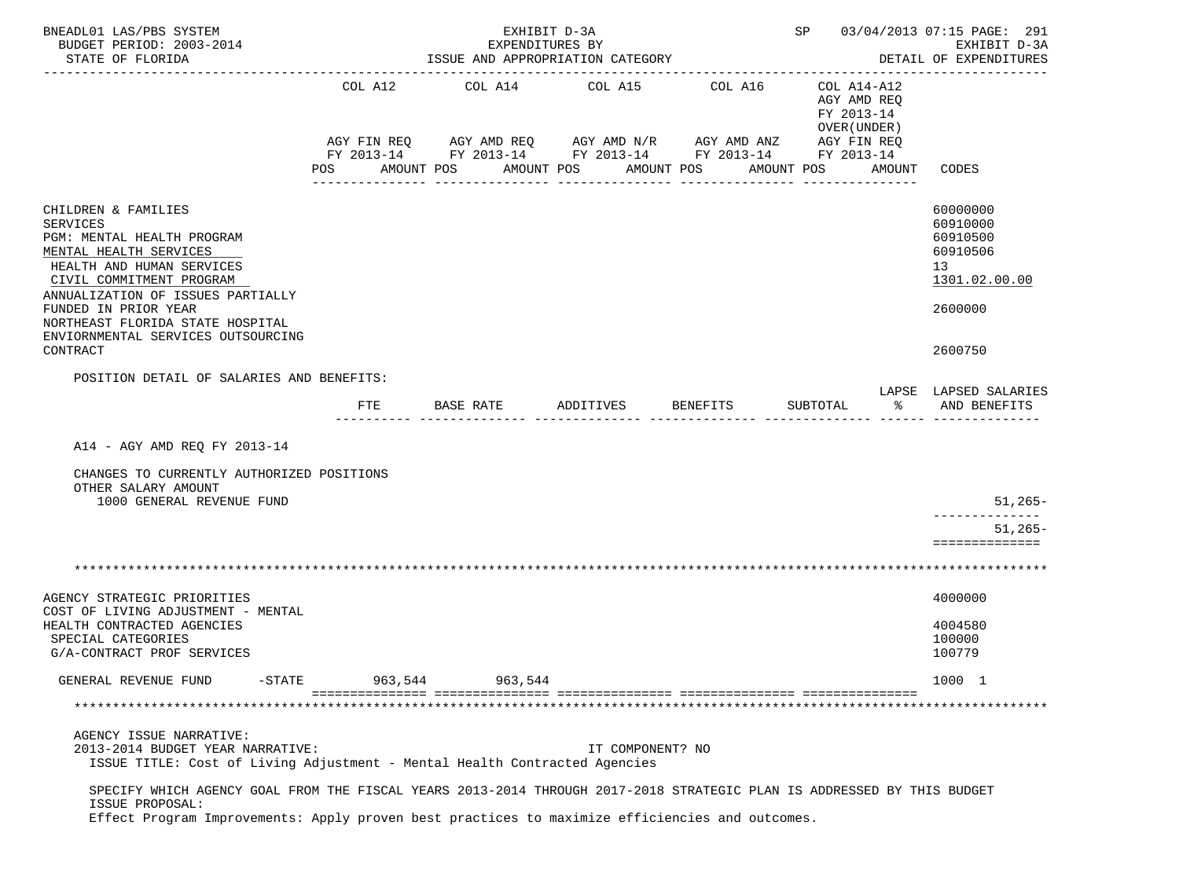| | COL A12 | COL A14 | COL A15 | COL A16 | COL A14-A12 AGY AMD REQ FY 2013-14 OVER(UNDER) | |
|---|---|---|---|---|---|---|
| | AGY FIN REQ FY 2013-14 | AGY AMD REQ FY 2013-14 | AGY AMD N/R FY 2013-14 | AGY AMD ANZ FY 2013-14 | AGY FIN REQ FY 2013-14 | |
| | POS AMOUNT | POS AMOUNT | POS AMOUNT | POS AMOUNT | POS AMOUNT | CODES |
| CHILDREN & FAMILIES | | | | | | 60000000 |
| SERVICES | | | | | | 60910000 |
| PGM: MENTAL HEALTH PROGRAM | | | | | | 60910500 |
| MENTAL HEALTH SERVICES | | | | | | 60910506 |
| HEALTH AND HUMAN SERVICES | | | | | | 13 |
| CIVIL COMMITMENT PROGRAM | | | | | | 1301.02.00.00 |
| ANNUALIZATION OF ISSUES PARTIALLY FUNDED IN PRIOR YEAR | | | | | | 2600000 |
| NORTHEAST FLORIDA STATE HOSPITAL ENVIORNMENTAL SERVICES OUTSOURCING CONTRACT | | | | | | 2600750 |

POSITION DETAIL OF SALARIES AND BENEFITS:

| | FTE | BASE RATE | ADDITIVES | BENEFITS | SUBTOTAL | LAPSE % | LAPSED SALARIES AND BENEFITS |
|---|---|---|---|---|---|---|---|
| A14 - AGY AMD REQ FY 2013-14 | | | | | | | |
| CHANGES TO CURRENTLY AUTHORIZED POSITIONS | | | | | | | |
| OTHER SALARY AMOUNT | | | | | | | |
| 1000 GENERAL REVENUE FUND | | | | | | | 51,265- |
| | | | | | | | 51,265- |

*******************************************************************************************************************

| | COL A12 | COL A14 | COL A15 | COL A16 | COL A14-A12 | CODES |
|---|---|---|---|---|---|---|
| AGENCY STRATEGIC PRIORITIES | | | | | | 4000000 |
| COST OF LIVING ADJUSTMENT - MENTAL HEALTH CONTRACTED AGENCIES | | | | | | 4004580 |
| SPECIAL CATEGORIES | | | | | | 100000 |
| G/A-CONTRACT PROF SERVICES | | | | | | 100779 |
| GENERAL REVENUE FUND -STATE | 963,544 | 963,544 | | | | 1000 1 |

*******************************************************************************************************************

AGENCY ISSUE NARRATIVE:
2013-2014 BUDGET YEAR NARRATIVE: IT COMPONENT? NO
ISSUE TITLE: Cost of Living Adjustment - Mental Health Contracted Agencies

SPECIFY WHICH AGENCY GOAL FROM THE FISCAL YEARS 2013-2014 THROUGH 2017-2018 STRATEGIC PLAN IS ADDRESSED BY THIS BUDGET ISSUE PROPOSAL:
Effect Program Improvements: Apply proven best practices to maximize efficiencies and outcomes.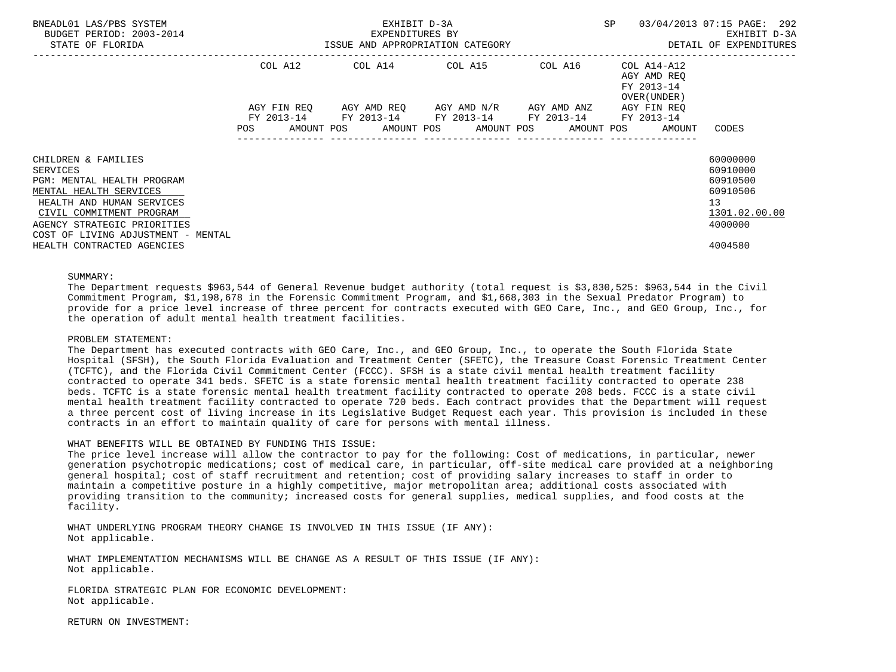| | COL A12 | | COL A14 | | COL A15 | | COL A16 | | COL A14-A12 AGY AMD REQ FY 2013-14 OVER(UNDER) | |
|---|---|---|---|---|---|---|---|---|---|---|
| | AGY FIN REQ FY 2013-14 | | AGY AMD REQ FY 2013-14 | | AGY AMD N/R FY 2013-14 | | AGY AMD ANZ FY 2013-14 | | AGY FIN REQ FY 2013-14 | |
| | POS | AMOUNT | POS | AMOUNT | POS | AMOUNT | POS | AMOUNT | POS | AMOUNT | CODES |

CHILDREN & FAMILIES — 60000000
SERVICES — 60910000
PGM: MENTAL HEALTH PROGRAM — 60910500
MENTAL HEALTH SERVICES — 60910506
HEALTH AND HUMAN SERVICES — 13
CIVIL COMMITMENT PROGRAM — 1301.02.00.00
AGENCY STRATEGIC PRIORITIES — 4000000
COST OF LIVING ADJUSTMENT - MENTAL HEALTH CONTRACTED AGENCIES — 4004580

SUMMARY:
The Department requests $963,544 of General Revenue budget authority (total request is $3,830,525: $963,544 in the Civil Commitment Program, $1,198,678 in the Forensic Commitment Program, and $1,668,303 in the Sexual Predator Program) to provide for a price level increase of three percent for contracts executed with GEO Care, Inc., and GEO Group, Inc., for the operation of adult mental health treatment facilities.

PROBLEM STATEMENT:
The Department has executed contracts with GEO Care, Inc., and GEO Group, Inc., to operate the South Florida State Hospital (SFSH), the South Florida Evaluation and Treatment Center (SFETC), the Treasure Coast Forensic Treatment Center (TCFTC), and the Florida Civil Commitment Center (FCCC). SFSH is a state civil mental health treatment facility contracted to operate 341 beds. SFETC is a state forensic mental health treatment facility contracted to operate 238 beds. TCFTC is a state forensic mental health treatment facility contracted to operate 208 beds. FCCC is a state civil mental health treatment facility contracted to operate 720 beds. Each contract provides that the Department will request a three percent cost of living increase in its Legislative Budget Request each year. This provision is included in these contracts in an effort to maintain quality of care for persons with mental illness.

WHAT BENEFITS WILL BE OBTAINED BY FUNDING THIS ISSUE:
The price level increase will allow the contractor to pay for the following: Cost of medications, in particular, newer generation psychotropic medications; cost of medical care, in particular, off-site medical care provided at a neighboring general hospital; cost of staff recruitment and retention; cost of providing salary increases to staff in order to maintain a competitive posture in a highly competitive, major metropolitan area; additional costs associated with providing transition to the community; increased costs for general supplies, medical supplies, and food costs at the facility.

WHAT UNDERLYING PROGRAM THEORY CHANGE IS INVOLVED IN THIS ISSUE (IF ANY):
Not applicable.

WHAT IMPLEMENTATION MECHANISMS WILL BE CHANGE AS A RESULT OF THIS ISSUE (IF ANY):
Not applicable.

FLORIDA STRATEGIC PLAN FOR ECONOMIC DEVELOPMENT:
Not applicable.

RETURN ON INVESTMENT: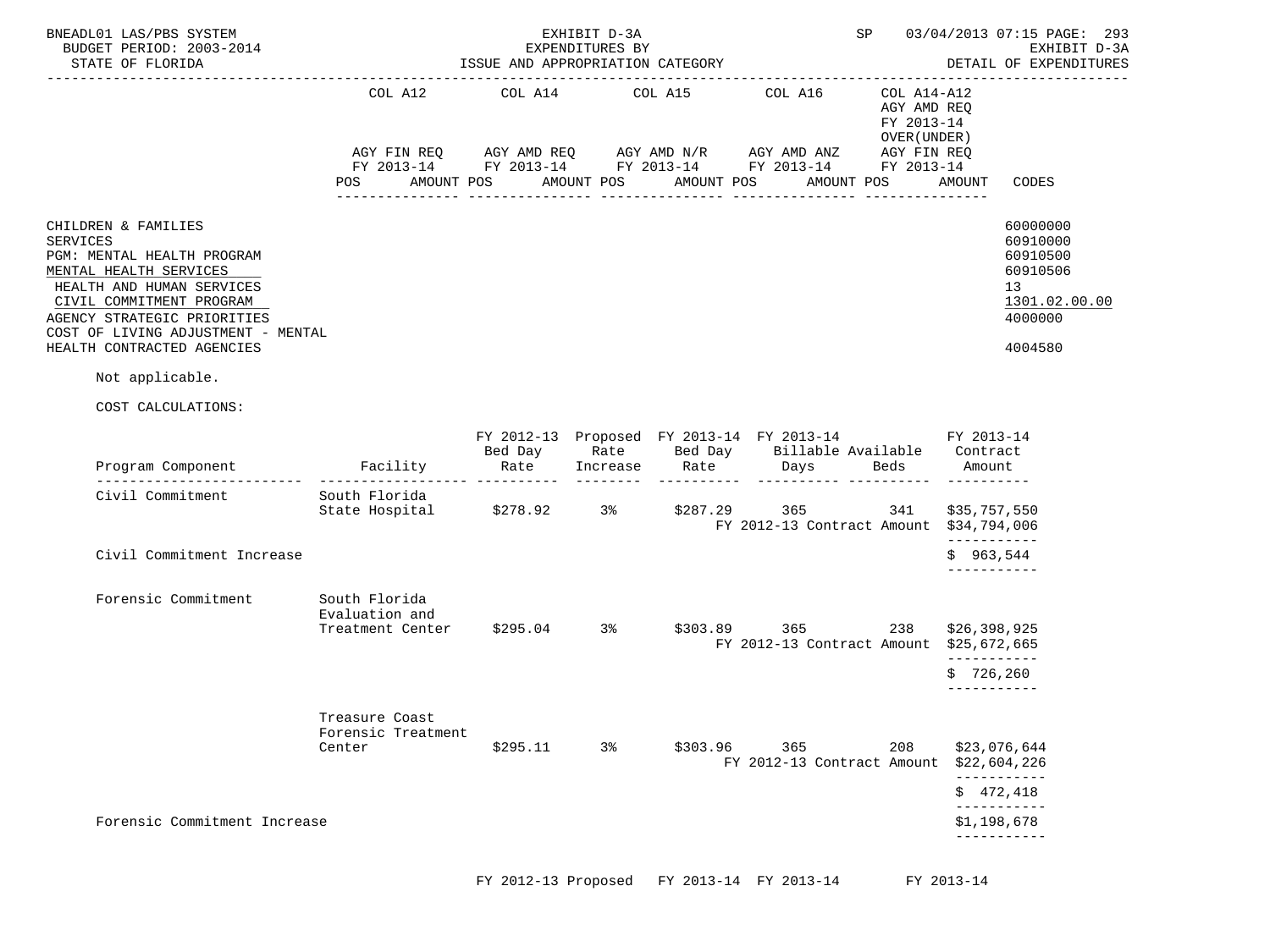| | COL A12 | | COL A14 | | COL A15 | | COL A16 | | COL A14-A12 AGY AMD REQ FY 2013-14 OVER(UNDER) AGY FIN REQ FY 2013-14 | |
|---|---|---|---|---|---|---|---|---|---|---|
| | AGY FIN REQ FY 2013-14 | | AGY AMD REQ FY 2013-14 | | AGY AMD N/R FY 2013-14 | | AGY AMD ANZ FY 2013-14 | | | |
| | POS | AMOUNT | POS | AMOUNT | POS | AMOUNT | POS | AMOUNT | AMOUNT | CODES |

CHILDREN & FAMILIES — 60000000
SERVICES — 60910000
PGM: MENTAL HEALTH PROGRAM — 60910500
MENTAL HEALTH SERVICES — 60910506
HEALTH AND HUMAN SERVICES — 13
CIVIL COMMITMENT PROGRAM — 1301.02.00.00
AGENCY STRATEGIC PRIORITIES — 4000000
COST OF LIVING ADJUSTMENT - MENTAL HEALTH CONTRACTED AGENCIES — 4004580

Not applicable.

COST CALCULATIONS:

| Program Component | Facility | FY 2012-13 Bed Day Rate | Proposed Rate Increase | FY 2013-14 Bed Day Rate | FY 2013-14 Billable Days | Available Beds | FY 2013-14 Contract Amount |
|---|---|---|---|---|---|---|---|
| Civil Commitment | South Florida State Hospital | $278.92 | 3% | $287.29 | 365 | 341 | $35,757,550 |
| | | | | | FY 2012-13 Contract Amount | | $34,794,006 |
| Civil Commitment Increase | | | | | | | $ 963,544 |
| Forensic Commitment | South Florida Evaluation and Treatment Center | $295.04 | 3% | $303.89 | 365 | 238 | $26,398,925 |
| | | | | | FY 2012-13 Contract Amount | | $25,672,665 |
| | | | | | | | $ 726,260 |
| | Treasure Coast Forensic Treatment Center | $295.11 | 3% | $303.96 | 365 | 208 | $23,076,644 |
| | | | | | FY 2012-13 Contract Amount | | $22,604,226 |
| | | | | | | | $ 472,418 |
| Forensic Commitment Increase | | | | | | | $1,198,678 |

FY 2012-13 Proposed FY 2013-14 FY 2013-14 FY 2013-14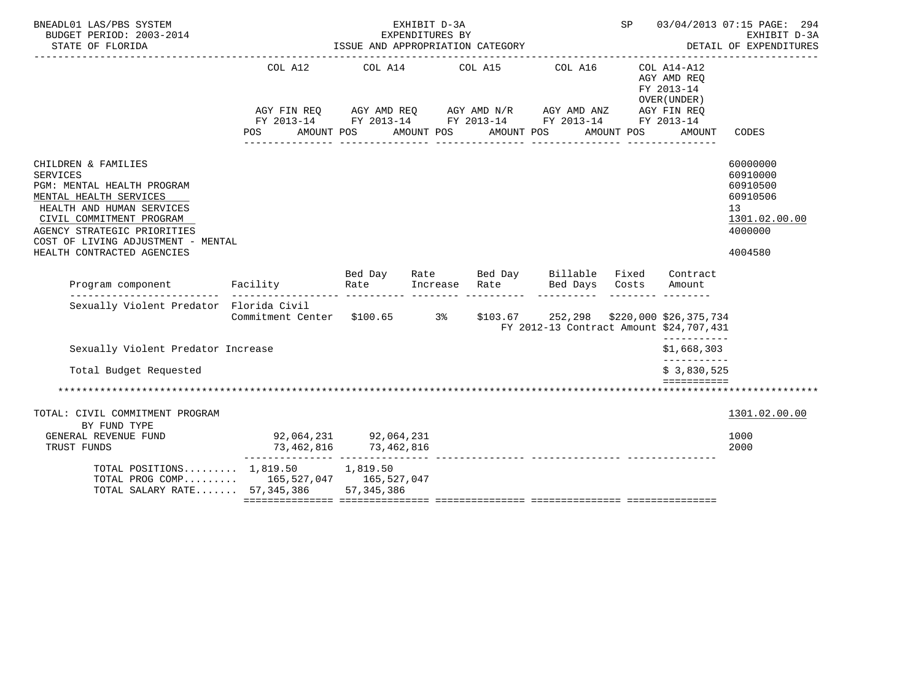BNEADL01 LAS/PBS SYSTEM — EXHIBIT D-3A — SP 03/04/2013 07:15

BUDGET PERIOD: 2003-2014 — EXPENDITURES BY — EXHIBIT D-3A

STATE OF FLORIDA — ISSUE AND APPROPRIATION CATEGORY — DETAIL OF EXPENDITURES

| | COL A12 AGY FIN REQ FY 2013-14 POS AMOUNT | COL A14 AGY AMD REQ FY 2013-14 POS AMOUNT | COL A15 AGY AMD N/R FY 2013-14 POS AMOUNT | COL A16 AGY AMD ANZ FY 2013-14 POS AMOUNT | COL A14-A12 AGY AMD REQ FY 2013-14 OVER(UNDER) AGY FIN REQ FY 2013-14 POS AMOUNT | CODES |
|---|---|---|---|---|---|---|

CHILDREN & FAMILIES — 60000000
SERVICES — 60910000
PGM: MENTAL HEALTH PROGRAM — 60910500
MENTAL HEALTH SERVICES — 60910506
HEALTH AND HUMAN SERVICES — 13
CIVIL COMMITMENT PROGRAM — 1301.02.00.00
AGENCY STRATEGIC PRIORITIES — 4000000
COST OF LIVING ADJUSTMENT - MENTAL HEALTH CONTRACTED AGENCIES — 4004580

| Program component | Facility | Bed Day Rate | Rate Increase | Bed Day Rate | Billable Bed Days | Fixed Costs | Contract Amount |
|---|---|---|---|---|---|---|---|
| Sexually Violent Predator | Florida Civil Commitment Center | $100.65 | 3% | $103.67 | 252,298 | $220,000 | $26,375,734 |
| | | | | | FY 2012-13 Contract Amount | | $24,707,431 |
| Sexually Violent Predator Increase | | | | | | | $1,668,303 |
| Total Budget Requested | | | | | | | $ 3,830,525 |

TOTAL: CIVIL COMMITMENT PROGRAM — 1301.02.00.00

| BY FUND TYPE | COL A12 | COL A14 | COL A15 | COL A16 | COL A14-A12 | CODES |
|---|---|---|---|---|---|---|
| GENERAL REVENUE FUND | 92,064,231 | 92,064,231 | | | | 1000 |
| TRUST FUNDS | 73,462,816 | 73,462,816 | | | | 2000 |
| TOTAL POSITIONS......... | 1,819.50 | 1,819.50 | | | | |
| TOTAL PROG COMP......... | 165,527,047 | 165,527,047 | | | | |
| TOTAL SALARY RATE....... | 57,345,386 | 57,345,386 | | | | |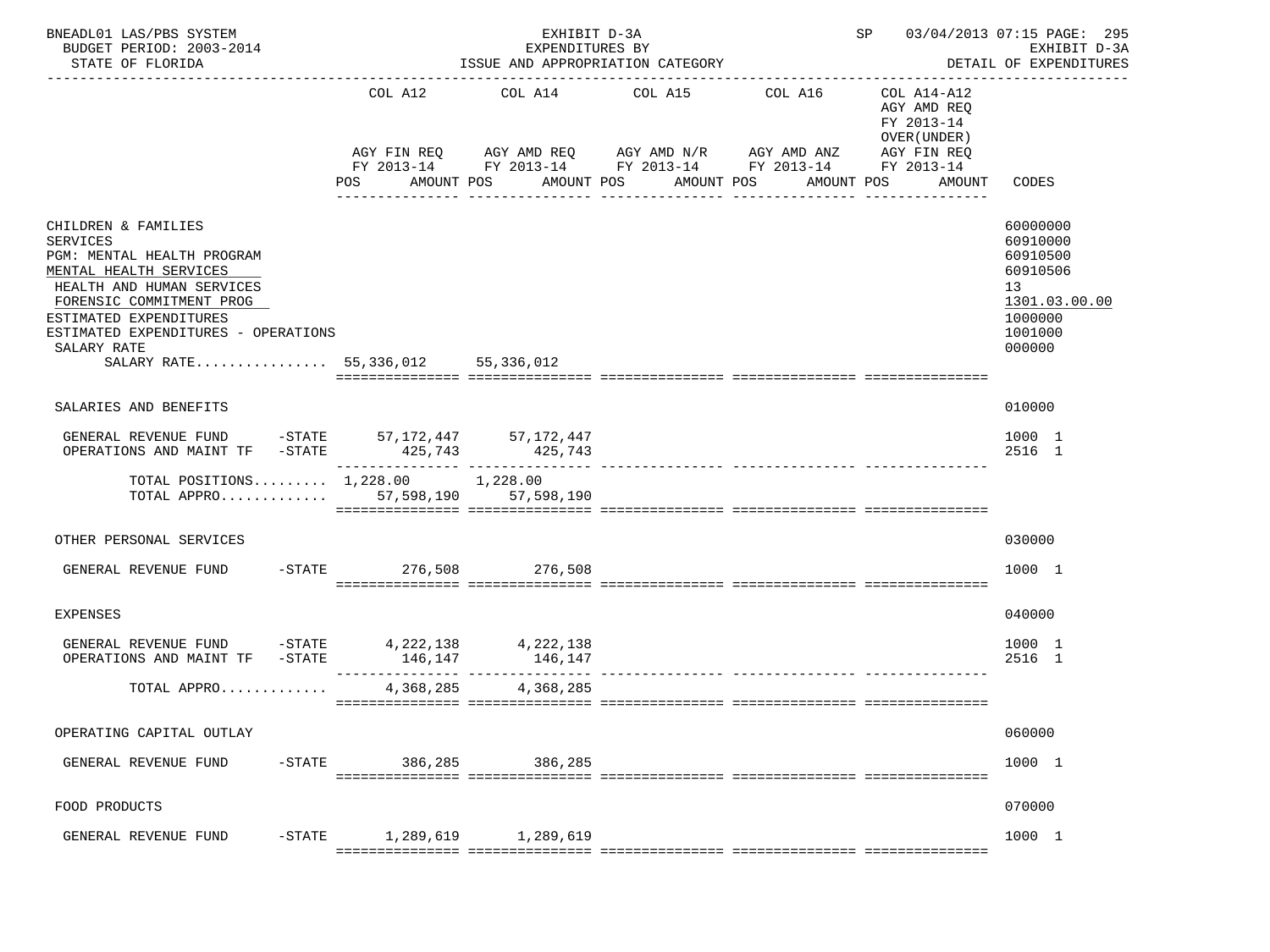BNEADL01 LAS/PBS SYSTEM — EXHIBIT D-3A — EXPENDITURES BY ISSUE AND APPROPRIATION CATEGORY — SP 03/04/2013 07:15 PAGE: 295
BUDGET PERIOD: 2003-2014 — STATE OF FLORIDA — EXHIBIT D-3A DETAIL OF EXPENDITURES

| | COL A12 AGY FIN REQ FY 2013-14 POS AMOUNT | COL A14 AGY AMD REQ FY 2013-14 POS AMOUNT | COL A15 AGY AMD N/R FY 2013-14 POS AMOUNT | COL A16 AGY AMD ANZ FY 2013-14 POS AMOUNT | COL A14-A12 AGY AMD REQ FY 2013-14 OVER(UNDER) AGY FIN REQ FY 2013-14 POS AMOUNT | CODES |
|---|---|---|---|---|---|---|
| CHILDREN & FAMILIES | | | | | | 60000000 |
| SERVICES | | | | | | 60910000 |
| PGM: MENTAL HEALTH PROGRAM | | | | | | 60910500 |
| MENTAL HEALTH SERVICES | | | | | | 60910506 |
| HEALTH AND HUMAN SERVICES | | | | | | 13 |
| FORENSIC COMMITMENT PROG | | | | | | 1301.03.00.00 |
| ESTIMATED EXPENDITURES | | | | | | 1000000 |
| ESTIMATED EXPENDITURES - OPERATIONS | | | | | | 1001000 |
| SALARY RATE | | | | | | 000000 |
| SALARY RATE................ | 55,336,012 | 55,336,012 | | | | |
| SALARIES AND BENEFITS | | | | | | 010000 |
| GENERAL REVENUE FUND -STATE | 57,172,447 | 57,172,447 | | | | 1000 1 |
| OPERATIONS AND MAINT TF -STATE | 425,743 | 425,743 | | | | 2516 1 |
| TOTAL POSITIONS......... | 1,228.00 | 1,228.00 | | | | |
| TOTAL APPRO............. | 57,598,190 | 57,598,190 | | | | |
| OTHER PERSONAL SERVICES | | | | | | 030000 |
| GENERAL REVENUE FUND -STATE | 276,508 | 276,508 | | | | 1000 1 |
| EXPENSES | | | | | | 040000 |
| GENERAL REVENUE FUND -STATE | 4,222,138 | 4,222,138 | | | | 1000 1 |
| OPERATIONS AND MAINT TF -STATE | 146,147 | 146,147 | | | | 2516 1 |
| TOTAL APPRO............. | 4,368,285 | 4,368,285 | | | | |
| OPERATING CAPITAL OUTLAY | | | | | | 060000 |
| GENERAL REVENUE FUND -STATE | 386,285 | 386,285 | | | | 1000 1 |
| FOOD PRODUCTS | | | | | | 070000 |
| GENERAL REVENUE FUND -STATE | 1,289,619 | 1,289,619 | | | | 1000 1 |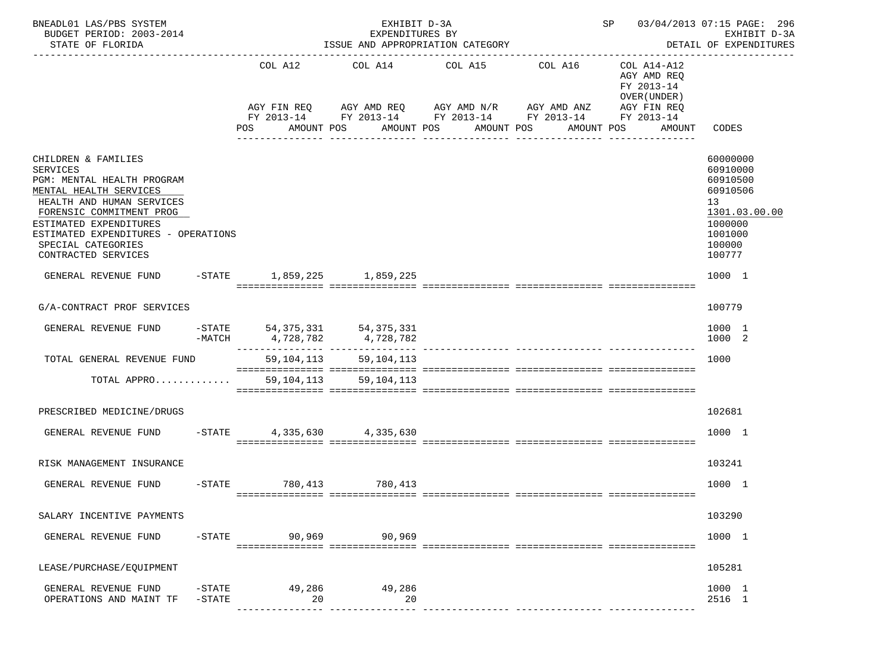BNEADL01 LAS/PBS SYSTEM — EXHIBIT D-3A — SP 03/04/2013 07:15 PAGE: 296
BUDGET PERIOD: 2003-2014 — EXPENDITURES BY — EXHIBIT D-3A
STATE OF FLORIDA — ISSUE AND APPROPRIATION CATEGORY — DETAIL OF EXPENDITURES

| | COL A12 AGY FIN REQ FY 2013-14 POS AMOUNT | COL A14 AGY AMD REQ FY 2013-14 POS AMOUNT | COL A15 AGY AMD N/R FY 2013-14 POS AMOUNT | COL A16 AGY AMD ANZ FY 2013-14 POS AMOUNT | COL A14-A12 AGY AMD REQ FY 2013-14 OVER(UNDER) AGY FIN REQ FY 2013-14 POS AMOUNT | CODES |
|---|---|---|---|---|---|---|
| CHILDREN & FAMILIES | | | | | | 60000000 |
| SERVICES | | | | | | 60910000 |
| PGM: MENTAL HEALTH PROGRAM | | | | | | 60910500 |
| MENTAL HEALTH SERVICES | | | | | | 60910506 |
| HEALTH AND HUMAN SERVICES | | | | | | 13 |
| FORENSIC COMMITMENT PROG | | | | | | 1301.03.00.00 |
| ESTIMATED EXPENDITURES | | | | | | 1000000 |
| ESTIMATED EXPENDITURES - OPERATIONS | | | | | | 1001000 |
| SPECIAL CATEGORIES | | | | | | 100000 |
| CONTRACTED SERVICES | | | | | | 100777 |
| GENERAL REVENUE FUND -STATE | 1,859,225 | 1,859,225 | | | | 1000 1 |
| G/A-CONTRACT PROF SERVICES | | | | | | 100779 |
| GENERAL REVENUE FUND -STATE | 54,375,331 | 54,375,331 | | | | 1000 1 |
| -MATCH | 4,728,782 | 4,728,782 | | | | 1000 2 |
| TOTAL GENERAL REVENUE FUND | 59,104,113 | 59,104,113 | | | | 1000 |
| TOTAL APPRO............ | 59,104,113 | 59,104,113 | | | | |
| PRESCRIBED MEDICINE/DRUGS | | | | | | 102681 |
| GENERAL REVENUE FUND -STATE | 4,335,630 | 4,335,630 | | | | 1000 1 |
| RISK MANAGEMENT INSURANCE | | | | | | 103241 |
| GENERAL REVENUE FUND -STATE | 780,413 | 780,413 | | | | 1000 1 |
| SALARY INCENTIVE PAYMENTS | | | | | | 103290 |
| GENERAL REVENUE FUND -STATE | 90,969 | 90,969 | | | | 1000 1 |
| LEASE/PURCHASE/EQUIPMENT | | | | | | 105281 |
| GENERAL REVENUE FUND -STATE | 49,286 | 49,286 | | | | 1000 1 |
| OPERATIONS AND MAINT TF -STATE | 20 | 20 | | | | 2516 1 |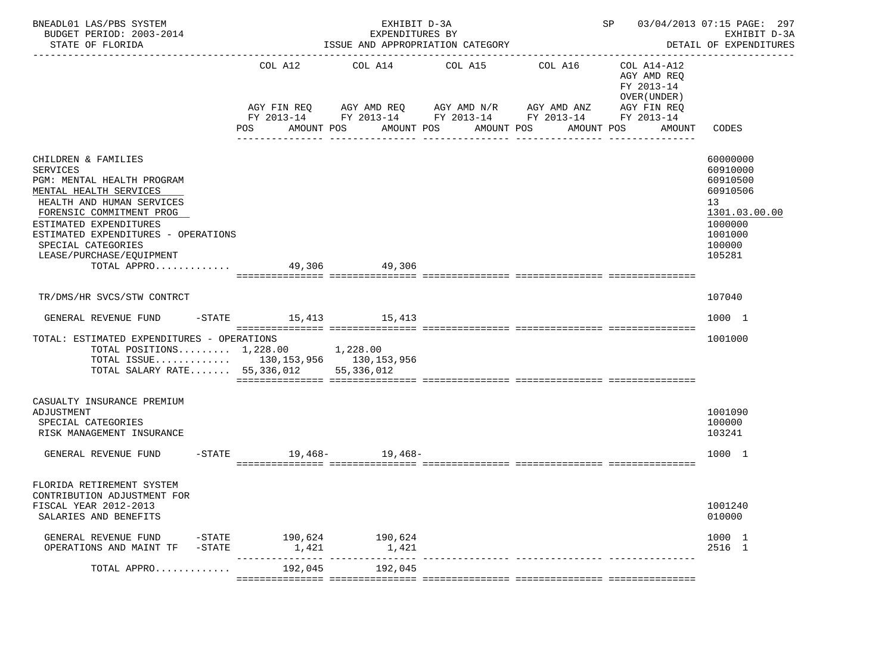BNEADL01 LAS/PBS SYSTEM — EXHIBIT D-3A — EXPENDITURES BY ISSUE AND APPROPRIATION CATEGORY — SP 03/04/2013 07:15 PAGE: 297
BUDGET PERIOD: 2003-2014 — STATE OF FLORIDA — EXHIBIT D-3A DETAIL OF EXPENDITURES

| | COL A12 AGY FIN REQ FY 2013-14 POS AMOUNT | COL A14 AGY AMD REQ FY 2013-14 POS AMOUNT | COL A15 AGY AMD N/R FY 2013-14 POS AMOUNT | COL A16 AGY AMD ANZ FY 2013-14 POS AMOUNT | COL A14-A12 AGY AMD REQ FY 2013-14 OVER(UNDER) AGY FIN REQ FY 2013-14 POS AMOUNT | CODES |
|---|---|---|---|---|---|---|
| CHILDREN & FAMILIES | | | | | | 60000000 |
| SERVICES | | | | | | 60910000 |
| PGM: MENTAL HEALTH PROGRAM | | | | | | 60910500 |
| MENTAL HEALTH SERVICES | | | | | | 60910506 |
| HEALTH AND HUMAN SERVICES | | | | | | 13 |
| FORENSIC COMMITMENT PROG | | | | | | 1301.03.00.00 |
| ESTIMATED EXPENDITURES | | | | | | 1000000 |
| ESTIMATED EXPENDITURES - OPERATIONS | | | | | | 1001000 |
| SPECIAL CATEGORIES | | | | | | 100000 |
| LEASE/PURCHASE/EQUIPMENT | | | | | | 105281 |
| TOTAL APPRO............ | 49,306 | 49,306 | | | | |
| TR/DMS/HR SVCS/STW CONTRCT | | | | | | 107040 |
| GENERAL REVENUE FUND -STATE | 15,413 | 15,413 | | | | 1000 1 |
| TOTAL: ESTIMATED EXPENDITURES - OPERATIONS | | | | | | 1001000 |
| TOTAL POSITIONS......... | 1,228.00 | 1,228.00 | | | | |
| TOTAL ISSUE............ | 130,153,956 | 130,153,956 | | | | |
| TOTAL SALARY RATE....... | 55,336,012 | 55,336,012 | | | | |
| CASUALTY INSURANCE PREMIUM | | | | | | |
| ADJUSTMENT | | | | | | 1001090 |
| SPECIAL CATEGORIES | | | | | | 100000 |
| RISK MANAGEMENT INSURANCE | | | | | | 103241 |
| GENERAL REVENUE FUND -STATE | 19,468- | 19,468- | | | | 1000 1 |
| FLORIDA RETIREMENT SYSTEM | | | | | | |
| CONTRIBUTION ADJUSTMENT FOR | | | | | | |
| FISCAL YEAR 2012-2013 | | | | | | 1001240 |
| SALARIES AND BENEFITS | | | | | | 010000 |
| GENERAL REVENUE FUND -STATE | 190,624 | 190,624 | | | | 1000 1 |
| OPERATIONS AND MAINT TF -STATE | 1,421 | 1,421 | | | | 2516 1 |
| TOTAL APPRO............ | 192,045 | 192,045 | | | | |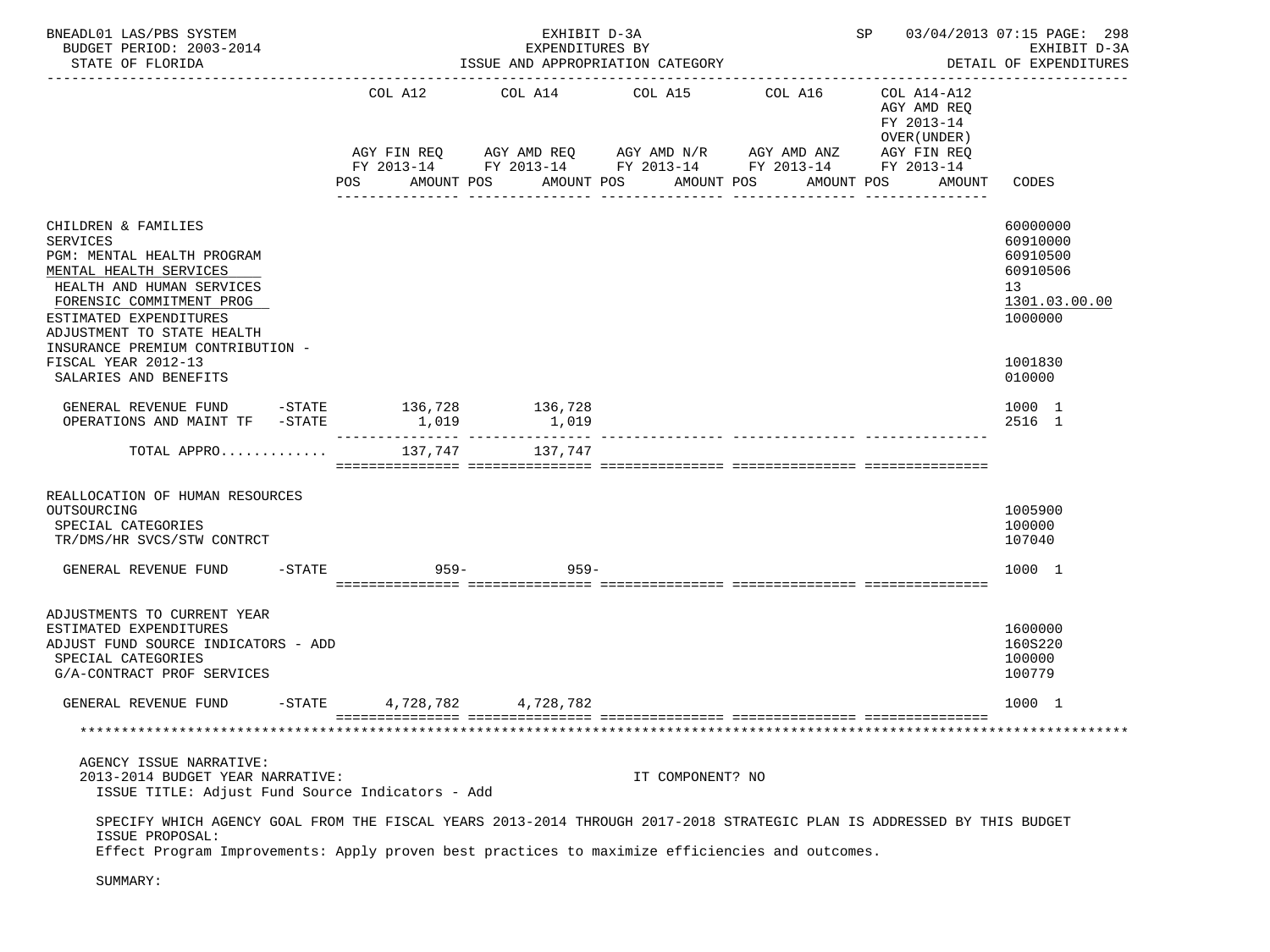BNEADL01 LAS/PBS SYSTEM — EXHIBIT D-3A — EXPENDITURES BY ISSUE AND APPROPRIATION CATEGORY — SP 03/04/2013 07:15 PAGE: 298
BUDGET PERIOD: 2003-2014 — EXHIBIT D-3A
STATE OF FLORIDA — DETAIL OF EXPENDITURES

| | COL A12 AGY FIN REQ FY 2013-14 POS AMOUNT | COL A14 AGY AMD REQ FY 2013-14 POS AMOUNT | COL A15 AGY AMD N/R FY 2013-14 POS AMOUNT | COL A16 AGY AMD ANZ FY 2013-14 POS AMOUNT | COL A14-A12 AGY AMD REQ FY 2013-14 OVER(UNDER) AGY FIN REQ FY 2013-14 POS AMOUNT | CODES |
|---|---|---|---|---|---|---|
| CHILDREN & FAMILIES | | | | | | 60000000 |
| SERVICES | | | | | | 60910000 |
| PGM: MENTAL HEALTH PROGRAM | | | | | | 60910500 |
| MENTAL HEALTH SERVICES | | | | | | 60910506 |
| HEALTH AND HUMAN SERVICES | | | | | | 13 |
| FORENSIC COMMITMENT PROG | | | | | | 1301.03.00.00 |
| ESTIMATED EXPENDITURES | | | | | | 1000000 |
| ADJUSTMENT TO STATE HEALTH INSURANCE PREMIUM CONTRIBUTION - FISCAL YEAR 2012-13 | | | | | | 1001830 |
| SALARIES AND BENEFITS | | | | | | 010000 |
| GENERAL REVENUE FUND -STATE | 136,728 | 136,728 | | | | 1000 1 |
| OPERATIONS AND MAINT TF -STATE | 1,019 | 1,019 | | | | 2516 1 |
| TOTAL APPRO............ | 137,747 | 137,747 | | | | |
| REALLOCATION OF HUMAN RESOURCES OUTSOURCING | | | | | | 1005900 |
| SPECIAL CATEGORIES | | | | | | 100000 |
| TR/DMS/HR SVCS/STW CONTRCT | | | | | | 107040 |
| GENERAL REVENUE FUND -STATE | 959- | 959- | | | | 1000 1 |
| ADJUSTMENTS TO CURRENT YEAR ESTIMATED EXPENDITURES | | | | | | 1600000 |
| ADJUST FUND SOURCE INDICATORS - ADD | | | | | | 160S220 |
| SPECIAL CATEGORIES | | | | | | 100000 |
| G/A-CONTRACT PROF SERVICES | | | | | | 100779 |
| GENERAL REVENUE FUND -STATE | 4,728,782 | 4,728,782 | | | | 1000 1 |

AGENCY ISSUE NARRATIVE:

2013-2014 BUDGET YEAR NARRATIVE: IT COMPONENT? NO

ISSUE TITLE: Adjust Fund Source Indicators - Add

SPECIFY WHICH AGENCY GOAL FROM THE FISCAL YEARS 2013-2014 THROUGH 2017-2018 STRATEGIC PLAN IS ADDRESSED BY THIS BUDGET ISSUE PROPOSAL:

Effect Program Improvements: Apply proven best practices to maximize efficiencies and outcomes.

SUMMARY: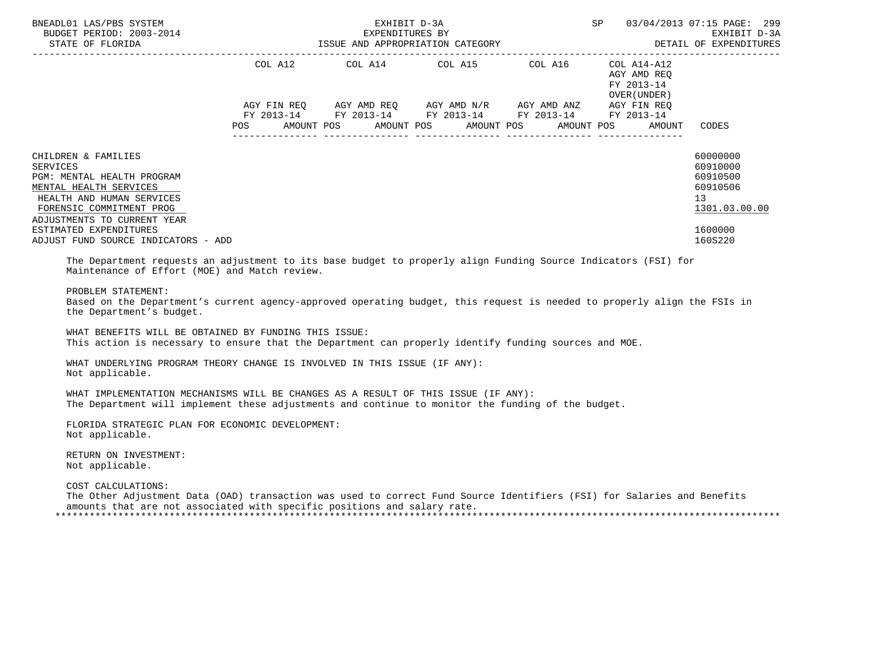| | COL A12 | | COL A14 | | COL A15 | | COL A16 | | COL A14-A12 AGY AMD REQ FY 2013-14 OVER(UNDER) | | |
|---|---|---|---|---|---|---|---|---|---|---|---|
| | AGY FIN REQ FY 2013-14 | | AGY AMD REQ FY 2013-14 | | AGY AMD N/R FY 2013-14 | | AGY AMD ANZ FY 2013-14 | | AGY FIN REQ FY 2013-14 | | |
| | POS | AMOUNT | POS | AMOUNT | POS | AMOUNT | POS | AMOUNT | POS | AMOUNT | CODES |
| CHILDREN & FAMILIES | | | | | | | | | | | 60000000 |
| SERVICES | | | | | | | | | | | 60910000 |
| PGM: MENTAL HEALTH PROGRAM | | | | | | | | | | | 60910500 |
| MENTAL HEALTH SERVICES | | | | | | | | | | | 60910506 |
| HEALTH AND HUMAN SERVICES | | | | | | | | | | | 13 |
| FORENSIC COMMITMENT PROG | | | | | | | | | | | 1301.03.00.00 |
| ADJUSTMENTS TO CURRENT YEAR ESTIMATED EXPENDITURES | | | | | | | | | | | 1600000 |
| ADJUST FUND SOURCE INDICATORS - ADD | | | | | | | | | | | 160S220 |

The Department requests an adjustment to its base budget to properly align Funding Source Indicators (FSI) for Maintenance of Effort (MOE) and Match review.

PROBLEM STATEMENT:
Based on the Department's current agency-approved operating budget, this request is needed to properly align the FSIs in the Department's budget.

WHAT BENEFITS WILL BE OBTAINED BY FUNDING THIS ISSUE:
This action is necessary to ensure that the Department can properly identify funding sources and MOE.

WHAT UNDERLYING PROGRAM THEORY CHANGE IS INVOLVED IN THIS ISSUE (IF ANY):
Not applicable.

WHAT IMPLEMENTATION MECHANISMS WILL BE CHANGES AS A RESULT OF THIS ISSUE (IF ANY):
The Department will implement these adjustments and continue to monitor the funding of the budget.

FLORIDA STRATEGIC PLAN FOR ECONOMIC DEVELOPMENT:
Not applicable.

RETURN ON INVESTMENT:
Not applicable.

COST CALCULATIONS:
The Other Adjustment Data (OAD) transaction was used to correct Fund Source Identifiers (FSI) for Salaries and Benefits amounts that are not associated with specific positions and salary rate.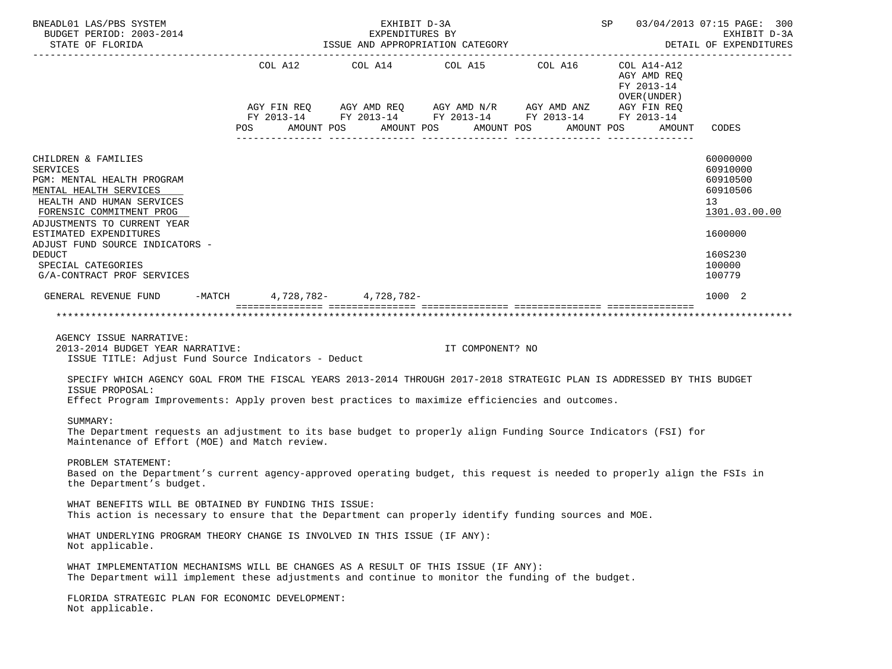| | COL A12 | COL A14 | COL A15 | COL A16 | COL A14-A12 | |
|---|---|---|---|---|---|---|
| | | | | | AGY AMD REQ FY 2013-14 OVER(UNDER) | |
| | AGY FIN REQ FY 2013-14 | AGY AMD REQ FY 2013-14 | AGY AMD N/R FY 2013-14 | AGY AMD ANZ FY 2013-14 | AGY FIN REQ FY 2013-14 | |
| | POS AMOUNT | POS AMOUNT | POS AMOUNT | POS AMOUNT | POS AMOUNT | CODES |
| CHILDREN & FAMILIES | | | | | | 60000000 |
| SERVICES | | | | | | 60910000 |
| PGM: MENTAL HEALTH PROGRAM | | | | | | 60910500 |
| MENTAL HEALTH SERVICES | | | | | | 60910506 |
| HEALTH AND HUMAN SERVICES | | | | | | 13 |
| FORENSIC COMMITMENT PROG | | | | | | 1301.03.00.00 |
| ADJUSTMENTS TO CURRENT YEAR ESTIMATED EXPENDITURES | | | | | | 1600000 |
| ADJUST FUND SOURCE INDICATORS - DEDUCT | | | | | | 160S230 |
| SPECIAL CATEGORIES | | | | | | 100000 |
| G/A-CONTRACT PROF SERVICES | | | | | | 100779 |
| GENERAL REVENUE FUND -MATCH | 4,728,782- | 4,728,782- | | | | 1000 2 |

AGENCY ISSUE NARRATIVE:
2013-2014 BUDGET YEAR NARRATIVE: IT COMPONENT? NO
ISSUE TITLE: Adjust Fund Source Indicators - Deduct

SPECIFY WHICH AGENCY GOAL FROM THE FISCAL YEARS 2013-2014 THROUGH 2017-2018 STRATEGIC PLAN IS ADDRESSED BY THIS BUDGET ISSUE PROPOSAL:
Effect Program Improvements: Apply proven best practices to maximize efficiencies and outcomes.

SUMMARY:
The Department requests an adjustment to its base budget to properly align Funding Source Indicators (FSI) for Maintenance of Effort (MOE) and Match review.

PROBLEM STATEMENT:
Based on the Department's current agency-approved operating budget, this request is needed to properly align the FSIs in the Department's budget.

WHAT BENEFITS WILL BE OBTAINED BY FUNDING THIS ISSUE:
This action is necessary to ensure that the Department can properly identify funding sources and MOE.

WHAT UNDERLYING PROGRAM THEORY CHANGE IS INVOLVED IN THIS ISSUE (IF ANY):
Not applicable.

WHAT IMPLEMENTATION MECHANISMS WILL BE CHANGES AS A RESULT OF THIS ISSUE (IF ANY):
The Department will implement these adjustments and continue to monitor the funding of the budget.

FLORIDA STRATEGIC PLAN FOR ECONOMIC DEVELOPMENT:
Not applicable.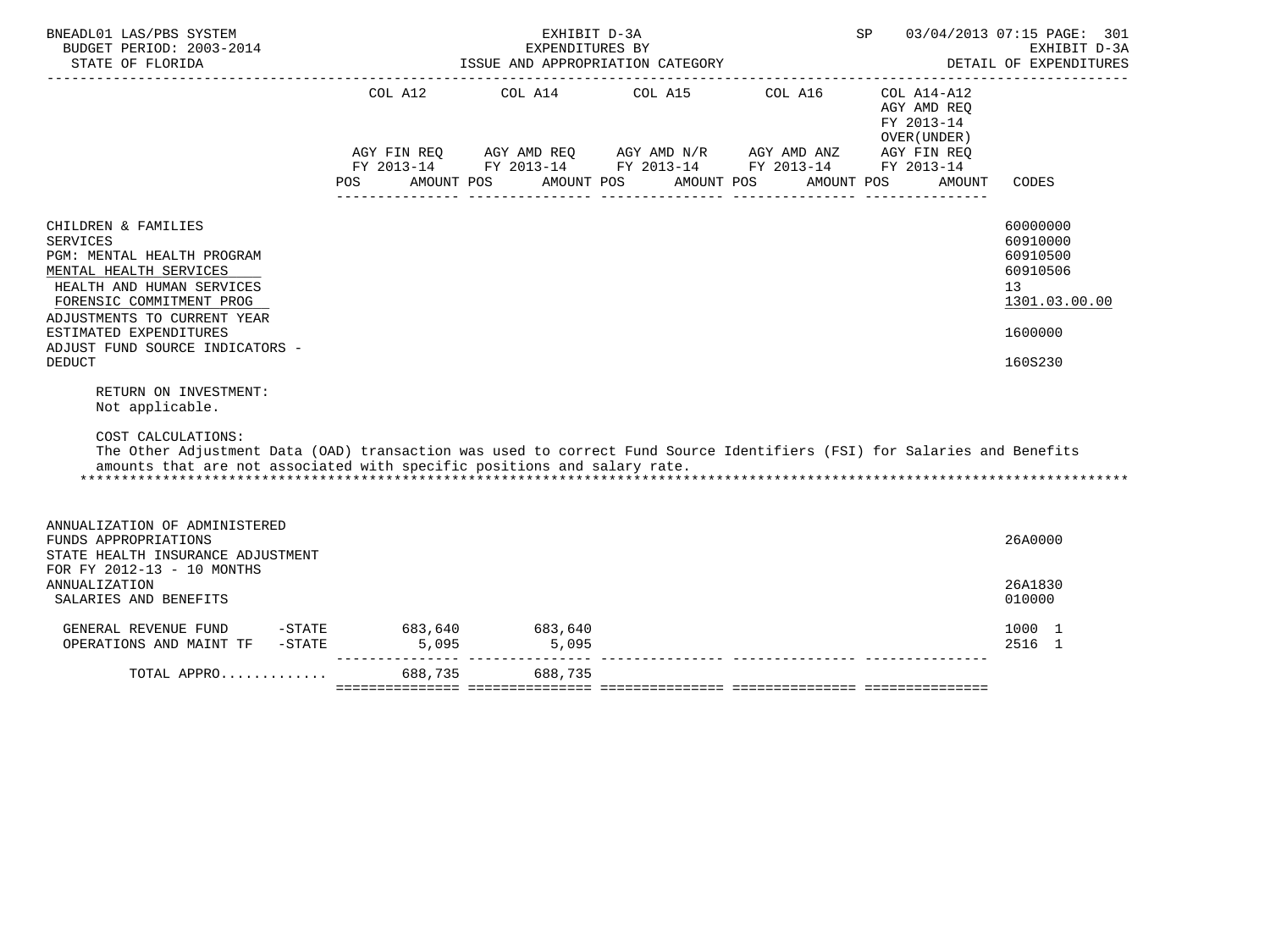| | COL A12 AGY FIN REQ FY 2013-14 POS AMOUNT | COL A14 AGY AMD REQ FY 2013-14 POS AMOUNT | COL A15 AGY AMD N/R FY 2013-14 POS AMOUNT | COL A16 AGY AMD ANZ FY 2013-14 POS AMOUNT | COL A14-A12 AGY AMD REQ FY 2013-14 OVER(UNDER) AGY FIN REQ FY 2013-14 POS AMOUNT | CODES |
|---|---|---|---|---|---|---|
| CHILDREN & FAMILIES | | | | | | 60000000 |
| SERVICES | | | | | | 60910000 |
| PGM: MENTAL HEALTH PROGRAM | | | | | | 60910500 |
| MENTAL HEALTH SERVICES | | | | | | 60910506 |
| HEALTH AND HUMAN SERVICES | | | | | | 13 |
| FORENSIC COMMITMENT PROG | | | | | | 1301.03.00.00 |
| ADJUSTMENTS TO CURRENT YEAR ESTIMATED EXPENDITURES | | | | | | 1600000 |
| ADJUST FUND SOURCE INDICATORS - DEDUCT | | | | | | 160S230 |

RETURN ON INVESTMENT:
Not applicable.

COST CALCULATIONS:
The Other Adjustment Data (OAD) transaction was used to correct Fund Source Identifiers (FSI) for Salaries and Benefits amounts that are not associated with specific positions and salary rate.

*******************************************************************************************************************************

| | COL A12 | COL A14 | COL A15 | COL A16 | COL A14-A12 | CODES |
|---|---|---|---|---|---|---|
| ANNUALIZATION OF ADMINISTERED FUNDS APPROPRIATIONS | | | | | | 26A0000 |
| STATE HEALTH INSURANCE ADJUSTMENT FOR FY 2012-13 - 10 MONTHS ANNUALIZATION | | | | | | 26A1830 |
| SALARIES AND BENEFITS | | | | | | 010000 |
| GENERAL REVENUE FUND -STATE | 683,640 | 683,640 | | | | 1000 1 |
| OPERATIONS AND MAINT TF -STATE | 5,095 | 5,095 | | | | 2516 1 |
| TOTAL APPRO............ | 688,735 | 688,735 | | | | |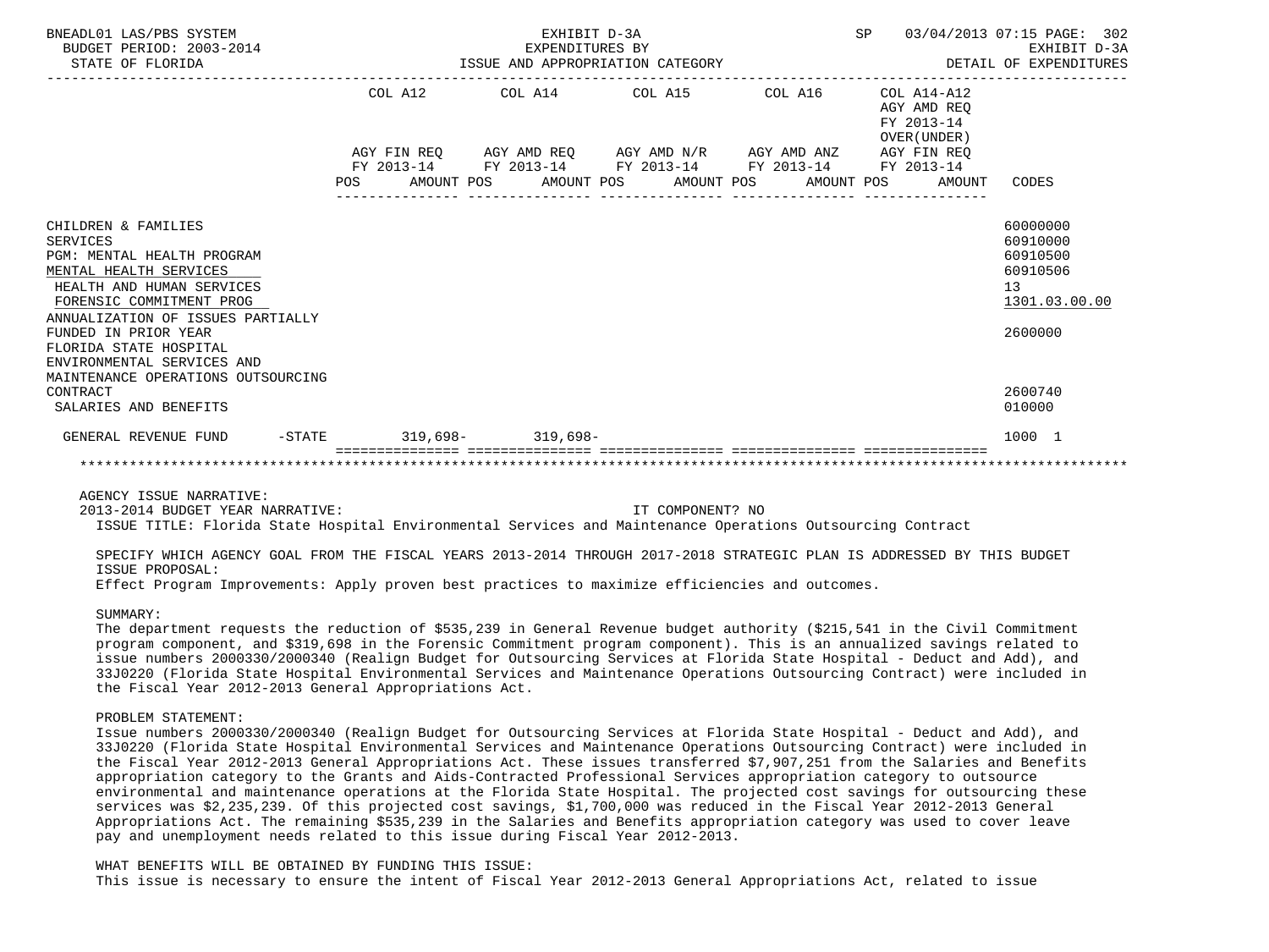| | COL A12 | COL A14 | COL A15 | COL A16 | COL A14-A12 AGY AMD REQ FY 2013-14 OVER(UNDER) | |
|---|---|---|---|---|---|---|
| | AGY FIN REQ FY 2013-14 | AGY AMD REQ FY 2013-14 | AGY AMD N/R FY 2013-14 | AGY AMD ANZ FY 2013-14 | AGY FIN REQ FY 2013-14 | |
| | POS AMOUNT | POS AMOUNT | POS AMOUNT | POS AMOUNT | POS AMOUNT | CODES |
| CHILDREN & FAMILIES | | | | | | 60000000 |
| SERVICES | | | | | | 60910000 |
| PGM: MENTAL HEALTH PROGRAM | | | | | | 60910500 |
| MENTAL HEALTH SERVICES | | | | | | 60910506 |
| HEALTH AND HUMAN SERVICES | | | | | | 13 |
| FORENSIC COMMITMENT PROG | | | | | | 1301.03.00.00 |
| ANNUALIZATION OF ISSUES PARTIALLY FUNDED IN PRIOR YEAR | | | | | | 2600000 |
| FLORIDA STATE HOSPITAL ENVIRONMENTAL SERVICES AND MAINTENANCE OPERATIONS OUTSOURCING CONTRACT | | | | | | 2600740 |
| SALARIES AND BENEFITS | | | | | | 010000 |
| GENERAL REVENUE FUND -STATE | 319,698- | 319,698- | | | | 1000 1 |

AGENCY ISSUE NARRATIVE:

2013-2014 BUDGET YEAR NARRATIVE: IT COMPONENT? NO

ISSUE TITLE: Florida State Hospital Environmental Services and Maintenance Operations Outsourcing Contract

SPECIFY WHICH AGENCY GOAL FROM THE FISCAL YEARS 2013-2014 THROUGH 2017-2018 STRATEGIC PLAN IS ADDRESSED BY THIS BUDGET ISSUE PROPOSAL:

Effect Program Improvements: Apply proven best practices to maximize efficiencies and outcomes.

SUMMARY:

The department requests the reduction of $535,239 in General Revenue budget authority ($215,541 in the Civil Commitment program component, and $319,698 in the Forensic Commitment program component). This is an annualized savings related to issue numbers 2000330/2000340 (Realign Budget for Outsourcing Services at Florida State Hospital - Deduct and Add), and 33J0220 (Florida State Hospital Environmental Services and Maintenance Operations Outsourcing Contract) were included in the Fiscal Year 2012-2013 General Appropriations Act.

PROBLEM STATEMENT:

Issue numbers 2000330/2000340 (Realign Budget for Outsourcing Services at Florida State Hospital - Deduct and Add), and 33J0220 (Florida State Hospital Environmental Services and Maintenance Operations Outsourcing Contract) were included in the Fiscal Year 2012-2013 General Appropriations Act. These issues transferred $7,907,251 from the Salaries and Benefits appropriation category to the Grants and Aids-Contracted Professional Services appropriation category to outsource environmental and maintenance operations at the Florida State Hospital. The projected cost savings for outsourcing these services was $2,235,239. Of this projected cost savings, $1,700,000 was reduced in the Fiscal Year 2012-2013 General Appropriations Act. The remaining $535,239 in the Salaries and Benefits appropriation category was used to cover leave pay and unemployment needs related to this issue during Fiscal Year 2012-2013.

WHAT BENEFITS WILL BE OBTAINED BY FUNDING THIS ISSUE:

This issue is necessary to ensure the intent of Fiscal Year 2012-2013 General Appropriations Act, related to issue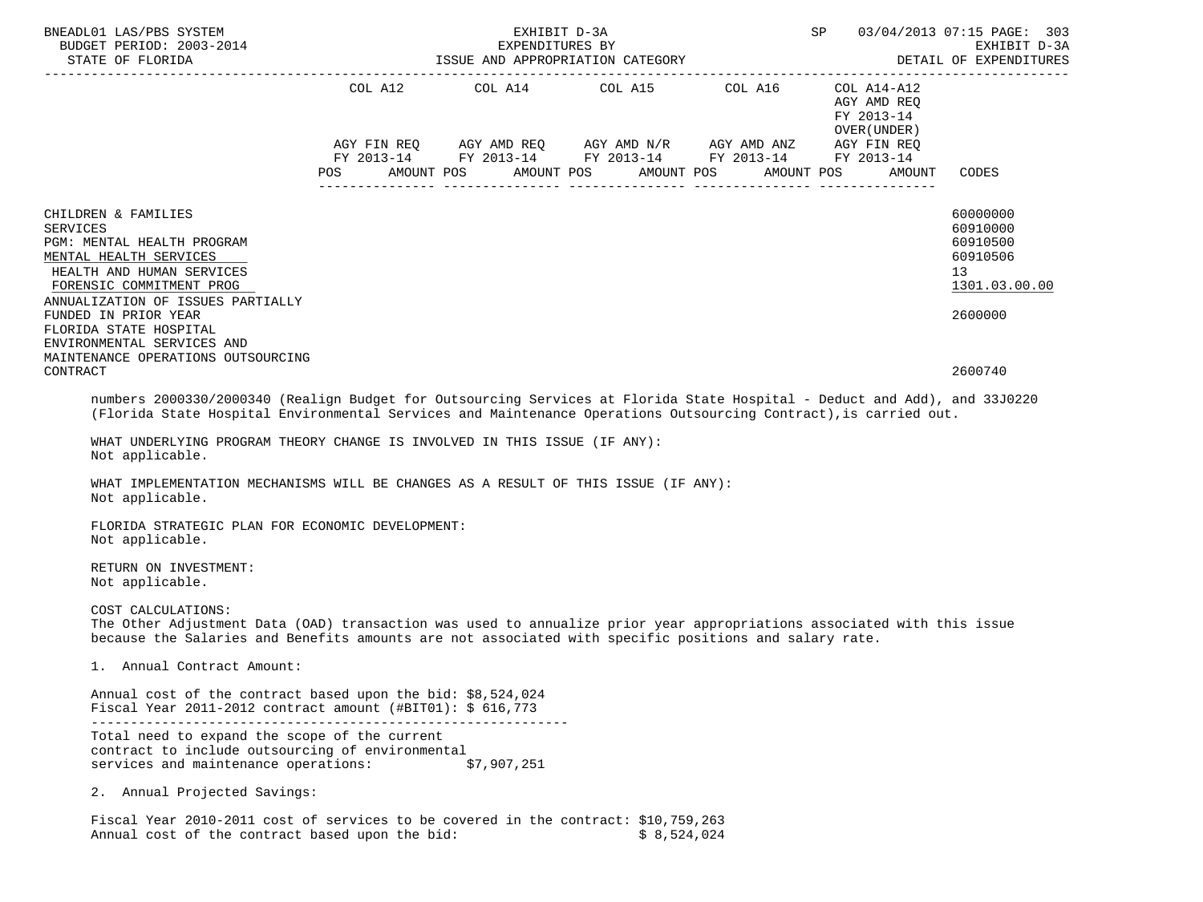| | COL A12 | | COL A14 | | COL A15 | | COL A16 | | COL A14-A12 AGY AMD REQ FY 2013-14 OVER(UNDER) AGY FIN REQ | | |
|---|---|---|---|---|---|---|---|---|---|---|---|
| | AGY FIN REQ FY 2013-14 | | AGY AMD REQ FY 2013-14 | | AGY AMD N/R FY 2013-14 | | AGY AMD ANZ FY 2013-14 | | FY 2013-14 | | |
| | POS | AMOUNT | POS | AMOUNT | POS | AMOUNT | POS | AMOUNT | POS | AMOUNT | CODES |
| CHILDREN & FAMILIES | | | | | | | | | | | 60000000 |
| SERVICES | | | | | | | | | | | 60910000 |
| PGM: MENTAL HEALTH PROGRAM | | | | | | | | | | | 60910500 |
| MENTAL HEALTH SERVICES | | | | | | | | | | | 60910506 |
| HEALTH AND HUMAN SERVICES | | | | | | | | | | | 13 |
| FORENSIC COMMITMENT PROG | | | | | | | | | | | 1301.03.00.00 |
| ANNUALIZATION OF ISSUES PARTIALLY FUNDED IN PRIOR YEAR | | | | | | | | | | | 2600000 |
| FLORIDA STATE HOSPITAL ENVIRONMENTAL SERVICES AND MAINTENANCE OPERATIONS OUTSOURCING CONTRACT | | | | | | | | | | | 2600740 |

numbers 2000330/2000340 (Realign Budget for Outsourcing Services at Florida State Hospital - Deduct and Add), and 33J0220 (Florida State Hospital Environmental Services and Maintenance Operations Outsourcing Contract),is carried out.

WHAT UNDERLYING PROGRAM THEORY CHANGE IS INVOLVED IN THIS ISSUE (IF ANY):
Not applicable.

WHAT IMPLEMENTATION MECHANISMS WILL BE CHANGES AS A RESULT OF THIS ISSUE (IF ANY):
Not applicable.

FLORIDA STRATEGIC PLAN FOR ECONOMIC DEVELOPMENT:
Not applicable.

RETURN ON INVESTMENT:
Not applicable.

COST CALCULATIONS:
The Other Adjustment Data (OAD) transaction was used to annualize prior year appropriations associated with this issue because the Salaries and Benefits amounts are not associated with specific positions and salary rate.

1. Annual Contract Amount:

```
Annual cost of the contract based upon the bid: $8,524,024
Fiscal Year 2011-2012 contract amount (#BIT01): $ 616,773
-----------------------------------------------------------
Total need to expand the scope of the current
contract to include outsourcing of environmental
services and maintenance operations:           $7,907,251
```

2. Annual Projected Savings:

```
Fiscal Year 2010-2011 cost of services to be covered in the contract: $10,759,263
Annual cost of the contract based upon the bid:                       $ 8,524,024
```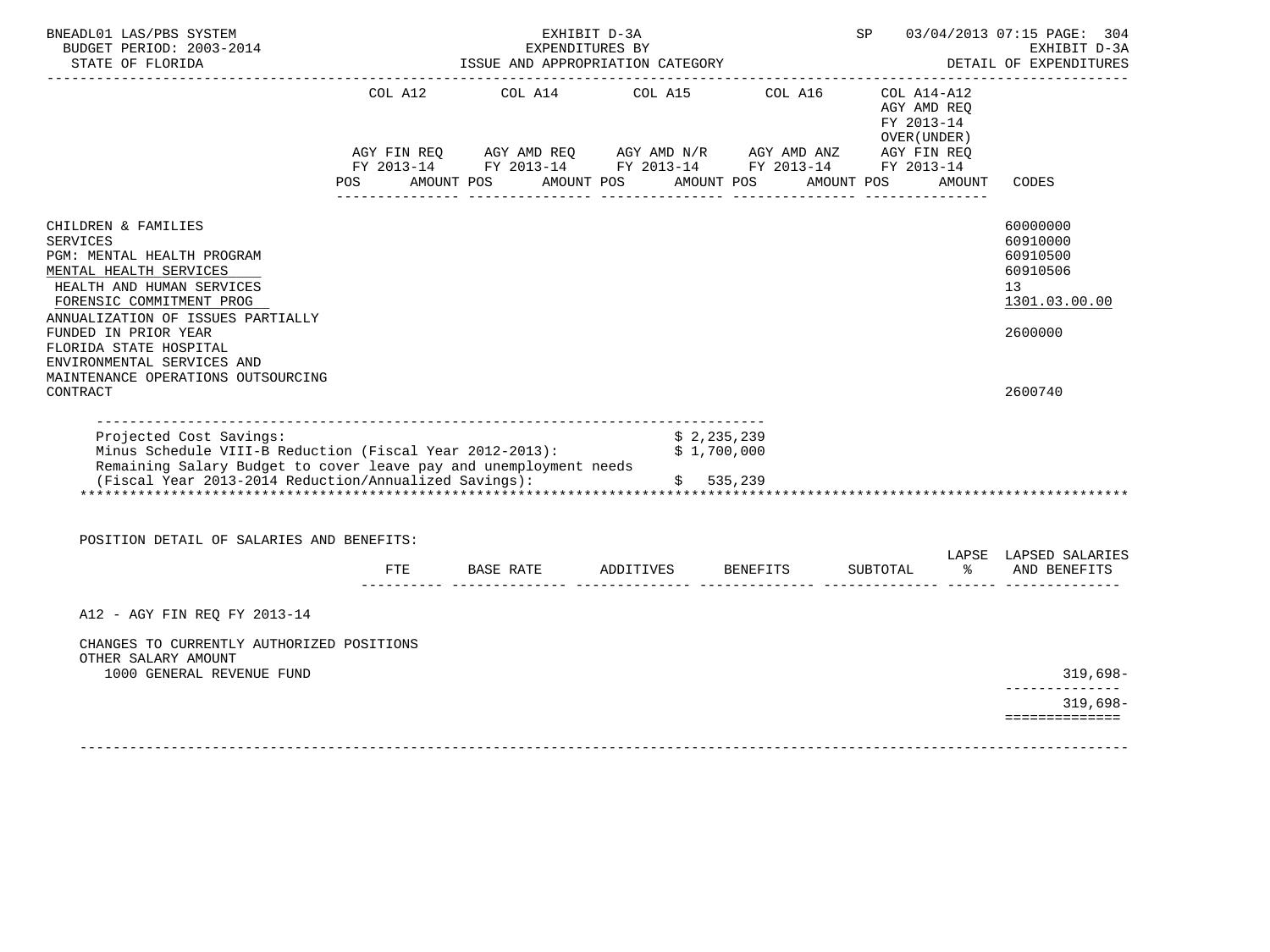| | COL A12 | | COL A14 | | COL A15 | | COL A16 | | COL A14-A12 AGY AMD REQ FY 2013-14 OVER(UNDER) | | |
|---|---|---|---|---|---|---|---|---|---|---|---|
| | AGY FIN REQ FY 2013-14 | | AGY AMD REQ FY 2013-14 | | AGY AMD N/R FY 2013-14 | | AGY AMD ANZ FY 2013-14 | | AGY FIN REQ FY 2013-14 | | |
| | POS | AMOUNT | POS | AMOUNT | POS | AMOUNT | POS | AMOUNT | POS | AMOUNT | CODES |
| CHILDREN & FAMILIES | | | | | | | | | | | 60000000 |
| SERVICES | | | | | | | | | | | 60910000 |
| PGM: MENTAL HEALTH PROGRAM | | | | | | | | | | | 60910500 |
| MENTAL HEALTH SERVICES | | | | | | | | | | | 60910506 |
| HEALTH AND HUMAN SERVICES | | | | | | | | | | | 13 |
| FORENSIC COMMITMENT PROG | | | | | | | | | | | 1301.03.00.00 |
| ANNUALIZATION OF ISSUES PARTIALLY FUNDED IN PRIOR YEAR | | | | | | | | | | | 2600000 |
| FLORIDA STATE HOSPITAL ENVIRONMENTAL SERVICES AND MAINTENANCE OPERATIONS OUTSOURCING CONTRACT | | | | | | | | | | | 2600740 |

| | |
|---|---|
| Projected Cost Savings: | $ 2,235,239 |
| Minus Schedule VIII-B Reduction (Fiscal Year 2012-2013): | $ 1,700,000 |
| Remaining Salary Budget to cover leave pay and unemployment needs (Fiscal Year 2013-2014 Reduction/Annualized Savings): | $ 535,239 |

POSITION DETAIL OF SALARIES AND BENEFITS:

| | FTE | BASE RATE | ADDITIVES | BENEFITS | SUBTOTAL | LAPSE % | LAPSED SALARIES AND BENEFITS |
|---|---|---|---|---|---|---|---|
| A12 - AGY FIN REQ FY 2013-14 | | | | | | | |
| CHANGES TO CURRENTLY AUTHORIZED POSITIONS | | | | | | | |
| OTHER SALARY AMOUNT | | | | | | | |
| 1000 GENERAL REVENUE FUND | | | | | | | 319,698- |
| | | | | | | | 319,698- |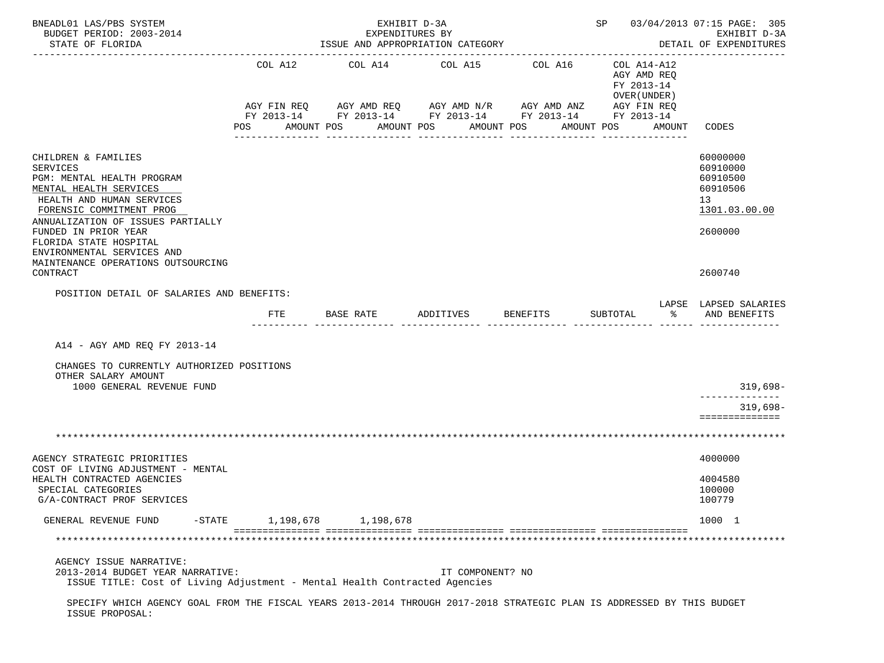BNEADL01 LAS/PBS SYSTEM — EXHIBIT D-3A — SP 03/04/2013 07:15 PAGE: 305
BUDGET PERIOD: 2003-2014 — EXPENDITURES BY — EXHIBIT D-3A
STATE OF FLORIDA — ISSUE AND APPROPRIATION CATEGORY — DETAIL OF EXPENDITURES

| | COL A12 AGY FIN REQ FY 2013-14 POS AMOUNT | COL A14 AGY AMD REQ FY 2013-14 POS AMOUNT | COL A15 AGY AMD N/R FY 2013-14 POS AMOUNT | COL A16 AGY AMD ANZ FY 2013-14 POS AMOUNT | COL A14-A12 AGY AMD REQ FY 2013-14 OVER(UNDER) AGY FIN REQ FY 2013-14 POS AMOUNT | CODES |
|---|---|---|---|---|---|---|
| CHILDREN & FAMILIES | | | | | | 60000000 |
| SERVICES | | | | | | 60910000 |
| PGM: MENTAL HEALTH PROGRAM | | | | | | 60910500 |
| MENTAL HEALTH SERVICES | | | | | | 60910506 |
| HEALTH AND HUMAN SERVICES | | | | | | 13 |
| FORENSIC COMMITMENT PROG | | | | | | 1301.03.00.00 |
| ANNUALIZATION OF ISSUES PARTIALLY FUNDED IN PRIOR YEAR | | | | | | 2600000 |
| FLORIDA STATE HOSPITAL ENVIRONMENTAL SERVICES AND MAINTENANCE OPERATIONS OUTSOURCING CONTRACT | | | | | | 2600740 |

POSITION DETAIL OF SALARIES AND BENEFITS:

| | FTE | BASE RATE | ADDITIVES | BENEFITS | SUBTOTAL | LAPSE % | LAPSED SALARIES AND BENEFITS |
|---|---|---|---|---|---|---|---|
| A14 - AGY AMD REQ FY 2013-14 | | | | | | | |
| CHANGES TO CURRENTLY AUTHORIZED POSITIONS | | | | | | | |
| OTHER SALARY AMOUNT | | | | | | | |
| 1000 GENERAL REVENUE FUND | | | | | | | 319,698- |
| | | | | | | | 319,698- |

***************************************************************************************************

| | COL A12 | COL A14 | COL A15 | COL A16 | COL A14-A12 | CODES |
|---|---|---|---|---|---|---|
| AGENCY STRATEGIC PRIORITIES | | | | | | 4000000 |
| COST OF LIVING ADJUSTMENT - MENTAL HEALTH CONTRACTED AGENCIES | | | | | | 4004580 |
| SPECIAL CATEGORIES | | | | | | 100000 |
| G/A-CONTRACT PROF SERVICES | | | | | | 100779 |
| GENERAL REVENUE FUND -STATE | 1,198,678 | 1,198,678 | | | | 1000 1 |

***************************************************************************************************

AGENCY ISSUE NARRATIVE:
2013-2014 BUDGET YEAR NARRATIVE: IT COMPONENT? NO
ISSUE TITLE: Cost of Living Adjustment - Mental Health Contracted Agencies

SPECIFY WHICH AGENCY GOAL FROM THE FISCAL YEARS 2013-2014 THROUGH 2017-2018 STRATEGIC PLAN IS ADDRESSED BY THIS BUDGET ISSUE PROPOSAL: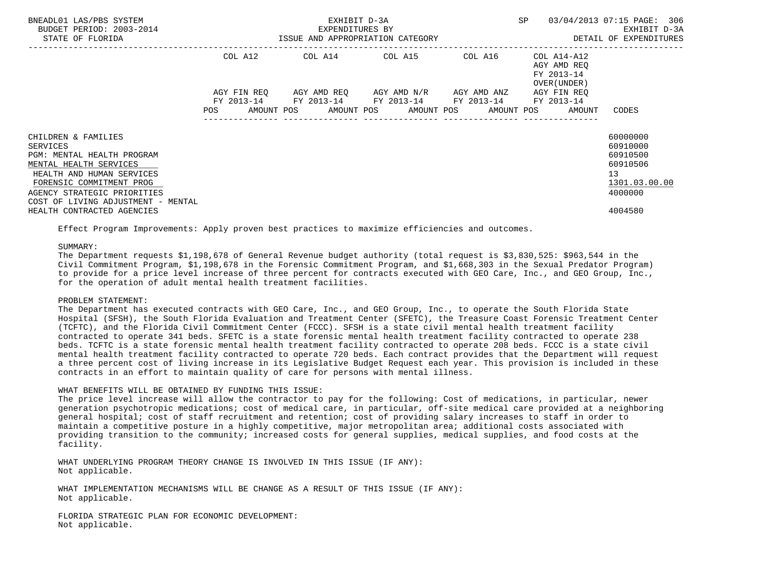| | COL A12 | | COL A14 | | COL A15 | | COL A16 | | COL A14-A12 AGY AMD REQ FY 2013-14 OVER(UNDER) | |
|---|---|---|---|---|---|---|---|---|---|---|
| | AGY FIN REQ FY 2013-14 | | AGY AMD REQ FY 2013-14 | | AGY AMD N/R FY 2013-14 | | AGY AMD ANZ FY 2013-14 | | AGY FIN REQ FY 2013-14 | |
| | POS | AMOUNT | POS | AMOUNT | POS | AMOUNT | POS | AMOUNT | POS | AMOUNT | CODES |

| | CODES |
|---|---|
| CHILDREN & FAMILIES | 60000000 |
| SERVICES | 60910000 |
| PGM: MENTAL HEALTH PROGRAM | 60910500 |
| MENTAL HEALTH SERVICES | 60910506 |
| HEALTH AND HUMAN SERVICES | 13 |
| FORENSIC COMMITMENT PROG | 1301.03.00.00 |
| AGENCY STRATEGIC PRIORITIES | 4000000 |
| COST OF LIVING ADJUSTMENT - MENTAL HEALTH CONTRACTED AGENCIES | 4004580 |

Effect Program Improvements: Apply proven best practices to maximize efficiencies and outcomes.

SUMMARY:
The Department requests $1,198,678 of General Revenue budget authority (total request is $3,830,525: $963,544 in the Civil Commitment Program, $1,198,678 in the Forensic Commitment Program, and $1,668,303 in the Sexual Predator Program) to provide for a price level increase of three percent for contracts executed with GEO Care, Inc., and GEO Group, Inc., for the operation of adult mental health treatment facilities.

PROBLEM STATEMENT:
The Department has executed contracts with GEO Care, Inc., and GEO Group, Inc., to operate the South Florida State Hospital (SFSH), the South Florida Evaluation and Treatment Center (SFETC), the Treasure Coast Forensic Treatment Center (TCFTC), and the Florida Civil Commitment Center (FCCC). SFSH is a state civil mental health treatment facility contracted to operate 341 beds. SFETC is a state forensic mental health treatment facility contracted to operate 238 beds. TCFTC is a state forensic mental health treatment facility contracted to operate 208 beds. FCCC is a state civil mental health treatment facility contracted to operate 720 beds. Each contract provides that the Department will request a three percent cost of living increase in its Legislative Budget Request each year. This provision is included in these contracts in an effort to maintain quality of care for persons with mental illness.

WHAT BENEFITS WILL BE OBTAINED BY FUNDING THIS ISSUE:
The price level increase will allow the contractor to pay for the following: Cost of medications, in particular, newer generation psychotropic medications; cost of medical care, in particular, off-site medical care provided at a neighboring general hospital; cost of staff recruitment and retention; cost of providing salary increases to staff in order to maintain a competitive posture in a highly competitive, major metropolitan area; additional costs associated with providing transition to the community; increased costs for general supplies, medical supplies, and food costs at the facility.

WHAT UNDERLYING PROGRAM THEORY CHANGE IS INVOLVED IN THIS ISSUE (IF ANY):
Not applicable.

WHAT IMPLEMENTATION MECHANISMS WILL BE CHANGE AS A RESULT OF THIS ISSUE (IF ANY):
Not applicable.

FLORIDA STRATEGIC PLAN FOR ECONOMIC DEVELOPMENT:
Not applicable.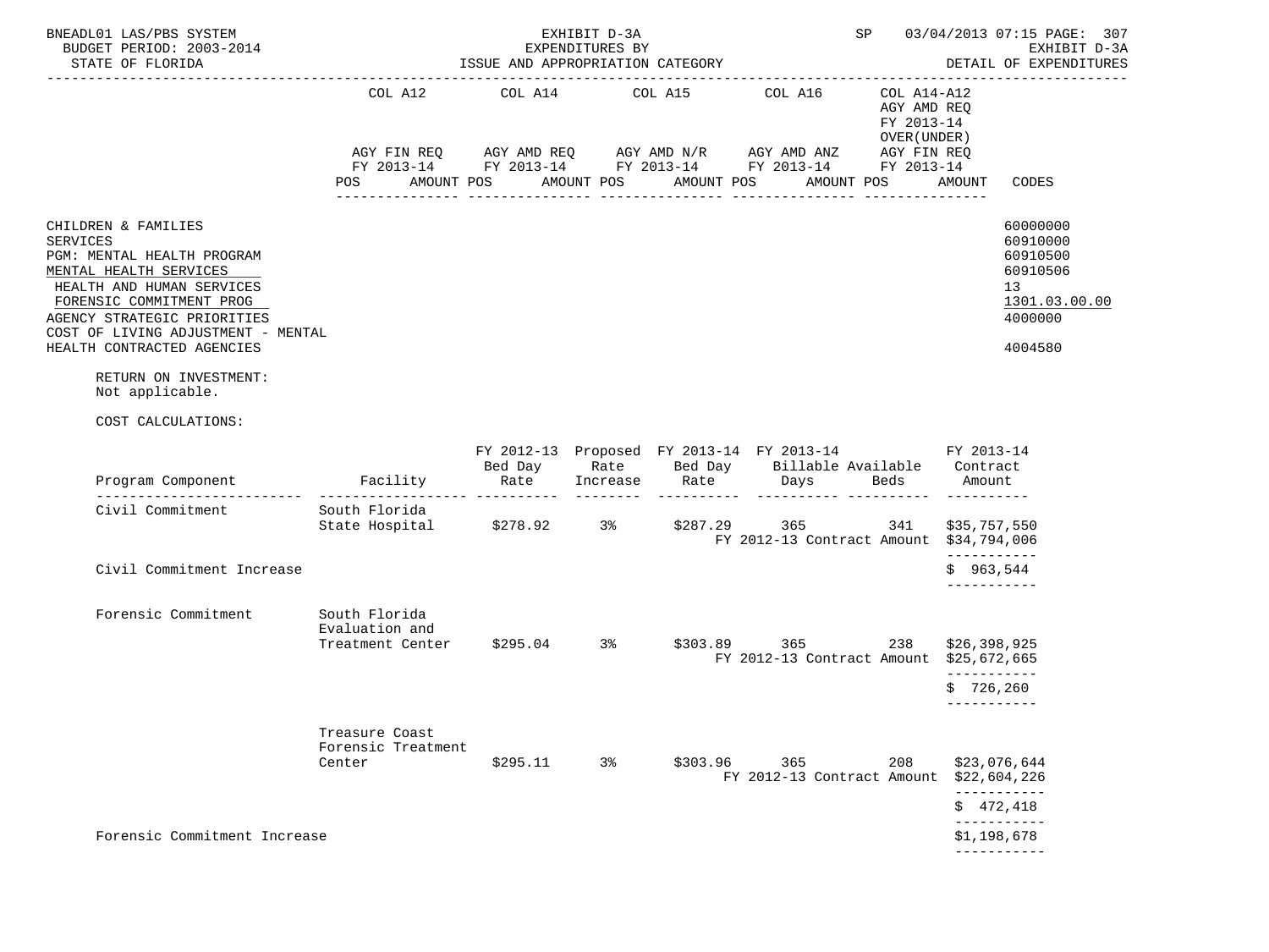EXHIBIT D-3A
EXPENDITURES BY
ISSUE AND APPROPRIATION CATEGORY

BNEADL01 LAS/PBS SYSTEM — BUDGET PERIOD: 2003-2014 — STATE OF FLORIDA — SP 03/04/2013 07:15 — EXHIBIT D-3A DETAIL OF EXPENDITURES

| | COL A12 AGY FIN REQ FY 2013-14 POS AMOUNT | COL A14 AGY AMD REQ FY 2013-14 POS AMOUNT | COL A15 AGY AMD N/R FY 2013-14 POS AMOUNT | COL A16 AGY AMD ANZ FY 2013-14 POS AMOUNT | COL A14-A12 AGY AMD REQ FY 2013-14 OVER(UNDER) AGY FIN REQ FY 2013-14 POS AMOUNT | CODES |
|---|---|---|---|---|---|---|
| CHILDREN & FAMILIES | | | | | | 60000000 |
| SERVICES | | | | | | 60910000 |
| PGM: MENTAL HEALTH PROGRAM | | | | | | 60910500 |
| MENTAL HEALTH SERVICES | | | | | | 60910506 |
| HEALTH AND HUMAN SERVICES | | | | | | 13 |
| FORENSIC COMMITMENT PROG | | | | | | 1301.03.00.00 |
| AGENCY STRATEGIC PRIORITIES | | | | | | 4000000 |
| COST OF LIVING ADJUSTMENT - MENTAL HEALTH CONTRACTED AGENCIES | | | | | | 4004580 |

RETURN ON INVESTMENT:
Not applicable.

COST CALCULATIONS:

| Program Component | Facility | FY 2012-13 Bed Day Rate | Proposed Rate Increase | FY 2013-14 Bed Day Rate | FY 2013-14 Billable Days | Available Beds | FY 2013-14 Contract Amount |
|---|---|---|---|---|---|---|---|
| Civil Commitment | South Florida State Hospital | $278.92 | 3% | $287.29 | 365 | 341 | $35,757,550 |
| | | | | | FY 2012-13 Contract Amount | | $34,794,006 |
| Civil Commitment Increase | | | | | | | $ 963,544 |
| Forensic Commitment | South Florida Evaluation and Treatment Center | $295.04 | 3% | $303.89 | 365 | 238 | $26,398,925 |
| | | | | | FY 2012-13 Contract Amount | | $25,672,665 |
| | | | | | | | $ 726,260 |
| | Treasure Coast Forensic Treatment Center | $295.11 | 3% | $303.96 | 365 | 208 | $23,076,644 |
| | | | | | FY 2012-13 Contract Amount | | $22,604,226 |
| | | | | | | | $ 472,418 |
| Forensic Commitment Increase | | | | | | | $1,198,678 |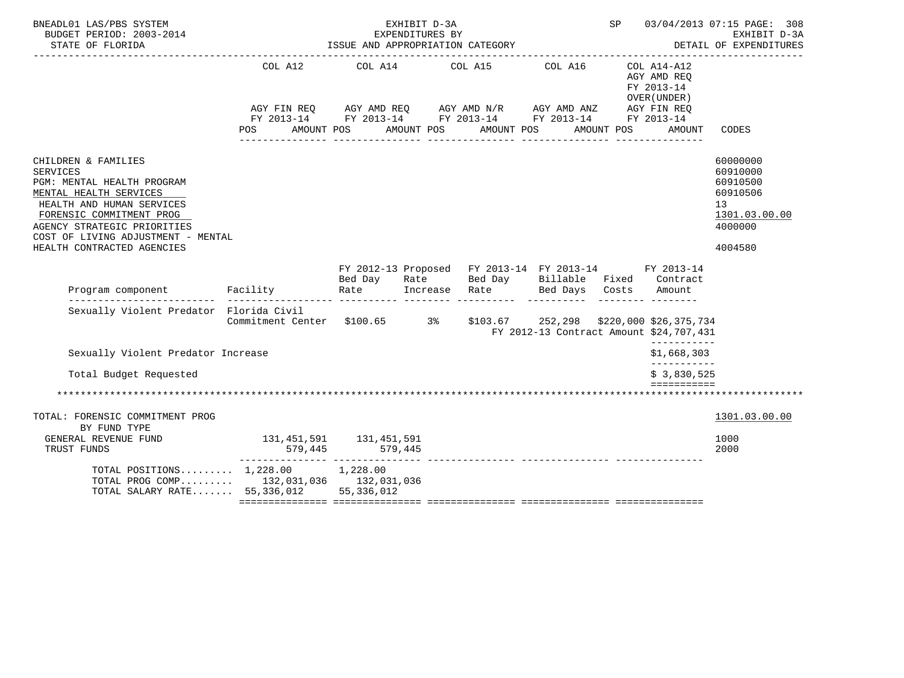BNEADL01 LAS/PBS SYSTEM — EXHIBIT D-3A — EXPENDITURES BY ISSUE AND APPROPRIATION CATEGORY — SP 03/04/2013 07:15 PAGE: 308
BUDGET PERIOD: 2003-2014 — EXHIBIT D-3A
STATE OF FLORIDA — DETAIL OF EXPENDITURES

| | COL A12 AGY FIN REQ FY 2013-14 POS AMOUNT | COL A14 AGY AMD REQ FY 2013-14 POS AMOUNT | COL A15 AGY AMD N/R FY 2013-14 POS AMOUNT | COL A16 AGY AMD ANZ FY 2013-14 POS AMOUNT | COL A14-A12 AGY AMD REQ FY 2013-14 OVER(UNDER) AGY FIN REQ FY 2013-14 POS AMOUNT | CODES |
|---|---|---|---|---|---|---|
| CHILDREN & FAMILIES | | | | | | 60000000 |
| SERVICES | | | | | | 60910000 |
| PGM: MENTAL HEALTH PROGRAM | | | | | | 60910500 |
| MENTAL HEALTH SERVICES | | | | | | 60910506 |
| HEALTH AND HUMAN SERVICES | | | | | | 13 |
| FORENSIC COMMITMENT PROG | | | | | | 1301.03.00.00 |
| AGENCY STRATEGIC PRIORITIES | | | | | | 4000000 |
| COST OF LIVING ADJUSTMENT - MENTAL HEALTH CONTRACTED AGENCIES | | | | | | 4004580 |

| Program component | Facility | FY 2012-13 Proposed Bed Day Rate | Rate Increase | FY 2013-14 Bed Day Rate | FY 2013-14 Billable Bed Days | Fixed Costs | FY 2013-14 Contract Amount |
|---|---|---|---|---|---|---|---|
| Sexually Violent Predator | Florida Civil Commitment Center | $100.65 | 3% | $103.67 | 252,298 | $220,000 | $26,375,734 |
| | | | | | FY 2012-13 Contract Amount | | $24,707,431 |
| Sexually Violent Predator Increase | | | | | | | $1,668,303 |
| Total Budget Requested | | | | | | | $ 3,830,525 |

| TOTAL: FORENSIC COMMITMENT PROG BY FUND TYPE | COL A12 | COL A14 | COL A15 | COL A16 | COL A14-A12 | CODES |
|---|---|---|---|---|---|---|
| | | | | | | 1301.03.00.00 |
| GENERAL REVENUE FUND | 131,451,591 | 131,451,591 | | | | 1000 |
| TRUST FUNDS | 579,445 | 579,445 | | | | 2000 |
| TOTAL POSITIONS | 1,228.00 | 1,228.00 | | | | |
| TOTAL PROG COMP | 132,031,036 | 132,031,036 | | | | |
| TOTAL SALARY RATE | 55,336,012 | 55,336,012 | | | | |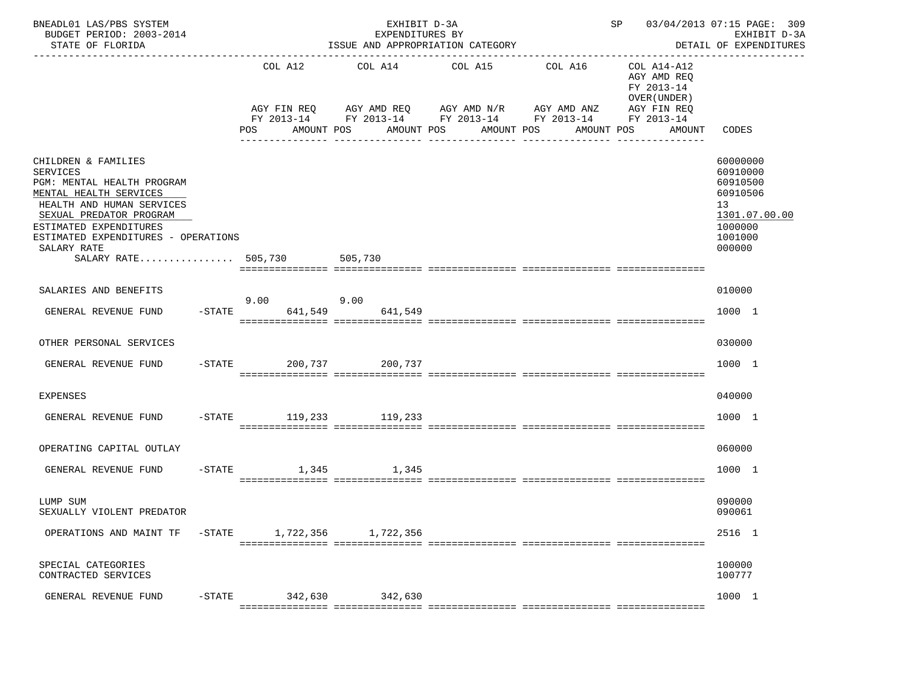BNEADL01 LAS/PBS SYSTEM — EXHIBIT D-3A — EXPENDITURES BY ISSUE AND APPROPRIATION CATEGORY
BUDGET PERIOD: 2003-2014 — STATE OF FLORIDA — SP 03/04/2013 07:15 PAGE: 309 — EXHIBIT D-3A DETAIL OF EXPENDITURES

| | COL A12 AGY FIN REQ FY 2013-14 POS AMOUNT | COL A14 AGY AMD REQ FY 2013-14 POS AMOUNT | COL A15 AGY AMD N/R FY 2013-14 POS AMOUNT | COL A16 AGY AMD ANZ FY 2013-14 POS AMOUNT | COL A14-A12 AGY AMD REQ FY 2013-14 OVER(UNDER) AGY FIN REQ FY 2013-14 POS AMOUNT | CODES |
|---|---|---|---|---|---|---|
| CHILDREN & FAMILIES | | | | | | 60000000 |
| SERVICES | | | | | | 60910000 |
| PGM: MENTAL HEALTH PROGRAM | | | | | | 60910500 |
| MENTAL HEALTH SERVICES | | | | | | 60910506 |
| HEALTH AND HUMAN SERVICES | | | | | | 13 |
| SEXUAL PREDATOR PROGRAM | | | | | | 1301.07.00.00 |
| ESTIMATED EXPENDITURES | | | | | | 1000000 |
| ESTIMATED EXPENDITURES - OPERATIONS | | | | | | 1001000 |
| SALARY RATE | | | | | | 000000 |
| SALARY RATE................ | 505,730 | 505,730 | | | | |
| SALARIES AND BENEFITS | | | | | | 010000 |
| GENERAL REVENUE FUND -STATE | 9.00 641,549 | 9.00 641,549 | | | | 1000 1 |
| OTHER PERSONAL SERVICES | | | | | | 030000 |
| GENERAL REVENUE FUND -STATE | 200,737 | 200,737 | | | | 1000 1 |
| EXPENSES | | | | | | 040000 |
| GENERAL REVENUE FUND -STATE | 119,233 | 119,233 | | | | 1000 1 |
| OPERATING CAPITAL OUTLAY | | | | | | 060000 |
| GENERAL REVENUE FUND -STATE | 1,345 | 1,345 | | | | 1000 1 |
| LUMP SUM | | | | | | 090000 |
| SEXUALLY VIOLENT PREDATOR | | | | | | 090061 |
| OPERATIONS AND MAINT TF -STATE | 1,722,356 | 1,722,356 | | | | 2516 1 |
| SPECIAL CATEGORIES | | | | | | 100000 |
| CONTRACTED SERVICES | | | | | | 100777 |
| GENERAL REVENUE FUND -STATE | 342,630 | 342,630 | | | | 1000 1 |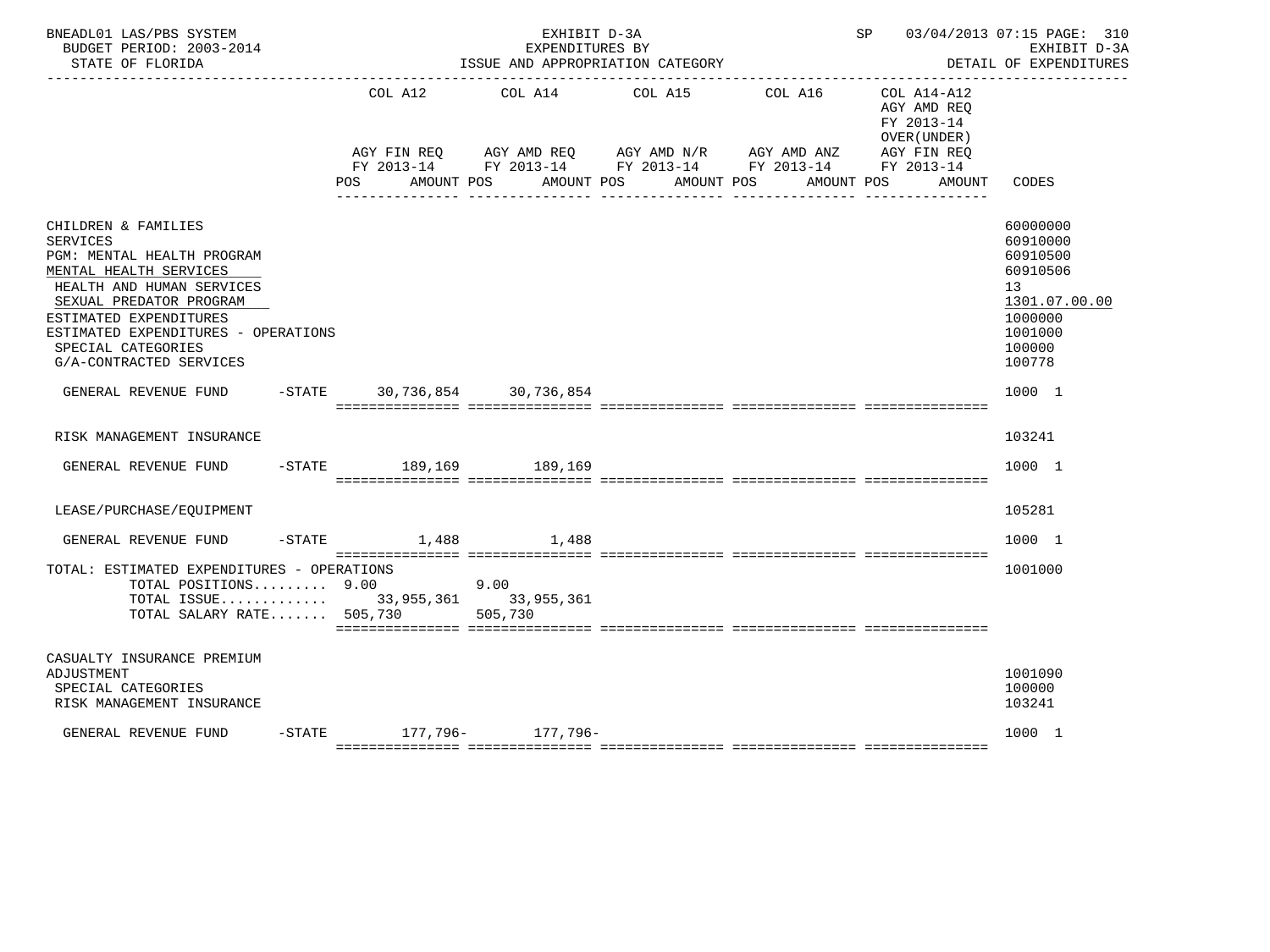BNEADL01 LAS/PBS SYSTEM — EXHIBIT D-3A — SP 03/04/2013 07:15 PAGE: 310
BUDGET PERIOD: 2003-2014 — EXPENDITURES BY — EXHIBIT D-3A
STATE OF FLORIDA — ISSUE AND APPROPRIATION CATEGORY — DETAIL OF EXPENDITURES

| | COL A12 AGY FIN REQ FY 2013-14 POS AMOUNT | COL A14 AGY AMD REQ FY 2013-14 POS AMOUNT | COL A15 AGY AMD N/R FY 2013-14 POS AMOUNT | COL A16 AGY AMD ANZ FY 2013-14 POS AMOUNT | COL A14-A12 AGY AMD REQ FY 2013-14 OVER(UNDER) AGY FIN REQ FY 2013-14 POS AMOUNT | CODES |
|---|---|---|---|---|---|---|
| CHILDREN & FAMILIES | | | | | | 60000000 |
| SERVICES | | | | | | 60910000 |
| PGM: MENTAL HEALTH PROGRAM | | | | | | 60910500 |
| MENTAL HEALTH SERVICES | | | | | | 60910506 |
| HEALTH AND HUMAN SERVICES | | | | | | 13 |
| SEXUAL PREDATOR PROGRAM | | | | | | 1301.07.00.00 |
| ESTIMATED EXPENDITURES | | | | | | 1000000 |
| ESTIMATED EXPENDITURES - OPERATIONS | | | | | | 1001000 |
| SPECIAL CATEGORIES | | | | | | 100000 |
| G/A-CONTRACTED SERVICES | | | | | | 100778 |
| GENERAL REVENUE FUND -STATE | 30,736,854 | 30,736,854 | | | | 1000 1 |
| RISK MANAGEMENT INSURANCE | | | | | | 103241 |
| GENERAL REVENUE FUND -STATE | 189,169 | 189,169 | | | | 1000 1 |
| LEASE/PURCHASE/EQUIPMENT | | | | | | 105281 |
| GENERAL REVENUE FUND -STATE | 1,488 | 1,488 | | | | 1000 1 |
| TOTAL: ESTIMATED EXPENDITURES - OPERATIONS | | | | | | 1001000 |
| TOTAL POSITIONS......... | 9.00 | 9.00 | | | | |
| TOTAL ISSUE............. | 33,955,361 | 33,955,361 | | | | |
| TOTAL SALARY RATE....... | 505,730 | 505,730 | | | | |
| CASUALTY INSURANCE PREMIUM ADJUSTMENT | | | | | | 1001090 |
| SPECIAL CATEGORIES | | | | | | 100000 |
| RISK MANAGEMENT INSURANCE | | | | | | 103241 |
| GENERAL REVENUE FUND -STATE | 177,796- | 177,796- | | | | 1000 1 |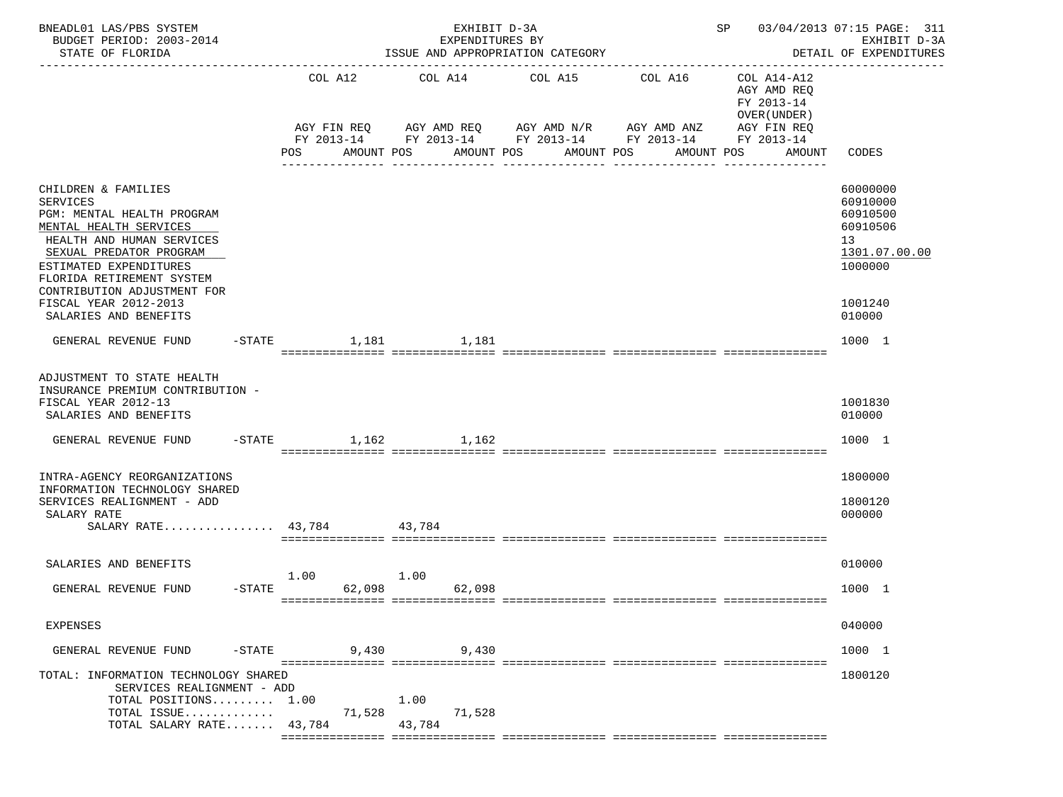BNEADL01 LAS/PBS SYSTEM | EXHIBIT D-3A | SP 03/04/2013 07:15 PAGE: 311
BUDGET PERIOD: 2003-2014 | EXPENDITURES BY | EXHIBIT D-3A
STATE OF FLORIDA | ISSUE AND APPROPRIATION CATEGORY | DETAIL OF EXPENDITURES

| | COL A12 AGY FIN REQ FY 2013-14 POS AMOUNT | COL A14 AGY AMD REQ FY 2013-14 POS AMOUNT | COL A15 AGY AMD N/R FY 2013-14 POS AMOUNT | COL A16 AGY AMD ANZ FY 2013-14 POS AMOUNT | COL A14-A12 AGY AMD REQ FY 2013-14 OVER(UNDER) AGY FIN REQ FY 2013-14 POS AMOUNT | CODES |
|---|---|---|---|---|---|---|
| CHILDREN & FAMILIES | | | | | | 60000000 |
| SERVICES | | | | | | 60910000 |
| PGM: MENTAL HEALTH PROGRAM | | | | | | 60910500 |
| MENTAL HEALTH SERVICES | | | | | | 60910506 |
| HEALTH AND HUMAN SERVICES | | | | | | 13 |
| SEXUAL PREDATOR PROGRAM | | | | | | 1301.07.00.00 |
| ESTIMATED EXPENDITURES | | | | | | 1000000 |
| FLORIDA RETIREMENT SYSTEM CONTRIBUTION ADJUSTMENT FOR FISCAL YEAR 2012-2013 | | | | | | 1001240 |
| SALARIES AND BENEFITS | | | | | | 010000 |
| GENERAL REVENUE FUND -STATE | 1,181 | 1,181 | | | | 1000 1 |
| ADJUSTMENT TO STATE HEALTH INSURANCE PREMIUM CONTRIBUTION - FISCAL YEAR 2012-13 | | | | | | 1001830 |
| SALARIES AND BENEFITS | | | | | | 010000 |
| GENERAL REVENUE FUND -STATE | 1,162 | 1,162 | | | | 1000 1 |
| INTRA-AGENCY REORGANIZATIONS | | | | | | 1800000 |
| INFORMATION TECHNOLOGY SHARED SERVICES REALIGNMENT - ADD | | | | | | 1800120 |
| SALARY RATE | | | | | | 000000 |
| SALARY RATE................ | 43,784 | 43,784 | | | | |
| SALARIES AND BENEFITS | | | | | | 010000 |
| GENERAL REVENUE FUND -STATE | 1.00 62,098 | 1.00 62,098 | | | | 1000 1 |
| EXPENSES | | | | | | 040000 |
| GENERAL REVENUE FUND -STATE | 9,430 | 9,430 | | | | 1000 1 |
| TOTAL: INFORMATION TECHNOLOGY SHARED SERVICES REALIGNMENT - ADD | | | | | | 1800120 |
| TOTAL POSITIONS......... | 1.00 | 1.00 | | | | |
| TOTAL ISSUE............. | 71,528 | 71,528 | | | | |
| TOTAL SALARY RATE....... | 43,784 | 43,784 | | | | |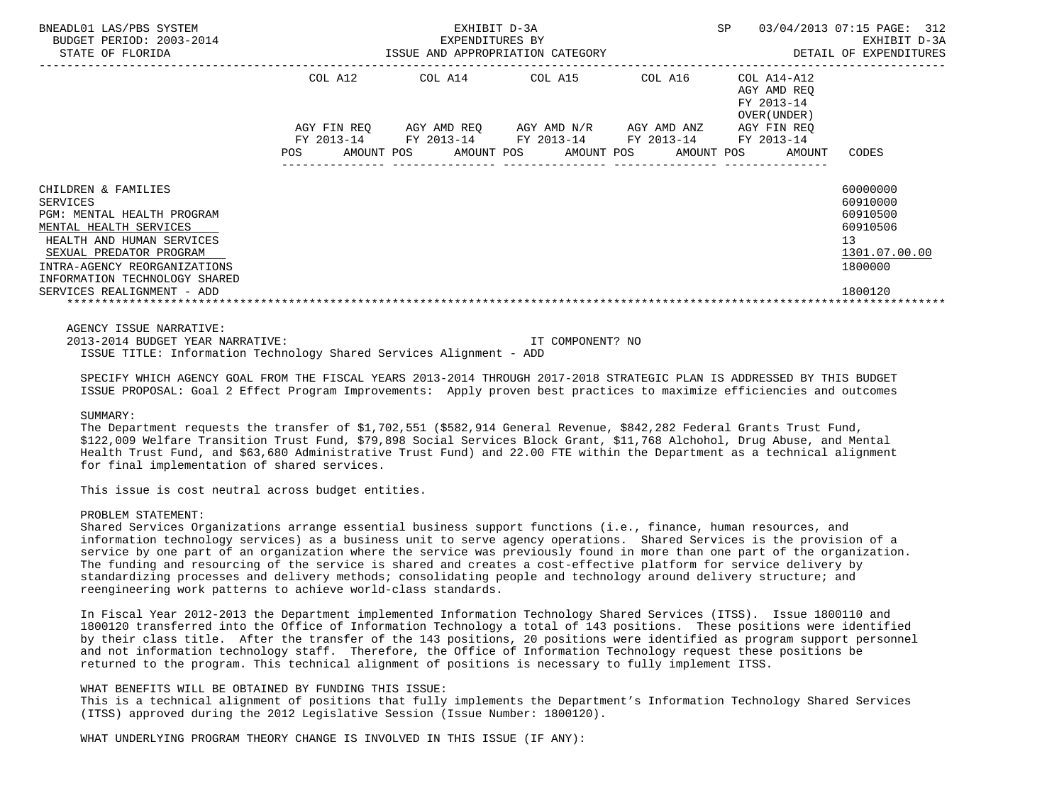| | COL A12 | COL A14 | COL A15 | COL A16 | COL A14-A12 AGY AMD REQ FY 2013-14 OVER(UNDER) | |
|---|---|---|---|---|---|---|
| | AGY FIN REQ FY 2013-14 | AGY AMD REQ FY 2013-14 | AGY AMD N/R FY 2013-14 | AGY AMD ANZ FY 2013-14 | AGY FIN REQ FY 2013-14 | |
| | POS AMOUNT | POS AMOUNT | POS AMOUNT | POS AMOUNT | POS AMOUNT | CODES |
| CHILDREN & FAMILIES | | | | | | 60000000 |
| SERVICES | | | | | | 60910000 |
| PGM: MENTAL HEALTH PROGRAM | | | | | | 60910500 |
| MENTAL HEALTH SERVICES | | | | | | 60910506 |
| HEALTH AND HUMAN SERVICES | | | | | | 13 |
| SEXUAL PREDATOR PROGRAM | | | | | | 1301.07.00.00 |
| INTRA-AGENCY REORGANIZATIONS | | | | | | 1800000 |
| INFORMATION TECHNOLOGY SHARED SERVICES REALIGNMENT - ADD | | | | | | 1800120 |

AGENCY ISSUE NARRATIVE:

2013-2014 BUDGET YEAR NARRATIVE: IT COMPONENT? NO

ISSUE TITLE: Information Technology Shared Services Alignment - ADD

SPECIFY WHICH AGENCY GOAL FROM THE FISCAL YEARS 2013-2014 THROUGH 2017-2018 STRATEGIC PLAN IS ADDRESSED BY THIS BUDGET ISSUE PROPOSAL: Goal 2 Effect Program Improvements: Apply proven best practices to maximize efficiencies and outcomes

SUMMARY:

The Department requests the transfer of $1,702,551 ($582,914 General Revenue, $842,282 Federal Grants Trust Fund, $122,009 Welfare Transition Trust Fund, $79,898 Social Services Block Grant, $11,768 Alchohol, Drug Abuse, and Mental Health Trust Fund, and $63,680 Administrative Trust Fund) and 22.00 FTE within the Department as a technical alignment for final implementation of shared services.

This issue is cost neutral across budget entities.

PROBLEM STATEMENT:

Shared Services Organizations arrange essential business support functions (i.e., finance, human resources, and information technology services) as a business unit to serve agency operations. Shared Services is the provision of a service by one part of an organization where the service was previously found in more than one part of the organization. The funding and resourcing of the service is shared and creates a cost-effective platform for service delivery by standardizing processes and delivery methods; consolidating people and technology around delivery structure; and reengineering work patterns to achieve world-class standards.

In Fiscal Year 2012-2013 the Department implemented Information Technology Shared Services (ITSS). Issue 1800110 and 1800120 transferred into the Office of Information Technology a total of 143 positions. These positions were identified by their class title. After the transfer of the 143 positions, 20 positions were identified as program support personnel and not information technology staff. Therefore, the Office of Information Technology request these positions be returned to the program. This technical alignment of positions is necessary to fully implement ITSS.

WHAT BENEFITS WILL BE OBTAINED BY FUNDING THIS ISSUE:

This is a technical alignment of positions that fully implements the Department's Information Technology Shared Services (ITSS) approved during the 2012 Legislative Session (Issue Number: 1800120).

WHAT UNDERLYING PROGRAM THEORY CHANGE IS INVOLVED IN THIS ISSUE (IF ANY):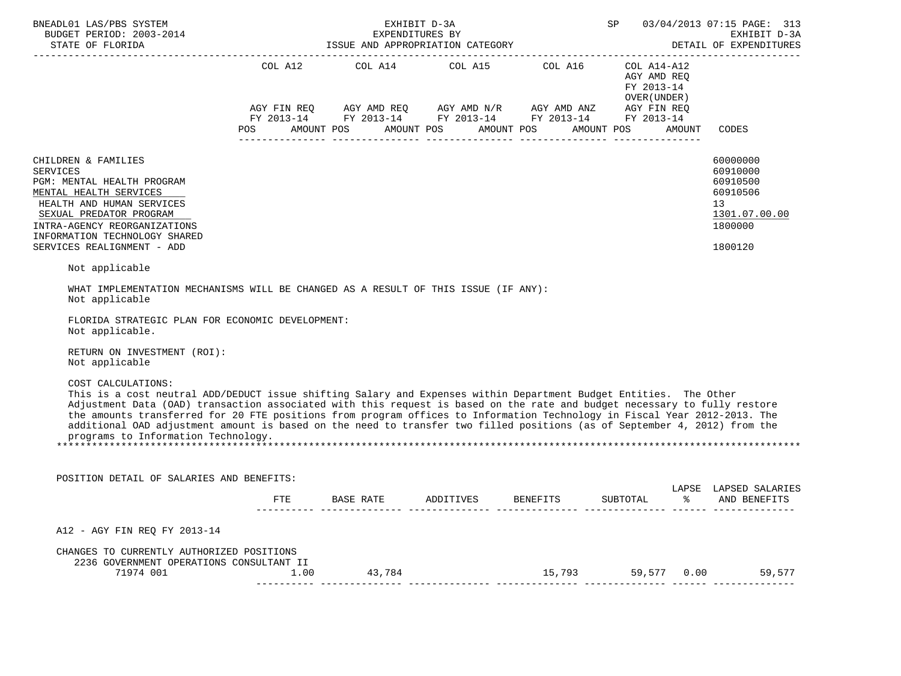CHILDREN & FAMILIES — 60000000
SERVICES — 60910000
PGM: MENTAL HEALTH PROGRAM — 60910500
MENTAL HEALTH SERVICES — 60910506
HEALTH AND HUMAN SERVICES — 13
SEXUAL PREDATOR PROGRAM — 1301.07.00.00
INTRA-AGENCY REORGANIZATIONS — 1800000
INFORMATION TECHNOLOGY SHARED SERVICES REALIGNMENT - ADD — 1800120

Not applicable

WHAT IMPLEMENTATION MECHANISMS WILL BE CHANGED AS A RESULT OF THIS ISSUE (IF ANY):
Not applicable

FLORIDA STRATEGIC PLAN FOR ECONOMIC DEVELOPMENT:
Not applicable.

RETURN ON INVESTMENT (ROI):
Not applicable

COST CALCULATIONS:
This is a cost neutral ADD/DEDUCT issue shifting Salary and Expenses within Department Budget Entities. The Other Adjustment Data (OAD) transaction associated with this request is based on the rate and budget necessary to fully restore the amounts transferred for 20 FTE positions from program offices to Information Technology in Fiscal Year 2012-2013. The additional OAD adjustment amount is based on the need to transfer two filled positions (as of September 4, 2012) from the programs to Information Technology.

POSITION DETAIL OF SALARIES AND BENEFITS:

| | FTE | BASE RATE | ADDITIVES | BENEFITS | SUBTOTAL | LAPSE % | LAPSED SALARIES AND BENEFITS |
|---|---|---|---|---|---|---|---|
| A12 - AGY FIN REQ FY 2013-14 | | | | | | | |
| CHANGES TO CURRENTLY AUTHORIZED POSITIONS | | | | | | | |
| 2236 GOVERNMENT OPERATIONS CONSULTANT II 71974 001 | 1.00 | 43,784 | | 15,793 | 59,577 | 0.00 | 59,577 |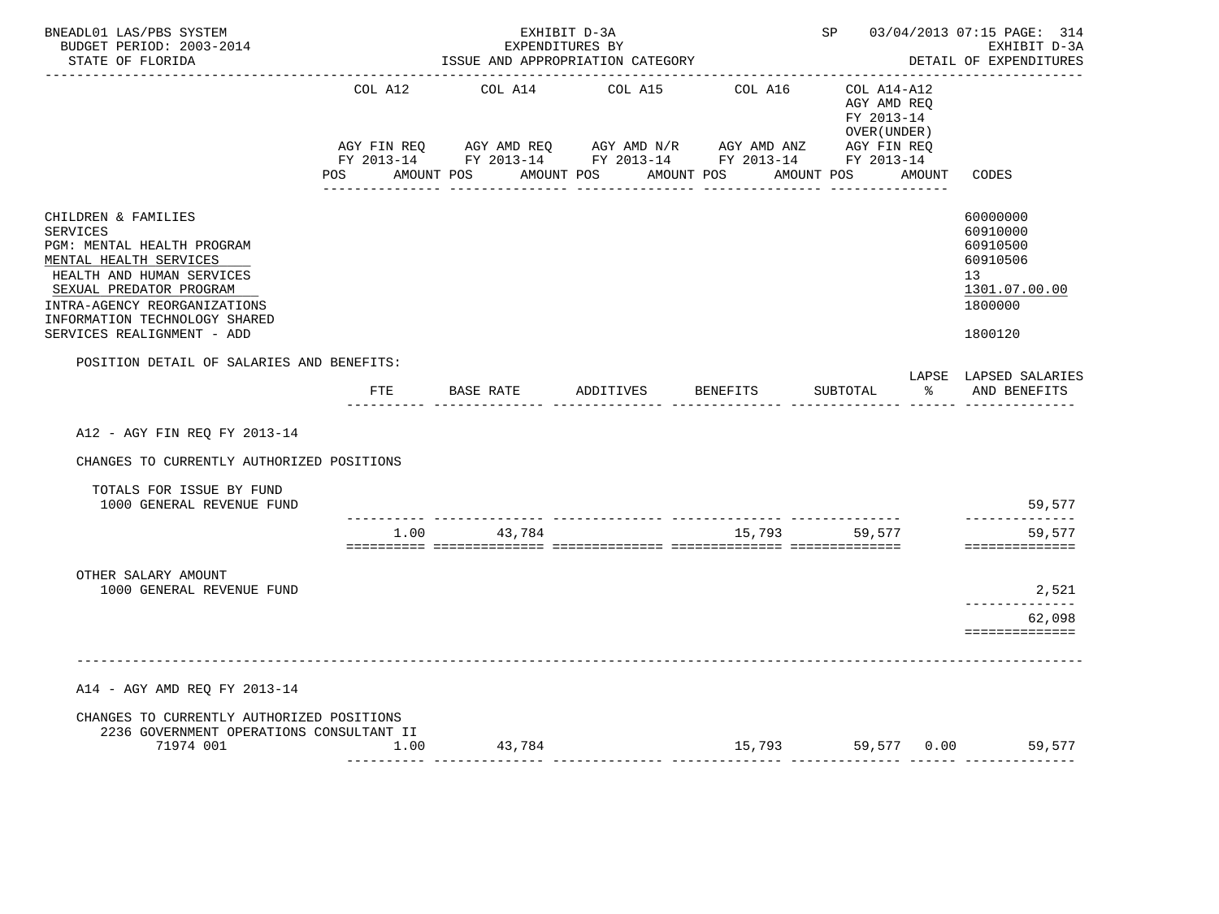BNEADL01 LAS/PBS SYSTEM — EXHIBIT D-3A — SP 03/04/2013 07:15 PAGE: 314
BUDGET PERIOD: 2003-2014 — EXPENDITURES BY — EXHIBIT D-3A
STATE OF FLORIDA — ISSUE AND APPROPRIATION CATEGORY — DETAIL OF EXPENDITURES

| | COL A12 AGY FIN REQ FY 2013-14 POS AMOUNT | COL A14 AGY AMD REQ FY 2013-14 POS AMOUNT | COL A15 AGY AMD N/R FY 2013-14 POS AMOUNT | COL A16 AGY AMD ANZ FY 2013-14 POS AMOUNT | COL A14-A12 AGY AMD REQ FY 2013-14 OVER(UNDER) AGY FIN REQ FY 2013-14 POS AMOUNT | CODES |
|---|---|---|---|---|---|---|
| CHILDREN & FAMILIES | | | | | | 60000000 |
| SERVICES | | | | | | 60910000 |
| PGM: MENTAL HEALTH PROGRAM | | | | | | 60910500 |
| MENTAL HEALTH SERVICES | | | | | | 60910506 |
| HEALTH AND HUMAN SERVICES | | | | | | 13 |
| SEXUAL PREDATOR PROGRAM | | | | | | 1301.07.00.00 |
| INTRA-AGENCY REORGANIZATIONS | | | | | | 1800000 |
| INFORMATION TECHNOLOGY SHARED SERVICES REALIGNMENT - ADD | | | | | | 1800120 |

POSITION DETAIL OF SALARIES AND BENEFITS:

| | FTE | BASE RATE | ADDITIVES | BENEFITS | SUBTOTAL | LAPSE % | LAPSED SALARIES AND BENEFITS |
|---|---|---|---|---|---|---|---|
| **A12 - AGY FIN REQ FY 2013-14** | | | | | | | |
| CHANGES TO CURRENTLY AUTHORIZED POSITIONS | | | | | | | |
| TOTALS FOR ISSUE BY FUND | | | | | | | |
| 1000 GENERAL REVENUE FUND | | | | | | | 59,577 |
| | 1.00 | 43,784 | | 15,793 | 59,577 | | 59,577 |
| OTHER SALARY AMOUNT | | | | | | | |
| 1000 GENERAL REVENUE FUND | | | | | | | 2,521 |
| | | | | | | | 62,098 |
| **A14 - AGY AMD REQ FY 2013-14** | | | | | | | |
| CHANGES TO CURRENTLY AUTHORIZED POSITIONS | | | | | | | |
| 2236 GOVERNMENT OPERATIONS CONSULTANT II | | | | | | | |
| 71974 001 | 1.00 | 43,784 | | 15,793 | 59,577 | 0.00 | 59,577 |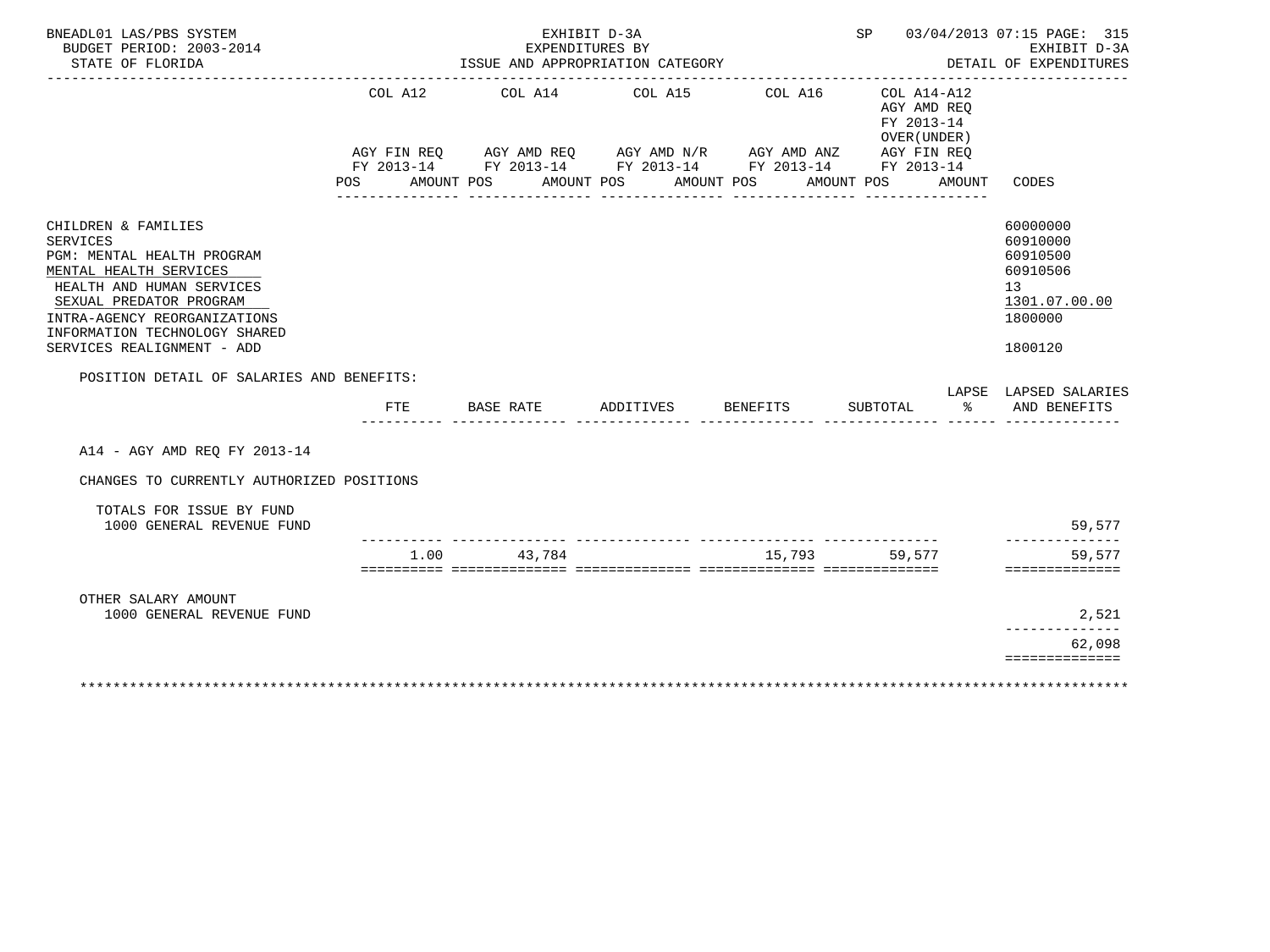BNEADL01 LAS/PBS SYSTEM
BUDGET PERIOD: 2003-2014
STATE OF FLORIDA

EXHIBIT D-3A
EXPENDITURES BY
ISSUE AND APPROPRIATION CATEGORY

SP 03/04/2013 07:15
EXHIBIT D-3A
DETAIL OF EXPENDITURES

| | COL A12 AGY FIN REQ FY 2013-14 POS AMOUNT | COL A14 AGY AMD REQ FY 2013-14 POS AMOUNT | COL A15 AGY AMD N/R FY 2013-14 POS AMOUNT | COL A16 AGY AMD ANZ FY 2013-14 POS AMOUNT | COL A14-A12 AGY AMD REQ FY 2013-14 OVER(UNDER) AGY FIN REQ FY 2013-14 POS AMOUNT | CODES |
|---|---|---|---|---|---|---|
| CHILDREN & FAMILIES | | | | | | 60000000 |
| SERVICES | | | | | | 60910000 |
| PGM: MENTAL HEALTH PROGRAM | | | | | | 60910500 |
| MENTAL HEALTH SERVICES | | | | | | 60910506 |
| HEALTH AND HUMAN SERVICES | | | | | | 13 |
| SEXUAL PREDATOR PROGRAM | | | | | | 1301.07.00.00 |
| INTRA-AGENCY REORGANIZATIONS | | | | | | 1800000 |
| INFORMATION TECHNOLOGY SHARED SERVICES REALIGNMENT - ADD | | | | | | 1800120 |

POSITION DETAIL OF SALARIES AND BENEFITS:

| | FTE | BASE RATE | ADDITIVES | BENEFITS | SUBTOTAL | LAPSE % | LAPSED SALARIES AND BENEFITS |
|---|---|---|---|---|---|---|---|
| A14 - AGY AMD REQ FY 2013-14 | | | | | | | |
| CHANGES TO CURRENTLY AUTHORIZED POSITIONS | | | | | | | |
| TOTALS FOR ISSUE BY FUND | | | | | | | |
| 1000 GENERAL REVENUE FUND | | | | | | | 59,577 |
| | 1.00 | 43,784 | | 15,793 | 59,577 | | 59,577 |
| OTHER SALARY AMOUNT | | | | | | | |
| 1000 GENERAL REVENUE FUND | | | | | | | 2,521 |
| | | | | | | | 62,098 |

*******************************************************************************************************************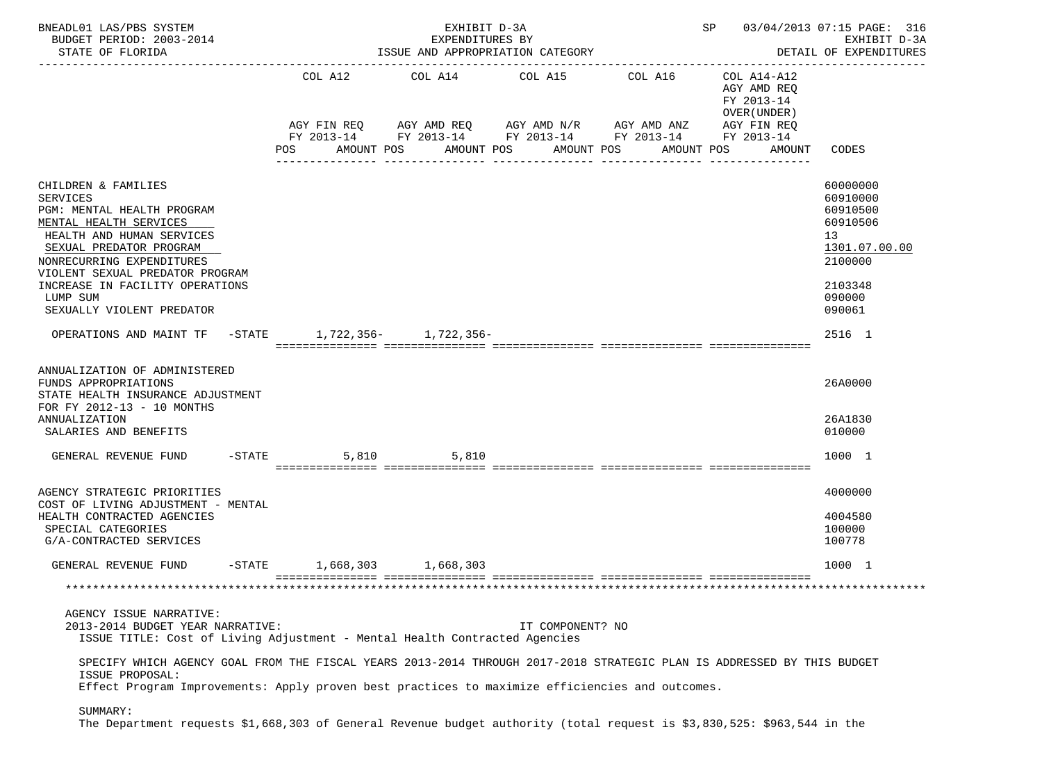| | COL A12 AGY FIN REQ FY 2013-14 POS AMOUNT | COL A14 AGY AMD REQ FY 2013-14 POS AMOUNT | COL A15 AGY AMD N/R FY 2013-14 POS AMOUNT | COL A16 AGY AMD ANZ FY 2013-14 POS AMOUNT | COL A14-A12 AGY AMD REQ FY 2013-14 OVER(UNDER) AGY FIN REQ FY 2013-14 POS AMOUNT | CODES |
|---|---|---|---|---|---|---|
| CHILDREN & FAMILIES | | | | | | 60000000 |
| SERVICES | | | | | | 60910000 |
| PGM: MENTAL HEALTH PROGRAM | | | | | | 60910500 |
| MENTAL HEALTH SERVICES | | | | | | 60910506 |
| HEALTH AND HUMAN SERVICES | | | | | | 13 |
| SEXUAL PREDATOR PROGRAM | | | | | | 1301.07.00.00 |
| NONRECURRING EXPENDITURES | | | | | | 2100000 |
| VIOLENT SEXUAL PREDATOR PROGRAM INCREASE IN FACILITY OPERATIONS | | | | | | 2103348 |
| LUMP SUM | | | | | | 090000 |
| SEXUALLY VIOLENT PREDATOR | | | | | | 090061 |
| OPERATIONS AND MAINT TF -STATE | 1,722,356- | 1,722,356- | | | | 2516 1 |
| ANNUALIZATION OF ADMINISTERED FUNDS APPROPRIATIONS | | | | | | 26A0000 |
| STATE HEALTH INSURANCE ADJUSTMENT FOR FY 2012-13 - 10 MONTHS ANNUALIZATION | | | | | | 26A1830 |
| SALARIES AND BENEFITS | | | | | | 010000 |
| GENERAL REVENUE FUND -STATE | 5,810 | 5,810 | | | | 1000 1 |
| AGENCY STRATEGIC PRIORITIES | | | | | | 4000000 |
| COST OF LIVING ADJUSTMENT - MENTAL HEALTH CONTRACTED AGENCIES | | | | | | 4004580 |
| SPECIAL CATEGORIES | | | | | | 100000 |
| G/A-CONTRACTED SERVICES | | | | | | 100778 |
| GENERAL REVENUE FUND -STATE | 1,668,303 | 1,668,303 | | | | 1000 1 |

AGENCY ISSUE NARRATIVE:
2013-2014 BUDGET YEAR NARRATIVE: IT COMPONENT? NO

ISSUE TITLE: Cost of Living Adjustment - Mental Health Contracted Agencies

SPECIFY WHICH AGENCY GOAL FROM THE FISCAL YEARS 2013-2014 THROUGH 2017-2018 STRATEGIC PLAN IS ADDRESSED BY THIS BUDGET ISSUE PROPOSAL:
Effect Program Improvements: Apply proven best practices to maximize efficiencies and outcomes.

SUMMARY:
The Department requests $1,668,303 of General Revenue budget authority (total request is $3,830,525: $963,544 in the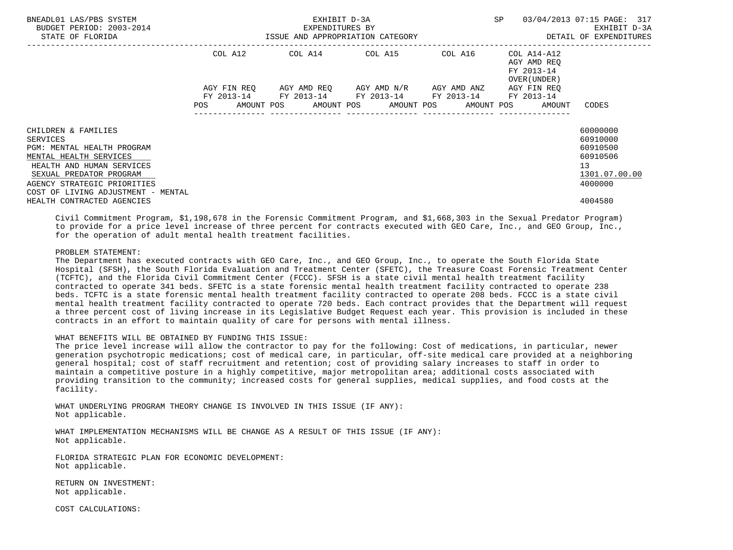| | COL A12 | COL A14 | COL A15 | COL A16 | COL A14-A12 AGY AMD REQ FY 2013-14 OVER(UNDER) | |
|---|---|---|---|---|---|---|
| | AGY FIN REQ FY 2013-14 | AGY AMD REQ FY 2013-14 | AGY AMD N/R FY 2013-14 | AGY AMD ANZ FY 2013-14 | AGY FIN REQ FY 2013-14 | |
| | POS AMOUNT | POS AMOUNT | POS AMOUNT | POS AMOUNT | POS AMOUNT | CODES |
| CHILDREN & FAMILIES | | | | | | 60000000 |
| SERVICES | | | | | | 60910000 |
| PGM: MENTAL HEALTH PROGRAM | | | | | | 60910500 |
| MENTAL HEALTH SERVICES | | | | | | 60910506 |
| HEALTH AND HUMAN SERVICES | | | | | | 13 |
| SEXUAL PREDATOR PROGRAM | | | | | | 1301.07.00.00 |
| AGENCY STRATEGIC PRIORITIES | | | | | | 4000000 |
| COST OF LIVING ADJUSTMENT - MENTAL HEALTH CONTRACTED AGENCIES | | | | | | 4004580 |

Civil Commitment Program, $1,198,678 in the Forensic Commitment Program, and $1,668,303 in the Sexual Predator Program) to provide for a price level increase of three percent for contracts executed with GEO Care, Inc., and GEO Group, Inc., for the operation of adult mental health treatment facilities.

PROBLEM STATEMENT:
The Department has executed contracts with GEO Care, Inc., and GEO Group, Inc., to operate the South Florida State Hospital (SFSH), the South Florida Evaluation and Treatment Center (SFETC), the Treasure Coast Forensic Treatment Center (TCFTC), and the Florida Civil Commitment Center (FCCC). SFSH is a state civil mental health treatment facility contracted to operate 341 beds. SFETC is a state forensic mental health treatment facility contracted to operate 238 beds. TCFTC is a state forensic mental health treatment facility contracted to operate 208 beds. FCCC is a state civil mental health treatment facility contracted to operate 720 beds. Each contract provides that the Department will request a three percent cost of living increase in its Legislative Budget Request each year. This provision is included in these contracts in an effort to maintain quality of care for persons with mental illness.

WHAT BENEFITS WILL BE OBTAINED BY FUNDING THIS ISSUE:
The price level increase will allow the contractor to pay for the following: Cost of medications, in particular, newer generation psychotropic medications; cost of medical care, in particular, off-site medical care provided at a neighboring general hospital; cost of staff recruitment and retention; cost of providing salary increases to staff in order to maintain a competitive posture in a highly competitive, major metropolitan area; additional costs associated with providing transition to the community; increased costs for general supplies, medical supplies, and food costs at the facility.

WHAT UNDERLYING PROGRAM THEORY CHANGE IS INVOLVED IN THIS ISSUE (IF ANY):
Not applicable.

WHAT IMPLEMENTATION MECHANISMS WILL BE CHANGE AS A RESULT OF THIS ISSUE (IF ANY):
Not applicable.

FLORIDA STRATEGIC PLAN FOR ECONOMIC DEVELOPMENT:
Not applicable.

RETURN ON INVESTMENT:
Not applicable.

COST CALCULATIONS: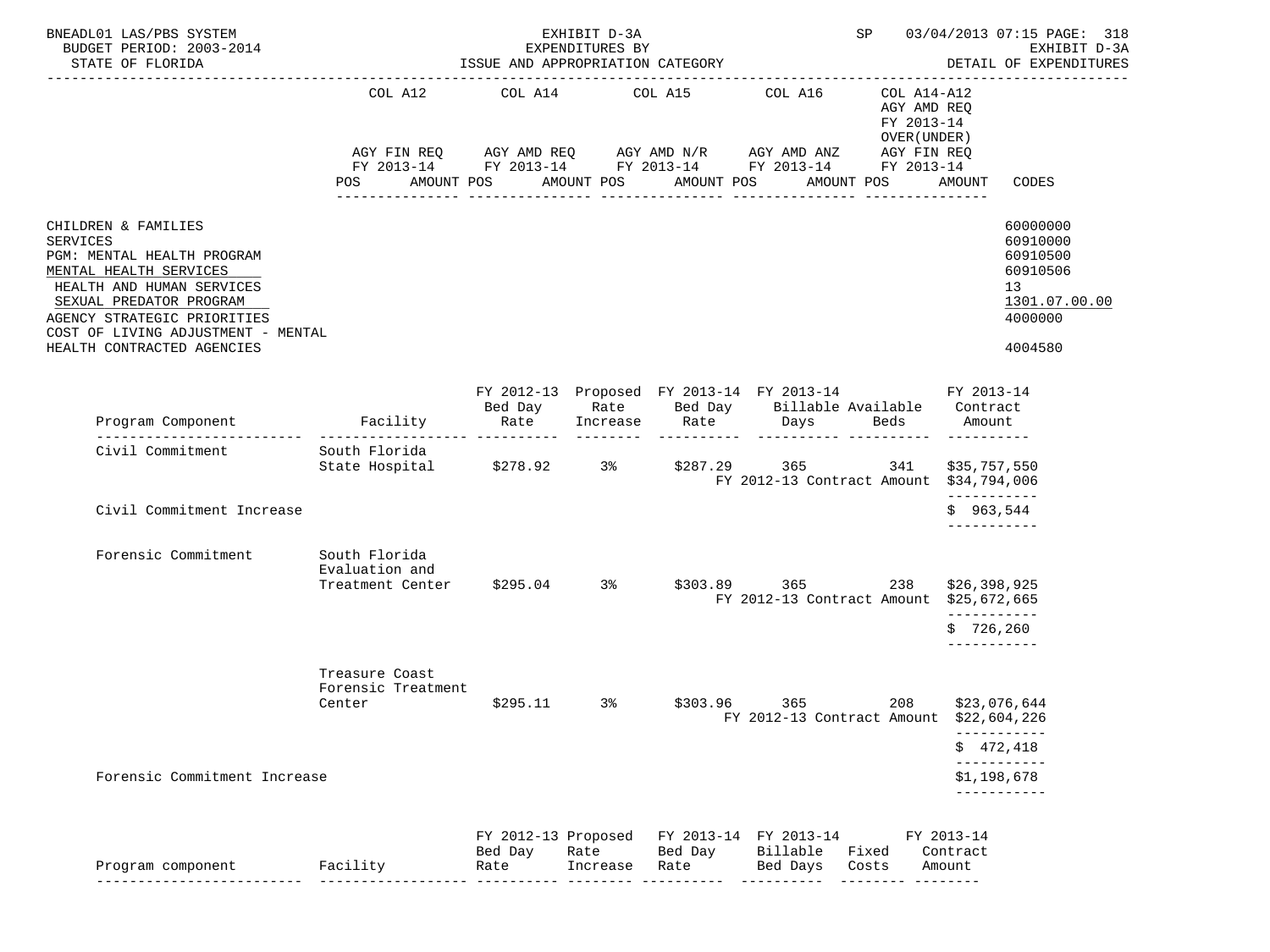| COL A12 | COL A14 | COL A15 | COL A16 | COL A14-A12 | |
|---|---|---|---|---|---|
| | | | | AGY AMD REQ FY 2013-14 OVER(UNDER) | |
| AGY FIN REQ FY 2013-14 | AGY AMD REQ FY 2013-14 | AGY AMD N/R FY 2013-14 | AGY AMD ANZ FY 2013-14 | AGY FIN REQ FY 2013-14 | |
| POS AMOUNT | POS AMOUNT | POS AMOUNT | POS AMOUNT | POS AMOUNT | CODES |

CHILDREN & FAMILIES — 60000000
SERVICES — 60910000
PGM: MENTAL HEALTH PROGRAM — 60910500
MENTAL HEALTH SERVICES — 60910506
HEALTH AND HUMAN SERVICES — 13
SEXUAL PREDATOR PROGRAM — 1301.07.00.00
AGENCY STRATEGIC PRIORITIES — 4000000
COST OF LIVING ADJUSTMENT - MENTAL HEALTH CONTRACTED AGENCIES — 4004580

| Program Component | Facility | FY 2012-13 Bed Day Rate | Proposed Rate Increase | FY 2013-14 Bed Day Rate | FY 2013-14 Billable Days | Available Beds | FY 2013-14 Contract Amount |
|---|---|---|---|---|---|---|---|
| Civil Commitment | South Florida State Hospital | $278.92 | 3% | $287.29 | 365 | 341 | $35,757,550 |
| | | | | | FY 2012-13 Contract Amount | | $34,794,006 |
| Civil Commitment Increase | | | | | | | $ 963,544 |
| Forensic Commitment | South Florida Evaluation and Treatment Center | $295.04 | 3% | $303.89 | 365 | 238 | $26,398,925 |
| | | | | | FY 2012-13 Contract Amount | | $25,672,665 |
| | | | | | | | $ 726,260 |
| | Treasure Coast Forensic Treatment Center | $295.11 | 3% | $303.96 | 365 | 208 | $23,076,644 |
| | | | | | FY 2012-13 Contract Amount | | $22,604,226 |
| | | | | | | | $ 472,418 |
| Forensic Commitment Increase | | | | | | | $1,198,678 |

| Program component | Facility | FY 2012-13 Bed Day Rate | Proposed Rate Increase | FY 2013-14 Bed Day Rate | FY 2013-14 Billable Bed Days | Fixed Costs | FY 2013-14 Contract Amount |
|---|---|---|---|---|---|---|---|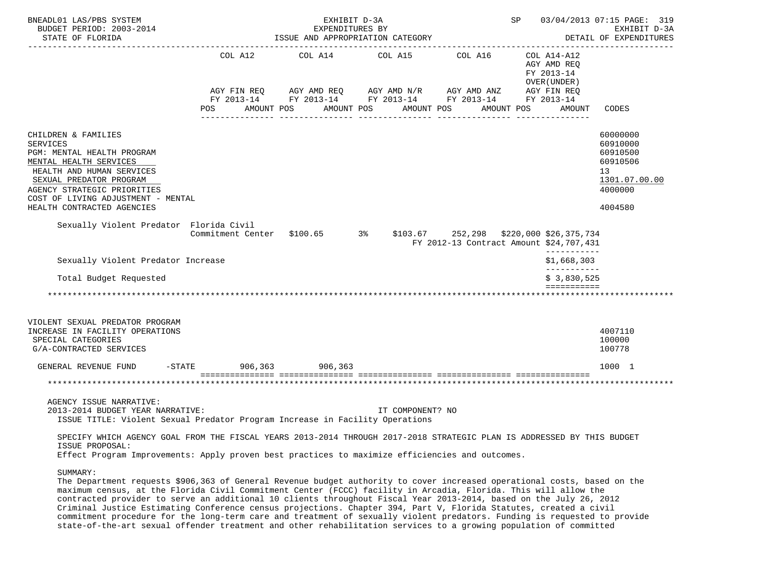| | COL A12 | COL A14 | COL A15 | COL A16 | COL A14-A12 AGY AMD REQ FY 2013-14 OVER(UNDER) | |
|---|---|---|---|---|---|---|
| | AGY FIN REQ FY 2013-14 | AGY AMD REQ FY 2013-14 | AGY AMD N/R FY 2013-14 | AGY AMD ANZ FY 2013-14 | AGY FIN REQ FY 2013-14 | |
| | POS AMOUNT | POS AMOUNT | POS AMOUNT | POS AMOUNT | POS AMOUNT | CODES |

CHILDREN & FAMILIES — 60000000
SERVICES — 60910000
PGM: MENTAL HEALTH PROGRAM — 60910500
MENTAL HEALTH SERVICES — 60910506
HEALTH AND HUMAN SERVICES — 13
SEXUAL PREDATOR PROGRAM — 1301.07.00.00
AGENCY STRATEGIC PRIORITIES — 4000000
COST OF LIVING ADJUSTMENT - MENTAL HEALTH CONTRACTED AGENCIES — 4004580

| | | | | | | |
|---|---|---|---|---|---|---|
| Sexually Violent Predator | Florida Civil Commitment Center | $100.65 | 3% | $103.67 | 252,298 | $220,000 $26,375,734 |
| | | | | | FY 2012-13 Contract Amount | $24,707,431 |
| Sexually Violent Predator Increase | | | | | | $1,668,303 |
| Total Budget Requested | | | | | | $ 3,830,525 |

VIOLENT SEXUAL PREDATOR PROGRAM INCREASE IN FACILITY OPERATIONS — 4007110
SPECIAL CATEGORIES — 100000
G/A-CONTRACTED SERVICES — 100778

| | COL A12 | COL A14 | COL A15 | COL A16 | COL A14-A12 | CODES |
|---|---|---|---|---|---|---|
| GENERAL REVENUE FUND -STATE | 906,363 | 906,363 | | | | 1000 1 |

AGENCY ISSUE NARRATIVE:

2013-2014 BUDGET YEAR NARRATIVE: IT COMPONENT? NO

ISSUE TITLE: Violent Sexual Predator Program Increase in Facility Operations

SPECIFY WHICH AGENCY GOAL FROM THE FISCAL YEARS 2013-2014 THROUGH 2017-2018 STRATEGIC PLAN IS ADDRESSED BY THIS BUDGET ISSUE PROPOSAL:

Effect Program Improvements: Apply proven best practices to maximize efficiencies and outcomes.

SUMMARY:

The Department requests $906,363 of General Revenue budget authority to cover increased operational costs, based on the maximum census, at the Florida Civil Commitment Center (FCCC) facility in Arcadia, Florida. This will allow the contracted provider to serve an additional 10 clients throughout Fiscal Year 2013-2014, based on the July 26, 2012 Criminal Justice Estimating Conference census projections. Chapter 394, Part V, Florida Statutes, created a civil commitment procedure for the long-term care and treatment of sexually violent predators. Funding is requested to provide state-of-the-art sexual offender treatment and other rehabilitation services to a growing population of committed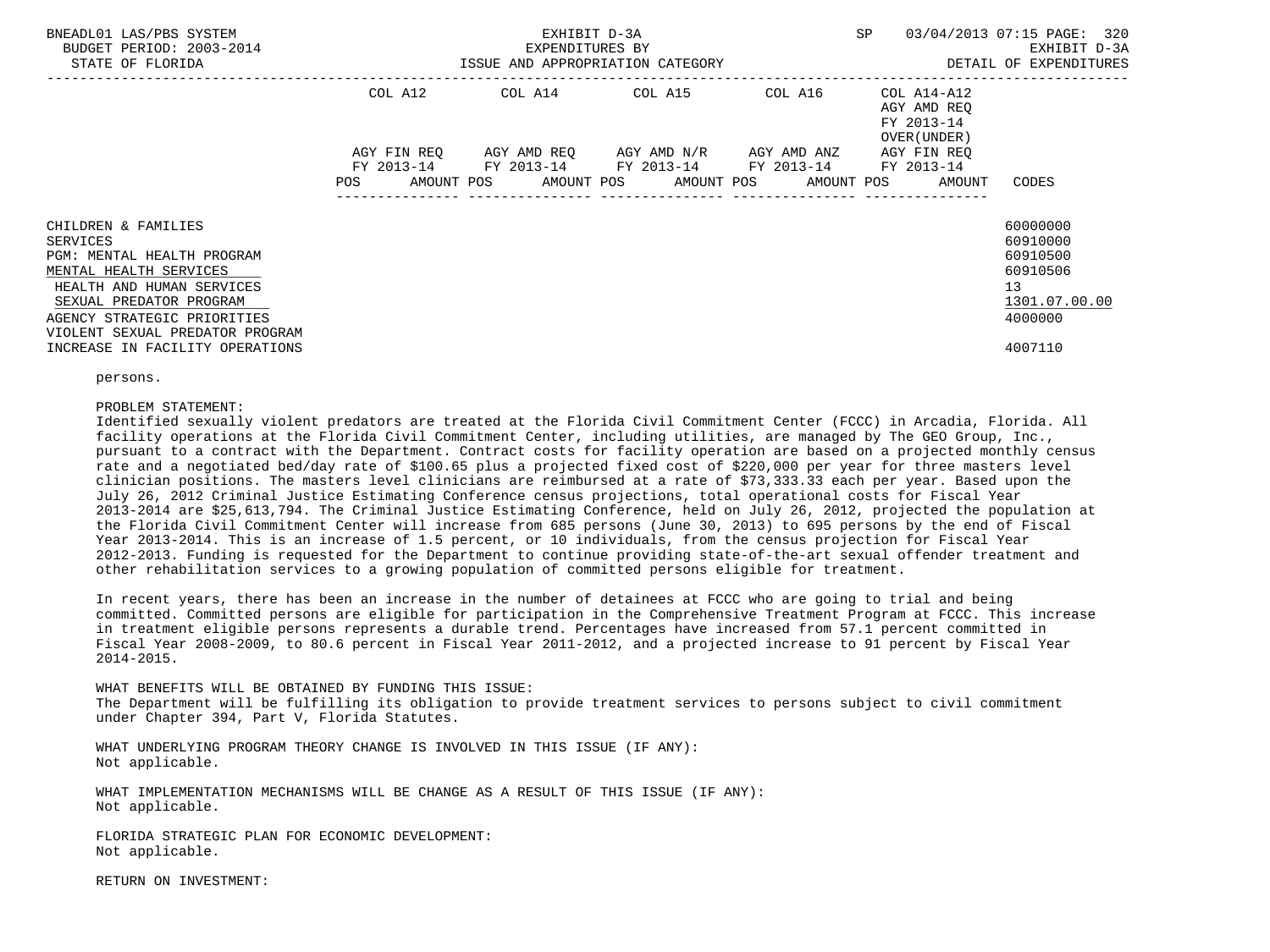| | COL A12 | COL A14 | COL A15 | COL A16 | COL A14-A12 AGY AMD REQ FY 2013-14 OVER(UNDER) | |
|---|---|---|---|---|---|---|
| | AGY FIN REQ FY 2013-14 | AGY AMD REQ FY 2013-14 | AGY AMD N/R FY 2013-14 | AGY AMD ANZ FY 2013-14 | AGY FIN REQ FY 2013-14 | |
| | POS AMOUNT | POS AMOUNT | POS AMOUNT | POS AMOUNT | POS AMOUNT | CODES |
| CHILDREN & FAMILIES | | | | | | 60000000 |
| SERVICES | | | | | | 60910000 |
| PGM: MENTAL HEALTH PROGRAM | | | | | | 60910500 |
| MENTAL HEALTH SERVICES | | | | | | 60910506 |
| HEALTH AND HUMAN SERVICES | | | | | | 13 |
| SEXUAL PREDATOR PROGRAM | | | | | | 1301.07.00.00 |
| AGENCY STRATEGIC PRIORITIES | | | | | | 4000000 |
| VIOLENT SEXUAL PREDATOR PROGRAM | | | | | | |
| INCREASE IN FACILITY OPERATIONS | | | | | | 4007110 |

persons.

PROBLEM STATEMENT:
Identified sexually violent predators are treated at the Florida Civil Commitment Center (FCCC) in Arcadia, Florida. All facility operations at the Florida Civil Commitment Center, including utilities, are managed by The GEO Group, Inc., pursuant to a contract with the Department. Contract costs for facility operation are based on a projected monthly census rate and a negotiated bed/day rate of $100.65 plus a projected fixed cost of $220,000 per year for three masters level clinician positions. The masters level clinicians are reimbursed at a rate of $73,333.33 each per year. Based upon the July 26, 2012 Criminal Justice Estimating Conference census projections, total operational costs for Fiscal Year 2013-2014 are $25,613,794. The Criminal Justice Estimating Conference, held on July 26, 2012, projected the population at the Florida Civil Commitment Center will increase from 685 persons (June 30, 2013) to 695 persons by the end of Fiscal Year 2013-2014. This is an increase of 1.5 percent, or 10 individuals, from the census projection for Fiscal Year 2012-2013. Funding is requested for the Department to continue providing state-of-the-art sexual offender treatment and other rehabilitation services to a growing population of committed persons eligible for treatment.

In recent years, there has been an increase in the number of detainees at FCCC who are going to trial and being committed. Committed persons are eligible for participation in the Comprehensive Treatment Program at FCCC. This increase in treatment eligible persons represents a durable trend. Percentages have increased from 57.1 percent committed in Fiscal Year 2008-2009, to 80.6 percent in Fiscal Year 2011-2012, and a projected increase to 91 percent by Fiscal Year 2014-2015.

WHAT BENEFITS WILL BE OBTAINED BY FUNDING THIS ISSUE:
The Department will be fulfilling its obligation to provide treatment services to persons subject to civil commitment under Chapter 394, Part V, Florida Statutes.

WHAT UNDERLYING PROGRAM THEORY CHANGE IS INVOLVED IN THIS ISSUE (IF ANY):
Not applicable.

WHAT IMPLEMENTATION MECHANISMS WILL BE CHANGE AS A RESULT OF THIS ISSUE (IF ANY):
Not applicable.

FLORIDA STRATEGIC PLAN FOR ECONOMIC DEVELOPMENT:
Not applicable.

RETURN ON INVESTMENT: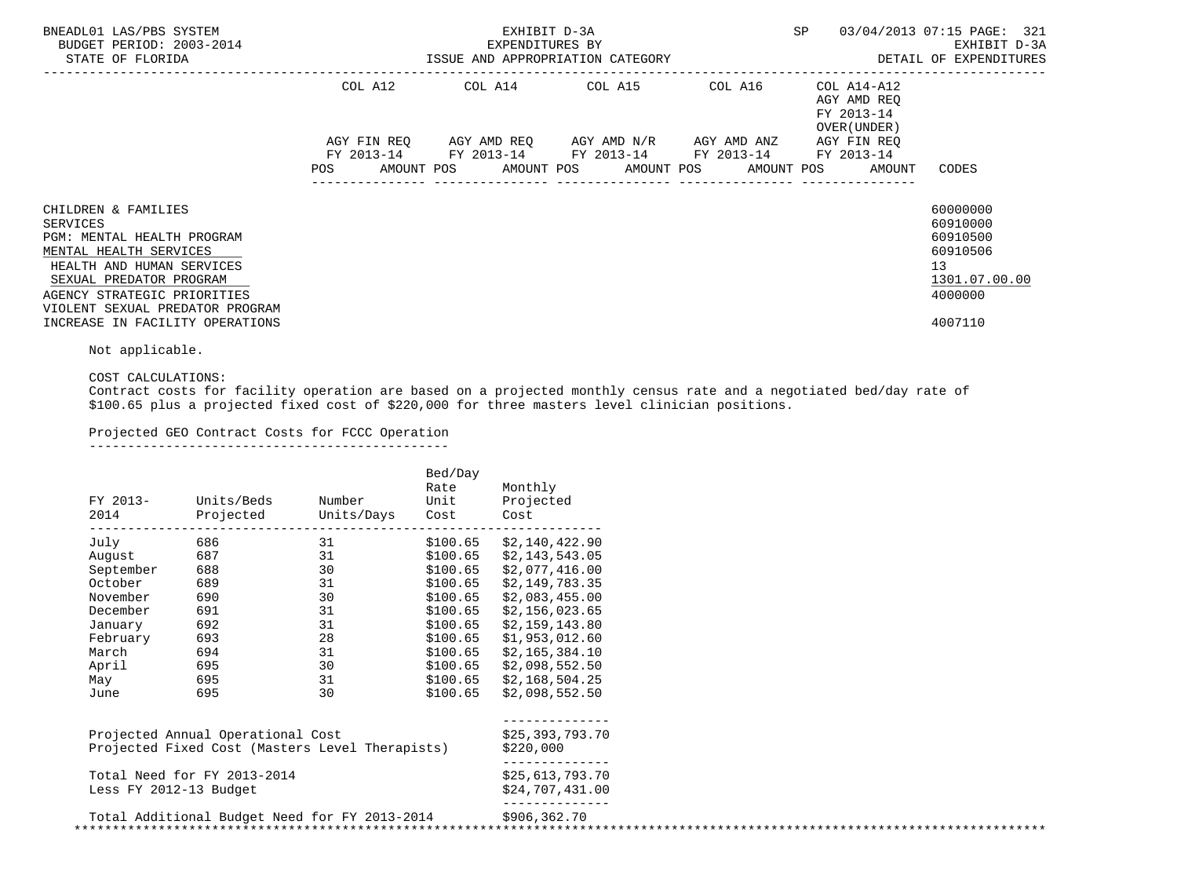| | COL A12 | COL A14 | COL A15 | COL A16 | COL A14-A12 AGY AMD REQ FY 2013-14 OVER(UNDER) | |
|---|---|---|---|---|---|---|
| | AGY FIN REQ FY 2013-14 | AGY AMD REQ FY 2013-14 | AGY AMD N/R FY 2013-14 | AGY AMD ANZ FY 2013-14 | AGY FIN REQ FY 2013-14 | |
| | POS AMOUNT | POS AMOUNT | POS AMOUNT | POS AMOUNT | POS AMOUNT | CODES |

CHILDREN & FAMILIES 60000000
SERVICES 60910000
PGM: MENTAL HEALTH PROGRAM 60910500
MENTAL HEALTH SERVICES 60910506
HEALTH AND HUMAN SERVICES 13
SEXUAL PREDATOR PROGRAM 1301.07.00.00
AGENCY STRATEGIC PRIORITIES 4000000
VIOLENT SEXUAL PREDATOR PROGRAM
INCREASE IN FACILITY OPERATIONS 4007110

Not applicable.

COST CALCULATIONS:
Contract costs for facility operation are based on a projected monthly census rate and a negotiated bed/day rate of $100.65 plus a projected fixed cost of $220,000 for three masters level clinician positions.

Projected GEO Contract Costs for FCCC Operation

| FY 2013-2014 | Units/Beds Projected | Number Units/Days | Bed/Day Rate Unit Cost | Monthly Projected Cost |
|---|---|---|---|---|
| July | 686 | 31 | $100.65 | $2,140,422.90 |
| August | 687 | 31 | $100.65 | $2,143,543.05 |
| September | 688 | 30 | $100.65 | $2,077,416.00 |
| October | 689 | 31 | $100.65 | $2,149,783.35 |
| November | 690 | 30 | $100.65 | $2,083,455.00 |
| December | 691 | 31 | $100.65 | $2,156,023.65 |
| January | 692 | 31 | $100.65 | $2,159,143.80 |
| February | 693 | 28 | $100.65 | $1,953,012.60 |
| March | 694 | 31 | $100.65 | $2,165,384.10 |
| April | 695 | 30 | $100.65 | $2,098,552.50 |
| May | 695 | 31 | $100.65 | $2,168,504.25 |
| June | 695 | 30 | $100.65 | $2,098,552.50 |

| | |
|---|---|
| Projected Annual Operational Cost | $25,393,793.70 |
| Projected Fixed Cost (Masters Level Therapists) | $220,000 |
| Total Need for FY 2013-2014 | $25,613,793.70 |
| Less FY 2012-13 Budget | $24,707,431.00 |
| Total Additional Budget Need for FY 2013-2014 | $906,362.70 |

*******************************************************************************************************************************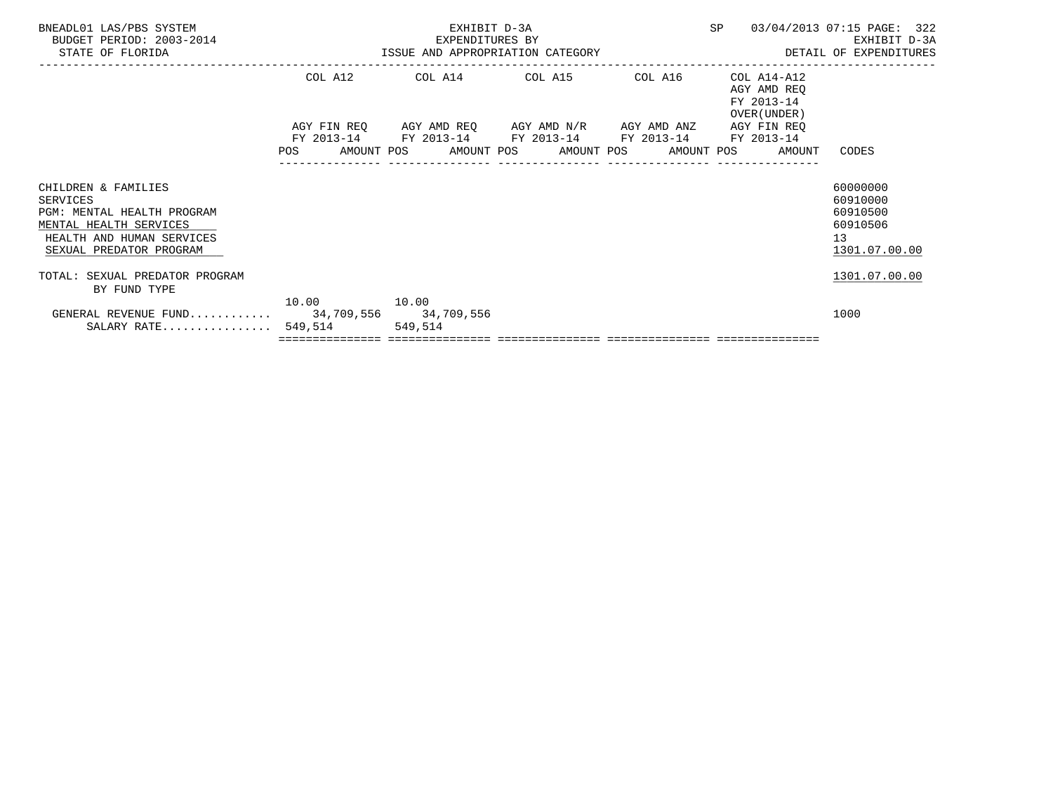BNEADL01 LAS/PBS SYSTEM — BUDGET PERIOD: 2003-2014 — STATE OF FLORIDA

EXHIBIT D-3A — EXPENDITURES BY ISSUE AND APPROPRIATION CATEGORY

SP 03/04/2013 07:15 — EXHIBIT D-3A — DETAIL OF EXPENDITURES

| | COL A12 AGY FIN REQ FY 2013-14 | | COL A14 AGY AMD REQ FY 2013-14 | | COL A15 AGY AMD N/R FY 2013-14 | | COL A16 AGY AMD ANZ FY 2013-14 | | COL A14-A12 AGY AMD REQ FY 2013-14 OVER(UNDER) AGY FIN REQ FY 2013-14 | | CODES |
|---|---|---|---|---|---|---|---|---|---|---|---|
| | POS | AMOUNT | POS | AMOUNT | POS | AMOUNT | POS | AMOUNT | POS | AMOUNT | |
| CHILDREN & FAMILIES | | | | | | | | | | | 60000000 |
| SERVICES | | | | | | | | | | | 60910000 |
| PGM: MENTAL HEALTH PROGRAM | | | | | | | | | | | 60910500 |
| MENTAL HEALTH SERVICES | | | | | | | | | | | 60910506 |
| HEALTH AND HUMAN SERVICES | | | | | | | | | | | 13 |
| SEXUAL PREDATOR PROGRAM | | | | | | | | | | | 1301.07.00.00 |
| TOTAL: SEXUAL PREDATOR PROGRAM | | | | | | | | | | | 1301.07.00.00 |
| BY FUND TYPE | | | | | | | | | | | |
| GENERAL REVENUE FUND............ | 10.00 | 34,709,556 | 10.00 | 34,709,556 | | | | | | | 1000 |
| SALARY RATE................ | | 549,514 | | 549,514 | | | | | | | |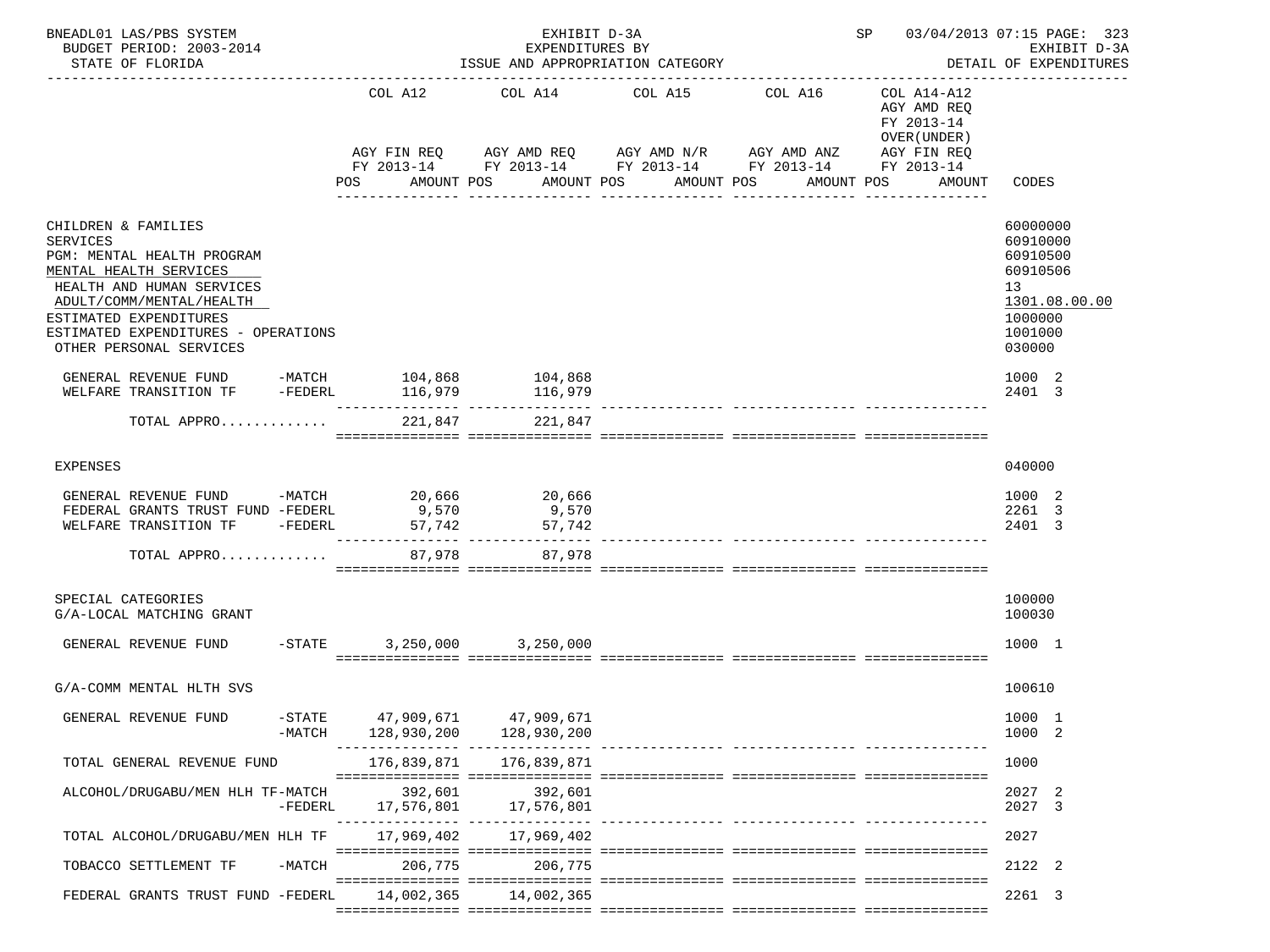BNEADL01 LAS/PBS SYSTEM | EXHIBIT D-3A | SP 03/04/2013 07:15 PAGE: 323
BUDGET PERIOD: 2003-2014 | EXPENDITURES BY | EXHIBIT D-3A
STATE OF FLORIDA | ISSUE AND APPROPRIATION CATEGORY | DETAIL OF EXPENDITURES

| | | COL A12 AGY FIN REQ FY 2013-14 POS AMOUNT | COL A14 AGY AMD REQ FY 2013-14 POS AMOUNT | COL A15 AGY AMD N/R FY 2013-14 POS AMOUNT | COL A16 AGY AMD ANZ FY 2013-14 POS AMOUNT | COL A14-A12 AGY AMD REQ FY 2013-14 OVER(UNDER) AGY FIN REQ FY 2013-14 POS AMOUNT | CODES |
|---|---|---|---|---|---|---|---|
| CHILDREN & FAMILIES | | | | | | | 60000000 |
| SERVICES | | | | | | | 60910000 |
| PGM: MENTAL HEALTH PROGRAM | | | | | | | 60910500 |
| MENTAL HEALTH SERVICES | | | | | | | 60910506 |
| HEALTH AND HUMAN SERVICES | | | | | | | 13 |
| ADULT/COMM/MENTAL/HEALTH | | | | | | | 1301.08.00.00 |
| ESTIMATED EXPENDITURES | | | | | | | 1000000 |
| ESTIMATED EXPENDITURES - OPERATIONS | | | | | | | 1001000 |
| OTHER PERSONAL SERVICES | | | | | | | 030000 |
| GENERAL REVENUE FUND | -MATCH | 104,868 | 104,868 | | | | 1000 2 |
| WELFARE TRANSITION TF | -FEDERL | 116,979 | 116,979 | | | | 2401 3 |
| TOTAL APPRO............ | | 221,847 | 221,847 | | | | |
| EXPENSES | | | | | | | 040000 |
| GENERAL REVENUE FUND | -MATCH | 20,666 | 20,666 | | | | 1000 2 |
| FEDERAL GRANTS TRUST FUND | -FEDERL | 9,570 | 9,570 | | | | 2261 3 |
| WELFARE TRANSITION TF | -FEDERL | 57,742 | 57,742 | | | | 2401 3 |
| TOTAL APPRO............ | | 87,978 | 87,978 | | | | |
| SPECIAL CATEGORIES | | | | | | | 100000 |
| G/A-LOCAL MATCHING GRANT | | | | | | | 100030 |
| GENERAL REVENUE FUND | -STATE | 3,250,000 | 3,250,000 | | | | 1000 1 |
| G/A-COMM MENTAL HLTH SVS | | | | | | | 100610 |
| GENERAL REVENUE FUND | -STATE | 47,909,671 | 47,909,671 | | | | 1000 1 |
| | -MATCH | 128,930,200 | 128,930,200 | | | | 1000 2 |
| TOTAL GENERAL REVENUE FUND | | 176,839,871 | 176,839,871 | | | | 1000 |
| ALCOHOL/DRUGABU/MEN HLH TF | -MATCH | 392,601 | 392,601 | | | | 2027 2 |
| | -FEDERL | 17,576,801 | 17,576,801 | | | | 2027 3 |
| TOTAL ALCOHOL/DRUGABU/MEN HLH TF | | 17,969,402 | 17,969,402 | | | | 2027 |
| TOBACCO SETTLEMENT TF | -MATCH | 206,775 | 206,775 | | | | 2122 2 |
| FEDERAL GRANTS TRUST FUND | -FEDERL | 14,002,365 | 14,002,365 | | | | 2261 3 |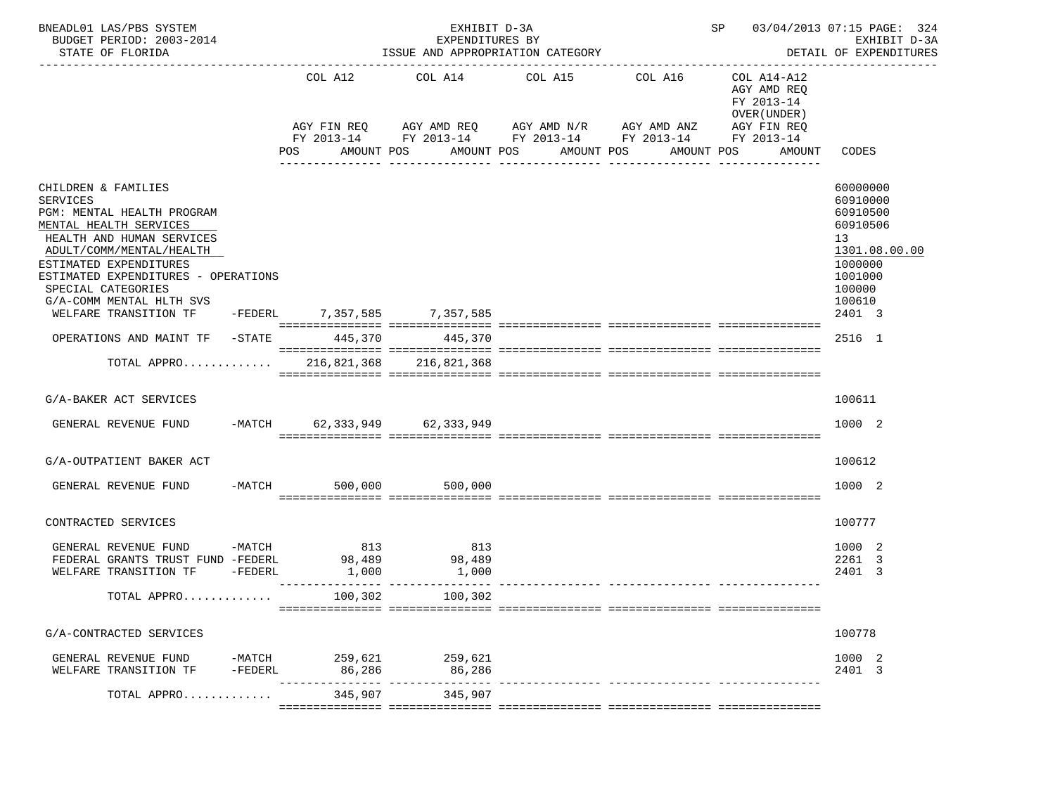BNEADL01 LAS/PBS SYSTEM — EXHIBIT D-3A — SP 03/04/2013 07:15 PAGE: 324
BUDGET PERIOD: 2003-2014 — EXPENDITURES BY — EXHIBIT D-3A
STATE OF FLORIDA — ISSUE AND APPROPRIATION CATEGORY — DETAIL OF EXPENDITURES

| | COL A12 AGY FIN REQ FY 2013-14 POS AMOUNT | COL A14 AGY AMD REQ FY 2013-14 POS AMOUNT | COL A15 AGY AMD N/R FY 2013-14 POS AMOUNT | COL A16 AGY AMD ANZ FY 2013-14 POS AMOUNT | COL A14-A12 AGY AMD REQ FY 2013-14 OVER(UNDER) AGY FIN REQ FY 2013-14 POS AMOUNT | CODES |
|---|---|---|---|---|---|---|
| CHILDREN & FAMILIES | | | | | | 60000000 |
| SERVICES | | | | | | 60910000 |
| PGM: MENTAL HEALTH PROGRAM | | | | | | 60910500 |
| MENTAL HEALTH SERVICES | | | | | | 60910506 |
| HEALTH AND HUMAN SERVICES | | | | | | 13 |
| ADULT/COMM/MENTAL/HEALTH | | | | | | 1301.08.00.00 |
| ESTIMATED EXPENDITURES | | | | | | 1000000 |
| ESTIMATED EXPENDITURES - OPERATIONS | | | | | | 1001000 |
| SPECIAL CATEGORIES | | | | | | 100000 |
| G/A-COMM MENTAL HLTH SVS | | | | | | 100610 |
| WELFARE TRANSITION TF -FEDERL | 7,357,585 | 7,357,585 | | | | 2401 3 |
| OPERATIONS AND MAINT TF -STATE | 445,370 | 445,370 | | | | 2516 1 |
| TOTAL APPRO............ | 216,821,368 | 216,821,368 | | | | |
| G/A-BAKER ACT SERVICES | | | | | | 100611 |
| GENERAL REVENUE FUND -MATCH | 62,333,949 | 62,333,949 | | | | 1000 2 |
| G/A-OUTPATIENT BAKER ACT | | | | | | 100612 |
| GENERAL REVENUE FUND -MATCH | 500,000 | 500,000 | | | | 1000 2 |
| CONTRACTED SERVICES | | | | | | 100777 |
| GENERAL REVENUE FUND -MATCH | 813 | 813 | | | | 1000 2 |
| FEDERAL GRANTS TRUST FUND -FEDERL | 98,489 | 98,489 | | | | 2261 3 |
| WELFARE TRANSITION TF -FEDERL | 1,000 | 1,000 | | | | 2401 3 |
| TOTAL APPRO............ | 100,302 | 100,302 | | | | |
| G/A-CONTRACTED SERVICES | | | | | | 100778 |
| GENERAL REVENUE FUND -MATCH | 259,621 | 259,621 | | | | 1000 2 |
| WELFARE TRANSITION TF -FEDERL | 86,286 | 86,286 | | | | 2401 3 |
| TOTAL APPRO............ | 345,907 | 345,907 | | | | |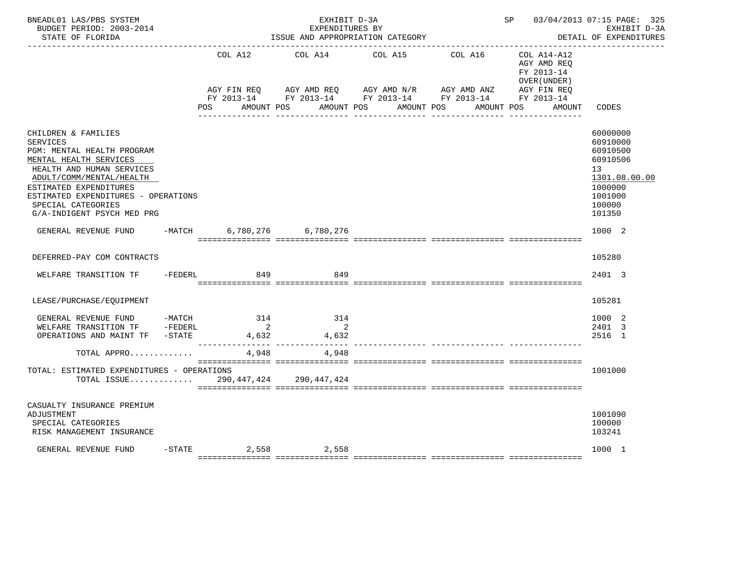BNEADL01 LAS/PBS SYSTEM — EXHIBIT D-3A — SP 03/04/2013 07:15 PAGE: 325
BUDGET PERIOD: 2003-2014 — EXPENDITURES BY — EXHIBIT D-3A
STATE OF FLORIDA — ISSUE AND APPROPRIATION CATEGORY — DETAIL OF EXPENDITURES

| | COL A12 AGY FIN REQ FY 2013-14 POS AMOUNT | COL A14 AGY AMD REQ FY 2013-14 POS AMOUNT | COL A15 AGY AMD N/R FY 2013-14 POS AMOUNT | COL A16 AGY AMD ANZ FY 2013-14 POS AMOUNT | COL A14-A12 AGY AMD REQ FY 2013-14 OVER(UNDER) AGY FIN REQ FY 2013-14 POS AMOUNT | CODES |
|---|---|---|---|---|---|---|
| CHILDREN & FAMILIES | | | | | | 60000000 |
| SERVICES | | | | | | 60910000 |
| PGM: MENTAL HEALTH PROGRAM | | | | | | 60910500 |
| MENTAL HEALTH SERVICES | | | | | | 60910506 |
| HEALTH AND HUMAN SERVICES | | | | | | 13 |
| ADULT/COMM/MENTAL/HEALTH | | | | | | 1301.08.00.00 |
| ESTIMATED EXPENDITURES | | | | | | 1000000 |
| ESTIMATED EXPENDITURES - OPERATIONS | | | | | | 1001000 |
| SPECIAL CATEGORIES | | | | | | 100000 |
| G/A-INDIGENT PSYCH MED PRG | | | | | | 101350 |
| GENERAL REVENUE FUND -MATCH | 6,780,276 | 6,780,276 | | | | 1000 2 |
| DEFERRED-PAY COM CONTRACTS | | | | | | 105280 |
| WELFARE TRANSITION TF -FEDERL | 849 | 849 | | | | 2401 3 |
| LEASE/PURCHASE/EQUIPMENT | | | | | | 105281 |
| GENERAL REVENUE FUND -MATCH | 314 | 314 | | | | 1000 2 |
| WELFARE TRANSITION TF -FEDERL | 2 | 2 | | | | 2401 3 |
| OPERATIONS AND MAINT TF -STATE | 4,632 | 4,632 | | | | 2516 1 |
| TOTAL APPRO............ | 4,948 | 4,948 | | | | |
| TOTAL: ESTIMATED EXPENDITURES - OPERATIONS | | | | | | 1001000 |
| TOTAL ISSUE............ | 290,447,424 | 290,447,424 | | | | |
| CASUALTY INSURANCE PREMIUM | | | | | | |
| ADJUSTMENT | | | | | | 1001090 |
| SPECIAL CATEGORIES | | | | | | 100000 |
| RISK MANAGEMENT INSURANCE | | | | | | 103241 |
| GENERAL REVENUE FUND -STATE | 2,558 | 2,558 | | | | 1000 1 |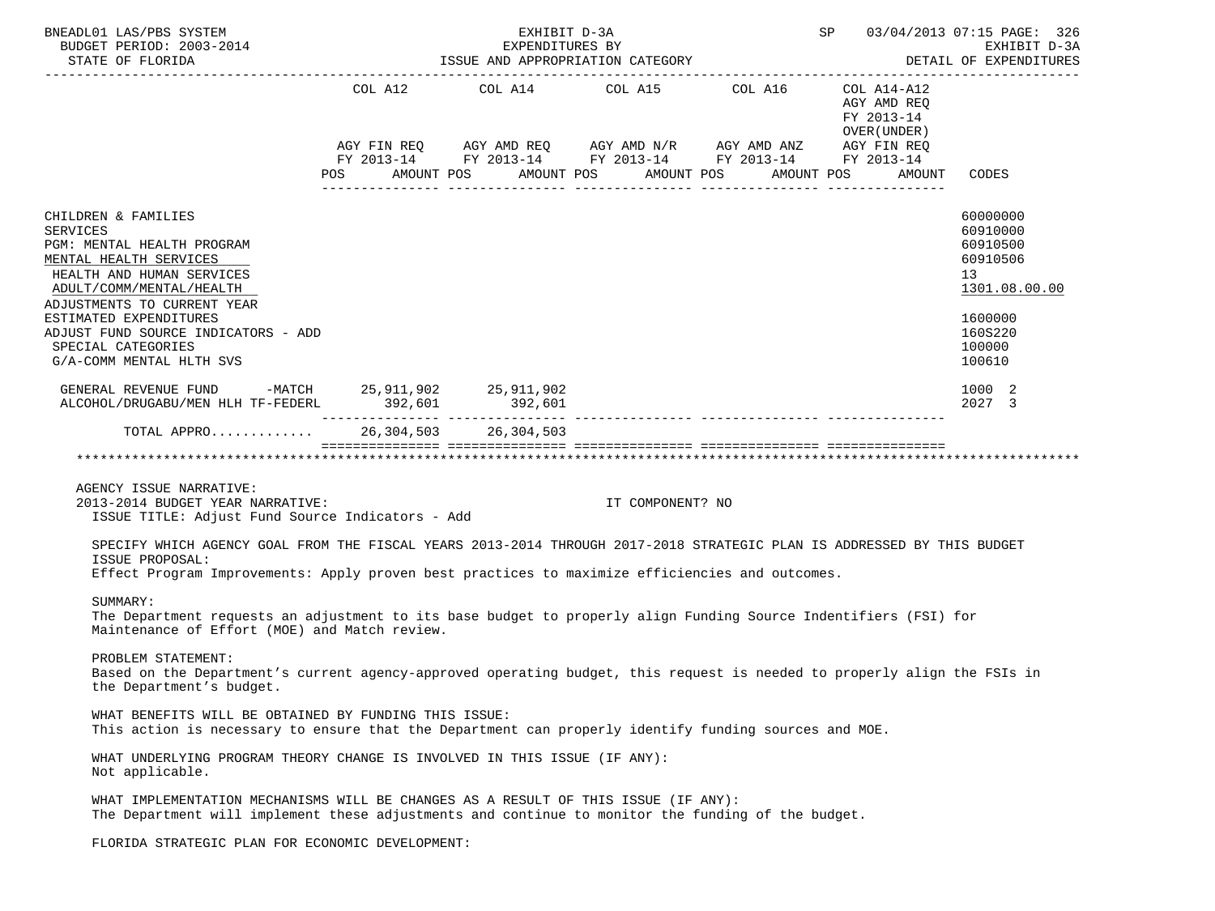| | COL A12 AGY FIN REQ FY 2013-14 POS AMOUNT | COL A14 AGY AMD REQ FY 2013-14 POS AMOUNT | COL A15 AGY AMD N/R FY 2013-14 POS AMOUNT | COL A16 AGY AMD ANZ FY 2013-14 POS AMOUNT | COL A14-A12 AGY AMD REQ FY 2013-14 OVER(UNDER) AGY FIN REQ FY 2013-14 POS AMOUNT | CODES |
|---|---|---|---|---|---|---|
| CHILDREN & FAMILIES | | | | | | 60000000 |
| SERVICES | | | | | | 60910000 |
| PGM: MENTAL HEALTH PROGRAM | | | | | | 60910500 |
| MENTAL HEALTH SERVICES | | | | | | 60910506 |
| HEALTH AND HUMAN SERVICES | | | | | | 13 |
| ADULT/COMM/MENTAL/HEALTH | | | | | | 1301.08.00.00 |
| ADJUSTMENTS TO CURRENT YEAR ESTIMATED EXPENDITURES | | | | | | 1600000 |
| ADJUST FUND SOURCE INDICATORS - ADD | | | | | | 160S220 |
| SPECIAL CATEGORIES | | | | | | 100000 |
| G/A-COMM MENTAL HLTH SVS | | | | | | 100610 |
| GENERAL REVENUE FUND -MATCH | 25,911,902 | 25,911,902 | | | | 1000 2 |
| ALCOHOL/DRUGABU/MEN HLH TF-FEDERL | 392,601 | 392,601 | | | | 2027 3 |
| TOTAL APPRO............ | 26,304,503 | 26,304,503 | | | | |

AGENCY ISSUE NARRATIVE:

2013-2014 BUDGET YEAR NARRATIVE: IT COMPONENT? NO

ISSUE TITLE: Adjust Fund Source Indicators - Add

SPECIFY WHICH AGENCY GOAL FROM THE FISCAL YEARS 2013-2014 THROUGH 2017-2018 STRATEGIC PLAN IS ADDRESSED BY THIS BUDGET ISSUE PROPOSAL:
Effect Program Improvements: Apply proven best practices to maximize efficiencies and outcomes.

SUMMARY:
The Department requests an adjustment to its base budget to properly align Funding Source Indentifiers (FSI) for Maintenance of Effort (MOE) and Match review.

PROBLEM STATEMENT:
Based on the Department's current agency-approved operating budget, this request is needed to properly align the FSIs in the Department's budget.

WHAT BENEFITS WILL BE OBTAINED BY FUNDING THIS ISSUE:
This action is necessary to ensure that the Department can properly identify funding sources and MOE.

WHAT UNDERLYING PROGRAM THEORY CHANGE IS INVOLVED IN THIS ISSUE (IF ANY):
Not applicable.

WHAT IMPLEMENTATION MECHANISMS WILL BE CHANGES AS A RESULT OF THIS ISSUE (IF ANY):
The Department will implement these adjustments and continue to monitor the funding of the budget.

FLORIDA STRATEGIC PLAN FOR ECONOMIC DEVELOPMENT: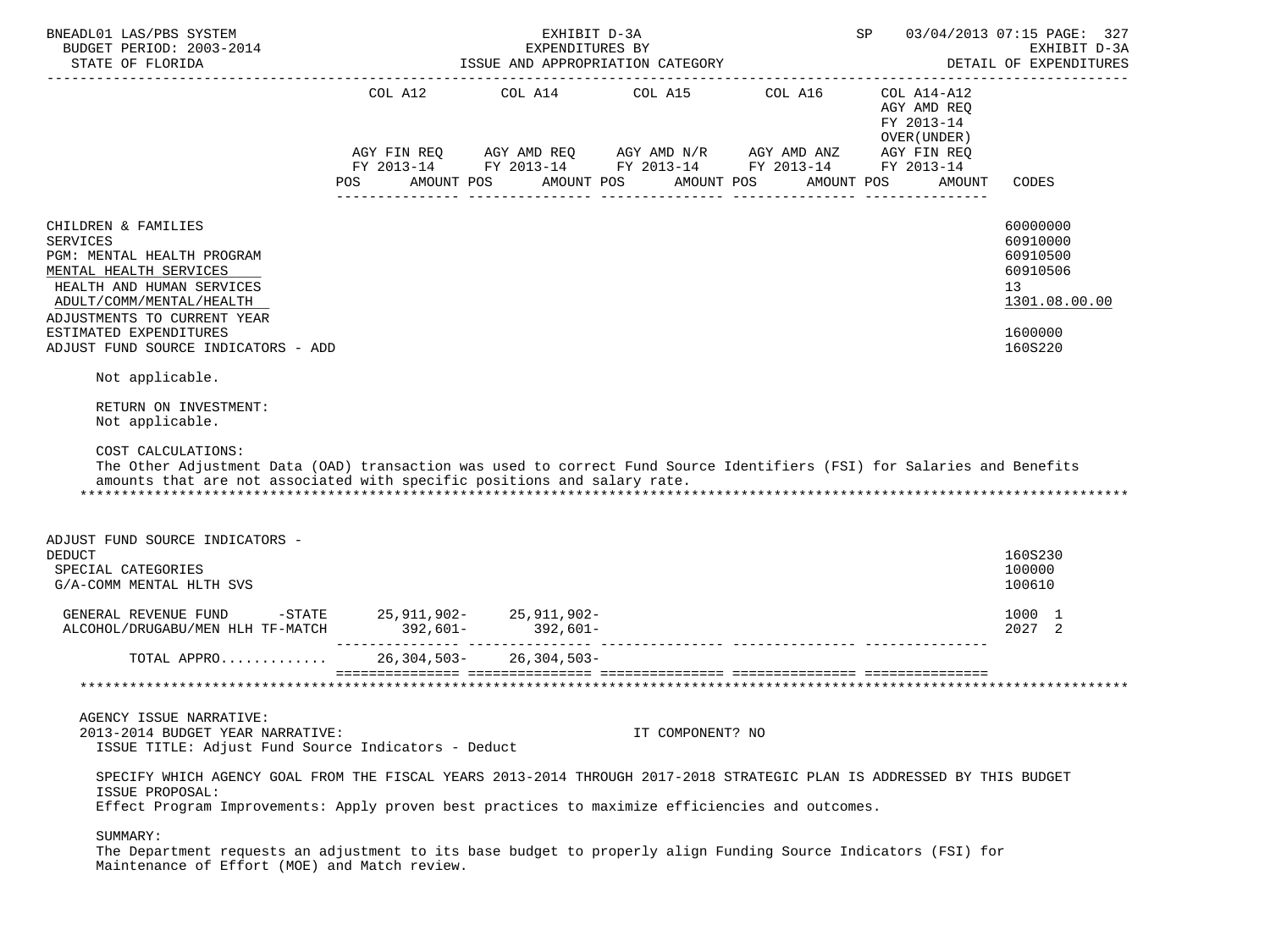| | COL A12 AGY FIN REQ FY 2013-14 POS AMOUNT | COL A14 AGY AMD REQ FY 2013-14 POS AMOUNT | COL A15 AGY AMD N/R FY 2013-14 POS AMOUNT | COL A16 AGY AMD ANZ FY 2013-14 POS AMOUNT | COL A14-A12 AGY AMD REQ FY 2013-14 OVER(UNDER) AGY FIN REQ FY 2013-14 POS AMOUNT | CODES |
|---|---|---|---|---|---|---|
| CHILDREN & FAMILIES | | | | | | 60000000 |
| SERVICES | | | | | | 60910000 |
| PGM: MENTAL HEALTH PROGRAM | | | | | | 60910500 |
| MENTAL HEALTH SERVICES | | | | | | 60910506 |
| HEALTH AND HUMAN SERVICES | | | | | | 13 |
| ADULT/COMM/MENTAL/HEALTH | | | | | | 1301.08.00.00 |
| ADJUSTMENTS TO CURRENT YEAR ESTIMATED EXPENDITURES | | | | | | 1600000 |
| ADJUST FUND SOURCE INDICATORS - ADD | | | | | | 160S220 |

Not applicable.

RETURN ON INVESTMENT:
Not applicable.

COST CALCULATIONS:
The Other Adjustment Data (OAD) transaction was used to correct Fund Source Identifiers (FSI) for Salaries and Benefits amounts that are not associated with specific positions and salary rate.

******************************************************************************************************************************

| | COL A12 | COL A14 | COL A15 | COL A16 | COL A14-A12 | CODES |
|---|---|---|---|---|---|---|
| ADJUST FUND SOURCE INDICATORS - DEDUCT | | | | | | 160S230 |
| SPECIAL CATEGORIES | | | | | | 100000 |
| G/A-COMM MENTAL HLTH SVS | | | | | | 100610 |
| GENERAL REVENUE FUND -STATE | 25,911,902- | 25,911,902- | | | | 1000 1 |
| ALCOHOL/DRUGABU/MEN HLH TF-MATCH | 392,601- | 392,601- | | | | 2027 2 |
| TOTAL APPRO............ | 26,304,503- | 26,304,503- | | | | |

******************************************************************************************************************************

AGENCY ISSUE NARRATIVE:
2013-2014 BUDGET YEAR NARRATIVE: IT COMPONENT? NO
ISSUE TITLE: Adjust Fund Source Indicators - Deduct

SPECIFY WHICH AGENCY GOAL FROM THE FISCAL YEARS 2013-2014 THROUGH 2017-2018 STRATEGIC PLAN IS ADDRESSED BY THIS BUDGET ISSUE PROPOSAL:
Effect Program Improvements: Apply proven best practices to maximize efficiencies and outcomes.

SUMMARY:
The Department requests an adjustment to its base budget to properly align Funding Source Indicators (FSI) for Maintenance of Effort (MOE) and Match review.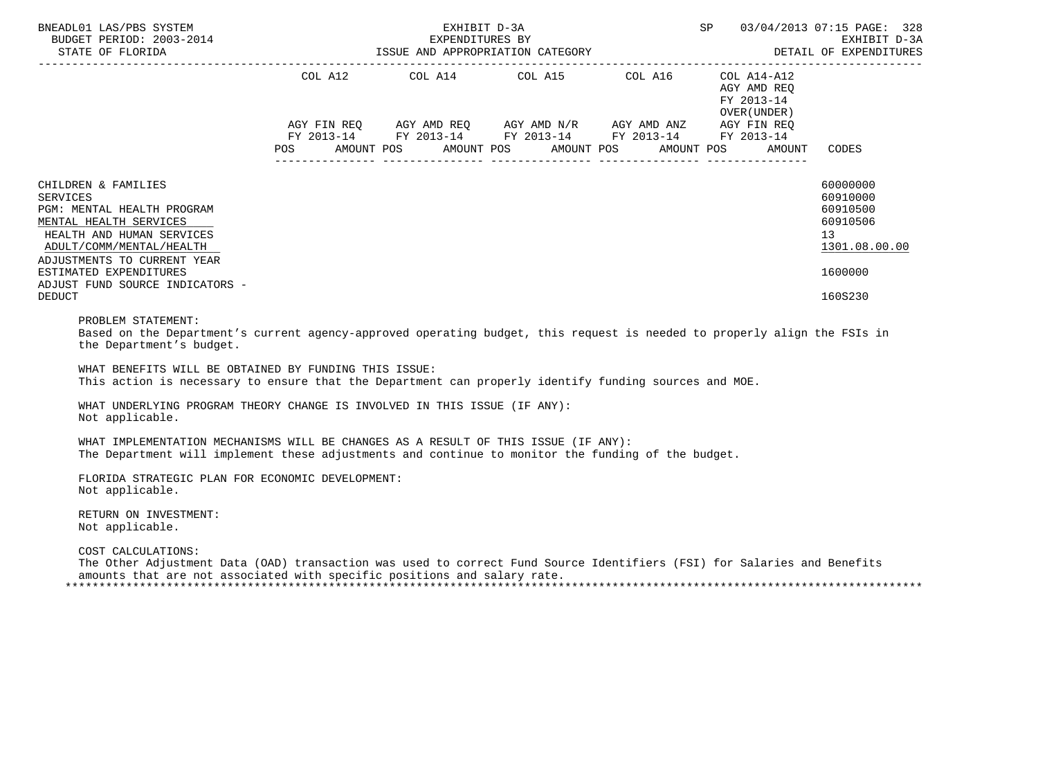| | COL A12 | | COL A14 | | COL A15 | | COL A16 | | COL A14-A12 AGY AMD REQ FY 2013-14 OVER(UNDER) | | |
|---|---|---|---|---|---|---|---|---|---|---|---|
| | AGY FIN REQ FY 2013-14 | | AGY AMD REQ FY 2013-14 | | AGY AMD N/R FY 2013-14 | | AGY AMD ANZ FY 2013-14 | | AGY FIN REQ FY 2013-14 | | |
| | POS | AMOUNT | POS | AMOUNT | POS | AMOUNT | POS | AMOUNT | POS | AMOUNT | CODES |
| CHILDREN & FAMILIES | | | | | | | | | | | 60000000 |
| SERVICES | | | | | | | | | | | 60910000 |
| PGM: MENTAL HEALTH PROGRAM | | | | | | | | | | | 60910500 |
| MENTAL HEALTH SERVICES | | | | | | | | | | | 60910506 |
| HEALTH AND HUMAN SERVICES | | | | | | | | | | | 13 |
| ADULT/COMM/MENTAL/HEALTH | | | | | | | | | | | 1301.08.00.00 |
| ADJUSTMENTS TO CURRENT YEAR ESTIMATED EXPENDITURES | | | | | | | | | | | 1600000 |
| ADJUST FUND SOURCE INDICATORS - DEDUCT | | | | | | | | | | | 160S230 |

PROBLEM STATEMENT:
Based on the Department's current agency-approved operating budget, this request is needed to properly align the FSIs in the Department's budget.

WHAT BENEFITS WILL BE OBTAINED BY FUNDING THIS ISSUE:
This action is necessary to ensure that the Department can properly identify funding sources and MOE.

WHAT UNDERLYING PROGRAM THEORY CHANGE IS INVOLVED IN THIS ISSUE (IF ANY):
Not applicable.

WHAT IMPLEMENTATION MECHANISMS WILL BE CHANGES AS A RESULT OF THIS ISSUE (IF ANY):
The Department will implement these adjustments and continue to monitor the funding of the budget.

FLORIDA STRATEGIC PLAN FOR ECONOMIC DEVELOPMENT:
Not applicable.

RETURN ON INVESTMENT:
Not applicable.

COST CALCULATIONS:
The Other Adjustment Data (OAD) transaction was used to correct Fund Source Identifiers (FSI) for Salaries and Benefits amounts that are not associated with specific positions and salary rate.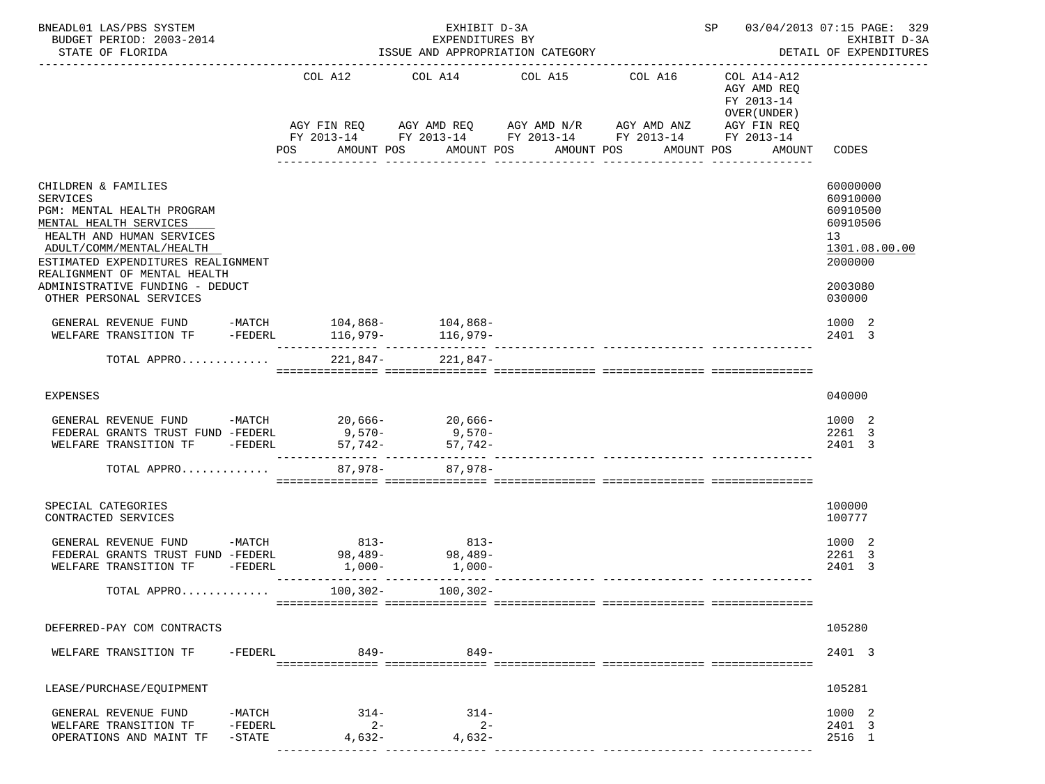BNEADL01 LAS/PBS SYSTEM — EXHIBIT D-3A — SP 03/04/2013 07:15 PAGE: 329
BUDGET PERIOD: 2003-2014 — EXPENDITURES BY — EXHIBIT D-3A
STATE OF FLORIDA — ISSUE AND APPROPRIATION CATEGORY — DETAIL OF EXPENDITURES

| | COL A12 AGY FIN REQ FY 2013-14 POS AMOUNT | COL A14 AGY AMD REQ FY 2013-14 POS AMOUNT | COL A15 AGY AMD N/R FY 2013-14 POS AMOUNT | COL A16 AGY AMD ANZ FY 2013-14 POS AMOUNT | COL A14-A12 AGY AMD REQ FY 2013-14 OVER(UNDER) AGY FIN REQ FY 2013-14 POS AMOUNT | CODES |
|---|---|---|---|---|---|---|
| CHILDREN & FAMILIES | | | | | | 60000000 |
| SERVICES | | | | | | 60910000 |
| PGM: MENTAL HEALTH PROGRAM | | | | | | 60910500 |
| MENTAL HEALTH SERVICES | | | | | | 60910506 |
| HEALTH AND HUMAN SERVICES | | | | | | 13 |
| ADULT/COMM/MENTAL/HEALTH | | | | | | 1301.08.00.00 |
| ESTIMATED EXPENDITURES REALIGNMENT | | | | | | 2000000 |
| REALIGNMENT OF MENTAL HEALTH ADMINISTRATIVE FUNDING - DEDUCT | | | | | | 2003080 |
| OTHER PERSONAL SERVICES | | | | | | 030000 |
| GENERAL REVENUE FUND -MATCH | 104,868- | 104,868- | | | | 1000 2 |
| WELFARE TRANSITION TF -FEDERL | 116,979- | 116,979- | | | | 2401 3 |
| TOTAL APPRO............ | 221,847- | 221,847- | | | | |
| EXPENSES | | | | | | 040000 |
| GENERAL REVENUE FUND -MATCH | 20,666- | 20,666- | | | | 1000 2 |
| FEDERAL GRANTS TRUST FUND -FEDERL | 9,570- | 9,570- | | | | 2261 3 |
| WELFARE TRANSITION TF -FEDERL | 57,742- | 57,742- | | | | 2401 3 |
| TOTAL APPRO............ | 87,978- | 87,978- | | | | |
| SPECIAL CATEGORIES | | | | | | 100000 |
| CONTRACTED SERVICES | | | | | | 100777 |
| GENERAL REVENUE FUND -MATCH | 813- | 813- | | | | 1000 2 |
| FEDERAL GRANTS TRUST FUND -FEDERL | 98,489- | 98,489- | | | | 2261 3 |
| WELFARE TRANSITION TF -FEDERL | 1,000- | 1,000- | | | | 2401 3 |
| TOTAL APPRO............ | 100,302- | 100,302- | | | | |
| DEFERRED-PAY COM CONTRACTS | | | | | | 105280 |
| WELFARE TRANSITION TF -FEDERL | 849- | 849- | | | | 2401 3 |
| LEASE/PURCHASE/EQUIPMENT | | | | | | 105281 |
| GENERAL REVENUE FUND -MATCH | 314- | 314- | | | | 1000 2 |
| WELFARE TRANSITION TF -FEDERL | 2- | 2- | | | | 2401 3 |
| OPERATIONS AND MAINT TF -STATE | 4,632- | 4,632- | | | | 2516 1 |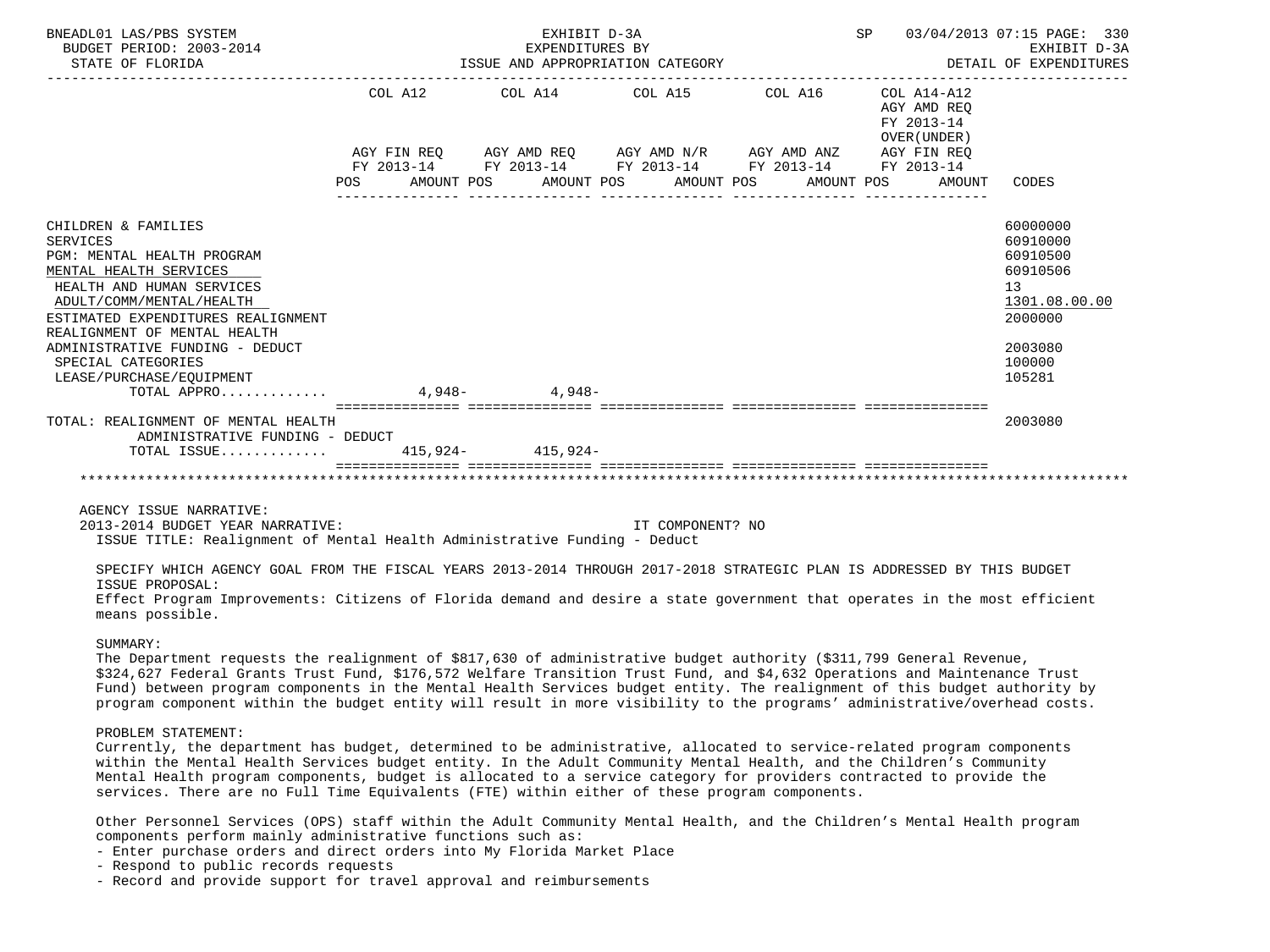BNEADL01 LAS/PBS SYSTEM — EXHIBIT D-3A — EXPENDITURES BY ISSUE AND APPROPRIATION CATEGORY
BUDGET PERIOD: 2003-2014 — STATE OF FLORIDA — SP 03/04/2013 07:15 — EXHIBIT D-3A DETAIL OF EXPENDITURES

| | COL A12 AGY FIN REQ FY 2013-14 POS AMOUNT | COL A14 AGY AMD REQ FY 2013-14 POS AMOUNT | COL A15 AGY AMD N/R FY 2013-14 POS AMOUNT | COL A16 AGY AMD ANZ FY 2013-14 POS AMOUNT | COL A14-A12 AGY AMD REQ FY 2013-14 OVER(UNDER) AGY FIN REQ FY 2013-14 POS AMOUNT | CODES |
|---|---|---|---|---|---|---|
| CHILDREN & FAMILIES | | | | | | 60000000 |
| SERVICES | | | | | | 60910000 |
| PGM: MENTAL HEALTH PROGRAM | | | | | | 60910500 |
| MENTAL HEALTH SERVICES | | | | | | 60910506 |
| HEALTH AND HUMAN SERVICES | | | | | | 13 |
| ADULT/COMM/MENTAL/HEALTH | | | | | | 1301.08.00.00 |
| ESTIMATED EXPENDITURES REALIGNMENT | | | | | | 2000000 |
| REALIGNMENT OF MENTAL HEALTH ADMINISTRATIVE FUNDING - DEDUCT | | | | | | 2003080 |
| SPECIAL CATEGORIES | | | | | | 100000 |
| LEASE/PURCHASE/EQUIPMENT | | | | | | 105281 |
| TOTAL APPRO............ | 4,948- | 4,948- | | | | |
| TOTAL: REALIGNMENT OF MENTAL HEALTH ADMINISTRATIVE FUNDING - DEDUCT | | | | | | 2003080 |
| TOTAL ISSUE............ | 415,924- | 415,924- | | | | |

AGENCY ISSUE NARRATIVE:

2013-2014 BUDGET YEAR NARRATIVE: IT COMPONENT? NO

ISSUE TITLE: Realignment of Mental Health Administrative Funding - Deduct

SPECIFY WHICH AGENCY GOAL FROM THE FISCAL YEARS 2013-2014 THROUGH 2017-2018 STRATEGIC PLAN IS ADDRESSED BY THIS BUDGET ISSUE PROPOSAL:

Effect Program Improvements: Citizens of Florida demand and desire a state government that operates in the most efficient means possible.

SUMMARY:

The Department requests the realignment of $817,630 of administrative budget authority ($311,799 General Revenue, $324,627 Federal Grants Trust Fund, $176,572 Welfare Transition Trust Fund, and $4,632 Operations and Maintenance Trust Fund) between program components in the Mental Health Services budget entity. The realignment of this budget authority by program component within the budget entity will result in more visibility to the programs' administrative/overhead costs.

PROBLEM STATEMENT:

Currently, the department has budget, determined to be administrative, allocated to service-related program components within the Mental Health Services budget entity. In the Adult Community Mental Health, and the Children's Community Mental Health program components, budget is allocated to a service category for providers contracted to provide the services. There are no Full Time Equivalents (FTE) within either of these program components.

Other Personnel Services (OPS) staff within the Adult Community Mental Health, and the Children's Mental Health program components perform mainly administrative functions such as:

- Enter purchase orders and direct orders into My Florida Market Place
- Respond to public records requests
- Record and provide support for travel approval and reimbursements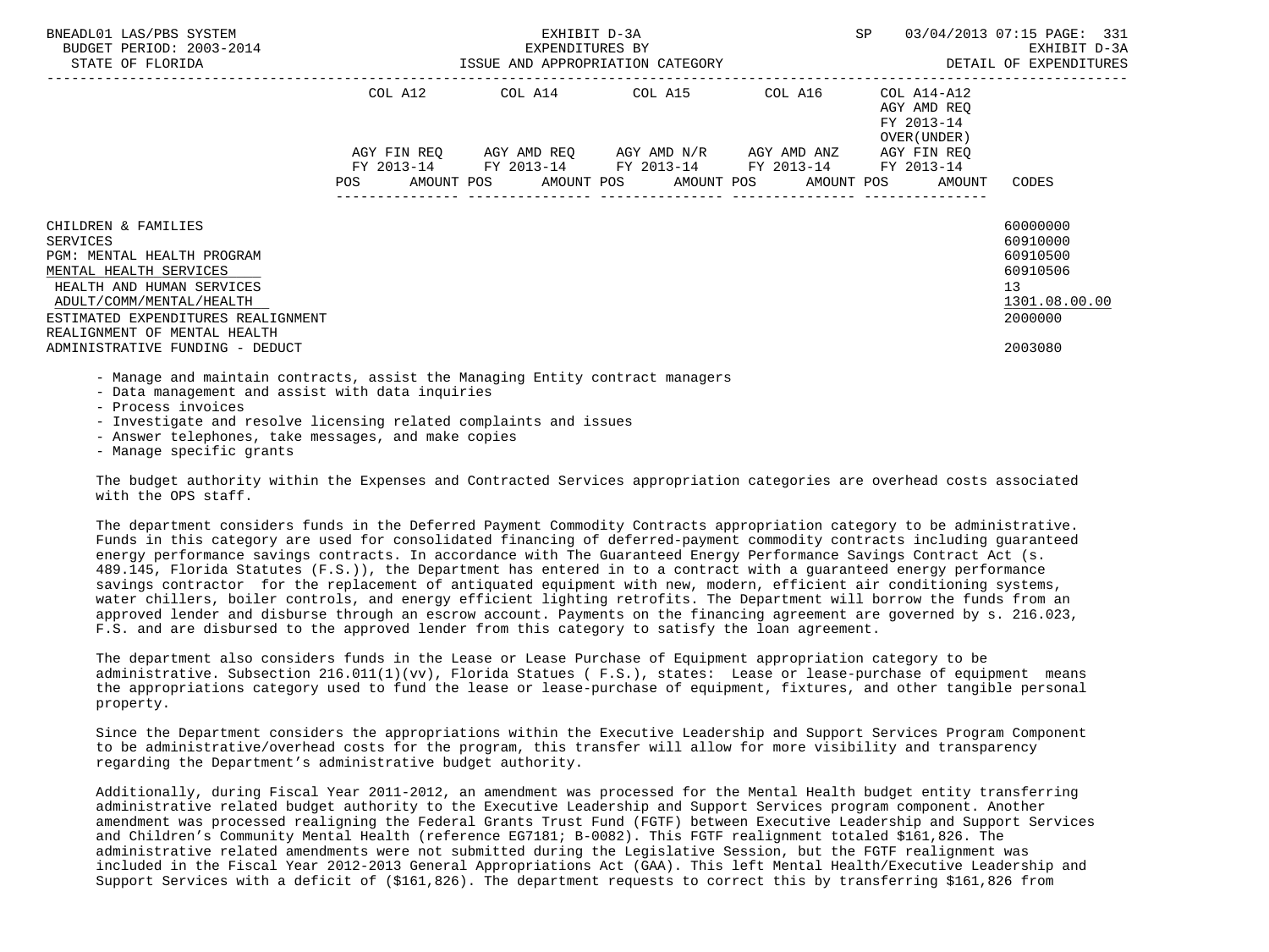| | COL A12 | COL A14 | COL A15 | COL A16 | COL A14-A12 AGY AMD REQ FY 2013-14 OVER(UNDER) | |
|---|---|---|---|---|---|---|
| | AGY FIN REQ FY 2013-14 POS AMOUNT | AGY AMD REQ FY 2013-14 POS AMOUNT | AGY AMD N/R FY 2013-14 POS AMOUNT | AGY AMD ANZ FY 2013-14 POS AMOUNT | AGY FIN REQ FY 2013-14 POS AMOUNT | CODES |
| CHILDREN & FAMILIES | | | | | | 60000000 |
| SERVICES | | | | | | 60910000 |
| PGM: MENTAL HEALTH PROGRAM | | | | | | 60910500 |
| MENTAL HEALTH SERVICES | | | | | | 60910506 |
| HEALTH AND HUMAN SERVICES | | | | | | 13 |
| ADULT/COMM/MENTAL/HEALTH | | | | | | 1301.08.00.00 |
| ESTIMATED EXPENDITURES REALIGNMENT | | | | | | 2000000 |
| REALIGNMENT OF MENTAL HEALTH ADMINISTRATIVE FUNDING - DEDUCT | | | | | | 2003080 |

- Manage and maintain contracts, assist the Managing Entity contract managers
- Data management and assist with data inquiries
- Process invoices
- Investigate and resolve licensing related complaints and issues
- Answer telephones, take messages, and make copies
- Manage specific grants

The budget authority within the Expenses and Contracted Services appropriation categories are overhead costs associated with the OPS staff.

The department considers funds in the Deferred Payment Commodity Contracts appropriation category to be administrative. Funds in this category are used for consolidated financing of deferred-payment commodity contracts including guaranteed energy performance savings contracts. In accordance with The Guaranteed Energy Performance Savings Contract Act (s. 489.145, Florida Statutes (F.S.)), the Department has entered in to a contract with a guaranteed energy performance savings contractor for the replacement of antiquated equipment with new, modern, efficient air conditioning systems, water chillers, boiler controls, and energy efficient lighting retrofits. The Department will borrow the funds from an approved lender and disburse through an escrow account. Payments on the financing agreement are governed by s. 216.023, F.S. and are disbursed to the approved lender from this category to satisfy the loan agreement.

The department also considers funds in the Lease or Lease Purchase of Equipment appropriation category to be administrative. Subsection 216.011(1)(vv), Florida Statues ( F.S.), states: Lease or lease-purchase of equipment means the appropriations category used to fund the lease or lease-purchase of equipment, fixtures, and other tangible personal property.

Since the Department considers the appropriations within the Executive Leadership and Support Services Program Component to be administrative/overhead costs for the program, this transfer will allow for more visibility and transparency regarding the Department's administrative budget authority.

Additionally, during Fiscal Year 2011-2012, an amendment was processed for the Mental Health budget entity transferring administrative related budget authority to the Executive Leadership and Support Services program component. Another amendment was processed realigning the Federal Grants Trust Fund (FGTF) between Executive Leadership and Support Services and Children's Community Mental Health (reference EG7181; B-0082). This FGTF realignment totaled $161,826. The administrative related amendments were not submitted during the Legislative Session, but the FGTF realignment was included in the Fiscal Year 2012-2013 General Appropriations Act (GAA). This left Mental Health/Executive Leadership and Support Services with a deficit of ($161,826). The department requests to correct this by transferring $161,826 from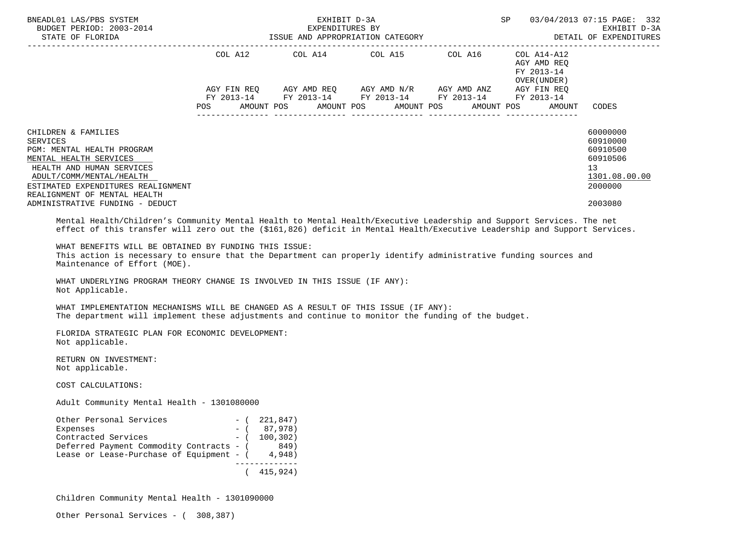| | COL A12 | | COL A14 | | COL A15 | | COL A16 | | COL A14-A12 AGY AMD REQ FY 2013-14 OVER(UNDER) | |
|---|---|---|---|---|---|---|---|---|---|---|
| | AGY FIN REQ FY 2013-14 | | AGY AMD REQ FY 2013-14 | | AGY AMD N/R FY 2013-14 | | AGY AMD ANZ FY 2013-14 | | AGY FIN REQ FY 2013-14 | |
| | POS | AMOUNT | POS | AMOUNT | POS | AMOUNT | POS | AMOUNT | POS | AMOUNT | CODES |

CHILDREN & FAMILIES — 60000000
SERVICES — 60910000
PGM: MENTAL HEALTH PROGRAM — 60910500
MENTAL HEALTH SERVICES — 60910506
HEALTH AND HUMAN SERVICES — 13
ADULT/COMM/MENTAL/HEALTH — 1301.08.00.00
ESTIMATED EXPENDITURES REALIGNMENT — 2000000
REALIGNMENT OF MENTAL HEALTH ADMINISTRATIVE FUNDING - DEDUCT — 2003080

Mental Health/Children's Community Mental Health to Mental Health/Executive Leadership and Support Services. The net effect of this transfer will zero out the ($161,826) deficit in Mental Health/Executive Leadership and Support Services.

WHAT BENEFITS WILL BE OBTAINED BY FUNDING THIS ISSUE:
This action is necessary to ensure that the Department can properly identify administrative funding sources and Maintenance of Effort (MOE).

WHAT UNDERLYING PROGRAM THEORY CHANGE IS INVOLVED IN THIS ISSUE (IF ANY):
Not Applicable.

WHAT IMPLEMENTATION MECHANISMS WILL BE CHANGED AS A RESULT OF THIS ISSUE (IF ANY):
The department will implement these adjustments and continue to monitor the funding of the budget.

FLORIDA STRATEGIC PLAN FOR ECONOMIC DEVELOPMENT:
Not applicable.

RETURN ON INVESTMENT:
Not applicable.

COST CALCULATIONS:

Adult Community Mental Health - 1301080000

| | |
|---|---|
| Other Personal Services | - ( 221,847) |
| Expenses | - ( 87,978) |
| Contracted Services | - ( 100,302) |
| Deferred Payment Commodity Contracts | - ( 849) |
| Lease or Lease-Purchase of Equipment | - ( 4,948) |
| | ( 415,924) |

Children Community Mental Health - 1301090000

Other Personal Services - ( 308,387)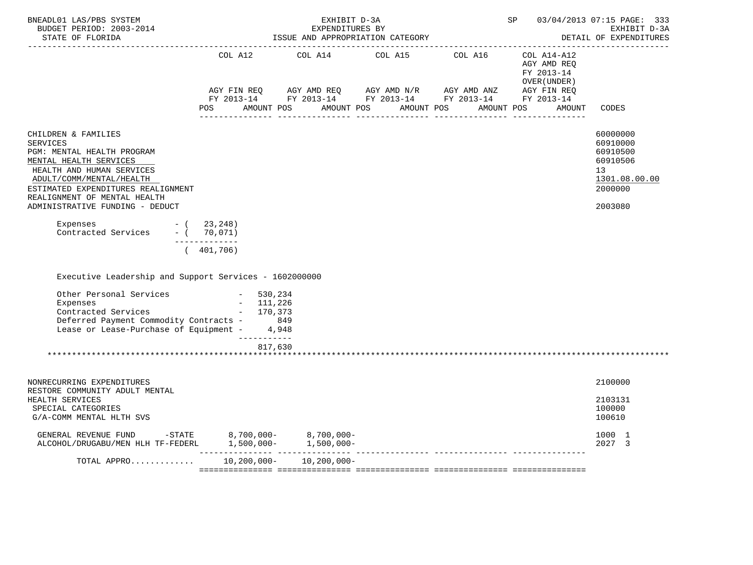| | COL A12 | COL A14 | COL A15 | COL A16 | COL A14-A12 AGY AMD REQ FY 2013-14 OVER(UNDER) | |
|---|---|---|---|---|---|---|
| | AGY FIN REQ FY 2013-14 | AGY AMD REQ FY 2013-14 | AGY AMD N/R FY 2013-14 | AGY AMD ANZ FY 2013-14 | AGY FIN REQ FY 2013-14 | |
| | POS AMOUNT | POS AMOUNT | POS AMOUNT | POS AMOUNT | POS AMOUNT | CODES |

CHILDREN & FAMILIES — 60000000
SERVICES — 60910000
PGM: MENTAL HEALTH PROGRAM — 60910500
MENTAL HEALTH SERVICES — 60910506
HEALTH AND HUMAN SERVICES — 13
ADULT/COMM/MENTAL/HEALTH — 1301.08.00.00
ESTIMATED EXPENDITURES REALIGNMENT — 2000000
REALIGNMENT OF MENTAL HEALTH ADMINISTRATIVE FUNDING - DEDUCT — 2003080

```
     Expenses              - (  23,248)
     Contracted Services   - (  70,071)
                             -------------
                             ( 401,706)


     Executive Leadership and Support Services - 1602000000

     Other Personal Services             -  530,234
     Expenses                            -  111,226
     Contracted Services                 -  170,373
     Deferred Payment Commodity Contracts -     849
     Lease or Lease-Purchase of Equipment -   4,948
                                           -----------
                                            817,630
```

*******************************************************************************************************************

NONRECURRING EXPENDITURES — 2100000
RESTORE COMMUNITY ADULT MENTAL HEALTH SERVICES — 2103131
SPECIAL CATEGORIES — 100000
G/A-COMM MENTAL HLTH SVS — 100610

| | COL A12 | COL A14 | COL A15 | COL A16 | COL A14-A12 | CODES |
|---|---|---|---|---|---|---|
| GENERAL REVENUE FUND -STATE | 8,700,000- | 8,700,000- | | | | 1000 1 |
| ALCOHOL/DRUGABU/MEN HLH TF-FEDERL | 1,500,000- | 1,500,000- | | | | 2027 3 |
| TOTAL APPRO............ | 10,200,000- | 10,200,000- | | | | |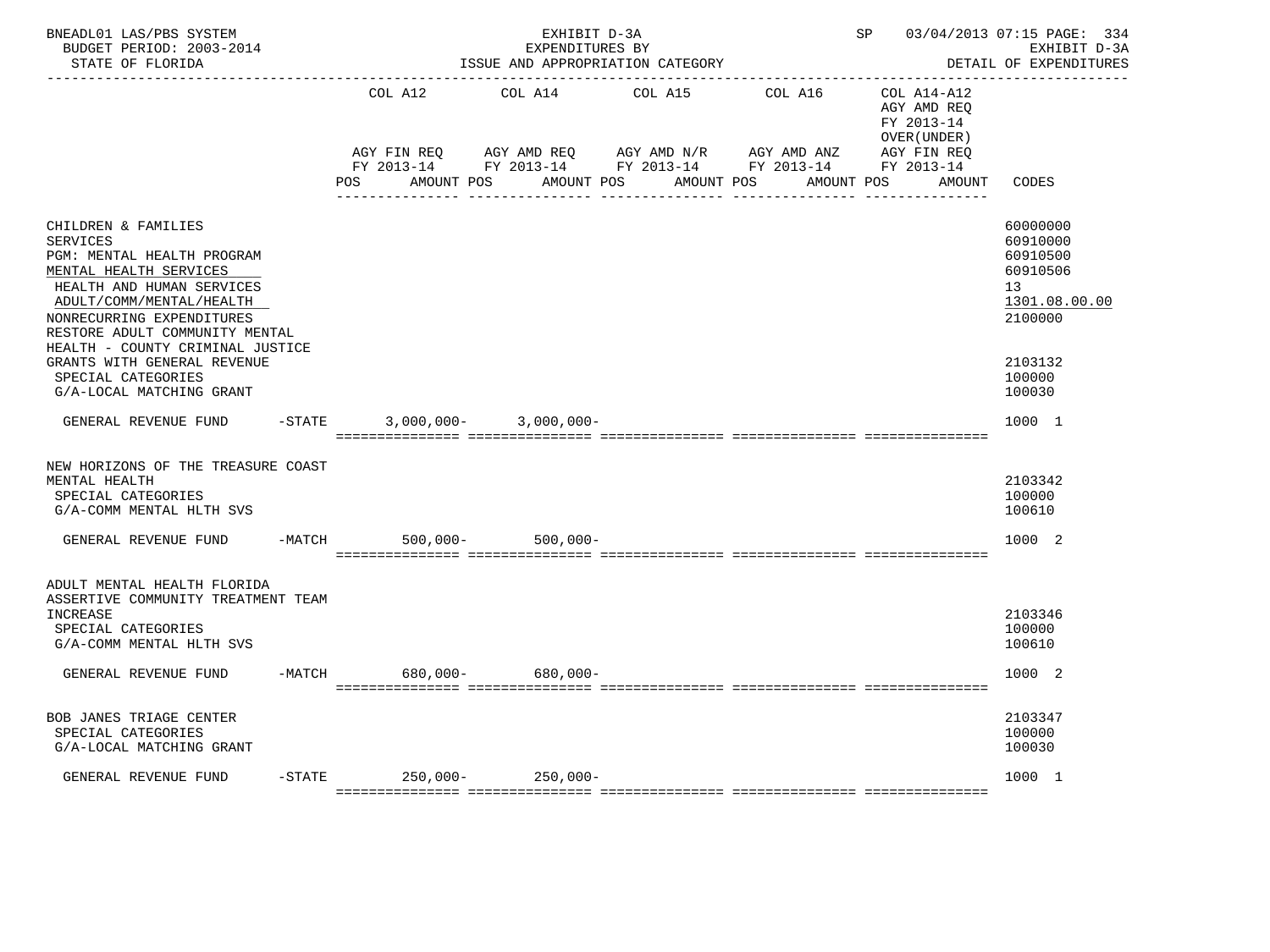BNEADL01 LAS/PBS SYSTEM | EXHIBIT D-3A | SP 03/04/2013 07:15
BUDGET PERIOD: 2003-2014 | EXPENDITURES BY | EXHIBIT D-3A
STATE OF FLORIDA | ISSUE AND APPROPRIATION CATEGORY | DETAIL OF EXPENDITURES

| | COL A12 AGY FIN REQ FY 2013-14 POS AMOUNT | COL A14 AGY AMD REQ FY 2013-14 POS AMOUNT | COL A15 AGY AMD N/R FY 2013-14 POS AMOUNT | COL A16 AGY AMD ANZ FY 2013-14 POS AMOUNT | COL A14-A12 AGY AMD REQ FY 2013-14 OVER(UNDER) AGY FIN REQ FY 2013-14 POS AMOUNT | CODES |
|---|---|---|---|---|---|---|
| CHILDREN & FAMILIES | | | | | | 60000000 |
| SERVICES | | | | | | 60910000 |
| PGM: MENTAL HEALTH PROGRAM | | | | | | 60910500 |
| MENTAL HEALTH SERVICES | | | | | | 60910506 |
| HEALTH AND HUMAN SERVICES | | | | | | 13 |
| ADULT/COMM/MENTAL/HEALTH | | | | | | 1301.08.00.00 |
| NONRECURRING EXPENDITURES | | | | | | 2100000 |
| RESTORE ADULT COMMUNITY MENTAL HEALTH - COUNTY CRIMINAL JUSTICE GRANTS WITH GENERAL REVENUE | | | | | | 2103132 |
| SPECIAL CATEGORIES | | | | | | 100000 |
| G/A-LOCAL MATCHING GRANT | | | | | | 100030 |
| GENERAL REVENUE FUND -STATE | 3,000,000- | 3,000,000- | | | | 1000 1 |
| NEW HORIZONS OF THE TREASURE COAST MENTAL HEALTH | | | | | | 2103342 |
| SPECIAL CATEGORIES | | | | | | 100000 |
| G/A-COMM MENTAL HLTH SVS | | | | | | 100610 |
| GENERAL REVENUE FUND -MATCH | 500,000- | 500,000- | | | | 1000 2 |
| ADULT MENTAL HEALTH FLORIDA ASSERTIVE COMMUNITY TREATMENT TEAM INCREASE | | | | | | 2103346 |
| SPECIAL CATEGORIES | | | | | | 100000 |
| G/A-COMM MENTAL HLTH SVS | | | | | | 100610 |
| GENERAL REVENUE FUND -MATCH | 680,000- | 680,000- | | | | 1000 2 |
| BOB JANES TRIAGE CENTER | | | | | | 2103347 |
| SPECIAL CATEGORIES | | | | | | 100000 |
| G/A-LOCAL MATCHING GRANT | | | | | | 100030 |
| GENERAL REVENUE FUND -STATE | 250,000- | 250,000- | | | | 1000 1 |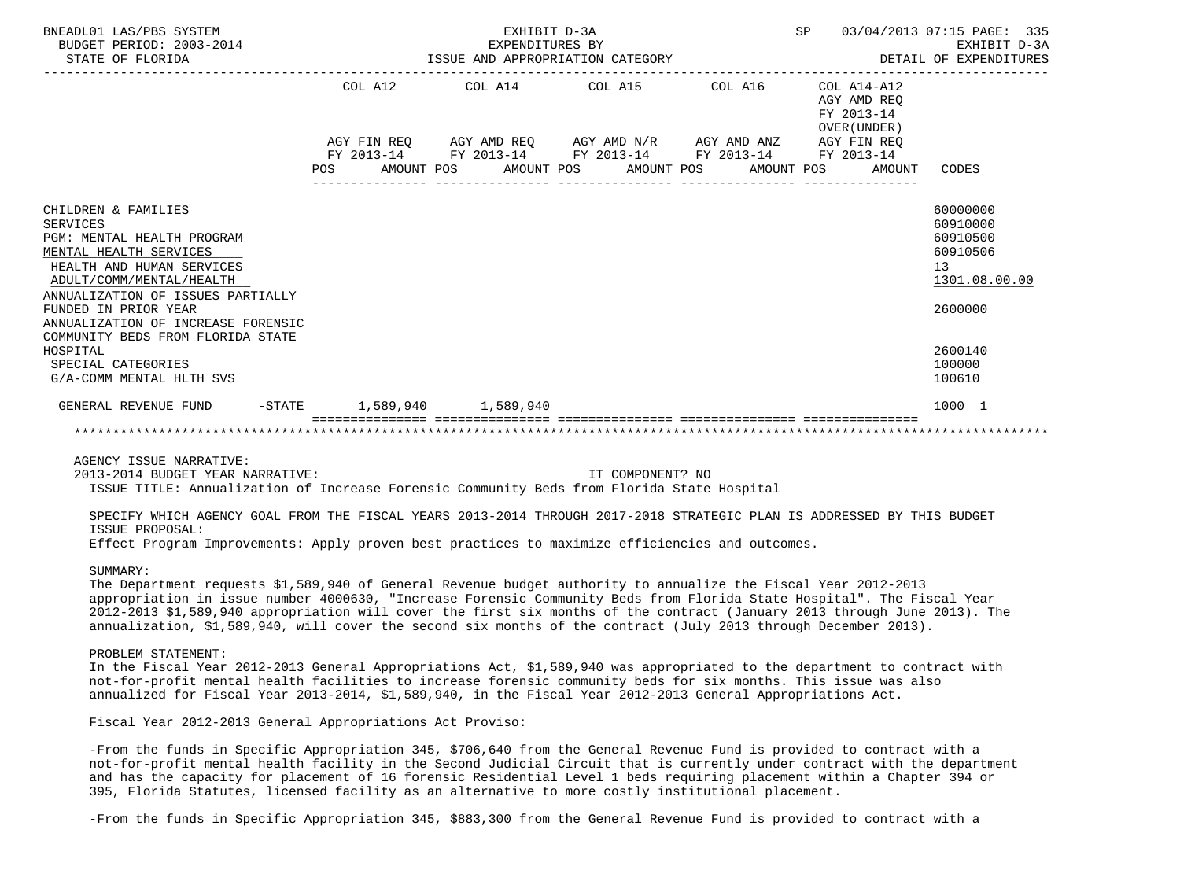| | COL A12 | COL A14 | COL A15 | COL A16 | COL A14-A12 AGY AMD REQ FY 2013-14 OVER(UNDER) | |
|---|---|---|---|---|---|---|
| | AGY FIN REQ FY 2013-14 | AGY AMD REQ FY 2013-14 | AGY AMD N/R FY 2013-14 | AGY AMD ANZ FY 2013-14 | AGY FIN REQ FY 2013-14 | |
| | POS AMOUNT | POS AMOUNT | POS AMOUNT | POS AMOUNT | POS AMOUNT | CODES |
| CHILDREN & FAMILIES | | | | | | 60000000 |
| SERVICES | | | | | | 60910000 |
| PGM: MENTAL HEALTH PROGRAM | | | | | | 60910500 |
| MENTAL HEALTH SERVICES | | | | | | 60910506 |
| HEALTH AND HUMAN SERVICES | | | | | | 13 |
| ADULT/COMM/MENTAL/HEALTH | | | | | | 1301.08.00.00 |
| ANNUALIZATION OF ISSUES PARTIALLY FUNDED IN PRIOR YEAR | | | | | | 2600000 |
| ANNUALIZATION OF INCREASE FORENSIC COMMUNITY BEDS FROM FLORIDA STATE HOSPITAL | | | | | | 2600140 |
| SPECIAL CATEGORIES | | | | | | 100000 |
| G/A-COMM MENTAL HLTH SVS | | | | | | 100610 |
| GENERAL REVENUE FUND -STATE | 1,589,940 | 1,589,940 | | | | 1000 1 |

AGENCY ISSUE NARRATIVE:

2013-2014 BUDGET YEAR NARRATIVE: IT COMPONENT? NO

ISSUE TITLE: Annualization of Increase Forensic Community Beds from Florida State Hospital

SPECIFY WHICH AGENCY GOAL FROM THE FISCAL YEARS 2013-2014 THROUGH 2017-2018 STRATEGIC PLAN IS ADDRESSED BY THIS BUDGET ISSUE PROPOSAL:

Effect Program Improvements: Apply proven best practices to maximize efficiencies and outcomes.

SUMMARY:

The Department requests $1,589,940 of General Revenue budget authority to annualize the Fiscal Year 2012-2013 appropriation in issue number 4000630, "Increase Forensic Community Beds from Florida State Hospital". The Fiscal Year 2012-2013 $1,589,940 appropriation will cover the first six months of the contract (January 2013 through June 2013). The annualization, $1,589,940, will cover the second six months of the contract (July 2013 through December 2013).

PROBLEM STATEMENT:

In the Fiscal Year 2012-2013 General Appropriations Act, $1,589,940 was appropriated to the department to contract with not-for-profit mental health facilities to increase forensic community beds for six months. This issue was also annualized for Fiscal Year 2013-2014, $1,589,940, in the Fiscal Year 2012-2013 General Appropriations Act.

Fiscal Year 2012-2013 General Appropriations Act Proviso:

-From the funds in Specific Appropriation 345, $706,640 from the General Revenue Fund is provided to contract with a not-for-profit mental health facility in the Second Judicial Circuit that is currently under contract with the department and has the capacity for placement of 16 forensic Residential Level 1 beds requiring placement within a Chapter 394 or 395, Florida Statutes, licensed facility as an alternative to more costly institutional placement.

-From the funds in Specific Appropriation 345, $883,300 from the General Revenue Fund is provided to contract with a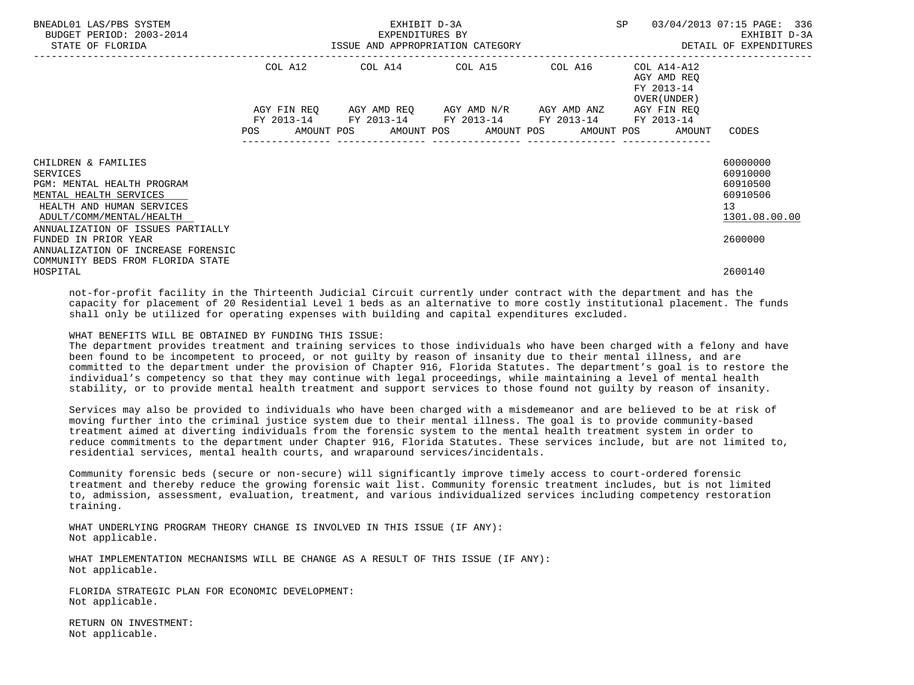| | COL A12 | COL A14 | COL A15 | COL A16 | COL A14-A12 AGY AMD REQ FY 2013-14 OVER(UNDER) | |
|---|---|---|---|---|---|---|
| | AGY FIN REQ FY 2013-14 | AGY AMD REQ FY 2013-14 | AGY AMD N/R FY 2013-14 | AGY AMD ANZ FY 2013-14 | AGY FIN REQ FY 2013-14 | |
| | POS AMOUNT | POS AMOUNT | POS AMOUNT | POS AMOUNT | POS AMOUNT | CODES |
| CHILDREN & FAMILIES | | | | | | 60000000 |
| SERVICES | | | | | | 60910000 |
| PGM: MENTAL HEALTH PROGRAM | | | | | | 60910500 |
| MENTAL HEALTH SERVICES | | | | | | 60910506 |
| HEALTH AND HUMAN SERVICES | | | | | | 13 |
| ADULT/COMM/MENTAL/HEALTH | | | | | | 1301.08.00.00 |
| ANNUALIZATION OF ISSUES PARTIALLY FUNDED IN PRIOR YEAR | | | | | | 2600000 |
| ANNUALIZATION OF INCREASE FORENSIC COMMUNITY BEDS FROM FLORIDA STATE HOSPITAL | | | | | | 2600140 |

not-for-profit facility in the Thirteenth Judicial Circuit currently under contract with the department and has the capacity for placement of 20 Residential Level 1 beds as an alternative to more costly institutional placement. The funds shall only be utilized for operating expenses with building and capital expenditures excluded.

WHAT BENEFITS WILL BE OBTAINED BY FUNDING THIS ISSUE:
The department provides treatment and training services to those individuals who have been charged with a felony and have been found to be incompetent to proceed, or not guilty by reason of insanity due to their mental illness, and are committed to the department under the provision of Chapter 916, Florida Statutes. The department's goal is to restore the individual's competency so that they may continue with legal proceedings, while maintaining a level of mental health stability, or to provide mental health treatment and support services to those found not guilty by reason of insanity.

Services may also be provided to individuals who have been charged with a misdemeanor and are believed to be at risk of moving further into the criminal justice system due to their mental illness. The goal is to provide community-based treatment aimed at diverting individuals from the forensic system to the mental health treatment system in order to reduce commitments to the department under Chapter 916, Florida Statutes. These services include, but are not limited to, residential services, mental health courts, and wraparound services/incidentals.

Community forensic beds (secure or non-secure) will significantly improve timely access to court-ordered forensic treatment and thereby reduce the growing forensic wait list. Community forensic treatment includes, but is not limited to, admission, assessment, evaluation, treatment, and various individualized services including competency restoration training.

WHAT UNDERLYING PROGRAM THEORY CHANGE IS INVOLVED IN THIS ISSUE (IF ANY):
Not applicable.

WHAT IMPLEMENTATION MECHANISMS WILL BE CHANGE AS A RESULT OF THIS ISSUE (IF ANY):
Not applicable.

FLORIDA STRATEGIC PLAN FOR ECONOMIC DEVELOPMENT:
Not applicable.

RETURN ON INVESTMENT:
Not applicable.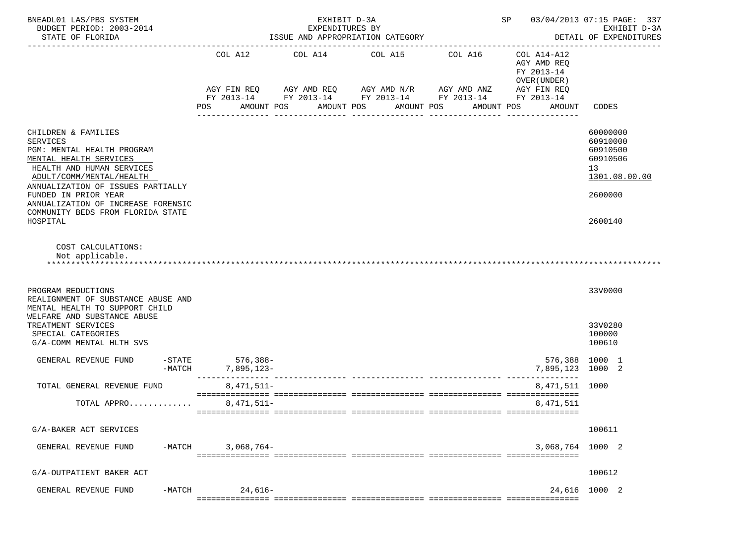| | COL A12 AGY FIN REQ FY 2013-14 POS AMOUNT | COL A14 AGY AMD REQ FY 2013-14 POS AMOUNT | COL A15 AGY AMD N/R FY 2013-14 POS AMOUNT | COL A16 AGY AMD ANZ FY 2013-14 POS AMOUNT | COL A14-A12 AGY AMD REQ FY 2013-14 OVER(UNDER) AGY FIN REQ FY 2013-14 POS AMOUNT | CODES |
|---|---|---|---|---|---|---|
| CHILDREN & FAMILIES | | | | | | 60000000 |
| SERVICES | | | | | | 60910000 |
| PGM: MENTAL HEALTH PROGRAM | | | | | | 60910500 |
| MENTAL HEALTH SERVICES | | | | | | 60910506 |
| HEALTH AND HUMAN SERVICES | | | | | | 13 |
| ADULT/COMM/MENTAL/HEALTH | | | | | | 1301.08.00.00 |
| ANNUALIZATION OF ISSUES PARTIALLY FUNDED IN PRIOR YEAR | | | | | | 2600000 |
| ANNUALIZATION OF INCREASE FORENSIC COMMUNITY BEDS FROM FLORIDA STATE HOSPITAL | | | | | | 2600140 |

COST CALCULATIONS:
Not applicable.

| | COL A12 | COL A14 | COL A15 | COL A16 | COL A14-A12 | CODES |
|---|---|---|---|---|---|---|
| PROGRAM REDUCTIONS | | | | | | 33V0000 |
| REALIGNMENT OF SUBSTANCE ABUSE AND MENTAL HEALTH TO SUPPORT CHILD WELFARE AND SUBSTANCE ABUSE TREATMENT SERVICES | | | | | | 33V0280 |
| SPECIAL CATEGORIES | | | | | | 100000 |
| G/A-COMM MENTAL HLTH SVS | | | | | | 100610 |
| GENERAL REVENUE FUND -STATE | 576,388- | | | | 576,388 | 1000 1 |
| -MATCH | 7,895,123- | | | | 7,895,123 | 1000 2 |
| TOTAL GENERAL REVENUE FUND | 8,471,511- | | | | 8,471,511 | 1000 |
| TOTAL APPRO............ | 8,471,511- | | | | 8,471,511 | |
| G/A-BAKER ACT SERVICES | | | | | | 100611 |
| GENERAL REVENUE FUND -MATCH | 3,068,764- | | | | 3,068,764 | 1000 2 |
| G/A-OUTPATIENT BAKER ACT | | | | | | 100612 |
| GENERAL REVENUE FUND -MATCH | 24,616- | | | | 24,616 | 1000 2 |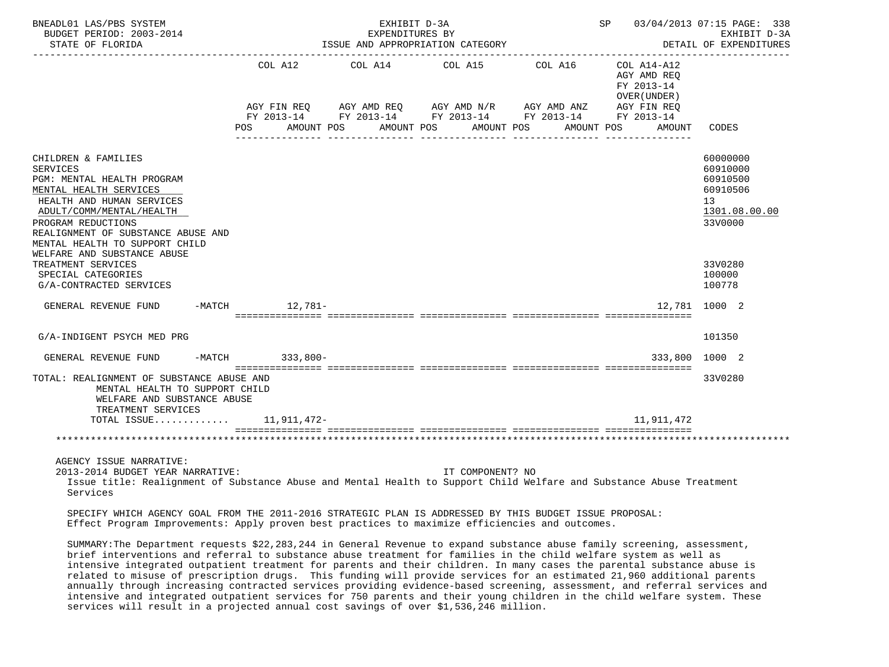BNEADL01 LAS/PBS SYSTEM | EXHIBIT D-3A | SP 03/04/2013 07:15 PAGE: 338
BUDGET PERIOD: 2003-2014 | EXPENDITURES BY | EXHIBIT D-3A
STATE OF FLORIDA | ISSUE AND APPROPRIATION CATEGORY | DETAIL OF EXPENDITURES

| | COL A12 AGY FIN REQ FY 2013-14 POS AMOUNT | COL A14 AGY AMD REQ FY 2013-14 POS AMOUNT | COL A15 AGY AMD N/R FY 2013-14 POS AMOUNT | COL A16 AGY AMD ANZ FY 2013-14 POS AMOUNT | COL A14-A12 AGY AMD REQ FY 2013-14 OVER(UNDER) AGY FIN REQ FY 2013-14 POS AMOUNT | CODES |
|---|---|---|---|---|---|---|
| CHILDREN & FAMILIES | | | | | | 60000000 |
| SERVICES | | | | | | 60910000 |
| PGM: MENTAL HEALTH PROGRAM | | | | | | 60910500 |
| MENTAL HEALTH SERVICES | | | | | | 60910506 |
| HEALTH AND HUMAN SERVICES | | | | | | 13 |
| ADULT/COMM/MENTAL/HEALTH | | | | | | 1301.08.00.00 |
| PROGRAM REDUCTIONS | | | | | | 33V0000 |
| REALIGNMENT OF SUBSTANCE ABUSE AND MENTAL HEALTH TO SUPPORT CHILD WELFARE AND SUBSTANCE ABUSE TREATMENT SERVICES | | | | | | 33V0280 |
| SPECIAL CATEGORIES | | | | | | 100000 |
| G/A-CONTRACTED SERVICES | | | | | | 100778 |
| GENERAL REVENUE FUND -MATCH | 12,781- | | | | 12,781 | 1000 2 |
| G/A-INDIGENT PSYCH MED PRG | | | | | | 101350 |
| GENERAL REVENUE FUND -MATCH | 333,800- | | | | 333,800 | 1000 2 |
| TOTAL: REALIGNMENT OF SUBSTANCE ABUSE AND MENTAL HEALTH TO SUPPORT CHILD WELFARE AND SUBSTANCE ABUSE TREATMENT SERVICES | | | | | | 33V0280 |
| TOTAL ISSUE............ | 11,911,472- | | | | 11,911,472 | |

AGENCY ISSUE NARRATIVE:

2013-2014 BUDGET YEAR NARRATIVE: IT COMPONENT? NO

Issue title: Realignment of Substance Abuse and Mental Health to Support Child Welfare and Substance Abuse Treatment Services

SPECIFY WHICH AGENCY GOAL FROM THE 2011-2016 STRATEGIC PLAN IS ADDRESSED BY THIS BUDGET ISSUE PROPOSAL:
Effect Program Improvements: Apply proven best practices to maximize efficiencies and outcomes.

SUMMARY:The Department requests $22,283,244 in General Revenue to expand substance abuse family screening, assessment, brief interventions and referral to substance abuse treatment for families in the child welfare system as well as intensive integrated outpatient treatment for parents and their children. In many cases the parental substance abuse is related to misuse of prescription drugs. This funding will provide services for an estimated 21,960 additional parents annually through increasing contracted services providing evidence-based screening, assessment, and referral services and intensive and integrated outpatient services for 750 parents and their young children in the child welfare system. These services will result in a projected annual cost savings of over $1,536,246 million.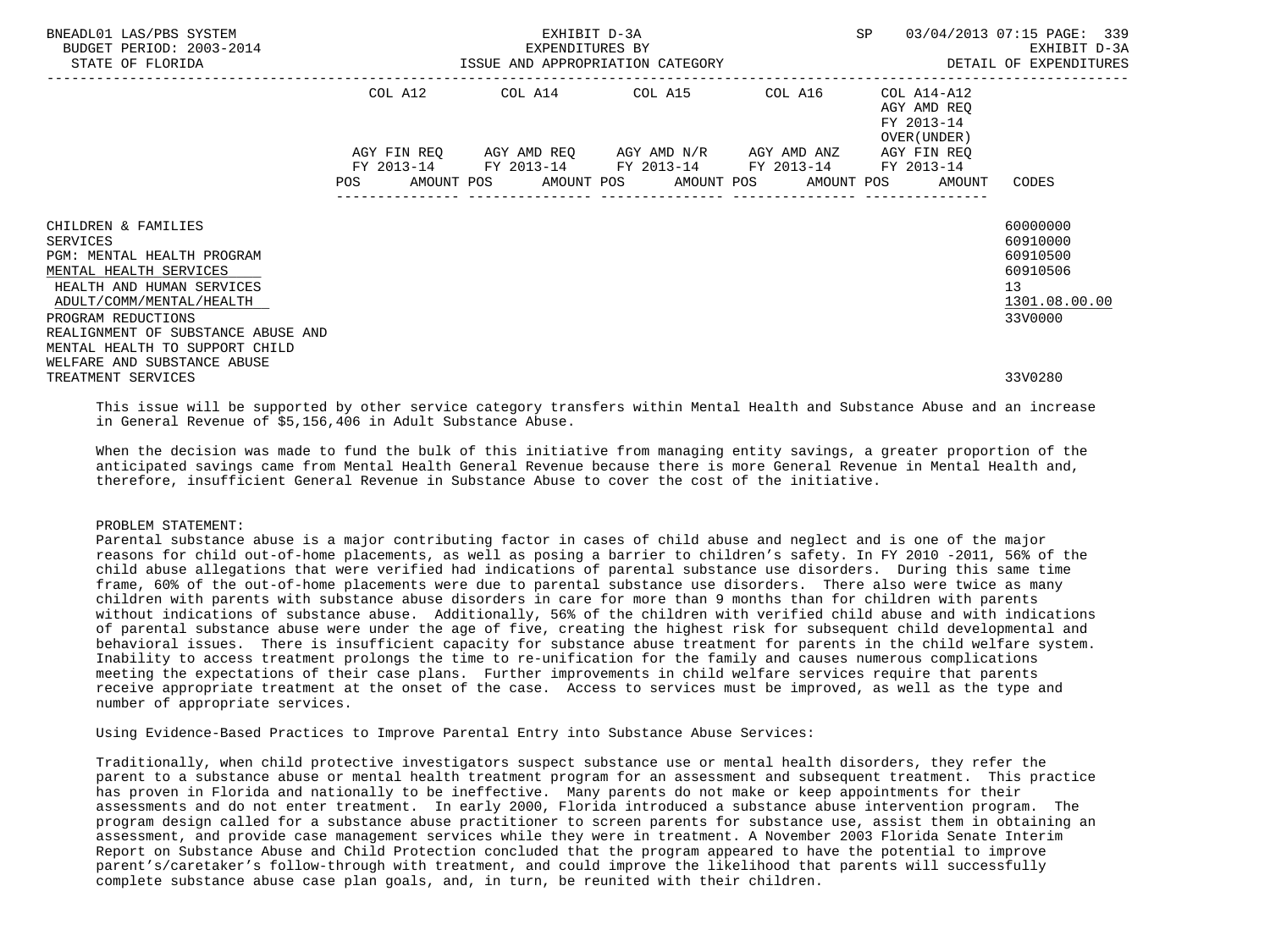| | COL A12 | | COL A14 | | COL A15 | | COL A16 | | COL A14-A12 AGY AMD REQ FY 2013-14 OVER(UNDER) | | |
|---|---|---|---|---|---|---|---|---|---|---|---|
| | AGY FIN REQ FY 2013-14 | | AGY AMD REQ FY 2013-14 | | AGY AMD N/R FY 2013-14 | | AGY AMD ANZ FY 2013-14 | | AGY FIN REQ FY 2013-14 | | |
| | POS | AMOUNT | POS | AMOUNT | POS | AMOUNT | POS | AMOUNT | POS | AMOUNT | CODES |
| CHILDREN & FAMILIES | | | | | | | | | | | 60000000 |
| SERVICES | | | | | | | | | | | 60910000 |
| PGM: MENTAL HEALTH PROGRAM | | | | | | | | | | | 60910500 |
| MENTAL HEALTH SERVICES | | | | | | | | | | | 60910506 |
| HEALTH AND HUMAN SERVICES | | | | | | | | | | | 13 |
| ADULT/COMM/MENTAL/HEALTH | | | | | | | | | | | 1301.08.00.00 |
| PROGRAM REDUCTIONS | | | | | | | | | | | 33V0000 |
| REALIGNMENT OF SUBSTANCE ABUSE AND MENTAL HEALTH TO SUPPORT CHILD WELFARE AND SUBSTANCE ABUSE TREATMENT SERVICES | | | | | | | | | | | 33V0280 |

This issue will be supported by other service category transfers within Mental Health and Substance Abuse and an increase in General Revenue of $5,156,406 in Adult Substance Abuse.

When the decision was made to fund the bulk of this initiative from managing entity savings, a greater proportion of the anticipated savings came from Mental Health General Revenue because there is more General Revenue in Mental Health and, therefore, insufficient General Revenue in Substance Abuse to cover the cost of the initiative.

PROBLEM STATEMENT:
Parental substance abuse is a major contributing factor in cases of child abuse and neglect and is one of the major reasons for child out-of-home placements, as well as posing a barrier to children's safety. In FY 2010 -2011, 56% of the child abuse allegations that were verified had indications of parental substance use disorders. During this same time frame, 60% of the out-of-home placements were due to parental substance use disorders. There also were twice as many children with parents with substance abuse disorders in care for more than 9 months than for children with parents without indications of substance abuse. Additionally, 56% of the children with verified child abuse and with indications of parental substance abuse were under the age of five, creating the highest risk for subsequent child developmental and behavioral issues. There is insufficient capacity for substance abuse treatment for parents in the child welfare system. Inability to access treatment prolongs the time to re-unification for the family and causes numerous complications meeting the expectations of their case plans. Further improvements in child welfare services require that parents receive appropriate treatment at the onset of the case. Access to services must be improved, as well as the type and number of appropriate services.

Using Evidence-Based Practices to Improve Parental Entry into Substance Abuse Services:

Traditionally, when child protective investigators suspect substance use or mental health disorders, they refer the parent to a substance abuse or mental health treatment program for an assessment and subsequent treatment. This practice has proven in Florida and nationally to be ineffective. Many parents do not make or keep appointments for their assessments and do not enter treatment. In early 2000, Florida introduced a substance abuse intervention program. The program design called for a substance abuse practitioner to screen parents for substance use, assist them in obtaining an assessment, and provide case management services while they were in treatment. A November 2003 Florida Senate Interim Report on Substance Abuse and Child Protection concluded that the program appeared to have the potential to improve parent's/caretaker's follow-through with treatment, and could improve the likelihood that parents will successfully complete substance abuse case plan goals, and, in turn, be reunited with their children.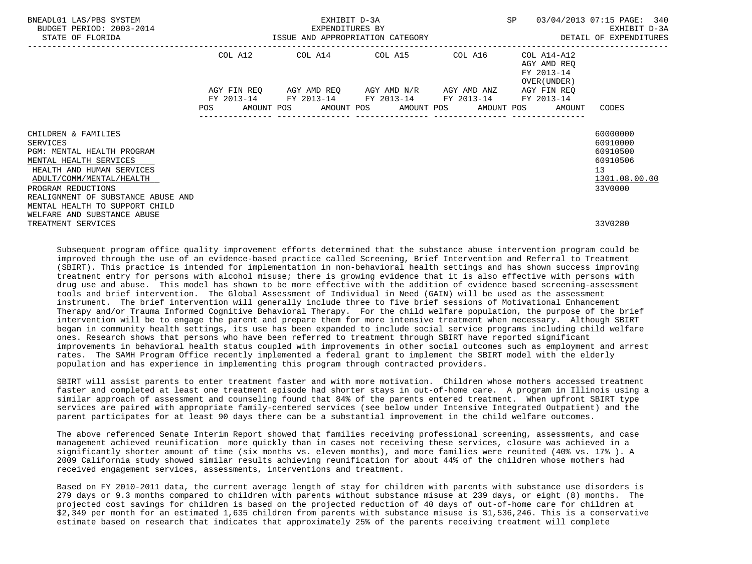| | COL A12 | COL A14 | COL A15 | COL A16 | COL A14-A12 AGY AMD REQ FY 2013-14 OVER(UNDER) | |
|---|---|---|---|---|---|---|
| | AGY FIN REQ FY 2013-14 | AGY AMD REQ FY 2013-14 | AGY AMD N/R FY 2013-14 | AGY AMD ANZ FY 2013-14 | AGY FIN REQ FY 2013-14 | |
| | POS AMOUNT | POS AMOUNT | POS AMOUNT | POS AMOUNT | POS AMOUNT | CODES |
| CHILDREN & FAMILIES | | | | | | 60000000 |
| SERVICES | | | | | | 60910000 |
| PGM: MENTAL HEALTH PROGRAM | | | | | | 60910500 |
| MENTAL HEALTH SERVICES | | | | | | 60910506 |
| HEALTH AND HUMAN SERVICES | | | | | | 13 |
| ADULT/COMM/MENTAL/HEALTH | | | | | | 1301.08.00.00 |
| PROGRAM REDUCTIONS | | | | | | 33V0000 |
| REALIGNMENT OF SUBSTANCE ABUSE AND MENTAL HEALTH TO SUPPORT CHILD WELFARE AND SUBSTANCE ABUSE TREATMENT SERVICES | | | | | | 33V0280 |

Subsequent program office quality improvement efforts determined that the substance abuse intervention program could be improved through the use of an evidence-based practice called Screening, Brief Intervention and Referral to Treatment (SBIRT). This practice is intended for implementation in non-behavioral health settings and has shown success improving treatment entry for persons with alcohol misuse; there is growing evidence that it is also effective with persons with drug use and abuse. This model has shown to be more effective with the addition of evidence based screening-assessment tools and brief intervention. The Global Assessment of Individual in Need (GAIN) will be used as the assessment instrument. The brief intervention will generally include three to five brief sessions of Motivational Enhancement Therapy and/or Trauma Informed Cognitive Behavioral Therapy. For the child welfare population, the purpose of the brief intervention will be to engage the parent and prepare them for more intensive treatment when necessary. Although SBIRT began in community health settings, its use has been expanded to include social service programs including child welfare ones. Research shows that persons who have been referred to treatment through SBIRT have reported significant improvements in behavioral health status coupled with improvements in other social outcomes such as employment and arrest rates. The SAMH Program Office recently implemented a federal grant to implement the SBIRT model with the elderly population and has experience in implementing this program through contracted providers.

SBIRT will assist parents to enter treatment faster and with more motivation. Children whose mothers accessed treatment faster and completed at least one treatment episode had shorter stays in out-of-home care. A program in Illinois using a similar approach of assessment and counseling found that 84% of the parents entered treatment. When upfront SBIRT type services are paired with appropriate family-centered services (see below under Intensive Integrated Outpatient) and the parent participates for at least 90 days there can be a substantial improvement in the child welfare outcomes.

The above referenced Senate Interim Report showed that families receiving professional screening, assessments, and case management achieved reunification more quickly than in cases not receiving these services, closure was achieved in a significantly shorter amount of time (six months vs. eleven months), and more families were reunited (40% vs. 17% ). A 2009 California study showed similar results achieving reunification for about 44% of the children whose mothers had received engagement services, assessments, interventions and treatment.

Based on FY 2010-2011 data, the current average length of stay for children with parents with substance use disorders is 279 days or 9.3 months compared to children with parents without substance misuse at 239 days, or eight (8) months. The projected cost savings for children is based on the projected reduction of 40 days of out-of-home care for children at $2,349 per month for an estimated 1,635 children from parents with substance misuse is $1,536,246. This is a conservative estimate based on research that indicates that approximately 25% of the parents receiving treatment will complete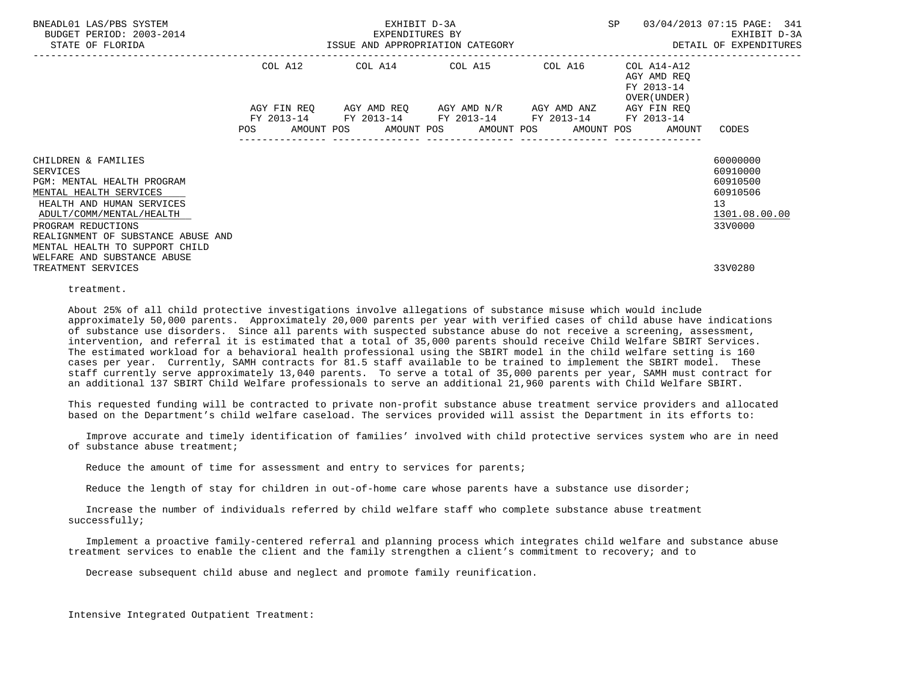| | COL A12 | | COL A14 | | COL A15 | | COL A16 | | COL A14-A12 AGY AMD REQ FY 2013-14 OVER(UNDER) | |
|---|---|---|---|---|---|---|---|---|---|---|
| | AGY FIN REQ FY 2013-14 | | AGY AMD REQ FY 2013-14 | | AGY AMD N/R FY 2013-14 | | AGY AMD ANZ FY 2013-14 | | AGY FIN REQ FY 2013-14 | |
| | POS | AMOUNT | POS | AMOUNT | POS | AMOUNT | POS | AMOUNT | POS | AMOUNT | CODES |

CHILDREN & FAMILIES — 60000000
SERVICES — 60910000
PGM: MENTAL HEALTH PROGRAM — 60910500
MENTAL HEALTH SERVICES — 60910506
HEALTH AND HUMAN SERVICES — 13
ADULT/COMM/MENTAL/HEALTH — 1301.08.00.00
PROGRAM REDUCTIONS — 33V0000
REALIGNMENT OF SUBSTANCE ABUSE AND MENTAL HEALTH TO SUPPORT CHILD WELFARE AND SUBSTANCE ABUSE TREATMENT SERVICES — 33V0280

treatment.

About 25% of all child protective investigations involve allegations of substance misuse which would include approximately 50,000 parents. Approximately 20,000 parents per year with verified cases of child abuse have indications of substance use disorders. Since all parents with suspected substance abuse do not receive a screening, assessment, intervention, and referral it is estimated that a total of 35,000 parents should receive Child Welfare SBIRT Services. The estimated workload for a behavioral health professional using the SBIRT model in the child welfare setting is 160 cases per year. Currently, SAMH contracts for 81.5 staff available to be trained to implement the SBIRT model. These staff currently serve approximately 13,040 parents. To serve a total of 35,000 parents per year, SAMH must contract for an additional 137 SBIRT Child Welfare professionals to serve an additional 21,960 parents with Child Welfare SBIRT.

This requested funding will be contracted to private non-profit substance abuse treatment service providers and allocated based on the Department's child welfare caseload. The services provided will assist the Department in its efforts to:

Improve accurate and timely identification of families' involved with child protective services system who are in need of substance abuse treatment;

Reduce the amount of time for assessment and entry to services for parents;

Reduce the length of stay for children in out-of-home care whose parents have a substance use disorder;

Increase the number of individuals referred by child welfare staff who complete substance abuse treatment successfully;

Implement a proactive family-centered referral and planning process which integrates child welfare and substance abuse treatment services to enable the client and the family strengthen a client's commitment to recovery; and to

Decrease subsequent child abuse and neglect and promote family reunification.

Intensive Integrated Outpatient Treatment: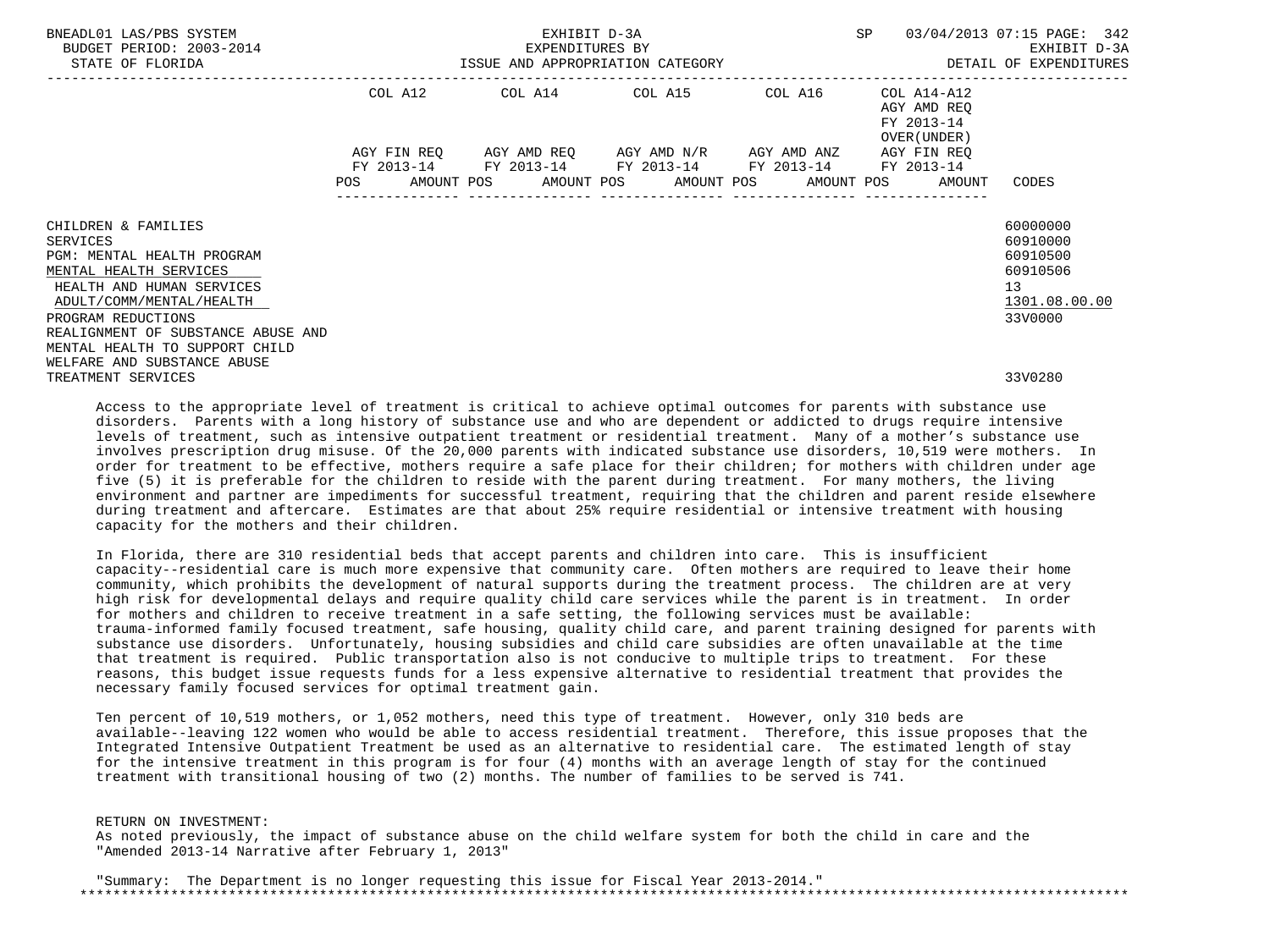| | COL A12 | COL A14 | COL A15 | COL A16 | COL A14-A12 AGY AMD REQ FY 2013-14 OVER(UNDER) | |
|---|---|---|---|---|---|---|
| | AGY FIN REQ FY 2013-14 | AGY AMD REQ FY 2013-14 | AGY AMD N/R FY 2013-14 | AGY AMD ANZ FY 2013-14 | AGY FIN REQ FY 2013-14 | |
| | POS AMOUNT | POS AMOUNT | POS AMOUNT | POS AMOUNT | POS AMOUNT | CODES |
| CHILDREN & FAMILIES | | | | | | 60000000 |
| SERVICES | | | | | | 60910000 |
| PGM: MENTAL HEALTH PROGRAM | | | | | | 60910500 |
| MENTAL HEALTH SERVICES | | | | | | 60910506 |
| HEALTH AND HUMAN SERVICES | | | | | | 13 |
| ADULT/COMM/MENTAL/HEALTH | | | | | | 1301.08.00.00 |
| PROGRAM REDUCTIONS | | | | | | 33V0000 |
| REALIGNMENT OF SUBSTANCE ABUSE AND MENTAL HEALTH TO SUPPORT CHILD WELFARE AND SUBSTANCE ABUSE TREATMENT SERVICES | | | | | | 33V0280 |

Access to the appropriate level of treatment is critical to achieve optimal outcomes for parents with substance use disorders. Parents with a long history of substance use and who are dependent or addicted to drugs require intensive levels of treatment, such as intensive outpatient treatment or residential treatment. Many of a mother's substance use involves prescription drug misuse. Of the 20,000 parents with indicated substance use disorders, 10,519 were mothers. In order for treatment to be effective, mothers require a safe place for their children; for mothers with children under age five (5) it is preferable for the children to reside with the parent during treatment. For many mothers, the living environment and partner are impediments for successful treatment, requiring that the children and parent reside elsewhere during treatment and aftercare. Estimates are that about 25% require residential or intensive treatment with housing capacity for the mothers and their children.

In Florida, there are 310 residential beds that accept parents and children into care. This is insufficient capacity--residential care is much more expensive that community care. Often mothers are required to leave their home community, which prohibits the development of natural supports during the treatment process. The children are at very high risk for developmental delays and require quality child care services while the parent is in treatment. In order for mothers and children to receive treatment in a safe setting, the following services must be available: trauma-informed family focused treatment, safe housing, quality child care, and parent training designed for parents with substance use disorders. Unfortunately, housing subsidies and child care subsidies are often unavailable at the time that treatment is required. Public transportation also is not conducive to multiple trips to treatment. For these reasons, this budget issue requests funds for a less expensive alternative to residential treatment that provides the necessary family focused services for optimal treatment gain.

Ten percent of 10,519 mothers, or 1,052 mothers, need this type of treatment. However, only 310 beds are available--leaving 122 women who would be able to access residential treatment. Therefore, this issue proposes that the Integrated Intensive Outpatient Treatment be used as an alternative to residential care. The estimated length of stay for the intensive treatment in this program is for four (4) months with an average length of stay for the continued treatment with transitional housing of two (2) months. The number of families to be served is 741.

RETURN ON INVESTMENT:
As noted previously, the impact of substance abuse on the child welfare system for both the child in care and the "Amended 2013-14 Narrative after February 1, 2013"

"Summary: The Department is no longer requesting this issue for Fiscal Year 2013-2014."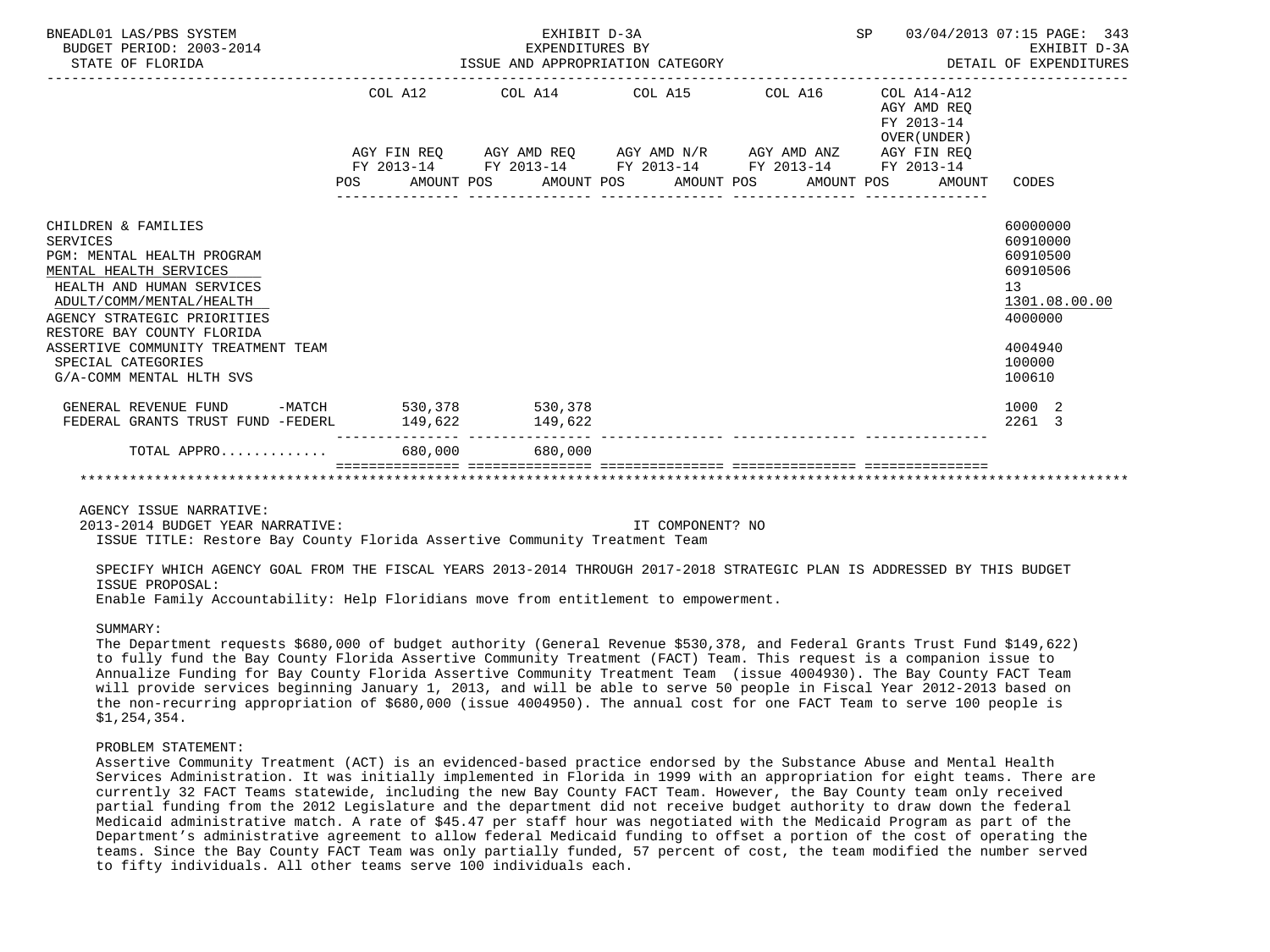BNEADL01 LAS/PBS SYSTEM | EXHIBIT D-3A | SP 03/04/2013 07:15 PAGE: 343
BUDGET PERIOD: 2003-2014 | EXPENDITURES BY | EXHIBIT D-3A
STATE OF FLORIDA | ISSUE AND APPROPRIATION CATEGORY | DETAIL OF EXPENDITURES

| | COL A12 AGY FIN REQ FY 2013-14 POS AMOUNT | COL A14 AGY AMD REQ FY 2013-14 POS AMOUNT | COL A15 AGY AMD N/R FY 2013-14 POS AMOUNT | COL A16 AGY AMD ANZ FY 2013-14 POS AMOUNT | COL A14-A12 AGY AMD REQ FY 2013-14 OVER(UNDER) AGY FIN REQ FY 2013-14 POS AMOUNT | CODES |
|---|---|---|---|---|---|---|
| CHILDREN & FAMILIES | | | | | | 60000000 |
| SERVICES | | | | | | 60910000 |
| PGM: MENTAL HEALTH PROGRAM | | | | | | 60910500 |
| MENTAL HEALTH SERVICES | | | | | | 60910506 |
| HEALTH AND HUMAN SERVICES | | | | | | 13 |
| ADULT/COMM/MENTAL/HEALTH | | | | | | 1301.08.00.00 |
| AGENCY STRATEGIC PRIORITIES | | | | | | 4000000 |
| RESTORE BAY COUNTY FLORIDA ASSERTIVE COMMUNITY TREATMENT TEAM | | | | | | 4004940 |
| SPECIAL CATEGORIES | | | | | | 100000 |
| G/A-COMM MENTAL HLTH SVS | | | | | | 100610 |
| GENERAL REVENUE FUND -MATCH | 530,378 | 530,378 | | | | 1000 2 |
| FEDERAL GRANTS TRUST FUND -FEDERL | 149,622 | 149,622 | | | | 2261 3 |
| TOTAL APPRO............ | 680,000 | 680,000 | | | | |

AGENCY ISSUE NARRATIVE:
2013-2014 BUDGET YEAR NARRATIVE: IT COMPONENT? NO
ISSUE TITLE: Restore Bay County Florida Assertive Community Treatment Team

SPECIFY WHICH AGENCY GOAL FROM THE FISCAL YEARS 2013-2014 THROUGH 2017-2018 STRATEGIC PLAN IS ADDRESSED BY THIS BUDGET ISSUE PROPOSAL:
Enable Family Accountability: Help Floridians move from entitlement to empowerment.

SUMMARY:
The Department requests $680,000 of budget authority (General Revenue $530,378, and Federal Grants Trust Fund $149,622) to fully fund the Bay County Florida Assertive Community Treatment (FACT) Team. This request is a companion issue to Annualize Funding for Bay County Florida Assertive Community Treatment Team (issue 4004930). The Bay County FACT Team will provide services beginning January 1, 2013, and will be able to serve 50 people in Fiscal Year 2012-2013 based on the non-recurring appropriation of $680,000 (issue 4004950). The annual cost for one FACT Team to serve 100 people is $1,254,354.

PROBLEM STATEMENT:
Assertive Community Treatment (ACT) is an evidenced-based practice endorsed by the Substance Abuse and Mental Health Services Administration. It was initially implemented in Florida in 1999 with an appropriation for eight teams. There are currently 32 FACT Teams statewide, including the new Bay County FACT Team. However, the Bay County team only received partial funding from the 2012 Legislature and the department did not receive budget authority to draw down the federal Medicaid administrative match. A rate of $45.47 per staff hour was negotiated with the Medicaid Program as part of the Department's administrative agreement to allow federal Medicaid funding to offset a portion of the cost of operating the teams. Since the Bay County FACT Team was only partially funded, 57 percent of cost, the team modified the number served to fifty individuals. All other teams serve 100 individuals each.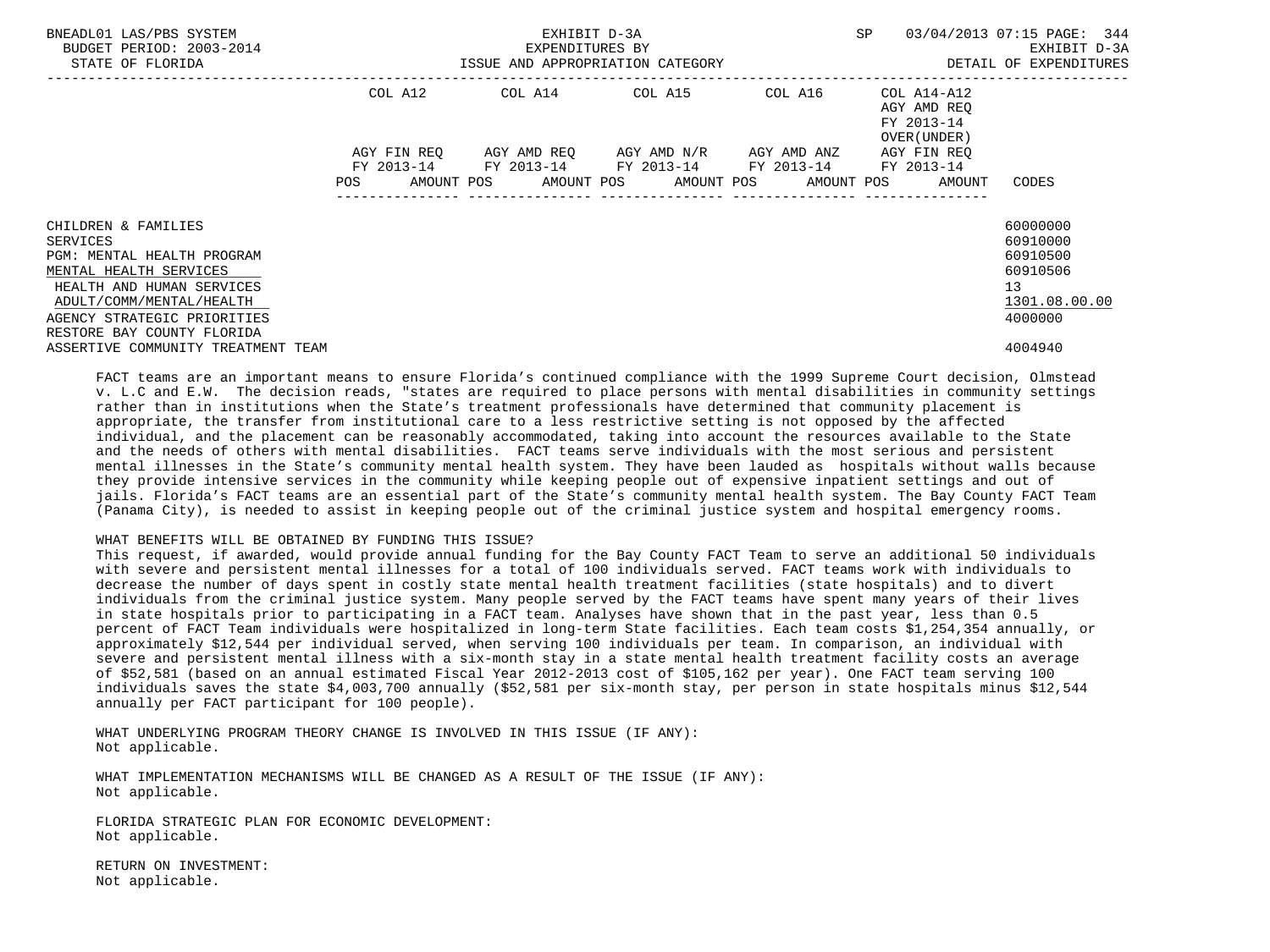| | COL A12 | | COL A14 | | COL A15 | | COL A16 | | COL A14-A12 AGY AMD REQ FY 2013-14 OVER(UNDER) | | |
|---|---|---|---|---|---|---|---|---|---|---|---|
| | AGY FIN REQ FY 2013-14 | | AGY AMD REQ FY 2013-14 | | AGY AMD N/R FY 2013-14 | | AGY AMD ANZ FY 2013-14 | | AGY FIN REQ FY 2013-14 | | |
| | POS | AMOUNT | POS | AMOUNT | POS | AMOUNT | POS | AMOUNT | POS | AMOUNT | CODES |
| CHILDREN & FAMILIES | | | | | | | | | | | 60000000 |
| SERVICES | | | | | | | | | | | 60910000 |
| PGM: MENTAL HEALTH PROGRAM | | | | | | | | | | | 60910500 |
| MENTAL HEALTH SERVICES | | | | | | | | | | | 60910506 |
| HEALTH AND HUMAN SERVICES | | | | | | | | | | | 13 |
| ADULT/COMM/MENTAL/HEALTH | | | | | | | | | | | 1301.08.00.00 |
| AGENCY STRATEGIC PRIORITIES | | | | | | | | | | | 4000000 |
| RESTORE BAY COUNTY FLORIDA ASSERTIVE COMMUNITY TREATMENT TEAM | | | | | | | | | | | 4004940 |

FACT teams are an important means to ensure Florida's continued compliance with the 1999 Supreme Court decision, Olmstead v. L.C and E.W. The decision reads, "states are required to place persons with mental disabilities in community settings rather than in institutions when the State's treatment professionals have determined that community placement is appropriate, the transfer from institutional care to a less restrictive setting is not opposed by the affected individual, and the placement can be reasonably accommodated, taking into account the resources available to the State and the needs of others with mental disabilities. FACT teams serve individuals with the most serious and persistent mental illnesses in the State's community mental health system. They have been lauded as hospitals without walls because they provide intensive services in the community while keeping people out of expensive inpatient settings and out of jails. Florida's FACT teams are an essential part of the State's community mental health system. The Bay County FACT Team (Panama City), is needed to assist in keeping people out of the criminal justice system and hospital emergency rooms.

WHAT BENEFITS WILL BE OBTAINED BY FUNDING THIS ISSUE?
This request, if awarded, would provide annual funding for the Bay County FACT Team to serve an additional 50 individuals with severe and persistent mental illnesses for a total of 100 individuals served. FACT teams work with individuals to decrease the number of days spent in costly state mental health treatment facilities (state hospitals) and to divert individuals from the criminal justice system. Many people served by the FACT teams have spent many years of their lives in state hospitals prior to participating in a FACT team. Analyses have shown that in the past year, less than 0.5 percent of FACT Team individuals were hospitalized in long-term State facilities. Each team costs $1,254,354 annually, or approximately $12,544 per individual served, when serving 100 individuals per team. In comparison, an individual with severe and persistent mental illness with a six-month stay in a state mental health treatment facility costs an average of $52,581 (based on an annual estimated Fiscal Year 2012-2013 cost of $105,162 per year). One FACT team serving 100 individuals saves the state $4,003,700 annually ($52,581 per six-month stay, per person in state hospitals minus $12,544 annually per FACT participant for 100 people).

WHAT UNDERLYING PROGRAM THEORY CHANGE IS INVOLVED IN THIS ISSUE (IF ANY):
Not applicable.

WHAT IMPLEMENTATION MECHANISMS WILL BE CHANGED AS A RESULT OF THE ISSUE (IF ANY):
Not applicable.

FLORIDA STRATEGIC PLAN FOR ECONOMIC DEVELOPMENT:
Not applicable.

RETURN ON INVESTMENT:
Not applicable.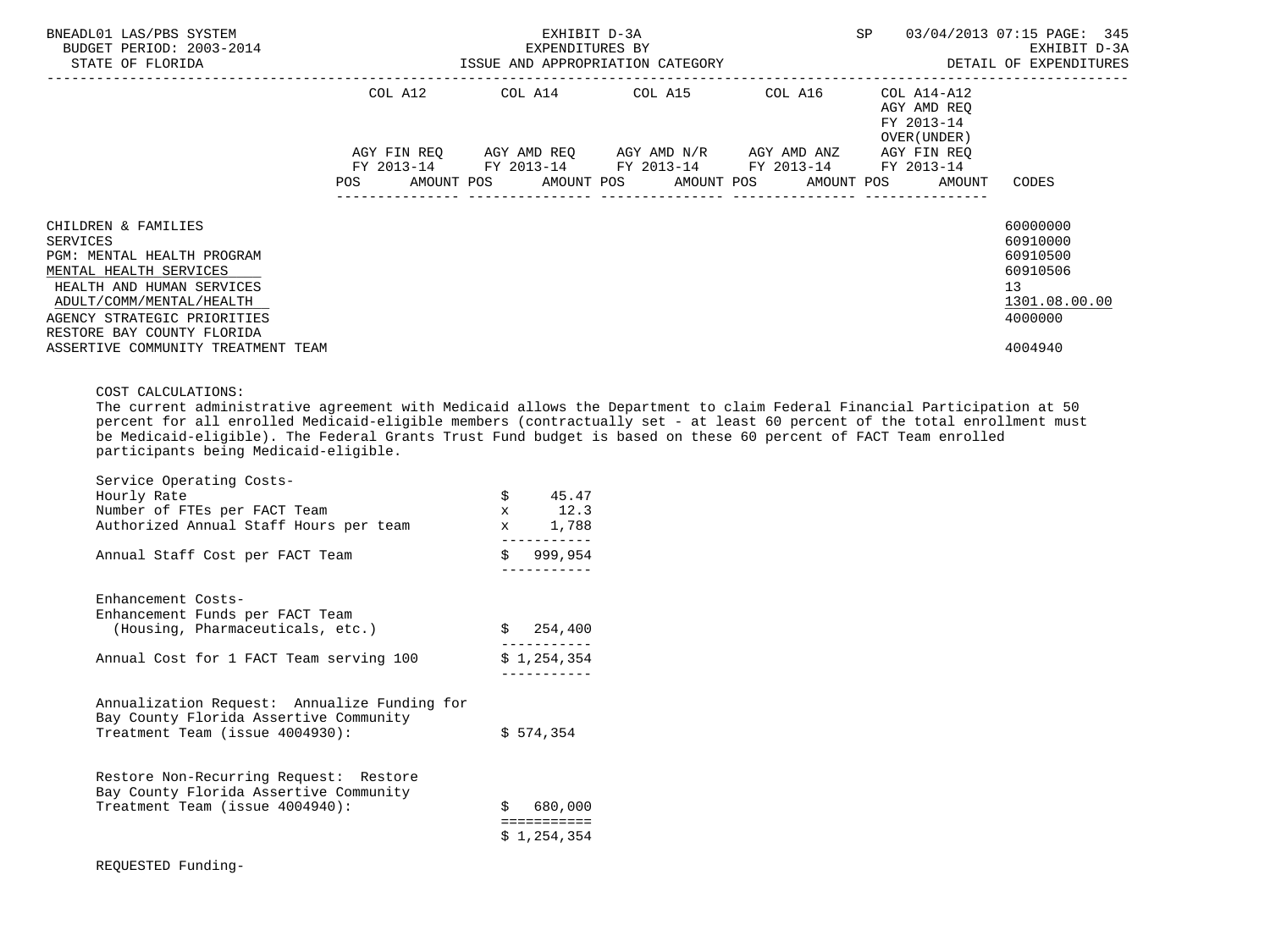| | COL A12 | | COL A14 | | COL A15 | | COL A16 | | COL A14-A12 AGY AMD REQ FY 2013-14 OVER(UNDER) AGY FIN REQ FY 2013-14 | |
|---|---|---|---|---|---|---|---|---|---|---|
| | AGY FIN REQ FY 2013-14 | | AGY AMD REQ FY 2013-14 | | AGY AMD N/R FY 2013-14 | | AGY AMD ANZ FY 2013-14 | | | |
| | POS | AMOUNT | POS | AMOUNT | POS | AMOUNT | POS | AMOUNT | AMOUNT | CODES |
| CHILDREN & FAMILIES | | | | | | | | | | 60000000 |
| SERVICES | | | | | | | | | | 60910000 |
| PGM: MENTAL HEALTH PROGRAM | | | | | | | | | | 60910500 |
| MENTAL HEALTH SERVICES | | | | | | | | | | 60910506 |
| HEALTH AND HUMAN SERVICES | | | | | | | | | | 13 |
| ADULT/COMM/MENTAL/HEALTH | | | | | | | | | | 1301.08.00.00 |
| AGENCY STRATEGIC PRIORITIES | | | | | | | | | | 4000000 |
| RESTORE BAY COUNTY FLORIDA ASSERTIVE COMMUNITY TREATMENT TEAM | | | | | | | | | | 4004940 |

COST CALCULATIONS:
The current administrative agreement with Medicaid allows the Department to claim Federal Financial Participation at 50 percent for all enrolled Medicaid-eligible members (contractually set - at least 60 percent of the total enrollment must be Medicaid-eligible). The Federal Grants Trust Fund budget is based on these 60 percent of FACT Team enrolled participants being Medicaid-eligible.

```
Service Operating Costs-
Hourly Rate                                   $     45.47
Number of FTEs per FACT Team                  x      12.3
Authorized Annual Staff Hours per team        x     1,788
                                              -----------
Annual Staff Cost per FACT Team               $   999,954
                                              -----------

Enhancement Costs-
Enhancement Funds per FACT Team
  (Housing, Pharmaceuticals, etc.)            $   254,400
                                              -----------
Annual Cost for 1 FACT Team serving 100       $ 1,254,354
                                              -----------

Annualization Request:  Annualize Funding for
Bay County Florida Assertive Community
Treatment Team (issue 4004930):               $ 574,354


Restore Non-Recurring Request:  Restore
Bay County Florida Assertive Community
Treatment Team (issue 4004940):               $   680,000
                                              ===========
                                              $ 1,254,354
```

REQUESTED Funding-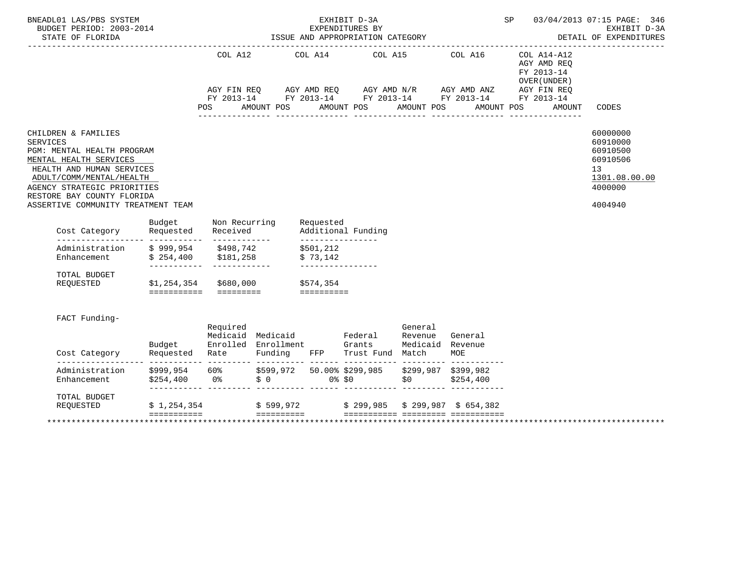| | COL A12 | | COL A14 | | COL A15 | | COL A16 | | COL A14-A12 AGY AMD REQ FY 2013-14 OVER(UNDER) | | |
|---|---|---|---|---|---|---|---|---|---|---|---|
| | AGY FIN REQ FY 2013-14 | | AGY AMD REQ FY 2013-14 | | AGY AMD N/R FY 2013-14 | | AGY AMD ANZ FY 2013-14 | | AGY FIN REQ FY 2013-14 | | |
| | POS | AMOUNT | POS | AMOUNT | POS | AMOUNT | POS | AMOUNT | POS | AMOUNT | CODES |

CHILDREN & FAMILIES SERVICES — 60000000 / 60910000
PGM: MENTAL HEALTH PROGRAM — 60910500
MENTAL HEALTH SERVICES — 60910506
HEALTH AND HUMAN SERVICES — 13
ADULT/COMM/MENTAL/HEALTH — 1301.08.00.00
AGENCY STRATEGIC PRIORITIES — 4000000
RESTORE BAY COUNTY FLORIDA
ASSERTIVE COMMUNITY TREATMENT TEAM — 4004940

| Cost Category | Budget Requested | Non Recurring Received | Requested Additional Funding |
|---|---|---|---|
| Administration | $ 999,954 | $498,742 | $501,212 |
| Enhancement | $ 254,400 | $181,258 | $ 73,142 |
| TOTAL BUDGET REQUESTED | $1,254,354 | $680,000 | $574,354 |

FACT Funding-

| Cost Category | Budget Requested | Required Medicaid Enrolled Rate | Medicaid Enrollment Funding | FFP | Federal Grants Trust Fund | General Revenue Medicaid Match | General Revenue MOE |
|---|---|---|---|---|---|---|---|
| Administration | $999,954 | 60% | $599,972 | 50.00% | $299,985 | $299,987 | $399,982 |
| Enhancement | $254,400 | 0% | $ 0 | 0% | $0 | $0 | $254,400 |
| TOTAL BUDGET REQUESTED | $ 1,254,354 | | $ 599,972 | | $ 299,985 | $ 299,987 | $ 654,382 |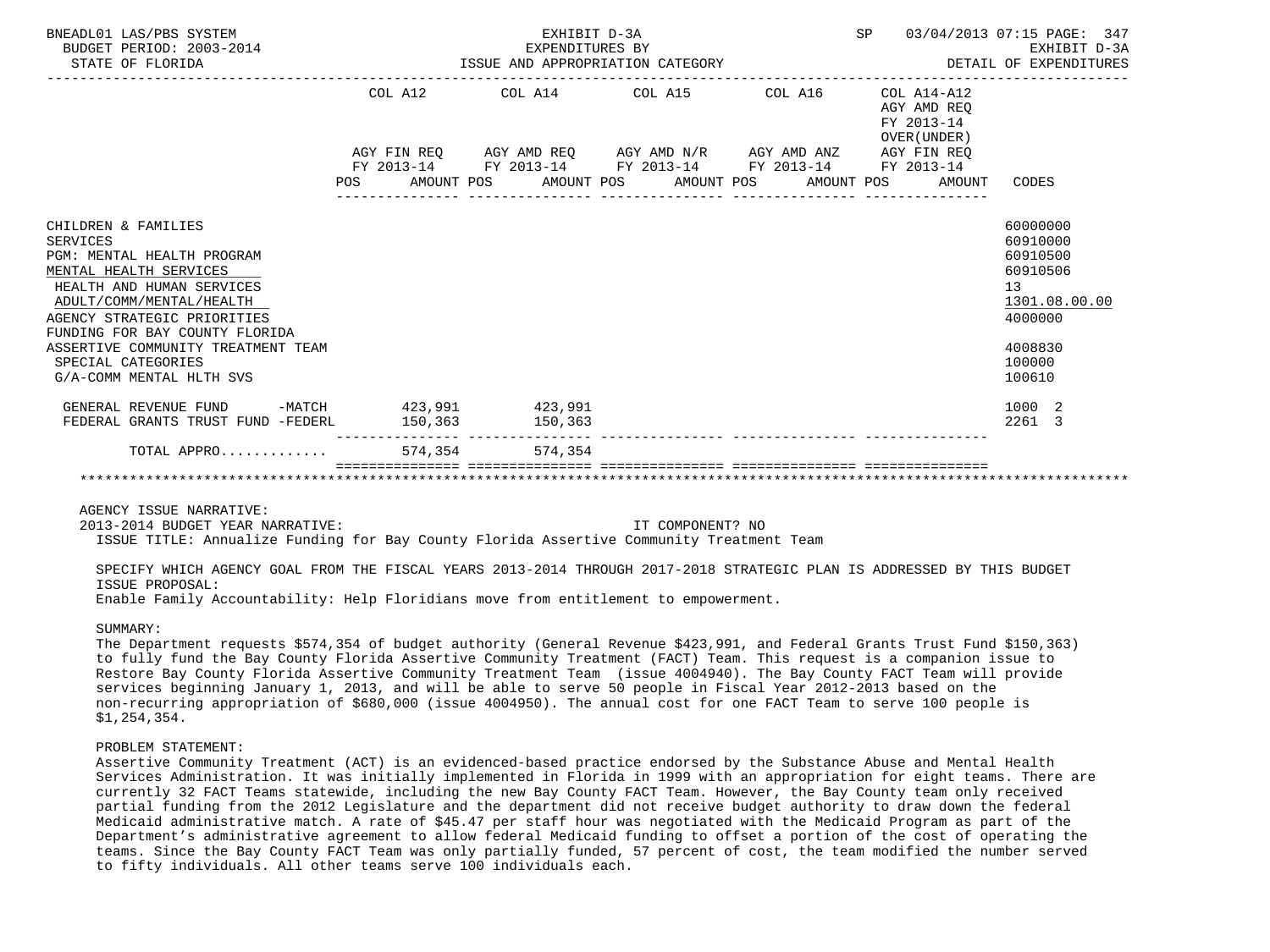BNEADL01 LAS/PBS SYSTEM
BUDGET PERIOD: 2003-2014
STATE OF FLORIDA

EXHIBIT D-3A
EXPENDITURES BY
ISSUE AND APPROPRIATION CATEGORY

SP 03/04/2013 07:15
EXHIBIT D-3A
DETAIL OF EXPENDITURES

| | COL A12 AGY FIN REQ FY 2013-14 POS AMOUNT | COL A14 AGY AMD REQ FY 2013-14 POS AMOUNT | COL A15 AGY AMD N/R FY 2013-14 POS AMOUNT | COL A16 AGY AMD ANZ FY 2013-14 POS AMOUNT | COL A14-A12 AGY AMD REQ FY 2013-14 OVER(UNDER) AGY FIN REQ FY 2013-14 POS AMOUNT | CODES |
|---|---|---|---|---|---|---|
| CHILDREN & FAMILIES | | | | | | 60000000 |
| SERVICES | | | | | | 60910000 |
| PGM: MENTAL HEALTH PROGRAM | | | | | | 60910500 |
| MENTAL HEALTH SERVICES | | | | | | 60910506 |
| HEALTH AND HUMAN SERVICES | | | | | | 13 |
| ADULT/COMM/MENTAL/HEALTH | | | | | | 1301.08.00.00 |
| AGENCY STRATEGIC PRIORITIES | | | | | | 4000000 |
| FUNDING FOR BAY COUNTY FLORIDA ASSERTIVE COMMUNITY TREATMENT TEAM | | | | | | 4008830 |
| SPECIAL CATEGORIES | | | | | | 100000 |
| G/A-COMM MENTAL HLTH SVS | | | | | | 100610 |
| GENERAL REVENUE FUND -MATCH | 423,991 | 423,991 | | | | 1000 2 |
| FEDERAL GRANTS TRUST FUND -FEDERL | 150,363 | 150,363 | | | | 2261 3 |
| TOTAL APPRO............ | 574,354 | 574,354 | | | | |

AGENCY ISSUE NARRATIVE:

2013-2014 BUDGET YEAR NARRATIVE: IT COMPONENT? NO

ISSUE TITLE: Annualize Funding for Bay County Florida Assertive Community Treatment Team

SPECIFY WHICH AGENCY GOAL FROM THE FISCAL YEARS 2013-2014 THROUGH 2017-2018 STRATEGIC PLAN IS ADDRESSED BY THIS BUDGET ISSUE PROPOSAL:

Enable Family Accountability: Help Floridians move from entitlement to empowerment.

SUMMARY:

The Department requests $574,354 of budget authority (General Revenue $423,991, and Federal Grants Trust Fund $150,363) to fully fund the Bay County Florida Assertive Community Treatment (FACT) Team. This request is a companion issue to Restore Bay County Florida Assertive Community Treatment Team (issue 4004940). The Bay County FACT Team will provide services beginning January 1, 2013, and will be able to serve 50 people in Fiscal Year 2012-2013 based on the non-recurring appropriation of $680,000 (issue 4004950). The annual cost for one FACT Team to serve 100 people is $1,254,354.

PROBLEM STATEMENT:

Assertive Community Treatment (ACT) is an evidenced-based practice endorsed by the Substance Abuse and Mental Health Services Administration. It was initially implemented in Florida in 1999 with an appropriation for eight teams. There are currently 32 FACT Teams statewide, including the new Bay County FACT Team. However, the Bay County team only received partial funding from the 2012 Legislature and the department did not receive budget authority to draw down the federal Medicaid administrative match. A rate of $45.47 per staff hour was negotiated with the Medicaid Program as part of the Department's administrative agreement to allow federal Medicaid funding to offset a portion of the cost of operating the teams. Since the Bay County FACT Team was only partially funded, 57 percent of cost, the team modified the number served to fifty individuals. All other teams serve 100 individuals each.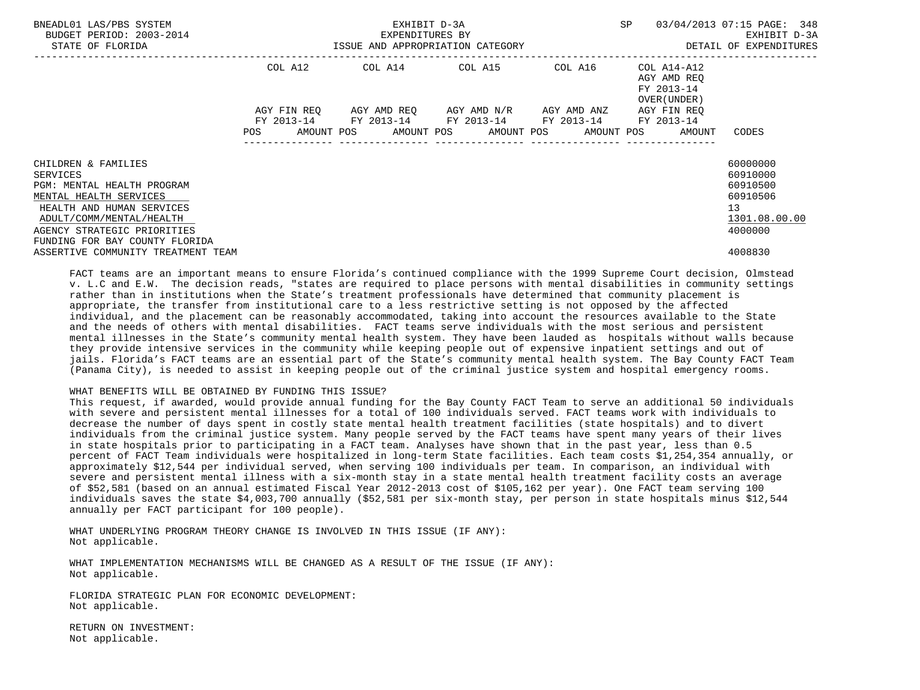| | COL A12 | COL A14 | COL A15 | COL A16 | COL A14-A12 AGY AMD REQ FY 2013-14 OVER(UNDER) | |
|---|---|---|---|---|---|---|
| | AGY FIN REQ FY 2013-14 | AGY AMD REQ FY 2013-14 | AGY AMD N/R FY 2013-14 | AGY AMD ANZ FY 2013-14 | AGY FIN REQ FY 2013-14 | |
| | POS AMOUNT | POS AMOUNT | POS AMOUNT | POS AMOUNT | POS AMOUNT | CODES |
| CHILDREN & FAMILIES | | | | | | 60000000 |
| SERVICES | | | | | | 60910000 |
| PGM: MENTAL HEALTH PROGRAM | | | | | | 60910500 |
| MENTAL HEALTH SERVICES | | | | | | 60910506 |
| HEALTH AND HUMAN SERVICES | | | | | | 13 |
| ADULT/COMM/MENTAL/HEALTH | | | | | | 1301.08.00.00 |
| AGENCY STRATEGIC PRIORITIES | | | | | | 4000000 |
| FUNDING FOR BAY COUNTY FLORIDA ASSERTIVE COMMUNITY TREATMENT TEAM | | | | | | 4008830 |

FACT teams are an important means to ensure Florida's continued compliance with the 1999 Supreme Court decision, Olmstead v. L.C and E.W. The decision reads, "states are required to place persons with mental disabilities in community settings rather than in institutions when the State's treatment professionals have determined that community placement is appropriate, the transfer from institutional care to a less restrictive setting is not opposed by the affected individual, and the placement can be reasonably accommodated, taking into account the resources available to the State and the needs of others with mental disabilities. FACT teams serve individuals with the most serious and persistent mental illnesses in the State's community mental health system. They have been lauded as hospitals without walls because they provide intensive services in the community while keeping people out of expensive inpatient settings and out of jails. Florida's FACT teams are an essential part of the State's community mental health system. The Bay County FACT Team (Panama City), is needed to assist in keeping people out of the criminal justice system and hospital emergency rooms.

WHAT BENEFITS WILL BE OBTAINED BY FUNDING THIS ISSUE?
This request, if awarded, would provide annual funding for the Bay County FACT Team to serve an additional 50 individuals with severe and persistent mental illnesses for a total of 100 individuals served. FACT teams work with individuals to decrease the number of days spent in costly state mental health treatment facilities (state hospitals) and to divert individuals from the criminal justice system. Many people served by the FACT teams have spent many years of their lives in state hospitals prior to participating in a FACT team. Analyses have shown that in the past year, less than 0.5 percent of FACT Team individuals were hospitalized in long-term State facilities. Each team costs $1,254,354 annually, or approximately $12,544 per individual served, when serving 100 individuals per team. In comparison, an individual with severe and persistent mental illness with a six-month stay in a state mental health treatment facility costs an average of $52,581 (based on an annual estimated Fiscal Year 2012-2013 cost of $105,162 per year). One FACT team serving 100 individuals saves the state $4,003,700 annually ($52,581 per six-month stay, per person in state hospitals minus $12,544 annually per FACT participant for 100 people).

WHAT UNDERLYING PROGRAM THEORY CHANGE IS INVOLVED IN THIS ISSUE (IF ANY):
Not applicable.

WHAT IMPLEMENTATION MECHANISMS WILL BE CHANGED AS A RESULT OF THE ISSUE (IF ANY):
Not applicable.

FLORIDA STRATEGIC PLAN FOR ECONOMIC DEVELOPMENT:
Not applicable.

RETURN ON INVESTMENT:
Not applicable.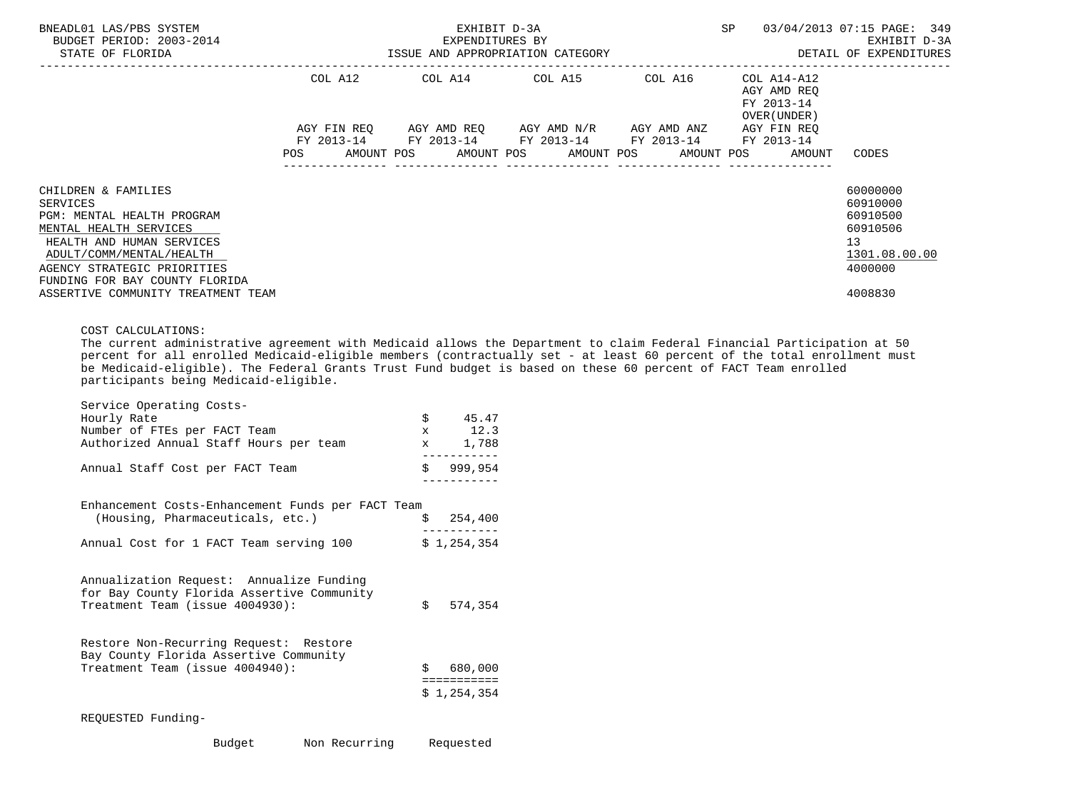| | COL A12 | | COL A14 | | COL A15 | | COL A16 | | COL A14-A12 AGY AMD REQ FY 2013-14 OVER(UNDER) AGY FIN REQ FY 2013-14 | | |
|---|---|---|---|---|---|---|---|---|---|---|---|
| | AGY FIN REQ FY 2013-14 | | AGY AMD REQ FY 2013-14 | | AGY AMD N/R FY 2013-14 | | AGY AMD ANZ FY 2013-14 | | | | |
| | POS | AMOUNT | POS | AMOUNT | POS | AMOUNT | POS | AMOUNT | POS | AMOUNT | CODES |
| CHILDREN & FAMILIES | | | | | | | | | | | 60000000 |
| SERVICES | | | | | | | | | | | 60910000 |
| PGM: MENTAL HEALTH PROGRAM | | | | | | | | | | | 60910500 |
| MENTAL HEALTH SERVICES | | | | | | | | | | | 60910506 |
| HEALTH AND HUMAN SERVICES | | | | | | | | | | | 13 |
| ADULT/COMM/MENTAL/HEALTH | | | | | | | | | | | 1301.08.00.00 |
| AGENCY STRATEGIC PRIORITIES | | | | | | | | | | | 4000000 |
| FUNDING FOR BAY COUNTY FLORIDA ASSERTIVE COMMUNITY TREATMENT TEAM | | | | | | | | | | | 4008830 |

COST CALCULATIONS:
The current administrative agreement with Medicaid allows the Department to claim Federal Financial Participation at 50 percent for all enrolled Medicaid-eligible members (contractually set - at least 60 percent of the total enrollment must be Medicaid-eligible). The Federal Grants Trust Fund budget is based on these 60 percent of FACT Team enrolled participants being Medicaid-eligible.

```
Service Operating Costs-
Hourly Rate                                    $     45.47
Number of FTEs per FACT Team                   x      12.3
Authorized Annual Staff Hours per team         x     1,788
                                               -----------
Annual Staff Cost per FACT Team                $   999,954
                                               -----------

Enhancement Costs-Enhancement Funds per FACT Team
  (Housing, Pharmaceuticals, etc.)             $   254,400
                                               -----------
Annual Cost for 1 FACT Team serving 100        $ 1,254,354


Annualization Request:  Annualize Funding
for Bay County Florida Assertive Community
Treatment Team (issue 4004930):                $   574,354


Restore Non-Recurring Request:  Restore
Bay County Florida Assertive Community
Treatment Team (issue 4004940):                $   680,000
                                               ===========
                                               $ 1,254,354

REQUESTED Funding-

                  Budget       Non Recurring     Requested
```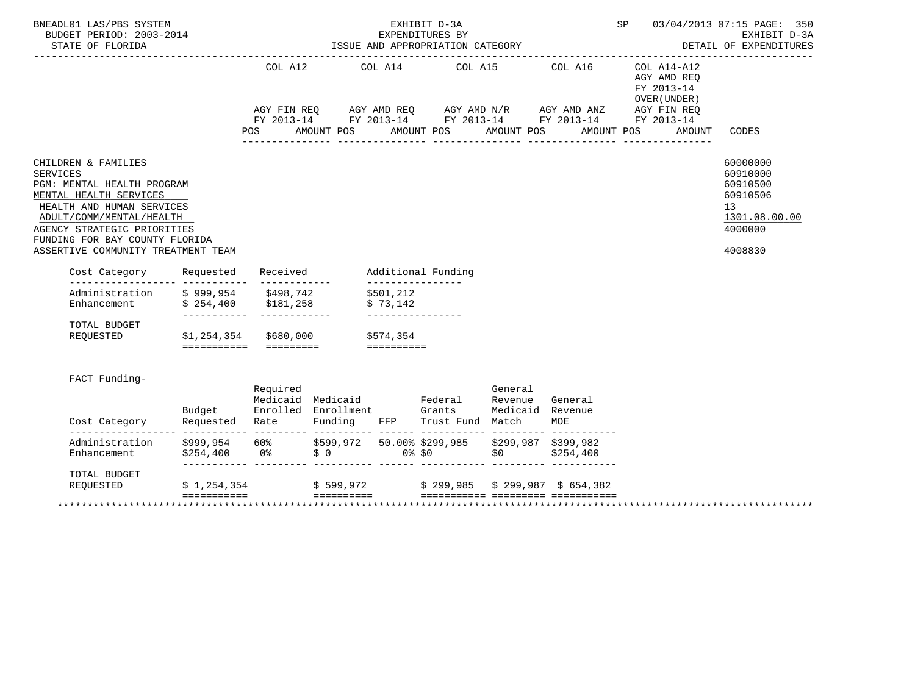| | COL A12 | | COL A14 | | COL A15 | | COL A16 | | COL A14-A12 AGY AMD REQ FY 2013-14 OVER(UNDER) AGY FIN REQ FY 2013-14 | |
|---|---|---|---|---|---|---|---|---|---|---|
| | AGY FIN REQ FY 2013-14 | | AGY AMD REQ FY 2013-14 | | AGY AMD N/R FY 2013-14 | | AGY AMD ANZ FY 2013-14 | | | |
| | POS | AMOUNT | POS | AMOUNT | POS | AMOUNT | POS | AMOUNT | POS AMOUNT | CODES |

| | CODES |
|---|---|
| CHILDREN & FAMILIES | 60000000 |
| SERVICES | 60910000 |
| PGM: MENTAL HEALTH PROGRAM | 60910500 |
| MENTAL HEALTH SERVICES | 60910506 |
| HEALTH AND HUMAN SERVICES | 13 |
| ADULT/COMM/MENTAL/HEALTH | 1301.08.00.00 |
| AGENCY STRATEGIC PRIORITIES | 4000000 |
| FUNDING FOR BAY COUNTY FLORIDA ASSERTIVE COMMUNITY TREATMENT TEAM | 4008830 |

| Cost Category | Requested | Received | Additional Funding |
|---|---|---|---|
| Administration | $ 999,954 | $498,742 | $501,212 |
| Enhancement | $ 254,400 | $181,258 | $ 73,142 |
| TOTAL BUDGET REQUESTED | $1,254,354 | $680,000 | $574,354 |

FACT Funding-

| Cost Category | Budget Requested | Required Medicaid Enrolled Rate | Medicaid Enrollment Funding | FFP | Federal Grants Trust Fund | General Revenue Medicaid Match | General Revenue MOE |
|---|---|---|---|---|---|---|---|
| Administration | $999,954 | 60% | $599,972 | 50.00% | $299,985 | $299,987 | $399,982 |
| Enhancement | $254,400 | 0% | $ 0 | 0% | $0 | $0 | $254,400 |
| TOTAL BUDGET REQUESTED | $ 1,254,354 | | $ 599,972 | | $ 299,985 | $ 299,987 | $ 654,382 |

*******************************************************************************************************************************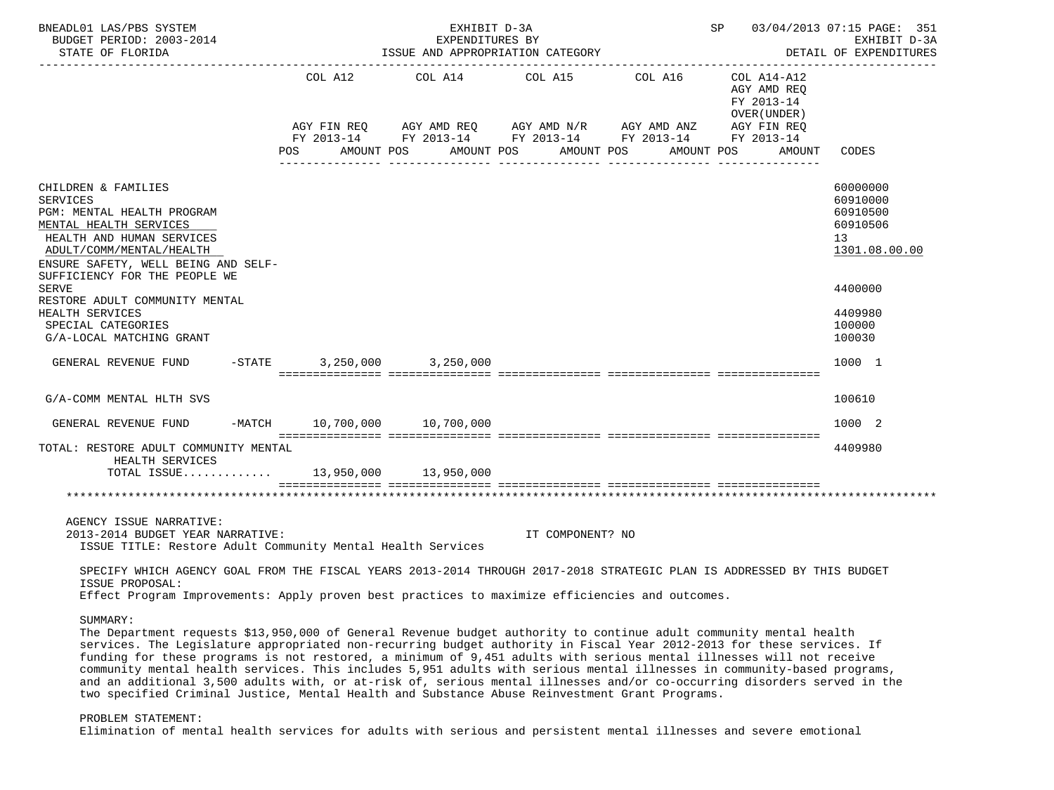BNEADL01 LAS/PBS SYSTEM — EXHIBIT D-3A — EXPENDITURES BY ISSUE AND APPROPRIATION CATEGORY — SP 03/04/2013 07:15 PAGE: 351
BUDGET PERIOD: 2003-2014 — EXHIBIT D-3A
STATE OF FLORIDA — DETAIL OF EXPENDITURES

| | COL A12 AGY FIN REQ FY 2013-14 POS AMOUNT | COL A14 AGY AMD REQ FY 2013-14 POS AMOUNT | COL A15 AGY AMD N/R FY 2013-14 POS AMOUNT | COL A16 AGY AMD ANZ FY 2013-14 POS AMOUNT | COL A14-A12 AGY AMD REQ FY 2013-14 OVER(UNDER) AGY FIN REQ FY 2013-14 POS AMOUNT | CODES |
|---|---|---|---|---|---|---|
| CHILDREN & FAMILIES | | | | | | 60000000 |
| SERVICES | | | | | | 60910000 |
| PGM: MENTAL HEALTH PROGRAM | | | | | | 60910500 |
| MENTAL HEALTH SERVICES | | | | | | 60910506 |
| HEALTH AND HUMAN SERVICES | | | | | | 13 |
| ADULT/COMM/MENTAL/HEALTH | | | | | | 1301.08.00.00 |
| ENSURE SAFETY, WELL BEING AND SELF-SUFFICIENCY FOR THE PEOPLE WE SERVE | | | | | | 4400000 |
| RESTORE ADULT COMMUNITY MENTAL HEALTH SERVICES | | | | | | 4409980 |
| SPECIAL CATEGORIES | | | | | | 100000 |
| G/A-LOCAL MATCHING GRANT | | | | | | 100030 |
| GENERAL REVENUE FUND -STATE | 3,250,000 | 3,250,000 | | | | 1000 1 |
| G/A-COMM MENTAL HLTH SVS | | | | | | 100610 |
| GENERAL REVENUE FUND -MATCH | 10,700,000 | 10,700,000 | | | | 1000 2 |
| TOTAL: RESTORE ADULT COMMUNITY MENTAL HEALTH SERVICES | | | | | | 4409980 |
| TOTAL ISSUE............ | 13,950,000 | 13,950,000 | | | | |

AGENCY ISSUE NARRATIVE:
2013-2014 BUDGET YEAR NARRATIVE: IT COMPONENT? NO
ISSUE TITLE: Restore Adult Community Mental Health Services

SPECIFY WHICH AGENCY GOAL FROM THE FISCAL YEARS 2013-2014 THROUGH 2017-2018 STRATEGIC PLAN IS ADDRESSED BY THIS BUDGET ISSUE PROPOSAL:
Effect Program Improvements: Apply proven best practices to maximize efficiencies and outcomes.

SUMMARY:
The Department requests $13,950,000 of General Revenue budget authority to continue adult community mental health services. The Legislature appropriated non-recurring budget authority in Fiscal Year 2012-2013 for these services. If funding for these programs is not restored, a minimum of 9,451 adults with serious mental illnesses will not receive community mental health services. This includes 5,951 adults with serious mental illnesses in community-based programs, and an additional 3,500 adults with, or at-risk of, serious mental illnesses and/or co-occurring disorders served in the two specified Criminal Justice, Mental Health and Substance Abuse Reinvestment Grant Programs.

PROBLEM STATEMENT:
Elimination of mental health services for adults with serious and persistent mental illnesses and severe emotional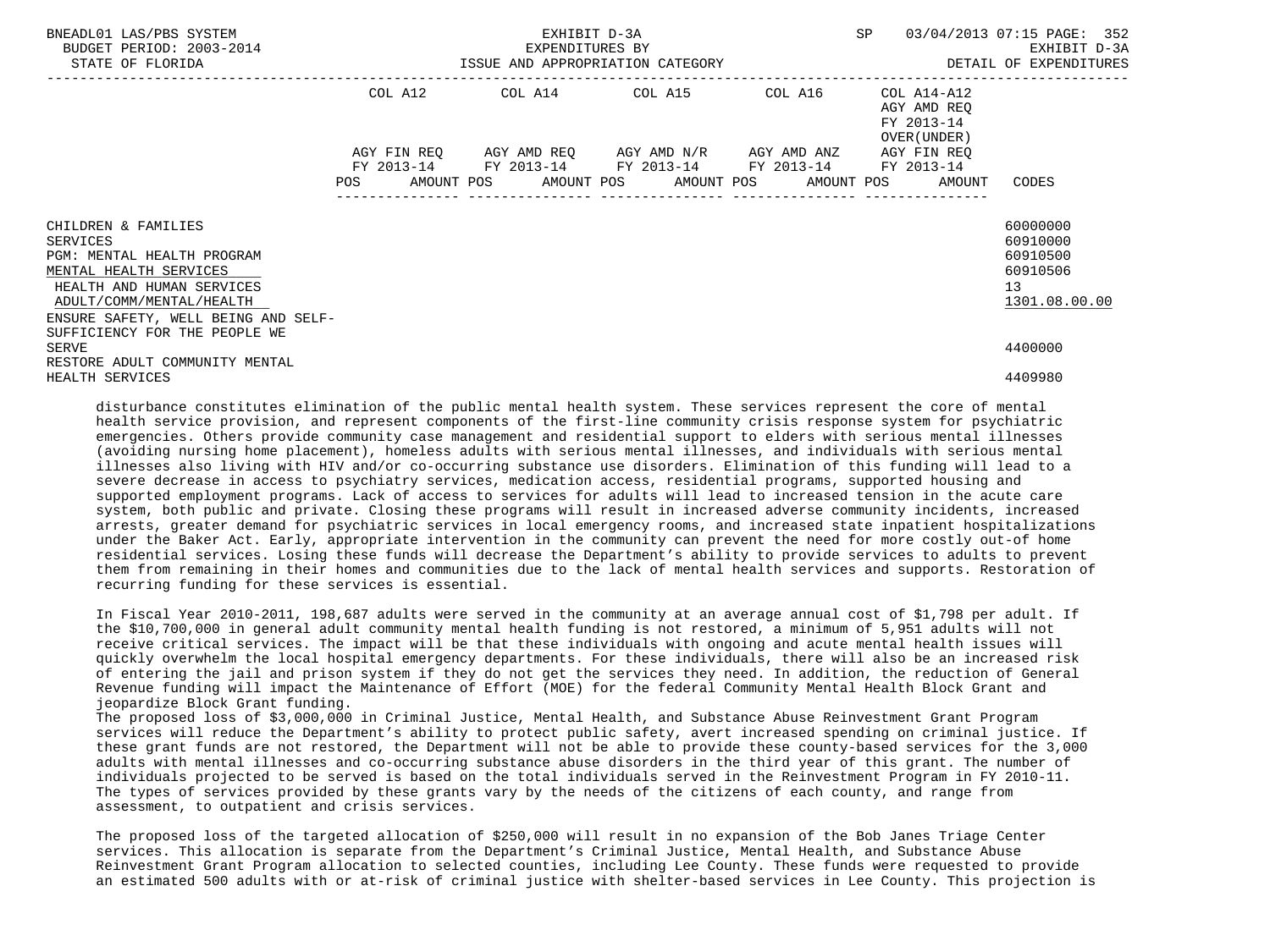| | COL A12 | | COL A14 | | COL A15 | | COL A16 | | COL A14-A12 AGY AMD REQ FY 2013-14 OVER(UNDER) | | |
|---|---|---|---|---|---|---|---|---|---|---|---|
| | AGY FIN REQ FY 2013-14 | | AGY AMD REQ FY 2013-14 | | AGY AMD N/R FY 2013-14 | | AGY AMD ANZ FY 2013-14 | | AGY FIN REQ FY 2013-14 | | |
| | POS | AMOUNT | POS | AMOUNT | POS | AMOUNT | POS | AMOUNT | POS | AMOUNT | CODES |
| CHILDREN & FAMILIES | | | | | | | | | | | 60000000 |
| SERVICES | | | | | | | | | | | 60910000 |
| PGM: MENTAL HEALTH PROGRAM | | | | | | | | | | | 60910500 |
| MENTAL HEALTH SERVICES | | | | | | | | | | | 60910506 |
| HEALTH AND HUMAN SERVICES | | | | | | | | | | | 13 |
| ADULT/COMM/MENTAL/HEALTH | | | | | | | | | | | 1301.08.00.00 |
| ENSURE SAFETY, WELL BEING AND SELF-SUFFICIENCY FOR THE PEOPLE WE SERVE | | | | | | | | | | | 4400000 |
| RESTORE ADULT COMMUNITY MENTAL HEALTH SERVICES | | | | | | | | | | | 4409980 |

disturbance constitutes elimination of the public mental health system. These services represent the core of mental health service provision, and represent components of the first-line community crisis response system for psychiatric emergencies. Others provide community case management and residential support to elders with serious mental illnesses (avoiding nursing home placement), homeless adults with serious mental illnesses, and individuals with serious mental illnesses also living with HIV and/or co-occurring substance use disorders. Elimination of this funding will lead to a severe decrease in access to psychiatry services, medication access, residential programs, supported housing and supported employment programs. Lack of access to services for adults will lead to increased tension in the acute care system, both public and private. Closing these programs will result in increased adverse community incidents, increased arrests, greater demand for psychiatric services in local emergency rooms, and increased state inpatient hospitalizations under the Baker Act. Early, appropriate intervention in the community can prevent the need for more costly out-of home residential services. Losing these funds will decrease the Department's ability to provide services to adults to prevent them from remaining in their homes and communities due to the lack of mental health services and supports. Restoration of recurring funding for these services is essential.

In Fiscal Year 2010-2011, 198,687 adults were served in the community at an average annual cost of $1,798 per adult. If the $10,700,000 in general adult community mental health funding is not restored, a minimum of 5,951 adults will not receive critical services. The impact will be that these individuals with ongoing and acute mental health issues will quickly overwhelm the local hospital emergency departments. For these individuals, there will also be an increased risk of entering the jail and prison system if they do not get the services they need. In addition, the reduction of General Revenue funding will impact the Maintenance of Effort (MOE) for the federal Community Mental Health Block Grant and jeopardize Block Grant funding.
The proposed loss of $3,000,000 in Criminal Justice, Mental Health, and Substance Abuse Reinvestment Grant Program services will reduce the Department's ability to protect public safety, avert increased spending on criminal justice. If these grant funds are not restored, the Department will not be able to provide these county-based services for the 3,000 adults with mental illnesses and co-occurring substance abuse disorders in the third year of this grant. The number of individuals projected to be served is based on the total individuals served in the Reinvestment Program in FY 2010-11. The types of services provided by these grants vary by the needs of the citizens of each county, and range from assessment, to outpatient and crisis services.

The proposed loss of the targeted allocation of $250,000 will result in no expansion of the Bob Janes Triage Center services. This allocation is separate from the Department's Criminal Justice, Mental Health, and Substance Abuse Reinvestment Grant Program allocation to selected counties, including Lee County. These funds were requested to provide an estimated 500 adults with or at-risk of criminal justice with shelter-based services in Lee County. This projection is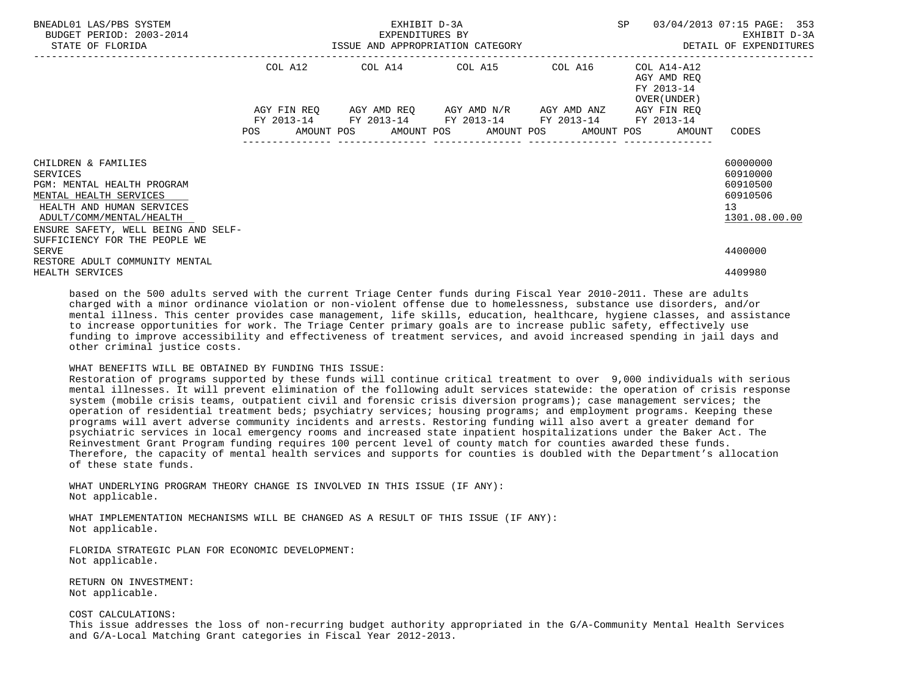| | COL A12 | | COL A14 | | COL A15 | | COL A16 | | COL A14-A12 AGY AMD REQ FY 2013-14 OVER(UNDER) | |
|---|---|---|---|---|---|---|---|---|---|---|
| | AGY FIN REQ FY 2013-14 | | AGY AMD REQ FY 2013-14 | | AGY AMD N/R FY 2013-14 | | AGY AMD ANZ FY 2013-14 | | AGY FIN REQ FY 2013-14 | |
| | POS | AMOUNT | POS | AMOUNT | POS | AMOUNT | POS | AMOUNT | POS | AMOUNT | CODES |

CHILDREN & FAMILIES — 60000000
SERVICES — 60910000
PGM: MENTAL HEALTH PROGRAM — 60910500
MENTAL HEALTH SERVICES — 60910506
HEALTH AND HUMAN SERVICES — 13
ADULT/COMM/MENTAL/HEALTH — 1301.08.00.00
ENSURE SAFETY, WELL BEING AND SELF-SUFFICIENCY FOR THE PEOPLE WE SERVE — 4400000
RESTORE ADULT COMMUNITY MENTAL HEALTH SERVICES — 4409980

based on the 500 adults served with the current Triage Center funds during Fiscal Year 2010-2011. These are adults charged with a minor ordinance violation or non-violent offense due to homelessness, substance use disorders, and/or mental illness. This center provides case management, life skills, education, healthcare, hygiene classes, and assistance to increase opportunities for work. The Triage Center primary goals are to increase public safety, effectively use funding to improve accessibility and effectiveness of treatment services, and avoid increased spending in jail days and other criminal justice costs.

WHAT BENEFITS WILL BE OBTAINED BY FUNDING THIS ISSUE:
Restoration of programs supported by these funds will continue critical treatment to over 9,000 individuals with serious mental illnesses. It will prevent elimination of the following adult services statewide: the operation of crisis response system (mobile crisis teams, outpatient civil and forensic crisis diversion programs); case management services; the operation of residential treatment beds; psychiatry services; housing programs; and employment programs. Keeping these programs will avert adverse community incidents and arrests. Restoring funding will also avert a greater demand for psychiatric services in local emergency rooms and increased state inpatient hospitalizations under the Baker Act. The Reinvestment Grant Program funding requires 100 percent level of county match for counties awarded these funds. Therefore, the capacity of mental health services and supports for counties is doubled with the Department's allocation of these state funds.

WHAT UNDERLYING PROGRAM THEORY CHANGE IS INVOLVED IN THIS ISSUE (IF ANY):
Not applicable.

WHAT IMPLEMENTATION MECHANISMS WILL BE CHANGED AS A RESULT OF THIS ISSUE (IF ANY):
Not applicable.

FLORIDA STRATEGIC PLAN FOR ECONOMIC DEVELOPMENT:
Not applicable.

RETURN ON INVESTMENT:
Not applicable.

COST CALCULATIONS:
This issue addresses the loss of non-recurring budget authority appropriated in the G/A-Community Mental Health Services and G/A-Local Matching Grant categories in Fiscal Year 2012-2013.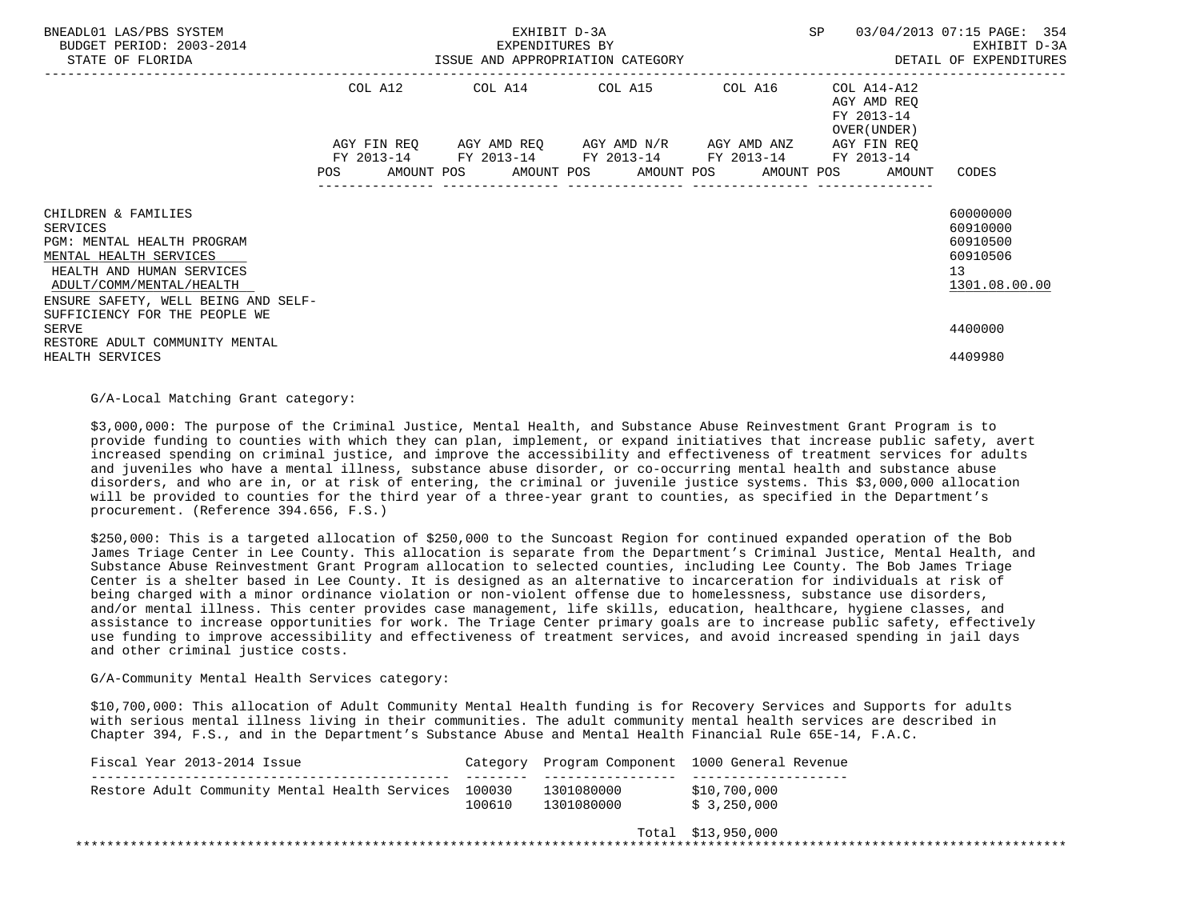| | COL A12 | COL A14 | COL A15 | COL A16 | COL A14-A12 AGY AMD REQ FY 2013-14 OVER(UNDER) | |
|---|---|---|---|---|---|---|
| | AGY FIN REQ FY 2013-14 | AGY AMD REQ FY 2013-14 | AGY AMD N/R FY 2013-14 | AGY AMD ANZ FY 2013-14 | AGY FIN REQ FY 2013-14 | |
| | POS AMOUNT | POS AMOUNT | POS AMOUNT | POS AMOUNT | POS AMOUNT | CODES |
| CHILDREN & FAMILIES | | | | | | 60000000 |
| SERVICES | | | | | | 60910000 |
| PGM: MENTAL HEALTH PROGRAM | | | | | | 60910500 |
| MENTAL HEALTH SERVICES | | | | | | 60910506 |
| HEALTH AND HUMAN SERVICES | | | | | | 13 |
| ADULT/COMM/MENTAL/HEALTH | | | | | | 1301.08.00.00 |
| ENSURE SAFETY, WELL BEING AND SELF-SUFFICIENCY FOR THE PEOPLE WE SERVE | | | | | | 4400000 |
| RESTORE ADULT COMMUNITY MENTAL HEALTH SERVICES | | | | | | 4409980 |

G/A-Local Matching Grant category:

$3,000,000: The purpose of the Criminal Justice, Mental Health, and Substance Abuse Reinvestment Grant Program is to provide funding to counties with which they can plan, implement, or expand initiatives that increase public safety, avert increased spending on criminal justice, and improve the accessibility and effectiveness of treatment services for adults and juveniles who have a mental illness, substance abuse disorder, or co-occurring mental health and substance abuse disorders, and who are in, or at risk of entering, the criminal or juvenile justice systems. This $3,000,000 allocation will be provided to counties for the third year of a three-year grant to counties, as specified in the Department's procurement. (Reference 394.656, F.S.)

$250,000: This is a targeted allocation of $250,000 to the Suncoast Region for continued expanded operation of the Bob James Triage Center in Lee County. This allocation is separate from the Department's Criminal Justice, Mental Health, and Substance Abuse Reinvestment Grant Program allocation to selected counties, including Lee County. The Bob James Triage Center is a shelter based in Lee County. It is designed as an alternative to incarceration for individuals at risk of being charged with a minor ordinance violation or non-violent offense due to homelessness, substance use disorders, and/or mental illness. This center provides case management, life skills, education, healthcare, hygiene classes, and assistance to increase opportunities for work. The Triage Center primary goals are to increase public safety, effectively use funding to improve accessibility and effectiveness of treatment services, and avoid increased spending in jail days and other criminal justice costs.

G/A-Community Mental Health Services category:

$10,700,000: This allocation of Adult Community Mental Health funding is for Recovery Services and Supports for adults with serious mental illness living in their communities. The adult community mental health services are described in Chapter 394, F.S., and in the Department's Substance Abuse and Mental Health Financial Rule 65E-14, F.A.C.

| Fiscal Year 2013-2014 Issue | Category | Program Component | 1000 General Revenue |
|---|---|---|---|
| Restore Adult Community Mental Health Services | 100030 | 1301080000 | $10,700,000 |
| | 100610 | 1301080000 | $ 3,250,000 |
| | | Total | $13,950,000 |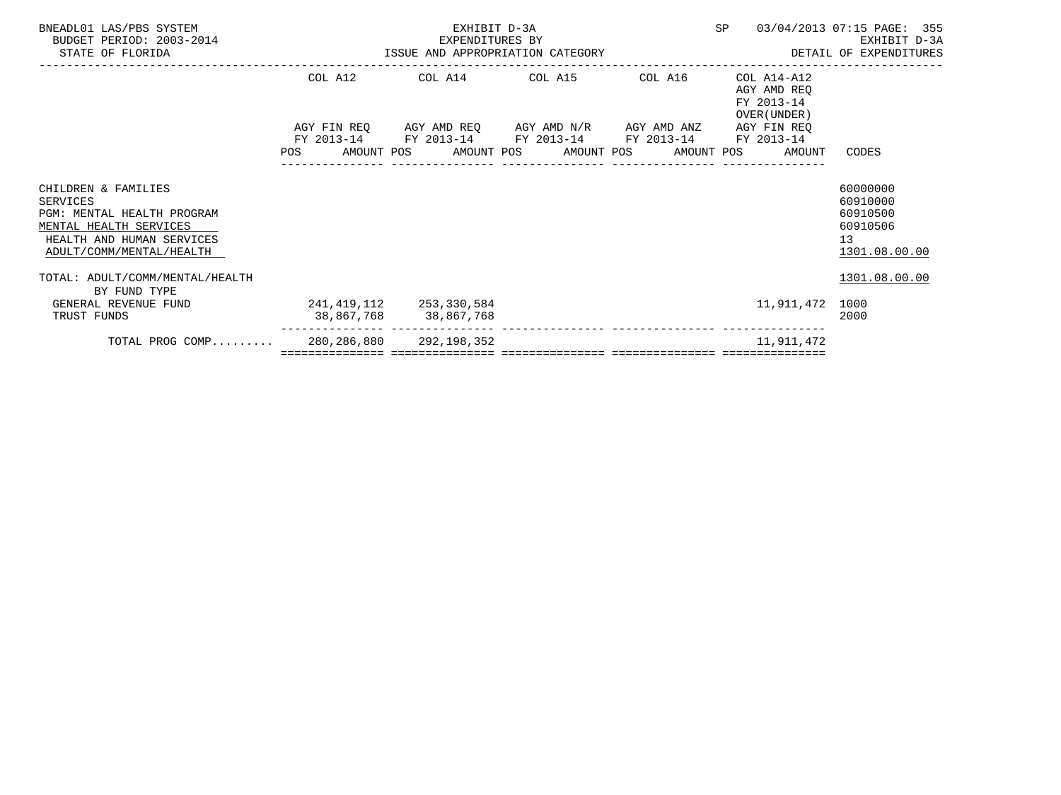BNEADL01 LAS/PBS SYSTEM — EXHIBIT D-3A — EXPENDITURES BY ISSUE AND APPROPRIATION CATEGORY
BUDGET PERIOD: 2003-2014 — STATE OF FLORIDA — SP 03/04/2013 07:15 — EXHIBIT D-3A — DETAIL OF EXPENDITURES

| | COL A12 AGY FIN REQ FY 2013-14 POS AMOUNT | COL A14 AGY AMD REQ FY 2013-14 POS AMOUNT | COL A15 AGY AMD N/R FY 2013-14 POS AMOUNT | COL A16 AGY AMD ANZ FY 2013-14 POS AMOUNT | COL A14-A12 AGY AMD REQ FY 2013-14 OVER(UNDER) AGY FIN REQ FY 2013-14 POS AMOUNT | CODES |
|---|---|---|---|---|---|---|
| CHILDREN & FAMILIES | | | | | | 60000000 |
| SERVICES | | | | | | 60910000 |
| PGM: MENTAL HEALTH PROGRAM | | | | | | 60910500 |
| MENTAL HEALTH SERVICES | | | | | | 60910506 |
| HEALTH AND HUMAN SERVICES | | | | | | 13 |
| ADULT/COMM/MENTAL/HEALTH | | | | | | 1301.08.00.00 |
| TOTAL: ADULT/COMM/MENTAL/HEALTH | | | | | | 1301.08.00.00 |
| BY FUND TYPE | | | | | | |
| GENERAL REVENUE FUND | 241,419,112 | 253,330,584 | | | 11,911,472 | 1000 |
| TRUST FUNDS | 38,867,768 | 38,867,768 | | | | 2000 |
| TOTAL PROG COMP......... | 280,286,880 | 292,198,352 | | | 11,911,472 | |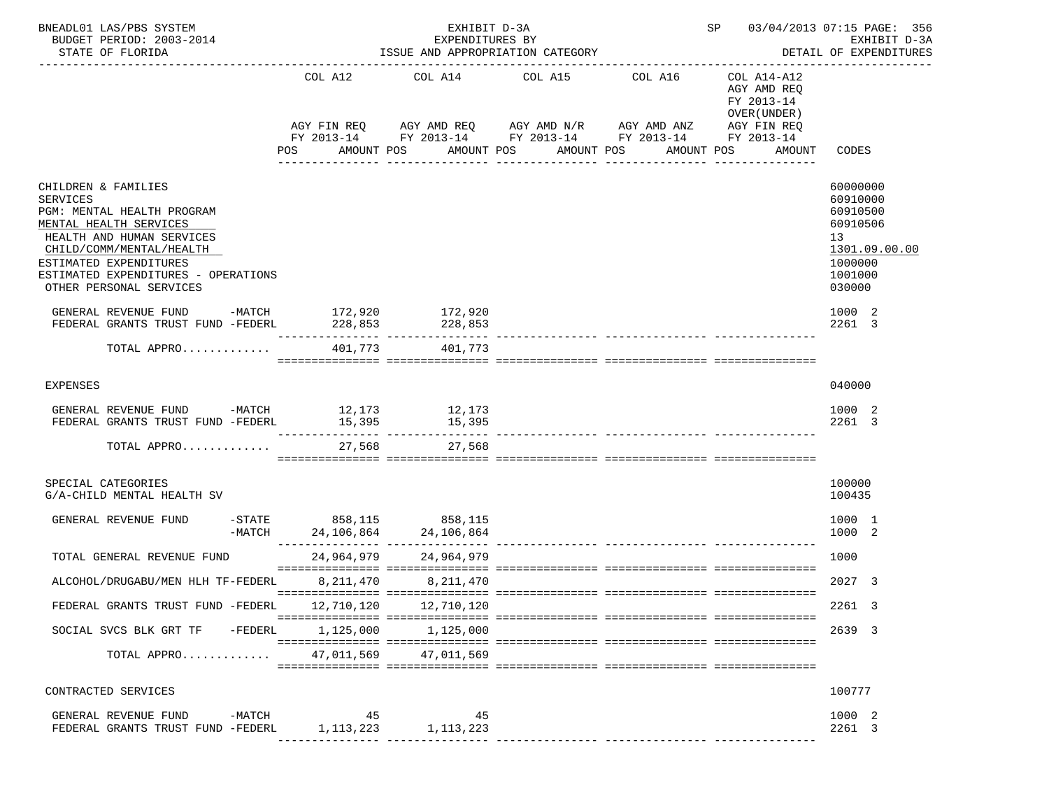BNEADL01 LAS/PBS SYSTEM — EXHIBIT D-3A — SP 03/04/2013 07:15

BUDGET PERIOD: 2003-2014 — EXPENDITURES BY — EXHIBIT D-3A

STATE OF FLORIDA — ISSUE AND APPROPRIATION CATEGORY — DETAIL OF EXPENDITURES

| | COL A12 AGY FIN REQ FY 2013-14 POS AMOUNT | COL A14 AGY AMD REQ FY 2013-14 POS AMOUNT | COL A15 AGY AMD N/R FY 2013-14 POS AMOUNT | COL A16 AGY AMD ANZ FY 2013-14 POS AMOUNT | COL A14-A12 AGY AMD REQ FY 2013-14 OVER(UNDER) AGY FIN REQ FY 2013-14 POS AMOUNT | CODES |
|---|---|---|---|---|---|---|
| CHILDREN & FAMILIES | | | | | | 60000000 |
| SERVICES | | | | | | 60910000 |
| PGM: MENTAL HEALTH PROGRAM | | | | | | 60910500 |
| MENTAL HEALTH SERVICES | | | | | | 60910506 |
| HEALTH AND HUMAN SERVICES | | | | | | 13 |
| CHILD/COMM/MENTAL/HEALTH | | | | | | 1301.09.00.00 |
| ESTIMATED EXPENDITURES | | | | | | 1000000 |
| ESTIMATED EXPENDITURES - OPERATIONS | | | | | | 1001000 |
| OTHER PERSONAL SERVICES | | | | | | 030000 |
| GENERAL REVENUE FUND -MATCH | 172,920 | 172,920 | | | | 1000 2 |
| FEDERAL GRANTS TRUST FUND -FEDERL | 228,853 | 228,853 | | | | 2261 3 |
| TOTAL APPRO............ | 401,773 | 401,773 | | | | |
| EXPENSES | | | | | | 040000 |
| GENERAL REVENUE FUND -MATCH | 12,173 | 12,173 | | | | 1000 2 |
| FEDERAL GRANTS TRUST FUND -FEDERL | 15,395 | 15,395 | | | | 2261 3 |
| TOTAL APPRO............ | 27,568 | 27,568 | | | | |
| SPECIAL CATEGORIES | | | | | | 100000 |
| G/A-CHILD MENTAL HEALTH SV | | | | | | 100435 |
| GENERAL REVENUE FUND -STATE | 858,115 | 858,115 | | | | 1000 1 |
| -MATCH | 24,106,864 | 24,106,864 | | | | 1000 2 |
| TOTAL GENERAL REVENUE FUND | 24,964,979 | 24,964,979 | | | | 1000 |
| ALCOHOL/DRUGABU/MEN HLH TF-FEDERL | 8,211,470 | 8,211,470 | | | | 2027 3 |
| FEDERAL GRANTS TRUST FUND -FEDERL | 12,710,120 | 12,710,120 | | | | 2261 3 |
| SOCIAL SVCS BLK GRT TF -FEDERL | 1,125,000 | 1,125,000 | | | | 2639 3 |
| TOTAL APPRO............ | 47,011,569 | 47,011,569 | | | | |
| CONTRACTED SERVICES | | | | | | 100777 |
| GENERAL REVENUE FUND -MATCH | 45 | 45 | | | | 1000 2 |
| FEDERAL GRANTS TRUST FUND -FEDERL | 1,113,223 | 1,113,223 | | | | 2261 3 |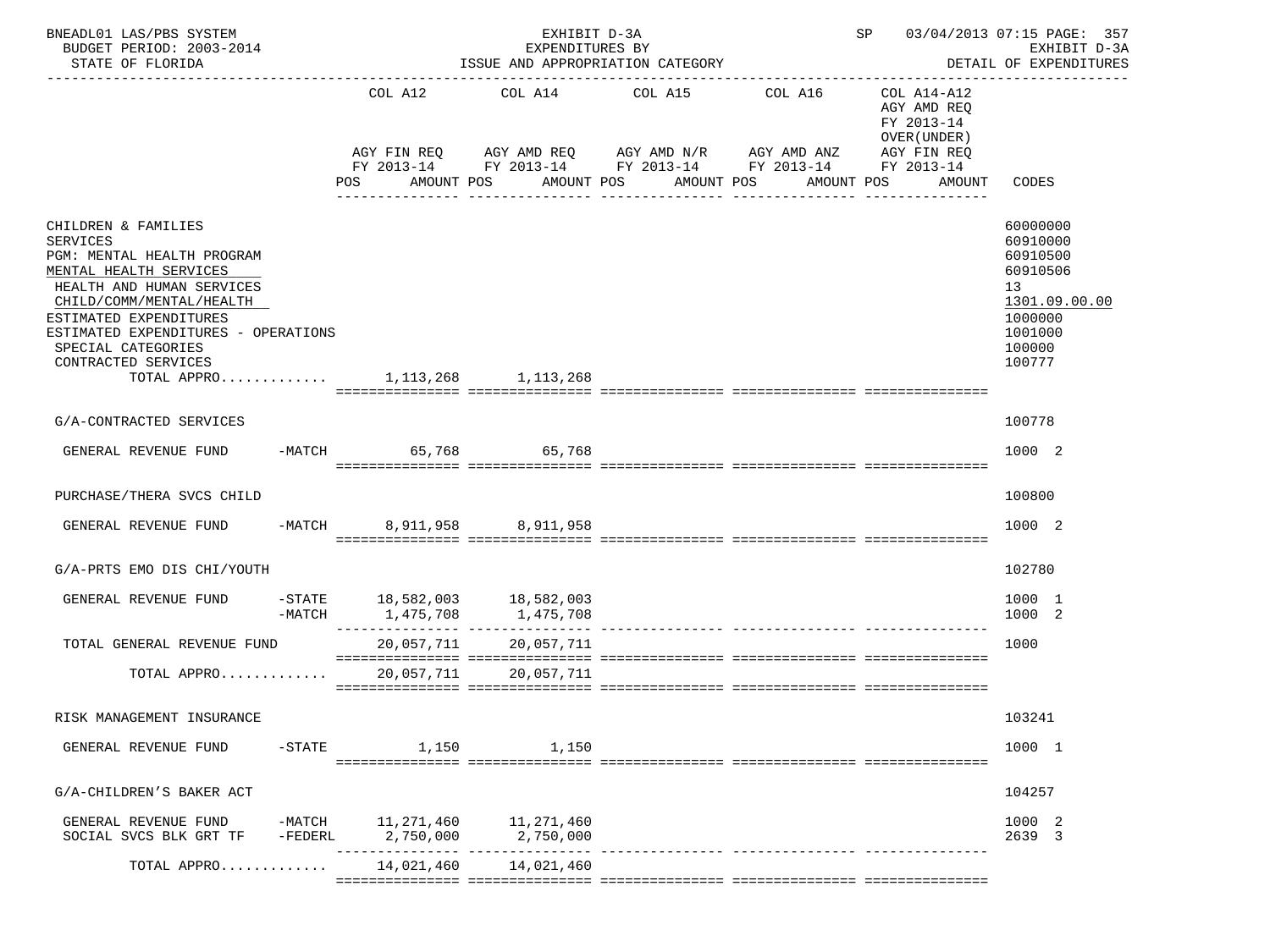BNEADL01 LAS/PBS SYSTEM — EXHIBIT D-3A — SP 03/04/2013 07:15 PAGE: 357
BUDGET PERIOD: 2003-2014 — EXPENDITURES BY — EXHIBIT D-3A
STATE OF FLORIDA — ISSUE AND APPROPRIATION CATEGORY — DETAIL OF EXPENDITURES

| | COL A12 AGY FIN REQ FY 2013-14 POS AMOUNT | COL A14 AGY AMD REQ FY 2013-14 POS AMOUNT | COL A15 AGY AMD N/R FY 2013-14 POS AMOUNT | COL A16 AGY AMD ANZ FY 2013-14 POS AMOUNT | COL A14-A12 AGY AMD REQ FY 2013-14 OVER(UNDER) AGY FIN REQ FY 2013-14 POS AMOUNT | CODES |
|---|---|---|---|---|---|---|
| CHILDREN & FAMILIES | | | | | | 60000000 |
| SERVICES | | | | | | 60910000 |
| PGM: MENTAL HEALTH PROGRAM | | | | | | 60910500 |
| MENTAL HEALTH SERVICES | | | | | | 60910506 |
| HEALTH AND HUMAN SERVICES | | | | | | 13 |
| CHILD/COMM/MENTAL/HEALTH | | | | | | 1301.09.00.00 |
| ESTIMATED EXPENDITURES | | | | | | 1000000 |
| ESTIMATED EXPENDITURES - OPERATIONS | | | | | | 1001000 |
| SPECIAL CATEGORIES | | | | | | 100000 |
| CONTRACTED SERVICES | | | | | | 100777 |
| TOTAL APPRO............ | 1,113,268 | 1,113,268 | | | | |
| G/A-CONTRACTED SERVICES | | | | | | 100778 |
| GENERAL REVENUE FUND -MATCH | 65,768 | 65,768 | | | | 1000 2 |
| PURCHASE/THERA SVCS CHILD | | | | | | 100800 |
| GENERAL REVENUE FUND -MATCH | 8,911,958 | 8,911,958 | | | | 1000 2 |
| G/A-PRTS EMO DIS CHI/YOUTH | | | | | | 102780 |
| GENERAL REVENUE FUND -STATE | 18,582,003 | 18,582,003 | | | | 1000 1 |
| -MATCH | 1,475,708 | 1,475,708 | | | | 1000 2 |
| TOTAL GENERAL REVENUE FUND | 20,057,711 | 20,057,711 | | | | 1000 |
| TOTAL APPRO............ | 20,057,711 | 20,057,711 | | | | |
| RISK MANAGEMENT INSURANCE | | | | | | 103241 |
| GENERAL REVENUE FUND -STATE | 1,150 | 1,150 | | | | 1000 1 |
| G/A-CHILDREN'S BAKER ACT | | | | | | 104257 |
| GENERAL REVENUE FUND -MATCH | 11,271,460 | 11,271,460 | | | | 1000 2 |
| SOCIAL SVCS BLK GRT TF -FEDERL | 2,750,000 | 2,750,000 | | | | 2639 3 |
| TOTAL APPRO............ | 14,021,460 | 14,021,460 | | | | |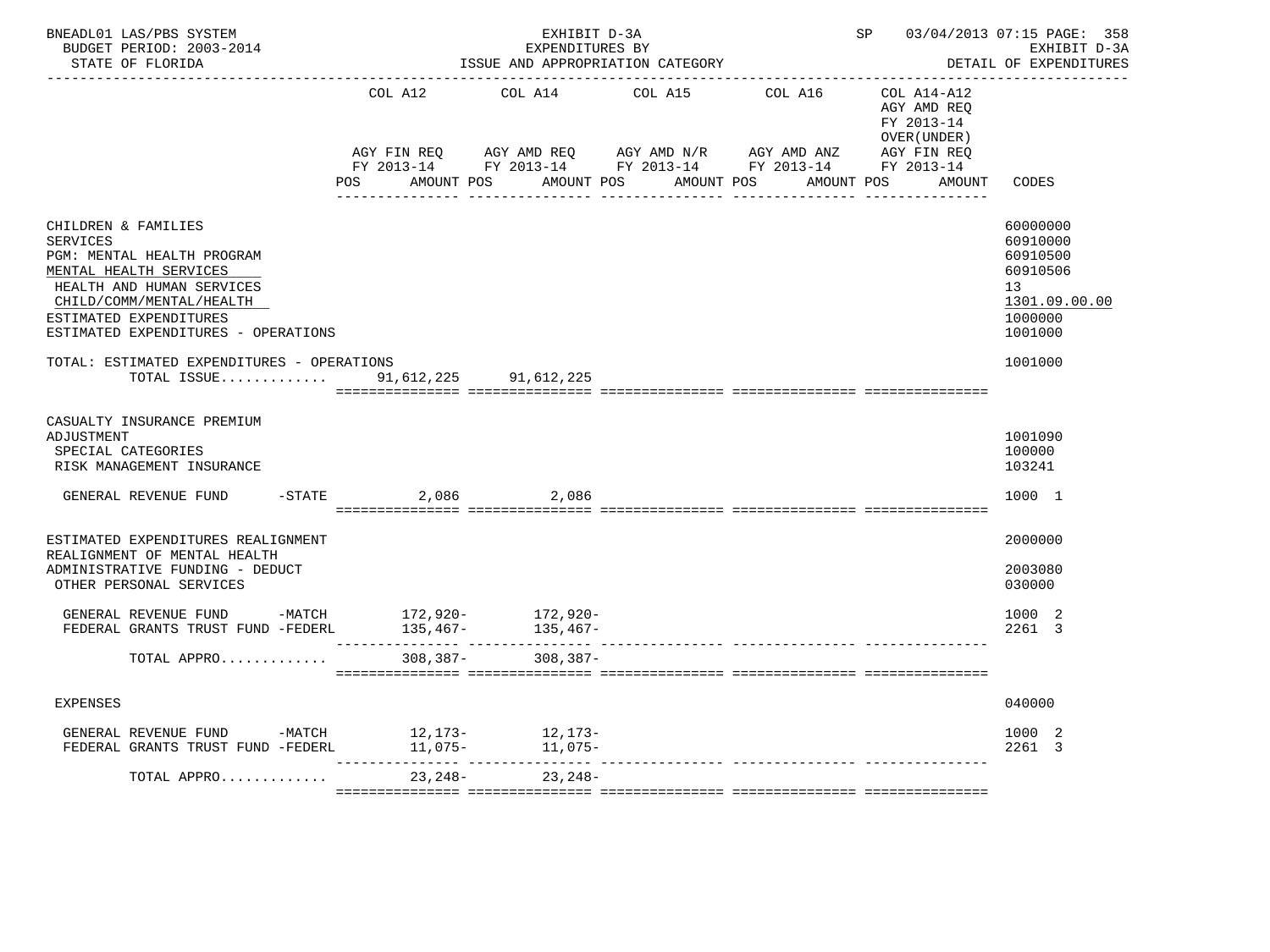BNEADL01 LAS/PBS SYSTEM — EXHIBIT D-3A — EXPENDITURES BY ISSUE AND APPROPRIATION CATEGORY — SP 03/04/2013 07:15 PAGE: 358
BUDGET PERIOD: 2003-2014 — STATE OF FLORIDA — EXHIBIT D-3A DETAIL OF EXPENDITURES

| | COL A12 AGY FIN REQ FY 2013-14 POS AMOUNT | COL A14 AGY AMD REQ FY 2013-14 POS AMOUNT | COL A15 AGY AMD N/R FY 2013-14 POS AMOUNT | COL A16 AGY AMD ANZ FY 2013-14 POS AMOUNT | COL A14-A12 AGY AMD REQ FY 2013-14 OVER(UNDER) AGY FIN REQ FY 2013-14 POS AMOUNT | CODES |
|---|---|---|---|---|---|---|
| CHILDREN & FAMILIES | | | | | | 60000000 |
| SERVICES | | | | | | 60910000 |
| PGM: MENTAL HEALTH PROGRAM | | | | | | 60910500 |
| MENTAL HEALTH SERVICES | | | | | | 60910506 |
| HEALTH AND HUMAN SERVICES | | | | | | 13 |
| CHILD/COMM/MENTAL/HEALTH | | | | | | 1301.09.00.00 |
| ESTIMATED EXPENDITURES | | | | | | 1000000 |
| ESTIMATED EXPENDITURES - OPERATIONS | | | | | | 1001000 |
| TOTAL: ESTIMATED EXPENDITURES - OPERATIONS | | | | | | 1001000 |
| TOTAL ISSUE............ | 91,612,225 | 91,612,225 | | | | |
| CASUALTY INSURANCE PREMIUM ADJUSTMENT | | | | | | 1001090 |
| SPECIAL CATEGORIES | | | | | | 100000 |
| RISK MANAGEMENT INSURANCE | | | | | | 103241 |
| GENERAL REVENUE FUND -STATE | 2,086 | 2,086 | | | | 1000 1 |
| ESTIMATED EXPENDITURES REALIGNMENT | | | | | | 2000000 |
| REALIGNMENT OF MENTAL HEALTH ADMINISTRATIVE FUNDING - DEDUCT | | | | | | 2003080 |
| OTHER PERSONAL SERVICES | | | | | | 030000 |
| GENERAL REVENUE FUND -MATCH | 172,920- | 172,920- | | | | 1000 2 |
| FEDERAL GRANTS TRUST FUND -FEDERL | 135,467- | 135,467- | | | | 2261 3 |
| TOTAL APPRO............ | 308,387- | 308,387- | | | | |
| EXPENSES | | | | | | 040000 |
| GENERAL REVENUE FUND -MATCH | 12,173- | 12,173- | | | | 1000 2 |
| FEDERAL GRANTS TRUST FUND -FEDERL | 11,075- | 11,075- | | | | 2261 3 |
| TOTAL APPRO............ | 23,248- | 23,248- | | | | |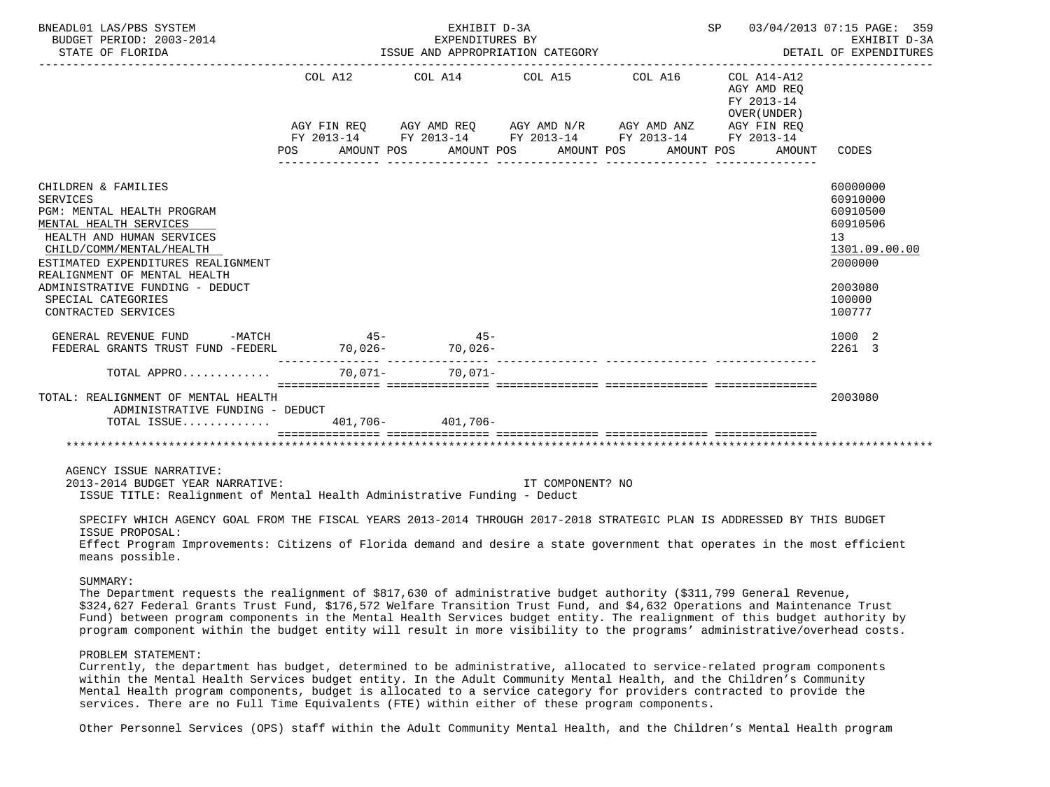| | COL A12 | COL A14 | COL A15 | COL A16 | COL A14-A12 AGY AMD REQ FY 2013-14 OVER(UNDER) | |
|---|---|---|---|---|---|---|
| | AGY FIN REQ FY 2013-14 POS AMOUNT | AGY AMD REQ FY 2013-14 POS AMOUNT | AGY AMD N/R FY 2013-14 POS AMOUNT | AGY AMD ANZ FY 2013-14 POS AMOUNT | AGY FIN REQ FY 2013-14 POS AMOUNT | CODES |
| CHILDREN & FAMILIES | | | | | | 60000000 |
| SERVICES | | | | | | 60910000 |
| PGM: MENTAL HEALTH PROGRAM | | | | | | 60910500 |
| MENTAL HEALTH SERVICES | | | | | | 60910506 |
| HEALTH AND HUMAN SERVICES | | | | | | 13 |
| CHILD/COMM/MENTAL/HEALTH | | | | | | 1301.09.00.00 |
| ESTIMATED EXPENDITURES REALIGNMENT | | | | | | 2000000 |
| REALIGNMENT OF MENTAL HEALTH ADMINISTRATIVE FUNDING - DEDUCT | | | | | | 2003080 |
| SPECIAL CATEGORIES | | | | | | 100000 |
| CONTRACTED SERVICES | | | | | | 100777 |
| GENERAL REVENUE FUND -MATCH | 45- | 45- | | | | 1000 2 |
| FEDERAL GRANTS TRUST FUND -FEDERL | 70,026- | 70,026- | | | | 2261 3 |
| TOTAL APPRO............ | 70,071- | 70,071- | | | | |
| TOTAL: REALIGNMENT OF MENTAL HEALTH ADMINISTRATIVE FUNDING - DEDUCT | | | | | | 2003080 |
| TOTAL ISSUE............ | 401,706- | 401,706- | | | | |

AGENCY ISSUE NARRATIVE:
2013-2014 BUDGET YEAR NARRATIVE: IT COMPONENT? NO
ISSUE TITLE: Realignment of Mental Health Administrative Funding - Deduct

SPECIFY WHICH AGENCY GOAL FROM THE FISCAL YEARS 2013-2014 THROUGH 2017-2018 STRATEGIC PLAN IS ADDRESSED BY THIS BUDGET ISSUE PROPOSAL:
Effect Program Improvements: Citizens of Florida demand and desire a state government that operates in the most efficient means possible.

SUMMARY:
The Department requests the realignment of $817,630 of administrative budget authority ($311,799 General Revenue, $324,627 Federal Grants Trust Fund, $176,572 Welfare Transition Trust Fund, and $4,632 Operations and Maintenance Trust Fund) between program components in the Mental Health Services budget entity. The realignment of this budget authority by program component within the budget entity will result in more visibility to the programs' administrative/overhead costs.

PROBLEM STATEMENT:
Currently, the department has budget, determined to be administrative, allocated to service-related program components within the Mental Health Services budget entity. In the Adult Community Mental Health, and the Children's Community Mental Health program components, budget is allocated to a service category for providers contracted to provide the services. There are no Full Time Equivalents (FTE) within either of these program components.

Other Personnel Services (OPS) staff within the Adult Community Mental Health, and the Children's Mental Health program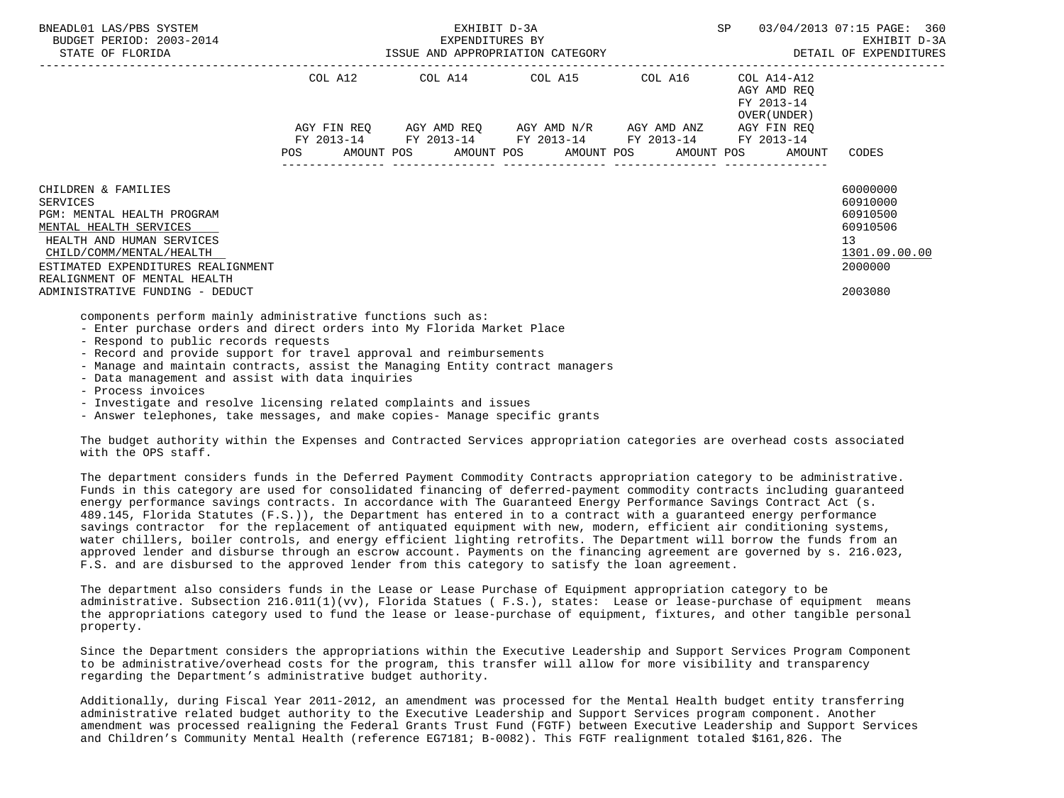| | COL A12 | COL A14 | COL A15 | COL A16 | COL A14-A12 AGY AMD REQ FY 2013-14 OVER(UNDER) | |
|---|---|---|---|---|---|---|
| | AGY FIN REQ FY 2013-14 | AGY AMD REQ FY 2013-14 | AGY AMD N/R FY 2013-14 | AGY AMD ANZ FY 2013-14 | AGY FIN REQ FY 2013-14 | |
| | POS AMOUNT | POS AMOUNT | POS AMOUNT | POS AMOUNT | POS AMOUNT | CODES |
| CHILDREN & FAMILIES | | | | | | 60000000 |
| SERVICES | | | | | | 60910000 |
| PGM: MENTAL HEALTH PROGRAM | | | | | | 60910500 |
| MENTAL HEALTH SERVICES | | | | | | 60910506 |
| HEALTH AND HUMAN SERVICES | | | | | | 13 |
| CHILD/COMM/MENTAL/HEALTH | | | | | | 1301.09.00.00 |
| ESTIMATED EXPENDITURES REALIGNMENT | | | | | | 2000000 |
| REALIGNMENT OF MENTAL HEALTH ADMINISTRATIVE FUNDING - DEDUCT | | | | | | 2003080 |

components perform mainly administrative functions such as:
- Enter purchase orders and direct orders into My Florida Market Place
- Respond to public records requests
- Record and provide support for travel approval and reimbursements
- Manage and maintain contracts, assist the Managing Entity contract managers
- Data management and assist with data inquiries
- Process invoices
- Investigate and resolve licensing related complaints and issues
- Answer telephones, take messages, and make copies- Manage specific grants

The budget authority within the Expenses and Contracted Services appropriation categories are overhead costs associated with the OPS staff.

The department considers funds in the Deferred Payment Commodity Contracts appropriation category to be administrative. Funds in this category are used for consolidated financing of deferred-payment commodity contracts including guaranteed energy performance savings contracts. In accordance with The Guaranteed Energy Performance Savings Contract Act (s. 489.145, Florida Statutes (F.S.)), the Department has entered in to a contract with a guaranteed energy performance savings contractor for the replacement of antiquated equipment with new, modern, efficient air conditioning systems, water chillers, boiler controls, and energy efficient lighting retrofits. The Department will borrow the funds from an approved lender and disburse through an escrow account. Payments on the financing agreement are governed by s. 216.023, F.S. and are disbursed to the approved lender from this category to satisfy the loan agreement.

The department also considers funds in the Lease or Lease Purchase of Equipment appropriation category to be administrative. Subsection 216.011(1)(vv), Florida Statues ( F.S.), states: Lease or lease-purchase of equipment means the appropriations category used to fund the lease or lease-purchase of equipment, fixtures, and other tangible personal property.

Since the Department considers the appropriations within the Executive Leadership and Support Services Program Component to be administrative/overhead costs for the program, this transfer will allow for more visibility and transparency regarding the Department's administrative budget authority.

Additionally, during Fiscal Year 2011-2012, an amendment was processed for the Mental Health budget entity transferring administrative related budget authority to the Executive Leadership and Support Services program component. Another amendment was processed realigning the Federal Grants Trust Fund (FGTF) between Executive Leadership and Support Services and Children's Community Mental Health (reference EG7181; B-0082). This FGTF realignment totaled $161,826. The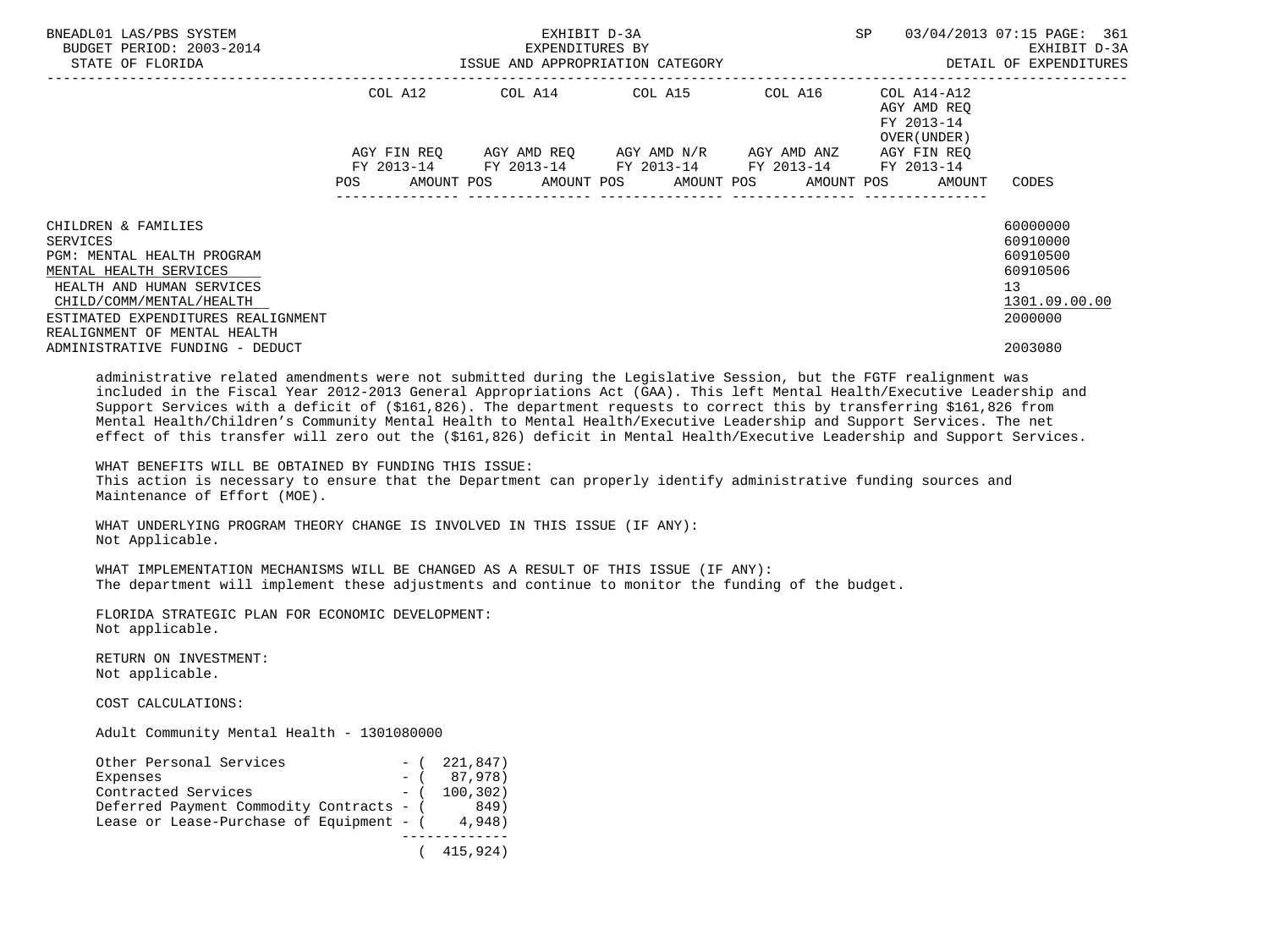| | COL A12 | | COL A14 | | COL A15 | | COL A16 | | COL A14-A12 AGY AMD REQ FY 2013-14 OVER(UNDER) | | |
|---|---|---|---|---|---|---|---|---|---|---|---|
| | AGY FIN REQ FY 2013-14 | | AGY AMD REQ FY 2013-14 | | AGY AMD N/R FY 2013-14 | | AGY AMD ANZ FY 2013-14 | | AGY FIN REQ FY 2013-14 | | |
| | POS | AMOUNT | POS | AMOUNT | POS | AMOUNT | POS | AMOUNT | POS | AMOUNT | CODES |
| CHILDREN & FAMILIES | | | | | | | | | | | 60000000 |
| SERVICES | | | | | | | | | | | 60910000 |
| PGM: MENTAL HEALTH PROGRAM | | | | | | | | | | | 60910500 |
| MENTAL HEALTH SERVICES | | | | | | | | | | | 60910506 |
| HEALTH AND HUMAN SERVICES | | | | | | | | | | | 13 |
| CHILD/COMM/MENTAL/HEALTH | | | | | | | | | | | 1301.09.00.00 |
| ESTIMATED EXPENDITURES REALIGNMENT | | | | | | | | | | | 2000000 |
| REALIGNMENT OF MENTAL HEALTH ADMINISTRATIVE FUNDING - DEDUCT | | | | | | | | | | | 2003080 |

administrative related amendments were not submitted during the Legislative Session, but the FGTF realignment was included in the Fiscal Year 2012-2013 General Appropriations Act (GAA). This left Mental Health/Executive Leadership and Support Services with a deficit of ($161,826). The department requests to correct this by transferring $161,826 from Mental Health/Children's Community Mental Health to Mental Health/Executive Leadership and Support Services. The net effect of this transfer will zero out the ($161,826) deficit in Mental Health/Executive Leadership and Support Services.

WHAT BENEFITS WILL BE OBTAINED BY FUNDING THIS ISSUE:
This action is necessary to ensure that the Department can properly identify administrative funding sources and Maintenance of Effort (MOE).

WHAT UNDERLYING PROGRAM THEORY CHANGE IS INVOLVED IN THIS ISSUE (IF ANY):
Not Applicable.

WHAT IMPLEMENTATION MECHANISMS WILL BE CHANGED AS A RESULT OF THIS ISSUE (IF ANY):
The department will implement these adjustments and continue to monitor the funding of the budget.

FLORIDA STRATEGIC PLAN FOR ECONOMIC DEVELOPMENT:
Not applicable.

RETURN ON INVESTMENT:
Not applicable.

COST CALCULATIONS:

Adult Community Mental Health - 1301080000

| | |
|---|---|
| Other Personal Services | - ( 221,847) |
| Expenses | - ( 87,978) |
| Contracted Services | - ( 100,302) |
| Deferred Payment Commodity Contracts | - ( 849) |
| Lease or Lease-Purchase of Equipment | - ( 4,948) |
| | ( 415,924) |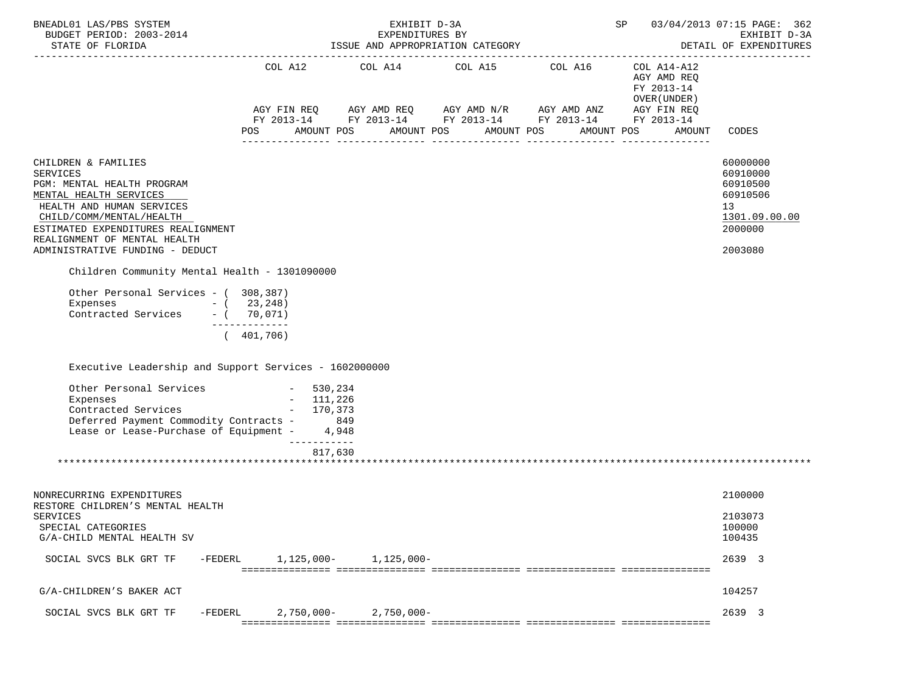BNEADL01 LAS/PBS SYSTEM — EXHIBIT D-3A — EXPENDITURES BY ISSUE AND APPROPRIATION CATEGORY — BUDGET PERIOD: 2003-2014 — STATE OF FLORIDA — SP 03/04/2013 07:15 — EXHIBIT D-3A DETAIL OF EXPENDITURES

| | COL A12 AGY FIN REQ FY 2013-14 POS AMOUNT | COL A14 AGY AMD REQ FY 2013-14 POS AMOUNT | COL A15 AGY AMD N/R FY 2013-14 POS AMOUNT | COL A16 AGY AMD ANZ FY 2013-14 POS AMOUNT | COL A14-A12 AGY AMD REQ FY 2013-14 OVER(UNDER) AGY FIN REQ FY 2013-14 POS AMOUNT | CODES |
|---|---|---|---|---|---|---|
| CHILDREN & FAMILIES | | | | | | 60000000 |
| SERVICES | | | | | | 60910000 |
| PGM: MENTAL HEALTH PROGRAM | | | | | | 60910500 |
| MENTAL HEALTH SERVICES | | | | | | 60910506 |
| HEALTH AND HUMAN SERVICES | | | | | | 13 |
| CHILD/COMM/MENTAL/HEALTH | | | | | | 1301.09.00.00 |
| ESTIMATED EXPENDITURES REALIGNMENT | | | | | | 2000000 |
| REALIGNMENT OF MENTAL HEALTH ADMINISTRATIVE FUNDING - DEDUCT | | | | | | 2003080 |

Children Community Mental Health - 1301090000

```
Other Personal Services - ( 308,387)
Expenses                - (  23,248)
Contracted Services     - (  70,071)
                          -------------
                          ( 401,706)
```

Executive Leadership and Support Services - 1602000000

```
Other Personal Services               -  530,234
Expenses                              -  111,226
Contracted Services                   -  170,373
Deferred Payment Commodity Contracts  -      849
Lease or Lease-Purchase of Equipment  -    4,948
                                        -----------
                                         817,630
```

| | COL A12 | COL A14 | COL A15 | COL A16 | COL A14-A12 | CODES |
|---|---|---|---|---|---|---|
| NONRECURRING EXPENDITURES | | | | | | 2100000 |
| RESTORE CHILDREN'S MENTAL HEALTH SERVICES | | | | | | 2103073 |
| SPECIAL CATEGORIES | | | | | | 100000 |
| G/A-CHILD MENTAL HEALTH SV | | | | | | 100435 |
| SOCIAL SVCS BLK GRT TF -FEDERL | 1,125,000- | 1,125,000- | | | | 2639 3 |
| G/A-CHILDREN'S BAKER ACT | | | | | | 104257 |
| SOCIAL SVCS BLK GRT TF -FEDERL | 2,750,000- | 2,750,000- | | | | 2639 3 |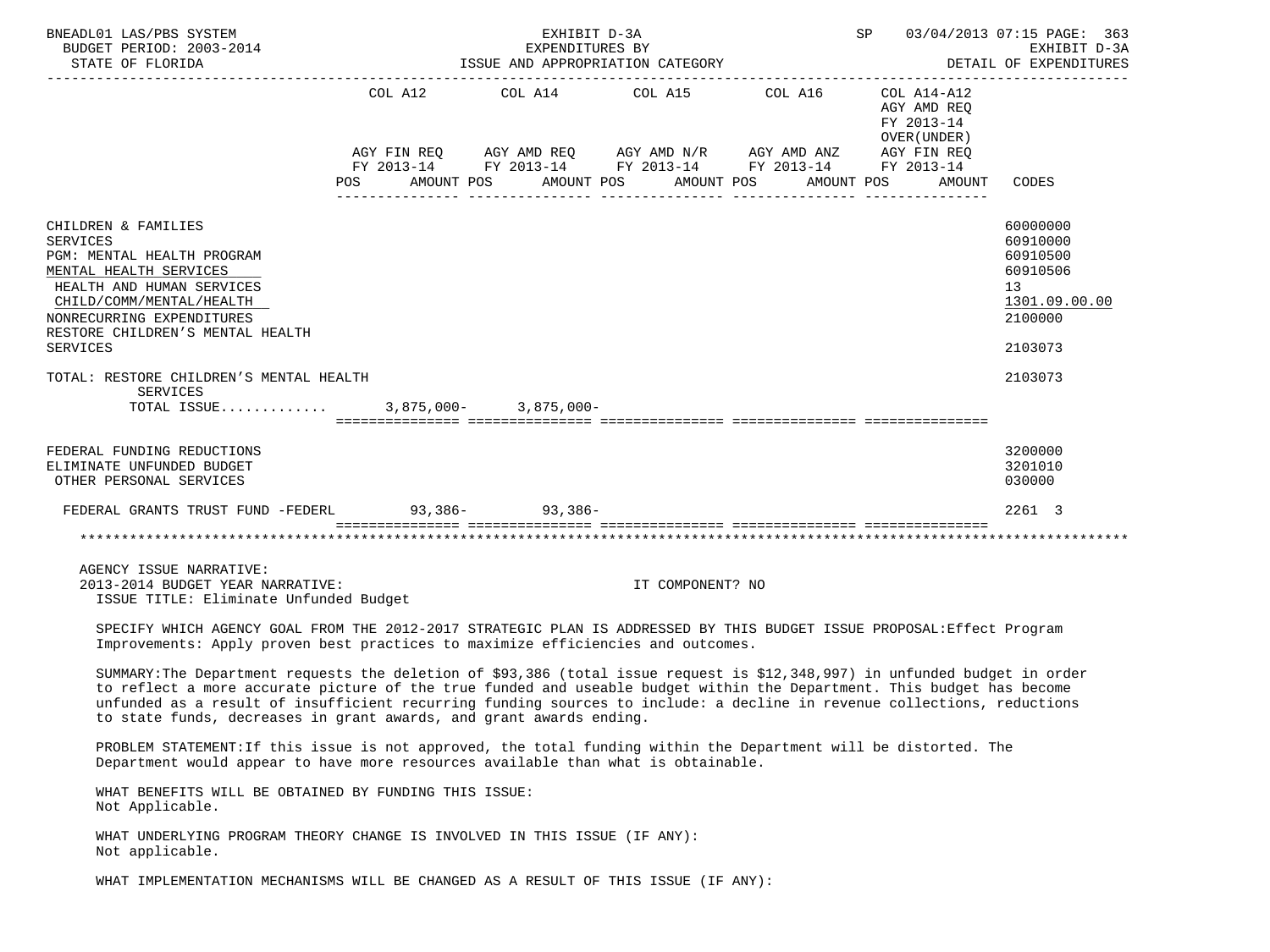| | COL A12 | COL A14 | COL A15 | COL A16 | COL A14-A12 AGY AMD REQ FY 2013-14 OVER(UNDER) | |
|---|---|---|---|---|---|---|
| | AGY FIN REQ FY 2013-14 | AGY AMD REQ FY 2013-14 | AGY AMD N/R FY 2013-14 | AGY AMD ANZ FY 2013-14 | AGY FIN REQ FY 2013-14 | |
| | POS AMOUNT | POS AMOUNT | POS AMOUNT | POS AMOUNT | POS AMOUNT | CODES |
| CHILDREN & FAMILIES | | | | | | 60000000 |
| SERVICES | | | | | | 60910000 |
| PGM: MENTAL HEALTH PROGRAM | | | | | | 60910500 |
| MENTAL HEALTH SERVICES | | | | | | 60910506 |
| HEALTH AND HUMAN SERVICES | | | | | | 13 |
| CHILD/COMM/MENTAL/HEALTH | | | | | | 1301.09.00.00 |
| NONRECURRING EXPENDITURES | | | | | | 2100000 |
| RESTORE CHILDREN'S MENTAL HEALTH SERVICES | | | | | | 2103073 |
| TOTAL: RESTORE CHILDREN'S MENTAL HEALTH SERVICES | | | | | | 2103073 |
| TOTAL ISSUE............ | 3,875,000- | 3,875,000- | | | | |
| FEDERAL FUNDING REDUCTIONS | | | | | | 3200000 |
| ELIMINATE UNFUNDED BUDGET | | | | | | 3201010 |
| OTHER PERSONAL SERVICES | | | | | | 030000 |
| FEDERAL GRANTS TRUST FUND -FEDERL | 93,386- | 93,386- | | | | 2261 3 |

AGENCY ISSUE NARRATIVE:

2013-2014 BUDGET YEAR NARRATIVE: IT COMPONENT? NO

ISSUE TITLE: Eliminate Unfunded Budget

SPECIFY WHICH AGENCY GOAL FROM THE 2012-2017 STRATEGIC PLAN IS ADDRESSED BY THIS BUDGET ISSUE PROPOSAL:Effect Program Improvements: Apply proven best practices to maximize efficiencies and outcomes.

SUMMARY:The Department requests the deletion of $93,386 (total issue request is $12,348,997) in unfunded budget in order to reflect a more accurate picture of the true funded and useable budget within the Department. This budget has become unfunded as a result of insufficient recurring funding sources to include: a decline in revenue collections, reductions to state funds, decreases in grant awards, and grant awards ending.

PROBLEM STATEMENT:If this issue is not approved, the total funding within the Department will be distorted. The Department would appear to have more resources available than what is obtainable.

WHAT BENEFITS WILL BE OBTAINED BY FUNDING THIS ISSUE:
Not Applicable.

WHAT UNDERLYING PROGRAM THEORY CHANGE IS INVOLVED IN THIS ISSUE (IF ANY):
Not applicable.

WHAT IMPLEMENTATION MECHANISMS WILL BE CHANGED AS A RESULT OF THIS ISSUE (IF ANY):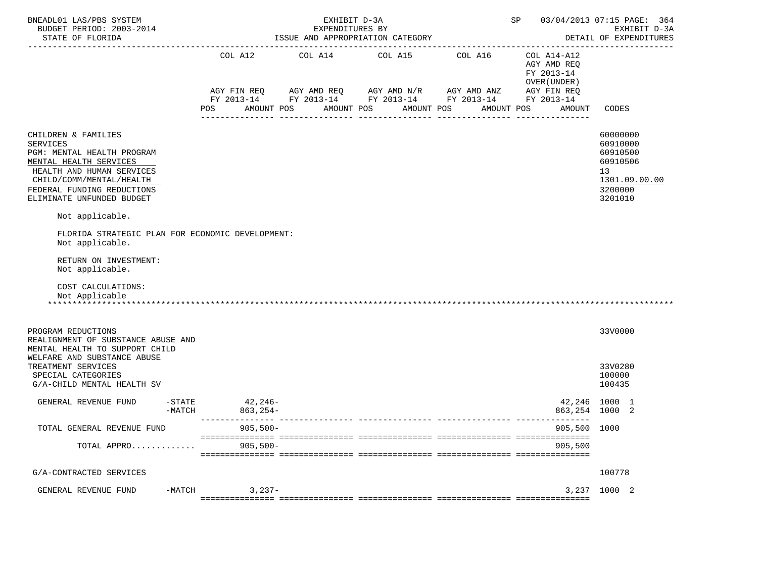| | COL A12 AGY FIN REQ FY 2013-14 POS AMOUNT | COL A14 AGY AMD REQ FY 2013-14 POS AMOUNT | COL A15 AGY AMD N/R FY 2013-14 POS AMOUNT | COL A16 AGY AMD ANZ FY 2013-14 POS AMOUNT | COL A14-A12 AGY AMD REQ FY 2013-14 OVER(UNDER) AGY FIN REQ FY 2013-14 POS AMOUNT | CODES |
|---|---|---|---|---|---|---|
| CHILDREN & FAMILIES | | | | | | 60000000 |
| SERVICES | | | | | | 60910000 |
| PGM: MENTAL HEALTH PROGRAM | | | | | | 60910500 |
| MENTAL HEALTH SERVICES | | | | | | 60910506 |
| HEALTH AND HUMAN SERVICES | | | | | | 13 |
| CHILD/COMM/MENTAL/HEALTH | | | | | | 1301.09.00.00 |
| FEDERAL FUNDING REDUCTIONS | | | | | | 3200000 |
| ELIMINATE UNFUNDED BUDGET | | | | | | 3201010 |

Not applicable.

FLORIDA STRATEGIC PLAN FOR ECONOMIC DEVELOPMENT:
Not applicable.

RETURN ON INVESTMENT:
Not applicable.

COST CALCULATIONS:
Not Applicable

***

| | COL A12 | COL A14 | COL A15 | COL A16 | COL A14-A12 | CODES |
|---|---|---|---|---|---|---|
| PROGRAM REDUCTIONS | | | | | | 33V0000 |
| REALIGNMENT OF SUBSTANCE ABUSE AND MENTAL HEALTH TO SUPPORT CHILD WELFARE AND SUBSTANCE ABUSE TREATMENT SERVICES | | | | | | 33V0280 |
| SPECIAL CATEGORIES | | | | | | 100000 |
| G/A-CHILD MENTAL HEALTH SV | | | | | | 100435 |
| GENERAL REVENUE FUND -STATE | 42,246- | | | | 42,246 | 1000 1 |
| -MATCH | 863,254- | | | | 863,254 | 1000 2 |
| TOTAL GENERAL REVENUE FUND | 905,500- | | | | 905,500 | 1000 |
| TOTAL APPRO............ | 905,500- | | | | 905,500 | |
| G/A-CONTRACTED SERVICES | | | | | | 100778 |
| GENERAL REVENUE FUND -MATCH | 3,237- | | | | 3,237 | 1000 2 |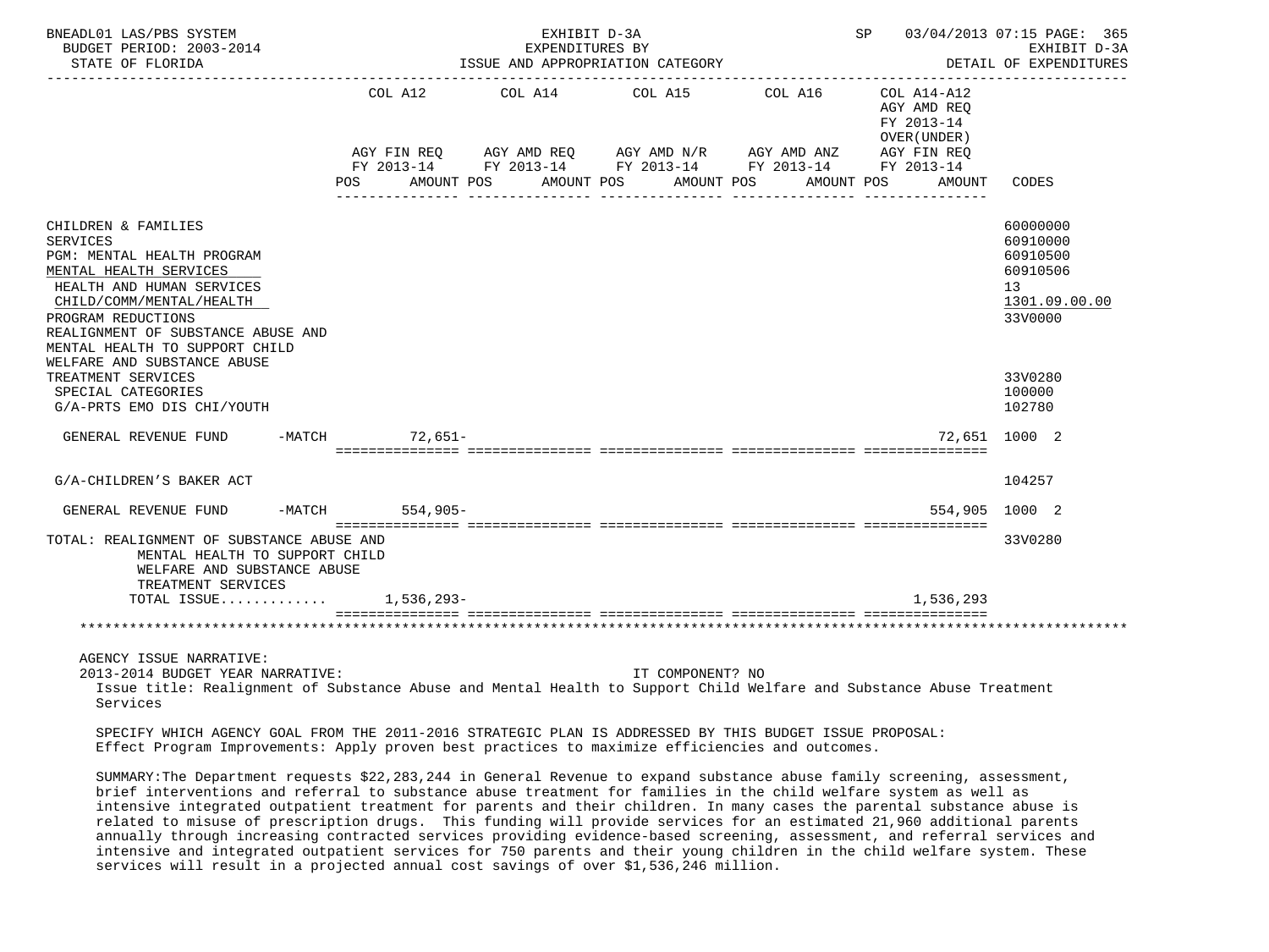| | COL A12 | COL A14 | COL A15 | COL A16 | COL A14-A12 AGY AMD REQ FY 2013-14 OVER(UNDER) | |
|---|---|---|---|---|---|---|
| | AGY FIN REQ FY 2013-14 | AGY AMD REQ FY 2013-14 | AGY AMD N/R FY 2013-14 | AGY AMD ANZ FY 2013-14 | AGY FIN REQ FY 2013-14 | |
| | POS AMOUNT | POS AMOUNT | POS AMOUNT | POS AMOUNT | POS AMOUNT | CODES |
| CHILDREN & FAMILIES | | | | | | 60000000 |
| SERVICES | | | | | | 60910000 |
| PGM: MENTAL HEALTH PROGRAM | | | | | | 60910500 |
| MENTAL HEALTH SERVICES | | | | | | 60910506 |
| HEALTH AND HUMAN SERVICES | | | | | | 13 |
| CHILD/COMM/MENTAL/HEALTH | | | | | | 1301.09.00.00 |
| PROGRAM REDUCTIONS | | | | | | 33V0000 |
| REALIGNMENT OF SUBSTANCE ABUSE AND MENTAL HEALTH TO SUPPORT CHILD WELFARE AND SUBSTANCE ABUSE TREATMENT SERVICES | | | | | | 33V0280 |
| SPECIAL CATEGORIES | | | | | | 100000 |
| G/A-PRTS EMO DIS CHI/YOUTH | | | | | | 102780 |
| GENERAL REVENUE FUND -MATCH | 72,651- | | | | 72,651 | 1000 2 |
| G/A-CHILDREN'S BAKER ACT | | | | | | 104257 |
| GENERAL REVENUE FUND -MATCH | 554,905- | | | | 554,905 | 1000 2 |
| TOTAL: REALIGNMENT OF SUBSTANCE ABUSE AND MENTAL HEALTH TO SUPPORT CHILD WELFARE AND SUBSTANCE ABUSE TREATMENT SERVICES | | | | | | 33V0280 |
| TOTAL ISSUE............. | 1,536,293- | | | | 1,536,293 | |

AGENCY ISSUE NARRATIVE:

2013-2014 BUDGET YEAR NARRATIVE: IT COMPONENT? NO

Issue title: Realignment of Substance Abuse and Mental Health to Support Child Welfare and Substance Abuse Treatment Services

SPECIFY WHICH AGENCY GOAL FROM THE 2011-2016 STRATEGIC PLAN IS ADDRESSED BY THIS BUDGET ISSUE PROPOSAL:
Effect Program Improvements: Apply proven best practices to maximize efficiencies and outcomes.

SUMMARY:The Department requests $22,283,244 in General Revenue to expand substance abuse family screening, assessment, brief interventions and referral to substance abuse treatment for families in the child welfare system as well as intensive integrated outpatient treatment for parents and their children. In many cases the parental substance abuse is related to misuse of prescription drugs. This funding will provide services for an estimated 21,960 additional parents annually through increasing contracted services providing evidence-based screening, assessment, and referral services and intensive and integrated outpatient services for 750 parents and their young children in the child welfare system. These services will result in a projected annual cost savings of over $1,536,246 million.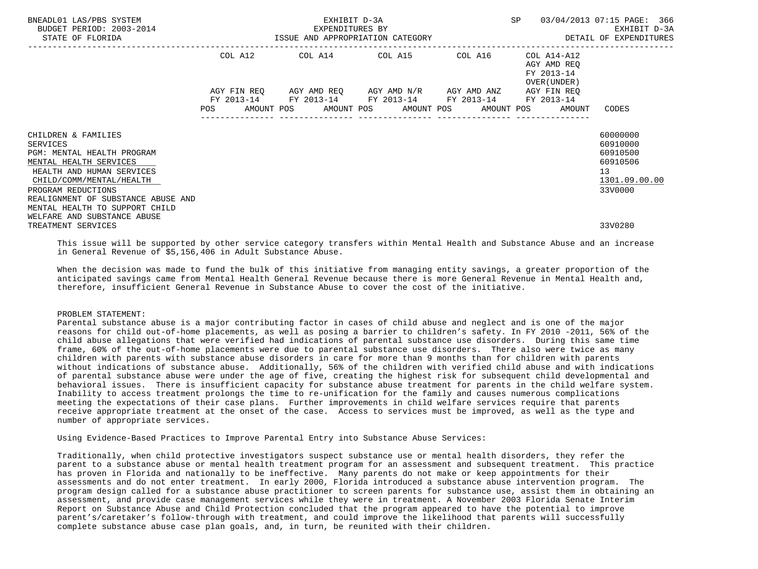| | COL A12 | | COL A14 | | COL A15 | | COL A16 | | COL A14-A12 AGY AMD REQ FY 2013-14 OVER(UNDER) | | |
|---|---|---|---|---|---|---|---|---|---|---|---|
| | AGY FIN REQ FY 2013-14 | | AGY AMD REQ FY 2013-14 | | AGY AMD N/R FY 2013-14 | | AGY AMD ANZ FY 2013-14 | | AGY FIN REQ FY 2013-14 | | |
| | POS | AMOUNT | POS | AMOUNT | POS | AMOUNT | POS | AMOUNT | POS | AMOUNT | CODES |
| CHILDREN & FAMILIES | | | | | | | | | | | 60000000 |
| SERVICES | | | | | | | | | | | 60910000 |
| PGM: MENTAL HEALTH PROGRAM | | | | | | | | | | | 60910500 |
| MENTAL HEALTH SERVICES | | | | | | | | | | | 60910506 |
| HEALTH AND HUMAN SERVICES | | | | | | | | | | | 13 |
| CHILD/COMM/MENTAL/HEALTH | | | | | | | | | | | 1301.09.00.00 |
| PROGRAM REDUCTIONS | | | | | | | | | | | 33V0000 |
| REALIGNMENT OF SUBSTANCE ABUSE AND MENTAL HEALTH TO SUPPORT CHILD WELFARE AND SUBSTANCE ABUSE TREATMENT SERVICES | | | | | | | | | | | 33V0280 |

This issue will be supported by other service category transfers within Mental Health and Substance Abuse and an increase in General Revenue of $5,156,406 in Adult Substance Abuse.

When the decision was made to fund the bulk of this initiative from managing entity savings, a greater proportion of the anticipated savings came from Mental Health General Revenue because there is more General Revenue in Mental Health and, therefore, insufficient General Revenue in Substance Abuse to cover the cost of the initiative.

PROBLEM STATEMENT:
Parental substance abuse is a major contributing factor in cases of child abuse and neglect and is one of the major reasons for child out-of-home placements, as well as posing a barrier to children's safety. In FY 2010 -2011, 56% of the child abuse allegations that were verified had indications of parental substance use disorders. During this same time frame, 60% of the out-of-home placements were due to parental substance use disorders. There also were twice as many children with parents with substance abuse disorders in care for more than 9 months than for children with parents without indications of substance abuse. Additionally, 56% of the children with verified child abuse and with indications of parental substance abuse were under the age of five, creating the highest risk for subsequent child developmental and behavioral issues. There is insufficient capacity for substance abuse treatment for parents in the child welfare system. Inability to access treatment prolongs the time to re-unification for the family and causes numerous complications meeting the expectations of their case plans. Further improvements in child welfare services require that parents receive appropriate treatment at the onset of the case. Access to services must be improved, as well as the type and number of appropriate services.

Using Evidence-Based Practices to Improve Parental Entry into Substance Abuse Services:

Traditionally, when child protective investigators suspect substance use or mental health disorders, they refer the parent to a substance abuse or mental health treatment program for an assessment and subsequent treatment. This practice has proven in Florida and nationally to be ineffective. Many parents do not make or keep appointments for their assessments and do not enter treatment. In early 2000, Florida introduced a substance abuse intervention program. The program design called for a substance abuse practitioner to screen parents for substance use, assist them in obtaining an assessment, and provide case management services while they were in treatment. A November 2003 Florida Senate Interim Report on Substance Abuse and Child Protection concluded that the program appeared to have the potential to improve parent's/caretaker's follow-through with treatment, and could improve the likelihood that parents will successfully complete substance abuse case plan goals, and, in turn, be reunited with their children.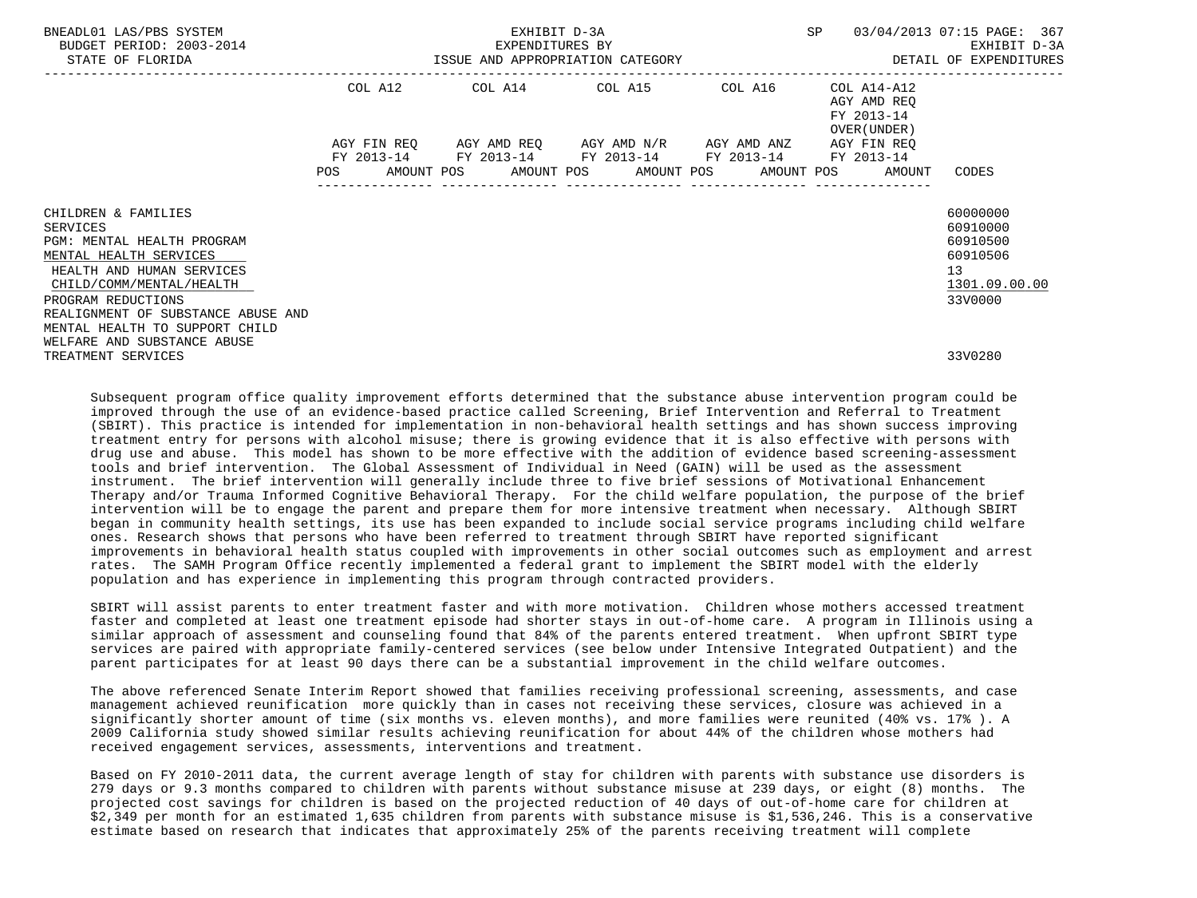| | COL A12 | COL A14 | COL A15 | COL A16 | COL A14-A12 AGY AMD REQ FY 2013-14 OVER(UNDER) | |
|---|---|---|---|---|---|---|
| | AGY FIN REQ FY 2013-14 POS AMOUNT | AGY AMD REQ FY 2013-14 POS AMOUNT | AGY AMD N/R FY 2013-14 POS AMOUNT | AGY AMD ANZ FY 2013-14 POS AMOUNT | AGY FIN REQ FY 2013-14 POS AMOUNT | CODES |
| CHILDREN & FAMILIES | | | | | | 60000000 |
| SERVICES | | | | | | 60910000 |
| PGM: MENTAL HEALTH PROGRAM | | | | | | 60910500 |
| MENTAL HEALTH SERVICES | | | | | | 60910506 |
| HEALTH AND HUMAN SERVICES | | | | | | 13 |
| CHILD/COMM/MENTAL/HEALTH | | | | | | 1301.09.00.00 |
| PROGRAM REDUCTIONS | | | | | | 33V0000 |
| REALIGNMENT OF SUBSTANCE ABUSE AND MENTAL HEALTH TO SUPPORT CHILD WELFARE AND SUBSTANCE ABUSE TREATMENT SERVICES | | | | | | 33V0280 |

Subsequent program office quality improvement efforts determined that the substance abuse intervention program could be improved through the use of an evidence-based practice called Screening, Brief Intervention and Referral to Treatment (SBIRT). This practice is intended for implementation in non-behavioral health settings and has shown success improving treatment entry for persons with alcohol misuse; there is growing evidence that it is also effective with persons with drug use and abuse. This model has shown to be more effective with the addition of evidence based screening-assessment tools and brief intervention. The Global Assessment of Individual in Need (GAIN) will be used as the assessment instrument. The brief intervention will generally include three to five brief sessions of Motivational Enhancement Therapy and/or Trauma Informed Cognitive Behavioral Therapy. For the child welfare population, the purpose of the brief intervention will be to engage the parent and prepare them for more intensive treatment when necessary. Although SBIRT began in community health settings, its use has been expanded to include social service programs including child welfare ones. Research shows that persons who have been referred to treatment through SBIRT have reported significant improvements in behavioral health status coupled with improvements in other social outcomes such as employment and arrest rates. The SAMH Program Office recently implemented a federal grant to implement the SBIRT model with the elderly population and has experience in implementing this program through contracted providers.

SBIRT will assist parents to enter treatment faster and with more motivation. Children whose mothers accessed treatment faster and completed at least one treatment episode had shorter stays in out-of-home care. A program in Illinois using a similar approach of assessment and counseling found that 84% of the parents entered treatment. When upfront SBIRT type services are paired with appropriate family-centered services (see below under Intensive Integrated Outpatient) and the parent participates for at least 90 days there can be a substantial improvement in the child welfare outcomes.

The above referenced Senate Interim Report showed that families receiving professional screening, assessments, and case management achieved reunification more quickly than in cases not receiving these services, closure was achieved in a significantly shorter amount of time (six months vs. eleven months), and more families were reunited (40% vs. 17% ). A 2009 California study showed similar results achieving reunification for about 44% of the children whose mothers had received engagement services, assessments, interventions and treatment.

Based on FY 2010-2011 data, the current average length of stay for children with parents with substance use disorders is 279 days or 9.3 months compared to children with parents without substance misuse at 239 days, or eight (8) months. The projected cost savings for children is based on the projected reduction of 40 days of out-of-home care for children at $2,349 per month for an estimated 1,635 children from parents with substance misuse is $1,536,246. This is a conservative estimate based on research that indicates that approximately 25% of the parents receiving treatment will complete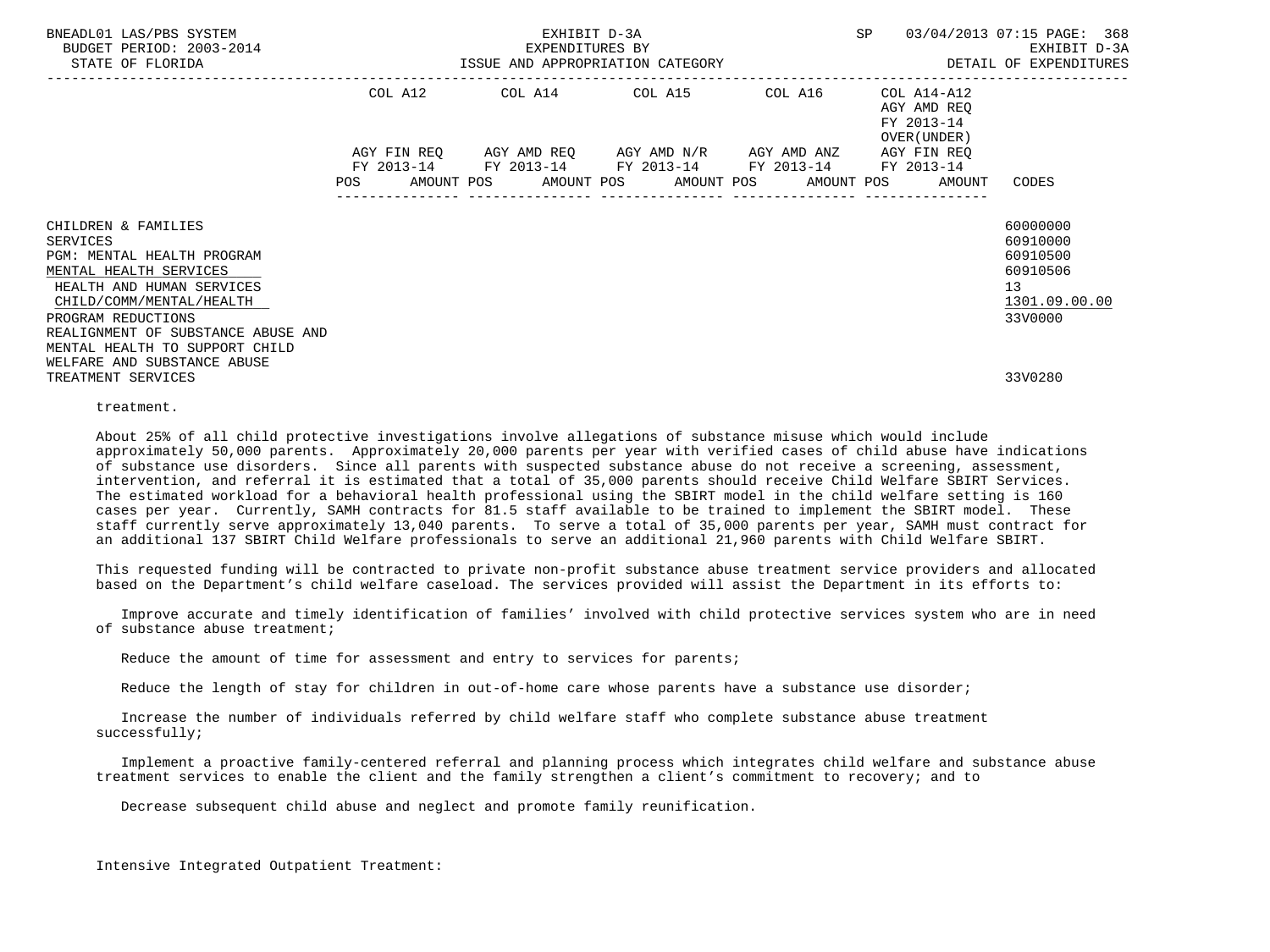| | COL A12 | | COL A14 | | COL A15 | | COL A16 | | COL A14-A12 AGY AMD REQ FY 2013-14 OVER(UNDER) | | |
|---|---|---|---|---|---|---|---|---|---|---|---|
| | AGY FIN REQ FY 2013-14 | | AGY AMD REQ FY 2013-14 | | AGY AMD N/R FY 2013-14 | | AGY AMD ANZ FY 2013-14 | | AGY FIN REQ FY 2013-14 | | |
| | POS | AMOUNT | POS | AMOUNT | POS | AMOUNT | POS | AMOUNT | POS | AMOUNT | CODES |
| CHILDREN & FAMILIES | | | | | | | | | | | 60000000 |
| SERVICES | | | | | | | | | | | 60910000 |
| PGM: MENTAL HEALTH PROGRAM | | | | | | | | | | | 60910500 |
| MENTAL HEALTH SERVICES | | | | | | | | | | | 60910506 |
| HEALTH AND HUMAN SERVICES | | | | | | | | | | | 13 |
| CHILD/COMM/MENTAL/HEALTH | | | | | | | | | | | 1301.09.00.00 |
| PROGRAM REDUCTIONS | | | | | | | | | | | 33V0000 |
| REALIGNMENT OF SUBSTANCE ABUSE AND MENTAL HEALTH TO SUPPORT CHILD WELFARE AND SUBSTANCE ABUSE TREATMENT SERVICES | | | | | | | | | | | 33V0280 |

treatment.

About 25% of all child protective investigations involve allegations of substance misuse which would include approximately 50,000 parents. Approximately 20,000 parents per year with verified cases of child abuse have indications of substance use disorders. Since all parents with suspected substance abuse do not receive a screening, assessment, intervention, and referral it is estimated that a total of 35,000 parents should receive Child Welfare SBIRT Services. The estimated workload for a behavioral health professional using the SBIRT model in the child welfare setting is 160 cases per year. Currently, SAMH contracts for 81.5 staff available to be trained to implement the SBIRT model. These staff currently serve approximately 13,040 parents. To serve a total of 35,000 parents per year, SAMH must contract for an additional 137 SBIRT Child Welfare professionals to serve an additional 21,960 parents with Child Welfare SBIRT.

This requested funding will be contracted to private non-profit substance abuse treatment service providers and allocated based on the Department's child welfare caseload. The services provided will assist the Department in its efforts to:

Improve accurate and timely identification of families' involved with child protective services system who are in need of substance abuse treatment;

Reduce the amount of time for assessment and entry to services for parents;

Reduce the length of stay for children in out-of-home care whose parents have a substance use disorder;

Increase the number of individuals referred by child welfare staff who complete substance abuse treatment successfully;

Implement a proactive family-centered referral and planning process which integrates child welfare and substance abuse treatment services to enable the client and the family strengthen a client's commitment to recovery; and to

Decrease subsequent child abuse and neglect and promote family reunification.

Intensive Integrated Outpatient Treatment: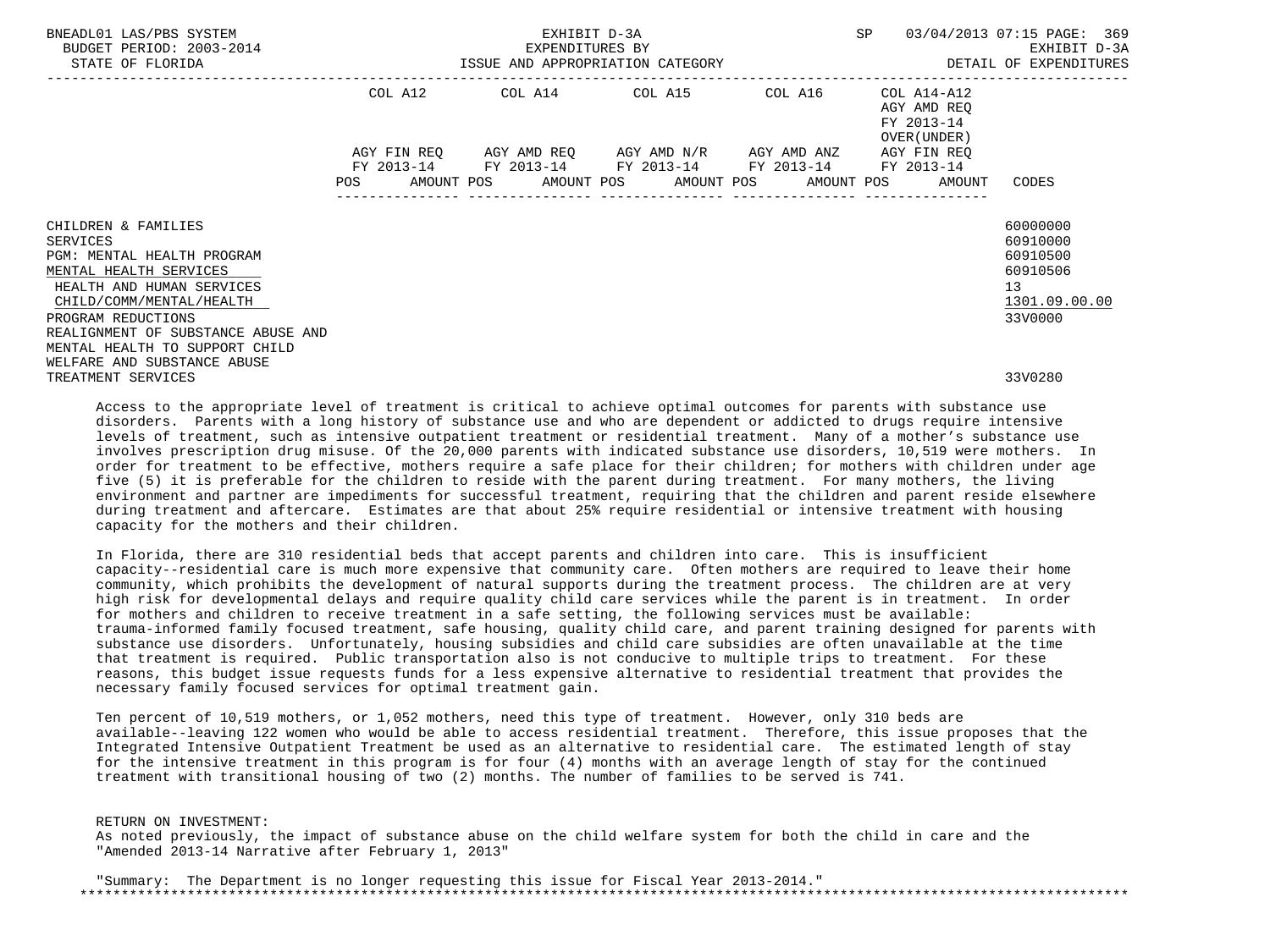| | COL A12 | COL A14 | COL A15 | COL A16 | COL A14-A12 AGY AMD REQ FY 2013-14 OVER(UNDER) | |
|---|---|---|---|---|---|---|
| | AGY FIN REQ FY 2013-14 | AGY AMD REQ FY 2013-14 | AGY AMD N/R FY 2013-14 | AGY AMD ANZ FY 2013-14 | AGY FIN REQ FY 2013-14 | |
| | POS AMOUNT | POS AMOUNT | POS AMOUNT | POS AMOUNT | POS AMOUNT | CODES |
| CHILDREN & FAMILIES | | | | | | 60000000 |
| SERVICES | | | | | | 60910000 |
| PGM: MENTAL HEALTH PROGRAM | | | | | | 60910500 |
| MENTAL HEALTH SERVICES | | | | | | 60910506 |
| HEALTH AND HUMAN SERVICES | | | | | | 13 |
| CHILD/COMM/MENTAL/HEALTH | | | | | | 1301.09.00.00 |
| PROGRAM REDUCTIONS | | | | | | 33V0000 |
| REALIGNMENT OF SUBSTANCE ABUSE AND MENTAL HEALTH TO SUPPORT CHILD WELFARE AND SUBSTANCE ABUSE TREATMENT SERVICES | | | | | | 33V0280 |

Access to the appropriate level of treatment is critical to achieve optimal outcomes for parents with substance use disorders. Parents with a long history of substance use and who are dependent or addicted to drugs require intensive levels of treatment, such as intensive outpatient treatment or residential treatment. Many of a mother's substance use involves prescription drug misuse. Of the 20,000 parents with indicated substance use disorders, 10,519 were mothers. In order for treatment to be effective, mothers require a safe place for their children; for mothers with children under age five (5) it is preferable for the children to reside with the parent during treatment. For many mothers, the living environment and partner are impediments for successful treatment, requiring that the children and parent reside elsewhere during treatment and aftercare. Estimates are that about 25% require residential or intensive treatment with housing capacity for the mothers and their children.

In Florida, there are 310 residential beds that accept parents and children into care. This is insufficient capacity--residential care is much more expensive that community care. Often mothers are required to leave their home community, which prohibits the development of natural supports during the treatment process. The children are at very high risk for developmental delays and require quality child care services while the parent is in treatment. In order for mothers and children to receive treatment in a safe setting, the following services must be available: trauma-informed family focused treatment, safe housing, quality child care, and parent training designed for parents with substance use disorders. Unfortunately, housing subsidies and child care subsidies are often unavailable at the time that treatment is required. Public transportation also is not conducive to multiple trips to treatment. For these reasons, this budget issue requests funds for a less expensive alternative to residential treatment that provides the necessary family focused services for optimal treatment gain.

Ten percent of 10,519 mothers, or 1,052 mothers, need this type of treatment. However, only 310 beds are available--leaving 122 women who would be able to access residential treatment. Therefore, this issue proposes that the Integrated Intensive Outpatient Treatment be used as an alternative to residential care. The estimated length of stay for the intensive treatment in this program is for four (4) months with an average length of stay for the continued treatment with transitional housing of two (2) months. The number of families to be served is 741.

RETURN ON INVESTMENT:
As noted previously, the impact of substance abuse on the child welfare system for both the child in care and the "Amended 2013-14 Narrative after February 1, 2013"

"Summary: The Department is no longer requesting this issue for Fiscal Year 2013-2014."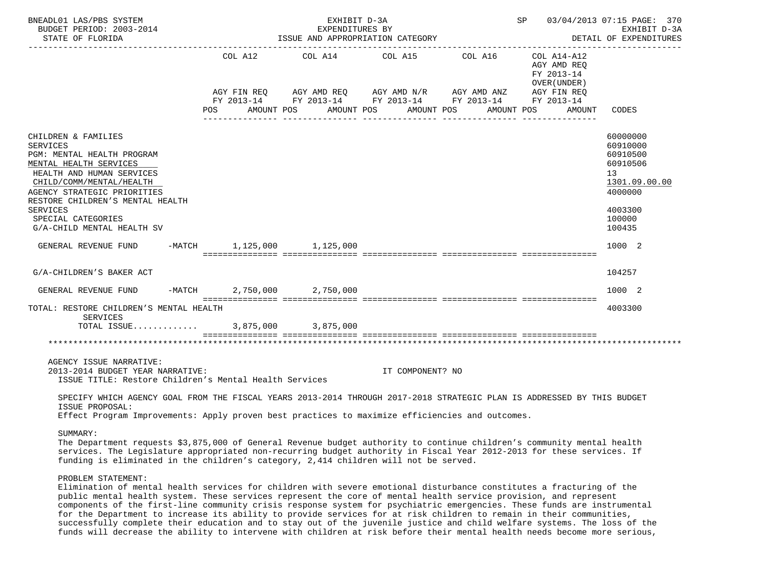| | COL A12 AGY FIN REQ FY 2013-14 POS AMOUNT | COL A14 AGY AMD REQ FY 2013-14 POS AMOUNT | COL A15 AGY AMD N/R FY 2013-14 POS AMOUNT | COL A16 AGY AMD ANZ FY 2013-14 POS AMOUNT | COL A14-A12 AGY AMD REQ FY 2013-14 OVER(UNDER) AGY FIN REQ FY 2013-14 POS AMOUNT | CODES |
|---|---|---|---|---|---|---|
| CHILDREN & FAMILIES | | | | | | 60000000 |
| SERVICES | | | | | | 60910000 |
| PGM: MENTAL HEALTH PROGRAM | | | | | | 60910500 |
| MENTAL HEALTH SERVICES | | | | | | 60910506 |
| HEALTH AND HUMAN SERVICES | | | | | | 13 |
| CHILD/COMM/MENTAL/HEALTH | | | | | | 1301.09.00.00 |
| AGENCY STRATEGIC PRIORITIES | | | | | | 4000000 |
| RESTORE CHILDREN'S MENTAL HEALTH SERVICES | | | | | | 4003300 |
| SPECIAL CATEGORIES | | | | | | 100000 |
| G/A-CHILD MENTAL HEALTH SV | | | | | | 100435 |
| GENERAL REVENUE FUND -MATCH | 1,125,000 | 1,125,000 | | | | 1000 2 |
| G/A-CHILDREN'S BAKER ACT | | | | | | 104257 |
| GENERAL REVENUE FUND -MATCH | 2,750,000 | 2,750,000 | | | | 1000 2 |
| TOTAL: RESTORE CHILDREN'S MENTAL HEALTH SERVICES | | | | | | 4003300 |
| TOTAL ISSUE............ | 3,875,000 | 3,875,000 | | | | |

AGENCY ISSUE NARRATIVE:

2013-2014 BUDGET YEAR NARRATIVE: IT COMPONENT? NO

ISSUE TITLE: Restore Children's Mental Health Services

SPECIFY WHICH AGENCY GOAL FROM THE FISCAL YEARS 2013-2014 THROUGH 2017-2018 STRATEGIC PLAN IS ADDRESSED BY THIS BUDGET ISSUE PROPOSAL:

Effect Program Improvements: Apply proven best practices to maximize efficiencies and outcomes.

SUMMARY:

The Department requests $3,875,000 of General Revenue budget authority to continue children's community mental health services. The Legislature appropriated non-recurring budget authority in Fiscal Year 2012-2013 for these services. If funding is eliminated in the children's category, 2,414 children will not be served.

PROBLEM STATEMENT:

Elimination of mental health services for children with severe emotional disturbance constitutes a fracturing of the public mental health system. These services represent the core of mental health service provision, and represent components of the first-line community crisis response system for psychiatric emergencies. These funds are instrumental for the Department to increase its ability to provide services for at risk children to remain in their communities, successfully complete their education and to stay out of the juvenile justice and child welfare systems. The loss of the funds will decrease the ability to intervene with children at risk before their mental health needs become more serious,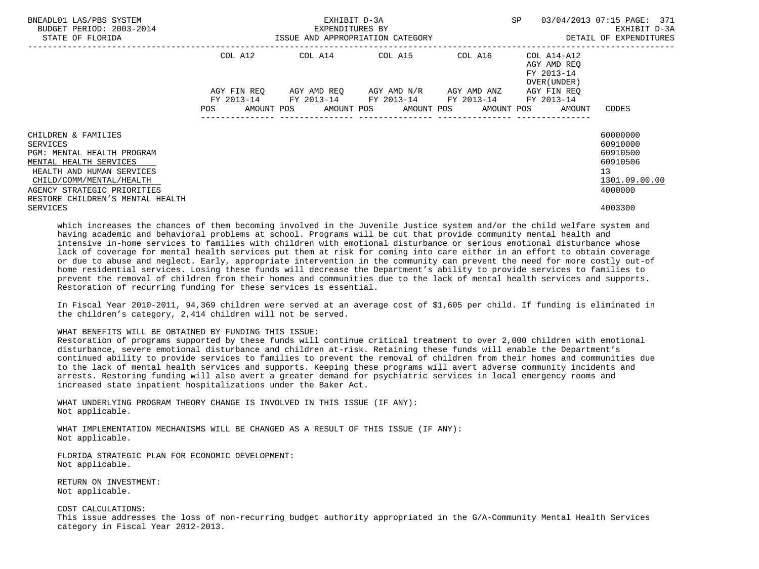| | COL A12 | COL A14 | COL A15 | COL A16 | COL A14-A12 AGY AMD REQ FY 2013-14 OVER(UNDER) | |
|---|---|---|---|---|---|---|
| | AGY FIN REQ FY 2013-14 | AGY AMD REQ FY 2013-14 | AGY AMD N/R FY 2013-14 | AGY AMD ANZ FY 2013-14 | AGY FIN REQ FY 2013-14 | |
| | POS AMOUNT | POS AMOUNT | POS AMOUNT | POS AMOUNT | POS AMOUNT | CODES |
| CHILDREN & FAMILIES | | | | | | 60000000 |
| SERVICES | | | | | | 60910000 |
| PGM: MENTAL HEALTH PROGRAM | | | | | | 60910500 |
| MENTAL HEALTH SERVICES | | | | | | 60910506 |
| HEALTH AND HUMAN SERVICES | | | | | | 13 |
| CHILD/COMM/MENTAL/HEALTH | | | | | | 1301.09.00.00 |
| AGENCY STRATEGIC PRIORITIES | | | | | | 4000000 |
| RESTORE CHILDREN'S MENTAL HEALTH SERVICES | | | | | | 4003300 |

which increases the chances of them becoming involved in the Juvenile Justice system and/or the child welfare system and having academic and behavioral problems at school. Programs will be cut that provide community mental health and intensive in-home services to families with children with emotional disturbance or serious emotional disturbance whose lack of coverage for mental health services put them at risk for coming into care either in an effort to obtain coverage or due to abuse and neglect. Early, appropriate intervention in the community can prevent the need for more costly out-of home residential services. Losing these funds will decrease the Department's ability to provide services to families to prevent the removal of children from their homes and communities due to the lack of mental health services and supports. Restoration of recurring funding for these services is essential.

In Fiscal Year 2010-2011, 94,369 children were served at an average cost of $1,605 per child. If funding is eliminated in the children's category, 2,414 children will not be served.

WHAT BENEFITS WILL BE OBTAINED BY FUNDING THIS ISSUE:
Restoration of programs supported by these funds will continue critical treatment to over 2,000 children with emotional disturbance, severe emotional disturbance and children at-risk. Retaining these funds will enable the Department's continued ability to provide services to families to prevent the removal of children from their homes and communities due to the lack of mental health services and supports. Keeping these programs will avert adverse community incidents and arrests. Restoring funding will also avert a greater demand for psychiatric services in local emergency rooms and increased state inpatient hospitalizations under the Baker Act.

WHAT UNDERLYING PROGRAM THEORY CHANGE IS INVOLVED IN THIS ISSUE (IF ANY):
Not applicable.

WHAT IMPLEMENTATION MECHANISMS WILL BE CHANGED AS A RESULT OF THIS ISSUE (IF ANY):
Not applicable.

FLORIDA STRATEGIC PLAN FOR ECONOMIC DEVELOPMENT:
Not applicable.

RETURN ON INVESTMENT:
Not applicable.

COST CALCULATIONS:
This issue addresses the loss of non-recurring budget authority appropriated in the G/A-Community Mental Health Services category in Fiscal Year 2012-2013.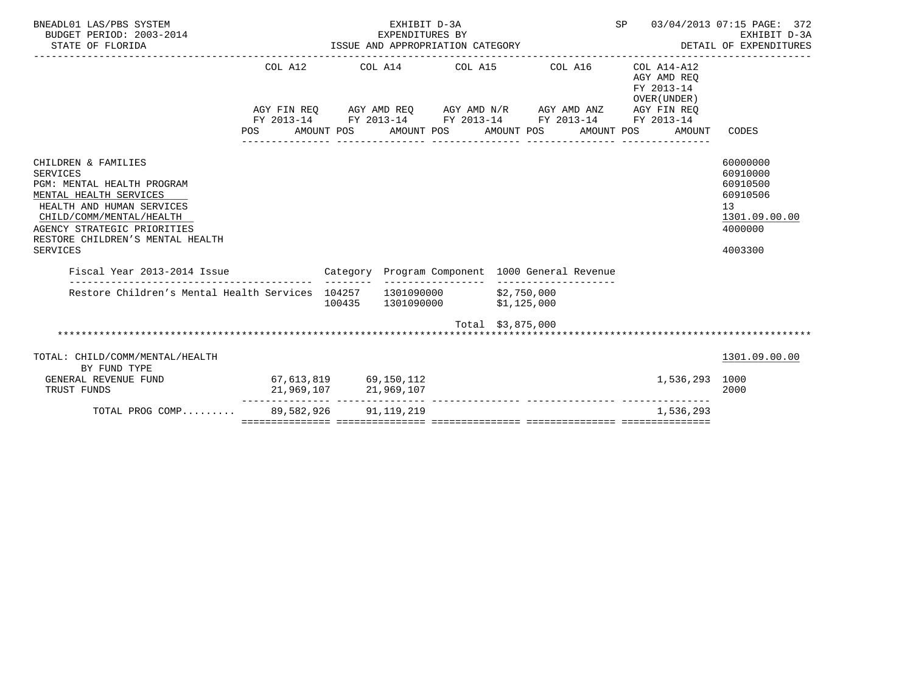BNEADL01 LAS/PBS SYSTEM | EXHIBIT D-3A | SP 03/04/2013 07:15

BUDGET PERIOD: 2003-2014 | EXPENDITURES BY | EXHIBIT D-3A

STATE OF FLORIDA | ISSUE AND APPROPRIATION CATEGORY | DETAIL OF EXPENDITURES

| | COL A12 AGY FIN REQ FY 2013-14 POS AMOUNT | COL A14 AGY AMD REQ FY 2013-14 POS AMOUNT | COL A15 AGY AMD N/R FY 2013-14 POS AMOUNT | COL A16 AGY AMD ANZ FY 2013-14 POS AMOUNT | COL A14-A12 AGY AMD REQ FY 2013-14 OVER(UNDER) AGY FIN REQ FY 2013-14 POS AMOUNT | CODES |
|---|---|---|---|---|---|---|
| CHILDREN & FAMILIES | | | | | | 60000000 |
| SERVICES | | | | | | 60910000 |
| PGM: MENTAL HEALTH PROGRAM | | | | | | 60910500 |
| MENTAL HEALTH SERVICES | | | | | | 60910506 |
| HEALTH AND HUMAN SERVICES | | | | | | 13 |
| CHILD/COMM/MENTAL/HEALTH | | | | | | 1301.09.00.00 |
| AGENCY STRATEGIC PRIORITIES | | | | | | 4000000 |
| RESTORE CHILDREN'S MENTAL HEALTH SERVICES | | | | | | 4003300 |

| Fiscal Year 2013-2014 Issue | Category | Program Component | 1000 General Revenue |
|---|---|---|---|
| Restore Children's Mental Health Services | 104257 | 1301090000 | $2,750,000 |
| | 100435 | 1301090000 | $1,125,000 |
| | | Total | $3,875,000 |

| | COL A12 | COL A14 | COL A15 | COL A16 | COL A14-A12 | CODES |
|---|---|---|---|---|---|---|
| TOTAL: CHILD/COMM/MENTAL/HEALTH | | | | | | 1301.09.00.00 |
| BY FUND TYPE | | | | | | |
| GENERAL REVENUE FUND | 67,613,819 | 69,150,112 | | | 1,536,293 | 1000 |
| TRUST FUNDS | 21,969,107 | 21,969,107 | | | | 2000 |
| TOTAL PROG COMP......... | 89,582,926 | 91,119,219 | | | 1,536,293 | |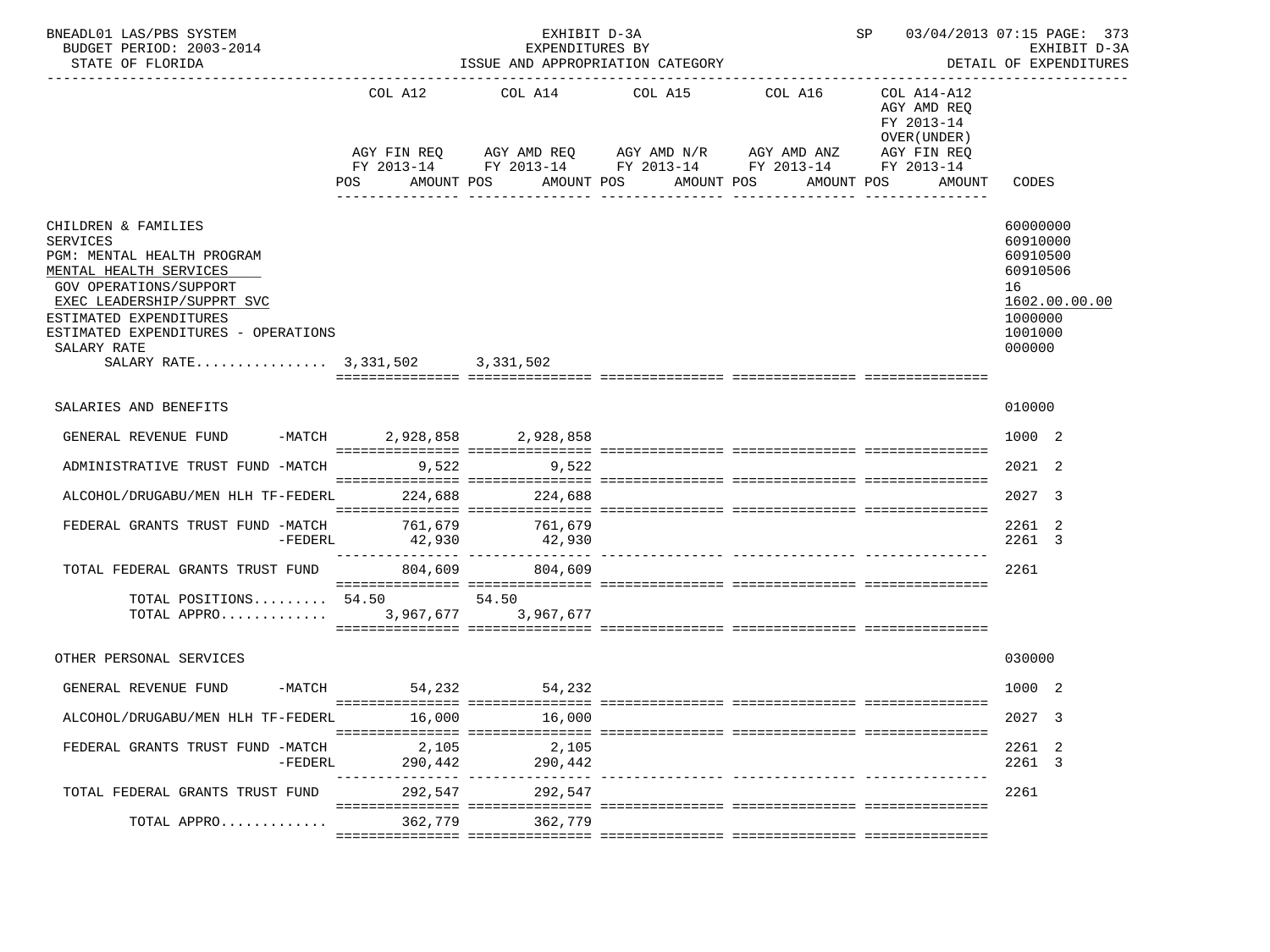BNEADL01 LAS/PBS SYSTEM — EXHIBIT D-3A — SP 03/04/2013 07:15 PAGE: 373
BUDGET PERIOD: 2003-2014 — EXPENDITURES BY — EXHIBIT D-3A
STATE OF FLORIDA — ISSUE AND APPROPRIATION CATEGORY — DETAIL OF EXPENDITURES

| | COL A12 AGY FIN REQ FY 2013-14 POS AMOUNT | COL A14 AGY AMD REQ FY 2013-14 POS AMOUNT | COL A15 AGY AMD N/R FY 2013-14 POS AMOUNT | COL A16 AGY AMD ANZ FY 2013-14 POS AMOUNT | COL A14-A12 AGY AMD REQ FY 2013-14 OVER(UNDER) AGY FIN REQ FY 2013-14 POS AMOUNT | CODES |
|---|---|---|---|---|---|---|
| CHILDREN & FAMILIES | | | | | | 60000000 |
| SERVICES | | | | | | 60910000 |
| PGM: MENTAL HEALTH PROGRAM | | | | | | 60910500 |
| MENTAL HEALTH SERVICES | | | | | | 60910506 |
| GOV OPERATIONS/SUPPORT | | | | | | 16 |
| EXEC LEADERSHIP/SUPPRT SVC | | | | | | 1602.00.00.00 |
| ESTIMATED EXPENDITURES | | | | | | 1000000 |
| ESTIMATED EXPENDITURES - OPERATIONS | | | | | | 1001000 |
| SALARY RATE | | | | | | 000000 |
| SALARY RATE................ | 3,331,502 | 3,331,502 | | | | |
| SALARIES AND BENEFITS | | | | | | 010000 |
| GENERAL REVENUE FUND -MATCH | 2,928,858 | 2,928,858 | | | | 1000 2 |
| ADMINISTRATIVE TRUST FUND -MATCH | 9,522 | 9,522 | | | | 2021 2 |
| ALCOHOL/DRUGABU/MEN HLH TF-FEDERL | 224,688 | 224,688 | | | | 2027 3 |
| FEDERAL GRANTS TRUST FUND -MATCH | 761,679 | 761,679 | | | | 2261 2 |
| -FEDERL | 42,930 | 42,930 | | | | 2261 3 |
| TOTAL FEDERAL GRANTS TRUST FUND | 804,609 | 804,609 | | | | 2261 |
| TOTAL POSITIONS......... | 54.50 | 54.50 | | | | |
| TOTAL APPRO............. | 3,967,677 | 3,967,677 | | | | |
| OTHER PERSONAL SERVICES | | | | | | 030000 |
| GENERAL REVENUE FUND -MATCH | 54,232 | 54,232 | | | | 1000 2 |
| ALCOHOL/DRUGABU/MEN HLH TF-FEDERL | 16,000 | 16,000 | | | | 2027 3 |
| FEDERAL GRANTS TRUST FUND -MATCH | 2,105 | 2,105 | | | | 2261 2 |
| -FEDERL | 290,442 | 290,442 | | | | 2261 3 |
| TOTAL FEDERAL GRANTS TRUST FUND | 292,547 | 292,547 | | | | 2261 |
| TOTAL APPRO............. | 362,779 | 362,779 | | | | |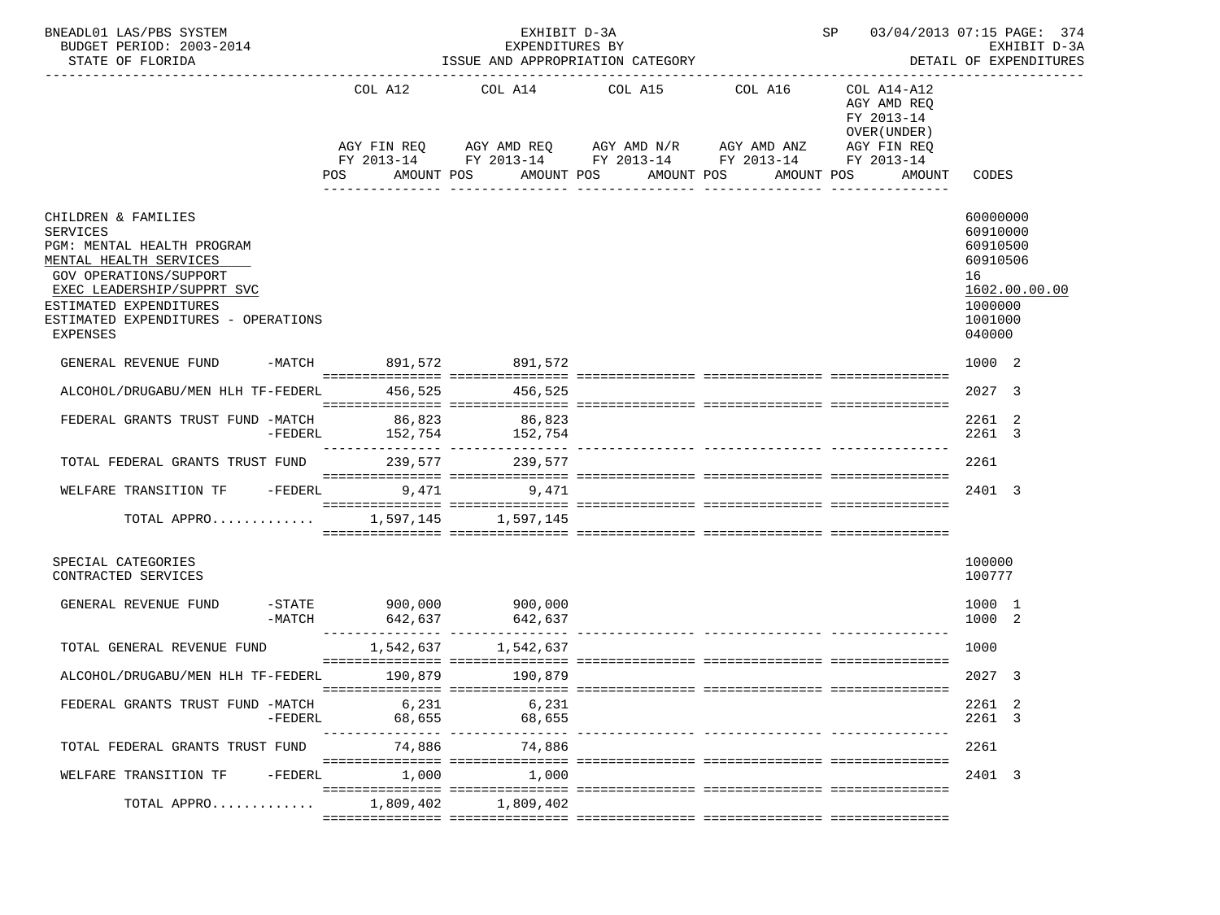BNEADL01 LAS/PBS SYSTEM — EXHIBIT D-3A — SP 03/04/2013 07:15 PAGE: 374
BUDGET PERIOD: 2003-2014 — EXPENDITURES BY — EXHIBIT D-3A
STATE OF FLORIDA — ISSUE AND APPROPRIATION CATEGORY — DETAIL OF EXPENDITURES

| | COL A12 AGY FIN REQ FY 2013-14 POS AMOUNT | COL A14 AGY AMD REQ FY 2013-14 POS AMOUNT | COL A15 AGY AMD N/R FY 2013-14 POS AMOUNT | COL A16 AGY AMD ANZ FY 2013-14 POS AMOUNT | COL A14-A12 AGY AMD REQ FY 2013-14 OVER(UNDER) AGY FIN REQ FY 2013-14 POS AMOUNT | CODES |
|---|---|---|---|---|---|---|
| CHILDREN & FAMILIES | | | | | | 60000000 |
| SERVICES | | | | | | 60910000 |
| PGM: MENTAL HEALTH PROGRAM | | | | | | 60910500 |
| MENTAL HEALTH SERVICES | | | | | | 60910506 |
| GOV OPERATIONS/SUPPORT | | | | | | 16 |
| EXEC LEADERSHIP/SUPPRT SVC | | | | | | 1602.00.00.00 |
| ESTIMATED EXPENDITURES | | | | | | 1000000 |
| ESTIMATED EXPENDITURES - OPERATIONS | | | | | | 1001000 |
| EXPENSES | | | | | | 040000 |
| GENERAL REVENUE FUND -MATCH | 891,572 | 891,572 | | | | 1000 2 |
| ALCOHOL/DRUGABU/MEN HLH TF-FEDERL | 456,525 | 456,525 | | | | 2027 3 |
| FEDERAL GRANTS TRUST FUND -MATCH | 86,823 | 86,823 | | | | 2261 2 |
| -FEDERL | 152,754 | 152,754 | | | | 2261 3 |
| TOTAL FEDERAL GRANTS TRUST FUND | 239,577 | 239,577 | | | | 2261 |
| WELFARE TRANSITION TF -FEDERL | 9,471 | 9,471 | | | | 2401 3 |
| TOTAL APPRO............. | 1,597,145 | 1,597,145 | | | | |
| SPECIAL CATEGORIES | | | | | | 100000 |
| CONTRACTED SERVICES | | | | | | 100777 |
| GENERAL REVENUE FUND -STATE | 900,000 | 900,000 | | | | 1000 1 |
| -MATCH | 642,637 | 642,637 | | | | 1000 2 |
| TOTAL GENERAL REVENUE FUND | 1,542,637 | 1,542,637 | | | | 1000 |
| ALCOHOL/DRUGABU/MEN HLH TF-FEDERL | 190,879 | 190,879 | | | | 2027 3 |
| FEDERAL GRANTS TRUST FUND -MATCH | 6,231 | 6,231 | | | | 2261 2 |
| -FEDERL | 68,655 | 68,655 | | | | 2261 3 |
| TOTAL FEDERAL GRANTS TRUST FUND | 74,886 | 74,886 | | | | 2261 |
| WELFARE TRANSITION TF -FEDERL | 1,000 | 1,000 | | | | 2401 3 |
| TOTAL APPRO............. | 1,809,402 | 1,809,402 | | | | |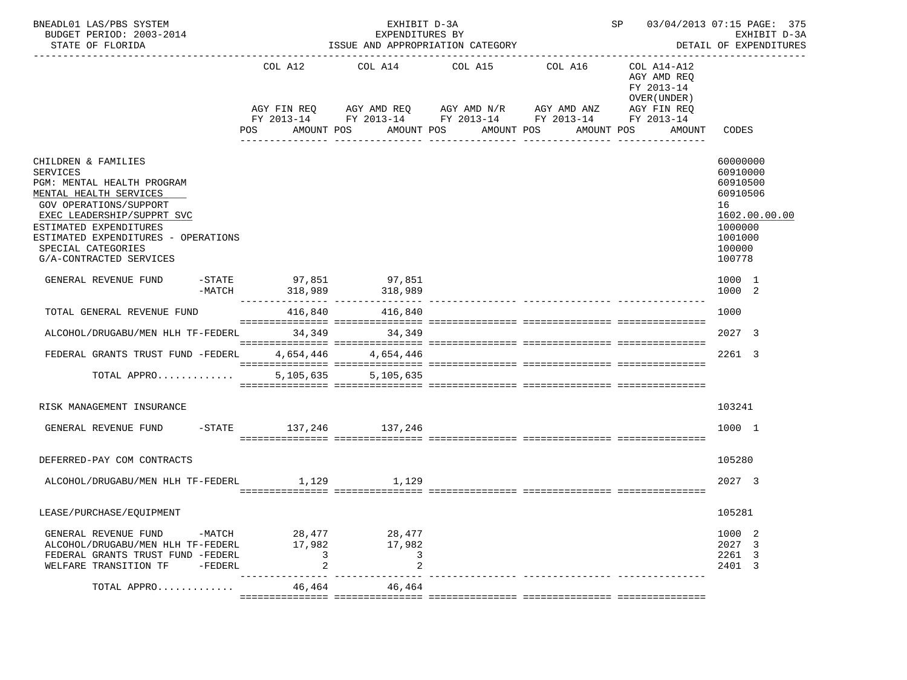BNEADL01 LAS/PBS SYSTEM EXHIBIT D-3A SP 03/04/2013 07:15 PAGE: 375
BUDGET PERIOD: 2003-2014 EXPENDITURES BY EXHIBIT D-3A
STATE OF FLORIDA ISSUE AND APPROPRIATION CATEGORY DETAIL OF EXPENDITURES

| | COL A12 AGY FIN REQ FY 2013-14 POS AMOUNT | COL A14 AGY AMD REQ FY 2013-14 POS AMOUNT | COL A15 AGY AMD N/R FY 2013-14 POS AMOUNT | COL A16 AGY AMD ANZ FY 2013-14 POS AMOUNT | COL A14-A12 AGY AMD REQ FY 2013-14 OVER(UNDER) AGY FIN REQ FY 2013-14 POS AMOUNT | CODES |
|---|---|---|---|---|---|---|
| CHILDREN & FAMILIES | | | | | | 60000000 |
| SERVICES | | | | | | 60910000 |
| PGM: MENTAL HEALTH PROGRAM | | | | | | 60910500 |
| MENTAL HEALTH SERVICES | | | | | | 60910506 |
| GOV OPERATIONS/SUPPORT | | | | | | 16 |
| EXEC LEADERSHIP/SUPPRT SVC | | | | | | 1602.00.00.00 |
| ESTIMATED EXPENDITURES | | | | | | 1000000 |
| ESTIMATED EXPENDITURES - OPERATIONS | | | | | | 1001000 |
| SPECIAL CATEGORIES | | | | | | 100000 |
| G/A-CONTRACTED SERVICES | | | | | | 100778 |
| GENERAL REVENUE FUND -STATE | 97,851 | 97,851 | | | | 1000 1 |
| GENERAL REVENUE FUND -MATCH | 318,989 | 318,989 | | | | 1000 2 |
| TOTAL GENERAL REVENUE FUND | 416,840 | 416,840 | | | | 1000 |
| ALCOHOL/DRUGABU/MEN HLH TF-FEDERL | 34,349 | 34,349 | | | | 2027 3 |
| FEDERAL GRANTS TRUST FUND -FEDERL | 4,654,446 | 4,654,446 | | | | 2261 3 |
| TOTAL APPRO............. | 5,105,635 | 5,105,635 | | | | |
| RISK MANAGEMENT INSURANCE | | | | | | 103241 |
| GENERAL REVENUE FUND -STATE | 137,246 | 137,246 | | | | 1000 1 |
| DEFERRED-PAY COM CONTRACTS | | | | | | 105280 |
| ALCOHOL/DRUGABU/MEN HLH TF-FEDERL | 1,129 | 1,129 | | | | 2027 3 |
| LEASE/PURCHASE/EQUIPMENT | | | | | | 105281 |
| GENERAL REVENUE FUND -MATCH | 28,477 | 28,477 | | | | 1000 2 |
| ALCOHOL/DRUGABU/MEN HLH TF-FEDERL | 17,982 | 17,982 | | | | 2027 3 |
| FEDERAL GRANTS TRUST FUND -FEDERL | 3 | 3 | | | | 2261 3 |
| WELFARE TRANSITION TF -FEDERL | 2 | 2 | | | | 2401 3 |
| TOTAL APPRO............. | 46,464 | 46,464 | | | | |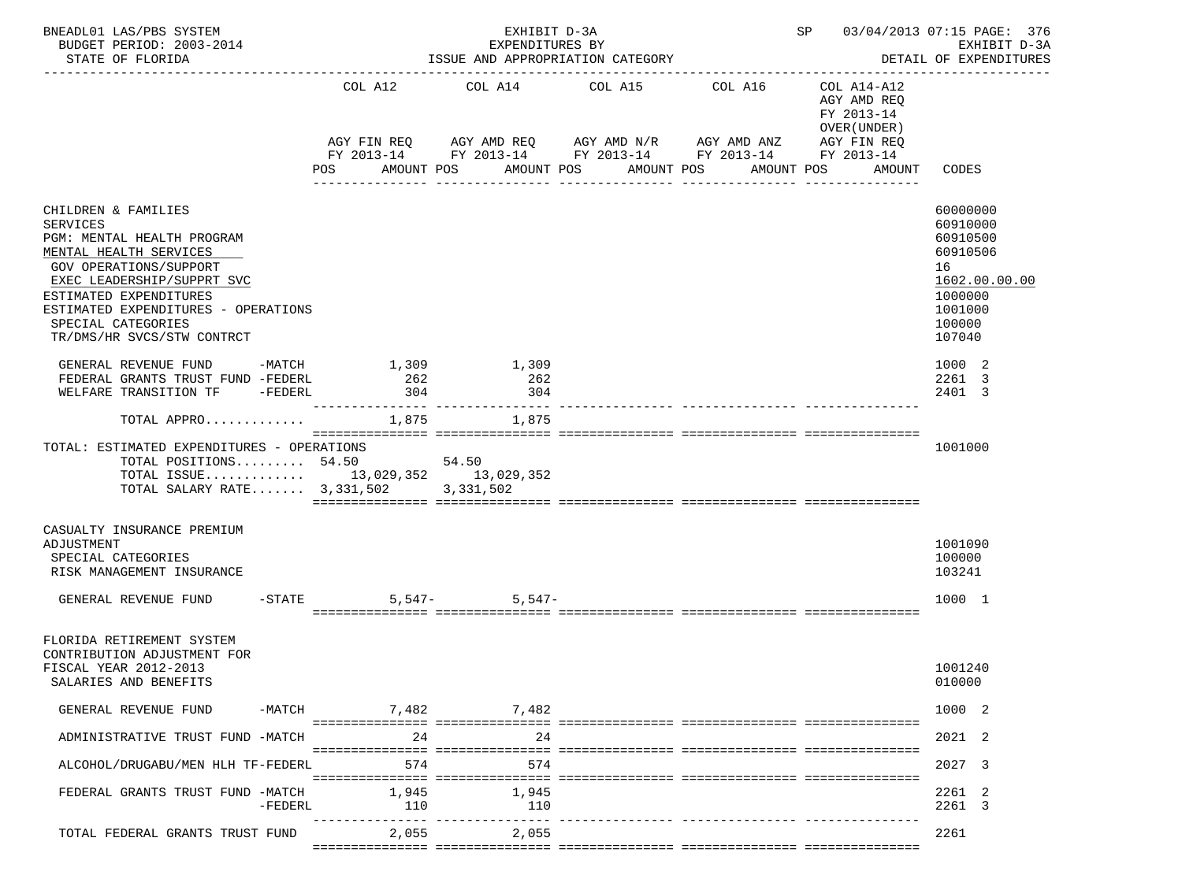BNEADL01 LAS/PBS SYSTEM — EXHIBIT D-3A — EXPENDITURES BY ISSUE AND APPROPRIATION CATEGORY — SP 03/04/2013 07:15 PAGE: 376

BUDGET PERIOD: 2003-2014 — STATE OF FLORIDA — EXHIBIT D-3A DETAIL OF EXPENDITURES

| | COL A12 AGY FIN REQ FY 2013-14 POS AMOUNT | COL A14 AGY AMD REQ FY 2013-14 POS AMOUNT | COL A15 AGY AMD N/R FY 2013-14 POS AMOUNT | COL A16 AGY AMD ANZ FY 2013-14 POS AMOUNT | COL A14-A12 AGY AMD REQ FY 2013-14 OVER(UNDER) AGY FIN REQ FY 2013-14 POS AMOUNT | CODES |
|---|---|---|---|---|---|---|
| CHILDREN & FAMILIES | | | | | | 60000000 |
| SERVICES | | | | | | 60910000 |
| PGM: MENTAL HEALTH PROGRAM | | | | | | 60910500 |
| MENTAL HEALTH SERVICES | | | | | | 60910506 |
| GOV OPERATIONS/SUPPORT | | | | | | 16 |
| EXEC LEADERSHIP/SUPPRT SVC | | | | | | 1602.00.00.00 |
| ESTIMATED EXPENDITURES | | | | | | 1000000 |
| ESTIMATED EXPENDITURES - OPERATIONS | | | | | | 1001000 |
| SPECIAL CATEGORIES | | | | | | 100000 |
| TR/DMS/HR SVCS/STW CONTRCT | | | | | | 107040 |
| GENERAL REVENUE FUND -MATCH | 1,309 | 1,309 | | | | 1000 2 |
| FEDERAL GRANTS TRUST FUND -FEDERL | 262 | 262 | | | | 2261 3 |
| WELFARE TRANSITION TF -FEDERL | 304 | 304 | | | | 2401 3 |
| TOTAL APPRO............ | 1,875 | 1,875 | | | | |
| TOTAL: ESTIMATED EXPENDITURES - OPERATIONS | | | | | | 1001000 |
| TOTAL POSITIONS......... | 54.50 | 54.50 | | | | |
| TOTAL ISSUE............ | 13,029,352 | 13,029,352 | | | | |
| TOTAL SALARY RATE....... | 3,331,502 | 3,331,502 | | | | |
| CASUALTY INSURANCE PREMIUM ADJUSTMENT | | | | | | 1001090 |
| SPECIAL CATEGORIES | | | | | | 100000 |
| RISK MANAGEMENT INSURANCE | | | | | | 103241 |
| GENERAL REVENUE FUND -STATE | 5,547- | 5,547- | | | | 1000 1 |
| FLORIDA RETIREMENT SYSTEM CONTRIBUTION ADJUSTMENT FOR FISCAL YEAR 2012-2013 | | | | | | 1001240 |
| SALARIES AND BENEFITS | | | | | | 010000 |
| GENERAL REVENUE FUND -MATCH | 7,482 | 7,482 | | | | 1000 2 |
| ADMINISTRATIVE TRUST FUND -MATCH | 24 | 24 | | | | 2021 2 |
| ALCOHOL/DRUGABU/MEN HLH TF-FEDERL | 574 | 574 | | | | 2027 3 |
| FEDERAL GRANTS TRUST FUND -MATCH | 1,945 | 1,945 | | | | 2261 2 |
| -FEDERL | 110 | 110 | | | | 2261 3 |
| TOTAL FEDERAL GRANTS TRUST FUND | 2,055 | 2,055 | | | | 2261 |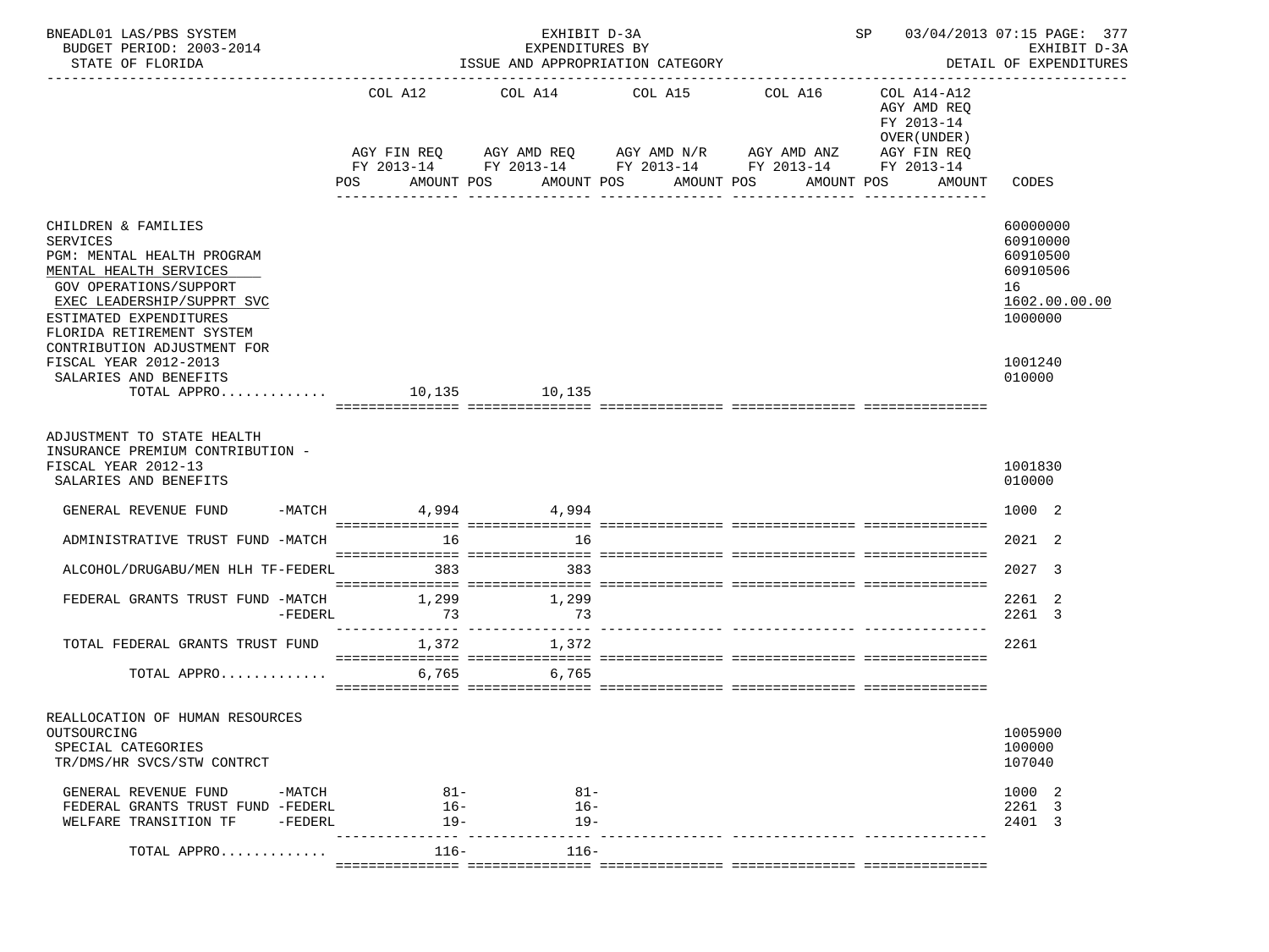BNEADL01 LAS/PBS SYSTEM — EXHIBIT D-3A — SP 03/04/2013 07:15 PAGE: 377
BUDGET PERIOD: 2003-2014 — EXPENDITURES BY — EXHIBIT D-3A
STATE OF FLORIDA — ISSUE AND APPROPRIATION CATEGORY — DETAIL OF EXPENDITURES

| | COL A12 AGY FIN REQ FY 2013-14 POS AMOUNT | COL A14 AGY AMD REQ FY 2013-14 POS AMOUNT | COL A15 AGY AMD N/R FY 2013-14 POS AMOUNT | COL A16 AGY AMD ANZ FY 2013-14 POS AMOUNT | COL A14-A12 AGY AMD REQ FY 2013-14 OVER(UNDER) AGY FIN REQ FY 2013-14 POS AMOUNT | CODES |
|---|---|---|---|---|---|---|
| CHILDREN & FAMILIES | | | | | | 60000000 |
| SERVICES | | | | | | 60910000 |
| PGM: MENTAL HEALTH PROGRAM | | | | | | 60910500 |
| MENTAL HEALTH SERVICES | | | | | | 60910506 |
| GOV OPERATIONS/SUPPORT | | | | | | 16 |
| EXEC LEADERSHIP/SUPPRT SVC | | | | | | 1602.00.00.00 |
| ESTIMATED EXPENDITURES | | | | | | 1000000 |
| FLORIDA RETIREMENT SYSTEM CONTRIBUTION ADJUSTMENT FOR FISCAL YEAR 2012-2013 | | | | | | 1001240 |
| SALARIES AND BENEFITS | | | | | | 010000 |
| TOTAL APPRO............ | 10,135 | 10,135 | | | | |
| ADJUSTMENT TO STATE HEALTH INSURANCE PREMIUM CONTRIBUTION - FISCAL YEAR 2012-13 | | | | | | 1001830 |
| SALARIES AND BENEFITS | | | | | | 010000 |
| GENERAL REVENUE FUND -MATCH | 4,994 | 4,994 | | | | 1000 2 |
| ADMINISTRATIVE TRUST FUND -MATCH | 16 | 16 | | | | 2021 2 |
| ALCOHOL/DRUGABU/MEN HLH TF-FEDERL | 383 | 383 | | | | 2027 3 |
| FEDERAL GRANTS TRUST FUND -MATCH | 1,299 | 1,299 | | | | 2261 2 |
| -FEDERL | 73 | 73 | | | | 2261 3 |
| TOTAL FEDERAL GRANTS TRUST FUND | 1,372 | 1,372 | | | | 2261 |
| TOTAL APPRO............ | 6,765 | 6,765 | | | | |
| REALLOCATION OF HUMAN RESOURCES OUTSOURCING | | | | | | 1005900 |
| SPECIAL CATEGORIES | | | | | | 100000 |
| TR/DMS/HR SVCS/STW CONTRCT | | | | | | 107040 |
| GENERAL REVENUE FUND -MATCH | 81- | 81- | | | | 1000 2 |
| FEDERAL GRANTS TRUST FUND -FEDERL | 16- | 16- | | | | 2261 3 |
| WELFARE TRANSITION TF -FEDERL | 19- | 19- | | | | 2401 3 |
| TOTAL APPRO............ | 116- | 116- | | | | |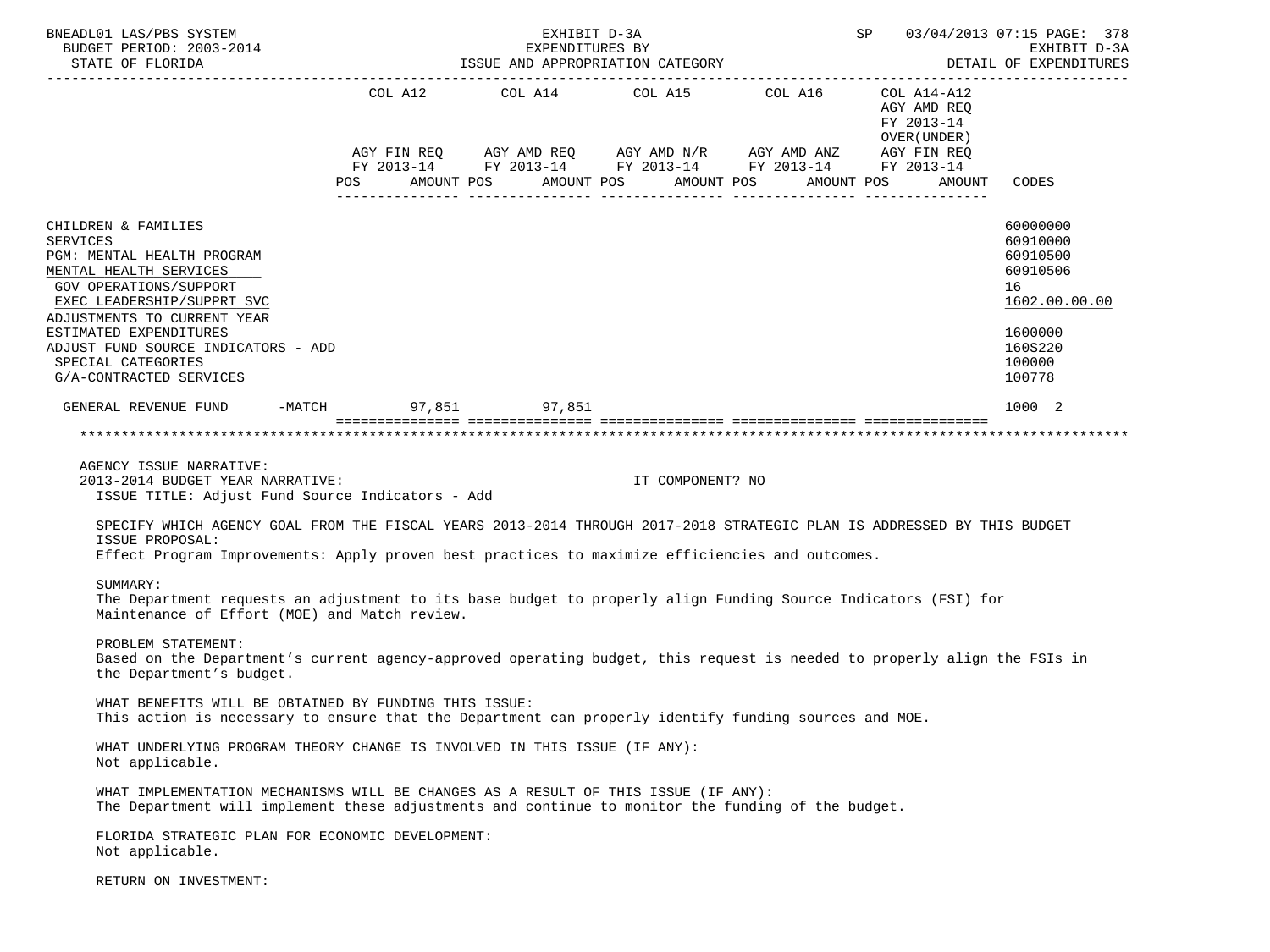BNEADL01 LAS/PBS SYSTEM | EXHIBIT D-3A | SP 03/04/2013 07:15
BUDGET PERIOD: 2003-2014 | EXPENDITURES BY | EXHIBIT D-3A
STATE OF FLORIDA | ISSUE AND APPROPRIATION CATEGORY | DETAIL OF EXPENDITURES

| | COL A12 AGY FIN REQ FY 2013-14 POS AMOUNT | COL A14 AGY AMD REQ FY 2013-14 POS AMOUNT | COL A15 AGY AMD N/R FY 2013-14 POS AMOUNT | COL A16 AGY AMD ANZ FY 2013-14 POS AMOUNT | COL A14-A12 AGY AMD REQ FY 2013-14 OVER(UNDER) AGY FIN REQ FY 2013-14 POS AMOUNT | CODES |
|---|---|---|---|---|---|---|
| CHILDREN & FAMILIES | | | | | | 60000000 |
| SERVICES | | | | | | 60910000 |
| PGM: MENTAL HEALTH PROGRAM | | | | | | 60910500 |
| MENTAL HEALTH SERVICES | | | | | | 60910506 |
| GOV OPERATIONS/SUPPORT | | | | | | 16 |
| EXEC LEADERSHIP/SUPPRT SVC | | | | | | 1602.00.00.00 |
| ADJUSTMENTS TO CURRENT YEAR ESTIMATED EXPENDITURES | | | | | | 1600000 |
| ADJUST FUND SOURCE INDICATORS - ADD | | | | | | 160S220 |
| SPECIAL CATEGORIES | | | | | | 100000 |
| G/A-CONTRACTED SERVICES | | | | | | 100778 |
| GENERAL REVENUE FUND -MATCH | 97,851 | 97,851 | | | | 1000 2 |

AGENCY ISSUE NARRATIVE:
2013-2014 BUDGET YEAR NARRATIVE: IT COMPONENT? NO
ISSUE TITLE: Adjust Fund Source Indicators - Add

SPECIFY WHICH AGENCY GOAL FROM THE FISCAL YEARS 2013-2014 THROUGH 2017-2018 STRATEGIC PLAN IS ADDRESSED BY THIS BUDGET ISSUE PROPOSAL:
Effect Program Improvements: Apply proven best practices to maximize efficiencies and outcomes.

SUMMARY:
The Department requests an adjustment to its base budget to properly align Funding Source Indicators (FSI) for Maintenance of Effort (MOE) and Match review.

PROBLEM STATEMENT:
Based on the Department's current agency-approved operating budget, this request is needed to properly align the FSIs in the Department's budget.

WHAT BENEFITS WILL BE OBTAINED BY FUNDING THIS ISSUE:
This action is necessary to ensure that the Department can properly identify funding sources and MOE.

WHAT UNDERLYING PROGRAM THEORY CHANGE IS INVOLVED IN THIS ISSUE (IF ANY):
Not applicable.

WHAT IMPLEMENTATION MECHANISMS WILL BE CHANGES AS A RESULT OF THIS ISSUE (IF ANY):
The Department will implement these adjustments and continue to monitor the funding of the budget.

FLORIDA STRATEGIC PLAN FOR ECONOMIC DEVELOPMENT:
Not applicable.

RETURN ON INVESTMENT: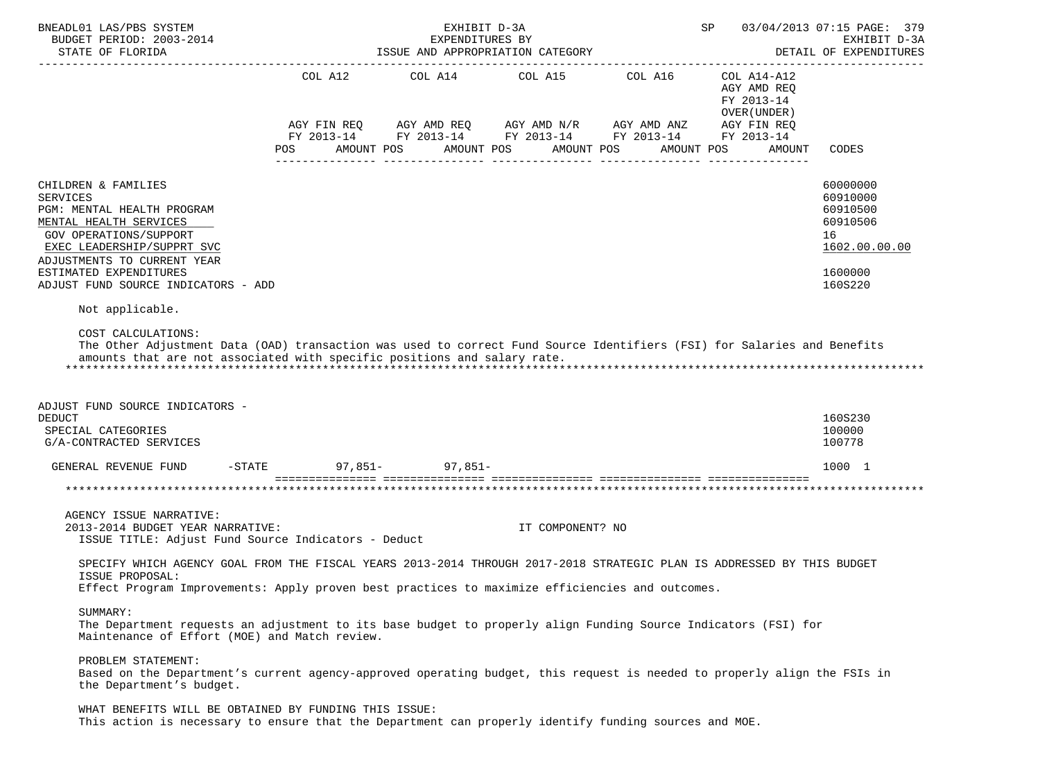BNEADL01 LAS/PBS SYSTEM — EXHIBIT D-3A — EXPENDITURES BY ISSUE AND APPROPRIATION CATEGORY — SP 03/04/2013 07:15 PAGE: 379
BUDGET PERIOD: 2003-2014 — EXHIBIT D-3A
STATE OF FLORIDA — DETAIL OF EXPENDITURES

| | COL A12 AGY FIN REQ FY 2013-14 POS AMOUNT | COL A14 AGY AMD REQ FY 2013-14 POS AMOUNT | COL A15 AGY AMD N/R FY 2013-14 POS AMOUNT | COL A16 AGY AMD ANZ FY 2013-14 POS AMOUNT | COL A14-A12 AGY AMD REQ FY 2013-14 OVER(UNDER) AGY FIN REQ FY 2013-14 POS AMOUNT | CODES |
|---|---|---|---|---|---|---|
| CHILDREN & FAMILIES | | | | | | 60000000 |
| SERVICES | | | | | | 60910000 |
| PGM: MENTAL HEALTH PROGRAM | | | | | | 60910500 |
| MENTAL HEALTH SERVICES | | | | | | 60910506 |
| GOV OPERATIONS/SUPPORT | | | | | | 16 |
| EXEC LEADERSHIP/SUPPRT SVC | | | | | | 1602.00.00.00 |
| ADJUSTMENTS TO CURRENT YEAR ESTIMATED EXPENDITURES | | | | | | 1600000 |
| ADJUST FUND SOURCE INDICATORS - ADD | | | | | | 160S220 |

Not applicable.

COST CALCULATIONS:
The Other Adjustment Data (OAD) transaction was used to correct Fund Source Identifiers (FSI) for Salaries and Benefits amounts that are not associated with specific positions and salary rate.

*******************************************************************************************************************

| | COL A12 | COL A14 | COL A15 | COL A16 | COL A14-A12 | CODES |
|---|---|---|---|---|---|---|
| ADJUST FUND SOURCE INDICATORS - DEDUCT | | | | | | 160S230 |
| SPECIAL CATEGORIES | | | | | | 100000 |
| G/A-CONTRACTED SERVICES | | | | | | 100778 |
| GENERAL REVENUE FUND -STATE | 97,851- | 97,851- | | | | 1000 1 |

*******************************************************************************************************************

AGENCY ISSUE NARRATIVE:
2013-2014 BUDGET YEAR NARRATIVE: IT COMPONENT? NO
ISSUE TITLE: Adjust Fund Source Indicators - Deduct

SPECIFY WHICH AGENCY GOAL FROM THE FISCAL YEARS 2013-2014 THROUGH 2017-2018 STRATEGIC PLAN IS ADDRESSED BY THIS BUDGET ISSUE PROPOSAL:
Effect Program Improvements: Apply proven best practices to maximize efficiencies and outcomes.

SUMMARY:
The Department requests an adjustment to its base budget to properly align Funding Source Indicators (FSI) for Maintenance of Effort (MOE) and Match review.

PROBLEM STATEMENT:
Based on the Department's current agency-approved operating budget, this request is needed to properly align the FSIs in the Department's budget.

WHAT BENEFITS WILL BE OBTAINED BY FUNDING THIS ISSUE:
This action is necessary to ensure that the Department can properly identify funding sources and MOE.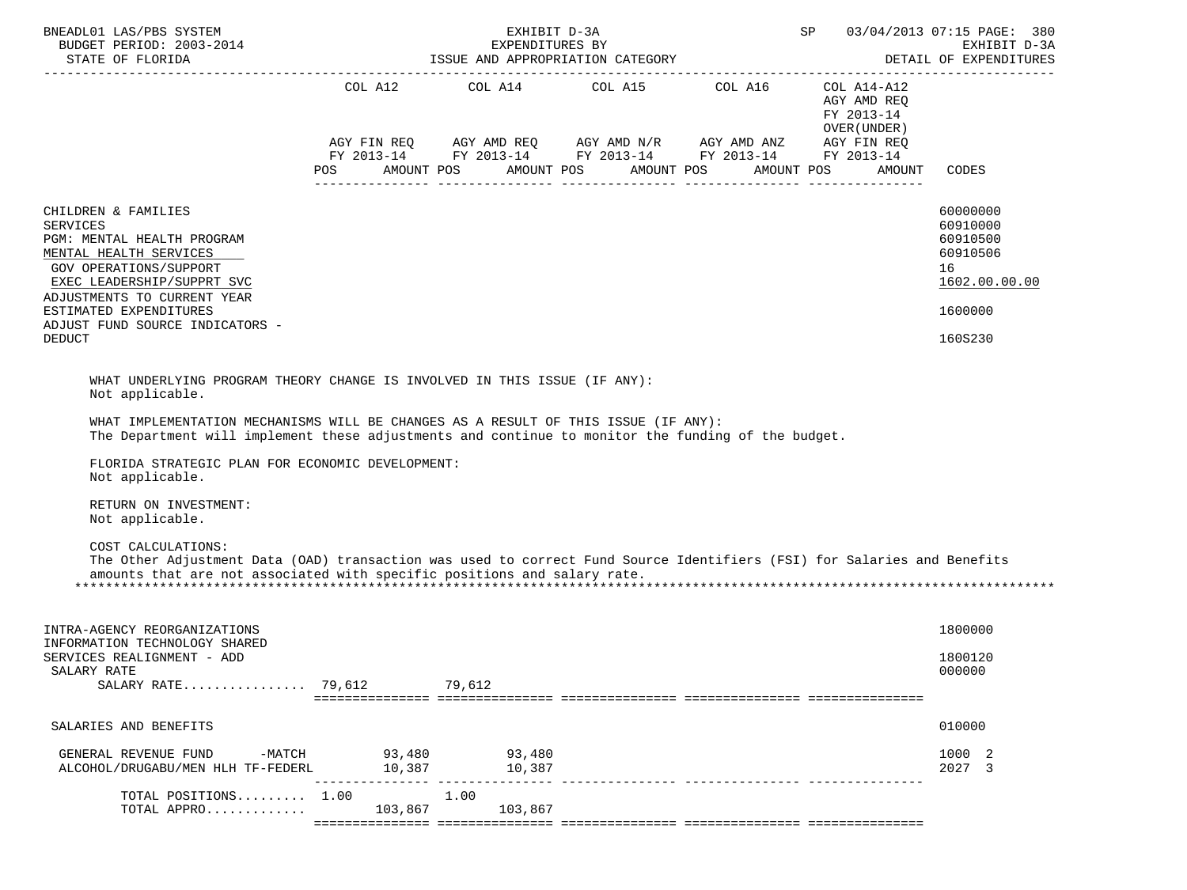| | COL A12 | | COL A14 | | COL A15 | | COL A16 | | COL A14-A12 AGY AMD REQ FY 2013-14 OVER(UNDER) AGY FIN REQ FY 2013-14 | | |
|---|---|---|---|---|---|---|---|---|---|---|---|
| | AGY FIN REQ FY 2013-14 | | AGY AMD REQ FY 2013-14 | | AGY AMD N/R FY 2013-14 | | AGY AMD ANZ FY 2013-14 | | | | |
| | POS | AMOUNT | POS | AMOUNT | POS | AMOUNT | POS | AMOUNT | POS | AMOUNT | CODES |
| CHILDREN & FAMILIES | | | | | | | | | | | 60000000 |
| SERVICES | | | | | | | | | | | 60910000 |
| PGM: MENTAL HEALTH PROGRAM | | | | | | | | | | | 60910500 |
| MENTAL HEALTH SERVICES | | | | | | | | | | | 60910506 |
| GOV OPERATIONS/SUPPORT | | | | | | | | | | | 16 |
| EXEC LEADERSHIP/SUPPRT SVC | | | | | | | | | | | 1602.00.00.00 |
| ADJUSTMENTS TO CURRENT YEAR ESTIMATED EXPENDITURES | | | | | | | | | | | 1600000 |
| ADJUST FUND SOURCE INDICATORS - DEDUCT | | | | | | | | | | | 160S230 |

WHAT UNDERLYING PROGRAM THEORY CHANGE IS INVOLVED IN THIS ISSUE (IF ANY):
Not applicable.

WHAT IMPLEMENTATION MECHANISMS WILL BE CHANGES AS A RESULT OF THIS ISSUE (IF ANY):
The Department will implement these adjustments and continue to monitor the funding of the budget.

FLORIDA STRATEGIC PLAN FOR ECONOMIC DEVELOPMENT:
Not applicable.

RETURN ON INVESTMENT:
Not applicable.

COST CALCULATIONS:
The Other Adjustment Data (OAD) transaction was used to correct Fund Source Identifiers (FSI) for Salaries and Benefits amounts that are not associated with specific positions and salary rate.

*******************************************************************************************************************

| | COL A12 POS | COL A12 AMOUNT | COL A14 POS | COL A14 AMOUNT | COL A15 POS | COL A15 AMOUNT | COL A16 POS | COL A16 AMOUNT | COL A14-A12 POS | COL A14-A12 AMOUNT | CODES |
|---|---|---|---|---|---|---|---|---|---|---|---|
| INTRA-AGENCY REORGANIZATIONS | | | | | | | | | | | 1800000 |
| INFORMATION TECHNOLOGY SHARED SERVICES REALIGNMENT - ADD | | | | | | | | | | | 1800120 |
| SALARY RATE | | | | | | | | | | | 000000 |
| SALARY RATE................ | 79,612 | | 79,612 | | | | | | | | |
| SALARIES AND BENEFITS | | | | | | | | | | | 010000 |
| GENERAL REVENUE FUND -MATCH | | 93,480 | | 93,480 | | | | | | | 1000 2 |
| ALCOHOL/DRUGABU/MEN HLH TF-FEDERL | | 10,387 | | 10,387 | | | | | | | 2027 3 |
| TOTAL POSITIONS......... | 1.00 | | 1.00 | | | | | | | | |
| TOTAL APPRO............ | | 103,867 | | 103,867 | | | | | | | |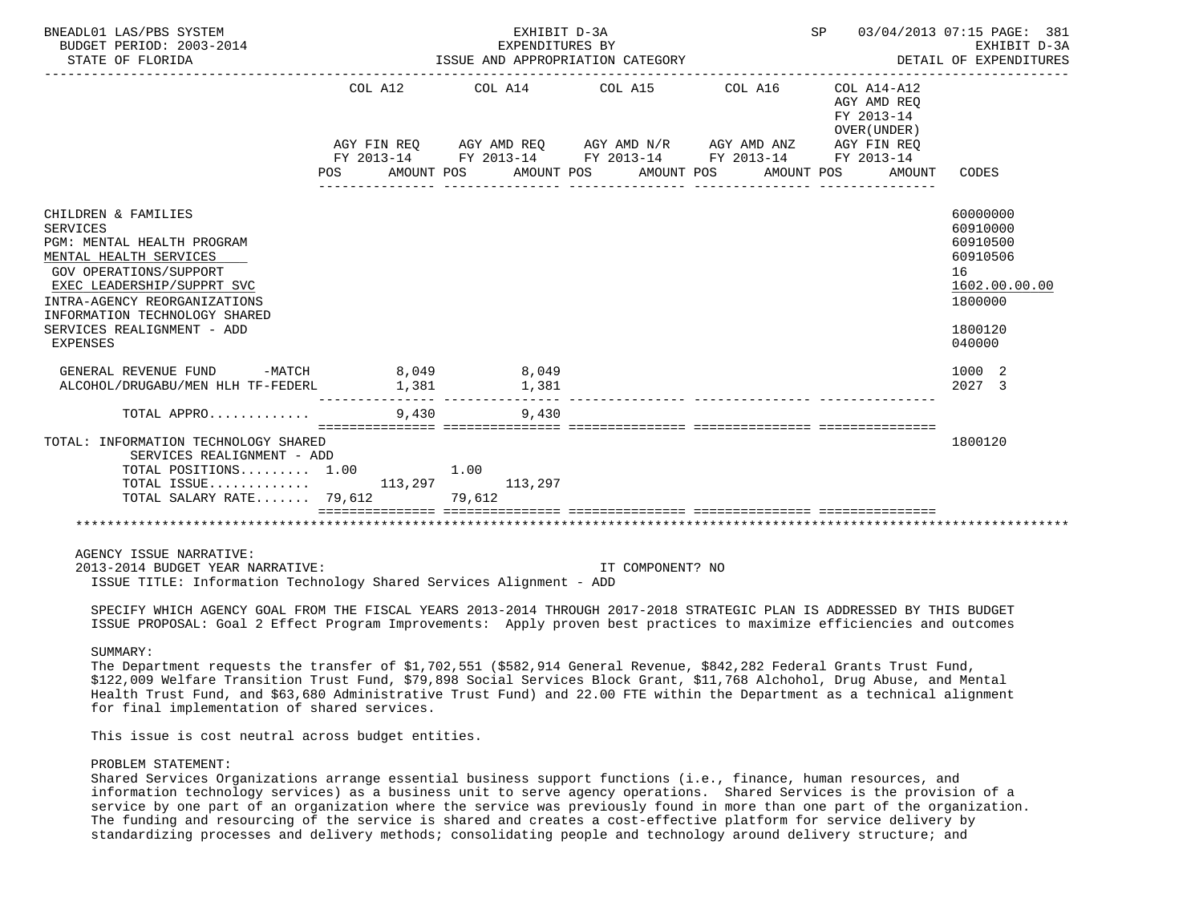| | COL A12 | | COL A14 | | COL A15 | | COL A16 | | COL A14-A12 AGY AMD REQ FY 2013-14 OVER(UNDER) | | |
|---|---|---|---|---|---|---|---|---|---|---|---|
| | AGY FIN REQ FY 2013-14 | | AGY AMD REQ FY 2013-14 | | AGY AMD N/R FY 2013-14 | | AGY AMD ANZ FY 2013-14 | | AGY FIN REQ FY 2013-14 | | |
| | POS | AMOUNT | POS | AMOUNT | POS | AMOUNT | POS | AMOUNT | POS | AMOUNT | CODES |
| CHILDREN & FAMILIES | | | | | | | | | | | 60000000 |
| SERVICES | | | | | | | | | | | 60910000 |
| PGM: MENTAL HEALTH PROGRAM | | | | | | | | | | | 60910500 |
| MENTAL HEALTH SERVICES | | | | | | | | | | | 60910506 |
| GOV OPERATIONS/SUPPORT | | | | | | | | | | | 16 |
| EXEC LEADERSHIP/SUPPRT SVC | | | | | | | | | | | 1602.00.00.00 |
| INTRA-AGENCY REORGANIZATIONS | | | | | | | | | | | 1800000 |
| INFORMATION TECHNOLOGY SHARED SERVICES REALIGNMENT - ADD | | | | | | | | | | | 1800120 |
| EXPENSES | | | | | | | | | | | 040000 |
| GENERAL REVENUE FUND -MATCH | | 8,049 | | 8,049 | | | | | | | 1000 2 |
| ALCOHOL/DRUGABU/MEN HLH TF-FEDERL | | 1,381 | | 1,381 | | | | | | | 2027 3 |
| TOTAL APPRO............ | | 9,430 | | 9,430 | | | | | | | |
| TOTAL: INFORMATION TECHNOLOGY SHARED SERVICES REALIGNMENT - ADD | | | | | | | | | | | 1800120 |
| TOTAL POSITIONS......... | 1.00 | | 1.00 | | | | | | | | |
| TOTAL ISSUE............ | | 113,297 | | 113,297 | | | | | | | |
| TOTAL SALARY RATE....... | | 79,612 | | 79,612 | | | | | | | |

AGENCY ISSUE NARRATIVE:
2013-2014 BUDGET YEAR NARRATIVE: IT COMPONENT? NO
ISSUE TITLE: Information Technology Shared Services Alignment - ADD

SPECIFY WHICH AGENCY GOAL FROM THE FISCAL YEARS 2013-2014 THROUGH 2017-2018 STRATEGIC PLAN IS ADDRESSED BY THIS BUDGET ISSUE PROPOSAL: Goal 2 Effect Program Improvements: Apply proven best practices to maximize efficiencies and outcomes

SUMMARY:
The Department requests the transfer of $1,702,551 ($582,914 General Revenue, $842,282 Federal Grants Trust Fund, $122,009 Welfare Transition Trust Fund, $79,898 Social Services Block Grant, $11,768 Alchohol, Drug Abuse, and Mental Health Trust Fund, and $63,680 Administrative Trust Fund) and 22.00 FTE within the Department as a technical alignment for final implementation of shared services.

This issue is cost neutral across budget entities.

PROBLEM STATEMENT:
Shared Services Organizations arrange essential business support functions (i.e., finance, human resources, and information technology services) as a business unit to serve agency operations. Shared Services is the provision of a service by one part of an organization where the service was previously found in more than one part of the organization. The funding and resourcing of the service is shared and creates a cost-effective platform for service delivery by standardizing processes and delivery methods; consolidating people and technology around delivery structure; and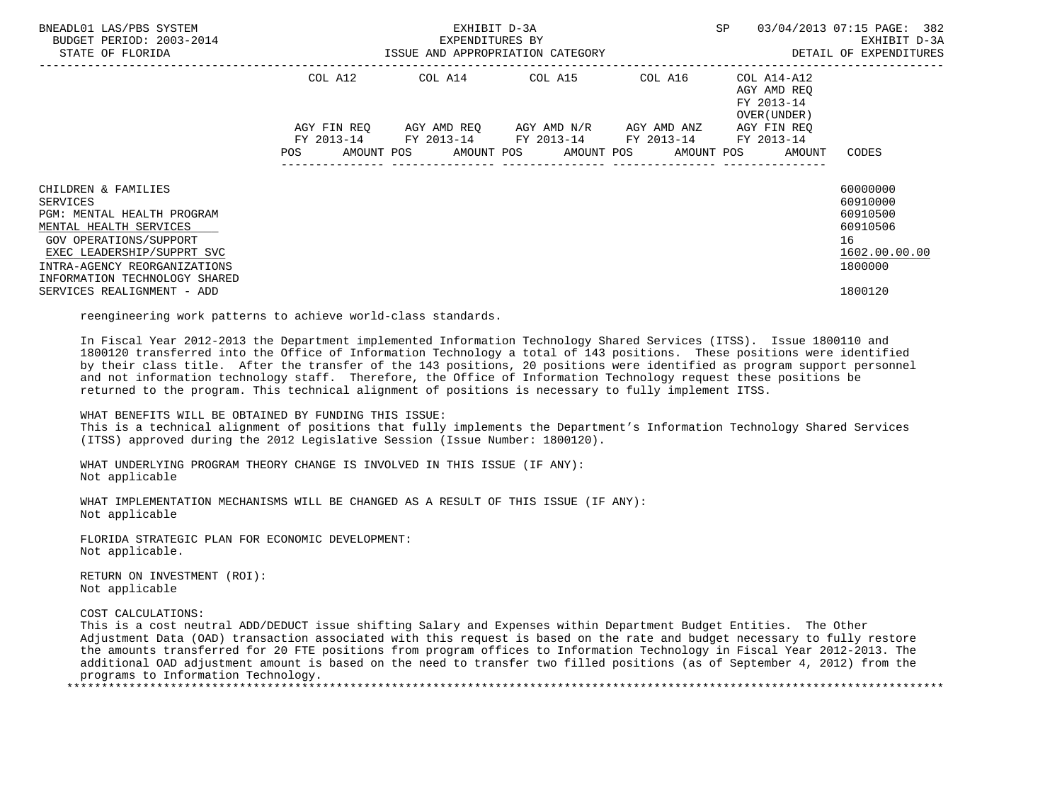| | COL A12 | COL A14 | COL A15 | COL A16 | COL A14-A12 AGY AMD REQ FY 2013-14 OVER(UNDER) | |
|---|---|---|---|---|---|---|
| | AGY FIN REQ FY 2013-14 | AGY AMD REQ FY 2013-14 | AGY AMD N/R FY 2013-14 | AGY AMD ANZ FY 2013-14 | AGY FIN REQ FY 2013-14 | |
| | POS AMOUNT | POS AMOUNT | POS AMOUNT | POS AMOUNT | POS AMOUNT | CODES |
| CHILDREN & FAMILIES | | | | | | 60000000 |
| SERVICES | | | | | | 60910000 |
| PGM: MENTAL HEALTH PROGRAM | | | | | | 60910500 |
| MENTAL HEALTH SERVICES | | | | | | 60910506 |
| GOV OPERATIONS/SUPPORT | | | | | | 16 |
| EXEC LEADERSHIP/SUPPRT SVC | | | | | | 1602.00.00.00 |
| INTRA-AGENCY REORGANIZATIONS | | | | | | 1800000 |
| INFORMATION TECHNOLOGY SHARED SERVICES REALIGNMENT - ADD | | | | | | 1800120 |

reengineering work patterns to achieve world-class standards.

In Fiscal Year 2012-2013 the Department implemented Information Technology Shared Services (ITSS). Issue 1800110 and 1800120 transferred into the Office of Information Technology a total of 143 positions. These positions were identified by their class title. After the transfer of the 143 positions, 20 positions were identified as program support personnel and not information technology staff. Therefore, the Office of Information Technology request these positions be returned to the program. This technical alignment of positions is necessary to fully implement ITSS.

WHAT BENEFITS WILL BE OBTAINED BY FUNDING THIS ISSUE:
This is a technical alignment of positions that fully implements the Department's Information Technology Shared Services (ITSS) approved during the 2012 Legislative Session (Issue Number: 1800120).

WHAT UNDERLYING PROGRAM THEORY CHANGE IS INVOLVED IN THIS ISSUE (IF ANY):
Not applicable

WHAT IMPLEMENTATION MECHANISMS WILL BE CHANGED AS A RESULT OF THIS ISSUE (IF ANY):
Not applicable

FLORIDA STRATEGIC PLAN FOR ECONOMIC DEVELOPMENT:
Not applicable.

RETURN ON INVESTMENT (ROI):
Not applicable

COST CALCULATIONS:
This is a cost neutral ADD/DEDUCT issue shifting Salary and Expenses within Department Budget Entities. The Other Adjustment Data (OAD) transaction associated with this request is based on the rate and budget necessary to fully restore the amounts transferred for 20 FTE positions from program offices to Information Technology in Fiscal Year 2012-2013. The additional OAD adjustment amount is based on the need to transfer two filled positions (as of September 4, 2012) from the programs to Information Technology.

*******************************************************************************************************************************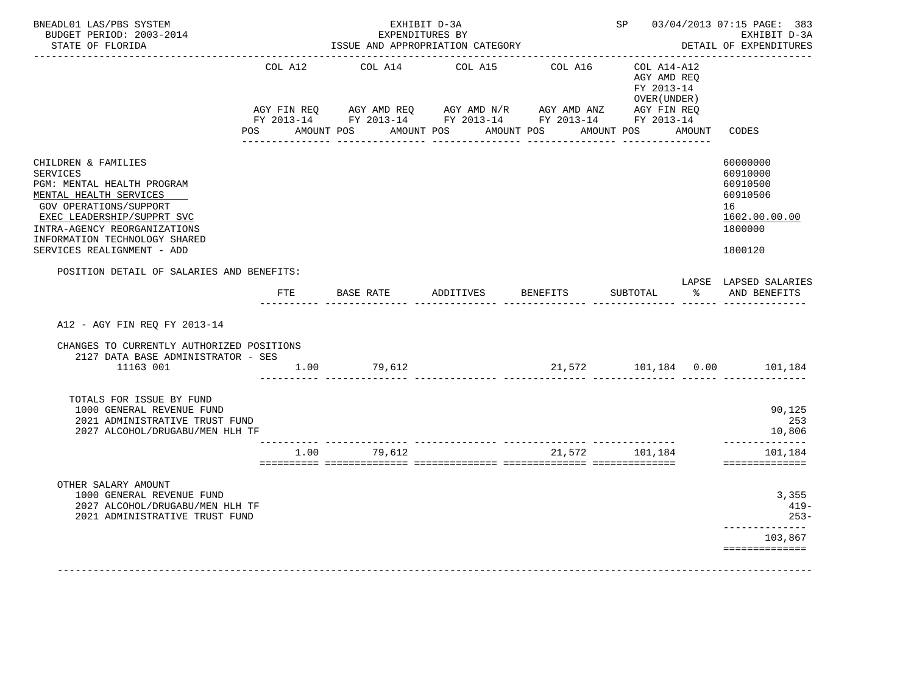BNEADL01 LAS/PBS SYSTEM
BUDGET PERIOD: 2003-2014
STATE OF FLORIDA

EXHIBIT D-3A
EXPENDITURES BY
ISSUE AND APPROPRIATION CATEGORY

SP 03/04/2013 07:15 PAGE: 383
EXHIBIT D-3A
DETAIL OF EXPENDITURES

| | COL A12 AGY FIN REQ FY 2013-14 POS AMOUNT | COL A14 AGY AMD REQ FY 2013-14 POS AMOUNT | COL A15 AGY AMD N/R FY 2013-14 POS AMOUNT | COL A16 AGY AMD ANZ FY 2013-14 POS AMOUNT | COL A14-A12 AGY AMD REQ FY 2013-14 OVER(UNDER) AGY FIN REQ FY 2013-14 POS AMOUNT | CODES |
|---|---|---|---|---|---|---|
| CHILDREN & FAMILIES | | | | | | 60000000 |
| SERVICES | | | | | | 60910000 |
| PGM: MENTAL HEALTH PROGRAM | | | | | | 60910500 |
| MENTAL HEALTH SERVICES | | | | | | 60910506 |
| GOV OPERATIONS/SUPPORT | | | | | | 16 |
| EXEC LEADERSHIP/SUPPRT SVC | | | | | | 1602.00.00.00 |
| INTRA-AGENCY REORGANIZATIONS | | | | | | 1800000 |
| INFORMATION TECHNOLOGY SHARED SERVICES REALIGNMENT - ADD | | | | | | 1800120 |

POSITION DETAIL OF SALARIES AND BENEFITS:

| | FTE | BASE RATE | ADDITIVES | BENEFITS | SUBTOTAL | LAPSE % | LAPSED SALARIES AND BENEFITS |
|---|---|---|---|---|---|---|---|
| A12 - AGY FIN REQ FY 2013-14 | | | | | | | |
| CHANGES TO CURRENTLY AUTHORIZED POSITIONS | | | | | | | |
| 2127 DATA BASE ADMINISTRATOR - SES 11163 001 | 1.00 | 79,612 | | 21,572 | 101,184 | 0.00 | 101,184 |
| TOTALS FOR ISSUE BY FUND | | | | | | | |
| 1000 GENERAL REVENUE FUND | | | | | | | 90,125 |
| 2021 ADMINISTRATIVE TRUST FUND | | | | | | | 253 |
| 2027 ALCOHOL/DRUGABU/MEN HLH TF | | | | | | | 10,806 |
| | 1.00 | 79,612 | | 21,572 | 101,184 | | 101,184 |
| OTHER SALARY AMOUNT | | | | | | | |
| 1000 GENERAL REVENUE FUND | | | | | | | 3,355 |
| 2027 ALCOHOL/DRUGABU/MEN HLH TF | | | | | | | 419- |
| 2021 ADMINISTRATIVE TRUST FUND | | | | | | | 253- |
| | | | | | | | 103,867 |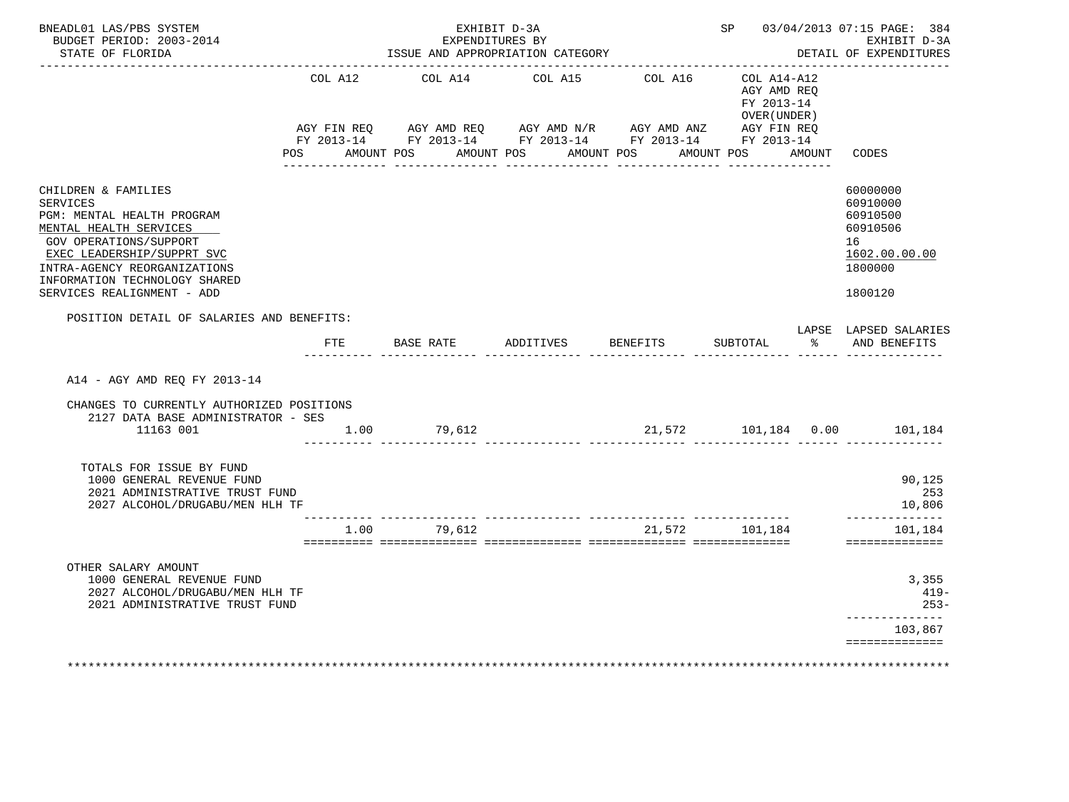BNEADL01 LAS/PBS SYSTEM — EXHIBIT D-3A — SP 03/04/2013 07:15 PAGE: 384
BUDGET PERIOD: 2003-2014 — EXPENDITURES BY — EXHIBIT D-3A
STATE OF FLORIDA — ISSUE AND APPROPRIATION CATEGORY — DETAIL OF EXPENDITURES

| | COL A12 AGY FIN REQ FY 2013-14 POS AMOUNT | COL A14 AGY AMD REQ FY 2013-14 POS AMOUNT | COL A15 AGY AMD N/R FY 2013-14 POS AMOUNT | COL A16 AGY AMD ANZ FY 2013-14 POS AMOUNT | COL A14-A12 AGY AMD REQ FY 2013-14 OVER(UNDER) AGY FIN REQ FY 2013-14 POS AMOUNT | CODES |
|---|---|---|---|---|---|---|
| CHILDREN & FAMILIES | | | | | | 60000000 |
| SERVICES | | | | | | 60910000 |
| PGM: MENTAL HEALTH PROGRAM | | | | | | 60910500 |
| MENTAL HEALTH SERVICES | | | | | | 60910506 |
| GOV OPERATIONS/SUPPORT | | | | | | 16 |
| EXEC LEADERSHIP/SUPPRT SVC | | | | | | 1602.00.00.00 |
| INTRA-AGENCY REORGANIZATIONS | | | | | | 1800000 |
| INFORMATION TECHNOLOGY SHARED SERVICES REALIGNMENT - ADD | | | | | | 1800120 |

POSITION DETAIL OF SALARIES AND BENEFITS:

| | FTE | BASE RATE | ADDITIVES | BENEFITS | SUBTOTAL | LAPSE % | LAPSED SALARIES AND BENEFITS |
|---|---|---|---|---|---|---|---|
| A14 - AGY AMD REQ FY 2013-14 | | | | | | | |
| CHANGES TO CURRENTLY AUTHORIZED POSITIONS | | | | | | | |
| 2127 DATA BASE ADMINISTRATOR - SES 11163 001 | 1.00 | 79,612 | | 21,572 | 101,184 | 0.00 | 101,184 |
| TOTALS FOR ISSUE BY FUND | | | | | | | |
| 1000 GENERAL REVENUE FUND | | | | | | | 90,125 |
| 2021 ADMINISTRATIVE TRUST FUND | | | | | | | 253 |
| 2027 ALCOHOL/DRUGABU/MEN HLH TF | | | | | | | 10,806 |
| | 1.00 | 79,612 | | 21,572 | 101,184 | | 101,184 |
| OTHER SALARY AMOUNT | | | | | | | |
| 1000 GENERAL REVENUE FUND | | | | | | | 3,355 |
| 2027 ALCOHOL/DRUGABU/MEN HLH TF | | | | | | | 419- |
| 2021 ADMINISTRATIVE TRUST FUND | | | | | | | 253- |
| | | | | | | | 103,867 |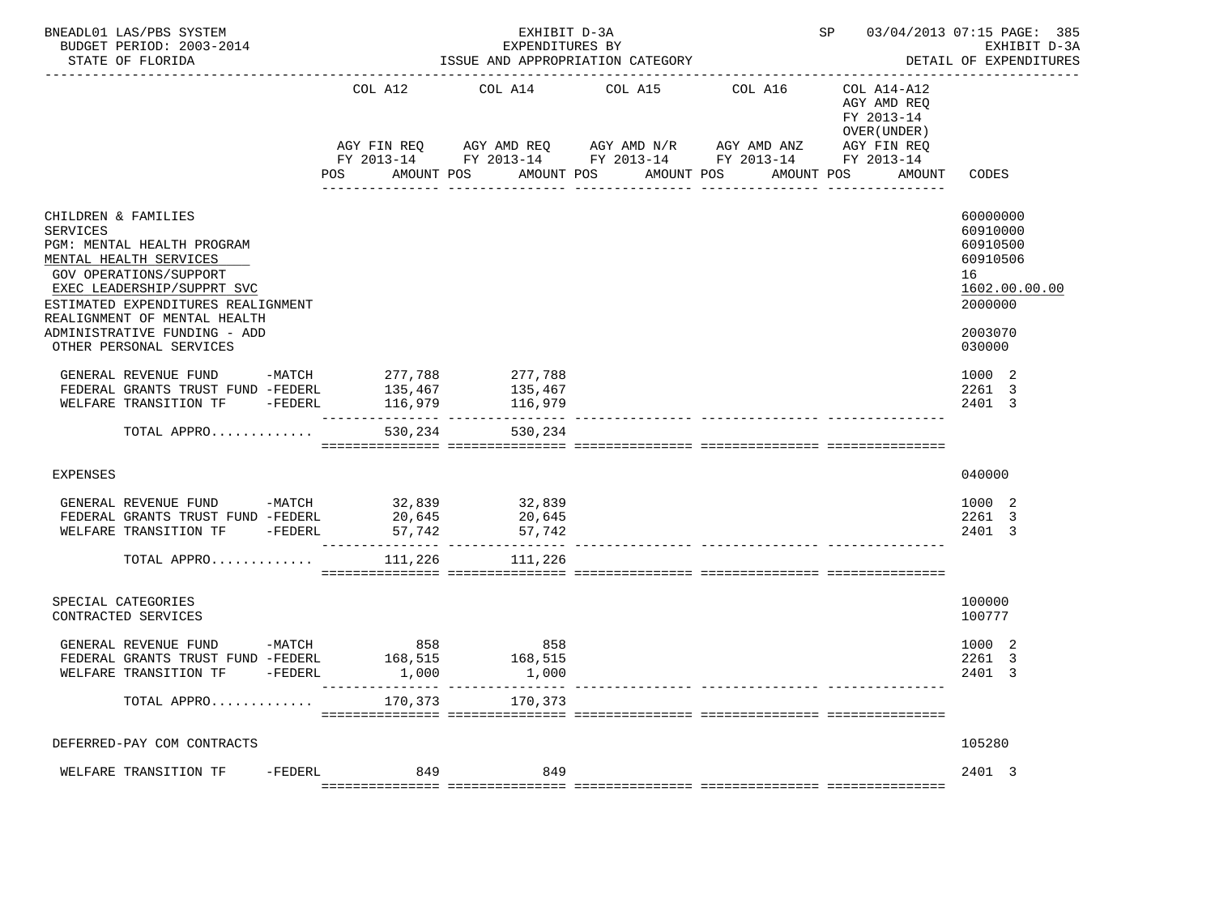BNEADL01 LAS/PBS SYSTEM
BUDGET PERIOD: 2003-2014
STATE OF FLORIDA

EXHIBIT D-3A
EXPENDITURES BY
ISSUE AND APPROPRIATION CATEGORY

SP 03/04/2013 07:15 PAGE: 385
EXHIBIT D-3A
DETAIL OF EXPENDITURES

| | COL A12 AGY FIN REQ FY 2013-14 POS AMOUNT | COL A14 AGY AMD REQ FY 2013-14 POS AMOUNT | COL A15 AGY AMD N/R FY 2013-14 POS AMOUNT | COL A16 AGY AMD ANZ FY 2013-14 POS AMOUNT | COL A14-A12 AGY AMD REQ FY 2013-14 OVER(UNDER) AGY FIN REQ FY 2013-14 POS AMOUNT | CODES |
|---|---|---|---|---|---|---|
| CHILDREN & FAMILIES | | | | | | 60000000 |
| SERVICES | | | | | | 60910000 |
| PGM: MENTAL HEALTH PROGRAM | | | | | | 60910500 |
| MENTAL HEALTH SERVICES | | | | | | 60910506 |
| GOV OPERATIONS/SUPPORT | | | | | | 16 |
| EXEC LEADERSHIP/SUPPRT SVC | | | | | | 1602.00.00.00 |
| ESTIMATED EXPENDITURES REALIGNMENT | | | | | | 2000000 |
| REALIGNMENT OF MENTAL HEALTH ADMINISTRATIVE FUNDING - ADD | | | | | | 2003070 |
| OTHER PERSONAL SERVICES | | | | | | 030000 |
| GENERAL REVENUE FUND -MATCH | 277,788 | 277,788 | | | | 1000 2 |
| FEDERAL GRANTS TRUST FUND -FEDERL | 135,467 | 135,467 | | | | 2261 3 |
| WELFARE TRANSITION TF -FEDERL | 116,979 | 116,979 | | | | 2401 3 |
| TOTAL APPRO............ | 530,234 | 530,234 | | | | |
| EXPENSES | | | | | | 040000 |
| GENERAL REVENUE FUND -MATCH | 32,839 | 32,839 | | | | 1000 2 |
| FEDERAL GRANTS TRUST FUND -FEDERL | 20,645 | 20,645 | | | | 2261 3 |
| WELFARE TRANSITION TF -FEDERL | 57,742 | 57,742 | | | | 2401 3 |
| TOTAL APPRO............ | 111,226 | 111,226 | | | | |
| SPECIAL CATEGORIES | | | | | | 100000 |
| CONTRACTED SERVICES | | | | | | 100777 |
| GENERAL REVENUE FUND -MATCH | 858 | 858 | | | | 1000 2 |
| FEDERAL GRANTS TRUST FUND -FEDERL | 168,515 | 168,515 | | | | 2261 3 |
| WELFARE TRANSITION TF -FEDERL | 1,000 | 1,000 | | | | 2401 3 |
| TOTAL APPRO............ | 170,373 | 170,373 | | | | |
| DEFERRED-PAY COM CONTRACTS | | | | | | 105280 |
| WELFARE TRANSITION TF -FEDERL | 849 | 849 | | | | 2401 3 |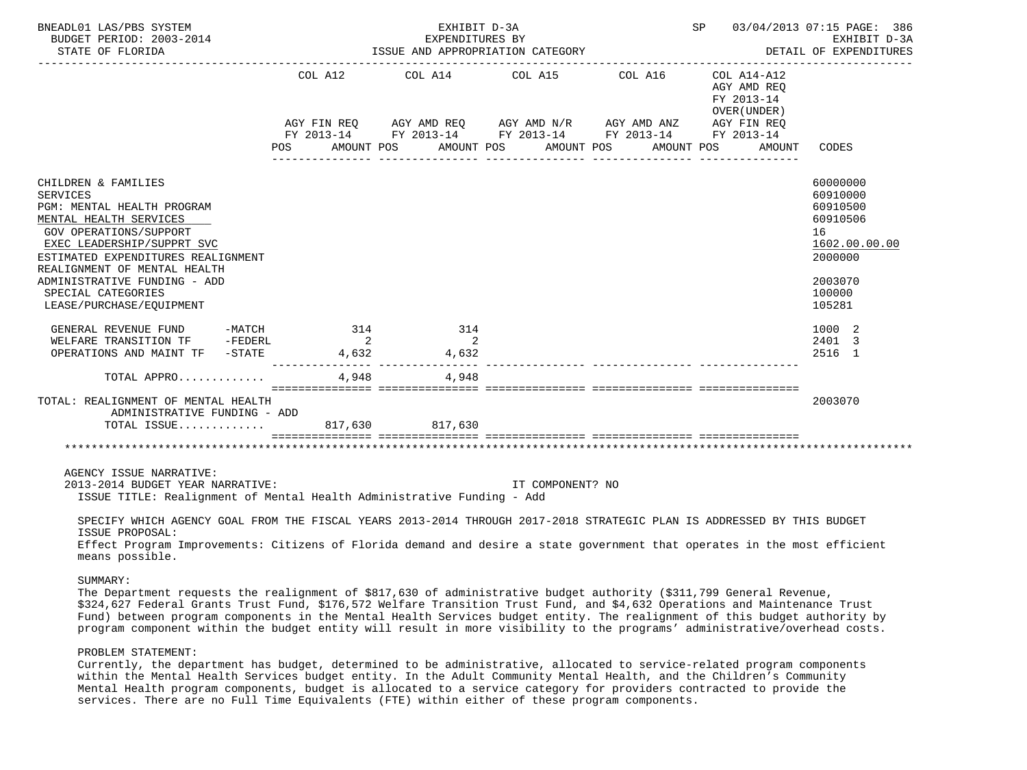BNEADL01 LAS/PBS SYSTEM — EXHIBIT D-3A — EXPENDITURES BY ISSUE AND APPROPRIATION CATEGORY — BUDGET PERIOD: 2003-2014 — STATE OF FLORIDA — SP 03/04/2013 07:15 — EXHIBIT D-3A DETAIL OF EXPENDITURES

| | COL A12 AGY FIN REQ FY 2013-14 POS AMOUNT | COL A14 AGY AMD REQ FY 2013-14 POS AMOUNT | COL A15 AGY AMD N/R FY 2013-14 POS AMOUNT | COL A16 AGY AMD ANZ FY 2013-14 POS AMOUNT | COL A14-A12 AGY AMD REQ FY 2013-14 OVER(UNDER) AGY FIN REQ FY 2013-14 POS AMOUNT | CODES |
|---|---|---|---|---|---|---|
| CHILDREN & FAMILIES | | | | | | 60000000 |
| SERVICES | | | | | | 60910000 |
| PGM: MENTAL HEALTH PROGRAM | | | | | | 60910500 |
| MENTAL HEALTH SERVICES | | | | | | 60910506 |
| GOV OPERATIONS/SUPPORT | | | | | | 16 |
| EXEC LEADERSHIP/SUPPRT SVC | | | | | | 1602.00.00.00 |
| ESTIMATED EXPENDITURES REALIGNMENT | | | | | | 2000000 |
| REALIGNMENT OF MENTAL HEALTH ADMINISTRATIVE FUNDING - ADD | | | | | | 2003070 |
| SPECIAL CATEGORIES | | | | | | 100000 |
| LEASE/PURCHASE/EQUIPMENT | | | | | | 105281 |
| GENERAL REVENUE FUND -MATCH | 314 | 314 | | | | 1000 2 |
| WELFARE TRANSITION TF -FEDERL | 2 | 2 | | | | 2401 3 |
| OPERATIONS AND MAINT TF -STATE | 4,632 | 4,632 | | | | 2516 1 |
| TOTAL APPRO............ | 4,948 | 4,948 | | | | |
| TOTAL: REALIGNMENT OF MENTAL HEALTH ADMINISTRATIVE FUNDING - ADD | | | | | | 2003070 |
| TOTAL ISSUE............ | 817,630 | 817,630 | | | | |

AGENCY ISSUE NARRATIVE:

2013-2014 BUDGET YEAR NARRATIVE: IT COMPONENT? NO

ISSUE TITLE: Realignment of Mental Health Administrative Funding - Add

SPECIFY WHICH AGENCY GOAL FROM THE FISCAL YEARS 2013-2014 THROUGH 2017-2018 STRATEGIC PLAN IS ADDRESSED BY THIS BUDGET ISSUE PROPOSAL:

Effect Program Improvements: Citizens of Florida demand and desire a state government that operates in the most efficient means possible.

SUMMARY:

The Department requests the realignment of $817,630 of administrative budget authority ($311,799 General Revenue, $324,627 Federal Grants Trust Fund, $176,572 Welfare Transition Trust Fund, and $4,632 Operations and Maintenance Trust Fund) between program components in the Mental Health Services budget entity. The realignment of this budget authority by program component within the budget entity will result in more visibility to the programs' administrative/overhead costs.

PROBLEM STATEMENT:

Currently, the department has budget, determined to be administrative, allocated to service-related program components within the Mental Health Services budget entity. In the Adult Community Mental Health, and the Children's Community Mental Health program components, budget is allocated to a service category for providers contracted to provide the services. There are no Full Time Equivalents (FTE) within either of these program components.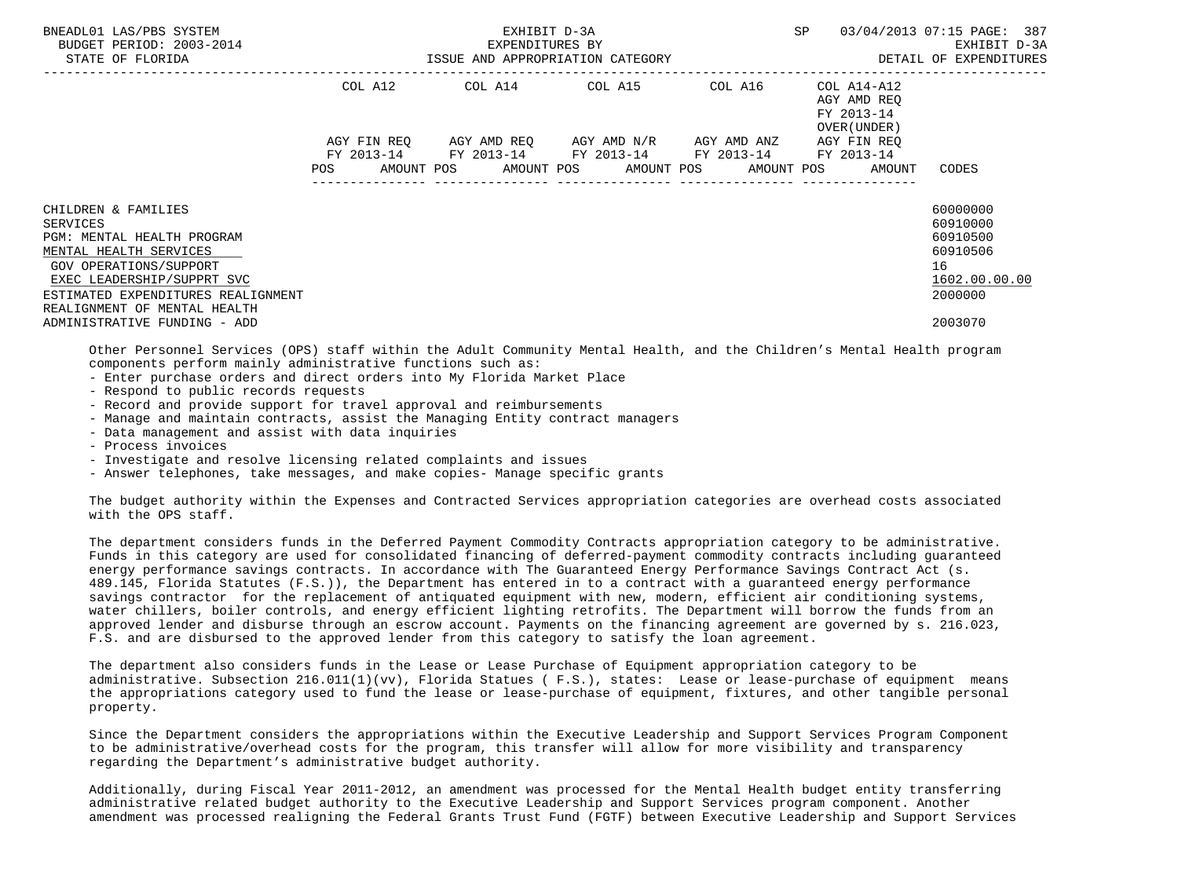| | COL A12 | COL A14 | COL A15 | COL A16 | COL A14-A12 AGY AMD REQ FY 2013-14 OVER(UNDER) | |
|---|---|---|---|---|---|---|
| | AGY FIN REQ FY 2013-14 | AGY AMD REQ FY 2013-14 | AGY AMD N/R FY 2013-14 | AGY AMD ANZ FY 2013-14 | AGY FIN REQ FY 2013-14 | |
| | POS AMOUNT | POS AMOUNT | POS AMOUNT | POS AMOUNT | POS AMOUNT | CODES |
| CHILDREN & FAMILIES | | | | | | 60000000 |
| SERVICES | | | | | | 60910000 |
| PGM: MENTAL HEALTH PROGRAM | | | | | | 60910500 |
| MENTAL HEALTH SERVICES | | | | | | 60910506 |
| GOV OPERATIONS/SUPPORT | | | | | | 16 |
| EXEC LEADERSHIP/SUPPRT SVC | | | | | | 1602.00.00.00 |
| ESTIMATED EXPENDITURES REALIGNMENT | | | | | | 2000000 |
| REALIGNMENT OF MENTAL HEALTH ADMINISTRATIVE FUNDING - ADD | | | | | | 2003070 |

Other Personnel Services (OPS) staff within the Adult Community Mental Health, and the Children's Mental Health program components perform mainly administrative functions such as:
- Enter purchase orders and direct orders into My Florida Market Place
- Respond to public records requests
- Record and provide support for travel approval and reimbursements
- Manage and maintain contracts, assist the Managing Entity contract managers
- Data management and assist with data inquiries
- Process invoices
- Investigate and resolve licensing related complaints and issues
- Answer telephones, take messages, and make copies- Manage specific grants

The budget authority within the Expenses and Contracted Services appropriation categories are overhead costs associated with the OPS staff.

The department considers funds in the Deferred Payment Commodity Contracts appropriation category to be administrative. Funds in this category are used for consolidated financing of deferred-payment commodity contracts including guaranteed energy performance savings contracts. In accordance with The Guaranteed Energy Performance Savings Contract Act (s. 489.145, Florida Statutes (F.S.)), the Department has entered in to a contract with a guaranteed energy performance savings contractor for the replacement of antiquated equipment with new, modern, efficient air conditioning systems, water chillers, boiler controls, and energy efficient lighting retrofits. The Department will borrow the funds from an approved lender and disburse through an escrow account. Payments on the financing agreement are governed by s. 216.023, F.S. and are disbursed to the approved lender from this category to satisfy the loan agreement.

The department also considers funds in the Lease or Lease Purchase of Equipment appropriation category to be administrative. Subsection 216.011(1)(vv), Florida Statues ( F.S.), states: Lease or lease-purchase of equipment means the appropriations category used to fund the lease or lease-purchase of equipment, fixtures, and other tangible personal property.

Since the Department considers the appropriations within the Executive Leadership and Support Services Program Component to be administrative/overhead costs for the program, this transfer will allow for more visibility and transparency regarding the Department's administrative budget authority.

Additionally, during Fiscal Year 2011-2012, an amendment was processed for the Mental Health budget entity transferring administrative related budget authority to the Executive Leadership and Support Services program component. Another amendment was processed realigning the Federal Grants Trust Fund (FGTF) between Executive Leadership and Support Services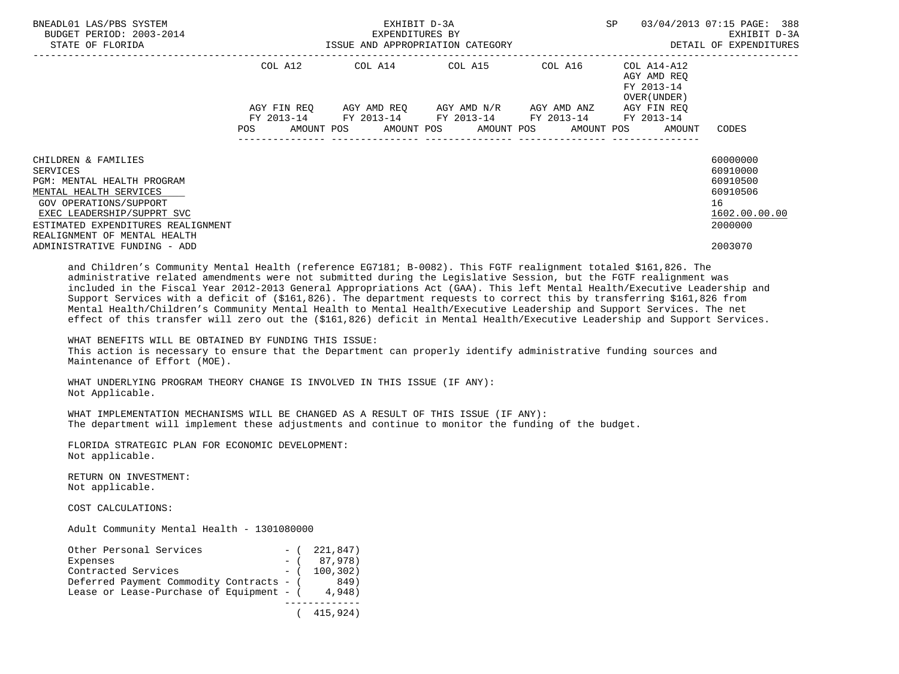| | COL A12 | COL A14 | COL A15 | COL A16 | COL A14-A12 AGY AMD REQ FY 2013-14 OVER(UNDER) | |
|---|---|---|---|---|---|---|
| | AGY FIN REQ FY 2013-14 | AGY AMD REQ FY 2013-14 | AGY AMD N/R FY 2013-14 | AGY AMD ANZ FY 2013-14 | AGY FIN REQ FY 2013-14 | |
| | POS AMOUNT | POS AMOUNT | POS AMOUNT | POS AMOUNT | POS AMOUNT | CODES |

CHILDREN & FAMILIES 60000000
SERVICES 60910000
PGM: MENTAL HEALTH PROGRAM 60910500
MENTAL HEALTH SERVICES 60910506
GOV OPERATIONS/SUPPORT 16
EXEC LEADERSHIP/SUPPRT SVC 1602.00.00.00
ESTIMATED EXPENDITURES REALIGNMENT 2000000
REALIGNMENT OF MENTAL HEALTH
ADMINISTRATIVE FUNDING - ADD 2003070

and Children's Community Mental Health (reference EG7181; B-0082). This FGTF realignment totaled $161,826. The administrative related amendments were not submitted during the Legislative Session, but the FGTF realignment was included in the Fiscal Year 2012-2013 General Appropriations Act (GAA). This left Mental Health/Executive Leadership and Support Services with a deficit of ($161,826). The department requests to correct this by transferring $161,826 from Mental Health/Children's Community Mental Health to Mental Health/Executive Leadership and Support Services. The net effect of this transfer will zero out the ($161,826) deficit in Mental Health/Executive Leadership and Support Services.

WHAT BENEFITS WILL BE OBTAINED BY FUNDING THIS ISSUE:
This action is necessary to ensure that the Department can properly identify administrative funding sources and Maintenance of Effort (MOE).

WHAT UNDERLYING PROGRAM THEORY CHANGE IS INVOLVED IN THIS ISSUE (IF ANY):
Not Applicable.

WHAT IMPLEMENTATION MECHANISMS WILL BE CHANGED AS A RESULT OF THIS ISSUE (IF ANY):
The department will implement these adjustments and continue to monitor the funding of the budget.

FLORIDA STRATEGIC PLAN FOR ECONOMIC DEVELOPMENT:
Not applicable.

RETURN ON INVESTMENT:
Not applicable.

COST CALCULATIONS:

Adult Community Mental Health - 1301080000

| | |
|---|---|
| Other Personal Services | - ( 221,847) |
| Expenses | - ( 87,978) |
| Contracted Services | - ( 100,302) |
| Deferred Payment Commodity Contracts | - ( 849) |
| Lease or Lease-Purchase of Equipment | - ( 4,948) |
| | ( 415,924) |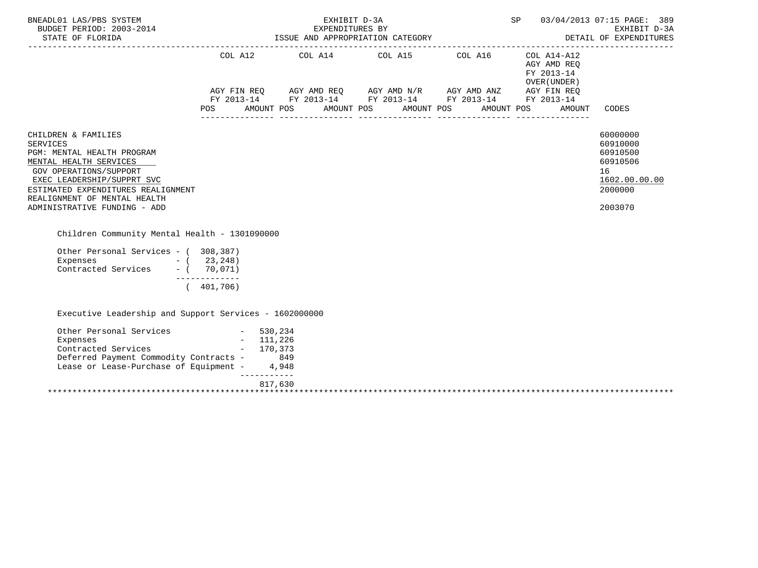| | COL A12 | | COL A14 | | COL A15 | | COL A16 | | COL A14-A12 AGY AMD REQ FY 2013-14 OVER(UNDER) | | |
|---|---|---|---|---|---|---|---|---|---|---|---|
| | AGY FIN REQ FY 2013-14 | | AGY AMD REQ FY 2013-14 | | AGY AMD N/R FY 2013-14 | | AGY AMD ANZ FY 2013-14 | | AGY FIN REQ FY 2013-14 | | |
| | POS | AMOUNT | POS | AMOUNT | POS | AMOUNT | POS | AMOUNT | POS | AMOUNT | CODES |
| CHILDREN & FAMILIES | | | | | | | | | | | 60000000 |
| SERVICES | | | | | | | | | | | 60910000 |
| PGM: MENTAL HEALTH PROGRAM | | | | | | | | | | | 60910500 |
| MENTAL HEALTH SERVICES | | | | | | | | | | | 60910506 |
| GOV OPERATIONS/SUPPORT | | | | | | | | | | | 16 |
| EXEC LEADERSHIP/SUPPRT SVC | | | | | | | | | | | 1602.00.00.00 |
| ESTIMATED EXPENDITURES REALIGNMENT | | | | | | | | | | | 2000000 |
| REALIGNMENT OF MENTAL HEALTH ADMINISTRATIVE FUNDING - ADD | | | | | | | | | | | 2003070 |

Children Community Mental Health - 1301090000

```
Other Personal Services - (  308,387)
Expenses                - (   23,248)
Contracted Services     - (   70,071)
                          -------------
                          (  401,706)
```

Executive Leadership and Support Services - 1602000000

```
Other Personal Services              -  530,234
Expenses                             -  111,226
Contracted Services                  -  170,373
Deferred Payment Commodity Contracts -      849
Lease or Lease-Purchase of Equipment -    4,948
                                        -----------
                                        817,630
```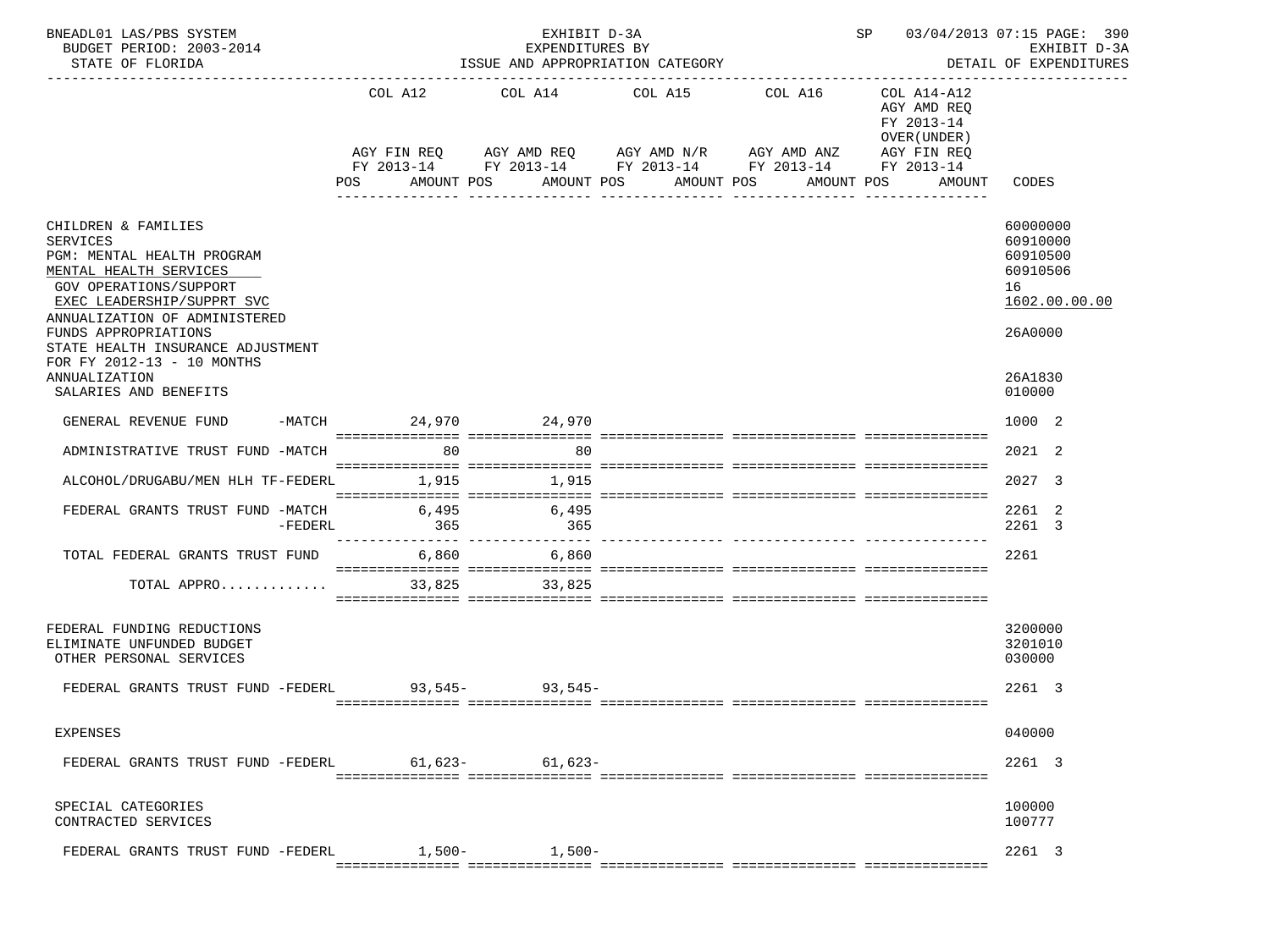BNEADL01 LAS/PBS SYSTEM — EXHIBIT D-3A — EXPENDITURES BY ISSUE AND APPROPRIATION CATEGORY — SP 03/04/2013 07:15 PAGE: 390
BUDGET PERIOD: 2003-2014 — STATE OF FLORIDA — EXHIBIT D-3A DETAIL OF EXPENDITURES

| | COL A12 AGY FIN REQ FY 2013-14 POS AMOUNT | COL A14 AGY AMD REQ FY 2013-14 POS AMOUNT | COL A15 AGY AMD N/R FY 2013-14 POS AMOUNT | COL A16 AGY AMD ANZ FY 2013-14 POS AMOUNT | COL A14-A12 AGY AMD REQ FY 2013-14 OVER(UNDER) AGY FIN REQ FY 2013-14 POS AMOUNT | CODES |
|---|---|---|---|---|---|---|
| CHILDREN & FAMILIES | | | | | | 60000000 |
| SERVICES | | | | | | 60910000 |
| PGM: MENTAL HEALTH PROGRAM | | | | | | 60910500 |
| MENTAL HEALTH SERVICES | | | | | | 60910506 |
| GOV OPERATIONS/SUPPORT | | | | | | 16 |
| EXEC LEADERSHIP/SUPPRT SVC | | | | | | 1602.00.00.00 |
| ANNUALIZATION OF ADMINISTERED FUNDS APPROPRIATIONS | | | | | | 26A0000 |
| STATE HEALTH INSURANCE ADJUSTMENT FOR FY 2012-13 - 10 MONTHS ANNUALIZATION | | | | | | 26A1830 |
| SALARIES AND BENEFITS | | | | | | 010000 |
| GENERAL REVENUE FUND -MATCH | 24,970 | 24,970 | | | | 1000 2 |
| ADMINISTRATIVE TRUST FUND -MATCH | 80 | 80 | | | | 2021 2 |
| ALCOHOL/DRUGABU/MEN HLH TF-FEDERL | 1,915 | 1,915 | | | | 2027 3 |
| FEDERAL GRANTS TRUST FUND -MATCH | 6,495 | 6,495 | | | | 2261 2 |
| -FEDERL | 365 | 365 | | | | 2261 3 |
| TOTAL FEDERAL GRANTS TRUST FUND | 6,860 | 6,860 | | | | 2261 |
| TOTAL APPRO............. | 33,825 | 33,825 | | | | |
| FEDERAL FUNDING REDUCTIONS | | | | | | 3200000 |
| ELIMINATE UNFUNDED BUDGET | | | | | | 3201010 |
| OTHER PERSONAL SERVICES | | | | | | 030000 |
| FEDERAL GRANTS TRUST FUND -FEDERL | 93,545- | 93,545- | | | | 2261 3 |
| EXPENSES | | | | | | 040000 |
| FEDERAL GRANTS TRUST FUND -FEDERL | 61,623- | 61,623- | | | | 2261 3 |
| SPECIAL CATEGORIES | | | | | | 100000 |
| CONTRACTED SERVICES | | | | | | 100777 |
| FEDERAL GRANTS TRUST FUND -FEDERL | 1,500- | 1,500- | | | | 2261 3 |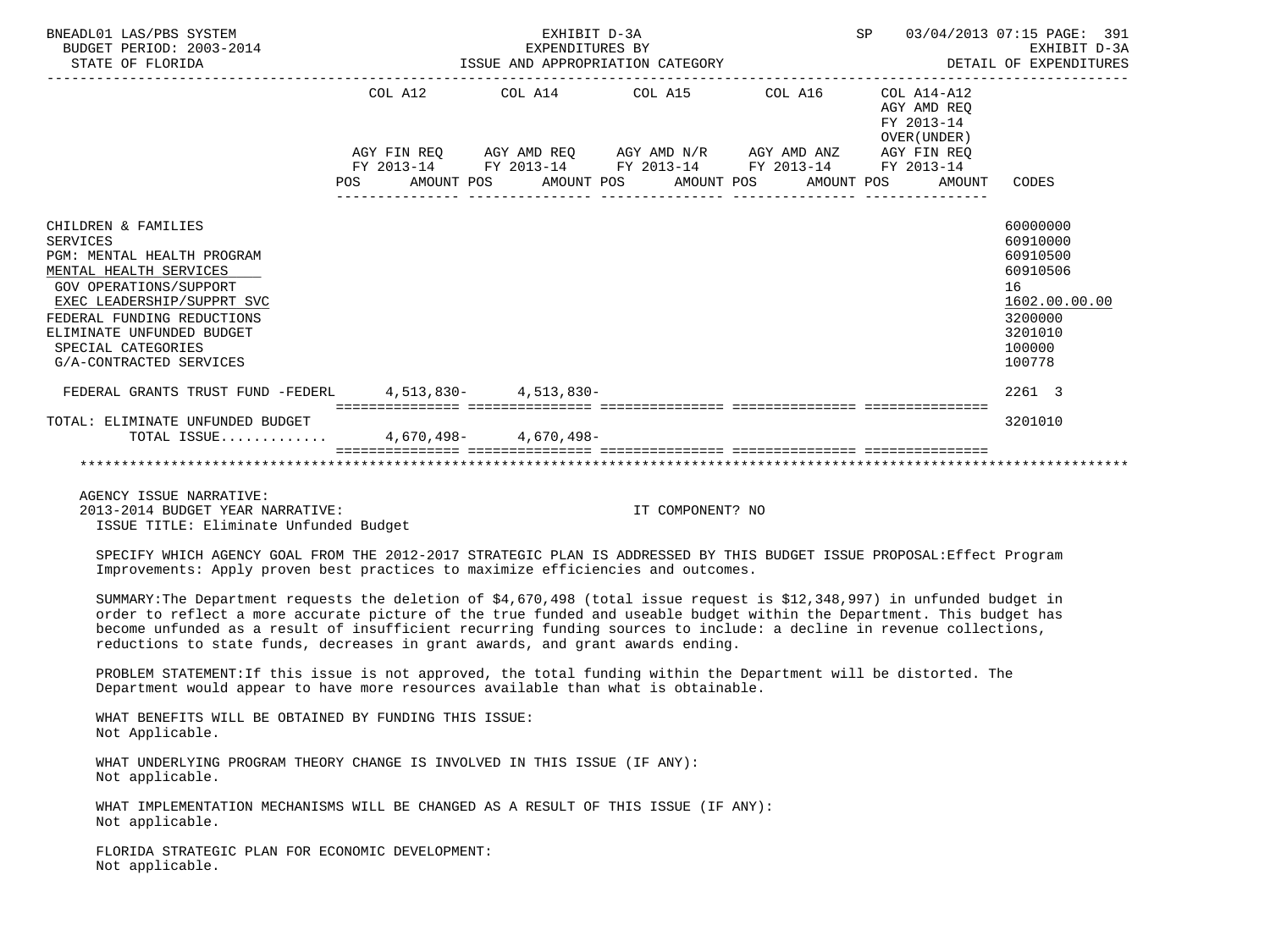BNEADL01 LAS/PBS SYSTEM | EXHIBIT D-3A | SP 03/04/2013 07:15 PAGE: 391
BUDGET PERIOD: 2003-2014 | EXPENDITURES BY | EXHIBIT D-3A
STATE OF FLORIDA | ISSUE AND APPROPRIATION CATEGORY | DETAIL OF EXPENDITURES

| | COL A12 AGY FIN REQ FY 2013-14 POS AMOUNT | COL A14 AGY AMD REQ FY 2013-14 POS AMOUNT | COL A15 AGY AMD N/R FY 2013-14 POS AMOUNT | COL A16 AGY AMD ANZ FY 2013-14 POS AMOUNT | COL A14-A12 AGY AMD REQ FY 2013-14 OVER(UNDER) AGY FIN REQ FY 2013-14 POS AMOUNT | CODES |
|---|---|---|---|---|---|---|
| CHILDREN & FAMILIES | | | | | | 60000000 |
| SERVICES | | | | | | 60910000 |
| PGM: MENTAL HEALTH PROGRAM | | | | | | 60910500 |
| MENTAL HEALTH SERVICES | | | | | | 60910506 |
| GOV OPERATIONS/SUPPORT | | | | | | 16 |
| EXEC LEADERSHIP/SUPPRT SVC | | | | | | 1602.00.00.00 |
| FEDERAL FUNDING REDUCTIONS | | | | | | 3200000 |
| ELIMINATE UNFUNDED BUDGET | | | | | | 3201010 |
| SPECIAL CATEGORIES | | | | | | 100000 |
| G/A-CONTRACTED SERVICES | | | | | | 100778 |
| FEDERAL GRANTS TRUST FUND -FEDERL | 4,513,830- | 4,513,830- | | | | 2261 3 |
| TOTAL: ELIMINATE UNFUNDED BUDGET | | | | | | 3201010 |
| TOTAL ISSUE............ | 4,670,498- | 4,670,498- | | | | |

AGENCY ISSUE NARRATIVE:
2013-2014 BUDGET YEAR NARRATIVE: IT COMPONENT? NO
ISSUE TITLE: Eliminate Unfunded Budget

SPECIFY WHICH AGENCY GOAL FROM THE 2012-2017 STRATEGIC PLAN IS ADDRESSED BY THIS BUDGET ISSUE PROPOSAL:Effect Program Improvements: Apply proven best practices to maximize efficiencies and outcomes.

SUMMARY:The Department requests the deletion of $4,670,498 (total issue request is $12,348,997) in unfunded budget in order to reflect a more accurate picture of the true funded and useable budget within the Department. This budget has become unfunded as a result of insufficient recurring funding sources to include: a decline in revenue collections, reductions to state funds, decreases in grant awards, and grant awards ending.

PROBLEM STATEMENT:If this issue is not approved, the total funding within the Department will be distorted. The Department would appear to have more resources available than what is obtainable.

WHAT BENEFITS WILL BE OBTAINED BY FUNDING THIS ISSUE:
Not Applicable.

WHAT UNDERLYING PROGRAM THEORY CHANGE IS INVOLVED IN THIS ISSUE (IF ANY):
Not applicable.

WHAT IMPLEMENTATION MECHANISMS WILL BE CHANGED AS A RESULT OF THIS ISSUE (IF ANY):
Not applicable.

FLORIDA STRATEGIC PLAN FOR ECONOMIC DEVELOPMENT:
Not applicable.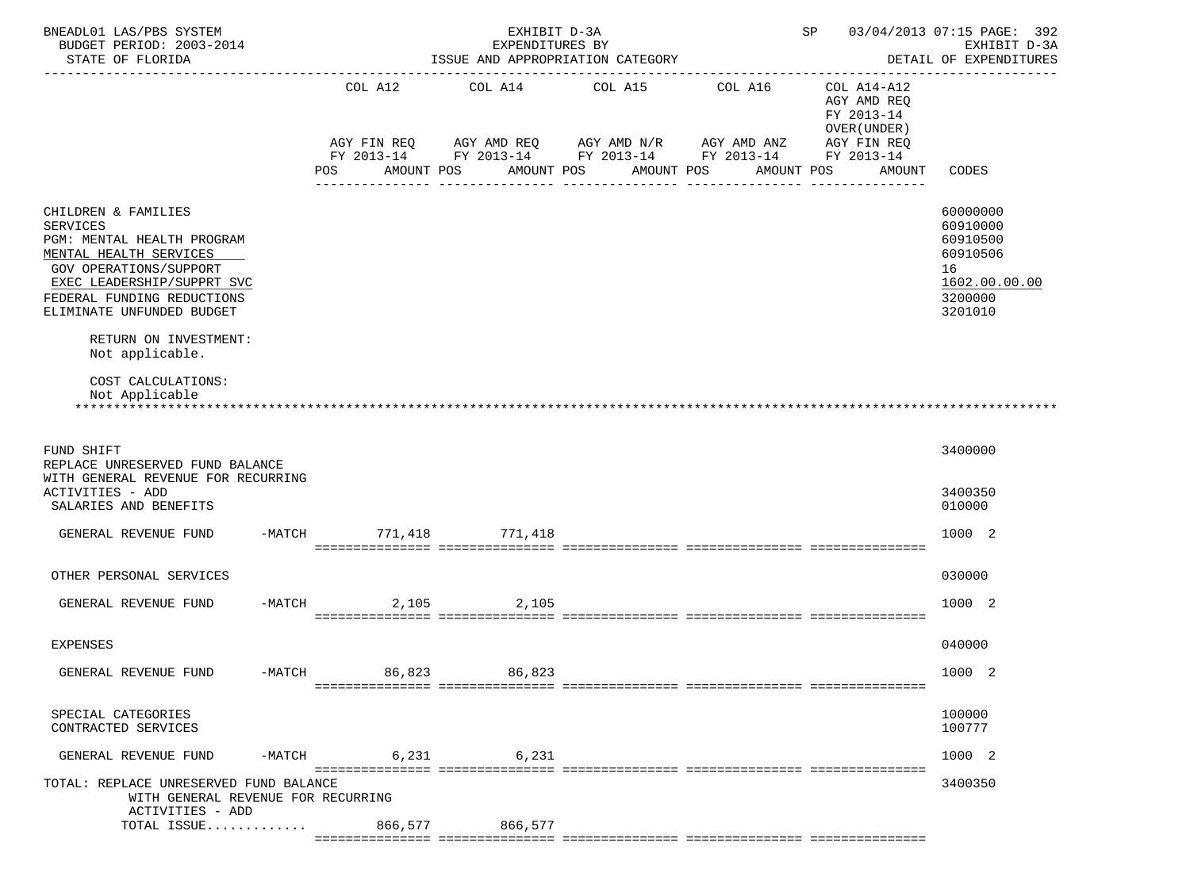| | COL A12 AGY FIN REQ FY 2013-14 POS AMOUNT | COL A14 AGY AMD REQ FY 2013-14 POS AMOUNT | COL A15 AGY AMD N/R FY 2013-14 POS AMOUNT | COL A16 AGY AMD ANZ FY 2013-14 POS AMOUNT | COL A14-A12 AGY AMD REQ FY 2013-14 OVER(UNDER) AGY FIN REQ FY 2013-14 POS AMOUNT | CODES |
|---|---|---|---|---|---|---|
| CHILDREN & FAMILIES | | | | | | 60000000 |
| SERVICES | | | | | | 60910000 |
| PGM: MENTAL HEALTH PROGRAM | | | | | | 60910500 |
| MENTAL HEALTH SERVICES | | | | | | 60910506 |
| GOV OPERATIONS/SUPPORT | | | | | | 16 |
| EXEC LEADERSHIP/SUPPRT SVC | | | | | | 1602.00.00.00 |
| FEDERAL FUNDING REDUCTIONS | | | | | | 3200000 |
| ELIMINATE UNFUNDED BUDGET | | | | | | 3201010 |

RETURN ON INVESTMENT:
Not applicable.

COST CALCULATIONS:
Not Applicable

| | COL A12 | COL A14 | COL A15 | COL A16 | COL A14-A12 | CODES |
|---|---|---|---|---|---|---|
| FUND SHIFT | | | | | | 3400000 |
| REPLACE UNRESERVED FUND BALANCE WITH GENERAL REVENUE FOR RECURRING ACTIVITIES - ADD | | | | | | 3400350 |
| SALARIES AND BENEFITS | | | | | | 010000 |
| GENERAL REVENUE FUND -MATCH | 771,418 | 771,418 | | | | 1000 2 |
| OTHER PERSONAL SERVICES | | | | | | 030000 |
| GENERAL REVENUE FUND -MATCH | 2,105 | 2,105 | | | | 1000 2 |
| EXPENSES | | | | | | 040000 |
| GENERAL REVENUE FUND -MATCH | 86,823 | 86,823 | | | | 1000 2 |
| SPECIAL CATEGORIES | | | | | | 100000 |
| CONTRACTED SERVICES | | | | | | 100777 |
| GENERAL REVENUE FUND -MATCH | 6,231 | 6,231 | | | | 1000 2 |
| TOTAL: REPLACE UNRESERVED FUND BALANCE WITH GENERAL REVENUE FOR RECURRING ACTIVITIES - ADD | | | | | | 3400350 |
| TOTAL ISSUE............ | 866,577 | 866,577 | | | | |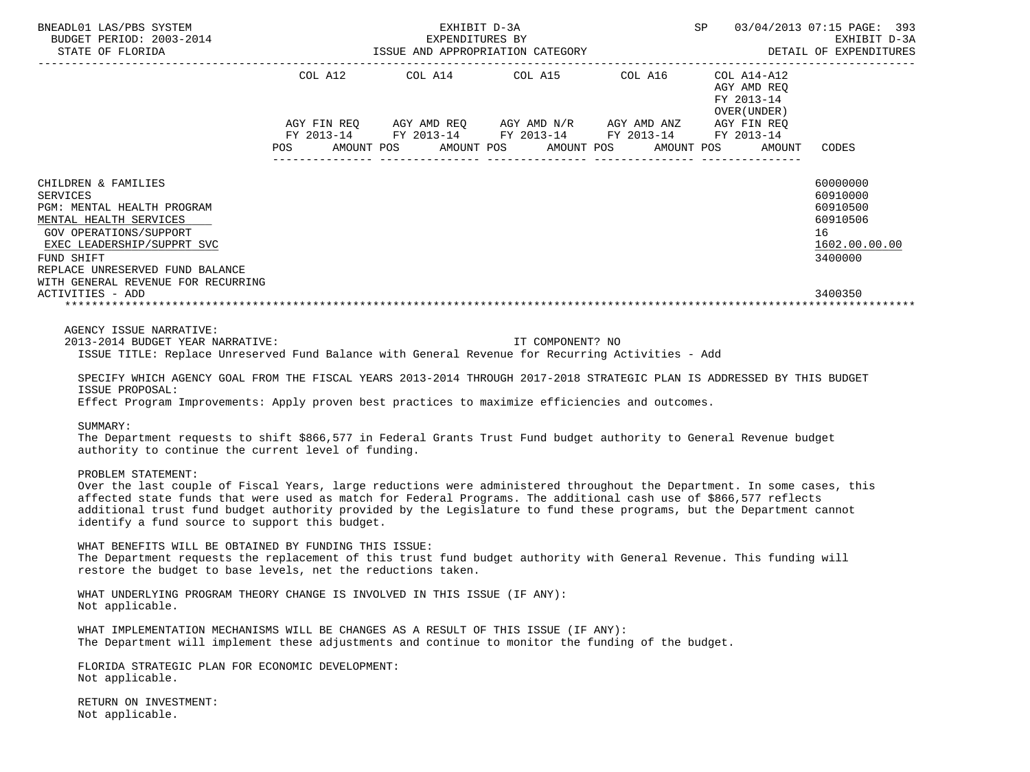| | COL A12 | COL A14 | COL A15 | COL A16 | COL A14-A12 AGY AMD REQ FY 2013-14 OVER(UNDER) | |
|---|---|---|---|---|---|---|
| | AGY FIN REQ FY 2013-14 | AGY AMD REQ FY 2013-14 | AGY AMD N/R FY 2013-14 | AGY AMD ANZ FY 2013-14 | AGY FIN REQ FY 2013-14 | |
| | POS AMOUNT | POS AMOUNT | POS AMOUNT | POS AMOUNT | POS AMOUNT | CODES |
| CHILDREN & FAMILIES | | | | | | 60000000 |
| SERVICES | | | | | | 60910000 |
| PGM: MENTAL HEALTH PROGRAM | | | | | | 60910500 |
| MENTAL HEALTH SERVICES | | | | | | 60910506 |
| GOV OPERATIONS/SUPPORT | | | | | | 16 |
| EXEC LEADERSHIP/SUPPRT SVC | | | | | | 1602.00.00.00 |
| FUND SHIFT | | | | | | 3400000 |
| REPLACE UNRESERVED FUND BALANCE WITH GENERAL REVENUE FOR RECURRING ACTIVITIES - ADD | | | | | | 3400350 |

AGENCY ISSUE NARRATIVE:

2013-2014 BUDGET YEAR NARRATIVE: IT COMPONENT? NO

ISSUE TITLE: Replace Unreserved Fund Balance with General Revenue for Recurring Activities - Add

SPECIFY WHICH AGENCY GOAL FROM THE FISCAL YEARS 2013-2014 THROUGH 2017-2018 STRATEGIC PLAN IS ADDRESSED BY THIS BUDGET ISSUE PROPOSAL:
Effect Program Improvements: Apply proven best practices to maximize efficiencies and outcomes.

SUMMARY:
The Department requests to shift $866,577 in Federal Grants Trust Fund budget authority to General Revenue budget authority to continue the current level of funding.

PROBLEM STATEMENT:
Over the last couple of Fiscal Years, large reductions were administered throughout the Department. In some cases, this affected state funds that were used as match for Federal Programs. The additional cash use of $866,577 reflects additional trust fund budget authority provided by the Legislature to fund these programs, but the Department cannot identify a fund source to support this budget.

WHAT BENEFITS WILL BE OBTAINED BY FUNDING THIS ISSUE:
The Department requests the replacement of this trust fund budget authority with General Revenue. This funding will restore the budget to base levels, net the reductions taken.

WHAT UNDERLYING PROGRAM THEORY CHANGE IS INVOLVED IN THIS ISSUE (IF ANY):
Not applicable.

WHAT IMPLEMENTATION MECHANISMS WILL BE CHANGES AS A RESULT OF THIS ISSUE (IF ANY):
The Department will implement these adjustments and continue to monitor the funding of the budget.

FLORIDA STRATEGIC PLAN FOR ECONOMIC DEVELOPMENT:
Not applicable.

RETURN ON INVESTMENT:
Not applicable.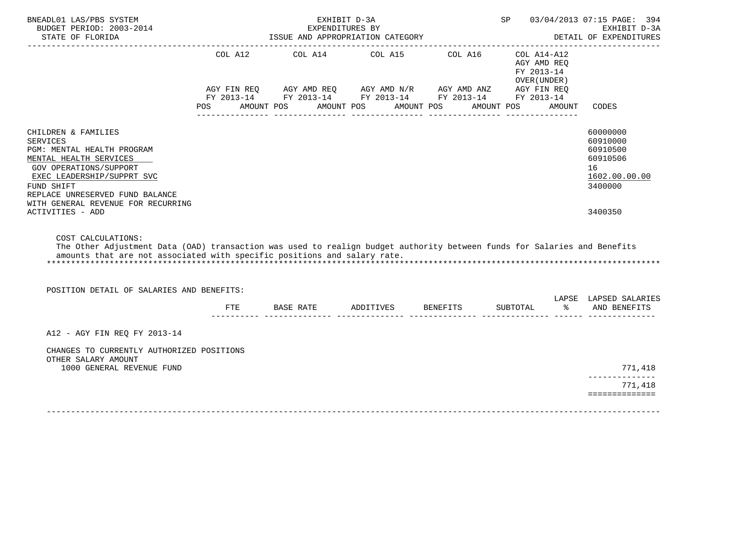| | COL A12 | | COL A14 | | COL A15 | | COL A16 | | COL A14-A12 AGY AMD REQ FY 2013-14 OVER(UNDER) | | |
|---|---|---|---|---|---|---|---|---|---|---|---|
| | AGY FIN REQ FY 2013-14 | | AGY AMD REQ FY 2013-14 | | AGY AMD N/R FY 2013-14 | | AGY AMD ANZ FY 2013-14 | | AGY FIN REQ FY 2013-14 | | |
| | POS | AMOUNT | POS | AMOUNT | POS | AMOUNT | POS | AMOUNT | POS | AMOUNT | CODES |
| CHILDREN & FAMILIES | | | | | | | | | | | 60000000 |
| SERVICES | | | | | | | | | | | 60910000 |
| PGM: MENTAL HEALTH PROGRAM | | | | | | | | | | | 60910500 |
| MENTAL HEALTH SERVICES | | | | | | | | | | | 60910506 |
| GOV OPERATIONS/SUPPORT | | | | | | | | | | | 16 |
| EXEC LEADERSHIP/SUPPRT SVC | | | | | | | | | | | 1602.00.00.00 |
| FUND SHIFT | | | | | | | | | | | 3400000 |
| REPLACE UNRESERVED FUND BALANCE WITH GENERAL REVENUE FOR RECURRING ACTIVITIES - ADD | | | | | | | | | | | 3400350 |

COST CALCULATIONS:
The Other Adjustment Data (OAD) transaction was used to realign budget authority between funds for Salaries and Benefits amounts that are not associated with specific positions and salary rate.

POSITION DETAIL OF SALARIES AND BENEFITS:

| | FTE | BASE RATE | ADDITIVES | BENEFITS | SUBTOTAL | LAPSE % | LAPSED SALARIES AND BENEFITS |
|---|---|---|---|---|---|---|---|
| A12 - AGY FIN REQ FY 2013-14 | | | | | | | |
| CHANGES TO CURRENTLY AUTHORIZED POSITIONS | | | | | | | |
| OTHER SALARY AMOUNT | | | | | | | |
| 1000 GENERAL REVENUE FUND | | | | | | | 771,418 |
| | | | | | | | 771,418 |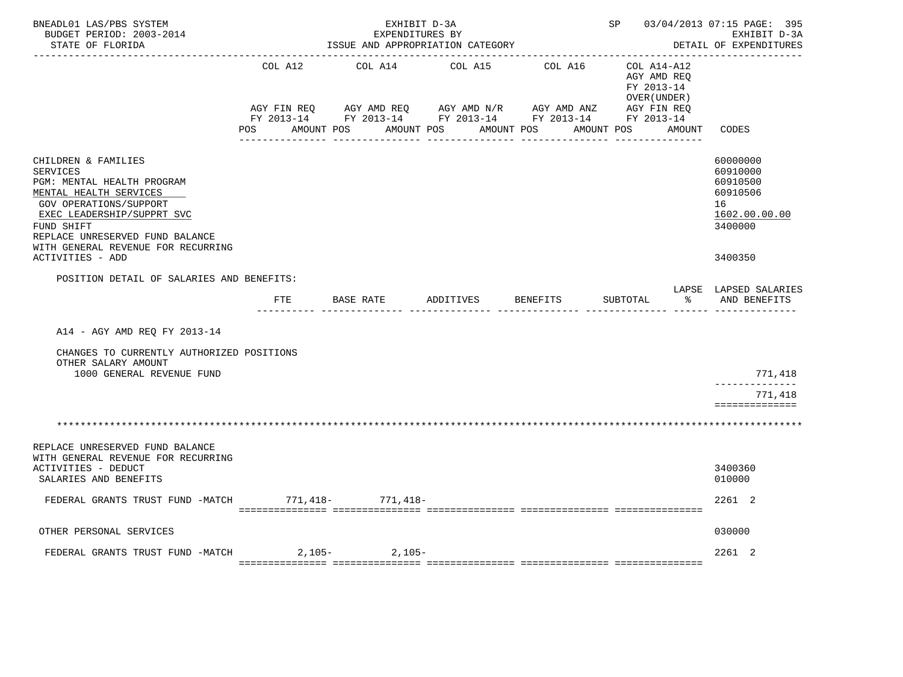| | COL A12 | | COL A14 | | COL A15 | | COL A16 | | COL A14-A12 AGY AMD REQ FY 2013-14 OVER(UNDER) | | |
|---|---|---|---|---|---|---|---|---|---|---|---|
| | AGY FIN REQ FY 2013-14 | | AGY AMD REQ FY 2013-14 | | AGY AMD N/R FY 2013-14 | | AGY AMD ANZ FY 2013-14 | | AGY FIN REQ FY 2013-14 | | |
| | POS | AMOUNT | POS | AMOUNT | POS | AMOUNT | POS | AMOUNT | POS | AMOUNT | CODES |
| CHILDREN & FAMILIES | | | | | | | | | | | 60000000 |
| SERVICES | | | | | | | | | | | 60910000 |
| PGM: MENTAL HEALTH PROGRAM | | | | | | | | | | | 60910500 |
| MENTAL HEALTH SERVICES | | | | | | | | | | | 60910506 |
| GOV OPERATIONS/SUPPORT | | | | | | | | | | | 16 |
| EXEC LEADERSHIP/SUPPRT SVC | | | | | | | | | | | 1602.00.00.00 |
| FUND SHIFT | | | | | | | | | | | 3400000 |
| REPLACE UNRESERVED FUND BALANCE WITH GENERAL REVENUE FOR RECURRING ACTIVITIES - ADD | | | | | | | | | | | 3400350 |

POSITION DETAIL OF SALARIES AND BENEFITS:

| | FTE | BASE RATE | ADDITIVES | BENEFITS | SUBTOTAL | LAPSE % | LAPSED SALARIES AND BENEFITS |
|---|---|---|---|---|---|---|---|
| A14 - AGY AMD REQ FY 2013-14 | | | | | | | |
| CHANGES TO CURRENTLY AUTHORIZED POSITIONS | | | | | | | |
| OTHER SALARY AMOUNT | | | | | | | |
| 1000 GENERAL REVENUE FUND | | | | | | | 771,418 |
| | | | | | | | 771,418 |

******************************************************************************************

| | COL A12 POS | COL A12 AMOUNT | COL A14 POS | COL A14 AMOUNT | COL A15 POS | COL A15 AMOUNT | COL A16 POS | COL A16 AMOUNT | COL A14-A12 POS | COL A14-A12 AMOUNT | CODES |
|---|---|---|---|---|---|---|---|---|---|---|---|
| REPLACE UNRESERVED FUND BALANCE WITH GENERAL REVENUE FOR RECURRING ACTIVITIES - DEDUCT | | | | | | | | | | | 3400360 |
| SALARIES AND BENEFITS | | | | | | | | | | | 010000 |
| FEDERAL GRANTS TRUST FUND -MATCH | | 771,418- | | 771,418- | | | | | | | 2261 2 |
| OTHER PERSONAL SERVICES | | | | | | | | | | | 030000 |
| FEDERAL GRANTS TRUST FUND -MATCH | | 2,105- | | 2,105- | | | | | | | 2261 2 |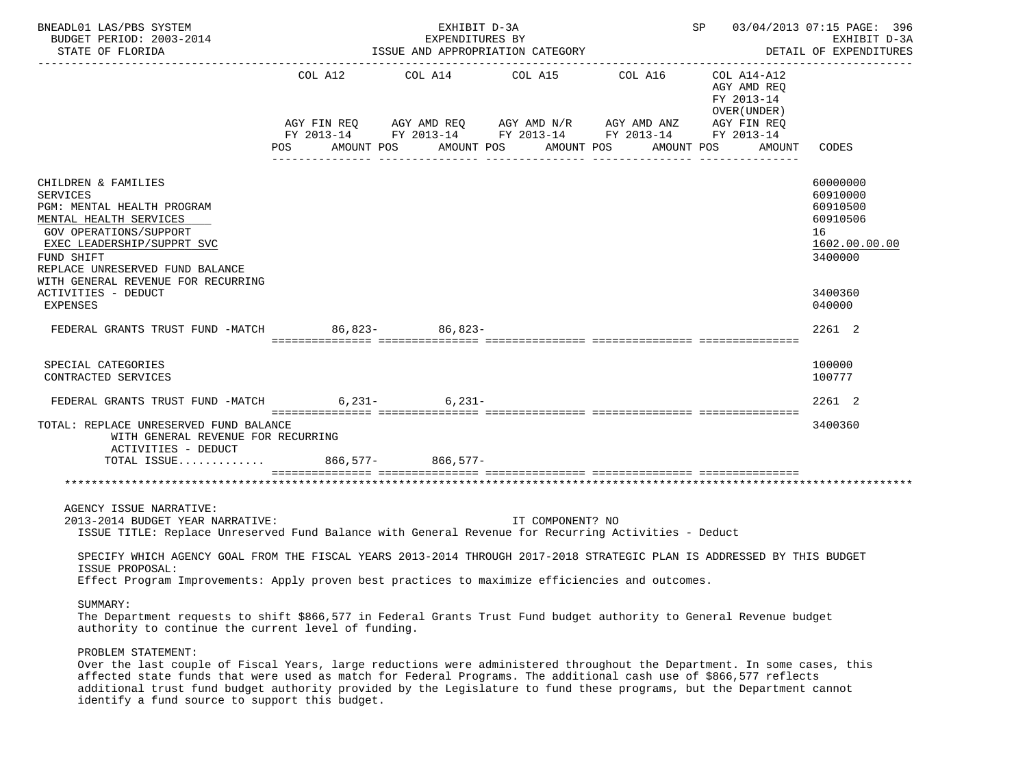BNEADL01 LAS/PBS SYSTEM — EXHIBIT D-3A — SP 03/04/2013 07:15 PAGE: 396
BUDGET PERIOD: 2003-2014 — EXPENDITURES BY — EXHIBIT D-3A
STATE OF FLORIDA — ISSUE AND APPROPRIATION CATEGORY — DETAIL OF EXPENDITURES

| | COL A12 AGY FIN REQ FY 2013-14 POS AMOUNT | COL A14 AGY AMD REQ FY 2013-14 POS AMOUNT | COL A15 AGY AMD N/R FY 2013-14 POS AMOUNT | COL A16 AGY AMD ANZ FY 2013-14 POS AMOUNT | COL A14-A12 AGY AMD REQ FY 2013-14 OVER(UNDER) AGY FIN REQ FY 2013-14 POS AMOUNT | CODES |
|---|---|---|---|---|---|---|
| CHILDREN & FAMILIES | | | | | | 60000000 |
| SERVICES | | | | | | 60910000 |
| PGM: MENTAL HEALTH PROGRAM | | | | | | 60910500 |
| MENTAL HEALTH SERVICES | | | | | | 60910506 |
| GOV OPERATIONS/SUPPORT | | | | | | 16 |
| EXEC LEADERSHIP/SUPPRT SVC | | | | | | 1602.00.00.00 |
| FUND SHIFT | | | | | | 3400000 |
| REPLACE UNRESERVED FUND BALANCE WITH GENERAL REVENUE FOR RECURRING ACTIVITIES - DEDUCT | | | | | | 3400360 |
| EXPENSES | | | | | | 040000 |
| FEDERAL GRANTS TRUST FUND -MATCH | 86,823- | 86,823- | | | | 2261 2 |
| SPECIAL CATEGORIES | | | | | | 100000 |
| CONTRACTED SERVICES | | | | | | 100777 |
| FEDERAL GRANTS TRUST FUND -MATCH | 6,231- | 6,231- | | | | 2261 2 |
| TOTAL: REPLACE UNRESERVED FUND BALANCE WITH GENERAL REVENUE FOR RECURRING ACTIVITIES - DEDUCT | | | | | | 3400360 |
| TOTAL ISSUE............ | 866,577- | 866,577- | | | | |

AGENCY ISSUE NARRATIVE:
2013-2014 BUDGET YEAR NARRATIVE: IT COMPONENT? NO
ISSUE TITLE: Replace Unreserved Fund Balance with General Revenue for Recurring Activities - Deduct

SPECIFY WHICH AGENCY GOAL FROM THE FISCAL YEARS 2013-2014 THROUGH 2017-2018 STRATEGIC PLAN IS ADDRESSED BY THIS BUDGET ISSUE PROPOSAL:
Effect Program Improvements: Apply proven best practices to maximize efficiencies and outcomes.

SUMMARY:
The Department requests to shift $866,577 in Federal Grants Trust Fund budget authority to General Revenue budget authority to continue the current level of funding.

PROBLEM STATEMENT:
Over the last couple of Fiscal Years, large reductions were administered throughout the Department. In some cases, this affected state funds that were used as match for Federal Programs. The additional cash use of $866,577 reflects additional trust fund budget authority provided by the Legislature to fund these programs, but the Department cannot identify a fund source to support this budget.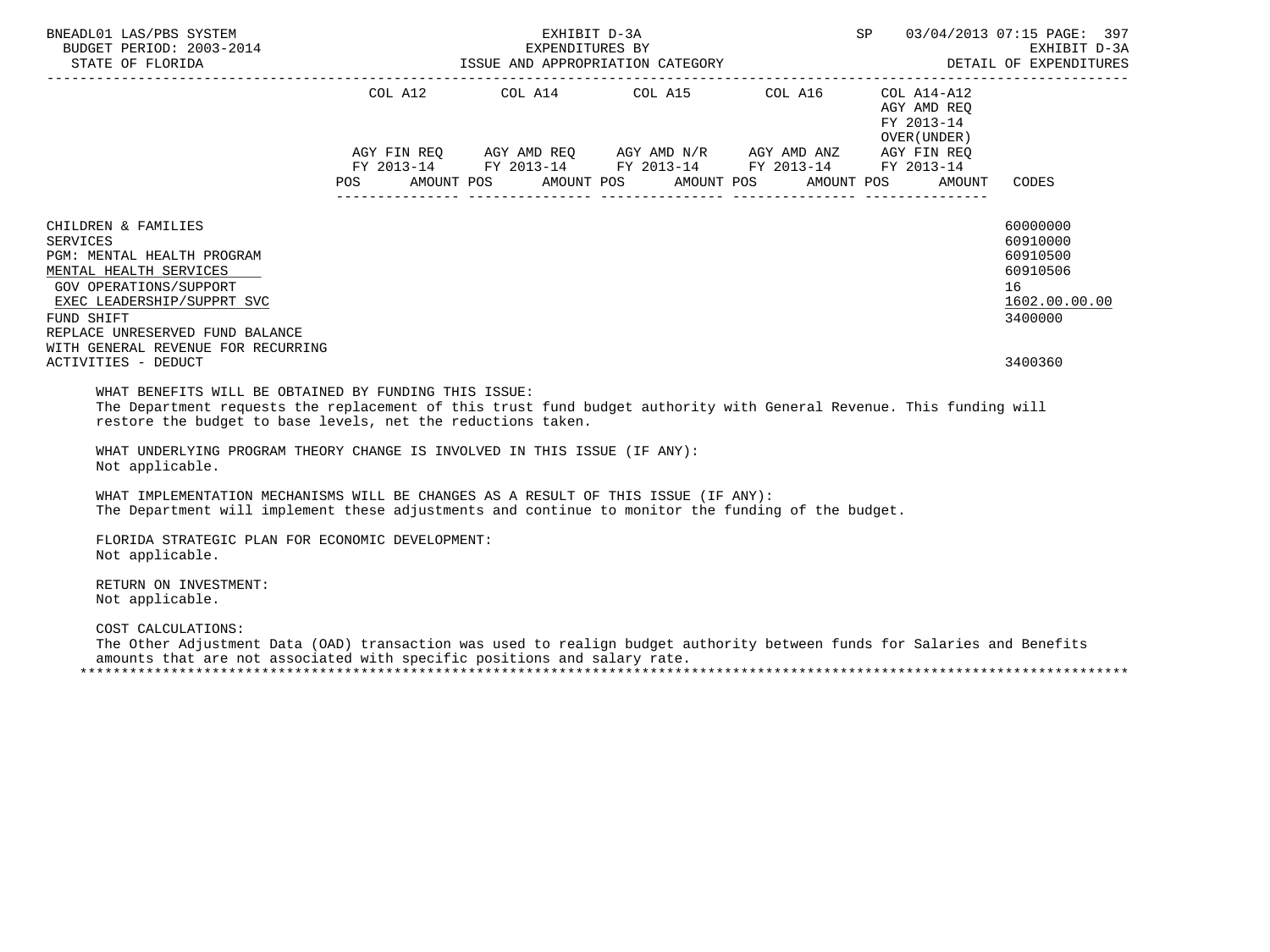| | COL A12 | | COL A14 | | COL A15 | | COL A16 | | COL A14-A12 AGY AMD REQ FY 2013-14 OVER(UNDER) | | |
|---|---|---|---|---|---|---|---|---|---|---|---|
| | AGY FIN REQ FY 2013-14 | | AGY AMD REQ FY 2013-14 | | AGY AMD N/R FY 2013-14 | | AGY AMD ANZ FY 2013-14 | | AGY FIN REQ FY 2013-14 | | |
| | POS | AMOUNT | POS | AMOUNT | POS | AMOUNT | POS | AMOUNT | POS | AMOUNT | CODES |
| CHILDREN & FAMILIES | | | | | | | | | | | 60000000 |
| SERVICES | | | | | | | | | | | 60910000 |
| PGM: MENTAL HEALTH PROGRAM | | | | | | | | | | | 60910500 |
| MENTAL HEALTH SERVICES | | | | | | | | | | | 60910506 |
| GOV OPERATIONS/SUPPORT | | | | | | | | | | | 16 |
| EXEC LEADERSHIP/SUPPRT SVC | | | | | | | | | | | 1602.00.00.00 |
| FUND SHIFT | | | | | | | | | | | 3400000 |
| REPLACE UNRESERVED FUND BALANCE WITH GENERAL REVENUE FOR RECURRING ACTIVITIES - DEDUCT | | | | | | | | | | | 3400360 |

WHAT BENEFITS WILL BE OBTAINED BY FUNDING THIS ISSUE:
The Department requests the replacement of this trust fund budget authority with General Revenue. This funding will restore the budget to base levels, net the reductions taken.

WHAT UNDERLYING PROGRAM THEORY CHANGE IS INVOLVED IN THIS ISSUE (IF ANY):
Not applicable.

WHAT IMPLEMENTATION MECHANISMS WILL BE CHANGES AS A RESULT OF THIS ISSUE (IF ANY):
The Department will implement these adjustments and continue to monitor the funding of the budget.

FLORIDA STRATEGIC PLAN FOR ECONOMIC DEVELOPMENT:
Not applicable.

RETURN ON INVESTMENT:
Not applicable.

COST CALCULATIONS:
The Other Adjustment Data (OAD) transaction was used to realign budget authority between funds for Salaries and Benefits amounts that are not associated with specific positions and salary rate.

*******************************************************************************************************************************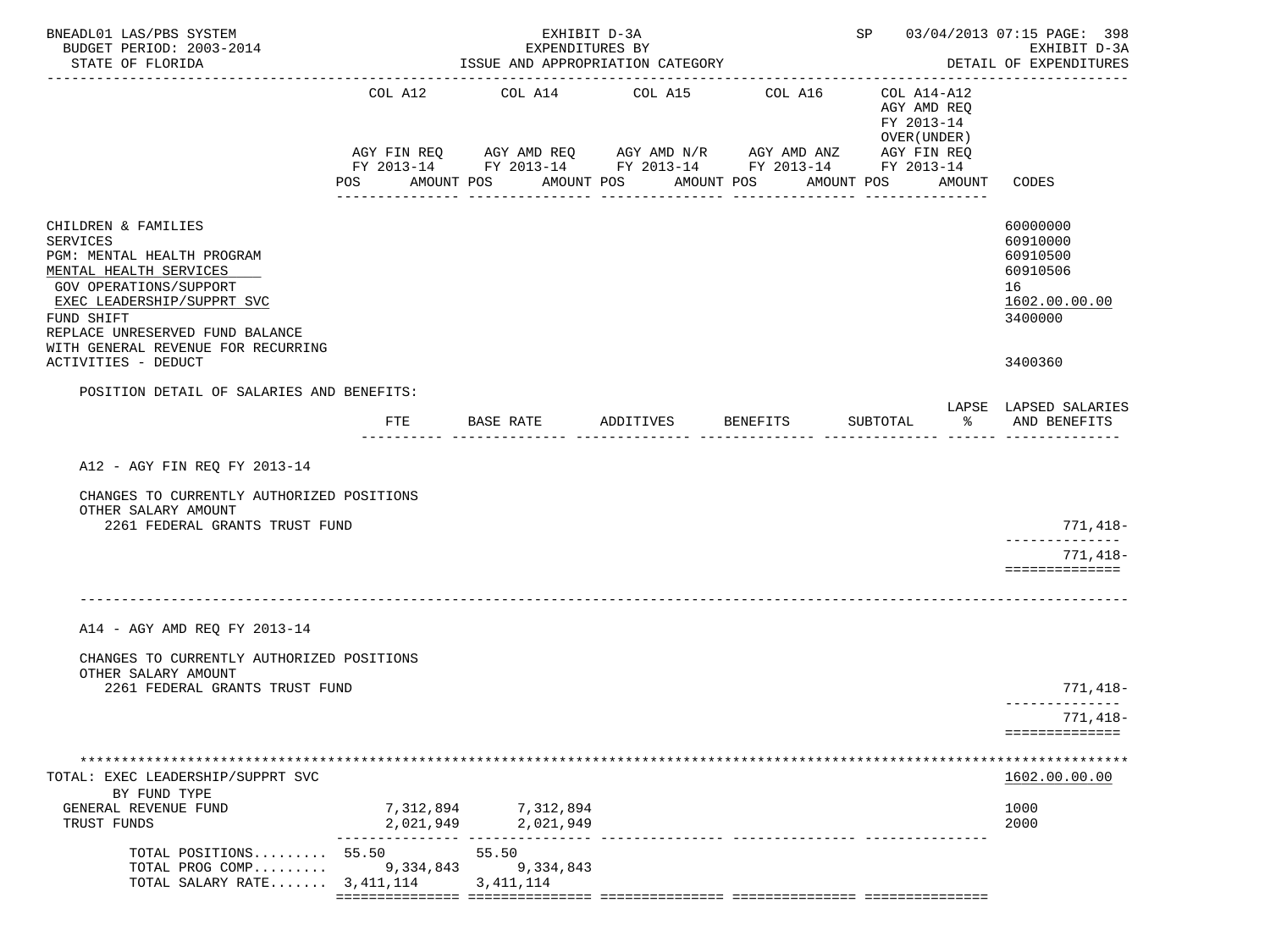BNEADL01 LAS/PBS SYSTEM | EXHIBIT D-3A | SP 03/04/2013 07:15 PAGE: 398
BUDGET PERIOD: 2003-2014 | EXPENDITURES BY | EXHIBIT D-3A
STATE OF FLORIDA | ISSUE AND APPROPRIATION CATEGORY | DETAIL OF EXPENDITURES

| | COL A12 AGY FIN REQ FY 2013-14 POS AMOUNT | COL A14 AGY AMD REQ FY 2013-14 POS AMOUNT | COL A15 AGY AMD N/R FY 2013-14 POS AMOUNT | COL A16 AGY AMD ANZ FY 2013-14 POS AMOUNT | COL A14-A12 AGY AMD REQ FY 2013-14 OVER(UNDER) AGY FIN REQ FY 2013-14 POS AMOUNT | CODES |
|---|---|---|---|---|---|---|
| CHILDREN & FAMILIES | | | | | | 60000000 |
| SERVICES | | | | | | 60910000 |
| PGM: MENTAL HEALTH PROGRAM | | | | | | 60910500 |
| MENTAL HEALTH SERVICES | | | | | | 60910506 |
| GOV OPERATIONS/SUPPORT | | | | | | 16 |
| EXEC LEADERSHIP/SUPPRT SVC | | | | | | 1602.00.00.00 |
| FUND SHIFT | | | | | | 3400000 |
| REPLACE UNRESERVED FUND BALANCE WITH GENERAL REVENUE FOR RECURRING ACTIVITIES - DEDUCT | | | | | | 3400360 |

POSITION DETAIL OF SALARIES AND BENEFITS:

| | FTE | BASE RATE | ADDITIVES | BENEFITS | SUBTOTAL | LAPSE % | LAPSED SALARIES AND BENEFITS |
|---|---|---|---|---|---|---|---|
| **A12 - AGY FIN REQ FY 2013-14** | | | | | | | |
| CHANGES TO CURRENTLY AUTHORIZED POSITIONS | | | | | | | |
| OTHER SALARY AMOUNT | | | | | | | |
| 2261 FEDERAL GRANTS TRUST FUND | | | | | | | 771,418- |
| | | | | | | | 771,418- |
| **A14 - AGY AMD REQ FY 2013-14** | | | | | | | |
| CHANGES TO CURRENTLY AUTHORIZED POSITIONS | | | | | | | |
| OTHER SALARY AMOUNT | | | | | | | |
| 2261 FEDERAL GRANTS TRUST FUND | | | | | | | 771,418- |
| | | | | | | | 771,418- |

| TOTAL: EXEC LEADERSHIP/SUPPRT SVC | COL A12 | COL A14 | COL A15 | COL A16 | COL A14-A12 | 1602.00.00.00 |
|---|---|---|---|---|---|---|
| BY FUND TYPE | | | | | | |
| GENERAL REVENUE FUND | 7,312,894 | 7,312,894 | | | | 1000 |
| TRUST FUNDS | 2,021,949 | 2,021,949 | | | | 2000 |
| TOTAL POSITIONS......... | 55.50 | 55.50 | | | | |
| TOTAL PROG COMP......... | 9,334,843 | 9,334,843 | | | | |
| TOTAL SALARY RATE....... | 3,411,114 | 3,411,114 | | | | |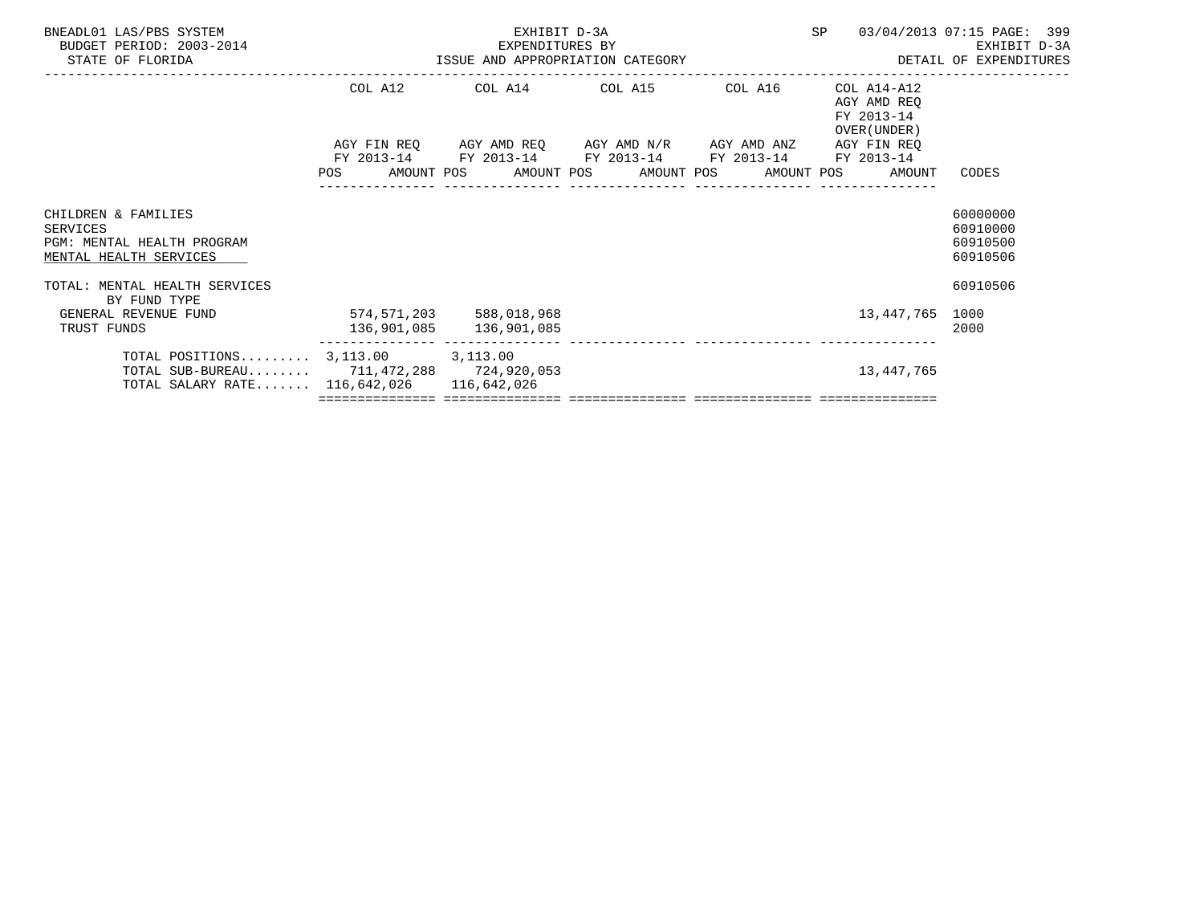BNEADL01 LAS/PBS SYSTEM — EXHIBIT D-3A — SP 03/04/2013 07:15 PAGE: 399
BUDGET PERIOD: 2003-2014 — EXPENDITURES BY — EXHIBIT D-3A
STATE OF FLORIDA — ISSUE AND APPROPRIATION CATEGORY — DETAIL OF EXPENDITURES

| | COL A12 AGY FIN REQ FY 2013-14 POS AMOUNT | COL A14 AGY AMD REQ FY 2013-14 POS AMOUNT | COL A15 AGY AMD N/R FY 2013-14 POS AMOUNT | COL A16 AGY AMD ANZ FY 2013-14 POS AMOUNT | COL A14-A12 AGY AMD REQ FY 2013-14 OVER(UNDER) AGY FIN REQ FY 2013-14 POS AMOUNT | CODES |
|---|---|---|---|---|---|---|
| CHILDREN & FAMILIES | | | | | | 60000000 |
| SERVICES | | | | | | 60910000 |
| PGM: MENTAL HEALTH PROGRAM | | | | | | 60910500 |
| MENTAL HEALTH SERVICES | | | | | | 60910506 |
| TOTAL: MENTAL HEALTH SERVICES | | | | | | 60910506 |
| BY FUND TYPE | | | | | | |
| GENERAL REVENUE FUND | 574,571,203 | 588,018,968 | | | 13,447,765 | 1000 |
| TRUST FUNDS | 136,901,085 | 136,901,085 | | | | 2000 |
| TOTAL POSITIONS......... | 3,113.00 | 3,113.00 | | | | |
| TOTAL SUB-BUREAU........ | 711,472,288 | 724,920,053 | | | 13,447,765 | |
| TOTAL SALARY RATE....... | 116,642,026 | 116,642,026 | | | | |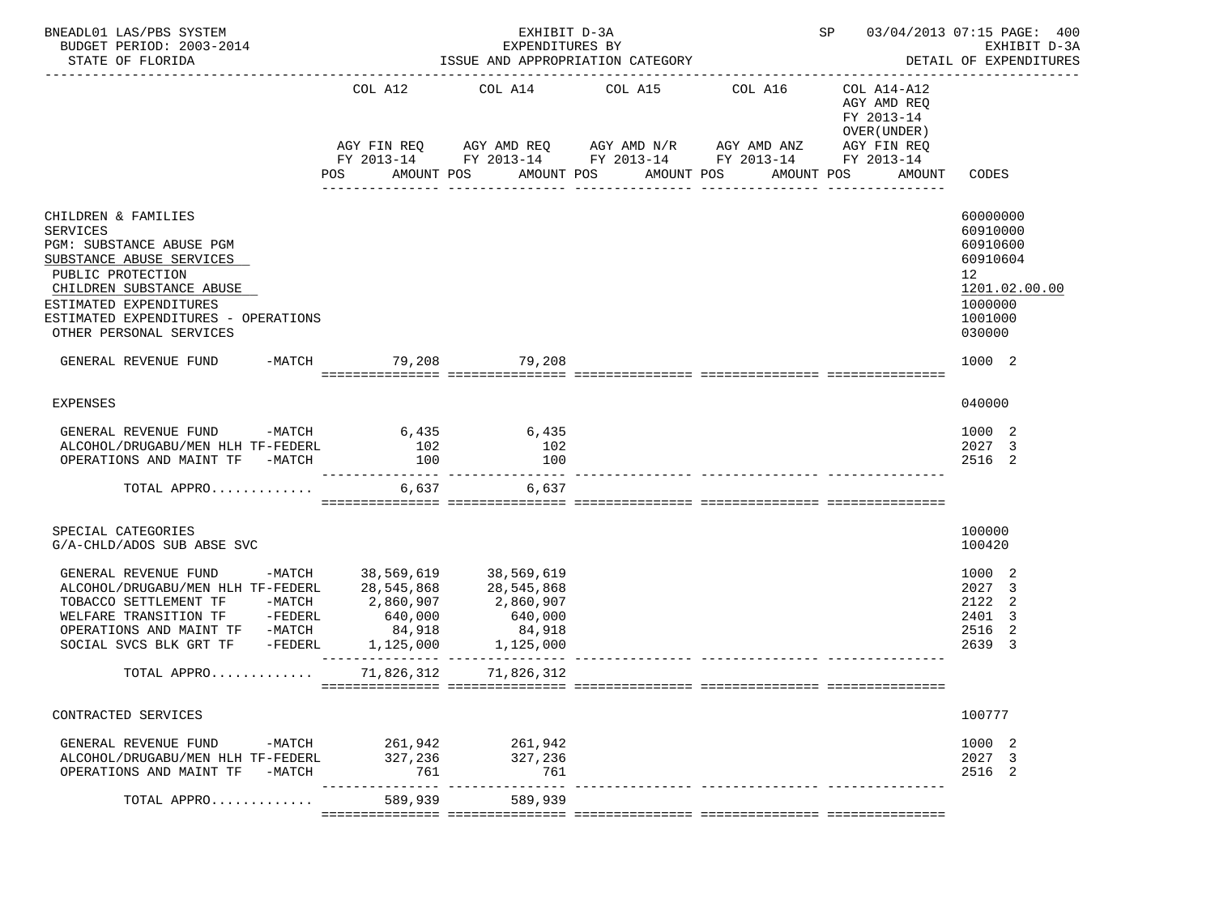BNEADL01 LAS/PBS SYSTEM — EXHIBIT D-3A — SP 03/04/2013 07:15 PAGE: 400
BUDGET PERIOD: 2003-2014 — EXPENDITURES BY — EXHIBIT D-3A
STATE OF FLORIDA — ISSUE AND APPROPRIATION CATEGORY — DETAIL OF EXPENDITURES

| | COL A12 AGY FIN REQ FY 2013-14 POS AMOUNT | COL A14 AGY AMD REQ FY 2013-14 POS AMOUNT | COL A15 AGY AMD N/R FY 2013-14 POS AMOUNT | COL A16 AGY AMD ANZ FY 2013-14 POS AMOUNT | COL A14-A12 AGY AMD REQ FY 2013-14 OVER(UNDER) AGY FIN REQ FY 2013-14 POS AMOUNT | CODES |
|---|---|---|---|---|---|---|
| CHILDREN & FAMILIES | | | | | | 60000000 |
| SERVICES | | | | | | 60910000 |
| PGM: SUBSTANCE ABUSE PGM | | | | | | 60910600 |
| SUBSTANCE ABUSE SERVICES | | | | | | 60910604 |
| PUBLIC PROTECTION | | | | | | 12 |
| CHILDREN SUBSTANCE ABUSE | | | | | | 1201.02.00.00 |
| ESTIMATED EXPENDITURES | | | | | | 1000000 |
| ESTIMATED EXPENDITURES - OPERATIONS | | | | | | 1001000 |
| OTHER PERSONAL SERVICES | | | | | | 030000 |
| GENERAL REVENUE FUND -MATCH | 79,208 | 79,208 | | | | 1000 2 |
| EXPENSES | | | | | | 040000 |
| GENERAL REVENUE FUND -MATCH | 6,435 | 6,435 | | | | 1000 2 |
| ALCOHOL/DRUGABU/MEN HLH TF-FEDERL | 102 | 102 | | | | 2027 3 |
| OPERATIONS AND MAINT TF -MATCH | 100 | 100 | | | | 2516 2 |
| TOTAL APPRO............ | 6,637 | 6,637 | | | | |
| SPECIAL CATEGORIES | | | | | | 100000 |
| G/A-CHLD/ADOS SUB ABSE SVC | | | | | | 100420 |
| GENERAL REVENUE FUND -MATCH | 38,569,619 | 38,569,619 | | | | 1000 2 |
| ALCOHOL/DRUGABU/MEN HLH TF-FEDERL | 28,545,868 | 28,545,868 | | | | 2027 3 |
| TOBACCO SETTLEMENT TF -MATCH | 2,860,907 | 2,860,907 | | | | 2122 2 |
| WELFARE TRANSITION TF -FEDERL | 640,000 | 640,000 | | | | 2401 3 |
| OPERATIONS AND MAINT TF -MATCH | 84,918 | 84,918 | | | | 2516 2 |
| SOCIAL SVCS BLK GRT TF -FEDERL | 1,125,000 | 1,125,000 | | | | 2639 3 |
| TOTAL APPRO............ | 71,826,312 | 71,826,312 | | | | |
| CONTRACTED SERVICES | | | | | | 100777 |
| GENERAL REVENUE FUND -MATCH | 261,942 | 261,942 | | | | 1000 2 |
| ALCOHOL/DRUGABU/MEN HLH TF-FEDERL | 327,236 | 327,236 | | | | 2027 3 |
| OPERATIONS AND MAINT TF -MATCH | 761 | 761 | | | | 2516 2 |
| TOTAL APPRO............ | 589,939 | 589,939 | | | | |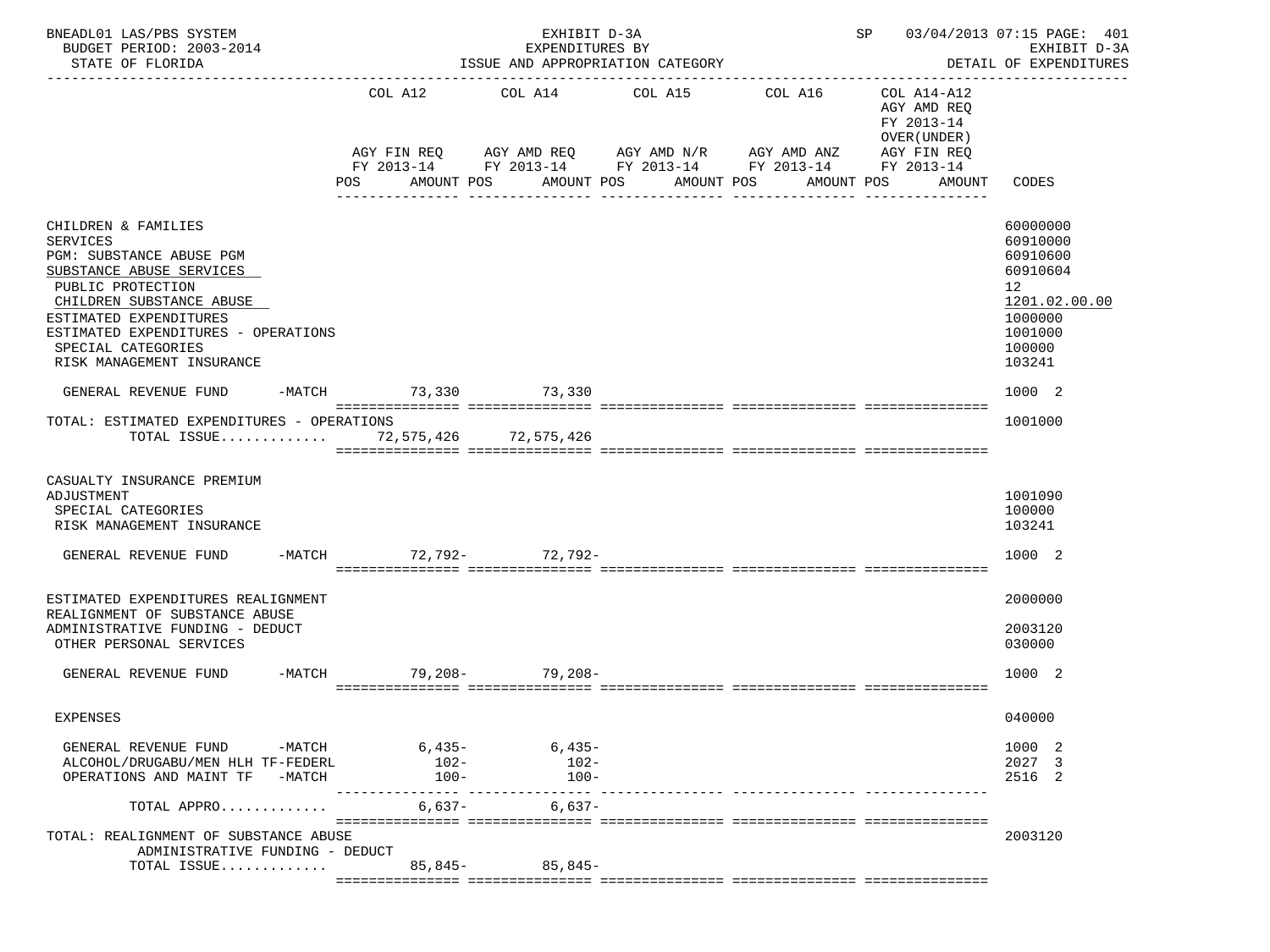BNEADL01 LAS/PBS SYSTEM — EXHIBIT D-3A — SP 03/04/2013 07:15

BUDGET PERIOD: 2003-2014 — EXPENDITURES BY — EXHIBIT D-3A

STATE OF FLORIDA — ISSUE AND APPROPRIATION CATEGORY — DETAIL OF EXPENDITURES

| | COL A12 AGY FIN REQ FY 2013-14 POS AMOUNT | COL A14 AGY AMD REQ FY 2013-14 POS AMOUNT | COL A15 AGY AMD N/R FY 2013-14 POS AMOUNT | COL A16 AGY AMD ANZ FY 2013-14 POS AMOUNT | COL A14-A12 AGY AMD REQ FY 2013-14 OVER(UNDER) AGY FIN REQ FY 2013-14 POS AMOUNT | CODES |
|---|---|---|---|---|---|---|
| CHILDREN & FAMILIES | | | | | | 60000000 |
| SERVICES | | | | | | 60910000 |
| PGM: SUBSTANCE ABUSE PGM | | | | | | 60910600 |
| SUBSTANCE ABUSE SERVICES | | | | | | 60910604 |
| PUBLIC PROTECTION | | | | | | 12 |
| CHILDREN SUBSTANCE ABUSE | | | | | | 1201.02.00.00 |
| ESTIMATED EXPENDITURES | | | | | | 1000000 |
| ESTIMATED EXPENDITURES - OPERATIONS | | | | | | 1001000 |
| SPECIAL CATEGORIES | | | | | | 100000 |
| RISK MANAGEMENT INSURANCE | | | | | | 103241 |
| GENERAL REVENUE FUND -MATCH | 73,330 | 73,330 | | | | 1000 2 |
| TOTAL: ESTIMATED EXPENDITURES - OPERATIONS | | | | | | 1001000 |
| TOTAL ISSUE............. | 72,575,426 | 72,575,426 | | | | |
| CASUALTY INSURANCE PREMIUM ADJUSTMENT | | | | | | 1001090 |
| SPECIAL CATEGORIES | | | | | | 100000 |
| RISK MANAGEMENT INSURANCE | | | | | | 103241 |
| GENERAL REVENUE FUND -MATCH | 72,792- | 72,792- | | | | 1000 2 |
| ESTIMATED EXPENDITURES REALIGNMENT | | | | | | 2000000 |
| REALIGNMENT OF SUBSTANCE ABUSE ADMINISTRATIVE FUNDING - DEDUCT | | | | | | 2003120 |
| OTHER PERSONAL SERVICES | | | | | | 030000 |
| GENERAL REVENUE FUND -MATCH | 79,208- | 79,208- | | | | 1000 2 |
| EXPENSES | | | | | | 040000 |
| GENERAL REVENUE FUND -MATCH | 6,435- | 6,435- | | | | 1000 2 |
| ALCOHOL/DRUGABU/MEN HLH TF-FEDERL | 102- | 102- | | | | 2027 3 |
| OPERATIONS AND MAINT TF -MATCH | 100- | 100- | | | | 2516 2 |
| TOTAL APPRO............ | 6,637- | 6,637- | | | | |
| TOTAL: REALIGNMENT OF SUBSTANCE ABUSE ADMINISTRATIVE FUNDING - DEDUCT | | | | | | 2003120 |
| TOTAL ISSUE............ | 85,845- | 85,845- | | | | |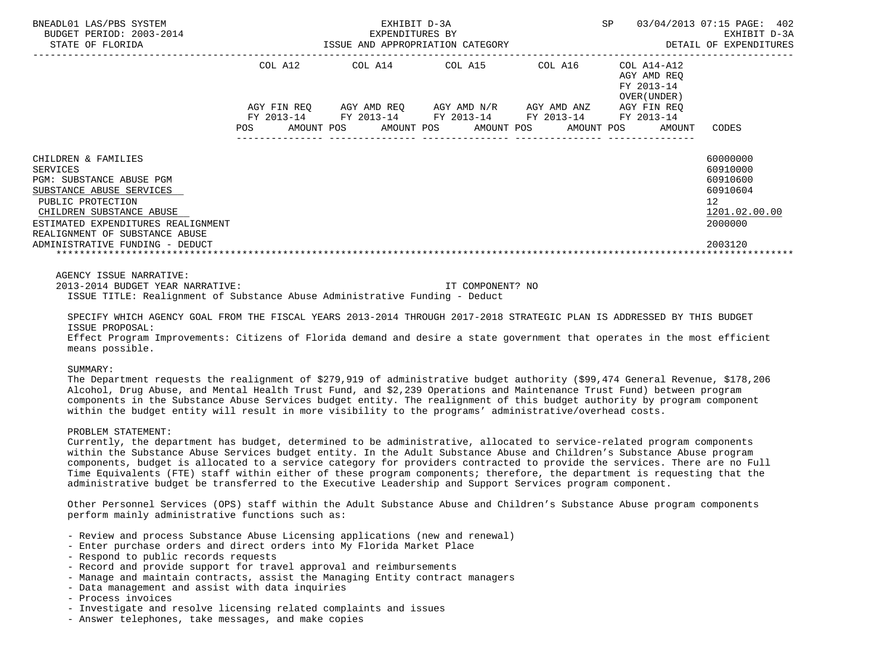| | COL A12 | COL A14 | COL A15 | COL A16 | COL A14-A12 AGY AMD REQ FY 2013-14 OVER(UNDER) | |
|---|---|---|---|---|---|---|
| | AGY FIN REQ FY 2013-14 | AGY AMD REQ FY 2013-14 | AGY AMD N/R FY 2013-14 | AGY AMD ANZ FY 2013-14 | AGY FIN REQ FY 2013-14 | |
| | POS AMOUNT | POS AMOUNT | POS AMOUNT | POS AMOUNT | POS AMOUNT | CODES |
| CHILDREN & FAMILIES | | | | | | 60000000 |
| SERVICES | | | | | | 60910000 |
| PGM: SUBSTANCE ABUSE PGM | | | | | | 60910600 |
| SUBSTANCE ABUSE SERVICES | | | | | | 60910604 |
| PUBLIC PROTECTION | | | | | | 12 |
| CHILDREN SUBSTANCE ABUSE | | | | | | 1201.02.00.00 |
| ESTIMATED EXPENDITURES REALIGNMENT | | | | | | 2000000 |
| REALIGNMENT OF SUBSTANCE ABUSE ADMINISTRATIVE FUNDING - DEDUCT | | | | | | 2003120 |

AGENCY ISSUE NARRATIVE:

2013-2014 BUDGET YEAR NARRATIVE: IT COMPONENT? NO

ISSUE TITLE: Realignment of Substance Abuse Administrative Funding - Deduct

SPECIFY WHICH AGENCY GOAL FROM THE FISCAL YEARS 2013-2014 THROUGH 2017-2018 STRATEGIC PLAN IS ADDRESSED BY THIS BUDGET ISSUE PROPOSAL:

Effect Program Improvements: Citizens of Florida demand and desire a state government that operates in the most efficient means possible.

SUMMARY:

The Department requests the realignment of $279,919 of administrative budget authority ($99,474 General Revenue, $178,206 Alcohol, Drug Abuse, and Mental Health Trust Fund, and $2,239 Operations and Maintenance Trust Fund) between program components in the Substance Abuse Services budget entity. The realignment of this budget authority by program component within the budget entity will result in more visibility to the programs' administrative/overhead costs.

PROBLEM STATEMENT:

Currently, the department has budget, determined to be administrative, allocated to service-related program components within the Substance Abuse Services budget entity. In the Adult Substance Abuse and Children's Substance Abuse program components, budget is allocated to a service category for providers contracted to provide the services. There are no Full Time Equivalents (FTE) staff within either of these program components; therefore, the department is requesting that the administrative budget be transferred to the Executive Leadership and Support Services program component.

Other Personnel Services (OPS) staff within the Adult Substance Abuse and Children's Substance Abuse program components perform mainly administrative functions such as:

- Review and process Substance Abuse Licensing applications (new and renewal)
- Enter purchase orders and direct orders into My Florida Market Place
- Respond to public records requests
- Record and provide support for travel approval and reimbursements
- Manage and maintain contracts, assist the Managing Entity contract managers
- Data management and assist with data inquiries
- Process invoices
- Investigate and resolve licensing related complaints and issues
- Answer telephones, take messages, and make copies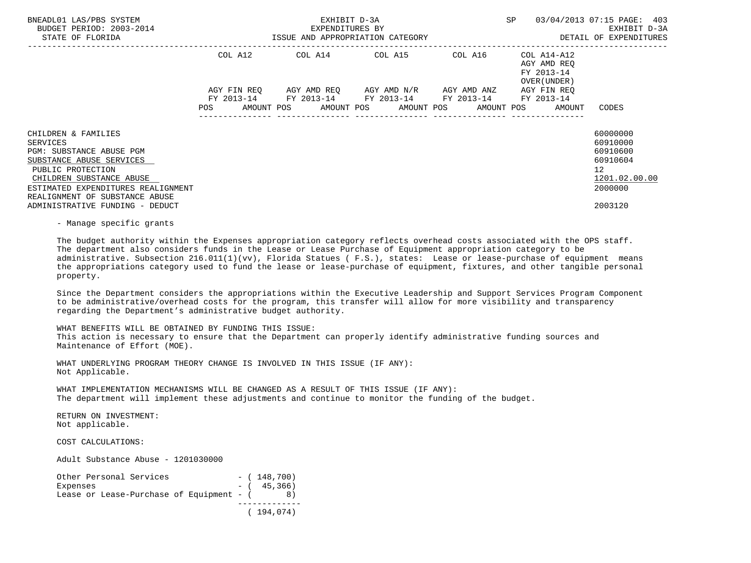| | COL A12 | | COL A14 | | COL A15 | | COL A16 | | COL A14-A12 AGY AMD REQ FY 2013-14 OVER(UNDER) AGY FIN REQ FY 2013-14 | | |
|---|---|---|---|---|---|---|---|---|---|---|---|
| | AGY FIN REQ FY 2013-14 | | AGY AMD REQ FY 2013-14 | | AGY AMD N/R FY 2013-14 | | AGY AMD ANZ FY 2013-14 | | | | |
| | POS | AMOUNT | POS | AMOUNT | POS | AMOUNT | POS | AMOUNT | POS | AMOUNT | CODES |
| CHILDREN & FAMILIES | | | | | | | | | | | 60000000 |
| SERVICES | | | | | | | | | | | 60910000 |
| PGM: SUBSTANCE ABUSE PGM | | | | | | | | | | | 60910600 |
| SUBSTANCE ABUSE SERVICES | | | | | | | | | | | 60910604 |
| PUBLIC PROTECTION | | | | | | | | | | | 12 |
| CHILDREN SUBSTANCE ABUSE | | | | | | | | | | | 1201.02.00.00 |
| ESTIMATED EXPENDITURES REALIGNMENT | | | | | | | | | | | 2000000 |
| REALIGNMENT OF SUBSTANCE ABUSE ADMINISTRATIVE FUNDING - DEDUCT | | | | | | | | | | | 2003120 |

- Manage specific grants

The budget authority within the Expenses appropriation category reflects overhead costs associated with the OPS staff. The department also considers funds in the Lease or Lease Purchase of Equipment appropriation category to be administrative. Subsection 216.011(1)(vv), Florida Statues ( F.S.), states: Lease or lease-purchase of equipment means the appropriations category used to fund the lease or lease-purchase of equipment, fixtures, and other tangible personal property.

Since the Department considers the appropriations within the Executive Leadership and Support Services Program Component to be administrative/overhead costs for the program, this transfer will allow for more visibility and transparency regarding the Department's administrative budget authority.

WHAT BENEFITS WILL BE OBTAINED BY FUNDING THIS ISSUE:
This action is necessary to ensure that the Department can properly identify administrative funding sources and Maintenance of Effort (MOE).

WHAT UNDERLYING PROGRAM THEORY CHANGE IS INVOLVED IN THIS ISSUE (IF ANY):
Not Applicable.

WHAT IMPLEMENTATION MECHANISMS WILL BE CHANGED AS A RESULT OF THIS ISSUE (IF ANY):
The department will implement these adjustments and continue to monitor the funding of the budget.

RETURN ON INVESTMENT:
Not applicable.

COST CALCULATIONS:

Adult Substance Abuse - 1201030000

```
Other Personal Services              - ( 148,700)
Expenses                             - (  45,366)
Lease or Lease-Purchase of Equipment - (       8)
                                       ------------
                                       ( 194,074)
```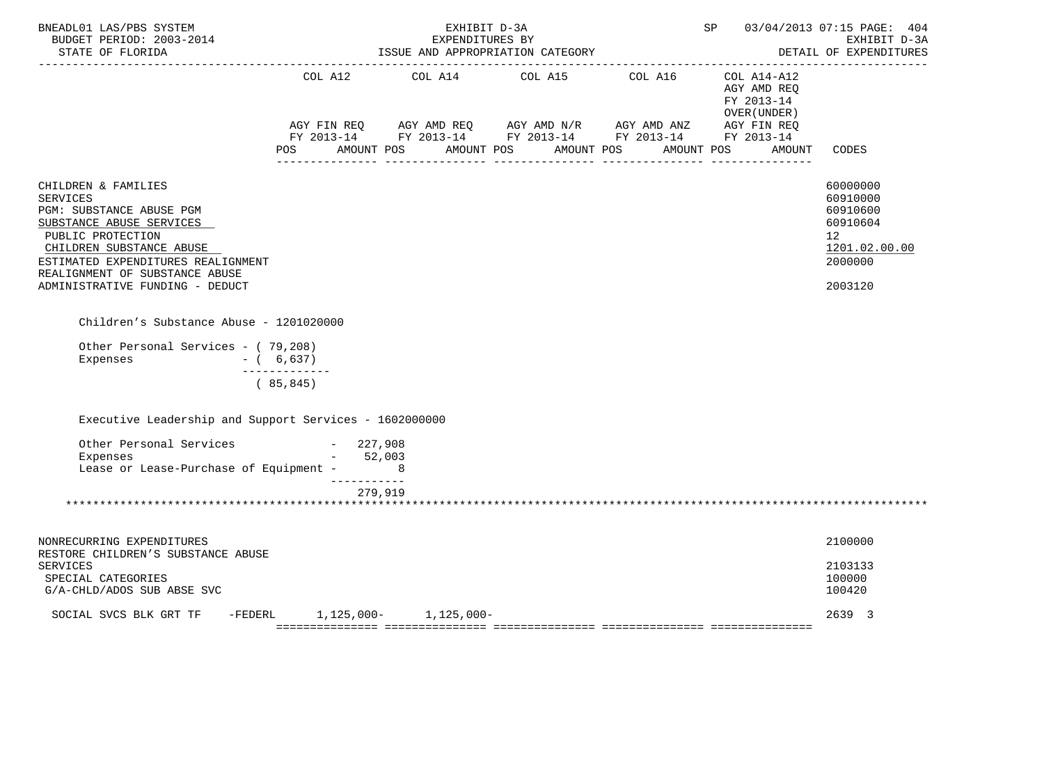BNEADL01 LAS/PBS SYSTEM — BUDGET PERIOD: 2003-2014 — STATE OF FLORIDA

EXHIBIT D-3A — EXPENDITURES BY ISSUE AND APPROPRIATION CATEGORY — DETAIL OF EXPENDITURES

SP 03/04/2013 07:15 PAGE: 404

| | COL A12 AGY FIN REQ FY 2013-14 POS AMOUNT | COL A14 AGY AMD REQ FY 2013-14 POS AMOUNT | COL A15 AGY AMD N/R FY 2013-14 POS AMOUNT | COL A16 AGY AMD ANZ FY 2013-14 POS AMOUNT | COL A14-A12 AGY AMD REQ FY 2013-14 OVER(UNDER) AGY FIN REQ FY 2013-14 POS AMOUNT | CODES |
|---|---|---|---|---|---|---|
| CHILDREN & FAMILIES | | | | | | 60000000 |
| SERVICES | | | | | | 60910000 |
| PGM: SUBSTANCE ABUSE PGM | | | | | | 60910600 |
| SUBSTANCE ABUSE SERVICES | | | | | | 60910604 |
| PUBLIC PROTECTION | | | | | | 12 |
| CHILDREN SUBSTANCE ABUSE | | | | | | 1201.02.00.00 |
| ESTIMATED EXPENDITURES REALIGNMENT | | | | | | 2000000 |
| REALIGNMENT OF SUBSTANCE ABUSE ADMINISTRATIVE FUNDING - DEDUCT | | | | | | 2003120 |

Children's Substance Abuse - 1201020000

Other Personal Services - ( 79,208)
Expenses - ( 6,637)
-------------
( 85,845)

Executive Leadership and Support Services - 1602000000

Other Personal Services - 227,908
Expenses - 52,003
Lease or Lease-Purchase of Equipment - 8
-----------
279,919

| | COL A12 | COL A14 | COL A15 | COL A16 | COL A14-A12 | CODES |
|---|---|---|---|---|---|---|
| NONRECURRING EXPENDITURES | | | | | | 2100000 |
| RESTORE CHILDREN'S SUBSTANCE ABUSE SERVICES | | | | | | 2103133 |
| SPECIAL CATEGORIES | | | | | | 100000 |
| G/A-CHLD/ADOS SUB ABSE SVC | | | | | | 100420 |
| SOCIAL SVCS BLK GRT TF -FEDERL | 1,125,000- | 1,125,000- | | | | 2639 3 |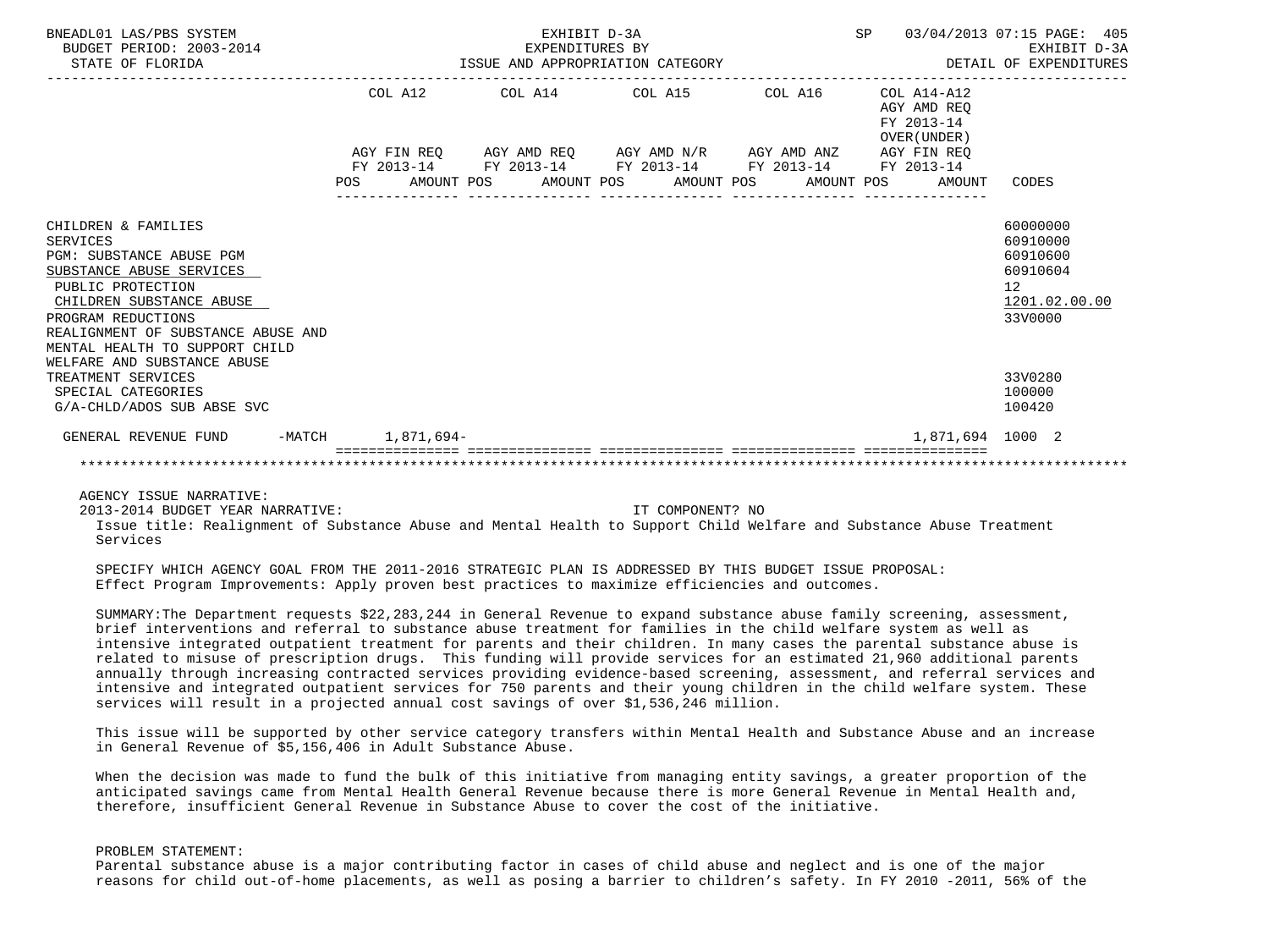| | COL A12 | COL A14 | COL A15 | COL A16 | COL A14-A12 AGY AMD REQ FY 2013-14 OVER(UNDER) | |
|---|---|---|---|---|---|---|
| | AGY FIN REQ FY 2013-14 | AGY AMD REQ FY 2013-14 | AGY AMD N/R FY 2013-14 | AGY AMD ANZ FY 2013-14 | AGY FIN REQ FY 2013-14 | |
| | POS AMOUNT | POS AMOUNT | POS AMOUNT | POS AMOUNT | POS AMOUNT | CODES |
| CHILDREN & FAMILIES | | | | | | 60000000 |
| SERVICES | | | | | | 60910000 |
| PGM: SUBSTANCE ABUSE PGM | | | | | | 60910600 |
| SUBSTANCE ABUSE SERVICES | | | | | | 60910604 |
| PUBLIC PROTECTION | | | | | | 12 |
| CHILDREN SUBSTANCE ABUSE | | | | | | 1201.02.00.00 |
| PROGRAM REDUCTIONS | | | | | | 33V0000 |
| REALIGNMENT OF SUBSTANCE ABUSE AND MENTAL HEALTH TO SUPPORT CHILD WELFARE AND SUBSTANCE ABUSE TREATMENT SERVICES | | | | | | 33V0280 |
| SPECIAL CATEGORIES | | | | | | 100000 |
| G/A-CHLD/ADOS SUB ABSE SVC | | | | | | 100420 |
| GENERAL REVENUE FUND -MATCH | 1,871,694- | | | | 1,871,694 | 1000 2 |

AGENCY ISSUE NARRATIVE:
2013-2014 BUDGET YEAR NARRATIVE: IT COMPONENT? NO

Issue title: Realignment of Substance Abuse and Mental Health to Support Child Welfare and Substance Abuse Treatment Services

SPECIFY WHICH AGENCY GOAL FROM THE 2011-2016 STRATEGIC PLAN IS ADDRESSED BY THIS BUDGET ISSUE PROPOSAL:
Effect Program Improvements: Apply proven best practices to maximize efficiencies and outcomes.

SUMMARY:The Department requests $22,283,244 in General Revenue to expand substance abuse family screening, assessment, brief interventions and referral to substance abuse treatment for families in the child welfare system as well as intensive integrated outpatient treatment for parents and their children. In many cases the parental substance abuse is related to misuse of prescription drugs. This funding will provide services for an estimated 21,960 additional parents annually through increasing contracted services providing evidence-based screening, assessment, and referral services and intensive and integrated outpatient services for 750 parents and their young children in the child welfare system. These services will result in a projected annual cost savings of over $1,536,246 million.

This issue will be supported by other service category transfers within Mental Health and Substance Abuse and an increase in General Revenue of $5,156,406 in Adult Substance Abuse.

When the decision was made to fund the bulk of this initiative from managing entity savings, a greater proportion of the anticipated savings came from Mental Health General Revenue because there is more General Revenue in Mental Health and, therefore, insufficient General Revenue in Substance Abuse to cover the cost of the initiative.

PROBLEM STATEMENT:
Parental substance abuse is a major contributing factor in cases of child abuse and neglect and is one of the major reasons for child out-of-home placements, as well as posing a barrier to children's safety. In FY 2010 -2011, 56% of the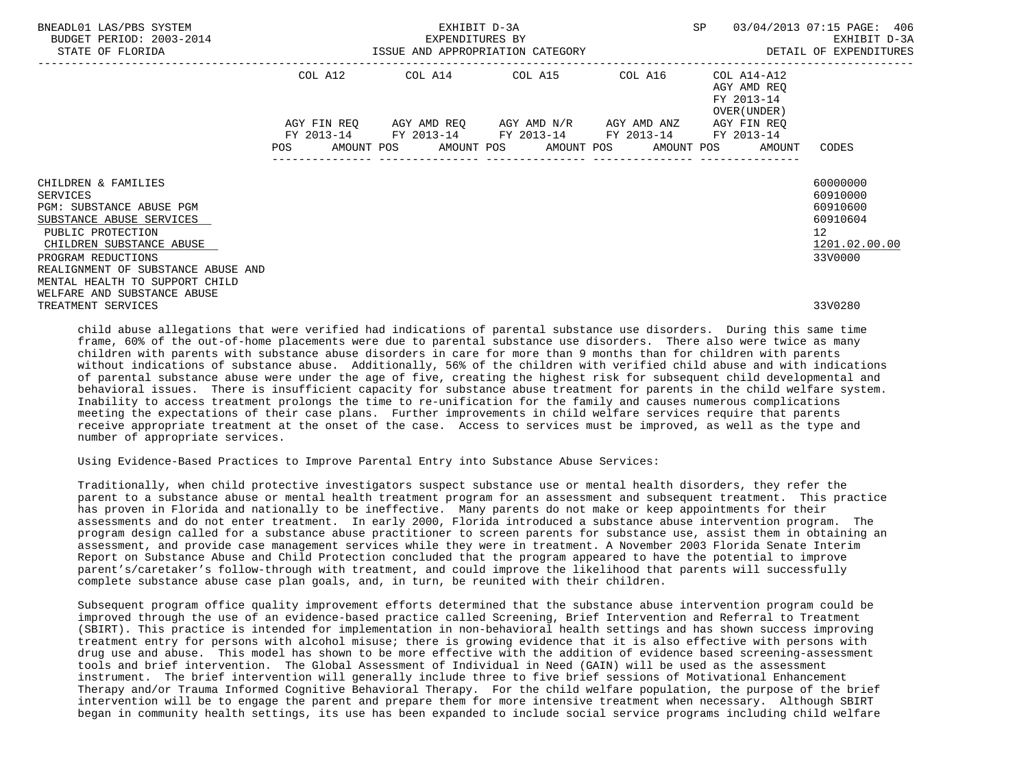| | COL A12 | COL A14 | COL A15 | COL A16 | COL A14-A12 AGY AMD REQ FY 2013-14 OVER(UNDER) | |
|---|---|---|---|---|---|---|
| | AGY FIN REQ FY 2013-14 | AGY AMD REQ FY 2013-14 | AGY AMD N/R FY 2013-14 | AGY AMD ANZ FY 2013-14 | AGY FIN REQ FY 2013-14 | |
| | POS AMOUNT | POS AMOUNT | POS AMOUNT | POS AMOUNT | POS AMOUNT | CODES |
| CHILDREN & FAMILIES | | | | | | 60000000 |
| SERVICES | | | | | | 60910000 |
| PGM: SUBSTANCE ABUSE PGM | | | | | | 60910600 |
| SUBSTANCE ABUSE SERVICES | | | | | | 60910604 |
| PUBLIC PROTECTION | | | | | | 12 |
| CHILDREN SUBSTANCE ABUSE | | | | | | 1201.02.00.00 |
| PROGRAM REDUCTIONS | | | | | | 33V0000 |
| REALIGNMENT OF SUBSTANCE ABUSE AND MENTAL HEALTH TO SUPPORT CHILD WELFARE AND SUBSTANCE ABUSE TREATMENT SERVICES | | | | | | 33V0280 |

child abuse allegations that were verified had indications of parental substance use disorders. During this same time frame, 60% of the out-of-home placements were due to parental substance use disorders. There also were twice as many children with parents with substance abuse disorders in care for more than 9 months than for children with parents without indications of substance abuse. Additionally, 56% of the children with verified child abuse and with indications of parental substance abuse were under the age of five, creating the highest risk for subsequent child developmental and behavioral issues. There is insufficient capacity for substance abuse treatment for parents in the child welfare system. Inability to access treatment prolongs the time to re-unification for the family and causes numerous complications meeting the expectations of their case plans. Further improvements in child welfare services require that parents receive appropriate treatment at the onset of the case. Access to services must be improved, as well as the type and number of appropriate services.

Using Evidence-Based Practices to Improve Parental Entry into Substance Abuse Services:

Traditionally, when child protective investigators suspect substance use or mental health disorders, they refer the parent to a substance abuse or mental health treatment program for an assessment and subsequent treatment. This practice has proven in Florida and nationally to be ineffective. Many parents do not make or keep appointments for their assessments and do not enter treatment. In early 2000, Florida introduced a substance abuse intervention program. The program design called for a substance abuse practitioner to screen parents for substance use, assist them in obtaining an assessment, and provide case management services while they were in treatment. A November 2003 Florida Senate Interim Report on Substance Abuse and Child Protection concluded that the program appeared to have the potential to improve parent's/caretaker's follow-through with treatment, and could improve the likelihood that parents will successfully complete substance abuse case plan goals, and, in turn, be reunited with their children.

Subsequent program office quality improvement efforts determined that the substance abuse intervention program could be improved through the use of an evidence-based practice called Screening, Brief Intervention and Referral to Treatment (SBIRT). This practice is intended for implementation in non-behavioral health settings and has shown success improving treatment entry for persons with alcohol misuse; there is growing evidence that it is also effective with persons with drug use and abuse. This model has shown to be more effective with the addition of evidence based screening-assessment tools and brief intervention. The Global Assessment of Individual in Need (GAIN) will be used as the assessment instrument. The brief intervention will generally include three to five brief sessions of Motivational Enhancement Therapy and/or Trauma Informed Cognitive Behavioral Therapy. For the child welfare population, the purpose of the brief intervention will be to engage the parent and prepare them for more intensive treatment when necessary. Although SBIRT began in community health settings, its use has been expanded to include social service programs including child welfare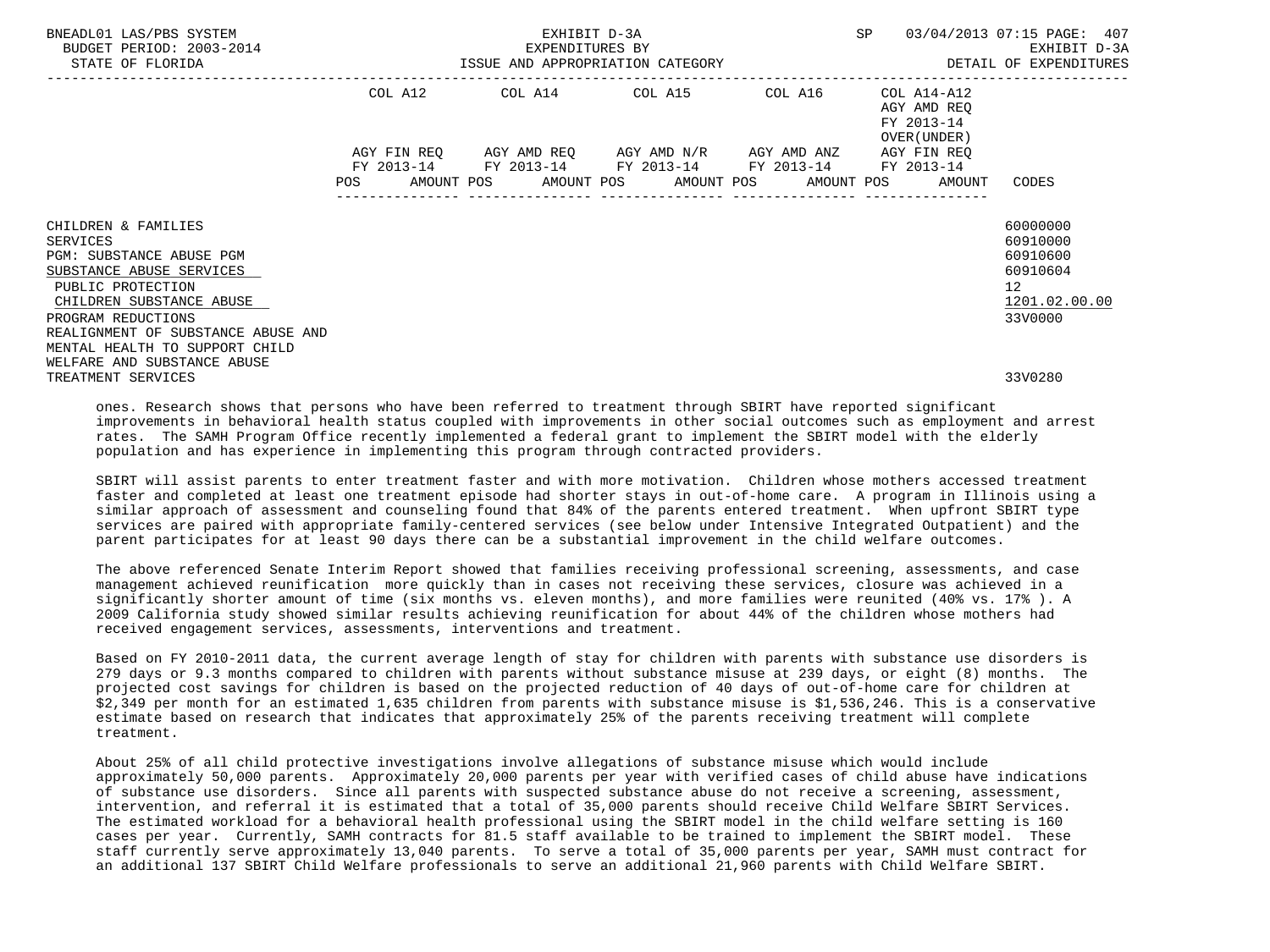| | COL A12 | COL A14 | COL A15 | COL A16 | COL A14-A12 AGY AMD REQ FY 2013-14 OVER(UNDER) | |
|---|---|---|---|---|---|---|
| | AGY FIN REQ FY 2013-14 | AGY AMD REQ FY 2013-14 | AGY AMD N/R FY 2013-14 | AGY AMD ANZ FY 2013-14 | AGY FIN REQ FY 2013-14 | |
| | POS AMOUNT | POS AMOUNT | POS AMOUNT | POS AMOUNT | POS AMOUNT | CODES |
| CHILDREN & FAMILIES | | | | | | 60000000 |
| SERVICES | | | | | | 60910000 |
| PGM: SUBSTANCE ABUSE PGM | | | | | | 60910600 |
| SUBSTANCE ABUSE SERVICES | | | | | | 60910604 |
| PUBLIC PROTECTION | | | | | | 12 |
| CHILDREN SUBSTANCE ABUSE | | | | | | 1201.02.00.00 |
| PROGRAM REDUCTIONS | | | | | | 33V0000 |
| REALIGNMENT OF SUBSTANCE ABUSE AND MENTAL HEALTH TO SUPPORT CHILD WELFARE AND SUBSTANCE ABUSE TREATMENT SERVICES | | | | | | 33V0280 |

ones. Research shows that persons who have been referred to treatment through SBIRT have reported significant improvements in behavioral health status coupled with improvements in other social outcomes such as employment and arrest rates. The SAMH Program Office recently implemented a federal grant to implement the SBIRT model with the elderly population and has experience in implementing this program through contracted providers.

SBIRT will assist parents to enter treatment faster and with more motivation. Children whose mothers accessed treatment faster and completed at least one treatment episode had shorter stays in out-of-home care. A program in Illinois using a similar approach of assessment and counseling found that 84% of the parents entered treatment. When upfront SBIRT type services are paired with appropriate family-centered services (see below under Intensive Integrated Outpatient) and the parent participates for at least 90 days there can be a substantial improvement in the child welfare outcomes.

The above referenced Senate Interim Report showed that families receiving professional screening, assessments, and case management achieved reunification more quickly than in cases not receiving these services, closure was achieved in a significantly shorter amount of time (six months vs. eleven months), and more families were reunited (40% vs. 17% ). A 2009 California study showed similar results achieving reunification for about 44% of the children whose mothers had received engagement services, assessments, interventions and treatment.

Based on FY 2010-2011 data, the current average length of stay for children with parents with substance use disorders is 279 days or 9.3 months compared to children with parents without substance misuse at 239 days, or eight (8) months. The projected cost savings for children is based on the projected reduction of 40 days of out-of-home care for children at $2,349 per month for an estimated 1,635 children from parents with substance misuse is $1,536,246. This is a conservative estimate based on research that indicates that approximately 25% of the parents receiving treatment will complete treatment.

About 25% of all child protective investigations involve allegations of substance misuse which would include approximately 50,000 parents. Approximately 20,000 parents per year with verified cases of child abuse have indications of substance use disorders. Since all parents with suspected substance abuse do not receive a screening, assessment, intervention, and referral it is estimated that a total of 35,000 parents should receive Child Welfare SBIRT Services. The estimated workload for a behavioral health professional using the SBIRT model in the child welfare setting is 160 cases per year. Currently, SAMH contracts for 81.5 staff available to be trained to implement the SBIRT model. These staff currently serve approximately 13,040 parents. To serve a total of 35,000 parents per year, SAMH must contract for an additional 137 SBIRT Child Welfare professionals to serve an additional 21,960 parents with Child Welfare SBIRT.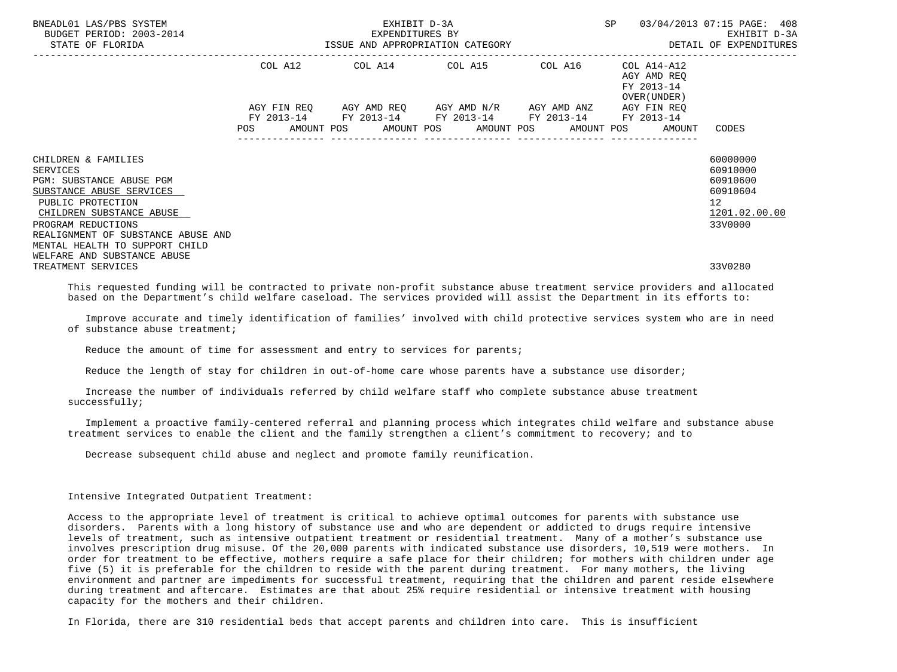| | COL A12 | COL A14 | COL A15 | COL A16 | COL A14-A12 AGY AMD REQ FY 2013-14 OVER(UNDER) | |
|---|---|---|---|---|---|---|
| | AGY FIN REQ FY 2013-14 | AGY AMD REQ FY 2013-14 | AGY AMD N/R FY 2013-14 | AGY AMD ANZ FY 2013-14 | AGY FIN REQ FY 2013-14 | |
| | POS AMOUNT | POS AMOUNT | POS AMOUNT | POS AMOUNT | POS AMOUNT | CODES |
| CHILDREN & FAMILIES | | | | | | 60000000 |
| SERVICES | | | | | | 60910000 |
| PGM: SUBSTANCE ABUSE PGM | | | | | | 60910600 |
| SUBSTANCE ABUSE SERVICES | | | | | | 60910604 |
| PUBLIC PROTECTION | | | | | | 12 |
| CHILDREN SUBSTANCE ABUSE | | | | | | 1201.02.00.00 |
| PROGRAM REDUCTIONS | | | | | | 33V0000 |
| REALIGNMENT OF SUBSTANCE ABUSE AND MENTAL HEALTH TO SUPPORT CHILD WELFARE AND SUBSTANCE ABUSE TREATMENT SERVICES | | | | | | 33V0280 |

This requested funding will be contracted to private non-profit substance abuse treatment service providers and allocated based on the Department's child welfare caseload. The services provided will assist the Department in its efforts to:

Improve accurate and timely identification of families' involved with child protective services system who are in need of substance abuse treatment;

Reduce the amount of time for assessment and entry to services for parents;

Reduce the length of stay for children in out-of-home care whose parents have a substance use disorder;

Increase the number of individuals referred by child welfare staff who complete substance abuse treatment successfully;

Implement a proactive family-centered referral and planning process which integrates child welfare and substance abuse treatment services to enable the client and the family strengthen a client's commitment to recovery; and to

Decrease subsequent child abuse and neglect and promote family reunification.

Intensive Integrated Outpatient Treatment:

Access to the appropriate level of treatment is critical to achieve optimal outcomes for parents with substance use disorders. Parents with a long history of substance use and who are dependent or addicted to drugs require intensive levels of treatment, such as intensive outpatient treatment or residential treatment. Many of a mother's substance use involves prescription drug misuse. Of the 20,000 parents with indicated substance use disorders, 10,519 were mothers. In order for treatment to be effective, mothers require a safe place for their children; for mothers with children under age five (5) it is preferable for the children to reside with the parent during treatment. For many mothers, the living environment and partner are impediments for successful treatment, requiring that the children and parent reside elsewhere during treatment and aftercare. Estimates are that about 25% require residential or intensive treatment with housing capacity for the mothers and their children.

In Florida, there are 310 residential beds that accept parents and children into care. This is insufficient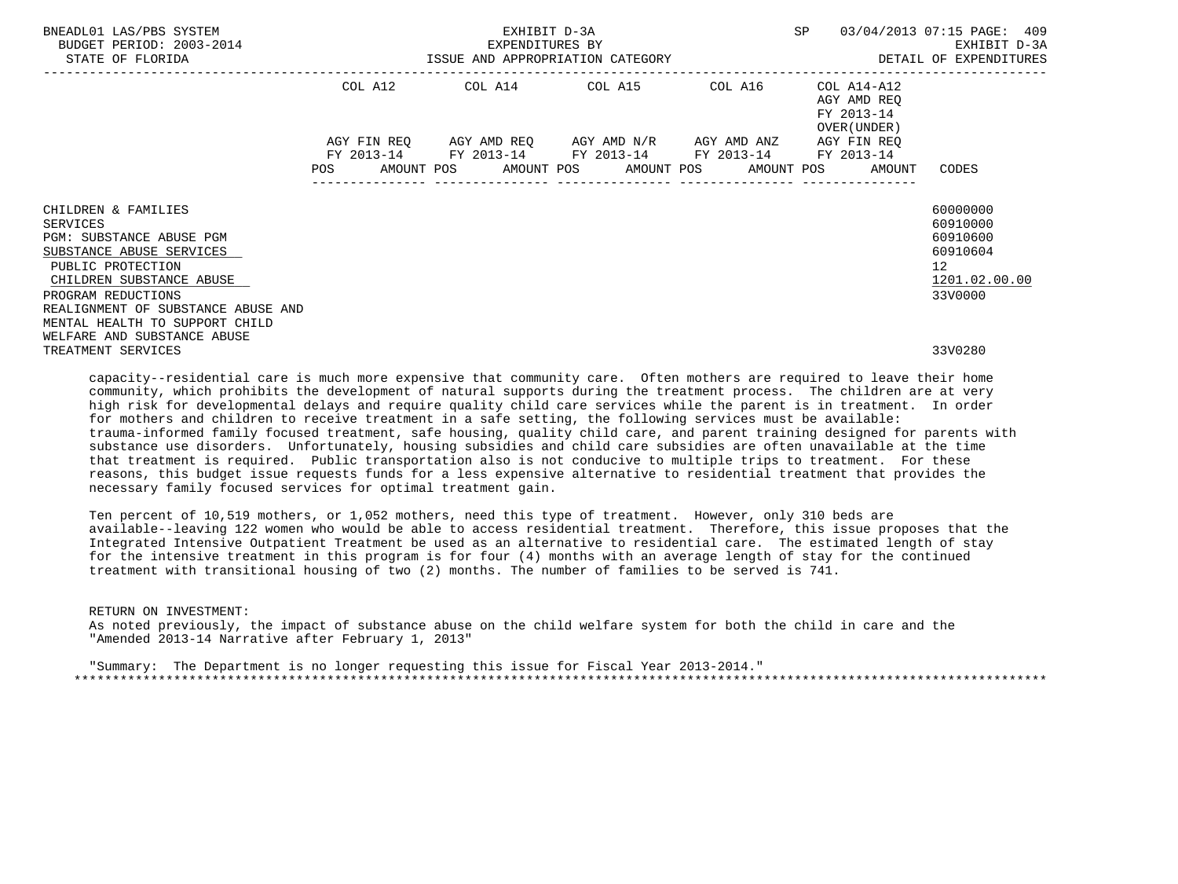| | COL A12 | | COL A14 | | COL A15 | | COL A16 | | COL A14-A12 AGY AMD REQ FY 2013-14 OVER(UNDER) | |
|---|---|---|---|---|---|---|---|---|---|---|
| | AGY FIN REQ FY 2013-14 | | AGY AMD REQ FY 2013-14 | | AGY AMD N/R FY 2013-14 | | AGY AMD ANZ FY 2013-14 | | AGY FIN REQ FY 2013-14 | |
| | POS | AMOUNT | POS | AMOUNT | POS | AMOUNT | POS | AMOUNT | POS | AMOUNT | CODES |

| | CODES |
|---|---|
| CHILDREN & FAMILIES | 60000000 |
| SERVICES | 60910000 |
| PGM: SUBSTANCE ABUSE PGM | 60910600 |
| SUBSTANCE ABUSE SERVICES | 60910604 |
| PUBLIC PROTECTION | 12 |
| CHILDREN SUBSTANCE ABUSE | 1201.02.00.00 |
| PROGRAM REDUCTIONS | 33V0000 |
| REALIGNMENT OF SUBSTANCE ABUSE AND MENTAL HEALTH TO SUPPORT CHILD WELFARE AND SUBSTANCE ABUSE TREATMENT SERVICES | 33V0280 |

capacity--residential care is much more expensive that community care. Often mothers are required to leave their home community, which prohibits the development of natural supports during the treatment process. The children are at very high risk for developmental delays and require quality child care services while the parent is in treatment. In order for mothers and children to receive treatment in a safe setting, the following services must be available: trauma-informed family focused treatment, safe housing, quality child care, and parent training designed for parents with substance use disorders. Unfortunately, housing subsidies and child care subsidies are often unavailable at the time that treatment is required. Public transportation also is not conducive to multiple trips to treatment. For these reasons, this budget issue requests funds for a less expensive alternative to residential treatment that provides the necessary family focused services for optimal treatment gain.

Ten percent of 10,519 mothers, or 1,052 mothers, need this type of treatment. However, only 310 beds are available--leaving 122 women who would be able to access residential treatment. Therefore, this issue proposes that the Integrated Intensive Outpatient Treatment be used as an alternative to residential care. The estimated length of stay for the intensive treatment in this program is for four (4) months with an average length of stay for the continued treatment with transitional housing of two (2) months. The number of families to be served is 741.

RETURN ON INVESTMENT:
As noted previously, the impact of substance abuse on the child welfare system for both the child in care and the "Amended 2013-14 Narrative after February 1, 2013"

"Summary: The Department is no longer requesting this issue for Fiscal Year 2013-2014."

*****************************************************************************************************************************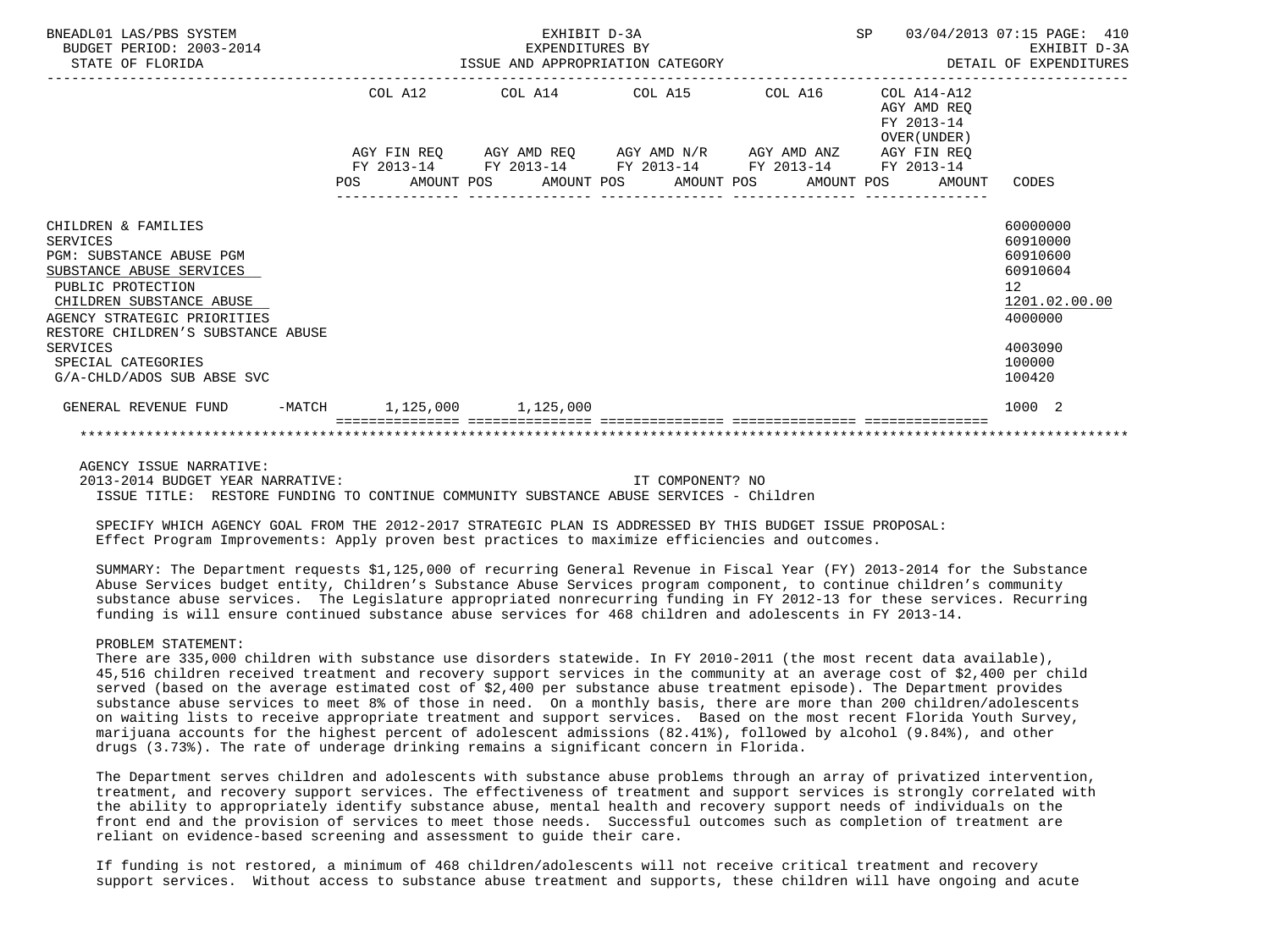BNEADL01 LAS/PBS SYSTEM — EXHIBIT D-3A — SP 03/04/2013 07:15 PAGE: 410
BUDGET PERIOD: 2003-2014 — EXPENDITURES BY — EXHIBIT D-3A
STATE OF FLORIDA — ISSUE AND APPROPRIATION CATEGORY — DETAIL OF EXPENDITURES

| | COL A12 AGY FIN REQ FY 2013-14 POS AMOUNT | COL A14 AGY AMD REQ FY 2013-14 POS AMOUNT | COL A15 AGY AMD N/R FY 2013-14 POS AMOUNT | COL A16 AGY AMD ANZ FY 2013-14 POS AMOUNT | COL A14-A12 AGY AMD REQ FY 2013-14 OVER(UNDER) AGY FIN REQ FY 2013-14 POS AMOUNT | CODES |
|---|---|---|---|---|---|---|
| CHILDREN & FAMILIES | | | | | | 60000000 |
| SERVICES | | | | | | 60910000 |
| PGM: SUBSTANCE ABUSE PGM | | | | | | 60910600 |
| SUBSTANCE ABUSE SERVICES | | | | | | 60910604 |
| PUBLIC PROTECTION | | | | | | 12 |
| CHILDREN SUBSTANCE ABUSE | | | | | | 1201.02.00.00 |
| AGENCY STRATEGIC PRIORITIES | | | | | | 4000000 |
| RESTORE CHILDREN'S SUBSTANCE ABUSE SERVICES | | | | | | 4003090 |
| SPECIAL CATEGORIES | | | | | | 100000 |
| G/A-CHLD/ADOS SUB ABSE SVC | | | | | | 100420 |
| GENERAL REVENUE FUND -MATCH | 1,125,000 | 1,125,000 | | | | 1000 2 |

AGENCY ISSUE NARRATIVE:
2013-2014 BUDGET YEAR NARRATIVE: IT COMPONENT? NO
ISSUE TITLE: RESTORE FUNDING TO CONTINUE COMMUNITY SUBSTANCE ABUSE SERVICES - Children

SPECIFY WHICH AGENCY GOAL FROM THE 2012-2017 STRATEGIC PLAN IS ADDRESSED BY THIS BUDGET ISSUE PROPOSAL:
Effect Program Improvements: Apply proven best practices to maximize efficiencies and outcomes.

SUMMARY: The Department requests $1,125,000 of recurring General Revenue in Fiscal Year (FY) 2013-2014 for the Substance Abuse Services budget entity, Children's Substance Abuse Services program component, to continue children's community substance abuse services. The Legislature appropriated nonrecurring funding in FY 2012-13 for these services. Recurring funding is will ensure continued substance abuse services for 468 children and adolescents in FY 2013-14.

PROBLEM STATEMENT:
There are 335,000 children with substance use disorders statewide. In FY 2010-2011 (the most recent data available), 45,516 children received treatment and recovery support services in the community at an average cost of $2,400 per child served (based on the average estimated cost of $2,400 per substance abuse treatment episode). The Department provides substance abuse services to meet 8% of those in need. On a monthly basis, there are more than 200 children/adolescents on waiting lists to receive appropriate treatment and support services. Based on the most recent Florida Youth Survey, marijuana accounts for the highest percent of adolescent admissions (82.41%), followed by alcohol (9.84%), and other drugs (3.73%). The rate of underage drinking remains a significant concern in Florida.

The Department serves children and adolescents with substance abuse problems through an array of privatized intervention, treatment, and recovery support services. The effectiveness of treatment and support services is strongly correlated with the ability to appropriately identify substance abuse, mental health and recovery support needs of individuals on the front end and the provision of services to meet those needs. Successful outcomes such as completion of treatment are reliant on evidence-based screening and assessment to guide their care.

If funding is not restored, a minimum of 468 children/adolescents will not receive critical treatment and recovery support services. Without access to substance abuse treatment and supports, these children will have ongoing and acute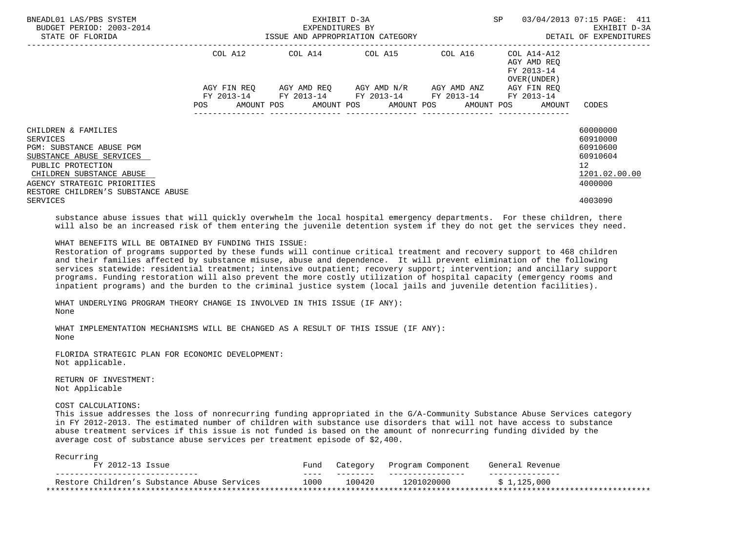| | COL A12 | | COL A14 | | COL A15 | | COL A16 | | COL A14-A12 AGY AMD REQ FY 2013-14 OVER(UNDER) AGY FIN REQ FY 2013-14 | | |
|---|---|---|---|---|---|---|---|---|---|---|---|
| | AGY FIN REQ FY 2013-14 | | AGY AMD REQ FY 2013-14 | | AGY AMD N/R FY 2013-14 | | AGY AMD ANZ FY 2013-14 | | | | |
| | POS | AMOUNT | POS | AMOUNT | POS | AMOUNT | POS | AMOUNT | POS | AMOUNT | CODES |
| CHILDREN & FAMILIES | | | | | | | | | | | 60000000 |
| SERVICES | | | | | | | | | | | 60910000 |
| PGM: SUBSTANCE ABUSE PGM | | | | | | | | | | | 60910600 |
| SUBSTANCE ABUSE SERVICES | | | | | | | | | | | 60910604 |
| PUBLIC PROTECTION | | | | | | | | | | | 12 |
| CHILDREN SUBSTANCE ABUSE | | | | | | | | | | | 1201.02.00.00 |
| AGENCY STRATEGIC PRIORITIES | | | | | | | | | | | 4000000 |
| RESTORE CHILDREN'S SUBSTANCE ABUSE SERVICES | | | | | | | | | | | 4003090 |

substance abuse issues that will quickly overwhelm the local hospital emergency departments. For these children, there will also be an increased risk of them entering the juvenile detention system if they do not get the services they need.

WHAT BENEFITS WILL BE OBTAINED BY FUNDING THIS ISSUE:
Restoration of programs supported by these funds will continue critical treatment and recovery support to 468 children and their families affected by substance misuse, abuse and dependence. It will prevent elimination of the following services statewide: residential treatment; intensive outpatient; recovery support; intervention; and ancillary support programs. Funding restoration will also prevent the more costly utilization of hospital capacity (emergency rooms and inpatient programs) and the burden to the criminal justice system (local jails and juvenile detention facilities).

WHAT UNDERLYING PROGRAM THEORY CHANGE IS INVOLVED IN THIS ISSUE (IF ANY):
None

WHAT IMPLEMENTATION MECHANISMS WILL BE CHANGED AS A RESULT OF THIS ISSUE (IF ANY):
None

FLORIDA STRATEGIC PLAN FOR ECONOMIC DEVELOPMENT:
Not applicable.

RETURN OF INVESTMENT:
Not Applicable

COST CALCULATIONS:
This issue addresses the loss of nonrecurring funding appropriated in the G/A-Community Substance Abuse Services category in FY 2012-2013. The estimated number of children with substance use disorders that will not have access to substance abuse treatment services if this issue is not funded is based on the amount of nonrecurring funding divided by the average cost of substance abuse services per treatment episode of $2,400.

Recurring

| FY 2012-13 Issue | Fund | Category | Program Component | General Revenue |
|---|---|---|---|---|
| Restore Children's Substance Abuse Services | 1000 | 100420 | 1201020000 | $ 1,125,000 |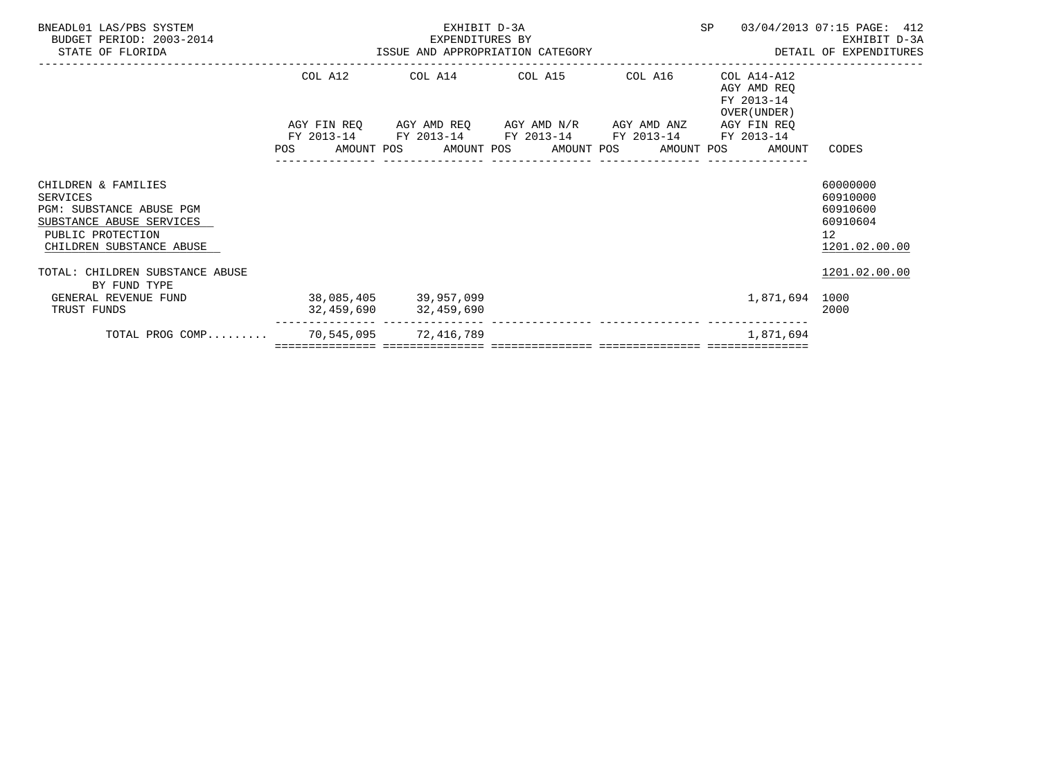BNEADL01 LAS/PBS SYSTEM
BUDGET PERIOD: 2003-2014
STATE OF FLORIDA

EXHIBIT D-3A
EXPENDITURES BY
ISSUE AND APPROPRIATION CATEGORY

SP 03/04/2013 07:15
EXHIBIT D-3A
DETAIL OF EXPENDITURES

| | COL A12 AGY FIN REQ FY 2013-14 POS AMOUNT | COL A14 AGY AMD REQ FY 2013-14 POS AMOUNT | COL A15 AGY AMD N/R FY 2013-14 POS AMOUNT | COL A16 AGY AMD ANZ FY 2013-14 POS AMOUNT | COL A14-A12 AGY AMD REQ FY 2013-14 OVER(UNDER) AGY FIN REQ FY 2013-14 POS AMOUNT | CODES |
|---|---|---|---|---|---|---|
| CHILDREN & FAMILIES | | | | | | 60000000 |
| SERVICES | | | | | | 60910000 |
| PGM: SUBSTANCE ABUSE PGM | | | | | | 60910600 |
| SUBSTANCE ABUSE SERVICES | | | | | | 60910604 |
| PUBLIC PROTECTION | | | | | | 12 |
| CHILDREN SUBSTANCE ABUSE | | | | | | 1201.02.00.00 |
| TOTAL: CHILDREN SUBSTANCE ABUSE | | | | | | 1201.02.00.00 |
| BY FUND TYPE | | | | | | |
| GENERAL REVENUE FUND | 38,085,405 | 39,957,099 | | | 1,871,694 | 1000 |
| TRUST FUNDS | 32,459,690 | 32,459,690 | | | | 2000 |
| TOTAL PROG COMP......... | 70,545,095 | 72,416,789 | | | 1,871,694 | |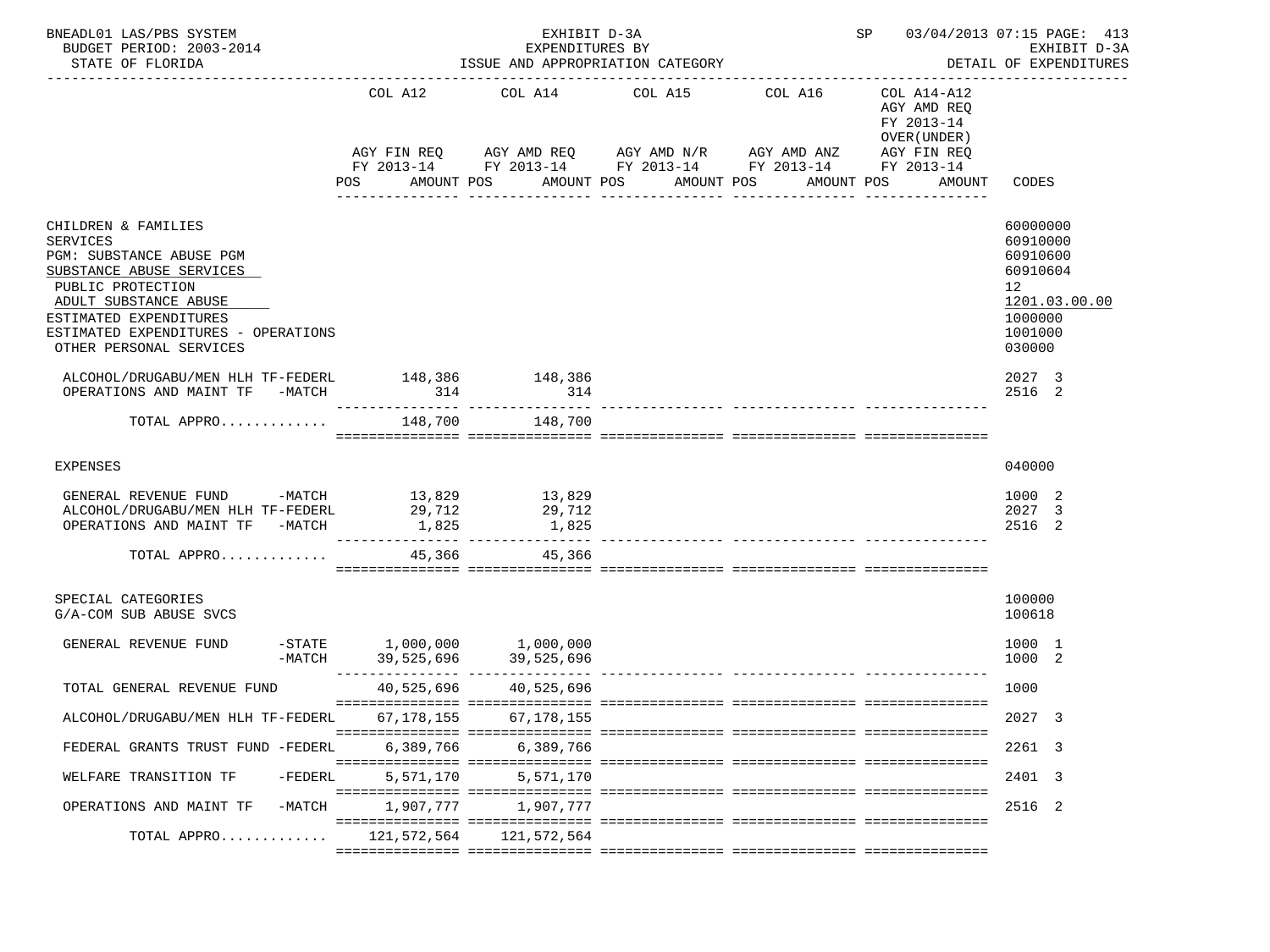BNEADL01 LAS/PBS SYSTEM — EXHIBIT D-3A — EXPENDITURES BY ISSUE AND APPROPRIATION CATEGORY — SP 03/04/2013 07:15 PAGE: 413
BUDGET PERIOD: 2003-2014 — EXHIBIT D-3A
STATE OF FLORIDA — DETAIL OF EXPENDITURES

| | COL A12 AGY FIN REQ FY 2013-14 POS AMOUNT | COL A14 AGY AMD REQ FY 2013-14 POS AMOUNT | COL A15 AGY AMD N/R FY 2013-14 POS AMOUNT | COL A16 AGY AMD ANZ FY 2013-14 POS AMOUNT | COL A14-A12 AGY AMD REQ FY 2013-14 OVER(UNDER) AGY FIN REQ FY 2013-14 POS AMOUNT | CODES |
|---|---|---|---|---|---|---|
| CHILDREN & FAMILIES | | | | | | 60000000 |
| SERVICES | | | | | | 60910000 |
| PGM: SUBSTANCE ABUSE PGM | | | | | | 60910600 |
| SUBSTANCE ABUSE SERVICES | | | | | | 60910604 |
| PUBLIC PROTECTION | | | | | | 12 |
| ADULT SUBSTANCE ABUSE | | | | | | 1201.03.00.00 |
| ESTIMATED EXPENDITURES | | | | | | 1000000 |
| ESTIMATED EXPENDITURES - OPERATIONS | | | | | | 1001000 |
| OTHER PERSONAL SERVICES | | | | | | 030000 |
| ALCOHOL/DRUGABU/MEN HLH TF-FEDERL | 148,386 | 148,386 | | | | 2027 3 |
| OPERATIONS AND MAINT TF -MATCH | 314 | 314 | | | | 2516 2 |
| TOTAL APPRO............ | 148,700 | 148,700 | | | | |
| EXPENSES | | | | | | 040000 |
| GENERAL REVENUE FUND -MATCH | 13,829 | 13,829 | | | | 1000 2 |
| ALCOHOL/DRUGABU/MEN HLH TF-FEDERL | 29,712 | 29,712 | | | | 2027 3 |
| OPERATIONS AND MAINT TF -MATCH | 1,825 | 1,825 | | | | 2516 2 |
| TOTAL APPRO............ | 45,366 | 45,366 | | | | |
| SPECIAL CATEGORIES | | | | | | 100000 |
| G/A-COM SUB ABUSE SVCS | | | | | | 100618 |
| GENERAL REVENUE FUND -STATE | 1,000,000 | 1,000,000 | | | | 1000 1 |
| -MATCH | 39,525,696 | 39,525,696 | | | | 1000 2 |
| TOTAL GENERAL REVENUE FUND | 40,525,696 | 40,525,696 | | | | 1000 |
| ALCOHOL/DRUGABU/MEN HLH TF-FEDERL | 67,178,155 | 67,178,155 | | | | 2027 3 |
| FEDERAL GRANTS TRUST FUND -FEDERL | 6,389,766 | 6,389,766 | | | | 2261 3 |
| WELFARE TRANSITION TF -FEDERL | 5,571,170 | 5,571,170 | | | | 2401 3 |
| OPERATIONS AND MAINT TF -MATCH | 1,907,777 | 1,907,777 | | | | 2516 2 |
| TOTAL APPRO............ | 121,572,564 | 121,572,564 | | | | |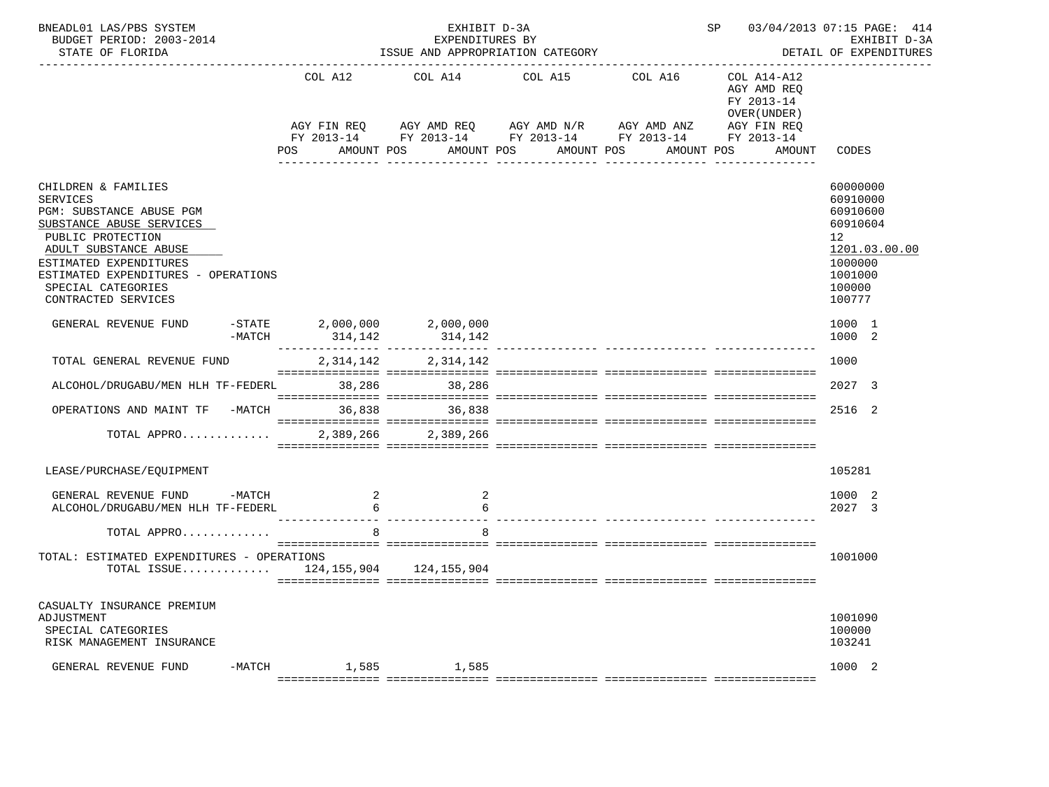BNEADL01 LAS/PBS SYSTEM — EXHIBIT D-3A — EXPENDITURES BY ISSUE AND APPROPRIATION CATEGORY — SP 03/04/2013 07:15 PAGE: 414

BUDGET PERIOD: 2003-2014 — STATE OF FLORIDA — EXHIBIT D-3A DETAIL OF EXPENDITURES

| | COL A12 AGY FIN REQ FY 2013-14 POS AMOUNT | COL A14 AGY AMD REQ FY 2013-14 POS AMOUNT | COL A15 AGY AMD N/R FY 2013-14 POS AMOUNT | COL A16 AGY AMD ANZ FY 2013-14 POS AMOUNT | COL A14-A12 AGY AMD REQ FY 2013-14 OVER(UNDER) AGY FIN REQ FY 2013-14 POS AMOUNT | CODES |
|---|---|---|---|---|---|---|
| CHILDREN & FAMILIES | | | | | | 60000000 |
| SERVICES | | | | | | 60910000 |
| PGM: SUBSTANCE ABUSE PGM | | | | | | 60910600 |
| SUBSTANCE ABUSE SERVICES | | | | | | 60910604 |
| PUBLIC PROTECTION | | | | | | 12 |
| ADULT SUBSTANCE ABUSE | | | | | | 1201.03.00.00 |
| ESTIMATED EXPENDITURES | | | | | | 1000000 |
| ESTIMATED EXPENDITURES - OPERATIONS | | | | | | 1001000 |
| SPECIAL CATEGORIES | | | | | | 100000 |
| CONTRACTED SERVICES | | | | | | 100777 |
| GENERAL REVENUE FUND -STATE | 2,000,000 | 2,000,000 | | | | 1000 1 |
| GENERAL REVENUE FUND -MATCH | 314,142 | 314,142 | | | | 1000 2 |
| TOTAL GENERAL REVENUE FUND | 2,314,142 | 2,314,142 | | | | 1000 |
| ALCOHOL/DRUGABU/MEN HLH TF-FEDERL | 38,286 | 38,286 | | | | 2027 3 |
| OPERATIONS AND MAINT TF -MATCH | 36,838 | 36,838 | | | | 2516 2 |
| TOTAL APPRO............ | 2,389,266 | 2,389,266 | | | | |
| LEASE/PURCHASE/EQUIPMENT | | | | | | 105281 |
| GENERAL REVENUE FUND -MATCH | 2 | 2 | | | | 1000 2 |
| ALCOHOL/DRUGABU/MEN HLH TF-FEDERL | 6 | 6 | | | | 2027 3 |
| TOTAL APPRO............ | 8 | 8 | | | | |
| TOTAL: ESTIMATED EXPENDITURES - OPERATIONS | | | | | | 1001000 |
| TOTAL ISSUE............ | 124,155,904 | 124,155,904 | | | | |
| CASUALTY INSURANCE PREMIUM ADJUSTMENT | | | | | | 1001090 |
| SPECIAL CATEGORIES | | | | | | 100000 |
| RISK MANAGEMENT INSURANCE | | | | | | 103241 |
| GENERAL REVENUE FUND -MATCH | 1,585 | 1,585 | | | | 1000 2 |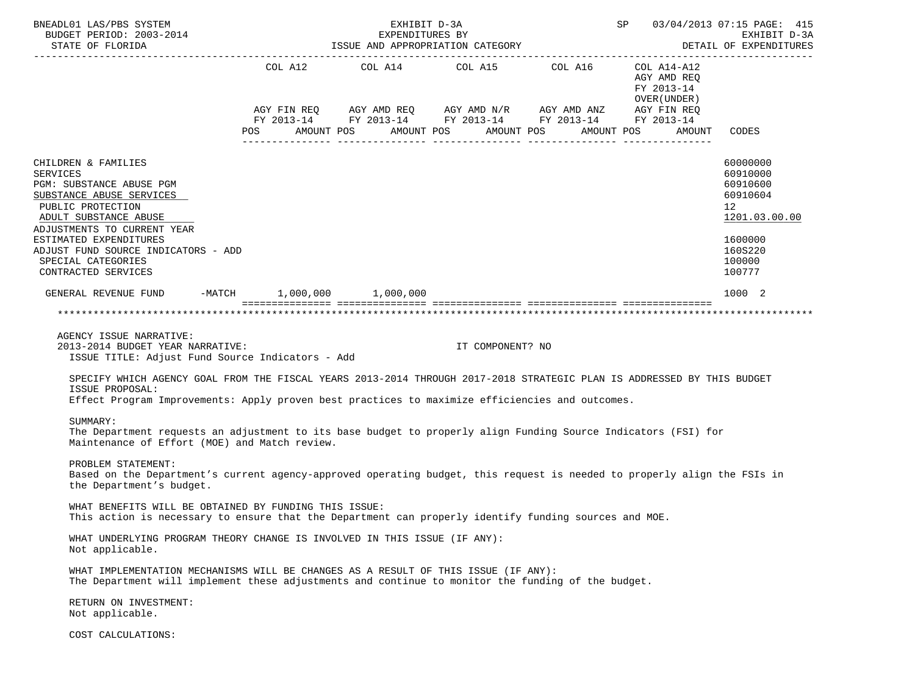BNEADL01 LAS/PBS SYSTEM | EXHIBIT D-3A | SP 03/04/2013 07:15
BUDGET PERIOD: 2003-2014 | EXPENDITURES BY | EXHIBIT D-3A
STATE OF FLORIDA | ISSUE AND APPROPRIATION CATEGORY | DETAIL OF EXPENDITURES

| | COL A12 AGY FIN REQ FY 2013-14 POS AMOUNT | COL A14 AGY AMD REQ FY 2013-14 POS AMOUNT | COL A15 AGY AMD N/R FY 2013-14 POS AMOUNT | COL A16 AGY AMD ANZ FY 2013-14 POS AMOUNT | COL A14-A12 AGY AMD REQ FY 2013-14 OVER(UNDER) AGY FIN REQ FY 2013-14 POS AMOUNT | CODES |
|---|---|---|---|---|---|---|
| CHILDREN & FAMILIES | | | | | | 60000000 |
| SERVICES | | | | | | 60910000 |
| PGM: SUBSTANCE ABUSE PGM | | | | | | 60910600 |
| SUBSTANCE ABUSE SERVICES | | | | | | 60910604 |
| PUBLIC PROTECTION | | | | | | 12 |
| ADULT SUBSTANCE ABUSE | | | | | | 1201.03.00.00 |
| ADJUSTMENTS TO CURRENT YEAR ESTIMATED EXPENDITURES | | | | | | 1600000 |
| ADJUST FUND SOURCE INDICATORS - ADD | | | | | | 160S220 |
| SPECIAL CATEGORIES | | | | | | 100000 |
| CONTRACTED SERVICES | | | | | | 100777 |
| GENERAL REVENUE FUND -MATCH | 1,000,000 | 1,000,000 | | | | 1000 2 |

AGENCY ISSUE NARRATIVE:
2013-2014 BUDGET YEAR NARRATIVE: IT COMPONENT? NO
ISSUE TITLE: Adjust Fund Source Indicators - Add

SPECIFY WHICH AGENCY GOAL FROM THE FISCAL YEARS 2013-2014 THROUGH 2017-2018 STRATEGIC PLAN IS ADDRESSED BY THIS BUDGET ISSUE PROPOSAL:
Effect Program Improvements: Apply proven best practices to maximize efficiencies and outcomes.

SUMMARY:
The Department requests an adjustment to its base budget to properly align Funding Source Indicators (FSI) for Maintenance of Effort (MOE) and Match review.

PROBLEM STATEMENT:
Based on the Department's current agency-approved operating budget, this request is needed to properly align the FSIs in the Department's budget.

WHAT BENEFITS WILL BE OBTAINED BY FUNDING THIS ISSUE:
This action is necessary to ensure that the Department can properly identify funding sources and MOE.

WHAT UNDERLYING PROGRAM THEORY CHANGE IS INVOLVED IN THIS ISSUE (IF ANY):
Not applicable.

WHAT IMPLEMENTATION MECHANISMS WILL BE CHANGES AS A RESULT OF THIS ISSUE (IF ANY):
The Department will implement these adjustments and continue to monitor the funding of the budget.

RETURN ON INVESTMENT:
Not applicable.

COST CALCULATIONS: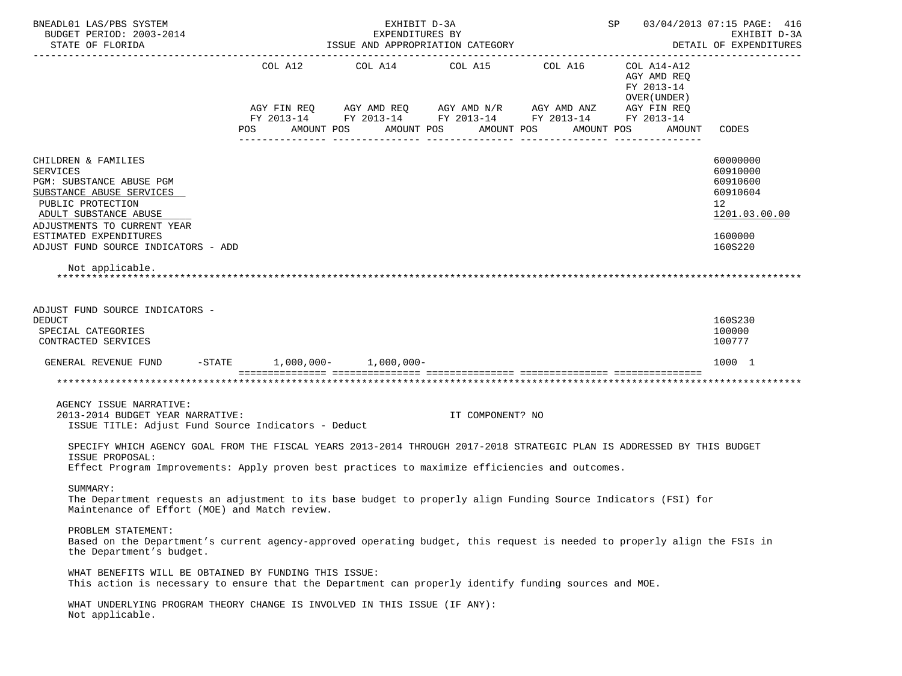BNEADL01 LAS/PBS SYSTEM — EXHIBIT D-3A — EXPENDITURES BY ISSUE AND APPROPRIATION CATEGORY — BUDGET PERIOD: 2003-2014 — STATE OF FLORIDA — DETAIL OF EXPENDITURES

| | COL A12 AGY FIN REQ FY 2013-14 POS AMOUNT | COL A14 AGY AMD REQ FY 2013-14 POS AMOUNT | COL A15 AGY AMD N/R FY 2013-14 POS AMOUNT | COL A16 AGY AMD ANZ FY 2013-14 POS AMOUNT | COL A14-A12 AGY AMD REQ FY 2013-14 OVER(UNDER) AGY FIN REQ FY 2013-14 POS AMOUNT | CODES |
|---|---|---|---|---|---|---|
| CHILDREN & FAMILIES | | | | | | 60000000 |
| SERVICES | | | | | | 60910000 |
| PGM: SUBSTANCE ABUSE PGM | | | | | | 60910600 |
| SUBSTANCE ABUSE SERVICES | | | | | | 60910604 |
| PUBLIC PROTECTION | | | | | | 12 |
| ADULT SUBSTANCE ABUSE | | | | | | 1201.03.00.00 |
| ADJUSTMENTS TO CURRENT YEAR ESTIMATED EXPENDITURES | | | | | | 1600000 |
| ADJUST FUND SOURCE INDICATORS - ADD | | | | | | 160S220 |

Not applicable.

| | COL A12 | COL A14 | COL A15 | COL A16 | COL A14-A12 | CODES |
|---|---|---|---|---|---|---|
| ADJUST FUND SOURCE INDICATORS - DEDUCT | | | | | | 160S230 |
| SPECIAL CATEGORIES | | | | | | 100000 |
| CONTRACTED SERVICES | | | | | | 100777 |
| GENERAL REVENUE FUND -STATE | 1,000,000- | 1,000,000- | | | | 1000 1 |

AGENCY ISSUE NARRATIVE:

2013-2014 BUDGET YEAR NARRATIVE: IT COMPONENT? NO

ISSUE TITLE: Adjust Fund Source Indicators - Deduct

SPECIFY WHICH AGENCY GOAL FROM THE FISCAL YEARS 2013-2014 THROUGH 2017-2018 STRATEGIC PLAN IS ADDRESSED BY THIS BUDGET ISSUE PROPOSAL:

Effect Program Improvements: Apply proven best practices to maximize efficiencies and outcomes.

SUMMARY:

The Department requests an adjustment to its base budget to properly align Funding Source Indicators (FSI) for Maintenance of Effort (MOE) and Match review.

PROBLEM STATEMENT:

Based on the Department's current agency-approved operating budget, this request is needed to properly align the FSIs in the Department's budget.

WHAT BENEFITS WILL BE OBTAINED BY FUNDING THIS ISSUE:

This action is necessary to ensure that the Department can properly identify funding sources and MOE.

WHAT UNDERLYING PROGRAM THEORY CHANGE IS INVOLVED IN THIS ISSUE (IF ANY):

Not applicable.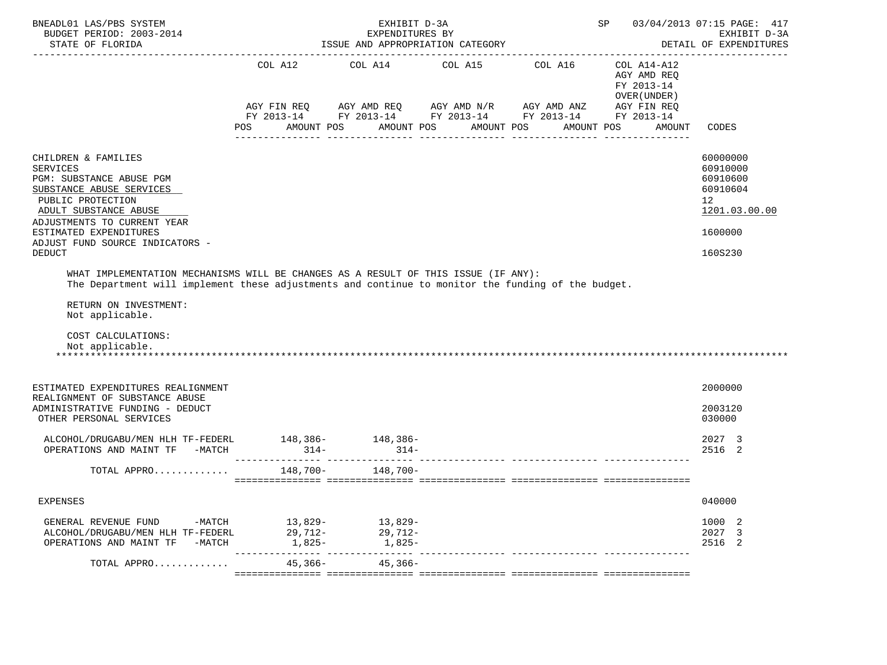| | COL A12 AGY FIN REQ FY 2013-14 POS AMOUNT | COL A14 AGY AMD REQ FY 2013-14 POS AMOUNT | COL A15 AGY AMD N/R FY 2013-14 POS AMOUNT | COL A16 AGY AMD ANZ FY 2013-14 POS AMOUNT | COL A14-A12 AGY AMD REQ FY 2013-14 OVER(UNDER) AGY FIN REQ FY 2013-14 POS AMOUNT | CODES |
|---|---|---|---|---|---|---|
| CHILDREN & FAMILIES | | | | | | 60000000 |
| SERVICES | | | | | | 60910000 |
| PGM: SUBSTANCE ABUSE PGM | | | | | | 60910600 |
| SUBSTANCE ABUSE SERVICES | | | | | | 60910604 |
| PUBLIC PROTECTION | | | | | | 12 |
| ADULT SUBSTANCE ABUSE | | | | | | 1201.03.00.00 |
| ADJUSTMENTS TO CURRENT YEAR ESTIMATED EXPENDITURES | | | | | | 1600000 |
| ADJUST FUND SOURCE INDICATORS - DEDUCT | | | | | | 160S230 |

WHAT IMPLEMENTATION MECHANISMS WILL BE CHANGES AS A RESULT OF THIS ISSUE (IF ANY):
The Department will implement these adjustments and continue to monitor the funding of the budget.

RETURN ON INVESTMENT:
Not applicable.

COST CALCULATIONS:
Not applicable.

*******************************************************************************************************************

| | COL A12 | COL A14 | COL A15 | COL A16 | COL A14-A12 | CODES |
|---|---|---|---|---|---|---|
| ESTIMATED EXPENDITURES REALIGNMENT | | | | | | 2000000 |
| REALIGNMENT OF SUBSTANCE ABUSE ADMINISTRATIVE FUNDING - DEDUCT | | | | | | 2003120 |
| OTHER PERSONAL SERVICES | | | | | | 030000 |
| ALCOHOL/DRUGABU/MEN HLH TF-FEDERL | 148,386- | 148,386- | | | | 2027 3 |
| OPERATIONS AND MAINT TF -MATCH | 314- | 314- | | | | 2516 2 |
| TOTAL APPRO............ | 148,700- | 148,700- | | | | |
| EXPENSES | | | | | | 040000 |
| GENERAL REVENUE FUND -MATCH | 13,829- | 13,829- | | | | 1000 2 |
| ALCOHOL/DRUGABU/MEN HLH TF-FEDERL | 29,712- | 29,712- | | | | 2027 3 |
| OPERATIONS AND MAINT TF -MATCH | 1,825- | 1,825- | | | | 2516 2 |
| TOTAL APPRO............ | 45,366- | 45,366- | | | | |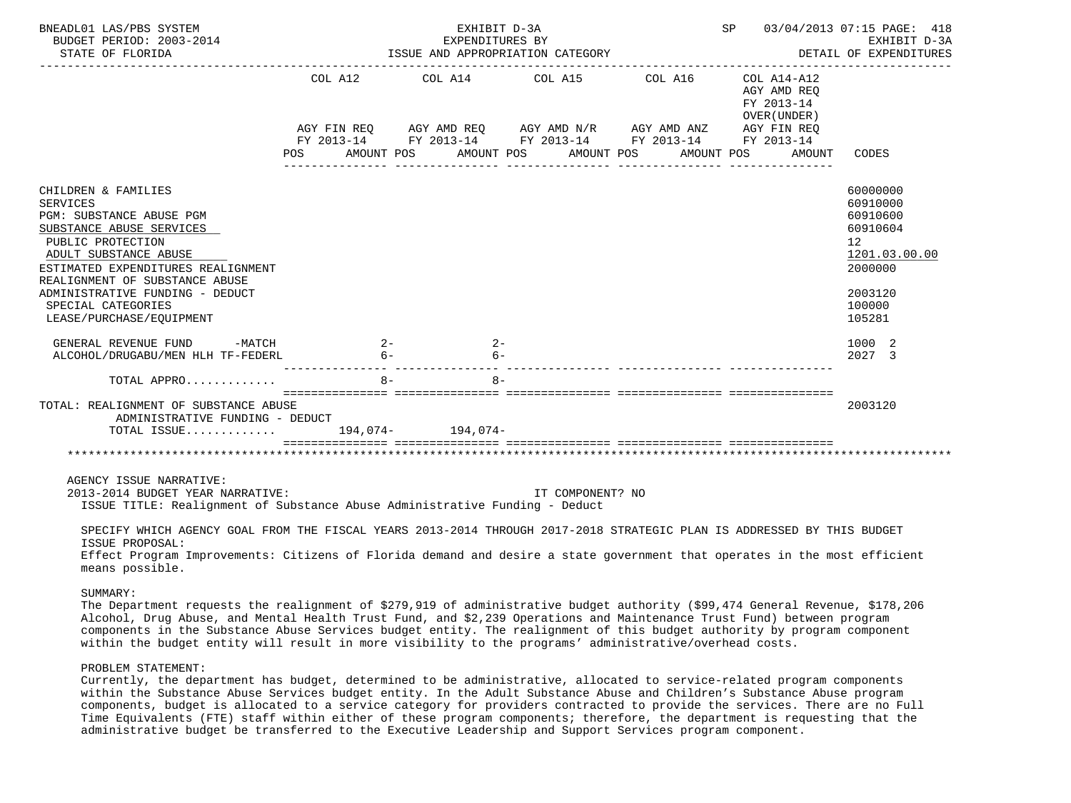EXHIBIT D-3A
EXPENDITURES BY
ISSUE AND APPROPRIATION CATEGORY

BNEADL01 LAS/PBS SYSTEM — BUDGET PERIOD: 2003-2014 — STATE OF FLORIDA — SP 03/04/2013 07:15 — EXHIBIT D-3A DETAIL OF EXPENDITURES

| | COL A12 AGY FIN REQ FY 2013-14 POS | AMOUNT | COL A14 AGY AMD REQ FY 2013-14 POS | AMOUNT | COL A15 AGY AMD N/R FY 2013-14 POS | AMOUNT | COL A16 AGY AMD ANZ FY 2013-14 POS | AMOUNT | COL A14-A12 AGY AMD REQ FY 2013-14 OVER(UNDER) AGY FIN REQ FY 2013-14 POS | AMOUNT | CODES |
|---|---|---|---|---|---|---|---|---|---|---|---|
| CHILDREN & FAMILIES | | | | | | | | | | | 60000000 |
| SERVICES | | | | | | | | | | | 60910000 |
| PGM: SUBSTANCE ABUSE PGM | | | | | | | | | | | 60910600 |
| SUBSTANCE ABUSE SERVICES | | | | | | | | | | | 60910604 |
| PUBLIC PROTECTION | | | | | | | | | | | 12 |
| ADULT SUBSTANCE ABUSE | | | | | | | | | | | 1201.03.00.00 |
| ESTIMATED EXPENDITURES REALIGNMENT | | | | | | | | | | | 2000000 |
| REALIGNMENT OF SUBSTANCE ABUSE ADMINISTRATIVE FUNDING - DEDUCT | | | | | | | | | | | 2003120 |
| SPECIAL CATEGORIES | | | | | | | | | | | 100000 |
| LEASE/PURCHASE/EQUIPMENT | | | | | | | | | | | 105281 |
| GENERAL REVENUE FUND -MATCH | | 2- | | 2- | | | | | | | 1000 2 |
| ALCOHOL/DRUGABU/MEN HLH TF-FEDERL | | 6- | | 6- | | | | | | | 2027 3 |
| TOTAL APPRO............ | | 8- | | 8- | | | | | | | |
| TOTAL: REALIGNMENT OF SUBSTANCE ABUSE ADMINISTRATIVE FUNDING - DEDUCT | | | | | | | | | | | 2003120 |
| TOTAL ISSUE............ | | 194,074- | | 194,074- | | | | | | | |

AGENCY ISSUE NARRATIVE:
2013-2014 BUDGET YEAR NARRATIVE: IT COMPONENT? NO
ISSUE TITLE: Realignment of Substance Abuse Administrative Funding - Deduct

SPECIFY WHICH AGENCY GOAL FROM THE FISCAL YEARS 2013-2014 THROUGH 2017-2018 STRATEGIC PLAN IS ADDRESSED BY THIS BUDGET ISSUE PROPOSAL:
Effect Program Improvements: Citizens of Florida demand and desire a state government that operates in the most efficient means possible.

SUMMARY:
The Department requests the realignment of $279,919 of administrative budget authority ($99,474 General Revenue, $178,206 Alcohol, Drug Abuse, and Mental Health Trust Fund, and $2,239 Operations and Maintenance Trust Fund) between program components in the Substance Abuse Services budget entity. The realignment of this budget authority by program component within the budget entity will result in more visibility to the programs' administrative/overhead costs.

PROBLEM STATEMENT:
Currently, the department has budget, determined to be administrative, allocated to service-related program components within the Substance Abuse Services budget entity. In the Adult Substance Abuse and Children's Substance Abuse program components, budget is allocated to a service category for providers contracted to provide the services. There are no Full Time Equivalents (FTE) staff within either of these program components; therefore, the department is requesting that the administrative budget be transferred to the Executive Leadership and Support Services program component.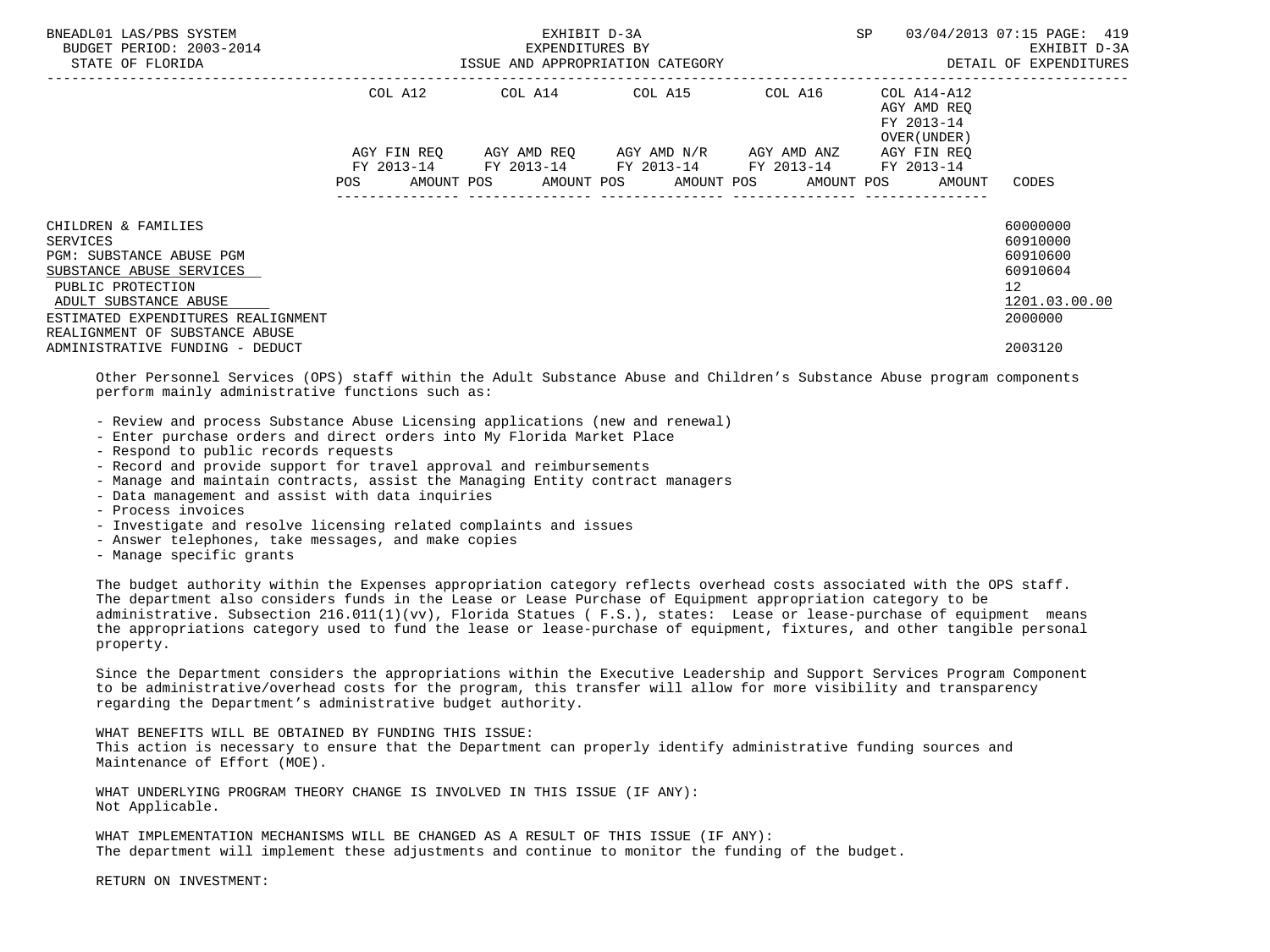| | COL A12 | | COL A14 | | COL A15 | | COL A16 | | COL A14-A12 AGY AMD REQ FY 2013-14 OVER(UNDER) | |
|---|---|---|---|---|---|---|---|---|---|---|
| | AGY FIN REQ FY 2013-14 | | AGY AMD REQ FY 2013-14 | | AGY AMD N/R FY 2013-14 | | AGY AMD ANZ FY 2013-14 | | AGY FIN REQ FY 2013-14 | |
| | POS | AMOUNT | POS | AMOUNT | POS | AMOUNT | POS | AMOUNT | POS | AMOUNT | CODES |
| CHILDREN & FAMILIES | | | | | | | | | | | 60000000 |
| SERVICES | | | | | | | | | | | 60910000 |
| PGM: SUBSTANCE ABUSE PGM | | | | | | | | | | | 60910600 |
| SUBSTANCE ABUSE SERVICES | | | | | | | | | | | 60910604 |
| PUBLIC PROTECTION | | | | | | | | | | | 12 |
| ADULT SUBSTANCE ABUSE | | | | | | | | | | | 1201.03.00.00 |
| ESTIMATED EXPENDITURES REALIGNMENT | | | | | | | | | | | 2000000 |
| REALIGNMENT OF SUBSTANCE ABUSE ADMINISTRATIVE FUNDING - DEDUCT | | | | | | | | | | | 2003120 |

Other Personnel Services (OPS) staff within the Adult Substance Abuse and Children's Substance Abuse program components perform mainly administrative functions such as:

- Review and process Substance Abuse Licensing applications (new and renewal)
- Enter purchase orders and direct orders into My Florida Market Place
- Respond to public records requests
- Record and provide support for travel approval and reimbursements
- Manage and maintain contracts, assist the Managing Entity contract managers
- Data management and assist with data inquiries
- Process invoices
- Investigate and resolve licensing related complaints and issues
- Answer telephones, take messages, and make copies
- Manage specific grants

The budget authority within the Expenses appropriation category reflects overhead costs associated with the OPS staff. The department also considers funds in the Lease or Lease Purchase of Equipment appropriation category to be administrative. Subsection 216.011(1)(vv), Florida Statues ( F.S.), states: Lease or lease-purchase of equipment means the appropriations category used to fund the lease or lease-purchase of equipment, fixtures, and other tangible personal property.

Since the Department considers the appropriations within the Executive Leadership and Support Services Program Component to be administrative/overhead costs for the program, this transfer will allow for more visibility and transparency regarding the Department's administrative budget authority.

WHAT BENEFITS WILL BE OBTAINED BY FUNDING THIS ISSUE:
This action is necessary to ensure that the Department can properly identify administrative funding sources and Maintenance of Effort (MOE).

WHAT UNDERLYING PROGRAM THEORY CHANGE IS INVOLVED IN THIS ISSUE (IF ANY):
Not Applicable.

WHAT IMPLEMENTATION MECHANISMS WILL BE CHANGED AS A RESULT OF THIS ISSUE (IF ANY):
The department will implement these adjustments and continue to monitor the funding of the budget.

RETURN ON INVESTMENT: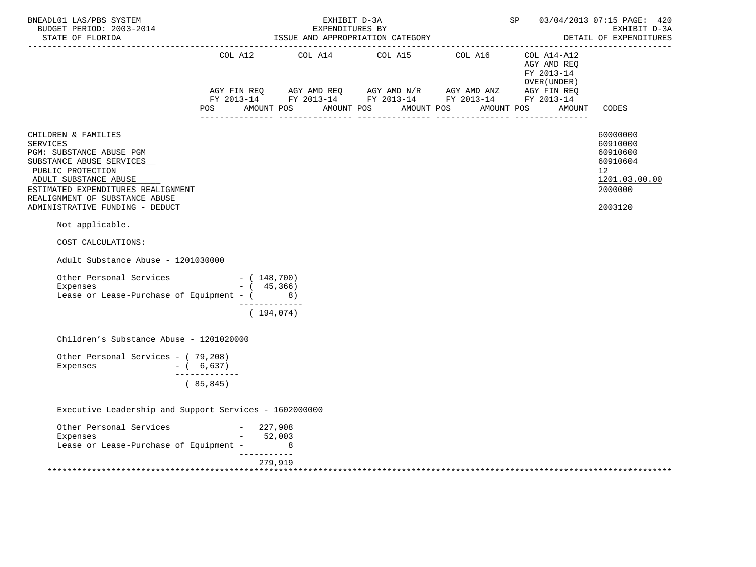| | COL A12 | | COL A14 | | COL A15 | | COL A16 | | COL A14-A12 AGY AMD REQ FY 2013-14 OVER(UNDER) AGY FIN REQ | | |
|---|---|---|---|---|---|---|---|---|---|---|---|
| | AGY FIN REQ FY 2013-14 | | AGY AMD REQ FY 2013-14 | | AGY AMD N/R FY 2013-14 | | AGY AMD ANZ FY 2013-14 | | FY 2013-14 | | |
| | POS | AMOUNT | POS | AMOUNT | POS | AMOUNT | POS | AMOUNT | POS | AMOUNT | CODES |
| CHILDREN & FAMILIES | | | | | | | | | | | 60000000 |
| SERVICES | | | | | | | | | | | 60910000 |
| PGM: SUBSTANCE ABUSE PGM | | | | | | | | | | | 60910600 |
| SUBSTANCE ABUSE SERVICES | | | | | | | | | | | 60910604 |
| PUBLIC PROTECTION | | | | | | | | | | | 12 |
| ADULT SUBSTANCE ABUSE | | | | | | | | | | | 1201.03.00.00 |
| ESTIMATED EXPENDITURES REALIGNMENT | | | | | | | | | | | 2000000 |
| REALIGNMENT OF SUBSTANCE ABUSE ADMINISTRATIVE FUNDING - DEDUCT | | | | | | | | | | | 2003120 |

Not applicable.

COST CALCULATIONS:

Adult Substance Abuse - 1201030000

```
Other Personal Services              - ( 148,700)
Expenses                             - (  45,366)
Lease or Lease-Purchase of Equipment - (       8)
                                       -------------
                                       ( 194,074)
```

Children's Substance Abuse - 1201020000

```
Other Personal Services - ( 79,208)
Expenses                - (  6,637)
                          -------------
                          ( 85,845)
```

Executive Leadership and Support Services - 1602000000

```
Other Personal Services              -   227,908
Expenses                             -    52,003
Lease or Lease-Purchase of Equipment -         8
                                       -----------
                                         279,919
```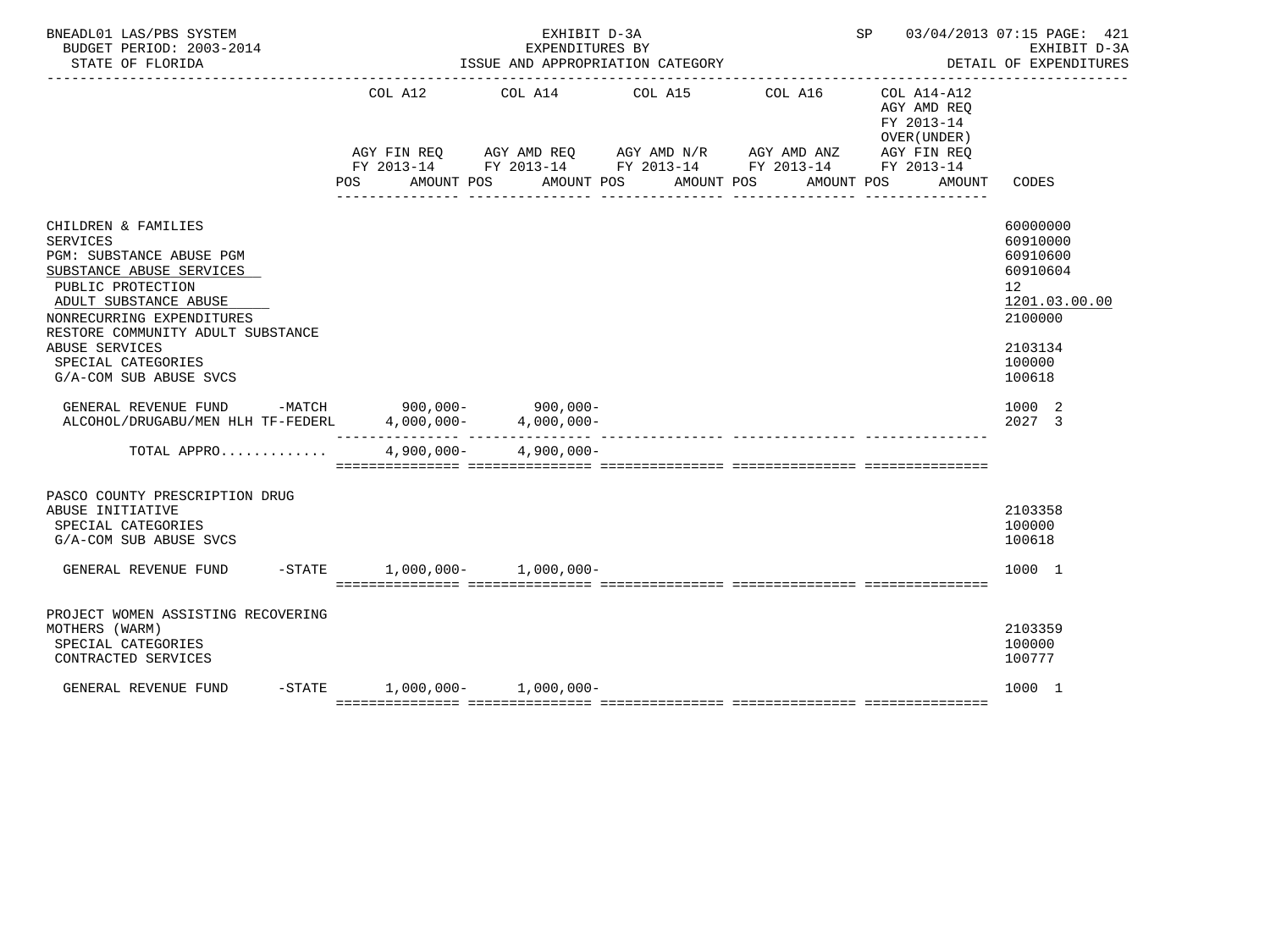BNEADL01 LAS/PBS SYSTEM — EXHIBIT D-3A — SP 03/04/2013 07:15 PAGE: 421
BUDGET PERIOD: 2003-2014 — EXPENDITURES BY — EXHIBIT D-3A
STATE OF FLORIDA — ISSUE AND APPROPRIATION CATEGORY — DETAIL OF EXPENDITURES

| | COL A12 AGY FIN REQ FY 2013-14 POS AMOUNT | COL A14 AGY AMD REQ FY 2013-14 POS AMOUNT | COL A15 AGY AMD N/R FY 2013-14 POS AMOUNT | COL A16 AGY AMD ANZ FY 2013-14 POS AMOUNT | COL A14-A12 AGY AMD REQ FY 2013-14 OVER(UNDER) AGY FIN REQ FY 2013-14 POS AMOUNT | CODES |
|---|---|---|---|---|---|---|
| CHILDREN & FAMILIES | | | | | | 60000000 |
| SERVICES | | | | | | 60910000 |
| PGM: SUBSTANCE ABUSE PGM | | | | | | 60910600 |
| SUBSTANCE ABUSE SERVICES | | | | | | 60910604 |
| PUBLIC PROTECTION | | | | | | 12 |
| ADULT SUBSTANCE ABUSE | | | | | | 1201.03.00.00 |
| NONRECURRING EXPENDITURES | | | | | | 2100000 |
| RESTORE COMMUNITY ADULT SUBSTANCE ABUSE SERVICES | | | | | | 2103134 |
| SPECIAL CATEGORIES | | | | | | 100000 |
| G/A-COM SUB ABUSE SVCS | | | | | | 100618 |
| GENERAL REVENUE FUND -MATCH | 900,000- | 900,000- | | | | 1000 2 |
| ALCOHOL/DRUGABU/MEN HLH TF-FEDERL | 4,000,000- | 4,000,000- | | | | 2027 3 |
| TOTAL APPRO............ | 4,900,000- | 4,900,000- | | | | |
| PASCO COUNTY PRESCRIPTION DRUG ABUSE INITIATIVE | | | | | | 2103358 |
| SPECIAL CATEGORIES | | | | | | 100000 |
| G/A-COM SUB ABUSE SVCS | | | | | | 100618 |
| GENERAL REVENUE FUND -STATE | 1,000,000- | 1,000,000- | | | | 1000 1 |
| PROJECT WOMEN ASSISTING RECOVERING MOTHERS (WARM) | | | | | | 2103359 |
| SPECIAL CATEGORIES | | | | | | 100000 |
| CONTRACTED SERVICES | | | | | | 100777 |
| GENERAL REVENUE FUND -STATE | 1,000,000- | 1,000,000- | | | | 1000 1 |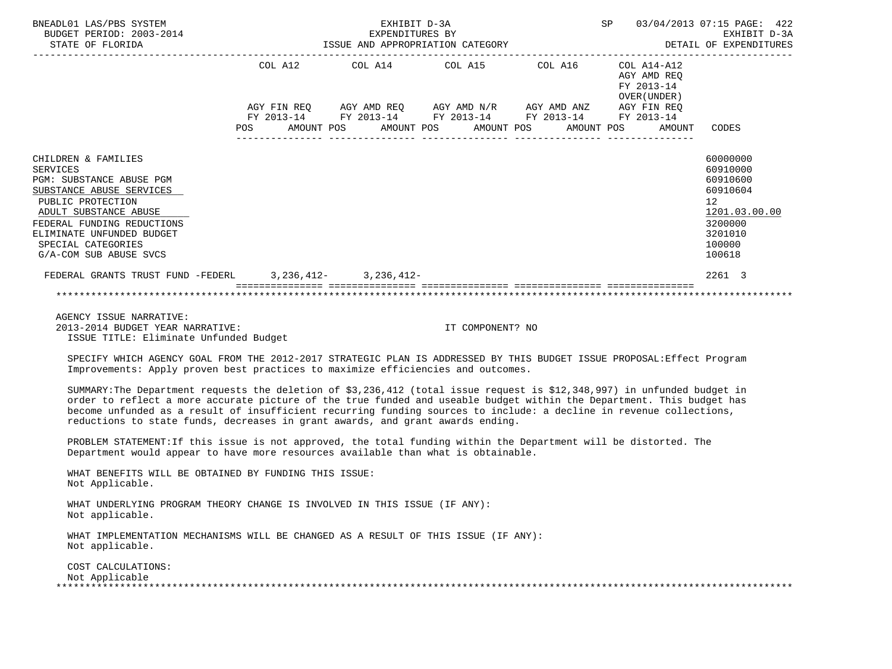BNEADL01 LAS/PBS SYSTEM — EXHIBIT D-3A — EXPENDITURES BY ISSUE AND APPROPRIATION CATEGORY — SP 03/04/2013 07:15 PAGE: 422
BUDGET PERIOD: 2003-2014 — EXHIBIT D-3A
STATE OF FLORIDA — DETAIL OF EXPENDITURES

| | COL A12 AGY FIN REQ FY 2013-14 POS AMOUNT | COL A14 AGY AMD REQ FY 2013-14 POS AMOUNT | COL A15 AGY AMD N/R FY 2013-14 POS AMOUNT | COL A16 AGY AMD ANZ FY 2013-14 POS AMOUNT | COL A14-A12 AGY AMD REQ FY 2013-14 OVER(UNDER) AGY FIN REQ FY 2013-14 POS AMOUNT | CODES |
|---|---|---|---|---|---|---|
| CHILDREN & FAMILIES | | | | | | 60000000 |
| SERVICES | | | | | | 60910000 |
| PGM: SUBSTANCE ABUSE PGM | | | | | | 60910600 |
| SUBSTANCE ABUSE SERVICES | | | | | | 60910604 |
| PUBLIC PROTECTION | | | | | | 12 |
| ADULT SUBSTANCE ABUSE | | | | | | 1201.03.00.00 |
| FEDERAL FUNDING REDUCTIONS | | | | | | 3200000 |
| ELIMINATE UNFUNDED BUDGET | | | | | | 3201010 |
| SPECIAL CATEGORIES | | | | | | 100000 |
| G/A-COM SUB ABUSE SVCS | | | | | | 100618 |
| FEDERAL GRANTS TRUST FUND -FEDERL | 3,236,412- | 3,236,412- | | | | 2261 3 |

AGENCY ISSUE NARRATIVE:
2013-2014 BUDGET YEAR NARRATIVE: IT COMPONENT? NO
ISSUE TITLE: Eliminate Unfunded Budget

SPECIFY WHICH AGENCY GOAL FROM THE 2012-2017 STRATEGIC PLAN IS ADDRESSED BY THIS BUDGET ISSUE PROPOSAL:Effect Program Improvements: Apply proven best practices to maximize efficiencies and outcomes.

SUMMARY:The Department requests the deletion of $3,236,412 (total issue request is $12,348,997) in unfunded budget in order to reflect a more accurate picture of the true funded and useable budget within the Department. This budget has become unfunded as a result of insufficient recurring funding sources to include: a decline in revenue collections, reductions to state funds, decreases in grant awards, and grant awards ending.

PROBLEM STATEMENT:If this issue is not approved, the total funding within the Department will be distorted. The Department would appear to have more resources available than what is obtainable.

WHAT BENEFITS WILL BE OBTAINED BY FUNDING THIS ISSUE:
Not Applicable.

WHAT UNDERLYING PROGRAM THEORY CHANGE IS INVOLVED IN THIS ISSUE (IF ANY):
Not applicable.

WHAT IMPLEMENTATION MECHANISMS WILL BE CHANGED AS A RESULT OF THIS ISSUE (IF ANY):
Not applicable.

COST CALCULATIONS:
Not Applicable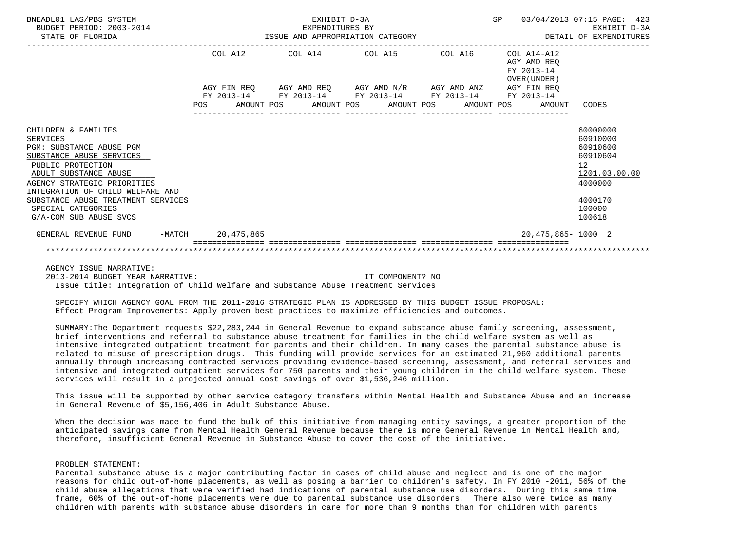BNEADL01 LAS/PBS SYSTEM | EXHIBIT D-3A | SP 03/04/2013 07:15 PAGE: 423
BUDGET PERIOD: 2003-2014 | EXPENDITURES BY | EXHIBIT D-3A
STATE OF FLORIDA | ISSUE AND APPROPRIATION CATEGORY | DETAIL OF EXPENDITURES

| | COL A12 AGY FIN REQ FY 2013-14 POS AMOUNT | COL A14 AGY AMD REQ FY 2013-14 POS AMOUNT | COL A15 AGY AMD N/R FY 2013-14 POS AMOUNT | COL A16 AGY AMD ANZ FY 2013-14 POS AMOUNT | COL A14-A12 AGY AMD REQ FY 2013-14 OVER(UNDER) AGY FIN REQ FY 2013-14 POS AMOUNT | CODES |
|---|---|---|---|---|---|---|
| CHILDREN & FAMILIES | | | | | | 60000000 |
| SERVICES | | | | | | 60910000 |
| PGM: SUBSTANCE ABUSE PGM | | | | | | 60910600 |
| SUBSTANCE ABUSE SERVICES | | | | | | 60910604 |
| PUBLIC PROTECTION | | | | | | 12 |
| ADULT SUBSTANCE ABUSE | | | | | | 1201.03.00.00 |
| AGENCY STRATEGIC PRIORITIES | | | | | | 4000000 |
| INTEGRATION OF CHILD WELFARE AND SUBSTANCE ABUSE TREATMENT SERVICES | | | | | | 4000170 |
| SPECIAL CATEGORIES | | | | | | 100000 |
| G/A-COM SUB ABUSE SVCS | | | | | | 100618 |
| GENERAL REVENUE FUND -MATCH | 20,475,865 | | | | 20,475,865- | 1000 2 |

AGENCY ISSUE NARRATIVE:
2013-2014 BUDGET YEAR NARRATIVE: IT COMPONENT? NO
Issue title: Integration of Child Welfare and Substance Abuse Treatment Services

SPECIFY WHICH AGENCY GOAL FROM THE 2011-2016 STRATEGIC PLAN IS ADDRESSED BY THIS BUDGET ISSUE PROPOSAL:
Effect Program Improvements: Apply proven best practices to maximize efficiencies and outcomes.

SUMMARY:The Department requests $22,283,244 in General Revenue to expand substance abuse family screening, assessment, brief interventions and referral to substance abuse treatment for families in the child welfare system as well as intensive integrated outpatient treatment for parents and their children. In many cases the parental substance abuse is related to misuse of prescription drugs. This funding will provide services for an estimated 21,960 additional parents annually through increasing contracted services providing evidence-based screening, assessment, and referral services and intensive and integrated outpatient services for 750 parents and their young children in the child welfare system. These services will result in a projected annual cost savings of over $1,536,246 million.

This issue will be supported by other service category transfers within Mental Health and Substance Abuse and an increase in General Revenue of $5,156,406 in Adult Substance Abuse.

When the decision was made to fund the bulk of this initiative from managing entity savings, a greater proportion of the anticipated savings came from Mental Health General Revenue because there is more General Revenue in Mental Health and, therefore, insufficient General Revenue in Substance Abuse to cover the cost of the initiative.

PROBLEM STATEMENT:
Parental substance abuse is a major contributing factor in cases of child abuse and neglect and is one of the major reasons for child out-of-home placements, as well as posing a barrier to children's safety. In FY 2010 -2011, 56% of the child abuse allegations that were verified had indications of parental substance use disorders. During this same time frame, 60% of the out-of-home placements were due to parental substance use disorders. There also were twice as many children with parents with substance abuse disorders in care for more than 9 months than for children with parents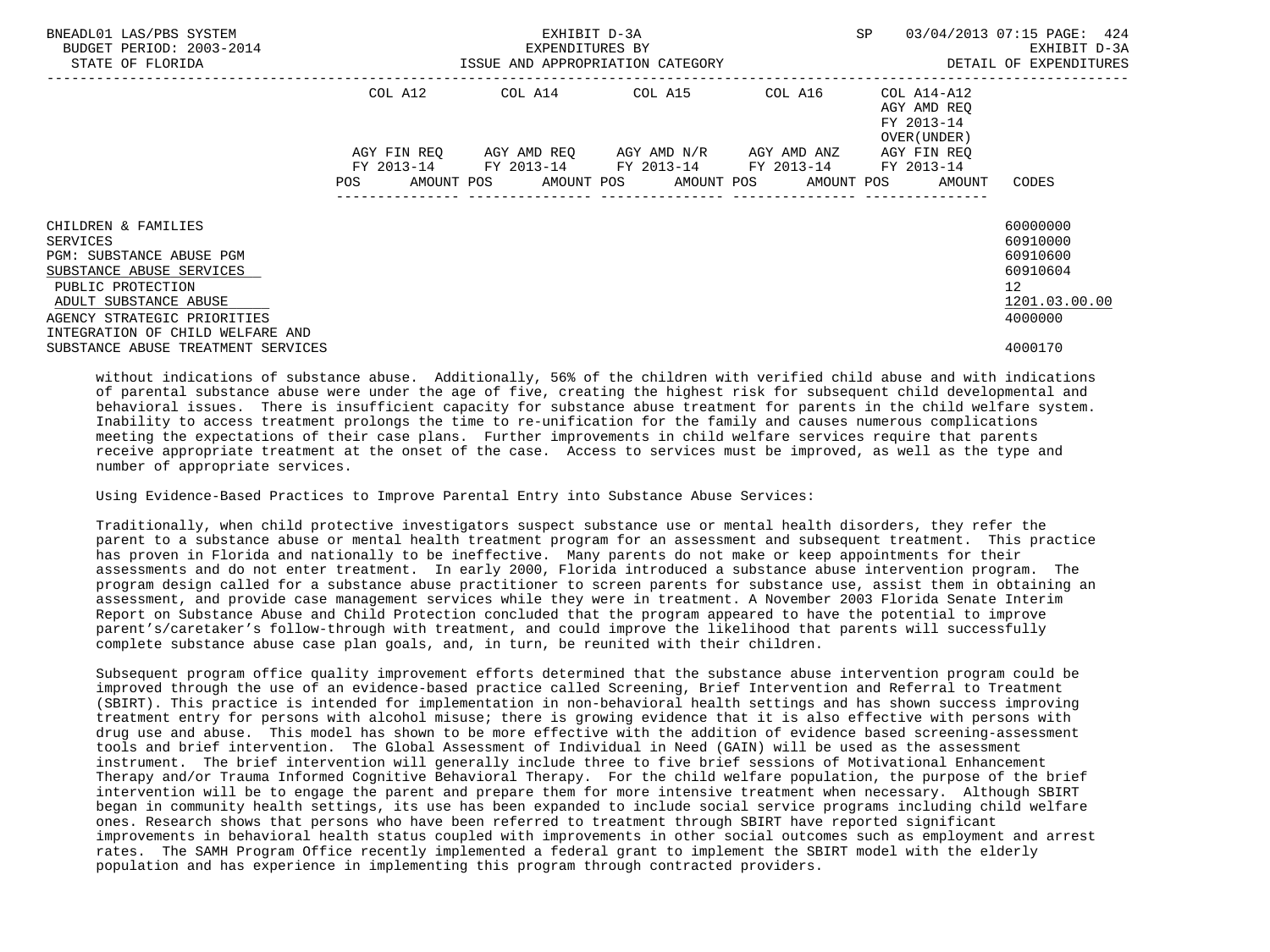| | COL A12 | COL A14 | COL A15 | COL A16 | COL A14-A12 AGY AMD REQ FY 2013-14 OVER(UNDER) | |
|---|---|---|---|---|---|---|
| | AGY FIN REQ FY 2013-14 | AGY AMD REQ FY 2013-14 | AGY AMD N/R FY 2013-14 | AGY AMD ANZ FY 2013-14 | AGY FIN REQ FY 2013-14 | |
| | POS AMOUNT | POS AMOUNT | POS AMOUNT | POS AMOUNT | POS AMOUNT | CODES |
| CHILDREN & FAMILIES | | | | | | 60000000 |
| SERVICES | | | | | | 60910000 |
| PGM: SUBSTANCE ABUSE PGM | | | | | | 60910600 |
| SUBSTANCE ABUSE SERVICES | | | | | | 60910604 |
| PUBLIC PROTECTION | | | | | | 12 |
| ADULT SUBSTANCE ABUSE | | | | | | 1201.03.00.00 |
| AGENCY STRATEGIC PRIORITIES | | | | | | 4000000 |
| INTEGRATION OF CHILD WELFARE AND SUBSTANCE ABUSE TREATMENT SERVICES | | | | | | 4000170 |

without indications of substance abuse. Additionally, 56% of the children with verified child abuse and with indications of parental substance abuse were under the age of five, creating the highest risk for subsequent child developmental and behavioral issues. There is insufficient capacity for substance abuse treatment for parents in the child welfare system. Inability to access treatment prolongs the time to re-unification for the family and causes numerous complications meeting the expectations of their case plans. Further improvements in child welfare services require that parents receive appropriate treatment at the onset of the case. Access to services must be improved, as well as the type and number of appropriate services.

Using Evidence-Based Practices to Improve Parental Entry into Substance Abuse Services:

Traditionally, when child protective investigators suspect substance use or mental health disorders, they refer the parent to a substance abuse or mental health treatment program for an assessment and subsequent treatment. This practice has proven in Florida and nationally to be ineffective. Many parents do not make or keep appointments for their assessments and do not enter treatment. In early 2000, Florida introduced a substance abuse intervention program. The program design called for a substance abuse practitioner to screen parents for substance use, assist them in obtaining an assessment, and provide case management services while they were in treatment. A November 2003 Florida Senate Interim Report on Substance Abuse and Child Protection concluded that the program appeared to have the potential to improve parent's/caretaker's follow-through with treatment, and could improve the likelihood that parents will successfully complete substance abuse case plan goals, and, in turn, be reunited with their children.

Subsequent program office quality improvement efforts determined that the substance abuse intervention program could be improved through the use of an evidence-based practice called Screening, Brief Intervention and Referral to Treatment (SBIRT). This practice is intended for implementation in non-behavioral health settings and has shown success improving treatment entry for persons with alcohol misuse; there is growing evidence that it is also effective with persons with drug use and abuse. This model has shown to be more effective with the addition of evidence based screening-assessment tools and brief intervention. The Global Assessment of Individual in Need (GAIN) will be used as the assessment instrument. The brief intervention will generally include three to five brief sessions of Motivational Enhancement Therapy and/or Trauma Informed Cognitive Behavioral Therapy. For the child welfare population, the purpose of the brief intervention will be to engage the parent and prepare them for more intensive treatment when necessary. Although SBIRT began in community health settings, its use has been expanded to include social service programs including child welfare ones. Research shows that persons who have been referred to treatment through SBIRT have reported significant improvements in behavioral health status coupled with improvements in other social outcomes such as employment and arrest rates. The SAMH Program Office recently implemented a federal grant to implement the SBIRT model with the elderly population and has experience in implementing this program through contracted providers.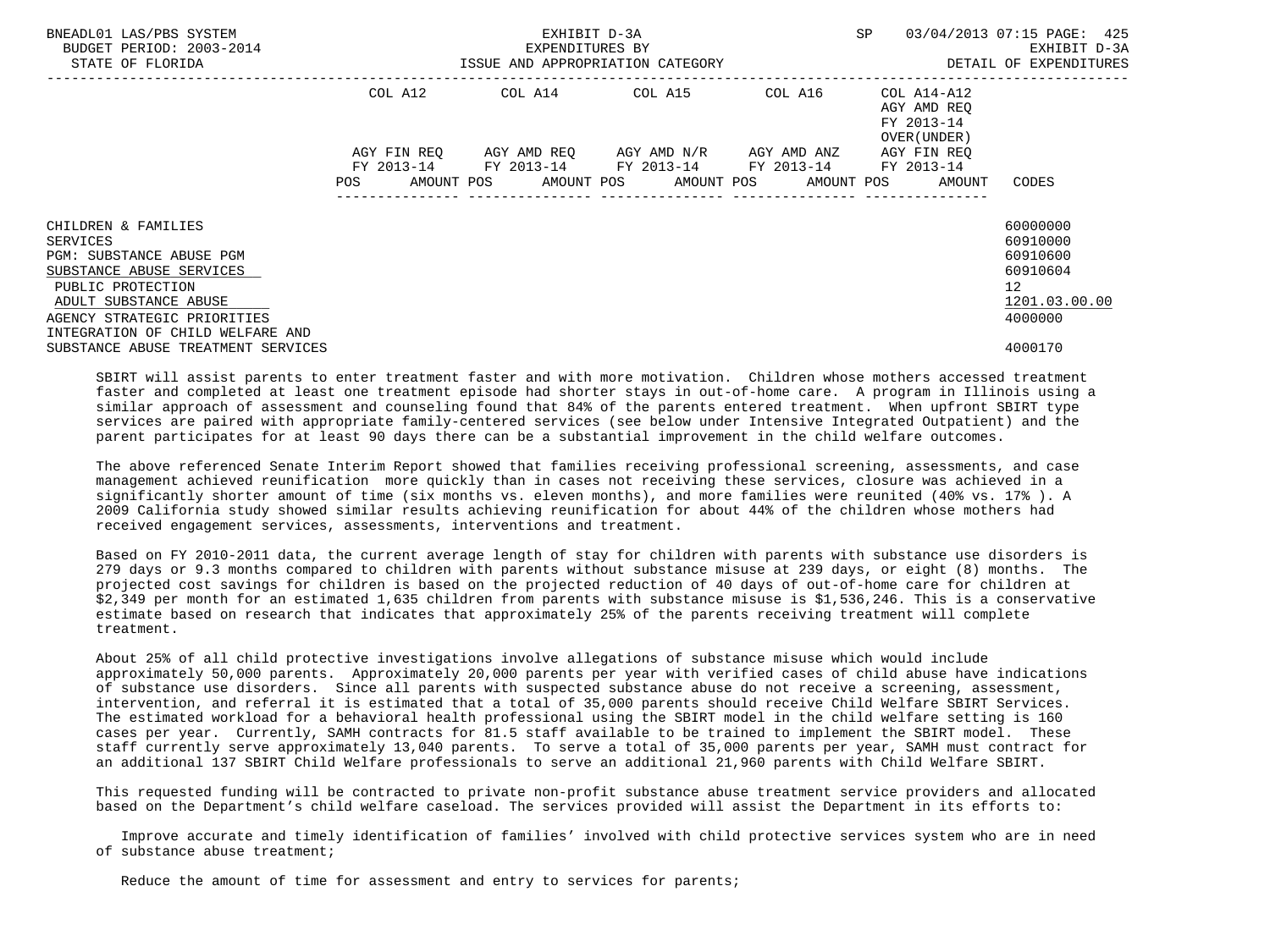| | COL A12 | COL A14 | COL A15 | COL A16 | COL A14-A12 | |
|---|---|---|---|---|---|---|
| | | | | | AGY AMD REQ | |
| | | | | | FY 2013-14 | |
| | | | | | OVER(UNDER) | |
| | AGY FIN REQ | AGY AMD REQ | AGY AMD N/R | AGY AMD ANZ | AGY FIN REQ | |
| | FY 2013-14 | FY 2013-14 | FY 2013-14 | FY 2013-14 | FY 2013-14 | |
| | POS AMOUNT | POS AMOUNT | POS AMOUNT | POS AMOUNT | POS AMOUNT | CODES |
| CHILDREN & FAMILIES | | | | | | 60000000 |
| SERVICES | | | | | | 60910000 |
| PGM: SUBSTANCE ABUSE PGM | | | | | | 60910600 |
| SUBSTANCE ABUSE SERVICES | | | | | | 60910604 |
| PUBLIC PROTECTION | | | | | | 12 |
| ADULT SUBSTANCE ABUSE | | | | | | 1201.03.00.00 |
| AGENCY STRATEGIC PRIORITIES | | | | | | 4000000 |
| INTEGRATION OF CHILD WELFARE AND SUBSTANCE ABUSE TREATMENT SERVICES | | | | | | 4000170 |

SBIRT will assist parents to enter treatment faster and with more motivation. Children whose mothers accessed treatment faster and completed at least one treatment episode had shorter stays in out-of-home care. A program in Illinois using a similar approach of assessment and counseling found that 84% of the parents entered treatment. When upfront SBIRT type services are paired with appropriate family-centered services (see below under Intensive Integrated Outpatient) and the parent participates for at least 90 days there can be a substantial improvement in the child welfare outcomes.

The above referenced Senate Interim Report showed that families receiving professional screening, assessments, and case management achieved reunification more quickly than in cases not receiving these services, closure was achieved in a significantly shorter amount of time (six months vs. eleven months), and more families were reunited (40% vs. 17% ). A 2009 California study showed similar results achieving reunification for about 44% of the children whose mothers had received engagement services, assessments, interventions and treatment.

Based on FY 2010-2011 data, the current average length of stay for children with parents with substance use disorders is 279 days or 9.3 months compared to children with parents without substance misuse at 239 days, or eight (8) months. The projected cost savings for children is based on the projected reduction of 40 days of out-of-home care for children at $2,349 per month for an estimated 1,635 children from parents with substance misuse is $1,536,246. This is a conservative estimate based on research that indicates that approximately 25% of the parents receiving treatment will complete treatment.

About 25% of all child protective investigations involve allegations of substance misuse which would include approximately 50,000 parents. Approximately 20,000 parents per year with verified cases of child abuse have indications of substance use disorders. Since all parents with suspected substance abuse do not receive a screening, assessment, intervention, and referral it is estimated that a total of 35,000 parents should receive Child Welfare SBIRT Services. The estimated workload for a behavioral health professional using the SBIRT model in the child welfare setting is 160 cases per year. Currently, SAMH contracts for 81.5 staff available to be trained to implement the SBIRT model. These staff currently serve approximately 13,040 parents. To serve a total of 35,000 parents per year, SAMH must contract for an additional 137 SBIRT Child Welfare professionals to serve an additional 21,960 parents with Child Welfare SBIRT.

This requested funding will be contracted to private non-profit substance abuse treatment service providers and allocated based on the Department's child welfare caseload. The services provided will assist the Department in its efforts to:

Improve accurate and timely identification of families' involved with child protective services system who are in need of substance abuse treatment;

Reduce the amount of time for assessment and entry to services for parents;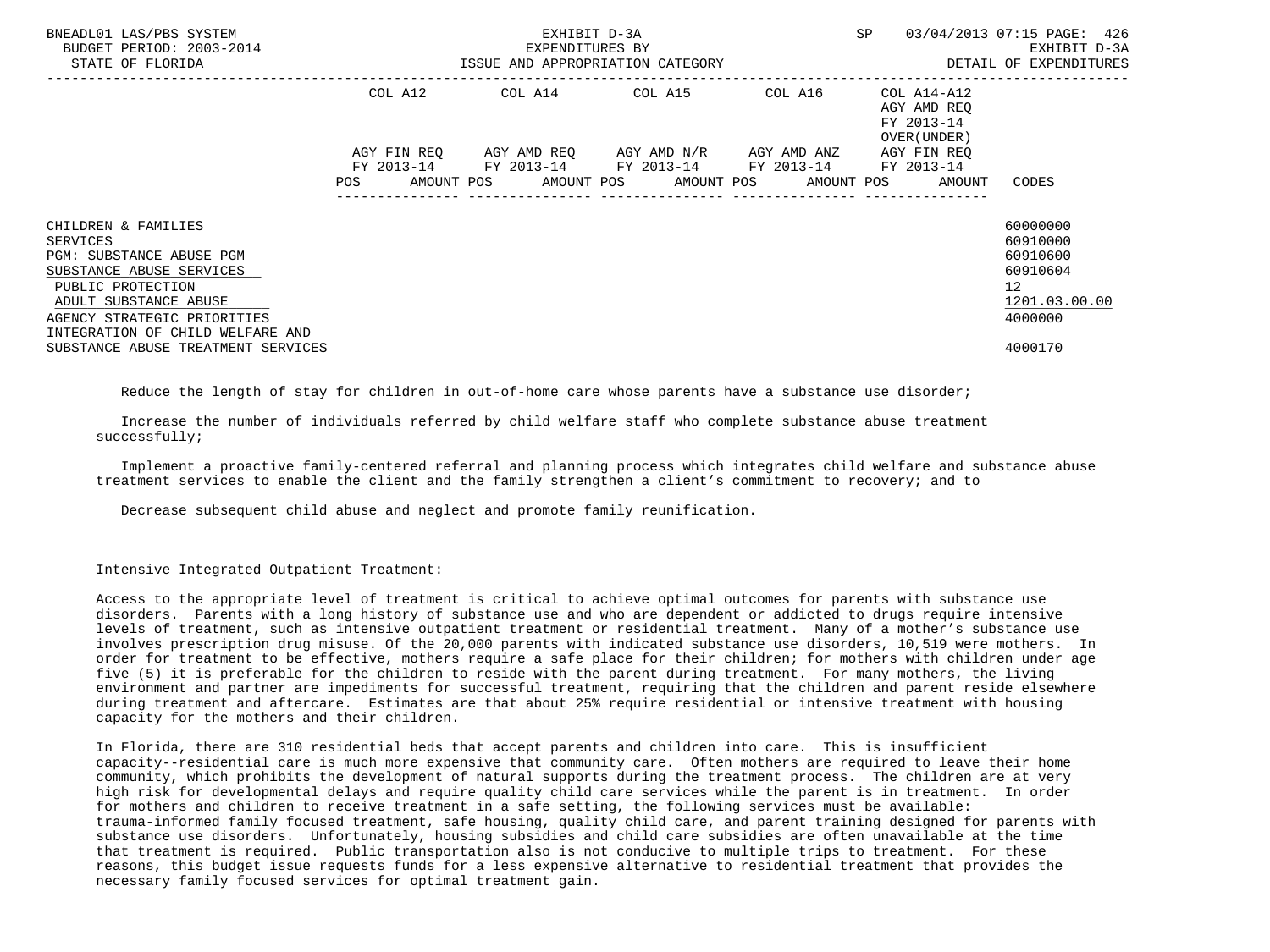| | COL A12 | | COL A14 | | COL A15 | | COL A16 | | COL A14-A12 AGY AMD REQ FY 2013-14 OVER(UNDER) | | |
|---|---|---|---|---|---|---|---|---|---|---|---|
| | AGY FIN REQ FY 2013-14 | | AGY AMD REQ FY 2013-14 | | AGY AMD N/R FY 2013-14 | | AGY AMD ANZ FY 2013-14 | | AGY FIN REQ FY 2013-14 | | |
| | POS | AMOUNT | POS | AMOUNT | POS | AMOUNT | POS | AMOUNT | POS | AMOUNT | CODES |
| CHILDREN & FAMILIES | | | | | | | | | | | 60000000 |
| SERVICES | | | | | | | | | | | 60910000 |
| PGM: SUBSTANCE ABUSE PGM | | | | | | | | | | | 60910600 |
| SUBSTANCE ABUSE SERVICES | | | | | | | | | | | 60910604 |
| PUBLIC PROTECTION | | | | | | | | | | | 12 |
| ADULT SUBSTANCE ABUSE | | | | | | | | | | | 1201.03.00.00 |
| AGENCY STRATEGIC PRIORITIES | | | | | | | | | | | 4000000 |
| INTEGRATION OF CHILD WELFARE AND SUBSTANCE ABUSE TREATMENT SERVICES | | | | | | | | | | | 4000170 |

Reduce the length of stay for children in out-of-home care whose parents have a substance use disorder;

Increase the number of individuals referred by child welfare staff who complete substance abuse treatment successfully;

Implement a proactive family-centered referral and planning process which integrates child welfare and substance abuse treatment services to enable the client and the family strengthen a client's commitment to recovery; and to

Decrease subsequent child abuse and neglect and promote family reunification.

Intensive Integrated Outpatient Treatment:

Access to the appropriate level of treatment is critical to achieve optimal outcomes for parents with substance use disorders. Parents with a long history of substance use and who are dependent or addicted to drugs require intensive levels of treatment, such as intensive outpatient treatment or residential treatment. Many of a mother's substance use involves prescription drug misuse. Of the 20,000 parents with indicated substance use disorders, 10,519 were mothers. In order for treatment to be effective, mothers require a safe place for their children; for mothers with children under age five (5) it is preferable for the children to reside with the parent during treatment. For many mothers, the living environment and partner are impediments for successful treatment, requiring that the children and parent reside elsewhere during treatment and aftercare. Estimates are that about 25% require residential or intensive treatment with housing capacity for the mothers and their children.

In Florida, there are 310 residential beds that accept parents and children into care. This is insufficient capacity--residential care is much more expensive that community care. Often mothers are required to leave their home community, which prohibits the development of natural supports during the treatment process. The children are at very high risk for developmental delays and require quality child care services while the parent is in treatment. In order for mothers and children to receive treatment in a safe setting, the following services must be available: trauma-informed family focused treatment, safe housing, quality child care, and parent training designed for parents with substance use disorders. Unfortunately, housing subsidies and child care subsidies are often unavailable at the time that treatment is required. Public transportation also is not conducive to multiple trips to treatment. For these reasons, this budget issue requests funds for a less expensive alternative to residential treatment that provides the necessary family focused services for optimal treatment gain.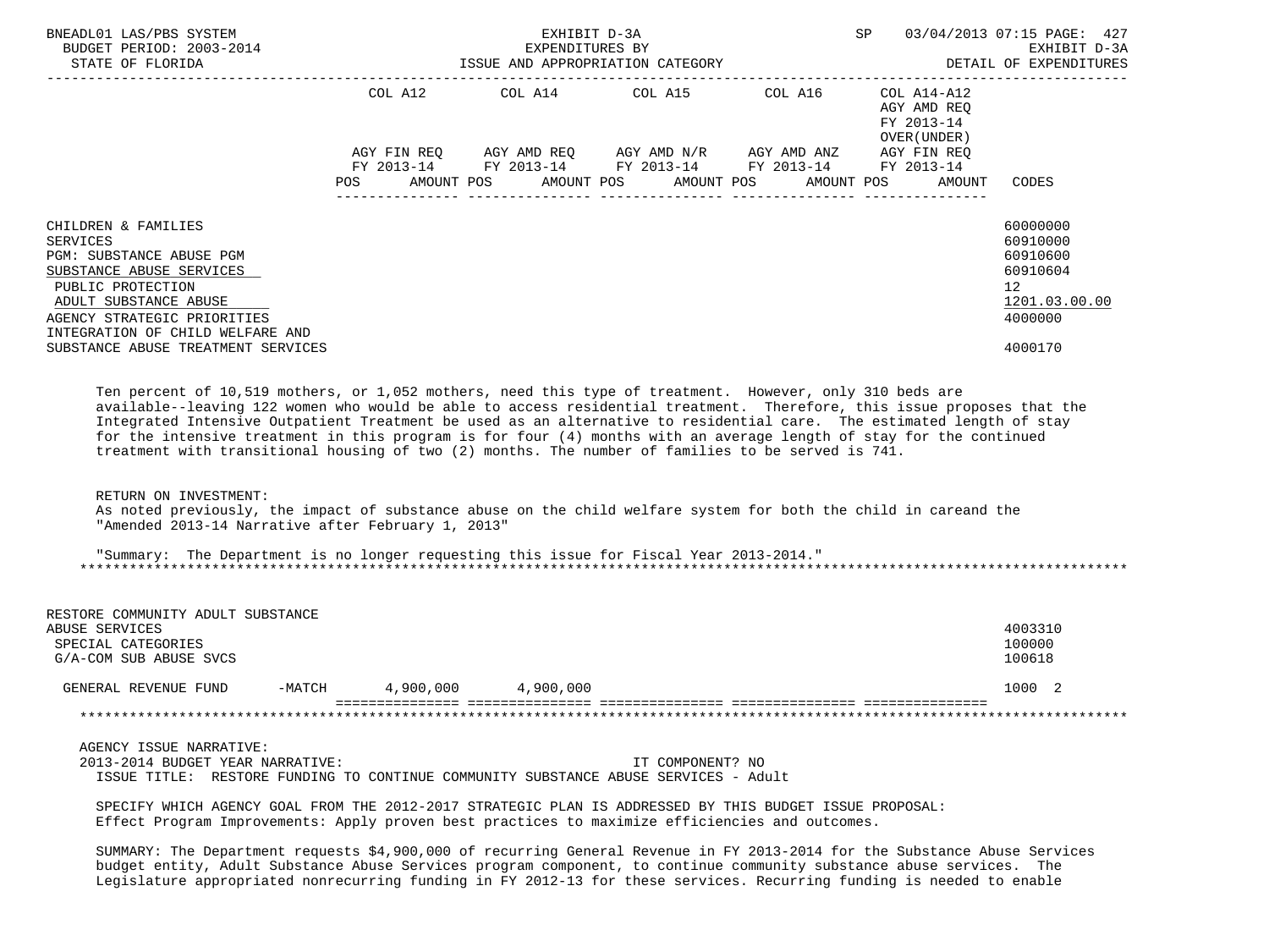| | COL A12 | COL A14 | COL A15 | COL A16 | COL A14-A12 AGY AMD REQ FY 2013-14 OVER(UNDER) | |
|---|---|---|---|---|---|---|
| | AGY FIN REQ FY 2013-14 | AGY AMD REQ FY 2013-14 | AGY AMD N/R FY 2013-14 | AGY AMD ANZ FY 2013-14 | AGY FIN REQ FY 2013-14 | |
| | POS AMOUNT | POS AMOUNT | POS AMOUNT | POS AMOUNT | POS AMOUNT | CODES |

CHILDREN & FAMILIES — 60000000
SERVICES — 60910000
PGM: SUBSTANCE ABUSE PGM — 60910600
SUBSTANCE ABUSE SERVICES — 60910604
PUBLIC PROTECTION — 12
ADULT SUBSTANCE ABUSE — 1201.03.00.00
AGENCY STRATEGIC PRIORITIES — 4000000
INTEGRATION OF CHILD WELFARE AND SUBSTANCE ABUSE TREATMENT SERVICES — 4000170

Ten percent of 10,519 mothers, or 1,052 mothers, need this type of treatment. However, only 310 beds are available--leaving 122 women who would be able to access residential treatment. Therefore, this issue proposes that the Integrated Intensive Outpatient Treatment be used as an alternative to residential care. The estimated length of stay for the intensive treatment in this program is for four (4) months with an average length of stay for the continued treatment with transitional housing of two (2) months. The number of families to be served is 741.

RETURN ON INVESTMENT:
As noted previously, the impact of substance abuse on the child welfare system for both the child in careand the "Amended 2013-14 Narrative after February 1, 2013"

"Summary: The Department is no longer requesting this issue for Fiscal Year 2013-2014."

***

RESTORE COMMUNITY ADULT SUBSTANCE ABUSE SERVICES — 4003310
SPECIAL CATEGORIES — 100000
G/A-COM SUB ABUSE SVCS — 100618

| | COL A12 | COL A14 | COL A15 | COL A16 | COL A14-A12 | CODES |
|---|---|---|---|---|---|---|
| GENERAL REVENUE FUND -MATCH | 4,900,000 | 4,900,000 | | | | 1000 2 |

***

AGENCY ISSUE NARRATIVE:
2013-2014 BUDGET YEAR NARRATIVE: IT COMPONENT? NO
ISSUE TITLE: RESTORE FUNDING TO CONTINUE COMMUNITY SUBSTANCE ABUSE SERVICES - Adult

SPECIFY WHICH AGENCY GOAL FROM THE 2012-2017 STRATEGIC PLAN IS ADDRESSED BY THIS BUDGET ISSUE PROPOSAL:
Effect Program Improvements: Apply proven best practices to maximize efficiencies and outcomes.

SUMMARY: The Department requests $4,900,000 of recurring General Revenue in FY 2013-2014 for the Substance Abuse Services budget entity, Adult Substance Abuse Services program component, to continue community substance abuse services. The Legislature appropriated nonrecurring funding in FY 2012-13 for these services. Recurring funding is needed to enable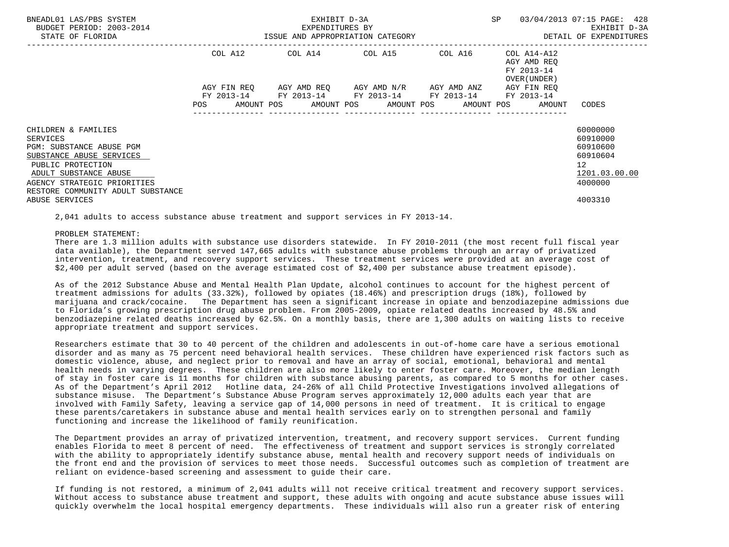BNEADL01 LAS/PBS SYSTEM — EXHIBIT D-3A — EXPENDITURES BY ISSUE AND APPROPRIATION CATEGORY
BUDGET PERIOD: 2003-2014 — STATE OF FLORIDA — DETAIL OF EXPENDITURES

| | COL A12 AGY FIN REQ FY 2013-14 POS AMOUNT | COL A14 AGY AMD REQ FY 2013-14 POS AMOUNT | COL A15 AGY AMD N/R FY 2013-14 POS AMOUNT | COL A16 AGY AMD ANZ FY 2013-14 POS AMOUNT | COL A14-A12 AGY AMD REQ FY 2013-14 OVER(UNDER) AGY FIN REQ FY 2013-14 POS AMOUNT | CODES |
|---|---|---|---|---|---|---|
| CHILDREN & FAMILIES | | | | | | 60000000 |
| SERVICES | | | | | | 60910000 |
| PGM: SUBSTANCE ABUSE PGM | | | | | | 60910600 |
| SUBSTANCE ABUSE SERVICES | | | | | | 60910604 |
| PUBLIC PROTECTION | | | | | | 12 |
| ADULT SUBSTANCE ABUSE | | | | | | 1201.03.00.00 |
| AGENCY STRATEGIC PRIORITIES | | | | | | 4000000 |
| RESTORE COMMUNITY ADULT SUBSTANCE ABUSE SERVICES | | | | | | 4003310 |

2,041 adults to access substance abuse treatment and support services in FY 2013-14.

PROBLEM STATEMENT:
There are 1.3 million adults with substance use disorders statewide. In FY 2010-2011 (the most recent full fiscal year data available), the Department served 147,665 adults with substance abuse problems through an array of privatized intervention, treatment, and recovery support services. These treatment services were provided at an average cost of $2,400 per adult served (based on the average estimated cost of $2,400 per substance abuse treatment episode).

As of the 2012 Substance Abuse and Mental Health Plan Update, alcohol continues to account for the highest percent of treatment admissions for adults (33.32%), followed by opiates (18.46%) and prescription drugs (18%), followed by marijuana and crack/cocaine. The Department has seen a significant increase in opiate and benzodiazepine admissions due to Florida's growing prescription drug abuse problem. From 2005-2009, opiate related deaths increased by 48.5% and benzodiazepine related deaths increased by 62.5%. On a monthly basis, there are 1,300 adults on waiting lists to receive appropriate treatment and support services.

Researchers estimate that 30 to 40 percent of the children and adolescents in out-of-home care have a serious emotional disorder and as many as 75 percent need behavioral health services. These children have experienced risk factors such as domestic violence, abuse, and neglect prior to removal and have an array of social, emotional, behavioral and mental health needs in varying degrees. These children are also more likely to enter foster care. Moreover, the median length of stay in foster care is 11 months for children with substance abusing parents, as compared to 5 months for other cases. As of the Department's April 2012 Hotline data, 24-26% of all Child Protective Investigations involved allegations of substance misuse. The Department's Substance Abuse Program serves approximately 12,000 adults each year that are involved with Family Safety, leaving a service gap of 14,000 persons in need of treatment. It is critical to engage these parents/caretakers in substance abuse and mental health services early on to strengthen personal and family functioning and increase the likelihood of family reunification.

The Department provides an array of privatized intervention, treatment, and recovery support services. Current funding enables Florida to meet 8 percent of need. The effectiveness of treatment and support services is strongly correlated with the ability to appropriately identify substance abuse, mental health and recovery support needs of individuals on the front end and the provision of services to meet those needs. Successful outcomes such as completion of treatment are reliant on evidence-based screening and assessment to guide their care.

If funding is not restored, a minimum of 2,041 adults will not receive critical treatment and recovery support services. Without access to substance abuse treatment and support, these adults with ongoing and acute substance abuse issues will quickly overwhelm the local hospital emergency departments. These individuals will also run a greater risk of entering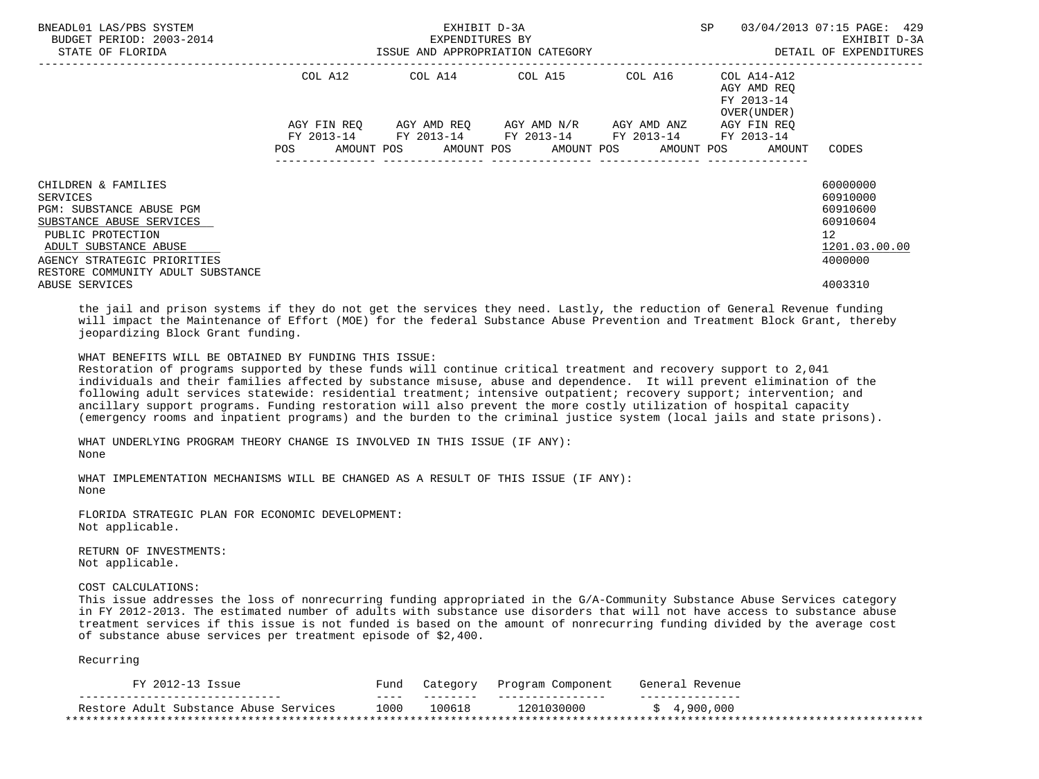| | COL A12 | | COL A14 | | COL A15 | | COL A16 | | COL A14-A12 AGY AMD REQ FY 2013-14 OVER(UNDER) | |
|---|---|---|---|---|---|---|---|---|---|---|
| | AGY FIN REQ FY 2013-14 | | AGY AMD REQ FY 2013-14 | | AGY AMD N/R FY 2013-14 | | AGY AMD ANZ FY 2013-14 | | AGY FIN REQ FY 2013-14 | |
| | POS | AMOUNT | POS | AMOUNT | POS | AMOUNT | POS | AMOUNT | POS | AMOUNT | CODES |

CHILDREN & FAMILIES — 60000000
SERVICES — 60910000
PGM: SUBSTANCE ABUSE PGM — 60910600
SUBSTANCE ABUSE SERVICES — 60910604
PUBLIC PROTECTION — 12
ADULT SUBSTANCE ABUSE — 1201.03.00.00
AGENCY STRATEGIC PRIORITIES — 4000000
RESTORE COMMUNITY ADULT SUBSTANCE ABUSE SERVICES — 4003310

the jail and prison systems if they do not get the services they need. Lastly, the reduction of General Revenue funding will impact the Maintenance of Effort (MOE) for the federal Substance Abuse Prevention and Treatment Block Grant, thereby jeopardizing Block Grant funding.

WHAT BENEFITS WILL BE OBTAINED BY FUNDING THIS ISSUE:
Restoration of programs supported by these funds will continue critical treatment and recovery support to 2,041 individuals and their families affected by substance misuse, abuse and dependence. It will prevent elimination of the following adult services statewide: residential treatment; intensive outpatient; recovery support; intervention; and ancillary support programs. Funding restoration will also prevent the more costly utilization of hospital capacity (emergency rooms and inpatient programs) and the burden to the criminal justice system (local jails and state prisons).

WHAT UNDERLYING PROGRAM THEORY CHANGE IS INVOLVED IN THIS ISSUE (IF ANY):
None

WHAT IMPLEMENTATION MECHANISMS WILL BE CHANGED AS A RESULT OF THIS ISSUE (IF ANY):
None

FLORIDA STRATEGIC PLAN FOR ECONOMIC DEVELOPMENT:
Not applicable.

RETURN OF INVESTMENTS:
Not applicable.

COST CALCULATIONS:
This issue addresses the loss of nonrecurring funding appropriated in the G/A-Community Substance Abuse Services category in FY 2012-2013. The estimated number of adults with substance use disorders that will not have access to substance abuse treatment services if this issue is not funded is based on the amount of nonrecurring funding divided by the average cost of substance abuse services per treatment episode of $2,400.

Recurring

| FY 2012-13 Issue | Fund | Category | Program Component | General Revenue |
|---|---|---|---|---|
| Restore Adult Substance Abuse Services | 1000 | 100618 | 1201030000 | $ 4,900,000 |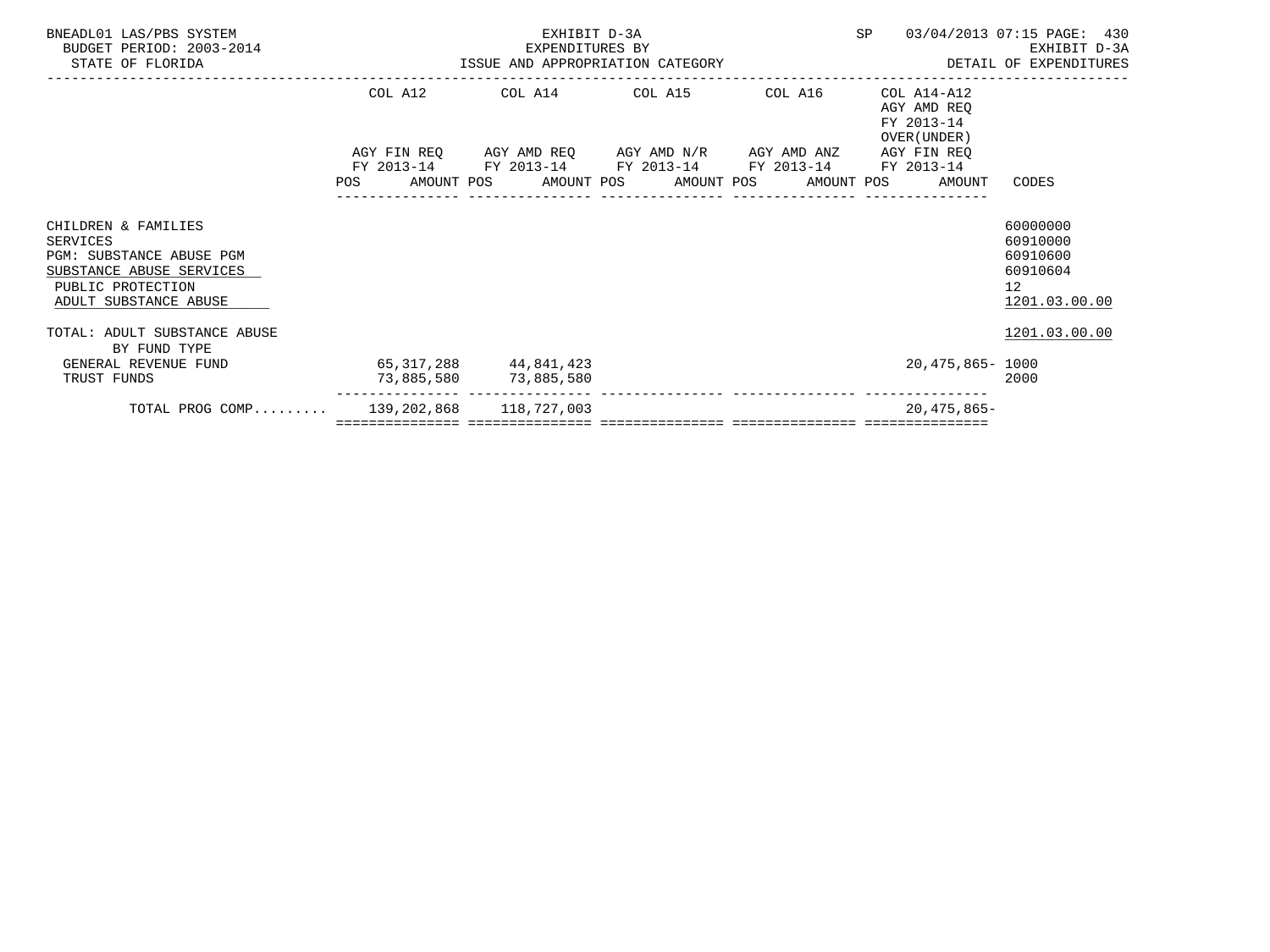BNEADL01 LAS/PBS SYSTEM | EXHIBIT D-3A | SP 03/04/2013 07:15 PAGE: 430
BUDGET PERIOD: 2003-2014 | EXPENDITURES BY | EXHIBIT D-3A
STATE OF FLORIDA | ISSUE AND APPROPRIATION CATEGORY | DETAIL OF EXPENDITURES

| | COL A12 AGY FIN REQ FY 2013-14 POS AMOUNT | COL A14 AGY AMD REQ FY 2013-14 POS AMOUNT | COL A15 AGY AMD N/R FY 2013-14 POS AMOUNT | COL A16 AGY AMD ANZ FY 2013-14 POS AMOUNT | COL A14-A12 AGY AMD REQ FY 2013-14 OVER(UNDER) AGY FIN REQ FY 2013-14 POS AMOUNT | CODES |
|---|---|---|---|---|---|---|
| CHILDREN & FAMILIES | | | | | | 60000000 |
| SERVICES | | | | | | 60910000 |
| PGM: SUBSTANCE ABUSE PGM | | | | | | 60910600 |
| SUBSTANCE ABUSE SERVICES | | | | | | 60910604 |
| PUBLIC PROTECTION | | | | | | 12 |
| ADULT SUBSTANCE ABUSE | | | | | | 1201.03.00.00 |
| TOTAL: ADULT SUBSTANCE ABUSE | | | | | | 1201.03.00.00 |
| BY FUND TYPE | | | | | | |
| GENERAL REVENUE FUND | 65,317,288 | 44,841,423 | | | 20,475,865- | 1000 |
| TRUST FUNDS | 73,885,580 | 73,885,580 | | | | 2000 |
| TOTAL PROG COMP......... | 139,202,868 | 118,727,003 | | | 20,475,865- | |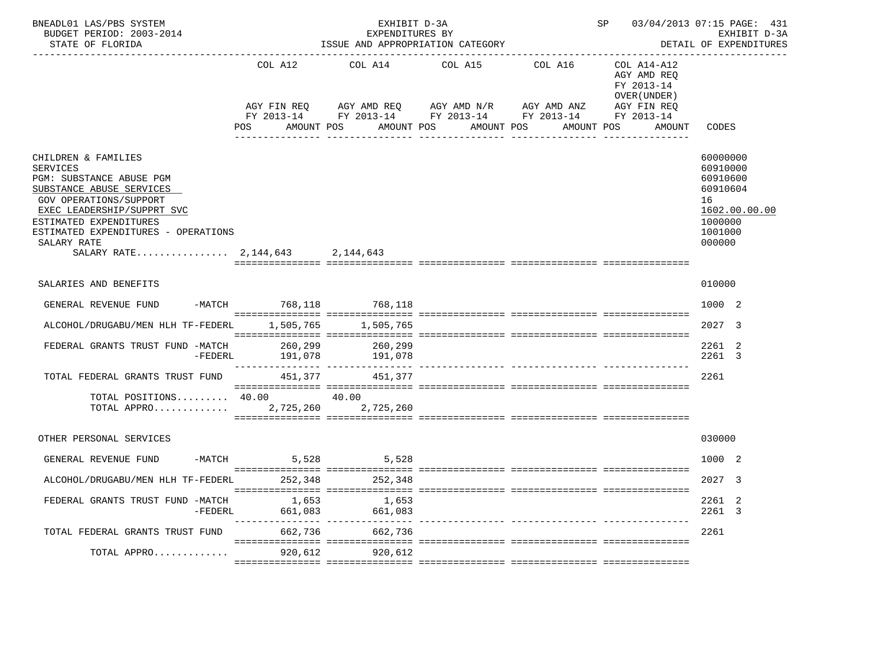BNEADL01 LAS/PBS SYSTEM — EXHIBIT D-3A — EXPENDITURES BY ISSUE AND APPROPRIATION CATEGORY — SP 03/04/2013 07:15 PAGE: 431

BUDGET PERIOD: 2003-2014 — STATE OF FLORIDA — EXHIBIT D-3A DETAIL OF EXPENDITURES

| | COL A12 AGY FIN REQ FY 2013-14 POS AMOUNT | COL A14 AGY AMD REQ FY 2013-14 POS AMOUNT | COL A15 AGY AMD N/R FY 2013-14 POS AMOUNT | COL A16 AGY AMD ANZ FY 2013-14 POS AMOUNT | COL A14-A12 AGY AMD REQ FY 2013-14 OVER(UNDER) AGY FIN REQ FY 2013-14 POS AMOUNT | CODES |
|---|---|---|---|---|---|---|
| CHILDREN & FAMILIES | | | | | | 60000000 |
| SERVICES | | | | | | 60910000 |
| PGM: SUBSTANCE ABUSE PGM | | | | | | 60910600 |
| SUBSTANCE ABUSE SERVICES | | | | | | 60910604 |
| GOV OPERATIONS/SUPPORT | | | | | | 16 |
| EXEC LEADERSHIP/SUPPRT SVC | | | | | | 1602.00.00.00 |
| ESTIMATED EXPENDITURES | | | | | | 1000000 |
| ESTIMATED EXPENDITURES - OPERATIONS | | | | | | 1001000 |
| SALARY RATE | | | | | | 000000 |
| SALARY RATE................ | 2,144,643 | 2,144,643 | | | | |
| SALARIES AND BENEFITS | | | | | | 010000 |
| GENERAL REVENUE FUND -MATCH | 768,118 | 768,118 | | | | 1000 2 |
| ALCOHOL/DRUGABU/MEN HLH TF-FEDERL | 1,505,765 | 1,505,765 | | | | 2027 3 |
| FEDERAL GRANTS TRUST FUND -MATCH | 260,299 | 260,299 | | | | 2261 2 |
| -FEDERL | 191,078 | 191,078 | | | | 2261 3 |
| TOTAL FEDERAL GRANTS TRUST FUND | 451,377 | 451,377 | | | | 2261 |
| TOTAL POSITIONS......... | 40.00 | 40.00 | | | | |
| TOTAL APPRO............. | 2,725,260 | 2,725,260 | | | | |
| OTHER PERSONAL SERVICES | | | | | | 030000 |
| GENERAL REVENUE FUND -MATCH | 5,528 | 5,528 | | | | 1000 2 |
| ALCOHOL/DRUGABU/MEN HLH TF-FEDERL | 252,348 | 252,348 | | | | 2027 3 |
| FEDERAL GRANTS TRUST FUND -MATCH | 1,653 | 1,653 | | | | 2261 2 |
| -FEDERL | 661,083 | 661,083 | | | | 2261 3 |
| TOTAL FEDERAL GRANTS TRUST FUND | 662,736 | 662,736 | | | | 2261 |
| TOTAL APPRO............. | 920,612 | 920,612 | | | | |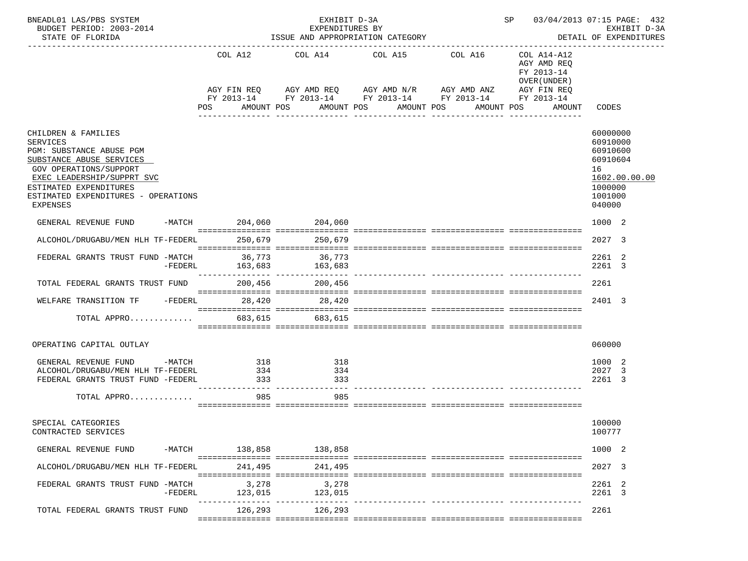BNEADL01 LAS/PBS SYSTEM — EXHIBIT D-3A — SP 03/04/2013 07:15 PAGE: 432
BUDGET PERIOD: 2003-2014 — EXPENDITURES BY — EXHIBIT D-3A
STATE OF FLORIDA — ISSUE AND APPROPRIATION CATEGORY — DETAIL OF EXPENDITURES

| | COL A12 AGY FIN REQ FY 2013-14 POS AMOUNT | COL A14 AGY AMD REQ FY 2013-14 POS AMOUNT | COL A15 AGY AMD N/R FY 2013-14 POS AMOUNT | COL A16 AGY AMD ANZ FY 2013-14 POS AMOUNT | COL A14-A12 AGY AMD REQ FY 2013-14 OVER(UNDER) AGY FIN REQ FY 2013-14 POS AMOUNT | CODES |
|---|---|---|---|---|---|---|
| CHILDREN & FAMILIES | | | | | | 60000000 |
| SERVICES | | | | | | 60910000 |
| PGM: SUBSTANCE ABUSE PGM | | | | | | 60910600 |
| SUBSTANCE ABUSE SERVICES | | | | | | 60910604 |
| GOV OPERATIONS/SUPPORT | | | | | | 16 |
| EXEC LEADERSHIP/SUPPRT SVC | | | | | | 1602.00.00.00 |
| ESTIMATED EXPENDITURES | | | | | | 1000000 |
| ESTIMATED EXPENDITURES - OPERATIONS | | | | | | 1001000 |
| EXPENSES | | | | | | 040000 |
| GENERAL REVENUE FUND -MATCH | 204,060 | 204,060 | | | | 1000 2 |
| ALCOHOL/DRUGABU/MEN HLH TF-FEDERL | 250,679 | 250,679 | | | | 2027 3 |
| FEDERAL GRANTS TRUST FUND -MATCH | 36,773 | 36,773 | | | | 2261 2 |
| -FEDERL | 163,683 | 163,683 | | | | 2261 3 |
| TOTAL FEDERAL GRANTS TRUST FUND | 200,456 | 200,456 | | | | 2261 |
| WELFARE TRANSITION TF -FEDERL | 28,420 | 28,420 | | | | 2401 3 |
| TOTAL APPRO............. | 683,615 | 683,615 | | | | |
| OPERATING CAPITAL OUTLAY | | | | | | 060000 |
| GENERAL REVENUE FUND -MATCH | 318 | 318 | | | | 1000 2 |
| ALCOHOL/DRUGABU/MEN HLH TF-FEDERL | 334 | 334 | | | | 2027 3 |
| FEDERAL GRANTS TRUST FUND -FEDERL | 333 | 333 | | | | 2261 3 |
| TOTAL APPRO............. | 985 | 985 | | | | |
| SPECIAL CATEGORIES | | | | | | 100000 |
| CONTRACTED SERVICES | | | | | | 100777 |
| GENERAL REVENUE FUND -MATCH | 138,858 | 138,858 | | | | 1000 2 |
| ALCOHOL/DRUGABU/MEN HLH TF-FEDERL | 241,495 | 241,495 | | | | 2027 3 |
| FEDERAL GRANTS TRUST FUND -MATCH | 3,278 | 3,278 | | | | 2261 2 |
| -FEDERL | 123,015 | 123,015 | | | | 2261 3 |
| TOTAL FEDERAL GRANTS TRUST FUND | 126,293 | 126,293 | | | | 2261 |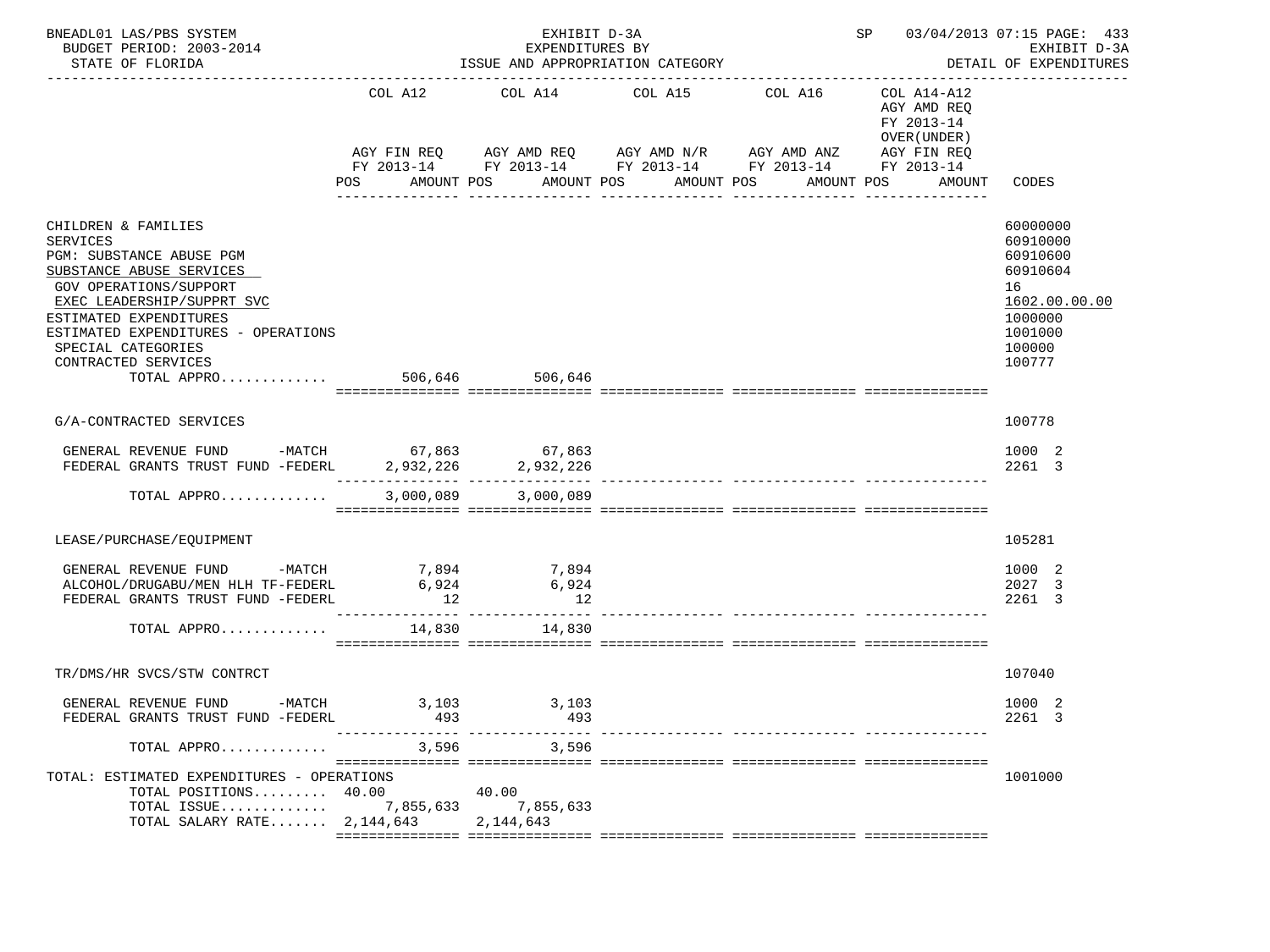BNEADL01 LAS/PBS SYSTEM
BUDGET PERIOD: 2003-2014
STATE OF FLORIDA

EXHIBIT D-3A
EXPENDITURES BY
ISSUE AND APPROPRIATION CATEGORY

SP 03/04/2013 07:15 PAGE: 433
EXHIBIT D-3A
DETAIL OF EXPENDITURES

| | COL A12 AGY FIN REQ FY 2013-14 POS AMOUNT | COL A14 AGY AMD REQ FY 2013-14 POS AMOUNT | COL A15 AGY AMD N/R FY 2013-14 POS AMOUNT | COL A16 AGY AMD ANZ FY 2013-14 POS AMOUNT | COL A14-A12 AGY AMD REQ FY 2013-14 OVER(UNDER) AGY FIN REQ FY 2013-14 POS AMOUNT | CODES |
|---|---|---|---|---|---|---|
| CHILDREN & FAMILIES | | | | | | 60000000 |
| SERVICES | | | | | | 60910000 |
| PGM: SUBSTANCE ABUSE PGM | | | | | | 60910600 |
| SUBSTANCE ABUSE SERVICES | | | | | | 60910604 |
| GOV OPERATIONS/SUPPORT | | | | | | 16 |
| EXEC LEADERSHIP/SUPPRT SVC | | | | | | 1602.00.00.00 |
| ESTIMATED EXPENDITURES | | | | | | 1000000 |
| ESTIMATED EXPENDITURES - OPERATIONS | | | | | | 1001000 |
| SPECIAL CATEGORIES | | | | | | 100000 |
| CONTRACTED SERVICES | | | | | | 100777 |
| TOTAL APPRO............. | 506,646 | 506,646 | | | | |
| G/A-CONTRACTED SERVICES | | | | | | 100778 |
| GENERAL REVENUE FUND -MATCH | 67,863 | 67,863 | | | | 1000 2 |
| FEDERAL GRANTS TRUST FUND -FEDERL | 2,932,226 | 2,932,226 | | | | 2261 3 |
| TOTAL APPRO............. | 3,000,089 | 3,000,089 | | | | |
| LEASE/PURCHASE/EQUIPMENT | | | | | | 105281 |
| GENERAL REVENUE FUND -MATCH | 7,894 | 7,894 | | | | 1000 2 |
| ALCOHOL/DRUGABU/MEN HLH TF-FEDERL | 6,924 | 6,924 | | | | 2027 3 |
| FEDERAL GRANTS TRUST FUND -FEDERL | 12 | 12 | | | | 2261 3 |
| TOTAL APPRO............. | 14,830 | 14,830 | | | | |
| TR/DMS/HR SVCS/STW CONTRCT | | | | | | 107040 |
| GENERAL REVENUE FUND -MATCH | 3,103 | 3,103 | | | | 1000 2 |
| FEDERAL GRANTS TRUST FUND -FEDERL | 493 | 493 | | | | 2261 3 |
| TOTAL APPRO............. | 3,596 | 3,596 | | | | |
| TOTAL: ESTIMATED EXPENDITURES - OPERATIONS | | | | | | 1001000 |
| TOTAL POSITIONS......... | 40.00 | 40.00 | | | | |
| TOTAL ISSUE............. | 7,855,633 | 7,855,633 | | | | |
| TOTAL SALARY RATE....... | 2,144,643 | 2,144,643 | | | | |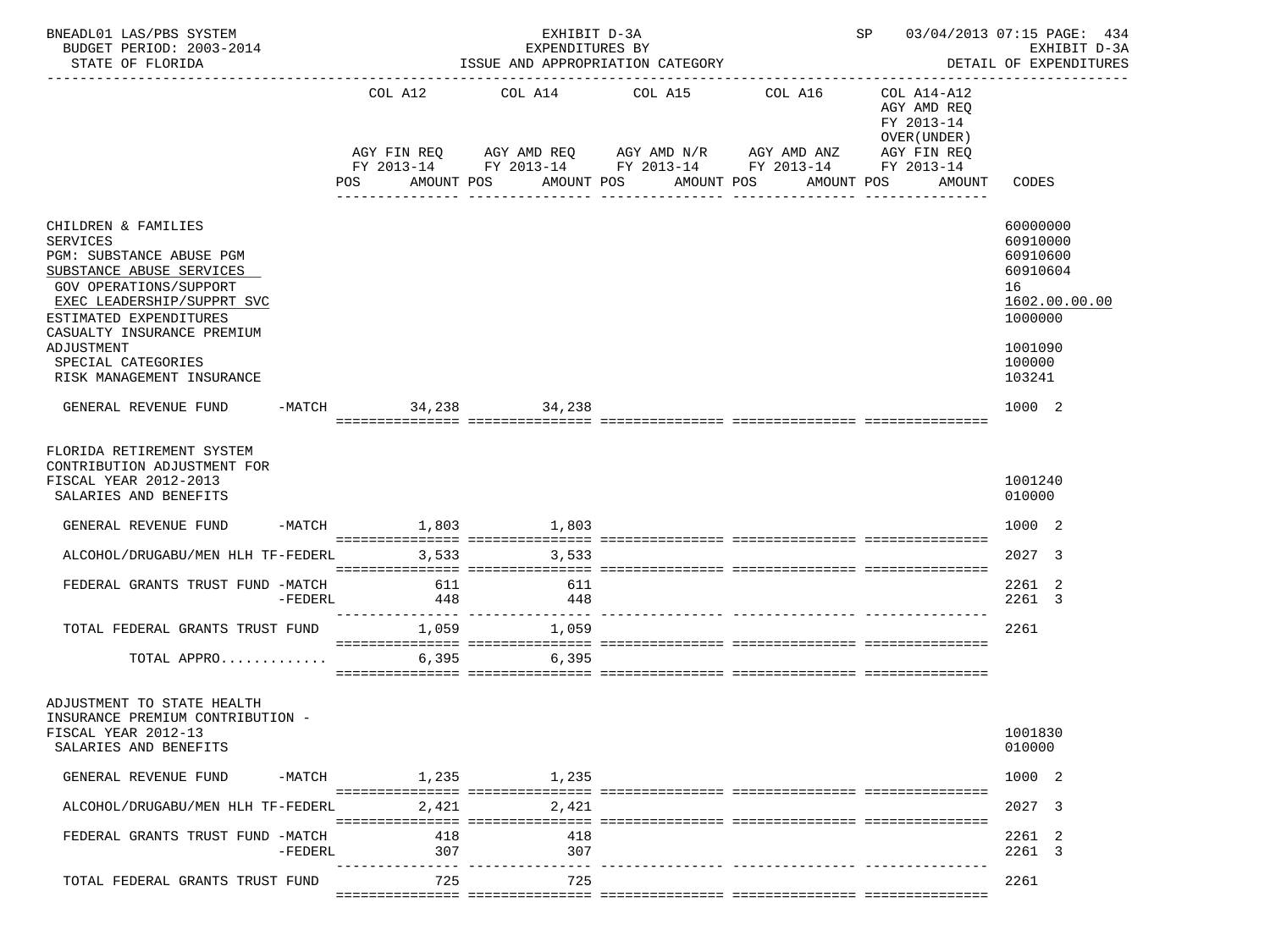BNEADL01 LAS/PBS SYSTEM — EXHIBIT D-3A — SP 03/04/2013 07:15 PAGE: 434
BUDGET PERIOD: 2003-2014 — EXPENDITURES BY — EXHIBIT D-3A
STATE OF FLORIDA — ISSUE AND APPROPRIATION CATEGORY — DETAIL OF EXPENDITURES

| | COL A12 AGY FIN REQ FY 2013-14 POS AMOUNT | COL A14 AGY AMD REQ FY 2013-14 POS AMOUNT | COL A15 AGY AMD N/R FY 2013-14 POS AMOUNT | COL A16 AGY AMD ANZ FY 2013-14 POS AMOUNT | COL A14-A12 AGY AMD REQ FY 2013-14 OVER(UNDER) AGY FIN REQ FY 2013-14 POS AMOUNT | CODES |
|---|---|---|---|---|---|---|
| CHILDREN & FAMILIES | | | | | | 60000000 |
| SERVICES | | | | | | 60910000 |
| PGM: SUBSTANCE ABUSE PGM | | | | | | 60910600 |
| SUBSTANCE ABUSE SERVICES | | | | | | 60910604 |
| GOV OPERATIONS/SUPPORT | | | | | | 16 |
| EXEC LEADERSHIP/SUPPRT SVC | | | | | | 1602.00.00.00 |
| ESTIMATED EXPENDITURES | | | | | | 1000000 |
| CASUALTY INSURANCE PREMIUM ADJUSTMENT | | | | | | 1001090 |
| SPECIAL CATEGORIES | | | | | | 100000 |
| RISK MANAGEMENT INSURANCE | | | | | | 103241 |
| GENERAL REVENUE FUND -MATCH | 34,238 | 34,238 | | | | 1000 2 |
| FLORIDA RETIREMENT SYSTEM CONTRIBUTION ADJUSTMENT FOR FISCAL YEAR 2012-2013 | | | | | | 1001240 |
| SALARIES AND BENEFITS | | | | | | 010000 |
| GENERAL REVENUE FUND -MATCH | 1,803 | 1,803 | | | | 1000 2 |
| ALCOHOL/DRUGABU/MEN HLH TF-FEDERL | 3,533 | 3,533 | | | | 2027 3 |
| FEDERAL GRANTS TRUST FUND -MATCH | 611 | 611 | | | | 2261 2 |
| -FEDERL | 448 | 448 | | | | 2261 3 |
| TOTAL FEDERAL GRANTS TRUST FUND | 1,059 | 1,059 | | | | 2261 |
| TOTAL APPRO............ | 6,395 | 6,395 | | | | |
| ADJUSTMENT TO STATE HEALTH INSURANCE PREMIUM CONTRIBUTION - FISCAL YEAR 2012-13 | | | | | | 1001830 |
| SALARIES AND BENEFITS | | | | | | 010000 |
| GENERAL REVENUE FUND -MATCH | 1,235 | 1,235 | | | | 1000 2 |
| ALCOHOL/DRUGABU/MEN HLH TF-FEDERL | 2,421 | 2,421 | | | | 2027 3 |
| FEDERAL GRANTS TRUST FUND -MATCH | 418 | 418 | | | | 2261 2 |
| -FEDERL | 307 | 307 | | | | 2261 3 |
| TOTAL FEDERAL GRANTS TRUST FUND | 725 | 725 | | | | 2261 |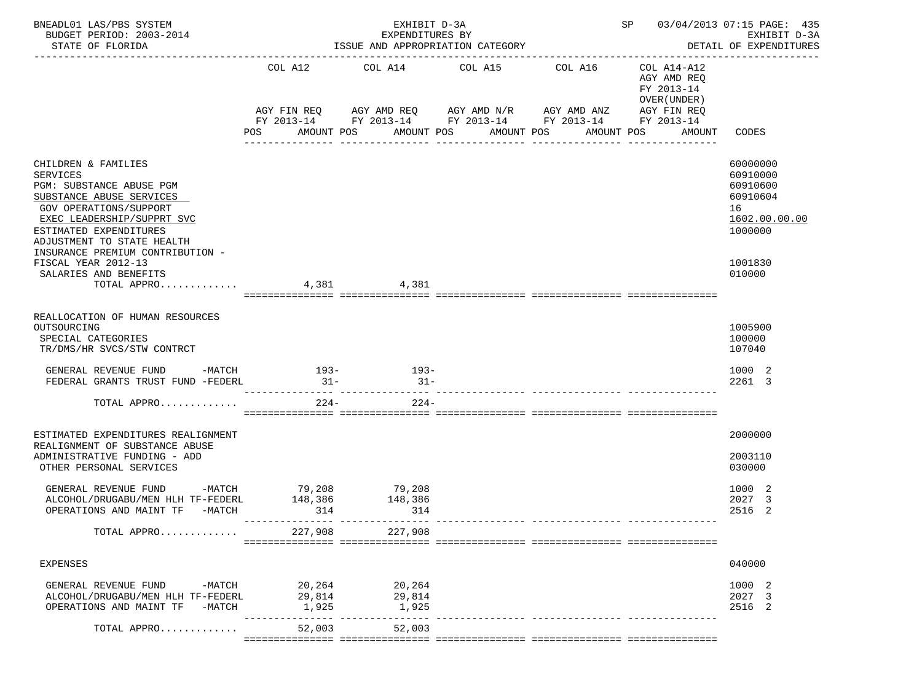BNEADL01 LAS/PBS SYSTEM — EXHIBIT D-3A — SP 03/04/2013 07:15 PAGE: 435
BUDGET PERIOD: 2003-2014 — EXPENDITURES BY — EXHIBIT D-3A
STATE OF FLORIDA — ISSUE AND APPROPRIATION CATEGORY — DETAIL OF EXPENDITURES

| | COL A12 AGY FIN REQ FY 2013-14 POS AMOUNT | COL A14 AGY AMD REQ FY 2013-14 POS AMOUNT | COL A15 AGY AMD N/R FY 2013-14 POS AMOUNT | COL A16 AGY AMD ANZ FY 2013-14 POS AMOUNT | COL A14-A12 AGY AMD REQ FY 2013-14 OVER(UNDER) AGY FIN REQ FY 2013-14 POS AMOUNT | CODES |
|---|---|---|---|---|---|---|
| CHILDREN & FAMILIES | | | | | | 60000000 |
| SERVICES | | | | | | 60910000 |
| PGM: SUBSTANCE ABUSE PGM | | | | | | 60910600 |
| SUBSTANCE ABUSE SERVICES | | | | | | 60910604 |
| GOV OPERATIONS/SUPPORT | | | | | | 16 |
| EXEC LEADERSHIP/SUPPRT SVC | | | | | | 1602.00.00.00 |
| ESTIMATED EXPENDITURES | | | | | | 1000000 |
| ADJUSTMENT TO STATE HEALTH INSURANCE PREMIUM CONTRIBUTION - FISCAL YEAR 2012-13 | | | | | | 1001830 |
| SALARIES AND BENEFITS | | | | | | 010000 |
| TOTAL APPRO............. | 4,381 | 4,381 | | | | |
| REALLOCATION OF HUMAN RESOURCES OUTSOURCING | | | | | | 1005900 |
| SPECIAL CATEGORIES | | | | | | 100000 |
| TR/DMS/HR SVCS/STW CONTRCT | | | | | | 107040 |
| GENERAL REVENUE FUND -MATCH | 193- | 193- | | | | 1000 2 |
| FEDERAL GRANTS TRUST FUND -FEDERL | 31- | 31- | | | | 2261 3 |
| TOTAL APPRO............. | 224- | 224- | | | | |
| ESTIMATED EXPENDITURES REALIGNMENT | | | | | | 2000000 |
| REALIGNMENT OF SUBSTANCE ABUSE ADMINISTRATIVE FUNDING - ADD | | | | | | 2003110 |
| OTHER PERSONAL SERVICES | | | | | | 030000 |
| GENERAL REVENUE FUND -MATCH | 79,208 | 79,208 | | | | 1000 2 |
| ALCOHOL/DRUGABU/MEN HLH TF-FEDERL | 148,386 | 148,386 | | | | 2027 3 |
| OPERATIONS AND MAINT TF -MATCH | 314 | 314 | | | | 2516 2 |
| TOTAL APPRO............. | 227,908 | 227,908 | | | | |
| EXPENSES | | | | | | 040000 |
| GENERAL REVENUE FUND -MATCH | 20,264 | 20,264 | | | | 1000 2 |
| ALCOHOL/DRUGABU/MEN HLH TF-FEDERL | 29,814 | 29,814 | | | | 2027 3 |
| OPERATIONS AND MAINT TF -MATCH | 1,925 | 1,925 | | | | 2516 2 |
| TOTAL APPRO............. | 52,003 | 52,003 | | | | |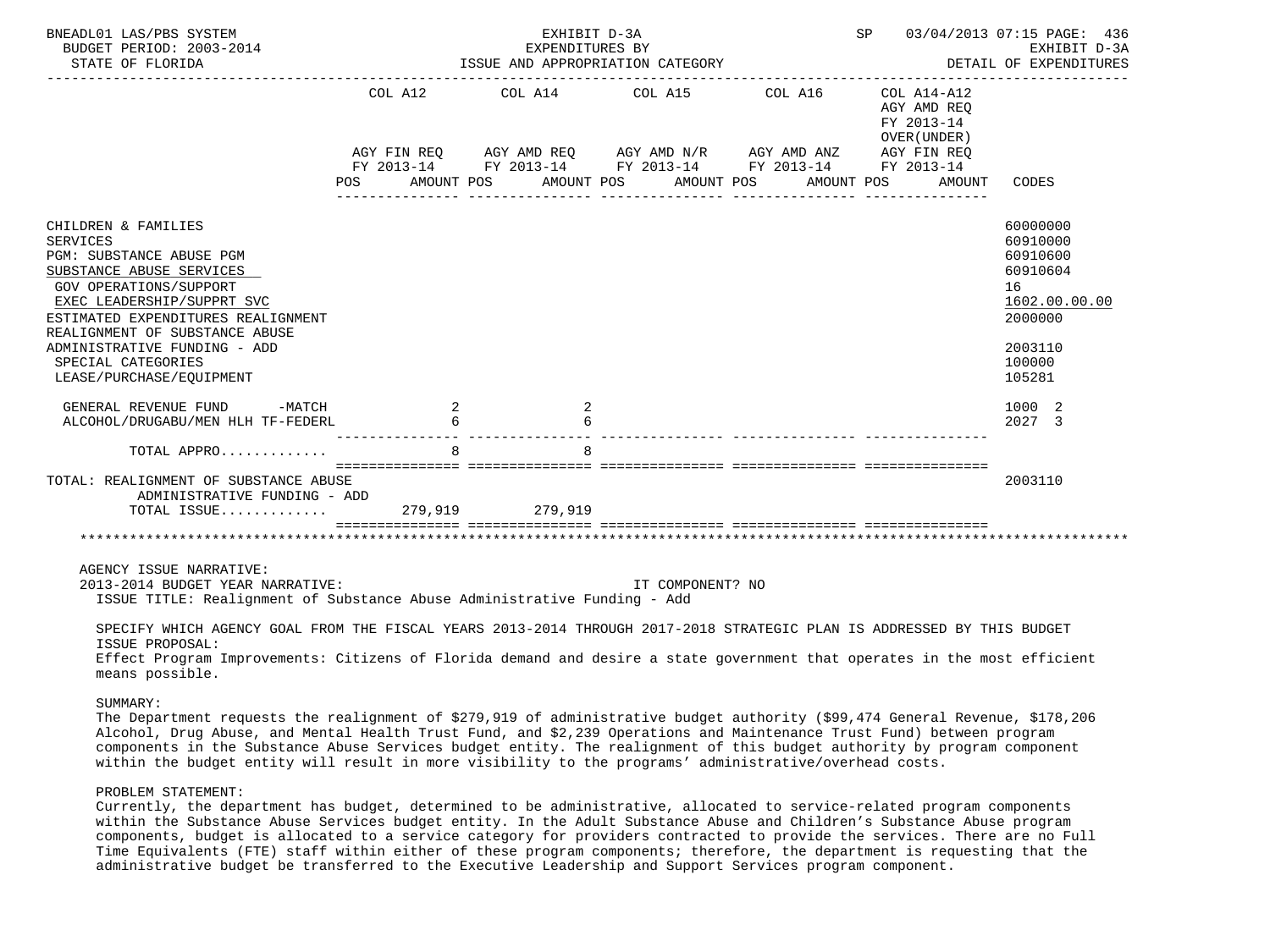BNEADL01 LAS/PBS SYSTEM EXHIBIT D-3A SP 03/04/2013 07:15 PAGE: 436
BUDGET PERIOD: 2003-2014 EXPENDITURES BY EXHIBIT D-3A
STATE OF FLORIDA ISSUE AND APPROPRIATION CATEGORY DETAIL OF EXPENDITURES

| | COL A12 AGY FIN REQ FY 2013-14 POS AMOUNT | COL A14 AGY AMD REQ FY 2013-14 POS AMOUNT | COL A15 AGY AMD N/R FY 2013-14 POS AMOUNT | COL A16 AGY AMD ANZ FY 2013-14 POS AMOUNT | COL A14-A12 AGY AMD REQ FY 2013-14 OVER(UNDER) AGY FIN REQ FY 2013-14 POS AMOUNT | CODES |
|---|---|---|---|---|---|---|
| CHILDREN & FAMILIES | | | | | | 60000000 |
| SERVICES | | | | | | 60910000 |
| PGM: SUBSTANCE ABUSE PGM | | | | | | 60910600 |
| SUBSTANCE ABUSE SERVICES | | | | | | 60910604 |
| GOV OPERATIONS/SUPPORT | | | | | | 16 |
| EXEC LEADERSHIP/SUPPRT SVC | | | | | | 1602.00.00.00 |
| ESTIMATED EXPENDITURES REALIGNMENT | | | | | | 2000000 |
| REALIGNMENT OF SUBSTANCE ABUSE ADMINISTRATIVE FUNDING - ADD | | | | | | 2003110 |
| SPECIAL CATEGORIES | | | | | | 100000 |
| LEASE/PURCHASE/EQUIPMENT | | | | | | 105281 |
| GENERAL REVENUE FUND -MATCH | 2 | 2 | | | | 1000 2 |
| ALCOHOL/DRUGABU/MEN HLH TF-FEDERL | 6 | 6 | | | | 2027 3 |
| TOTAL APPRO............ | 8 | 8 | | | | |
| TOTAL: REALIGNMENT OF SUBSTANCE ABUSE ADMINISTRATIVE FUNDING - ADD | | | | | | 2003110 |
| TOTAL ISSUE............ | 279,919 | 279,919 | | | | |

AGENCY ISSUE NARRATIVE:
2013-2014 BUDGET YEAR NARRATIVE: IT COMPONENT? NO
ISSUE TITLE: Realignment of Substance Abuse Administrative Funding - Add

SPECIFY WHICH AGENCY GOAL FROM THE FISCAL YEARS 2013-2014 THROUGH 2017-2018 STRATEGIC PLAN IS ADDRESSED BY THIS BUDGET ISSUE PROPOSAL:
Effect Program Improvements: Citizens of Florida demand and desire a state government that operates in the most efficient means possible.

SUMMARY:
The Department requests the realignment of $279,919 of administrative budget authority ($99,474 General Revenue, $178,206 Alcohol, Drug Abuse, and Mental Health Trust Fund, and $2,239 Operations and Maintenance Trust Fund) between program components in the Substance Abuse Services budget entity. The realignment of this budget authority by program component within the budget entity will result in more visibility to the programs' administrative/overhead costs.

PROBLEM STATEMENT:
Currently, the department has budget, determined to be administrative, allocated to service-related program components within the Substance Abuse Services budget entity. In the Adult Substance Abuse and Children's Substance Abuse program components, budget is allocated to a service category for providers contracted to provide the services. There are no Full Time Equivalents (FTE) staff within either of these program components; therefore, the department is requesting that the administrative budget be transferred to the Executive Leadership and Support Services program component.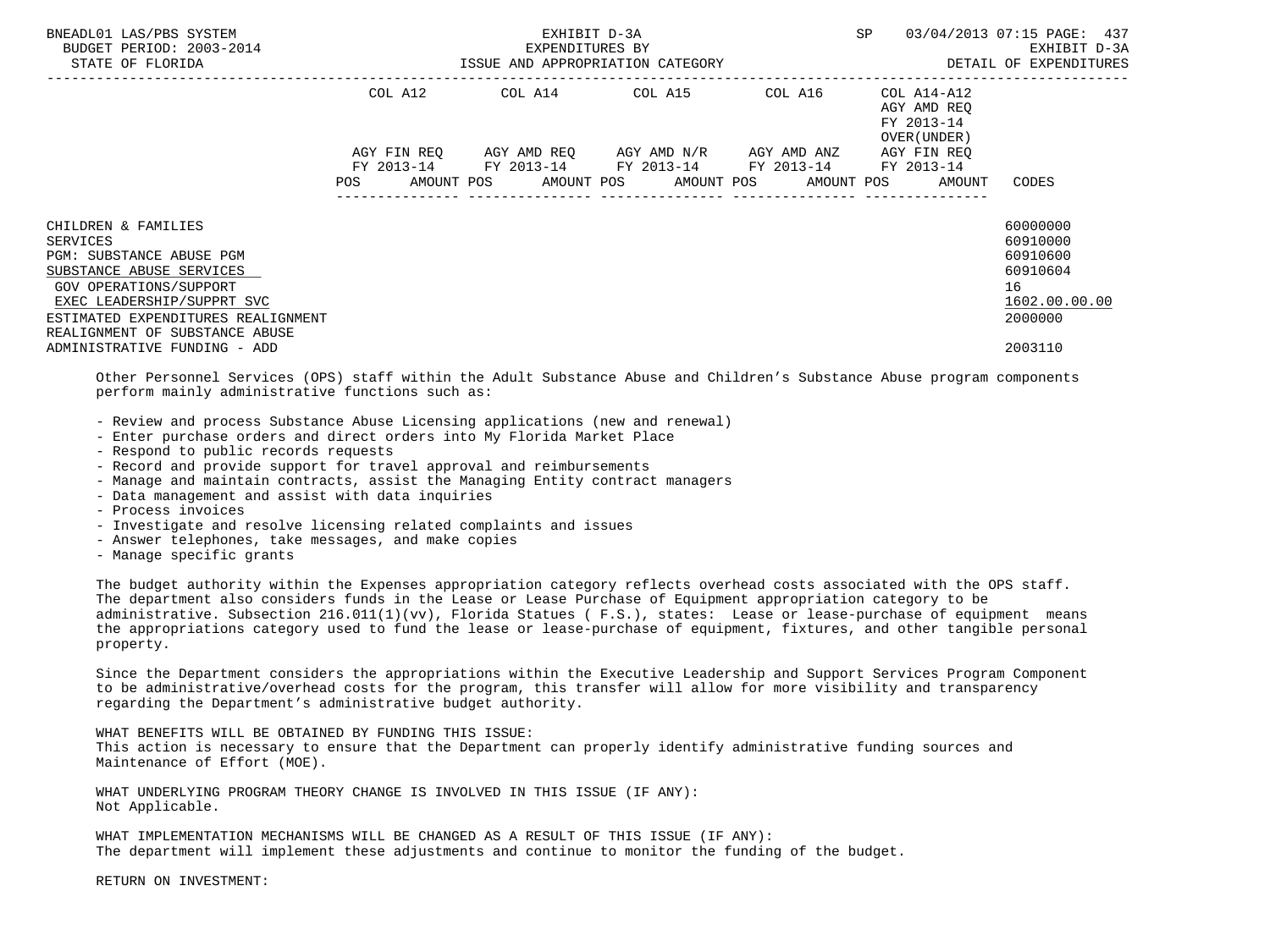| | COL A12 | COL A14 | COL A15 | COL A16 | COL A14-A12 AGY AMD REQ FY 2013-14 OVER(UNDER) | |
|---|---|---|---|---|---|---|
| | AGY FIN REQ FY 2013-14 | AGY AMD REQ FY 2013-14 | AGY AMD N/R FY 2013-14 | AGY AMD ANZ FY 2013-14 | AGY FIN REQ FY 2013-14 | |
| | POS AMOUNT | POS AMOUNT | POS AMOUNT | POS AMOUNT | POS AMOUNT | CODES |
| CHILDREN & FAMILIES | | | | | | 60000000 |
| SERVICES | | | | | | 60910000 |
| PGM: SUBSTANCE ABUSE PGM | | | | | | 60910600 |
| SUBSTANCE ABUSE SERVICES | | | | | | 60910604 |
| GOV OPERATIONS/SUPPORT | | | | | | 16 |
| EXEC LEADERSHIP/SUPPRT SVC | | | | | | 1602.00.00.00 |
| ESTIMATED EXPENDITURES REALIGNMENT | | | | | | 2000000 |
| REALIGNMENT OF SUBSTANCE ABUSE ADMINISTRATIVE FUNDING - ADD | | | | | | 2003110 |

Other Personnel Services (OPS) staff within the Adult Substance Abuse and Children's Substance Abuse program components perform mainly administrative functions such as:

- Review and process Substance Abuse Licensing applications (new and renewal)
- Enter purchase orders and direct orders into My Florida Market Place
- Respond to public records requests
- Record and provide support for travel approval and reimbursements
- Manage and maintain contracts, assist the Managing Entity contract managers
- Data management and assist with data inquiries
- Process invoices
- Investigate and resolve licensing related complaints and issues
- Answer telephones, take messages, and make copies
- Manage specific grants

The budget authority within the Expenses appropriation category reflects overhead costs associated with the OPS staff. The department also considers funds in the Lease or Lease Purchase of Equipment appropriation category to be administrative. Subsection 216.011(1)(vv), Florida Statues ( F.S.), states: Lease or lease-purchase of equipment means the appropriations category used to fund the lease or lease-purchase of equipment, fixtures, and other tangible personal property.

Since the Department considers the appropriations within the Executive Leadership and Support Services Program Component to be administrative/overhead costs for the program, this transfer will allow for more visibility and transparency regarding the Department's administrative budget authority.

WHAT BENEFITS WILL BE OBTAINED BY FUNDING THIS ISSUE:
This action is necessary to ensure that the Department can properly identify administrative funding sources and Maintenance of Effort (MOE).

WHAT UNDERLYING PROGRAM THEORY CHANGE IS INVOLVED IN THIS ISSUE (IF ANY):
Not Applicable.

WHAT IMPLEMENTATION MECHANISMS WILL BE CHANGED AS A RESULT OF THIS ISSUE (IF ANY):
The department will implement these adjustments and continue to monitor the funding of the budget.

RETURN ON INVESTMENT: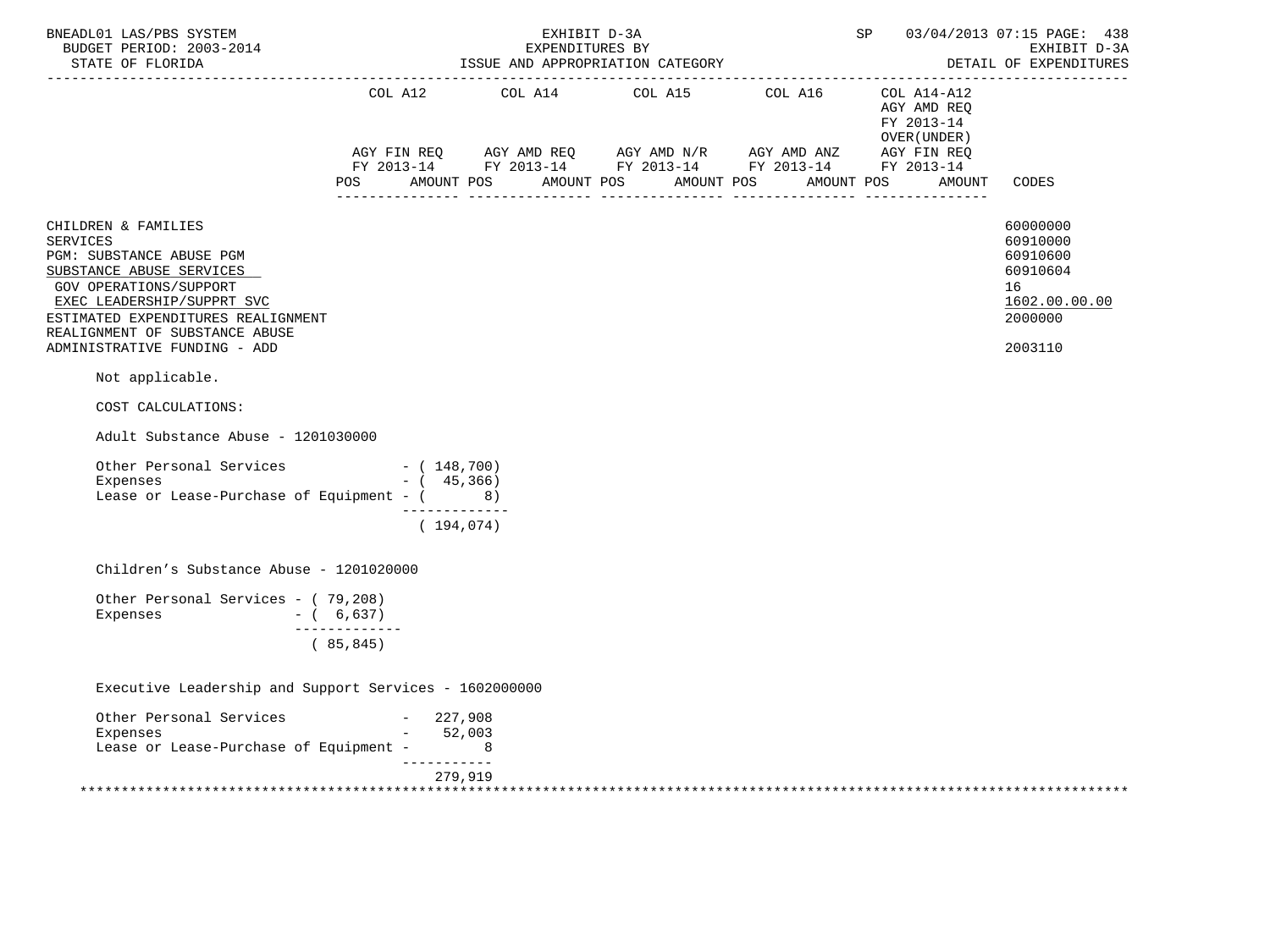| | COL A12 | | COL A14 | | COL A15 | | COL A16 | | COL A14-A12 AGY AMD REQ FY 2013-14 OVER(UNDER) AGY FIN REQ | | |
|---|---|---|---|---|---|---|---|---|---|---|---|
| | AGY FIN REQ FY 2013-14 | | AGY AMD REQ FY 2013-14 | | AGY AMD N/R FY 2013-14 | | AGY AMD ANZ FY 2013-14 | | FY 2013-14 | | |
| | POS | AMOUNT | POS | AMOUNT | POS | AMOUNT | POS | AMOUNT | POS | AMOUNT | CODES |
| CHILDREN & FAMILIES | | | | | | | | | | | 60000000 |
| SERVICES | | | | | | | | | | | 60910000 |
| PGM: SUBSTANCE ABUSE PGM | | | | | | | | | | | 60910600 |
| SUBSTANCE ABUSE SERVICES | | | | | | | | | | | 60910604 |
| GOV OPERATIONS/SUPPORT | | | | | | | | | | | 16 |
| EXEC LEADERSHIP/SUPPRT SVC | | | | | | | | | | | 1602.00.00.00 |
| ESTIMATED EXPENDITURES REALIGNMENT | | | | | | | | | | | 2000000 |
| REALIGNMENT OF SUBSTANCE ABUSE ADMINISTRATIVE FUNDING - ADD | | | | | | | | | | | 2003110 |

Not applicable.

COST CALCULATIONS:

Adult Substance Abuse - 1201030000

```
Other Personal Services             - ( 148,700)
Expenses                            - (  45,366)
Lease or Lease-Purchase of Equipment - (      8)
                                      -------------
                                      ( 194,074)
```

Children's Substance Abuse - 1201020000

```
Other Personal Services - ( 79,208)
Expenses                - (  6,637)
                          -------------
                          ( 85,845)
```

Executive Leadership and Support Services - 1602000000

```
Other Personal Services             -   227,908
Expenses                            -    52,003
Lease or Lease-Purchase of Equipment -         8
                                      -----------
                                        279,919
```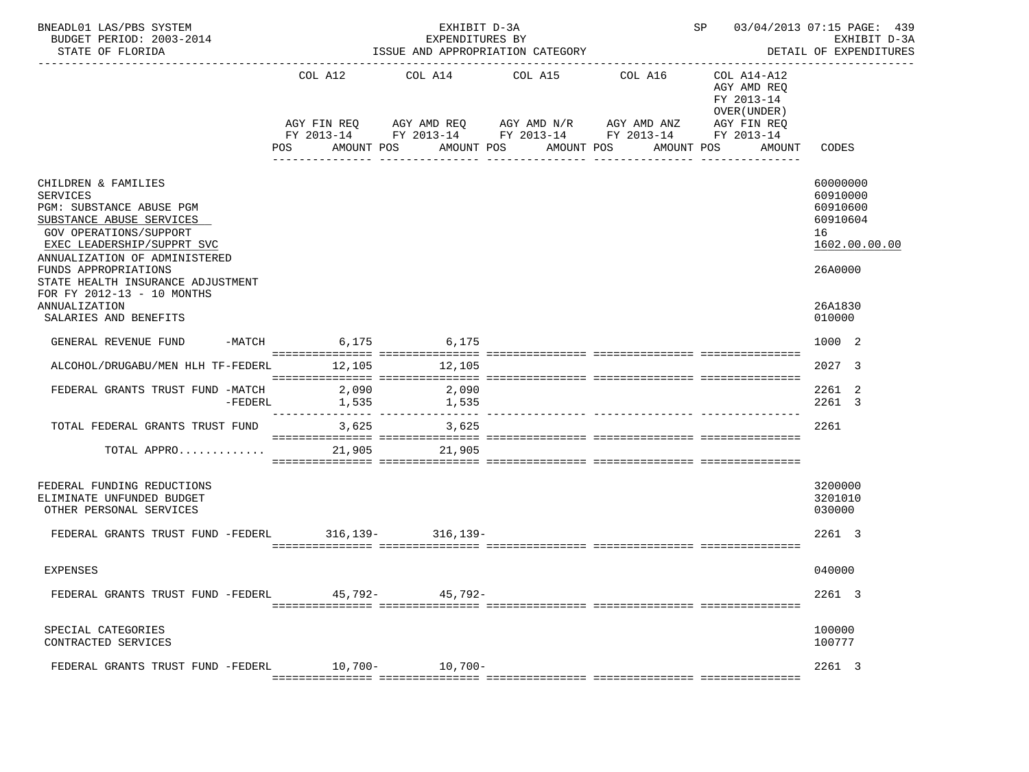| | COL A12 | COL A14 | COL A15 | COL A16 | COL A14-A12 AGY AMD REQ FY 2013-14 OVER(UNDER) | |
|---|---|---|---|---|---|---|
| | AGY FIN REQ FY 2013-14 | AGY AMD REQ FY 2013-14 | AGY AMD N/R FY 2013-14 | AGY AMD ANZ FY 2013-14 | AGY FIN REQ FY 2013-14 | |
| | POS AMOUNT | POS AMOUNT | POS AMOUNT | POS AMOUNT | POS AMOUNT | CODES |
| CHILDREN & FAMILIES | | | | | | 60000000 |
| SERVICES | | | | | | 60910000 |
| PGM: SUBSTANCE ABUSE PGM | | | | | | 60910600 |
| SUBSTANCE ABUSE SERVICES | | | | | | 60910604 |
| GOV OPERATIONS/SUPPORT | | | | | | 16 |
| EXEC LEADERSHIP/SUPPRT SVC | | | | | | 1602.00.00.00 |
| ANNUALIZATION OF ADMINISTERED FUNDS APPROPRIATIONS | | | | | | 26A0000 |
| STATE HEALTH INSURANCE ADJUSTMENT FOR FY 2012-13 - 10 MONTHS ANNUALIZATION | | | | | | 26A1830 |
| SALARIES AND BENEFITS | | | | | | 010000 |
| GENERAL REVENUE FUND -MATCH | 6,175 | 6,175 | | | | 1000 2 |
| ALCOHOL/DRUGABU/MEN HLH TF-FEDERL | 12,105 | 12,105 | | | | 2027 3 |
| FEDERAL GRANTS TRUST FUND -MATCH | 2,090 | 2,090 | | | | 2261 2 |
| -FEDERL | 1,535 | 1,535 | | | | 2261 3 |
| TOTAL FEDERAL GRANTS TRUST FUND | 3,625 | 3,625 | | | | 2261 |
| TOTAL APPRO............ | 21,905 | 21,905 | | | | |
| FEDERAL FUNDING REDUCTIONS | | | | | | 3200000 |
| ELIMINATE UNFUNDED BUDGET | | | | | | 3201010 |
| OTHER PERSONAL SERVICES | | | | | | 030000 |
| FEDERAL GRANTS TRUST FUND -FEDERL | 316,139- | 316,139- | | | | 2261 3 |
| EXPENSES | | | | | | 040000 |
| FEDERAL GRANTS TRUST FUND -FEDERL | 45,792- | 45,792- | | | | 2261 3 |
| SPECIAL CATEGORIES | | | | | | 100000 |
| CONTRACTED SERVICES | | | | | | 100777 |
| FEDERAL GRANTS TRUST FUND -FEDERL | 10,700- | 10,700- | | | | 2261 3 |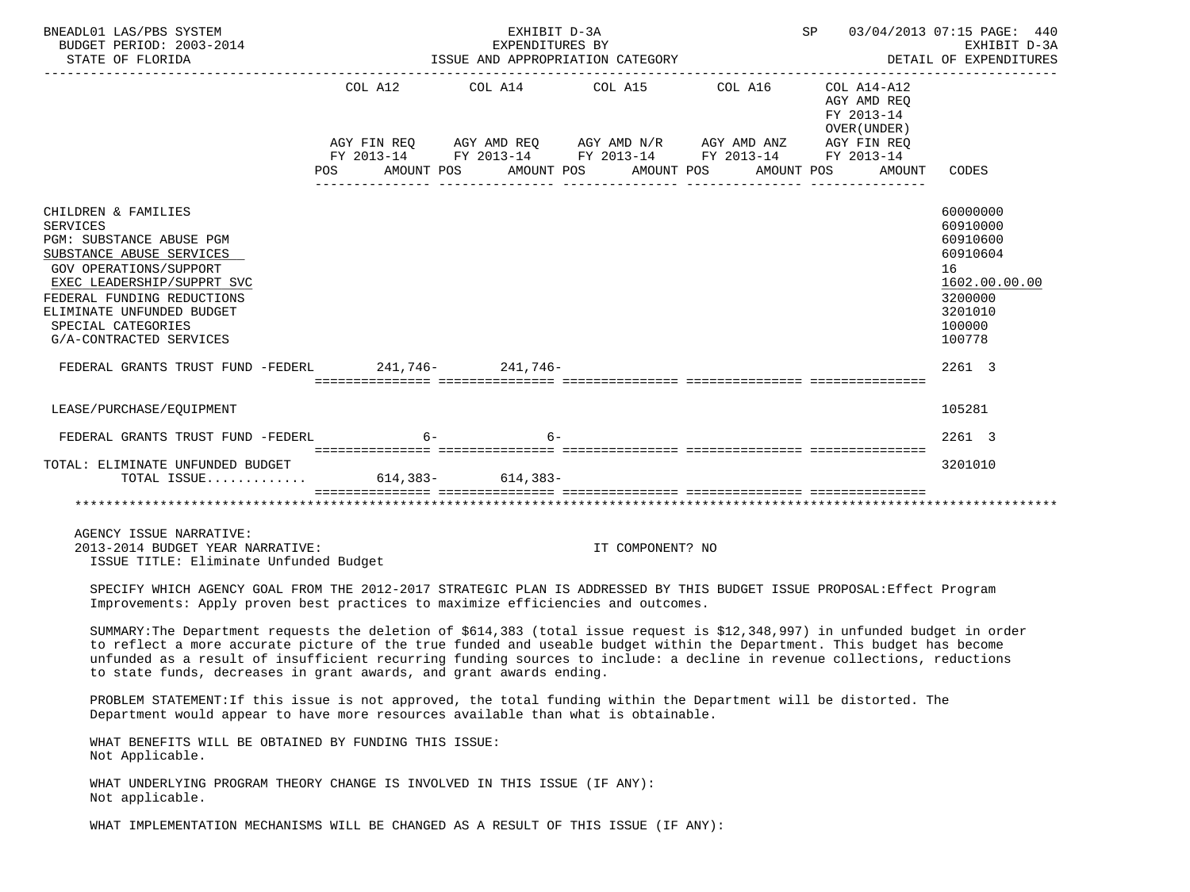| | COL A12 AGY FIN REQ FY 2013-14 POS AMOUNT | COL A14 AGY AMD REQ FY 2013-14 POS AMOUNT | COL A15 AGY AMD N/R FY 2013-14 POS AMOUNT | COL A16 AGY AMD ANZ FY 2013-14 POS AMOUNT | COL A14-A12 AGY AMD REQ FY 2013-14 OVER(UNDER) AGY FIN REQ FY 2013-14 POS AMOUNT | CODES |
|---|---|---|---|---|---|---|
| CHILDREN & FAMILIES | | | | | | 60000000 |
| SERVICES | | | | | | 60910000 |
| PGM: SUBSTANCE ABUSE PGM | | | | | | 60910600 |
| SUBSTANCE ABUSE SERVICES | | | | | | 60910604 |
| GOV OPERATIONS/SUPPORT | | | | | | 16 |
| EXEC LEADERSHIP/SUPPRT SVC | | | | | | 1602.00.00.00 |
| FEDERAL FUNDING REDUCTIONS | | | | | | 3200000 |
| ELIMINATE UNFUNDED BUDGET | | | | | | 3201010 |
| SPECIAL CATEGORIES | | | | | | 100000 |
| G/A-CONTRACTED SERVICES | | | | | | 100778 |
| FEDERAL GRANTS TRUST FUND -FEDERL | 241,746- | 241,746- | | | | 2261 3 |
| LEASE/PURCHASE/EQUIPMENT | | | | | | 105281 |
| FEDERAL GRANTS TRUST FUND -FEDERL | 6- | 6- | | | | 2261 3 |
| TOTAL: ELIMINATE UNFUNDED BUDGET | | | | | | 3201010 |
| TOTAL ISSUE............ | 614,383- | 614,383- | | | | |

AGENCY ISSUE NARRATIVE:
2013-2014 BUDGET YEAR NARRATIVE: IT COMPONENT? NO
ISSUE TITLE: Eliminate Unfunded Budget

SPECIFY WHICH AGENCY GOAL FROM THE 2012-2017 STRATEGIC PLAN IS ADDRESSED BY THIS BUDGET ISSUE PROPOSAL:Effect Program Improvements: Apply proven best practices to maximize efficiencies and outcomes.

SUMMARY:The Department requests the deletion of $614,383 (total issue request is $12,348,997) in unfunded budget in order to reflect a more accurate picture of the true funded and useable budget within the Department. This budget has become unfunded as a result of insufficient recurring funding sources to include: a decline in revenue collections, reductions to state funds, decreases in grant awards, and grant awards ending.

PROBLEM STATEMENT:If this issue is not approved, the total funding within the Department will be distorted. The Department would appear to have more resources available than what is obtainable.

WHAT BENEFITS WILL BE OBTAINED BY FUNDING THIS ISSUE:
Not Applicable.

WHAT UNDERLYING PROGRAM THEORY CHANGE IS INVOLVED IN THIS ISSUE (IF ANY):
Not applicable.

WHAT IMPLEMENTATION MECHANISMS WILL BE CHANGED AS A RESULT OF THIS ISSUE (IF ANY):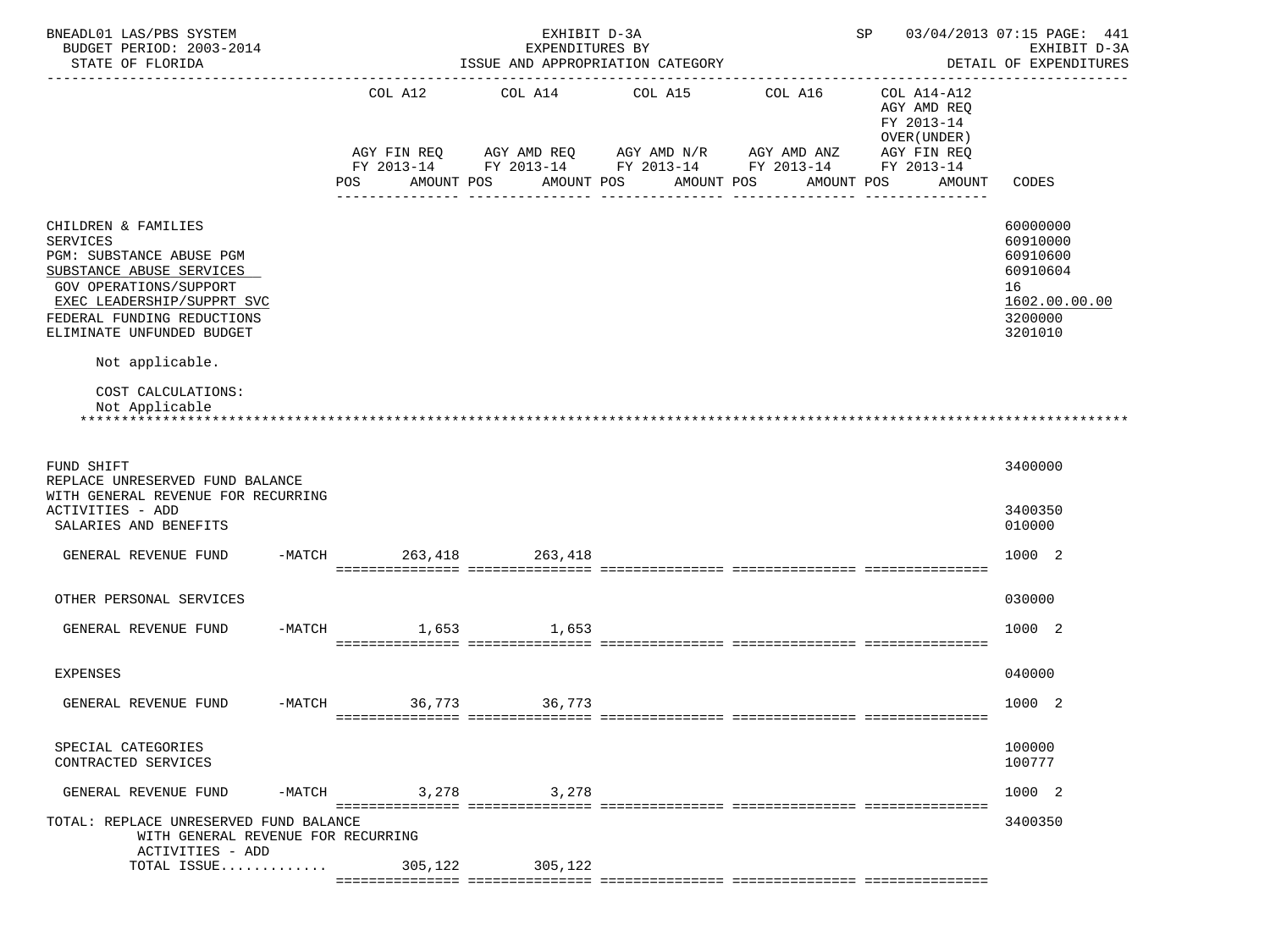BNEADL01 LAS/PBS SYSTEM | EXHIBIT D-3A | SP 03/04/2013 07:15 PAGE: 441
BUDGET PERIOD: 2003-2014 | EXPENDITURES BY | EXHIBIT D-3A
STATE OF FLORIDA | ISSUE AND APPROPRIATION CATEGORY | DETAIL OF EXPENDITURES

| | COL A12 AGY FIN REQ FY 2013-14 POS AMOUNT | COL A14 AGY AMD REQ FY 2013-14 POS AMOUNT | COL A15 AGY AMD N/R FY 2013-14 POS AMOUNT | COL A16 AGY AMD ANZ FY 2013-14 POS AMOUNT | COL A14-A12 AGY AMD REQ FY 2013-14 OVER(UNDER) AGY FIN REQ FY 2013-14 POS AMOUNT | CODES |
|---|---|---|---|---|---|---|
| CHILDREN & FAMILIES | | | | | | 60000000 |
| SERVICES | | | | | | 60910000 |
| PGM: SUBSTANCE ABUSE PGM | | | | | | 60910600 |
| SUBSTANCE ABUSE SERVICES | | | | | | 60910604 |
| GOV OPERATIONS/SUPPORT | | | | | | 16 |
| EXEC LEADERSHIP/SUPPRT SVC | | | | | | 1602.00.00.00 |
| FEDERAL FUNDING REDUCTIONS | | | | | | 3200000 |
| ELIMINATE UNFUNDED BUDGET | | | | | | 3201010 |

Not applicable.

COST CALCULATIONS:
Not Applicable

*******************************************************************************************************************

| | COL A12 | COL A14 | COL A15 | COL A16 | COL A14-A12 | CODES |
|---|---|---|---|---|---|---|
| FUND SHIFT | | | | | | 3400000 |
| REPLACE UNRESERVED FUND BALANCE WITH GENERAL REVENUE FOR RECURRING ACTIVITIES - ADD | | | | | | 3400350 |
| SALARIES AND BENEFITS | | | | | | 010000 |
| GENERAL REVENUE FUND -MATCH | 263,418 | 263,418 | | | | 1000 2 |
| OTHER PERSONAL SERVICES | | | | | | 030000 |
| GENERAL REVENUE FUND -MATCH | 1,653 | 1,653 | | | | 1000 2 |
| EXPENSES | | | | | | 040000 |
| GENERAL REVENUE FUND -MATCH | 36,773 | 36,773 | | | | 1000 2 |
| SPECIAL CATEGORIES | | | | | | 100000 |
| CONTRACTED SERVICES | | | | | | 100777 |
| GENERAL REVENUE FUND -MATCH | 3,278 | 3,278 | | | | 1000 2 |
| TOTAL: REPLACE UNRESERVED FUND BALANCE WITH GENERAL REVENUE FOR RECURRING ACTIVITIES - ADD | | | | | | 3400350 |
| TOTAL ISSUE............ | 305,122 | 305,122 | | | | |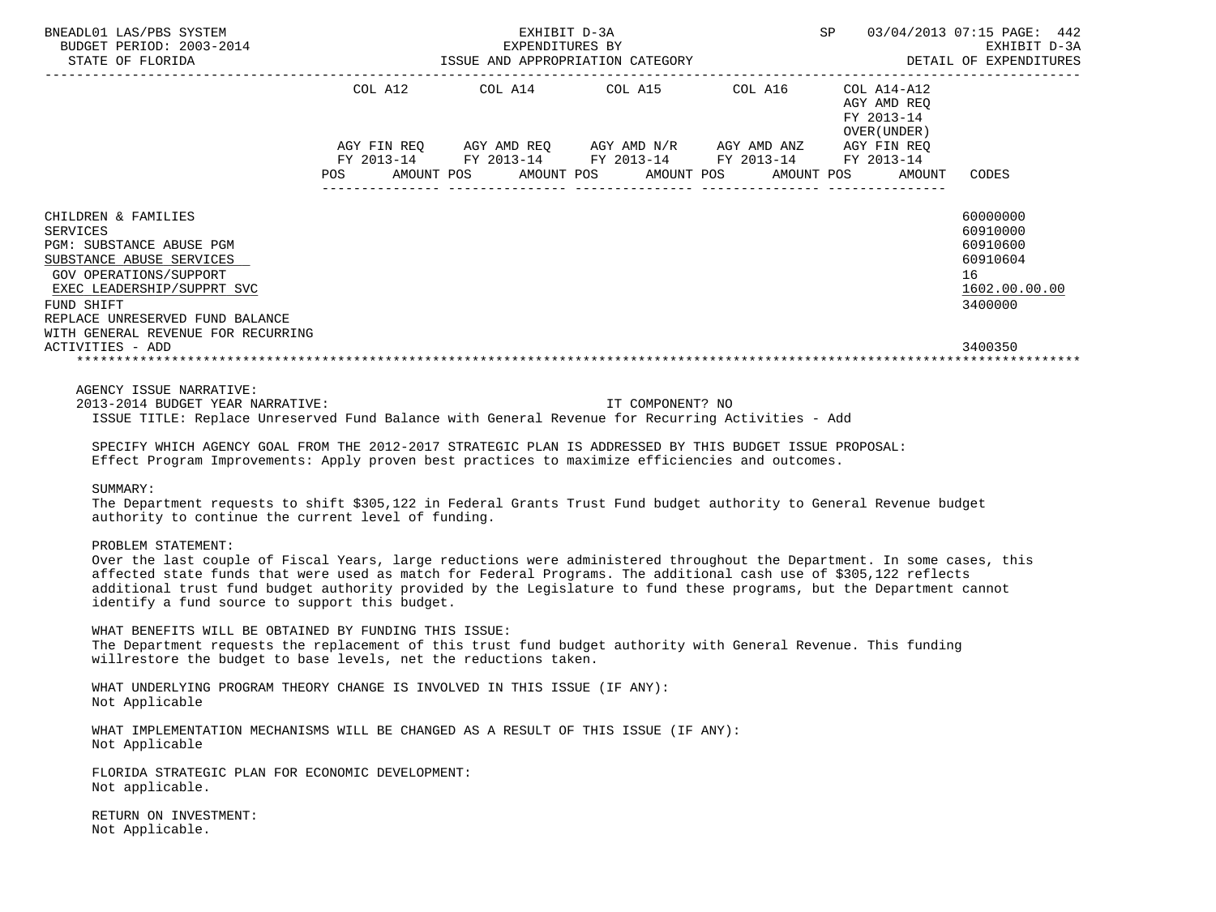| | COL A12 | COL A14 | COL A15 | COL A16 | COL A14-A12 AGY AMD REQ FY 2013-14 OVER(UNDER) | |
|---|---|---|---|---|---|---|
| | AGY FIN REQ FY 2013-14 | AGY AMD REQ FY 2013-14 | AGY AMD N/R FY 2013-14 | AGY AMD ANZ FY 2013-14 | AGY FIN REQ FY 2013-14 | |
| | POS AMOUNT | POS AMOUNT | POS AMOUNT | POS AMOUNT | POS AMOUNT | CODES |
| CHILDREN & FAMILIES | | | | | | 60000000 |
| SERVICES | | | | | | 60910000 |
| PGM: SUBSTANCE ABUSE PGM | | | | | | 60910600 |
| SUBSTANCE ABUSE SERVICES | | | | | | 60910604 |
| GOV OPERATIONS/SUPPORT | | | | | | 16 |
| EXEC LEADERSHIP/SUPPRT SVC | | | | | | 1602.00.00.00 |
| FUND SHIFT | | | | | | 3400000 |
| REPLACE UNRESERVED FUND BALANCE WITH GENERAL REVENUE FOR RECURRING ACTIVITIES - ADD | | | | | | 3400350 |

AGENCY ISSUE NARRATIVE:

2013-2014 BUDGET YEAR NARRATIVE: IT COMPONENT? NO

ISSUE TITLE: Replace Unreserved Fund Balance with General Revenue for Recurring Activities - Add

SPECIFY WHICH AGENCY GOAL FROM THE 2012-2017 STRATEGIC PLAN IS ADDRESSED BY THIS BUDGET ISSUE PROPOSAL:
Effect Program Improvements: Apply proven best practices to maximize efficiencies and outcomes.

SUMMARY:
The Department requests to shift $305,122 in Federal Grants Trust Fund budget authority to General Revenue budget authority to continue the current level of funding.

PROBLEM STATEMENT:
Over the last couple of Fiscal Years, large reductions were administered throughout the Department. In some cases, this affected state funds that were used as match for Federal Programs. The additional cash use of $305,122 reflects additional trust fund budget authority provided by the Legislature to fund these programs, but the Department cannot identify a fund source to support this budget.

WHAT BENEFITS WILL BE OBTAINED BY FUNDING THIS ISSUE:
The Department requests the replacement of this trust fund budget authority with General Revenue. This funding willrestore the budget to base levels, net the reductions taken.

WHAT UNDERLYING PROGRAM THEORY CHANGE IS INVOLVED IN THIS ISSUE (IF ANY):
Not Applicable

WHAT IMPLEMENTATION MECHANISMS WILL BE CHANGED AS A RESULT OF THIS ISSUE (IF ANY):
Not Applicable

FLORIDA STRATEGIC PLAN FOR ECONOMIC DEVELOPMENT:
Not applicable.

RETURN ON INVESTMENT:
Not Applicable.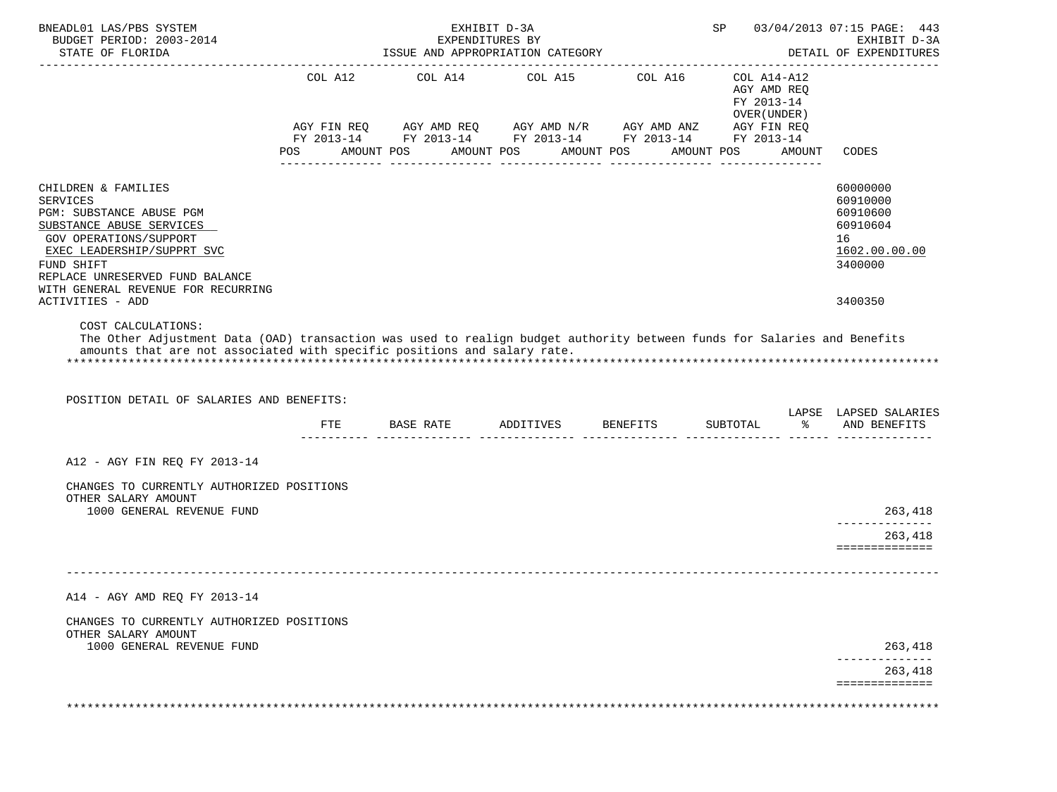BNEADL01 LAS/PBS SYSTEM | EXHIBIT D-3A | SP 03/04/2013 07:15 PAGE: 443
BUDGET PERIOD: 2003-2014 | EXPENDITURES BY | EXHIBIT D-3A
STATE OF FLORIDA | ISSUE AND APPROPRIATION CATEGORY | DETAIL OF EXPENDITURES

| | COL A12 AGY FIN REQ FY 2013-14 POS AMOUNT | COL A14 AGY AMD REQ FY 2013-14 POS AMOUNT | COL A15 AGY AMD N/R FY 2013-14 POS AMOUNT | COL A16 AGY AMD ANZ FY 2013-14 POS AMOUNT | COL A14-A12 AGY AMD REQ FY 2013-14 OVER(UNDER) AGY FIN REQ FY 2013-14 POS AMOUNT | CODES |
|---|---|---|---|---|---|---|
| CHILDREN & FAMILIES | | | | | | 60000000 |
| SERVICES | | | | | | 60910000 |
| PGM: SUBSTANCE ABUSE PGM | | | | | | 60910600 |
| SUBSTANCE ABUSE SERVICES | | | | | | 60910604 |
| GOV OPERATIONS/SUPPORT | | | | | | 16 |
| EXEC LEADERSHIP/SUPPRT SVC | | | | | | 1602.00.00.00 |
| FUND SHIFT | | | | | | 3400000 |
| REPLACE UNRESERVED FUND BALANCE WITH GENERAL REVENUE FOR RECURRING ACTIVITIES - ADD | | | | | | 3400350 |

COST CALCULATIONS:
The Other Adjustment Data (OAD) transaction was used to realign budget authority between funds for Salaries and Benefits amounts that are not associated with specific positions and salary rate.

POSITION DETAIL OF SALARIES AND BENEFITS:

| | FTE | BASE RATE | ADDITIVES | BENEFITS | SUBTOTAL | LAPSE % | LAPSED SALARIES AND BENEFITS |
|---|---|---|---|---|---|---|---|
| A12 - AGY FIN REQ FY 2013-14 | | | | | | | |
| CHANGES TO CURRENTLY AUTHORIZED POSITIONS | | | | | | | |
| OTHER SALARY AMOUNT | | | | | | | |
| 1000 GENERAL REVENUE FUND | | | | | | | 263,418 |
| | | | | | | | 263,418 |
| A14 - AGY AMD REQ FY 2013-14 | | | | | | | |
| CHANGES TO CURRENTLY AUTHORIZED POSITIONS | | | | | | | |
| OTHER SALARY AMOUNT | | | | | | | |
| 1000 GENERAL REVENUE FUND | | | | | | | 263,418 |
| | | | | | | | 263,418 |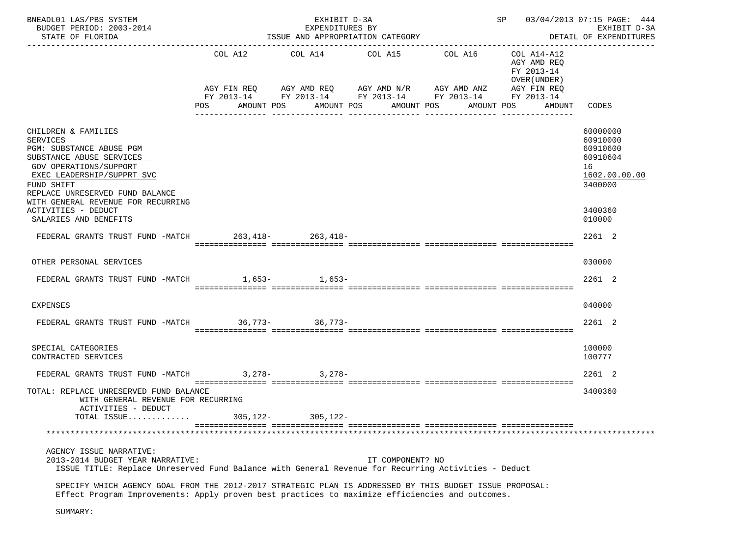BNEADL01 LAS/PBS SYSTEM — EXHIBIT D-3A — EXPENDITURES BY ISSUE AND APPROPRIATION CATEGORY — BUDGET PERIOD: 2003-2014 — STATE OF FLORIDA — DETAIL OF EXPENDITURES

| | COL A12 AGY FIN REQ FY 2013-14 POS AMOUNT | COL A14 AGY AMD REQ FY 2013-14 POS AMOUNT | COL A15 AGY AMD N/R FY 2013-14 POS AMOUNT | COL A16 AGY AMD ANZ FY 2013-14 POS AMOUNT | COL A14-A12 AGY AMD REQ FY 2013-14 OVER(UNDER) AGY FIN REQ FY 2013-14 POS AMOUNT | CODES |
|---|---|---|---|---|---|---|
| CHILDREN & FAMILIES | | | | | | 60000000 |
| SERVICES | | | | | | 60910000 |
| PGM: SUBSTANCE ABUSE PGM | | | | | | 60910600 |
| SUBSTANCE ABUSE SERVICES | | | | | | 60910604 |
| GOV OPERATIONS/SUPPORT | | | | | | 16 |
| EXEC LEADERSHIP/SUPPRT SVC | | | | | | 1602.00.00.00 |
| FUND SHIFT | | | | | | 3400000 |
| REPLACE UNRESERVED FUND BALANCE WITH GENERAL REVENUE FOR RECURRING ACTIVITIES - DEDUCT | | | | | | 3400360 |
| SALARIES AND BENEFITS | | | | | | 010000 |
| FEDERAL GRANTS TRUST FUND -MATCH | 263,418- | 263,418- | | | | 2261 2 |
| OTHER PERSONAL SERVICES | | | | | | 030000 |
| FEDERAL GRANTS TRUST FUND -MATCH | 1,653- | 1,653- | | | | 2261 2 |
| EXPENSES | | | | | | 040000 |
| FEDERAL GRANTS TRUST FUND -MATCH | 36,773- | 36,773- | | | | 2261 2 |
| SPECIAL CATEGORIES | | | | | | 100000 |
| CONTRACTED SERVICES | | | | | | 100777 |
| FEDERAL GRANTS TRUST FUND -MATCH | 3,278- | 3,278- | | | | 2261 2 |
| TOTAL: REPLACE UNRESERVED FUND BALANCE WITH GENERAL REVENUE FOR RECURRING ACTIVITIES - DEDUCT | | | | | | 3400360 |
| TOTAL ISSUE............. | 305,122- | 305,122- | | | | |

AGENCY ISSUE NARRATIVE:

2013-2014 BUDGET YEAR NARRATIVE: IT COMPONENT? NO

ISSUE TITLE: Replace Unreserved Fund Balance with General Revenue for Recurring Activities - Deduct

SPECIFY WHICH AGENCY GOAL FROM THE 2012-2017 STRATEGIC PLAN IS ADDRESSED BY THIS BUDGET ISSUE PROPOSAL:
Effect Program Improvements: Apply proven best practices to maximize efficiencies and outcomes.

SUMMARY: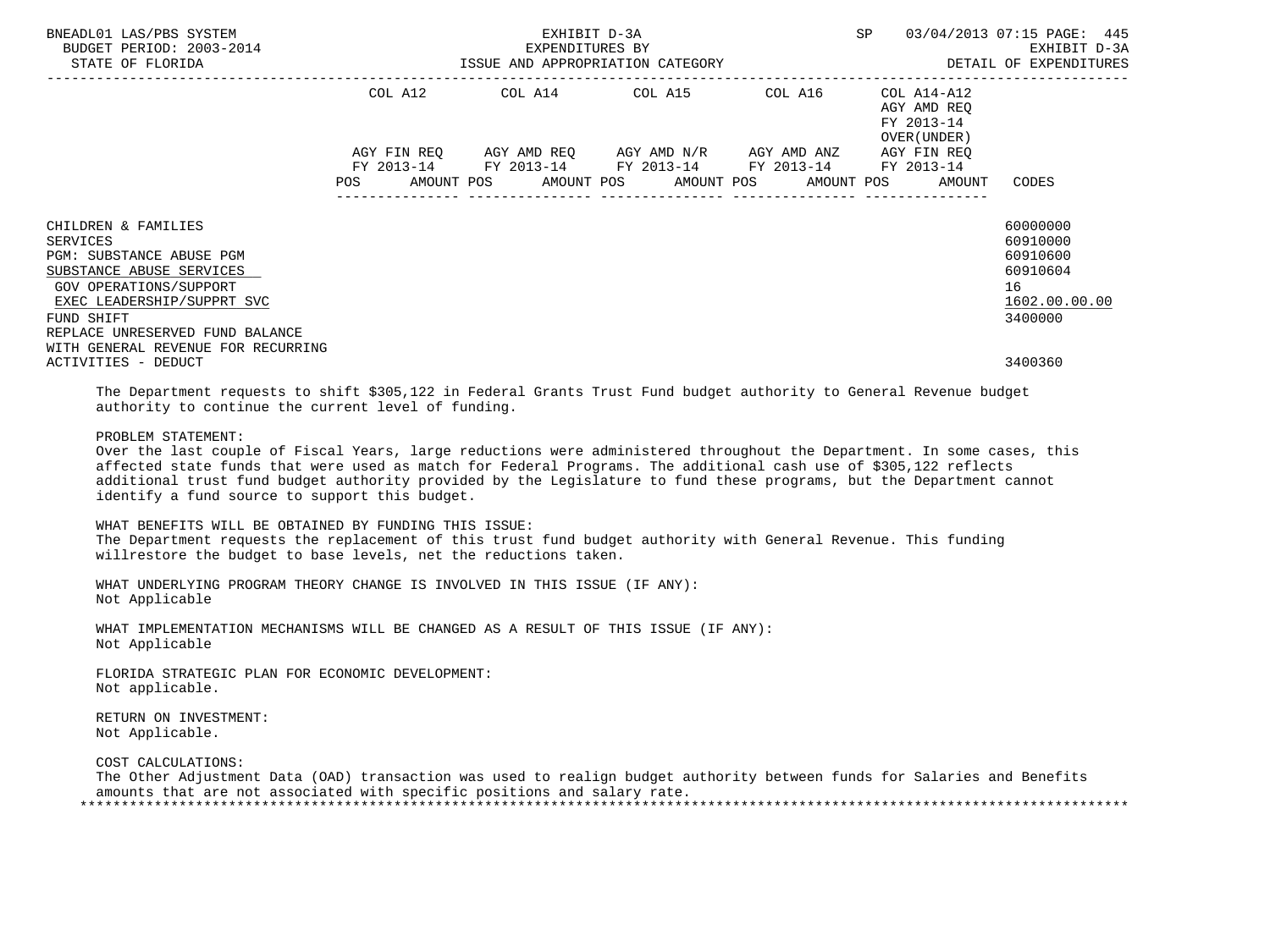| | COL A12 | COL A14 | COL A15 | COL A16 | COL A14-A12 AGY AMD REQ FY 2013-14 OVER(UNDER) | |
|---|---|---|---|---|---|---|
| | AGY FIN REQ FY 2013-14 | AGY AMD REQ FY 2013-14 | AGY AMD N/R FY 2013-14 | AGY AMD ANZ FY 2013-14 | AGY FIN REQ FY 2013-14 | |
| | POS AMOUNT | POS AMOUNT | POS AMOUNT | POS AMOUNT | POS AMOUNT | CODES |
| CHILDREN & FAMILIES | | | | | | 60000000 |
| SERVICES | | | | | | 60910000 |
| PGM: SUBSTANCE ABUSE PGM | | | | | | 60910600 |
| SUBSTANCE ABUSE SERVICES | | | | | | 60910604 |
| GOV OPERATIONS/SUPPORT | | | | | | 16 |
| EXEC LEADERSHIP/SUPPRT SVC | | | | | | 1602.00.00.00 |
| FUND SHIFT | | | | | | 3400000 |
| REPLACE UNRESERVED FUND BALANCE WITH GENERAL REVENUE FOR RECURRING ACTIVITIES - DEDUCT | | | | | | 3400360 |

The Department requests to shift $305,122 in Federal Grants Trust Fund budget authority to General Revenue budget authority to continue the current level of funding.

PROBLEM STATEMENT:
Over the last couple of Fiscal Years, large reductions were administered throughout the Department. In some cases, this affected state funds that were used as match for Federal Programs. The additional cash use of $305,122 reflects additional trust fund budget authority provided by the Legislature to fund these programs, but the Department cannot identify a fund source to support this budget.

WHAT BENEFITS WILL BE OBTAINED BY FUNDING THIS ISSUE:
The Department requests the replacement of this trust fund budget authority with General Revenue. This funding willrestore the budget to base levels, net the reductions taken.

WHAT UNDERLYING PROGRAM THEORY CHANGE IS INVOLVED IN THIS ISSUE (IF ANY):
Not Applicable

WHAT IMPLEMENTATION MECHANISMS WILL BE CHANGED AS A RESULT OF THIS ISSUE (IF ANY):
Not Applicable

FLORIDA STRATEGIC PLAN FOR ECONOMIC DEVELOPMENT:
Not applicable.

RETURN ON INVESTMENT:
Not Applicable.

COST CALCULATIONS:
The Other Adjustment Data (OAD) transaction was used to realign budget authority between funds for Salaries and Benefits amounts that are not associated with specific positions and salary rate.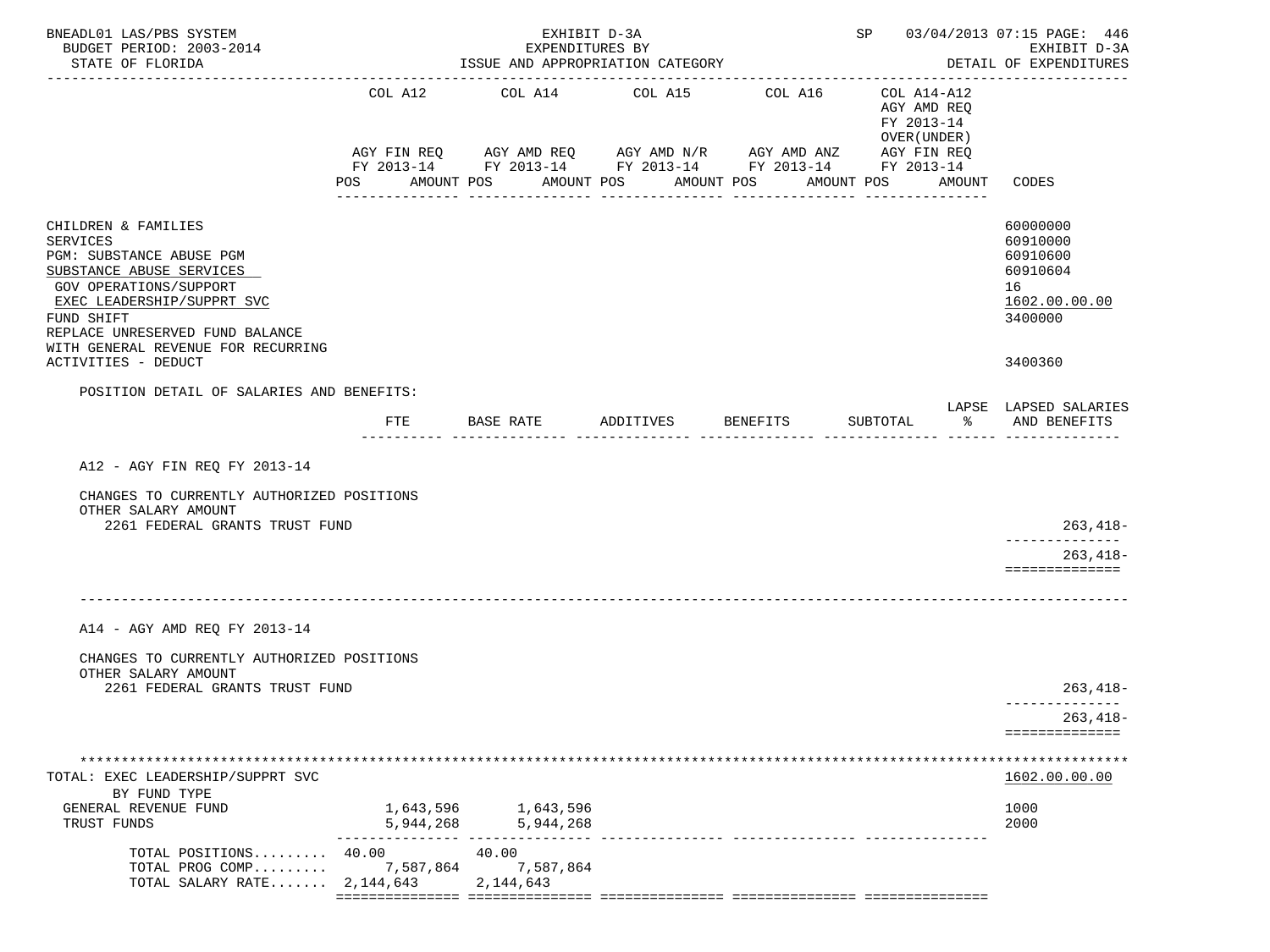BNEADL01 LAS/PBS SYSTEM — EXHIBIT D-3A — EXPENDITURES BY ISSUE AND APPROPRIATION CATEGORY — SP 03/04/2013 07:15 PAGE: 446
BUDGET PERIOD: 2003-2014 — EXHIBIT D-3A
STATE OF FLORIDA — DETAIL OF EXPENDITURES

| | COL A12 AGY FIN REQ FY 2013-14 POS AMOUNT | COL A14 AGY AMD REQ FY 2013-14 POS AMOUNT | COL A15 AGY AMD N/R FY 2013-14 POS AMOUNT | COL A16 AGY AMD ANZ FY 2013-14 POS AMOUNT | COL A14-A12 AGY AMD REQ FY 2013-14 OVER(UNDER) AGY FIN REQ FY 2013-14 POS AMOUNT | CODES |
|---|---|---|---|---|---|---|
| CHILDREN & FAMILIES | | | | | | 60000000 |
| SERVICES | | | | | | 60910000 |
| PGM: SUBSTANCE ABUSE PGM | | | | | | 60910600 |
| SUBSTANCE ABUSE SERVICES | | | | | | 60910604 |
| GOV OPERATIONS/SUPPORT | | | | | | 16 |
| EXEC LEADERSHIP/SUPPRT SVC | | | | | | 1602.00.00.00 |
| FUND SHIFT | | | | | | 3400000 |
| REPLACE UNRESERVED FUND BALANCE WITH GENERAL REVENUE FOR RECURRING ACTIVITIES - DEDUCT | | | | | | 3400360 |

POSITION DETAIL OF SALARIES AND BENEFITS:

| | FTE | BASE RATE | ADDITIVES | BENEFITS | SUBTOTAL | LAPSE % | LAPSED SALARIES AND BENEFITS |
|---|---|---|---|---|---|---|---|
| **A12 - AGY FIN REQ FY 2013-14** | | | | | | | |
| CHANGES TO CURRENTLY AUTHORIZED POSITIONS | | | | | | | |
| OTHER SALARY AMOUNT | | | | | | | |
| 2261 FEDERAL GRANTS TRUST FUND | | | | | | | 263,418- |
| | | | | | | | 263,418- |
| **A14 - AGY AMD REQ FY 2013-14** | | | | | | | |
| CHANGES TO CURRENTLY AUTHORIZED POSITIONS | | | | | | | |
| OTHER SALARY AMOUNT | | | | | | | |
| 2261 FEDERAL GRANTS TRUST FUND | | | | | | | 263,418- |
| | | | | | | | 263,418- |

| TOTAL: EXEC LEADERSHIP/SUPPRT SVC | COL A12 | COL A14 | COL A15 | COL A16 | COL A14-A12 | 1602.00.00.00 |
|---|---|---|---|---|---|---|
| BY FUND TYPE | | | | | | |
| GENERAL REVENUE FUND | 1,643,596 | 1,643,596 | | | | 1000 |
| TRUST FUNDS | 5,944,268 | 5,944,268 | | | | 2000 |
| TOTAL POSITIONS......... | 40.00 | 40.00 | | | | |
| TOTAL PROG COMP......... | 7,587,864 | 7,587,864 | | | | |
| TOTAL SALARY RATE....... | 2,144,643 | 2,144,643 | | | | |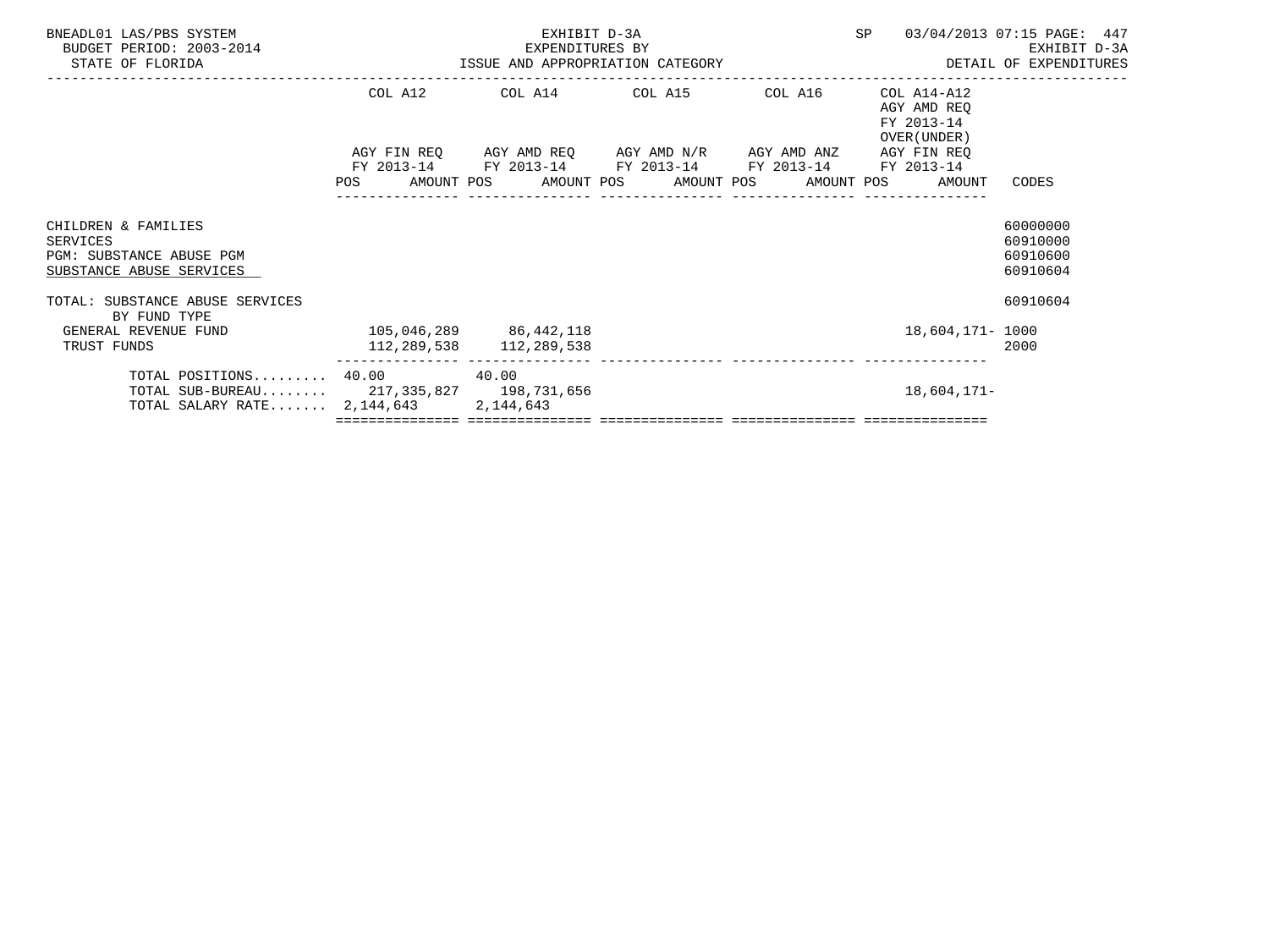BNEADL01 LAS/PBS SYSTEM — EXHIBIT D-3A — SP 03/04/2013 07:15

BUDGET PERIOD: 2003-2014 — EXPENDITURES BY — EXHIBIT D-3A

STATE OF FLORIDA — ISSUE AND APPROPRIATION CATEGORY — DETAIL OF EXPENDITURES

| | COL A12 AGY FIN REQ FY 2013-14 POS AMOUNT | COL A14 AGY AMD REQ FY 2013-14 POS AMOUNT | COL A15 AGY AMD N/R FY 2013-14 POS AMOUNT | COL A16 AGY AMD ANZ FY 2013-14 POS AMOUNT | COL A14-A12 AGY AMD REQ FY 2013-14 OVER(UNDER) AGY FIN REQ FY 2013-14 POS AMOUNT | CODES |
|---|---|---|---|---|---|---|
| CHILDREN & FAMILIES | | | | | | 60000000 |
| SERVICES | | | | | | 60910000 |
| PGM: SUBSTANCE ABUSE PGM | | | | | | 60910600 |
| SUBSTANCE ABUSE SERVICES | | | | | | 60910604 |
| TOTAL: SUBSTANCE ABUSE SERVICES | | | | | | 60910604 |
| BY FUND TYPE | | | | | | |
| GENERAL REVENUE FUND | 105,046,289 | 86,442,118 | | | 18,604,171- | 1000 |
| TRUST FUNDS | 112,289,538 | 112,289,538 | | | | 2000 |
| TOTAL POSITIONS......... | 40.00 | 40.00 | | | | |
| TOTAL SUB-BUREAU........ | 217,335,827 | 198,731,656 | | | 18,604,171- | |
| TOTAL SALARY RATE....... | 2,144,643 | 2,144,643 | | | | |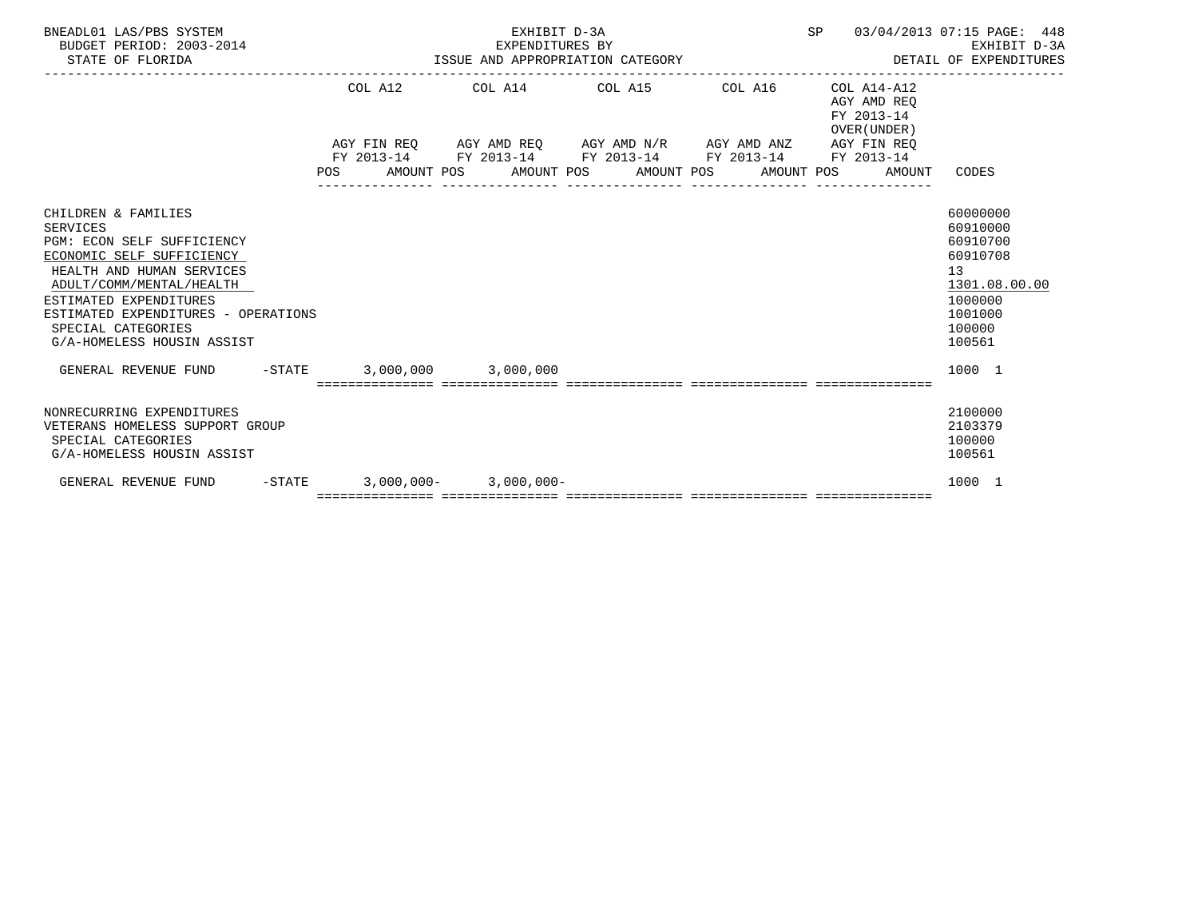BNEADL01 LAS/PBS SYSTEM
BUDGET PERIOD: 2003-2014
STATE OF FLORIDA

EXHIBIT D-3A
EXPENDITURES BY
ISSUE AND APPROPRIATION CATEGORY

SP 03/04/2013 07:15 PAGE: 448
EXHIBIT D-3A
DETAIL OF EXPENDITURES

| | COL A12 AGY FIN REQ FY 2013-14 POS AMOUNT | COL A14 AGY AMD REQ FY 2013-14 POS AMOUNT | COL A15 AGY AMD N/R FY 2013-14 POS AMOUNT | COL A16 AGY AMD ANZ FY 2013-14 POS AMOUNT | COL A14-A12 AGY AMD REQ FY 2013-14 OVER(UNDER) AGY FIN REQ FY 2013-14 POS AMOUNT | CODES |
|---|---|---|---|---|---|---|
| CHILDREN & FAMILIES | | | | | | 60000000 |
| SERVICES | | | | | | 60910000 |
| PGM: ECON SELF SUFFICIENCY | | | | | | 60910700 |
| ECONOMIC SELF SUFFICIENCY | | | | | | 60910708 |
| HEALTH AND HUMAN SERVICES | | | | | | 13 |
| ADULT/COMM/MENTAL/HEALTH | | | | | | 1301.08.00.00 |
| ESTIMATED EXPENDITURES | | | | | | 1000000 |
| ESTIMATED EXPENDITURES - OPERATIONS | | | | | | 1001000 |
| SPECIAL CATEGORIES | | | | | | 100000 |
| G/A-HOMELESS HOUSIN ASSIST | | | | | | 100561 |
| GENERAL REVENUE FUND -STATE | 3,000,000 | 3,000,000 | | | | 1000 1 |
| NONRECURRING EXPENDITURES | | | | | | 2100000 |
| VETERANS HOMELESS SUPPORT GROUP | | | | | | 2103379 |
| SPECIAL CATEGORIES | | | | | | 100000 |
| G/A-HOMELESS HOUSIN ASSIST | | | | | | 100561 |
| GENERAL REVENUE FUND -STATE | 3,000,000- | 3,000,000- | | | | 1000 1 |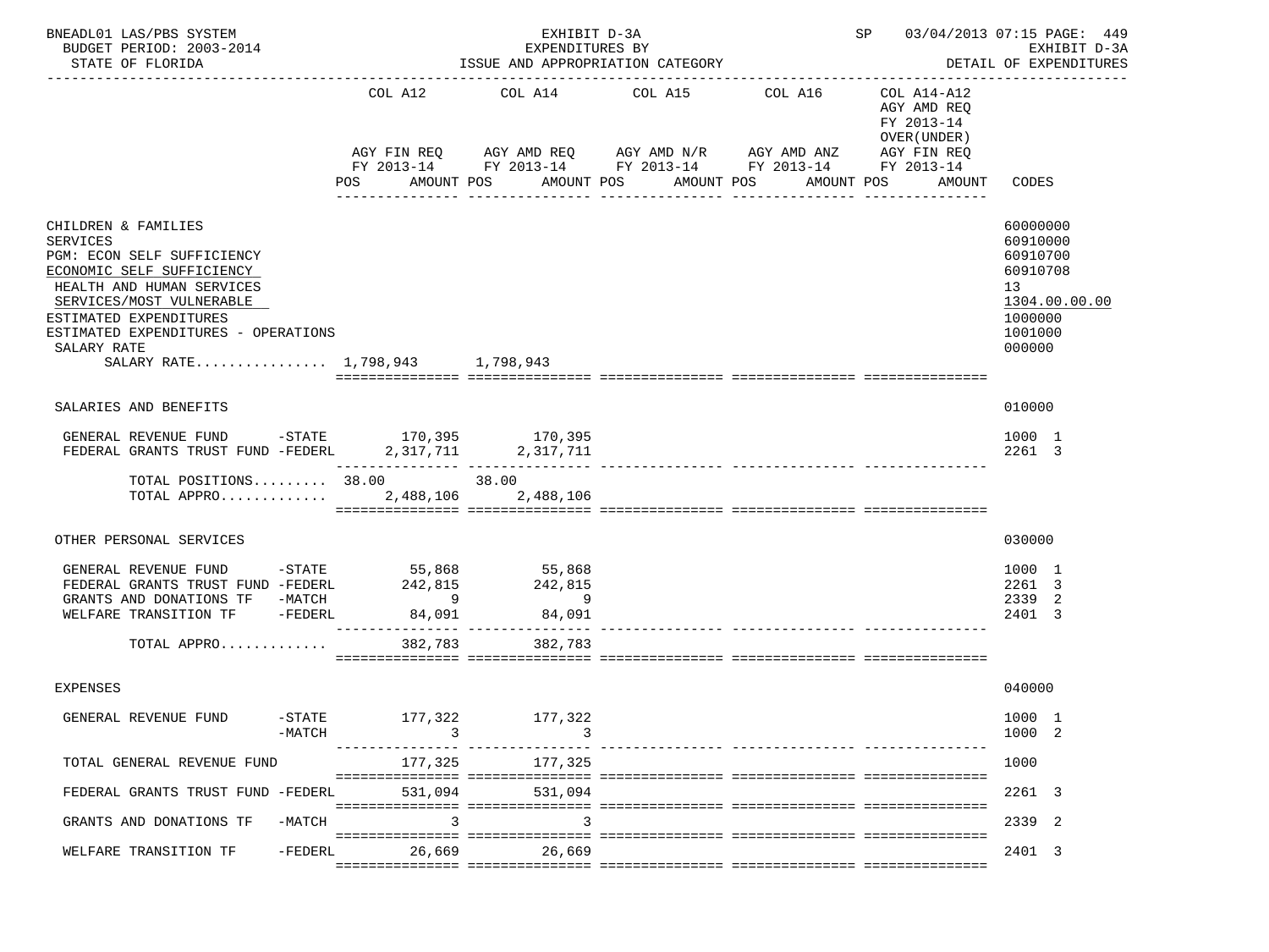BNEADL01 LAS/PBS SYSTEM | EXHIBIT D-3A | SP 03/04/2013 07:15 PAGE: 449
BUDGET PERIOD: 2003-2014 | EXPENDITURES BY | EXHIBIT D-3A
STATE OF FLORIDA | ISSUE AND APPROPRIATION CATEGORY | DETAIL OF EXPENDITURES

| | COL A12 AGY FIN REQ FY 2013-14 POS AMOUNT | COL A14 AGY AMD REQ FY 2013-14 POS AMOUNT | COL A15 AGY AMD N/R FY 2013-14 POS AMOUNT | COL A16 AGY AMD ANZ FY 2013-14 POS AMOUNT | COL A14-A12 AGY AMD REQ FY 2013-14 OVER(UNDER) AGY FIN REQ FY 2013-14 POS AMOUNT | CODES |
|---|---|---|---|---|---|---|
| CHILDREN & FAMILIES | | | | | | 60000000 |
| SERVICES | | | | | | 60910000 |
| PGM: ECON SELF SUFFICIENCY | | | | | | 60910700 |
| ECONOMIC SELF SUFFICIENCY | | | | | | 60910708 |
| HEALTH AND HUMAN SERVICES | | | | | | 13 |
| SERVICES/MOST VULNERABLE | | | | | | 1304.00.00.00 |
| ESTIMATED EXPENDITURES | | | | | | 1000000 |
| ESTIMATED EXPENDITURES - OPERATIONS | | | | | | 1001000 |
| SALARY RATE | | | | | | 000000 |
| SALARY RATE................ | 1,798,943 | 1,798,943 | | | | |
| SALARIES AND BENEFITS | | | | | | 010000 |
| GENERAL REVENUE FUND -STATE | 170,395 | 170,395 | | | | 1000 1 |
| FEDERAL GRANTS TRUST FUND -FEDERL | 2,317,711 | 2,317,711 | | | | 2261 3 |
| TOTAL POSITIONS......... | 38.00 | 38.00 | | | | |
| TOTAL APPRO............. | 2,488,106 | 2,488,106 | | | | |
| OTHER PERSONAL SERVICES | | | | | | 030000 |
| GENERAL REVENUE FUND -STATE | 55,868 | 55,868 | | | | 1000 1 |
| FEDERAL GRANTS TRUST FUND -FEDERL | 242,815 | 242,815 | | | | 2261 3 |
| GRANTS AND DONATIONS TF -MATCH | 9 | 9 | | | | 2339 2 |
| WELFARE TRANSITION TF -FEDERL | 84,091 | 84,091 | | | | 2401 3 |
| TOTAL APPRO............. | 382,783 | 382,783 | | | | |
| EXPENSES | | | | | | 040000 |
| GENERAL REVENUE FUND -STATE | 177,322 | 177,322 | | | | 1000 1 |
| -MATCH | 3 | 3 | | | | 1000 2 |
| TOTAL GENERAL REVENUE FUND | 177,325 | 177,325 | | | | 1000 |
| FEDERAL GRANTS TRUST FUND -FEDERL | 531,094 | 531,094 | | | | 2261 3 |
| GRANTS AND DONATIONS TF -MATCH | 3 | 3 | | | | 2339 2 |
| WELFARE TRANSITION TF -FEDERL | 26,669 | 26,669 | | | | 2401 3 |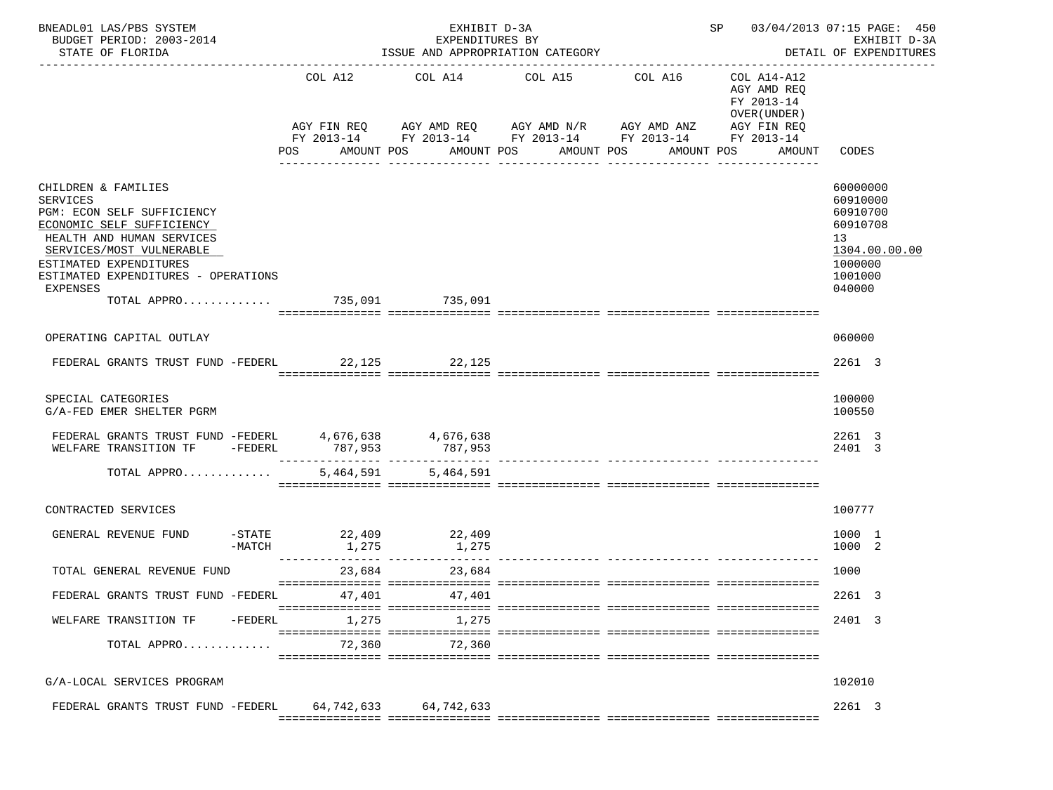BNEADL01 LAS/PBS SYSTEM — EXHIBIT D-3A — SP 03/04/2013 07:15 PAGE: 450
BUDGET PERIOD: 2003-2014 — EXPENDITURES BY — EXHIBIT D-3A
STATE OF FLORIDA — ISSUE AND APPROPRIATION CATEGORY — DETAIL OF EXPENDITURES

| | COL A12 AGY FIN REQ FY 2013-14 POS AMOUNT | COL A14 AGY AMD REQ FY 2013-14 POS AMOUNT | COL A15 AGY AMD N/R FY 2013-14 POS AMOUNT | COL A16 AGY AMD ANZ FY 2013-14 POS AMOUNT | COL A14-A12 AGY AMD REQ FY 2013-14 OVER(UNDER) AGY FIN REQ FY 2013-14 POS AMOUNT | CODES |
|---|---|---|---|---|---|---|
| CHILDREN & FAMILIES | | | | | | 60000000 |
| SERVICES | | | | | | 60910000 |
| PGM: ECON SELF SUFFICIENCY | | | | | | 60910700 |
| ECONOMIC SELF SUFFICIENCY | | | | | | 60910708 |
| HEALTH AND HUMAN SERVICES | | | | | | 13 |
| SERVICES/MOST VULNERABLE | | | | | | 1304.00.00.00 |
| ESTIMATED EXPENDITURES | | | | | | 1000000 |
| ESTIMATED EXPENDITURES - OPERATIONS | | | | | | 1001000 |
| EXPENSES | | | | | | 040000 |
| TOTAL APPRO............. | 735,091 | 735,091 | | | | |
| OPERATING CAPITAL OUTLAY | | | | | | 060000 |
| FEDERAL GRANTS TRUST FUND -FEDERL | 22,125 | 22,125 | | | | 2261 3 |
| SPECIAL CATEGORIES | | | | | | 100000 |
| G/A-FED EMER SHELTER PGRM | | | | | | 100550 |
| FEDERAL GRANTS TRUST FUND -FEDERL | 4,676,638 | 4,676,638 | | | | 2261 3 |
| WELFARE TRANSITION TF -FEDERL | 787,953 | 787,953 | | | | 2401 3 |
| TOTAL APPRO............. | 5,464,591 | 5,464,591 | | | | |
| CONTRACTED SERVICES | | | | | | 100777 |
| GENERAL REVENUE FUND -STATE | 22,409 | 22,409 | | | | 1000 1 |
| -MATCH | 1,275 | 1,275 | | | | 1000 2 |
| TOTAL GENERAL REVENUE FUND | 23,684 | 23,684 | | | | 1000 |
| FEDERAL GRANTS TRUST FUND -FEDERL | 47,401 | 47,401 | | | | 2261 3 |
| WELFARE TRANSITION TF -FEDERL | 1,275 | 1,275 | | | | 2401 3 |
| TOTAL APPRO............. | 72,360 | 72,360 | | | | |
| G/A-LOCAL SERVICES PROGRAM | | | | | | 102010 |
| FEDERAL GRANTS TRUST FUND -FEDERL | 64,742,633 | 64,742,633 | | | | 2261 3 |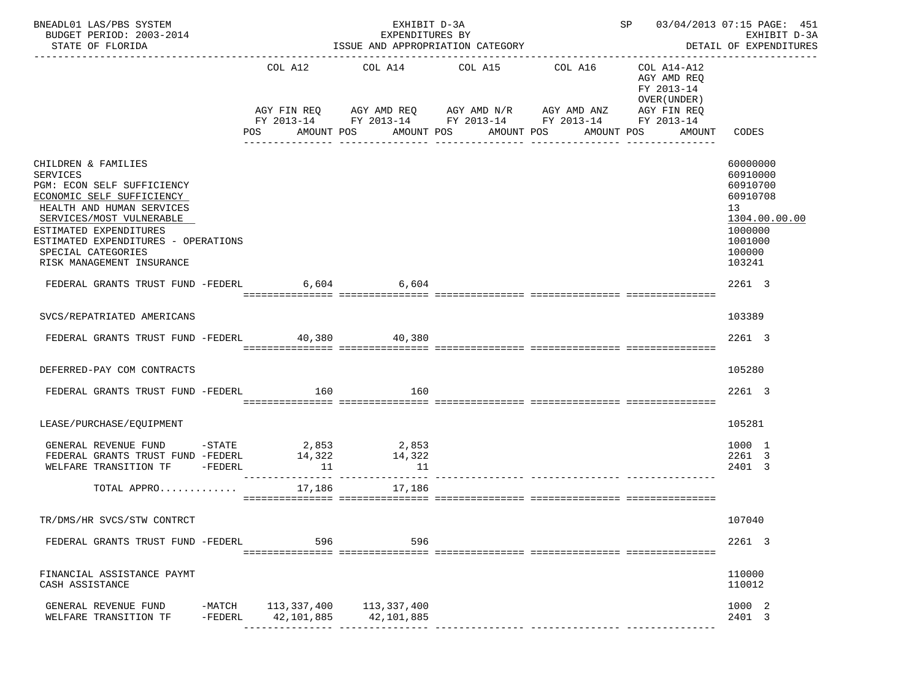BNEADL01 LAS/PBS SYSTEM — EXHIBIT D-3A — SP 03/04/2013 07:15 PAGE: 451
BUDGET PERIOD: 2003-2014 — EXPENDITURES BY — EXHIBIT D-3A
STATE OF FLORIDA — ISSUE AND APPROPRIATION CATEGORY — DETAIL OF EXPENDITURES

| | COL A12 AGY FIN REQ FY 2013-14 POS AMOUNT | COL A14 AGY AMD REQ FY 2013-14 POS AMOUNT | COL A15 AGY AMD N/R FY 2013-14 POS AMOUNT | COL A16 AGY AMD ANZ FY 2013-14 POS AMOUNT | COL A14-A12 AGY AMD REQ FY 2013-14 OVER(UNDER) AGY FIN REQ FY 2013-14 POS AMOUNT | CODES |
|---|---|---|---|---|---|---|
| CHILDREN & FAMILIES | | | | | | 60000000 |
| SERVICES | | | | | | 60910000 |
| PGM: ECON SELF SUFFICIENCY | | | | | | 60910700 |
| ECONOMIC SELF SUFFICIENCY | | | | | | 60910708 |
| HEALTH AND HUMAN SERVICES | | | | | | 13 |
| SERVICES/MOST VULNERABLE | | | | | | 1304.00.00.00 |
| ESTIMATED EXPENDITURES | | | | | | 1000000 |
| ESTIMATED EXPENDITURES - OPERATIONS | | | | | | 1001000 |
| SPECIAL CATEGORIES | | | | | | 100000 |
| RISK MANAGEMENT INSURANCE | | | | | | 103241 |
| FEDERAL GRANTS TRUST FUND -FEDERL | 6,604 | 6,604 | | | | 2261 3 |
| SVCS/REPATRIATED AMERICANS | | | | | | 103389 |
| FEDERAL GRANTS TRUST FUND -FEDERL | 40,380 | 40,380 | | | | 2261 3 |
| DEFERRED-PAY COM CONTRACTS | | | | | | 105280 |
| FEDERAL GRANTS TRUST FUND -FEDERL | 160 | 160 | | | | 2261 3 |
| LEASE/PURCHASE/EQUIPMENT | | | | | | 105281 |
| GENERAL REVENUE FUND -STATE | 2,853 | 2,853 | | | | 1000 1 |
| FEDERAL GRANTS TRUST FUND -FEDERL | 14,322 | 14,322 | | | | 2261 3 |
| WELFARE TRANSITION TF -FEDERL | 11 | 11 | | | | 2401 3 |
| TOTAL APPRO............ | 17,186 | 17,186 | | | | |
| TR/DMS/HR SVCS/STW CONTRCT | | | | | | 107040 |
| FEDERAL GRANTS TRUST FUND -FEDERL | 596 | 596 | | | | 2261 3 |
| FINANCIAL ASSISTANCE PAYMT | | | | | | 110000 |
| CASH ASSISTANCE | | | | | | 110012 |
| GENERAL REVENUE FUND -MATCH | 113,337,400 | 113,337,400 | | | | 1000 2 |
| WELFARE TRANSITION TF -FEDERL | 42,101,885 | 42,101,885 | | | | 2401 3 |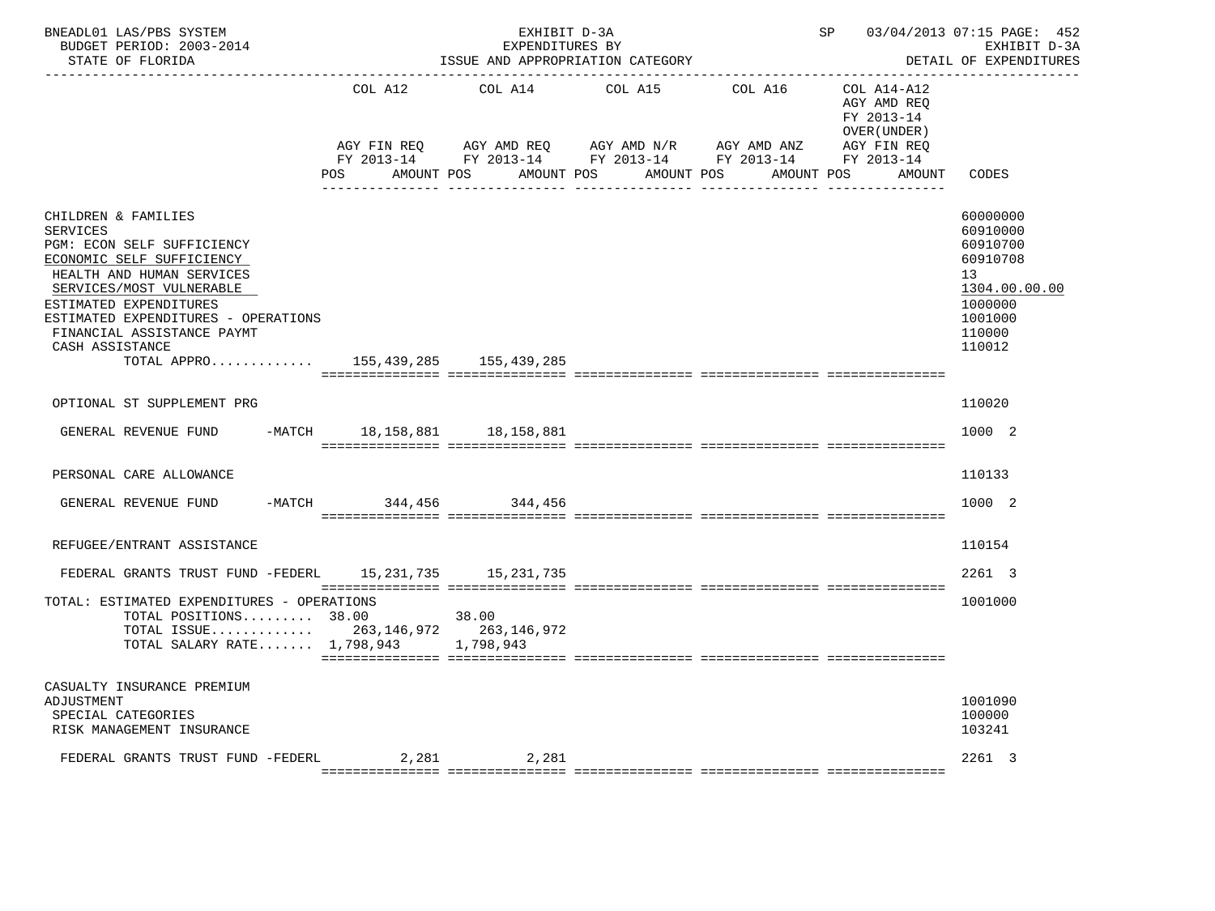BNEADL01 LAS/PBS SYSTEM — EXHIBIT D-3A — SP 03/04/2013 07:15

BUDGET PERIOD: 2003-2014 — EXPENDITURES BY — EXHIBIT D-3A

STATE OF FLORIDA — ISSUE AND APPROPRIATION CATEGORY — DETAIL OF EXPENDITURES

| | COL A12 AGY FIN REQ FY 2013-14 POS AMOUNT | COL A14 AGY AMD REQ FY 2013-14 POS AMOUNT | COL A15 AGY AMD N/R FY 2013-14 POS AMOUNT | COL A16 AGY AMD ANZ FY 2013-14 POS AMOUNT | COL A14-A12 AGY AMD REQ FY 2013-14 OVER(UNDER) AGY FIN REQ FY 2013-14 POS AMOUNT | CODES |
|---|---|---|---|---|---|---|
| CHILDREN & FAMILIES | | | | | | 60000000 |
| SERVICES | | | | | | 60910000 |
| PGM: ECON SELF SUFFICIENCY | | | | | | 60910700 |
| ECONOMIC SELF SUFFICIENCY | | | | | | 60910708 |
| HEALTH AND HUMAN SERVICES | | | | | | 13 |
| SERVICES/MOST VULNERABLE | | | | | | 1304.00.00.00 |
| ESTIMATED EXPENDITURES | | | | | | 1000000 |
| ESTIMATED EXPENDITURES - OPERATIONS | | | | | | 1001000 |
| FINANCIAL ASSISTANCE PAYMT | | | | | | 110000 |
| CASH ASSISTANCE | | | | | | 110012 |
| TOTAL APPRO............ | 155,439,285 | 155,439,285 | | | | |
| OPTIONAL ST SUPPLEMENT PRG | | | | | | 110020 |
| GENERAL REVENUE FUND -MATCH | 18,158,881 | 18,158,881 | | | | 1000 2 |
| PERSONAL CARE ALLOWANCE | | | | | | 110133 |
| GENERAL REVENUE FUND -MATCH | 344,456 | 344,456 | | | | 1000 2 |
| REFUGEE/ENTRANT ASSISTANCE | | | | | | 110154 |
| FEDERAL GRANTS TRUST FUND -FEDERL | 15,231,735 | 15,231,735 | | | | 2261 3 |
| TOTAL: ESTIMATED EXPENDITURES - OPERATIONS | | | | | | 1001000 |
| TOTAL POSITIONS......... | 38.00 | 38.00 | | | | |
| TOTAL ISSUE............ | 263,146,972 | 263,146,972 | | | | |
| TOTAL SALARY RATE....... | 1,798,943 | 1,798,943 | | | | |
| CASUALTY INSURANCE PREMIUM | | | | | | |
| ADJUSTMENT | | | | | | 1001090 |
| SPECIAL CATEGORIES | | | | | | 100000 |
| RISK MANAGEMENT INSURANCE | | | | | | 103241 |
| FEDERAL GRANTS TRUST FUND -FEDERL | 2,281 | 2,281 | | | | 2261 3 |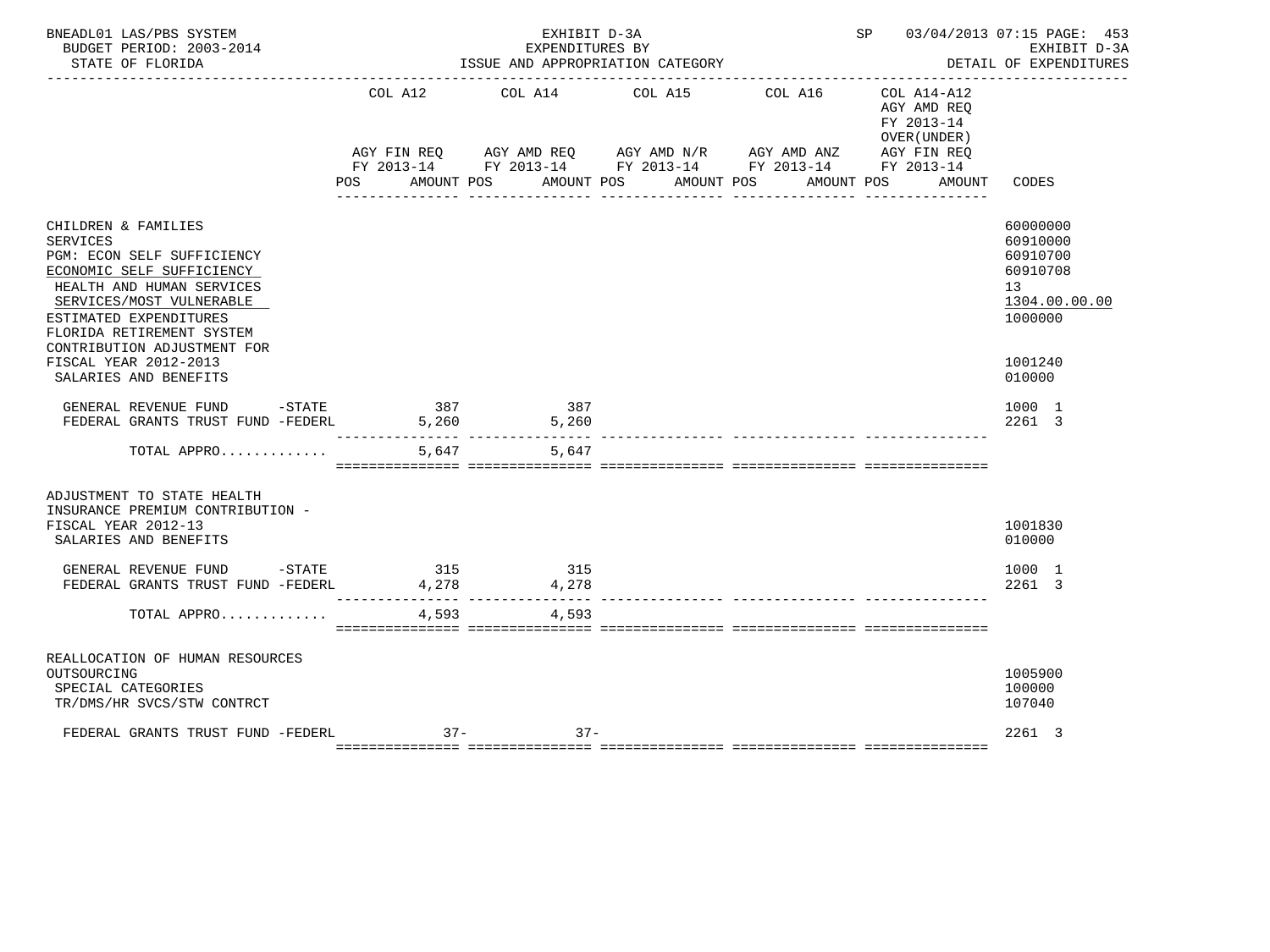BNEADL01 LAS/PBS SYSTEM | BUDGET PERIOD: 2003-2014 | STATE OF FLORIDA

EXHIBIT D-3A
EXPENDITURES BY
ISSUE AND APPROPRIATION CATEGORY

SP 03/04/2013 07:15 PAGE: 453
EXHIBIT D-3A
DETAIL OF EXPENDITURES

| | COL A12 AGY FIN REQ FY 2013-14 POS AMOUNT | COL A14 AGY AMD REQ FY 2013-14 POS AMOUNT | COL A15 AGY AMD N/R FY 2013-14 POS AMOUNT | COL A16 AGY AMD ANZ FY 2013-14 POS AMOUNT | COL A14-A12 AGY AMD REQ FY 2013-14 OVER(UNDER) AGY FIN REQ FY 2013-14 POS AMOUNT | CODES |
|---|---|---|---|---|---|---|
| CHILDREN & FAMILIES | | | | | | 60000000 |
| SERVICES | | | | | | 60910000 |
| PGM: ECON SELF SUFFICIENCY | | | | | | 60910700 |
| ECONOMIC SELF SUFFICIENCY | | | | | | 60910708 |
| HEALTH AND HUMAN SERVICES | | | | | | 13 |
| SERVICES/MOST VULNERABLE | | | | | | 1304.00.00.00 |
| ESTIMATED EXPENDITURES | | | | | | 1000000 |
| FLORIDA RETIREMENT SYSTEM CONTRIBUTION ADJUSTMENT FOR FISCAL YEAR 2012-2013 | | | | | | 1001240 |
| SALARIES AND BENEFITS | | | | | | 010000 |
| GENERAL REVENUE FUND -STATE | 387 | 387 | | | | 1000 1 |
| FEDERAL GRANTS TRUST FUND -FEDERL | 5,260 | 5,260 | | | | 2261 3 |
| TOTAL APPRO............ | 5,647 | 5,647 | | | | |
| ADJUSTMENT TO STATE HEALTH INSURANCE PREMIUM CONTRIBUTION - FISCAL YEAR 2012-13 | | | | | | 1001830 |
| SALARIES AND BENEFITS | | | | | | 010000 |
| GENERAL REVENUE FUND -STATE | 315 | 315 | | | | 1000 1 |
| FEDERAL GRANTS TRUST FUND -FEDERL | 4,278 | 4,278 | | | | 2261 3 |
| TOTAL APPRO............ | 4,593 | 4,593 | | | | |
| REALLOCATION OF HUMAN RESOURCES OUTSOURCING | | | | | | 1005900 |
| SPECIAL CATEGORIES | | | | | | 100000 |
| TR/DMS/HR SVCS/STW CONTRCT | | | | | | 107040 |
| FEDERAL GRANTS TRUST FUND -FEDERL | 37- | 37- | | | | 2261 3 |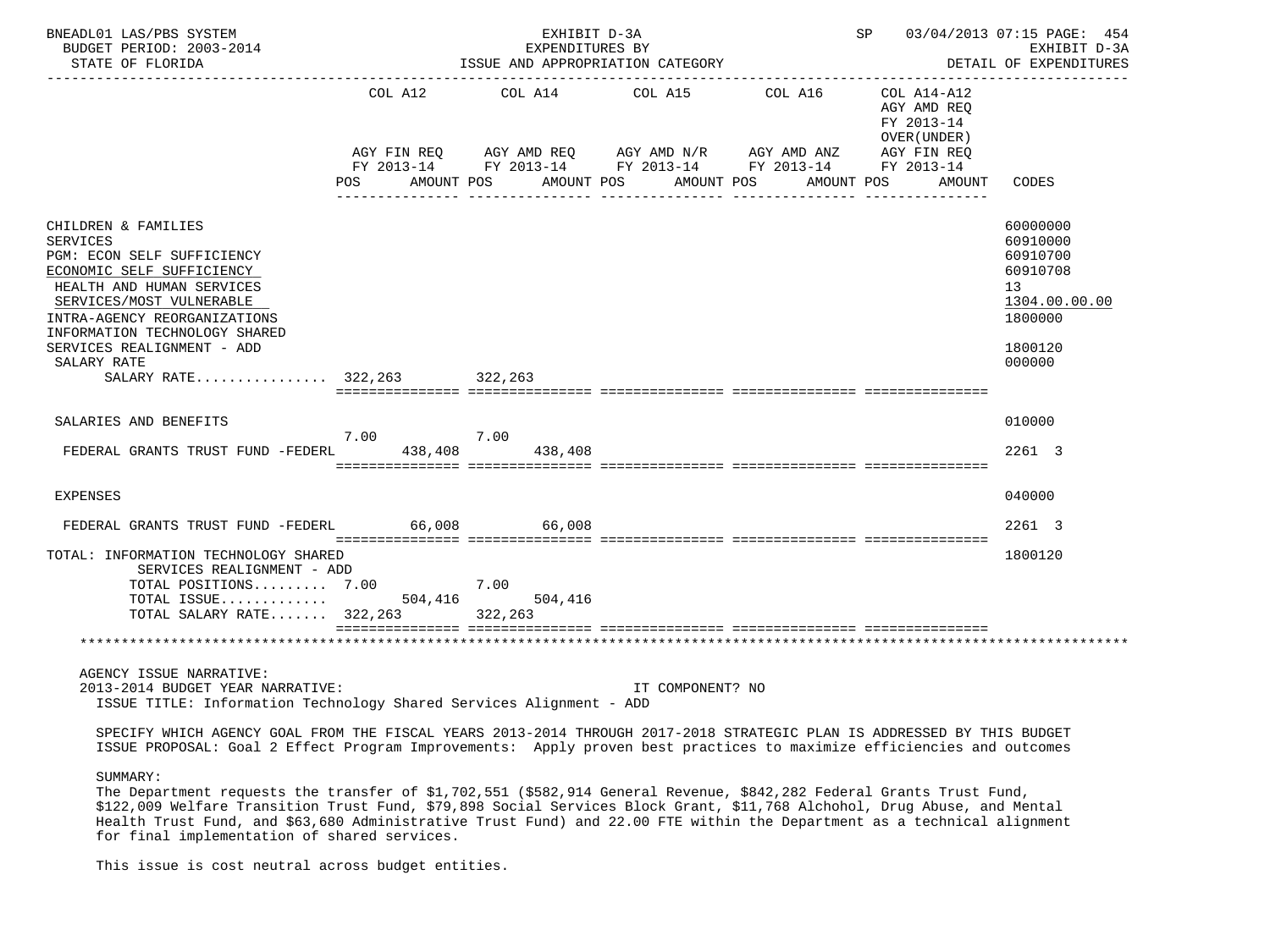BNEADL01 LAS/PBS SYSTEM — EXHIBIT D-3A — EXPENDITURES BY ISSUE AND APPROPRIATION CATEGORY — SP 03/04/2013 07:15 — EXHIBIT D-3A DETAIL OF EXPENDITURES

BUDGET PERIOD: 2003-2014

STATE OF FLORIDA

| | COL A12 AGY FIN REQ FY 2013-14 POS | AMOUNT | COL A14 AGY AMD REQ FY 2013-14 POS | AMOUNT | COL A15 AGY AMD N/R FY 2013-14 POS | AMOUNT | COL A16 AGY AMD ANZ FY 2013-14 POS | AMOUNT | COL A14-A12 AGY AMD REQ FY 2013-14 OVER(UNDER) AGY FIN REQ FY 2013-14 POS | AMOUNT | CODES |
|---|---|---|---|---|---|---|---|---|---|---|---|
| CHILDREN & FAMILIES | | | | | | | | | | | 60000000 |
| SERVICES | | | | | | | | | | | 60910000 |
| PGM: ECON SELF SUFFICIENCY | | | | | | | | | | | 60910700 |
| ECONOMIC SELF SUFFICIENCY | | | | | | | | | | | 60910708 |
| HEALTH AND HUMAN SERVICES | | | | | | | | | | | 13 |
| SERVICES/MOST VULNERABLE | | | | | | | | | | | 1304.00.00.00 |
| INTRA-AGENCY REORGANIZATIONS | | | | | | | | | | | 1800000 |
| INFORMATION TECHNOLOGY SHARED SERVICES REALIGNMENT - ADD | | | | | | | | | | | 1800120 |
| SALARY RATE | | | | | | | | | | | 000000 |
| SALARY RATE................ | | 322,263 | | 322,263 | | | | | | | |
| SALARIES AND BENEFITS | | | | | | | | | | | 010000 |
| FEDERAL GRANTS TRUST FUND -FEDERL | 7.00 | 438,408 | 7.00 | 438,408 | | | | | | | 2261 3 |
| EXPENSES | | | | | | | | | | | 040000 |
| FEDERAL GRANTS TRUST FUND -FEDERL | | 66,008 | | 66,008 | | | | | | | 2261 3 |
| TOTAL: INFORMATION TECHNOLOGY SHARED SERVICES REALIGNMENT - ADD | | | | | | | | | | | 1800120 |
| TOTAL POSITIONS......... | 7.00 | | 7.00 | | | | | | | | |
| TOTAL ISSUE............. | | 504,416 | | 504,416 | | | | | | | |
| TOTAL SALARY RATE....... | | 322,263 | | 322,263 | | | | | | | |

AGENCY ISSUE NARRATIVE:

2013-2014 BUDGET YEAR NARRATIVE: IT COMPONENT? NO

ISSUE TITLE: Information Technology Shared Services Alignment - ADD

SPECIFY WHICH AGENCY GOAL FROM THE FISCAL YEARS 2013-2014 THROUGH 2017-2018 STRATEGIC PLAN IS ADDRESSED BY THIS BUDGET ISSUE PROPOSAL: Goal 2 Effect Program Improvements: Apply proven best practices to maximize efficiencies and outcomes

SUMMARY:

The Department requests the transfer of $1,702,551 ($582,914 General Revenue, $842,282 Federal Grants Trust Fund, $122,009 Welfare Transition Trust Fund, $79,898 Social Services Block Grant, $11,768 Alchohol, Drug Abuse, and Mental Health Trust Fund, and $63,680 Administrative Trust Fund) and 22.00 FTE within the Department as a technical alignment for final implementation of shared services.

This issue is cost neutral across budget entities.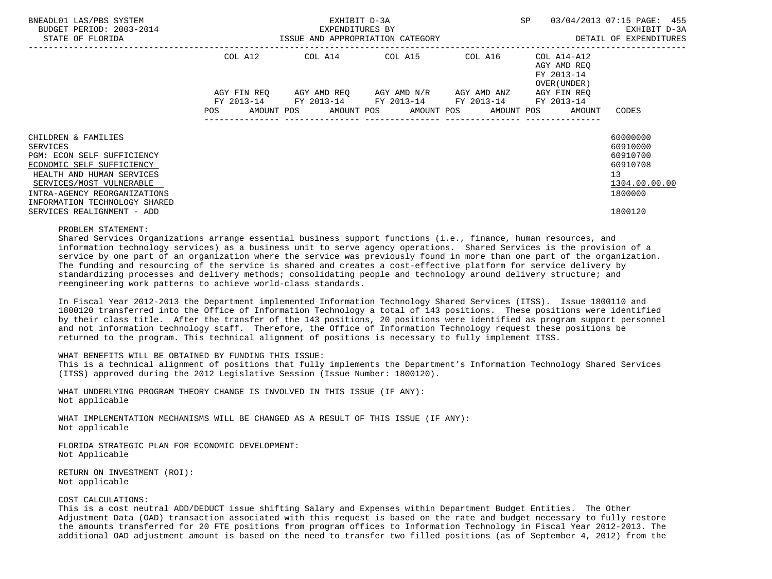| | COL A12 | | COL A14 | | COL A15 | | COL A16 | | COL A14-A12 AGY AMD REQ FY 2013-14 OVER(UNDER) | | |
|---|---|---|---|---|---|---|---|---|---|---|---|
| | AGY FIN REQ FY 2013-14 | | AGY AMD REQ FY 2013-14 | | AGY AMD N/R FY 2013-14 | | AGY AMD ANZ FY 2013-14 | | AGY FIN REQ FY 2013-14 | | |
| | POS | AMOUNT | POS | AMOUNT | POS | AMOUNT | POS | AMOUNT | POS | AMOUNT | CODES |
| CHILDREN & FAMILIES | | | | | | | | | | | 60000000 |
| SERVICES | | | | | | | | | | | 60910000 |
| PGM: ECON SELF SUFFICIENCY | | | | | | | | | | | 60910700 |
| ECONOMIC SELF SUFFICIENCY | | | | | | | | | | | 60910708 |
| HEALTH AND HUMAN SERVICES | | | | | | | | | | | 13 |
| SERVICES/MOST VULNERABLE | | | | | | | | | | | 1304.00.00.00 |
| INTRA-AGENCY REORGANIZATIONS | | | | | | | | | | | 1800000 |
| INFORMATION TECHNOLOGY SHARED SERVICES REALIGNMENT - ADD | | | | | | | | | | | 1800120 |

PROBLEM STATEMENT:
Shared Services Organizations arrange essential business support functions (i.e., finance, human resources, and information technology services) as a business unit to serve agency operations. Shared Services is the provision of a service by one part of an organization where the service was previously found in more than one part of the organization. The funding and resourcing of the service is shared and creates a cost-effective platform for service delivery by standardizing processes and delivery methods; consolidating people and technology around delivery structure; and reengineering work patterns to achieve world-class standards.

In Fiscal Year 2012-2013 the Department implemented Information Technology Shared Services (ITSS). Issue 1800110 and 1800120 transferred into the Office of Information Technology a total of 143 positions. These positions were identified by their class title. After the transfer of the 143 positions, 20 positions were identified as program support personnel and not information technology staff. Therefore, the Office of Information Technology request these positions be returned to the program. This technical alignment of positions is necessary to fully implement ITSS.

WHAT BENEFITS WILL BE OBTAINED BY FUNDING THIS ISSUE:
This is a technical alignment of positions that fully implements the Department's Information Technology Shared Services (ITSS) approved during the 2012 Legislative Session (Issue Number: 1800120).

WHAT UNDERLYING PROGRAM THEORY CHANGE IS INVOLVED IN THIS ISSUE (IF ANY):
Not applicable

WHAT IMPLEMENTATION MECHANISMS WILL BE CHANGED AS A RESULT OF THIS ISSUE (IF ANY):
Not applicable

FLORIDA STRATEGIC PLAN FOR ECONOMIC DEVELOPMENT:
Not Applicable

RETURN ON INVESTMENT (ROI):
Not applicable

COST CALCULATIONS:
This is a cost neutral ADD/DEDUCT issue shifting Salary and Expenses within Department Budget Entities. The Other Adjustment Data (OAD) transaction associated with this request is based on the rate and budget necessary to fully restore the amounts transferred for 20 FTE positions from program offices to Information Technology in Fiscal Year 2012-2013. The additional OAD adjustment amount is based on the need to transfer two filled positions (as of September 4, 2012) from the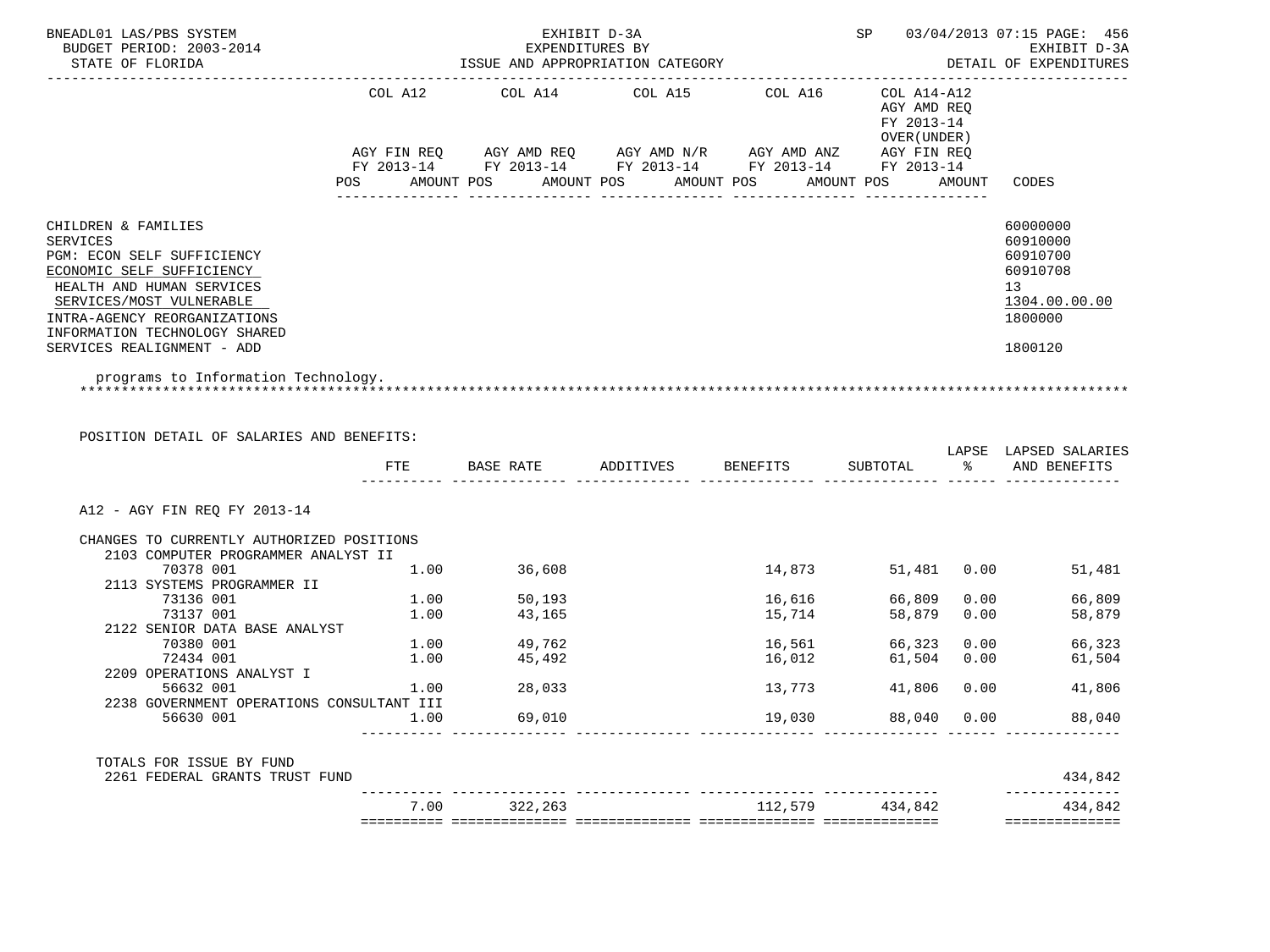BNEADL01 LAS/PBS SYSTEM — EXHIBIT D-3A — EXPENDITURES BY ISSUE AND APPROPRIATION CATEGORY — SP 03/04/2013 07:15 PAGE: 456
BUDGET PERIOD: 2003-2014 — EXHIBIT D-3A
STATE OF FLORIDA — DETAIL OF EXPENDITURES

| | COL A12 AGY FIN REQ FY 2013-14 POS AMOUNT | COL A14 AGY AMD REQ FY 2013-14 POS AMOUNT | COL A15 AGY AMD N/R FY 2013-14 POS AMOUNT | COL A16 AGY AMD ANZ FY 2013-14 POS AMOUNT | COL A14-A12 AGY AMD REQ FY 2013-14 OVER(UNDER) AGY FIN REQ FY 2013-14 POS AMOUNT | CODES |
|---|---|---|---|---|---|---|
| CHILDREN & FAMILIES | | | | | | 60000000 |
| SERVICES | | | | | | 60910000 |
| PGM: ECON SELF SUFFICIENCY | | | | | | 60910700 |
| ECONOMIC SELF SUFFICIENCY | | | | | | 60910708 |
| HEALTH AND HUMAN SERVICES | | | | | | 13 |
| SERVICES/MOST VULNERABLE | | | | | | 1304.00.00.00 |
| INTRA-AGENCY REORGANIZATIONS | | | | | | 1800000 |
| INFORMATION TECHNOLOGY SHARED SERVICES REALIGNMENT - ADD | | | | | | 1800120 |

programs to Information Technology.
*******************************************************************************************************************

POSITION DETAIL OF SALARIES AND BENEFITS:

| | FTE | BASE RATE | ADDITIVES | BENEFITS | SUBTOTAL | LAPSE % | LAPSED SALARIES AND BENEFITS |
|---|---|---|---|---|---|---|---|
| A12 - AGY FIN REQ FY 2013-14 | | | | | | | |
| CHANGES TO CURRENTLY AUTHORIZED POSITIONS | | | | | | | |
| 2103 COMPUTER PROGRAMMER ANALYST II | | | | | | | |
| 70378 001 | 1.00 | 36,608 | | 14,873 | 51,481 | 0.00 | 51,481 |
| 2113 SYSTEMS PROGRAMMER II | | | | | | | |
| 73136 001 | 1.00 | 50,193 | | 16,616 | 66,809 | 0.00 | 66,809 |
| 73137 001 | 1.00 | 43,165 | | 15,714 | 58,879 | 0.00 | 58,879 |
| 2122 SENIOR DATA BASE ANALYST | | | | | | | |
| 70380 001 | 1.00 | 49,762 | | 16,561 | 66,323 | 0.00 | 66,323 |
| 72434 001 | 1.00 | 45,492 | | 16,012 | 61,504 | 0.00 | 61,504 |
| 2209 OPERATIONS ANALYST I | | | | | | | |
| 56632 001 | 1.00 | 28,033 | | 13,773 | 41,806 | 0.00 | 41,806 |
| 2238 GOVERNMENT OPERATIONS CONSULTANT III | | | | | | | |
| 56630 001 | 1.00 | 69,010 | | 19,030 | 88,040 | 0.00 | 88,040 |
| TOTALS FOR ISSUE BY FUND | | | | | | | |
| 2261 FEDERAL GRANTS TRUST FUND | | | | | | | 434,842 |
| | 7.00 | 322,263 | | 112,579 | 434,842 | | 434,842 |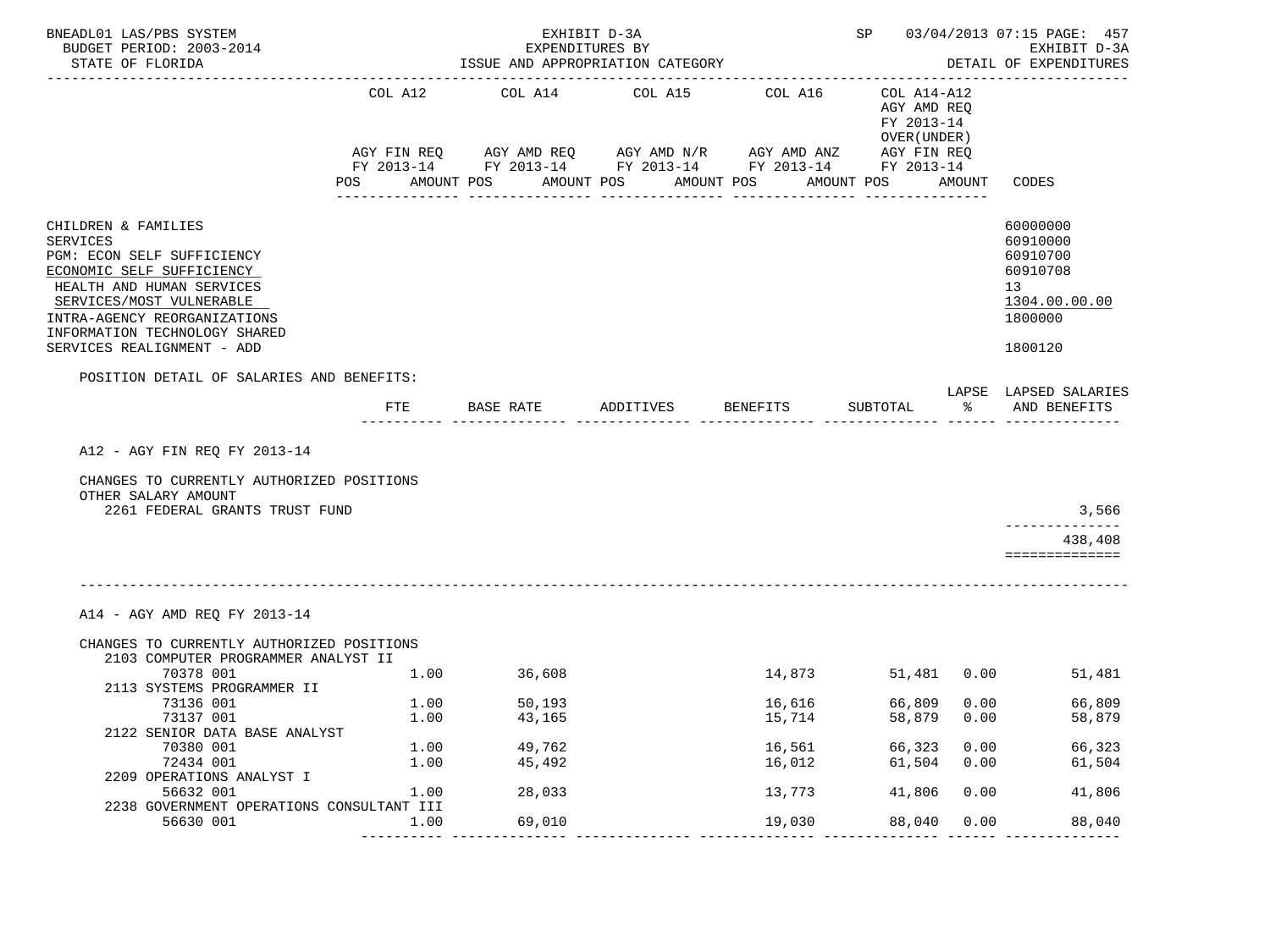BNEADL01 LAS/PBS SYSTEM — EXHIBIT D-3A — SP 03/04/2013 07:15 PAGE: 457
BUDGET PERIOD: 2003-2014 — EXPENDITURES BY — EXHIBIT D-3A
STATE OF FLORIDA — ISSUE AND APPROPRIATION CATEGORY — DETAIL OF EXPENDITURES

| | COL A12 AGY FIN REQ FY 2013-14 POS AMOUNT | COL A14 AGY AMD REQ FY 2013-14 POS AMOUNT | COL A15 AGY AMD N/R FY 2013-14 POS AMOUNT | COL A16 AGY AMD ANZ FY 2013-14 POS AMOUNT | COL A14-A12 AGY AMD REQ FY 2013-14 OVER(UNDER) AGY FIN REQ FY 2013-14 POS AMOUNT | CODES |
|---|---|---|---|---|---|---|
| CHILDREN & FAMILIES | | | | | | 60000000 |
| SERVICES | | | | | | 60910000 |
| PGM: ECON SELF SUFFICIENCY | | | | | | 60910700 |
| ECONOMIC SELF SUFFICIENCY | | | | | | 60910708 |
| HEALTH AND HUMAN SERVICES | | | | | | 13 |
| SERVICES/MOST VULNERABLE | | | | | | 1304.00.00.00 |
| INTRA-AGENCY REORGANIZATIONS | | | | | | 1800000 |
| INFORMATION TECHNOLOGY SHARED SERVICES REALIGNMENT - ADD | | | | | | 1800120 |

POSITION DETAIL OF SALARIES AND BENEFITS:

| | FTE | BASE RATE | ADDITIVES | BENEFITS | SUBTOTAL | LAPSE % | LAPSED SALARIES AND BENEFITS |
|---|---|---|---|---|---|---|---|
| **A12 - AGY FIN REQ FY 2013-14** | | | | | | | |
| CHANGES TO CURRENTLY AUTHORIZED POSITIONS | | | | | | | |
| OTHER SALARY AMOUNT | | | | | | | |
| 2261 FEDERAL GRANTS TRUST FUND | | | | | | | 3,566 |
| | | | | | | | 438,408 |
| **A14 - AGY AMD REQ FY 2013-14** | | | | | | | |
| CHANGES TO CURRENTLY AUTHORIZED POSITIONS | | | | | | | |
| 2103 COMPUTER PROGRAMMER ANALYST II | | | | | | | |
| 70378 001 | 1.00 | 36,608 | | 14,873 | 51,481 | 0.00 | 51,481 |
| 2113 SYSTEMS PROGRAMMER II | | | | | | | |
| 73136 001 | 1.00 | 50,193 | | 16,616 | 66,809 | 0.00 | 66,809 |
| 73137 001 | 1.00 | 43,165 | | 15,714 | 58,879 | 0.00 | 58,879 |
| 2122 SENIOR DATA BASE ANALYST | | | | | | | |
| 70380 001 | 1.00 | 49,762 | | 16,561 | 66,323 | 0.00 | 66,323 |
| 72434 001 | 1.00 | 45,492 | | 16,012 | 61,504 | 0.00 | 61,504 |
| 2209 OPERATIONS ANALYST I | | | | | | | |
| 56632 001 | 1.00 | 28,033 | | 13,773 | 41,806 | 0.00 | 41,806 |
| 2238 GOVERNMENT OPERATIONS CONSULTANT III | | | | | | | |
| 56630 001 | 1.00 | 69,010 | | 19,030 | 88,040 | 0.00 | 88,040 |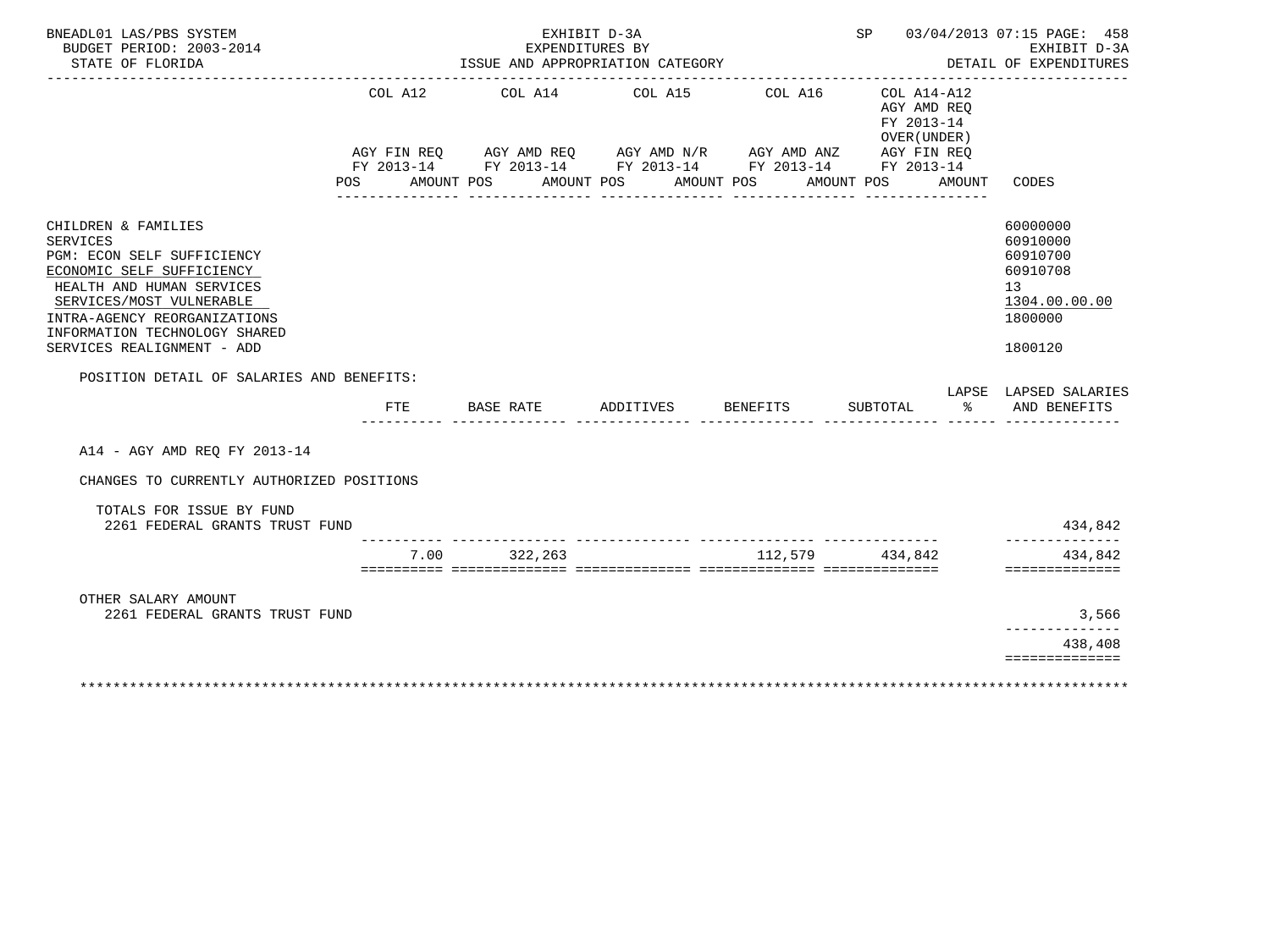BNEADL01 LAS/PBS SYSTEM — EXHIBIT D-3A — SP 03/04/2013 07:15

BUDGET PERIOD: 2003-2014 — EXPENDITURES BY ISSUE AND APPROPRIATION CATEGORY — EXHIBIT D-3A

STATE OF FLORIDA — DETAIL OF EXPENDITURES

| | COL A12 AGY FIN REQ FY 2013-14 POS AMOUNT | COL A14 AGY AMD REQ FY 2013-14 POS AMOUNT | COL A15 AGY AMD N/R FY 2013-14 POS AMOUNT | COL A16 AGY AMD ANZ FY 2013-14 POS AMOUNT | COL A14-A12 AGY AMD REQ FY 2013-14 OVER(UNDER) AGY FIN REQ FY 2013-14 POS AMOUNT | CODES |
|---|---|---|---|---|---|---|
| CHILDREN & FAMILIES | | | | | | 60000000 |
| SERVICES | | | | | | 60910000 |
| PGM: ECON SELF SUFFICIENCY | | | | | | 60910700 |
| ECONOMIC SELF SUFFICIENCY | | | | | | 60910708 |
| HEALTH AND HUMAN SERVICES | | | | | | 13 |
| SERVICES/MOST VULNERABLE | | | | | | 1304.00.00.00 |
| INTRA-AGENCY REORGANIZATIONS | | | | | | 1800000 |
| INFORMATION TECHNOLOGY SHARED SERVICES REALIGNMENT - ADD | | | | | | 1800120 |

POSITION DETAIL OF SALARIES AND BENEFITS:

| | FTE | BASE RATE | ADDITIVES | BENEFITS | SUBTOTAL | LAPSE % | LAPSED SALARIES AND BENEFITS |
|---|---|---|---|---|---|---|---|
| A14 - AGY AMD REQ FY 2013-14 | | | | | | | |
| CHANGES TO CURRENTLY AUTHORIZED POSITIONS | | | | | | | |
| TOTALS FOR ISSUE BY FUND | | | | | | | |
| 2261 FEDERAL GRANTS TRUST FUND | | | | | | | 434,842 |
| | 7.00 | 322,263 | | 112,579 | 434,842 | | 434,842 |
| OTHER SALARY AMOUNT | | | | | | | |
| 2261 FEDERAL GRANTS TRUST FUND | | | | | | | 3,566 |
| | | | | | | | 438,408 |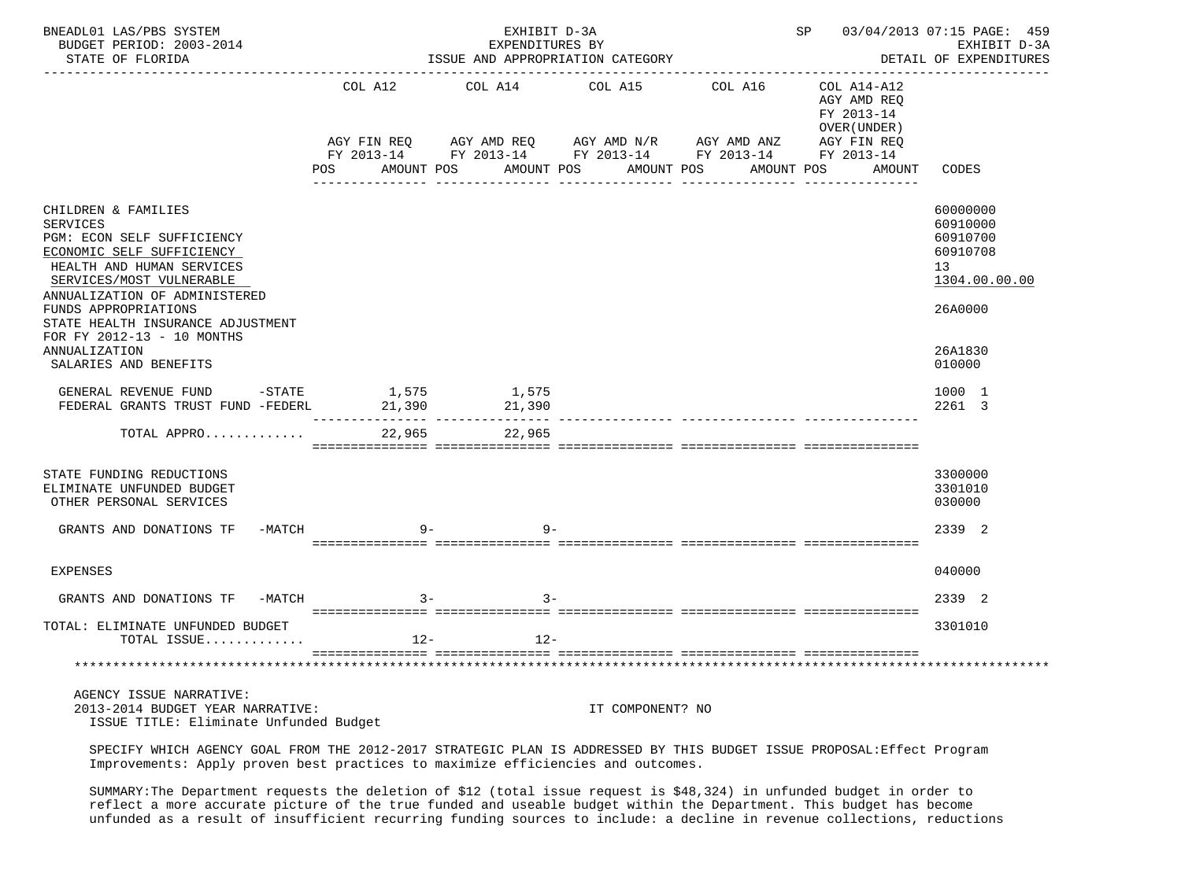BNEADL01 LAS/PBS SYSTEM — EXHIBIT D-3A — SP 03/04/2013 07:15 PAGE: 459
BUDGET PERIOD: 2003-2014 — EXPENDITURES BY — EXHIBIT D-3A
STATE OF FLORIDA — ISSUE AND APPROPRIATION CATEGORY — DETAIL OF EXPENDITURES

| | COL A12 AGY FIN REQ FY 2013-14 POS AMOUNT | COL A14 AGY AMD REQ FY 2013-14 POS AMOUNT | COL A15 AGY AMD N/R FY 2013-14 POS AMOUNT | COL A16 AGY AMD ANZ FY 2013-14 POS AMOUNT | COL A14-A12 AGY AMD REQ FY 2013-14 OVER(UNDER) AGY FIN REQ FY 2013-14 POS AMOUNT | CODES |
|---|---|---|---|---|---|---|
| CHILDREN & FAMILIES | | | | | | 60000000 |
| SERVICES | | | | | | 60910000 |
| PGM: ECON SELF SUFFICIENCY | | | | | | 60910700 |
| ECONOMIC SELF SUFFICIENCY | | | | | | 60910708 |
| HEALTH AND HUMAN SERVICES | | | | | | 13 |
| SERVICES/MOST VULNERABLE | | | | | | 1304.00.00.00 |
| ANNUALIZATION OF ADMINISTERED FUNDS APPROPRIATIONS | | | | | | 26A0000 |
| STATE HEALTH INSURANCE ADJUSTMENT FOR FY 2012-13 - 10 MONTHS ANNUALIZATION | | | | | | 26A1830 |
| SALARIES AND BENEFITS | | | | | | 010000 |
| GENERAL REVENUE FUND -STATE | 1,575 | 1,575 | | | | 1000 1 |
| FEDERAL GRANTS TRUST FUND -FEDERL | 21,390 | 21,390 | | | | 2261 3 |
| TOTAL APPRO............ | 22,965 | 22,965 | | | | |
| STATE FUNDING REDUCTIONS | | | | | | 3300000 |
| ELIMINATE UNFUNDED BUDGET | | | | | | 3301010 |
| OTHER PERSONAL SERVICES | | | | | | 030000 |
| GRANTS AND DONATIONS TF -MATCH | 9- | 9- | | | | 2339 2 |
| EXPENSES | | | | | | 040000 |
| GRANTS AND DONATIONS TF -MATCH | 3- | 3- | | | | 2339 2 |
| TOTAL: ELIMINATE UNFUNDED BUDGET | | | | | | 3301010 |
| TOTAL ISSUE............ | 12- | 12- | | | | |

AGENCY ISSUE NARRATIVE:
2013-2014 BUDGET YEAR NARRATIVE: IT COMPONENT? NO
ISSUE TITLE: Eliminate Unfunded Budget

SPECIFY WHICH AGENCY GOAL FROM THE 2012-2017 STRATEGIC PLAN IS ADDRESSED BY THIS BUDGET ISSUE PROPOSAL:Effect Program Improvements: Apply proven best practices to maximize efficiencies and outcomes.

SUMMARY:The Department requests the deletion of $12 (total issue request is $48,324) in unfunded budget in order to reflect a more accurate picture of the true funded and useable budget within the Department. This budget has become unfunded as a result of insufficient recurring funding sources to include: a decline in revenue collections, reductions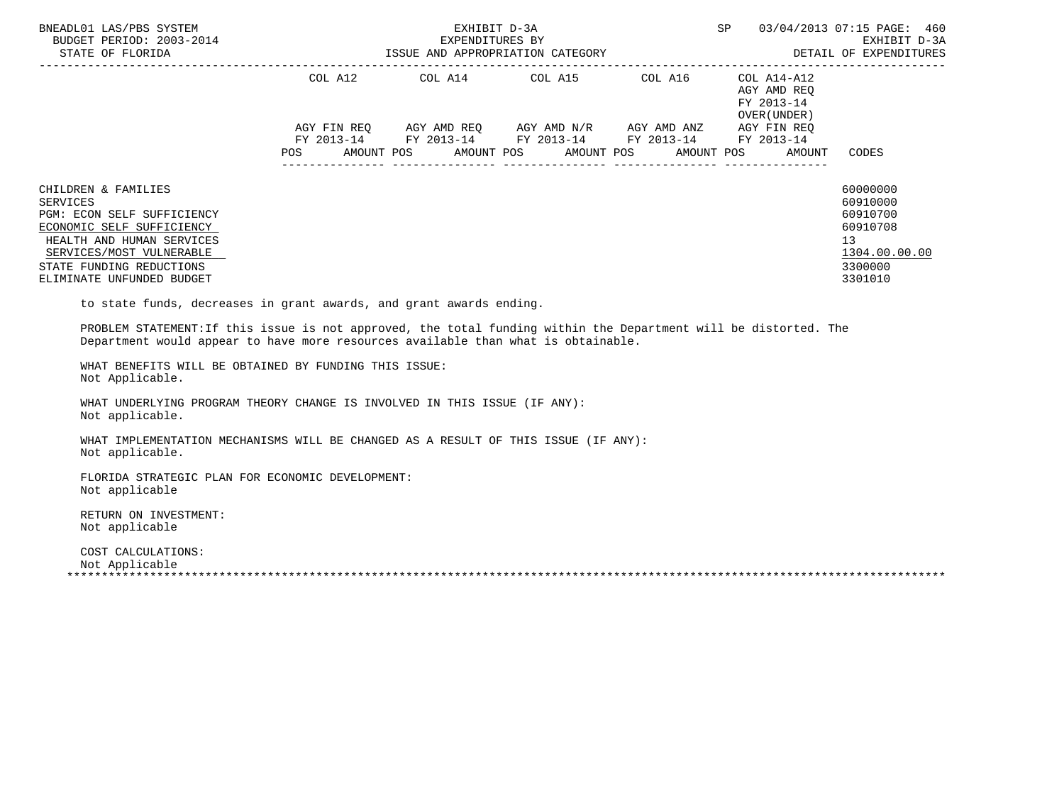| | COL A12 | | COL A14 | | COL A15 | | COL A16 | | COL A14-A12 AGY AMD REQ FY 2013-14 OVER(UNDER) | |
|---|---|---|---|---|---|---|---|---|---|---|
| | AGY FIN REQ FY 2013-14 | | AGY AMD REQ FY 2013-14 | | AGY AMD N/R FY 2013-14 | | AGY AMD ANZ FY 2013-14 | | AGY FIN REQ FY 2013-14 | |
| | POS | AMOUNT | POS | AMOUNT | POS | AMOUNT | POS | AMOUNT | POS | AMOUNT | CODES |

| | CODES |
|---|---|
| CHILDREN & FAMILIES | 60000000 |
| SERVICES | 60910000 |
| PGM: ECON SELF SUFFICIENCY | 60910700 |
| ECONOMIC SELF SUFFICIENCY | 60910708 |
| HEALTH AND HUMAN SERVICES | 13 |
| SERVICES/MOST VULNERABLE | 1304.00.00.00 |
| STATE FUNDING REDUCTIONS | 3300000 |
| ELIMINATE UNFUNDED BUDGET | 3301010 |

to state funds, decreases in grant awards, and grant awards ending.

PROBLEM STATEMENT:If this issue is not approved, the total funding within the Department will be distorted. The Department would appear to have more resources available than what is obtainable.

WHAT BENEFITS WILL BE OBTAINED BY FUNDING THIS ISSUE:
Not Applicable.

WHAT UNDERLYING PROGRAM THEORY CHANGE IS INVOLVED IN THIS ISSUE (IF ANY):
Not applicable.

WHAT IMPLEMENTATION MECHANISMS WILL BE CHANGED AS A RESULT OF THIS ISSUE (IF ANY):
Not applicable.

FLORIDA STRATEGIC PLAN FOR ECONOMIC DEVELOPMENT:
Not applicable

RETURN ON INVESTMENT:
Not applicable

COST CALCULATIONS:
Not Applicable

*******************************************************************************************************************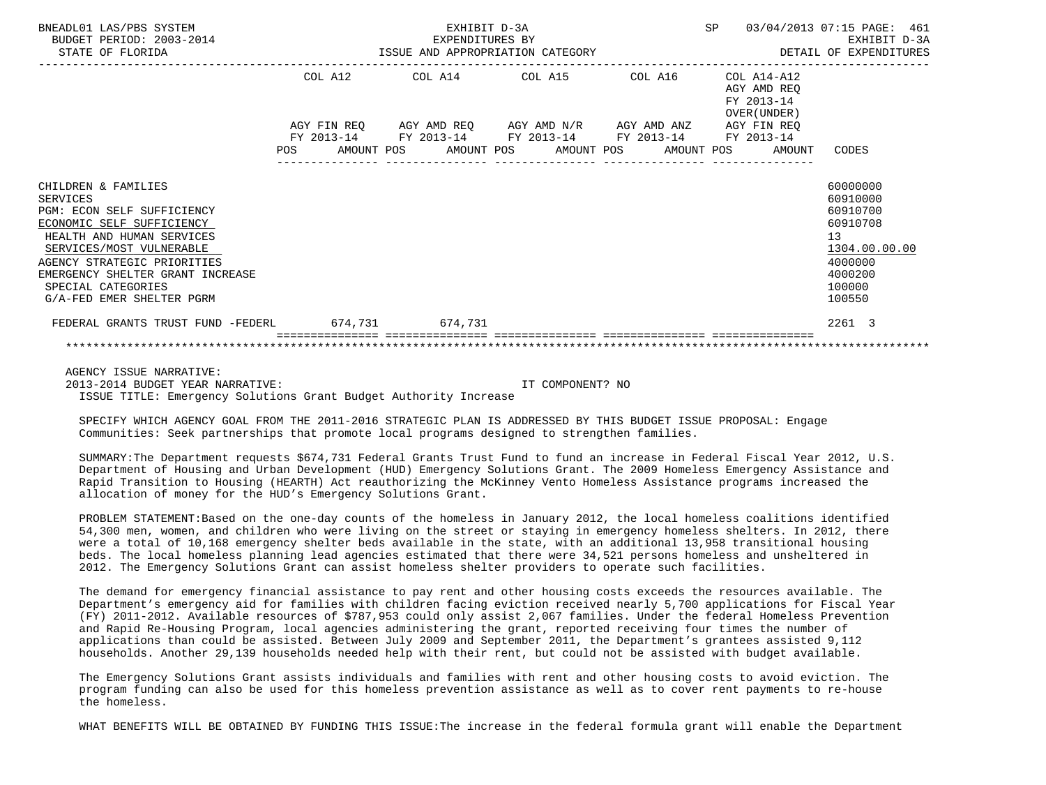BNEADL01 LAS/PBS SYSTEM | EXHIBIT D-3A | SP 03/04/2013 07:15 PAGE: 461
BUDGET PERIOD: 2003-2014 | EXPENDITURES BY | EXHIBIT D-3A
STATE OF FLORIDA | ISSUE AND APPROPRIATION CATEGORY | DETAIL OF EXPENDITURES

| | COL A12 AGY FIN REQ FY 2013-14 POS AMOUNT | COL A14 AGY AMD REQ FY 2013-14 POS AMOUNT | COL A15 AGY AMD N/R FY 2013-14 POS AMOUNT | COL A16 AGY AMD ANZ FY 2013-14 POS AMOUNT | COL A14-A12 AGY AMD REQ FY 2013-14 OVER(UNDER) AGY FIN REQ FY 2013-14 POS AMOUNT | CODES |
|---|---|---|---|---|---|---|
| CHILDREN & FAMILIES | | | | | | 60000000 |
| SERVICES | | | | | | 60910000 |
| PGM: ECON SELF SUFFICIENCY | | | | | | 60910700 |
| ECONOMIC SELF SUFFICIENCY | | | | | | 60910708 |
| HEALTH AND HUMAN SERVICES | | | | | | 13 |
| SERVICES/MOST VULNERABLE | | | | | | 1304.00.00.00 |
| AGENCY STRATEGIC PRIORITIES | | | | | | 4000000 |
| EMERGENCY SHELTER GRANT INCREASE | | | | | | 4000200 |
| SPECIAL CATEGORIES | | | | | | 100000 |
| G/A-FED EMER SHELTER PGRM | | | | | | 100550 |
| FEDERAL GRANTS TRUST FUND -FEDERL | 674,731 | 674,731 | | | | 2261 3 |

AGENCY ISSUE NARRATIVE:
2013-2014 BUDGET YEAR NARRATIVE: IT COMPONENT? NO
ISSUE TITLE: Emergency Solutions Grant Budget Authority Increase

SPECIFY WHICH AGENCY GOAL FROM THE 2011-2016 STRATEGIC PLAN IS ADDRESSED BY THIS BUDGET ISSUE PROPOSAL: Engage Communities: Seek partnerships that promote local programs designed to strengthen families.

SUMMARY:The Department requests $674,731 Federal Grants Trust Fund to fund an increase in Federal Fiscal Year 2012, U.S. Department of Housing and Urban Development (HUD) Emergency Solutions Grant. The 2009 Homeless Emergency Assistance and Rapid Transition to Housing (HEARTH) Act reauthorizing the McKinney Vento Homeless Assistance programs increased the allocation of money for the HUD's Emergency Solutions Grant.

PROBLEM STATEMENT:Based on the one-day counts of the homeless in January 2012, the local homeless coalitions identified 54,300 men, women, and children who were living on the street or staying in emergency homeless shelters. In 2012, there were a total of 10,168 emergency shelter beds available in the state, with an additional 13,958 transitional housing beds. The local homeless planning lead agencies estimated that there were 34,521 persons homeless and unsheltered in 2012. The Emergency Solutions Grant can assist homeless shelter providers to operate such facilities.

The demand for emergency financial assistance to pay rent and other housing costs exceeds the resources available. The Department's emergency aid for families with children facing eviction received nearly 5,700 applications for Fiscal Year (FY) 2011-2012. Available resources of $787,953 could only assist 2,067 families. Under the federal Homeless Prevention and Rapid Re-Housing Program, local agencies administering the grant, reported receiving four times the number of applications than could be assisted. Between July 2009 and September 2011, the Department's grantees assisted 9,112 households. Another 29,139 households needed help with their rent, but could not be assisted with budget available.

The Emergency Solutions Grant assists individuals and families with rent and other housing costs to avoid eviction. The program funding can also be used for this homeless prevention assistance as well as to cover rent payments to re-house the homeless.

WHAT BENEFITS WILL BE OBTAINED BY FUNDING THIS ISSUE:The increase in the federal formula grant will enable the Department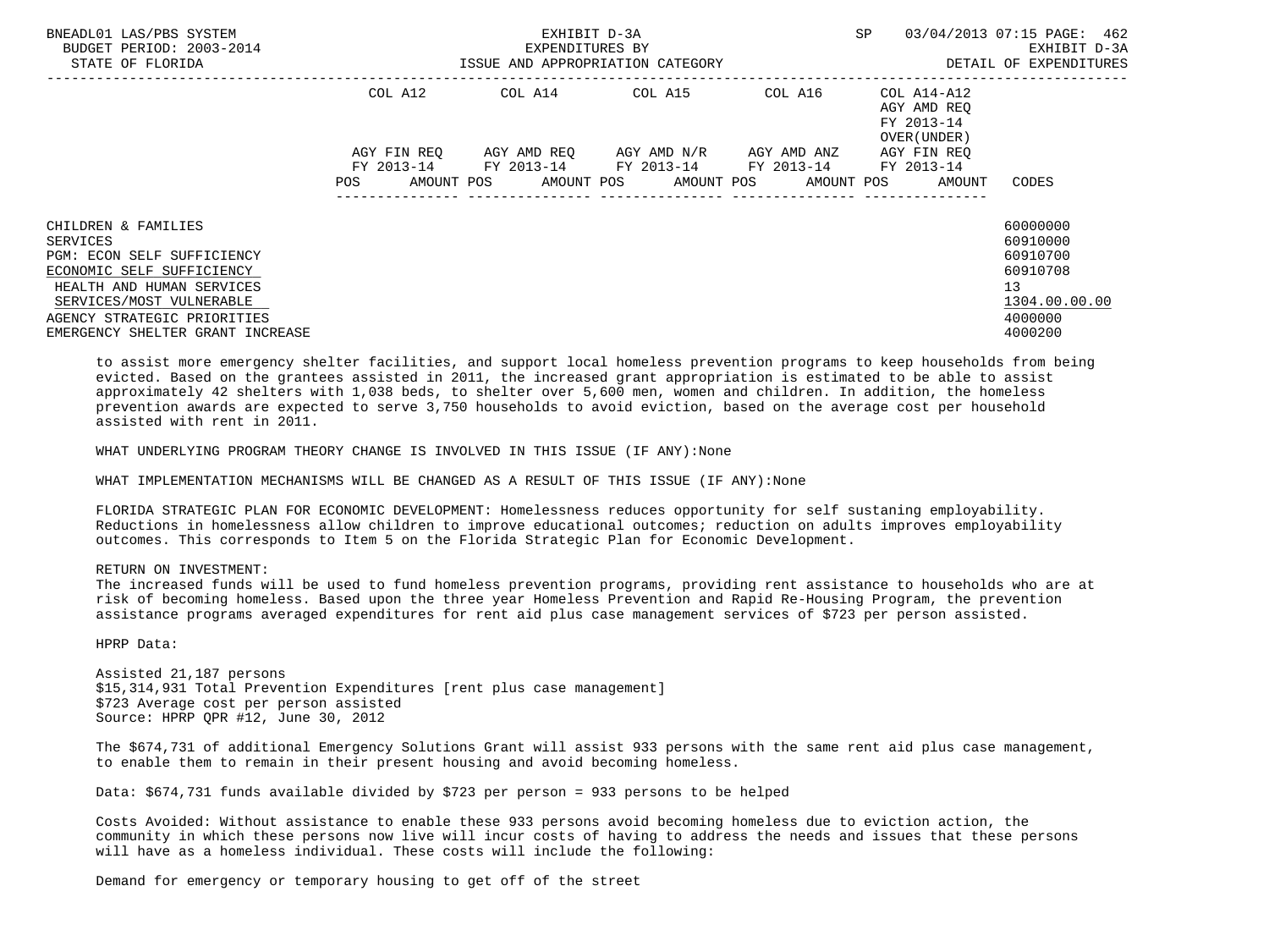| | COL A12 | | COL A14 | | COL A15 | | COL A16 | | COL A14-A12 AGY AMD REQ FY 2013-14 OVER(UNDER) | | |
|---|---|---|---|---|---|---|---|---|---|---|---|
| | AGY FIN REQ FY 2013-14 | | AGY AMD REQ FY 2013-14 | | AGY AMD N/R FY 2013-14 | | AGY AMD ANZ FY 2013-14 | | AGY FIN REQ FY 2013-14 | | |
| | POS | AMOUNT | POS | AMOUNT | POS | AMOUNT | POS | AMOUNT | POS | AMOUNT | CODES |
| CHILDREN & FAMILIES | | | | | | | | | | | 60000000 |
| SERVICES | | | | | | | | | | | 60910000 |
| PGM: ECON SELF SUFFICIENCY | | | | | | | | | | | 60910700 |
| ECONOMIC SELF SUFFICIENCY | | | | | | | | | | | 60910708 |
| HEALTH AND HUMAN SERVICES | | | | | | | | | | | 13 |
| SERVICES/MOST VULNERABLE | | | | | | | | | | | 1304.00.00.00 |
| AGENCY STRATEGIC PRIORITIES | | | | | | | | | | | 4000000 |
| EMERGENCY SHELTER GRANT INCREASE | | | | | | | | | | | 4000200 |

to assist more emergency shelter facilities, and support local homeless prevention programs to keep households from being evicted. Based on the grantees assisted in 2011, the increased grant appropriation is estimated to be able to assist approximately 42 shelters with 1,038 beds, to shelter over 5,600 men, women and children. In addition, the homeless prevention awards are expected to serve 3,750 households to avoid eviction, based on the average cost per household assisted with rent in 2011.

WHAT UNDERLYING PROGRAM THEORY CHANGE IS INVOLVED IN THIS ISSUE (IF ANY):None

WHAT IMPLEMENTATION MECHANISMS WILL BE CHANGED AS A RESULT OF THIS ISSUE (IF ANY):None

FLORIDA STRATEGIC PLAN FOR ECONOMIC DEVELOPMENT: Homelessness reduces opportunity for self sustaning employability. Reductions in homelessness allow children to improve educational outcomes; reduction on adults improves employability outcomes. This corresponds to Item 5 on the Florida Strategic Plan for Economic Development.

RETURN ON INVESTMENT:
The increased funds will be used to fund homeless prevention programs, providing rent assistance to households who are at risk of becoming homeless. Based upon the three year Homeless Prevention and Rapid Re-Housing Program, the prevention assistance programs averaged expenditures for rent aid plus case management services of $723 per person assisted.

HPRP Data:

Assisted 21,187 persons
$15,314,931 Total Prevention Expenditures [rent plus case management]
$723 Average cost per person assisted
Source: HPRP QPR #12, June 30, 2012

The $674,731 of additional Emergency Solutions Grant will assist 933 persons with the same rent aid plus case management, to enable them to remain in their present housing and avoid becoming homeless.

Data: $674,731 funds available divided by $723 per person = 933 persons to be helped

Costs Avoided: Without assistance to enable these 933 persons avoid becoming homeless due to eviction action, the community in which these persons now live will incur costs of having to address the needs and issues that these persons will have as a homeless individual. These costs will include the following:

Demand for emergency or temporary housing to get off of the street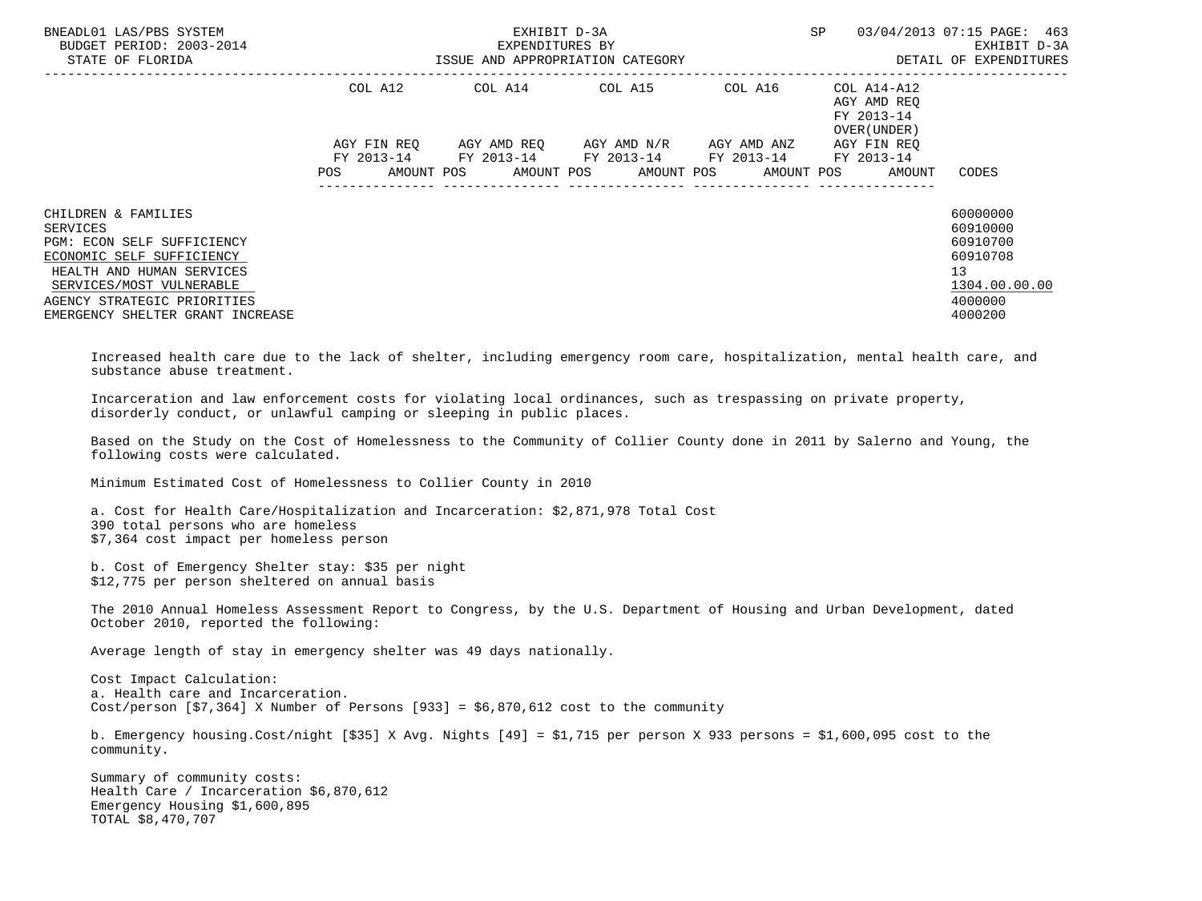| | COL A12 | | COL A14 | | COL A15 | | COL A16 | | COL A14-A12 AGY AMD REQ FY 2013-14 OVER(UNDER) AGY FIN REQ FY 2013-14 | | |
|---|---|---|---|---|---|---|---|---|---|---|---|
| | AGY FIN REQ FY 2013-14 | | AGY AMD REQ FY 2013-14 | | AGY AMD N/R FY 2013-14 | | AGY AMD ANZ FY 2013-14 | | | | |
| | POS | AMOUNT | POS | AMOUNT | POS | AMOUNT | POS | AMOUNT | POS | AMOUNT | CODES |
| CHILDREN & FAMILIES | | | | | | | | | | | 60000000 |
| SERVICES | | | | | | | | | | | 60910000 |
| PGM: ECON SELF SUFFICIENCY | | | | | | | | | | | 60910700 |
| ECONOMIC SELF SUFFICIENCY | | | | | | | | | | | 60910708 |
| HEALTH AND HUMAN SERVICES | | | | | | | | | | | 13 |
| SERVICES/MOST VULNERABLE | | | | | | | | | | | 1304.00.00.00 |
| AGENCY STRATEGIC PRIORITIES | | | | | | | | | | | 4000000 |
| EMERGENCY SHELTER GRANT INCREASE | | | | | | | | | | | 4000200 |

Increased health care due to the lack of shelter, including emergency room care, hospitalization, mental health care, and substance abuse treatment.

Incarceration and law enforcement costs for violating local ordinances, such as trespassing on private property, disorderly conduct, or unlawful camping or sleeping in public places.

Based on the Study on the Cost of Homelessness to the Community of Collier County done in 2011 by Salerno and Young, the following costs were calculated.

Minimum Estimated Cost of Homelessness to Collier County in 2010

a. Cost for Health Care/Hospitalization and Incarceration: $2,871,978 Total Cost
390 total persons who are homeless
$7,364 cost impact per homeless person

b. Cost of Emergency Shelter stay: $35 per night
$12,775 per person sheltered on annual basis

The 2010 Annual Homeless Assessment Report to Congress, by the U.S. Department of Housing and Urban Development, dated October 2010, reported the following:

Average length of stay in emergency shelter was 49 days nationally.

Cost Impact Calculation:
a. Health care and Incarceration.
Cost/person [$7,364] X Number of Persons [933] = $6,870,612 cost to the community

b. Emergency housing.Cost/night [$35] X Avg. Nights [49] = $1,715 per person X 933 persons = $1,600,095 cost to the community.

Summary of community costs:
Health Care / Incarceration $6,870,612
Emergency Housing $1,600,895
TOTAL $8,470,707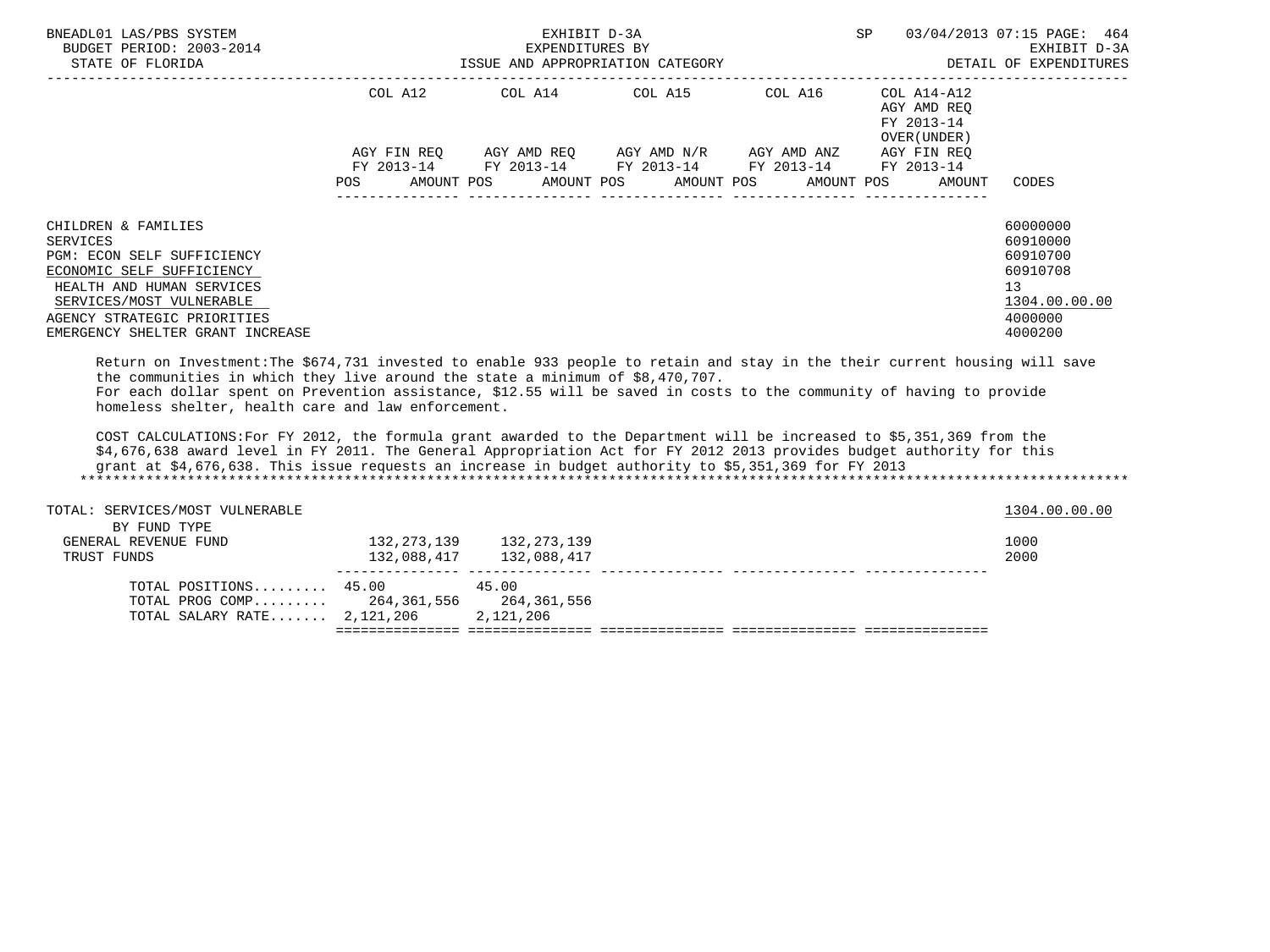| | COL A12 | | COL A14 | | COL A15 | | COL A16 | | COL A14-A12 AGY AMD REQ FY 2013-14 OVER(UNDER) | | |
|---|---|---|---|---|---|---|---|---|---|---|---|
| | AGY FIN REQ FY 2013-14 | | AGY AMD REQ FY 2013-14 | | AGY AMD N/R FY 2013-14 | | AGY AMD ANZ FY 2013-14 | | AGY FIN REQ FY 2013-14 | | |
| | POS | AMOUNT | POS | AMOUNT | POS | AMOUNT | POS | AMOUNT | POS | AMOUNT | CODES |
| CHILDREN & FAMILIES | | | | | | | | | | | 60000000 |
| SERVICES | | | | | | | | | | | 60910000 |
| PGM: ECON SELF SUFFICIENCY | | | | | | | | | | | 60910700 |
| ECONOMIC SELF SUFFICIENCY | | | | | | | | | | | 60910708 |
| HEALTH AND HUMAN SERVICES | | | | | | | | | | | 13 |
| SERVICES/MOST VULNERABLE | | | | | | | | | | | 1304.00.00.00 |
| AGENCY STRATEGIC PRIORITIES | | | | | | | | | | | 4000000 |
| EMERGENCY SHELTER GRANT INCREASE | | | | | | | | | | | 4000200 |

Return on Investment:The $674,731 invested to enable 933 people to retain and stay in the their current housing will save the communities in which they live around the state a minimum of $8,470,707.
For each dollar spent on Prevention assistance, $12.55 will be saved in costs to the community of having to provide homeless shelter, health care and law enforcement.

COST CALCULATIONS:For FY 2012, the formula grant awarded to the Department will be increased to $5,351,369 from the $4,676,638 award level in FY 2011. The General Appropriation Act for FY 2012 2013 provides budget authority for this grant at $4,676,638. This issue requests an increase in budget authority to $5,351,369 for FY 2013
*******************************************************************************************************************************

| | COL A12 | COL A14 | COL A15 | COL A16 | COL A14-A12 | CODES |
|---|---|---|---|---|---|---|
| TOTAL: SERVICES/MOST VULNERABLE | | | | | | 1304.00.00.00 |
| BY FUND TYPE | | | | | | |
| GENERAL REVENUE FUND | 132,273,139 | 132,273,139 | | | | 1000 |
| TRUST FUNDS | 132,088,417 | 132,088,417 | | | | 2000 |
| TOTAL POSITIONS......... | 45.00 | 45.00 | | | | |
| TOTAL PROG COMP......... | 264,361,556 | 264,361,556 | | | | |
| TOTAL SALARY RATE....... | 2,121,206 | 2,121,206 | | | | |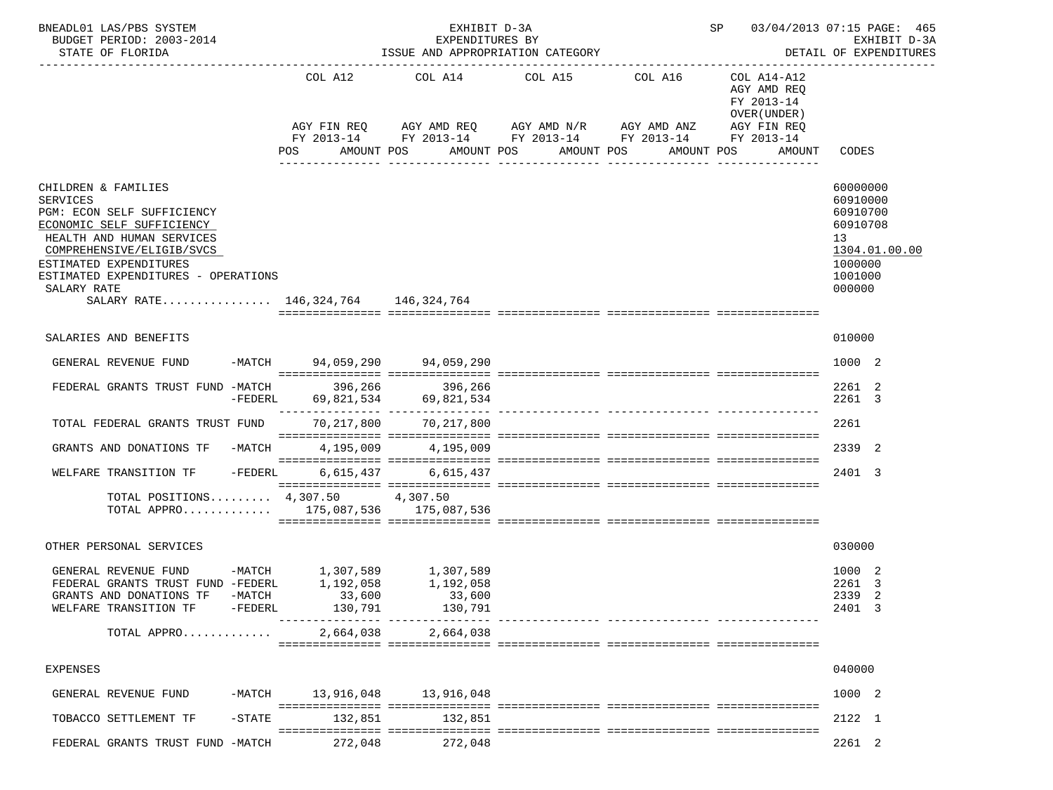BNEADL01 LAS/PBS SYSTEM — EXHIBIT D-3A — SP 03/04/2013 07:15 PAGE: 465
BUDGET PERIOD: 2003-2014 — EXPENDITURES BY — EXHIBIT D-3A
STATE OF FLORIDA — ISSUE AND APPROPRIATION CATEGORY — DETAIL OF EXPENDITURES

| | COL A12 AGY FIN REQ FY 2013-14 POS AMOUNT | COL A14 AGY AMD REQ FY 2013-14 POS AMOUNT | COL A15 AGY AMD N/R FY 2013-14 POS AMOUNT | COL A16 AGY AMD ANZ FY 2013-14 POS AMOUNT | COL A14-A12 AGY AMD REQ FY 2013-14 OVER(UNDER) AGY FIN REQ FY 2013-14 POS AMOUNT | CODES |
|---|---|---|---|---|---|---|
| CHILDREN & FAMILIES | | | | | | 60000000 |
| SERVICES | | | | | | 60910000 |
| PGM: ECON SELF SUFFICIENCY | | | | | | 60910700 |
| ECONOMIC SELF SUFFICIENCY | | | | | | 60910708 |
| HEALTH AND HUMAN SERVICES | | | | | | 13 |
| COMPREHENSIVE/ELIGIB/SVCS | | | | | | 1304.01.00.00 |
| ESTIMATED EXPENDITURES | | | | | | 1000000 |
| ESTIMATED EXPENDITURES - OPERATIONS | | | | | | 1001000 |
| SALARY RATE | | | | | | 000000 |
| SALARY RATE................ | 146,324,764 | 146,324,764 | | | | |
| SALARIES AND BENEFITS | | | | | | 010000 |
| GENERAL REVENUE FUND -MATCH | 94,059,290 | 94,059,290 | | | | 1000 2 |
| FEDERAL GRANTS TRUST FUND -MATCH | 396,266 | 396,266 | | | | 2261 2 |
| -FEDERL | 69,821,534 | 69,821,534 | | | | 2261 3 |
| TOTAL FEDERAL GRANTS TRUST FUND | 70,217,800 | 70,217,800 | | | | 2261 |
| GRANTS AND DONATIONS TF -MATCH | 4,195,009 | 4,195,009 | | | | 2339 2 |
| WELFARE TRANSITION TF -FEDERL | 6,615,437 | 6,615,437 | | | | 2401 3 |
| TOTAL POSITIONS......... | 4,307.50 | 4,307.50 | | | | |
| TOTAL APPRO............. | 175,087,536 | 175,087,536 | | | | |
| OTHER PERSONAL SERVICES | | | | | | 030000 |
| GENERAL REVENUE FUND -MATCH | 1,307,589 | 1,307,589 | | | | 1000 2 |
| FEDERAL GRANTS TRUST FUND -FEDERL | 1,192,058 | 1,192,058 | | | | 2261 3 |
| GRANTS AND DONATIONS TF -MATCH | 33,600 | 33,600 | | | | 2339 2 |
| WELFARE TRANSITION TF -FEDERL | 130,791 | 130,791 | | | | 2401 3 |
| TOTAL APPRO............. | 2,664,038 | 2,664,038 | | | | |
| EXPENSES | | | | | | 040000 |
| GENERAL REVENUE FUND -MATCH | 13,916,048 | 13,916,048 | | | | 1000 2 |
| TOBACCO SETTLEMENT TF -STATE | 132,851 | 132,851 | | | | 2122 1 |
| FEDERAL GRANTS TRUST FUND -MATCH | 272,048 | 272,048 | | | | 2261 2 |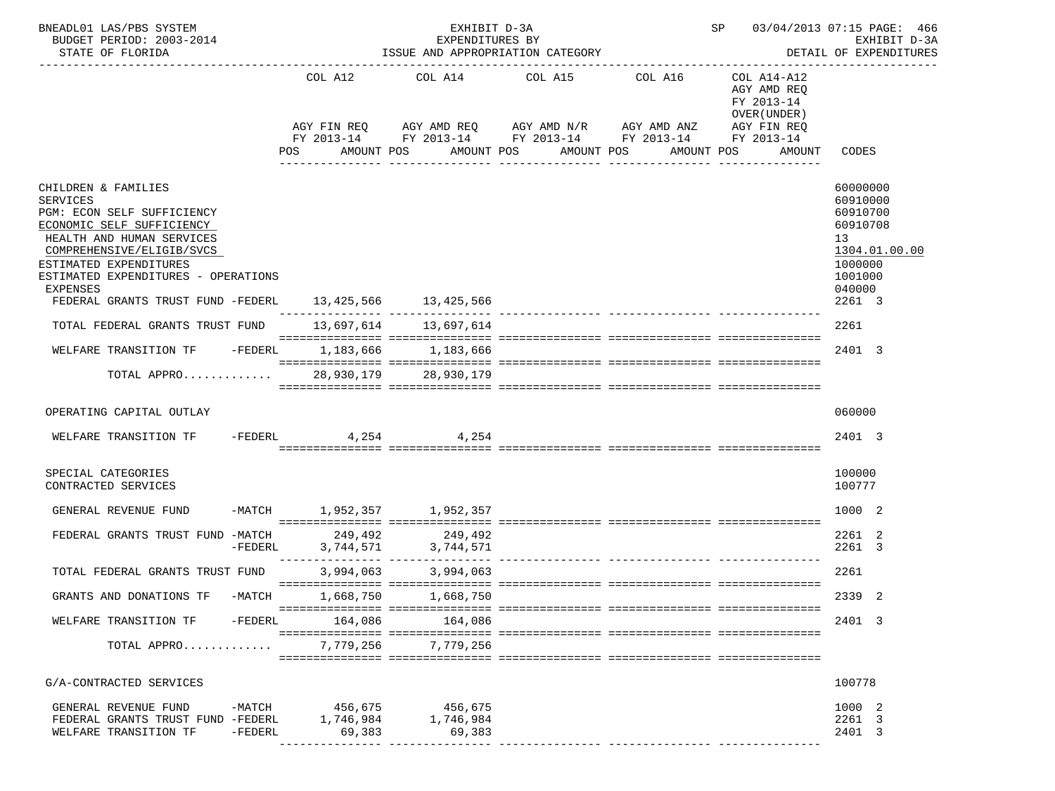BNEADL01 LAS/PBS SYSTEM — EXHIBIT D-3A — SP 03/04/2013 07:15 PAGE: 466
BUDGET PERIOD: 2003-2014 — EXPENDITURES BY — EXHIBIT D-3A
STATE OF FLORIDA — ISSUE AND APPROPRIATION CATEGORY — DETAIL OF EXPENDITURES

| | COL A12 AGY FIN REQ FY 2013-14 POS AMOUNT | COL A14 AGY AMD REQ FY 2013-14 POS AMOUNT | COL A15 AGY AMD N/R FY 2013-14 POS AMOUNT | COL A16 AGY AMD ANZ FY 2013-14 POS AMOUNT | COL A14-A12 AGY AMD REQ FY 2013-14 OVER(UNDER) AGY FIN REQ FY 2013-14 POS AMOUNT | CODES |
|---|---|---|---|---|---|---|
| CHILDREN & FAMILIES | | | | | | 60000000 |
| SERVICES | | | | | | 60910000 |
| PGM: ECON SELF SUFFICIENCY | | | | | | 60910700 |
| ECONOMIC SELF SUFFICIENCY | | | | | | 60910708 |
| HEALTH AND HUMAN SERVICES | | | | | | 13 |
| COMPREHENSIVE/ELIGIB/SVCS | | | | | | 1304.01.00.00 |
| ESTIMATED EXPENDITURES | | | | | | 1000000 |
| ESTIMATED EXPENDITURES - OPERATIONS | | | | | | 1001000 |
| EXPENSES | | | | | | 040000 |
| FEDERAL GRANTS TRUST FUND -FEDERL | 13,425,566 | 13,425,566 | | | | 2261 3 |
| TOTAL FEDERAL GRANTS TRUST FUND | 13,697,614 | 13,697,614 | | | | 2261 |
| WELFARE TRANSITION TF -FEDERL | 1,183,666 | 1,183,666 | | | | 2401 3 |
| TOTAL APPRO............. | 28,930,179 | 28,930,179 | | | | |
| OPERATING CAPITAL OUTLAY | | | | | | 060000 |
| WELFARE TRANSITION TF -FEDERL | 4,254 | 4,254 | | | | 2401 3 |
| SPECIAL CATEGORIES | | | | | | 100000 |
| CONTRACTED SERVICES | | | | | | 100777 |
| GENERAL REVENUE FUND -MATCH | 1,952,357 | 1,952,357 | | | | 1000 2 |
| FEDERAL GRANTS TRUST FUND -MATCH | 249,492 | 249,492 | | | | 2261 2 |
| -FEDERL | 3,744,571 | 3,744,571 | | | | 2261 3 |
| TOTAL FEDERAL GRANTS TRUST FUND | 3,994,063 | 3,994,063 | | | | 2261 |
| GRANTS AND DONATIONS TF -MATCH | 1,668,750 | 1,668,750 | | | | 2339 2 |
| WELFARE TRANSITION TF -FEDERL | 164,086 | 164,086 | | | | 2401 3 |
| TOTAL APPRO............. | 7,779,256 | 7,779,256 | | | | |
| G/A-CONTRACTED SERVICES | | | | | | 100778 |
| GENERAL REVENUE FUND -MATCH | 456,675 | 456,675 | | | | 1000 2 |
| FEDERAL GRANTS TRUST FUND -FEDERL | 1,746,984 | 1,746,984 | | | | 2261 3 |
| WELFARE TRANSITION TF -FEDERL | 69,383 | 69,383 | | | | 2401 3 |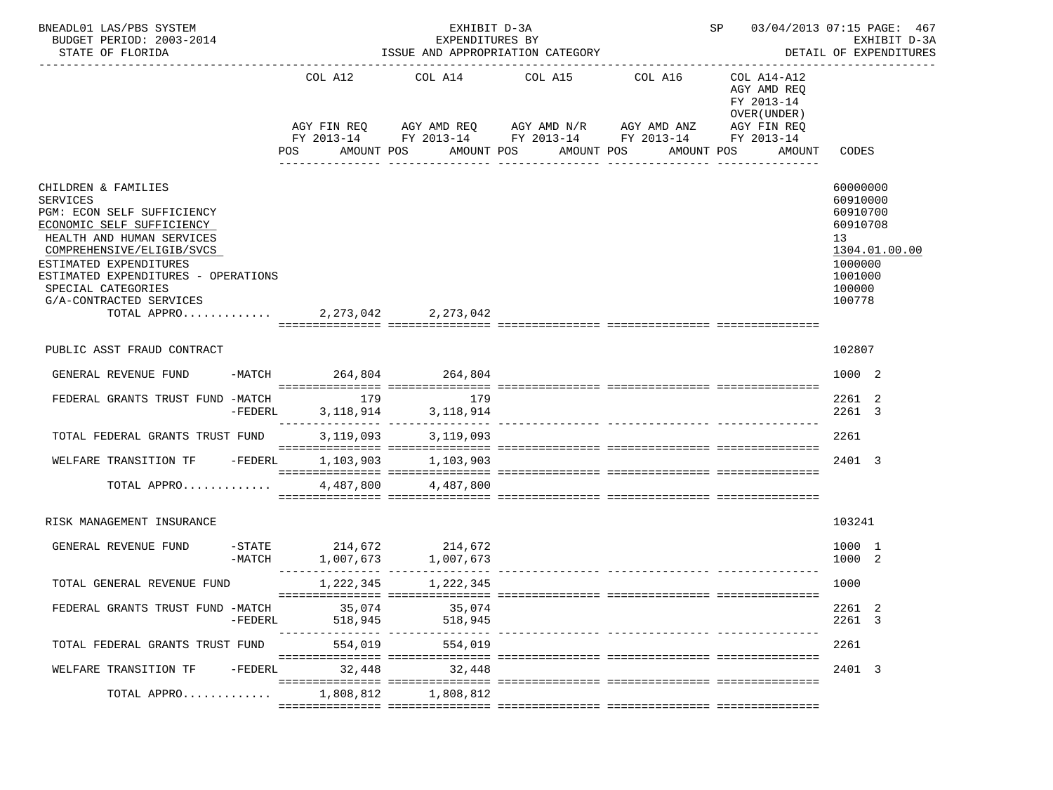BNEADL01 LAS/PBS SYSTEM — EXHIBIT D-3A — SP 03/04/2013 07:15 PAGE: 467
BUDGET PERIOD: 2003-2014 — EXPENDITURES BY — EXHIBIT D-3A
STATE OF FLORIDA — ISSUE AND APPROPRIATION CATEGORY — DETAIL OF EXPENDITURES

| | COL A12 AGY FIN REQ FY 2013-14 POS AMOUNT | COL A14 AGY AMD REQ FY 2013-14 POS AMOUNT | COL A15 AGY AMD N/R FY 2013-14 POS AMOUNT | COL A16 AGY AMD ANZ FY 2013-14 POS AMOUNT | COL A14-A12 AGY AMD REQ FY 2013-14 OVER(UNDER) AGY FIN REQ FY 2013-14 POS AMOUNT | CODES |
|---|---|---|---|---|---|---|
| CHILDREN & FAMILIES | | | | | | 60000000 |
| SERVICES | | | | | | 60910000 |
| PGM: ECON SELF SUFFICIENCY | | | | | | 60910700 |
| ECONOMIC SELF SUFFICIENCY | | | | | | 60910708 |
| HEALTH AND HUMAN SERVICES | | | | | | 13 |
| COMPREHENSIVE/ELIGIB/SVCS | | | | | | 1304.01.00.00 |
| ESTIMATED EXPENDITURES | | | | | | 1000000 |
| ESTIMATED EXPENDITURES - OPERATIONS | | | | | | 1001000 |
| SPECIAL CATEGORIES | | | | | | 100000 |
| G/A-CONTRACTED SERVICES | | | | | | 100778 |
| TOTAL APPRO............ | 2,273,042 | 2,273,042 | | | | |
| PUBLIC ASST FRAUD CONTRACT | | | | | | 102807 |
| GENERAL REVENUE FUND -MATCH | 264,804 | 264,804 | | | | 1000 2 |
| FEDERAL GRANTS TRUST FUND -MATCH | 179 | 179 | | | | 2261 2 |
| -FEDERL | 3,118,914 | 3,118,914 | | | | 2261 3 |
| TOTAL FEDERAL GRANTS TRUST FUND | 3,119,093 | 3,119,093 | | | | 2261 |
| WELFARE TRANSITION TF -FEDERL | 1,103,903 | 1,103,903 | | | | 2401 3 |
| TOTAL APPRO............ | 4,487,800 | 4,487,800 | | | | |
| RISK MANAGEMENT INSURANCE | | | | | | 103241 |
| GENERAL REVENUE FUND -STATE | 214,672 | 214,672 | | | | 1000 1 |
| -MATCH | 1,007,673 | 1,007,673 | | | | 1000 2 |
| TOTAL GENERAL REVENUE FUND | 1,222,345 | 1,222,345 | | | | 1000 |
| FEDERAL GRANTS TRUST FUND -MATCH | 35,074 | 35,074 | | | | 2261 2 |
| -FEDERL | 518,945 | 518,945 | | | | 2261 3 |
| TOTAL FEDERAL GRANTS TRUST FUND | 554,019 | 554,019 | | | | 2261 |
| WELFARE TRANSITION TF -FEDERL | 32,448 | 32,448 | | | | 2401 3 |
| TOTAL APPRO............ | 1,808,812 | 1,808,812 | | | | |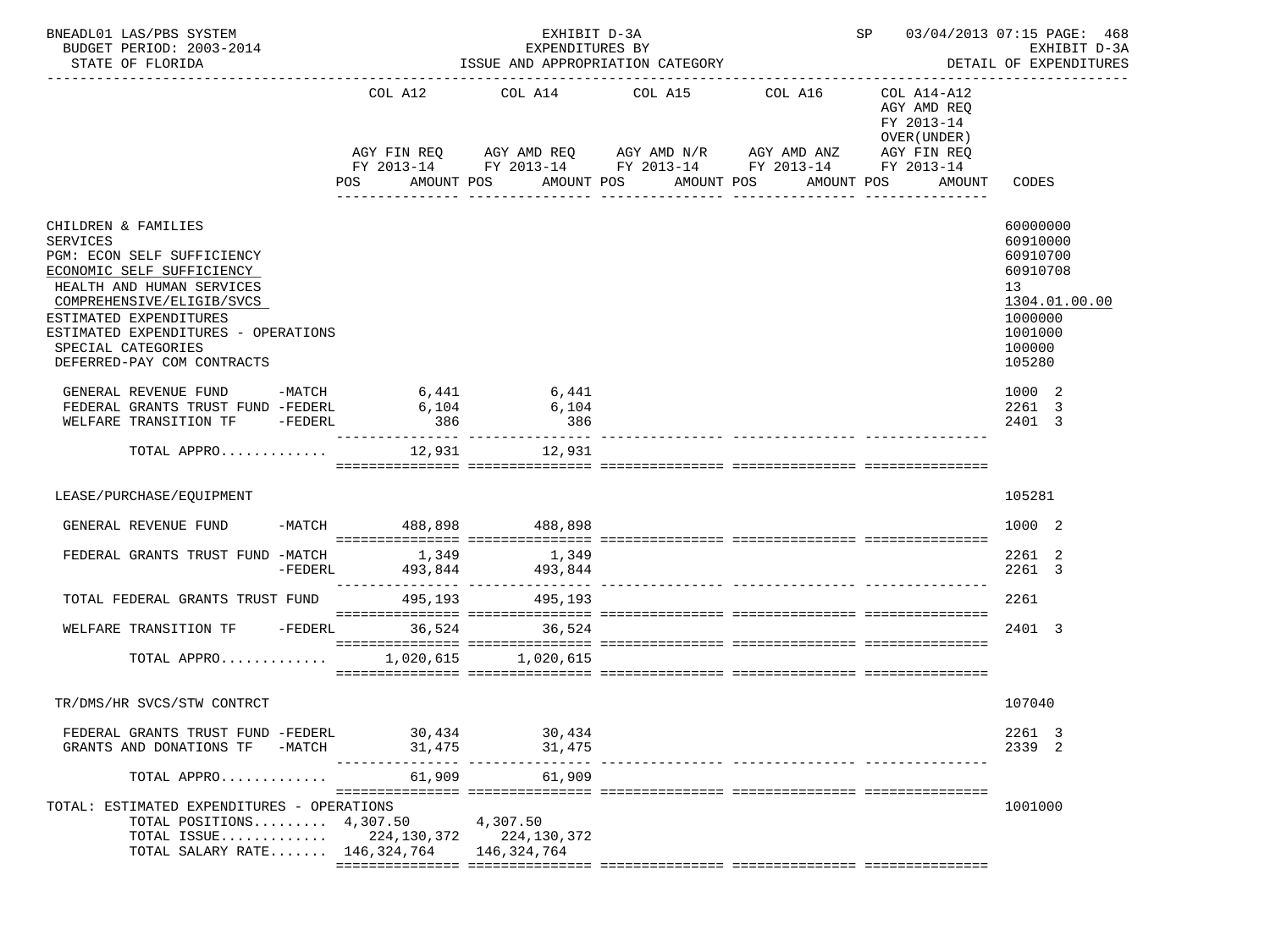BNEADL01 LAS/PBS SYSTEM — EXHIBIT D-3A — SP 03/04/2013 07:15 PAGE: 468
BUDGET PERIOD: 2003-2014 — EXPENDITURES BY — EXHIBIT D-3A
STATE OF FLORIDA — ISSUE AND APPROPRIATION CATEGORY — DETAIL OF EXPENDITURES

| | COL A12 AGY FIN REQ FY 2013-14 POS AMOUNT | COL A14 AGY AMD REQ FY 2013-14 POS AMOUNT | COL A15 AGY AMD N/R FY 2013-14 POS AMOUNT | COL A16 AGY AMD ANZ FY 2013-14 POS AMOUNT | COL A14-A12 AGY AMD REQ FY 2013-14 OVER(UNDER) AGY FIN REQ FY 2013-14 POS AMOUNT | CODES |
|---|---|---|---|---|---|---|
| CHILDREN & FAMILIES | | | | | | 60000000 |
| SERVICES | | | | | | 60910000 |
| PGM: ECON SELF SUFFICIENCY | | | | | | 60910700 |
| ECONOMIC SELF SUFFICIENCY | | | | | | 60910708 |
| HEALTH AND HUMAN SERVICES | | | | | | 13 |
| COMPREHENSIVE/ELIGIB/SVCS | | | | | | 1304.01.00.00 |
| ESTIMATED EXPENDITURES | | | | | | 1000000 |
| ESTIMATED EXPENDITURES - OPERATIONS | | | | | | 1001000 |
| SPECIAL CATEGORIES | | | | | | 100000 |
| DEFERRED-PAY COM CONTRACTS | | | | | | 105280 |
| GENERAL REVENUE FUND -MATCH | 6,441 | 6,441 | | | | 1000 2 |
| FEDERAL GRANTS TRUST FUND -FEDERL | 6,104 | 6,104 | | | | 2261 3 |
| WELFARE TRANSITION TF -FEDERL | 386 | 386 | | | | 2401 3 |
| TOTAL APPRO............ | 12,931 | 12,931 | | | | |
| LEASE/PURCHASE/EQUIPMENT | | | | | | 105281 |
| GENERAL REVENUE FUND -MATCH | 488,898 | 488,898 | | | | 1000 2 |
| FEDERAL GRANTS TRUST FUND -MATCH | 1,349 | 1,349 | | | | 2261 2 |
| -FEDERL | 493,844 | 493,844 | | | | 2261 3 |
| TOTAL FEDERAL GRANTS TRUST FUND | 495,193 | 495,193 | | | | 2261 |
| WELFARE TRANSITION TF -FEDERL | 36,524 | 36,524 | | | | 2401 3 |
| TOTAL APPRO............ | 1,020,615 | 1,020,615 | | | | |
| TR/DMS/HR SVCS/STW CONTRCT | | | | | | 107040 |
| FEDERAL GRANTS TRUST FUND -FEDERL | 30,434 | 30,434 | | | | 2261 3 |
| GRANTS AND DONATIONS TF -MATCH | 31,475 | 31,475 | | | | 2339 2 |
| TOTAL APPRO............ | 61,909 | 61,909 | | | | |
| TOTAL: ESTIMATED EXPENDITURES - OPERATIONS | | | | | | 1001000 |
| TOTAL POSITIONS......... | 4,307.50 | 4,307.50 | | | | |
| TOTAL ISSUE............ | 224,130,372 | 224,130,372 | | | | |
| TOTAL SALARY RATE....... | 146,324,764 | 146,324,764 | | | | |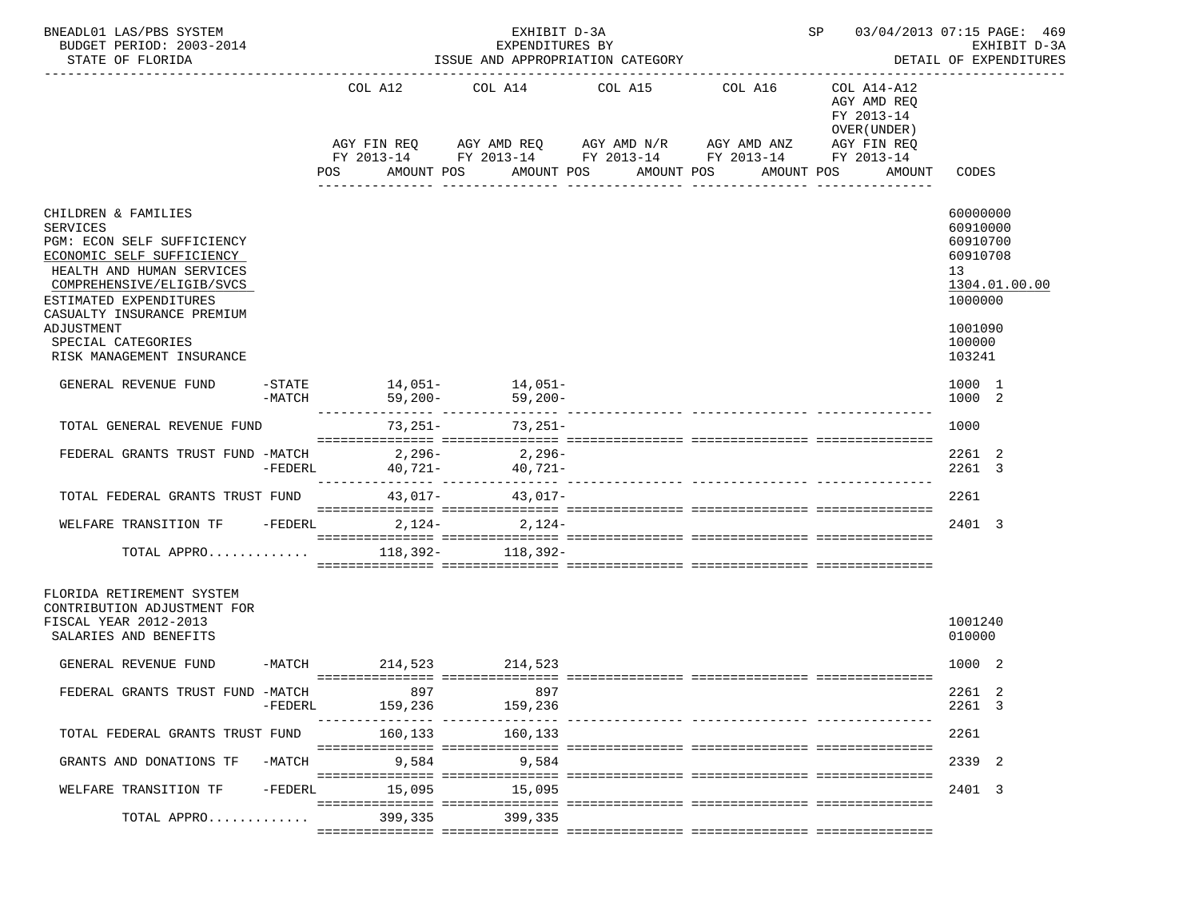BNEADL01 LAS/PBS SYSTEM — EXHIBIT D-3A — SP 03/04/2013 07:15 PAGE: 469
BUDGET PERIOD: 2003-2014 — EXPENDITURES BY — EXHIBIT D-3A
STATE OF FLORIDA — ISSUE AND APPROPRIATION CATEGORY — DETAIL OF EXPENDITURES

| | | COL A12 AGY FIN REQ FY 2013-14 POS AMOUNT | COL A14 AGY AMD REQ FY 2013-14 POS AMOUNT | COL A15 AGY AMD N/R FY 2013-14 POS AMOUNT | COL A16 AGY AMD ANZ FY 2013-14 POS AMOUNT | COL A14-A12 AGY AMD REQ FY 2013-14 OVER(UNDER) AGY FIN REQ FY 2013-14 POS AMOUNT | CODES |
|---|---|---|---|---|---|---|---|
| CHILDREN & FAMILIES | | | | | | | 60000000 |
| SERVICES | | | | | | | 60910000 |
| PGM: ECON SELF SUFFICIENCY | | | | | | | 60910700 |
| ECONOMIC SELF SUFFICIENCY | | | | | | | 60910708 |
| HEALTH AND HUMAN SERVICES | | | | | | | 13 |
| COMPREHENSIVE/ELIGIB/SVCS | | | | | | | 1304.01.00.00 |
| ESTIMATED EXPENDITURES | | | | | | | 1000000 |
| CASUALTY INSURANCE PREMIUM ADJUSTMENT | | | | | | | 1001090 |
| SPECIAL CATEGORIES | | | | | | | 100000 |
| RISK MANAGEMENT INSURANCE | | | | | | | 103241 |
| GENERAL REVENUE FUND | -STATE | 14,051- | 14,051- | | | | 1000 1 |
| | -MATCH | 59,200- | 59,200- | | | | 1000 2 |
| TOTAL GENERAL REVENUE FUND | | 73,251- | 73,251- | | | | 1000 |
| FEDERAL GRANTS TRUST FUND | -MATCH | 2,296- | 2,296- | | | | 2261 2 |
| | -FEDERL | 40,721- | 40,721- | | | | 2261 3 |
| TOTAL FEDERAL GRANTS TRUST FUND | | 43,017- | 43,017- | | | | 2261 |
| WELFARE TRANSITION TF | -FEDERL | 2,124- | 2,124- | | | | 2401 3 |
| TOTAL APPRO............ | | 118,392- | 118,392- | | | | |
| FLORIDA RETIREMENT SYSTEM CONTRIBUTION ADJUSTMENT FOR FISCAL YEAR 2012-2013 | | | | | | | 1001240 |
| SALARIES AND BENEFITS | | | | | | | 010000 |
| GENERAL REVENUE FUND | -MATCH | 214,523 | 214,523 | | | | 1000 2 |
| FEDERAL GRANTS TRUST FUND | -MATCH | 897 | 897 | | | | 2261 2 |
| | -FEDERL | 159,236 | 159,236 | | | | 2261 3 |
| TOTAL FEDERAL GRANTS TRUST FUND | | 160,133 | 160,133 | | | | 2261 |
| GRANTS AND DONATIONS TF | -MATCH | 9,584 | 9,584 | | | | 2339 2 |
| WELFARE TRANSITION TF | -FEDERL | 15,095 | 15,095 | | | | 2401 3 |
| TOTAL APPRO............ | | 399,335 | 399,335 | | | | |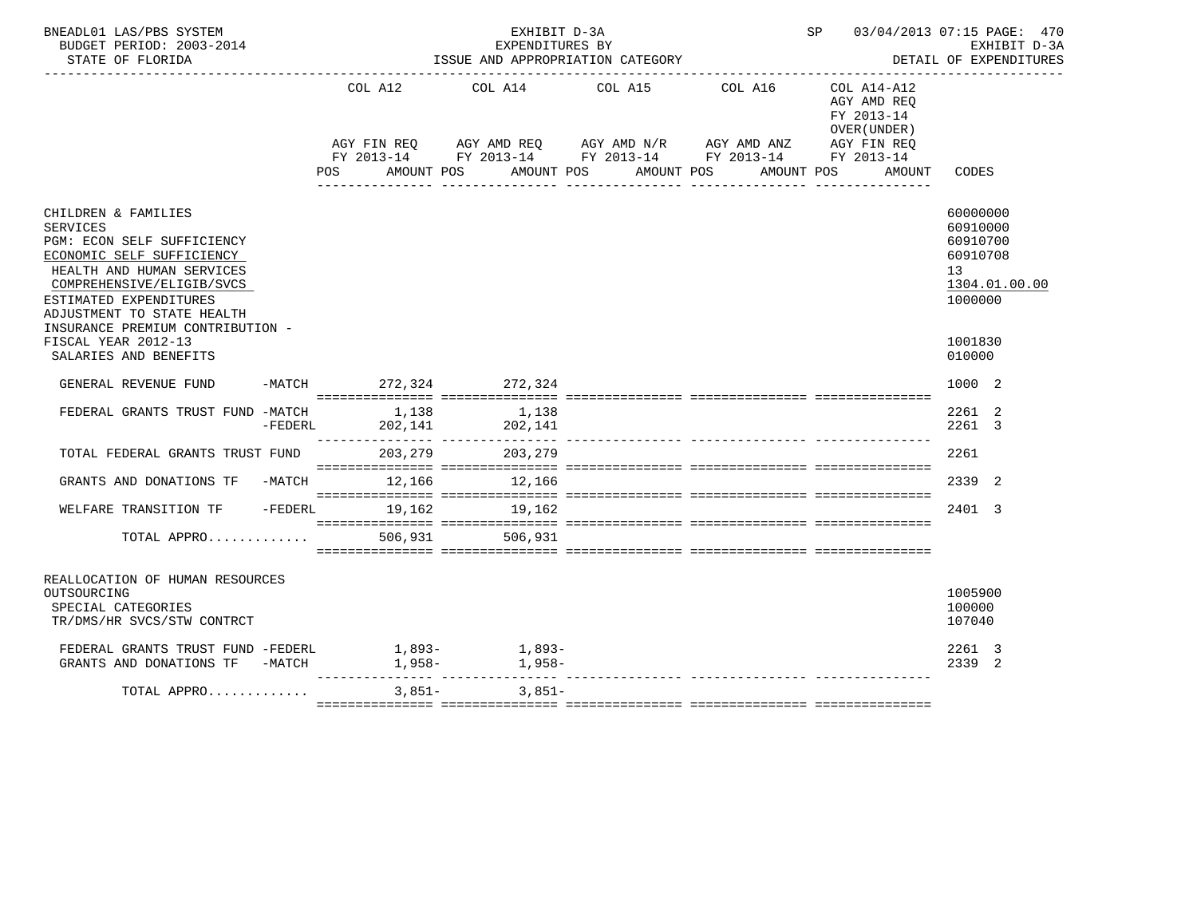BNEADL01 LAS/PBS SYSTEM — EXHIBIT D-3A — SP 03/04/2013 07:15 PAGE: 470
BUDGET PERIOD: 2003-2014 — EXPENDITURES BY — EXHIBIT D-3A
STATE OF FLORIDA — ISSUE AND APPROPRIATION CATEGORY — DETAIL OF EXPENDITURES

| | COL A12 AGY FIN REQ FY 2013-14 POS AMOUNT | COL A14 AGY AMD REQ FY 2013-14 POS AMOUNT | COL A15 AGY AMD N/R FY 2013-14 POS AMOUNT | COL A16 AGY AMD ANZ FY 2013-14 POS AMOUNT | COL A14-A12 AGY AMD REQ FY 2013-14 OVER(UNDER) AGY FIN REQ FY 2013-14 POS AMOUNT | CODES |
|---|---|---|---|---|---|---|
| CHILDREN & FAMILIES | | | | | | 60000000 |
| SERVICES | | | | | | 60910000 |
| PGM: ECON SELF SUFFICIENCY | | | | | | 60910700 |
| ECONOMIC SELF SUFFICIENCY | | | | | | 60910708 |
| HEALTH AND HUMAN SERVICES | | | | | | 13 |
| COMPREHENSIVE/ELIGIB/SVCS | | | | | | 1304.01.00.00 |
| ESTIMATED EXPENDITURES | | | | | | 1000000 |
| ADJUSTMENT TO STATE HEALTH INSURANCE PREMIUM CONTRIBUTION - FISCAL YEAR 2012-13 | | | | | | 1001830 |
| SALARIES AND BENEFITS | | | | | | 010000 |
| GENERAL REVENUE FUND -MATCH | 272,324 | 272,324 | | | | 1000 2 |
| FEDERAL GRANTS TRUST FUND -MATCH | 1,138 | 1,138 | | | | 2261 2 |
| -FEDERL | 202,141 | 202,141 | | | | 2261 3 |
| TOTAL FEDERAL GRANTS TRUST FUND | 203,279 | 203,279 | | | | 2261 |
| GRANTS AND DONATIONS TF -MATCH | 12,166 | 12,166 | | | | 2339 2 |
| WELFARE TRANSITION TF -FEDERL | 19,162 | 19,162 | | | | 2401 3 |
| TOTAL APPRO............ | 506,931 | 506,931 | | | | |
| REALLOCATION OF HUMAN RESOURCES OUTSOURCING | | | | | | 1005900 |
| SPECIAL CATEGORIES | | | | | | 100000 |
| TR/DMS/HR SVCS/STW CONTRCT | | | | | | 107040 |
| FEDERAL GRANTS TRUST FUND -FEDERL | 1,893- | 1,893- | | | | 2261 3 |
| GRANTS AND DONATIONS TF -MATCH | 1,958- | 1,958- | | | | 2339 2 |
| TOTAL APPRO............ | 3,851- | 3,851- | | | | |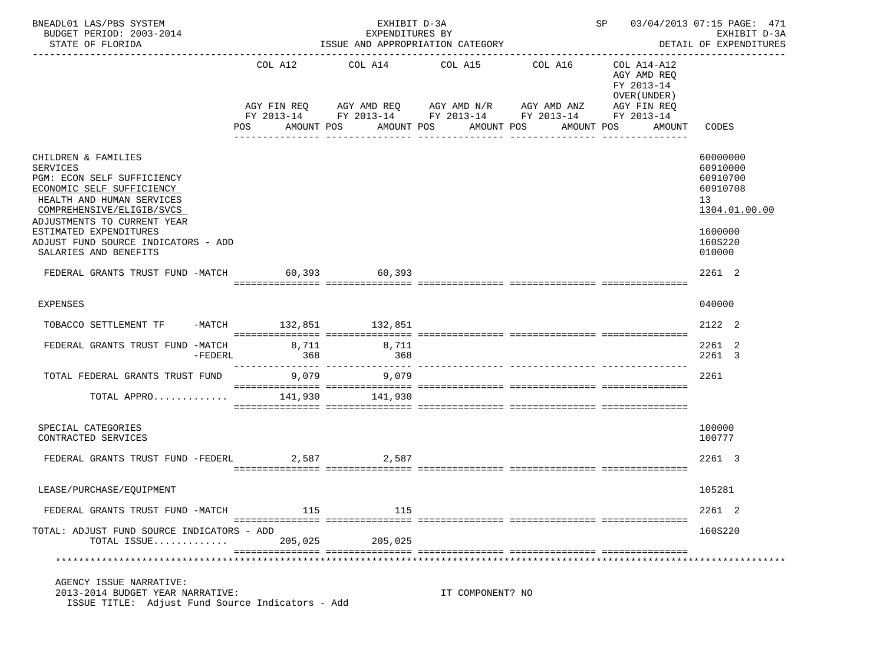BNEADL01 LAS/PBS SYSTEM — EXHIBIT D-3A — EXPENDITURES BY ISSUE AND APPROPRIATION CATEGORY — SP 03/04/2013 07:15 PAGE: 471
BUDGET PERIOD: 2003-2014 — EXHIBIT D-3A
STATE OF FLORIDA — DETAIL OF EXPENDITURES

| | COL A12 AGY FIN REQ FY 2013-14 POS AMOUNT | COL A14 AGY AMD REQ FY 2013-14 POS AMOUNT | COL A15 AGY AMD N/R FY 2013-14 POS AMOUNT | COL A16 AGY AMD ANZ FY 2013-14 POS AMOUNT | COL A14-A12 AGY AMD REQ FY 2013-14 OVER(UNDER) AGY FIN REQ FY 2013-14 POS AMOUNT | CODES |
|---|---|---|---|---|---|---|
| CHILDREN & FAMILIES | | | | | | 60000000 |
| SERVICES | | | | | | 60910000 |
| PGM: ECON SELF SUFFICIENCY | | | | | | 60910700 |
| ECONOMIC SELF SUFFICIENCY | | | | | | 60910708 |
| HEALTH AND HUMAN SERVICES | | | | | | 13 |
| COMPREHENSIVE/ELIGIB/SVCS | | | | | | 1304.01.00.00 |
| ADJUSTMENTS TO CURRENT YEAR ESTIMATED EXPENDITURES | | | | | | 1600000 |
| ADJUST FUND SOURCE INDICATORS - ADD | | | | | | 160S220 |
| SALARIES AND BENEFITS | | | | | | 010000 |
| FEDERAL GRANTS TRUST FUND -MATCH | 60,393 | 60,393 | | | | 2261 2 |
| EXPENSES | | | | | | 040000 |
| TOBACCO SETTLEMENT TF -MATCH | 132,851 | 132,851 | | | | 2122 2 |
| FEDERAL GRANTS TRUST FUND -MATCH | 8,711 | 8,711 | | | | 2261 2 |
| -FEDERL | 368 | 368 | | | | 2261 3 |
| TOTAL FEDERAL GRANTS TRUST FUND | 9,079 | 9,079 | | | | 2261 |
| TOTAL APPRO............ | 141,930 | 141,930 | | | | |
| SPECIAL CATEGORIES | | | | | | 100000 |
| CONTRACTED SERVICES | | | | | | 100777 |
| FEDERAL GRANTS TRUST FUND -FEDERL | 2,587 | 2,587 | | | | 2261 3 |
| LEASE/PURCHASE/EQUIPMENT | | | | | | 105281 |
| FEDERAL GRANTS TRUST FUND -MATCH | 115 | 115 | | | | 2261 2 |
| TOTAL: ADJUST FUND SOURCE INDICATORS - ADD | | | | | | 160S220 |
| TOTAL ISSUE............ | 205,025 | 205,025 | | | | |

AGENCY ISSUE NARRATIVE:
2013-2014 BUDGET YEAR NARRATIVE: IT COMPONENT? NO
ISSUE TITLE: Adjust Fund Source Indicators - Add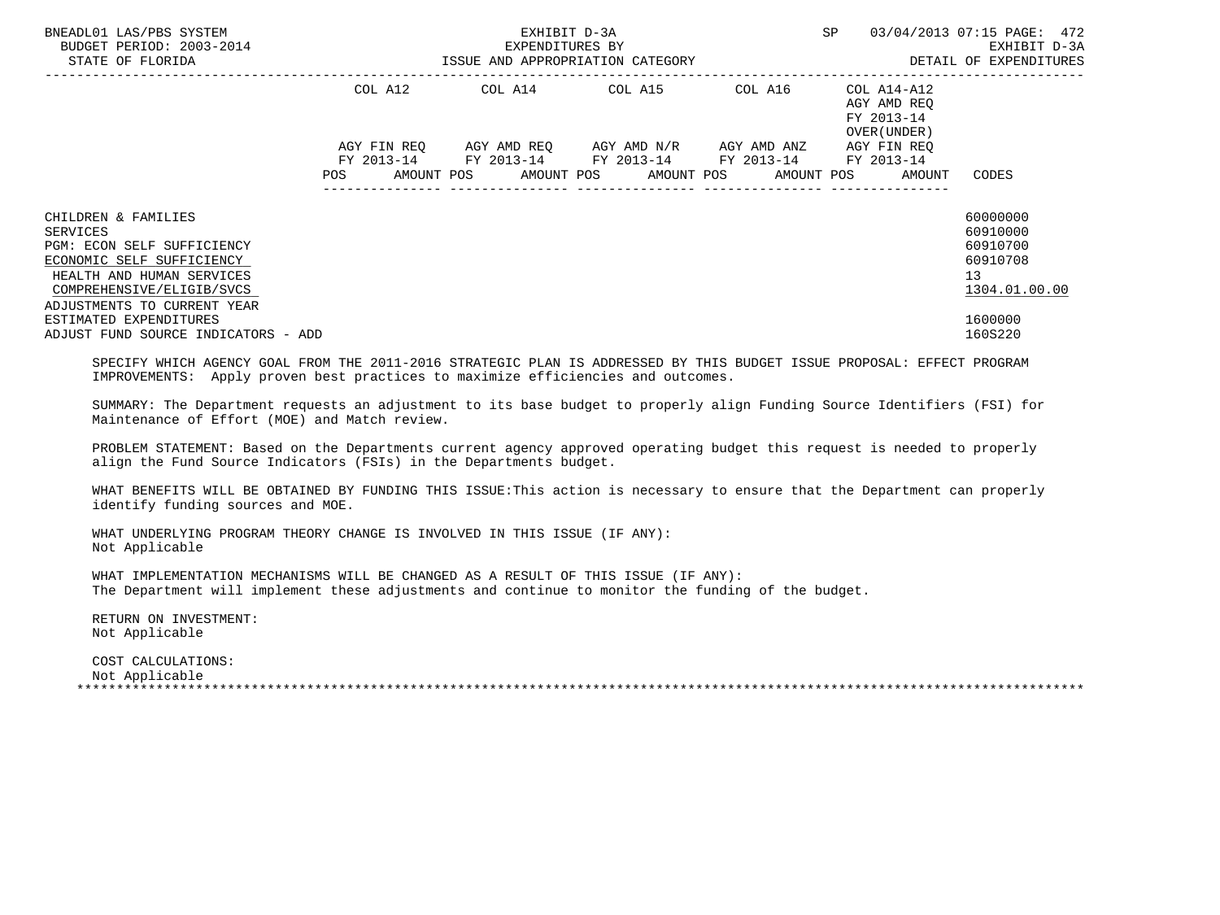BNEADL01 LAS/PBS SYSTEM
BUDGET PERIOD: 2003-2014
STATE OF FLORIDA

EXHIBIT D-3A
EXPENDITURES BY
ISSUE AND APPROPRIATION CATEGORY

SP 03/04/2013 07:15
EXHIBIT D-3A
DETAIL OF EXPENDITURES

| | COL A12 AGY FIN REQ FY 2013-14 POS AMOUNT | COL A14 AGY AMD REQ FY 2013-14 POS AMOUNT | COL A15 AGY AMD N/R FY 2013-14 POS AMOUNT | COL A16 AGY AMD ANZ FY 2013-14 POS AMOUNT | COL A14-A12 AGY AMD REQ FY 2013-14 OVER(UNDER) AGY FIN REQ FY 2013-14 POS AMOUNT | CODES |
|---|---|---|---|---|---|---|
| CHILDREN & FAMILIES | | | | | | 60000000 |
| SERVICES | | | | | | 60910000 |
| PGM: ECON SELF SUFFICIENCY | | | | | | 60910700 |
| ECONOMIC SELF SUFFICIENCY | | | | | | 60910708 |
| HEALTH AND HUMAN SERVICES | | | | | | 13 |
| COMPREHENSIVE/ELIGIB/SVCS | | | | | | 1304.01.00.00 |
| ADJUSTMENTS TO CURRENT YEAR ESTIMATED EXPENDITURES | | | | | | 1600000 |
| ADJUST FUND SOURCE INDICATORS - ADD | | | | | | 160S220 |

SPECIFY WHICH AGENCY GOAL FROM THE 2011-2016 STRATEGIC PLAN IS ADDRESSED BY THIS BUDGET ISSUE PROPOSAL: EFFECT PROGRAM IMPROVEMENTS: Apply proven best practices to maximize efficiencies and outcomes.

SUMMARY: The Department requests an adjustment to its base budget to properly align Funding Source Identifiers (FSI) for Maintenance of Effort (MOE) and Match review.

PROBLEM STATEMENT: Based on the Departments current agency approved operating budget this request is needed to properly align the Fund Source Indicators (FSIs) in the Departments budget.

WHAT BENEFITS WILL BE OBTAINED BY FUNDING THIS ISSUE:This action is necessary to ensure that the Department can properly identify funding sources and MOE.

WHAT UNDERLYING PROGRAM THEORY CHANGE IS INVOLVED IN THIS ISSUE (IF ANY):
Not Applicable

WHAT IMPLEMENTATION MECHANISMS WILL BE CHANGED AS A RESULT OF THIS ISSUE (IF ANY):
The Department will implement these adjustments and continue to monitor the funding of the budget.

RETURN ON INVESTMENT:
Not Applicable

COST CALCULATIONS:
Not Applicable

*******************************************************************************************************************************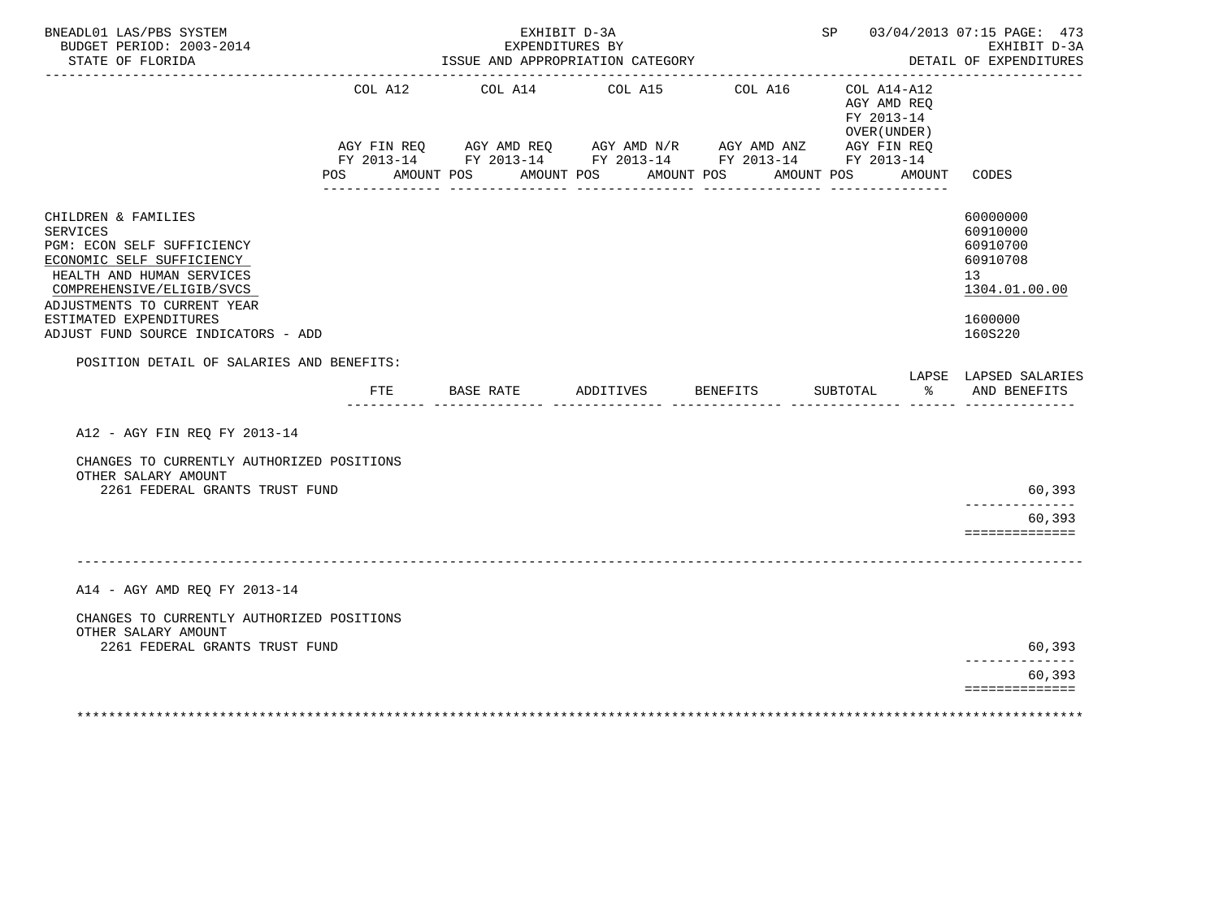BNEADL01 LAS/PBS SYSTEM — EXHIBIT D-3A — SP 03/04/2013 07:15 PAGE: 473
BUDGET PERIOD: 2003-2014 — EXPENDITURES BY — EXHIBIT D-3A
STATE OF FLORIDA — ISSUE AND APPROPRIATION CATEGORY — DETAIL OF EXPENDITURES

| | COL A12 AGY FIN REQ FY 2013-14 POS AMOUNT | COL A14 AGY AMD REQ FY 2013-14 POS AMOUNT | COL A15 AGY AMD N/R FY 2013-14 POS AMOUNT | COL A16 AGY AMD ANZ FY 2013-14 POS AMOUNT | COL A14-A12 AGY AMD REQ FY 2013-14 OVER(UNDER) AGY FIN REQ FY 2013-14 POS AMOUNT | CODES |
|---|---|---|---|---|---|---|
| CHILDREN & FAMILIES | | | | | | 60000000 |
| SERVICES | | | | | | 60910000 |
| PGM: ECON SELF SUFFICIENCY | | | | | | 60910700 |
| ECONOMIC SELF SUFFICIENCY | | | | | | 60910708 |
| HEALTH AND HUMAN SERVICES | | | | | | 13 |
| COMPREHENSIVE/ELIGIB/SVCS | | | | | | 1304.01.00.00 |
| ADJUSTMENTS TO CURRENT YEAR ESTIMATED EXPENDITURES | | | | | | 1600000 |
| ADJUST FUND SOURCE INDICATORS - ADD | | | | | | 160S220 |

POSITION DETAIL OF SALARIES AND BENEFITS:

| | FTE | BASE RATE | ADDITIVES | BENEFITS | SUBTOTAL | LAPSE % | LAPSED SALARIES AND BENEFITS |
|---|---|---|---|---|---|---|---|
| **A12 - AGY FIN REQ FY 2013-14** | | | | | | | |
| CHANGES TO CURRENTLY AUTHORIZED POSITIONS | | | | | | | |
| OTHER SALARY AMOUNT | | | | | | | |
| 2261 FEDERAL GRANTS TRUST FUND | | | | | | | 60,393 |
| | | | | | | | 60,393 |
| **A14 - AGY AMD REQ FY 2013-14** | | | | | | | |
| CHANGES TO CURRENTLY AUTHORIZED POSITIONS | | | | | | | |
| OTHER SALARY AMOUNT | | | | | | | |
| 2261 FEDERAL GRANTS TRUST FUND | | | | | | | 60,393 |
| | | | | | | | 60,393 |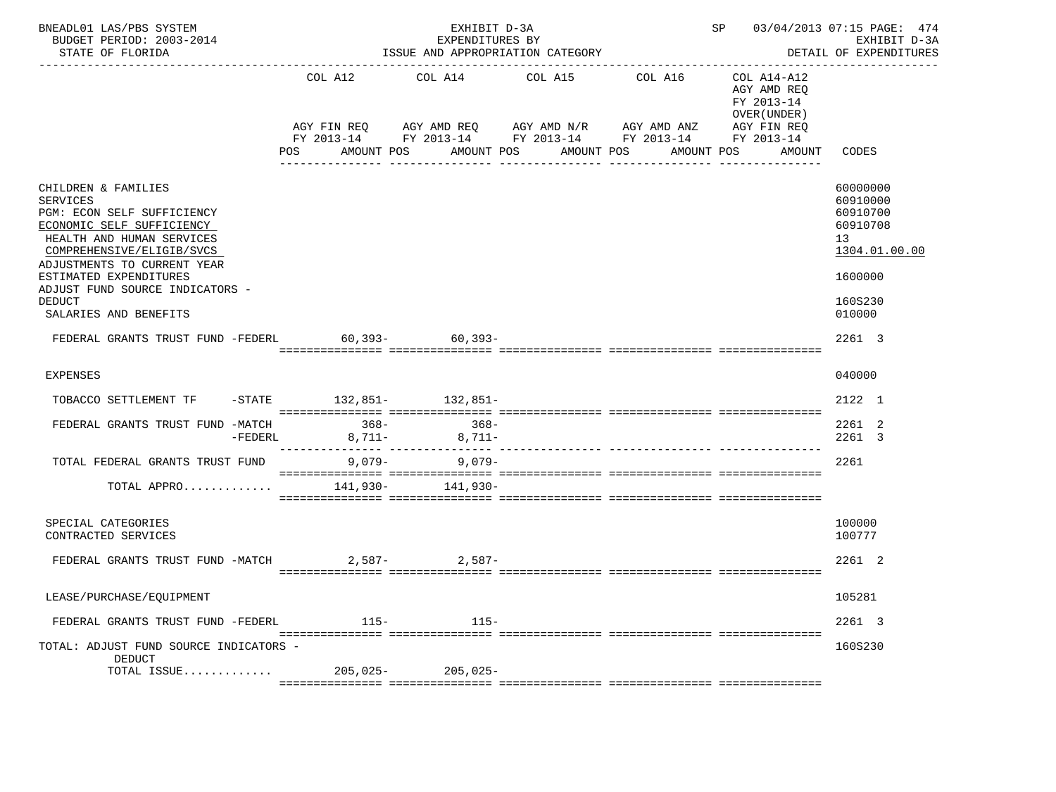BNEADL01 LAS/PBS SYSTEM — EXHIBIT D-3A — SP 03/04/2013 07:15 PAGE: 474
BUDGET PERIOD: 2003-2014 — EXPENDITURES BY — EXHIBIT D-3A
STATE OF FLORIDA — ISSUE AND APPROPRIATION CATEGORY — DETAIL OF EXPENDITURES

| | COL A12 AGY FIN REQ FY 2013-14 POS AMOUNT | COL A14 AGY AMD REQ FY 2013-14 POS AMOUNT | COL A15 AGY AMD N/R FY 2013-14 POS AMOUNT | COL A16 AGY AMD ANZ FY 2013-14 POS AMOUNT | COL A14-A12 AGY AMD REQ FY 2013-14 OVER(UNDER) AGY FIN REQ FY 2013-14 POS AMOUNT | CODES |
|---|---|---|---|---|---|---|
| CHILDREN & FAMILIES | | | | | | 60000000 |
| SERVICES | | | | | | 60910000 |
| PGM: ECON SELF SUFFICIENCY | | | | | | 60910700 |
| ECONOMIC SELF SUFFICIENCY | | | | | | 60910708 |
| HEALTH AND HUMAN SERVICES | | | | | | 13 |
| COMPREHENSIVE/ELIGIB/SVCS | | | | | | 1304.01.00.00 |
| ADJUSTMENTS TO CURRENT YEAR ESTIMATED EXPENDITURES | | | | | | 1600000 |
| ADJUST FUND SOURCE INDICATORS - DEDUCT | | | | | | 160S230 |
| SALARIES AND BENEFITS | | | | | | 010000 |
| FEDERAL GRANTS TRUST FUND -FEDERL | 60,393- | 60,393- | | | | 2261 3 |
| EXPENSES | | | | | | 040000 |
| TOBACCO SETTLEMENT TF -STATE | 132,851- | 132,851- | | | | 2122 1 |
| FEDERAL GRANTS TRUST FUND -MATCH | 368- | 368- | | | | 2261 2 |
| -FEDERL | 8,711- | 8,711- | | | | 2261 3 |
| TOTAL FEDERAL GRANTS TRUST FUND | 9,079- | 9,079- | | | | 2261 |
| TOTAL APPRO............. | 141,930- | 141,930- | | | | |
| SPECIAL CATEGORIES | | | | | | 100000 |
| CONTRACTED SERVICES | | | | | | 100777 |
| FEDERAL GRANTS TRUST FUND -MATCH | 2,587- | 2,587- | | | | 2261 2 |
| LEASE/PURCHASE/EQUIPMENT | | | | | | 105281 |
| FEDERAL GRANTS TRUST FUND -FEDERL | 115- | 115- | | | | 2261 3 |
| TOTAL: ADJUST FUND SOURCE INDICATORS - DEDUCT | | | | | | 160S230 |
| TOTAL ISSUE............. | 205,025- | 205,025- | | | | |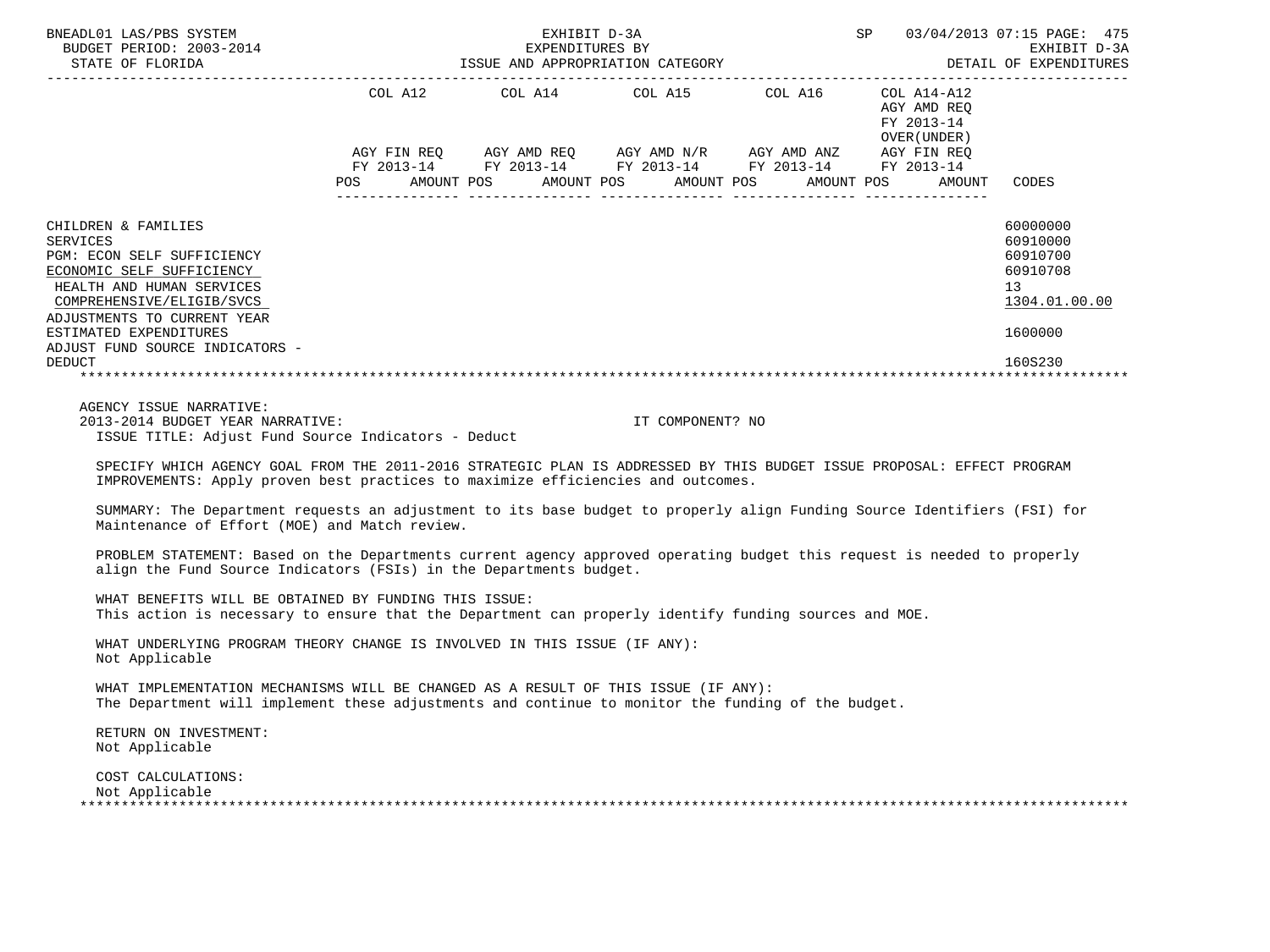EXHIBIT D-3A
EXPENDITURES BY
ISSUE AND APPROPRIATION CATEGORY

BUDGET PERIOD: 2003-2014
STATE OF FLORIDA

DETAIL OF EXPENDITURES

| | COL A12 AGY FIN REQ FY 2013-14 POS AMOUNT | COL A14 AGY AMD REQ FY 2013-14 POS AMOUNT | COL A15 AGY AMD N/R FY 2013-14 POS AMOUNT | COL A16 AGY AMD ANZ FY 2013-14 POS AMOUNT | COL A14-A12 AGY AMD REQ FY 2013-14 OVER(UNDER) AGY FIN REQ FY 2013-14 POS AMOUNT | CODES |
|---|---|---|---|---|---|---|
| CHILDREN & FAMILIES | | | | | | 60000000 |
| SERVICES | | | | | | 60910000 |
| PGM: ECON SELF SUFFICIENCY | | | | | | 60910700 |
| ECONOMIC SELF SUFFICIENCY | | | | | | 60910708 |
| HEALTH AND HUMAN SERVICES | | | | | | 13 |
| COMPREHENSIVE/ELIGIB/SVCS | | | | | | 1304.01.00.00 |
| ADJUSTMENTS TO CURRENT YEAR ESTIMATED EXPENDITURES | | | | | | 1600000 |
| ADJUST FUND SOURCE INDICATORS - DEDUCT | | | | | | 160S230 |

AGENCY ISSUE NARRATIVE:

2013-2014 BUDGET YEAR NARRATIVE: IT COMPONENT? NO

ISSUE TITLE: Adjust Fund Source Indicators - Deduct

SPECIFY WHICH AGENCY GOAL FROM THE 2011-2016 STRATEGIC PLAN IS ADDRESSED BY THIS BUDGET ISSUE PROPOSAL: EFFECT PROGRAM IMPROVEMENTS: Apply proven best practices to maximize efficiencies and outcomes.

SUMMARY: The Department requests an adjustment to its base budget to properly align Funding Source Identifiers (FSI) for Maintenance of Effort (MOE) and Match review.

PROBLEM STATEMENT: Based on the Departments current agency approved operating budget this request is needed to properly align the Fund Source Indicators (FSIs) in the Departments budget.

WHAT BENEFITS WILL BE OBTAINED BY FUNDING THIS ISSUE:
This action is necessary to ensure that the Department can properly identify funding sources and MOE.

WHAT UNDERLYING PROGRAM THEORY CHANGE IS INVOLVED IN THIS ISSUE (IF ANY):
Not Applicable

WHAT IMPLEMENTATION MECHANISMS WILL BE CHANGED AS A RESULT OF THIS ISSUE (IF ANY):
The Department will implement these adjustments and continue to monitor the funding of the budget.

RETURN ON INVESTMENT:
Not Applicable

COST CALCULATIONS:
Not Applicable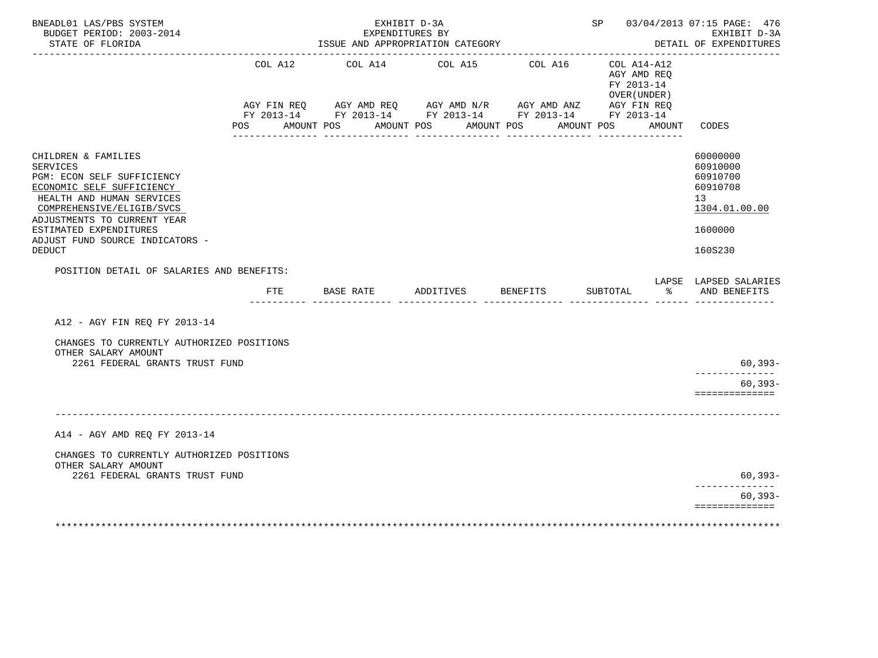BNEADL01 LAS/PBS SYSTEM — EXHIBIT D-3A — EXPENDITURES BY ISSUE AND APPROPRIATION CATEGORY — SP 03/04/2013 07:15 PAGE: 476
BUDGET PERIOD: 2003-2014 — EXHIBIT D-3A
STATE OF FLORIDA — DETAIL OF EXPENDITURES

| | COL A12 AGY FIN REQ FY 2013-14 POS AMOUNT | COL A14 AGY AMD REQ FY 2013-14 POS AMOUNT | COL A15 AGY AMD N/R FY 2013-14 POS AMOUNT | COL A16 AGY AMD ANZ FY 2013-14 POS AMOUNT | COL A14-A12 AGY AMD REQ FY 2013-14 OVER(UNDER) AGY FIN REQ FY 2013-14 POS AMOUNT | CODES |
|---|---|---|---|---|---|---|
| CHILDREN & FAMILIES | | | | | | 60000000 |
| SERVICES | | | | | | 60910000 |
| PGM: ECON SELF SUFFICIENCY | | | | | | 60910700 |
| ECONOMIC SELF SUFFICIENCY | | | | | | 60910708 |
| HEALTH AND HUMAN SERVICES | | | | | | 13 |
| COMPREHENSIVE/ELIGIB/SVCS | | | | | | 1304.01.00.00 |
| ADJUSTMENTS TO CURRENT YEAR ESTIMATED EXPENDITURES | | | | | | 1600000 |
| ADJUST FUND SOURCE INDICATORS - DEDUCT | | | | | | 160S230 |

POSITION DETAIL OF SALARIES AND BENEFITS:

| | FTE | BASE RATE | ADDITIVES | BENEFITS | SUBTOTAL | LAPSE % | LAPSED SALARIES AND BENEFITS |
|---|---|---|---|---|---|---|---|
| **A12 - AGY FIN REQ FY 2013-14** | | | | | | | |
| CHANGES TO CURRENTLY AUTHORIZED POSITIONS | | | | | | | |
| OTHER SALARY AMOUNT | | | | | | | |
| 2261 FEDERAL GRANTS TRUST FUND | | | | | | | 60,393- |
| | | | | | | | 60,393- |
| **A14 - AGY AMD REQ FY 2013-14** | | | | | | | |
| CHANGES TO CURRENTLY AUTHORIZED POSITIONS | | | | | | | |
| OTHER SALARY AMOUNT | | | | | | | |
| 2261 FEDERAL GRANTS TRUST FUND | | | | | | | 60,393- |
| | | | | | | | 60,393- |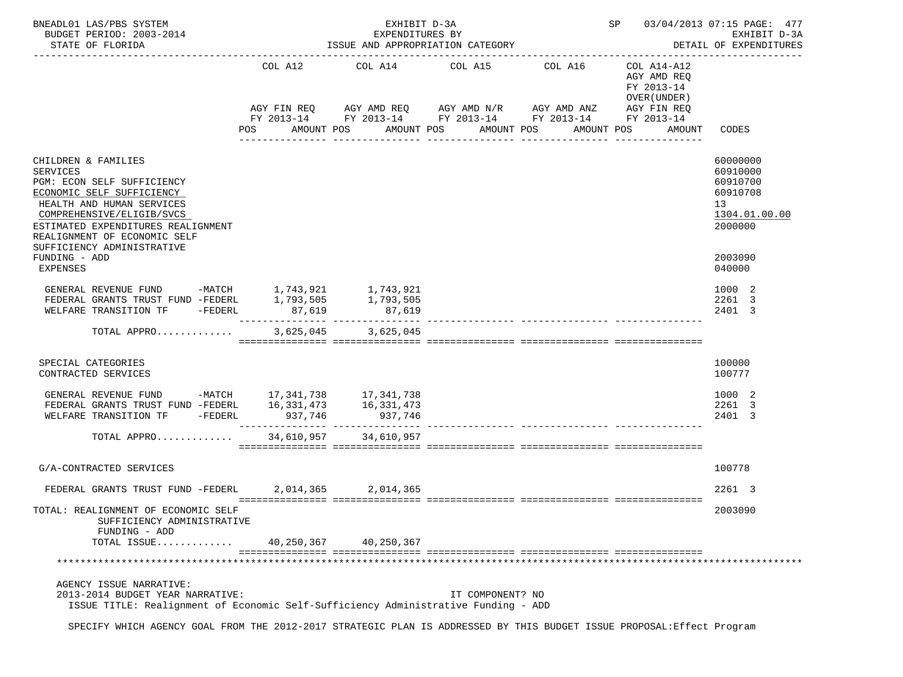BNEADL01 LAS/PBS SYSTEM — EXHIBIT D-3A — EXPENDITURES BY ISSUE AND APPROPRIATION CATEGORY — DETAIL OF EXPENDITURES
BUDGET PERIOD: 2003-2014
STATE OF FLORIDA

| | COL A12 AGY FIN REQ FY 2013-14 POS AMOUNT | COL A14 AGY AMD REQ FY 2013-14 POS AMOUNT | COL A15 AGY AMD N/R FY 2013-14 POS AMOUNT | COL A16 AGY AMD ANZ FY 2013-14 POS AMOUNT | COL A14-A12 AGY AMD REQ FY 2013-14 OVER(UNDER) AGY FIN REQ FY 2013-14 POS AMOUNT | CODES |
|---|---|---|---|---|---|---|
| CHILDREN & FAMILIES | | | | | | 60000000 |
| SERVICES | | | | | | 60910000 |
| PGM: ECON SELF SUFFICIENCY | | | | | | 60910700 |
| ECONOMIC SELF SUFFICIENCY | | | | | | 60910708 |
| HEALTH AND HUMAN SERVICES | | | | | | 13 |
| COMPREHENSIVE/ELIGIB/SVCS | | | | | | 1304.01.00.00 |
| ESTIMATED EXPENDITURES REALIGNMENT | | | | | | 2000000 |
| REALIGNMENT OF ECONOMIC SELF SUFFICIENCY ADMINISTRATIVE FUNDING - ADD | | | | | | 2003090 |
| EXPENSES | | | | | | 040000 |
| GENERAL REVENUE FUND -MATCH | 1,743,921 | 1,743,921 | | | | 1000 2 |
| FEDERAL GRANTS TRUST FUND -FEDERL | 1,793,505 | 1,793,505 | | | | 2261 3 |
| WELFARE TRANSITION TF -FEDERL | 87,619 | 87,619 | | | | 2401 3 |
| TOTAL APPRO............ | 3,625,045 | 3,625,045 | | | | |
| SPECIAL CATEGORIES | | | | | | 100000 |
| CONTRACTED SERVICES | | | | | | 100777 |
| GENERAL REVENUE FUND -MATCH | 17,341,738 | 17,341,738 | | | | 1000 2 |
| FEDERAL GRANTS TRUST FUND -FEDERL | 16,331,473 | 16,331,473 | | | | 2261 3 |
| WELFARE TRANSITION TF -FEDERL | 937,746 | 937,746 | | | | 2401 3 |
| TOTAL APPRO............ | 34,610,957 | 34,610,957 | | | | |
| G/A-CONTRACTED SERVICES | | | | | | 100778 |
| FEDERAL GRANTS TRUST FUND -FEDERL | 2,014,365 | 2,014,365 | | | | 2261 3 |
| TOTAL: REALIGNMENT OF ECONOMIC SELF SUFFICIENCY ADMINISTRATIVE FUNDING - ADD | | | | | | 2003090 |
| TOTAL ISSUE............ | 40,250,367 | 40,250,367 | | | | |

AGENCY ISSUE NARRATIVE:
2013-2014 BUDGET YEAR NARRATIVE: IT COMPONENT? NO
ISSUE TITLE: Realignment of Economic Self-Sufficiency Administrative Funding - ADD

SPECIFY WHICH AGENCY GOAL FROM THE 2012-2017 STRATEGIC PLAN IS ADDRESSED BY THIS BUDGET ISSUE PROPOSAL:Effect Program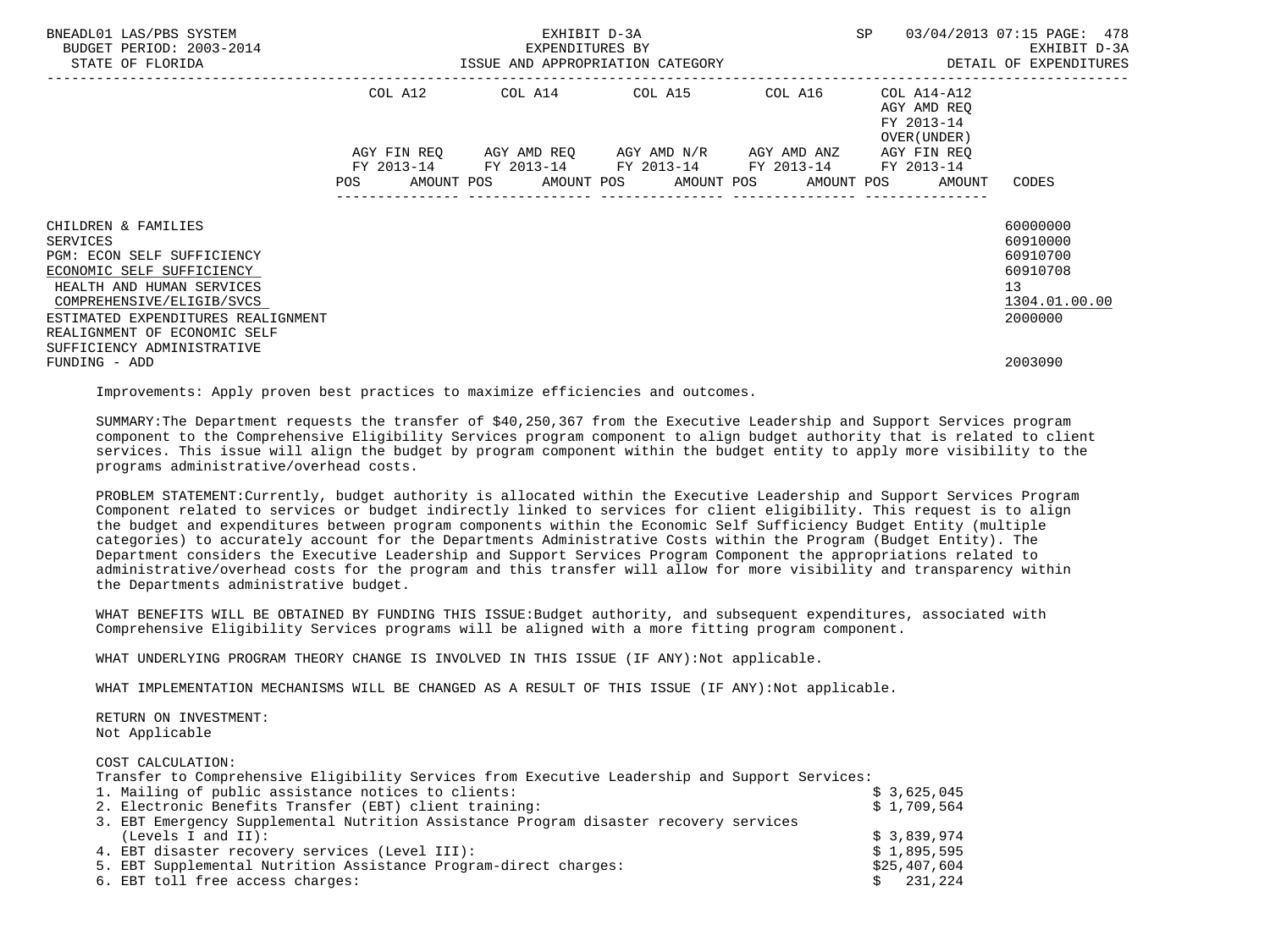| | COL A12 | COL A14 | COL A15 | COL A16 | COL A14-A12 AGY AMD REQ FY 2013-14 OVER(UNDER) | |
|---|---|---|---|---|---|---|
| | AGY FIN REQ FY 2013-14 | AGY AMD REQ FY 2013-14 | AGY AMD N/R FY 2013-14 | AGY AMD ANZ FY 2013-14 | AGY FIN REQ FY 2013-14 | |
| | POS AMOUNT | POS AMOUNT | POS AMOUNT | POS AMOUNT | POS AMOUNT | CODES |
| CHILDREN & FAMILIES | | | | | | 60000000 |
| SERVICES | | | | | | 60910000 |
| PGM: ECON SELF SUFFICIENCY | | | | | | 60910700 |
| ECONOMIC SELF SUFFICIENCY | | | | | | 60910708 |
| HEALTH AND HUMAN SERVICES | | | | | | 13 |
| COMPREHENSIVE/ELIGIB/SVCS | | | | | | 1304.01.00.00 |
| ESTIMATED EXPENDITURES REALIGNMENT | | | | | | 2000000 |
| REALIGNMENT OF ECONOMIC SELF SUFFICIENCY ADMINISTRATIVE FUNDING - ADD | | | | | | 2003090 |

Improvements: Apply proven best practices to maximize efficiencies and outcomes.

SUMMARY:The Department requests the transfer of $40,250,367 from the Executive Leadership and Support Services program component to the Comprehensive Eligibility Services program component to align budget authority that is related to client services. This issue will align the budget by program component within the budget entity to apply more visibility to the programs administrative/overhead costs.

PROBLEM STATEMENT:Currently, budget authority is allocated within the Executive Leadership and Support Services Program Component related to services or budget indirectly linked to services for client eligibility. This request is to align the budget and expenditures between program components within the Economic Self Sufficiency Budget Entity (multiple categories) to accurately account for the Departments Administrative Costs within the Program (Budget Entity). The Department considers the Executive Leadership and Support Services Program Component the appropriations related to administrative/overhead costs for the program and this transfer will allow for more visibility and transparency within the Departments administrative budget.

WHAT BENEFITS WILL BE OBTAINED BY FUNDING THIS ISSUE:Budget authority, and subsequent expenditures, associated with Comprehensive Eligibility Services programs will be aligned with a more fitting program component.

WHAT UNDERLYING PROGRAM THEORY CHANGE IS INVOLVED IN THIS ISSUE (IF ANY):Not applicable.

WHAT IMPLEMENTATION MECHANISMS WILL BE CHANGED AS A RESULT OF THIS ISSUE (IF ANY):Not applicable.

RETURN ON INVESTMENT:
Not Applicable

COST CALCULATION:
Transfer to Comprehensive Eligibility Services from Executive Leadership and Support Services:

| | |
|---|---|
| 1. Mailing of public assistance notices to clients: | $ 3,625,045 |
| 2. Electronic Benefits Transfer (EBT) client training: | $ 1,709,564 |
| 3. EBT Emergency Supplemental Nutrition Assistance Program disaster recovery services (Levels I and II): | $ 3,839,974 |
| 4. EBT disaster recovery services (Level III): | $ 1,895,595 |
| 5. EBT Supplemental Nutrition Assistance Program-direct charges: | $25,407,604 |
| 6. EBT toll free access charges: | $ 231,224 |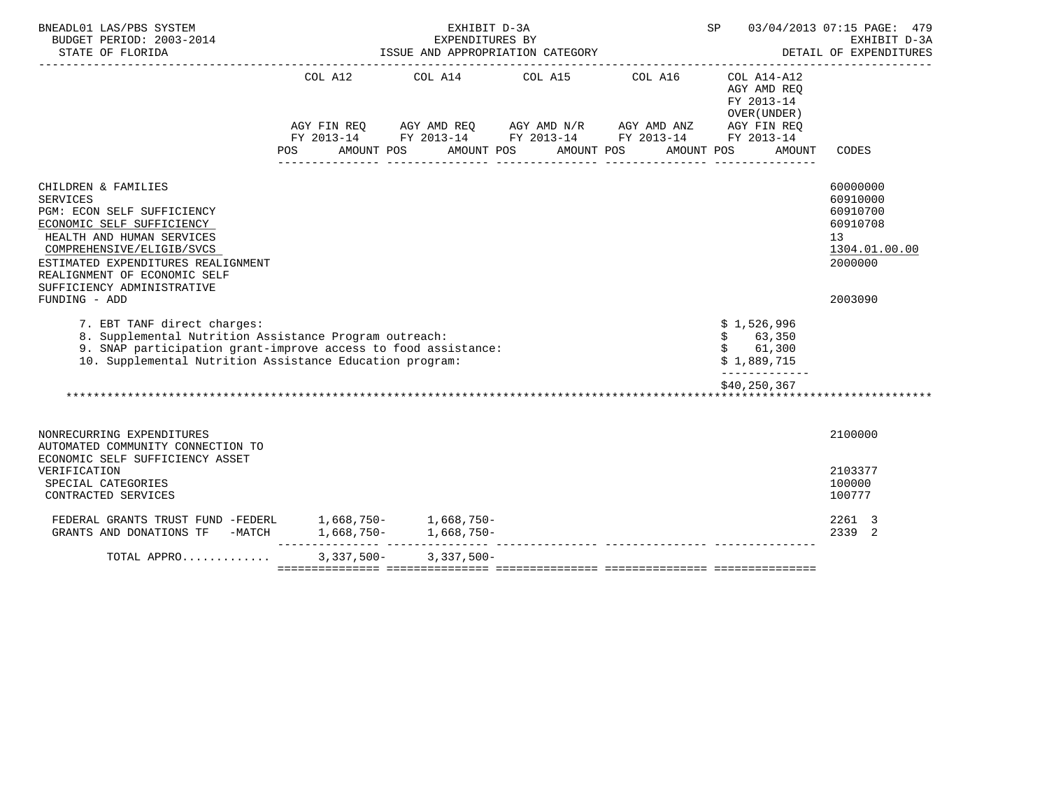BNEADL01 LAS/PBS SYSTEM — EXHIBIT D-3A — EXPENDITURES BY ISSUE AND APPROPRIATION CATEGORY — DETAIL OF EXPENDITURES

BUDGET PERIOD: 2003-2014 — STATE OF FLORIDA — SP 03/04/2013 07:15 PAGE: 479

| | COL A12 AGY FIN REQ FY 2013-14 POS AMOUNT | COL A14 AGY AMD REQ FY 2013-14 POS AMOUNT | COL A15 AGY AMD N/R FY 2013-14 POS AMOUNT | COL A16 AGY AMD ANZ FY 2013-14 POS AMOUNT | COL A14-A12 AGY AMD REQ FY 2013-14 OVER(UNDER) AGY FIN REQ FY 2013-14 POS AMOUNT | CODES |
|---|---|---|---|---|---|---|
| CHILDREN & FAMILIES | | | | | | 60000000 |
| SERVICES | | | | | | 60910000 |
| PGM: ECON SELF SUFFICIENCY | | | | | | 60910700 |
| ECONOMIC SELF SUFFICIENCY | | | | | | 60910708 |
| HEALTH AND HUMAN SERVICES | | | | | | 13 |
| COMPREHENSIVE/ELIGIB/SVCS | | | | | | 1304.01.00.00 |
| ESTIMATED EXPENDITURES REALIGNMENT | | | | | | 2000000 |
| REALIGNMENT OF ECONOMIC SELF SUFFICIENCY ADMINISTRATIVE FUNDING - ADD | | | | | | 2003090 |

7. EBT TANF direct charges: $ 1,526,996
8. Supplemental Nutrition Assistance Program outreach: $ 63,350
9. SNAP participation grant-improve access to food assistance: $ 61,300
10. Supplemental Nutrition Assistance Education program: $ 1,889,715

$40,250,367

| | COL A12 | COL A14 | COL A15 | COL A16 | COL A14-A12 | CODES |
|---|---|---|---|---|---|---|
| NONRECURRING EXPENDITURES | | | | | | 2100000 |
| AUTOMATED COMMUNITY CONNECTION TO ECONOMIC SELF SUFFICIENCY ASSET VERIFICATION | | | | | | 2103377 |
| SPECIAL CATEGORIES | | | | | | 100000 |
| CONTRACTED SERVICES | | | | | | 100777 |
| FEDERAL GRANTS TRUST FUND -FEDERL | 1,668,750- | 1,668,750- | | | | 2261 3 |
| GRANTS AND DONATIONS TF -MATCH | 1,668,750- | 1,668,750- | | | | 2339 2 |
| TOTAL APPRO............ | 3,337,500- | 3,337,500- | | | | |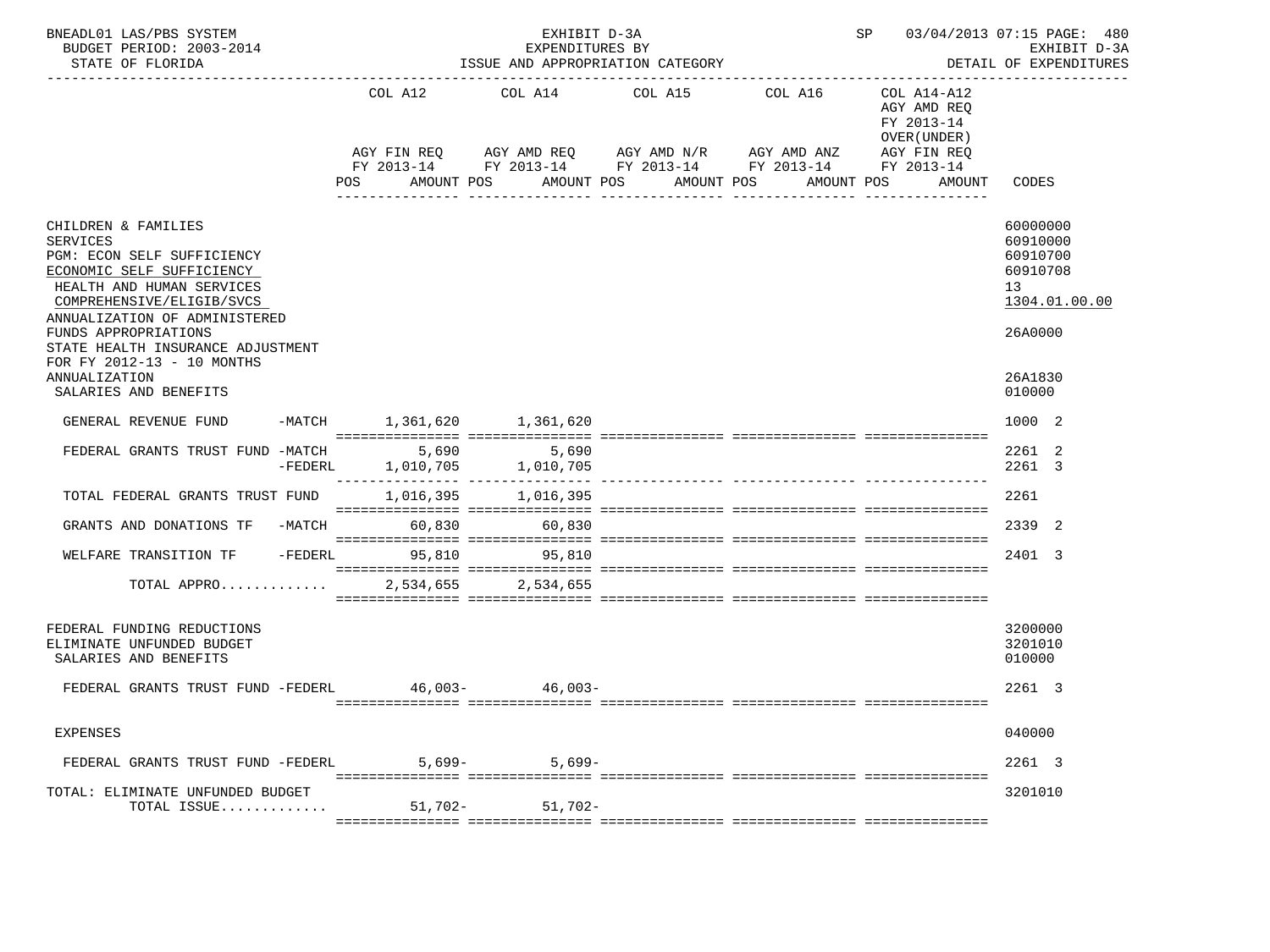BNEADL01 LAS/PBS SYSTEM | EXHIBIT D-3A | SP 03/04/2013 07:15
BUDGET PERIOD: 2003-2014 | EXPENDITURES BY | EXHIBIT D-3A
STATE OF FLORIDA | ISSUE AND APPROPRIATION CATEGORY | DETAIL OF EXPENDITURES

| | COL A12 AGY FIN REQ FY 2013-14 POS AMOUNT | COL A14 AGY AMD REQ FY 2013-14 POS AMOUNT | COL A15 AGY AMD N/R FY 2013-14 POS AMOUNT | COL A16 AGY AMD ANZ FY 2013-14 POS AMOUNT | COL A14-A12 AGY AMD REQ FY 2013-14 OVER(UNDER) AGY FIN REQ FY 2013-14 POS AMOUNT | CODES |
|---|---|---|---|---|---|---|
| CHILDREN & FAMILIES | | | | | | 60000000 |
| SERVICES | | | | | | 60910000 |
| PGM: ECON SELF SUFFICIENCY | | | | | | 60910700 |
| ECONOMIC SELF SUFFICIENCY | | | | | | 60910708 |
| HEALTH AND HUMAN SERVICES | | | | | | 13 |
| COMPREHENSIVE/ELIGIB/SVCS | | | | | | 1304.01.00.00 |
| ANNUALIZATION OF ADMINISTERED FUNDS APPROPRIATIONS | | | | | | 26A0000 |
| STATE HEALTH INSURANCE ADJUSTMENT FOR FY 2012-13 - 10 MONTHS ANNUALIZATION | | | | | | 26A1830 |
| SALARIES AND BENEFITS | | | | | | 010000 |
| GENERAL REVENUE FUND -MATCH | 1,361,620 | 1,361,620 | | | | 1000 2 |
| FEDERAL GRANTS TRUST FUND -MATCH | 5,690 | 5,690 | | | | 2261 2 |
| -FEDERL | 1,010,705 | 1,010,705 | | | | 2261 3 |
| TOTAL FEDERAL GRANTS TRUST FUND | 1,016,395 | 1,016,395 | | | | 2261 |
| GRANTS AND DONATIONS TF -MATCH | 60,830 | 60,830 | | | | 2339 2 |
| WELFARE TRANSITION TF -FEDERL | 95,810 | 95,810 | | | | 2401 3 |
| TOTAL APPRO............ | 2,534,655 | 2,534,655 | | | | |
| FEDERAL FUNDING REDUCTIONS | | | | | | 3200000 |
| ELIMINATE UNFUNDED BUDGET | | | | | | 3201010 |
| SALARIES AND BENEFITS | | | | | | 010000 |
| FEDERAL GRANTS TRUST FUND -FEDERL | 46,003- | 46,003- | | | | 2261 3 |
| EXPENSES | | | | | | 040000 |
| FEDERAL GRANTS TRUST FUND -FEDERL | 5,699- | 5,699- | | | | 2261 3 |
| TOTAL: ELIMINATE UNFUNDED BUDGET | | | | | | 3201010 |
| TOTAL ISSUE............ | 51,702- | 51,702- | | | | |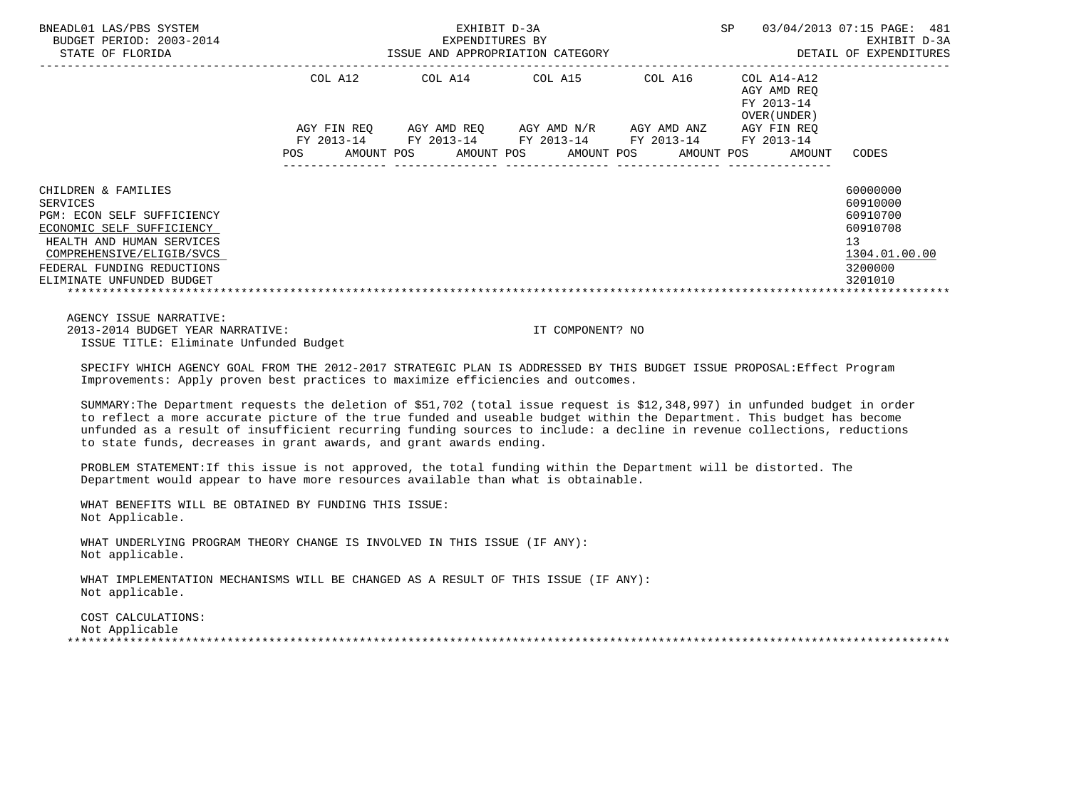EXHIBIT D-3A
EXPENDITURES BY
ISSUE AND APPROPRIATION CATEGORY

BNEADL01 LAS/PBS SYSTEM
BUDGET PERIOD: 2003-2014
STATE OF FLORIDA

SP 03/04/2013 07:15
EXHIBIT D-3A
DETAIL OF EXPENDITURES

| | COL A12 AGY FIN REQ FY 2013-14 POS AMOUNT | COL A14 AGY AMD REQ FY 2013-14 POS AMOUNT | COL A15 AGY AMD N/R FY 2013-14 POS AMOUNT | COL A16 AGY AMD ANZ FY 2013-14 POS AMOUNT | COL A14-A12 AGY AMD REQ FY 2013-14 OVER(UNDER) AGY FIN REQ FY 2013-14 POS AMOUNT | CODES |
|---|---|---|---|---|---|---|
| CHILDREN & FAMILIES | | | | | | 60000000 |
| SERVICES | | | | | | 60910000 |
| PGM: ECON SELF SUFFICIENCY | | | | | | 60910700 |
| ECONOMIC SELF SUFFICIENCY | | | | | | 60910708 |
| HEALTH AND HUMAN SERVICES | | | | | | 13 |
| COMPREHENSIVE/ELIGIB/SVCS | | | | | | 1304.01.00.00 |
| FEDERAL FUNDING REDUCTIONS | | | | | | 3200000 |
| ELIMINATE UNFUNDED BUDGET | | | | | | 3201010 |

AGENCY ISSUE NARRATIVE:
2013-2014 BUDGET YEAR NARRATIVE: IT COMPONENT? NO
ISSUE TITLE: Eliminate Unfunded Budget

SPECIFY WHICH AGENCY GOAL FROM THE 2012-2017 STRATEGIC PLAN IS ADDRESSED BY THIS BUDGET ISSUE PROPOSAL:Effect Program Improvements: Apply proven best practices to maximize efficiencies and outcomes.

SUMMARY:The Department requests the deletion of $51,702 (total issue request is $12,348,997) in unfunded budget in order to reflect a more accurate picture of the true funded and useable budget within the Department. This budget has become unfunded as a result of insufficient recurring funding sources to include: a decline in revenue collections, reductions to state funds, decreases in grant awards, and grant awards ending.

PROBLEM STATEMENT:If this issue is not approved, the total funding within the Department will be distorted. The Department would appear to have more resources available than what is obtainable.

WHAT BENEFITS WILL BE OBTAINED BY FUNDING THIS ISSUE:
Not Applicable.

WHAT UNDERLYING PROGRAM THEORY CHANGE IS INVOLVED IN THIS ISSUE (IF ANY):
Not applicable.

WHAT IMPLEMENTATION MECHANISMS WILL BE CHANGED AS A RESULT OF THIS ISSUE (IF ANY):
Not applicable.

COST CALCULATIONS:
Not Applicable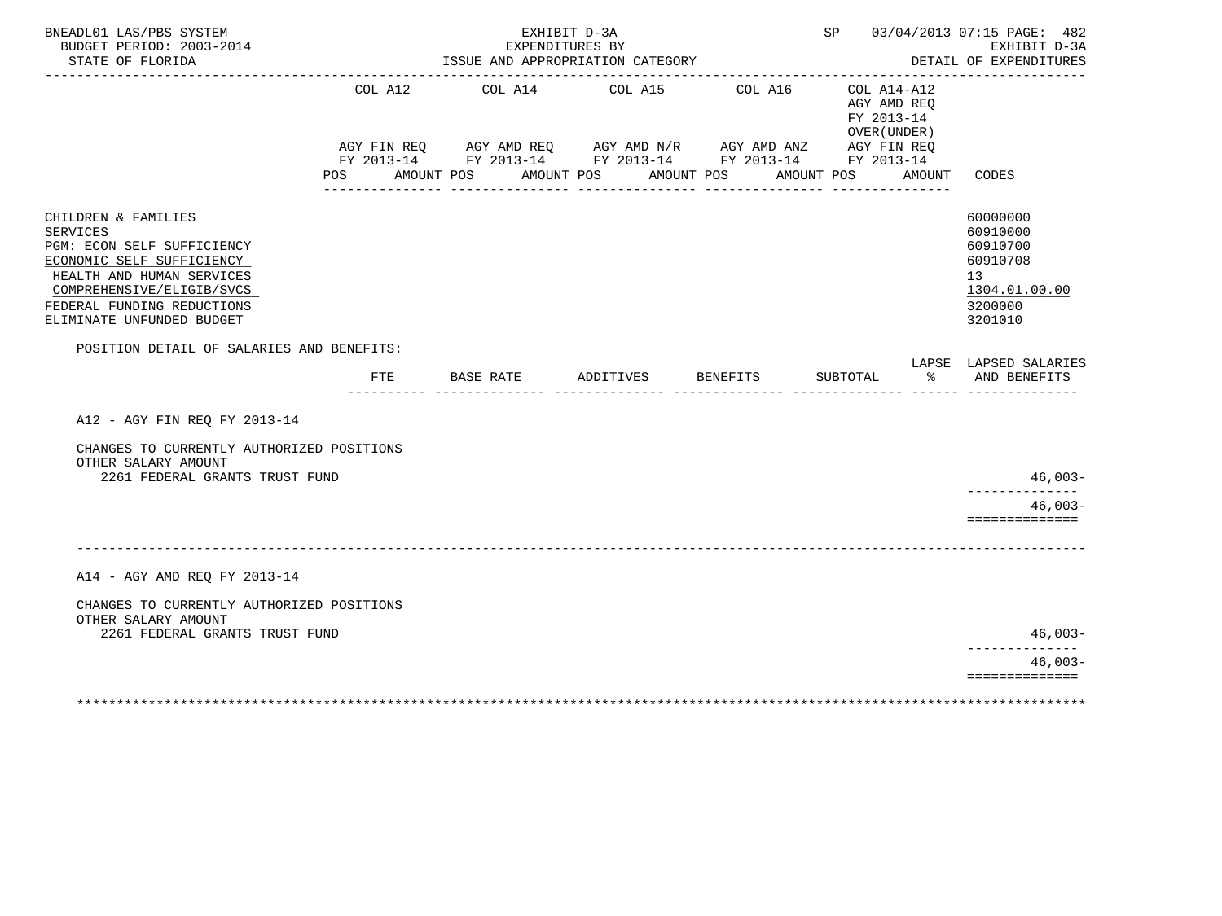BNEADL01 LAS/PBS SYSTEM — EXHIBIT D-3A — SP 03/04/2013 07:15 PAGE: 482
BUDGET PERIOD: 2003-2014 — EXPENDITURES BY — EXHIBIT D-3A
STATE OF FLORIDA — ISSUE AND APPROPRIATION CATEGORY — DETAIL OF EXPENDITURES

| | COL A12 AGY FIN REQ FY 2013-14 POS AMOUNT | COL A14 AGY AMD REQ FY 2013-14 POS AMOUNT | COL A15 AGY AMD N/R FY 2013-14 POS AMOUNT | COL A16 AGY AMD ANZ FY 2013-14 POS AMOUNT | COL A14-A12 AGY AMD REQ FY 2013-14 OVER(UNDER) AGY FIN REQ FY 2013-14 POS AMOUNT | CODES |
|---|---|---|---|---|---|---|
| CHILDREN & FAMILIES | | | | | | 60000000 |
| SERVICES | | | | | | 60910000 |
| PGM: ECON SELF SUFFICIENCY | | | | | | 60910700 |
| ECONOMIC SELF SUFFICIENCY | | | | | | 60910708 |
| HEALTH AND HUMAN SERVICES | | | | | | 13 |
| COMPREHENSIVE/ELIGIB/SVCS | | | | | | 1304.01.00.00 |
| FEDERAL FUNDING REDUCTIONS | | | | | | 3200000 |
| ELIMINATE UNFUNDED BUDGET | | | | | | 3201010 |

POSITION DETAIL OF SALARIES AND BENEFITS:

| | FTE | BASE RATE | ADDITIVES | BENEFITS | SUBTOTAL | LAPSE % | LAPSED SALARIES AND BENEFITS |
|---|---|---|---|---|---|---|---|
| **A12 - AGY FIN REQ FY 2013-14** | | | | | | | |
| CHANGES TO CURRENTLY AUTHORIZED POSITIONS | | | | | | | |
| OTHER SALARY AMOUNT | | | | | | | |
| 2261 FEDERAL GRANTS TRUST FUND | | | | | | | 46,003- |
| | | | | | | | 46,003- |
| **A14 - AGY AMD REQ FY 2013-14** | | | | | | | |
| CHANGES TO CURRENTLY AUTHORIZED POSITIONS | | | | | | | |
| OTHER SALARY AMOUNT | | | | | | | |
| 2261 FEDERAL GRANTS TRUST FUND | | | | | | | 46,003- |
| | | | | | | | 46,003- |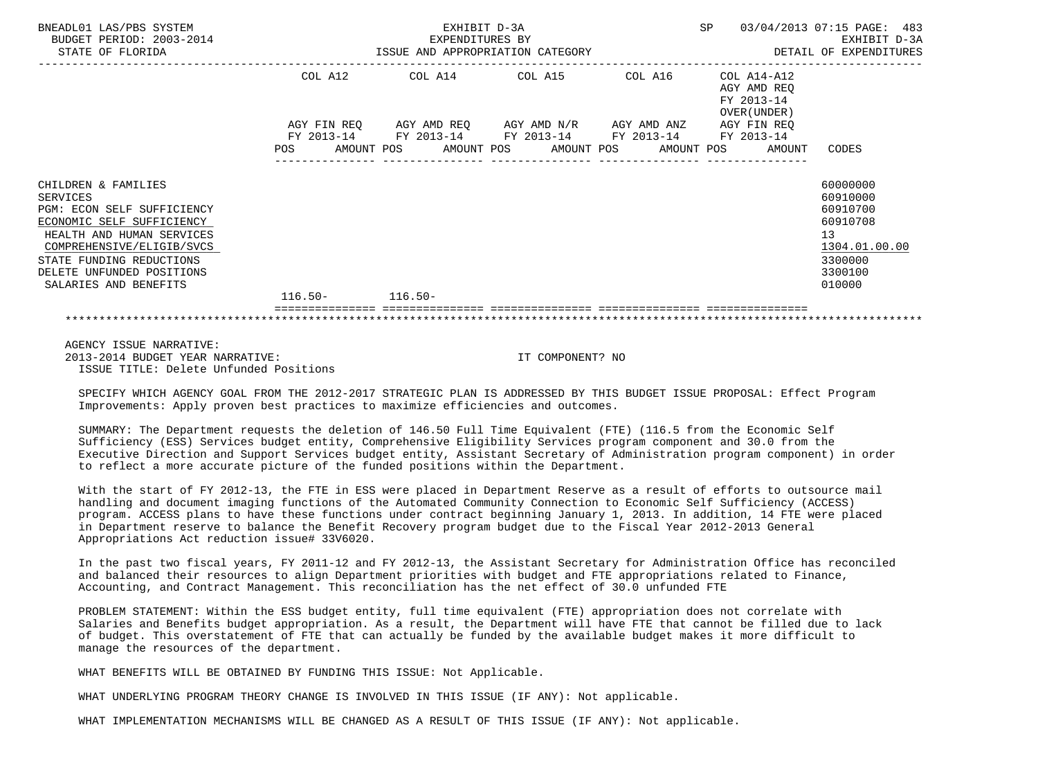BNEADL01 LAS/PBS SYSTEM
BUDGET PERIOD: 2003-2014
STATE OF FLORIDA

EXHIBIT D-3A
EXPENDITURES BY
ISSUE AND APPROPRIATION CATEGORY

SP 03/04/2013 07:15
EXHIBIT D-3A
DETAIL OF EXPENDITURES

| | COL A12 AGY FIN REQ FY 2013-14 POS AMOUNT | COL A14 AGY AMD REQ FY 2013-14 POS AMOUNT | COL A15 AGY AMD N/R FY 2013-14 POS AMOUNT | COL A16 AGY AMD ANZ FY 2013-14 POS AMOUNT | COL A14-A12 AGY AMD REQ FY 2013-14 OVER(UNDER) AGY FIN REQ FY 2013-14 POS AMOUNT | CODES |
|---|---|---|---|---|---|---|
| CHILDREN & FAMILIES | | | | | | 60000000 |
| SERVICES | | | | | | 60910000 |
| PGM: ECON SELF SUFFICIENCY | | | | | | 60910700 |
| ECONOMIC SELF SUFFICIENCY | | | | | | 60910708 |
| HEALTH AND HUMAN SERVICES | | | | | | 13 |
| COMPREHENSIVE/ELIGIB/SVCS | | | | | | 1304.01.00.00 |
| STATE FUNDING REDUCTIONS | | | | | | 3300000 |
| DELETE UNFUNDED POSITIONS | | | | | | 3300100 |
| SALARIES AND BENEFITS | | | | | | 010000 |
| | 116.50- | 116.50- | | | | |

AGENCY ISSUE NARRATIVE:
2013-2014 BUDGET YEAR NARRATIVE: IT COMPONENT? NO
ISSUE TITLE: Delete Unfunded Positions

SPECIFY WHICH AGENCY GOAL FROM THE 2012-2017 STRATEGIC PLAN IS ADDRESSED BY THIS BUDGET ISSUE PROPOSAL: Effect Program Improvements: Apply proven best practices to maximize efficiencies and outcomes.

SUMMARY: The Department requests the deletion of 146.50 Full Time Equivalent (FTE) (116.5 from the Economic Self Sufficiency (ESS) Services budget entity, Comprehensive Eligibility Services program component and 30.0 from the Executive Direction and Support Services budget entity, Assistant Secretary of Administration program component) in order to reflect a more accurate picture of the funded positions within the Department.

With the start of FY 2012-13, the FTE in ESS were placed in Department Reserve as a result of efforts to outsource mail handling and document imaging functions of the Automated Community Connection to Economic Self Sufficiency (ACCESS) program. ACCESS plans to have these functions under contract beginning January 1, 2013. In addition, 14 FTE were placed in Department reserve to balance the Benefit Recovery program budget due to the Fiscal Year 2012-2013 General Appropriations Act reduction issue# 33V6020.

In the past two fiscal years, FY 2011-12 and FY 2012-13, the Assistant Secretary for Administration Office has reconciled and balanced their resources to align Department priorities with budget and FTE appropriations related to Finance, Accounting, and Contract Management. This reconciliation has the net effect of 30.0 unfunded FTE

PROBLEM STATEMENT: Within the ESS budget entity, full time equivalent (FTE) appropriation does not correlate with Salaries and Benefits budget appropriation. As a result, the Department will have FTE that cannot be filled due to lack of budget. This overstatement of FTE that can actually be funded by the available budget makes it more difficult to manage the resources of the department.

WHAT BENEFITS WILL BE OBTAINED BY FUNDING THIS ISSUE: Not Applicable.

WHAT UNDERLYING PROGRAM THEORY CHANGE IS INVOLVED IN THIS ISSUE (IF ANY): Not applicable.

WHAT IMPLEMENTATION MECHANISMS WILL BE CHANGED AS A RESULT OF THIS ISSUE (IF ANY): Not applicable.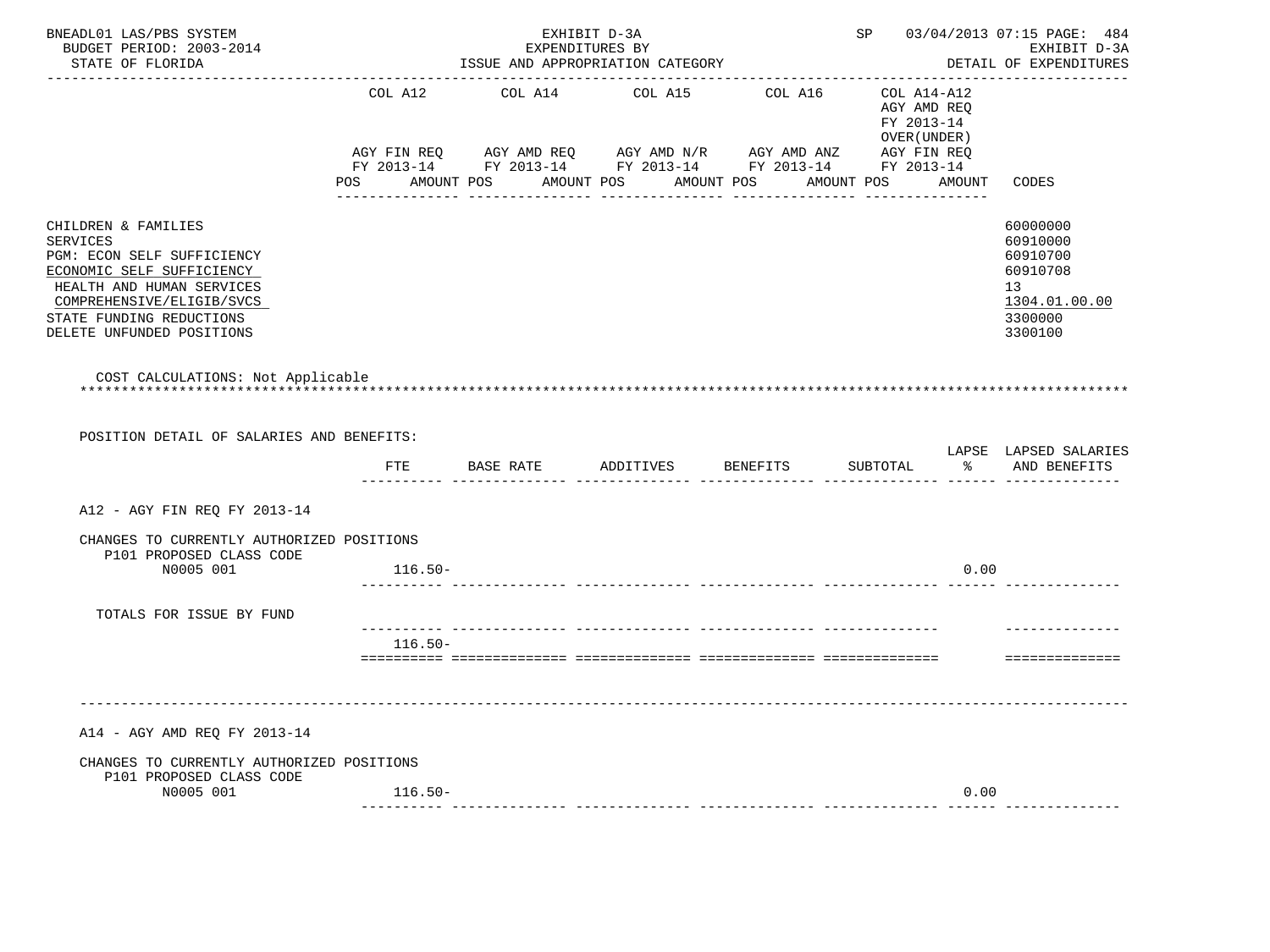BNEADL01 LAS/PBS SYSTEM | EXHIBIT D-3A | SP 03/04/2013 07:15 PAGE: 484
BUDGET PERIOD: 2003-2014 | EXPENDITURES BY | EXHIBIT D-3A
STATE OF FLORIDA | ISSUE AND APPROPRIATION CATEGORY | DETAIL OF EXPENDITURES

| | COL A12 AGY FIN REQ FY 2013-14 POS AMOUNT | COL A14 AGY AMD REQ FY 2013-14 POS AMOUNT | COL A15 AGY AMD N/R FY 2013-14 POS AMOUNT | COL A16 AGY AMD ANZ FY 2013-14 POS AMOUNT | COL A14-A12 AGY AMD REQ FY 2013-14 OVER(UNDER) AGY FIN REQ FY 2013-14 POS AMOUNT | CODES |
|---|---|---|---|---|---|---|
| CHILDREN & FAMILIES | | | | | | 60000000 |
| SERVICES | | | | | | 60910000 |
| PGM: ECON SELF SUFFICIENCY | | | | | | 60910700 |
| ECONOMIC SELF SUFFICIENCY | | | | | | 60910708 |
| HEALTH AND HUMAN SERVICES | | | | | | 13 |
| COMPREHENSIVE/ELIGIB/SVCS | | | | | | 1304.01.00.00 |
| STATE FUNDING REDUCTIONS | | | | | | 3300000 |
| DELETE UNFUNDED POSITIONS | | | | | | 3300100 |

COST CALCULATIONS: Not Applicable

POSITION DETAIL OF SALARIES AND BENEFITS:

| | FTE | BASE RATE | ADDITIVES | BENEFITS | SUBTOTAL | LAPSE % | LAPSED SALARIES AND BENEFITS |
|---|---|---|---|---|---|---|---|
| A12 - AGY FIN REQ FY 2013-14 | | | | | | | |
| CHANGES TO CURRENTLY AUTHORIZED POSITIONS | | | | | | | |
| P101 PROPOSED CLASS CODE | | | | | | | |
| N0005 001 | 116.50- | | | | | 0.00 | |
| TOTALS FOR ISSUE BY FUND | 116.50- | | | | | | |
| A14 - AGY AMD REQ FY 2013-14 | | | | | | | |
| CHANGES TO CURRENTLY AUTHORIZED POSITIONS | | | | | | | |
| P101 PROPOSED CLASS CODE | | | | | | | |
| N0005 001 | 116.50- | | | | | 0.00 | |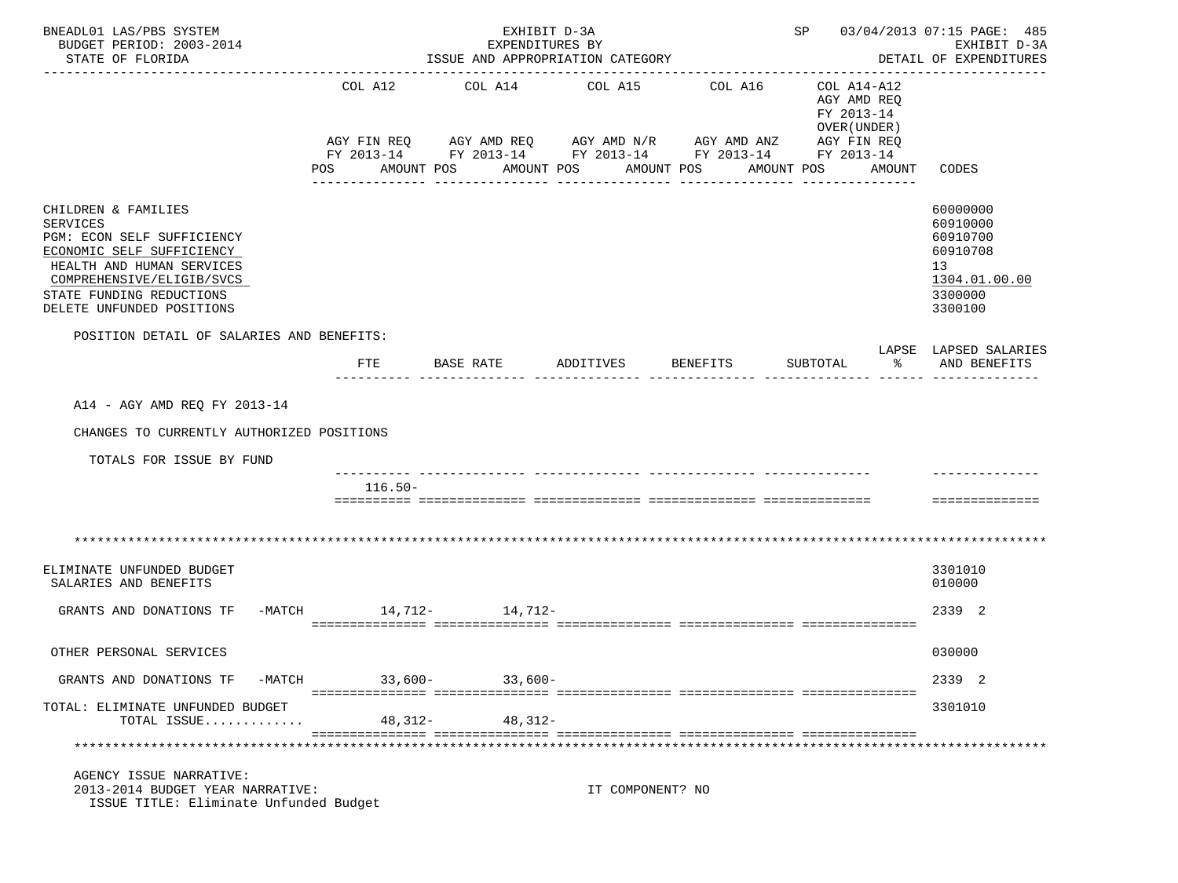BNEADL01 LAS/PBS SYSTEM — EXHIBIT D-3A — EXPENDITURES BY ISSUE AND APPROPRIATION CATEGORY — DETAIL OF EXPENDITURES
BUDGET PERIOD: 2003-2014
STATE OF FLORIDA

| | COL A12 AGY FIN REQ FY 2013-14 POS AMOUNT | COL A14 AGY AMD REQ FY 2013-14 POS AMOUNT | COL A15 AGY AMD N/R FY 2013-14 POS AMOUNT | COL A16 AGY AMD ANZ FY 2013-14 POS AMOUNT | COL A14-A12 AGY AMD REQ FY 2013-14 OVER(UNDER) AGY FIN REQ FY 2013-14 POS AMOUNT | CODES |
|---|---|---|---|---|---|---|
| CHILDREN & FAMILIES | | | | | | 60000000 |
| SERVICES | | | | | | 60910000 |
| PGM: ECON SELF SUFFICIENCY | | | | | | 60910700 |
| ECONOMIC SELF SUFFICIENCY | | | | | | 60910708 |
| HEALTH AND HUMAN SERVICES | | | | | | 13 |
| COMPREHENSIVE/ELIGIB/SVCS | | | | | | 1304.01.00.00 |
| STATE FUNDING REDUCTIONS | | | | | | 3300000 |
| DELETE UNFUNDED POSITIONS | | | | | | 3300100 |

POSITION DETAIL OF SALARIES AND BENEFITS:

| | FTE | BASE RATE | ADDITIVES | BENEFITS | SUBTOTAL | LAPSE % | LAPSED SALARIES AND BENEFITS |
|---|---|---|---|---|---|---|---|
| A14 - AGY AMD REQ FY 2013-14 | | | | | | | |
| CHANGES TO CURRENTLY AUTHORIZED POSITIONS | | | | | | | |
| TOTALS FOR ISSUE BY FUND | | | | | | | |
| | 116.50- | | | | | | |

*******************************************************************************************************************

| | COL A12 | COL A14 | COL A15 | COL A16 | COL A14-A12 | CODES |
|---|---|---|---|---|---|---|
| ELIMINATE UNFUNDED BUDGET | | | | | | 3301010 |
| SALARIES AND BENEFITS | | | | | | 010000 |
| GRANTS AND DONATIONS TF -MATCH | 14,712- | 14,712- | | | | 2339 2 |
| OTHER PERSONAL SERVICES | | | | | | 030000 |
| GRANTS AND DONATIONS TF -MATCH | 33,600- | 33,600- | | | | 2339 2 |
| TOTAL: ELIMINATE UNFUNDED BUDGET | | | | | | 3301010 |
| TOTAL ISSUE............. | 48,312- | 48,312- | | | | |

*******************************************************************************************************************

AGENCY ISSUE NARRATIVE:
2013-2014 BUDGET YEAR NARRATIVE: IT COMPONENT? NO
ISSUE TITLE: Eliminate Unfunded Budget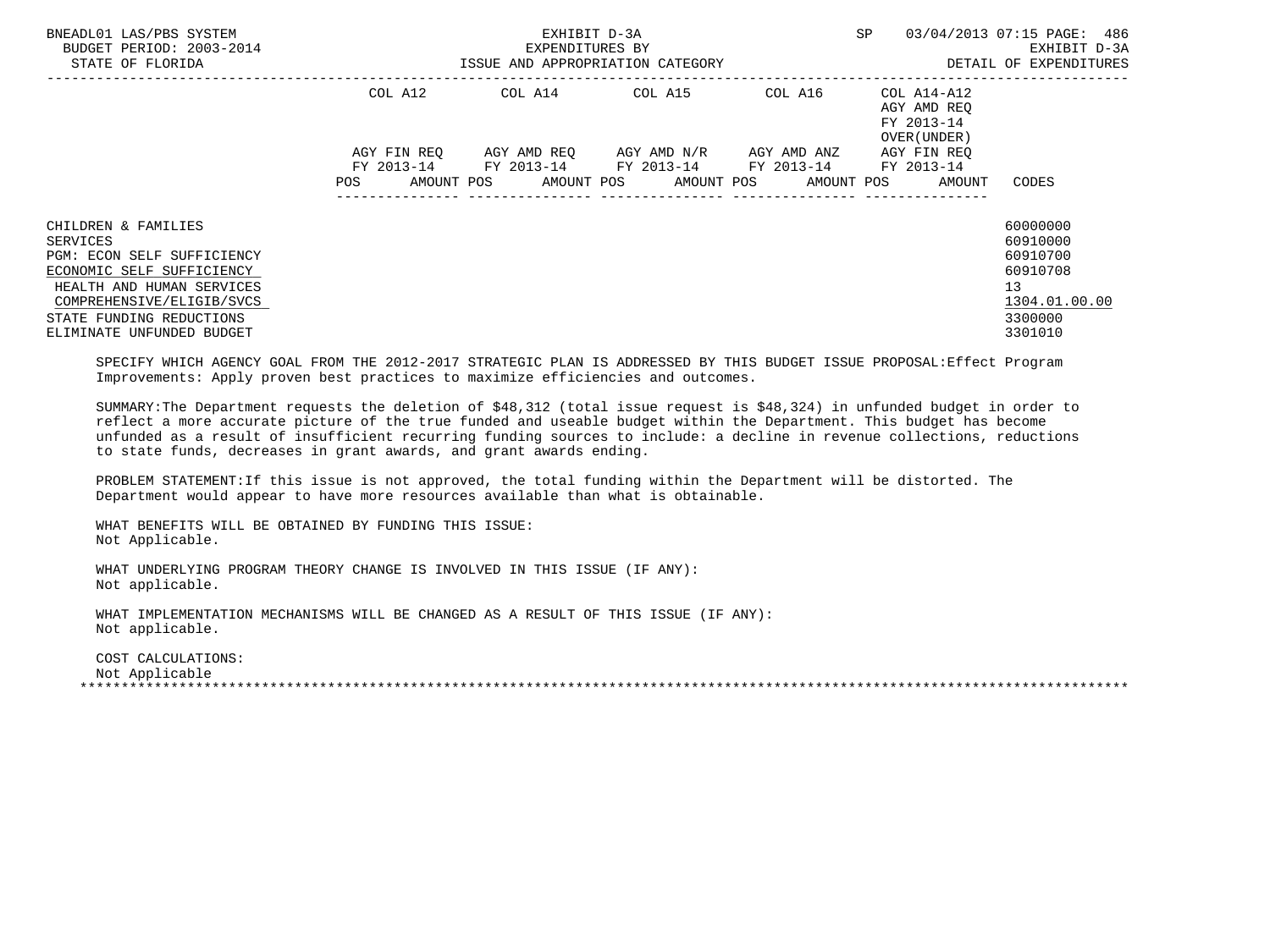BNEADL01 LAS/PBS SYSTEM — EXHIBIT D-3A — SP 03/04/2013 07:15

BUDGET PERIOD: 2003-2014 — EXPENDITURES BY — EXHIBIT D-3A

STATE OF FLORIDA — ISSUE AND APPROPRIATION CATEGORY — DETAIL OF EXPENDITURES

| | COL A12 AGY FIN REQ FY 2013-14 POS AMOUNT | COL A14 AGY AMD REQ FY 2013-14 POS AMOUNT | COL A15 AGY AMD N/R FY 2013-14 POS AMOUNT | COL A16 AGY AMD ANZ FY 2013-14 POS AMOUNT | COL A14-A12 AGY AMD REQ FY 2013-14 OVER(UNDER) AGY FIN REQ FY 2013-14 POS AMOUNT | CODES |
|---|---|---|---|---|---|---|
| CHILDREN & FAMILIES | | | | | | 60000000 |
| SERVICES | | | | | | 60910000 |
| PGM: ECON SELF SUFFICIENCY | | | | | | 60910700 |
| ECONOMIC SELF SUFFICIENCY | | | | | | 60910708 |
| HEALTH AND HUMAN SERVICES | | | | | | 13 |
| COMPREHENSIVE/ELIGIB/SVCS | | | | | | 1304.01.00.00 |
| STATE FUNDING REDUCTIONS | | | | | | 3300000 |
| ELIMINATE UNFUNDED BUDGET | | | | | | 3301010 |

SPECIFY WHICH AGENCY GOAL FROM THE 2012-2017 STRATEGIC PLAN IS ADDRESSED BY THIS BUDGET ISSUE PROPOSAL:Effect Program Improvements: Apply proven best practices to maximize efficiencies and outcomes.

SUMMARY:The Department requests the deletion of $48,312 (total issue request is $48,324) in unfunded budget in order to reflect a more accurate picture of the true funded and useable budget within the Department. This budget has become unfunded as a result of insufficient recurring funding sources to include: a decline in revenue collections, reductions to state funds, decreases in grant awards, and grant awards ending.

PROBLEM STATEMENT:If this issue is not approved, the total funding within the Department will be distorted. The Department would appear to have more resources available than what is obtainable.

WHAT BENEFITS WILL BE OBTAINED BY FUNDING THIS ISSUE:
Not Applicable.

WHAT UNDERLYING PROGRAM THEORY CHANGE IS INVOLVED IN THIS ISSUE (IF ANY):
Not applicable.

WHAT IMPLEMENTATION MECHANISMS WILL BE CHANGED AS A RESULT OF THIS ISSUE (IF ANY):
Not applicable.

COST CALCULATIONS:
Not Applicable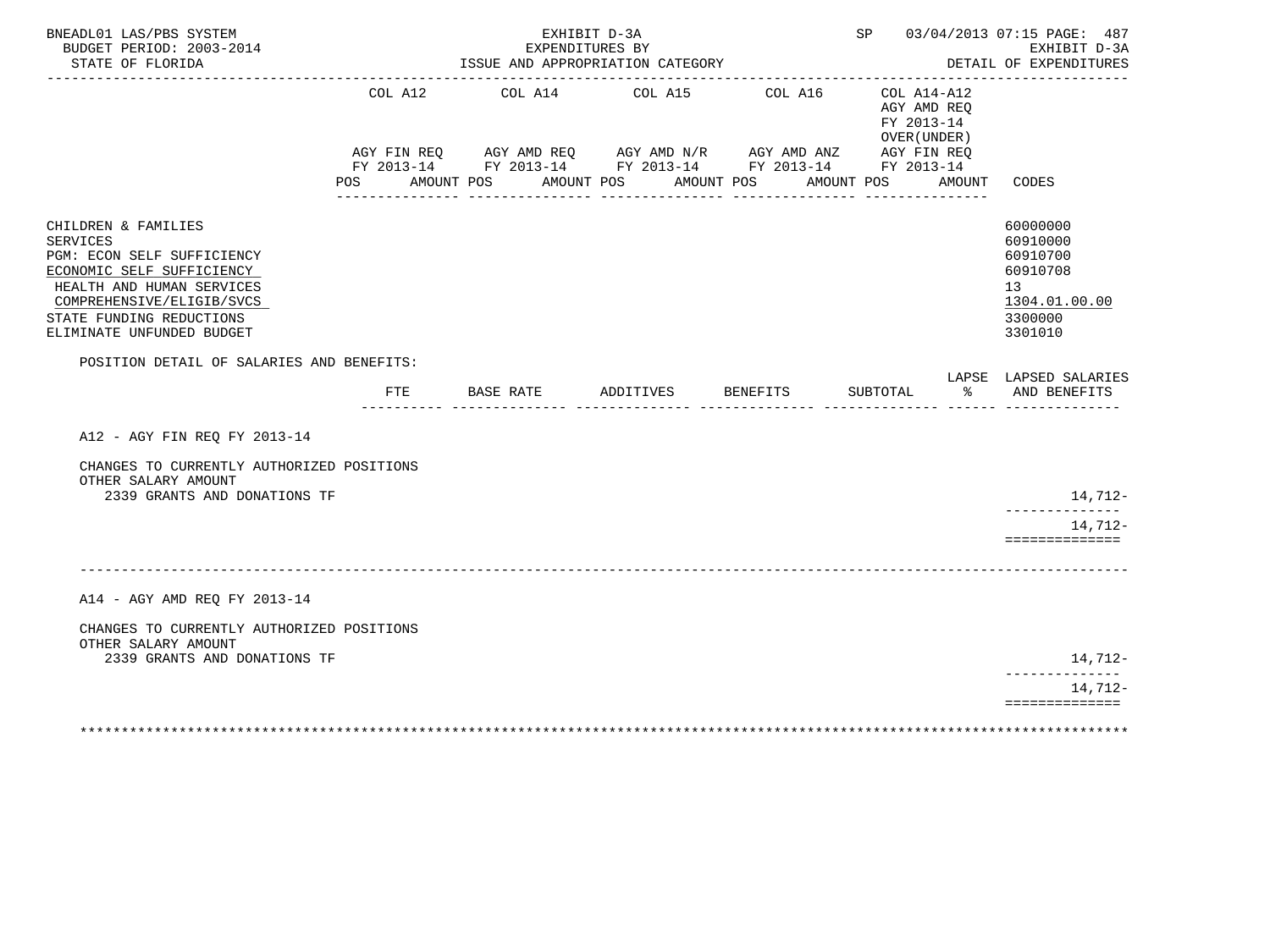BNEADL01 LAS/PBS SYSTEM — EXHIBIT D-3A — SP 03/04/2013 07:15 PAGE: 487
BUDGET PERIOD: 2003-2014 — EXPENDITURES BY — EXHIBIT D-3A
STATE OF FLORIDA — ISSUE AND APPROPRIATION CATEGORY — DETAIL OF EXPENDITURES

| | COL A12 AGY FIN REQ FY 2013-14 POS AMOUNT | COL A14 AGY AMD REQ FY 2013-14 POS AMOUNT | COL A15 AGY AMD N/R FY 2013-14 POS AMOUNT | COL A16 AGY AMD ANZ FY 2013-14 POS AMOUNT | COL A14-A12 AGY AMD REQ FY 2013-14 OVER(UNDER) AGY FIN REQ FY 2013-14 POS AMOUNT | CODES |
|---|---|---|---|---|---|---|
| CHILDREN & FAMILIES | | | | | | 60000000 |
| SERVICES | | | | | | 60910000 |
| PGM: ECON SELF SUFFICIENCY | | | | | | 60910700 |
| ECONOMIC SELF SUFFICIENCY | | | | | | 60910708 |
| HEALTH AND HUMAN SERVICES | | | | | | 13 |
| COMPREHENSIVE/ELIGIB/SVCS | | | | | | 1304.01.00.00 |
| STATE FUNDING REDUCTIONS | | | | | | 3300000 |
| ELIMINATE UNFUNDED BUDGET | | | | | | 3301010 |

POSITION DETAIL OF SALARIES AND BENEFITS:

| | FTE | BASE RATE | ADDITIVES | BENEFITS | SUBTOTAL | LAPSE % | LAPSED SALARIES AND BENEFITS |
|---|---|---|---|---|---|---|---|
| **A12 - AGY FIN REQ FY 2013-14** | | | | | | | |
| CHANGES TO CURRENTLY AUTHORIZED POSITIONS | | | | | | | |
| OTHER SALARY AMOUNT | | | | | | | |
| 2339 GRANTS AND DONATIONS TF | | | | | | | 14,712- |
| | | | | | | | 14,712- |
| **A14 - AGY AMD REQ FY 2013-14** | | | | | | | |
| CHANGES TO CURRENTLY AUTHORIZED POSITIONS | | | | | | | |
| OTHER SALARY AMOUNT | | | | | | | |
| 2339 GRANTS AND DONATIONS TF | | | | | | | 14,712- |
| | | | | | | | 14,712- |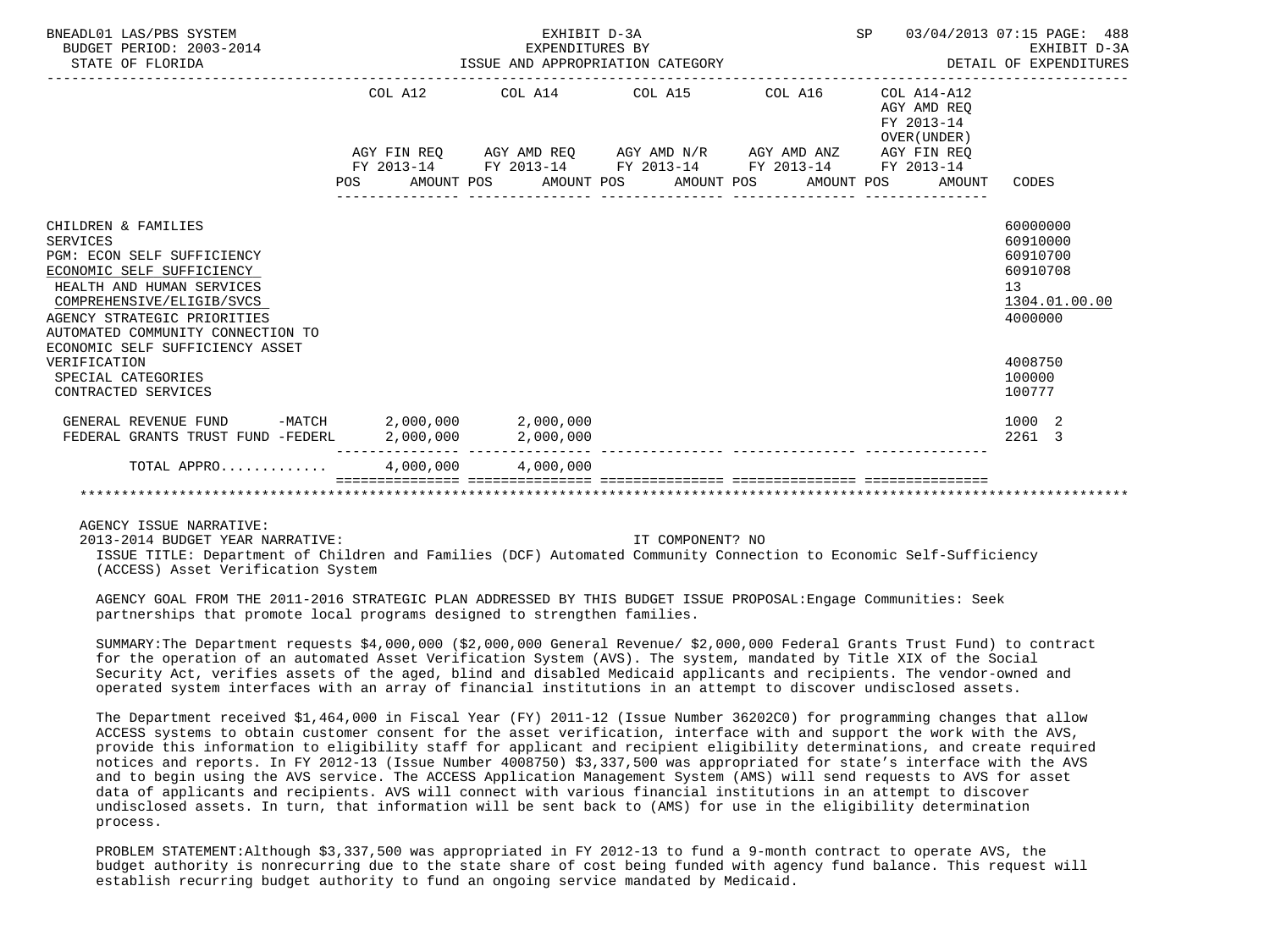| | COL A12 | | COL A14 | | COL A15 | | COL A16 | | COL A14-A12 AGY AMD REQ FY 2013-14 OVER(UNDER) | | |
|---|---|---|---|---|---|---|---|---|---|---|---|
| | AGY FIN REQ FY 2013-14 | | AGY AMD REQ FY 2013-14 | | AGY AMD N/R FY 2013-14 | | AGY AMD ANZ FY 2013-14 | | AGY FIN REQ FY 2013-14 | | |
| | POS | AMOUNT | POS | AMOUNT | POS | AMOUNT | POS | AMOUNT | POS | AMOUNT | CODES |
| CHILDREN & FAMILIES | | | | | | | | | | | 60000000 |
| SERVICES | | | | | | | | | | | 60910000 |
| PGM: ECON SELF SUFFICIENCY | | | | | | | | | | | 60910700 |
| ECONOMIC SELF SUFFICIENCY | | | | | | | | | | | 60910708 |
| HEALTH AND HUMAN SERVICES | | | | | | | | | | | 13 |
| COMPREHENSIVE/ELIGIB/SVCS | | | | | | | | | | | 1304.01.00.00 |
| AGENCY STRATEGIC PRIORITIES | | | | | | | | | | | 4000000 |
| AUTOMATED COMMUNITY CONNECTION TO ECONOMIC SELF SUFFICIENCY ASSET VERIFICATION | | | | | | | | | | | 4008750 |
| SPECIAL CATEGORIES | | | | | | | | | | | 100000 |
| CONTRACTED SERVICES | | | | | | | | | | | 100777 |
| GENERAL REVENUE FUND -MATCH | | 2,000,000 | | 2,000,000 | | | | | | | 1000 2 |
| FEDERAL GRANTS TRUST FUND -FEDERL | | 2,000,000 | | 2,000,000 | | | | | | | 2261 3 |
| TOTAL APPRO............ | | 4,000,000 | | 4,000,000 | | | | | | | |

AGENCY ISSUE NARRATIVE:

2013-2014 BUDGET YEAR NARRATIVE: IT COMPONENT? NO

ISSUE TITLE: Department of Children and Families (DCF) Automated Community Connection to Economic Self-Sufficiency (ACCESS) Asset Verification System

AGENCY GOAL FROM THE 2011-2016 STRATEGIC PLAN ADDRESSED BY THIS BUDGET ISSUE PROPOSAL:Engage Communities: Seek partnerships that promote local programs designed to strengthen families.

SUMMARY:The Department requests $4,000,000 ($2,000,000 General Revenue/ $2,000,000 Federal Grants Trust Fund) to contract for the operation of an automated Asset Verification System (AVS). The system, mandated by Title XIX of the Social Security Act, verifies assets of the aged, blind and disabled Medicaid applicants and recipients. The vendor-owned and operated system interfaces with an array of financial institutions in an attempt to discover undisclosed assets.

The Department received $1,464,000 in Fiscal Year (FY) 2011-12 (Issue Number 36202C0) for programming changes that allow ACCESS systems to obtain customer consent for the asset verification, interface with and support the work with the AVS, provide this information to eligibility staff for applicant and recipient eligibility determinations, and create required notices and reports. In FY 2012-13 (Issue Number 4008750) $3,337,500 was appropriated for state's interface with the AVS and to begin using the AVS service. The ACCESS Application Management System (AMS) will send requests to AVS for asset data of applicants and recipients. AVS will connect with various financial institutions in an attempt to discover undisclosed assets. In turn, that information will be sent back to (AMS) for use in the eligibility determination process.

PROBLEM STATEMENT:Although $3,337,500 was appropriated in FY 2012-13 to fund a 9-month contract to operate AVS, the budget authority is nonrecurring due to the state share of cost being funded with agency fund balance. This request will establish recurring budget authority to fund an ongoing service mandated by Medicaid.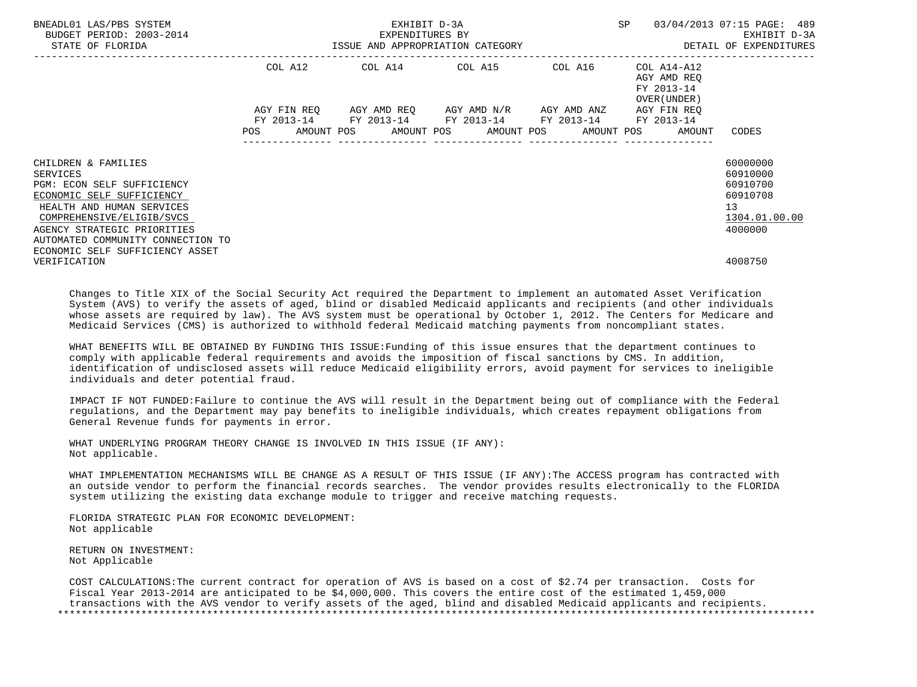| | COL A12 | | COL A14 | | COL A15 | | COL A16 | | COL A14-A12 AGY AMD REQ FY 2013-14 OVER(UNDER) | | |
|---|---|---|---|---|---|---|---|---|---|---|---|
| | AGY FIN REQ FY 2013-14 | | AGY AMD REQ FY 2013-14 | | AGY AMD N/R FY 2013-14 | | AGY AMD ANZ FY 2013-14 | | AGY FIN REQ FY 2013-14 | | |
| | POS | AMOUNT | POS | AMOUNT | POS | AMOUNT | POS | AMOUNT | POS | AMOUNT | CODES |
| CHILDREN & FAMILIES | | | | | | | | | | | 60000000 |
| SERVICES | | | | | | | | | | | 60910000 |
| PGM: ECON SELF SUFFICIENCY | | | | | | | | | | | 60910700 |
| ECONOMIC SELF SUFFICIENCY | | | | | | | | | | | 60910708 |
| HEALTH AND HUMAN SERVICES | | | | | | | | | | | 13 |
| COMPREHENSIVE/ELIGIB/SVCS | | | | | | | | | | | 1304.01.00.00 |
| AGENCY STRATEGIC PRIORITIES | | | | | | | | | | | 4000000 |
| AUTOMATED COMMUNITY CONNECTION TO ECONOMIC SELF SUFFICIENCY ASSET VERIFICATION | | | | | | | | | | | 4008750 |

Changes to Title XIX of the Social Security Act required the Department to implement an automated Asset Verification System (AVS) to verify the assets of aged, blind or disabled Medicaid applicants and recipients (and other individuals whose assets are required by law). The AVS system must be operational by October 1, 2012. The Centers for Medicare and Medicaid Services (CMS) is authorized to withhold federal Medicaid matching payments from noncompliant states.

WHAT BENEFITS WILL BE OBTAINED BY FUNDING THIS ISSUE:Funding of this issue ensures that the department continues to comply with applicable federal requirements and avoids the imposition of fiscal sanctions by CMS. In addition, identification of undisclosed assets will reduce Medicaid eligibility errors, avoid payment for services to ineligible individuals and deter potential fraud.

IMPACT IF NOT FUNDED:Failure to continue the AVS will result in the Department being out of compliance with the Federal regulations, and the Department may pay benefits to ineligible individuals, which creates repayment obligations from General Revenue funds for payments in error.

WHAT UNDERLYING PROGRAM THEORY CHANGE IS INVOLVED IN THIS ISSUE (IF ANY):
Not applicable.

WHAT IMPLEMENTATION MECHANISMS WILL BE CHANGE AS A RESULT OF THIS ISSUE (IF ANY):The ACCESS program has contracted with an outside vendor to perform the financial records searches. The vendor provides results electronically to the FLORIDA system utilizing the existing data exchange module to trigger and receive matching requests.

FLORIDA STRATEGIC PLAN FOR ECONOMIC DEVELOPMENT:
Not applicable

RETURN ON INVESTMENT:
Not Applicable

COST CALCULATIONS:The current contract for operation of AVS is based on a cost of $2.74 per transaction. Costs for Fiscal Year 2013-2014 are anticipated to be $4,000,000. This covers the entire cost of the estimated 1,459,000 transactions with the AVS vendor to verify assets of the aged, blind and disabled Medicaid applicants and recipients.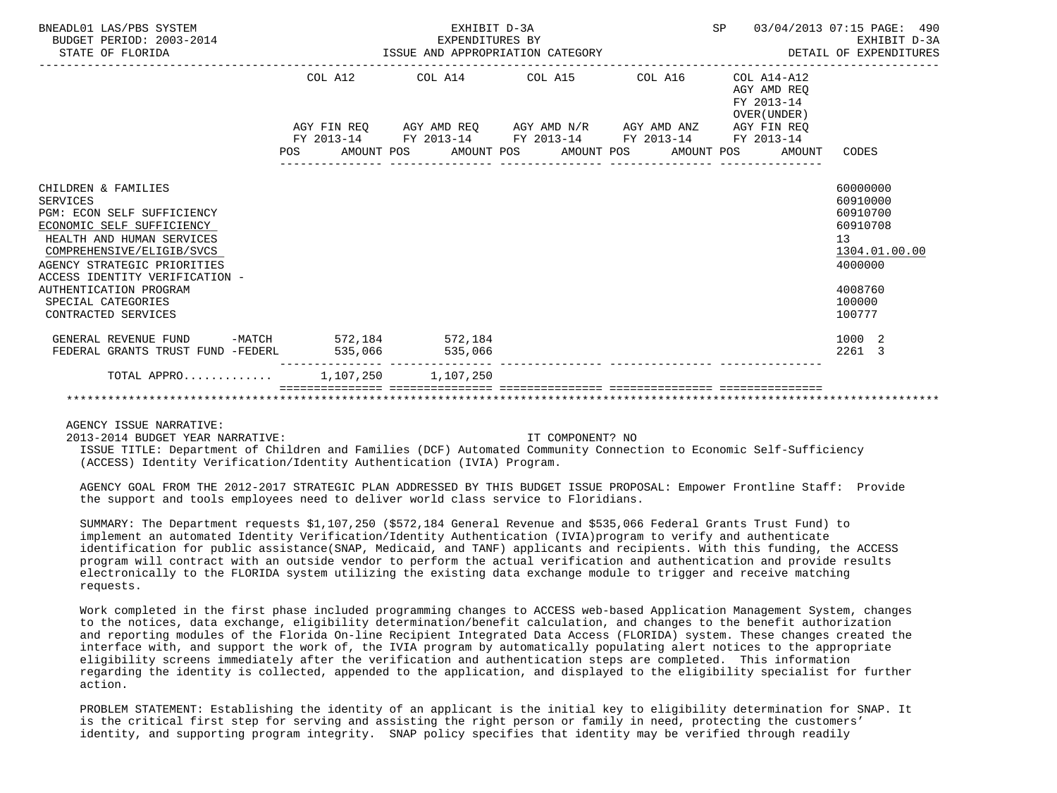| | COL A12 | | COL A14 | | COL A15 | | COL A16 | | COL A14-A12 AGY AMD REQ FY 2013-14 OVER(UNDER) | | |
|---|---|---|---|---|---|---|---|---|---|---|---|
| | AGY FIN REQ FY 2013-14 | | AGY AMD REQ FY 2013-14 | | AGY AMD N/R FY 2013-14 | | AGY AMD ANZ FY 2013-14 | | AGY FIN REQ FY 2013-14 | | |
| | POS | AMOUNT | POS | AMOUNT | POS | AMOUNT | POS | AMOUNT | POS | AMOUNT | CODES |
| CHILDREN & FAMILIES | | | | | | | | | | | 60000000 |
| SERVICES | | | | | | | | | | | 60910000 |
| PGM: ECON SELF SUFFICIENCY | | | | | | | | | | | 60910700 |
| ECONOMIC SELF SUFFICIENCY | | | | | | | | | | | 60910708 |
| HEALTH AND HUMAN SERVICES | | | | | | | | | | | 13 |
| COMPREHENSIVE/ELIGIB/SVCS | | | | | | | | | | | 1304.01.00.00 |
| AGENCY STRATEGIC PRIORITIES | | | | | | | | | | | 4000000 |
| ACCESS IDENTITY VERIFICATION - AUTHENTICATION PROGRAM | | | | | | | | | | | 4008760 |
| SPECIAL CATEGORIES | | | | | | | | | | | 100000 |
| CONTRACTED SERVICES | | | | | | | | | | | 100777 |
| GENERAL REVENUE FUND -MATCH | | 572,184 | | 572,184 | | | | | | | 1000 2 |
| FEDERAL GRANTS TRUST FUND -FEDERL | | 535,066 | | 535,066 | | | | | | | 2261 3 |
| TOTAL APPRO............ | | 1,107,250 | | 1,107,250 | | | | | | | |

AGENCY ISSUE NARRATIVE:

2013-2014 BUDGET YEAR NARRATIVE: IT COMPONENT? NO

ISSUE TITLE: Department of Children and Families (DCF) Automated Community Connection to Economic Self-Sufficiency (ACCESS) Identity Verification/Identity Authentication (IVIA) Program.

AGENCY GOAL FROM THE 2012-2017 STRATEGIC PLAN ADDRESSED BY THIS BUDGET ISSUE PROPOSAL: Empower Frontline Staff: Provide the support and tools employees need to deliver world class service to Floridians.

SUMMARY: The Department requests $1,107,250 ($572,184 General Revenue and $535,066 Federal Grants Trust Fund) to implement an automated Identity Verification/Identity Authentication (IVIA)program to verify and authenticate identification for public assistance(SNAP, Medicaid, and TANF) applicants and recipients. With this funding, the ACCESS program will contract with an outside vendor to perform the actual verification and authentication and provide results electronically to the FLORIDA system utilizing the existing data exchange module to trigger and receive matching requests.

Work completed in the first phase included programming changes to ACCESS web-based Application Management System, changes to the notices, data exchange, eligibility determination/benefit calculation, and changes to the benefit authorization and reporting modules of the Florida On-line Recipient Integrated Data Access (FLORIDA) system. These changes created the interface with, and support the work of, the IVIA program by automatically populating alert notices to the appropriate eligibility screens immediately after the verification and authentication steps are completed. This information regarding the identity is collected, appended to the application, and displayed to the eligibility specialist for further action.

PROBLEM STATEMENT: Establishing the identity of an applicant is the initial key to eligibility determination for SNAP. It is the critical first step for serving and assisting the right person or family in need, protecting the customers' identity, and supporting program integrity. SNAP policy specifies that identity may be verified through readily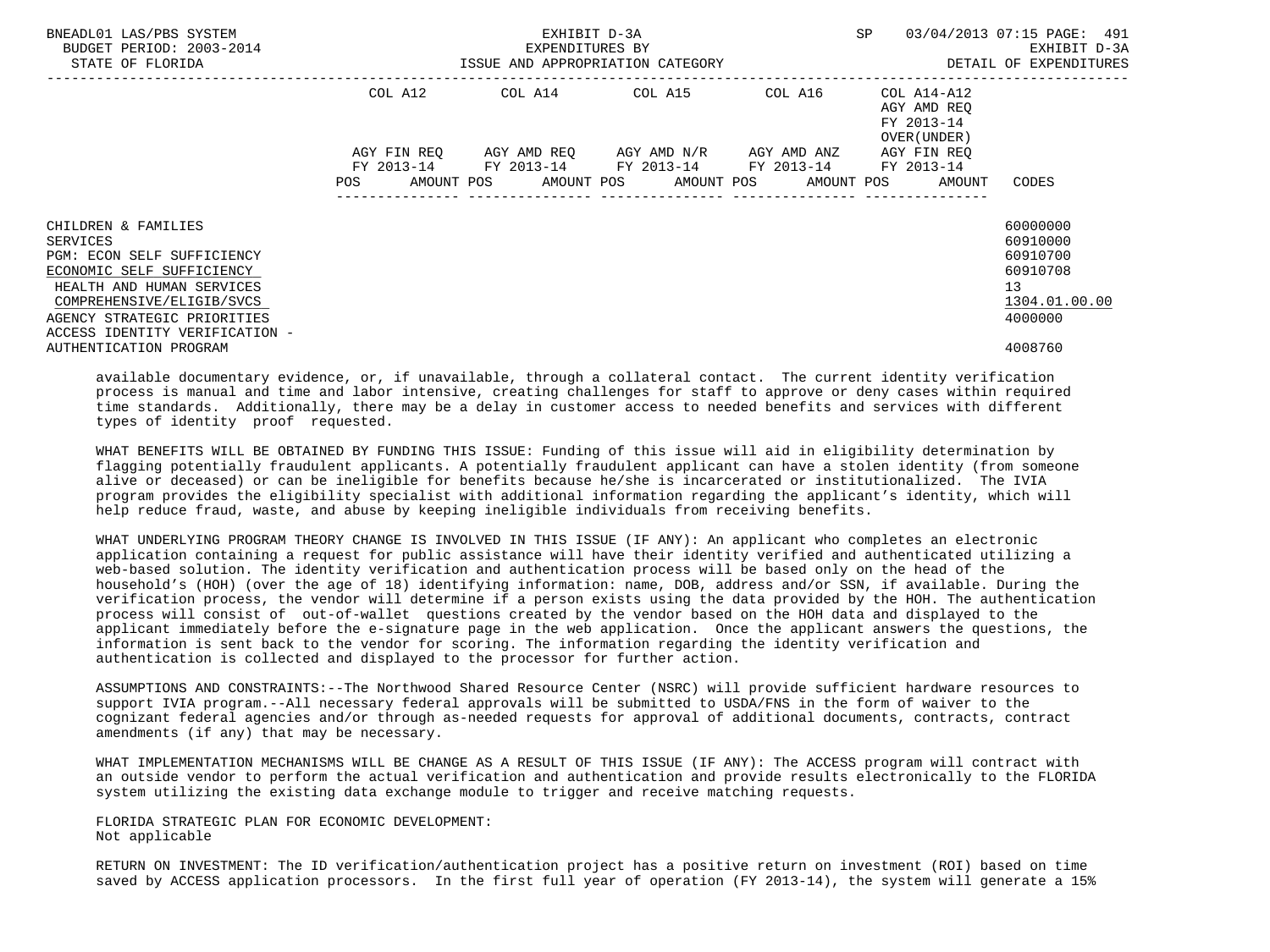| | COL A12 | COL A14 | COL A15 | COL A16 | COL A14-A12 | |
|---|---|---|---|---|---|---|
| | AGY FIN REQ FY 2013-14 | AGY AMD REQ FY 2013-14 | AGY AMD N/R FY 2013-14 | AGY AMD ANZ FY 2013-14 | AGY AMD REQ FY 2013-14 OVER(UNDER) AGY FIN REQ FY 2013-14 | |
| | POS AMOUNT | POS AMOUNT | POS AMOUNT | POS AMOUNT | POS AMOUNT | CODES |
| CHILDREN & FAMILIES | | | | | | 60000000 |
| SERVICES | | | | | | 60910000 |
| PGM: ECON SELF SUFFICIENCY | | | | | | 60910700 |
| ECONOMIC SELF SUFFICIENCY | | | | | | 60910708 |
| HEALTH AND HUMAN SERVICES | | | | | | 13 |
| COMPREHENSIVE/ELIGIB/SVCS | | | | | | 1304.01.00.00 |
| AGENCY STRATEGIC PRIORITIES | | | | | | 4000000 |
| ACCESS IDENTITY VERIFICATION - AUTHENTICATION PROGRAM | | | | | | 4008760 |

available documentary evidence, or, if unavailable, through a collateral contact. The current identity verification process is manual and time and labor intensive, creating challenges for staff to approve or deny cases within required time standards. Additionally, there may be a delay in customer access to needed benefits and services with different types of identity proof requested.

WHAT BENEFITS WILL BE OBTAINED BY FUNDING THIS ISSUE: Funding of this issue will aid in eligibility determination by flagging potentially fraudulent applicants. A potentially fraudulent applicant can have a stolen identity (from someone alive or deceased) or can be ineligible for benefits because he/she is incarcerated or institutionalized. The IVIA program provides the eligibility specialist with additional information regarding the applicant's identity, which will help reduce fraud, waste, and abuse by keeping ineligible individuals from receiving benefits.

WHAT UNDERLYING PROGRAM THEORY CHANGE IS INVOLVED IN THIS ISSUE (IF ANY): An applicant who completes an electronic application containing a request for public assistance will have their identity verified and authenticated utilizing a web-based solution. The identity verification and authentication process will be based only on the head of the household's (HOH) (over the age of 18) identifying information: name, DOB, address and/or SSN, if available. During the verification process, the vendor will determine if a person exists using the data provided by the HOH. The authentication process will consist of out-of-wallet questions created by the vendor based on the HOH data and displayed to the applicant immediately before the e-signature page in the web application. Once the applicant answers the questions, the information is sent back to the vendor for scoring. The information regarding the identity verification and authentication is collected and displayed to the processor for further action.

ASSUMPTIONS AND CONSTRAINTS:--The Northwood Shared Resource Center (NSRC) will provide sufficient hardware resources to support IVIA program.--All necessary federal approvals will be submitted to USDA/FNS in the form of waiver to the cognizant federal agencies and/or through as-needed requests for approval of additional documents, contracts, contract amendments (if any) that may be necessary.

WHAT IMPLEMENTATION MECHANISMS WILL BE CHANGE AS A RESULT OF THIS ISSUE (IF ANY): The ACCESS program will contract with an outside vendor to perform the actual verification and authentication and provide results electronically to the FLORIDA system utilizing the existing data exchange module to trigger and receive matching requests.

FLORIDA STRATEGIC PLAN FOR ECONOMIC DEVELOPMENT:
Not applicable

RETURN ON INVESTMENT: The ID verification/authentication project has a positive return on investment (ROI) based on time saved by ACCESS application processors. In the first full year of operation (FY 2013-14), the system will generate a 15%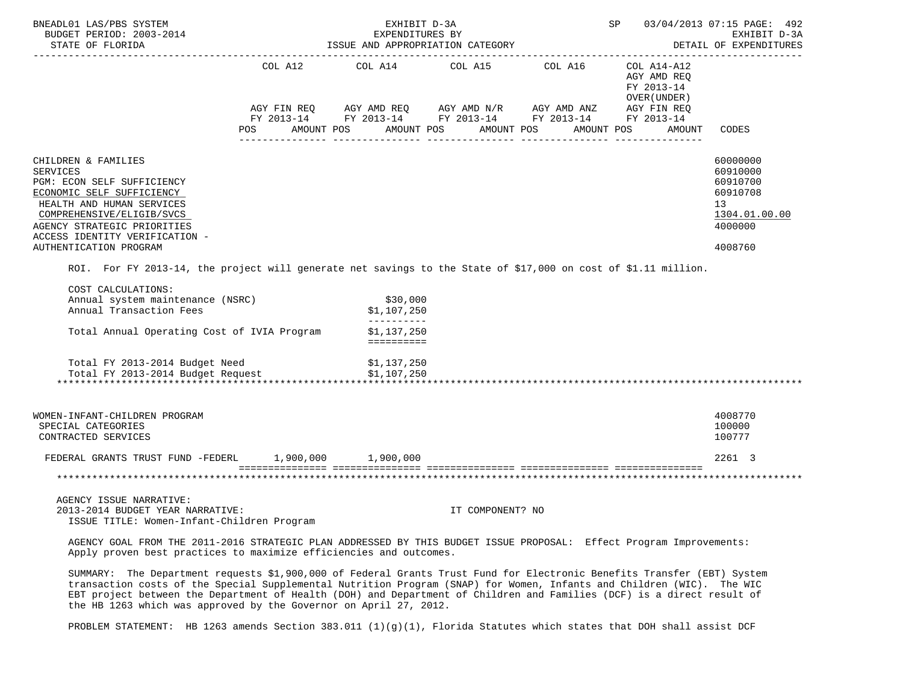| | COL A12 AGY FIN REQ FY 2013-14 POS AMOUNT | COL A14 AGY AMD REQ FY 2013-14 POS AMOUNT | COL A15 AGY AMD N/R FY 2013-14 POS AMOUNT | COL A16 AGY AMD ANZ FY 2013-14 POS AMOUNT | COL A14-A12 AGY AMD REQ FY 2013-14 OVER(UNDER) AGY FIN REQ FY 2013-14 POS AMOUNT | CODES |
|---|---|---|---|---|---|---|
| CHILDREN & FAMILIES | | | | | | 60000000 |
| SERVICES | | | | | | 60910000 |
| PGM: ECON SELF SUFFICIENCY | | | | | | 60910700 |
| ECONOMIC SELF SUFFICIENCY | | | | | | 60910708 |
| HEALTH AND HUMAN SERVICES | | | | | | 13 |
| COMPREHENSIVE/ELIGIB/SVCS | | | | | | 1304.01.00.00 |
| AGENCY STRATEGIC PRIORITIES | | | | | | 4000000 |
| ACCESS IDENTITY VERIFICATION - AUTHENTICATION PROGRAM | | | | | | 4008760 |

ROI. For FY 2013-14, the project will generate net savings to the State of $17,000 on cost of $1.11 million.

COST CALCULATIONS:

| | |
|---|---|
| Annual system maintenance (NSRC) | $30,000 |
| Annual Transaction Fees | $1,107,250 |
| Total Annual Operating Cost of IVIA Program | $1,137,250 |
| Total FY 2013-2014 Budget Need | $1,137,250 |
| Total FY 2013-2014 Budget Request | $1,107,250 |

| | COL A12 | COL A14 | COL A15 | COL A16 | COL A14-A12 | CODES |
|---|---|---|---|---|---|---|
| WOMEN-INFANT-CHILDREN PROGRAM | | | | | | 4008770 |
| SPECIAL CATEGORIES | | | | | | 100000 |
| CONTRACTED SERVICES | | | | | | 100777 |
| FEDERAL GRANTS TRUST FUND -FEDERL | 1,900,000 | 1,900,000 | | | | 2261 3 |

AGENCY ISSUE NARRATIVE:
2013-2014 BUDGET YEAR NARRATIVE: IT COMPONENT? NO
ISSUE TITLE: Women-Infant-Children Program

AGENCY GOAL FROM THE 2011-2016 STRATEGIC PLAN ADDRESSED BY THIS BUDGET ISSUE PROPOSAL: Effect Program Improvements: Apply proven best practices to maximize efficiencies and outcomes.

SUMMARY: The Department requests $1,900,000 of Federal Grants Trust Fund for Electronic Benefits Transfer (EBT) System transaction costs of the Special Supplemental Nutrition Program (SNAP) for Women, Infants and Children (WIC). The WIC EBT project between the Department of Health (DOH) and Department of Children and Families (DCF) is a direct result of the HB 1263 which was approved by the Governor on April 27, 2012.

PROBLEM STATEMENT: HB 1263 amends Section 383.011 (1)(g)(1), Florida Statutes which states that DOH shall assist DCF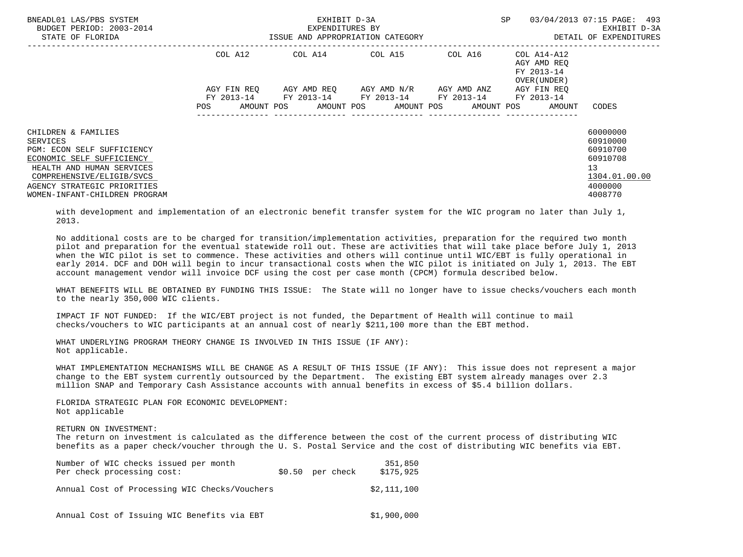| | COL A12 | | COL A14 | | COL A15 | | COL A16 | | COL A14-A12 AGY AMD REQ FY 2013-14 OVER(UNDER) | |
|---|---|---|---|---|---|---|---|---|---|---|---|
| | AGY FIN REQ FY 2013-14 | | AGY AMD REQ FY 2013-14 | | AGY AMD N/R FY 2013-14 | | AGY AMD ANZ FY 2013-14 | | AGY FIN REQ FY 2013-14 | | |
| | POS | AMOUNT | POS | AMOUNT | POS | AMOUNT | POS | AMOUNT | POS | AMOUNT | CODES |
| CHILDREN & FAMILIES | | | | | | | | | | | 60000000 |
| SERVICES | | | | | | | | | | | 60910000 |
| PGM: ECON SELF SUFFICIENCY | | | | | | | | | | | 60910700 |
| ECONOMIC SELF SUFFICIENCY | | | | | | | | | | | 60910708 |
| HEALTH AND HUMAN SERVICES | | | | | | | | | | | 13 |
| COMPREHENSIVE/ELIGIB/SVCS | | | | | | | | | | | 1304.01.00.00 |
| AGENCY STRATEGIC PRIORITIES | | | | | | | | | | | 4000000 |
| WOMEN-INFANT-CHILDREN PROGRAM | | | | | | | | | | | 4008770 |

with development and implementation of an electronic benefit transfer system for the WIC program no later than July 1, 2013.

No additional costs are to be charged for transition/implementation activities, preparation for the required two month pilot and preparation for the eventual statewide roll out. These are activities that will take place before July 1, 2013 when the WIC pilot is set to commence. These activities and others will continue until WIC/EBT is fully operational in early 2014. DCF and DOH will begin to incur transactional costs when the WIC pilot is initiated on July 1, 2013. The EBT account management vendor will invoice DCF using the cost per case month (CPCM) formula described below.

WHAT BENEFITS WILL BE OBTAINED BY FUNDING THIS ISSUE: The State will no longer have to issue checks/vouchers each month to the nearly 350,000 WIC clients.

IMPACT IF NOT FUNDED: If the WIC/EBT project is not funded, the Department of Health will continue to mail checks/vouchers to WIC participants at an annual cost of nearly $211,100 more than the EBT method.

WHAT UNDERLYING PROGRAM THEORY CHANGE IS INVOLVED IN THIS ISSUE (IF ANY):
Not applicable.

WHAT IMPLEMENTATION MECHANISMS WILL BE CHANGE AS A RESULT OF THIS ISSUE (IF ANY): This issue does not represent a major change to the EBT system currently outsourced by the Department. The existing EBT system already manages over 2.3 million SNAP and Temporary Cash Assistance accounts with annual benefits in excess of $5.4 billion dollars.

FLORIDA STRATEGIC PLAN FOR ECONOMIC DEVELOPMENT:
Not applicable

RETURN ON INVESTMENT:
The return on investment is calculated as the difference between the cost of the current process of distributing WIC benefits as a paper check/voucher through the U. S. Postal Service and the cost of distributing WIC benefits via EBT.

| | | |
|---|---|---|
| Number of WIC checks issued per month | | 351,850 |
| Per check processing cost: | $0.50 per check | $175,925 |
| Annual Cost of Processing WIC Checks/Vouchers | | $2,111,100 |
| Annual Cost of Issuing WIC Benefits via EBT | | $1,900,000 |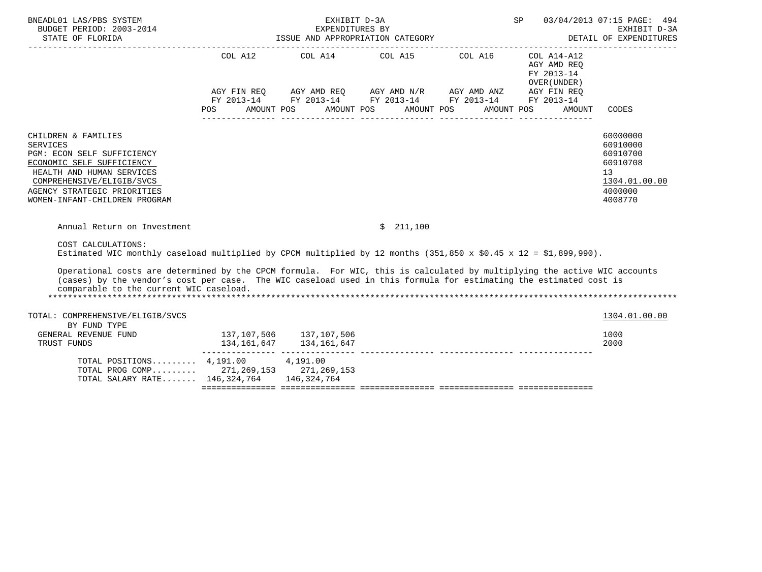| | COL A12 | | COL A14 | | COL A15 | | COL A16 | | COL A14-A12 AGY AMD REQ FY 2013-14 OVER(UNDER) | | |
|---|---|---|---|---|---|---|---|---|---|---|---|
| | AGY FIN REQ FY 2013-14 | | AGY AMD REQ FY 2013-14 | | AGY AMD N/R FY 2013-14 | | AGY AMD ANZ FY 2013-14 | | AGY FIN REQ FY 2013-14 | | |
| | POS | AMOUNT | POS | AMOUNT | POS | AMOUNT | POS | AMOUNT | POS | AMOUNT | CODES |

CHILDREN & FAMILIES — 60000000
SERVICES — 60910000
PGM: ECON SELF SUFFICIENCY — 60910700
ECONOMIC SELF SUFFICIENCY — 60910708
HEALTH AND HUMAN SERVICES — 13
COMPREHENSIVE/ELIGIB/SVCS — 1304.01.00.00
AGENCY STRATEGIC PRIORITIES — 4000000
WOMEN-INFANT-CHILDREN PROGRAM — 4008770

Annual Return on Investment $ 211,100

COST CALCULATIONS:
Estimated WIC monthly caseload multiplied by CPCM multiplied by 12 months (351,850 x $0.45 x 12 = $1,899,990).

Operational costs are determined by the CPCM formula. For WIC, this is calculated by multiplying the active WIC accounts (cases) by the vendor's cost per case. The WIC caseload used in this formula for estimating the estimated cost is comparable to the current WIC caseload.

*******************************************************************************************************************

| TOTAL: COMPREHENSIVE/ELIGIB/SVCS | COL A12 | COL A14 | COL A15 | COL A16 | COL A14-A12 | CODES |
|---|---|---|---|---|---|---|
| | | | | | | 1304.01.00.00 |
| BY FUND TYPE | | | | | | |
| GENERAL REVENUE FUND | 137,107,506 | 137,107,506 | | | | 1000 |
| TRUST FUNDS | 134,161,647 | 134,161,647 | | | | 2000 |
| TOTAL POSITIONS......... | 4,191.00 | 4,191.00 | | | | |
| TOTAL PROG COMP......... | 271,269,153 | 271,269,153 | | | | |
| TOTAL SALARY RATE....... | 146,324,764 | 146,324,764 | | | | |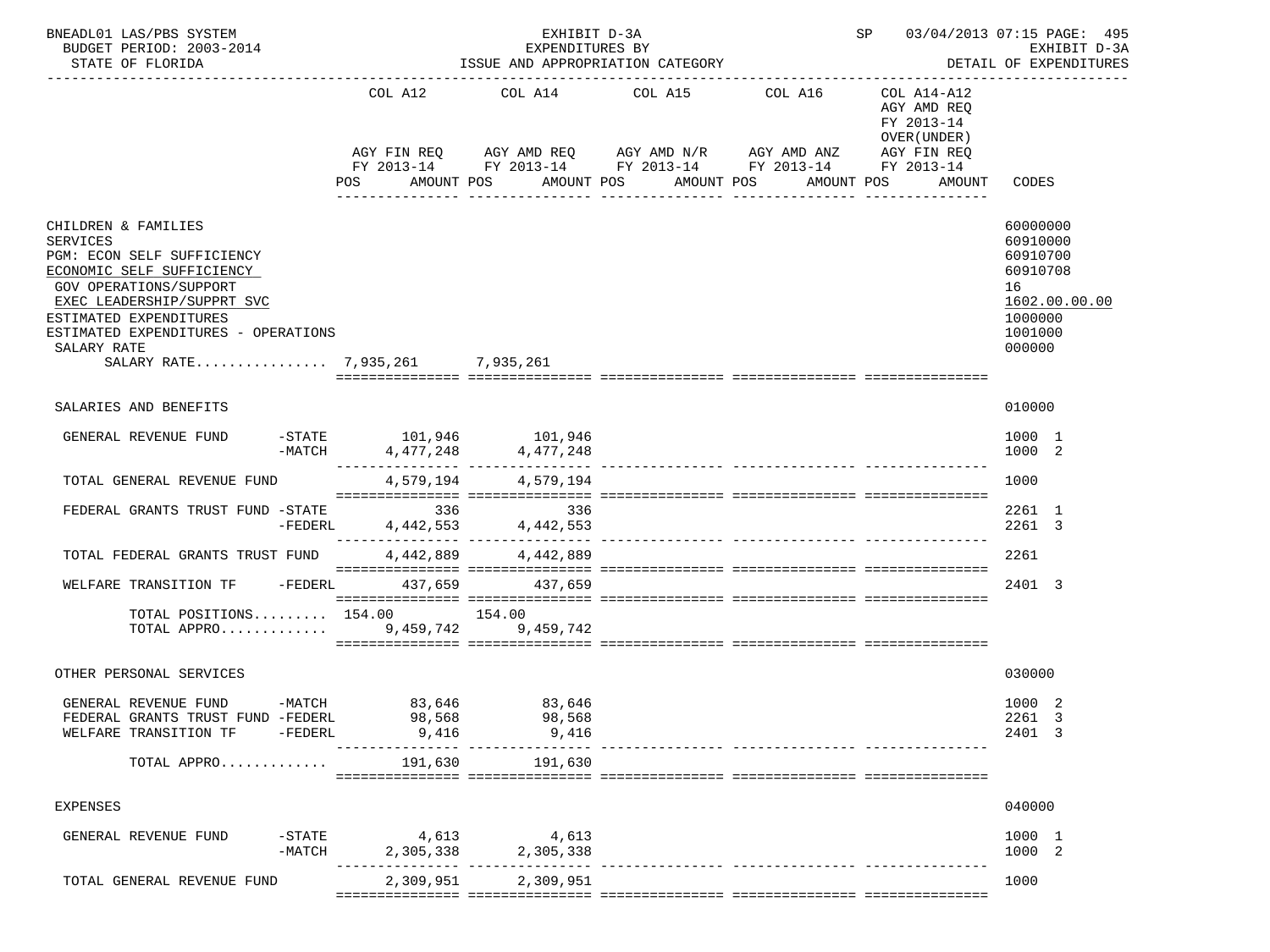BNEADL01 LAS/PBS SYSTEM | EXHIBIT D-3A | SP 03/04/2013 07:15 PAGE: 495
BUDGET PERIOD: 2003-2014 | EXPENDITURES BY | EXHIBIT D-3A
STATE OF FLORIDA | ISSUE AND APPROPRIATION CATEGORY | DETAIL OF EXPENDITURES

| | COL A12 AGY FIN REQ FY 2013-14 POS AMOUNT | COL A14 AGY AMD REQ FY 2013-14 POS AMOUNT | COL A15 AGY AMD N/R FY 2013-14 POS AMOUNT | COL A16 AGY AMD ANZ FY 2013-14 POS AMOUNT | COL A14-A12 AGY AMD REQ FY 2013-14 OVER(UNDER) AGY FIN REQ FY 2013-14 POS AMOUNT | CODES |
|---|---|---|---|---|---|---|
| CHILDREN & FAMILIES | | | | | | 60000000 |
| SERVICES | | | | | | 60910000 |
| PGM: ECON SELF SUFFICIENCY | | | | | | 60910700 |
| ECONOMIC SELF SUFFICIENCY | | | | | | 60910708 |
| GOV OPERATIONS/SUPPORT | | | | | | 16 |
| EXEC LEADERSHIP/SUPPRT SVC | | | | | | 1602.00.00.00 |
| ESTIMATED EXPENDITURES | | | | | | 1000000 |
| ESTIMATED EXPENDITURES - OPERATIONS | | | | | | 1001000 |
| SALARY RATE | | | | | | 000000 |
| SALARY RATE................ | 7,935,261 | 7,935,261 | | | | |
| SALARIES AND BENEFITS | | | | | | 010000 |
| GENERAL REVENUE FUND -STATE | 101,946 | 101,946 | | | | 1000 1 |
| -MATCH | 4,477,248 | 4,477,248 | | | | 1000 2 |
| TOTAL GENERAL REVENUE FUND | 4,579,194 | 4,579,194 | | | | 1000 |
| FEDERAL GRANTS TRUST FUND -STATE | 336 | 336 | | | | 2261 1 |
| -FEDERL | 4,442,553 | 4,442,553 | | | | 2261 3 |
| TOTAL FEDERAL GRANTS TRUST FUND | 4,442,889 | 4,442,889 | | | | 2261 |
| WELFARE TRANSITION TF -FEDERL | 437,659 | 437,659 | | | | 2401 3 |
| TOTAL POSITIONS......... | 154.00 | 154.00 | | | | |
| TOTAL APPRO............. | 9,459,742 | 9,459,742 | | | | |
| OTHER PERSONAL SERVICES | | | | | | 030000 |
| GENERAL REVENUE FUND -MATCH | 83,646 | 83,646 | | | | 1000 2 |
| FEDERAL GRANTS TRUST FUND -FEDERL | 98,568 | 98,568 | | | | 2261 3 |
| WELFARE TRANSITION TF -FEDERL | 9,416 | 9,416 | | | | 2401 3 |
| TOTAL APPRO............. | 191,630 | 191,630 | | | | |
| EXPENSES | | | | | | 040000 |
| GENERAL REVENUE FUND -STATE | 4,613 | 4,613 | | | | 1000 1 |
| -MATCH | 2,305,338 | 2,305,338 | | | | 1000 2 |
| TOTAL GENERAL REVENUE FUND | 2,309,951 | 2,309,951 | | | | 1000 |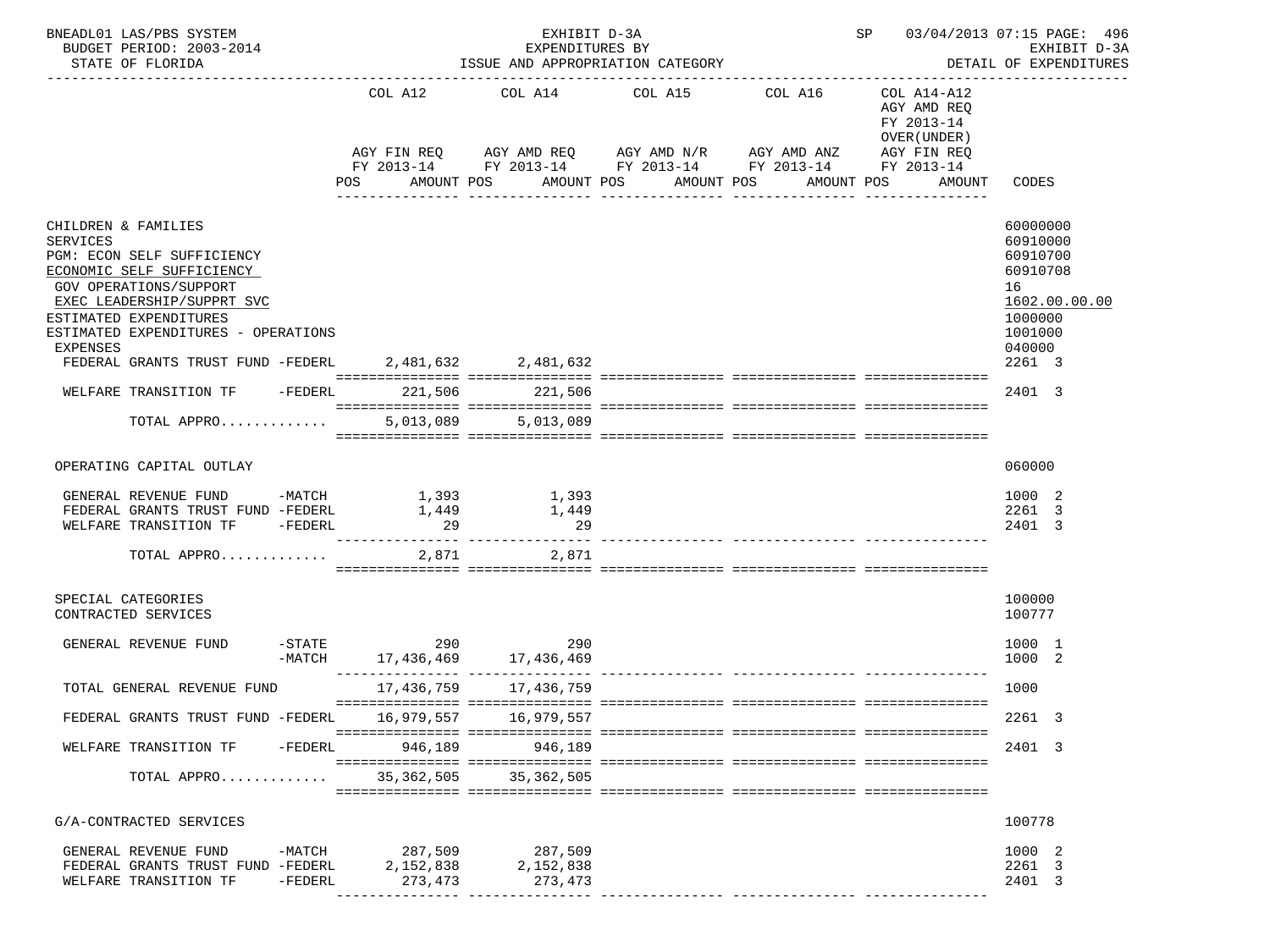BNEADL01 LAS/PBS SYSTEM — EXHIBIT D-3A — SP 03/04/2013 07:15
BUDGET PERIOD: 2003-2014 — EXPENDITURES BY — EXHIBIT D-3A
STATE OF FLORIDA — ISSUE AND APPROPRIATION CATEGORY — DETAIL OF EXPENDITURES

| | COL A12 AGY FIN REQ FY 2013-14 POS AMOUNT | COL A14 AGY AMD REQ FY 2013-14 POS AMOUNT | COL A15 AGY AMD N/R FY 2013-14 POS AMOUNT | COL A16 AGY AMD ANZ FY 2013-14 POS AMOUNT | COL A14-A12 AGY AMD REQ FY 2013-14 OVER(UNDER) AGY FIN REQ FY 2013-14 POS AMOUNT | CODES |
|---|---|---|---|---|---|---|
| CHILDREN & FAMILIES | | | | | | 60000000 |
| SERVICES | | | | | | 60910000 |
| PGM: ECON SELF SUFFICIENCY | | | | | | 60910700 |
| ECONOMIC SELF SUFFICIENCY | | | | | | 60910708 |
| GOV OPERATIONS/SUPPORT | | | | | | 16 |
| EXEC LEADERSHIP/SUPPRT SVC | | | | | | 1602.00.00.00 |
| ESTIMATED EXPENDITURES | | | | | | 1000000 |
| ESTIMATED EXPENDITURES - OPERATIONS | | | | | | 1001000 |
| EXPENSES | | | | | | 040000 |
| FEDERAL GRANTS TRUST FUND -FEDERL | 2,481,632 | 2,481,632 | | | | 2261 3 |
| WELFARE TRANSITION TF -FEDERL | 221,506 | 221,506 | | | | 2401 3 |
| TOTAL APPRO............ | 5,013,089 | 5,013,089 | | | | |
| OPERATING CAPITAL OUTLAY | | | | | | 060000 |
| GENERAL REVENUE FUND -MATCH | 1,393 | 1,393 | | | | 1000 2 |
| FEDERAL GRANTS TRUST FUND -FEDERL | 1,449 | 1,449 | | | | 2261 3 |
| WELFARE TRANSITION TF -FEDERL | 29 | 29 | | | | 2401 3 |
| TOTAL APPRO............ | 2,871 | 2,871 | | | | |
| SPECIAL CATEGORIES | | | | | | 100000 |
| CONTRACTED SERVICES | | | | | | 100777 |
| GENERAL REVENUE FUND -STATE | 290 | 290 | | | | 1000 1 |
| -MATCH | 17,436,469 | 17,436,469 | | | | 1000 2 |
| TOTAL GENERAL REVENUE FUND | 17,436,759 | 17,436,759 | | | | 1000 |
| FEDERAL GRANTS TRUST FUND -FEDERL | 16,979,557 | 16,979,557 | | | | 2261 3 |
| WELFARE TRANSITION TF -FEDERL | 946,189 | 946,189 | | | | 2401 3 |
| TOTAL APPRO............ | 35,362,505 | 35,362,505 | | | | |
| G/A-CONTRACTED SERVICES | | | | | | 100778 |
| GENERAL REVENUE FUND -MATCH | 287,509 | 287,509 | | | | 1000 2 |
| FEDERAL GRANTS TRUST FUND -FEDERL | 2,152,838 | 2,152,838 | | | | 2261 3 |
| WELFARE TRANSITION TF -FEDERL | 273,473 | 273,473 | | | | 2401 3 |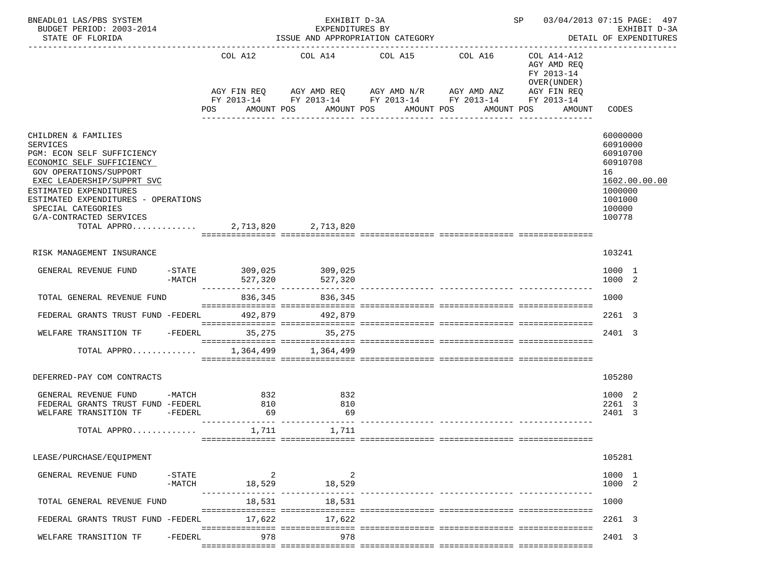BNEADL01 LAS/PBS SYSTEM | EXHIBIT D-3A | SP 03/04/2013 07:15

BUDGET PERIOD: 2003-2014 | EXPENDITURES BY | EXHIBIT D-3A

STATE OF FLORIDA | ISSUE AND APPROPRIATION CATEGORY | DETAIL OF EXPENDITURES

| | COL A12 AGY FIN REQ FY 2013-14 POS AMOUNT | COL A14 AGY AMD REQ FY 2013-14 POS AMOUNT | COL A15 AGY AMD N/R FY 2013-14 POS AMOUNT | COL A16 AGY AMD ANZ FY 2013-14 POS AMOUNT | COL A14-A12 AGY AMD REQ FY 2013-14 OVER(UNDER) AGY FIN REQ FY 2013-14 POS AMOUNT | CODES |
|---|---|---|---|---|---|---|
| CHILDREN & FAMILIES | | | | | | 60000000 |
| SERVICES | | | | | | 60910000 |
| PGM: ECON SELF SUFFICIENCY | | | | | | 60910700 |
| ECONOMIC SELF SUFFICIENCY | | | | | | 60910708 |
| GOV OPERATIONS/SUPPORT | | | | | | 16 |
| EXEC LEADERSHIP/SUPPRT SVC | | | | | | 1602.00.00.00 |
| ESTIMATED EXPENDITURES | | | | | | 1000000 |
| ESTIMATED EXPENDITURES - OPERATIONS | | | | | | 1001000 |
| SPECIAL CATEGORIES | | | | | | 100000 |
| G/A-CONTRACTED SERVICES | | | | | | 100778 |
| TOTAL APPRO............ | 2,713,820 | 2,713,820 | | | | |
| RISK MANAGEMENT INSURANCE | | | | | | 103241 |
| GENERAL REVENUE FUND -STATE | 309,025 | 309,025 | | | | 1000 1 |
| -MATCH | 527,320 | 527,320 | | | | 1000 2 |
| TOTAL GENERAL REVENUE FUND | 836,345 | 836,345 | | | | 1000 |
| FEDERAL GRANTS TRUST FUND -FEDERL | 492,879 | 492,879 | | | | 2261 3 |
| WELFARE TRANSITION TF -FEDERL | 35,275 | 35,275 | | | | 2401 3 |
| TOTAL APPRO............ | 1,364,499 | 1,364,499 | | | | |
| DEFERRED-PAY COM CONTRACTS | | | | | | 105280 |
| GENERAL REVENUE FUND -MATCH | 832 | 832 | | | | 1000 2 |
| FEDERAL GRANTS TRUST FUND -FEDERL | 810 | 810 | | | | 2261 3 |
| WELFARE TRANSITION TF -FEDERL | 69 | 69 | | | | 2401 3 |
| TOTAL APPRO............ | 1,711 | 1,711 | | | | |
| LEASE/PURCHASE/EQUIPMENT | | | | | | 105281 |
| GENERAL REVENUE FUND -STATE | 2 | 2 | | | | 1000 1 |
| -MATCH | 18,529 | 18,529 | | | | 1000 2 |
| TOTAL GENERAL REVENUE FUND | 18,531 | 18,531 | | | | 1000 |
| FEDERAL GRANTS TRUST FUND -FEDERL | 17,622 | 17,622 | | | | 2261 3 |
| WELFARE TRANSITION TF -FEDERL | 978 | 978 | | | | 2401 3 |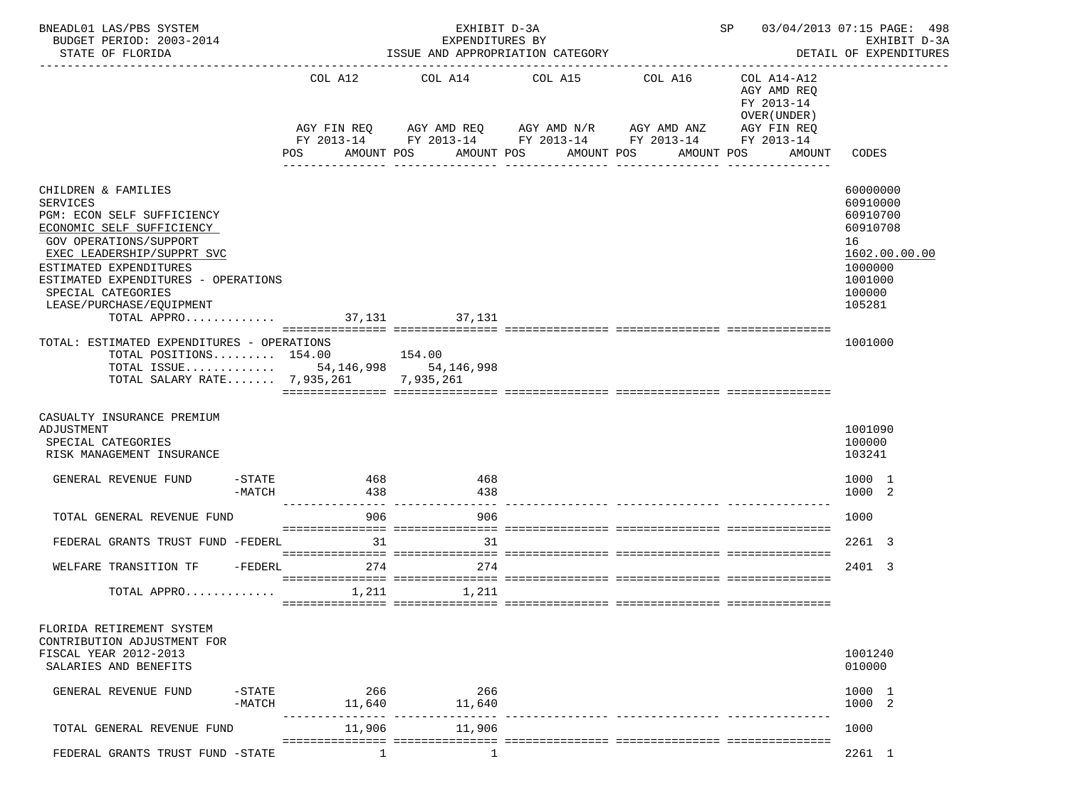BNEADL01 LAS/PBS SYSTEM — EXHIBIT D-3A — EXPENDITURES BY ISSUE AND APPROPRIATION CATEGORY — BUDGET PERIOD: 2003-2014 — STATE OF FLORIDA — DETAIL OF EXPENDITURES — SP 03/04/2013 07:15

| | COL A12 AGY FIN REQ FY 2013-14 POS AMOUNT | COL A14 AGY AMD REQ FY 2013-14 POS AMOUNT | COL A15 AGY AMD N/R FY 2013-14 POS AMOUNT | COL A16 AGY AMD ANZ FY 2013-14 POS AMOUNT | COL A14-A12 AGY AMD REQ FY 2013-14 OVER(UNDER) AGY FIN REQ FY 2013-14 POS AMOUNT | CODES |
|---|---|---|---|---|---|---|
| CHILDREN & FAMILIES | | | | | | 60000000 |
| SERVICES | | | | | | 60910000 |
| PGM: ECON SELF SUFFICIENCY | | | | | | 60910700 |
| ECONOMIC SELF SUFFICIENCY | | | | | | 60910708 |
| GOV OPERATIONS/SUPPORT | | | | | | 16 |
| EXEC LEADERSHIP/SUPPRT SVC | | | | | | 1602.00.00.00 |
| ESTIMATED EXPENDITURES | | | | | | 1000000 |
| ESTIMATED EXPENDITURES - OPERATIONS | | | | | | 1001000 |
| SPECIAL CATEGORIES | | | | | | 100000 |
| LEASE/PURCHASE/EQUIPMENT | | | | | | 105281 |
| TOTAL APPRO............ | 37,131 | 37,131 | | | | |
| TOTAL: ESTIMATED EXPENDITURES - OPERATIONS | | | | | | 1001000 |
| TOTAL POSITIONS......... | 154.00 | 154.00 | | | | |
| TOTAL ISSUE............ | 54,146,998 | 54,146,998 | | | | |
| TOTAL SALARY RATE....... | 7,935,261 | 7,935,261 | | | | |
| CASUALTY INSURANCE PREMIUM ADJUSTMENT | | | | | | 1001090 |
| SPECIAL CATEGORIES | | | | | | 100000 |
| RISK MANAGEMENT INSURANCE | | | | | | 103241 |
| GENERAL REVENUE FUND -STATE | 468 | 468 | | | | 1000 1 |
| GENERAL REVENUE FUND -MATCH | 438 | 438 | | | | 1000 2 |
| TOTAL GENERAL REVENUE FUND | 906 | 906 | | | | 1000 |
| FEDERAL GRANTS TRUST FUND -FEDERL | 31 | 31 | | | | 2261 3 |
| WELFARE TRANSITION TF -FEDERL | 274 | 274 | | | | 2401 3 |
| TOTAL APPRO............ | 1,211 | 1,211 | | | | |
| FLORIDA RETIREMENT SYSTEM CONTRIBUTION ADJUSTMENT FOR FISCAL YEAR 2012-2013 | | | | | | 1001240 |
| SALARIES AND BENEFITS | | | | | | 010000 |
| GENERAL REVENUE FUND -STATE | 266 | 266 | | | | 1000 1 |
| GENERAL REVENUE FUND -MATCH | 11,640 | 11,640 | | | | 1000 2 |
| TOTAL GENERAL REVENUE FUND | 11,906 | 11,906 | | | | 1000 |
| FEDERAL GRANTS TRUST FUND -STATE | 1 | 1 | | | | 2261 1 |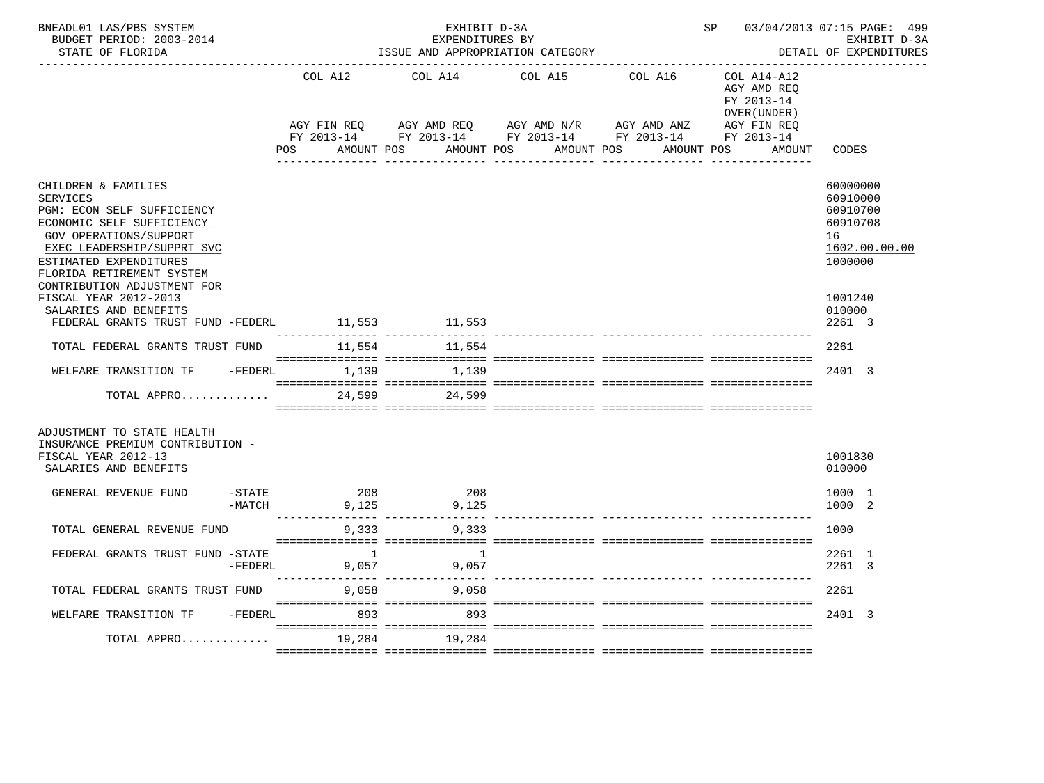BNEADL01 LAS/PBS SYSTEM — EXHIBIT D-3A — SP 03/04/2013 07:15 PAGE: 499
BUDGET PERIOD: 2003-2014 — EXPENDITURES BY — EXHIBIT D-3A
STATE OF FLORIDA — ISSUE AND APPROPRIATION CATEGORY — DETAIL OF EXPENDITURES

| | COL A12 AGY FIN REQ FY 2013-14 POS AMOUNT | COL A14 AGY AMD REQ FY 2013-14 POS AMOUNT | COL A15 AGY AMD N/R FY 2013-14 POS AMOUNT | COL A16 AGY AMD ANZ FY 2013-14 POS AMOUNT | COL A14-A12 AGY AMD REQ FY 2013-14 OVER(UNDER) AGY FIN REQ FY 2013-14 POS AMOUNT | CODES |
|---|---|---|---|---|---|---|
| CHILDREN & FAMILIES | | | | | | 60000000 |
| SERVICES | | | | | | 60910000 |
| PGM: ECON SELF SUFFICIENCY | | | | | | 60910700 |
| ECONOMIC SELF SUFFICIENCY | | | | | | 60910708 |
| GOV OPERATIONS/SUPPORT | | | | | | 16 |
| EXEC LEADERSHIP/SUPPRT SVC | | | | | | 1602.00.00.00 |
| ESTIMATED EXPENDITURES | | | | | | 1000000 |
| FLORIDA RETIREMENT SYSTEM CONTRIBUTION ADJUSTMENT FOR FISCAL YEAR 2012-2013 | | | | | | 1001240 |
| SALARIES AND BENEFITS | | | | | | 010000 |
| FEDERAL GRANTS TRUST FUND -FEDERL | 11,553 | 11,553 | | | | 2261 3 |
| TOTAL FEDERAL GRANTS TRUST FUND | 11,554 | 11,554 | | | | 2261 |
| WELFARE TRANSITION TF -FEDERL | 1,139 | 1,139 | | | | 2401 3 |
| TOTAL APPRO............. | 24,599 | 24,599 | | | | |
| ADJUSTMENT TO STATE HEALTH INSURANCE PREMIUM CONTRIBUTION - FISCAL YEAR 2012-13 | | | | | | 1001830 |
| SALARIES AND BENEFITS | | | | | | 010000 |
| GENERAL REVENUE FUND -STATE | 208 | 208 | | | | 1000 1 |
| -MATCH | 9,125 | 9,125 | | | | 1000 2 |
| TOTAL GENERAL REVENUE FUND | 9,333 | 9,333 | | | | 1000 |
| FEDERAL GRANTS TRUST FUND -STATE | 1 | 1 | | | | 2261 1 |
| -FEDERL | 9,057 | 9,057 | | | | 2261 3 |
| TOTAL FEDERAL GRANTS TRUST FUND | 9,058 | 9,058 | | | | 2261 |
| WELFARE TRANSITION TF -FEDERL | 893 | 893 | | | | 2401 3 |
| TOTAL APPRO............. | 19,284 | 19,284 | | | | |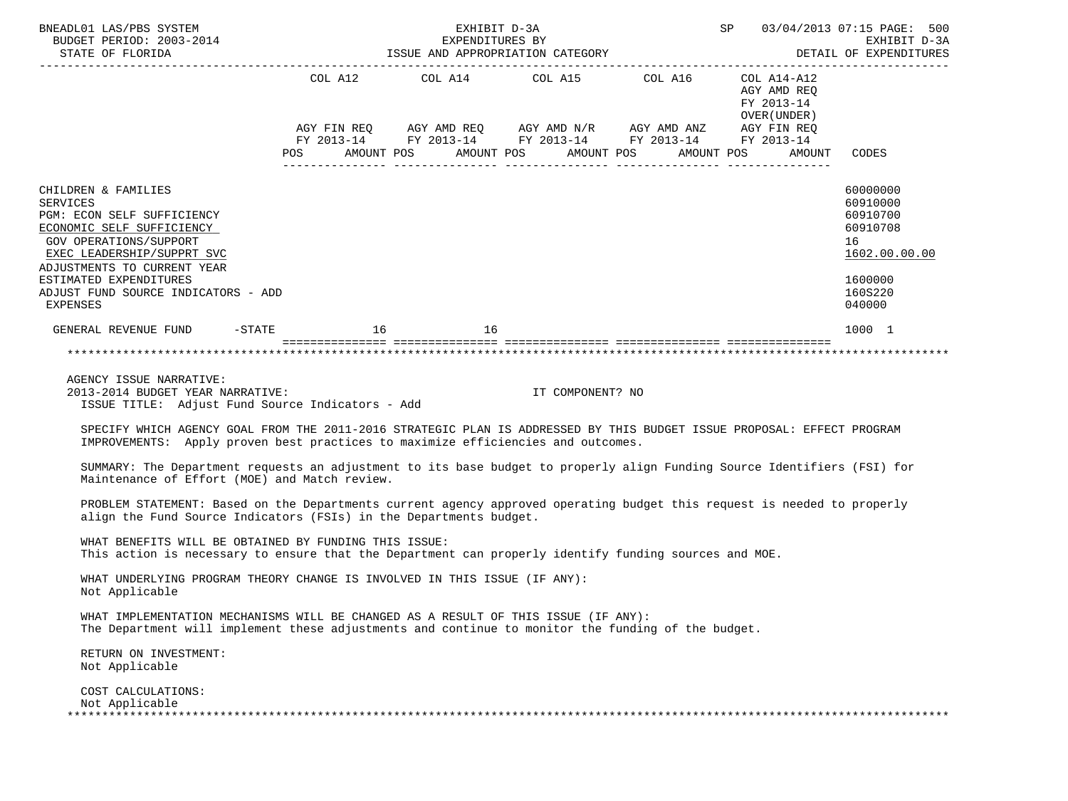BNEADL01 LAS/PBS SYSTEM — EXHIBIT D-3A — EXPENDITURES BY ISSUE AND APPROPRIATION CATEGORY — SP 03/04/2013 07:15 PAGE: 500
BUDGET PERIOD: 2003-2014 — EXHIBIT D-3A
STATE OF FLORIDA — DETAIL OF EXPENDITURES

| | COL A12 AGY FIN REQ FY 2013-14 POS | AMOUNT | COL A14 AGY AMD REQ FY 2013-14 POS | AMOUNT | COL A15 AGY AMD N/R FY 2013-14 POS | AMOUNT | COL A16 AGY AMD ANZ FY 2013-14 POS | AMOUNT | COL A14-A12 AGY AMD REQ FY 2013-14 OVER(UNDER) AGY FIN REQ FY 2013-14 POS | AMOUNT | CODES |
|---|---|---|---|---|---|---|---|---|---|---|---|
| CHILDREN & FAMILIES | | | | | | | | | | | 60000000 |
| SERVICES | | | | | | | | | | | 60910000 |
| PGM: ECON SELF SUFFICIENCY | | | | | | | | | | | 60910700 |
| ECONOMIC SELF SUFFICIENCY | | | | | | | | | | | 60910708 |
| GOV OPERATIONS/SUPPORT | | | | | | | | | | | 16 |
| EXEC LEADERSHIP/SUPPRT SVC | | | | | | | | | | | 1602.00.00.00 |
| ADJUSTMENTS TO CURRENT YEAR ESTIMATED EXPENDITURES | | | | | | | | | | | 1600000 |
| ADJUST FUND SOURCE INDICATORS - ADD | | | | | | | | | | | 160S220 |
| EXPENSES | | | | | | | | | | | 040000 |
| GENERAL REVENUE FUND -STATE | | 16 | | 16 | | | | | | | 1000 1 |

AGENCY ISSUE NARRATIVE:
2013-2014 BUDGET YEAR NARRATIVE: IT COMPONENT? NO
ISSUE TITLE: Adjust Fund Source Indicators - Add

SPECIFY WHICH AGENCY GOAL FROM THE 2011-2016 STRATEGIC PLAN IS ADDRESSED BY THIS BUDGET ISSUE PROPOSAL: EFFECT PROGRAM IMPROVEMENTS: Apply proven best practices to maximize efficiencies and outcomes.

SUMMARY: The Department requests an adjustment to its base budget to properly align Funding Source Identifiers (FSI) for Maintenance of Effort (MOE) and Match review.

PROBLEM STATEMENT: Based on the Departments current agency approved operating budget this request is needed to properly align the Fund Source Indicators (FSIs) in the Departments budget.

WHAT BENEFITS WILL BE OBTAINED BY FUNDING THIS ISSUE:
This action is necessary to ensure that the Department can properly identify funding sources and MOE.

WHAT UNDERLYING PROGRAM THEORY CHANGE IS INVOLVED IN THIS ISSUE (IF ANY):
Not Applicable

WHAT IMPLEMENTATION MECHANISMS WILL BE CHANGED AS A RESULT OF THIS ISSUE (IF ANY):
The Department will implement these adjustments and continue to monitor the funding of the budget.

RETURN ON INVESTMENT:
Not Applicable

COST CALCULATIONS:
Not Applicable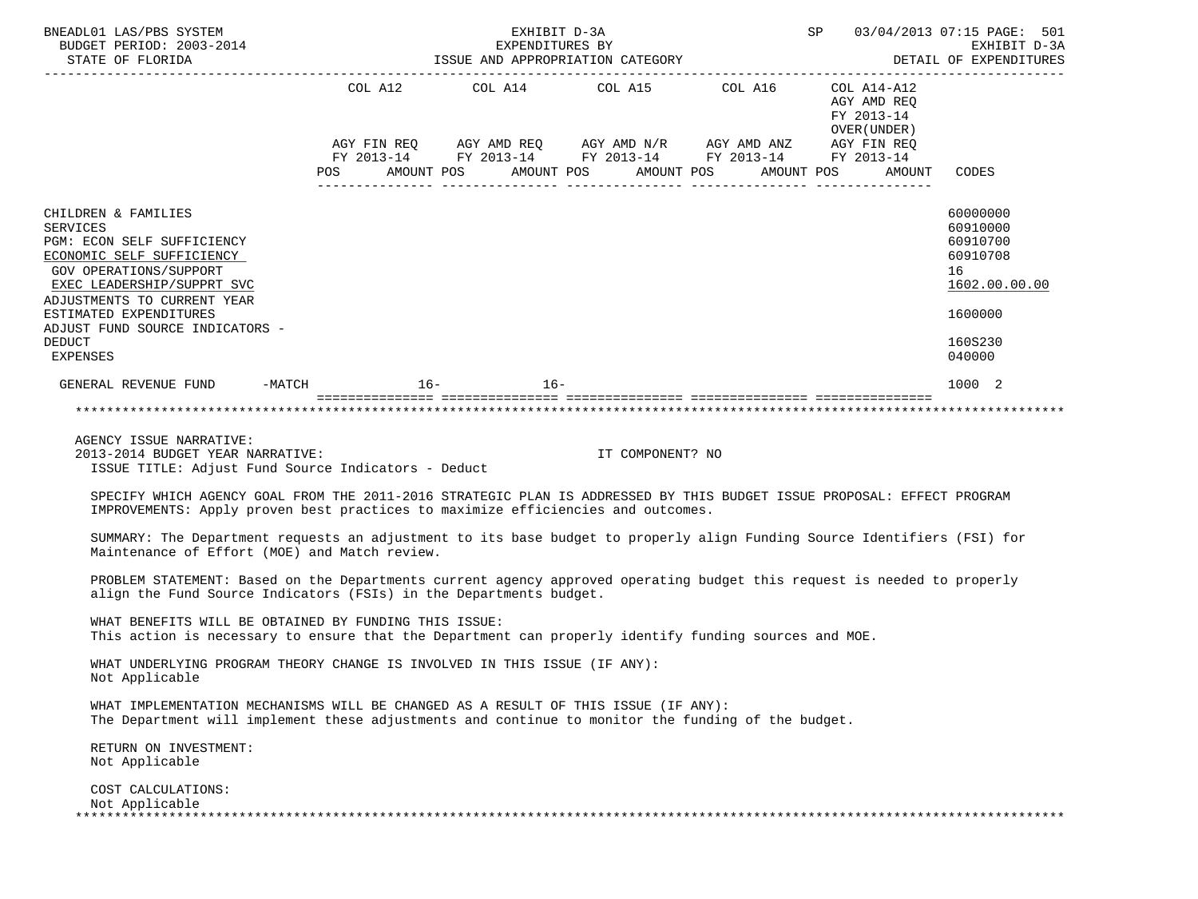BNEADL01 LAS/PBS SYSTEM
BUDGET PERIOD: 2003-2014
STATE OF FLORIDA

EXHIBIT D-3A
EXPENDITURES BY
ISSUE AND APPROPRIATION CATEGORY

SP 03/04/2013 07:15
EXHIBIT D-3A
DETAIL OF EXPENDITURES

| | COL A12 AGY FIN REQ FY 2013-14 POS AMOUNT | COL A14 AGY AMD REQ FY 2013-14 POS AMOUNT | COL A15 AGY AMD N/R FY 2013-14 POS AMOUNT | COL A16 AGY AMD ANZ FY 2013-14 POS AMOUNT | COL A14-A12 AGY AMD REQ FY 2013-14 OVER(UNDER) AGY FIN REQ FY 2013-14 POS AMOUNT | CODES |
|---|---|---|---|---|---|---|
| CHILDREN & FAMILIES | | | | | | 60000000 |
| SERVICES | | | | | | 60910000 |
| PGM: ECON SELF SUFFICIENCY | | | | | | 60910700 |
| ECONOMIC SELF SUFFICIENCY | | | | | | 60910708 |
| GOV OPERATIONS/SUPPORT | | | | | | 16 |
| EXEC LEADERSHIP/SUPPRT SVC | | | | | | 1602.00.00.00 |
| ADJUSTMENTS TO CURRENT YEAR ESTIMATED EXPENDITURES | | | | | | 1600000 |
| ADJUST FUND SOURCE INDICATORS - DEDUCT | | | | | | 160S230 |
| EXPENSES | | | | | | 040000 |
| GENERAL REVENUE FUND -MATCH | 16- | 16- | | | | 1000 2 |

AGENCY ISSUE NARRATIVE:

2013-2014 BUDGET YEAR NARRATIVE: IT COMPONENT? NO

ISSUE TITLE: Adjust Fund Source Indicators - Deduct

SPECIFY WHICH AGENCY GOAL FROM THE 2011-2016 STRATEGIC PLAN IS ADDRESSED BY THIS BUDGET ISSUE PROPOSAL: EFFECT PROGRAM IMPROVEMENTS: Apply proven best practices to maximize efficiencies and outcomes.

SUMMARY: The Department requests an adjustment to its base budget to properly align Funding Source Identifiers (FSI) for Maintenance of Effort (MOE) and Match review.

PROBLEM STATEMENT: Based on the Departments current agency approved operating budget this request is needed to properly align the Fund Source Indicators (FSIs) in the Departments budget.

WHAT BENEFITS WILL BE OBTAINED BY FUNDING THIS ISSUE:
This action is necessary to ensure that the Department can properly identify funding sources and MOE.

WHAT UNDERLYING PROGRAM THEORY CHANGE IS INVOLVED IN THIS ISSUE (IF ANY):
Not Applicable

WHAT IMPLEMENTATION MECHANISMS WILL BE CHANGED AS A RESULT OF THIS ISSUE (IF ANY):
The Department will implement these adjustments and continue to monitor the funding of the budget.

RETURN ON INVESTMENT:
Not Applicable

COST CALCULATIONS:
Not Applicable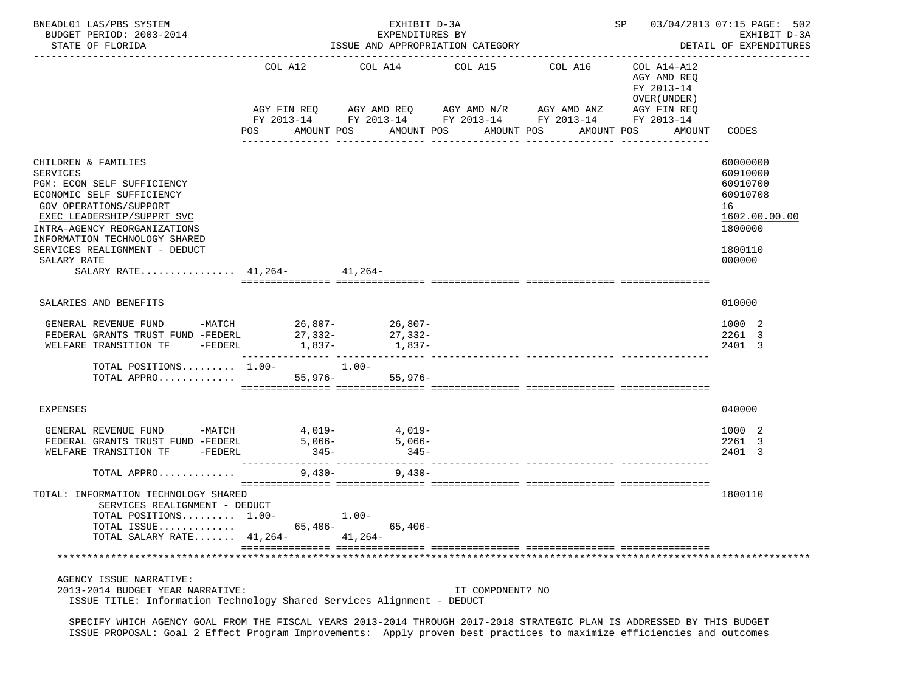BNEADL01 LAS/PBS SYSTEM — EXHIBIT D-3A — EXPENDITURES BY ISSUE AND APPROPRIATION CATEGORY — SP 03/04/2013 07:15 PAGE: 502
BUDGET PERIOD: 2003-2014 — STATE OF FLORIDA — EXHIBIT D-3A DETAIL OF EXPENDITURES

| | COL A12 AGY FIN REQ FY 2013-14 POS AMOUNT | COL A14 AGY AMD REQ FY 2013-14 POS AMOUNT | COL A15 AGY AMD N/R FY 2013-14 POS AMOUNT | COL A16 AGY AMD ANZ FY 2013-14 POS AMOUNT | COL A14-A12 AGY AMD REQ FY 2013-14 OVER(UNDER) AGY FIN REQ FY 2013-14 POS AMOUNT | CODES |
|---|---|---|---|---|---|---|
| CHILDREN & FAMILIES | | | | | | 60000000 |
| SERVICES | | | | | | 60910000 |
| PGM: ECON SELF SUFFICIENCY | | | | | | 60910700 |
| ECONOMIC SELF SUFFICIENCY | | | | | | 60910708 |
| GOV OPERATIONS/SUPPORT | | | | | | 16 |
| EXEC LEADERSHIP/SUPPRT SVC | | | | | | 1602.00.00.00 |
| INTRA-AGENCY REORGANIZATIONS | | | | | | 1800000 |
| INFORMATION TECHNOLOGY SHARED SERVICES REALIGNMENT - DEDUCT | | | | | | 1800110 |
| SALARY RATE | | | | | | 000000 |
| SALARY RATE................ | 41,264- | 41,264- | | | | |
| SALARIES AND BENEFITS | | | | | | 010000 |
| GENERAL REVENUE FUND -MATCH | 26,807- | 26,807- | | | | 1000 2 |
| FEDERAL GRANTS TRUST FUND -FEDERL | 27,332- | 27,332- | | | | 2261 3 |
| WELFARE TRANSITION TF -FEDERL | 1,837- | 1,837- | | | | 2401 3 |
| TOTAL POSITIONS......... | 1.00- | 1.00- | | | | |
| TOTAL APPRO............. | 55,976- | 55,976- | | | | |
| EXPENSES | | | | | | 040000 |
| GENERAL REVENUE FUND -MATCH | 4,019- | 4,019- | | | | 1000 2 |
| FEDERAL GRANTS TRUST FUND -FEDERL | 5,066- | 5,066- | | | | 2261 3 |
| WELFARE TRANSITION TF -FEDERL | 345- | 345- | | | | 2401 3 |
| TOTAL APPRO............. | 9,430- | 9,430- | | | | |
| TOTAL: INFORMATION TECHNOLOGY SHARED SERVICES REALIGNMENT - DEDUCT | | | | | | 1800110 |
| TOTAL POSITIONS......... | 1.00- | 1.00- | | | | |
| TOTAL ISSUE............. | 65,406- | 65,406- | | | | |
| TOTAL SALARY RATE....... | 41,264- | 41,264- | | | | |

AGENCY ISSUE NARRATIVE:
2013-2014 BUDGET YEAR NARRATIVE: IT COMPONENT? NO
ISSUE TITLE: Information Technology Shared Services Alignment - DEDUCT

SPECIFY WHICH AGENCY GOAL FROM THE FISCAL YEARS 2013-2014 THROUGH 2017-2018 STRATEGIC PLAN IS ADDRESSED BY THIS BUDGET ISSUE PROPOSAL: Goal 2 Effect Program Improvements: Apply proven best practices to maximize efficiencies and outcomes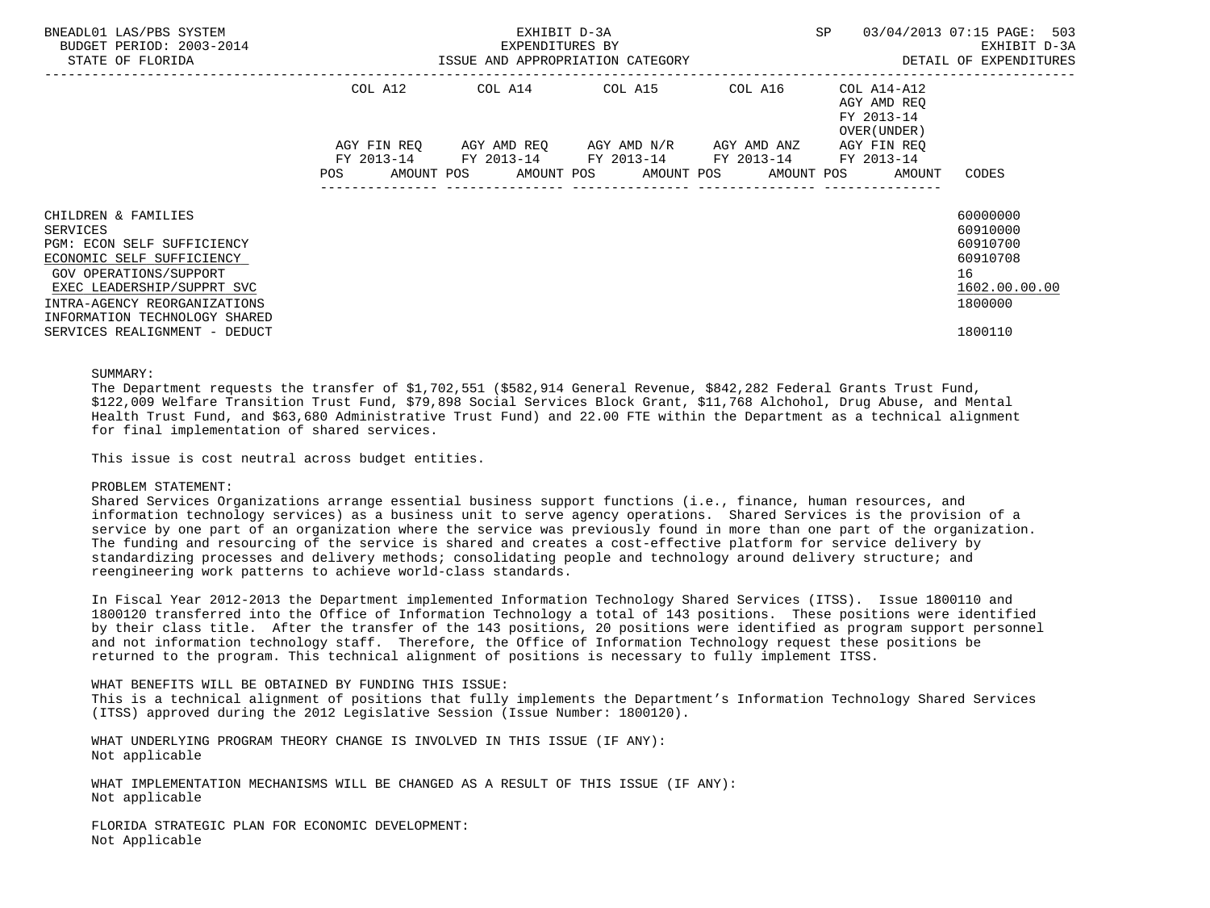BNEADL01 LAS/PBS SYSTEM — BUDGET PERIOD: 2003-2014 — STATE OF FLORIDA

EXHIBIT D-3A — EXPENDITURES BY ISSUE AND APPROPRIATION CATEGORY

SP 03/04/2013 07:15 — EXHIBIT D-3A — DETAIL OF EXPENDITURES

| | COL A12 AGY FIN REQ FY 2013-14 POS AMOUNT | COL A14 AGY AMD REQ FY 2013-14 POS AMOUNT | COL A15 AGY AMD N/R FY 2013-14 POS AMOUNT | COL A16 AGY AMD ANZ FY 2013-14 POS AMOUNT | COL A14-A12 AGY AMD REQ FY 2013-14 OVER(UNDER) AGY FIN REQ FY 2013-14 POS AMOUNT | CODES |
|---|---|---|---|---|---|---|
| CHILDREN & FAMILIES | | | | | | 60000000 |
| SERVICES | | | | | | 60910000 |
| PGM: ECON SELF SUFFICIENCY | | | | | | 60910700 |
| ECONOMIC SELF SUFFICIENCY | | | | | | 60910708 |
| GOV OPERATIONS/SUPPORT | | | | | | 16 |
| EXEC LEADERSHIP/SUPPRT SVC | | | | | | 1602.00.00.00 |
| INTRA-AGENCY REORGANIZATIONS | | | | | | 1800000 |
| INFORMATION TECHNOLOGY SHARED SERVICES REALIGNMENT - DEDUCT | | | | | | 1800110 |

SUMMARY:
The Department requests the transfer of $1,702,551 ($582,914 General Revenue, $842,282 Federal Grants Trust Fund, $122,009 Welfare Transition Trust Fund, $79,898 Social Services Block Grant, $11,768 Alchohol, Drug Abuse, and Mental Health Trust Fund, and $63,680 Administrative Trust Fund) and 22.00 FTE within the Department as a technical alignment for final implementation of shared services.

This issue is cost neutral across budget entities.

PROBLEM STATEMENT:
Shared Services Organizations arrange essential business support functions (i.e., finance, human resources, and information technology services) as a business unit to serve agency operations. Shared Services is the provision of a service by one part of an organization where the service was previously found in more than one part of the organization. The funding and resourcing of the service is shared and creates a cost-effective platform for service delivery by standardizing processes and delivery methods; consolidating people and technology around delivery structure; and reengineering work patterns to achieve world-class standards.

In Fiscal Year 2012-2013 the Department implemented Information Technology Shared Services (ITSS). Issue 1800110 and 1800120 transferred into the Office of Information Technology a total of 143 positions. These positions were identified by their class title. After the transfer of the 143 positions, 20 positions were identified as program support personnel and not information technology staff. Therefore, the Office of Information Technology request these positions be returned to the program. This technical alignment of positions is necessary to fully implement ITSS.

WHAT BENEFITS WILL BE OBTAINED BY FUNDING THIS ISSUE:
This is a technical alignment of positions that fully implements the Department's Information Technology Shared Services (ITSS) approved during the 2012 Legislative Session (Issue Number: 1800120).

WHAT UNDERLYING PROGRAM THEORY CHANGE IS INVOLVED IN THIS ISSUE (IF ANY):
Not applicable

WHAT IMPLEMENTATION MECHANISMS WILL BE CHANGED AS A RESULT OF THIS ISSUE (IF ANY):
Not applicable

FLORIDA STRATEGIC PLAN FOR ECONOMIC DEVELOPMENT:
Not Applicable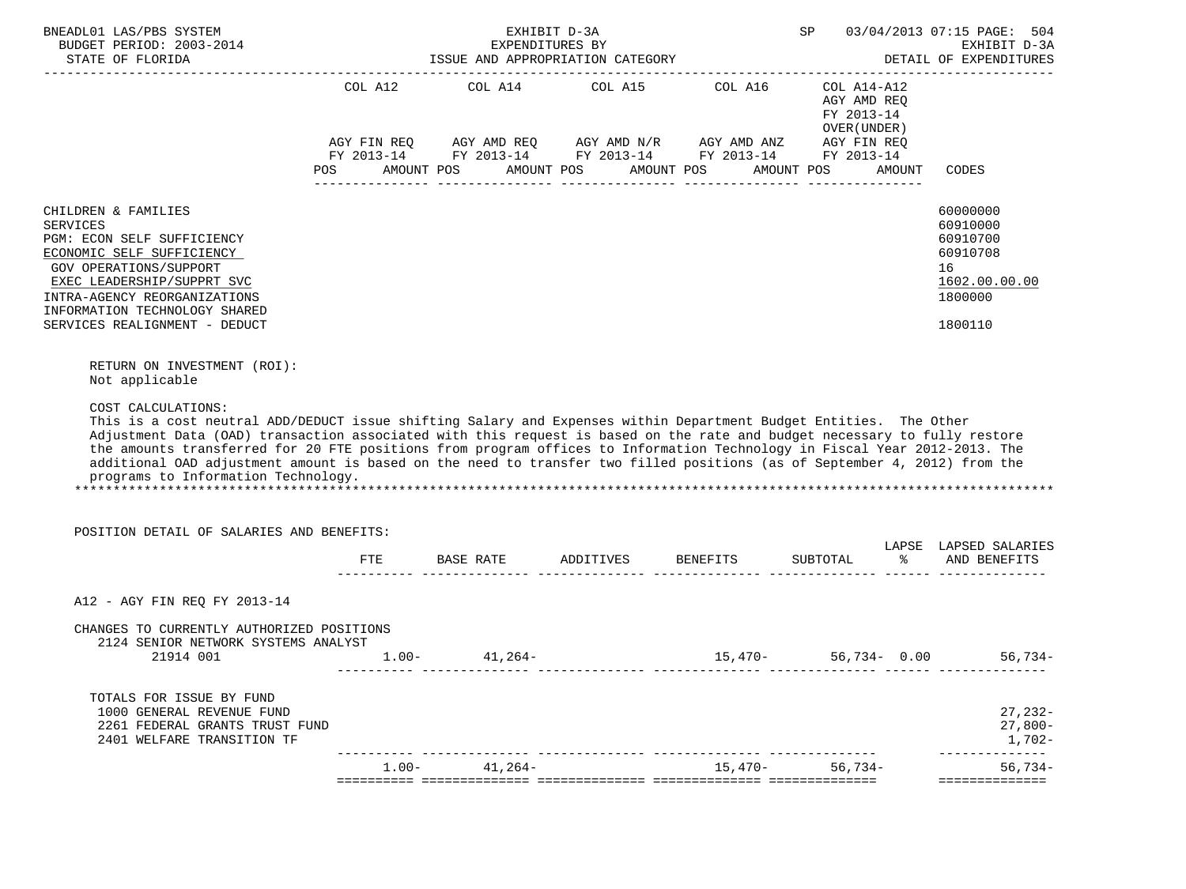| | COL A12 | COL A14 | COL A15 | COL A16 | COL A14-A12 AGY AMD REQ FY 2013-14 OVER(UNDER) | |
|---|---|---|---|---|---|---|
| | AGY FIN REQ FY 2013-14 | AGY AMD REQ FY 2013-14 | AGY AMD N/R FY 2013-14 | AGY AMD ANZ FY 2013-14 | AGY FIN REQ FY 2013-14 | |
| | POS AMOUNT | POS AMOUNT | POS AMOUNT | POS AMOUNT | POS AMOUNT | CODES |

CHILDREN & FAMILIES — 60000000
SERVICES — 60910000
PGM: ECON SELF SUFFICIENCY — 60910700
ECONOMIC SELF SUFFICIENCY — 60910708
GOV OPERATIONS/SUPPORT — 16
EXEC LEADERSHIP/SUPPRT SVC — 1602.00.00.00
INTRA-AGENCY REORGANIZATIONS — 1800000
INFORMATION TECHNOLOGY SHARED SERVICES REALIGNMENT - DEDUCT — 1800110

RETURN ON INVESTMENT (ROI):
Not applicable

COST CALCULATIONS:
This is a cost neutral ADD/DEDUCT issue shifting Salary and Expenses within Department Budget Entities. The Other Adjustment Data (OAD) transaction associated with this request is based on the rate and budget necessary to fully restore the amounts transferred for 20 FTE positions from program offices to Information Technology in Fiscal Year 2012-2013. The additional OAD adjustment amount is based on the need to transfer two filled positions (as of September 4, 2012) from the programs to Information Technology.

*******************************************************************************************************************

POSITION DETAIL OF SALARIES AND BENEFITS:

| | FTE | BASE RATE | ADDITIVES | BENEFITS | SUBTOTAL | LAPSE % | LAPSED SALARIES AND BENEFITS |
|---|---|---|---|---|---|---|---|
| A12 - AGY FIN REQ FY 2013-14 | | | | | | | |
| CHANGES TO CURRENTLY AUTHORIZED POSITIONS | | | | | | | |
| 2124 SENIOR NETWORK SYSTEMS ANALYST | | | | | | | |
| 21914 001 | 1.00- | 41,264- | | 15,470- | 56,734- | 0.00 | 56,734- |
| TOTALS FOR ISSUE BY FUND | | | | | | | |
| 1000 GENERAL REVENUE FUND | | | | | | | 27,232- |
| 2261 FEDERAL GRANTS TRUST FUND | | | | | | | 27,800- |
| 2401 WELFARE TRANSITION TF | | | | | | | 1,702- |
| | 1.00- | 41,264- | | 15,470- | 56,734- | | 56,734- |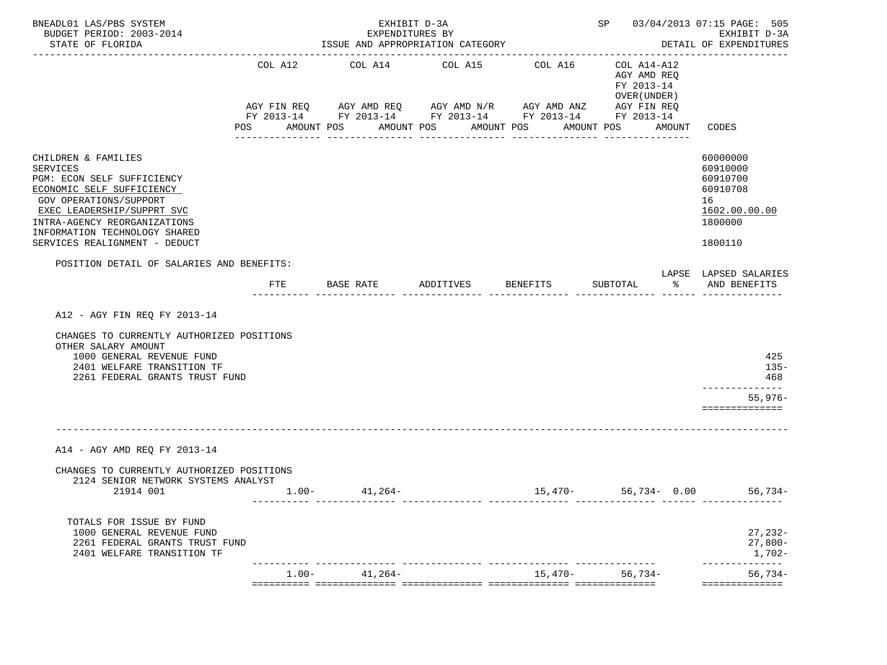BNEADL01 LAS/PBS SYSTEM — EXHIBIT D-3A — SP 03/04/2013 07:15

BUDGET PERIOD: 2003-2014 — EXPENDITURES BY — EXHIBIT D-3A

STATE OF FLORIDA — ISSUE AND APPROPRIATION CATEGORY — DETAIL OF EXPENDITURES

| | COL A12 AGY FIN REQ FY 2013-14 POS AMOUNT | COL A14 AGY AMD REQ FY 2013-14 POS AMOUNT | COL A15 AGY AMD N/R FY 2013-14 POS AMOUNT | COL A16 AGY AMD ANZ FY 2013-14 POS AMOUNT | COL A14-A12 AGY AMD REQ FY 2013-14 OVER(UNDER) AGY FIN REQ FY 2013-14 POS AMOUNT | CODES |
|---|---|---|---|---|---|---|
| CHILDREN & FAMILIES | | | | | | 60000000 |
| SERVICES | | | | | | 60910000 |
| PGM: ECON SELF SUFFICIENCY | | | | | | 60910700 |
| ECONOMIC SELF SUFFICIENCY | | | | | | 60910708 |
| GOV OPERATIONS/SUPPORT | | | | | | 16 |
| EXEC LEADERSHIP/SUPPRT SVC | | | | | | 1602.00.00.00 |
| INTRA-AGENCY REORGANIZATIONS | | | | | | 1800000 |
| INFORMATION TECHNOLOGY SHARED SERVICES REALIGNMENT - DEDUCT | | | | | | 1800110 |

POSITION DETAIL OF SALARIES AND BENEFITS:

| | FTE | BASE RATE | ADDITIVES | BENEFITS | SUBTOTAL | LAPSE % | LAPSED SALARIES AND BENEFITS |
|---|---|---|---|---|---|---|---|
| **A12 - AGY FIN REQ FY 2013-14** | | | | | | | |
| CHANGES TO CURRENTLY AUTHORIZED POSITIONS | | | | | | | |
| OTHER SALARY AMOUNT | | | | | | | |
| 1000 GENERAL REVENUE FUND | | | | | | | 425 |
| 2401 WELFARE TRANSITION TF | | | | | | | 135- |
| 2261 FEDERAL GRANTS TRUST FUND | | | | | | | 468 |
| | | | | | | | 55,976- |
| **A14 - AGY AMD REQ FY 2013-14** | | | | | | | |
| CHANGES TO CURRENTLY AUTHORIZED POSITIONS | | | | | | | |
| 2124 SENIOR NETWORK SYSTEMS ANALYST 21914 001 | 1.00- | 41,264- | | 15,470- | 56,734- | 0.00 | 56,734- |
| TOTALS FOR ISSUE BY FUND | | | | | | | |
| 1000 GENERAL REVENUE FUND | | | | | | | 27,232- |
| 2261 FEDERAL GRANTS TRUST FUND | | | | | | | 27,800- |
| 2401 WELFARE TRANSITION TF | | | | | | | 1,702- |
| | 1.00- | 41,264- | | 15,470- | 56,734- | | 56,734- |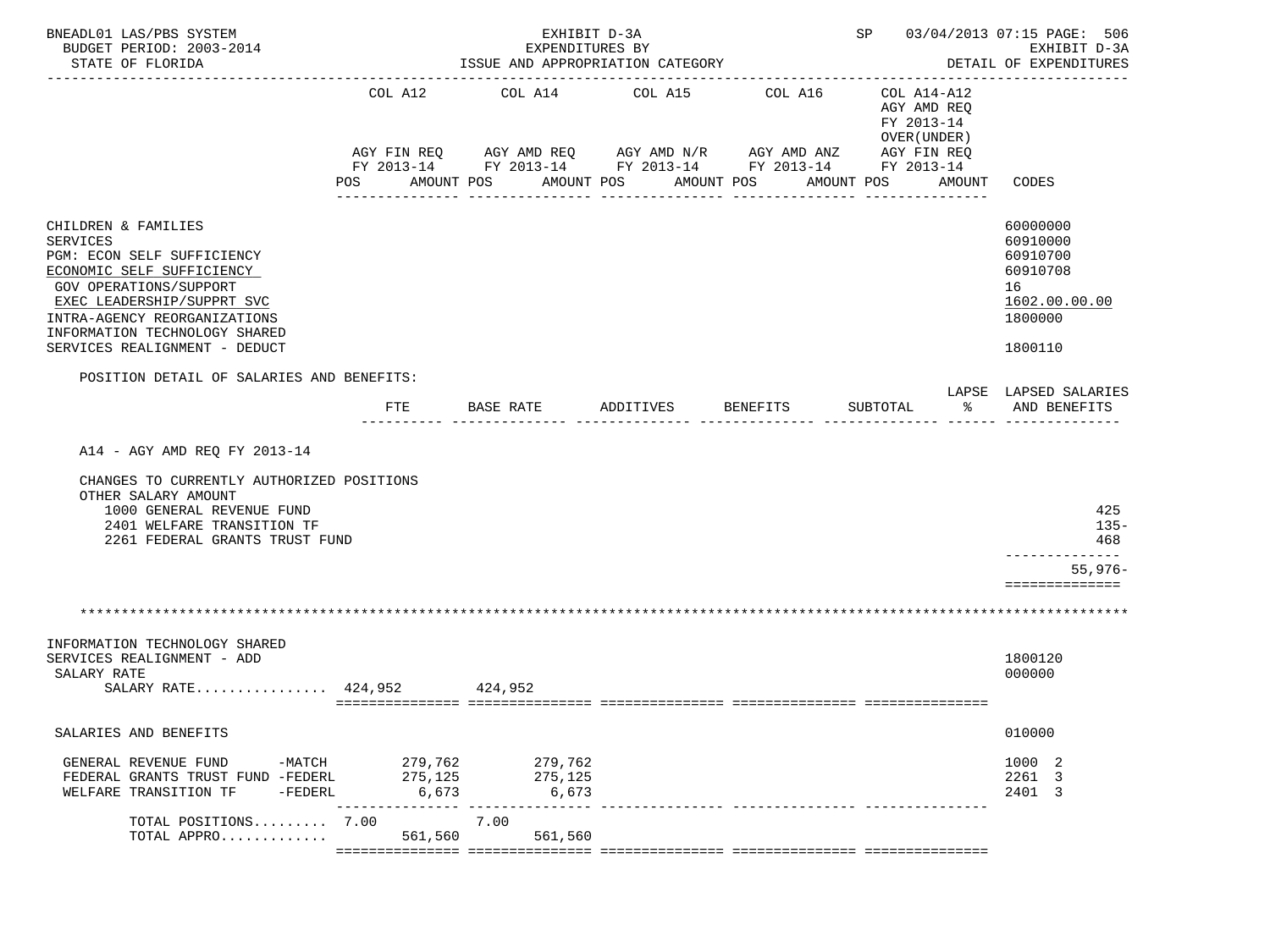BNEADL01 LAS/PBS SYSTEM — EXHIBIT D-3A — EXPENDITURES BY ISSUE AND APPROPRIATION CATEGORY — SP 03/04/2013 07:15 PAGE: 506

BUDGET PERIOD: 2003-2014 — STATE OF FLORIDA — EXHIBIT D-3A DETAIL OF EXPENDITURES

| | COL A12 AGY FIN REQ FY 2013-14 POS AMOUNT | COL A14 AGY AMD REQ FY 2013-14 POS AMOUNT | COL A15 AGY AMD N/R FY 2013-14 POS AMOUNT | COL A16 AGY AMD ANZ FY 2013-14 POS AMOUNT | COL A14-A12 AGY AMD REQ FY 2013-14 OVER(UNDER) AGY FIN REQ FY 2013-14 POS AMOUNT | CODES |
|---|---|---|---|---|---|---|
| CHILDREN & FAMILIES | | | | | | 60000000 |
| SERVICES | | | | | | 60910000 |
| PGM: ECON SELF SUFFICIENCY | | | | | | 60910700 |
| ECONOMIC SELF SUFFICIENCY | | | | | | 60910708 |
| GOV OPERATIONS/SUPPORT | | | | | | 16 |
| EXEC LEADERSHIP/SUPPRT SVC | | | | | | 1602.00.00.00 |
| INTRA-AGENCY REORGANIZATIONS | | | | | | 1800000 |
| INFORMATION TECHNOLOGY SHARED SERVICES REALIGNMENT - DEDUCT | | | | | | 1800110 |

POSITION DETAIL OF SALARIES AND BENEFITS:

| | FTE | BASE RATE | ADDITIVES | BENEFITS | SUBTOTAL | LAPSE % | LAPSED SALARIES AND BENEFITS |
|---|---|---|---|---|---|---|---|
| A14 - AGY AMD REQ FY 2013-14 | | | | | | | |
| CHANGES TO CURRENTLY AUTHORIZED POSITIONS | | | | | | | |
| OTHER SALARY AMOUNT | | | | | | | |
| 1000 GENERAL REVENUE FUND | | | | | | | 425 |
| 2401 WELFARE TRANSITION TF | | | | | | | 135- |
| 2261 FEDERAL GRANTS TRUST FUND | | | | | | | 468 |
| | | | | | | | 55,976- |

| | COL A12 POS | COL A12 AMOUNT | COL A14 POS | COL A14 AMOUNT | COL A15 | COL A16 | COL A14-A12 | CODES |
|---|---|---|---|---|---|---|---|---|
| INFORMATION TECHNOLOGY SHARED SERVICES REALIGNMENT - ADD | | | | | | | | 1800120 |
| SALARY RATE | | | | | | | | 000000 |
| SALARY RATE | | 424,952 | | 424,952 | | | | |
| SALARIES AND BENEFITS | | | | | | | | 010000 |
| GENERAL REVENUE FUND -MATCH | | 279,762 | | 279,762 | | | | 1000 2 |
| FEDERAL GRANTS TRUST FUND -FEDERL | | 275,125 | | 275,125 | | | | 2261 3 |
| WELFARE TRANSITION TF -FEDERL | | 6,673 | | 6,673 | | | | 2401 3 |
| TOTAL POSITIONS | 7.00 | | 7.00 | | | | | |
| TOTAL APPRO | | 561,560 | | 561,560 | | | | |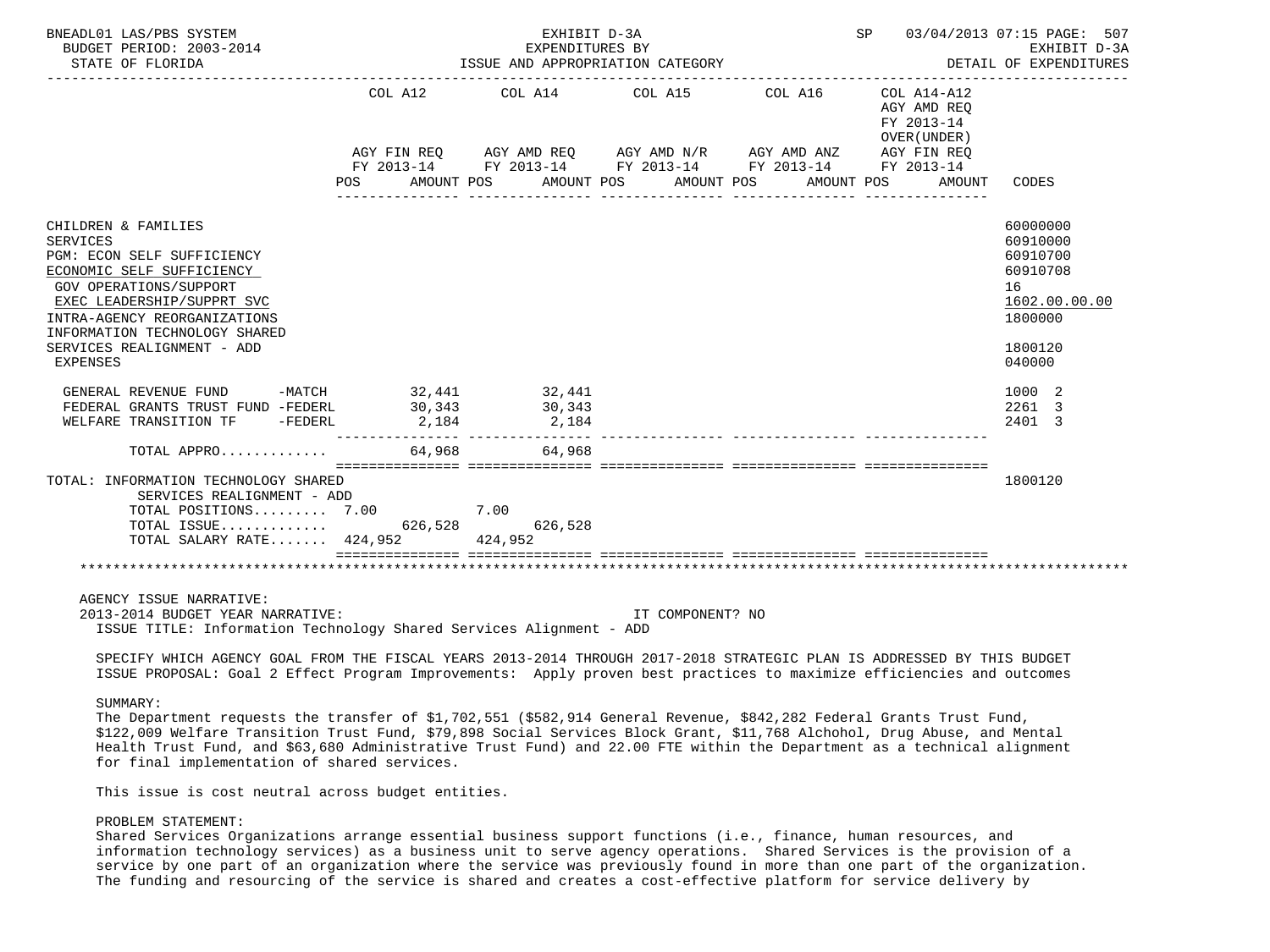BNEADL01 LAS/PBS SYSTEM — EXHIBIT D-3A — EXPENDITURES BY ISSUE AND APPROPRIATION CATEGORY — DETAIL OF EXPENDITURES
BUDGET PERIOD: 2003-2014
STATE OF FLORIDA
SP 03/04/2013 07:15

| | COL A12 AGY FIN REQ FY 2013-14 POS | AMOUNT | COL A14 AGY AMD REQ FY 2013-14 POS | AMOUNT | COL A15 AGY AMD N/R FY 2013-14 POS | AMOUNT | COL A16 AGY AMD ANZ FY 2013-14 POS | AMOUNT | COL A14-A12 AGY AMD REQ FY 2013-14 OVER(UNDER) AGY FIN REQ FY 2013-14 POS | AMOUNT | CODES |
|---|---|---|---|---|---|---|---|---|---|---|---|
| CHILDREN & FAMILIES | | | | | | | | | | | 60000000 |
| SERVICES | | | | | | | | | | | 60910000 |
| PGM: ECON SELF SUFFICIENCY | | | | | | | | | | | 60910700 |
| ECONOMIC SELF SUFFICIENCY | | | | | | | | | | | 60910708 |
| GOV OPERATIONS/SUPPORT | | | | | | | | | | | 16 |
| EXEC LEADERSHIP/SUPPRT SVC | | | | | | | | | | | 1602.00.00.00 |
| INTRA-AGENCY REORGANIZATIONS | | | | | | | | | | | 1800000 |
| INFORMATION TECHNOLOGY SHARED SERVICES REALIGNMENT - ADD | | | | | | | | | | | 1800120 |
| EXPENSES | | | | | | | | | | | 040000 |
| GENERAL REVENUE FUND -MATCH | | 32,441 | | 32,441 | | | | | | | 1000 2 |
| FEDERAL GRANTS TRUST FUND -FEDERL | | 30,343 | | 30,343 | | | | | | | 2261 3 |
| WELFARE TRANSITION TF -FEDERL | | 2,184 | | 2,184 | | | | | | | 2401 3 |
| TOTAL APPRO............ | | 64,968 | | 64,968 | | | | | | | |
| TOTAL: INFORMATION TECHNOLOGY SHARED SERVICES REALIGNMENT - ADD | | | | | | | | | | | 1800120 |
| TOTAL POSITIONS......... | 7.00 | | 7.00 | | | | | | | | |
| TOTAL ISSUE............ | | 626,528 | | 626,528 | | | | | | | |
| TOTAL SALARY RATE....... | | 424,952 | | 424,952 | | | | | | | |

AGENCY ISSUE NARRATIVE:
2013-2014 BUDGET YEAR NARRATIVE: IT COMPONENT? NO
ISSUE TITLE: Information Technology Shared Services Alignment - ADD

SPECIFY WHICH AGENCY GOAL FROM THE FISCAL YEARS 2013-2014 THROUGH 2017-2018 STRATEGIC PLAN IS ADDRESSED BY THIS BUDGET ISSUE PROPOSAL: Goal 2 Effect Program Improvements: Apply proven best practices to maximize efficiencies and outcomes

SUMMARY:
The Department requests the transfer of $1,702,551 ($582,914 General Revenue, $842,282 Federal Grants Trust Fund, $122,009 Welfare Transition Trust Fund, $79,898 Social Services Block Grant, $11,768 Alchohol, Drug Abuse, and Mental Health Trust Fund, and $63,680 Administrative Trust Fund) and 22.00 FTE within the Department as a technical alignment for final implementation of shared services.

This issue is cost neutral across budget entities.

PROBLEM STATEMENT:
Shared Services Organizations arrange essential business support functions (i.e., finance, human resources, and information technology services) as a business unit to serve agency operations. Shared Services is the provision of a service by one part of an organization where the service was previously found in more than one part of the organization. The funding and resourcing of the service is shared and creates a cost-effective platform for service delivery by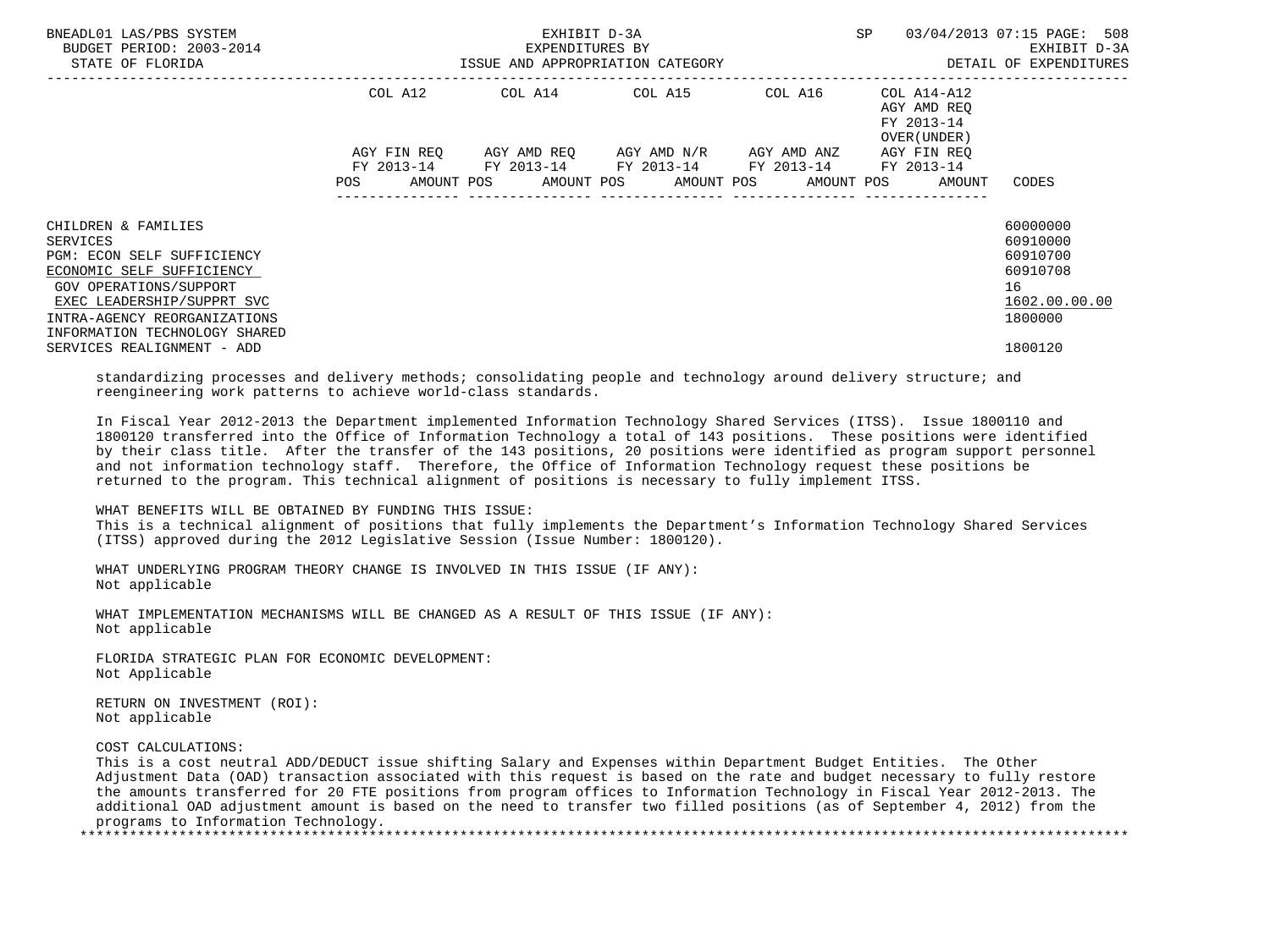| | COL A12 | COL A14 | COL A15 | COL A16 | COL A14-A12 AGY AMD REQ FY 2013-14 OVER(UNDER) | |
|---|---|---|---|---|---|---|
| | AGY FIN REQ FY 2013-14 | AGY AMD REQ FY 2013-14 | AGY AMD N/R FY 2013-14 | AGY AMD ANZ FY 2013-14 | AGY FIN REQ FY 2013-14 | |
| | POS AMOUNT | POS AMOUNT | POS AMOUNT | POS AMOUNT | POS AMOUNT | CODES |
| CHILDREN & FAMILIES | | | | | | 60000000 |
| SERVICES | | | | | | 60910000 |
| PGM: ECON SELF SUFFICIENCY | | | | | | 60910700 |
| ECONOMIC SELF SUFFICIENCY | | | | | | 60910708 |
| GOV OPERATIONS/SUPPORT | | | | | | 16 |
| EXEC LEADERSHIP/SUPPRT SVC | | | | | | 1602.00.00.00 |
| INTRA-AGENCY REORGANIZATIONS | | | | | | 1800000 |
| INFORMATION TECHNOLOGY SHARED SERVICES REALIGNMENT - ADD | | | | | | 1800120 |

standardizing processes and delivery methods; consolidating people and technology around delivery structure; and reengineering work patterns to achieve world-class standards.

In Fiscal Year 2012-2013 the Department implemented Information Technology Shared Services (ITSS). Issue 1800110 and 1800120 transferred into the Office of Information Technology a total of 143 positions. These positions were identified by their class title. After the transfer of the 143 positions, 20 positions were identified as program support personnel and not information technology staff. Therefore, the Office of Information Technology request these positions be returned to the program. This technical alignment of positions is necessary to fully implement ITSS.

WHAT BENEFITS WILL BE OBTAINED BY FUNDING THIS ISSUE:
This is a technical alignment of positions that fully implements the Department's Information Technology Shared Services (ITSS) approved during the 2012 Legislative Session (Issue Number: 1800120).

WHAT UNDERLYING PROGRAM THEORY CHANGE IS INVOLVED IN THIS ISSUE (IF ANY):
Not applicable

WHAT IMPLEMENTATION MECHANISMS WILL BE CHANGED AS A RESULT OF THIS ISSUE (IF ANY):
Not applicable

FLORIDA STRATEGIC PLAN FOR ECONOMIC DEVELOPMENT:
Not Applicable

RETURN ON INVESTMENT (ROI):
Not applicable

COST CALCULATIONS:
This is a cost neutral ADD/DEDUCT issue shifting Salary and Expenses within Department Budget Entities. The Other Adjustment Data (OAD) transaction associated with this request is based on the rate and budget necessary to fully restore the amounts transferred for 20 FTE positions from program offices to Information Technology in Fiscal Year 2012-2013. The additional OAD adjustment amount is based on the need to transfer two filled positions (as of September 4, 2012) from the programs to Information Technology.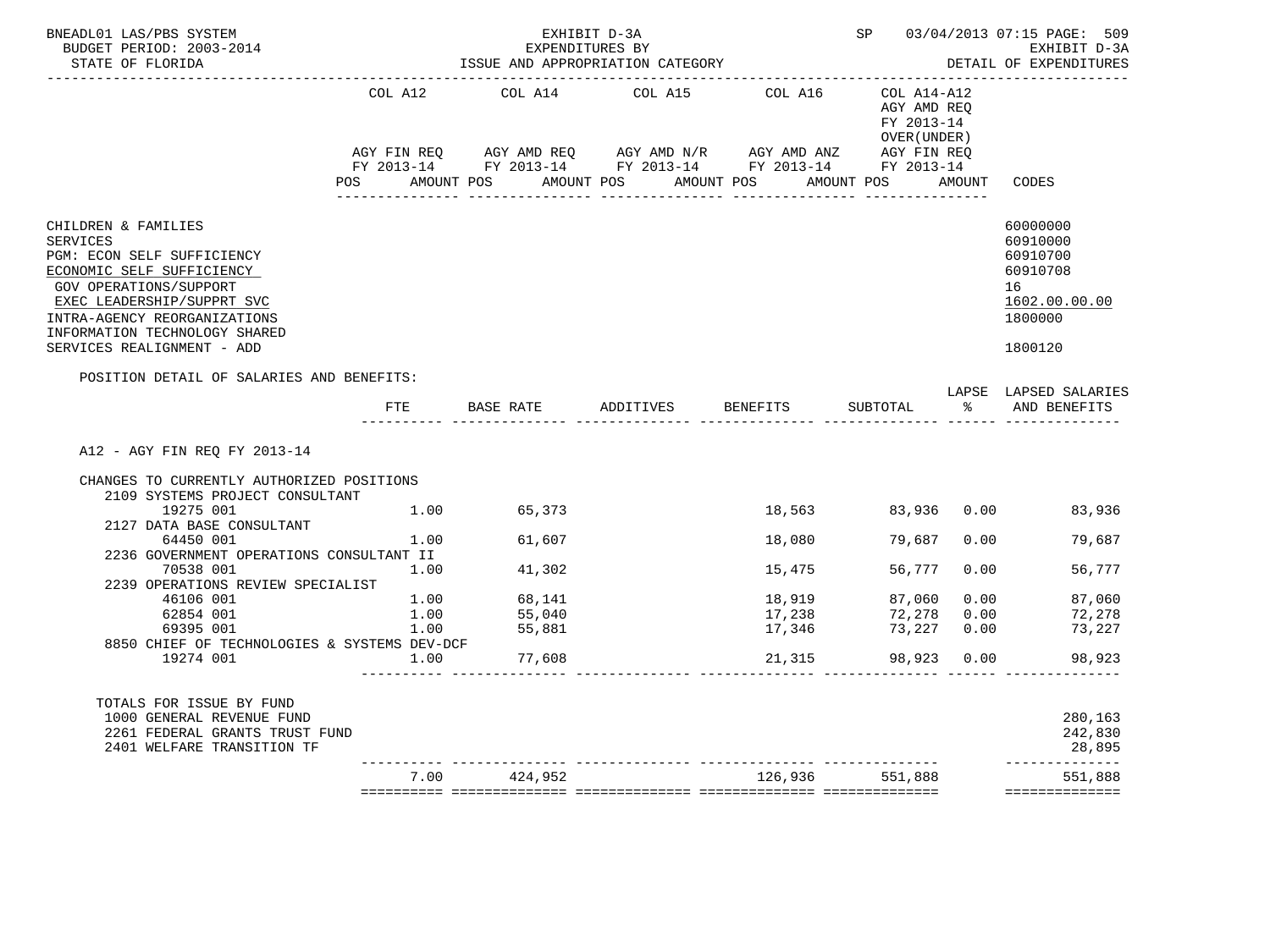BNEADL01 LAS/PBS SYSTEM — EXHIBIT D-3A — EXPENDITURES BY ISSUE AND APPROPRIATION CATEGORY — SP 03/04/2013 07:15 PAGE: 509

BUDGET PERIOD: 2003-2014 — STATE OF FLORIDA — EXHIBIT D-3A — DETAIL OF EXPENDITURES

| | COL A12 AGY FIN REQ FY 2013-14 POS AMOUNT | COL A14 AGY AMD REQ FY 2013-14 POS AMOUNT | COL A15 AGY AMD N/R FY 2013-14 POS AMOUNT | COL A16 AGY AMD ANZ FY 2013-14 POS AMOUNT | COL A14-A12 AGY AMD REQ FY 2013-14 OVER(UNDER) AGY FIN REQ FY 2013-14 POS AMOUNT | CODES |
|---|---|---|---|---|---|---|
| CHILDREN & FAMILIES | | | | | | 60000000 |
| SERVICES | | | | | | 60910000 |
| PGM: ECON SELF SUFFICIENCY | | | | | | 60910700 |
| ECONOMIC SELF SUFFICIENCY | | | | | | 60910708 |
| GOV OPERATIONS/SUPPORT | | | | | | 16 |
| EXEC LEADERSHIP/SUPPRT SVC | | | | | | 1602.00.00.00 |
| INTRA-AGENCY REORGANIZATIONS | | | | | | 1800000 |
| INFORMATION TECHNOLOGY SHARED SERVICES REALIGNMENT - ADD | | | | | | 1800120 |

POSITION DETAIL OF SALARIES AND BENEFITS:

| | FTE | BASE RATE | ADDITIVES | BENEFITS | SUBTOTAL | LAPSE % | LAPSED SALARIES AND BENEFITS |
|---|---|---|---|---|---|---|---|
| A12 - AGY FIN REQ FY 2013-14 | | | | | | | |
| CHANGES TO CURRENTLY AUTHORIZED POSITIONS | | | | | | | |
| 2109 SYSTEMS PROJECT CONSULTANT | | | | | | | |
| 19275 001 | 1.00 | 65,373 | | 18,563 | 83,936 | 0.00 | 83,936 |
| 2127 DATA BASE CONSULTANT | | | | | | | |
| 64450 001 | 1.00 | 61,607 | | 18,080 | 79,687 | 0.00 | 79,687 |
| 2236 GOVERNMENT OPERATIONS CONSULTANT II | | | | | | | |
| 70538 001 | 1.00 | 41,302 | | 15,475 | 56,777 | 0.00 | 56,777 |
| 2239 OPERATIONS REVIEW SPECIALIST | | | | | | | |
| 46106 001 | 1.00 | 68,141 | | 18,919 | 87,060 | 0.00 | 87,060 |
| 62854 001 | 1.00 | 55,040 | | 17,238 | 72,278 | 0.00 | 72,278 |
| 69395 001 | 1.00 | 55,881 | | 17,346 | 73,227 | 0.00 | 73,227 |
| 8850 CHIEF OF TECHNOLOGIES & SYSTEMS DEV-DCF | | | | | | | |
| 19274 001 | 1.00 | 77,608 | | 21,315 | 98,923 | 0.00 | 98,923 |
| TOTALS FOR ISSUE BY FUND | | | | | | | |
| 1000 GENERAL REVENUE FUND | | | | | | | 280,163 |
| 2261 FEDERAL GRANTS TRUST FUND | | | | | | | 242,830 |
| 2401 WELFARE TRANSITION TF | | | | | | | 28,895 |
| | 7.00 | 424,952 | | 126,936 | 551,888 | | 551,888 |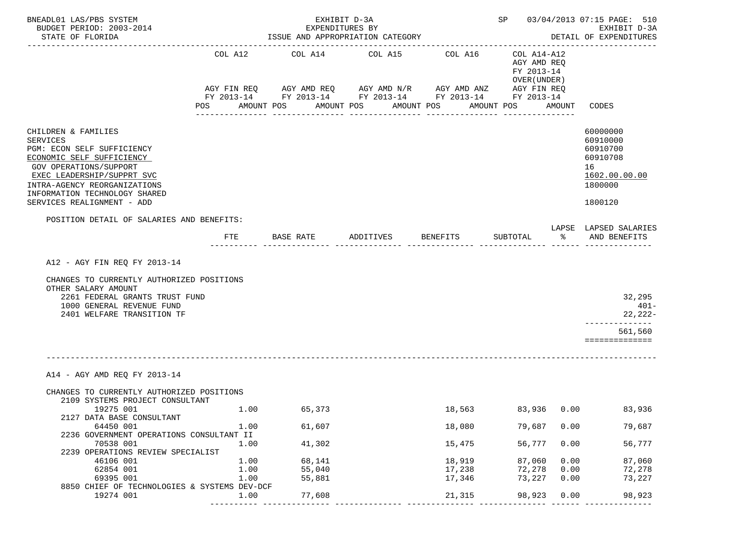BNEADL01 LAS/PBS SYSTEM | EXHIBIT D-3A | SP 03/04/2013 07:15 PAGE: 510
BUDGET PERIOD: 2003-2014 | EXPENDITURES BY | EXHIBIT D-3A
STATE OF FLORIDA | ISSUE AND APPROPRIATION CATEGORY | DETAIL OF EXPENDITURES

| | COL A12 AGY FIN REQ FY 2013-14 POS AMOUNT | COL A14 AGY AMD REQ FY 2013-14 POS AMOUNT | COL A15 AGY AMD N/R FY 2013-14 POS AMOUNT | COL A16 AGY AMD ANZ FY 2013-14 POS AMOUNT | COL A14-A12 AGY AMD REQ FY 2013-14 OVER(UNDER) AGY FIN REQ FY 2013-14 POS AMOUNT | CODES |
|---|---|---|---|---|---|---|

CHILDREN & FAMILIES — 60000000
SERVICES — 60910000
PGM: ECON SELF SUFFICIENCY — 60910700
ECONOMIC SELF SUFFICIENCY — 60910708
GOV OPERATIONS/SUPPORT — 16
EXEC LEADERSHIP/SUPPRT SVC — 1602.00.00.00
INTRA-AGENCY REORGANIZATIONS — 1800000
INFORMATION TECHNOLOGY SHARED SERVICES REALIGNMENT - ADD — 1800120

POSITION DETAIL OF SALARIES AND BENEFITS:

| | FTE | BASE RATE | ADDITIVES | BENEFITS | SUBTOTAL | LAPSE % | LAPSED SALARIES AND BENEFITS |
|---|---|---|---|---|---|---|---|
| **A12 - AGY FIN REQ FY 2013-14** | | | | | | | |
| CHANGES TO CURRENTLY AUTHORIZED POSITIONS | | | | | | | |
| OTHER SALARY AMOUNT | | | | | | | |
| 2261 FEDERAL GRANTS TRUST FUND | | | | | | | 32,295 |
| 1000 GENERAL REVENUE FUND | | | | | | | 401- |
| 2401 WELFARE TRANSITION TF | | | | | | | 22,222- |
| | | | | | | | 561,560 |
| **A14 - AGY AMD REQ FY 2013-14** | | | | | | | |
| CHANGES TO CURRENTLY AUTHORIZED POSITIONS | | | | | | | |
| 2109 SYSTEMS PROJECT CONSULTANT | | | | | | | |
| 19275 001 | 1.00 | 65,373 | | 18,563 | 83,936 | 0.00 | 83,936 |
| 2127 DATA BASE CONSULTANT | | | | | | | |
| 64450 001 | 1.00 | 61,607 | | 18,080 | 79,687 | 0.00 | 79,687 |
| 2236 GOVERNMENT OPERATIONS CONSULTANT II | | | | | | | |
| 70538 001 | 1.00 | 41,302 | | 15,475 | 56,777 | 0.00 | 56,777 |
| 2239 OPERATIONS REVIEW SPECIALIST | | | | | | | |
| 46106 001 | 1.00 | 68,141 | | 18,919 | 87,060 | 0.00 | 87,060 |
| 62854 001 | 1.00 | 55,040 | | 17,238 | 72,278 | 0.00 | 72,278 |
| 69395 001 | 1.00 | 55,881 | | 17,346 | 73,227 | 0.00 | 73,227 |
| 8850 CHIEF OF TECHNOLOGIES & SYSTEMS DEV-DCF | | | | | | | |
| 19274 001 | 1.00 | 77,608 | | 21,315 | 98,923 | 0.00 | 98,923 |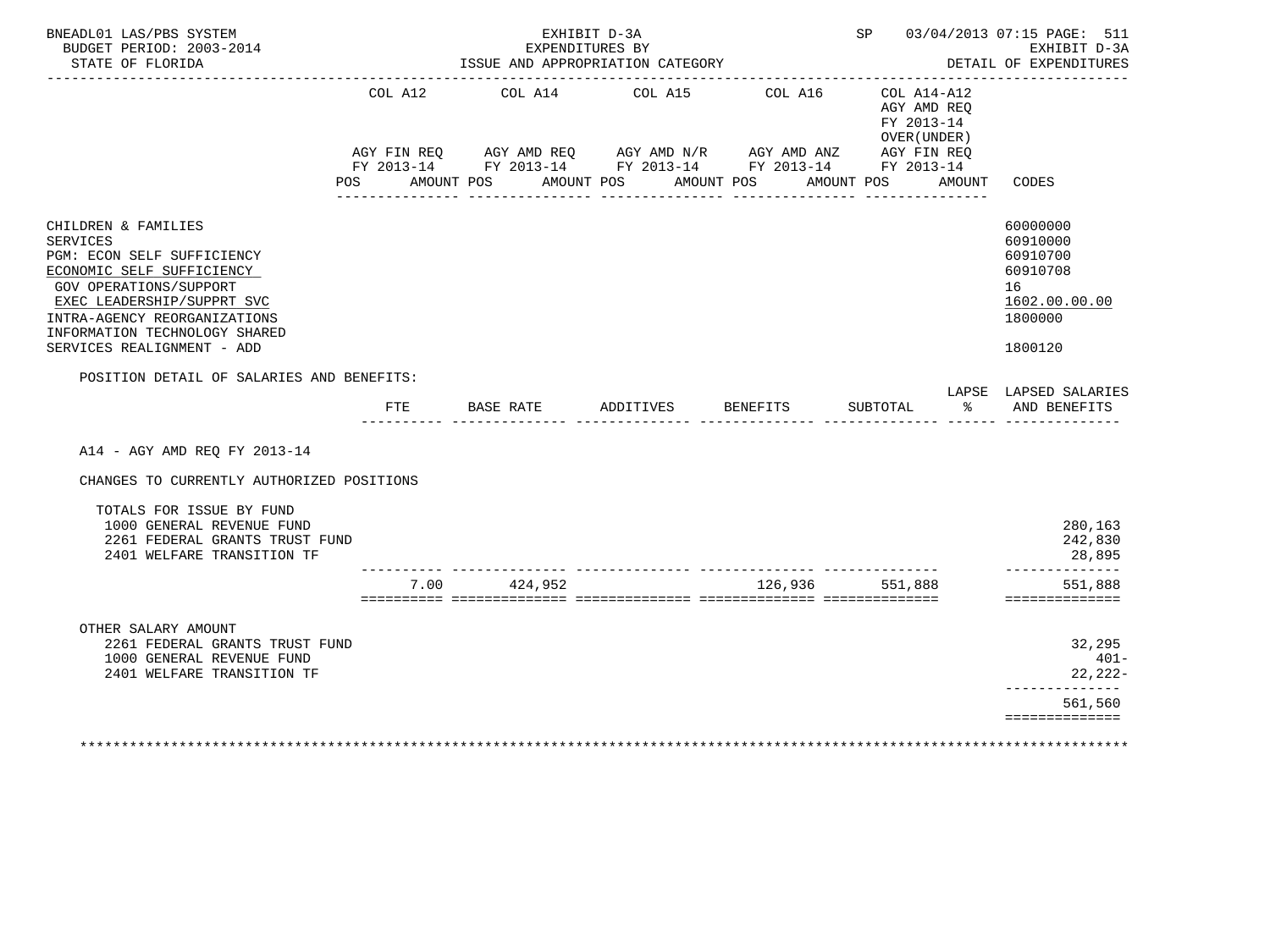BNEADL01 LAS/PBS SYSTEM  
BUDGET PERIOD: 2003-2014  
STATE OF FLORIDA

EXHIBIT D-3A  
EXPENDITURES BY  
ISSUE AND APPROPRIATION CATEGORY

SP 03/04/2013 07:15

EXHIBIT D-3A  
DETAIL OF EXPENDITURES

| | COL A12 AGY FIN REQ FY 2013-14 POS AMOUNT | COL A14 AGY AMD REQ FY 2013-14 POS AMOUNT | COL A15 AGY AMD N/R FY 2013-14 POS AMOUNT | COL A16 AGY AMD ANZ FY 2013-14 POS AMOUNT | COL A14-A12 AGY AMD REQ FY 2013-14 OVER(UNDER) AGY FIN REQ FY 2013-14 POS AMOUNT | CODES |
|---|---|---|---|---|---|---|
| CHILDREN & FAMILIES | | | | | | 60000000 |
| SERVICES | | | | | | 60910000 |
| PGM: ECON SELF SUFFICIENCY | | | | | | 60910700 |
| ECONOMIC SELF SUFFICIENCY | | | | | | 60910708 |
| GOV OPERATIONS/SUPPORT | | | | | | 16 |
| EXEC LEADERSHIP/SUPPRT SVC | | | | | | 1602.00.00.00 |
| INTRA-AGENCY REORGANIZATIONS | | | | | | 1800000 |
| INFORMATION TECHNOLOGY SHARED SERVICES REALIGNMENT - ADD | | | | | | 1800120 |

POSITION DETAIL OF SALARIES AND BENEFITS:

| | FTE | BASE RATE | ADDITIVES | BENEFITS | SUBTOTAL | LAPSE % | LAPSED SALARIES AND BENEFITS |
|---|---|---|---|---|---|---|---|
| A14 - AGY AMD REQ FY 2013-14 | | | | | | | |
| CHANGES TO CURRENTLY AUTHORIZED POSITIONS | | | | | | | |
| TOTALS FOR ISSUE BY FUND | | | | | | | |
| 1000 GENERAL REVENUE FUND | | | | | | | 280,163 |
| 2261 FEDERAL GRANTS TRUST FUND | | | | | | | 242,830 |
| 2401 WELFARE TRANSITION TF | | | | | | | 28,895 |
| | 7.00 | 424,952 | | 126,936 | 551,888 | | 551,888 |
| OTHER SALARY AMOUNT | | | | | | | |
| 2261 FEDERAL GRANTS TRUST FUND | | | | | | | 32,295 |
| 1000 GENERAL REVENUE FUND | | | | | | | 401- |
| 2401 WELFARE TRANSITION TF | | | | | | | 22,222- |
| | | | | | | | 561,560 |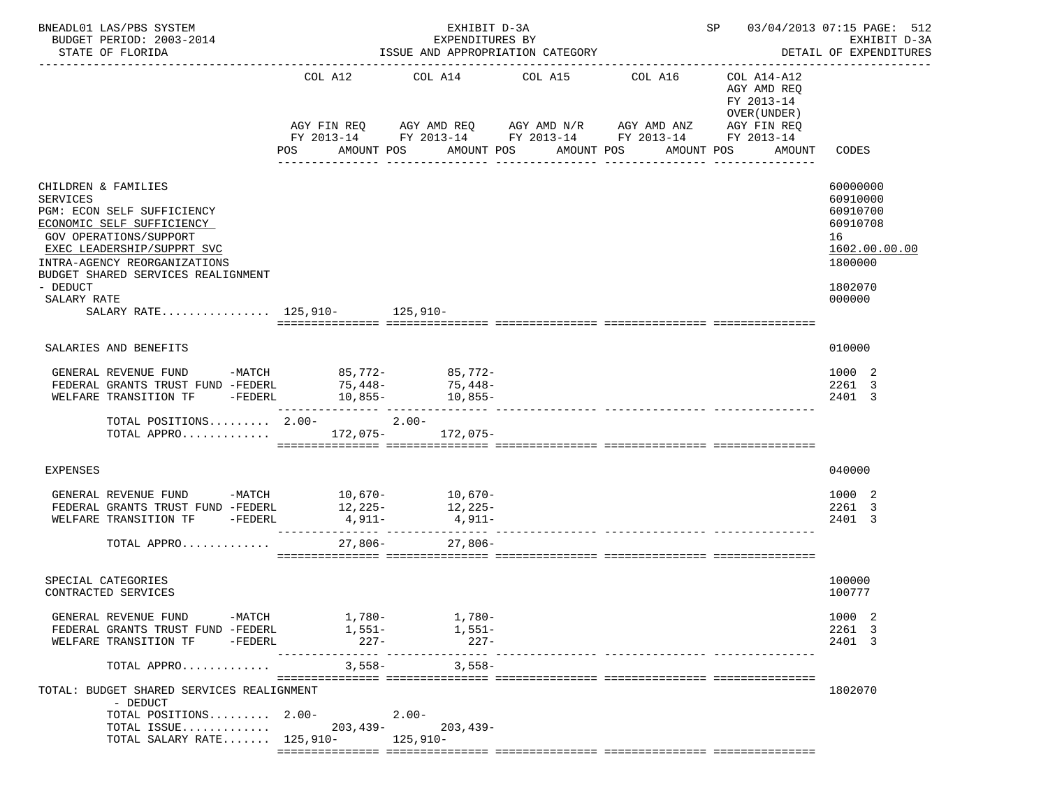BNEADL01 LAS/PBS SYSTEM — EXHIBIT D-3A — SP 03/04/2013 07:15 PAGE: 512
BUDGET PERIOD: 2003-2014 — EXPENDITURES BY — EXHIBIT D-3A
STATE OF FLORIDA — ISSUE AND APPROPRIATION CATEGORY — DETAIL OF EXPENDITURES

| | COL A12 AGY FIN REQ FY 2013-14 POS AMOUNT | COL A14 AGY AMD REQ FY 2013-14 POS AMOUNT | COL A15 AGY AMD N/R FY 2013-14 POS AMOUNT | COL A16 AGY AMD ANZ FY 2013-14 POS AMOUNT | COL A14-A12 AGY AMD REQ FY 2013-14 OVER(UNDER) AGY FIN REQ FY 2013-14 POS AMOUNT | CODES |
|---|---|---|---|---|---|---|
| CHILDREN & FAMILIES | | | | | | 60000000 |
| SERVICES | | | | | | 60910000 |
| PGM: ECON SELF SUFFICIENCY | | | | | | 60910700 |
| ECONOMIC SELF SUFFICIENCY | | | | | | 60910708 |
| GOV OPERATIONS/SUPPORT | | | | | | 16 |
| EXEC LEADERSHIP/SUPPRT SVC | | | | | | 1602.00.00.00 |
| INTRA-AGENCY REORGANIZATIONS | | | | | | 1800000 |
| BUDGET SHARED SERVICES REALIGNMENT - DEDUCT | | | | | | 1802070 |
| SALARY RATE | | | | | | 000000 |
| SALARY RATE................ | 125,910- | 125,910- | | | | |
| SALARIES AND BENEFITS | | | | | | 010000 |
| GENERAL REVENUE FUND -MATCH | 85,772- | 85,772- | | | | 1000 2 |
| FEDERAL GRANTS TRUST FUND -FEDERL | 75,448- | 75,448- | | | | 2261 3 |
| WELFARE TRANSITION TF -FEDERL | 10,855- | 10,855- | | | | 2401 3 |
| TOTAL POSITIONS......... | 2.00- | 2.00- | | | | |
| TOTAL APPRO............. | 172,075- | 172,075- | | | | |
| EXPENSES | | | | | | 040000 |
| GENERAL REVENUE FUND -MATCH | 10,670- | 10,670- | | | | 1000 2 |
| FEDERAL GRANTS TRUST FUND -FEDERL | 12,225- | 12,225- | | | | 2261 3 |
| WELFARE TRANSITION TF -FEDERL | 4,911- | 4,911- | | | | 2401 3 |
| TOTAL APPRO............. | 27,806- | 27,806- | | | | |
| SPECIAL CATEGORIES | | | | | | 100000 |
| CONTRACTED SERVICES | | | | | | 100777 |
| GENERAL REVENUE FUND -MATCH | 1,780- | 1,780- | | | | 1000 2 |
| FEDERAL GRANTS TRUST FUND -FEDERL | 1,551- | 1,551- | | | | 2261 3 |
| WELFARE TRANSITION TF -FEDERL | 227- | 227- | | | | 2401 3 |
| TOTAL APPRO............. | 3,558- | 3,558- | | | | |
| TOTAL: BUDGET SHARED SERVICES REALIGNMENT - DEDUCT | | | | | | 1802070 |
| TOTAL POSITIONS......... | 2.00- | 2.00- | | | | |
| TOTAL ISSUE............. | 203,439- | 203,439- | | | | |
| TOTAL SALARY RATE....... | 125,910- | 125,910- | | | | |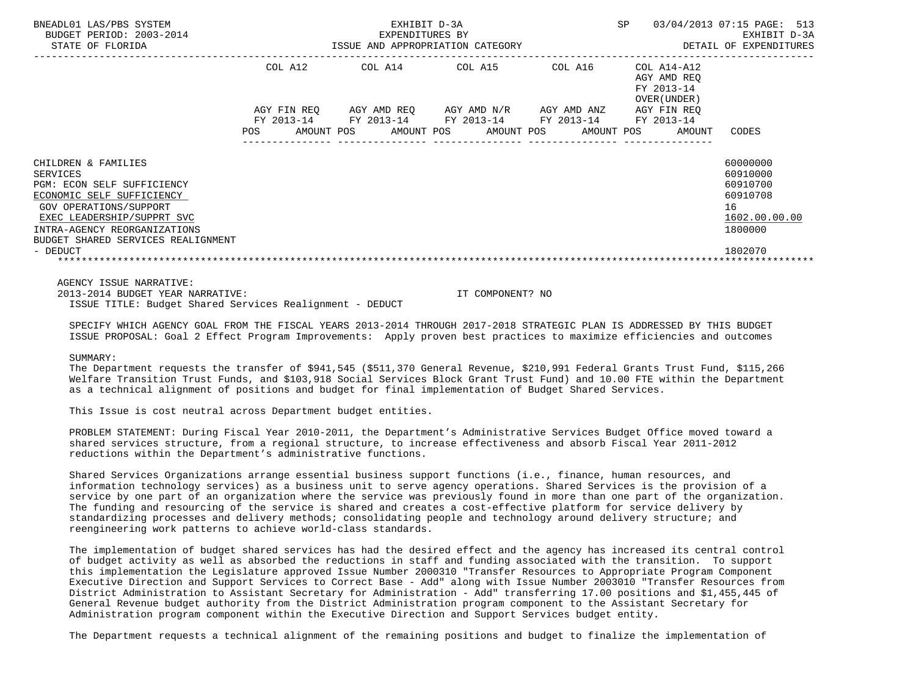| | COL A12 | COL A14 | COL A15 | COL A16 | COL A14-A12 AGY AMD REQ FY 2013-14 OVER(UNDER) | |
|---|---|---|---|---|---|---|
| | AGY FIN REQ FY 2013-14 | AGY AMD REQ FY 2013-14 | AGY AMD N/R FY 2013-14 | AGY AMD ANZ FY 2013-14 | AGY FIN REQ FY 2013-14 | |
| | POS AMOUNT | POS AMOUNT | POS AMOUNT | POS AMOUNT | POS AMOUNT | CODES |
| CHILDREN & FAMILIES | | | | | | 60000000 |
| SERVICES | | | | | | 60910000 |
| PGM: ECON SELF SUFFICIENCY | | | | | | 60910700 |
| ECONOMIC SELF SUFFICIENCY | | | | | | 60910708 |
| GOV OPERATIONS/SUPPORT | | | | | | 16 |
| EXEC LEADERSHIP/SUPPRT SVC | | | | | | 1602.00.00.00 |
| INTRA-AGENCY REORGANIZATIONS | | | | | | 1800000 |
| BUDGET SHARED SERVICES REALIGNMENT - DEDUCT | | | | | | 1802070 |

AGENCY ISSUE NARRATIVE:
2013-2014 BUDGET YEAR NARRATIVE: IT COMPONENT? NO
ISSUE TITLE: Budget Shared Services Realignment - DEDUCT

SPECIFY WHICH AGENCY GOAL FROM THE FISCAL YEARS 2013-2014 THROUGH 2017-2018 STRATEGIC PLAN IS ADDRESSED BY THIS BUDGET ISSUE PROPOSAL: Goal 2 Effect Program Improvements: Apply proven best practices to maximize efficiencies and outcomes

SUMMARY:
The Department requests the transfer of $941,545 ($511,370 General Revenue, $210,991 Federal Grants Trust Fund, $115,266 Welfare Transition Trust Funds, and $103,918 Social Services Block Grant Trust Fund) and 10.00 FTE within the Department as a technical alignment of positions and budget for final implementation of Budget Shared Services.

This Issue is cost neutral across Department budget entities.

PROBLEM STATEMENT: During Fiscal Year 2010-2011, the Department's Administrative Services Budget Office moved toward a shared services structure, from a regional structure, to increase effectiveness and absorb Fiscal Year 2011-2012 reductions within the Department's administrative functions.

Shared Services Organizations arrange essential business support functions (i.e., finance, human resources, and information technology services) as a business unit to serve agency operations. Shared Services is the provision of a service by one part of an organization where the service was previously found in more than one part of the organization. The funding and resourcing of the service is shared and creates a cost-effective platform for service delivery by standardizing processes and delivery methods; consolidating people and technology around delivery structure; and reengineering work patterns to achieve world-class standards.

The implementation of budget shared services has had the desired effect and the agency has increased its central control of budget activity as well as absorbed the reductions in staff and funding associated with the transition. To support this implementation the Legislature approved Issue Number 2000310 "Transfer Resources to Appropriate Program Component Executive Direction and Support Services to Correct Base - Add" along with Issue Number 2003010 "Transfer Resources from District Administration to Assistant Secretary for Administration - Add" transferring 17.00 positions and $1,455,445 of General Revenue budget authority from the District Administration program component to the Assistant Secretary for Administration program component within the Executive Direction and Support Services budget entity.

The Department requests a technical alignment of the remaining positions and budget to finalize the implementation of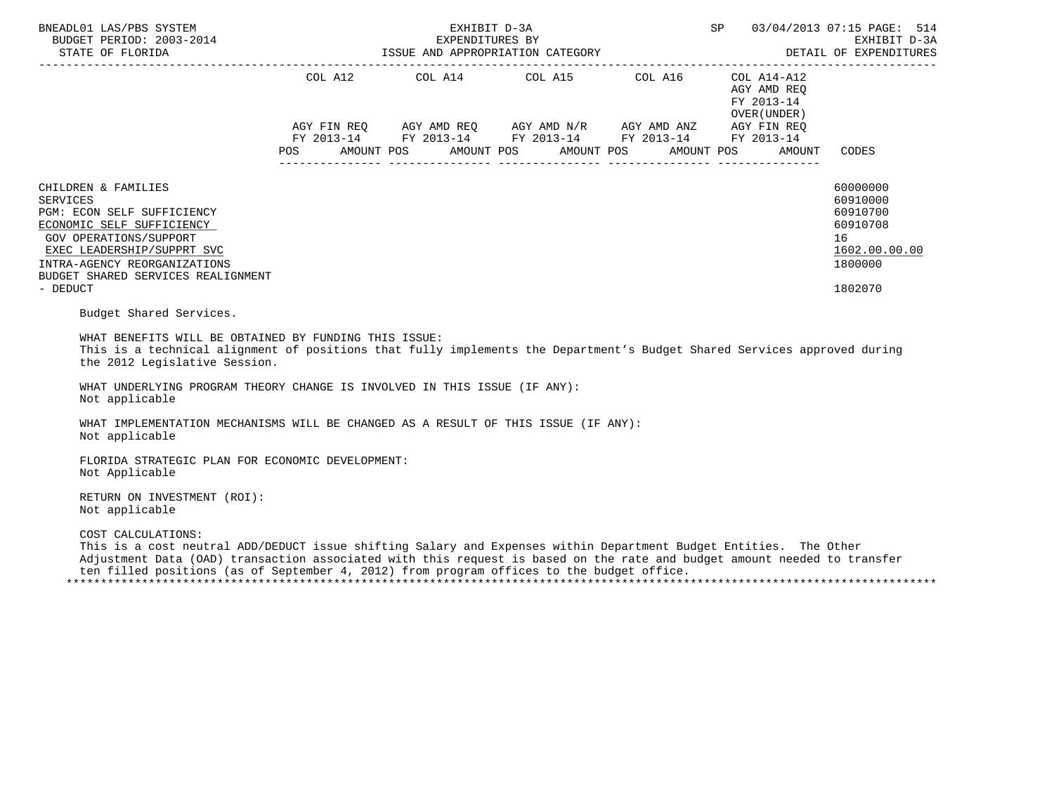BNEADL01 LAS/PBS SYSTEM | EXHIBIT D-3A | SP 03/04/2013 07:15
BUDGET PERIOD: 2003-2014 | EXPENDITURES BY | EXHIBIT D-3A
STATE OF FLORIDA | ISSUE AND APPROPRIATION CATEGORY | DETAIL OF EXPENDITURES

| | COL A12 AGY FIN REQ FY 2013-14 POS AMOUNT | COL A14 AGY AMD REQ FY 2013-14 POS AMOUNT | COL A15 AGY AMD N/R FY 2013-14 POS AMOUNT | COL A16 AGY AMD ANZ FY 2013-14 POS AMOUNT | COL A14-A12 AGY AMD REQ FY 2013-14 OVER(UNDER) AGY FIN REQ FY 2013-14 POS AMOUNT | CODES |
|---|---|---|---|---|---|---|
| CHILDREN & FAMILIES | | | | | | 60000000 |
| SERVICES | | | | | | 60910000 |
| PGM: ECON SELF SUFFICIENCY | | | | | | 60910700 |
| ECONOMIC SELF SUFFICIENCY | | | | | | 60910708 |
| GOV OPERATIONS/SUPPORT | | | | | | 16 |
| EXEC LEADERSHIP/SUPPRT SVC | | | | | | 1602.00.00.00 |
| INTRA-AGENCY REORGANIZATIONS | | | | | | 1800000 |
| BUDGET SHARED SERVICES REALIGNMENT - DEDUCT | | | | | | 1802070 |

Budget Shared Services.

WHAT BENEFITS WILL BE OBTAINED BY FUNDING THIS ISSUE:
This is a technical alignment of positions that fully implements the Department's Budget Shared Services approved during the 2012 Legislative Session.

WHAT UNDERLYING PROGRAM THEORY CHANGE IS INVOLVED IN THIS ISSUE (IF ANY):
Not applicable

WHAT IMPLEMENTATION MECHANISMS WILL BE CHANGED AS A RESULT OF THIS ISSUE (IF ANY):
Not applicable

FLORIDA STRATEGIC PLAN FOR ECONOMIC DEVELOPMENT:
Not Applicable

RETURN ON INVESTMENT (ROI):
Not applicable

COST CALCULATIONS:
This is a cost neutral ADD/DEDUCT issue shifting Salary and Expenses within Department Budget Entities. The Other Adjustment Data (OAD) transaction associated with this request is based on the rate and budget amount needed to transfer ten filled positions (as of September 4, 2012) from program offices to the budget office.

*******************************************************************************************************************************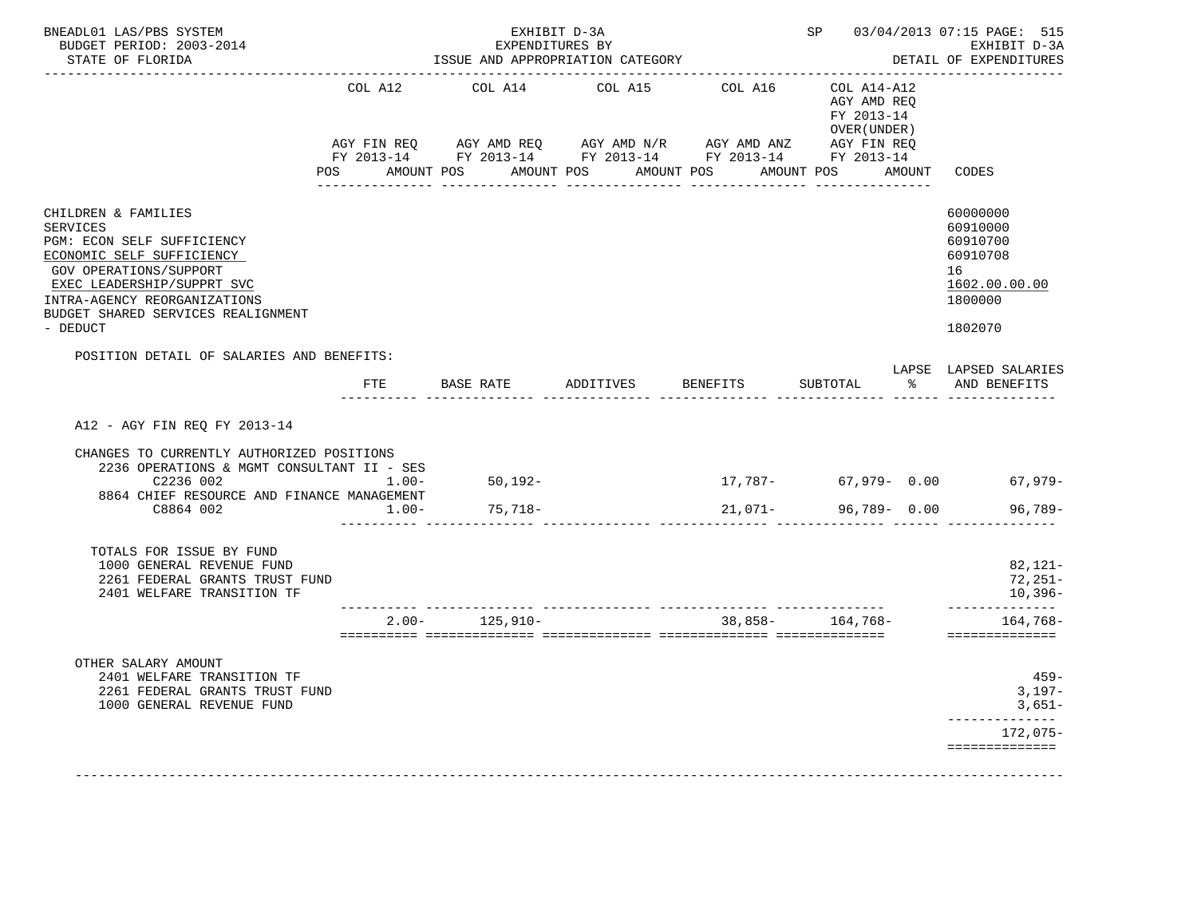BNEADL01 LAS/PBS SYSTEM
BUDGET PERIOD: 2003-2014
STATE OF FLORIDA

EXHIBIT D-3A
EXPENDITURES BY
ISSUE AND APPROPRIATION CATEGORY

SP 03/04/2013 07:15 PAGE: 515
EXHIBIT D-3A
DETAIL OF EXPENDITURES

| | COL A12 AGY FIN REQ FY 2013-14 POS AMOUNT | COL A14 AGY AMD REQ FY 2013-14 POS AMOUNT | COL A15 AGY AMD N/R FY 2013-14 POS AMOUNT | COL A16 AGY AMD ANZ FY 2013-14 POS AMOUNT | COL A14-A12 AGY AMD REQ FY 2013-14 OVER(UNDER) AGY FIN REQ FY 2013-14 POS AMOUNT | CODES |
|---|---|---|---|---|---|---|
| CHILDREN & FAMILIES | | | | | | 60000000 |
| SERVICES | | | | | | 60910000 |
| PGM: ECON SELF SUFFICIENCY | | | | | | 60910700 |
| ECONOMIC SELF SUFFICIENCY | | | | | | 60910708 |
| GOV OPERATIONS/SUPPORT | | | | | | 16 |
| EXEC LEADERSHIP/SUPPRT SVC | | | | | | 1602.00.00.00 |
| INTRA-AGENCY REORGANIZATIONS | | | | | | 1800000 |
| BUDGET SHARED SERVICES REALIGNMENT - DEDUCT | | | | | | 1802070 |

POSITION DETAIL OF SALARIES AND BENEFITS:

| | FTE | BASE RATE | ADDITIVES | BENEFITS | SUBTOTAL | LAPSE % | LAPSED SALARIES AND BENEFITS |
|---|---|---|---|---|---|---|---|
| A12 - AGY FIN REQ FY 2013-14 | | | | | | | |
| CHANGES TO CURRENTLY AUTHORIZED POSITIONS | | | | | | | |
| 2236 OPERATIONS & MGMT CONSULTANT II - SES | | | | | | | |
| C2236 002 | 1.00- | 50,192- | | 17,787- | 67,979- | 0.00 | 67,979- |
| 8864 CHIEF RESOURCE AND FINANCE MANAGEMENT | | | | | | | |
| C8864 002 | 1.00- | 75,718- | | 21,071- | 96,789- | 0.00 | 96,789- |
| TOTALS FOR ISSUE BY FUND | | | | | | | |
| 1000 GENERAL REVENUE FUND | | | | | | | 82,121- |
| 2261 FEDERAL GRANTS TRUST FUND | | | | | | | 72,251- |
| 2401 WELFARE TRANSITION TF | | | | | | | 10,396- |
| | 2.00- | 125,910- | | 38,858- | 164,768- | | 164,768- |
| OTHER SALARY AMOUNT | | | | | | | |
| 2401 WELFARE TRANSITION TF | | | | | | | 459- |
| 2261 FEDERAL GRANTS TRUST FUND | | | | | | | 3,197- |
| 1000 GENERAL REVENUE FUND | | | | | | | 3,651- |
| | | | | | | | 172,075- |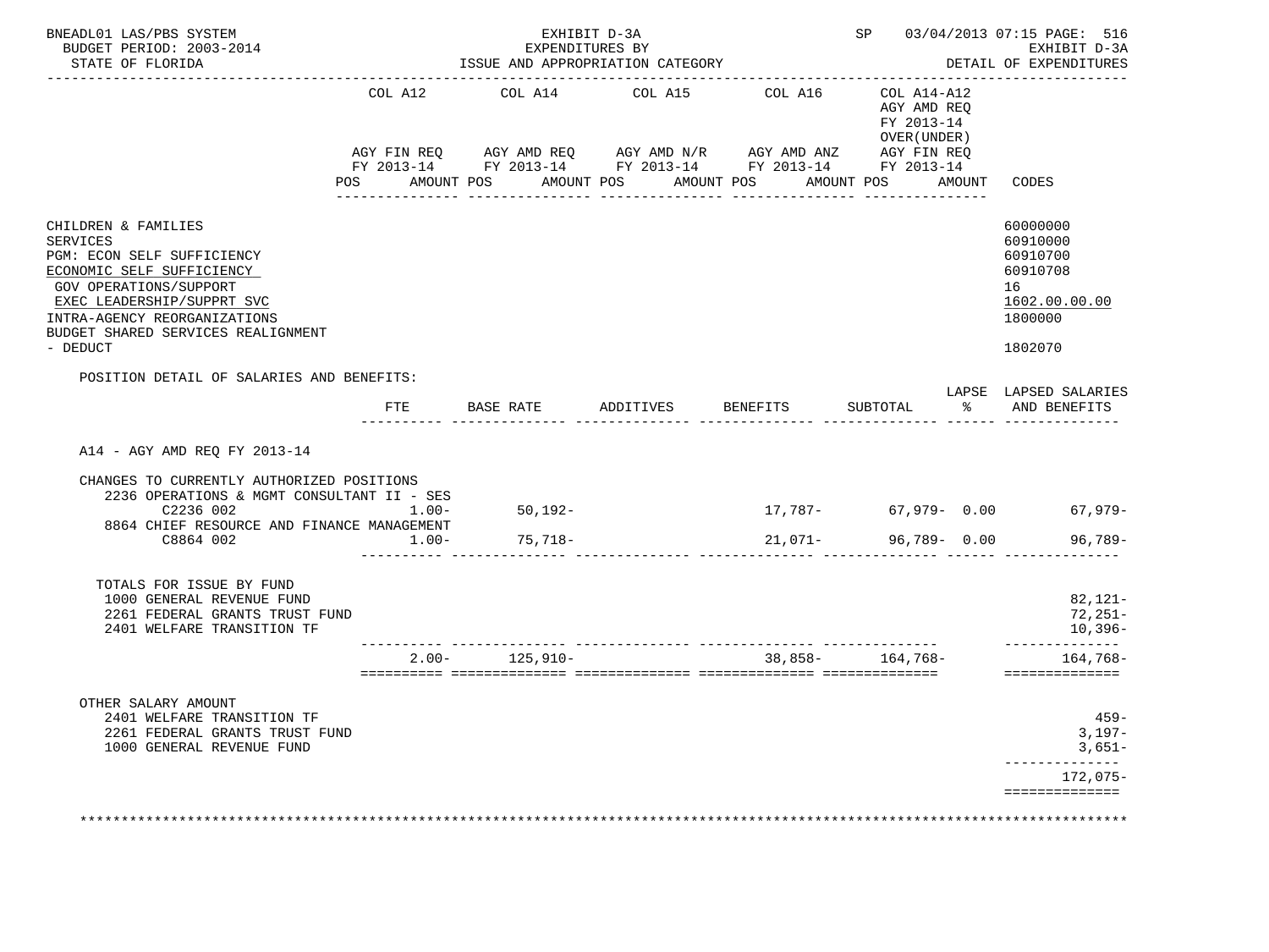BNEADL01 LAS/PBS SYSTEM — EXHIBIT D-3A — SP 03/04/2013 07:15 PAGE: 516
BUDGET PERIOD: 2003-2014 — EXPENDITURES BY — EXHIBIT D-3A
STATE OF FLORIDA — ISSUE AND APPROPRIATION CATEGORY — DETAIL OF EXPENDITURES

| | COL A12 AGY FIN REQ FY 2013-14 POS AMOUNT | COL A14 AGY AMD REQ FY 2013-14 POS AMOUNT | COL A15 AGY AMD N/R FY 2013-14 POS AMOUNT | COL A16 AGY AMD ANZ FY 2013-14 POS AMOUNT | COL A14-A12 AGY AMD REQ FY 2013-14 OVER(UNDER) AGY FIN REQ FY 2013-14 POS AMOUNT | CODES |
|---|---|---|---|---|---|---|
| CHILDREN & FAMILIES | | | | | | 60000000 |
| SERVICES | | | | | | 60910000 |
| PGM: ECON SELF SUFFICIENCY | | | | | | 60910700 |
| ECONOMIC SELF SUFFICIENCY | | | | | | 60910708 |
| GOV OPERATIONS/SUPPORT | | | | | | 16 |
| EXEC LEADERSHIP/SUPPRT SVC | | | | | | 1602.00.00.00 |
| INTRA-AGENCY REORGANIZATIONS | | | | | | 1800000 |
| BUDGET SHARED SERVICES REALIGNMENT - DEDUCT | | | | | | 1802070 |

POSITION DETAIL OF SALARIES AND BENEFITS:

| | FTE | BASE RATE | ADDITIVES | BENEFITS | SUBTOTAL | LAPSE % | LAPSED SALARIES AND BENEFITS |
|---|---|---|---|---|---|---|---|
| A14 - AGY AMD REQ FY 2013-14 | | | | | | | |
| CHANGES TO CURRENTLY AUTHORIZED POSITIONS | | | | | | | |
| 2236 OPERATIONS & MGMT CONSULTANT II - SES | | | | | | | |
| C2236 002 | 1.00- | 50,192- | | 17,787- | 67,979- | 0.00 | 67,979- |
| 8864 CHIEF RESOURCE AND FINANCE MANAGEMENT | | | | | | | |
| C8864 002 | 1.00- | 75,718- | | 21,071- | 96,789- | 0.00 | 96,789- |
| TOTALS FOR ISSUE BY FUND | | | | | | | |
| 1000 GENERAL REVENUE FUND | | | | | | | 82,121- |
| 2261 FEDERAL GRANTS TRUST FUND | | | | | | | 72,251- |
| 2401 WELFARE TRANSITION TF | | | | | | | 10,396- |
| | 2.00- | 125,910- | | 38,858- | 164,768- | | 164,768- |
| OTHER SALARY AMOUNT | | | | | | | |
| 2401 WELFARE TRANSITION TF | | | | | | | 459- |
| 2261 FEDERAL GRANTS TRUST FUND | | | | | | | 3,197- |
| 1000 GENERAL REVENUE FUND | | | | | | | 3,651- |
| | | | | | | | 172,075- |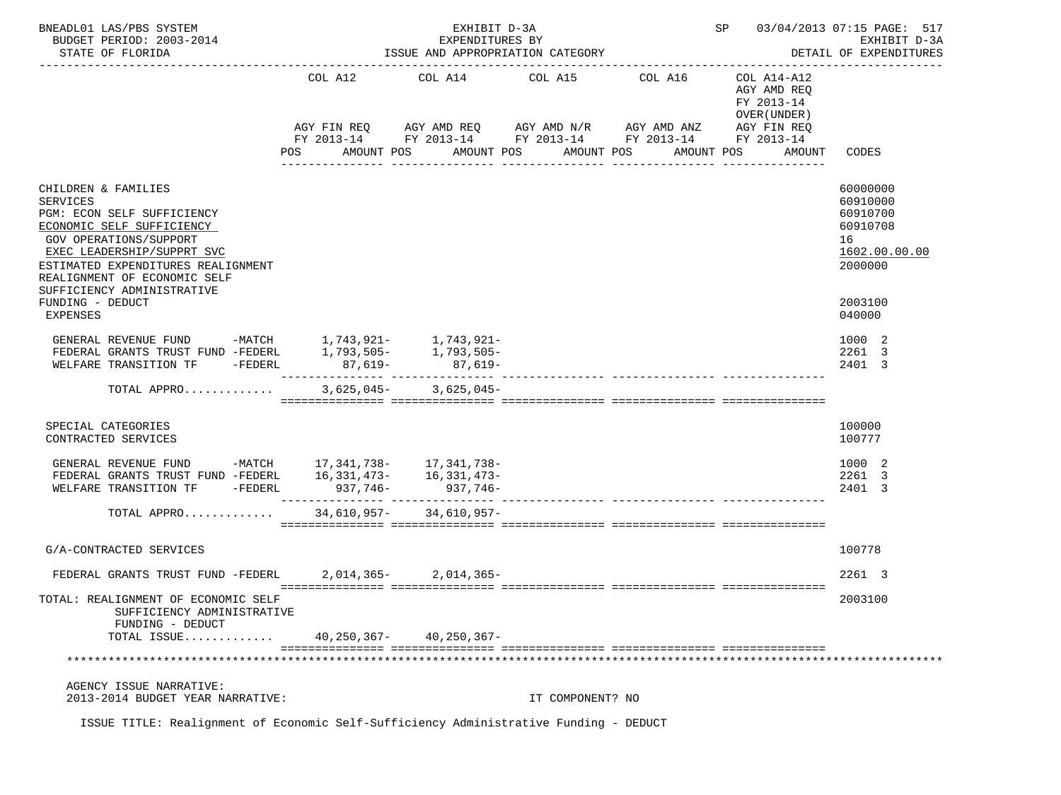EXHIBIT D-3A
EXPENDITURES BY
ISSUE AND APPROPRIATION CATEGORY

BNEADL01 LAS/PBS SYSTEM — BUDGET PERIOD: 2003-2014 — STATE OF FLORIDA — SP 03/04/2013 07:15 — EXHIBIT D-3A DETAIL OF EXPENDITURES

| | COL A12 AGY FIN REQ FY 2013-14 POS AMOUNT | COL A14 AGY AMD REQ FY 2013-14 POS AMOUNT | COL A15 AGY AMD N/R FY 2013-14 POS AMOUNT | COL A16 AGY AMD ANZ FY 2013-14 POS AMOUNT | COL A14-A12 AGY AMD REQ FY 2013-14 OVER(UNDER) AGY FIN REQ FY 2013-14 POS AMOUNT | CODES |
|---|---|---|---|---|---|---|
| CHILDREN & FAMILIES | | | | | | 60000000 |
| SERVICES | | | | | | 60910000 |
| PGM: ECON SELF SUFFICIENCY | | | | | | 60910700 |
| ECONOMIC SELF SUFFICIENCY | | | | | | 60910708 |
| GOV OPERATIONS/SUPPORT | | | | | | 16 |
| EXEC LEADERSHIP/SUPPRT SVC | | | | | | 1602.00.00.00 |
| ESTIMATED EXPENDITURES REALIGNMENT | | | | | | 2000000 |
| REALIGNMENT OF ECONOMIC SELF SUFFICIENCY ADMINISTRATIVE FUNDING - DEDUCT | | | | | | 2003100 |
| EXPENSES | | | | | | 040000 |
| GENERAL REVENUE FUND -MATCH | 1,743,921- | 1,743,921- | | | | 1000 2 |
| FEDERAL GRANTS TRUST FUND -FEDERL | 1,793,505- | 1,793,505- | | | | 2261 3 |
| WELFARE TRANSITION TF -FEDERL | 87,619- | 87,619- | | | | 2401 3 |
| TOTAL APPRO............ | 3,625,045- | 3,625,045- | | | | |
| SPECIAL CATEGORIES | | | | | | 100000 |
| CONTRACTED SERVICES | | | | | | 100777 |
| GENERAL REVENUE FUND -MATCH | 17,341,738- | 17,341,738- | | | | 1000 2 |
| FEDERAL GRANTS TRUST FUND -FEDERL | 16,331,473- | 16,331,473- | | | | 2261 3 |
| WELFARE TRANSITION TF -FEDERL | 937,746- | 937,746- | | | | 2401 3 |
| TOTAL APPRO............ | 34,610,957- | 34,610,957- | | | | |
| G/A-CONTRACTED SERVICES | | | | | | 100778 |
| FEDERAL GRANTS TRUST FUND -FEDERL | 2,014,365- | 2,014,365- | | | | 2261 3 |
| TOTAL: REALIGNMENT OF ECONOMIC SELF SUFFICIENCY ADMINISTRATIVE FUNDING - DEDUCT | | | | | | 2003100 |
| TOTAL ISSUE............ | 40,250,367- | 40,250,367- | | | | |

AGENCY ISSUE NARRATIVE:
2013-2014 BUDGET YEAR NARRATIVE: IT COMPONENT? NO

ISSUE TITLE: Realignment of Economic Self-Sufficiency Administrative Funding - DEDUCT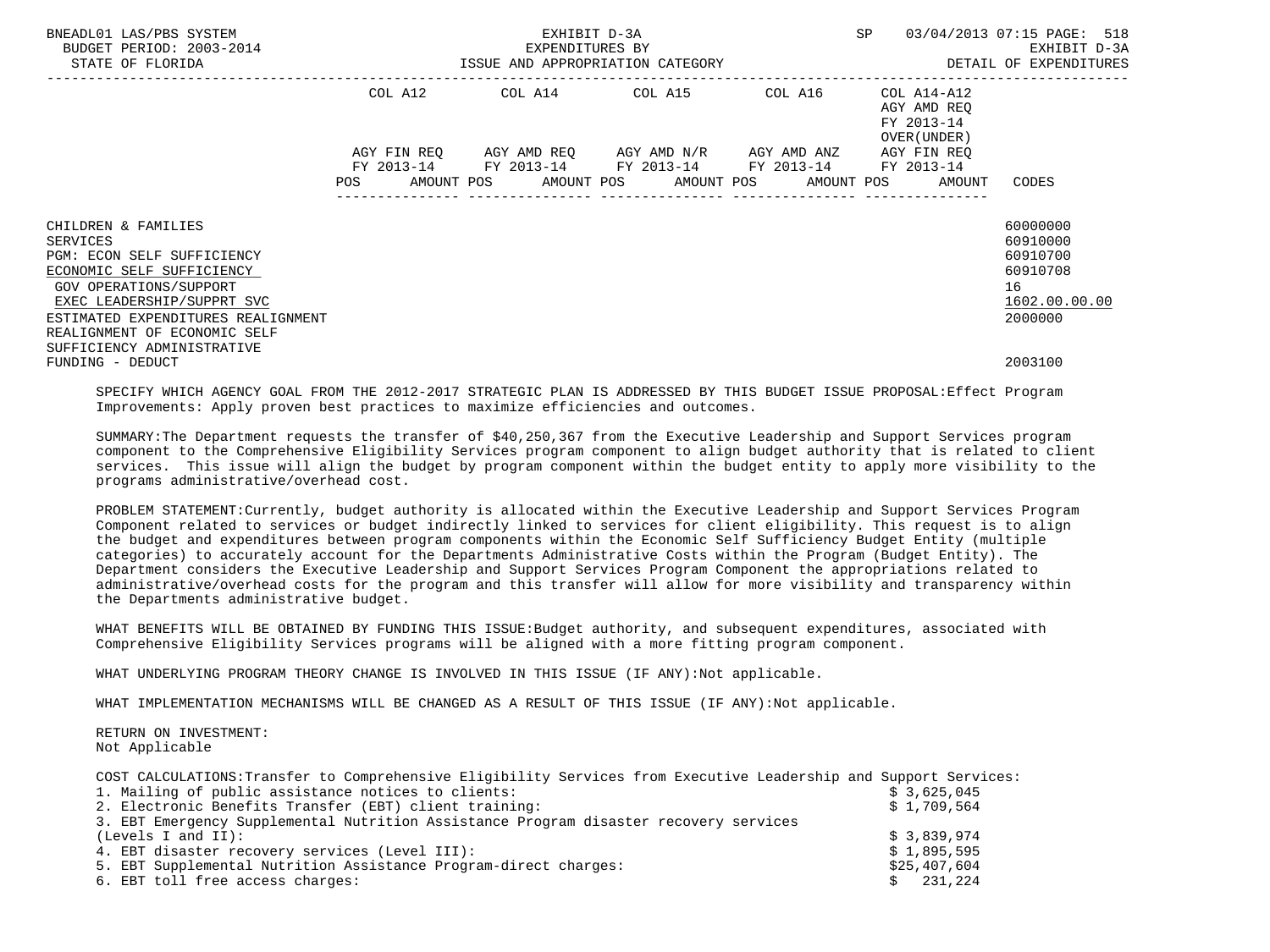| | COL A12 | | COL A14 | | COL A15 | | COL A16 | | COL A14-A12 AGY AMD REQ FY 2013-14 OVER(UNDER) | | |
|---|---|---|---|---|---|---|---|---|---|---|---|
| | AGY FIN REQ FY 2013-14 | | AGY AMD REQ FY 2013-14 | | AGY AMD N/R FY 2013-14 | | AGY AMD ANZ FY 2013-14 | | AGY FIN REQ FY 2013-14 | | |
| | POS | AMOUNT | POS | AMOUNT | POS | AMOUNT | POS | AMOUNT | POS | AMOUNT | CODES |
| CHILDREN & FAMILIES | | | | | | | | | | | 60000000 |
| SERVICES | | | | | | | | | | | 60910000 |
| PGM: ECON SELF SUFFICIENCY | | | | | | | | | | | 60910700 |
| ECONOMIC SELF SUFFICIENCY | | | | | | | | | | | 60910708 |
| GOV OPERATIONS/SUPPORT | | | | | | | | | | | 16 |
| EXEC LEADERSHIP/SUPPRT SVC | | | | | | | | | | | 1602.00.00.00 |
| ESTIMATED EXPENDITURES REALIGNMENT | | | | | | | | | | | 2000000 |
| REALIGNMENT OF ECONOMIC SELF SUFFICIENCY ADMINISTRATIVE FUNDING - DEDUCT | | | | | | | | | | | 2003100 |

SPECIFY WHICH AGENCY GOAL FROM THE 2012-2017 STRATEGIC PLAN IS ADDRESSED BY THIS BUDGET ISSUE PROPOSAL:Effect Program Improvements: Apply proven best practices to maximize efficiencies and outcomes.

SUMMARY:The Department requests the transfer of $40,250,367 from the Executive Leadership and Support Services program component to the Comprehensive Eligibility Services program component to align budget authority that is related to client services. This issue will align the budget by program component within the budget entity to apply more visibility to the programs administrative/overhead cost.

PROBLEM STATEMENT:Currently, budget authority is allocated within the Executive Leadership and Support Services Program Component related to services or budget indirectly linked to services for client eligibility. This request is to align the budget and expenditures between program components within the Economic Self Sufficiency Budget Entity (multiple categories) to accurately account for the Departments Administrative Costs within the Program (Budget Entity). The Department considers the Executive Leadership and Support Services Program Component the appropriations related to administrative/overhead costs for the program and this transfer will allow for more visibility and transparency within the Departments administrative budget.

WHAT BENEFITS WILL BE OBTAINED BY FUNDING THIS ISSUE:Budget authority, and subsequent expenditures, associated with Comprehensive Eligibility Services programs will be aligned with a more fitting program component.

WHAT UNDERLYING PROGRAM THEORY CHANGE IS INVOLVED IN THIS ISSUE (IF ANY):Not applicable.

WHAT IMPLEMENTATION MECHANISMS WILL BE CHANGED AS A RESULT OF THIS ISSUE (IF ANY):Not applicable.

RETURN ON INVESTMENT:
Not Applicable

COST CALCULATIONS:Transfer to Comprehensive Eligibility Services from Executive Leadership and Support Services:

| | |
|---|---|
| 1. Mailing of public assistance notices to clients: | $ 3,625,045 |
| 2. Electronic Benefits Transfer (EBT) client training: | $ 1,709,564 |
| 3. EBT Emergency Supplemental Nutrition Assistance Program disaster recovery services (Levels I and II): | $ 3,839,974 |
| 4. EBT disaster recovery services (Level III): | $ 1,895,595 |
| 5. EBT Supplemental Nutrition Assistance Program-direct charges: | $25,407,604 |
| 6. EBT toll free access charges: | $ 231,224 |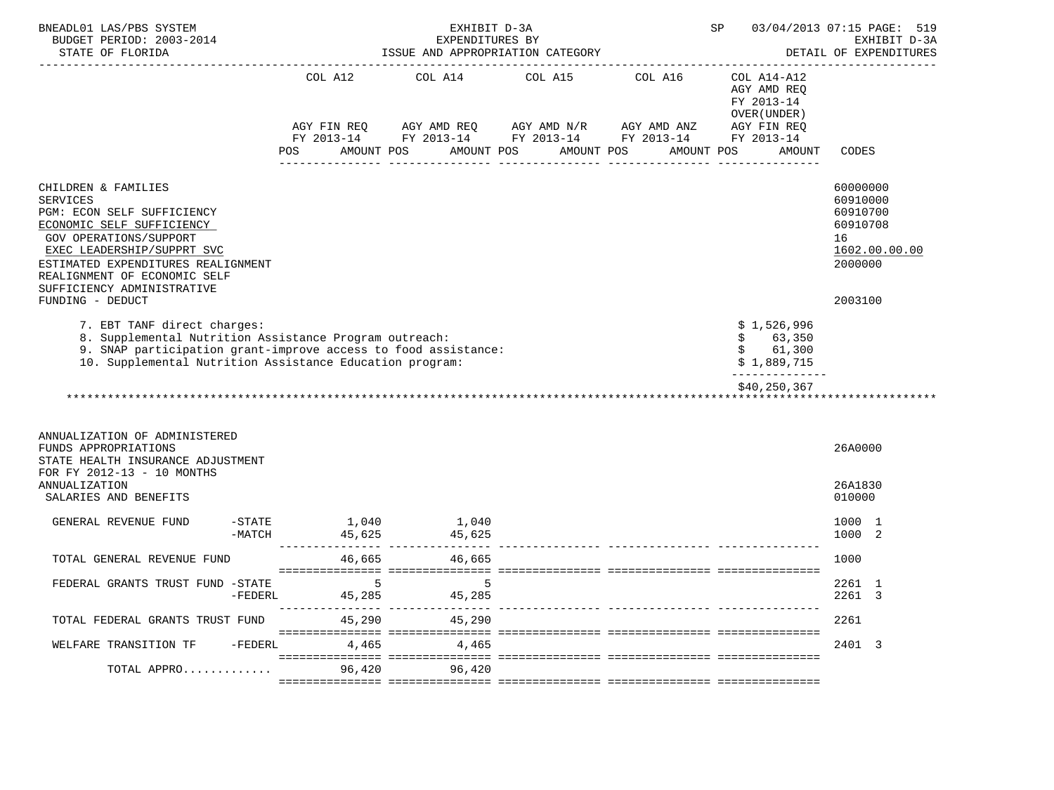BNEADL01 LAS/PBS SYSTEM — EXHIBIT D-3A — EXPENDITURES BY ISSUE AND APPROPRIATION CATEGORY — SP 03/04/2013 07:15 PAGE: 519
BUDGET PERIOD: 2003-2014 — EXHIBIT D-3A
STATE OF FLORIDA — DETAIL OF EXPENDITURES

| | COL A12 AGY FIN REQ FY 2013-14 POS AMOUNT | COL A14 AGY AMD REQ FY 2013-14 POS AMOUNT | COL A15 AGY AMD N/R FY 2013-14 POS AMOUNT | COL A16 AGY AMD ANZ FY 2013-14 POS AMOUNT | COL A14-A12 AGY AMD REQ FY 2013-14 OVER(UNDER) AGY FIN REQ FY 2013-14 POS AMOUNT | CODES |
|---|---|---|---|---|---|---|
| CHILDREN & FAMILIES | | | | | | 60000000 |
| SERVICES | | | | | | 60910000 |
| PGM: ECON SELF SUFFICIENCY | | | | | | 60910700 |
| ECONOMIC SELF SUFFICIENCY | | | | | | 60910708 |
| GOV OPERATIONS/SUPPORT | | | | | | 16 |
| EXEC LEADERSHIP/SUPPRT SVC | | | | | | 1602.00.00.00 |
| ESTIMATED EXPENDITURES REALIGNMENT | | | | | | 2000000 |
| REALIGNMENT OF ECONOMIC SELF SUFFICIENCY ADMINISTRATIVE FUNDING - DEDUCT | | | | | | 2003100 |

7. EBT TANF direct charges: $ 1,526,996
8. Supplemental Nutrition Assistance Program outreach: $ 63,350
9. SNAP participation grant-improve access to food assistance: $ 61,300
10. Supplemental Nutrition Assistance Education program: $ 1,889,715

$40,250,367

| | COL A12 | COL A14 | COL A15 | COL A16 | COL A14-A12 | CODES |
|---|---|---|---|---|---|---|
| ANNUALIZATION OF ADMINISTERED FUNDS APPROPRIATIONS | | | | | | 26A0000 |
| STATE HEALTH INSURANCE ADJUSTMENT FOR FY 2012-13 - 10 MONTHS ANNUALIZATION | | | | | | 26A1830 |
| SALARIES AND BENEFITS | | | | | | 010000 |
| GENERAL REVENUE FUND -STATE | 1,040 | 1,040 | | | | 1000 1 |
| -MATCH | 45,625 | 45,625 | | | | 1000 2 |
| TOTAL GENERAL REVENUE FUND | 46,665 | 46,665 | | | | 1000 |
| FEDERAL GRANTS TRUST FUND -STATE | 5 | 5 | | | | 2261 1 |
| -FEDERL | 45,285 | 45,285 | | | | 2261 3 |
| TOTAL FEDERAL GRANTS TRUST FUND | 45,290 | 45,290 | | | | 2261 |
| WELFARE TRANSITION TF -FEDERL | 4,465 | 4,465 | | | | 2401 3 |
| TOTAL APPRO............ | 96,420 | 96,420 | | | | |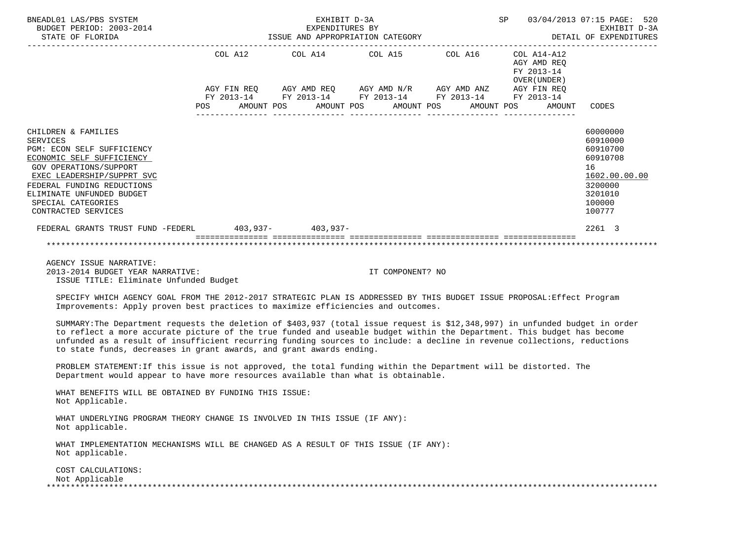BNEADL01 LAS/PBS SYSTEM — EXHIBIT D-3A — SP 03/04/2013 07:15
BUDGET PERIOD: 2003-2014 — EXPENDITURES BY — EXHIBIT D-3A
STATE OF FLORIDA — ISSUE AND APPROPRIATION CATEGORY — DETAIL OF EXPENDITURES

| | COL A12 AGY FIN REQ FY 2013-14 POS AMOUNT | COL A14 AGY AMD REQ FY 2013-14 POS AMOUNT | COL A15 AGY AMD N/R FY 2013-14 POS AMOUNT | COL A16 AGY AMD ANZ FY 2013-14 POS AMOUNT | COL A14-A12 AGY AMD REQ FY 2013-14 OVER(UNDER) AGY FIN REQ FY 2013-14 POS AMOUNT | CODES |
|---|---|---|---|---|---|---|
| CHILDREN & FAMILIES | | | | | | 60000000 |
| SERVICES | | | | | | 60910000 |
| PGM: ECON SELF SUFFICIENCY | | | | | | 60910700 |
| ECONOMIC SELF SUFFICIENCY | | | | | | 60910708 |
| GOV OPERATIONS/SUPPORT | | | | | | 16 |
| EXEC LEADERSHIP/SUPPRT SVC | | | | | | 1602.00.00.00 |
| FEDERAL FUNDING REDUCTIONS | | | | | | 3200000 |
| ELIMINATE UNFUNDED BUDGET | | | | | | 3201010 |
| SPECIAL CATEGORIES | | | | | | 100000 |
| CONTRACTED SERVICES | | | | | | 100777 |
| FEDERAL GRANTS TRUST FUND -FEDERL | 403,937- | 403,937- | | | | 2261 3 |

AGENCY ISSUE NARRATIVE:
2013-2014 BUDGET YEAR NARRATIVE: IT COMPONENT? NO
ISSUE TITLE: Eliminate Unfunded Budget

SPECIFY WHICH AGENCY GOAL FROM THE 2012-2017 STRATEGIC PLAN IS ADDRESSED BY THIS BUDGET ISSUE PROPOSAL:Effect Program Improvements: Apply proven best practices to maximize efficiencies and outcomes.

SUMMARY:The Department requests the deletion of $403,937 (total issue request is $12,348,997) in unfunded budget in order to reflect a more accurate picture of the true funded and useable budget within the Department. This budget has become unfunded as a result of insufficient recurring funding sources to include: a decline in revenue collections, reductions to state funds, decreases in grant awards, and grant awards ending.

PROBLEM STATEMENT:If this issue is not approved, the total funding within the Department will be distorted. The Department would appear to have more resources available than what is obtainable.

WHAT BENEFITS WILL BE OBTAINED BY FUNDING THIS ISSUE:
Not Applicable.

WHAT UNDERLYING PROGRAM THEORY CHANGE IS INVOLVED IN THIS ISSUE (IF ANY):
Not applicable.

WHAT IMPLEMENTATION MECHANISMS WILL BE CHANGED AS A RESULT OF THIS ISSUE (IF ANY):
Not applicable.

COST CALCULATIONS:
Not Applicable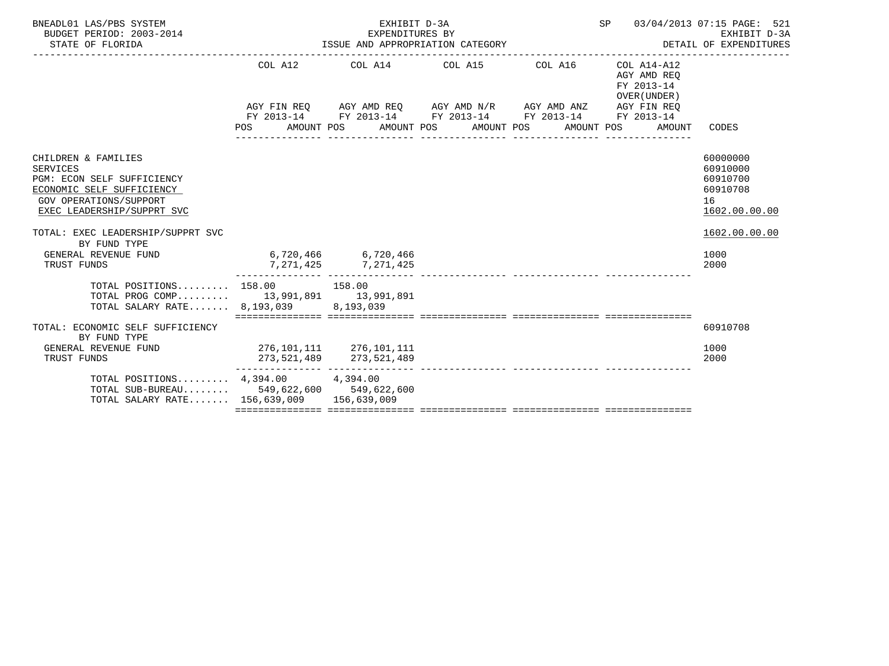BNEADL01 LAS/PBS SYSTEM
BUDGET PERIOD: 2003-2014
STATE OF FLORIDA

EXHIBIT D-3A
EXPENDITURES BY
ISSUE AND APPROPRIATION CATEGORY

SP 03/04/2013 07:15
EXHIBIT D-3A
DETAIL OF EXPENDITURES

| | COL A12 AGY FIN REQ FY 2013-14 POS AMOUNT | COL A14 AGY AMD REQ FY 2013-14 POS AMOUNT | COL A15 AGY AMD N/R FY 2013-14 POS AMOUNT | COL A16 AGY AMD ANZ FY 2013-14 POS AMOUNT | COL A14-A12 AGY AMD REQ FY 2013-14 OVER(UNDER) AGY FIN REQ FY 2013-14 POS AMOUNT | CODES |
|---|---|---|---|---|---|---|
| CHILDREN & FAMILIES | | | | | | 60000000 |
| SERVICES | | | | | | 60910000 |
| PGM: ECON SELF SUFFICIENCY | | | | | | 60910700 |
| ECONOMIC SELF SUFFICIENCY | | | | | | 60910708 |
| GOV OPERATIONS/SUPPORT | | | | | | 16 |
| EXEC LEADERSHIP/SUPPRT SVC | | | | | | 1602.00.00.00 |
| TOTAL: EXEC LEADERSHIP/SUPPRT SVC | | | | | | 1602.00.00.00 |
| BY FUND TYPE | | | | | | |
| GENERAL REVENUE FUND | 6,720,466 | 6,720,466 | | | | 1000 |
| TRUST FUNDS | 7,271,425 | 7,271,425 | | | | 2000 |
| TOTAL POSITIONS......... | 158.00 | 158.00 | | | | |
| TOTAL PROG COMP......... | 13,991,891 | 13,991,891 | | | | |
| TOTAL SALARY RATE....... | 8,193,039 | 8,193,039 | | | | |
| TOTAL: ECONOMIC SELF SUFFICIENCY | | | | | | 60910708 |
| BY FUND TYPE | | | | | | |
| GENERAL REVENUE FUND | 276,101,111 | 276,101,111 | | | | 1000 |
| TRUST FUNDS | 273,521,489 | 273,521,489 | | | | 2000 |
| TOTAL POSITIONS......... | 4,394.00 | 4,394.00 | | | | |
| TOTAL SUB-BUREAU........ | 549,622,600 | 549,622,600 | | | | |
| TOTAL SALARY RATE....... | 156,639,009 | 156,639,009 | | | | |